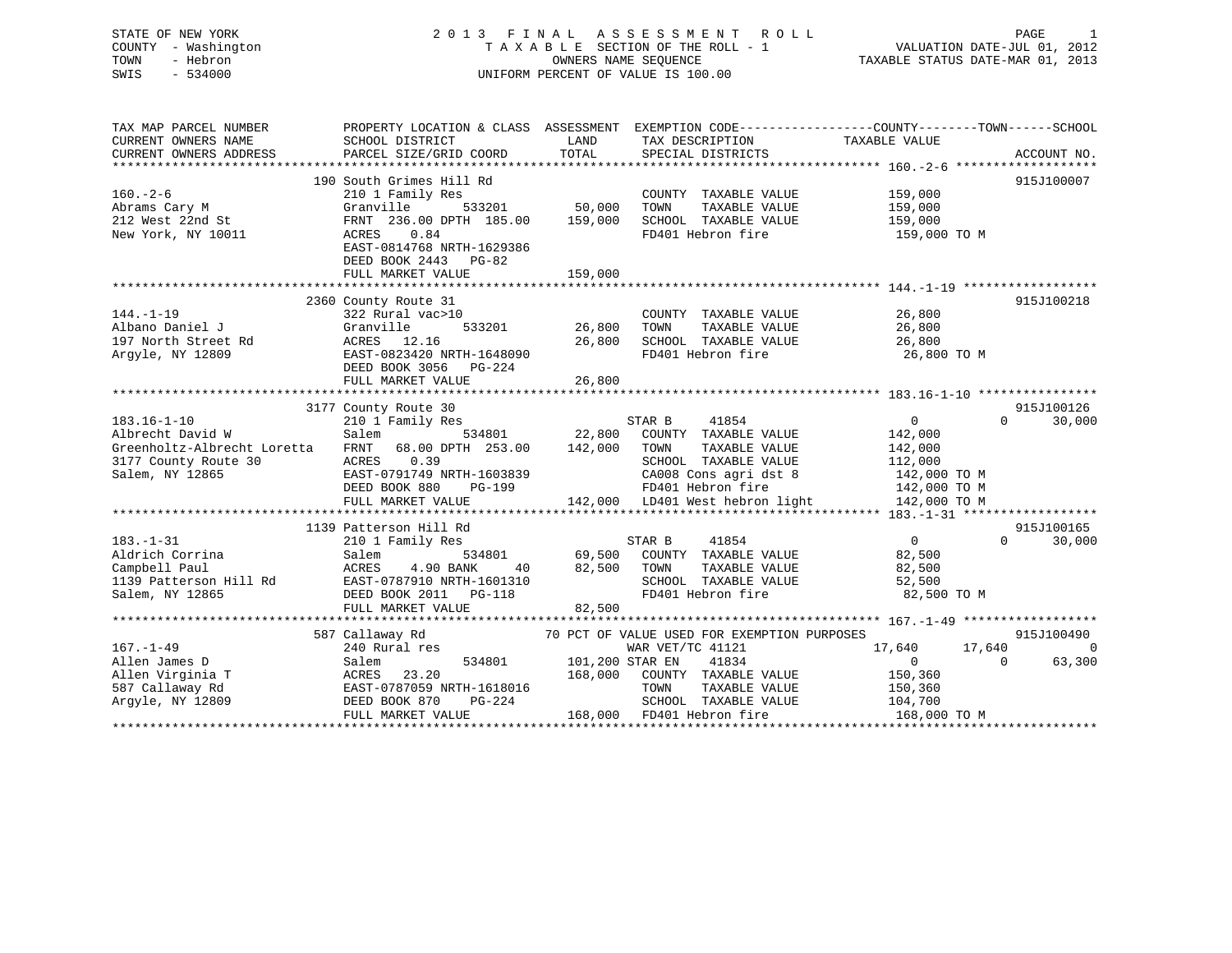STATE OF NEW YORK
COUNTY - Washington
TOWN - Hebron
SWIS - 534000

# 2013 FINAL ASSESSMENT ROLL

TAXABLE SECTION OF THE ROLL - 1
OWNERS NAME SEQUENCE
UNIFORM PERCENT OF VALUE IS 100.00

VALUATION DATE-JUL 01, 2012
TAXABLE STATUS DATE-MAR 01, 2013

| TAX MAP PARCEL NUMBER / CURRENT OWNERS NAME / CURRENT OWNERS ADDRESS | PROPERTY LOCATION & CLASS / SCHOOL DISTRICT / PARCEL SIZE/GRID COORD | ASSESSMENT LAND | TOTAL | EXEMPTION CODE / TAX DESCRIPTION / SPECIAL DISTRICTS | COUNTY TAXABLE VALUE | TOWN | SCHOOL | ACCOUNT NO. |
|---|---|---|---|---|---|---|---|---|
| 160.-2-6 | 190 South Grimes Hill Rd | | | | | | | 915J100007 |
| Abrams Cary M | 210 1 Family Res | | | COUNTY TAXABLE VALUE | 159,000 | | | |
| 212 West 22nd St | Granville 533201 | 50,000 | | TOWN TAXABLE VALUE | 159,000 | | | |
| New York, NY 10011 | FRNT 236.00 DPTH 185.00 | | 159,000 | SCHOOL TAXABLE VALUE | 159,000 | | | |
| | ACRES 0.84 | | | FD401 Hebron fire | 159,000 TO M | | | |
| | EAST-0814768 NRTH-1629386 | | | | | | | |
| | DEED BOOK 2443 PG-82 | | | | | | | |
| | FULL MARKET VALUE | | 159,000 | | | | | |
| 144.-1-19 | 2360 County Route 31 | | | | | | | 915J100218 |
| Albano Daniel J | 322 Rural vac>10 | | | COUNTY TAXABLE VALUE | 26,800 | | | |
| 197 North Street Rd | Granville 533201 | 26,800 | | TOWN TAXABLE VALUE | 26,800 | | | |
| Argyle, NY 12809 | ACRES 12.16 | | 26,800 | SCHOOL TAXABLE VALUE | 26,800 | | | |
| | EAST-0823420 NRTH-1648090 | | | FD401 Hebron fire | 26,800 TO M | | | |
| | DEED BOOK 3056 PG-224 | | | | | | | |
| | FULL MARKET VALUE | | 26,800 | | | | | |
| 183.16-1-10 | 3177 County Route 30 | | | | | | | 915J100126 |
| Albrecht David W | 210 1 Family Res | | | STAR B 41854 | 0 | 0 | 30,000 | |
| Greenholtz-Albrecht Loretta | Salem 534801 | 22,800 | | COUNTY TAXABLE VALUE | 142,000 | | | |
| 3177 County Route 30 | FRNT 68.00 DPTH 253.00 | | 142,000 | TOWN TAXABLE VALUE | 142,000 | | | |
| Salem, NY 12865 | ACRES 0.39 | | | SCHOOL TAXABLE VALUE | 112,000 | | | |
| | EAST-0791749 NRTH-1603839 | | | CA008 Cons agri dst 8 | 142,000 TO M | | | |
| | DEED BOOK 880 PG-199 | | | FD401 Hebron fire | 142,000 TO M | | | |
| | FULL MARKET VALUE | | 142,000 | LD401 West hebron light | 142,000 TO M | | | |
| 183.-1-31 | 1139 Patterson Hill Rd | | | | | | | 915J100165 |
| Aldrich Corrina | 210 1 Family Res | | | STAR B 41854 | 0 | 0 | 30,000 | |
| Campbell Paul | Salem 534801 | 69,500 | | COUNTY TAXABLE VALUE | 82,500 | | | |
| 1139 Patterson Hill Rd | ACRES 4.90 BANK 40 | | 82,500 | TOWN TAXABLE VALUE | 82,500 | | | |
| Salem, NY 12865 | EAST-0787910 NRTH-1601310 | | | SCHOOL TAXABLE VALUE | 52,500 | | | |
| | DEED BOOK 2011 PG-118 | | | FD401 Hebron fire | 82,500 TO M | | | |
| | FULL MARKET VALUE | | 82,500 | | | | | |
| 167.-1-49 | 587 Callaway Rd | | | 70 PCT OF VALUE USED FOR EXEMPTION PURPOSES | | | | 915J100490 |
| Allen James D | 240 Rural res | | | WAR VET/TC 41121 | 17,640 | 17,640 | 0 | |
| Allen Virginia T | Salem 534801 | 101,200 | | STAR EN 41834 | 0 | 0 | 63,300 | |
| 587 Callaway Rd | ACRES 23.20 | | 168,000 | COUNTY TAXABLE VALUE | 150,360 | | | |
| Argyle, NY 12809 | EAST-0787059 NRTH-1618016 | | | TOWN TAXABLE VALUE | 150,360 | | | |
| | DEED BOOK 870 PG-224 | | | SCHOOL TAXABLE VALUE | 104,700 | | | |
| | FULL MARKET VALUE | | 168,000 | FD401 Hebron fire | 168,000 TO M | | | |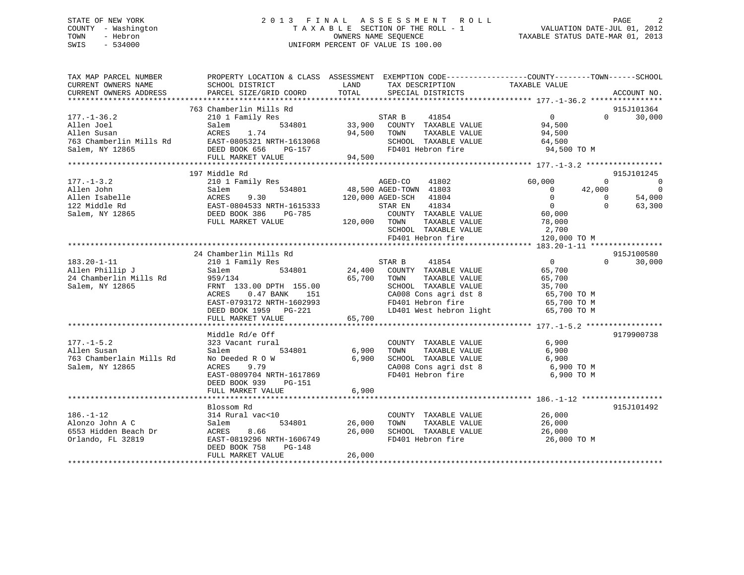STATE OF NEW YORK
COUNTY - Washington
TOWN - Hebron
SWIS - 534000

# 2013 FINAL ASSESSMENT ROLL

TAXABLE SECTION OF THE ROLL - 1
OWNERS NAME SEQUENCE
UNIFORM PERCENT OF VALUE IS 100.00

VALUATION DATE-JUL 01, 2012
TAXABLE STATUS DATE-MAR 01, 2013

```
TAX MAP PARCEL NUMBER          PROPERTY LOCATION & CLASS  ASSESSMENT  EXEMPTION CODE------------------COUNTY--------TOWN------SCHOOL
CURRENT OWNERS NAME            SCHOOL DISTRICT             LAND        TAX DESCRIPTION               TAXABLE VALUE
CURRENT OWNERS ADDRESS         PARCEL SIZE/GRID COORD      TOTAL       SPECIAL DISTRICTS                                      ACCOUNT NO.
******************************************************************************************************* 177.-1-36.2 ****************
                               763 Chamberlin Mills Rd                                                                    915J101364
177.-1-36.2                    210 1 Family Res                        STAR B     41854                0          0        30,000
Allen Joel                     Salem          534801       33,900      COUNTY  TAXABLE VALUE          94,500
Allen Susan                    ACRES    1.74               94,500      TOWN    TAXABLE VALUE          94,500
763 Chamberlin Mills Rd        EAST-0805321 NRTH-1613068               SCHOOL  TAXABLE VALUE          64,500
Salem, NY 12865                DEED BOOK 656    PG-157                 FD401 Hebron fire               94,500 TO M
                               FULL MARKET VALUE           94,500
******************************************************************************************************* 177.-1-3.2 *****************
                               197 Middle Rd                                                                              915J101245
177.-1-3.2                     210 1 Family Res                        AGED-CO    41802            60,000          0             0
Allen John                     Salem          534801       48,500 AGED-TOWN  41803                0     42,000             0
Allen Isabelle                 ACRES    9.30              120,000 AGED-SCH   41804                0          0        54,000
122 Middle Rd                  EAST-0804533 NRTH-1615333               STAR EN    41834                0          0        63,300
Salem, NY 12865                DEED BOOK 386    PG-785                 COUNTY  TAXABLE VALUE          60,000
                               FULL MARKET VALUE          120,000      TOWN    TAXABLE VALUE          78,000
                                                                       SCHOOL  TAXABLE VALUE           2,700
                                                                       FD401 Hebron fire              120,000 TO M
******************************************************************************************************* 183.20-1-11 ****************
                               24 Chamberlin Mills Rd                                                                     915J100580
183.20-1-11                    210 1 Family Res                        STAR B     41854                0          0        30,000
Allen Phillip J                Salem          534801       24,400      COUNTY  TAXABLE VALUE          65,700
24 Chamberlin Mills Rd         959/134                     65,700      TOWN    TAXABLE VALUE          65,700
Salem, NY 12865                FRNT 133.00 DPTH 155.00                 SCHOOL  TAXABLE VALUE          35,700
                               ACRES    0.47 BANK   151                CA008 Cons agri dst 8           65,700 TO M
                               EAST-0793172 NRTH-1602993               FD401 Hebron fire               65,700 TO M
                               DEED BOOK 1959   PG-221                 LD401 West hebron light         65,700 TO M
                               FULL MARKET VALUE           65,700
******************************************************************************************************* 177.-1-5.2 *****************
                               Middle Rd/e Off                                                                            9179900738
177.-1-5.2                     323 Vacant rural                        COUNTY  TAXABLE VALUE           6,900
Allen Susan                    Salem          534801        6,900      TOWN    TAXABLE VALUE           6,900
763 Chamberlain Mills Rd       No Deeded R O W              6,900      SCHOOL  TAXABLE VALUE           6,900
Salem, NY 12865                ACRES    9.79                           CA008 Cons agri dst 8            6,900 TO M
                               EAST-0809704 NRTH-1617869               FD401 Hebron fire                6,900 TO M
                               DEED BOOK 939    PG-151
                               FULL MARKET VALUE            6,900
******************************************************************************************************* 186.-1-12 ******************
                               Blossom Rd                                                                                 915J101492
186.-1-12                      314 Rural vac<10                        COUNTY  TAXABLE VALUE          26,000
Alonzo John A C                Salem          534801       26,000      TOWN    TAXABLE VALUE          26,000
6553 Hidden Beach Dr           ACRES    8.66               26,000      SCHOOL  TAXABLE VALUE          26,000
Orlando, FL 32819              EAST-0819296 NRTH-1606749               FD401 Hebron fire               26,000 TO M
                               DEED BOOK 758    PG-148
                               FULL MARKET VALUE           26,000
************************************************************************************************************************************
```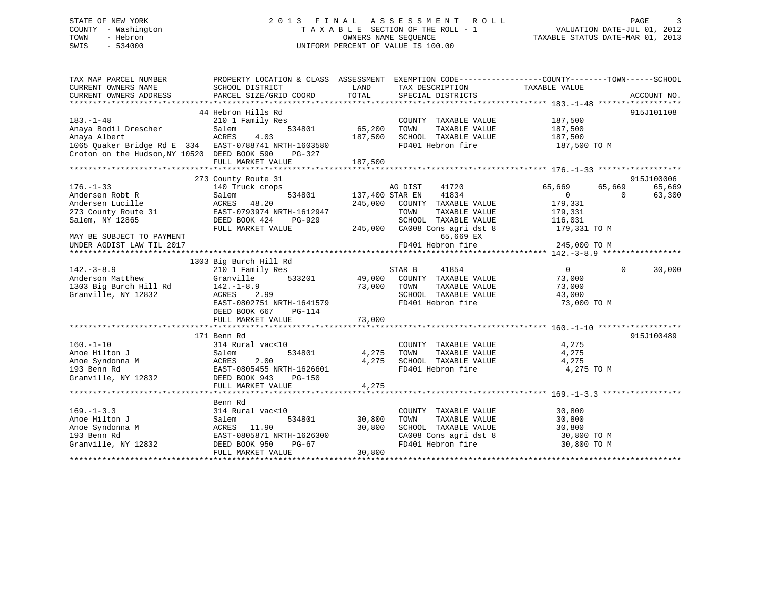STATE OF NEW YORK
COUNTY - Washington
TOWN - Hebron
SWIS - 534000

2013 FINAL ASSESSMENT ROLL
TAXABLE SECTION OF THE ROLL - 1
OWNERS NAME SEQUENCE
UNIFORM PERCENT OF VALUE IS 100.00

VALUATION DATE-JUL 01, 2012
TAXABLE STATUS DATE-MAR 01, 2013

```
TAX MAP PARCEL NUMBER          PROPERTY LOCATION & CLASS  ASSESSMENT  EXEMPTION CODE-----------------COUNTY--------TOWN------SCHOOL
CURRENT OWNERS NAME            SCHOOL DISTRICT               LAND      TAX DESCRIPTION             TAXABLE VALUE
CURRENT OWNERS ADDRESS         PARCEL SIZE/GRID COORD       TOTAL      SPECIAL DISTRICTS                                 ACCOUNT NO.
******************************************************************************************************* 183.-1-48 ******************
                               44 Hebron Hills Rd                                                                      915J101108
183.-1-48                      210 1 Family Res                        COUNTY  TAXABLE VALUE          187,500
Anaya Bodil Drescher           Salem          534801        65,200     TOWN    TAXABLE VALUE          187,500
Anaya Albert                   ACRES    4.03               187,500     SCHOOL  TAXABLE VALUE          187,500
1065 Quaker Bridge Rd E  334   EAST-0788741 NRTH-1603580               FD401 Hebron fire               187,500 TO M
Croton on the Hudson,NY 10520  DEED BOOK 590    PG-327
                               FULL MARKET VALUE           187,500
******************************************************************************************************* 176.-1-33 ******************
                               273 County Route 31                                                                     915J100006
176.-1-33                      140 Truck crops                       AG DIST     41720             65,669     65,669      65,669
Andersen Robt R                Salem          534801       137,400 STAR EN     41834                  0          0      63,300
Andersen Lucille               ACRES   48.20               245,000   COUNTY  TAXABLE VALUE          179,331
273 County Route 31            EAST-0793974 NRTH-1612947             TOWN    TAXABLE VALUE          179,331
Salem, NY 12865                DEED BOOK 424    PG-929               SCHOOL  TAXABLE VALUE          116,031
                               FULL MARKET VALUE           245,000   CA008 Cons agri dst 8          179,331 TO M
MAY BE SUBJECT TO PAYMENT                                                 65,669 EX
UNDER AGDIST LAW TIL 2017                                            FD401 Hebron fire              245,000 TO M
******************************************************************************************************* 142.-3-8.9 *****************
                               1303 Big Burch Hill Rd
142.-3-8.9                     210 1 Family Res                      STAR B      41854                  0          0      30,000
Anderson Matthew               Granville      533201        49,000   COUNTY  TAXABLE VALUE           73,000
1303 Big Burch Hill Rd         142.-1-8.9                   73,000   TOWN    TAXABLE VALUE           73,000
Granville, NY 12832            ACRES    2.99                         SCHOOL  TAXABLE VALUE           43,000
                               EAST-0802751 NRTH-1641579             FD401 Hebron fire               73,000 TO M
                               DEED BOOK 667    PG-114
                               FULL MARKET VALUE            73,000
******************************************************************************************************* 160.-1-10 ******************
                               171 Benn Rd                                                                             915J100489
160.-1-10                      314 Rural vac<10                        COUNTY  TAXABLE VALUE            4,275
Anoe Hilton J                  Salem          534801         4,275     TOWN    TAXABLE VALUE            4,275
Anoe Syndonna M                ACRES    2.00                 4,275     SCHOOL  TAXABLE VALUE            4,275
193 Benn Rd                    EAST-0805455 NRTH-1626601               FD401 Hebron fire                4,275 TO M
Granville, NY 12832            DEED BOOK 943    PG-150
                               FULL MARKET VALUE             4,275
******************************************************************************************************* 169.-1-3.3 *****************
                               Benn Rd
169.-1-3.3                     314 Rural vac<10                        COUNTY  TAXABLE VALUE           30,800
Anoe Hilton J                  Salem          534801        30,800     TOWN    TAXABLE VALUE           30,800
Anoe Syndonna M                ACRES   11.90                30,800     SCHOOL  TAXABLE VALUE           30,800
193 Benn Rd                    EAST-0805871 NRTH-1626300               CA008 Cons agri dst 8            30,800 TO M
Granville, NY 12832            DEED BOOK 950    PG-67                  FD401 Hebron fire                30,800 TO M
                               FULL MARKET VALUE            30,800
************************************************************************************************************************************
```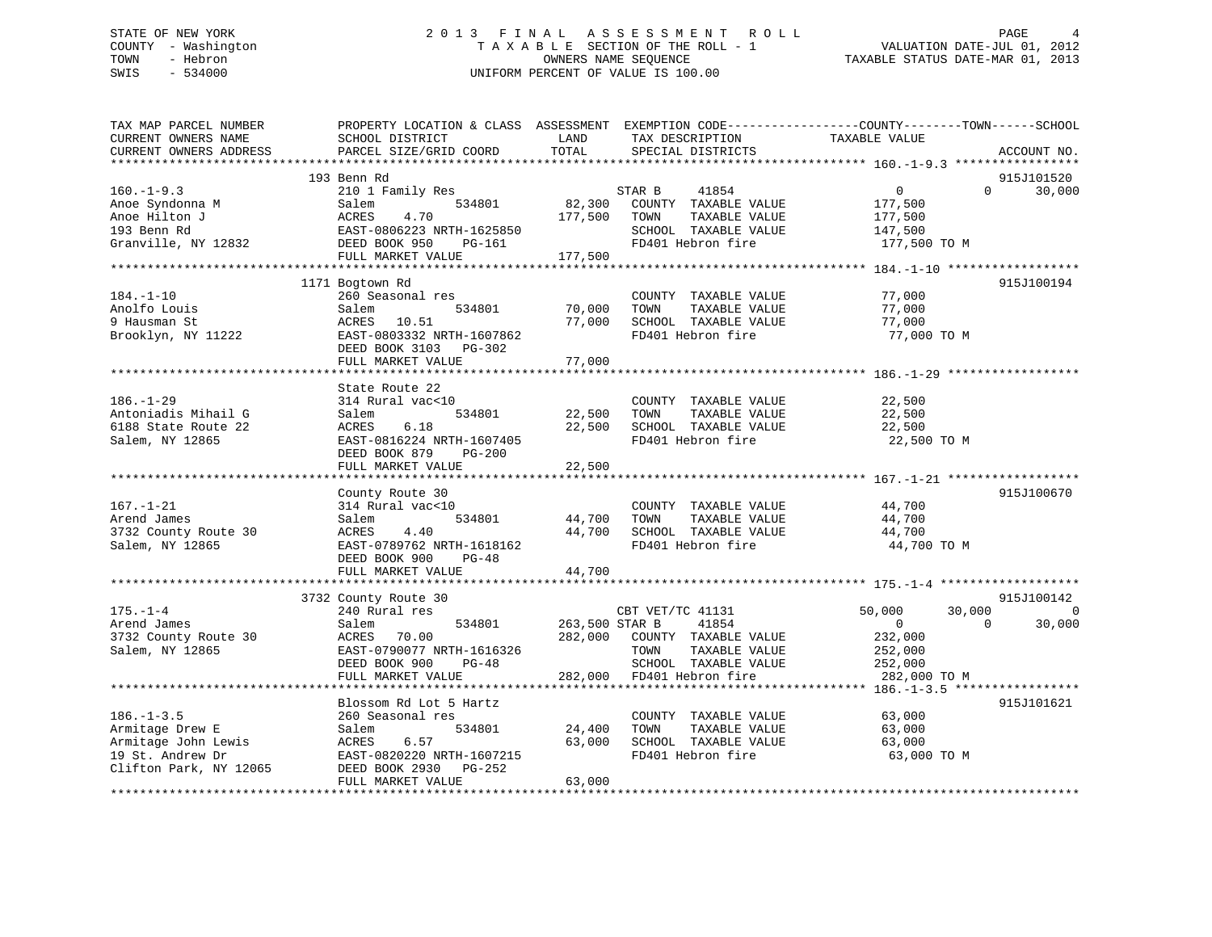STATE OF NEW YORK
COUNTY - Washington
TOWN - Hebron
SWIS - 534000

# 2013 FINAL ASSESSMENT ROLL

TAXABLE SECTION OF THE ROLL - 1
OWNERS NAME SEQUENCE
UNIFORM PERCENT OF VALUE IS 100.00

VALUATION DATE-JUL 01, 2012
TAXABLE STATUS DATE-MAR 01, 2013

```
TAX MAP PARCEL NUMBER          PROPERTY LOCATION & CLASS  ASSESSMENT  EXEMPTION CODE------------------COUNTY--------TOWN------SCHOOL
CURRENT OWNERS NAME            SCHOOL DISTRICT               LAND      TAX DESCRIPTION              TAXABLE VALUE
CURRENT OWNERS ADDRESS         PARCEL SIZE/GRID COORD        TOTAL     SPECIAL DISTRICTS                                    ACCOUNT NO.
******************************************************************************************************* 160.-1-9.3 *****************
                               193 Benn Rd                                                                                  915J101520
160.-1-9.3                     210 1 Family Res                         STAR B    41854                   0            0      30,000
Anoe Syndonna M                Salem             534801       82,300    COUNTY  TAXABLE VALUE           177,500
Anoe Hilton J                  ACRES    4.70                 177,500    TOWN    TAXABLE VALUE           177,500
193 Benn Rd                    EAST-0806223 NRTH-1625850               SCHOOL  TAXABLE VALUE           147,500
Granville, NY 12832            DEED BOOK 950     PG-161                 FD401 Hebron fire               177,500 TO M
                               FULL MARKET VALUE             177,500
******************************************************************************************************* 184.-1-10 ******************
                               1171 Bogtown Rd                                                                              915J100194
184.-1-10                      260 Seasonal res                         COUNTY  TAXABLE VALUE            77,000
Anolfo Louis                   Salem             534801       70,000    TOWN    TAXABLE VALUE            77,000
9 Hausman St                   ACRES   10.51                  77,000    SCHOOL  TAXABLE VALUE            77,000
Brooklyn, NY 11222             EAST-0803332 NRTH-1607862               FD401 Hebron fire                77,000 TO M
                               DEED BOOK 3103    PG-302
                               FULL MARKET VALUE              77,000
******************************************************************************************************* 186.-1-29 ******************
                               State Route 22
186.-1-29                      314 Rural vac<10                         COUNTY  TAXABLE VALUE            22,500
Antoniadis Mihail G            Salem             534801       22,500    TOWN    TAXABLE VALUE            22,500
6188 State Route 22            ACRES    6.18                  22,500    SCHOOL  TAXABLE VALUE            22,500
Salem, NY 12865                EAST-0816224 NRTH-1607405               FD401 Hebron fire                22,500 TO M
                               DEED BOOK 879     PG-200
                               FULL MARKET VALUE              22,500
******************************************************************************************************* 167.-1-21 ******************
                               County Route 30                                                                              915J100670
167.-1-21                      314 Rural vac<10                         COUNTY  TAXABLE VALUE            44,700
Arend James                    Salem             534801       44,700    TOWN    TAXABLE VALUE            44,700
3732 County Route 30           ACRES    4.40                  44,700    SCHOOL  TAXABLE VALUE            44,700
Salem, NY 12865                EAST-0789762 NRTH-1618162               FD401 Hebron fire                44,700 TO M
                               DEED BOOK 900     PG-48
                               FULL MARKET VALUE              44,700
******************************************************************************************************* 175.-1-4 *******************
                               3732 County Route 30                                                                         915J100142
175.-1-4                       240 Rural res                            CBT VET/TC 41131             50,000       30,000           0
Arend James                    Salem             534801      263,500 STAR B     41854                     0            0      30,000
3732 County Route 30           ACRES   70.00                 282,000    COUNTY  TAXABLE VALUE           232,000
Salem, NY 12865                EAST-0790077 NRTH-1616326               TOWN    TAXABLE VALUE           252,000
                               DEED BOOK 900     PG-48                  SCHOOL  TAXABLE VALUE           252,000
                               FULL MARKET VALUE             282,000    FD401 Hebron fire               282,000 TO M
******************************************************************************************************* 186.-1-3.5 *****************
                               Blossom Rd Lot 5 Hartz                                                                       915J101621
186.-1-3.5                     260 Seasonal res                         COUNTY  TAXABLE VALUE            63,000
Armitage Drew E                Salem             534801       24,400    TOWN    TAXABLE VALUE            63,000
Armitage John Lewis            ACRES    6.57                  63,000    SCHOOL  TAXABLE VALUE            63,000
19 St. Andrew Dr               EAST-0820220 NRTH-1607215               FD401 Hebron fire                63,000 TO M
Clifton Park, NY 12065         DEED BOOK 2930    PG-252
                               FULL MARKET VALUE              63,000
************************************************************************************************************************************
```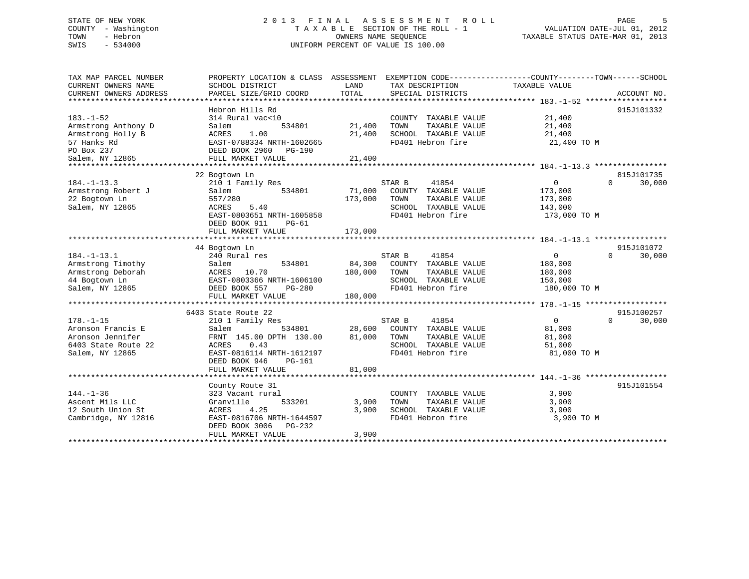STATE OF NEW YORK
COUNTY - Washington
TOWN - Hebron
SWIS - 534000

2 0 1 3 F I N A L A S S E S S M E N T R O L L
T A X A B L E SECTION OF THE ROLL - 1
OWNERS NAME SEQUENCE
UNIFORM PERCENT OF VALUE IS 100.00

VALUATION DATE-JUL 01, 2012
TAXABLE STATUS DATE-MAR 01, 2013

```
TAX MAP PARCEL NUMBER          PROPERTY LOCATION & CLASS  ASSESSMENT  EXEMPTION CODE-----------------COUNTY--------TOWN------SCHOOL
CURRENT OWNERS NAME            SCHOOL DISTRICT              LAND      TAX DESCRIPTION            TAXABLE VALUE
CURRENT OWNERS ADDRESS         PARCEL SIZE/GRID COORD      TOTAL      SPECIAL DISTRICTS                                  ACCOUNT NO.
******************************************************************************************************* 183.-1-52 *****************
                               Hebron Hills Rd                                                                       915J101332
183.-1-52                      314 Rural vac<10                       COUNTY  TAXABLE VALUE           21,400
Armstrong Anthony D            Salem          534801       21,400     TOWN    TAXABLE VALUE           21,400
Armstrong Holly B              ACRES    1.00               21,400     SCHOOL  TAXABLE VALUE           21,400
57 Hanks Rd                    EAST-0788334 NRTH-1602665              FD401 Hebron fire                21,400 TO M
PO Box 237                     DEED BOOK 2960   PG-190
Salem, NY 12865                FULL MARKET VALUE           21,400
******************************************************************************************************* 184.-1-13.3 ***************
                            22 Bogtown Ln                                                                            815J101735
184.-1-13.3                    210 1 Family Res                       STAR B      41854                   0           0     30,000
Armstrong Robert J             Salem          534801       71,000     COUNTY  TAXABLE VALUE          173,000
22 Bogtown Ln                  557/280                    173,000     TOWN    TAXABLE VALUE          173,000
Salem, NY 12865                ACRES    5.40                          SCHOOL  TAXABLE VALUE          143,000
                               EAST-0803651 NRTH-1605858              FD401 Hebron fire               173,000 TO M
                               DEED BOOK 911    PG-61
                               FULL MARKET VALUE          173,000
******************************************************************************************************* 184.-1-13.1 ***************
                            44 Bogtown Ln                                                                            915J101072
184.-1-13.1                    240 Rural res                          STAR B      41854                   0           0     30,000
Armstrong Timothy              Salem          534801       84,300     COUNTY  TAXABLE VALUE          180,000
Armstrong Deborah              ACRES   10.70              180,000     TOWN    TAXABLE VALUE          180,000
44 Bogtown Ln                  EAST-0803366 NRTH-1606100              SCHOOL  TAXABLE VALUE          150,000
Salem, NY 12865                DEED BOOK 557    PG-280                FD401 Hebron fire               180,000 TO M
                               FULL MARKET VALUE          180,000
******************************************************************************************************* 178.-1-15 *****************
                          6403 State Route 22                                                                        915J100257
178.-1-15                      210 1 Family Res                       STAR B      41854                   0           0     30,000
Aronson Francis E              Salem          534801       28,600     COUNTY  TAXABLE VALUE           81,000
Aronson Jennifer               FRNT 145.00 DPTH 130.00     81,000     TOWN    TAXABLE VALUE           81,000
6403 State Route 22            ACRES    0.43                          SCHOOL  TAXABLE VALUE           51,000
Salem, NY 12865                EAST-0816114 NRTH-1612197              FD401 Hebron fire                81,000 TO M
                               DEED BOOK 946    PG-161
                               FULL MARKET VALUE           81,000
******************************************************************************************************* 144.-1-36 *****************
                               County Route 31                                                                       915J101554
144.-1-36                      323 Vacant rural                       COUNTY  TAXABLE VALUE            3,900
Ascent Mils LLC                Granville      533201        3,900     TOWN    TAXABLE VALUE            3,900
12 South Union St              ACRES    4.25                3,900     SCHOOL  TAXABLE VALUE            3,900
Cambridge, NY 12816            EAST-0816706 NRTH-1644597              FD401 Hebron fire                 3,900 TO M
                               DEED BOOK 3006   PG-232
                               FULL MARKET VALUE            3,900
************************************************************************************************************************************
```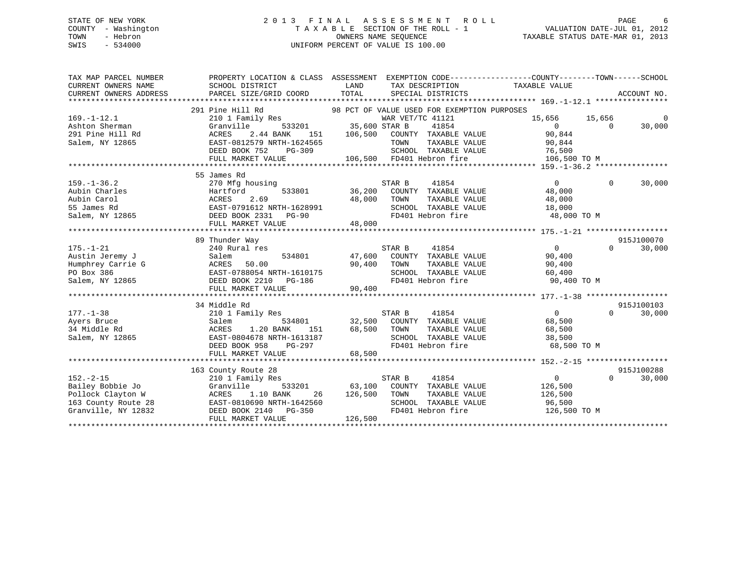STATE OF NEW YORK
COUNTY - Washington
TOWN - Hebron
SWIS - 534000

2 0 1 3 F I N A L A S S E S S M E N T R O L L
T A X A B L E SECTION OF THE ROLL - 1
OWNERS NAME SEQUENCE
UNIFORM PERCENT OF VALUE IS 100.00

VALUATION DATE-JUL 01, 2012
TAXABLE STATUS DATE-MAR 01, 2013

```
TAX MAP PARCEL NUMBER          PROPERTY LOCATION & CLASS  ASSESSMENT  EXEMPTION CODE------------------COUNTY--------TOWN------SCHOOL
CURRENT OWNERS NAME            SCHOOL DISTRICT               LAND      TAX DESCRIPTION            TAXABLE VALUE
CURRENT OWNERS ADDRESS         PARCEL SIZE/GRID COORD        TOTAL     SPECIAL DISTRICTS                                   ACCOUNT NO.
******************************************************************************************************* 169.-1-12.1 ****************
                               291 Pine Hill Rd              98 PCT OF VALUE USED FOR EXEMPTION PURPOSES
169.-1-12.1                    210 1 Family Res                  WAR VET/TC 41121            15,656      15,656            0
Ashton Sherman                 Granville       533201        35,600 STAR B      41854             0           0       30,000
291 Pine Hill Rd               ACRES    2.44 BANK     151   106,500   COUNTY  TAXABLE VALUE         90,844
Salem, NY 12865                EAST-0812579 NRTH-1624565              TOWN    TAXABLE VALUE         90,844
                               DEED BOOK 752    PG-309                SCHOOL  TAXABLE VALUE         76,500
                               FULL MARKET VALUE             106,500   FD401 Hebron fire            106,500 TO M
******************************************************************************************************* 159.-1-36.2 ****************
                               55 James Rd
159.-1-36.2                    270 Mfg housing                    STAR B      41854                  0           0       30,000
Aubin Charles                  Hartford        533801        36,200   COUNTY  TAXABLE VALUE         48,000
Aubin Carol                    ACRES    2.69                  48,000   TOWN    TAXABLE VALUE         48,000
55 James Rd                    EAST-0791612 NRTH-1628991              SCHOOL  TAXABLE VALUE         18,000
Salem, NY 12865                DEED BOOK 2331   PG-90                 FD401 Hebron fire              48,000 TO M
                               FULL MARKET VALUE              48,000
******************************************************************************************************* 175.-1-21 ******************
                               89 Thunder Way                                                                      915J100070
175.-1-21                      240 Rural res                      STAR B      41854                  0           0       30,000
Austin Jeremy J                Salem           534801        47,600   COUNTY  TAXABLE VALUE         90,400
Humphrey Carrie G              ACRES   50.00                  90,400   TOWN    TAXABLE VALUE         90,400
PO Box 386                     EAST-0788054 NRTH-1610175              SCHOOL  TAXABLE VALUE         60,400
Salem, NY 12865                DEED BOOK 2210   PG-186                FD401 Hebron fire              90,400 TO M
                               FULL MARKET VALUE              90,400
******************************************************************************************************* 177.-1-38 ******************
                               34 Middle Rd                                                                        915J100103
177.-1-38                      210 1 Family Res                   STAR B      41854                  0           0       30,000
Ayers Bruce                    Salem           534801        32,500   COUNTY  TAXABLE VALUE         68,500
34 Middle Rd                   ACRES    1.20 BANK     151     68,500   TOWN    TAXABLE VALUE         68,500
Salem, NY 12865                EAST-0804678 NRTH-1613187              SCHOOL  TAXABLE VALUE         38,500
                               DEED BOOK 958    PG-297                FD401 Hebron fire              68,500 TO M
                               FULL MARKET VALUE              68,500
******************************************************************************************************* 152.-2-15 ******************
                               163 County Route 28                                                                 915J100288
152.-2-15                      210 1 Family Res                   STAR B      41854                  0           0       30,000
Bailey Bobbie Jo               Granville       533201        63,100   COUNTY  TAXABLE VALUE        126,500
Pollock Clayton W              ACRES    1.10 BANK      26    126,500   TOWN    TAXABLE VALUE        126,500
163 County Route 28            EAST-0810690 NRTH-1642560              SCHOOL  TAXABLE VALUE         96,500
Granville, NY 12832            DEED BOOK 2140   PG-350                FD401 Hebron fire             126,500 TO M
                               FULL MARKET VALUE             126,500
************************************************************************************************************************************
```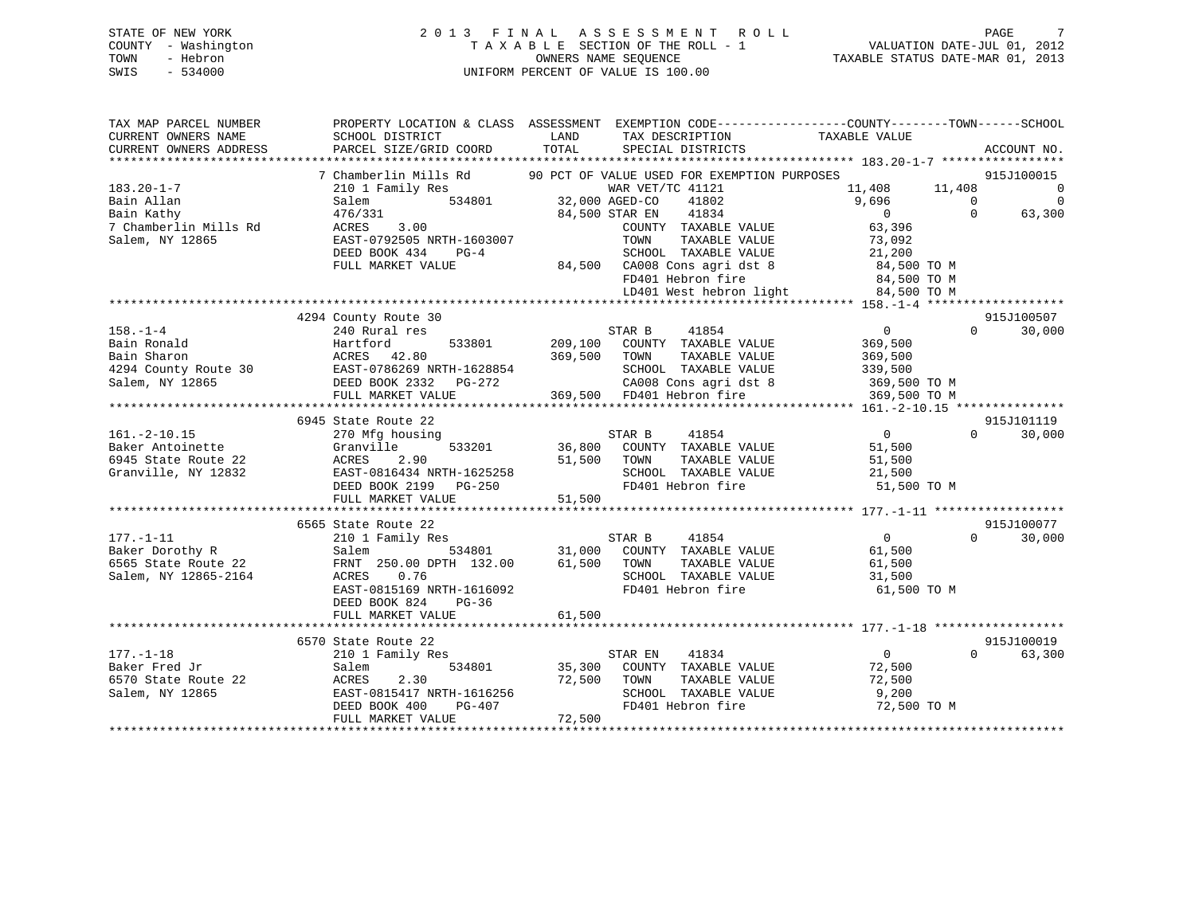STATE OF NEW YORK | 2013 FINAL ASSESSMENT ROLL | VALUATION DATE-JUL 01, 2012
COUNTY - Washington | TAXABLE SECTION OF THE ROLL - 1 | TAXABLE STATUS DATE-MAR 01, 2013
TOWN - Hebron | OWNERS NAME SEQUENCE
SWIS - 534000 | UNIFORM PERCENT OF VALUE IS 100.00

```
TAX MAP PARCEL NUMBER      PROPERTY LOCATION & CLASS  ASSESSMENT  EXEMPTION CODE------------------COUNTY--------TOWN------SCHOOL
CURRENT OWNERS NAME        SCHOOL DISTRICT               LAND      TAX DESCRIPTION            TAXABLE VALUE
CURRENT OWNERS ADDRESS     PARCEL SIZE/GRID COORD       TOTAL      SPECIAL DISTRICTS                                   ACCOUNT NO.
******************************************************************************************************* 183.20-1-7 *****************
                          7 Chamberlin Mills Rd       90 PCT OF VALUE USED FOR EXEMPTION PURPOSES                      915J100015
183.20-1-7                 210 1 Family Res                    WAR VET/TC 41121             11,408      11,408            0
Bain Allan                 Salem         534801        32,000 AGED-CO    41802               9,696           0            0
Bain Kathy                 476/331                     84,500 STAR EN    41834                   0           0       63,300
7 Chamberlin Mills Rd      ACRES    3.00                       COUNTY  TAXABLE VALUE          63,396
Salem, NY 12865            EAST-0792505 NRTH-1603007           TOWN    TAXABLE VALUE          73,092
                           DEED BOOK 434    PG-4               SCHOOL  TAXABLE VALUE          21,200
                           FULL MARKET VALUE           84,500  CA008 Cons agri dst 8           84,500 TO M
                                                               FD401 Hebron fire               84,500 TO M
                                                               LD401 West hebron light         84,500 TO M
******************************************************************************************************* 158.-1-4 *******************
                          4294 County Route 30                                                                         915J100507
158.-1-4                   240 Rural res                       STAR B     41854                   0           0       30,000
Bain Ronald                Hartford      533801       209,100  COUNTY  TAXABLE VALUE         369,500
Bain Sharon                ACRES   42.80              369,500  TOWN    TAXABLE VALUE         369,500
4294 County Route 30       EAST-0786269 NRTH-1628854           SCHOOL  TAXABLE VALUE         339,500
Salem, NY 12865            DEED BOOK 2332   PG-272             CA008 Cons agri dst 8          369,500 TO M
                           FULL MARKET VALUE          369,500  FD401 Hebron fire              369,500 TO M
******************************************************************************************************* 161.-2-10.15 ***************
                          6945 State Route 22                                                                          915J101119
161.-2-10.15               270 Mfg housing                     STAR B     41854                   0           0       30,000
Baker Antoinette           Granville     533201        36,800  COUNTY  TAXABLE VALUE          51,500
6945 State Route 22        ACRES    2.90               51,500  TOWN    TAXABLE VALUE          51,500
Granville, NY 12832        EAST-0816434 NRTH-1625258           SCHOOL  TAXABLE VALUE          21,500
                           DEED BOOK 2199   PG-250             FD401 Hebron fire               51,500 TO M
                           FULL MARKET VALUE           51,500
******************************************************************************************************* 177.-1-11 ******************
                          6565 State Route 22                                                                          915J100077
177.-1-11                  210 1 Family Res                    STAR B     41854                   0           0       30,000
Baker Dorothy R            Salem         534801        31,000  COUNTY  TAXABLE VALUE          61,500
6565 State Route 22        FRNT  250.00 DPTH 132.00    61,500  TOWN    TAXABLE VALUE          61,500
Salem, NY 12865-2164       ACRES    0.76                       SCHOOL  TAXABLE VALUE          31,500
                           EAST-0815169 NRTH-1616092           FD401 Hebron fire               61,500 TO M
                           DEED BOOK 824    PG-36
                           FULL MARKET VALUE           61,500
******************************************************************************************************* 177.-1-18 ******************
                          6570 State Route 22                                                                          915J100019
177.-1-18                  210 1 Family Res                    STAR EN    41834                   0           0       63,300
Baker Fred Jr              Salem         534801        35,300  COUNTY  TAXABLE VALUE          72,500
6570 State Route 22        ACRES    2.30               72,500  TOWN    TAXABLE VALUE          72,500
Salem, NY 12865            EAST-0815417 NRTH-1616256           SCHOOL  TAXABLE VALUE           9,200
                           DEED BOOK 400    PG-407             FD401 Hebron fire               72,500 TO M
                           FULL MARKET VALUE           72,500
************************************************************************************************************************************
```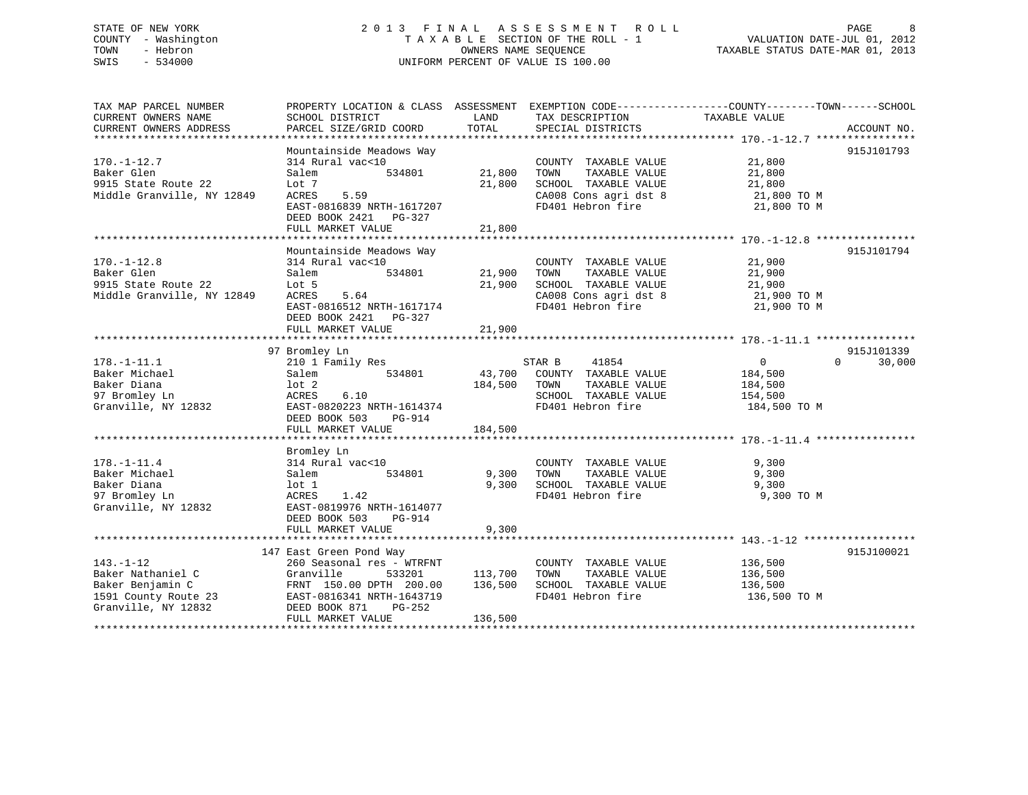STATE OF NEW YORK
COUNTY - Washington
TOWN - Hebron
SWIS - 534000

2013 FINAL ASSESSMENT ROLL
TAXABLE SECTION OF THE ROLL - 1
OWNERS NAME SEQUENCE
UNIFORM PERCENT OF VALUE IS 100.00

VALUATION DATE-JUL 01, 2012
TAXABLE STATUS DATE-MAR 01, 2013

```
TAX MAP PARCEL NUMBER          PROPERTY LOCATION & CLASS  ASSESSMENT  EXEMPTION CODE------------------COUNTY--------TOWN------SCHOOL
CURRENT OWNERS NAME            SCHOOL DISTRICT               LAND      TAX DESCRIPTION            TAXABLE VALUE
CURRENT OWNERS ADDRESS         PARCEL SIZE/GRID COORD        TOTAL     SPECIAL DISTRICTS                                    ACCOUNT NO.
******************************************************************************************************* 170.-1-12.7 ****************
                               Mountainside Meadows Way                                                                 915J101793
170.-1-12.7                    314 Rural vac<10                        COUNTY  TAXABLE VALUE            21,800
Baker Glen                     Salem          534801       21,800      TOWN    TAXABLE VALUE            21,800
9915 State Route 22            Lot 7                       21,800      SCHOOL  TAXABLE VALUE            21,800
Middle Granville, NY 12849     ACRES    5.59                           CA008 Cons agri dst 8             21,800 TO M
                               EAST-0816839 NRTH-1617207               FD401 Hebron fire                 21,800 TO M
                               DEED BOOK 2421   PG-327
                               FULL MARKET VALUE           21,800
******************************************************************************************************* 170.-1-12.8 ****************
                               Mountainside Meadows Way                                                                 915J101794
170.-1-12.8                    314 Rural vac<10                        COUNTY  TAXABLE VALUE            21,900
Baker Glen                     Salem          534801       21,900      TOWN    TAXABLE VALUE            21,900
9915 State Route 22            Lot 5                       21,900      SCHOOL  TAXABLE VALUE            21,900
Middle Granville, NY 12849     ACRES    5.64                           CA008 Cons agri dst 8             21,900 TO M
                               EAST-0816512 NRTH-1617174               FD401 Hebron fire                 21,900 TO M
                               DEED BOOK 2421   PG-327
                               FULL MARKET VALUE           21,900
******************************************************************************************************* 178.-1-11.1 ****************
                            97 Bromley Ln                                                                               915J101339
178.-1-11.1                    210 1 Family Res                        STAR B       41854                0            0      30,000
Baker Michael                  Salem          534801       43,700      COUNTY  TAXABLE VALUE           184,500
Baker Diana                    lot 2                      184,500      TOWN    TAXABLE VALUE           184,500
97 Bromley Ln                  ACRES    6.10                           SCHOOL  TAXABLE VALUE           154,500
Granville, NY 12832            EAST-0820223 NRTH-1614374               FD401 Hebron fire                184,500 TO M
                               DEED BOOK 503    PG-914
                               FULL MARKET VALUE          184,500
******************************************************************************************************* 178.-1-11.4 ****************
                               Bromley Ln
178.-1-11.4                    314 Rural vac<10                        COUNTY  TAXABLE VALUE             9,300
Baker Michael                  Salem          534801        9,300      TOWN    TAXABLE VALUE             9,300
Baker Diana                    lot 1                        9,300      SCHOOL  TAXABLE VALUE             9,300
97 Bromley Ln                  ACRES    1.42                           FD401 Hebron fire                  9,300 TO M
Granville, NY 12832            EAST-0819976 NRTH-1614077
                               DEED BOOK 503    PG-914
                               FULL MARKET VALUE            9,300
******************************************************************************************************* 143.-1-12 ******************
                           147 East Green Pond Way                                                                      915J100021
143.-1-12                      260 Seasonal res - WTRFNT               COUNTY  TAXABLE VALUE           136,500
Baker Nathaniel C              Granville      533201      113,700      TOWN    TAXABLE VALUE           136,500
Baker Benjamin C               FRNT 150.00 DPTH 200.00    136,500      SCHOOL  TAXABLE VALUE           136,500
1591 County Route 23           EAST-0816341 NRTH-1643719               FD401 Hebron fire                136,500 TO M
Granville, NY 12832            DEED BOOK 871    PG-252
                               FULL MARKET VALUE          136,500
************************************************************************************************************************************
```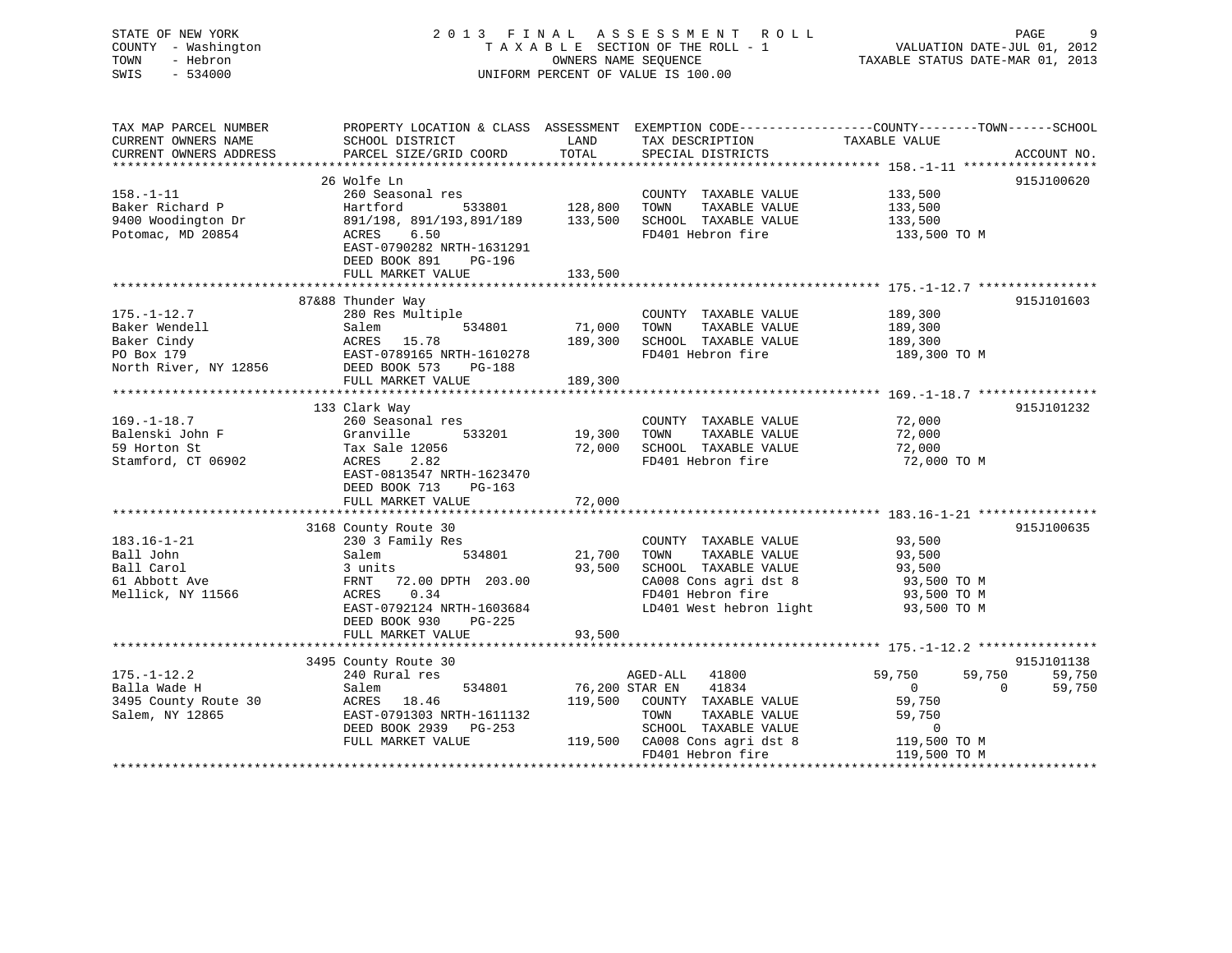STATE OF NEW YORK
COUNTY - Washington
TOWN - Hebron
SWIS - 534000

2013 FINAL ASSESSMENT ROLL
TAXABLE SECTION OF THE ROLL - 1
OWNERS NAME SEQUENCE
UNIFORM PERCENT OF VALUE IS 100.00

VALUATION DATE-JUL 01, 2012
TAXABLE STATUS DATE-MAR 01, 2013

```
TAX MAP PARCEL NUMBER          PROPERTY LOCATION & CLASS  ASSESSMENT  EXEMPTION CODE-----------------COUNTY--------TOWN------SCHOOL
CURRENT OWNERS NAME            SCHOOL DISTRICT               LAND      TAX DESCRIPTION              TAXABLE VALUE
CURRENT OWNERS ADDRESS         PARCEL SIZE/GRID COORD        TOTAL     SPECIAL DISTRICTS                                         ACCOUNT NO.
*********************************************************************************************************** 158.-1-11 ******************
                               26 Wolfe Ln                                                                                   915J100620
158.-1-11                      260 Seasonal res                        COUNTY  TAXABLE VALUE             133,500
Baker Richard P                Hartford          533801     128,800    TOWN    TAXABLE VALUE             133,500
9400 Woodington Dr             891/198, 891/193,891/189     133,500    SCHOOL  TAXABLE VALUE             133,500
Potomac, MD 20854              ACRES    6.50                           FD401 Hebron fire                  133,500 TO M
                               EAST-0790282 NRTH-1631291
                               DEED BOOK 891    PG-196
                               FULL MARKET VALUE            133,500
*********************************************************************************************************** 175.-1-12.7 ****************
                               87&88 Thunder Way                                                                             915J101603
175.-1-12.7                    280 Res Multiple                        COUNTY  TAXABLE VALUE             189,300
Baker Wendell                  Salem             534801      71,000    TOWN    TAXABLE VALUE             189,300
Baker Cindy                    ACRES   15.78                189,300    SCHOOL  TAXABLE VALUE             189,300
PO Box 179                     EAST-0789165 NRTH-1610278               FD401 Hebron fire                  189,300 TO M
North River, NY 12856          DEED BOOK 573    PG-188
                               FULL MARKET VALUE            189,300
*********************************************************************************************************** 169.-1-18.7 ****************
                               133 Clark Way                                                                                 915J101232
169.-1-18.7                    260 Seasonal res                        COUNTY  TAXABLE VALUE              72,000
Balenski John F                Granville         533201      19,300    TOWN    TAXABLE VALUE              72,000
59 Horton St                   Tax Sale 12056                72,000    SCHOOL  TAXABLE VALUE              72,000
Stamford, CT 06902             ACRES    2.82                           FD401 Hebron fire                   72,000 TO M
                               EAST-0813547 NRTH-1623470
                               DEED BOOK 713    PG-163
                               FULL MARKET VALUE             72,000
*********************************************************************************************************** 183.16-1-21 ****************
                               3168 County Route 30                                                                          915J100635
183.16-1-21                    230 3 Family Res                        COUNTY  TAXABLE VALUE              93,500
Ball John                      Salem             534801      21,700    TOWN    TAXABLE VALUE              93,500
Ball Carol                     3 units                       93,500    SCHOOL  TAXABLE VALUE              93,500
61 Abbott Ave                  FRNT   72.00 DPTH  203.00               CA008 Cons agri dst 8               93,500 TO M
Mellick, NY 11566              ACRES    0.34                           FD401 Hebron fire                   93,500 TO M
                               EAST-0792124 NRTH-1603684               LD401 West hebron light             93,500 TO M
                               DEED BOOK 930    PG-225
                               FULL MARKET VALUE             93,500
*********************************************************************************************************** 175.-1-12.2 ****************
                               3495 County Route 30                                                                          915J101138
175.-1-12.2                    240 Rural res                           AGED-ALL   41800               59,750      59,750      59,750
Balla Wade H                   Salem             534801      76,200 STAR EN    41834                    0           0      59,750
3495 County Route 30           ACRES   18.46                119,500    COUNTY  TAXABLE VALUE              59,750
Salem, NY 12865                EAST-0791303 NRTH-1611132               TOWN    TAXABLE VALUE              59,750
                               DEED BOOK 2939   PG-253                 SCHOOL  TAXABLE VALUE                   0
                               FULL MARKET VALUE            119,500    CA008 Cons agri dst 8              119,500 TO M
                                                                       FD401 Hebron fire                  119,500 TO M
****************************************************************************************************************************************
```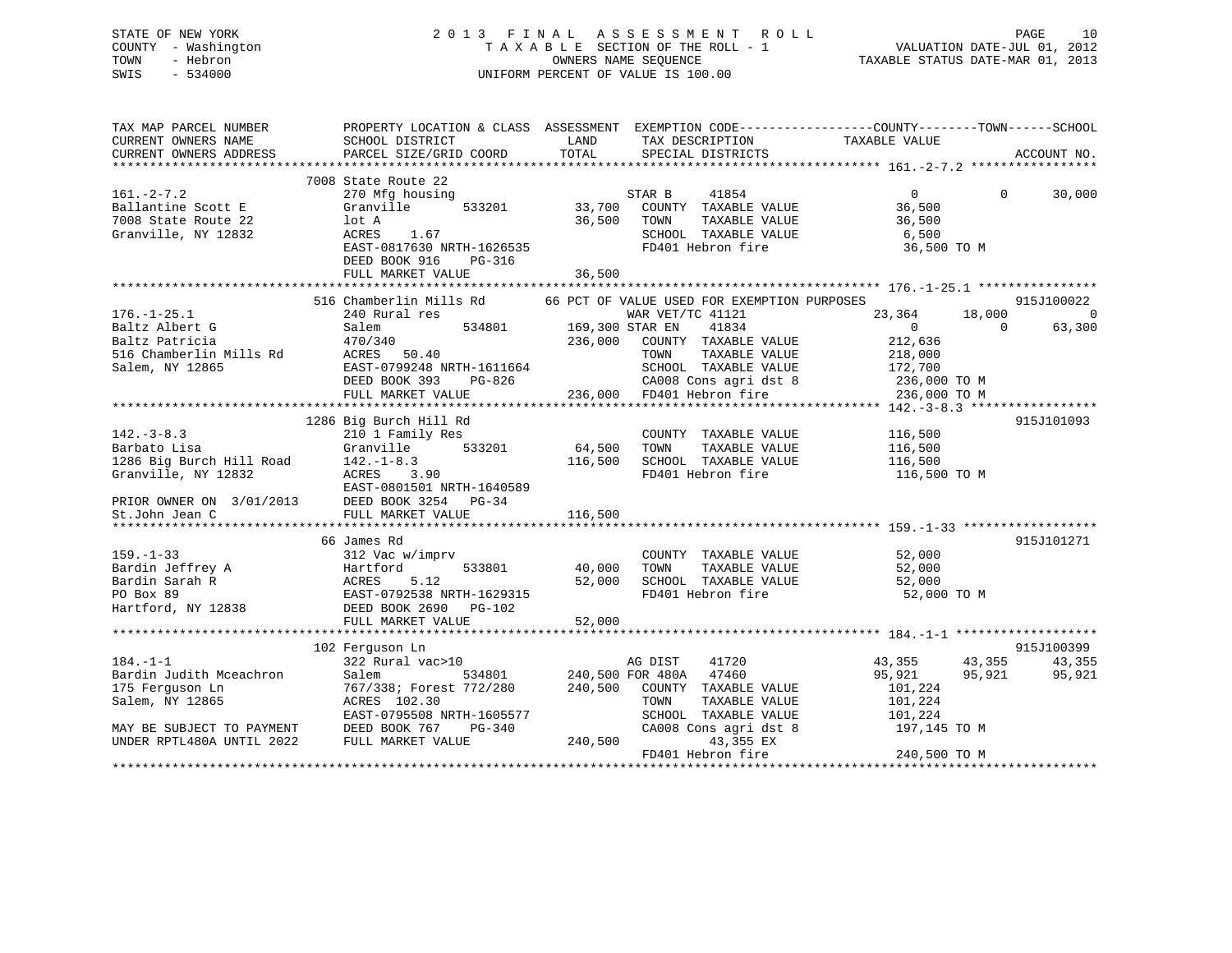STATE OF NEW YORK
COUNTY - Washington
TOWN - Hebron
SWIS - 534000

2 0 1 3 F I N A L A S S E S S M E N T R O L L
T A X A B L E SECTION OF THE ROLL - 1
OWNERS NAME SEQUENCE
UNIFORM PERCENT OF VALUE IS 100.00

VALUATION DATE-JUL 01, 2012
TAXABLE STATUS DATE-MAR 01, 2013

```
TAX MAP PARCEL NUMBER          PROPERTY LOCATION & CLASS  ASSESSMENT  EXEMPTION CODE------------------COUNTY--------TOWN------SCHOOL
CURRENT OWNERS NAME            SCHOOL DISTRICT               LAND      TAX DESCRIPTION            TAXABLE VALUE
CURRENT OWNERS ADDRESS         PARCEL SIZE/GRID COORD        TOTAL     SPECIAL DISTRICTS                                  ACCOUNT NO.
*********************************************************************************************** 161.-2-7.2 *****************
                               7008 State Route 22
161.-2-7.2                     270 Mfg housing                         STAR B     41854               0             0     30,000
Ballantine Scott E             Granville      533201      33,700     COUNTY  TAXABLE VALUE          36,500
7008 State Route 22            lot A                      36,500     TOWN    TAXABLE VALUE          36,500
Granville, NY 12832            ACRES    1.67                         SCHOOL  TAXABLE VALUE           6,500
                               EAST-0817630 NRTH-1626535             FD401 Hebron fire              36,500 TO M
                               DEED BOOK 916    PG-316
                               FULL MARKET VALUE          36,500
*********************************************************************************************** 176.-1-25.1 ****************
                               516 Chamberlin Mills Rd       66 PCT OF VALUE USED FOR EXEMPTION PURPOSES                915J100022
176.-1-25.1                    240 Rural res                           WAR VET/TC 41121           23,364        18,000          0
Baltz Albert G                 Salem          534801     169,300 STAR EN    41834                  0             0     63,300
Baltz Patricia                 470/340                   236,000     COUNTY  TAXABLE VALUE         212,636
516 Chamberlin Mills Rd        ACRES   50.40                         TOWN    TAXABLE VALUE         218,000
Salem, NY 12865                EAST-0799248 NRTH-1611664             SCHOOL  TAXABLE VALUE         172,700
                               DEED BOOK 393    PG-826               CA008 Cons agri dst 8          236,000 TO M
                               FULL MARKET VALUE         236,000     FD401 Hebron fire              236,000 TO M
*********************************************************************************************** 142.-3-8.3 *****************
                               1286 Big Burch Hill Rd                                                               915J101093
142.-3-8.3                     210 1 Family Res                        COUNTY  TAXABLE VALUE         116,500
Barbato Lisa                   Granville      533201      64,500     TOWN    TAXABLE VALUE         116,500
1286 Big Burch Hill Road       142.-1-8.3                116,500     SCHOOL  TAXABLE VALUE         116,500
Granville, NY 12832            ACRES    3.90                         FD401 Hebron fire              116,500 TO M
                               EAST-0801501 NRTH-1640589
PRIOR OWNER ON  3/01/2013      DEED BOOK 3254   PG-34
St.John Jean C                 FULL MARKET VALUE         116,500
*********************************************************************************************** 159.-1-33 ******************
                               66 James Rd                                                                          915J101271
159.-1-33                      312 Vac w/imprv                         COUNTY  TAXABLE VALUE          52,000
Bardin Jeffrey A               Hartford       533801      40,000     TOWN    TAXABLE VALUE          52,000
Bardin Sarah R                 ACRES    5.12              52,000     SCHOOL  TAXABLE VALUE          52,000
PO Box 89                      EAST-0792538 NRTH-1629315             FD401 Hebron fire              52,000 TO M
Hartford, NY 12838             DEED BOOK 2690   PG-102
                               FULL MARKET VALUE          52,000
*********************************************************************************************** 184.-1-1 *******************
                               102 Ferguson Ln                                                                      915J100399
184.-1-1                       322 Rural vac>10                        AG DIST    41720           43,355        43,355     43,355
Bardin Judith Mceachron        Salem          534801     240,500 FOR 480A   47460           95,921        95,921     95,921
175 Ferguson Ln                767/338; Forest 772/280   240,500     COUNTY  TAXABLE VALUE         101,224
Salem, NY 12865                ACRES  102.30                         TOWN    TAXABLE VALUE         101,224
                               EAST-0795508 NRTH-1605577             SCHOOL  TAXABLE VALUE         101,224
MAY BE SUBJECT TO PAYMENT      DEED BOOK 767    PG-340               CA008 Cons agri dst 8          197,145 TO M
UNDER RPTL480A UNTIL 2022      FULL MARKET VALUE         240,500            43,355 EX
                                                                     FD401 Hebron fire              240,500 TO M
************************************************************************************************************************************
```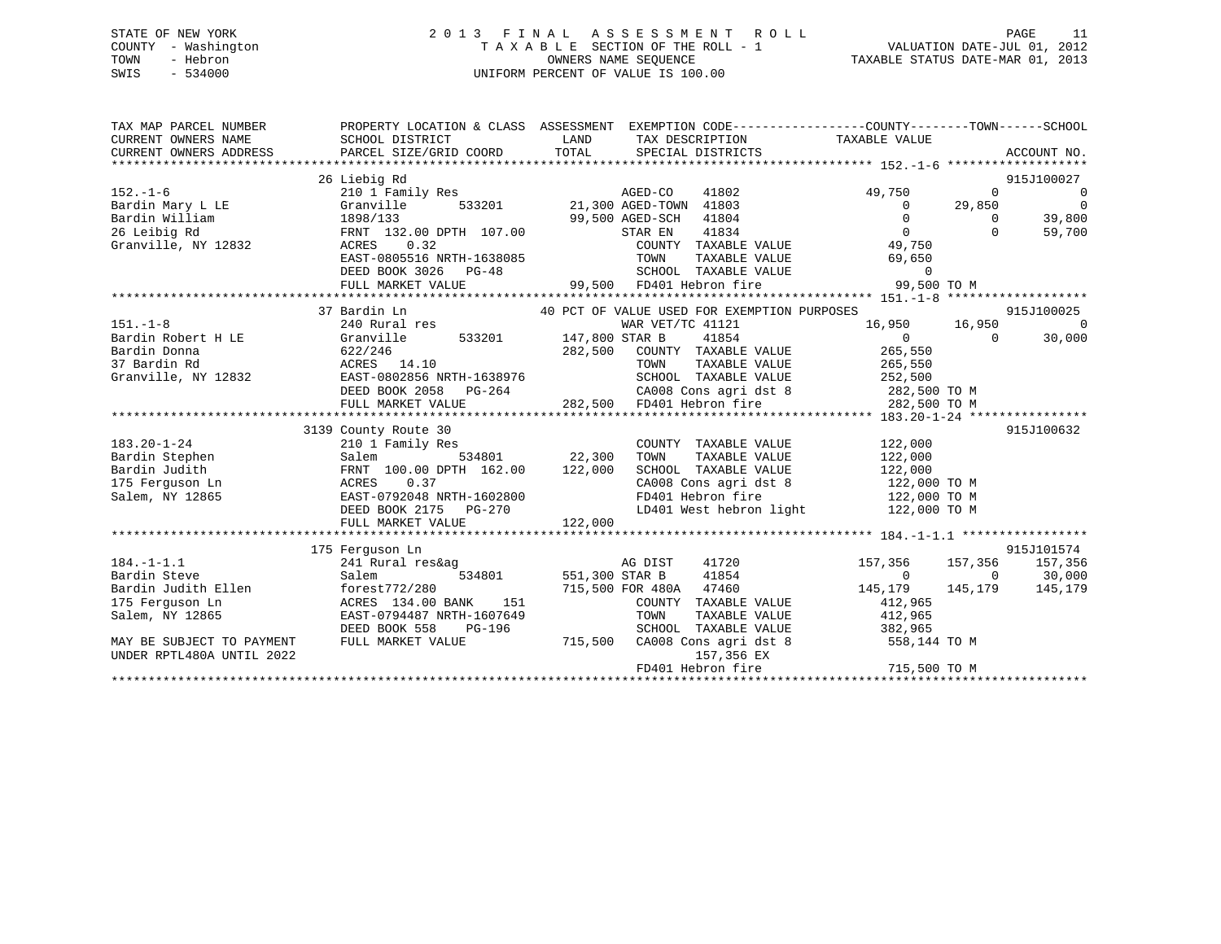STATE OF NEW YORK
COUNTY - Washington
TOWN - Hebron
SWIS - 534000

# 2013 FINAL ASSESSMENT ROLL
TAXABLE SECTION OF THE ROLL - 1
OWNERS NAME SEQUENCE
UNIFORM PERCENT OF VALUE IS 100.00

VALUATION DATE-JUL 01, 2012
TAXABLE STATUS DATE-MAR 01, 2013

```
TAX MAP PARCEL NUMBER          PROPERTY LOCATION & CLASS  ASSESSMENT  EXEMPTION CODE------------------COUNTY--------TOWN------SCHOOL
CURRENT OWNERS NAME            SCHOOL DISTRICT              LAND       TAX DESCRIPTION              TAXABLE VALUE
CURRENT OWNERS ADDRESS         PARCEL SIZE/GRID COORD      TOTAL       SPECIAL DISTRICTS                                      ACCOUNT NO.
******************************************************************************************************* 152.-1-6 *******************
                               26 Liebig Rd                                                                                915J100027
152.-1-6                       210 1 Family Res                       AGED-CO     41802            49,750           0              0
Bardin Mary L LE               Granville      533201         21,300 AGED-TOWN 41803                     0      29,850              0
Bardin William                 1898/133                      99,500 AGED-SCH    41804                   0           0         39,800
26 Leibig Rd                   FRNT 132.00 DPTH 107.00                STAR EN     41834                 0           0         59,700
Granville, NY 12832            ACRES     0.32                           COUNTY  TAXABLE VALUE          49,750
                               EAST-0805516 NRTH-1638085                TOWN    TAXABLE VALUE          69,650
                               DEED BOOK 3026   PG-48                   SCHOOL  TAXABLE VALUE               0
                               FULL MARKET VALUE                 99,500  FD401 Hebron fire                99,500 TO M
******************************************************************************************************* 151.-1-8 *******************
                               37 Bardin Ln                    40 PCT OF VALUE USED FOR EXEMPTION PURPOSES                  915J100025
151.-1-8                       240 Rural res                          WAR VET/TC 41121             16,950      16,950              0
Bardin Robert H LE             Granville      533201        147,800 STAR B      41854                   0           0         30,000
Bardin Donna                   622/246                      282,500   COUNTY  TAXABLE VALUE         265,550
37 Bardin Rd                   ACRES    14.10                           TOWN    TAXABLE VALUE         265,550
Granville, NY 12832            EAST-0802856 NRTH-1638976                SCHOOL  TAXABLE VALUE         252,500
                               DEED BOOK 2058   PG-264                  CA008 Cons agri dst 8           282,500 TO M
                               FULL MARKET VALUE                282,500  FD401 Hebron fire               282,500 TO M
******************************************************************************************************* 183.20-1-24 ****************
                               3139 County Route 30                                                                         915J100632
183.20-1-24                    210 1 Family Res                         COUNTY  TAXABLE VALUE         122,000
Bardin Stephen                 Salem          534801         22,300   TOWN    TAXABLE VALUE         122,000
Bardin Judith                  FRNT 100.00 DPTH 162.00      122,000   SCHOOL  TAXABLE VALUE         122,000
175 Ferguson Ln                ACRES     0.37                           CA008 Cons agri dst 8           122,000 TO M
Salem, NY 12865                EAST-0792048 NRTH-1602800                FD401 Hebron fire               122,000 TO M
                               DEED BOOK 2175   PG-270                  LD401 West hebron light         122,000 TO M
                               FULL MARKET VALUE                122,000
******************************************************************************************************* 184.-1-1.1 *****************
                               175 Ferguson Ln                                                                              915J101574
184.-1-1.1                     241 Rural res&ag                       AG DIST     41720           157,356     157,356        157,356
Bardin Steve                   Salem          534801        551,300 STAR B      41854                   0           0         30,000
Bardin Judith Ellen            forest772/280                715,500 FOR 480A    47460           145,179     145,179        145,179
175 Ferguson Ln                ACRES 134.00 BANK     151                COUNTY  TAXABLE VALUE         412,965
Salem, NY 12865                EAST-0794487 NRTH-1607649                TOWN    TAXABLE VALUE         412,965
                               DEED BOOK 558    PG-196                  SCHOOL  TAXABLE VALUE         382,965
MAY BE SUBJECT TO PAYMENT      FULL MARKET VALUE                715,500  CA008 Cons agri dst 8           558,144 TO M
UNDER RPTL480A UNTIL 2022                                                        157,356 EX
                                                                         FD401 Hebron fire               715,500 TO M
************************************************************************************************************************************
```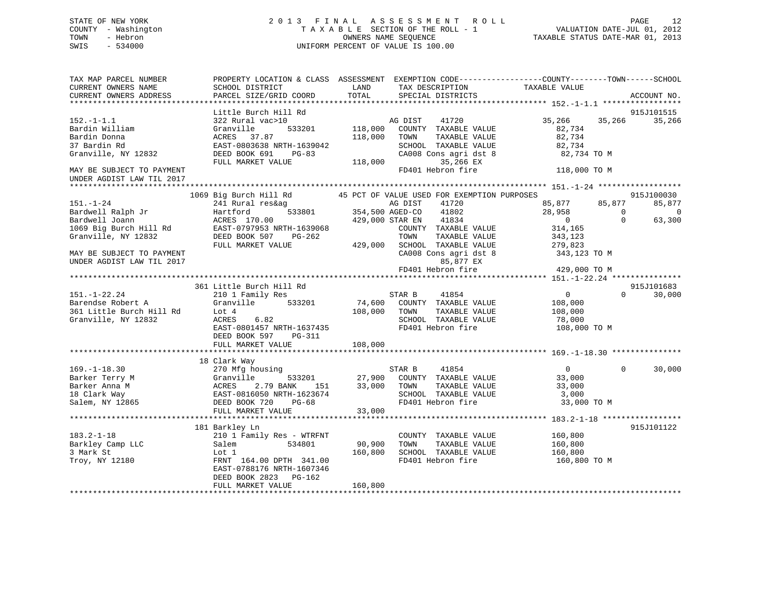STATE OF NEW YORK
COUNTY - Washington
TOWN - Hebron
SWIS - 534000

# 2013 FINAL ASSESSMENT ROLL

TAXABLE SECTION OF THE ROLL - 1
OWNERS NAME SEQUENCE
UNIFORM PERCENT OF VALUE IS 100.00

VALUATION DATE-JUL 01, 2012
TAXABLE STATUS DATE-MAR 01, 2013

```
TAX MAP PARCEL NUMBER          PROPERTY LOCATION & CLASS  ASSESSMENT  EXEMPTION CODE-----------------COUNTY--------TOWN------SCHOOL
CURRENT OWNERS NAME            SCHOOL DISTRICT              LAND      TAX DESCRIPTION             TAXABLE VALUE
CURRENT OWNERS ADDRESS         PARCEL SIZE/GRID COORD       TOTAL     SPECIAL DISTRICTS                                    ACCOUNT NO.
******************************************************************************************************* 152.-1-1.1 *****************
                               Little Burch Hill Rd                                                                          915J101515
152.-1-1.1                     322 Rural vac>10                       AG DIST      41720          35,266      35,266      35,266
Bardin William                 Granville        533201      118,000   COUNTY  TAXABLE VALUE          82,734
Bardin Donna                   ACRES   37.87                118,000   TOWN    TAXABLE VALUE          82,734
37 Bardin Rd                   EAST-0803638 NRTH-1639042              SCHOOL  TAXABLE VALUE          82,734
Granville, NY 12832            DEED BOOK 691    PG-83                 CA008 Cons agri dst 8           82,734 TO M
                               FULL MARKET VALUE            118,000            35,266 EX
MAY BE SUBJECT TO PAYMENT                                             FD401 Hebron fire              118,000 TO M
UNDER AGDIST LAW TIL 2017
******************************************************************************************************* 151.-1-24 ******************
                          1069 Big Burch Hill Rd          45 PCT OF VALUE USED FOR EXEMPTION PURPOSES                       915J100030
151.-1-24                      241 Rural res&ag                       AG DIST      41720          85,877      85,877      85,877
Bardwell Ralph Jr              Hartford         533801      354,500 AGED-CO     41802          28,958           0           0
Bardwell Joann                 ACRES  170.00                429,000 STAR EN     41834               0           0      63,300
1069 Big Burch Hill Rd         EAST-0797953 NRTH-1639068              COUNTY  TAXABLE VALUE         314,165
Granville, NY 12832            DEED BOOK 507    PG-262                TOWN    TAXABLE VALUE         343,123
                               FULL MARKET VALUE            429,000   SCHOOL  TAXABLE VALUE         279,823
MAY BE SUBJECT TO PAYMENT                                             CA008 Cons agri dst 8          343,123 TO M
UNDER AGDIST LAW TIL 2017                                                      85,877 EX
                                                                      FD401 Hebron fire              429,000 TO M
******************************************************************************************************* 151.-1-22.24 ***************
                           361 Little Burch Hill Rd                                                                          915J101683
151.-1-22.24                   210 1 Family Res                       STAR B       41854               0           0      30,000
Barendse Robert A              Granville        533201       74,600   COUNTY  TAXABLE VALUE         108,000
361 Little Burch Hill Rd       Lot 4                        108,000   TOWN    TAXABLE VALUE         108,000
Granville, NY 12832            ACRES    6.82                          SCHOOL  TAXABLE VALUE          78,000
                               EAST-0801457 NRTH-1637435              FD401 Hebron fire              108,000 TO M
                               DEED BOOK 597    PG-311
                               FULL MARKET VALUE            108,000
******************************************************************************************************* 169.-1-18.30 ***************
                            18 Clark Way
169.-1-18.30                   270 Mfg housing                        STAR B       41854               0           0      30,000
Barker Terry M                 Granville        533201       27,900   COUNTY  TAXABLE VALUE          33,000
Barker Anna M                  ACRES    2.79 BANK    151     33,000   TOWN    TAXABLE VALUE          33,000
18 Clark Way                   EAST-0816050 NRTH-1623674              SCHOOL  TAXABLE VALUE           3,000
Salem, NY 12865                DEED BOOK 720    PG-68                 FD401 Hebron fire               33,000 TO M
                               FULL MARKET VALUE             33,000
******************************************************************************************************* 183.2-1-18 *****************
                           181 Barkley Ln                                                                                    915J101122
183.2-1-18                     210 1 Family Res - WTRFNT              COUNTY  TAXABLE VALUE         160,800
Barkley Camp LLC               Salem            534801       90,900   TOWN    TAXABLE VALUE         160,800
3 Mark St                      Lot 1                        160,800   SCHOOL  TAXABLE VALUE         160,800
Troy, NY 12180                 FRNT 164.00 DPTH 341.00                FD401 Hebron fire              160,800 TO M
                               EAST-0788176 NRTH-1607346
                               DEED BOOK 2823   PG-162
                               FULL MARKET VALUE            160,800
************************************************************************************************************************************
```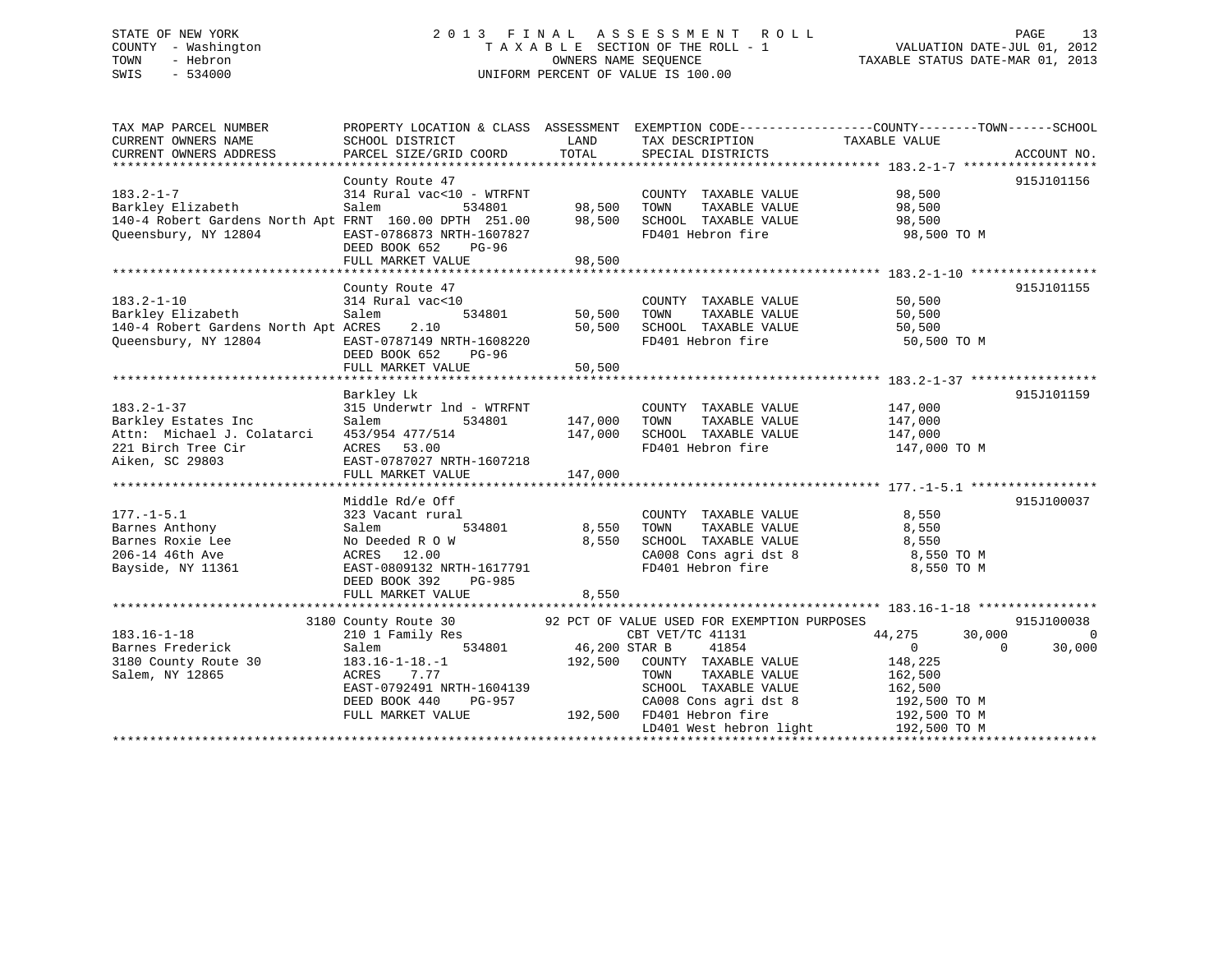STATE OF NEW YORK
COUNTY - Washington
TOWN - Hebron
SWIS - 534000

2013 FINAL ASSESSMENT ROLL
TAXABLE SECTION OF THE ROLL - 1
OWNERS NAME SEQUENCE
UNIFORM PERCENT OF VALUE IS 100.00

VALUATION DATE-JUL 01, 2012
TAXABLE STATUS DATE-MAR 01, 2013

```
TAX MAP PARCEL NUMBER          PROPERTY LOCATION & CLASS  ASSESSMENT  EXEMPTION CODE------------------COUNTY--------TOWN------SCHOOL
CURRENT OWNERS NAME            SCHOOL DISTRICT               LAND      TAX DESCRIPTION            TAXABLE VALUE
CURRENT OWNERS ADDRESS         PARCEL SIZE/GRID COORD        TOTAL     SPECIAL DISTRICTS                                  ACCOUNT NO.
******************************************************************************************************* 183.2-1-7 ******************
                               County Route 47                                                                           915J101156
183.2-1-7                      314 Rural vac<10 - WTRFNT               COUNTY  TAXABLE VALUE           98,500
Barkley Elizabeth              Salem           534801        98,500    TOWN    TAXABLE VALUE           98,500
140-4 Robert Gardens North Apt FRNT 160.00 DPTH 251.00       98,500    SCHOOL  TAXABLE VALUE           98,500
Queensbury, NY 12804           EAST-0786873 NRTH-1607827               FD401 Hebron fire                98,500 TO M
                               DEED BOOK 652    PG-96
                               FULL MARKET VALUE             98,500
******************************************************************************************************* 183.2-1-10 *****************
                               County Route 47                                                                           915J101155
183.2-1-10                     314 Rural vac<10                        COUNTY  TAXABLE VALUE           50,500
Barkley Elizabeth              Salem           534801        50,500    TOWN    TAXABLE VALUE           50,500
140-4 Robert Gardens North Apt ACRES    2.10                 50,500    SCHOOL  TAXABLE VALUE           50,500
Queensbury, NY 12804           EAST-0787149 NRTH-1608220               FD401 Hebron fire                50,500 TO M
                               DEED BOOK 652    PG-96
                               FULL MARKET VALUE             50,500
******************************************************************************************************* 183.2-1-37 *****************
                               Barkley Lk                                                                                915J101159
183.2-1-37                     315 Underwtr lnd - WTRFNT               COUNTY  TAXABLE VALUE          147,000
Barkley Estates Inc            Salem           534801       147,000    TOWN    TAXABLE VALUE          147,000
Attn:  Michael J. Colatarci    453/954 477/514              147,000    SCHOOL  TAXABLE VALUE          147,000
221 Birch Tree Cir             ACRES   53.00                           FD401 Hebron fire               147,000 TO M
Aiken, SC 29803                EAST-0787027 NRTH-1607218
                               FULL MARKET VALUE            147,000
******************************************************************************************************* 177.-1-5.1 *****************
                               Middle Rd/e Off                                                                           915J100037
177.-1-5.1                     323 Vacant rural                        COUNTY  TAXABLE VALUE            8,550
Barnes Anthony                 Salem           534801         8,550    TOWN    TAXABLE VALUE            8,550
Barnes Roxie Lee               No Deeded R O W                8,550    SCHOOL  TAXABLE VALUE            8,550
206-14 46th Ave                ACRES   12.00                           CA008 Cons agri dst 8             8,550 TO M
Bayside, NY 11361              EAST-0809132 NRTH-1617791               FD401 Hebron fire                 8,550 TO M
                               DEED BOOK 392    PG-985
                               FULL MARKET VALUE              8,550
******************************************************************************************************* 183.16-1-18 ****************
          3180 County Route 30              92 PCT OF VALUE USED FOR EXEMPTION PURPOSES                                  915J100038
183.16-1-18                    210 1 Family Res                        CBT VET/TC 41131            44,275      30,000           0
Barnes Frederick               Salem           534801        46,200 STAR B      41854                   0           0      30,000
3180 County Route 30           183.16-1-18.-1               192,500    COUNTY  TAXABLE VALUE          148,225
Salem, NY 12865                ACRES    7.77                           TOWN    TAXABLE VALUE          162,500
                               EAST-0792491 NRTH-1604139               SCHOOL  TAXABLE VALUE          162,500
                               DEED BOOK 440    PG-957                 CA008 Cons agri dst 8           192,500 TO M
                               FULL MARKET VALUE            192,500    FD401 Hebron fire               192,500 TO M
                                                                       LD401 West hebron light         192,500 TO M
************************************************************************************************************************************
```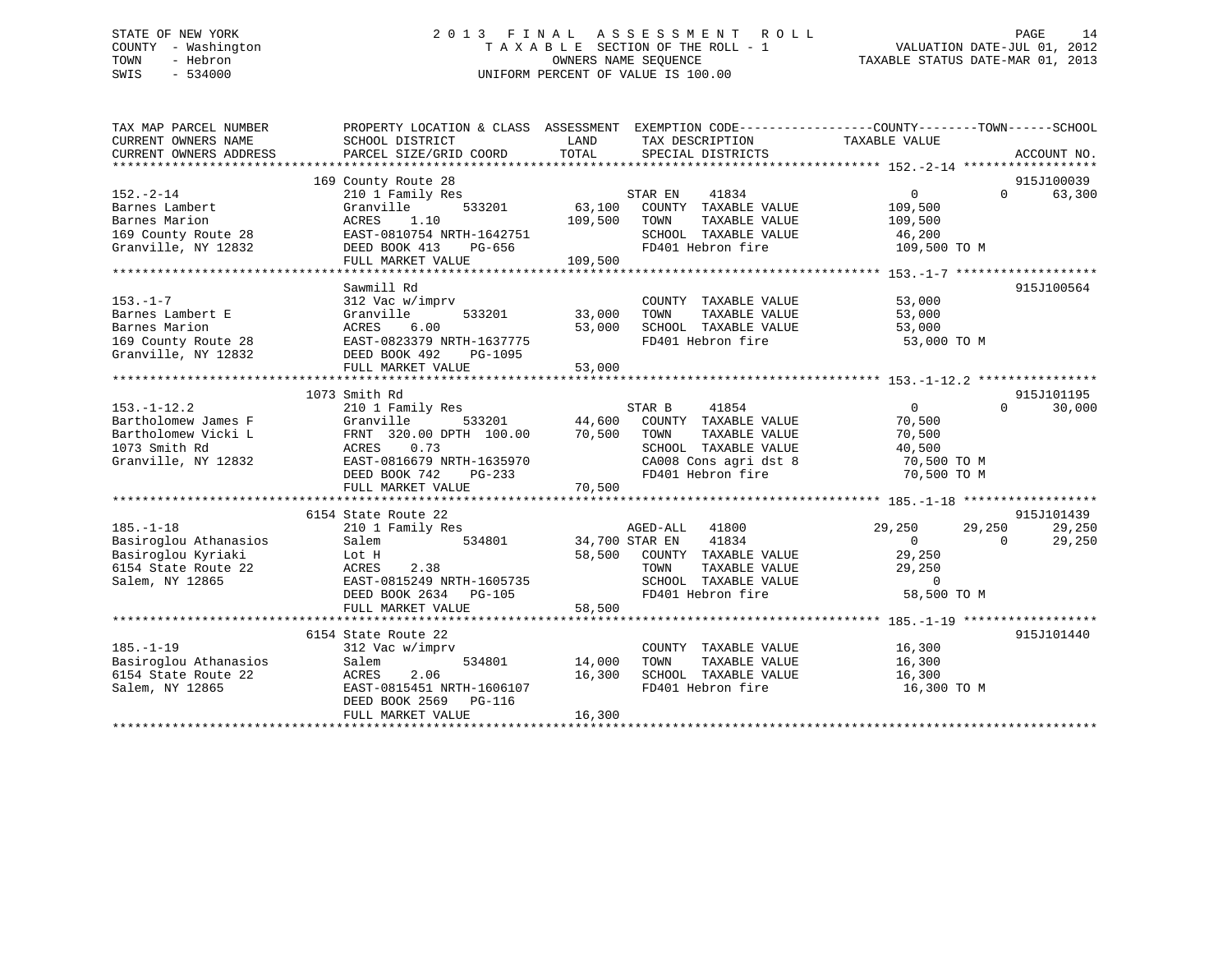STATE OF NEW YORK
COUNTY - Washington
TOWN - Hebron
SWIS - 534000

# 2013 FINAL ASSESSMENT ROLL
TAXABLE SECTION OF THE ROLL - 1
OWNERS NAME SEQUENCE
UNIFORM PERCENT OF VALUE IS 100.00

VALUATION DATE-JUL 01, 2012
TAXABLE STATUS DATE-MAR 01, 2013

```
TAX MAP PARCEL NUMBER          PROPERTY LOCATION & CLASS  ASSESSMENT  EXEMPTION CODE-----------------COUNTY--------TOWN------SCHOOL
CURRENT OWNERS NAME            SCHOOL DISTRICT             LAND        TAX DESCRIPTION              TAXABLE VALUE
CURRENT OWNERS ADDRESS         PARCEL SIZE/GRID COORD      TOTAL       SPECIAL DISTRICTS                                    ACCOUNT NO.
******************************************************************************************************* 152.-2-14 ******************
                               169 County Route 28                                                                        915J100039
152.-2-14                      210 1 Family Res                        STAR EN    41834               0          0         63,300
Barnes Lambert                 Granville       533201       63,100     COUNTY  TAXABLE VALUE          109,500
Barnes Marion                  ACRES    1.10               109,500     TOWN    TAXABLE VALUE          109,500
169 County Route 28            EAST-0810754 NRTH-1642751               SCHOOL  TAXABLE VALUE           46,200
Granville, NY 12832            DEED BOOK 413    PG-656                 FD401 Hebron fire              109,500 TO M
                               FULL MARKET VALUE           109,500
******************************************************************************************************* 153.-1-7 *******************
                               Sawmill Rd                                                                                 915J100564
153.-1-7                       312 Vac w/imprv                         COUNTY  TAXABLE VALUE           53,000
Barnes Lambert E               Granville       533201       33,000     TOWN    TAXABLE VALUE           53,000
Barnes Marion                  ACRES    6.00                53,000     SCHOOL  TAXABLE VALUE           53,000
169 County Route 28            EAST-0823379 NRTH-1637775               FD401 Hebron fire               53,000 TO M
Granville, NY 12832            DEED BOOK 492    PG-1095
                               FULL MARKET VALUE            53,000
******************************************************************************************************* 153.-1-12.2 ****************
                               1073 Smith Rd                                                                              915J101195
153.-1-12.2                    210 1 Family Res                        STAR B     41854               0          0         30,000
Bartholomew James F            Granville       533201       44,600     COUNTY  TAXABLE VALUE           70,500
Bartholomew Vicki L            FRNT 320.00 DPTH 100.00      70,500     TOWN    TAXABLE VALUE           70,500
1073 Smith Rd                  ACRES    0.73                           SCHOOL  TAXABLE VALUE           40,500
Granville, NY 12832            EAST-0816679 NRTH-1635970               CA008 Cons agri dst 8           70,500 TO M
                               DEED BOOK 742    PG-233                 FD401 Hebron fire               70,500 TO M
                               FULL MARKET VALUE            70,500
******************************************************************************************************* 185.-1-18 ******************
                               6154 State Route 22                                                                        915J101439
185.-1-18                      210 1 Family Res                        AGED-ALL   41800          29,250     29,250         29,250
Basiroglou Athanasios          Salem           534801       34,700 STAR EN    41834               0          0         29,250
Basiroglou Kyriaki             Lot H                        58,500     COUNTY  TAXABLE VALUE           29,250
6154 State Route 22            ACRES    2.38                           TOWN    TAXABLE VALUE           29,250
Salem, NY 12865                EAST-0815249 NRTH-1605735               SCHOOL  TAXABLE VALUE                0
                               DEED BOOK 2634   PG-105                 FD401 Hebron fire               58,500 TO M
                               FULL MARKET VALUE            58,500
******************************************************************************************************* 185.-1-19 ******************
                               6154 State Route 22                                                                        915J101440
185.-1-19                      312 Vac w/imprv                         COUNTY  TAXABLE VALUE           16,300
Basiroglou Athanasios          Salem           534801       14,000     TOWN    TAXABLE VALUE           16,300
6154 State Route 22            ACRES    2.06                16,300     SCHOOL  TAXABLE VALUE           16,300
Salem, NY 12865                EAST-0815451 NRTH-1606107               FD401 Hebron fire               16,300 TO M
                               DEED BOOK 2569   PG-116
                               FULL MARKET VALUE            16,300
************************************************************************************************************************************
```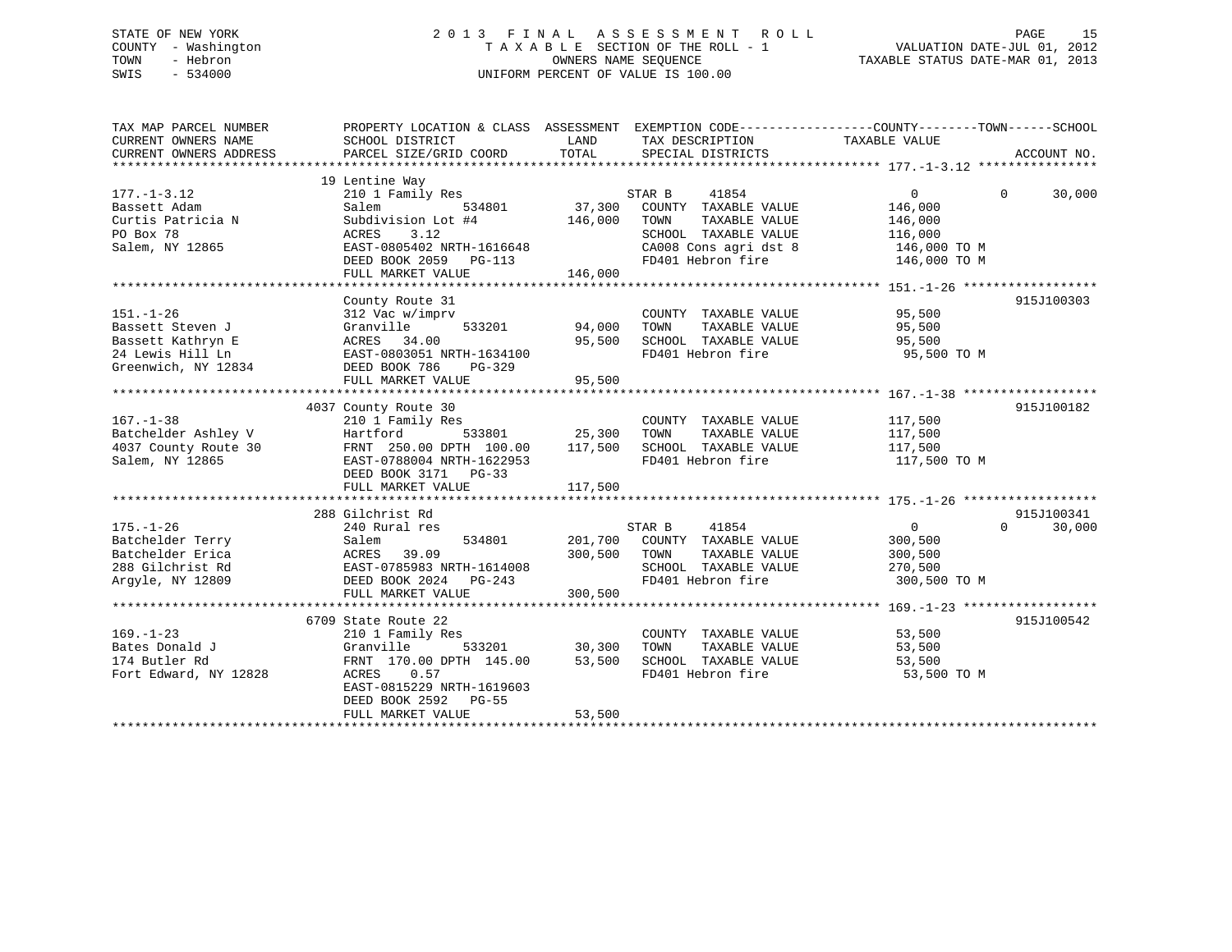STATE OF NEW YORK
COUNTY - Washington
TOWN - Hebron
SWIS - 534000

2013 FINAL ASSESSMENT ROLL
TAXABLE SECTION OF THE ROLL - 1
OWNERS NAME SEQUENCE
UNIFORM PERCENT OF VALUE IS 100.00

VALUATION DATE-JUL 01, 2012
TAXABLE STATUS DATE-MAR 01, 2013

```
TAX MAP PARCEL NUMBER          PROPERTY LOCATION & CLASS  ASSESSMENT  EXEMPTION CODE------------------COUNTY--------TOWN------SCHOOL
CURRENT OWNERS NAME            SCHOOL DISTRICT               LAND      TAX DESCRIPTION             TAXABLE VALUE
CURRENT OWNERS ADDRESS         PARCEL SIZE/GRID COORD        TOTAL     SPECIAL DISTRICTS                                   ACCOUNT NO.
******************************************************************************************************* 177.-1-3.12 ****************
                               19 Lentine Way
177.-1-3.12                    210 1 Family Res                      STAR B      41854                 0          0      30,000
Bassett Adam                   Salem          534801        37,300   COUNTY  TAXABLE VALUE         146,000
Curtis Patricia N              Subdivision Lot #4          146,000   TOWN    TAXABLE VALUE         146,000
PO Box 78                      ACRES    3.12                          SCHOOL  TAXABLE VALUE         116,000
Salem, NY 12865                EAST-0805402 NRTH-1616648              CA008 Cons agri dst 8          146,000 TO M
                               DEED BOOK 2059   PG-113                FD401 Hebron fire              146,000 TO M
                               FULL MARKET VALUE           146,000
******************************************************************************************************* 151.-1-26 ******************
                               County Route 31                                                                     915J100303
151.-1-26                      312 Vac w/imprv                        COUNTY  TAXABLE VALUE          95,500
Bassett Steven J               Granville      533201        94,000    TOWN    TAXABLE VALUE          95,500
Bassett Kathryn E              ACRES   34.00                 95,500   SCHOOL  TAXABLE VALUE          95,500
24 Lewis Hill Ln               EAST-0803051 NRTH-1634100              FD401 Hebron fire               95,500 TO M
Greenwich, NY 12834            DEED BOOK 786    PG-329
                               FULL MARKET VALUE            95,500
******************************************************************************************************* 167.-1-38 ******************
                             4037 County Route 30                                                                  915J100182
167.-1-38                      210 1 Family Res                       COUNTY  TAXABLE VALUE         117,500
Batchelder Ashley V            Hartford       533801        25,300    TOWN    TAXABLE VALUE         117,500
4037 County Route 30           FRNT 250.00 DPTH 100.00     117,500    SCHOOL  TAXABLE VALUE         117,500
Salem, NY 12865                EAST-0788004 NRTH-1622953              FD401 Hebron fire              117,500 TO M
                               DEED BOOK 3171   PG-33
                               FULL MARKET VALUE           117,500
******************************************************************************************************* 175.-1-26 ******************
                               288 Gilchrist Rd                                                                    915J100341
175.-1-26                      240 Rural res                          STAR B      41854                0          0      30,000
Batchelder Terry               Salem          534801       201,700    COUNTY  TAXABLE VALUE         300,500
Batchelder Erica               ACRES   39.09               300,500    TOWN    TAXABLE VALUE         300,500
288 Gilchrist Rd               EAST-0785983 NRTH-1614008              SCHOOL  TAXABLE VALUE         270,500
Argyle, NY 12809               DEED BOOK 2024   PG-243                FD401 Hebron fire              300,500 TO M
                               FULL MARKET VALUE           300,500
******************************************************************************************************* 169.-1-23 ******************
                             6709 State Route 22                                                                   915J100542
169.-1-23                      210 1 Family Res                       COUNTY  TAXABLE VALUE          53,500
Bates Donald J                 Granville      533201        30,300    TOWN    TAXABLE VALUE          53,500
174 Butler Rd                  FRNT 170.00 DPTH 145.00      53,500    SCHOOL  TAXABLE VALUE          53,500
Fort Edward, NY 12828          ACRES    0.57                          FD401 Hebron fire               53,500 TO M
                               EAST-0815229 NRTH-1619603
                               DEED BOOK 2592   PG-55
                               FULL MARKET VALUE            53,500
************************************************************************************************************************************
```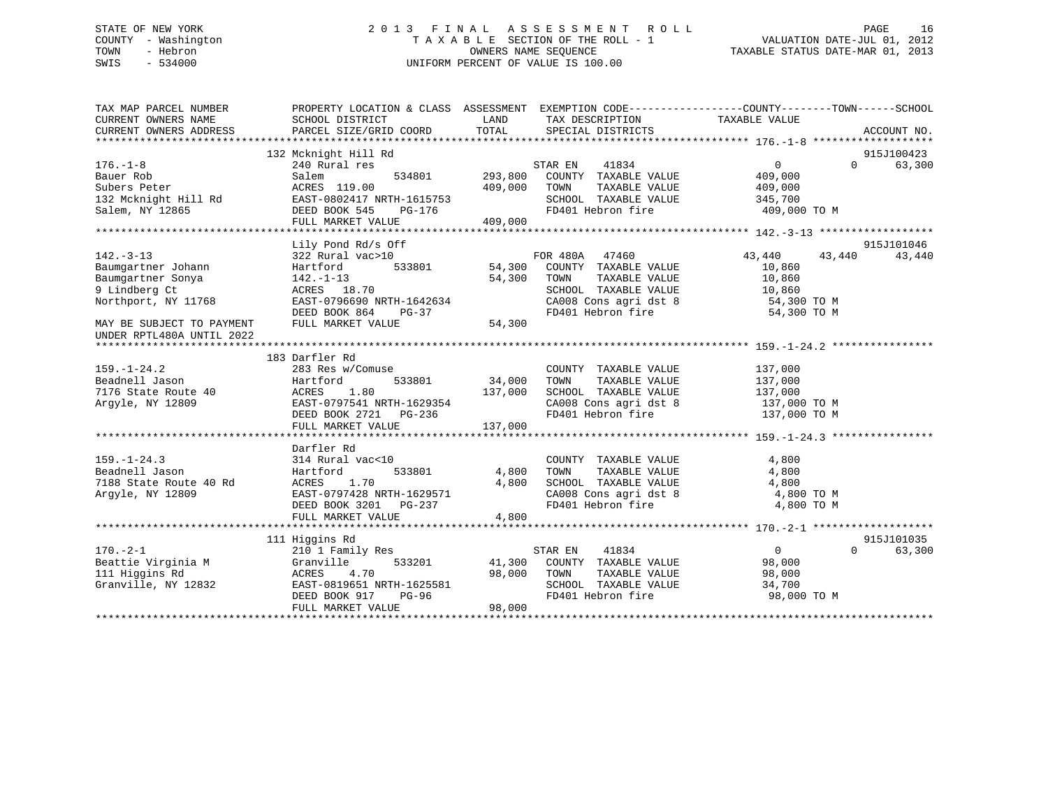STATE OF NEW YORK
COUNTY - Washington
TOWN - Hebron
SWIS - 534000

# 2 0 1 3 F I N A L A S S E S S M E N T R O L L

T A X A B L E SECTION OF THE ROLL - 1
OWNERS NAME SEQUENCE
UNIFORM PERCENT OF VALUE IS 100.00

VALUATION DATE-JUL 01, 2012
TAXABLE STATUS DATE-MAR 01, 2013

| TAX MAP PARCEL NUMBER / CURRENT OWNERS NAME / CURRENT OWNERS ADDRESS | PROPERTY LOCATION & CLASS / SCHOOL DISTRICT / PARCEL SIZE/GRID COORD | ASSESSMENT LAND / TOTAL | EXEMPTION CODE / TAX DESCRIPTION / SPECIAL DISTRICTS | COUNTY TAXABLE VALUE | TOWN | SCHOOL / ACCOUNT NO. |
|---|---|---|---|---|---|---|
| **176.-1-8** | 132 Mcknight Hill Rd | | | | | 915J100423 |
| 176.-1-8 | 240 Rural res | | STAR EN 41834 | 0 | 0 | 63,300 |
| Bauer Rob | Salem 534801 | 293,800 | COUNTY TAXABLE VALUE | 409,000 | | |
| Subers Peter | ACRES 119.00 | 409,000 | TOWN TAXABLE VALUE | 409,000 | | |
| 132 Mcknight Hill Rd | EAST-0802417 NRTH-1615753 | | SCHOOL TAXABLE VALUE | 345,700 | | |
| Salem, NY 12865 | DEED BOOK 545 PG-176 | | FD401 Hebron fire | 409,000 TO M | | |
| | FULL MARKET VALUE | 409,000 | | | | |
| **142.-3-13** | Lily Pond Rd/s Off | | | | | 915J101046 |
| 142.-3-13 | 322 Rural vac>10 | | FOR 480A 47460 | 43,440 | 43,440 | 43,440 |
| Baumgartner Johann | Hartford 533801 | 54,300 | COUNTY TAXABLE VALUE | 10,860 | | |
| Baumgartner Sonya | 142.-1-13 | 54,300 | TOWN TAXABLE VALUE | 10,860 | | |
| 9 Lindberg Ct | ACRES 18.70 | | SCHOOL TAXABLE VALUE | 10,860 | | |
| Northport, NY 11768 | EAST-0796690 NRTH-1642634 | | CA008 Cons agri dst 8 | 54,300 TO M | | |
| | DEED BOOK 864 PG-37 | | FD401 Hebron fire | 54,300 TO M | | |
| MAY BE SUBJECT TO PAYMENT UNDER RPTL480A UNTIL 2022 | FULL MARKET VALUE | 54,300 | | | | |
| **159.-1-24.2** | 183 Darfler Rd | | | | | |
| 159.-1-24.2 | 283 Res w/Comuse | | COUNTY TAXABLE VALUE | 137,000 | | |
| Beadnell Jason | Hartford 533801 | 34,000 | TOWN TAXABLE VALUE | 137,000 | | |
| 7176 State Route 40 | ACRES 1.80 | 137,000 | SCHOOL TAXABLE VALUE | 137,000 | | |
| Argyle, NY 12809 | EAST-0797541 NRTH-1629354 | | CA008 Cons agri dst 8 | 137,000 TO M | | |
| | DEED BOOK 2721 PG-236 | | FD401 Hebron fire | 137,000 TO M | | |
| | FULL MARKET VALUE | 137,000 | | | | |
| **159.-1-24.3** | Darfler Rd | | | | | |
| 159.-1-24.3 | 314 Rural vac<10 | | COUNTY TAXABLE VALUE | 4,800 | | |
| Beadnell Jason | Hartford 533801 | 4,800 | TOWN TAXABLE VALUE | 4,800 | | |
| 7188 State Route 40 Rd | ACRES 1.70 | 4,800 | SCHOOL TAXABLE VALUE | 4,800 | | |
| Argyle, NY 12809 | EAST-0797428 NRTH-1629571 | | CA008 Cons agri dst 8 | 4,800 TO M | | |
| | DEED BOOK 3201 PG-237 | | FD401 Hebron fire | 4,800 TO M | | |
| | FULL MARKET VALUE | 4,800 | | | | |
| **170.-2-1** | 111 Higgins Rd | | | | | 915J101035 |
| 170.-2-1 | 210 1 Family Res | | STAR EN 41834 | 0 | 0 | 63,300 |
| Beattie Virginia M | Granville 533201 | 41,300 | COUNTY TAXABLE VALUE | 98,000 | | |
| 111 Higgins Rd | ACRES 4.70 | 98,000 | TOWN TAXABLE VALUE | 98,000 | | |
| Granville, NY 12832 | EAST-0819651 NRTH-1625581 | | SCHOOL TAXABLE VALUE | 34,700 | | |
| | DEED BOOK 917 PG-96 | | FD401 Hebron fire | 98,000 TO M | | |
| | FULL MARKET VALUE | 98,000 | | | | |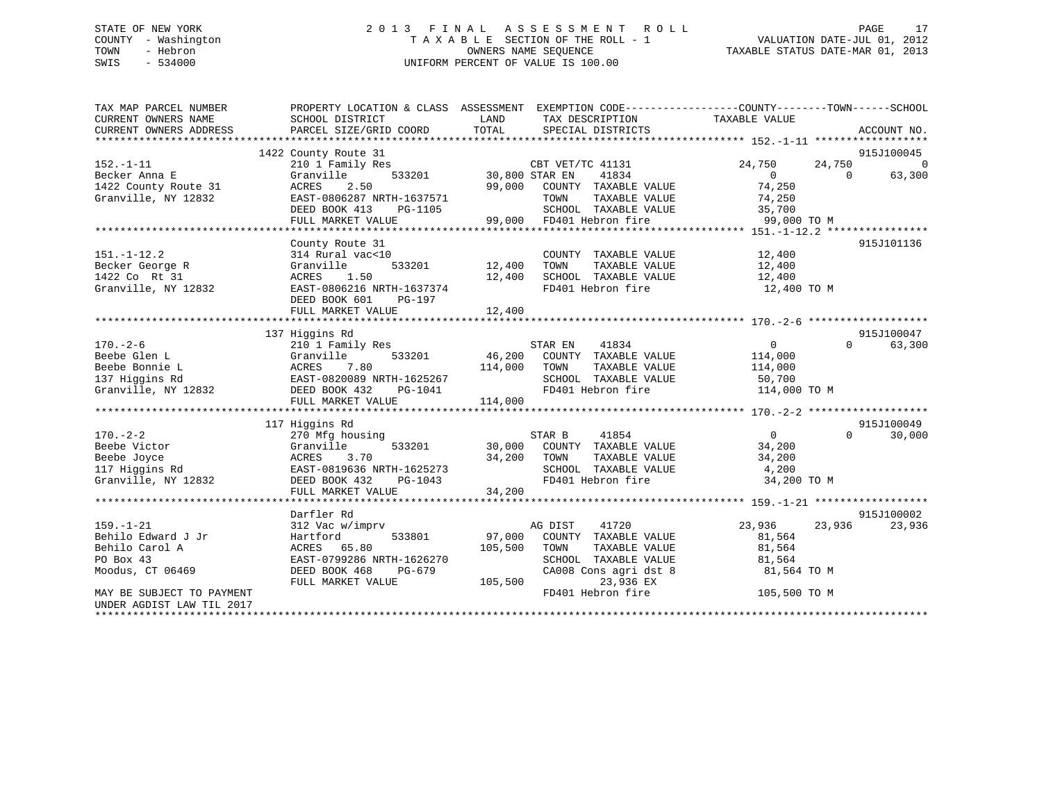STATE OF NEW YORK
COUNTY - Washington
TOWN - Hebron
SWIS - 534000

2 0 1 3 F I N A L A S S E S S M E N T R O L L
T A X A B L E SECTION OF THE ROLL - 1
OWNERS NAME SEQUENCE
UNIFORM PERCENT OF VALUE IS 100.00

VALUATION DATE-JUL 01, 2012
TAXABLE STATUS DATE-MAR 01, 2013

```
TAX MAP PARCEL NUMBER      PROPERTY LOCATION & CLASS  ASSESSMENT  EXEMPTION CODE------------------COUNTY--------TOWN------SCHOOL
CURRENT OWNERS NAME        SCHOOL DISTRICT              LAND      TAX DESCRIPTION              TAXABLE VALUE
CURRENT OWNERS ADDRESS     PARCEL SIZE/GRID COORD       TOTAL     SPECIAL DISTRICTS                                  ACCOUNT NO.
******************************************************************************************* 152.-1-11 ******************
                           1422 County Route 31                                                                   915J100045
152.-1-11                  210 1 Family Res                  CBT VET/TC 41131          24,750      24,750           0
Becker Anna E              Granville        533201    30,800 STAR EN    41834               0           0      63,300
1422 County Route 31       ACRES    2.50             99,000   COUNTY  TAXABLE VALUE        74,250
Granville, NY 12832        EAST-0806287 NRTH-1637571          TOWN    TAXABLE VALUE        74,250
                           DEED BOOK 413    PG-1105           SCHOOL  TAXABLE VALUE        35,700
                           FULL MARKET VALUE         99,000   FD401 Hebron fire            99,000 TO M
******************************************************************************************* 151.-1-12.2 ****************
                           County Route 31                                                                        915J101136
151.-1-12.2                314 Rural vac<10                   COUNTY  TAXABLE VALUE        12,400
Becker George R            Granville        533201    12,400  TOWN    TAXABLE VALUE        12,400
1422 Co  Rt 31             ACRES    1.50             12,400   SCHOOL  TAXABLE VALUE        12,400
Granville, NY 12832        EAST-0806216 NRTH-1637374          FD401 Hebron fire            12,400 TO M
                           DEED BOOK 601    PG-197
                           FULL MARKET VALUE         12,400
******************************************************************************************* 170.-2-6 *******************
                           137 Higgins Rd                                                                         915J100047
170.-2-6                   210 1 Family Res                  STAR EN    41834               0           0      63,300
Beebe Glen L               Granville        533201    46,200  COUNTY  TAXABLE VALUE       114,000
Beebe Bonnie L             ACRES    7.80            114,000   TOWN    TAXABLE VALUE       114,000
137 Higgins Rd             EAST-0820089 NRTH-1625267          SCHOOL  TAXABLE VALUE        50,700
Granville, NY 12832        DEED BOOK 432    PG-1041           FD401 Hebron fire           114,000 TO M
                           FULL MARKET VALUE        114,000
******************************************************************************************* 170.-2-2 *******************
                           117 Higgins Rd                                                                         915J100049
170.-2-2                   270 Mfg housing                   STAR B     41854               0           0      30,000
Beebe Victor               Granville        533201    30,000  COUNTY  TAXABLE VALUE        34,200
Beebe Joyce                ACRES    3.70             34,200   TOWN    TAXABLE VALUE        34,200
117 Higgins Rd             EAST-0819636 NRTH-1625273          SCHOOL  TAXABLE VALUE         4,200
Granville, NY 12832        DEED BOOK 432    PG-1043           FD401 Hebron fire            34,200 TO M
                           FULL MARKET VALUE         34,200
******************************************************************************************* 159.-1-21 ******************
                           Darfler Rd                                                                             915J100002
159.-1-21                  312 Vac w/imprv                   AG DIST    41720          23,936      23,936      23,936
Behilo Edward J Jr         Hartford         533801    97,000  COUNTY  TAXABLE VALUE        81,564
Behilo Carol A             ACRES   65.80            105,500   TOWN    TAXABLE VALUE        81,564
PO Box 43                  EAST-0799286 NRTH-1626270          SCHOOL  TAXABLE VALUE        81,564
Moodus, CT 06469           DEED BOOK 468    PG-679            CA008 Cons agri dst 8        81,564 TO M
                           FULL MARKET VALUE        105,500        23,936 EX
MAY BE SUBJECT TO PAYMENT                                     FD401 Hebron fire           105,500 TO M
UNDER AGDIST LAW TIL 2017
*****************************************************************************************************************************
```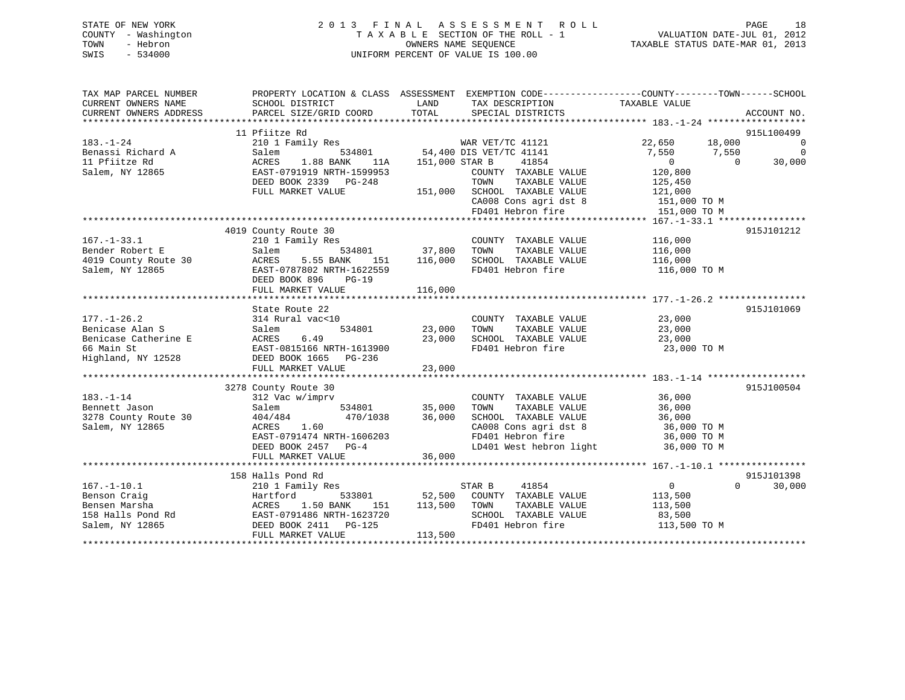STATE OF NEW YORK
COUNTY - Washington
TOWN - Hebron
SWIS - 534000

# 2013 FINAL ASSESSMENT ROLL
TAXABLE SECTION OF THE ROLL - 1
OWNERS NAME SEQUENCE
UNIFORM PERCENT OF VALUE IS 100.00

VALUATION DATE-JUL 01, 2012
TAXABLE STATUS DATE-MAR 01, 2013

```
TAX MAP PARCEL NUMBER     PROPERTY LOCATION & CLASS  ASSESSMENT  EXEMPTION CODE------------------COUNTY--------TOWN------SCHOOL
CURRENT OWNERS NAME       SCHOOL DISTRICT               LAND      TAX DESCRIPTION             TAXABLE VALUE
CURRENT OWNERS ADDRESS    PARCEL SIZE/GRID COORD        TOTAL     SPECIAL DISTRICTS                                      ACCOUNT NO.
******************************************************************************************************* 183.-1-24 ******************
                         11 Pfiitze Rd                                                                                   915L100499
183.-1-24                 210 1 Family Res                   WAR VET/TC 41121             22,650     18,000          0
Benassi Richard A         Salem          534801       54,400 DIS VET/TC 41141              7,550      7,550          0
11 Pfiitze Rd             ACRES    1.88 BANK    11A  151,000 STAR B     41854                  0          0     30,000
Salem, NY 12865           EAST-0791919 NRTH-1599953          COUNTY  TAXABLE VALUE        120,800
                          DEED BOOK 2339   PG-248            TOWN    TAXABLE VALUE        125,450
                          FULL MARKET VALUE          151,000 SCHOOL  TAXABLE VALUE        121,000
                                                             CA008 Cons agri dst 8        151,000 TO M
                                                             FD401 Hebron fire            151,000 TO M
******************************************************************************************************* 167.-1-33.1 ****************
                         4019 County Route 30                                                                            915J101212
167.-1-33.1               210 1 Family Res                   COUNTY  TAXABLE VALUE        116,000
Bender Robert E           Salem          534801       37,800 TOWN    TAXABLE VALUE        116,000
4019 County Route 30      ACRES    5.55 BANK   151   116,000 SCHOOL  TAXABLE VALUE        116,000
Salem, NY 12865           EAST-0787802 NRTH-1622559          FD401 Hebron fire            116,000 TO M
                          DEED BOOK 896    PG-19
                          FULL MARKET VALUE          116,000
******************************************************************************************************* 177.-1-26.2 ****************
                         State Route 22                                                                                  915J101069
177.-1-26.2               314 Rural vac<10                   COUNTY  TAXABLE VALUE         23,000
Benicase Alan S           Salem          534801       23,000 TOWN    TAXABLE VALUE         23,000
Benicase Catherine E      ACRES    6.49               23,000 SCHOOL  TAXABLE VALUE         23,000
66 Main St                EAST-0815166 NRTH-1613900          FD401 Hebron fire             23,000 TO M
Highland, NY 12528        DEED BOOK 1665   PG-236
                          FULL MARKET VALUE           23,000
******************************************************************************************************* 183.-1-14 ******************
                         3278 County Route 30                                                                            915J100504
183.-1-14                 312 Vac w/imprv                    COUNTY  TAXABLE VALUE         36,000
Bennett Jason             Salem          534801       35,000 TOWN    TAXABLE VALUE         36,000
3278 County Route 30      404/484        470/1038     36,000 SCHOOL  TAXABLE VALUE         36,000
Salem, NY 12865           ACRES    1.60                      CA008 Cons agri dst 8         36,000 TO M
                          EAST-0791474 NRTH-1606203          FD401 Hebron fire             36,000 TO M
                          DEED BOOK 2457   PG-4              LD401 West hebron light       36,000 TO M
                          FULL MARKET VALUE           36,000
******************************************************************************************************* 167.-1-10.1 ****************
                         158 Halls Pond Rd                                                                               915J101398
167.-1-10.1               210 1 Family Res                   STAR B     41854                  0          0     30,000
Benson Craig              Hartford       533801       52,500 COUNTY  TAXABLE VALUE        113,500
Bensen Marsha             ACRES    1.50 BANK   151   113,500 TOWN    TAXABLE VALUE        113,500
158 Halls Pond Rd         EAST-0791486 NRTH-1623720          SCHOOL  TAXABLE VALUE         83,500
Salem, NY 12865           DEED BOOK 2411   PG-125            FD401 Hebron fire            113,500 TO M
                          FULL MARKET VALUE          113,500
************************************************************************************************************************************
```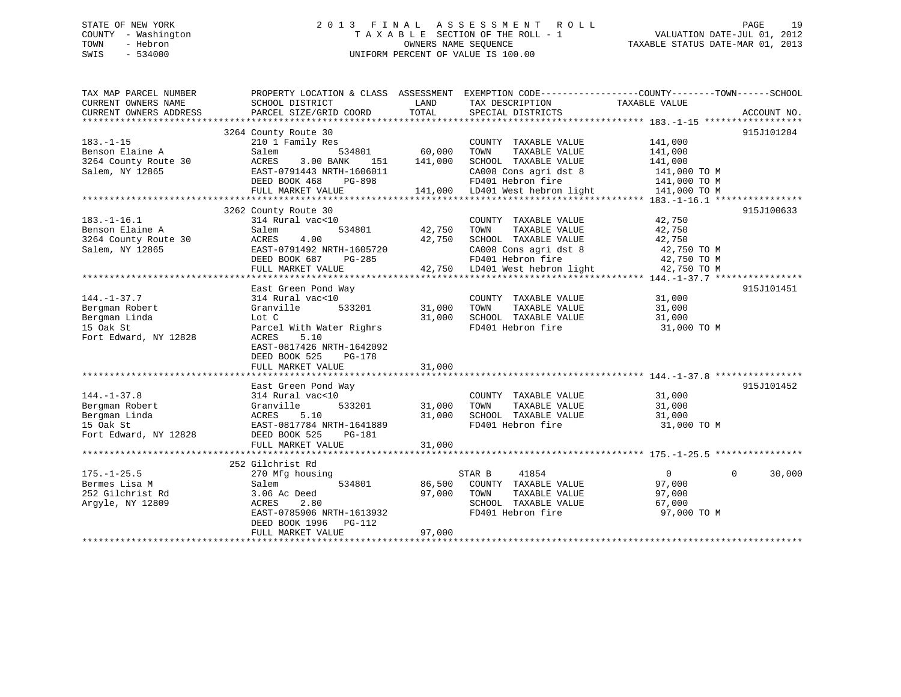STATE OF NEW YORK
COUNTY - Washington
TOWN - Hebron
SWIS - 534000

2 0 1 3 F I N A L A S S E S S M E N T R O L L
T A X A B L E SECTION OF THE ROLL - 1
OWNERS NAME SEQUENCE
UNIFORM PERCENT OF VALUE IS 100.00

VALUATION DATE-JUL 01, 2012
TAXABLE STATUS DATE-MAR 01, 2013

```
TAX MAP PARCEL NUMBER          PROPERTY LOCATION & CLASS  ASSESSMENT  EXEMPTION CODE------------------COUNTY--------TOWN------SCHOOL
CURRENT OWNERS NAME            SCHOOL DISTRICT              LAND      TAX DESCRIPTION             TAXABLE VALUE
CURRENT OWNERS ADDRESS         PARCEL SIZE/GRID COORD       TOTAL     SPECIAL DISTRICTS                                       ACCOUNT NO.
******************************************************************************************************* 183.-1-15 ******************
                               3264 County Route 30                                                                           915J101204
183.-1-15                      210 1 Family Res                       COUNTY  TAXABLE VALUE           141,000
Benson Elaine A                Salem            534801       60,000   TOWN    TAXABLE VALUE           141,000
3264 County Route 30           ACRES     3.00 BANK    151   141,000   SCHOOL  TAXABLE VALUE           141,000
Salem, NY 12865                EAST-0791443 NRTH-1606011              CA008 Cons agri dst 8            141,000 TO M
                               DEED BOOK 468    PG-898                FD401 Hebron fire                141,000 TO M
                               FULL MARKET VALUE            141,000   LD401 West hebron light          141,000 TO M
******************************************************************************************************* 183.-1-16.1 ****************
                               3262 County Route 30                                                                           915J100633
183.-1-16.1                    314 Rural vac<10                       COUNTY  TAXABLE VALUE            42,750
Benson Elaine A                Salem            534801       42,750   TOWN    TAXABLE VALUE            42,750
3264 County Route 30           ACRES     4.00                42,750   SCHOOL  TAXABLE VALUE            42,750
Salem, NY 12865                EAST-0791492 NRTH-1605720              CA008 Cons agri dst 8             42,750 TO M
                               DEED BOOK 687    PG-285                FD401 Hebron fire                 42,750 TO M
                               FULL MARKET VALUE             42,750   LD401 West hebron light           42,750 TO M
******************************************************************************************************* 144.-1-37.7 ****************
                               East Green Pond Way                                                                            915J101451
144.-1-37.7                    314 Rural vac<10                       COUNTY  TAXABLE VALUE            31,000
Bergman Robert                 Granville        533201       31,000   TOWN    TAXABLE VALUE            31,000
Bergman Linda                  Lot C                         31,000   SCHOOL  TAXABLE VALUE            31,000
15 Oak St                      Parcel With Water Righrs               FD401 Hebron fire                 31,000 TO M
Fort Edward, NY 12828          ACRES     5.10
                               EAST-0817426 NRTH-1642092
                               DEED BOOK 525    PG-178
                               FULL MARKET VALUE             31,000
******************************************************************************************************* 144.-1-37.8 ****************
                               East Green Pond Way                                                                            915J101452
144.-1-37.8                    314 Rural vac<10                       COUNTY  TAXABLE VALUE            31,000
Bergman Robert                 Granville        533201       31,000   TOWN    TAXABLE VALUE            31,000
Bergman Linda                  ACRES     5.10                31,000   SCHOOL  TAXABLE VALUE            31,000
15 Oak St                      EAST-0817784 NRTH-1641889              FD401 Hebron fire                 31,000 TO M
Fort Edward, NY 12828          DEED BOOK 525    PG-181
                               FULL MARKET VALUE             31,000
******************************************************************************************************* 175.-1-25.5 ****************
                               252 Gilchrist Rd
175.-1-25.5                    270 Mfg housing                        STAR B     41854                      0            0     30,000
Bermes Lisa M                  Salem            534801       86,500   COUNTY  TAXABLE VALUE            97,000
252 Gilchrist Rd               3.06 Ac Deed                  97,000   TOWN    TAXABLE VALUE            97,000
Argyle, NY 12809               ACRES     2.80                         SCHOOL  TAXABLE VALUE            67,000
                               EAST-0785906 NRTH-1613932              FD401 Hebron fire                 97,000 TO M
                               DEED BOOK 1996   PG-112
                               FULL MARKET VALUE             97,000
************************************************************************************************************************************
```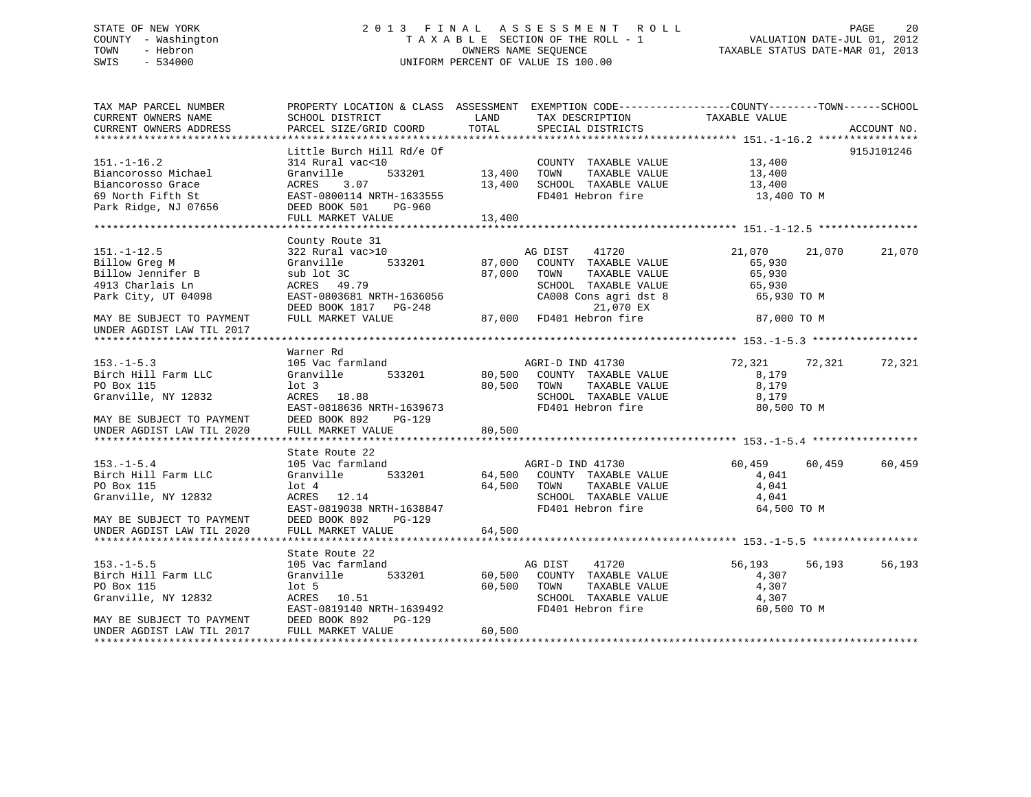STATE OF NEW YORK
COUNTY - Washington
TOWN - Hebron
SWIS - 534000

# 2013 FINAL ASSESSMENT ROLL
TAXABLE SECTION OF THE ROLL - 1
OWNERS NAME SEQUENCE
UNIFORM PERCENT OF VALUE IS 100.00

VALUATION DATE-JUL 01, 2012
TAXABLE STATUS DATE-MAR 01, 2013

```
TAX MAP PARCEL NUMBER          PROPERTY LOCATION & CLASS  ASSESSMENT  EXEMPTION CODE------------------COUNTY--------TOWN------SCHOOL
CURRENT OWNERS NAME            SCHOOL DISTRICT              LAND      TAX DESCRIPTION              TAXABLE VALUE
CURRENT OWNERS ADDRESS         PARCEL SIZE/GRID COORD       TOTAL     SPECIAL DISTRICTS                                    ACCOUNT NO.
******************************************************************************************************* 151.-1-16.2 ****************
                               Little Burch Hill Rd/e Of                                                                   915J101246
151.-1-16.2                    314 Rural vac<10                       COUNTY  TAXABLE VALUE            13,400
Biancorosso Michael            Granville        533201      13,400    TOWN    TAXABLE VALUE            13,400
Biancorosso Grace              ACRES    3.07                13,400    SCHOOL  TAXABLE VALUE            13,400
69 North Fifth St              EAST-0800114 NRTH-1633555              FD401 Hebron fire                  13,400 TO M
Park Ridge, NJ 07656           DEED BOOK 501    PG-960
                               FULL MARKET VALUE            13,400
******************************************************************************************************* 151.-1-12.5 ****************
                               County Route 31
151.-1-12.5                    322 Rural vac>10                       AG DIST     41720             21,070     21,070     21,070
Billow Greg M                  Granville        533201      87,000    COUNTY  TAXABLE VALUE            65,930
Billow Jennifer B              sub lot 3C                   87,000    TOWN    TAXABLE VALUE            65,930
4913 Charlais Ln               ACRES   49.79                          SCHOOL  TAXABLE VALUE            65,930
Park City, UT 04098            EAST-0803681 NRTH-1636056              CA008 Cons agri dst 8              65,930 TO M
                               DEED BOOK 1817   PG-248                      21,070 EX
MAY BE SUBJECT TO PAYMENT      FULL MARKET VALUE            87,000    FD401 Hebron fire                  87,000 TO M
UNDER AGDIST LAW TIL 2017
******************************************************************************************************* 153.-1-5.3 *****************
                               Warner Rd
153.-1-5.3                     105 Vac farmland                       AGRI-D IND 41730                  72,321     72,321     72,321
Birch Hill Farm LLC            Granville        533201      80,500    COUNTY  TAXABLE VALUE             8,179
PO Box 115                     lot 3                        80,500    TOWN    TAXABLE VALUE             8,179
Granville, NY 12832            ACRES   18.88                          SCHOOL  TAXABLE VALUE             8,179
                               EAST-0818636 NRTH-1639673              FD401 Hebron fire                  80,500 TO M
MAY BE SUBJECT TO PAYMENT      DEED BOOK 892    PG-129
UNDER AGDIST LAW TIL 2020      FULL MARKET VALUE            80,500
******************************************************************************************************* 153.-1-5.4 *****************
                               State Route 22
153.-1-5.4                     105 Vac farmland                       AGRI-D IND 41730                  60,459     60,459     60,459
Birch Hill Farm LLC            Granville        533201      64,500    COUNTY  TAXABLE VALUE             4,041
PO Box 115                     lot 4                        64,500    TOWN    TAXABLE VALUE             4,041
Granville, NY 12832            ACRES   12.14                          SCHOOL  TAXABLE VALUE             4,041
                               EAST-0819038 NRTH-1638847              FD401 Hebron fire                  64,500 TO M
MAY BE SUBJECT TO PAYMENT      DEED BOOK 892    PG-129
UNDER AGDIST LAW TIL 2020      FULL MARKET VALUE            64,500
******************************************************************************************************* 153.-1-5.5 *****************
                               State Route 22
153.-1-5.5                     105 Vac farmland                       AG DIST     41720             56,193     56,193     56,193
Birch Hill Farm LLC            Granville        533201      60,500    COUNTY  TAXABLE VALUE             4,307
PO Box 115                     lot 5                        60,500    TOWN    TAXABLE VALUE             4,307
Granville, NY 12832            ACRES   10.51                          SCHOOL  TAXABLE VALUE             4,307
                               EAST-0819140 NRTH-1639492              FD401 Hebron fire                  60,500 TO M
MAY BE SUBJECT TO PAYMENT      DEED BOOK 892    PG-129
UNDER AGDIST LAW TIL 2017      FULL MARKET VALUE            60,500
************************************************************************************************************************************
```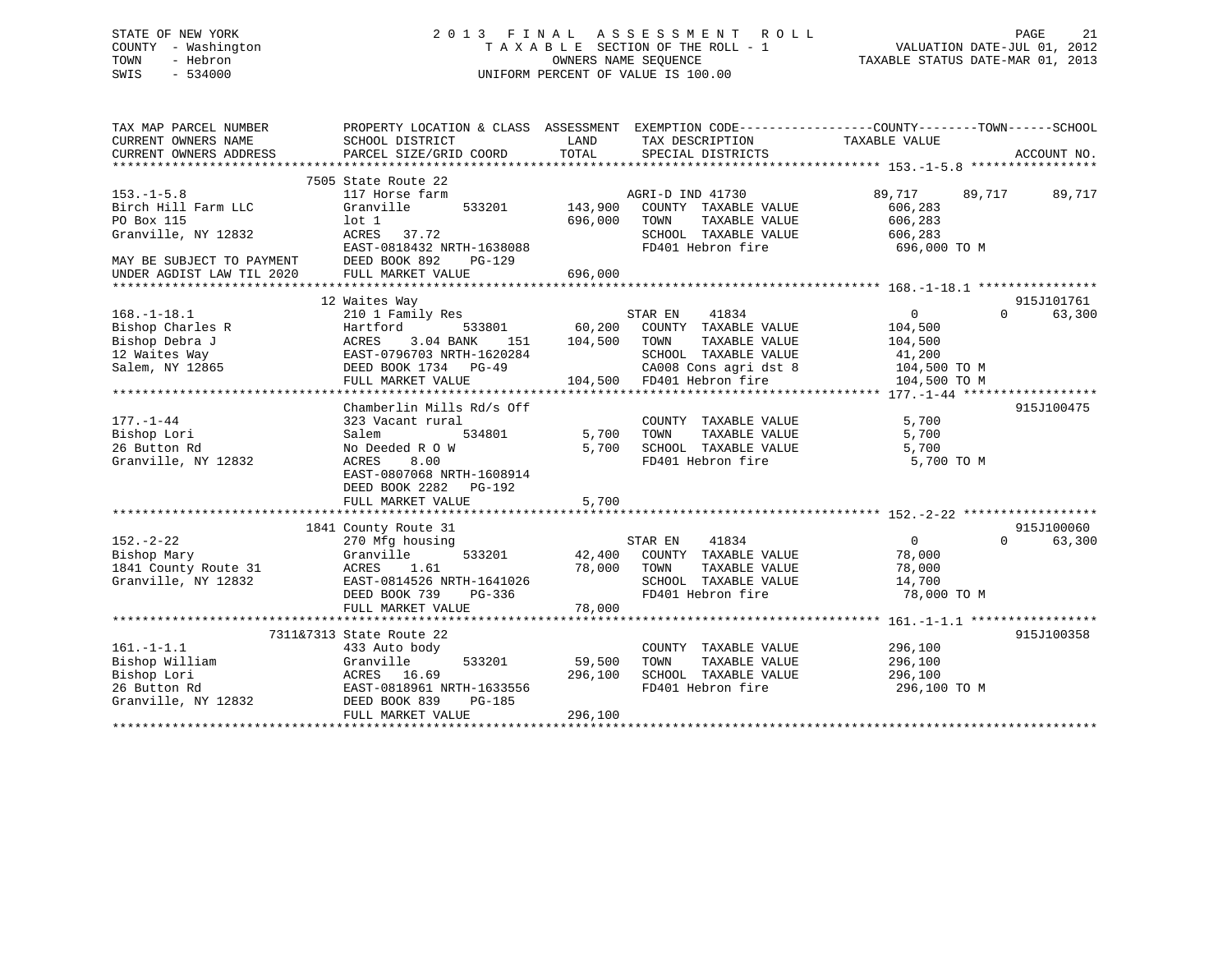STATE OF NEW YORK
COUNTY - Washington
TOWN - Hebron
SWIS - 534000

# 2013 FINAL ASSESSMENT ROLL
TAXABLE SECTION OF THE ROLL - 1
OWNERS NAME SEQUENCE
UNIFORM PERCENT OF VALUE IS 100.00

VALUATION DATE-JUL 01, 2012
TAXABLE STATUS DATE-MAR 01, 2013

```
TAX MAP PARCEL NUMBER          PROPERTY LOCATION & CLASS  ASSESSMENT  EXEMPTION CODE------------------COUNTY--------TOWN------SCHOOL
CURRENT OWNERS NAME            SCHOOL DISTRICT               LAND      TAX DESCRIPTION              TAXABLE VALUE
CURRENT OWNERS ADDRESS         PARCEL SIZE/GRID COORD        TOTAL     SPECIAL DISTRICTS                                  ACCOUNT NO.
******************************************************************************************************* 153.-1-5.8 *****************
                         7505 State Route 22
153.-1-5.8                     117 Horse farm                          AGRI-D IND 41730             89,717      89,717      89,717
Birch Hill Farm LLC            Granville        533201     143,900     COUNTY  TAXABLE VALUE        606,283
PO Box 115                     lot 1                       696,000     TOWN    TAXABLE VALUE        606,283
Granville, NY 12832            ACRES   37.72                           SCHOOL  TAXABLE VALUE        606,283
                               EAST-0818432 NRTH-1638088               FD401 Hebron fire             696,000 TO M
MAY BE SUBJECT TO PAYMENT      DEED BOOK 892    PG-129
UNDER AGDIST LAW TIL 2020      FULL MARKET VALUE           696,000
******************************************************************************************************* 168.-1-18.1 ****************
                         12 Waites Way                                                                                915J101761
168.-1-18.1                    210 1 Family Res                        STAR EN      41834               0           0      63,300
Bishop Charles R               Hartford         533801      60,200     COUNTY  TAXABLE VALUE        104,500
Bishop Debra J                 ACRES    3.04 BANK    151   104,500     TOWN    TAXABLE VALUE        104,500
12 Waites Way                  EAST-0796703 NRTH-1620284               SCHOOL  TAXABLE VALUE         41,200
Salem, NY 12865                DEED BOOK 1734   PG-49                  CA008 Cons agri dst 8          104,500 TO M
                               FULL MARKET VALUE           104,500     FD401 Hebron fire              104,500 TO M
******************************************************************************************************* 177.-1-44 ******************
                         Chamberlin Mills Rd/s Off                                                                    915J100475
177.-1-44                      323 Vacant rural                        COUNTY  TAXABLE VALUE          5,700
Bishop Lori                    Salem            534801       5,700     TOWN    TAXABLE VALUE          5,700
26 Button Rd                   No Deeded R O W               5,700     SCHOOL  TAXABLE VALUE          5,700
Granville, NY 12832            ACRES    8.00                           FD401 Hebron fire               5,700 TO M
                               EAST-0807068 NRTH-1608914
                               DEED BOOK 2282   PG-192
                               FULL MARKET VALUE             5,700
******************************************************************************************************* 152.-2-22 ******************
                         1841 County Route 31                                                                         915J100060
152.-2-22                      270 Mfg housing                         STAR EN      41834               0           0      63,300
Bishop Mary                    Granville        533201      42,400     COUNTY  TAXABLE VALUE         78,000
1841 County Route 31           ACRES    1.61                78,000     TOWN    TAXABLE VALUE         78,000
Granville, NY 12832            EAST-0814526 NRTH-1641026               SCHOOL  TAXABLE VALUE         14,700
                               DEED BOOK 739    PG-336                 FD401 Hebron fire              78,000 TO M
                               FULL MARKET VALUE            78,000
******************************************************************************************************* 161.-1-1.1 *****************
                         7311&7313 State Route 22                                                                     915J100358
161.-1-1.1                     433 Auto body                           COUNTY  TAXABLE VALUE        296,100
Bishop William                 Granville        533201      59,500     TOWN    TAXABLE VALUE        296,100
Bishop Lori                    ACRES   16.69               296,100     SCHOOL  TAXABLE VALUE        296,100
26 Button Rd                   EAST-0818961 NRTH-1633556               FD401 Hebron fire             296,100 TO M
Granville, NY 12832            DEED BOOK 839    PG-185
                               FULL MARKET VALUE           296,100
************************************************************************************************************************************
```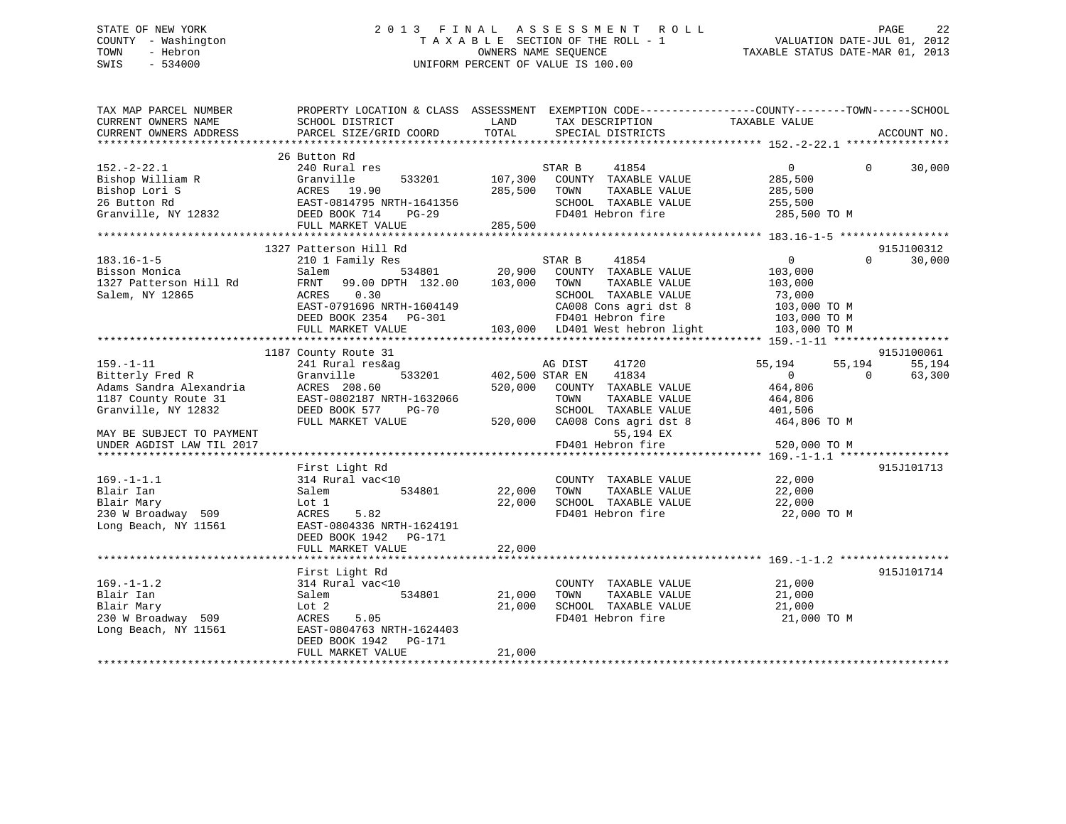STATE OF NEW YORK
COUNTY - Washington
TOWN - Hebron
SWIS - 534000

# 2013 FINAL ASSESSMENT ROLL

TAXABLE SECTION OF THE ROLL - 1
OWNERS NAME SEQUENCE
UNIFORM PERCENT OF VALUE IS 100.00

VALUATION DATE-JUL 01, 2012
TAXABLE STATUS DATE-MAR 01, 2013

```
TAX MAP PARCEL NUMBER         PROPERTY LOCATION & CLASS  ASSESSMENT  EXEMPTION CODE------------------COUNTY--------TOWN------SCHOOL
CURRENT OWNERS NAME           SCHOOL DISTRICT               LAND      TAX DESCRIPTION             TAXABLE VALUE
CURRENT OWNERS ADDRESS        PARCEL SIZE/GRID COORD        TOTAL     SPECIAL DISTRICTS                                    ACCOUNT NO.
******************************************************************************************************* 152.-2-22.1 ****************
                              26 Button Rd
152.-2-22.1                   240 Rural res                           STAR B     41854              0            0       30,000
Bishop William R              Granville        533201      107,300    COUNTY  TAXABLE VALUE       285,500
Bishop Lori S                 ACRES  19.90                 285,500    TOWN    TAXABLE VALUE       285,500
26 Button Rd                  EAST-0814795 NRTH-1641356               SCHOOL  TAXABLE VALUE       255,500
Granville, NY 12832           DEED BOOK 714    PG-29                  FD401 Hebron fire            285,500 TO M
                              FULL MARKET VALUE            285,500
******************************************************************************************************* 183.16-1-5 *****************
                              1327 Patterson Hill Rd                                                                915J100312
183.16-1-5                    210 1 Family Res                        STAR B     41854              0            0       30,000
Bisson Monica                 Salem            534801       20,900    COUNTY  TAXABLE VALUE       103,000
1327 Patterson Hill Rd        FRNT   99.00 DPTH 132.00     103,000    TOWN    TAXABLE VALUE       103,000
Salem, NY 12865               ACRES    0.30                           SCHOOL  TAXABLE VALUE        73,000
                              EAST-0791696 NRTH-1604149               CA008 Cons agri dst 8        103,000 TO M
                              DEED BOOK 2354   PG-301                 FD401 Hebron fire            103,000 TO M
                              FULL MARKET VALUE            103,000    LD401 West hebron light      103,000 TO M
******************************************************************************************************* 159.-1-11 ******************
                              1187 County Route 31                                                                  915J100061
159.-1-11                     241 Rural res&ag                        AG DIST    41720         55,194       55,194       55,194
Bitterly Fred R               Granville        533201      402,500 STAR EN    41834              0            0       63,300
Adams Sandra Alexandria       ACRES 208.60                 520,000    COUNTY  TAXABLE VALUE       464,806
1187 County Route 31          EAST-0802187 NRTH-1632066               TOWN    TAXABLE VALUE       464,806
Granville, NY 12832           DEED BOOK 577    PG-70                  SCHOOL  TAXABLE VALUE       401,506
                              FULL MARKET VALUE            520,000    CA008 Cons agri dst 8        464,806 TO M
MAY BE SUBJECT TO PAYMENT                                                  55,194 EX
UNDER AGDIST LAW TIL 2017                                             FD401 Hebron fire            520,000 TO M
******************************************************************************************************* 169.-1-1.1 *****************
                              First Light Rd                                                                        915J101713
169.-1-1.1                    314 Rural vac<10                        COUNTY  TAXABLE VALUE        22,000
Blair Ian                     Salem            534801       22,000    TOWN    TAXABLE VALUE        22,000
Blair Mary                    Lot 1                         22,000    SCHOOL  TAXABLE VALUE        22,000
230 W Broadway  509           ACRES    5.82                           FD401 Hebron fire             22,000 TO M
Long Beach, NY 11561          EAST-0804336 NRTH-1624191
                              DEED BOOK 1942   PG-171
                              FULL MARKET VALUE             22,000
******************************************************************************************************* 169.-1-1.2 *****************
                              First Light Rd                                                                        915J101714
169.-1-1.2                    314 Rural vac<10                        COUNTY  TAXABLE VALUE        21,000
Blair Ian                     Salem            534801       21,000    TOWN    TAXABLE VALUE        21,000
Blair Mary                    Lot 2                         21,000    SCHOOL  TAXABLE VALUE        21,000
230 W Broadway  509           ACRES    5.05                           FD401 Hebron fire             21,000 TO M
Long Beach, NY 11561          EAST-0804763 NRTH-1624403
                              DEED BOOK 1942   PG-171
                              FULL MARKET VALUE             21,000
************************************************************************************************************************************
```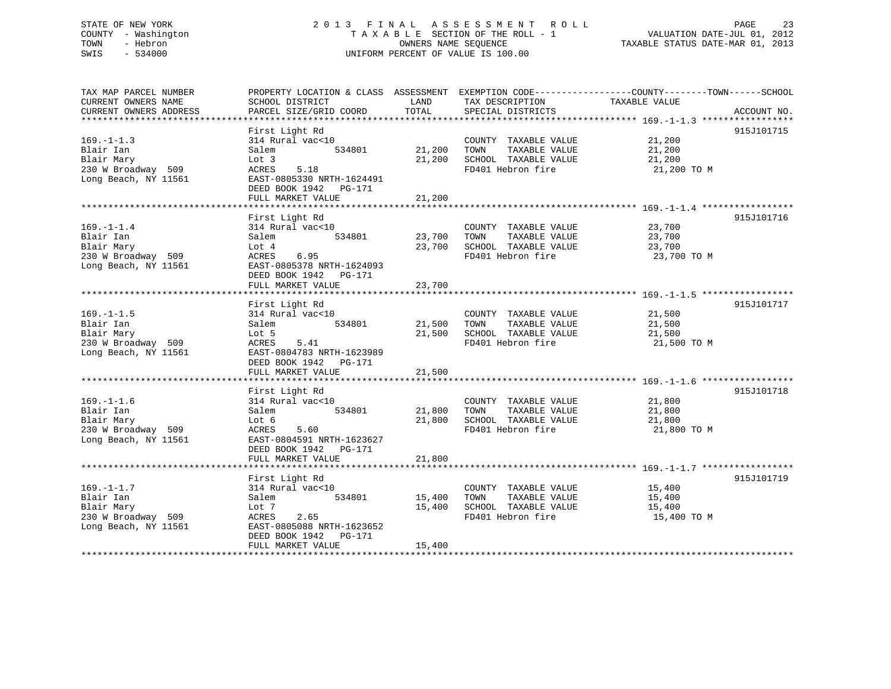STATE OF NEW YORK
COUNTY - Washington
TOWN - Hebron
SWIS - 534000

# 2013 FINAL ASSESSMENT ROLL
TAXABLE SECTION OF THE ROLL - 1
OWNERS NAME SEQUENCE
UNIFORM PERCENT OF VALUE IS 100.00

VALUATION DATE-JUL 01, 2012
TAXABLE STATUS DATE-MAR 01, 2013

| TAX MAP PARCEL NUMBER / CURRENT OWNERS NAME / CURRENT OWNERS ADDRESS | PROPERTY LOCATION & CLASS / SCHOOL DISTRICT / PARCEL SIZE/GRID COORD | ASSESSMENT LAND | TOTAL | EXEMPTION CODE / TAX DESCRIPTION / SPECIAL DISTRICTS | TAXABLE VALUE (COUNTY / TOWN / SCHOOL) | ACCOUNT NO. |
|---|---|---|---|---|---|---|
| 169.-1-1.3 | First Light Rd | | | | | 915J101715 |
| | 314 Rural vac<10 | | | COUNTY TAXABLE VALUE | 21,200 | |
| Blair Ian | Salem 534801 | 21,200 | | TOWN TAXABLE VALUE | 21,200 | |
| Blair Mary | Lot 3 | | 21,200 | SCHOOL TAXABLE VALUE | 21,200 | |
| 230 W Broadway 509 | ACRES 5.18 | | | FD401 Hebron fire | 21,200 TO M | |
| Long Beach, NY 11561 | EAST-0805330 NRTH-1624491 | | | | | |
| | DEED BOOK 1942 PG-171 | | | | | |
| | FULL MARKET VALUE | | 21,200 | | | |
| 169.-1-1.4 | First Light Rd | | | | | 915J101716 |
| | 314 Rural vac<10 | | | COUNTY TAXABLE VALUE | 23,700 | |
| Blair Ian | Salem 534801 | 23,700 | | TOWN TAXABLE VALUE | 23,700 | |
| Blair Mary | Lot 4 | | 23,700 | SCHOOL TAXABLE VALUE | 23,700 | |
| 230 W Broadway 509 | ACRES 6.95 | | | FD401 Hebron fire | 23,700 TO M | |
| Long Beach, NY 11561 | EAST-0805378 NRTH-1624093 | | | | | |
| | DEED BOOK 1942 PG-171 | | | | | |
| | FULL MARKET VALUE | | 23,700 | | | |
| 169.-1-1.5 | First Light Rd | | | | | 915J101717 |
| | 314 Rural vac<10 | | | COUNTY TAXABLE VALUE | 21,500 | |
| Blair Ian | Salem 534801 | 21,500 | | TOWN TAXABLE VALUE | 21,500 | |
| Blair Mary | Lot 5 | | 21,500 | SCHOOL TAXABLE VALUE | 21,500 | |
| 230 W Broadway 509 | ACRES 5.41 | | | FD401 Hebron fire | 21,500 TO M | |
| Long Beach, NY 11561 | EAST-0804783 NRTH-1623989 | | | | | |
| | DEED BOOK 1942 PG-171 | | | | | |
| | FULL MARKET VALUE | | 21,500 | | | |
| 169.-1-1.6 | First Light Rd | | | | | 915J101718 |
| | 314 Rural vac<10 | | | COUNTY TAXABLE VALUE | 21,800 | |
| Blair Ian | Salem 534801 | 21,800 | | TOWN TAXABLE VALUE | 21,800 | |
| Blair Mary | Lot 6 | | 21,800 | SCHOOL TAXABLE VALUE | 21,800 | |
| 230 W Broadway 509 | ACRES 5.60 | | | FD401 Hebron fire | 21,800 TO M | |
| Long Beach, NY 11561 | EAST-0804591 NRTH-1623627 | | | | | |
| | DEED BOOK 1942 PG-171 | | | | | |
| | FULL MARKET VALUE | | 21,800 | | | |
| 169.-1-1.7 | First Light Rd | | | | | 915J101719 |
| | 314 Rural vac<10 | | | COUNTY TAXABLE VALUE | 15,400 | |
| Blair Ian | Salem 534801 | 15,400 | | TOWN TAXABLE VALUE | 15,400 | |
| Blair Mary | Lot 7 | | 15,400 | SCHOOL TAXABLE VALUE | 15,400 | |
| 230 W Broadway 509 | ACRES 2.65 | | | FD401 Hebron fire | 15,400 TO M | |
| Long Beach, NY 11561 | EAST-0805088 NRTH-1623652 | | | | | |
| | DEED BOOK 1942 PG-171 | | | | | |
| | FULL MARKET VALUE | | 15,400 | | | |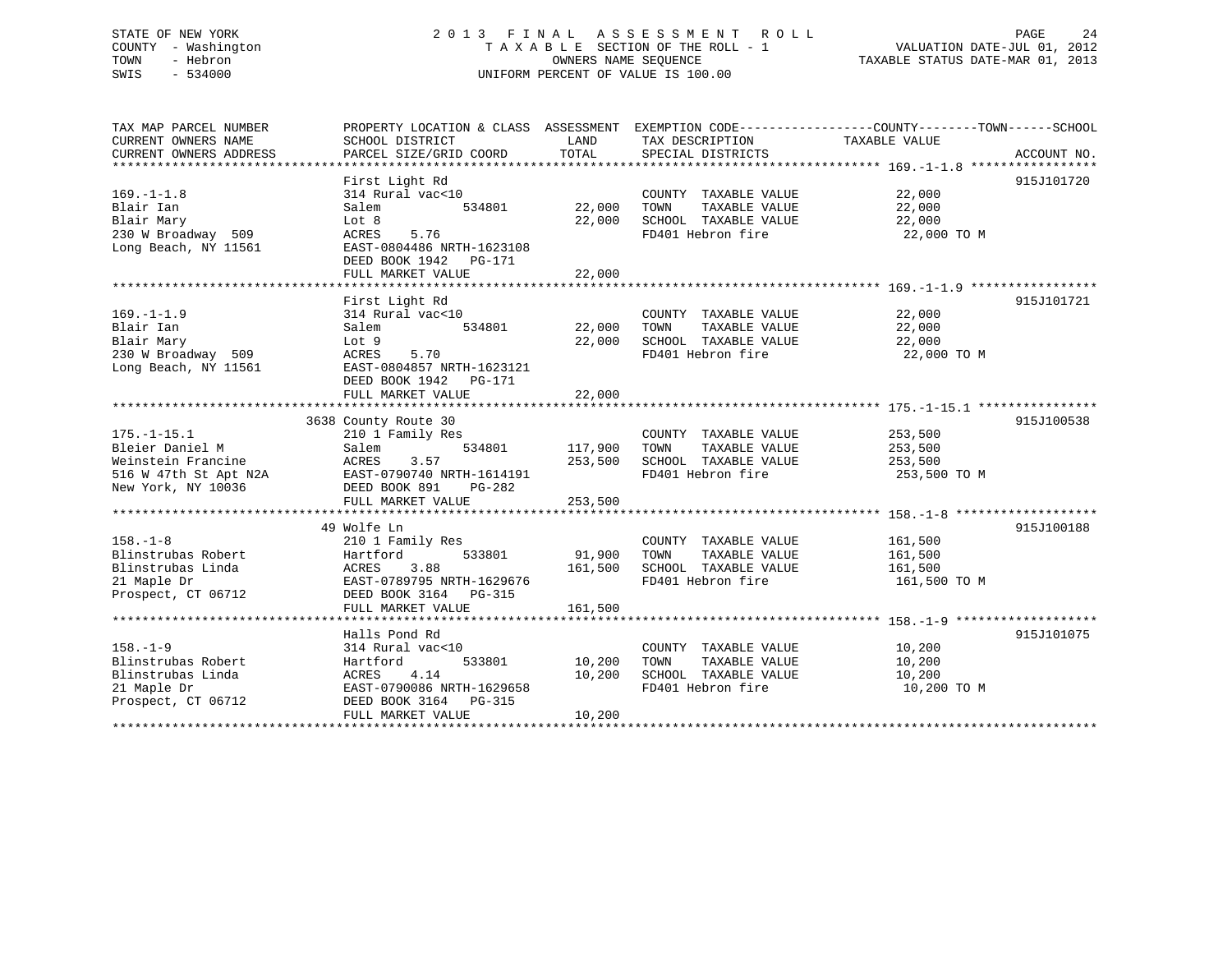STATE OF NEW YORK
COUNTY - Washington
TOWN - Hebron
SWIS - 534000

2 0 1 3 F I N A L A S S E S S M E N T R O L L
T A X A B L E SECTION OF THE ROLL - 1
OWNERS NAME SEQUENCE
UNIFORM PERCENT OF VALUE IS 100.00

VALUATION DATE-JUL 01, 2012
TAXABLE STATUS DATE-MAR 01, 2013

| TAX MAP PARCEL NUMBER / CURRENT OWNERS NAME / CURRENT OWNERS ADDRESS | PROPERTY LOCATION & CLASS / SCHOOL DISTRICT / PARCEL SIZE/GRID COORD | ASSESSMENT LAND / TOTAL | EXEMPTION CODE / TAX DESCRIPTION / SPECIAL DISTRICTS | COUNTY--------TOWN------SCHOOL TAXABLE VALUE | ACCOUNT NO. |
|---|---|---|---|---|---|
| 169.-1-1.8 | First Light Rd | | | | 915J101720 |
| | 314 Rural vac<10 | | COUNTY TAXABLE VALUE | 22,000 | |
| Blair Ian | Salem 534801 | 22,000 | TOWN TAXABLE VALUE | 22,000 | |
| Blair Mary | Lot 8 | 22,000 | SCHOOL TAXABLE VALUE | 22,000 | |
| 230 W Broadway 509 | ACRES 5.76 | | FD401 Hebron fire | 22,000 TO M | |
| Long Beach, NY 11561 | EAST-0804486 NRTH-1623108 | | | | |
| | DEED BOOK 1942 PG-171 | | | | |
| | FULL MARKET VALUE | 22,000 | | | |
| 169.-1-1.9 | First Light Rd | | | | 915J101721 |
| | 314 Rural vac<10 | | COUNTY TAXABLE VALUE | 22,000 | |
| Blair Ian | Salem 534801 | 22,000 | TOWN TAXABLE VALUE | 22,000 | |
| Blair Mary | Lot 9 | 22,000 | SCHOOL TAXABLE VALUE | 22,000 | |
| 230 W Broadway 509 | ACRES 5.70 | | FD401 Hebron fire | 22,000 TO M | |
| Long Beach, NY 11561 | EAST-0804857 NRTH-1623121 | | | | |
| | DEED BOOK 1942 PG-171 | | | | |
| | FULL MARKET VALUE | 22,000 | | | |
| 175.-1-15.1 | 3638 County Route 30 | | | | 915J100538 |
| | 210 1 Family Res | | COUNTY TAXABLE VALUE | 253,500 | |
| Bleier Daniel M | Salem 534801 | 117,900 | TOWN TAXABLE VALUE | 253,500 | |
| Weinstein Francine | ACRES 3.57 | 253,500 | SCHOOL TAXABLE VALUE | 253,500 | |
| 516 W 47th St Apt N2A | EAST-0790740 NRTH-1614191 | | FD401 Hebron fire | 253,500 TO M | |
| New York, NY 10036 | DEED BOOK 891 PG-282 | | | | |
| | FULL MARKET VALUE | 253,500 | | | |
| 158.-1-8 | 49 Wolfe Ln | | | | 915J100188 |
| | 210 1 Family Res | | COUNTY TAXABLE VALUE | 161,500 | |
| Blinstrubas Robert | Hartford 533801 | 91,900 | TOWN TAXABLE VALUE | 161,500 | |
| Blinstrubas Linda | ACRES 3.88 | 161,500 | SCHOOL TAXABLE VALUE | 161,500 | |
| 21 Maple Dr | EAST-0789795 NRTH-1629676 | | FD401 Hebron fire | 161,500 TO M | |
| Prospect, CT 06712 | DEED BOOK 3164 PG-315 | | | | |
| | FULL MARKET VALUE | 161,500 | | | |
| 158.-1-9 | Halls Pond Rd | | | | 915J101075 |
| | 314 Rural vac<10 | | COUNTY TAXABLE VALUE | 10,200 | |
| Blinstrubas Robert | Hartford 533801 | 10,200 | TOWN TAXABLE VALUE | 10,200 | |
| Blinstrubas Linda | ACRES 4.14 | 10,200 | SCHOOL TAXABLE VALUE | 10,200 | |
| 21 Maple Dr | EAST-0790086 NRTH-1629658 | | FD401 Hebron fire | 10,200 TO M | |
| Prospect, CT 06712 | DEED BOOK 3164 PG-315 | | | | |
| | FULL MARKET VALUE | 10,200 | | | |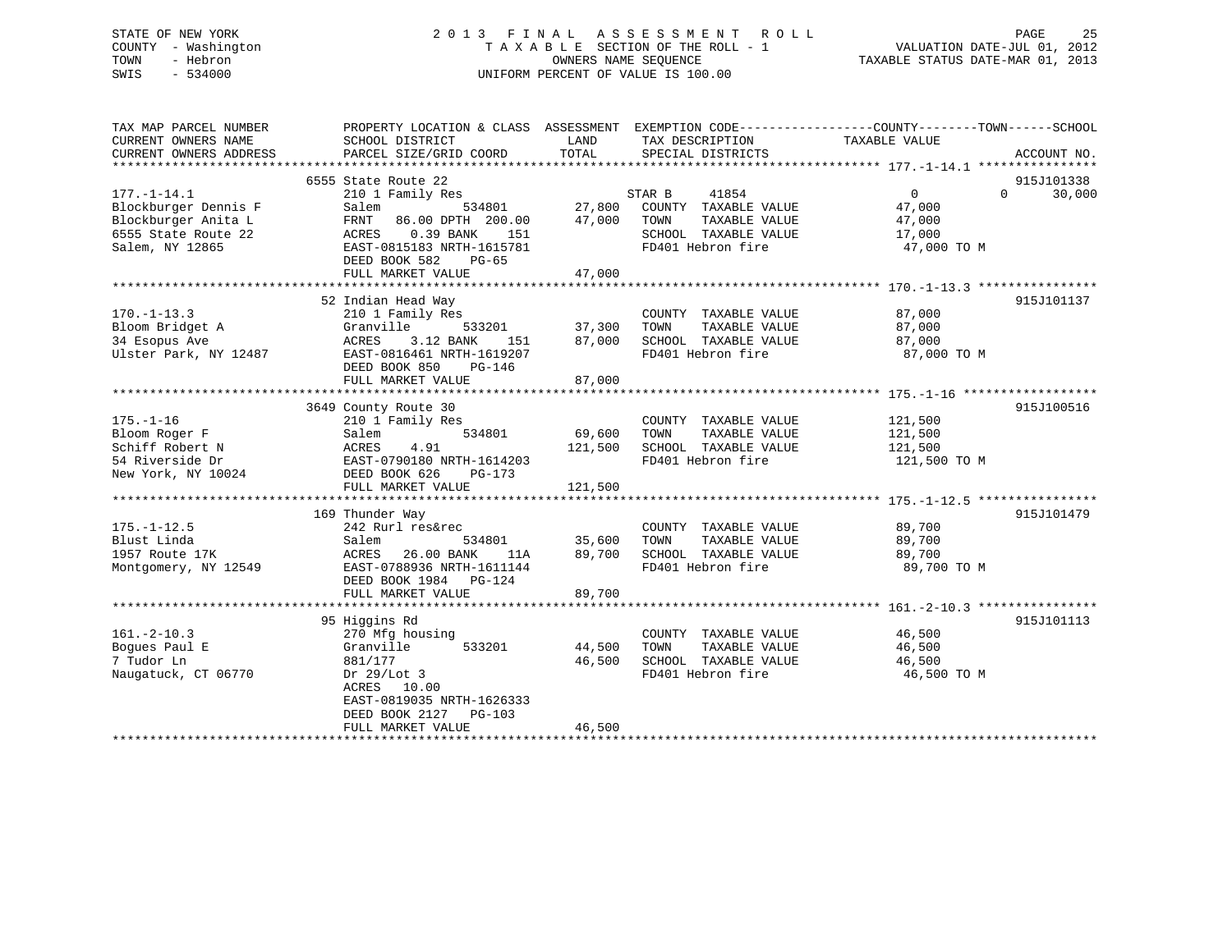STATE OF NEW YORK
COUNTY - Washington
TOWN - Hebron
SWIS - 534000

# 2013 FINAL ASSESSMENT ROLL

TAXABLE SECTION OF THE ROLL - 1
OWNERS NAME SEQUENCE
UNIFORM PERCENT OF VALUE IS 100.00

VALUATION DATE-JUL 01, 2012
TAXABLE STATUS DATE-MAR 01, 2013

| TAX MAP PARCEL NUMBER / CURRENT OWNERS NAME / CURRENT OWNERS ADDRESS | PROPERTY LOCATION & CLASS / SCHOOL DISTRICT / PARCEL SIZE/GRID COORD | ASSESSMENT LAND | ASSESSMENT TOTAL | EXEMPTION CODE / TAX DESCRIPTION / SPECIAL DISTRICTS | COUNTY / TOWN TAXABLE VALUE | SCHOOL | ACCOUNT NO. |
|---|---|---|---|---|---|---|---|
| 177.-1-14.1 | 6555 State Route 22 | | | | | | 915J101338 |
| Blockburger Dennis F | 210 1 Family Res | | | STAR B 41854 | 0 | 0 30,000 | |
| Blockburger Anita L | Salem 534801 | 27,800 | | COUNTY TAXABLE VALUE | 47,000 | | |
| 6555 State Route 22 | FRNT 86.00 DPTH 200.00 | | 47,000 | TOWN TAXABLE VALUE | 47,000 | | |
| Salem, NY 12865 | ACRES 0.39 BANK 151 | | | SCHOOL TAXABLE VALUE | 17,000 | | |
| | EAST-0815183 NRTH-1615781 | | | FD401 Hebron fire | 47,000 TO M | | |
| | DEED BOOK 582 PG-65 | | | | | | |
| | FULL MARKET VALUE | | 47,000 | | | | |
| 170.-1-13.3 | 52 Indian Head Way | | | | | | 915J101137 |
| Bloom Bridget A | 210 1 Family Res | | | COUNTY TAXABLE VALUE | 87,000 | | |
| 34 Esopus Ave | Granville 533201 | 37,300 | | TOWN TAXABLE VALUE | 87,000 | | |
| Ulster Park, NY 12487 | ACRES 3.12 BANK 151 | | 87,000 | SCHOOL TAXABLE VALUE | 87,000 | | |
| | EAST-0816461 NRTH-1619207 | | | FD401 Hebron fire | 87,000 TO M | | |
| | DEED BOOK 850 PG-146 | | | | | | |
| | FULL MARKET VALUE | | 87,000 | | | | |
| 175.-1-16 | 3649 County Route 30 | | | | | | 915J100516 |
| Bloom Roger F | 210 1 Family Res | | | COUNTY TAXABLE VALUE | 121,500 | | |
| Schiff Robert N | Salem 534801 | 69,600 | | TOWN TAXABLE VALUE | 121,500 | | |
| 54 Riverside Dr | ACRES 4.91 | | 121,500 | SCHOOL TAXABLE VALUE | 121,500 | | |
| New York, NY 10024 | EAST-0790180 NRTH-1614203 | | | FD401 Hebron fire | 121,500 TO M | | |
| | DEED BOOK 626 PG-173 | | | | | | |
| | FULL MARKET VALUE | | 121,500 | | | | |
| 175.-1-12.5 | 169 Thunder Way | | | | | | 915J101479 |
| Blust Linda | 242 Rurl res&rec | | | COUNTY TAXABLE VALUE | 89,700 | | |
| 1957 Route 17K | Salem 534801 | 35,600 | | TOWN TAXABLE VALUE | 89,700 | | |
| Montgomery, NY 12549 | ACRES 26.00 BANK 11A | | 89,700 | SCHOOL TAXABLE VALUE | 89,700 | | |
| | EAST-0788936 NRTH-1611144 | | | FD401 Hebron fire | 89,700 TO M | | |
| | DEED BOOK 1984 PG-124 | | | | | | |
| | FULL MARKET VALUE | | 89,700 | | | | |
| 161.-2-10.3 | 95 Higgins Rd | | | | | | 915J101113 |
| Bogues Paul E | 270 Mfg housing | | | COUNTY TAXABLE VALUE | 46,500 | | |
| 7 Tudor Ln | Granville 533201 | 44,500 | | TOWN TAXABLE VALUE | 46,500 | | |
| Naugatuck, CT 06770 | 881/177 | | 46,500 | SCHOOL TAXABLE VALUE | 46,500 | | |
| | Dr 29/Lot 3 | | | FD401 Hebron fire | 46,500 TO M | | |
| | ACRES 10.00 | | | | | | |
| | EAST-0819035 NRTH-1626333 | | | | | | |
| | DEED BOOK 2127 PG-103 | | | | | | |
| | FULL MARKET VALUE | | 46,500 | | | | |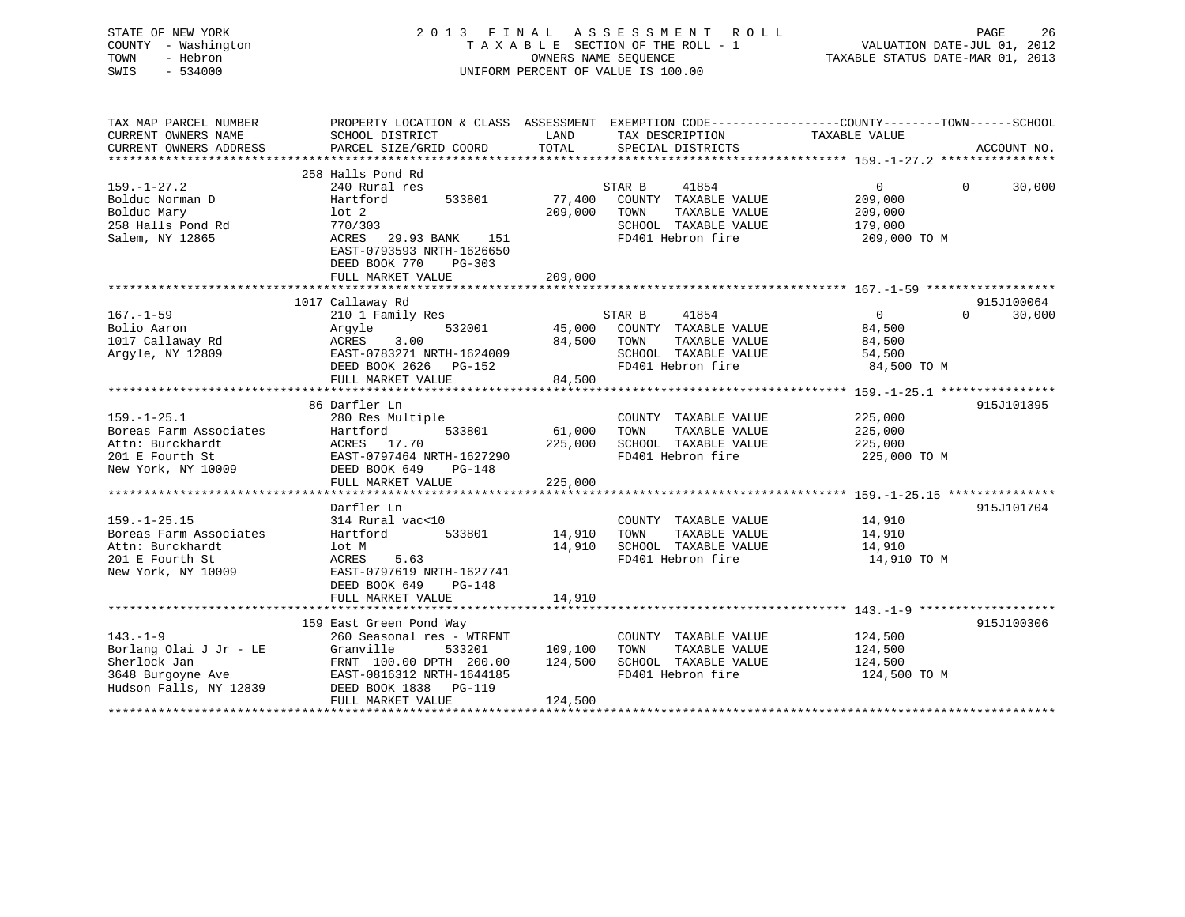STATE OF NEW YORK
COUNTY - Washington
TOWN - Hebron
SWIS - 534000

# 2013 FINAL ASSESSMENT ROLL

TAXABLE SECTION OF THE ROLL - 1
OWNERS NAME SEQUENCE
UNIFORM PERCENT OF VALUE IS 100.00

VALUATION DATE-JUL 01, 2012
TAXABLE STATUS DATE-MAR 01, 2013

```
TAX MAP PARCEL NUMBER          PROPERTY LOCATION & CLASS  ASSESSMENT  EXEMPTION CODE------------------COUNTY--------TOWN------SCHOOL
CURRENT OWNERS NAME            SCHOOL DISTRICT              LAND      TAX DESCRIPTION              TAXABLE VALUE
CURRENT OWNERS ADDRESS         PARCEL SIZE/GRID COORD       TOTAL     SPECIAL DISTRICTS                                     ACCOUNT NO.
******************************************************************************************************* 159.-1-27.2 ****************
                               258 Halls Pond Rd
159.-1-27.2                    240 Rural res                         STAR B      41854               0           0       30,000
Bolduc Norman D                Hartford        533801      77,400    COUNTY  TAXABLE VALUE          209,000
Bolduc Mary                    lot 2                      209,000    TOWN    TAXABLE VALUE          209,000
258 Halls Pond Rd              770/303                               SCHOOL  TAXABLE VALUE          179,000
Salem, NY 12865                ACRES  29.93 BANK    151              FD401 Hebron fire               209,000 TO M
                               EAST-0793593 NRTH-1626650
                               DEED BOOK 770    PG-303
                               FULL MARKET VALUE          209,000
******************************************************************************************************* 167.-1-59 ******************
                               1017 Callaway Rd                                                                         915J100064
167.-1-59                      210 1 Family Res                      STAR B      41854               0           0       30,000
Bolio Aaron                    Argyle          532001      45,000    COUNTY  TAXABLE VALUE           84,500
1017 Callaway Rd               ACRES    3.00               84,500    TOWN    TAXABLE VALUE           84,500
Argyle, NY 12809               EAST-0783271 NRTH-1624009             SCHOOL  TAXABLE VALUE           54,500
                               DEED BOOK 2626   PG-152               FD401 Hebron fire                84,500 TO M
                               FULL MARKET VALUE           84,500
******************************************************************************************************* 159.-1-25.1 ****************
                               86 Darfler Ln                                                                            915J101395
159.-1-25.1                    280 Res Multiple                      COUNTY  TAXABLE VALUE          225,000
Boreas Farm Associates         Hartford        533801      61,000    TOWN    TAXABLE VALUE          225,000
Attn: Burckhardt               ACRES   17.70              225,000    SCHOOL  TAXABLE VALUE          225,000
201 E Fourth St                EAST-0797464 NRTH-1627290             FD401 Hebron fire               225,000 TO M
New York, NY 10009             DEED BOOK 649    PG-148
                               FULL MARKET VALUE          225,000
******************************************************************************************************* 159.-1-25.15 ***************
                               Darfler Ln                                                                               915J101704
159.-1-25.15                   314 Rural vac<10                      COUNTY  TAXABLE VALUE           14,910
Boreas Farm Associates         Hartford        533801      14,910    TOWN    TAXABLE VALUE           14,910
Attn: Burckhardt               lot M                       14,910    SCHOOL  TAXABLE VALUE           14,910
201 E Fourth St                ACRES    5.63                         FD401 Hebron fire                14,910 TO M
New York, NY 10009             EAST-0797619 NRTH-1627741
                               DEED BOOK 649    PG-148
                               FULL MARKET VALUE           14,910
******************************************************************************************************* 143.-1-9 *******************
                               159 East Green Pond Way                                                                  915J100306
143.-1-9                       260 Seasonal res - WTRFNT             COUNTY  TAXABLE VALUE          124,500
Borlang Olai J Jr - LE         Granville       533201     109,100    TOWN    TAXABLE VALUE          124,500
Sherlock Jan                   FRNT 100.00 DPTH 200.00    124,500    SCHOOL  TAXABLE VALUE          124,500
3648 Burgoyne Ave              EAST-0816312 NRTH-1644185             FD401 Hebron fire               124,500 TO M
Hudson Falls, NY 12839         DEED BOOK 1838   PG-119
                               FULL MARKET VALUE          124,500
************************************************************************************************************************************
```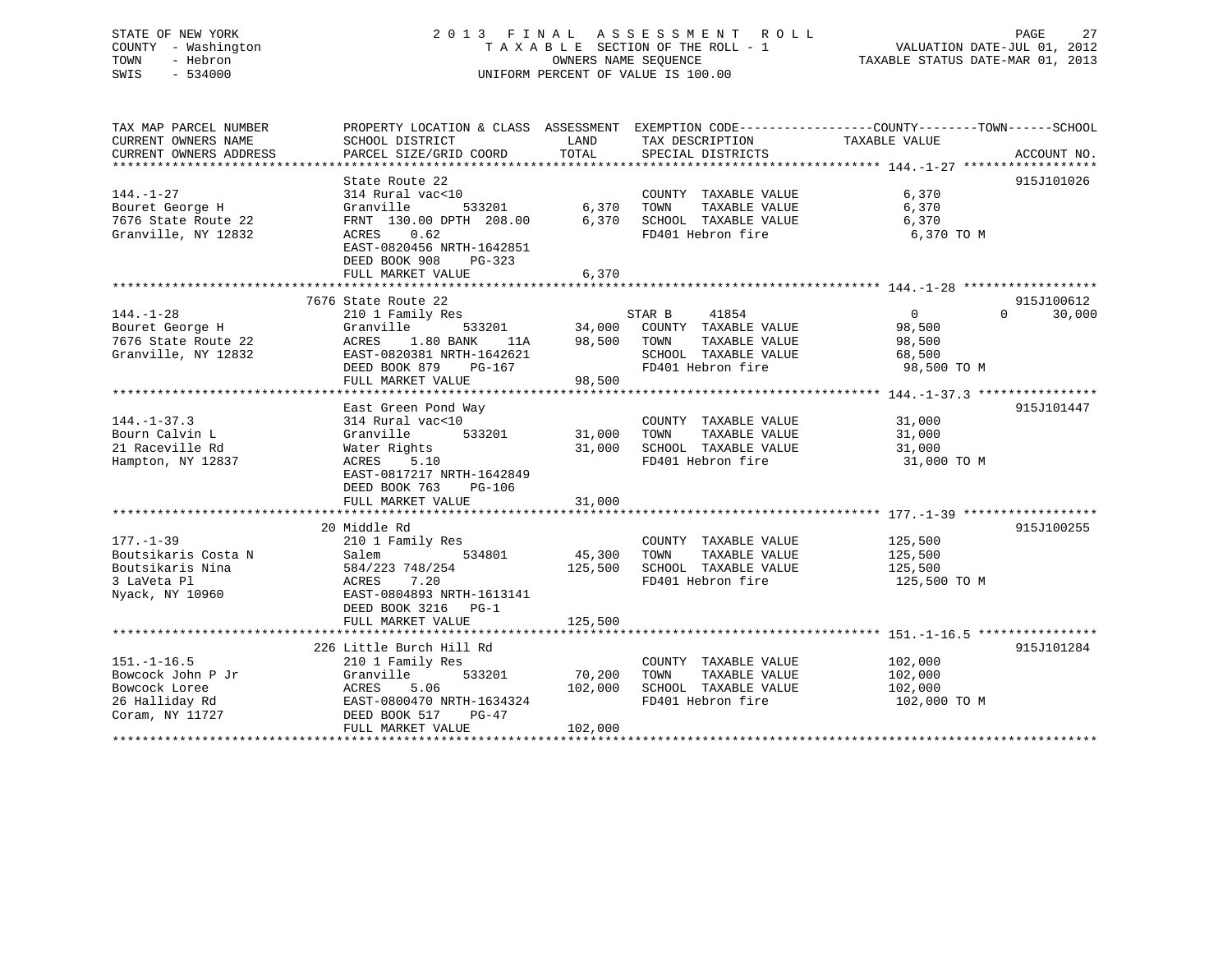STATE OF NEW YORK
COUNTY - Washington
TOWN - Hebron
SWIS - 534000

2 0 1 3 F I N A L A S S E S S M E N T R O L L
T A X A B L E SECTION OF THE ROLL - 1
OWNERS NAME SEQUENCE
UNIFORM PERCENT OF VALUE IS 100.00

VALUATION DATE-JUL 01, 2012
TAXABLE STATUS DATE-MAR 01, 2013

| TAX MAP PARCEL NUMBER / CURRENT OWNERS NAME / CURRENT OWNERS ADDRESS | PROPERTY LOCATION & CLASS / SCHOOL DISTRICT / PARCEL SIZE/GRID COORD | ASSESSMENT LAND | TOTAL | EXEMPTION CODE / TAX DESCRIPTION / SPECIAL DISTRICTS | COUNTY / TOWN / SCHOOL TAXABLE VALUE | ACCOUNT NO. |
|---|---|---|---|---|---|---|
| **144.-1-27** | State Route 22 | | | | | 915J101026 |
| 144.-1-27 | 314 Rural vac<10 | | | COUNTY TAXABLE VALUE | 6,370 | |
| Bouret George H | Granville 533201 | 6,370 | | TOWN TAXABLE VALUE | 6,370 | |
| 7676 State Route 22 | FRNT 130.00 DPTH 208.00 | | 6,370 | SCHOOL TAXABLE VALUE | 6,370 | |
| Granville, NY 12832 | ACRES 0.62 | | | FD401 Hebron fire | 6,370 TO M | |
| | EAST-0820456 NRTH-1642851 | | | | | |
| | DEED BOOK 908 PG-323 | | | | | |
| | FULL MARKET VALUE | | 6,370 | | | |
| **144.-1-28** | 7676 State Route 22 | | | | | 915J100612 |
| 144.-1-28 | 210 1 Family Res | | | STAR B 41854 | 0 / 0 / 30,000 | |
| Bouret George H | Granville 533201 | 34,000 | | COUNTY TAXABLE VALUE | 98,500 | |
| 7676 State Route 22 | ACRES 1.80 BANK 11A | | 98,500 | TOWN TAXABLE VALUE | 98,500 | |
| Granville, NY 12832 | EAST-0820381 NRTH-1642621 | | | SCHOOL TAXABLE VALUE | 68,500 | |
| | DEED BOOK 879 PG-167 | | | FD401 Hebron fire | 98,500 TO M | |
| | FULL MARKET VALUE | | 98,500 | | | |
| **144.-1-37.3** | East Green Pond Way | | | | | 915J101447 |
| 144.-1-37.3 | 314 Rural vac<10 | | | COUNTY TAXABLE VALUE | 31,000 | |
| Bourn Calvin L | Granville 533201 | 31,000 | | TOWN TAXABLE VALUE | 31,000 | |
| 21 Raceville Rd | Water Rights | | 31,000 | SCHOOL TAXABLE VALUE | 31,000 | |
| Hampton, NY 12837 | ACRES 5.10 | | | FD401 Hebron fire | 31,000 TO M | |
| | EAST-0817217 NRTH-1642849 | | | | | |
| | DEED BOOK 763 PG-106 | | | | | |
| | FULL MARKET VALUE | | 31,000 | | | |
| **177.-1-39** | 20 Middle Rd | | | | | 915J100255 |
| 177.-1-39 | 210 1 Family Res | | | COUNTY TAXABLE VALUE | 125,500 | |
| Boutsikaris Costa N | Salem 534801 | 45,300 | | TOWN TAXABLE VALUE | 125,500 | |
| Boutsikaris Nina | 584/223 748/254 | | 125,500 | SCHOOL TAXABLE VALUE | 125,500 | |
| 3 LaVeta Pl | ACRES 7.20 | | | FD401 Hebron fire | 125,500 TO M | |
| Nyack, NY 10960 | EAST-0804893 NRTH-1613141 | | | | | |
| | DEED BOOK 3216 PG-1 | | | | | |
| | FULL MARKET VALUE | | 125,500 | | | |
| **151.-1-16.5** | 226 Little Burch Hill Rd | | | | | 915J101284 |
| 151.-1-16.5 | 210 1 Family Res | | | COUNTY TAXABLE VALUE | 102,000 | |
| Bowcock John P Jr | Granville 533201 | 70,200 | | TOWN TAXABLE VALUE | 102,000 | |
| Bowcock Loree | ACRES 5.06 | | 102,000 | SCHOOL TAXABLE VALUE | 102,000 | |
| 26 Halliday Rd | EAST-0800470 NRTH-1634324 | | | FD401 Hebron fire | 102,000 TO M | |
| Coram, NY 11727 | DEED BOOK 517 PG-47 | | | | | |
| | FULL MARKET VALUE | | 102,000 | | | |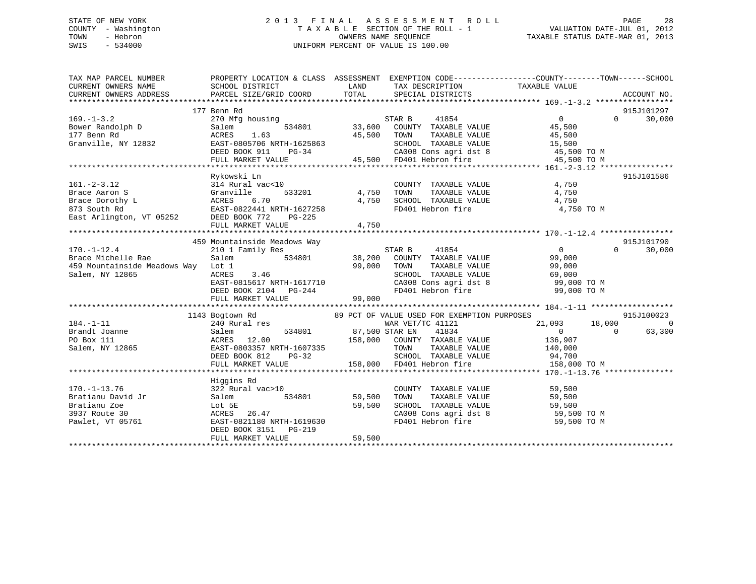STATE OF NEW YORK
COUNTY - Washington
TOWN - Hebron
SWIS - 534000

# 2013 FINAL ASSESSMENT ROLL
TAXABLE SECTION OF THE ROLL - 1
OWNERS NAME SEQUENCE
UNIFORM PERCENT OF VALUE IS 100.00

VALUATION DATE-JUL 01, 2012
TAXABLE STATUS DATE-MAR 01, 2013

| TAX MAP PARCEL NUMBER / CURRENT OWNERS NAME / CURRENT OWNERS ADDRESS | PROPERTY LOCATION & CLASS / SCHOOL DISTRICT / PARCEL SIZE/GRID COORD | ASSESSMENT LAND | TOTAL | EXEMPTION CODE / TAX DESCRIPTION / SPECIAL DISTRICTS | COUNTY TAXABLE VALUE | TOWN | SCHOOL | ACCOUNT NO. |
|---|---|---|---|---|---|---|---|---|
| 169.-1-3.2 | 177 Benn Rd | | | | | | | 915J101297 |
| Bower Randolph D | 270 Mfg housing | | | STAR B 41854 | 0 | 0 | 30,000 | |
| 177 Benn Rd | Salem 534801 | 33,600 | | COUNTY TAXABLE VALUE | 45,500 | | | |
| Granville, NY 12832 | ACRES 1.63 | | 45,500 | TOWN TAXABLE VALUE | 45,500 | | | |
| | EAST-0805706 NRTH-1625863 | | | SCHOOL TAXABLE VALUE | 15,500 | | | |
| | DEED BOOK 911 PG-34 | | | CA008 Cons agri dst 8 | 45,500 TO M | | | |
| | FULL MARKET VALUE | | 45,500 | FD401 Hebron fire | 45,500 TO M | | | |
| 161.-2-3.12 | Rykowski Ln | | | | | | | 915J101586 |
| Brace Aaron S | 314 Rural vac<10 | | | COUNTY TAXABLE VALUE | 4,750 | | | |
| Brace Dorothy L | Granville 533201 | 4,750 | | TOWN TAXABLE VALUE | 4,750 | | | |
| 873 South Rd | ACRES 6.70 | | 4,750 | SCHOOL TAXABLE VALUE | 4,750 | | | |
| East Arlington, VT 05252 | EAST-0822441 NRTH-1627258 | | | FD401 Hebron fire | 4,750 TO M | | | |
| | DEED BOOK 772 PG-225 | | | | | | | |
| | FULL MARKET VALUE | | 4,750 | | | | | |
| 170.-1-12.4 | 459 Mountainside Meadows Way | | | | | | | 915J101790 |
| Brace Michelle Rae | 210 1 Family Res | | | STAR B 41854 | 0 | 0 | 30,000 | |
| 459 Mountainside Meadows Way | Salem 534801 | 38,200 | | COUNTY TAXABLE VALUE | 99,000 | | | |
| Salem, NY 12865 | Lot 1 | | 99,000 | TOWN TAXABLE VALUE | 99,000 | | | |
| | ACRES 3.46 | | | SCHOOL TAXABLE VALUE | 69,000 | | | |
| | EAST-0815617 NRTH-1617710 | | | CA008 Cons agri dst 8 | 99,000 TO M | | | |
| | DEED BOOK 2104 PG-244 | | | FD401 Hebron fire | 99,000 TO M | | | |
| | FULL MARKET VALUE | | 99,000 | | | | | |
| 184.-1-11 | 1143 Bogtown Rd | | | 89 PCT OF VALUE USED FOR EXEMPTION PURPOSES | | | | 915J100023 |
| Brandt Joanne | 240 Rural res | | | WAR VET/TC 41121 | 21,093 | 18,000 | 0 | |
| PO Box 111 | Salem 534801 | 87,500 | | STAR EN 41834 | 0 | 0 | 63,300 | |
| Salem, NY 12865 | ACRES 12.00 | | 158,000 | COUNTY TAXABLE VALUE | 136,907 | | | |
| | EAST-0803357 NRTH-1607335 | | | TOWN TAXABLE VALUE | 140,000 | | | |
| | DEED BOOK 812 PG-32 | | | SCHOOL TAXABLE VALUE | 94,700 | | | |
| | FULL MARKET VALUE | | 158,000 | FD401 Hebron fire | 158,000 TO M | | | |
| 170.-1-13.76 | Higgins Rd | | | | | | | |
| Bratianu David Jr | 322 Rural vac>10 | | | COUNTY TAXABLE VALUE | 59,500 | | | |
| Bratianu Zoe | Salem 534801 | 59,500 | | TOWN TAXABLE VALUE | 59,500 | | | |
| 3937 Route 30 | Lot 5E | | 59,500 | SCHOOL TAXABLE VALUE | 59,500 | | | |
| Pawlet, VT 05761 | ACRES 26.47 | | | CA008 Cons agri dst 8 | 59,500 TO M | | | |
| | EAST-0821180 NRTH-1619630 | | | FD401 Hebron fire | 59,500 TO M | | | |
| | DEED BOOK 3151 PG-219 | | | | | | | |
| | FULL MARKET VALUE | | 59,500 | | | | | |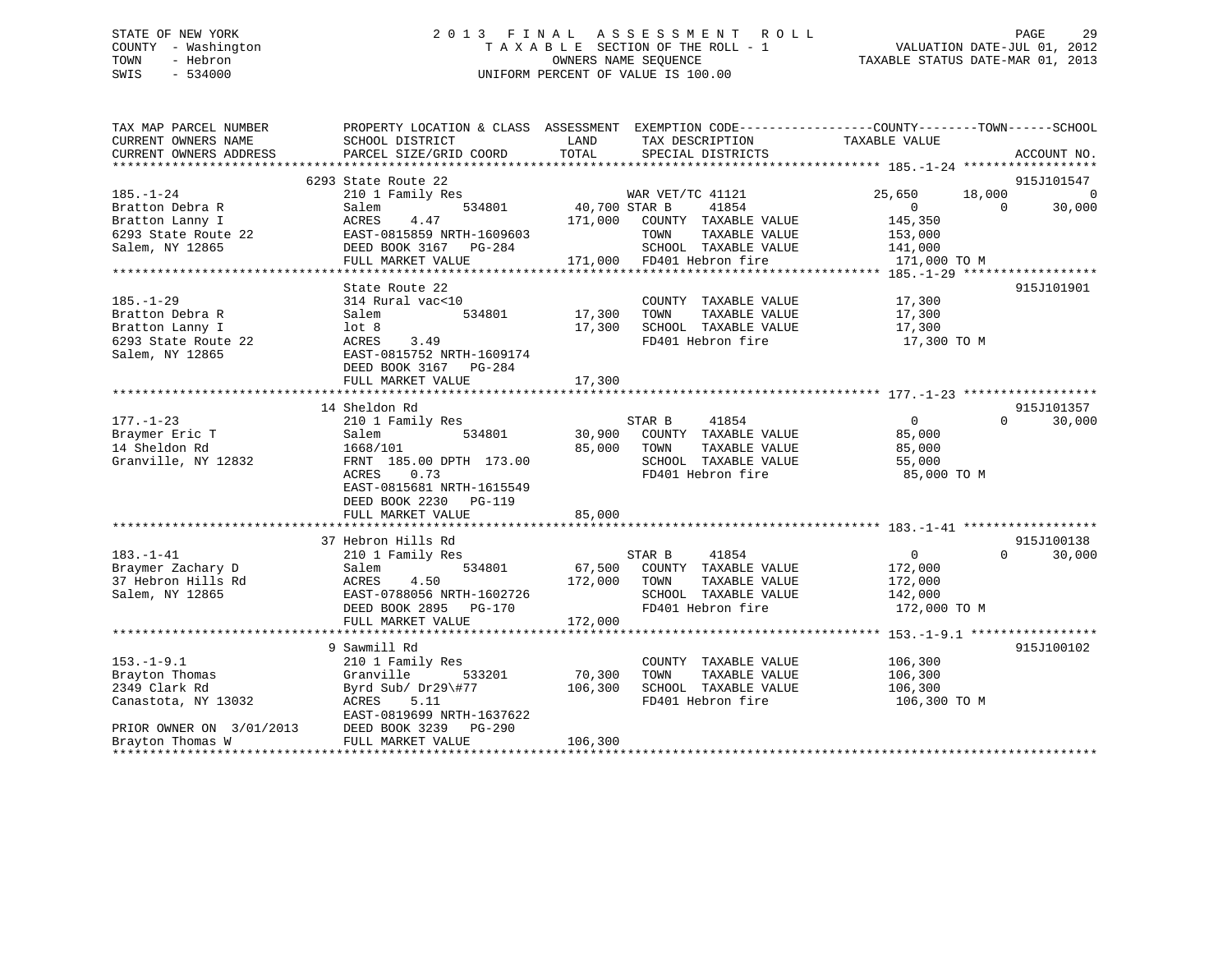STATE OF NEW YORK
COUNTY - Washington
TOWN - Hebron
SWIS - 534000

# 2013 FINAL ASSESSMENT ROLL
TAXABLE SECTION OF THE ROLL - 1
OWNERS NAME SEQUENCE
UNIFORM PERCENT OF VALUE IS 100.00

VALUATION DATE-JUL 01, 2012
TAXABLE STATUS DATE-MAR 01, 2013

```
TAX MAP PARCEL NUMBER          PROPERTY LOCATION & CLASS  ASSESSMENT  EXEMPTION CODE------------------COUNTY--------TOWN------SCHOOL
CURRENT OWNERS NAME            SCHOOL DISTRICT              LAND       TAX DESCRIPTION              TAXABLE VALUE
CURRENT OWNERS ADDRESS         PARCEL SIZE/GRID COORD       TOTAL      SPECIAL DISTRICTS                                   ACCOUNT NO.
******************************************************************************************************* 185.-1-24 ******************
                              6293 State Route 22                                                                          915J101547
185.-1-24                      210 1 Family Res                   WAR VET/TC 41121              25,650     18,000          0
Bratton Debra R                Salem          534801       40,700 STAR B      41854                  0          0     30,000
Bratton Lanny I                ACRES    4.47              171,000   COUNTY  TAXABLE VALUE        145,350
6293 State Route 22            EAST-0815859 NRTH-1609603            TOWN    TAXABLE VALUE        153,000
Salem, NY 12865                DEED BOOK 3167   PG-284              SCHOOL  TAXABLE VALUE        141,000
                               FULL MARKET VALUE          171,000   FD401 Hebron fire            171,000 TO M
******************************************************************************************************* 185.-1-29 ******************
                               State Route 22                                                                              915J101901
185.-1-29                      314 Rural vac<10                     COUNTY  TAXABLE VALUE         17,300
Bratton Debra R                Salem          534801       17,300   TOWN    TAXABLE VALUE         17,300
Bratton Lanny I                lot 8                       17,300   SCHOOL  TAXABLE VALUE         17,300
6293 State Route 22            ACRES    3.49                        FD401 Hebron fire             17,300 TO M
Salem, NY 12865                EAST-0815752 NRTH-1609174
                               DEED BOOK 3167   PG-284
                               FULL MARKET VALUE           17,300
******************************************************************************************************* 177.-1-23 ******************
                               14 Sheldon Rd                                                                               915J101357
177.-1-23                      210 1 Family Res                     STAR B      41854                  0          0     30,000
Braymer Eric T                 Salem          534801       30,900   COUNTY  TAXABLE VALUE         85,000
14 Sheldon Rd                  1668/101                    85,000   TOWN    TAXABLE VALUE         85,000
Granville, NY 12832            FRNT 185.00 DPTH 173.00              SCHOOL  TAXABLE VALUE         55,000
                               ACRES    0.73                        FD401 Hebron fire             85,000 TO M
                               EAST-0815681 NRTH-1615549
                               DEED BOOK 2230   PG-119
                               FULL MARKET VALUE           85,000
******************************************************************************************************* 183.-1-41 ******************
                               37 Hebron Hills Rd                                                                          915J100138
183.-1-41                      210 1 Family Res                     STAR B      41854                  0          0     30,000
Braymer Zachary D              Salem          534801       67,500   COUNTY  TAXABLE VALUE        172,000
37 Hebron Hills Rd             ACRES    4.50              172,000   TOWN    TAXABLE VALUE        172,000
Salem, NY 12865                EAST-0788056 NRTH-1602726            SCHOOL  TAXABLE VALUE        142,000
                               DEED BOOK 2895   PG-170              FD401 Hebron fire            172,000 TO M
                               FULL MARKET VALUE          172,000
******************************************************************************************************* 153.-1-9.1 *****************
                               9 Sawmill Rd                                                                                915J100102
153.-1-9.1                     210 1 Family Res                     COUNTY  TAXABLE VALUE        106,300
Brayton Thomas                 Granville      533201       70,300   TOWN    TAXABLE VALUE        106,300
2349 Clark Rd                  Byrd Sub/ Dr29\#77         106,300   SCHOOL  TAXABLE VALUE        106,300
Canastota, NY 13032            ACRES    5.11                        FD401 Hebron fire            106,300 TO M
                               EAST-0819699 NRTH-1637622
PRIOR OWNER ON 3/01/2013       DEED BOOK 3239   PG-290
Brayton Thomas W               FULL MARKET VALUE          106,300
************************************************************************************************************************************
```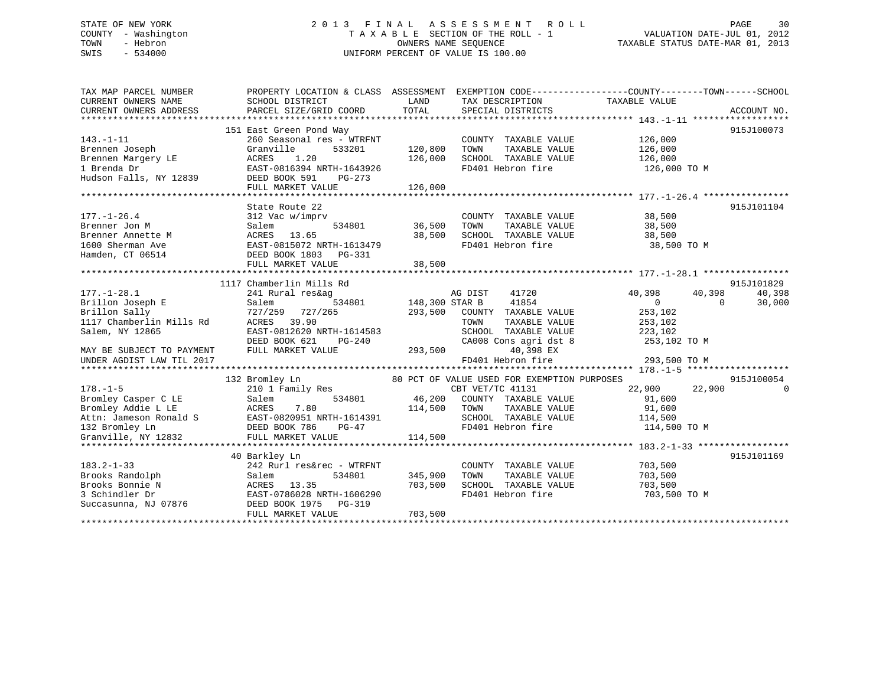STATE OF NEW YORK
COUNTY - Washington
TOWN - Hebron
SWIS - 534000

2013 FINAL ASSESSMENT ROLL
TAXABLE SECTION OF THE ROLL - 1
OWNERS NAME SEQUENCE
UNIFORM PERCENT OF VALUE IS 100.00

VALUATION DATE-JUL 01, 2012
TAXABLE STATUS DATE-MAR 01, 2013

```
TAX MAP PARCEL NUMBER          PROPERTY LOCATION & CLASS  ASSESSMENT  EXEMPTION CODE------------------COUNTY--------TOWN------SCHOOL
CURRENT OWNERS NAME            SCHOOL DISTRICT               LAND      TAX DESCRIPTION            TAXABLE VALUE
CURRENT OWNERS ADDRESS         PARCEL SIZE/GRID COORD        TOTAL     SPECIAL DISTRICTS                                    ACCOUNT NO.
******************************************************************************************************* 143.-1-11 *****************
                          151 East Green Pond Way                                                                         915J100073
143.-1-11                      260 Seasonal res - WTRFNT           COUNTY  TAXABLE VALUE           126,000
Brennen Joseph                 Granville      533201     120,800   TOWN    TAXABLE VALUE           126,000
Brennen Margery LE             ACRES    1.20             126,000   SCHOOL  TAXABLE VALUE           126,000
1 Brenda Dr                    EAST-0816394 NRTH-1643926           FD401 Hebron fire                126,000 TO M
Hudson Falls, NY 12839         DEED BOOK 591    PG-273
                               FULL MARKET VALUE             126,000
******************************************************************************************************* 177.-1-26.4 ***************
                          State Route 22                                                                                  915J101104
177.-1-26.4                    312 Vac w/imprv                     COUNTY  TAXABLE VALUE            38,500
Brenner Jon M                  Salem          534801      36,500   TOWN    TAXABLE VALUE            38,500
Brenner Annette M              ACRES   13.65              38,500   SCHOOL  TAXABLE VALUE            38,500
1600 Sherman Ave               EAST-0815072 NRTH-1613479           FD401 Hebron fire                 38,500 TO M
Hamden, CT 06514               DEED BOOK 1803   PG-331
                               FULL MARKET VALUE              38,500
******************************************************************************************************* 177.-1-28.1 ***************
                          1117 Chamberlin Mills Rd                                                                        915J101829
177.-1-28.1                    241 Rural res&ag                    AG DIST     41720             40,398      40,398      40,398
Brillon Joseph E               Salem          534801     148,300 STAR B      41854                  0           0       30,000
Brillon Sally                  727/259  727/265          293,500   COUNTY  TAXABLE VALUE           253,102
1117 Chamberlin Mills Rd       ACRES   39.90                       TOWN    TAXABLE VALUE           253,102
Salem, NY 12865                EAST-0812620 NRTH-1614583           SCHOOL  TAXABLE VALUE           223,102
                               DEED BOOK 621    PG-240             CA008 Cons agri dst 8            253,102 TO M
MAY BE SUBJECT TO PAYMENT      FULL MARKET VALUE             293,500          40,398 EX
UNDER AGDIST LAW TIL 2017                                          FD401 Hebron fire                293,500 TO M
******************************************************************************************************* 178.-1-5 ******************
                          132 Bromley Ln                 80 PCT OF VALUE USED FOR EXEMPTION PURPOSES                      915J100054
178.-1-5                       210 1 Family Res                    CBT VET/TC 41131                  22,900      22,900           0
Bromley Casper C LE            Salem          534801      46,200   COUNTY  TAXABLE VALUE            91,600
Bromley Addie L LE             ACRES    7.80             114,500   TOWN    TAXABLE VALUE            91,600
Attn: Jameson Ronald S         EAST-0820951 NRTH-1614391           SCHOOL  TAXABLE VALUE           114,500
132 Bromley Ln                 DEED BOOK 786    PG-47              FD401 Hebron fire                114,500 TO M
Granville, NY 12832            FULL MARKET VALUE             114,500
******************************************************************************************************* 183.2-1-33 ****************
                          40 Barkley Ln                                                                                   915J101169
183.2-1-33                     242 Rurl res&rec - WTRFNT           COUNTY  TAXABLE VALUE           703,500
Brooks Randolph                Salem          534801     345,900   TOWN    TAXABLE VALUE           703,500
Brooks Bonnie N                ACRES   13.35             703,500   SCHOOL  TAXABLE VALUE           703,500
3 Schindler Dr                 EAST-0786028 NRTH-1606290           FD401 Hebron fire                703,500 TO M
Succasunna, NJ 07876           DEED BOOK 1975   PG-319
                               FULL MARKET VALUE             703,500
************************************************************************************************************************************
```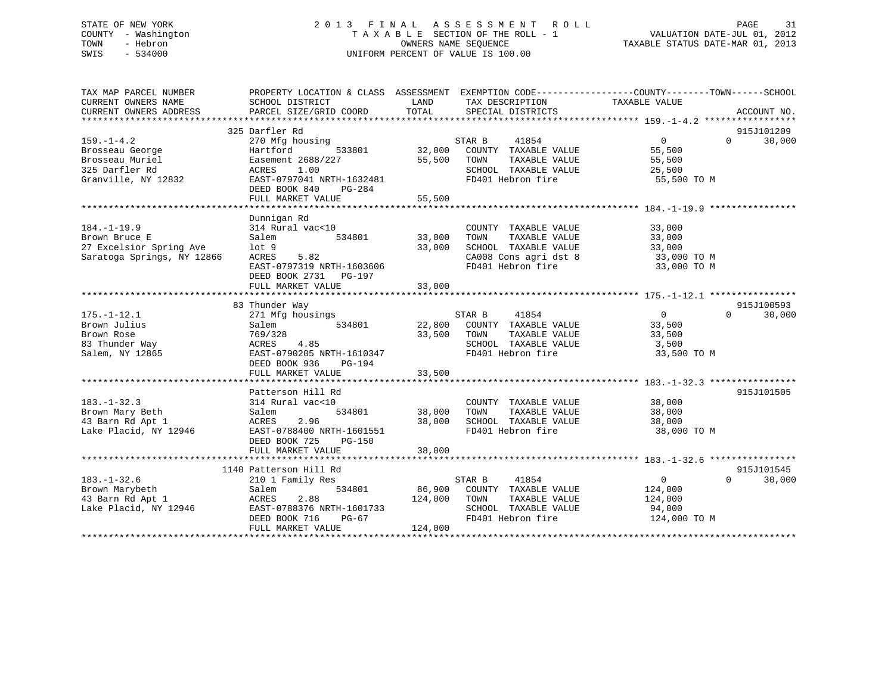STATE OF NEW YORK
COUNTY - Washington
TOWN - Hebron
SWIS - 534000

# 2013 FINAL ASSESSMENT ROLL

TAXABLE SECTION OF THE ROLL - 1
OWNERS NAME SEQUENCE
UNIFORM PERCENT OF VALUE IS 100.00

VALUATION DATE-JUL 01, 2012
TAXABLE STATUS DATE-MAR 01, 2013

```
TAX MAP PARCEL NUMBER          PROPERTY LOCATION & CLASS  ASSESSMENT  EXEMPTION CODE-----------------COUNTY--------TOWN------SCHOOL
CURRENT OWNERS NAME            SCHOOL DISTRICT              LAND      TAX DESCRIPTION             TAXABLE VALUE
CURRENT OWNERS ADDRESS         PARCEL SIZE/GRID COORD       TOTAL     SPECIAL DISTRICTS                                       ACCOUNT NO.
******************************************************************************************************* 159.-1-4.2 *****************
                               325 Darfler Rd                                                                                  915J101209
159.-1-4.2                     270 Mfg housing                        STAR B      41854                 0          0      30,000
Brosseau George                Hartford         533801      32,000    COUNTY  TAXABLE VALUE          55,500
Brosseau Muriel                Easement 2688/227            55,500    TOWN    TAXABLE VALUE          55,500
325 Darfler Rd                 ACRES    1.00                          SCHOOL  TAXABLE VALUE          25,500
Granville, NY 12832            EAST-0797041 NRTH-1632481              FD401 Hebron fire               55,500 TO M
                               DEED BOOK 840    PG-284
                               FULL MARKET VALUE            55,500
******************************************************************************************************* 184.-1-19.9 ****************
                               Dunnigan Rd
184.-1-19.9                    314 Rural vac<10                       COUNTY  TAXABLE VALUE          33,000
Brown Bruce E                  Salem            534801      33,000    TOWN    TAXABLE VALUE          33,000
27 Excelsior Spring Ave        lot 9                        33,000    SCHOOL  TAXABLE VALUE          33,000
Saratoga Springs, NY 12866     ACRES    5.82                          CA008 Cons agri dst 8           33,000 TO M
                               EAST-0797319 NRTH-1603606              FD401 Hebron fire               33,000 TO M
                               DEED BOOK 2731   PG-197
                               FULL MARKET VALUE            33,000
******************************************************************************************************* 175.-1-12.1 ****************
                               83 Thunder Way                                                                                  915J100593
175.-1-12.1                    271 Mfg housings                       STAR B      41854                 0          0      30,000
Brown Julius                   Salem            534801      22,800    COUNTY  TAXABLE VALUE          33,500
Brown Rose                     769/328                      33,500    TOWN    TAXABLE VALUE          33,500
83 Thunder Way                 ACRES    4.85                          SCHOOL  TAXABLE VALUE           3,500
Salem, NY 12865                EAST-0790205 NRTH-1610347              FD401 Hebron fire               33,500 TO M
                               DEED BOOK 936    PG-194
                               FULL MARKET VALUE            33,500
******************************************************************************************************* 183.-1-32.3 ****************
                               Patterson Hill Rd                                                                               915J101505
183.-1-32.3                    314 Rural vac<10                       COUNTY  TAXABLE VALUE          38,000
Brown Mary Beth                Salem            534801      38,000    TOWN    TAXABLE VALUE          38,000
43 Barn Rd Apt 1               ACRES    2.96                38,000    SCHOOL  TAXABLE VALUE          38,000
Lake Placid, NY 12946          EAST-0788400 NRTH-1601551              FD401 Hebron fire               38,000 TO M
                               DEED BOOK 725    PG-150
                               FULL MARKET VALUE            38,000
******************************************************************************************************* 183.-1-32.6 ****************
                               1140 Patterson Hill Rd                                                                          915J101545
183.-1-32.6                    210 1 Family Res                       STAR B      41854                 0          0      30,000
Brown Marybeth                 Salem            534801      86,900    COUNTY  TAXABLE VALUE         124,000
43 Barn Rd Apt 1               ACRES    2.88               124,000    TOWN    TAXABLE VALUE         124,000
Lake Placid, NY 12946          EAST-0788376 NRTH-1601733              SCHOOL  TAXABLE VALUE          94,000
                               DEED BOOK 716    PG-67                 FD401 Hebron fire              124,000 TO M
                               FULL MARKET VALUE           124,000
************************************************************************************************************************************
```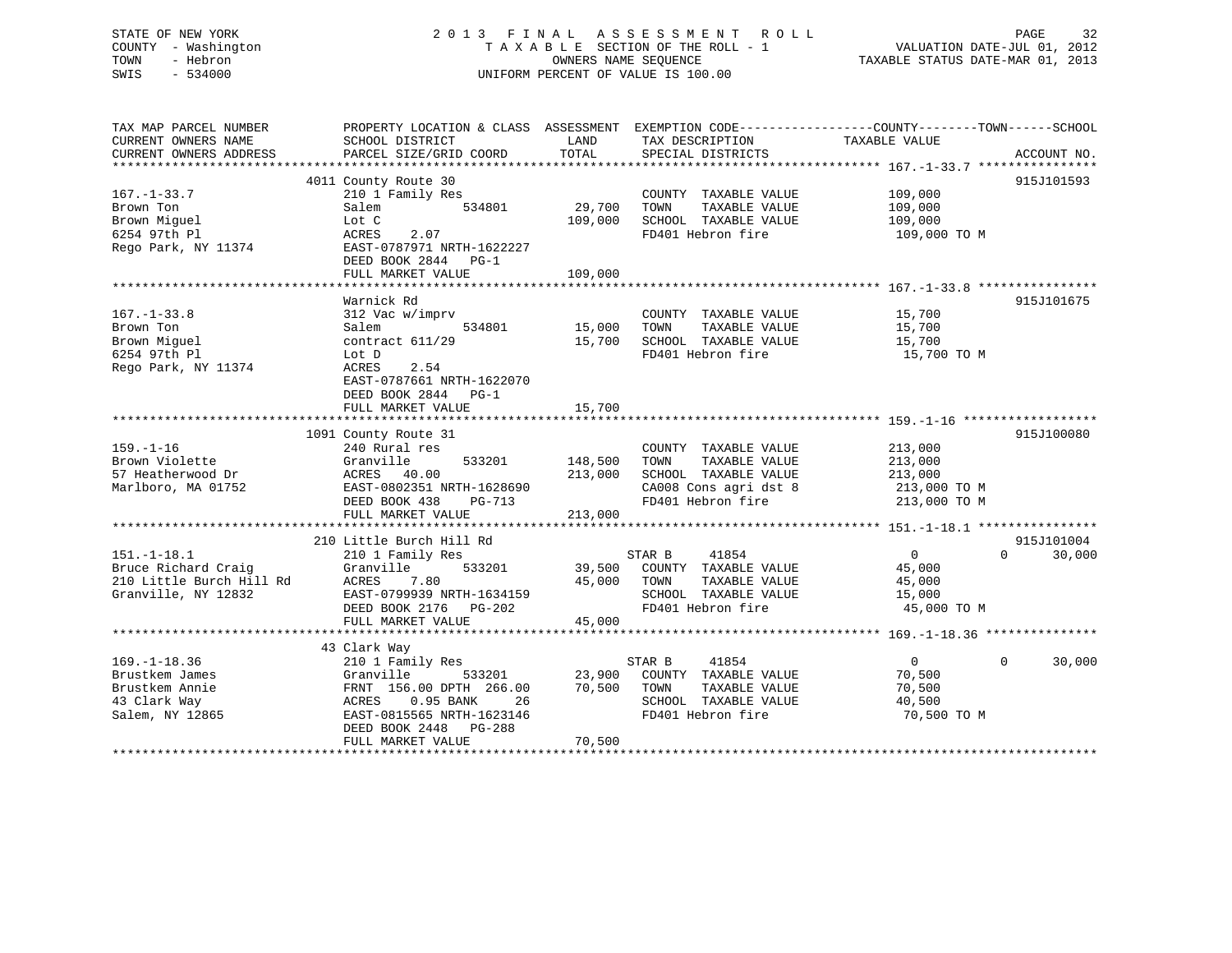STATE OF NEW YORK
COUNTY - Washington
TOWN - Hebron
SWIS - 534000

# 2013 FINAL ASSESSMENT ROLL

TAXABLE SECTION OF THE ROLL - 1
OWNERS NAME SEQUENCE
UNIFORM PERCENT OF VALUE IS 100.00

VALUATION DATE-JUL 01, 2012
TAXABLE STATUS DATE-MAR 01, 2013

```
TAX MAP PARCEL NUMBER          PROPERTY LOCATION & CLASS  ASSESSMENT  EXEMPTION CODE------------------COUNTY--------TOWN------SCHOOL
CURRENT OWNERS NAME            SCHOOL DISTRICT              LAND      TAX DESCRIPTION              TAXABLE VALUE
CURRENT OWNERS ADDRESS         PARCEL SIZE/GRID COORD       TOTAL     SPECIAL DISTRICTS                                    ACCOUNT NO.
******************************************************************************************************* 167.-1-33.7 ****************
                               4011 County Route 30                                                                        915J101593
167.-1-33.7                    210 1 Family Res                       COUNTY  TAXABLE VALUE          109,000
Brown Ton                      Salem            534801      29,700    TOWN    TAXABLE VALUE          109,000
Brown Miguel                   Lot C                       109,000    SCHOOL  TAXABLE VALUE          109,000
6254 97th Pl                   ACRES    2.07                          FD401 Hebron fire               109,000 TO M
Rego Park, NY 11374            EAST-0787971 NRTH-1622227
                               DEED BOOK 2844   PG-1
                               FULL MARKET VALUE           109,000
******************************************************************************************************* 167.-1-33.8 ****************
                               Warnick Rd                                                                                  915J101675
167.-1-33.8                    312 Vac w/imprv                        COUNTY  TAXABLE VALUE           15,700
Brown Ton                      Salem            534801      15,000    TOWN    TAXABLE VALUE           15,700
Brown Miguel                   contract 611/29              15,700    SCHOOL  TAXABLE VALUE           15,700
6254 97th Pl                   Lot D                                  FD401 Hebron fire                15,700 TO M
Rego Park, NY 11374            ACRES    2.54
                               EAST-0787661 NRTH-1622070
                               DEED BOOK 2844   PG-1
                               FULL MARKET VALUE            15,700
******************************************************************************************************* 159.-1-16 ******************
                               1091 County Route 31                                                                        915J100080
159.-1-16                      240 Rural res                          COUNTY  TAXABLE VALUE          213,000
Brown Violette                 Granville        533201     148,500    TOWN    TAXABLE VALUE          213,000
57 Heatherwood Dr              ACRES   40.00               213,000    SCHOOL  TAXABLE VALUE          213,000
Marlboro, MA 01752             EAST-0802351 NRTH-1628690              CA008 Cons agri dst 8           213,000 TO M
                               DEED BOOK 438    PG-713                FD401 Hebron fire               213,000 TO M
                               FULL MARKET VALUE           213,000
******************************************************************************************************* 151.-1-18.1 ****************
                               210 Little Burch Hill Rd                                                                    915J101004
151.-1-18.1                    210 1 Family Res                       STAR B       41854                   0           0      30,000
Bruce Richard Craig            Granville        533201      39,500    COUNTY  TAXABLE VALUE           45,000
210 Little Burch Hill Rd       ACRES    7.80                45,000    TOWN    TAXABLE VALUE           45,000
Granville, NY 12832            EAST-0799939 NRTH-1634159              SCHOOL  TAXABLE VALUE           15,000
                               DEED BOOK 2176   PG-202                FD401 Hebron fire                45,000 TO M
                               FULL MARKET VALUE            45,000
******************************************************************************************************* 169.-1-18.36 ***************
                               43 Clark Way
169.-1-18.36                   210 1 Family Res                       STAR B       41854                   0           0      30,000
Brustkem James                 Granville        533201      23,900    COUNTY  TAXABLE VALUE           70,500
Brustkem Annie                 FRNT 156.00 DPTH 266.00      70,500    TOWN    TAXABLE VALUE           70,500
43 Clark Way                   ACRES    0.95 BANK     26              SCHOOL  TAXABLE VALUE           40,500
Salem, NY 12865                EAST-0815565 NRTH-1623146              FD401 Hebron fire                70,500 TO M
                               DEED BOOK 2448   PG-288
                               FULL MARKET VALUE            70,500
************************************************************************************************************************************
```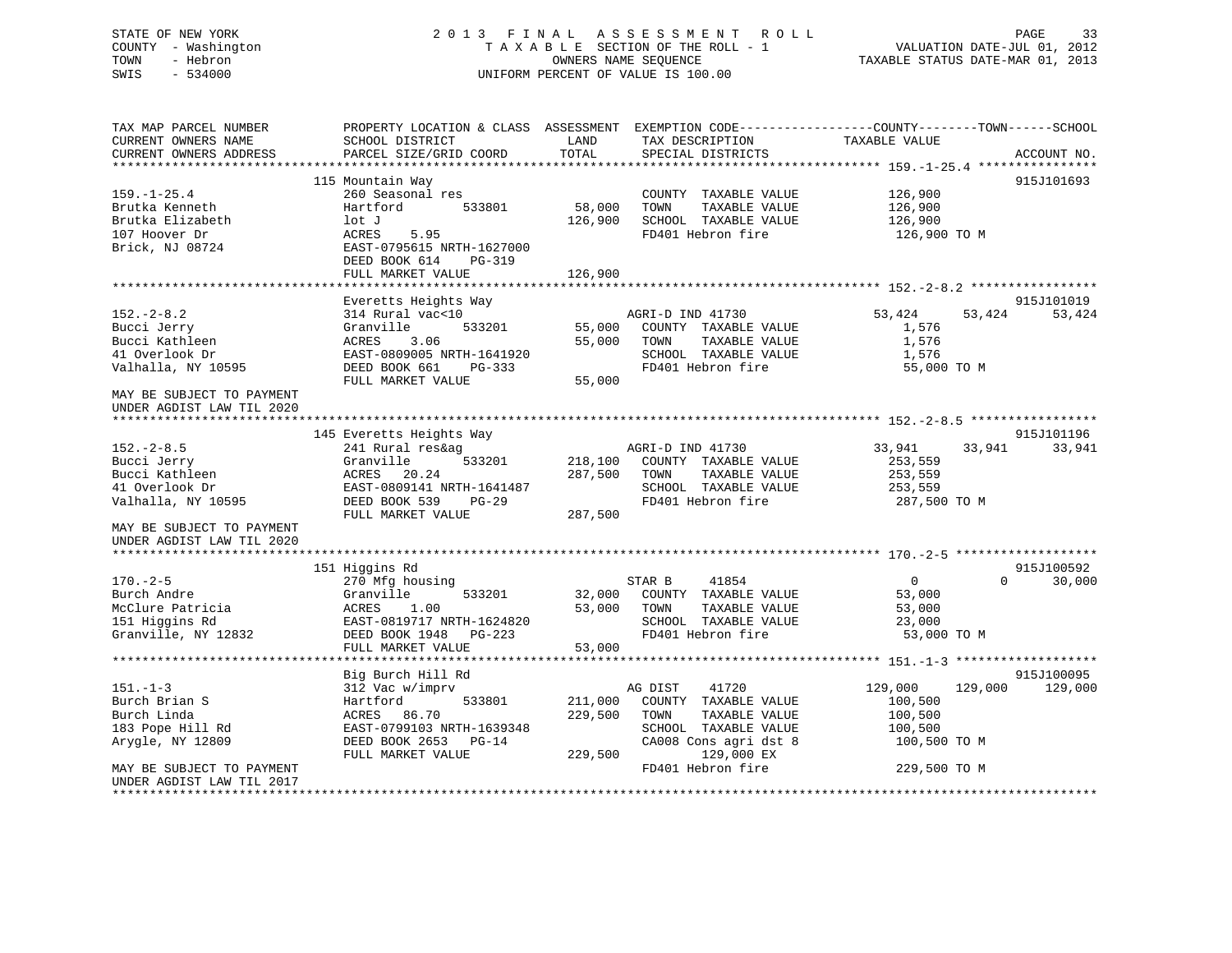STATE OF NEW YORK
COUNTY - Washington
TOWN - Hebron
SWIS - 534000

# 2013 FINAL ASSESSMENT ROLL

TAXABLE SECTION OF THE ROLL - 1
OWNERS NAME SEQUENCE
UNIFORM PERCENT OF VALUE IS 100.00

VALUATION DATE-JUL 01, 2012
TAXABLE STATUS DATE-MAR 01, 2013

```
TAX MAP PARCEL NUMBER          PROPERTY LOCATION & CLASS  ASSESSMENT  EXEMPTION CODE------------------COUNTY--------TOWN------SCHOOL
CURRENT OWNERS NAME            SCHOOL DISTRICT            LAND        TAX DESCRIPTION                TAXABLE VALUE
CURRENT OWNERS ADDRESS         PARCEL SIZE/GRID COORD     TOTAL       SPECIAL DISTRICTS                                          ACCOUNT NO.
*********************************************************************************************** 159.-1-25.4 ****************
                               115 Mountain Way                                                                             915J101693
159.-1-25.4                    260 Seasonal res                       COUNTY  TAXABLE VALUE          126,900
Brutka Kenneth                 Hartford        533801       58,000    TOWN    TAXABLE VALUE          126,900
Brutka Elizabeth               lot J                       126,900    SCHOOL  TAXABLE VALUE          126,900
107 Hoover Dr                  ACRES     5.95                         FD401 Hebron fire              126,900 TO M
Brick, NJ 08724                EAST-0795615 NRTH-1627000
                               DEED BOOK 614    PG-319
                               FULL MARKET VALUE           126,900
*********************************************************************************************** 152.-2-8.2 *****************
                               Everetts Heights Way                                                                         915J101019
152.-2-8.2                     314 Rural vac<10                       AGRI-D IND 41730               53,424      53,424      53,424
Bucci Jerry                    Granville       533201       55,000    COUNTY  TAXABLE VALUE            1,576
Bucci Kathleen                 ACRES     3.06               55,000    TOWN    TAXABLE VALUE            1,576
41 Overlook Dr                 EAST-0809005 NRTH-1641920              SCHOOL  TAXABLE VALUE            1,576
Valhalla, NY 10595             DEED BOOK 661    PG-333                FD401 Hebron fire               55,000 TO M
                               FULL MARKET VALUE            55,000
MAY BE SUBJECT TO PAYMENT
UNDER AGDIST LAW TIL 2020
*********************************************************************************************** 152.-2-8.5 *****************
                               145 Everetts Heights Way                                                                     915J101196
152.-2-8.5                     241 Rural res&ag                       AGRI-D IND 41730               33,941      33,941      33,941
Bucci Jerry                    Granville       533201      218,100    COUNTY  TAXABLE VALUE          253,559
Bucci Kathleen                 ACRES    20.24              287,500    TOWN    TAXABLE VALUE          253,559
41 Overlook Dr                 EAST-0809141 NRTH-1641487              SCHOOL  TAXABLE VALUE          253,559
Valhalla, NY 10595             DEED BOOK 539    PG-29                 FD401 Hebron fire              287,500 TO M
                               FULL MARKET VALUE           287,500
MAY BE SUBJECT TO PAYMENT
UNDER AGDIST LAW TIL 2020
*********************************************************************************************** 170.-2-5 *******************
                               151 Higgins Rd                                                                               915J100592
170.-2-5                       270 Mfg housing                        STAR B     41854                    0           0      30,000
Burch Andre                    Granville       533201       32,000    COUNTY  TAXABLE VALUE           53,000
McClure Patricia               ACRES     1.00               53,000    TOWN    TAXABLE VALUE           53,000
151 Higgins Rd                 EAST-0819717 NRTH-1624820              SCHOOL  TAXABLE VALUE           23,000
Granville, NY 12832            DEED BOOK 1948   PG-223                FD401 Hebron fire               53,000 TO M
                               FULL MARKET VALUE            53,000
*********************************************************************************************** 151.-1-3 *******************
                               Big Burch Hill Rd                                                                            915J100095
151.-1-3                       312 Vac w/imprv                        AG DIST    41720              129,000     129,000     129,000
Burch Brian S                  Hartford        533801      211,000    COUNTY  TAXABLE VALUE          100,500
Burch Linda                    ACRES    86.70              229,500    TOWN    TAXABLE VALUE          100,500
183 Pope Hill Rd               EAST-0799103 NRTH-1639348              SCHOOL  TAXABLE VALUE          100,500
Arygle, NY 12809               DEED BOOK 2653   PG-14                 CA008 Cons agri dst 8          100,500 TO M
                               FULL MARKET VALUE           229,500         129,000 EX
MAY BE SUBJECT TO PAYMENT                                             FD401 Hebron fire              229,500 TO M
UNDER AGDIST LAW TIL 2017
******************************************************************************************************************************
```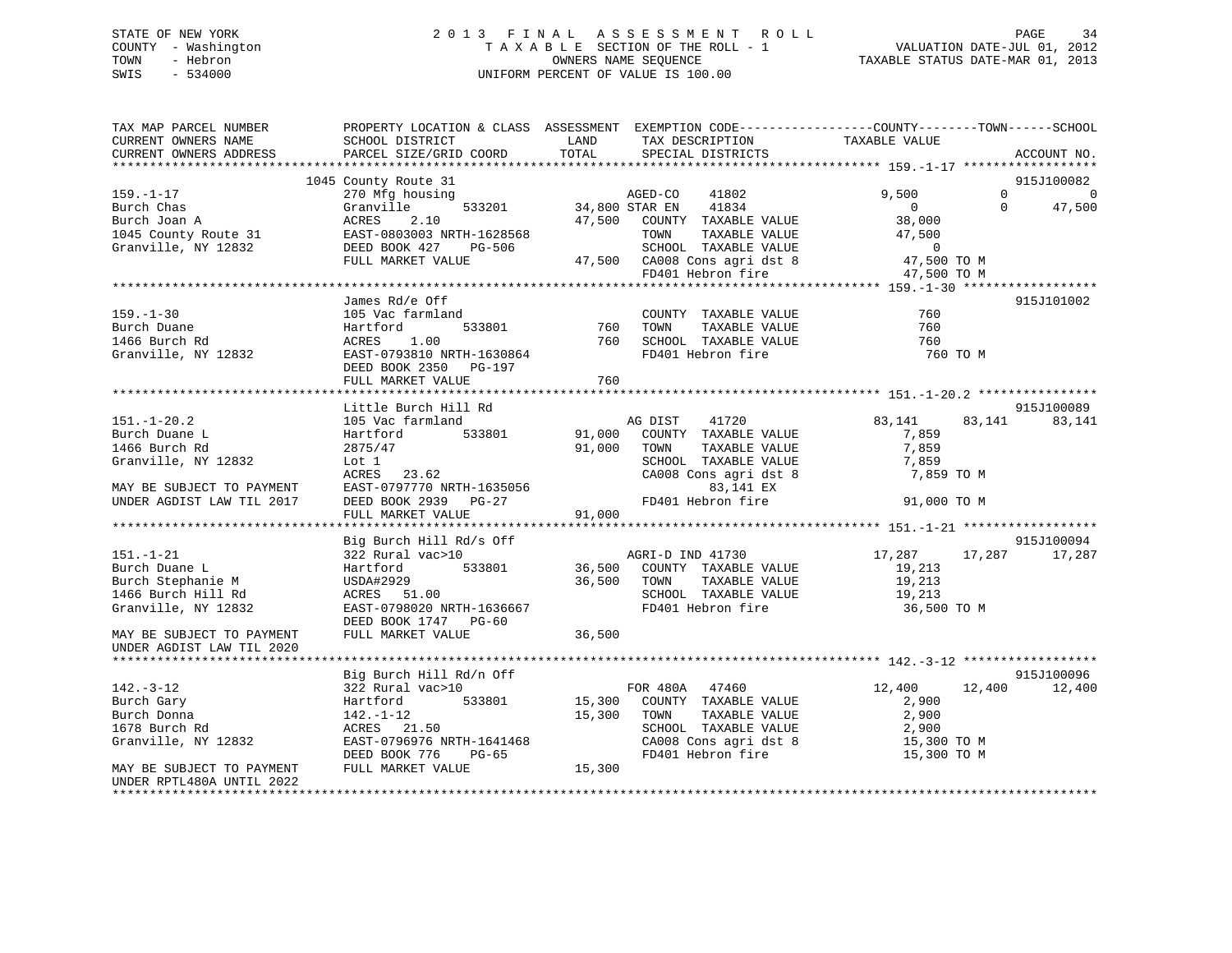STATE OF NEW YORK
COUNTY - Washington
TOWN - Hebron
SWIS - 534000

# 2013 FINAL ASSESSMENT ROLL
TAXABLE SECTION OF THE ROLL - 1
OWNERS NAME SEQUENCE
UNIFORM PERCENT OF VALUE IS 100.00

VALUATION DATE-JUL 01, 2012
TAXABLE STATUS DATE-MAR 01, 2013

```
TAX MAP PARCEL NUMBER          PROPERTY LOCATION & CLASS  ASSESSMENT  EXEMPTION CODE------------------COUNTY--------TOWN------SCHOOL
CURRENT OWNERS NAME            SCHOOL DISTRICT             LAND       TAX DESCRIPTION              TAXABLE VALUE
CURRENT OWNERS ADDRESS         PARCEL SIZE/GRID COORD      TOTAL      SPECIAL DISTRICTS                                         ACCOUNT NO.
*********************************************************************************************** 159.-1-17 ******************
                          1045 County Route 31                                                                              915J100082
159.-1-17                      270 Mfg housing                  AGED-CO    41802              9,500           0            0
Burch Chas                     Granville       533201    34,800 STAR EN    41834                  0           0       47,500
Burch Joan A                   ACRES    2.10             47,500   COUNTY  TAXABLE VALUE        38,000
1045 County Route 31           EAST-0803003 NRTH-1628568          TOWN    TAXABLE VALUE        47,500
Granville, NY 12832            DEED BOOK 427    PG-506            SCHOOL  TAXABLE VALUE             0
                               FULL MARKET VALUE          47,500  CA008 Cons agri dst 8        47,500 TO M
                                                                  FD401 Hebron fire            47,500 TO M
*********************************************************************************************** 159.-1-30 ******************
                               James Rd/e Off                                                                              915J101002
159.-1-30                      105 Vac farmland                   COUNTY  TAXABLE VALUE           760
Burch Duane                    Hartford        533801       760   TOWN    TAXABLE VALUE           760
1466 Burch Rd                  ACRES    1.00                760   SCHOOL  TAXABLE VALUE           760
Granville, NY 12832            EAST-0793810 NRTH-1630864          FD401 Hebron fire               760 TO M
                               DEED BOOK 2350   PG-197
                               FULL MARKET VALUE             760
*********************************************************************************************** 151.-1-20.2 ****************
                               Little Burch Hill Rd                                                                        915J100089
151.-1-20.2                    105 Vac farmland                   AG DIST    41720            83,141      83,141       83,141
Burch Duane L                  Hartford        533801    91,000   COUNTY  TAXABLE VALUE         7,859
1466 Burch Rd                  2875/47                   91,000   TOWN    TAXABLE VALUE         7,859
Granville, NY 12832            Lot 1                              SCHOOL  TAXABLE VALUE         7,859
                               ACRES   23.62                      CA008 Cons agri dst 8         7,859 TO M
MAY BE SUBJECT TO PAYMENT      EAST-0797770 NRTH-1635056                    83,141 EX
UNDER AGDIST LAW TIL 2017      DEED BOOK 2939   PG-27             FD401 Hebron fire            91,000 TO M
                               FULL MARKET VALUE          91,000
*********************************************************************************************** 151.-1-21 ******************
                               Big Burch Hill Rd/s Off                                                                     915J100094
151.-1-21                      322 Rural vac>10                   AGRI-D IND 41730            17,287      17,287       17,287
Burch Duane L                  Hartford        533801    36,500   COUNTY  TAXABLE VALUE        19,213
Burch Stephanie M              USDA#2929                 36,500   TOWN    TAXABLE VALUE        19,213
1466 Burch Hill Rd             ACRES   51.00                      SCHOOL  TAXABLE VALUE        19,213
Granville, NY 12832            EAST-0798020 NRTH-1636667          FD401 Hebron fire            36,500 TO M
                               DEED BOOK 1747   PG-60
MAY BE SUBJECT TO PAYMENT      FULL MARKET VALUE          36,500
UNDER AGDIST LAW TIL 2020
*********************************************************************************************** 142.-3-12 ******************
                               Big Burch Hill Rd/n Off                                                                     915J100096
142.-3-12                      322 Rural vac>10                   FOR 480A   47460            12,400      12,400       12,400
Burch Gary                     Hartford        533801    15,300   COUNTY  TAXABLE VALUE         2,900
Burch Donna                    142.-1-12                 15,300   TOWN    TAXABLE VALUE         2,900
1678 Burch Rd                  ACRES   21.50                      SCHOOL  TAXABLE VALUE         2,900
Granville, NY 12832            EAST-0796976 NRTH-1641468          CA008 Cons agri dst 8        15,300 TO M
                               DEED BOOK 776    PG-65             FD401 Hebron fire            15,300 TO M
MAY BE SUBJECT TO PAYMENT      FULL MARKET VALUE          15,300
UNDER RPTL480A UNTIL 2022
******************************************************************************************************************************
```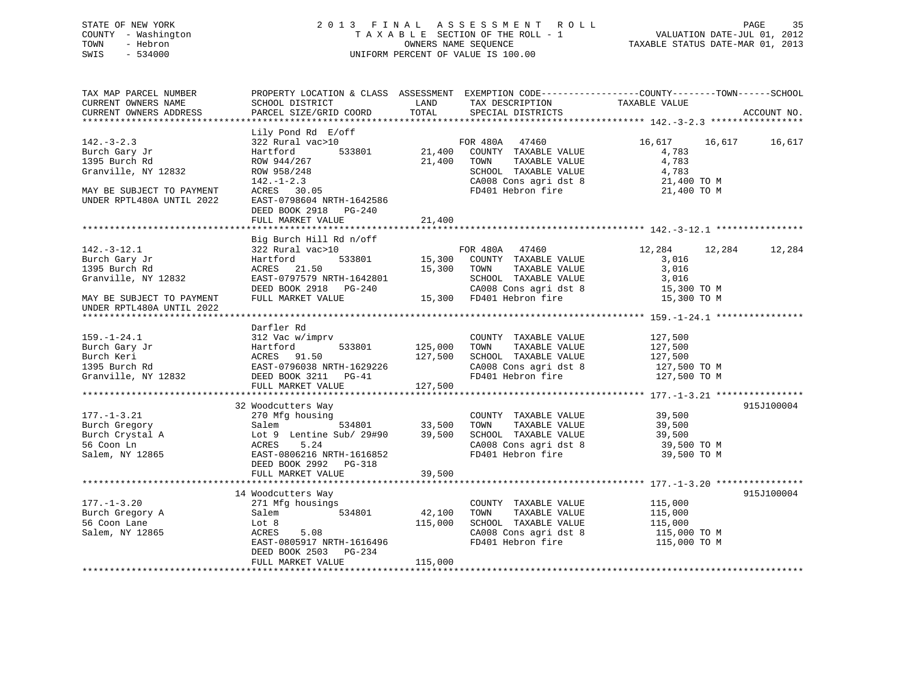STATE OF NEW YORK                    2 0 1 3   F I N A L   A S S E S S M E N T   R O L L
COUNTY - Washington                  T A X A B L E SECTION OF THE ROLL - 1                    VALUATION DATE-JUL 01, 2012
TOWN   - Hebron                      OWNERS NAME SEQUENCE                                    TAXABLE STATUS DATE-MAR 01, 2013
SWIS   - 534000                      UNIFORM PERCENT OF VALUE IS 100.00

```
TAX MAP PARCEL NUMBER          PROPERTY LOCATION & CLASS  ASSESSMENT  EXEMPTION CODE------------------COUNTY--------TOWN------SCHOOL
CURRENT OWNERS NAME            SCHOOL DISTRICT              LAND      TAX DESCRIPTION            TAXABLE VALUE
CURRENT OWNERS ADDRESS         PARCEL SIZE/GRID COORD       TOTAL     SPECIAL DISTRICTS                                    ACCOUNT NO.
******************************************************************************************************* 142.-3-2.3 *****************
                               Lily Pond Rd  E/off
142.-3-2.3                     322 Rural vac>10                       FOR 480A   47460           16,617     16,617     16,617
Burch Gary Jr                  Hartford        533801       21,400    COUNTY  TAXABLE VALUE           4,783
1395 Burch Rd                  ROW 944/267                  21,400    TOWN    TAXABLE VALUE           4,783
Granville, NY 12832            ROW 958/248                            SCHOOL  TAXABLE VALUE           4,783
                               142.-1-2.3                             CA008 Cons agri dst 8          21,400 TO M
MAY BE SUBJECT TO PAYMENT      ACRES  30.05                           FD401 Hebron fire              21,400 TO M
UNDER RPTL480A UNTIL 2022      EAST-0798604 NRTH-1642586
                               DEED BOOK 2918   PG-240
                               FULL MARKET VALUE            21,400
******************************************************************************************************* 142.-3-12.1 ****************
                               Big Burch Hill Rd n/off
142.-3-12.1                    322 Rural vac>10                       FOR 480A   47460           12,284     12,284     12,284
Burch Gary Jr                  Hartford        533801       15,300    COUNTY  TAXABLE VALUE           3,016
1395 Burch Rd                  ACRES  21.50                 15,300    TOWN    TAXABLE VALUE           3,016
Granville, NY 12832            EAST-0797579 NRTH-1642801              SCHOOL  TAXABLE VALUE           3,016
                               DEED BOOK 2918   PG-240                CA008 Cons agri dst 8          15,300 TO M
MAY BE SUBJECT TO PAYMENT      FULL MARKET VALUE            15,300    FD401 Hebron fire              15,300 TO M
UNDER RPTL480A UNTIL 2022
******************************************************************************************************* 159.-1-24.1 ****************
                               Darfler Rd
159.-1-24.1                    312 Vac w/imprv                        COUNTY  TAXABLE VALUE         127,500
Burch Gary Jr                  Hartford        533801      125,000    TOWN    TAXABLE VALUE         127,500
Burch Keri                     ACRES  91.50                127,500    SCHOOL  TAXABLE VALUE         127,500
1395 Burch Rd                  EAST-0796038 NRTH-1629226              CA008 Cons agri dst 8         127,500 TO M
Granville, NY 12832            DEED BOOK 3211   PG-41                 FD401 Hebron fire             127,500 TO M
                               FULL MARKET VALUE           127,500
******************************************************************************************************* 177.-1-3.21 ****************
                               32 Woodcutters Way                                                                   915J100004
177.-1-3.21                    270 Mfg housing                        COUNTY  TAXABLE VALUE          39,500
Burch Gregory                  Salem           534801       33,500    TOWN    TAXABLE VALUE          39,500
Burch Crystal A                Lot 9  Lentine Sub/ 29#90    39,500    SCHOOL  TAXABLE VALUE          39,500
56 Coon Ln                     ACRES   5.24                           CA008 Cons agri dst 8          39,500 TO M
Salem, NY 12865                EAST-0806216 NRTH-1616852              FD401 Hebron fire              39,500 TO M
                               DEED BOOK 2992   PG-318
                               FULL MARKET VALUE            39,500
******************************************************************************************************* 177.-1-3.20 ****************
                               14 Woodcutters Way                                                                   915J100004
177.-1-3.20                    271 Mfg housings                       COUNTY  TAXABLE VALUE         115,000
Burch Gregory A                Salem           534801       42,100    TOWN    TAXABLE VALUE         115,000
56 Coon Lane                   Lot 8                       115,000    SCHOOL  TAXABLE VALUE         115,000
Salem, NY 12865                ACRES   5.08                           CA008 Cons agri dst 8         115,000 TO M
                               EAST-0805917 NRTH-1616496              FD401 Hebron fire             115,000 TO M
                               DEED BOOK 2503   PG-234
                               FULL MARKET VALUE           115,000
************************************************************************************************************************************
```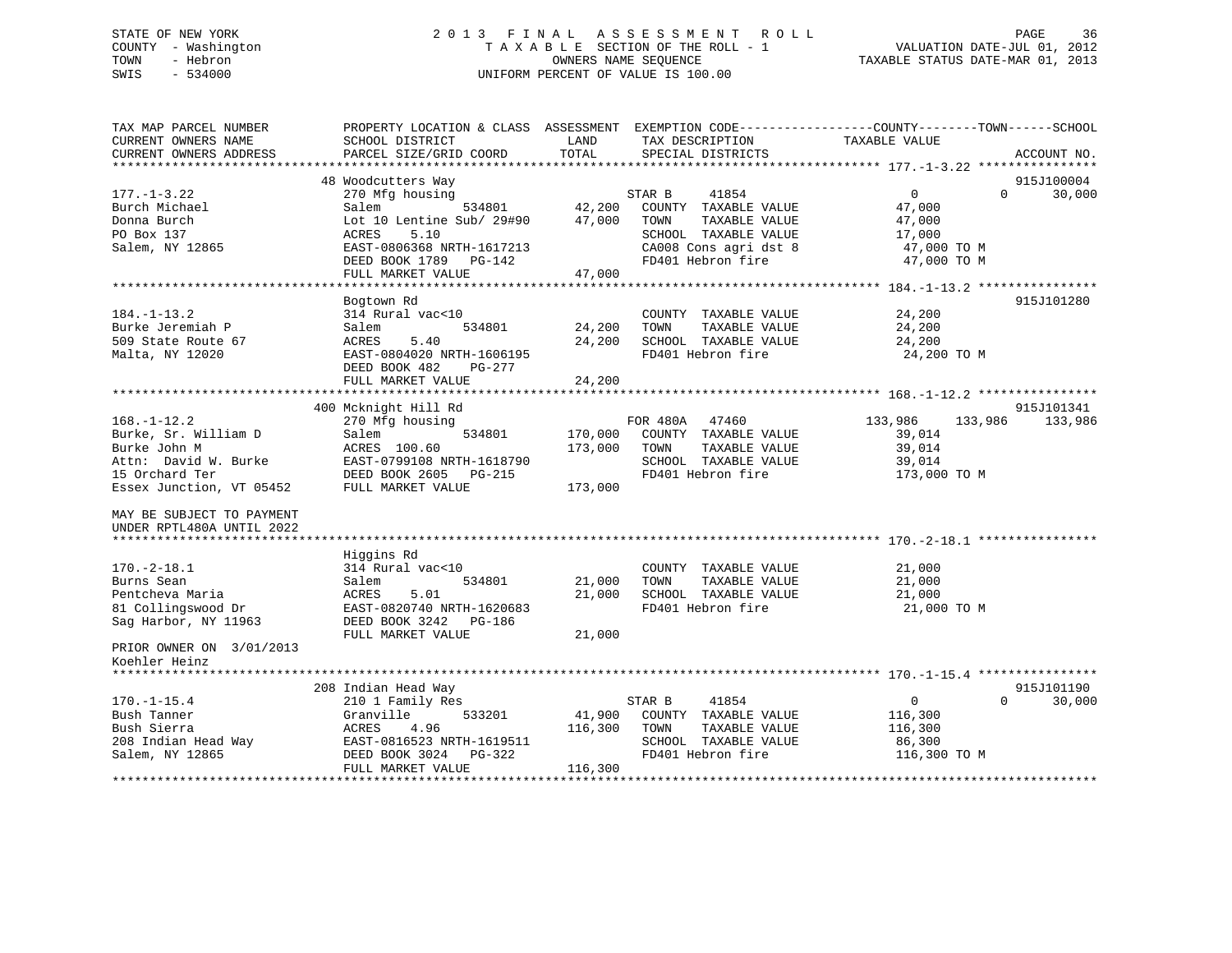STATE OF NEW YORK
COUNTY - Washington
TOWN - Hebron
SWIS - 534000

2 0 1 3 F I N A L A S S E S S M E N T R O L L
T A X A B L E SECTION OF THE ROLL - 1
OWNERS NAME SEQUENCE
UNIFORM PERCENT OF VALUE IS 100.00

VALUATION DATE-JUL 01, 2012
TAXABLE STATUS DATE-MAR 01, 2013

```
TAX MAP PARCEL NUMBER          PROPERTY LOCATION & CLASS  ASSESSMENT  EXEMPTION CODE------------------COUNTY--------TOWN------SCHOOL
CURRENT OWNERS NAME            SCHOOL DISTRICT               LAND      TAX DESCRIPTION            TAXABLE VALUE
CURRENT OWNERS ADDRESS         PARCEL SIZE/GRID COORD        TOTAL     SPECIAL DISTRICTS                                    ACCOUNT NO.
******************************************************************************************************* 177.-1-3.22 ****************
                               48 Woodcutters Way                                                                           915J100004
177.-1-3.22                    270 Mfg housing                         STAR B     41854                  0            0      30,000
Burch Michael                  Salem              534801      42,200    COUNTY  TAXABLE VALUE          47,000
Donna Burch                    Lot 10 Lentine Sub/ 29#90      47,000    TOWN    TAXABLE VALUE          47,000
PO Box 137                     ACRES    5.10                            SCHOOL  TAXABLE VALUE          17,000
Salem, NY 12865                EAST-0806368 NRTH-1617213                CA008 Cons agri dst 8           47,000 TO M
                               DEED BOOK 1789   PG-142                  FD401 Hebron fire               47,000 TO M
                               FULL MARKET VALUE              47,000
******************************************************************************************************* 184.-1-13.2 ****************
                               Bogtown Rd                                                                                   915J101280
184.-1-13.2                    314 Rural vac<10                         COUNTY  TAXABLE VALUE          24,200
Burke Jeremiah P               Salem              534801      24,200    TOWN    TAXABLE VALUE          24,200
509 State Route 67             ACRES    5.40                  24,200    SCHOOL  TAXABLE VALUE          24,200
Malta, NY 12020                EAST-0804020 NRTH-1606195                FD401 Hebron fire               24,200 TO M
                               DEED BOOK 482    PG-277
                               FULL MARKET VALUE              24,200
******************************************************************************************************* 168.-1-12.2 ****************
                               400 Mcknight Hill Rd                                                                         915J101341
168.-1-12.2                    270 Mfg housing                         FOR 480A   47460             133,986     133,986     133,986
Burke, Sr. William D           Salem              534801     170,000    COUNTY  TAXABLE VALUE          39,014
Burke John M                   ACRES  100.60                 173,000    TOWN    TAXABLE VALUE          39,014
Attn:  David W. Burke          EAST-0799108 NRTH-1618790                SCHOOL  TAXABLE VALUE          39,014
15 Orchard Ter                 DEED BOOK 2605   PG-215                  FD401 Hebron fire              173,000 TO M
Essex Junction, VT 05452       FULL MARKET VALUE             173,000

MAY BE SUBJECT TO PAYMENT
UNDER RPTL480A UNTIL 2022
******************************************************************************************************* 170.-2-18.1 ****************
                               Higgins Rd
170.-2-18.1                    314 Rural vac<10                         COUNTY  TAXABLE VALUE          21,000
Burns Sean                     Salem              534801      21,000    TOWN    TAXABLE VALUE          21,000
Pentcheva Maria                ACRES    5.01                  21,000    SCHOOL  TAXABLE VALUE          21,000
81 Collingswood Dr             EAST-0820740 NRTH-1620683                FD401 Hebron fire               21,000 TO M
Sag Harbor, NY 11963           DEED BOOK 3242   PG-186
                               FULL MARKET VALUE              21,000
PRIOR OWNER ON 3/01/2013
Koehler Heinz
******************************************************************************************************* 170.-1-15.4 ****************
                               208 Indian Head Way                                                                          915J101190
170.-1-15.4                    210 1 Family Res                        STAR B     41854                  0            0      30,000
Bush Tanner                    Granville          533201      41,900    COUNTY  TAXABLE VALUE         116,300
Bush Sierra                    ACRES    4.96                 116,300    TOWN    TAXABLE VALUE         116,300
208 Indian Head Way            EAST-0816523 NRTH-1619511                SCHOOL  TAXABLE VALUE          86,300
Salem, NY 12865                DEED BOOK 3024   PG-322                  FD401 Hebron fire              116,300 TO M
                               FULL MARKET VALUE             116,300
************************************************************************************************************************************
```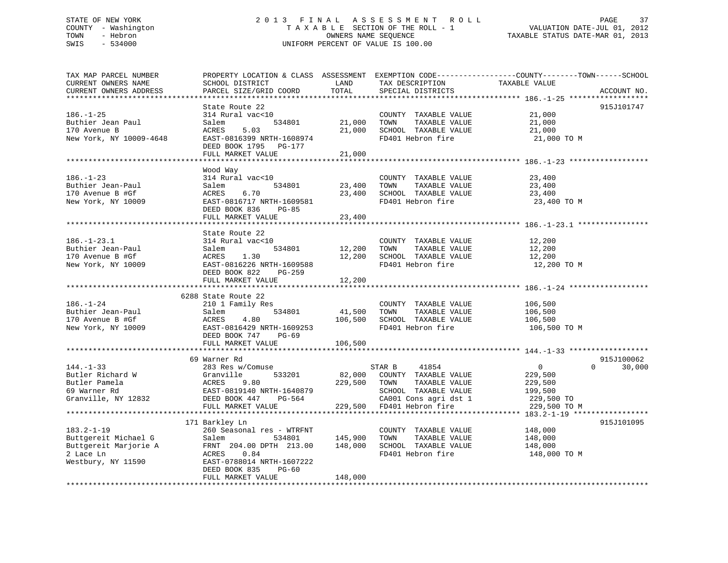STATE OF NEW YORK
COUNTY - Washington
TOWN - Hebron
SWIS - 534000

# 2013 FINAL ASSESSMENT ROLL

TAXABLE SECTION OF THE ROLL - 1
OWNERS NAME SEQUENCE
UNIFORM PERCENT OF VALUE IS 100.00

VALUATION DATE-JUL 01, 2012
TAXABLE STATUS DATE-MAR 01, 2013

| TAX MAP PARCEL NUMBER / CURRENT OWNERS NAME / CURRENT OWNERS ADDRESS | PROPERTY LOCATION & CLASS / SCHOOL DISTRICT / PARCEL SIZE/GRID COORD | ASSESSMENT LAND | TOTAL | EXEMPTION CODE / TAX DESCRIPTION / SPECIAL DISTRICTS | COUNTY / TOWN TAXABLE VALUE | SCHOOL | ACCOUNT NO. |
|---|---|---|---|---|---|---|---|
| **186.-1-25** | State Route 22 | | | | | | 915J101747 |
| 186.-1-25 | 314 Rural vac<10 | | | COUNTY TAXABLE VALUE | 21,000 | | |
| Buthier Jean Paul | Salem 534801 | 21,000 | | TOWN TAXABLE VALUE | 21,000 | | |
| 170 Avenue B | ACRES 5.03 | | 21,000 | SCHOOL TAXABLE VALUE | 21,000 | | |
| New York, NY 10009-4648 | EAST-0816399 NRTH-1608974 | | | FD401 Hebron fire | 21,000 TO M | | |
| | DEED BOOK 1795 PG-177 | | | | | | |
| | FULL MARKET VALUE | | 21,000 | | | | |
| **186.-1-23** | Wood Way | | | | | | |
| 186.-1-23 | 314 Rural vac<10 | | | COUNTY TAXABLE VALUE | 23,400 | | |
| Buthier Jean-Paul | Salem 534801 | 23,400 | | TOWN TAXABLE VALUE | 23,400 | | |
| 170 Avenue B #Gf | ACRES 6.70 | | 23,400 | SCHOOL TAXABLE VALUE | 23,400 | | |
| New York, NY 10009 | EAST-0816717 NRTH-1609581 | | | FD401 Hebron fire | 23,400 TO M | | |
| | DEED BOOK 836 PG-85 | | | | | | |
| | FULL MARKET VALUE | | 23,400 | | | | |
| **186.-1-23.1** | State Route 22 | | | | | | |
| 186.-1-23.1 | 314 Rural vac<10 | | | COUNTY TAXABLE VALUE | 12,200 | | |
| Buthier Jean-Paul | Salem 534801 | 12,200 | | TOWN TAXABLE VALUE | 12,200 | | |
| 170 Avenue B #Gf | ACRES 1.30 | | 12,200 | SCHOOL TAXABLE VALUE | 12,200 | | |
| New York, NY 10009 | EAST-0816226 NRTH-1609588 | | | FD401 Hebron fire | 12,200 TO M | | |
| | DEED BOOK 822 PG-259 | | | | | | |
| | FULL MARKET VALUE | | 12,200 | | | | |
| **186.-1-24** | 6288 State Route 22 | | | | | | |
| 186.-1-24 | 210 1 Family Res | | | COUNTY TAXABLE VALUE | 106,500 | | |
| Buthier Jean-Paul | Salem 534801 | 41,500 | | TOWN TAXABLE VALUE | 106,500 | | |
| 170 Avenue B #Gf | ACRES 4.80 | | 106,500 | SCHOOL TAXABLE VALUE | 106,500 | | |
| New York, NY 10009 | EAST-0816429 NRTH-1609253 | | | FD401 Hebron fire | 106,500 TO M | | |
| | DEED BOOK 747 PG-69 | | | | | | |
| | FULL MARKET VALUE | | 106,500 | | | | |
| **144.-1-33** | 69 Warner Rd | | | | | | 915J100062 |
| 144.-1-33 | 283 Res w/Comuse | | | STAR B 41854 | 0 / 0 | 30,000 | |
| Butler Richard W | Granville 533201 | 82,000 | | COUNTY TAXABLE VALUE | 229,500 | | |
| Butler Pamela | ACRES 9.80 | | 229,500 | TOWN TAXABLE VALUE | 229,500 | | |
| 69 Warner Rd | EAST-0819140 NRTH-1640879 | | | SCHOOL TAXABLE VALUE | 199,500 | | |
| Granville, NY 12832 | DEED BOOK 447 PG-564 | | | CA001 Cons agri dst 1 | 229,500 TO | | |
| | FULL MARKET VALUE | | 229,500 | FD401 Hebron fire | 229,500 TO M | | |
| **183.2-1-19** | 171 Barkley Ln | | | | | | 915J101095 |
| 183.2-1-19 | 260 Seasonal res - WTRFNT | | | COUNTY TAXABLE VALUE | 148,000 | | |
| Buttgereit Michael G | Salem 534801 | 145,900 | | TOWN TAXABLE VALUE | 148,000 | | |
| Buttgereit Marjorie A | FRNT 204.00 DPTH 213.00 | | 148,000 | SCHOOL TAXABLE VALUE | 148,000 | | |
| 2 Lace Ln | ACRES 0.84 | | | FD401 Hebron fire | 148,000 TO M | | |
| Westbury, NY 11590 | EAST-0788014 NRTH-1607222 | | | | | | |
| | DEED BOOK 835 PG-60 | | | | | | |
| | FULL MARKET VALUE | | 148,000 | | | | |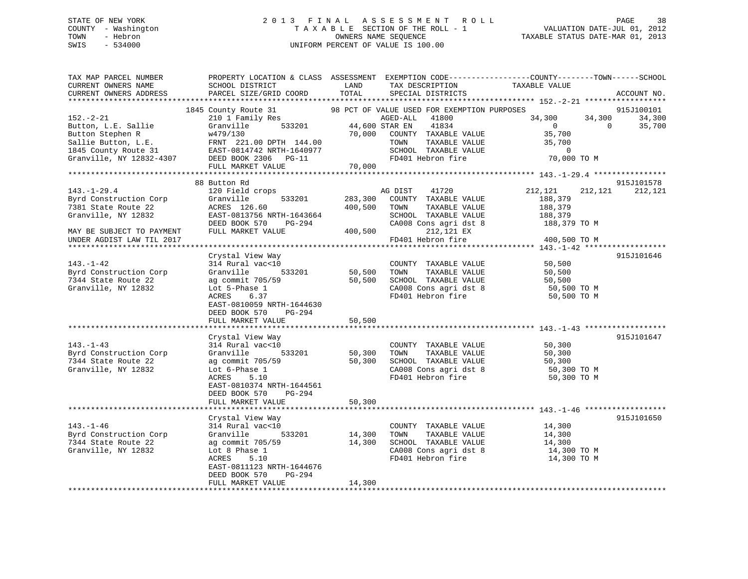STATE OF NEW YORK — 2013 FINAL ASSESSMENT ROLL
COUNTY - Washington — TAXABLE SECTION OF THE ROLL - 1 — VALUATION DATE-JUL 01, 2012
TOWN - Hebron — OWNERS NAME SEQUENCE — TAXABLE STATUS DATE-MAR 01, 2013
SWIS - 534000 — UNIFORM PERCENT OF VALUE IS 100.00

| TAX MAP PARCEL NUMBER / CURRENT OWNERS NAME / CURRENT OWNERS ADDRESS | PROPERTY LOCATION & CLASS / SCHOOL DISTRICT / PARCEL SIZE/GRID COORD | ASSESSMENT LAND / TOTAL | EXEMPTION CODE / TAX DESCRIPTION / SPECIAL DISTRICTS | COUNTY TAXABLE VALUE | TOWN | SCHOOL | ACCOUNT NO. |
|---|---|---|---|---|---|---|---|
| 152.-2-21 | 1845 County Route 31 | | 98 PCT OF VALUE USED FOR EXEMPTION PURPOSES | | | | 915J100101 |
| | 210 1 Family Res | | AGED-ALL 41800 | 34,300 | 34,300 | 34,300 | |
| Button, L.E. Sallie | Granville 533201 | 44,600 | STAR EN 41834 | 0 | 0 | 35,700 | |
| Button Stephen R | w479/130 | 70,000 | COUNTY TAXABLE VALUE | 35,700 | | | |
| Sallie Button, L.E. | FRNT 221.00 DPTH 144.00 | | TOWN TAXABLE VALUE | 35,700 | | | |
| 1845 County Route 31 | EAST-0814742 NRTH-1640977 | | SCHOOL TAXABLE VALUE | 0 | | | |
| Granville, NY 12832-4307 | DEED BOOK 2306 PG-11 | | FD401 Hebron fire | 70,000 TO M | | | |
| | FULL MARKET VALUE | 70,000 | | | | | |
| 143.-1-29.4 | 88 Button Rd | | | | | | 915J101578 |
| | 120 Field crops | | AG DIST 41720 | 212,121 | 212,121 | 212,121 | |
| Byrd Construction Corp | Granville 533201 | 283,300 | COUNTY TAXABLE VALUE | 188,379 | | | |
| 7381 State Route 22 | ACRES 126.60 | 400,500 | TOWN TAXABLE VALUE | 188,379 | | | |
| Granville, NY 12832 | EAST-0813756 NRTH-1643664 | | SCHOOL TAXABLE VALUE | 188,379 | | | |
| | DEED BOOK 570 PG-294 | | CA008 Cons agri dst 8 | 188,379 TO M | | | |
| MAY BE SUBJECT TO PAYMENT | FULL MARKET VALUE | 400,500 | 212,121 EX | | | | |
| UNDER AGDIST LAW TIL 2017 | | | FD401 Hebron fire | 400,500 TO M | | | |
| 143.-1-42 | Crystal View Way | | | | | | 915J101646 |
| | 314 Rural vac<10 | | COUNTY TAXABLE VALUE | 50,500 | | | |
| Byrd Construction Corp | Granville 533201 | 50,500 | TOWN TAXABLE VALUE | 50,500 | | | |
| 7344 State Route 22 | ag commit 705/59 | 50,500 | SCHOOL TAXABLE VALUE | 50,500 | | | |
| Granville, NY 12832 | Lot 5-Phase 1 | | CA008 Cons agri dst 8 | 50,500 TO M | | | |
| | ACRES 6.37 | | FD401 Hebron fire | 50,500 TO M | | | |
| | EAST-0810059 NRTH-1644630 | | | | | | |
| | DEED BOOK 570 PG-294 | | | | | | |
| | FULL MARKET VALUE | 50,500 | | | | | |
| 143.-1-43 | Crystal View Way | | | | | | 915J101647 |
| | 314 Rural vac<10 | | COUNTY TAXABLE VALUE | 50,300 | | | |
| Byrd Construction Corp | Granville 533201 | 50,300 | TOWN TAXABLE VALUE | 50,300 | | | |
| 7344 State Route 22 | ag commit 705/59 | 50,300 | SCHOOL TAXABLE VALUE | 50,300 | | | |
| Granville, NY 12832 | Lot 6-Phase 1 | | CA008 Cons agri dst 8 | 50,300 TO M | | | |
| | ACRES 5.10 | | FD401 Hebron fire | 50,300 TO M | | | |
| | EAST-0810374 NRTH-1644561 | | | | | | |
| | DEED BOOK 570 PG-294 | | | | | | |
| | FULL MARKET VALUE | 50,300 | | | | | |
| 143.-1-46 | Crystal View Way | | | | | | 915J101650 |
| | 314 Rural vac<10 | | COUNTY TAXABLE VALUE | 14,300 | | | |
| Byrd Construction Corp | Granville 533201 | 14,300 | TOWN TAXABLE VALUE | 14,300 | | | |
| 7344 State Route 22 | ag commit 705/59 | 14,300 | SCHOOL TAXABLE VALUE | 14,300 | | | |
| Granville, NY 12832 | Lot 8 Phase 1 | | CA008 Cons agri dst 8 | 14,300 TO M | | | |
| | ACRES 5.10 | | FD401 Hebron fire | 14,300 TO M | | | |
| | EAST-0811123 NRTH-1644676 | | | | | | |
| | DEED BOOK 570 PG-294 | | | | | | |
| | FULL MARKET VALUE | 14,300 | | | | | |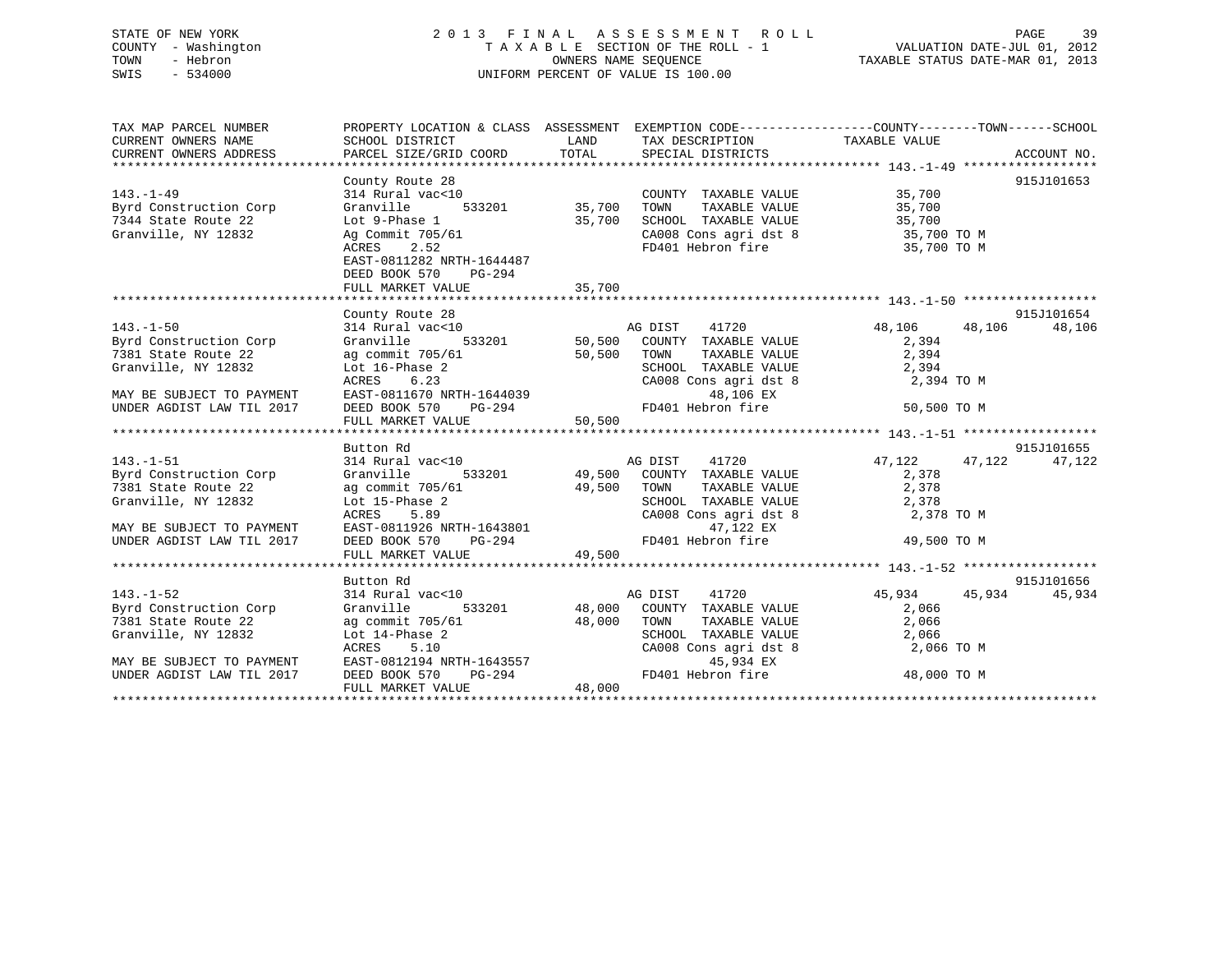STATE OF NEW YORK
COUNTY - Washington
TOWN - Hebron
SWIS - 534000

2 0 1 3 F I N A L A S S E S S M E N T R O L L
T A X A B L E SECTION OF THE ROLL - 1
OWNERS NAME SEQUENCE
UNIFORM PERCENT OF VALUE IS 100.00

VALUATION DATE-JUL 01, 2012
TAXABLE STATUS DATE-MAR 01, 2013

```
TAX MAP PARCEL NUMBER          PROPERTY LOCATION & CLASS  ASSESSMENT  EXEMPTION CODE------------------COUNTY--------TOWN------SCHOOL
CURRENT OWNERS NAME            SCHOOL DISTRICT               LAND      TAX DESCRIPTION             TAXABLE VALUE
CURRENT OWNERS ADDRESS         PARCEL SIZE/GRID COORD       TOTAL      SPECIAL DISTRICTS                                   ACCOUNT NO.
************************************************************************************************ 143.-1-49 ******************
                               County Route 28                                                                        915J101653
143.-1-49                      314 Rural vac<10                        COUNTY  TAXABLE VALUE           35,700
Byrd Construction Corp         Granville        533201      35,700    TOWN     TAXABLE VALUE           35,700
7344 State Route 22            Lot 9-Phase 1                 35,700    SCHOOL  TAXABLE VALUE           35,700
Granville, NY 12832            Ag Commit 705/61                        CA008 Cons agri dst 8            35,700 TO M
                               ACRES     2.52                          FD401 Hebron fire                35,700 TO M
                               EAST-0811282 NRTH-1644487
                               DEED BOOK 570    PG-294
                               FULL MARKET VALUE             35,700
************************************************************************************************ 143.-1-50 ******************
                               County Route 28                                                                        915J101654
143.-1-50                      314 Rural vac<10                 AG DIST      41720              48,106     48,106     48,106
Byrd Construction Corp         Granville        533201      50,500  COUNTY  TAXABLE VALUE            2,394
7381 State Route 22            ag commit 705/61              50,500  TOWN     TAXABLE VALUE            2,394
Granville, NY 12832            Lot 16-Phase 2                        SCHOOL  TAXABLE VALUE            2,394
                               ACRES     6.23                        CA008 Cons agri dst 8             2,394 TO M
MAY BE SUBJECT TO PAYMENT      EAST-0811670 NRTH-1644039                     48,106 EX
UNDER AGDIST LAW TIL 2017      DEED BOOK 570    PG-294               FD401 Hebron fire                50,500 TO M
                               FULL MARKET VALUE             50,500
************************************************************************************************ 143.-1-51 ******************
                               Button Rd                                                                              915J101655
143.-1-51                      314 Rural vac<10                 AG DIST      41720              47,122     47,122     47,122
Byrd Construction Corp         Granville        533201      49,500  COUNTY  TAXABLE VALUE            2,378
7381 State Route 22            ag commit 705/61              49,500  TOWN     TAXABLE VALUE            2,378
Granville, NY 12832            Lot 15-Phase 2                        SCHOOL  TAXABLE VALUE            2,378
                               ACRES     5.89                        CA008 Cons agri dst 8             2,378 TO M
MAY BE SUBJECT TO PAYMENT      EAST-0811926 NRTH-1643801                     47,122 EX
UNDER AGDIST LAW TIL 2017      DEED BOOK 570    PG-294               FD401 Hebron fire                49,500 TO M
                               FULL MARKET VALUE             49,500
************************************************************************************************ 143.-1-52 ******************
                               Button Rd                                                                              915J101656
143.-1-52                      314 Rural vac<10                 AG DIST      41720              45,934     45,934     45,934
Byrd Construction Corp         Granville        533201      48,000  COUNTY  TAXABLE VALUE            2,066
7381 State Route 22            ag commit 705/61              48,000  TOWN     TAXABLE VALUE            2,066
Granville, NY 12832            Lot 14-Phase 2                        SCHOOL  TAXABLE VALUE            2,066
                               ACRES     5.10                        CA008 Cons agri dst 8             2,066 TO M
MAY BE SUBJECT TO PAYMENT      EAST-0812194 NRTH-1643557                     45,934 EX
UNDER AGDIST LAW TIL 2017      DEED BOOK 570    PG-294               FD401 Hebron fire                48,000 TO M
                               FULL MARKET VALUE             48,000
******************************************************************************************************************************
```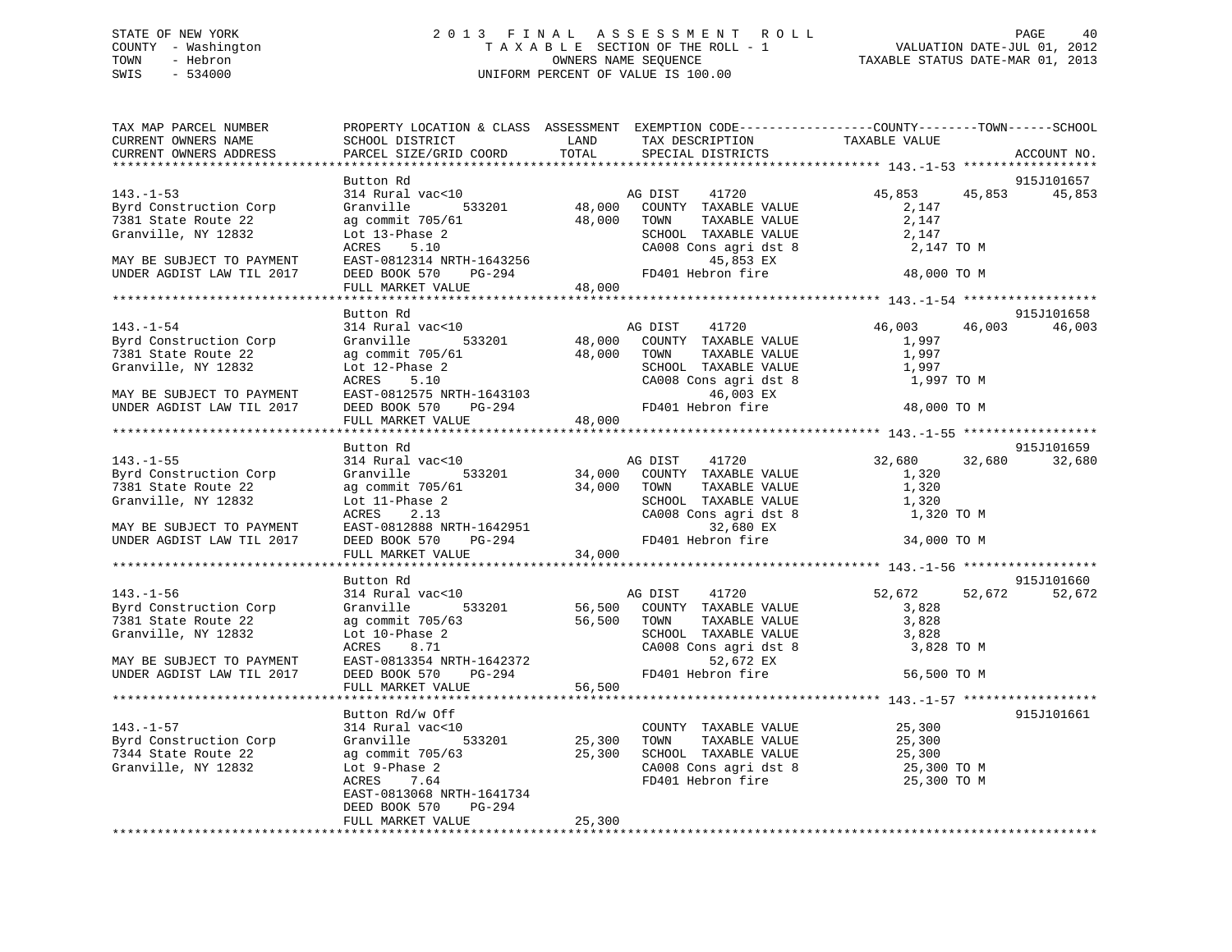STATE OF NEW YORK
COUNTY - Washington
TOWN - Hebron
SWIS - 534000

2013 FINAL ASSESSMENT ROLL
TAXABLE SECTION OF THE ROLL - 1
OWNERS NAME SEQUENCE
UNIFORM PERCENT OF VALUE IS 100.00

VALUATION DATE-JUL 01, 2012
TAXABLE STATUS DATE-MAR 01, 2013

```
TAX MAP PARCEL NUMBER          PROPERTY LOCATION & CLASS  ASSESSMENT  EXEMPTION CODE------------------COUNTY--------TOWN------SCHOOL
CURRENT OWNERS NAME            SCHOOL DISTRICT              LAND      TAX DESCRIPTION              TAXABLE VALUE
CURRENT OWNERS ADDRESS         PARCEL SIZE/GRID COORD      TOTAL      SPECIAL DISTRICTS                                         ACCOUNT NO.
******************************************************************************************************* 143.-1-53 ******************
                               Button Rd                                                                                915J101657
143.-1-53                      314 Rural vac<10                    AG DIST    41720              45,853      45,853      45,853
Byrd Construction Corp         Granville       533201      48,000   COUNTY  TAXABLE VALUE             2,147
7381 State Route 22            ag commit 705/61            48,000   TOWN    TAXABLE VALUE             2,147
Granville, NY 12832            Lot 13-Phase 2                       SCHOOL  TAXABLE VALUE             2,147
                               ACRES    5.10                        CA008 Cons agri dst 8              2,147 TO M
MAY BE SUBJECT TO PAYMENT      EAST-0812314 NRTH-1643256                 45,853 EX
UNDER AGDIST LAW TIL 2017      DEED BOOK 570    PG-294              FD401 Hebron fire                 48,000 TO M
                               FULL MARKET VALUE           48,000
******************************************************************************************************* 143.-1-54 ******************
                               Button Rd                                                                                915J101658
143.-1-54                      314 Rural vac<10                    AG DIST    41720              46,003      46,003      46,003
Byrd Construction Corp         Granville       533201      48,000   COUNTY  TAXABLE VALUE             1,997
7381 State Route 22            ag commit 705/61            48,000   TOWN    TAXABLE VALUE             1,997
Granville, NY 12832            Lot 12-Phase 2                       SCHOOL  TAXABLE VALUE             1,997
                               ACRES    5.10                        CA008 Cons agri dst 8              1,997 TO M
MAY BE SUBJECT TO PAYMENT      EAST-0812575 NRTH-1643103                 46,003 EX
UNDER AGDIST LAW TIL 2017      DEED BOOK 570    PG-294              FD401 Hebron fire                 48,000 TO M
                               FULL MARKET VALUE           48,000
******************************************************************************************************* 143.-1-55 ******************
                               Button Rd                                                                                915J101659
143.-1-55                      314 Rural vac<10                    AG DIST    41720              32,680      32,680      32,680
Byrd Construction Corp         Granville       533201      34,000   COUNTY  TAXABLE VALUE             1,320
7381 State Route 22            ag commit 705/61            34,000   TOWN    TAXABLE VALUE             1,320
Granville, NY 12832            Lot 11-Phase 2                       SCHOOL  TAXABLE VALUE             1,320
                               ACRES    2.13                        CA008 Cons agri dst 8              1,320 TO M
MAY BE SUBJECT TO PAYMENT      EAST-0812888 NRTH-1642951                 32,680 EX
UNDER AGDIST LAW TIL 2017      DEED BOOK 570    PG-294              FD401 Hebron fire                 34,000 TO M
                               FULL MARKET VALUE           34,000
******************************************************************************************************* 143.-1-56 ******************
                               Button Rd                                                                                915J101660
143.-1-56                      314 Rural vac<10                    AG DIST    41720              52,672      52,672      52,672
Byrd Construction Corp         Granville       533201      56,500   COUNTY  TAXABLE VALUE             3,828
7381 State Route 22            ag commit 705/63            56,500   TOWN    TAXABLE VALUE             3,828
Granville, NY 12832            Lot 10-Phase 2                       SCHOOL  TAXABLE VALUE             3,828
                               ACRES    8.71                        CA008 Cons agri dst 8              3,828 TO M
MAY BE SUBJECT TO PAYMENT      EAST-0813354 NRTH-1642372                 52,672 EX
UNDER AGDIST LAW TIL 2017      DEED BOOK 570    PG-294              FD401 Hebron fire                 56,500 TO M
                               FULL MARKET VALUE           56,500
******************************************************************************************************* 143.-1-57 ******************
                               Button Rd/w Off                                                                          915J101661
143.-1-57                      314 Rural vac<10                     COUNTY  TAXABLE VALUE            25,300
Byrd Construction Corp         Granville       533201      25,300   TOWN    TAXABLE VALUE            25,300
7344 State Route 22            ag commit 705/63            25,300   SCHOOL  TAXABLE VALUE            25,300
Granville, NY 12832            Lot 9-Phase 2                        CA008 Cons agri dst 8             25,300 TO M
                               ACRES    7.64                        FD401 Hebron fire                 25,300 TO M
                               EAST-0813068 NRTH-1641734
                               DEED BOOK 570    PG-294
                               FULL MARKET VALUE           25,300
************************************************************************************************************************************
```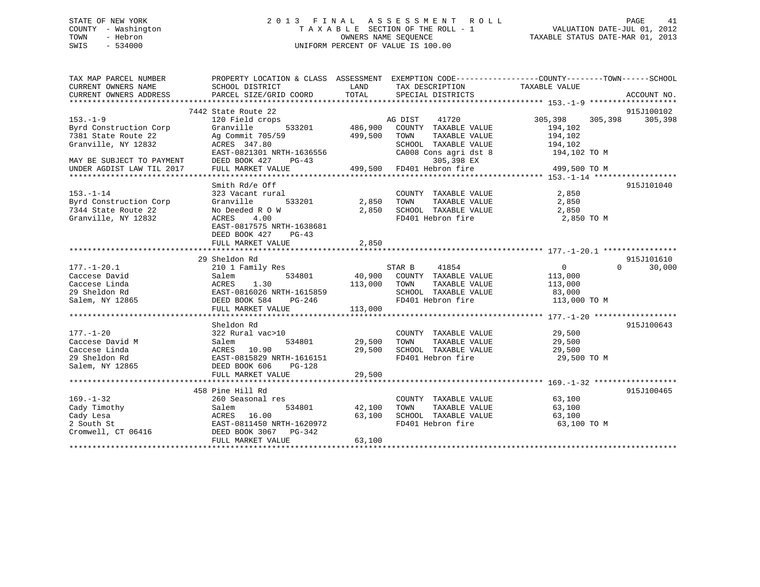STATE OF NEW YORK
COUNTY - Washington
TOWN - Hebron
SWIS - 534000

# 2013 FINAL ASSESSMENT ROLL
TAXABLE SECTION OF THE ROLL - 1
OWNERS NAME SEQUENCE
UNIFORM PERCENT OF VALUE IS 100.00

VALUATION DATE-JUL 01, 2012
TAXABLE STATUS DATE-MAR 01, 2013

| TAX MAP PARCEL NUMBER / CURRENT OWNERS NAME / CURRENT OWNERS ADDRESS | PROPERTY LOCATION & CLASS / SCHOOL DISTRICT / PARCEL SIZE/GRID COORD | ASSESSMENT LAND | TOTAL | EXEMPTION CODE / TAX DESCRIPTION / SPECIAL DISTRICTS | COUNTY TAXABLE VALUE | TOWN | SCHOOL | ACCOUNT NO. |
|---|---|---|---|---|---|---|---|---|
| **153.-1-9** | 7442 State Route 22 | | | | | | | 915J100102 |
| Byrd Construction Corp | 120 Field crops | | | AG DIST 41720 | 305,398 | 305,398 | 305,398 | |
| 7381 State Route 22 | Granville 533201 | 486,900 | | COUNTY TAXABLE VALUE | 194,102 | | | |
| Granville, NY 12832 | Ag Commit 705/59 | | 499,500 | TOWN TAXABLE VALUE | 194,102 | | | |
| | ACRES 347.80 | | | SCHOOL TAXABLE VALUE | 194,102 | | | |
| | EAST-0821301 NRTH-1636556 | | | CA008 Cons agri dst 8 | 194,102 TO M | | | |
| MAY BE SUBJECT TO PAYMENT | DEED BOOK 427 PG-43 | | | 305,398 EX | | | | |
| UNDER AGDIST LAW TIL 2017 | FULL MARKET VALUE | | 499,500 | FD401 Hebron fire | 499,500 TO M | | | |
| **153.-1-14** | Smith Rd/e Off | | | | | | | 915J101040 |
| Byrd Construction Corp | 323 Vacant rural | | | COUNTY TAXABLE VALUE | 2,850 | | | |
| 7344 State Route 22 | Granville 533201 | 2,850 | | TOWN TAXABLE VALUE | 2,850 | | | |
| Granville, NY 12832 | No Deeded R O W | | 2,850 | SCHOOL TAXABLE VALUE | 2,850 | | | |
| | ACRES 4.00 | | | FD401 Hebron fire | 2,850 TO M | | | |
| | EAST-0817575 NRTH-1638681 | | | | | | | |
| | DEED BOOK 427 PG-43 | | | | | | | |
| | FULL MARKET VALUE | | 2,850 | | | | | |
| **177.-1-20.1** | 29 Sheldon Rd | | | | | | | 915J101610 |
| Caccese David | 210 1 Family Res | | | STAR B 41854 | 0 | 0 | 30,000 | |
| Caccese Linda | Salem 534801 | 40,900 | | COUNTY TAXABLE VALUE | 113,000 | | | |
| 29 Sheldon Rd | ACRES 1.30 | | 113,000 | TOWN TAXABLE VALUE | 113,000 | | | |
| Salem, NY 12865 | EAST-0816026 NRTH-1615859 | | | SCHOOL TAXABLE VALUE | 83,000 | | | |
| | DEED BOOK 584 PG-246 | | | FD401 Hebron fire | 113,000 TO M | | | |
| | FULL MARKET VALUE | | 113,000 | | | | | |
| **177.-1-20** | Sheldon Rd | | | | | | | 915J100643 |
| Caccese David M | 322 Rural vac>10 | | | COUNTY TAXABLE VALUE | 29,500 | | | |
| Caccese Linda | Salem 534801 | 29,500 | | TOWN TAXABLE VALUE | 29,500 | | | |
| 29 Sheldon Rd | ACRES 10.90 | | 29,500 | SCHOOL TAXABLE VALUE | 29,500 | | | |
| Salem, NY 12865 | EAST-0815829 NRTH-1616151 | | | FD401 Hebron fire | 29,500 TO M | | | |
| | DEED BOOK 606 PG-128 | | | | | | | |
| | FULL MARKET VALUE | | 29,500 | | | | | |
| **169.-1-32** | 458 Pine Hill Rd | | | | | | | 915J100465 |
| Cady Timothy | 260 Seasonal res | | | COUNTY TAXABLE VALUE | 63,100 | | | |
| Cady Lesa | Salem 534801 | 42,100 | | TOWN TAXABLE VALUE | 63,100 | | | |
| 2 South St | ACRES 16.00 | | 63,100 | SCHOOL TAXABLE VALUE | 63,100 | | | |
| Cromwell, CT 06416 | EAST-0811450 NRTH-1620972 | | | FD401 Hebron fire | 63,100 TO M | | | |
| | DEED BOOK 3067 PG-342 | | | | | | | |
| | FULL MARKET VALUE | | 63,100 | | | | | |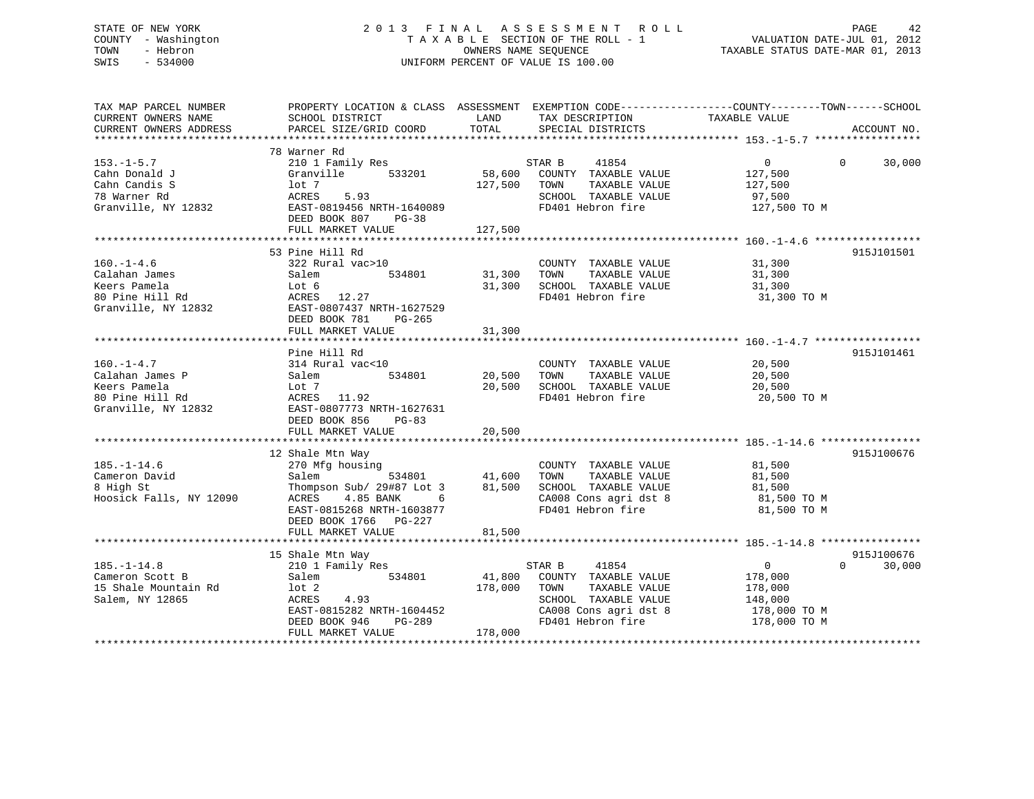STATE OF NEW YORK
COUNTY - Washington
TOWN - Hebron
SWIS - 534000

# 2013 FINAL ASSESSMENT ROLL

TAXABLE SECTION OF THE ROLL - 1
OWNERS NAME SEQUENCE
UNIFORM PERCENT OF VALUE IS 100.00

VALUATION DATE-JUL 01, 2012
TAXABLE STATUS DATE-MAR 01, 2013

```
TAX MAP PARCEL NUMBER          PROPERTY LOCATION & CLASS  ASSESSMENT  EXEMPTION CODE------------------COUNTY--------TOWN------SCHOOL
CURRENT OWNERS NAME            SCHOOL DISTRICT               LAND      TAX DESCRIPTION            TAXABLE VALUE
CURRENT OWNERS ADDRESS         PARCEL SIZE/GRID COORD        TOTAL     SPECIAL DISTRICTS                                   ACCOUNT NO.
******************************************************************************************************* 153.-1-5.7 *****************
                               78 Warner Rd
153.-1-5.7                     210 1 Family Res                   STAR B     41854               0            0       30,000
Cahn Donald J                  Granville       533201     58,600   COUNTY  TAXABLE VALUE         127,500
Cahn Candis S                  lot 7                     127,500   TOWN    TAXABLE VALUE         127,500
78 Warner Rd                   ACRES    5.93                       SCHOOL  TAXABLE VALUE          97,500
Granville, NY 12832            EAST-0819456 NRTH-1640089           FD401 Hebron fire             127,500 TO M
                               DEED BOOK 807    PG-38
                               FULL MARKET VALUE         127,500
******************************************************************************************************* 160.-1-4.6 *****************
                               53 Pine Hill Rd                                                                       915J101501
160.-1-4.6                     322 Rural vac>10                    COUNTY  TAXABLE VALUE          31,300
Calahan James                  Salem           534801     31,300   TOWN    TAXABLE VALUE          31,300
Keers Pamela                   Lot 6                      31,300   SCHOOL  TAXABLE VALUE          31,300
80 Pine Hill Rd                ACRES   12.27                       FD401 Hebron fire              31,300 TO M
Granville, NY 12832            EAST-0807437 NRTH-1627529
                               DEED BOOK 781    PG-265
                               FULL MARKET VALUE          31,300
******************************************************************************************************* 160.-1-4.7 *****************
                               Pine Hill Rd                                                                          915J101461
160.-1-4.7                     314 Rural vac<10                    COUNTY  TAXABLE VALUE          20,500
Calahan James P                Salem           534801     20,500   TOWN    TAXABLE VALUE          20,500
Keers Pamela                   Lot 7                      20,500   SCHOOL  TAXABLE VALUE          20,500
80 Pine Hill Rd                ACRES   11.92                       FD401 Hebron fire              20,500 TO M
Granville, NY 12832            EAST-0807773 NRTH-1627631
                               DEED BOOK 856    PG-83
                               FULL MARKET VALUE          20,500
******************************************************************************************************* 185.-1-14.6 ****************
                               12 Shale Mtn Way                                                                      915J100676
185.-1-14.6                    270 Mfg housing                     COUNTY  TAXABLE VALUE          81,500
Cameron David                  Salem           534801     41,600   TOWN    TAXABLE VALUE          81,500
8 High St                      Thompson Sub/ 29#87 Lot 3  81,500   SCHOOL  TAXABLE VALUE          81,500
Hoosick Falls, NY 12090        ACRES    4.85 BANK     6            CA008 Cons agri dst 8          81,500 TO M
                               EAST-0815268 NRTH-1603877           FD401 Hebron fire              81,500 TO M
                               DEED BOOK 1766   PG-227
                               FULL MARKET VALUE          81,500
******************************************************************************************************* 185.-1-14.8 ****************
                               15 Shale Mtn Way                                                                      915J100676
185.-1-14.8                    210 1 Family Res                   STAR B     41854               0            0       30,000
Cameron Scott B                Salem           534801     41,800   COUNTY  TAXABLE VALUE         178,000
15 Shale Mountain Rd           lot 2                     178,000   TOWN    TAXABLE VALUE         178,000
Salem, NY 12865                ACRES    4.93                       SCHOOL  TAXABLE VALUE         148,000
                               EAST-0815282 NRTH-1604452           CA008 Cons agri dst 8         178,000 TO M
                               DEED BOOK 946    PG-289             FD401 Hebron fire             178,000 TO M
                               FULL MARKET VALUE         178,000
************************************************************************************************************************************
```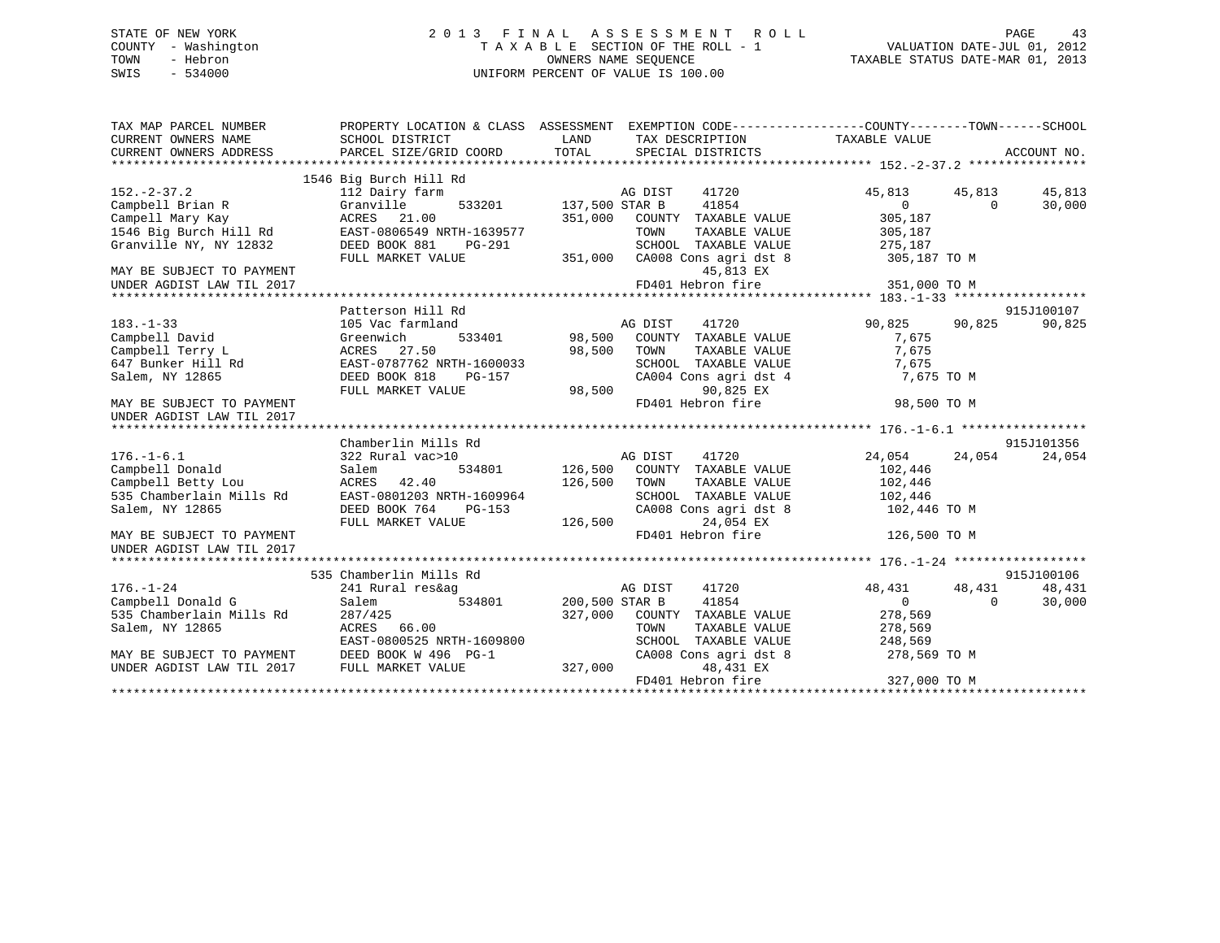STATE OF NEW YORK
COUNTY - Washington
TOWN - Hebron
SWIS - 534000

2 0 1 3 F I N A L A S S E S S M E N T R O L L
T A X A B L E SECTION OF THE ROLL - 1
OWNERS NAME SEQUENCE
UNIFORM PERCENT OF VALUE IS 100.00

VALUATION DATE-JUL 01, 2012
TAXABLE STATUS DATE-MAR 01, 2013

```
TAX MAP PARCEL NUMBER          PROPERTY LOCATION & CLASS  ASSESSMENT  EXEMPTION CODE------------------COUNTY--------TOWN------SCHOOL
CURRENT OWNERS NAME            SCHOOL DISTRICT               LAND      TAX DESCRIPTION             TAXABLE VALUE
CURRENT OWNERS ADDRESS         PARCEL SIZE/GRID COORD        TOTAL     SPECIAL DISTRICTS                                    ACCOUNT NO.
******************************************************************************************************* 152.-2-37.2 ****************
                               1546 Big Burch Hill Rd
152.-2-37.2                    112 Dairy farm                          AG DIST    41720              45,813      45,813      45,813
Campbell Brian R               Granville      533201     137,500 STAR B     41854                   0           0      30,000
Campell Mary Kay               ACRES   21.00             351,000   COUNTY  TAXABLE VALUE          305,187
1546 Big Burch Hill Rd         EAST-0806549 NRTH-1639577           TOWN    TAXABLE VALUE          305,187
Granville NY, NY 12832         DEED BOOK 881    PG-291             SCHOOL  TAXABLE VALUE          275,187
                               FULL MARKET VALUE         351,000   CA008 Cons agri dst 8          305,187 TO M
MAY BE SUBJECT TO PAYMENT                                                   45,813 EX
UNDER AGDIST LAW TIL 2017                                          FD401 Hebron fire              351,000 TO M
******************************************************************************************************* 183.-1-33 ******************
                               Patterson Hill Rd                                                                     915J100107
183.-1-33                      105 Vac farmland                        AG DIST    41720              90,825      90,825      90,825
Campbell David                 Greenwich      533401      98,500   COUNTY  TAXABLE VALUE            7,675
Campbell Terry L               ACRES   27.50              98,500   TOWN    TAXABLE VALUE            7,675
647 Bunker Hill Rd             EAST-0787762 NRTH-1600033           SCHOOL  TAXABLE VALUE            7,675
Salem, NY 12865                DEED BOOK 818    PG-157             CA004 Cons agri dst 4            7,675 TO M
                               FULL MARKET VALUE          98,500            90,825 EX
MAY BE SUBJECT TO PAYMENT                                          FD401 Hebron fire               98,500 TO M
UNDER AGDIST LAW TIL 2017
******************************************************************************************************* 176.-1-6.1 *****************
                               Chamberlin Mills Rd                                                                   915J101356
176.-1-6.1                     322 Rural vac>10                        AG DIST    41720              24,054      24,054      24,054
Campbell Donald                Salem          534801     126,500   COUNTY  TAXABLE VALUE          102,446
Campbell Betty Lou             ACRES   42.40             126,500   TOWN    TAXABLE VALUE          102,446
535 Chamberlain Mills Rd       EAST-0801203 NRTH-1609964           SCHOOL  TAXABLE VALUE          102,446
Salem, NY 12865                DEED BOOK 764    PG-153             CA008 Cons agri dst 8          102,446 TO M
                               FULL MARKET VALUE         126,500            24,054 EX
MAY BE SUBJECT TO PAYMENT                                          FD401 Hebron fire              126,500 TO M
UNDER AGDIST LAW TIL 2017
******************************************************************************************************* 176.-1-24 ******************
                               535 Chamberlin Mills Rd                                                               915J100106
176.-1-24                      241 Rural res&ag                        AG DIST    41720              48,431      48,431      48,431
Campbell Donald G              Salem          534801     200,500 STAR B     41854                   0           0      30,000
535 Chamberlain Mills Rd       287/425                   327,000   COUNTY  TAXABLE VALUE          278,569
Salem, NY 12865                ACRES   66.00                       TOWN    TAXABLE VALUE          278,569
                               EAST-0800525 NRTH-1609800           SCHOOL  TAXABLE VALUE          248,569
MAY BE SUBJECT TO PAYMENT      DEED BOOK W 496  PG-1               CA008 Cons agri dst 8          278,569 TO M
UNDER AGDIST LAW TIL 2017      FULL MARKET VALUE         327,000            48,431 EX
                                                                   FD401 Hebron fire              327,000 TO M
************************************************************************************************************************************
```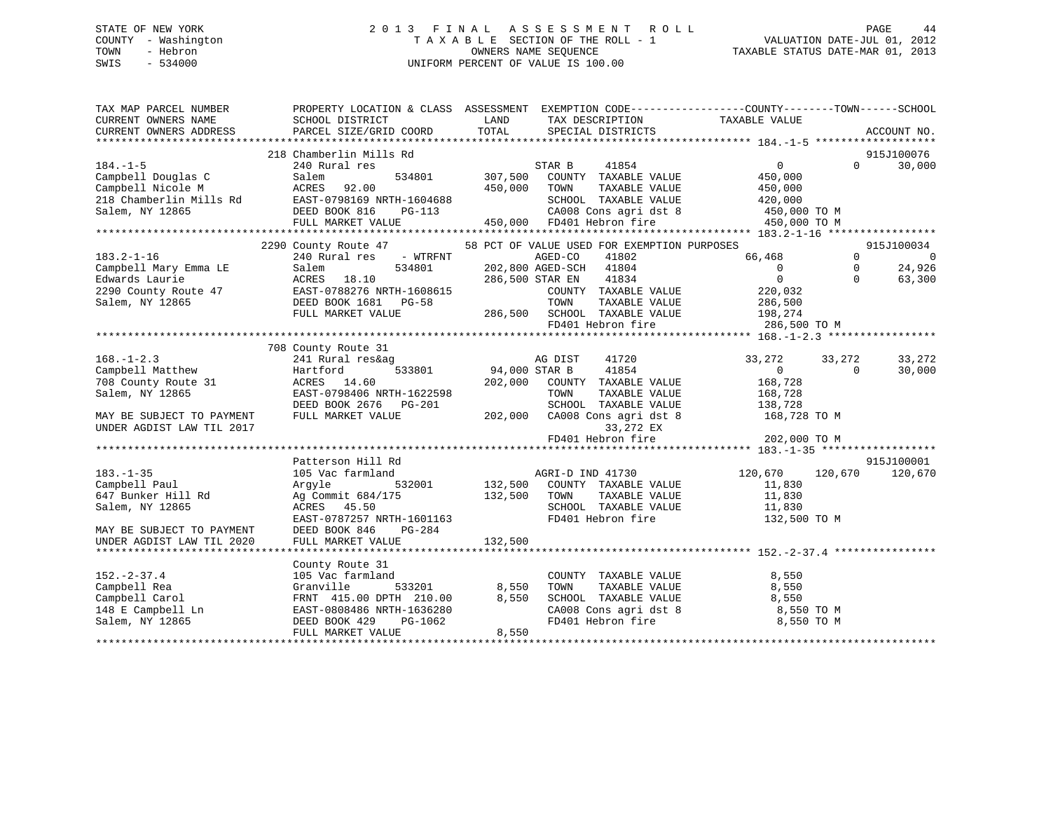STATE OF NEW YORK
COUNTY - Washington
TOWN - Hebron
SWIS - 534000

2 0 1 3 F I N A L A S S E S S M E N T R O L L
T A X A B L E SECTION OF THE ROLL - 1
OWNERS NAME SEQUENCE
UNIFORM PERCENT OF VALUE IS 100.00

VALUATION DATE-JUL 01, 2012
TAXABLE STATUS DATE-MAR 01, 2013

```
TAX MAP PARCEL NUMBER          PROPERTY LOCATION & CLASS  ASSESSMENT  EXEMPTION CODE------------------COUNTY--------TOWN------SCHOOL
CURRENT OWNERS NAME            SCHOOL DISTRICT               LAND      TAX DESCRIPTION             TAXABLE VALUE
CURRENT OWNERS ADDRESS         PARCEL SIZE/GRID COORD        TOTAL     SPECIAL DISTRICTS                                   ACCOUNT NO.
******************************************************************************************************* 184.-1-5 *******************
                               218 Chamberlin Mills Rd                                                                     915J100076
184.-1-5                       240 Rural res                          STAR B    41854                  0          0        30,000
Campbell Douglas C             Salem          534801       307,500    COUNTY  TAXABLE VALUE          450,000
Campbell Nicole M              ACRES  92.00                450,000    TOWN    TAXABLE VALUE          450,000
218 Chamberlin Mills Rd        EAST-0798169 NRTH-1604688              SCHOOL  TAXABLE VALUE          420,000
Salem, NY 12865                DEED BOOK 816    PG-113                CA008 Cons agri dst 8           450,000 TO M
                               FULL MARKET VALUE           450,000    FD401 Hebron fire               450,000 TO M
******************************************************************************************************* 183.2-1-16 *****************
                               2290 County Route 47       58 PCT OF VALUE USED FOR EXEMPTION PURPOSES                      915J100034
183.2-1-16                     240 Rural res    - WTRFNT              AGED-CO   41802             66,468          0             0
Campbell Mary Emma LE          Salem          534801       202,800 AGED-SCH  41804                  0          0        24,926
Edwards Laurie                 ACRES  18.10                286,500 STAR EN   41834                  0          0        63,300
2290 County Route 47           EAST-0788276 NRTH-1608615              COUNTY  TAXABLE VALUE          220,032
Salem, NY 12865                DEED BOOK 1681   PG-58                 TOWN    TAXABLE VALUE          286,500
                               FULL MARKET VALUE           286,500    SCHOOL  TAXABLE VALUE          198,274
                                                                      FD401 Hebron fire               286,500 TO M
******************************************************************************************************* 168.-1-2.3 *****************
                               708 County Route 31
168.-1-2.3                     241 Rural res&ag                       AG DIST   41720             33,272     33,272        33,272
Campbell Matthew               Hartford       533801        94,000 STAR B    41854                  0          0        30,000
708 County Route 31            ACRES  14.60                202,000    COUNTY  TAXABLE VALUE          168,728
Salem, NY 12865                EAST-0798406 NRTH-1622598              TOWN    TAXABLE VALUE          168,728
                               DEED BOOK 2676   PG-201                SCHOOL  TAXABLE VALUE          138,728
MAY BE SUBJECT TO PAYMENT      FULL MARKET VALUE           202,000    CA008 Cons agri dst 8           168,728 TO M
UNDER AGDIST LAW TIL 2017                                                   33,272 EX
                                                                      FD401 Hebron fire               202,000 TO M
******************************************************************************************************* 183.-1-35 ******************
                               Patterson Hill Rd                                                                           915J100001
183.-1-35                      105 Vac farmland                       AGRI-D IND 41730               120,670    120,670       120,670
Campbell Paul                  Argyle         532001       132,500    COUNTY  TAXABLE VALUE           11,830
647 Bunker Hill Rd             Ag Commit 684/175           132,500    TOWN    TAXABLE VALUE           11,830
Salem, NY 12865                ACRES  45.50                           SCHOOL  TAXABLE VALUE           11,830
                               EAST-0787257 NRTH-1601163              FD401 Hebron fire               132,500 TO M
MAY BE SUBJECT TO PAYMENT      DEED BOOK 846    PG-284
UNDER AGDIST LAW TIL 2020      FULL MARKET VALUE           132,500
******************************************************************************************************* 152.-2-37.4 ****************
                               County Route 31
152.-2-37.4                    105 Vac farmland                       COUNTY  TAXABLE VALUE            8,550
Campbell Rea                   Granville      533201         8,550    TOWN    TAXABLE VALUE            8,550
Campbell Carol                 FRNT 415.00 DPTH 210.00       8,550    SCHOOL  TAXABLE VALUE            8,550
148 E Campbell Ln              EAST-0808486 NRTH-1636280              CA008 Cons agri dst 8             8,550 TO M
Salem, NY 12865                DEED BOOK 429    PG-1062               FD401 Hebron fire                 8,550 TO M
                               FULL MARKET VALUE             8,550
************************************************************************************************************************************
```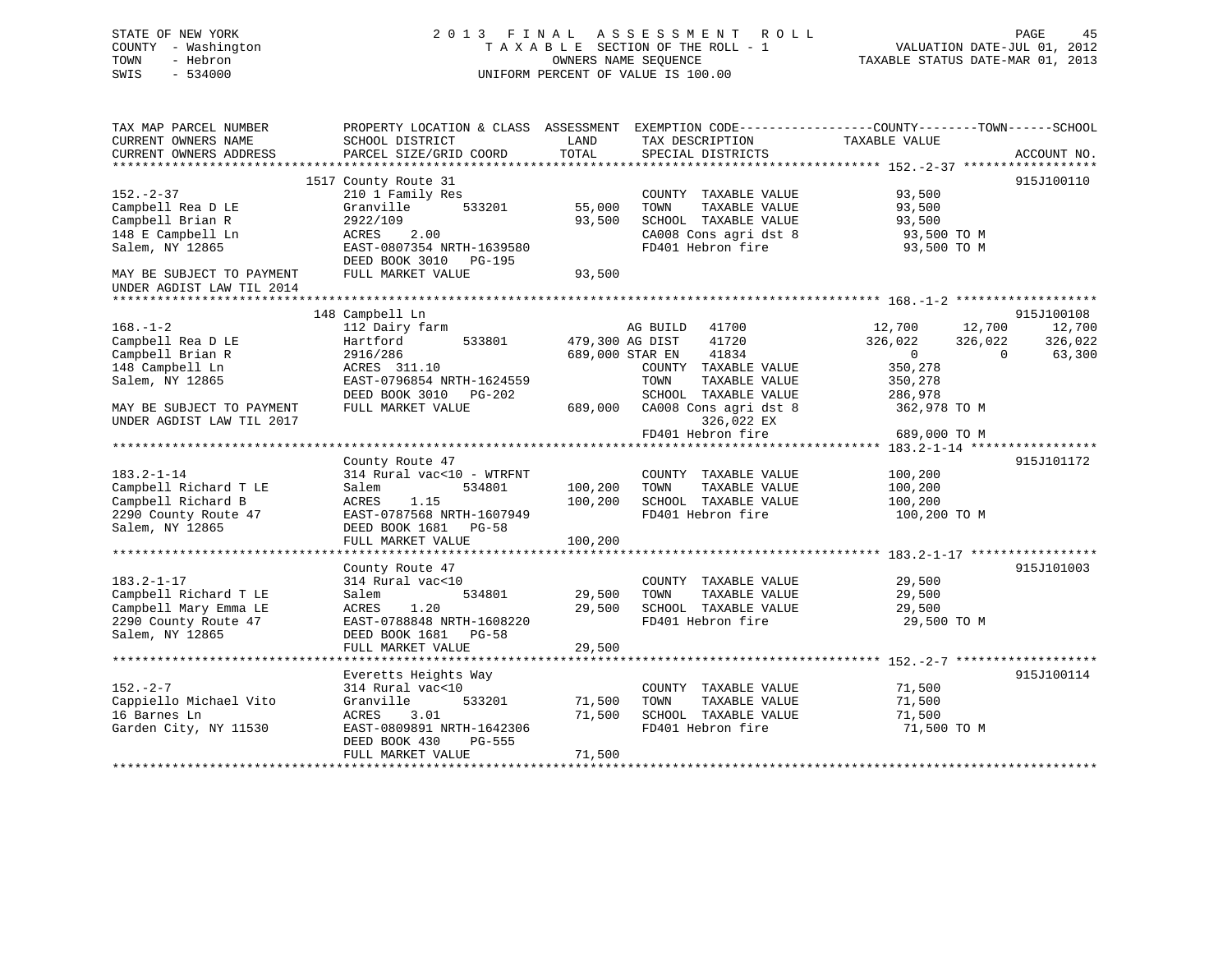STATE OF NEW YORK
COUNTY - Washington
TOWN - Hebron
SWIS - 534000

# 2013 FINAL ASSESSMENT ROLL
TAXABLE SECTION OF THE ROLL - 1
OWNERS NAME SEQUENCE
UNIFORM PERCENT OF VALUE IS 100.00

VALUATION DATE-JUL 01, 2012
TAXABLE STATUS DATE-MAR 01, 2013

```
TAX MAP PARCEL NUMBER          PROPERTY LOCATION & CLASS  ASSESSMENT  EXEMPTION CODE------------------COUNTY--------TOWN------SCHOOL
CURRENT OWNERS NAME            SCHOOL DISTRICT             LAND       TAX DESCRIPTION            TAXABLE VALUE
CURRENT OWNERS ADDRESS         PARCEL SIZE/GRID COORD      TOTAL      SPECIAL DISTRICTS                                    ACCOUNT NO.
******************************************************************************************************* 152.-2-37 ******************
                          1517 County Route 31                                                                          915J100110
152.-2-37                      210 1 Family Res                       COUNTY  TAXABLE VALUE           93,500
Campbell Rea D LE              Granville      533201      55,000      TOWN    TAXABLE VALUE           93,500
Campbell Brian R               2922/109                   93,500      SCHOOL  TAXABLE VALUE           93,500
148 E Campbell Ln              ACRES    2.00                          CA008 Cons agri dst 8           93,500 TO M
Salem, NY 12865                EAST-0807354 NRTH-1639580              FD401 Hebron fire               93,500 TO M
                               DEED BOOK 3010   PG-195
MAY BE SUBJECT TO PAYMENT      FULL MARKET VALUE          93,500
UNDER AGDIST LAW TIL 2014
******************************************************************************************************* 168.-1-2 *******************
                          148 Campbell Ln                                                                               915J100108
168.-1-2                       112 Dairy farm                         AG BUILD   41700           12,700     12,700     12,700
Campbell Rea D LE              Hartford       533801     479,300 AG DIST    41720          326,022    326,022    326,022
Campbell Brian R               2916/286                  689,000 STAR EN    41834                0          0     63,300
148 Campbell Ln                ACRES  311.10                          COUNTY  TAXABLE VALUE          350,278
Salem, NY 12865                EAST-0796854 NRTH-1624559              TOWN    TAXABLE VALUE          350,278
                               DEED BOOK 3010   PG-202                SCHOOL  TAXABLE VALUE          286,978
MAY BE SUBJECT TO PAYMENT      FULL MARKET VALUE         689,000      CA008 Cons agri dst 8          362,978 TO M
UNDER AGDIST LAW TIL 2017                                                  326,022 EX
                                                                      FD401 Hebron fire              689,000 TO M
******************************************************************************************************* 183.2-1-14 *****************
                               County Route 47                                                                          915J101172
183.2-1-14                     314 Rural vac<10 - WTRFNT              COUNTY  TAXABLE VALUE          100,200
Campbell Richard T LE          Salem          534801     100,200      TOWN    TAXABLE VALUE          100,200
Campbell Richard B             ACRES    1.15             100,200      SCHOOL  TAXABLE VALUE          100,200
2290 County Route 47           EAST-0787568 NRTH-1607949              FD401 Hebron fire              100,200 TO M
Salem, NY 12865                DEED BOOK 1681   PG-58
                               FULL MARKET VALUE         100,200
******************************************************************************************************* 183.2-1-17 *****************
                               County Route 47                                                                          915J101003
183.2-1-17                     314 Rural vac<10                       COUNTY  TAXABLE VALUE           29,500
Campbell Richard T LE          Salem          534801      29,500      TOWN    TAXABLE VALUE           29,500
Campbell Mary Emma LE          ACRES    1.20              29,500      SCHOOL  TAXABLE VALUE           29,500
2290 County Route 47           EAST-0788848 NRTH-1608220              FD401 Hebron fire               29,500 TO M
Salem, NY 12865                DEED BOOK 1681   PG-58
                               FULL MARKET VALUE          29,500
******************************************************************************************************* 152.-2-7 *******************
                               Everetts Heights Way                                                                     915J100114
152.-2-7                       314 Rural vac<10                       COUNTY  TAXABLE VALUE           71,500
Cappiello Michael Vito         Granville      533201      71,500      TOWN    TAXABLE VALUE           71,500
16 Barnes Ln                   ACRES    3.01              71,500      SCHOOL  TAXABLE VALUE           71,500
Garden City, NY 11530          EAST-0809891 NRTH-1642306              FD401 Hebron fire               71,500 TO M
                               DEED BOOK 430    PG-555
                               FULL MARKET VALUE          71,500
************************************************************************************************************************************
```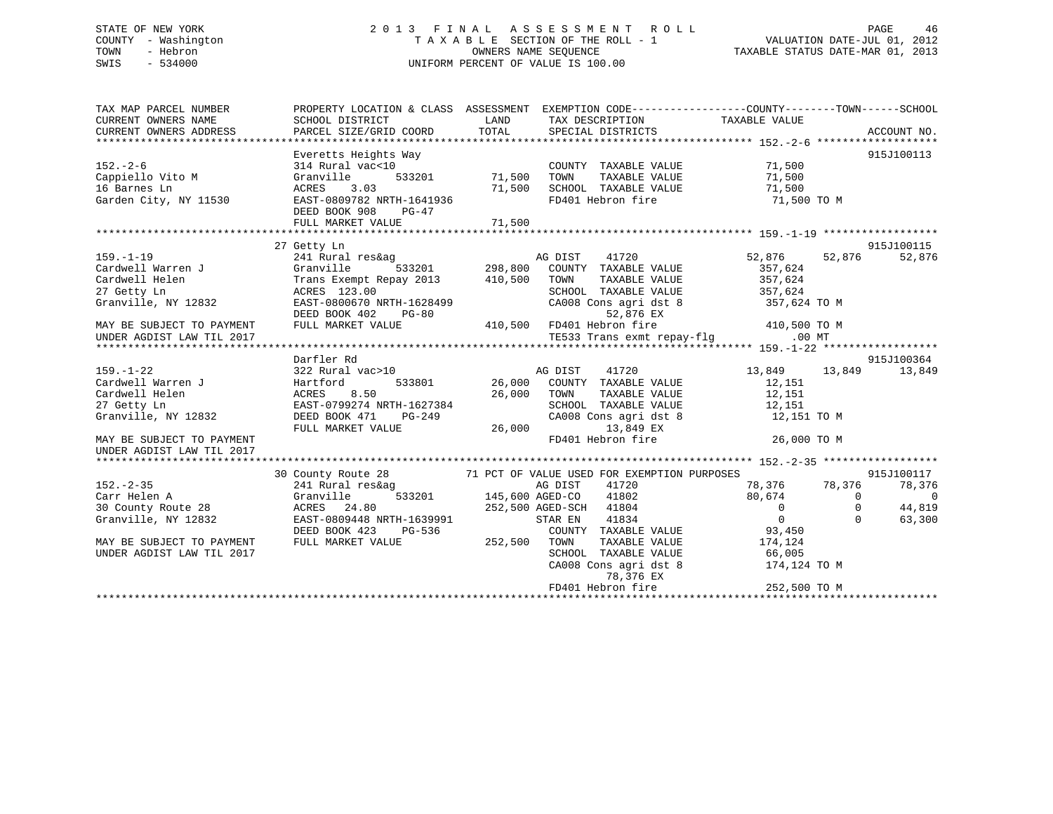STATE OF NEW YORK
COUNTY - Washington
TOWN - Hebron
SWIS - 534000

2 0 1 3 F I N A L A S S E S S M E N T R O L L
T A X A B L E SECTION OF THE ROLL - 1
OWNERS NAME SEQUENCE
UNIFORM PERCENT OF VALUE IS 100.00

VALUATION DATE-JUL 01, 2012
TAXABLE STATUS DATE-MAR 01, 2013

```
TAX MAP PARCEL NUMBER          PROPERTY LOCATION & CLASS  ASSESSMENT  EXEMPTION CODE------------------COUNTY--------TOWN------SCHOOL
CURRENT OWNERS NAME            SCHOOL DISTRICT             LAND       TAX DESCRIPTION              TAXABLE VALUE
CURRENT OWNERS ADDRESS         PARCEL SIZE/GRID COORD      TOTAL      SPECIAL DISTRICTS                                    ACCOUNT NO.
****************************************************************************************************** 152.-2-6 *******************
                               Everetts Heights Way                                                                  915J100113
152.-2-6                       314 Rural vac<10                        COUNTY  TAXABLE VALUE            71,500
Cappiello Vito M               Granville      533201      71,500      TOWN    TAXABLE VALUE            71,500
16 Barnes Ln                   ACRES    3.03              71,500      SCHOOL  TAXABLE VALUE            71,500
Garden City, NY 11530          EAST-0809782 NRTH-1641936              FD401 Hebron fire                 71,500 TO M
                               DEED BOOK 908    PG-47
                               FULL MARKET VALUE          71,500
****************************************************************************************************** 159.-1-19 ******************
                               27 Getty Ln                                                                           915J100115
159.-1-19                      241 Rural res&ag                        AG DIST    41720              52,876     52,876     52,876
Cardwell Warren J              Granville      533201     298,800      COUNTY  TAXABLE VALUE           357,624
Cardwell Helen                 Trans Exempt Repay 2013   410,500      TOWN    TAXABLE VALUE           357,624
27 Getty Ln                    ACRES  123.00                          SCHOOL  TAXABLE VALUE           357,624
Granville, NY 12832            EAST-0800670 NRTH-1628499              CA008 Cons agri dst 8            357,624 TO M
                               DEED BOOK 402    PG-80                       52,876 EX
MAY BE SUBJECT TO PAYMENT      FULL MARKET VALUE         410,500      FD401 Hebron fire                410,500 TO M
UNDER AGDIST LAW TIL 2017                                             TE533 Trans exmt repay-flg           .00 MT
****************************************************************************************************** 159.-1-22 ******************
                               Darfler Rd                                                                            915J100364
159.-1-22                      322 Rural vac>10                        AG DIST    41720              13,849     13,849     13,849
Cardwell Warren J              Hartford       533801      26,000      COUNTY  TAXABLE VALUE            12,151
Cardwell Helen                 ACRES    8.50              26,000      TOWN    TAXABLE VALUE            12,151
27 Getty Ln                    EAST-0799274 NRTH-1627384              SCHOOL  TAXABLE VALUE            12,151
Granville, NY 12832            DEED BOOK 471    PG-249                CA008 Cons agri dst 8             12,151 TO M
                               FULL MARKET VALUE          26,000            13,849 EX
MAY BE SUBJECT TO PAYMENT                                             FD401 Hebron fire                 26,000 TO M
UNDER AGDIST LAW TIL 2017
****************************************************************************************************** 152.-2-35 ******************
                               30 County Route 28         71 PCT OF VALUE USED FOR EXEMPTION PURPOSES                915J100117
152.-2-35                      241 Rural res&ag                        AG DIST    41720              78,376     78,376     78,376
Carr Helen A                   Granville      533201     145,600 AGED-CO    41802                    80,674          0          0
30 County Route 28             ACRES   24.80             252,500 AGED-SCH   41804                         0          0     44,819
Granville, NY 12832            EAST-0809448 NRTH-1639991              STAR EN    41834                    0          0     63,300
                               DEED BOOK 423    PG-536                COUNTY  TAXABLE VALUE            93,450
MAY BE SUBJECT TO PAYMENT      FULL MARKET VALUE         252,500      TOWN    TAXABLE VALUE           174,124
UNDER AGDIST LAW TIL 2017                                             SCHOOL  TAXABLE VALUE            66,005
                                                                      CA008 Cons agri dst 8            174,124 TO M
                                                                            78,376 EX
                                                                      FD401 Hebron fire                252,500 TO M
************************************************************************************************************************************
```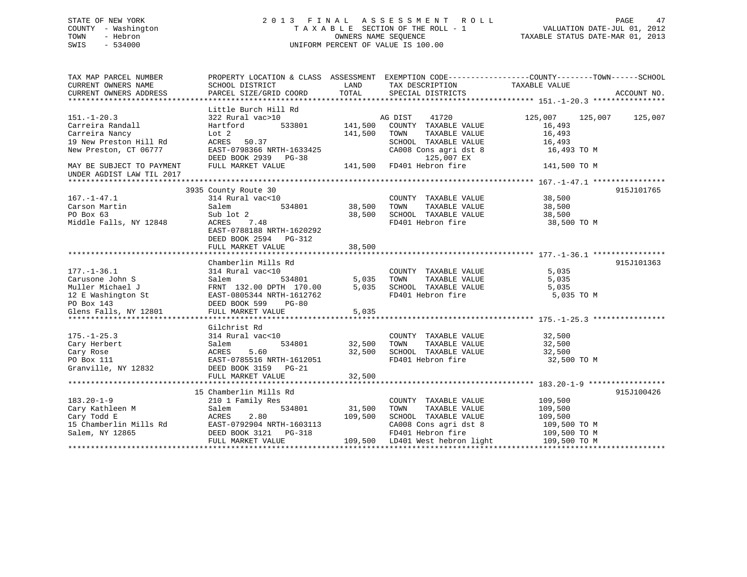STATE OF NEW YORK
COUNTY - Washington
TOWN - Hebron
SWIS - 534000

2013 FINAL ASSESSMENT ROLL
TAXABLE SECTION OF THE ROLL - 1
OWNERS NAME SEQUENCE
UNIFORM PERCENT OF VALUE IS 100.00

VALUATION DATE-JUL 01, 2012
TAXABLE STATUS DATE-MAR 01, 2013

```
TAX MAP PARCEL NUMBER          PROPERTY LOCATION & CLASS  ASSESSMENT  EXEMPTION CODE------------------COUNTY--------TOWN------SCHOOL
CURRENT OWNERS NAME            SCHOOL DISTRICT              LAND      TAX DESCRIPTION               TAXABLE VALUE
CURRENT OWNERS ADDRESS         PARCEL SIZE/GRID COORD       TOTAL     SPECIAL DISTRICTS                                      ACCOUNT NO.
******************************************************************************************************* 151.-1-20.3 ****************
                               Little Burch Hill Rd
151.-1-20.3                    322 Rural vac>10                       AG DIST    41720              125,007    125,007    125,007
Carreira Randall               Hartford       533801      141,500   COUNTY  TAXABLE VALUE             16,493
Carreira Nancy                 Lot 2                      141,500   TOWN    TAXABLE VALUE             16,493
19 New Preston Hill Rd         ACRES   50.37                        SCHOOL  TAXABLE VALUE             16,493
New Preston, CT 06777          EAST-0798366 NRTH-1633425            CA008 Cons agri dst 8              16,493 TO M
                               DEED BOOK 2939   PG-38                     125,007 EX
MAY BE SUBJECT TO PAYMENT      FULL MARKET VALUE          141,500   FD401 Hebron fire                 141,500 TO M
UNDER AGDIST LAW TIL 2017
******************************************************************************************************* 167.-1-47.1 ****************
                               3935 County Route 30                                                                      915J101765
167.-1-47.1                    314 Rural vac<10                       COUNTY  TAXABLE VALUE             38,500
Carson Martin                  Salem          534801       38,500   TOWN    TAXABLE VALUE             38,500
PO Box 63                      Sub lot 2                   38,500   SCHOOL  TAXABLE VALUE             38,500
Middle Falls, NY 12848         ACRES    7.48                        FD401 Hebron fire                  38,500 TO M
                               EAST-0788188 NRTH-1620292
                               DEED BOOK 2594   PG-312
                               FULL MARKET VALUE           38,500
******************************************************************************************************* 177.-1-36.1 ****************
                               Chamberlin Mills Rd                                                                       915J101363
177.-1-36.1                    314 Rural vac<10                       COUNTY  TAXABLE VALUE              5,035
Carusone John S                Salem          534801        5,035   TOWN    TAXABLE VALUE              5,035
Muller Michael J               FRNT 132.00 DPTH 170.00      5,035   SCHOOL  TAXABLE VALUE              5,035
12 E Washington St             EAST-0805344 NRTH-1612762            FD401 Hebron fire                   5,035 TO M
PO Box 143                     DEED BOOK 599    PG-80
Glens Falls, NY 12801          FULL MARKET VALUE            5,035
******************************************************************************************************* 175.-1-25.3 ****************
                               Gilchrist Rd
175.-1-25.3                    314 Rural vac<10                       COUNTY  TAXABLE VALUE             32,500
Cary Herbert                   Salem          534801       32,500   TOWN    TAXABLE VALUE             32,500
Cary Rose                      ACRES    5.60               32,500   SCHOOL  TAXABLE VALUE             32,500
PO Box 111                     EAST-0785516 NRTH-1612051            FD401 Hebron fire                  32,500 TO M
Granville, NY 12832            DEED BOOK 3159   PG-21
                               FULL MARKET VALUE           32,500
******************************************************************************************************* 183.20-1-9 *****************
                               15 Chamberlin Mills Rd                                                                    915J100426
183.20-1-9                     210 1 Family Res                       COUNTY  TAXABLE VALUE            109,500
Cary Kathleen M                Salem          534801       31,500   TOWN    TAXABLE VALUE            109,500
Cary Todd E                    ACRES    2.80              109,500   SCHOOL  TAXABLE VALUE            109,500
15 Chamberlin Mills Rd         EAST-0792904 NRTH-1603113            CA008 Cons agri dst 8             109,500 TO M
Salem, NY 12865                DEED BOOK 3121   PG-318              FD401 Hebron fire                 109,500 TO M
                               FULL MARKET VALUE          109,500   LD401 West hebron light           109,500 TO M
************************************************************************************************************************************
```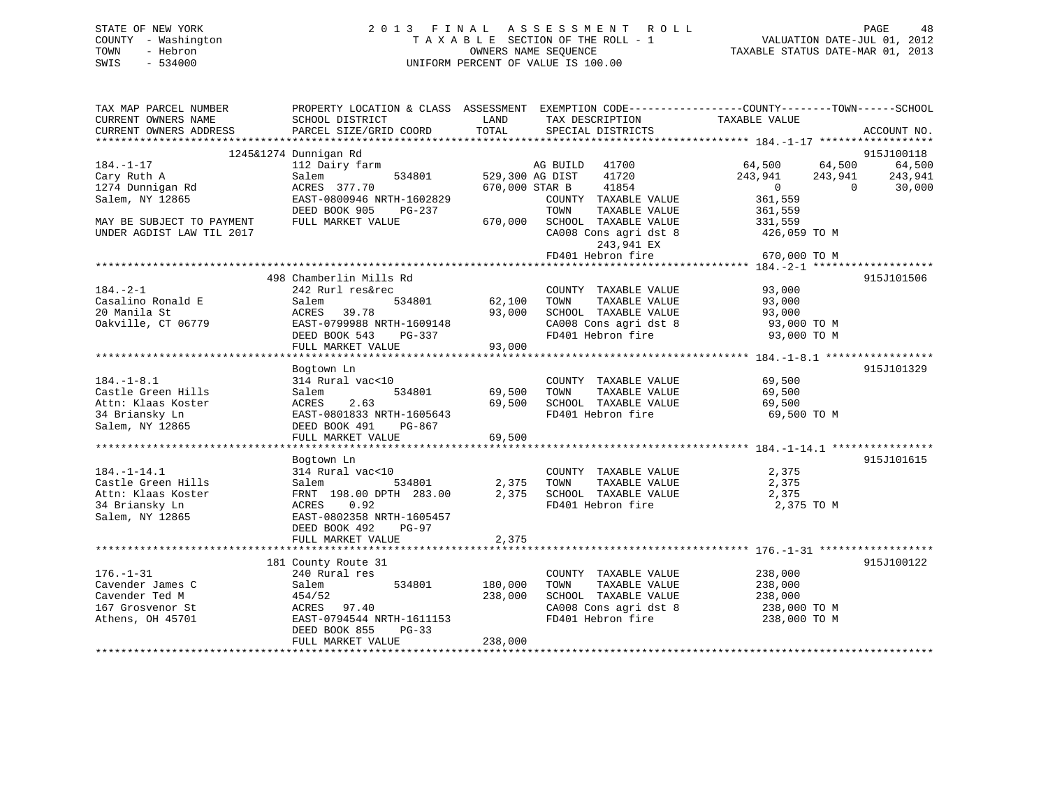STATE OF NEW YORK
COUNTY - Washington
TOWN - Hebron
SWIS - 534000

2 0 1 3 F I N A L A S S E S S M E N T R O L L
T A X A B L E SECTION OF THE ROLL - 1
OWNERS NAME SEQUENCE
UNIFORM PERCENT OF VALUE IS 100.00

VALUATION DATE-JUL 01, 2012
TAXABLE STATUS DATE-MAR 01, 2013

```
TAX MAP PARCEL NUMBER          PROPERTY LOCATION & CLASS  ASSESSMENT  EXEMPTION CODE------------------COUNTY--------TOWN------SCHOOL
CURRENT OWNERS NAME            SCHOOL DISTRICT               LAND      TAX DESCRIPTION              TAXABLE VALUE
CURRENT OWNERS ADDRESS         PARCEL SIZE/GRID COORD        TOTAL     SPECIAL DISTRICTS                                          ACCOUNT NO.
******************************************************************************************************* 184.-1-17 ******************
                 1245&1274 Dunnigan Rd                                                                                         915J100118
184.-1-17                      112 Dairy farm                          AG BUILD   41700              64,500      64,500      64,500
Cary Ruth A                    Salem            534801      529,300 AG DIST    41720             243,941     243,941     243,941
1274 Dunnigan Rd               ACRES  377.70                670,000 STAR B     41854                   0           0      30,000
Salem, NY 12865                EAST-0800946 NRTH-1602829             COUNTY  TAXABLE VALUE          361,559
                               DEED BOOK 905    PG-237               TOWN    TAXABLE VALUE          361,559
MAY BE SUBJECT TO PAYMENT      FULL MARKET VALUE            670,000  SCHOOL  TAXABLE VALUE          331,559
UNDER AGDIST LAW TIL 2017                                            CA008 Cons agri dst 8           426,059 TO M
                                                                           243,941 EX
                                                                     FD401 Hebron fire               670,000 TO M
******************************************************************************************************* 184.-2-1 *******************
                 498 Chamberlin Mills Rd                                                                                       915J101506
184.-2-1                       242 Rurl res&rec                      COUNTY  TAXABLE VALUE           93,000
Casalino Ronald E              Salem            534801       62,100  TOWN    TAXABLE VALUE           93,000
20 Manila St                   ACRES   39.78                 93,000  SCHOOL  TAXABLE VALUE           93,000
Oakville, CT 06779             EAST-0799988 NRTH-1609148             CA008 Cons agri dst 8            93,000 TO M
                               DEED BOOK 543    PG-337               FD401 Hebron fire                93,000 TO M
                               FULL MARKET VALUE             93,000
******************************************************************************************************* 184.-1-8.1 *****************
                 Bogtown Ln                                                                                                    915J101329
184.-1-8.1                     314 Rural vac<10                      COUNTY  TAXABLE VALUE           69,500
Castle Green Hills             Salem            534801       69,500  TOWN    TAXABLE VALUE           69,500
Attn: Klaas Koster             ACRES    2.63                 69,500  SCHOOL  TAXABLE VALUE           69,500
34 Briansky Ln                 EAST-0801833 NRTH-1605643             FD401 Hebron fire                69,500 TO M
Salem, NY 12865                DEED BOOK 491    PG-867
                               FULL MARKET VALUE             69,500
******************************************************************************************************* 184.-1-14.1 ****************
                 Bogtown Ln                                                                                                    915J101615
184.-1-14.1                    314 Rural vac<10                      COUNTY  TAXABLE VALUE            2,375
Castle Green Hills             Salem            534801        2,375  TOWN    TAXABLE VALUE            2,375
Attn: Klaas Koster             FRNT 198.00 DPTH 283.00        2,375  SCHOOL  TAXABLE VALUE            2,375
34 Briansky Ln                 ACRES    0.92                         FD401 Hebron fire                 2,375 TO M
Salem, NY 12865                EAST-0802358 NRTH-1605457
                               DEED BOOK 492    PG-97
                               FULL MARKET VALUE              2,375
******************************************************************************************************* 176.-1-31 ******************
                 181 County Route 31                                                                                           915J100122
176.-1-31                      240 Rural res                         COUNTY  TAXABLE VALUE          238,000
Cavender James C               Salem            534801      180,000  TOWN    TAXABLE VALUE          238,000
Cavender Ted M                 454/52                       238,000  SCHOOL  TAXABLE VALUE          238,000
167 Grosvenor St               ACRES   97.40                         CA008 Cons agri dst 8           238,000 TO M
Athens, OH 45701               EAST-0794544 NRTH-1611153             FD401 Hebron fire               238,000 TO M
                               DEED BOOK 855    PG-33
                               FULL MARKET VALUE            238,000
************************************************************************************************************************************
```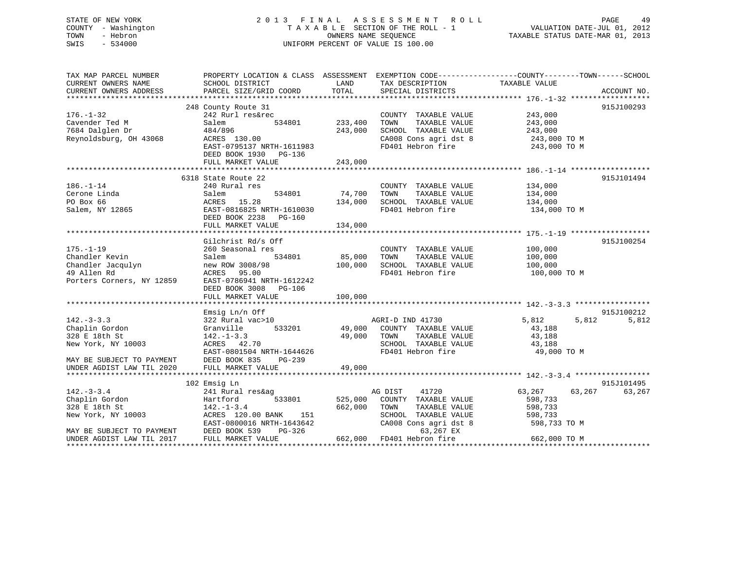STATE OF NEW YORK
COUNTY - Washington
TOWN - Hebron
SWIS - 534000

# 2013 FINAL ASSESSMENT ROLL

TAXABLE SECTION OF THE ROLL - 1
OWNERS NAME SEQUENCE
UNIFORM PERCENT OF VALUE IS 100.00

VALUATION DATE-JUL 01, 2012
TAXABLE STATUS DATE-MAR 01, 2013

```
TAX MAP PARCEL NUMBER          PROPERTY LOCATION & CLASS  ASSESSMENT  EXEMPTION CODE------------------COUNTY--------TOWN------SCHOOL
CURRENT OWNERS NAME            SCHOOL DISTRICT             LAND       TAX DESCRIPTION              TAXABLE VALUE
CURRENT OWNERS ADDRESS         PARCEL SIZE/GRID COORD      TOTAL      SPECIAL DISTRICTS                                       ACCOUNT NO.
******************************************************************************************************* 176.-1-32 ******************
                       248 County Route 31                                                                               915J100293
176.-1-32                      242 Rurl res&rec                          COUNTY  TAXABLE VALUE          243,000
Cavender Ted M                 Salem          534801      233,400        TOWN    TAXABLE VALUE          243,000
7684 Dalglen Dr                484/896                     243,000        SCHOOL  TAXABLE VALUE          243,000
Reynoldsburg, OH 43068         ACRES 130.00                              CA008 Cons agri dst 8           243,000 TO M
                               EAST-0795137 NRTH-1611983                 FD401 Hebron fire               243,000 TO M
                               DEED BOOK 1930   PG-136
                               FULL MARKET VALUE           243,000
******************************************************************************************************* 186.-1-14 ******************
                       6318 State Route 22                                                                               915J101494
186.-1-14                      240 Rural res                             COUNTY  TAXABLE VALUE          134,000
Cerone Linda                   Salem          534801       74,700        TOWN    TAXABLE VALUE          134,000
PO Box 66                      ACRES  15.28               134,000        SCHOOL  TAXABLE VALUE          134,000
Salem, NY 12865                EAST-0816825 NRTH-1610030                 FD401 Hebron fire               134,000 TO M
                               DEED BOOK 2238   PG-160
                               FULL MARKET VALUE           134,000
******************************************************************************************************* 175.-1-19 ******************
                       Gilchrist Rd/s Off                                                                                915J100254
175.-1-19                      260 Seasonal res                          COUNTY  TAXABLE VALUE          100,000
Chandler Kevin                 Salem          534801       85,000        TOWN    TAXABLE VALUE          100,000
Chandler Jacqulyn              new ROW 3008/98            100,000        SCHOOL  TAXABLE VALUE          100,000
49 Allen Rd                    ACRES  95.00                              FD401 Hebron fire               100,000 TO M
Porters Corners, NY 12859      EAST-0786941 NRTH-1612242
                               DEED BOOK 3008   PG-106
                               FULL MARKET VALUE           100,000
******************************************************************************************************* 142.-3-3.3 *****************
                       Emsig Ln/n Off                                                                                    915J100212
142.-3-3.3                     322 Rural vac>10                          AGRI-D IND 41730                5,812      5,812      5,812
Chaplin Gordon                 Granville      533201       49,000        COUNTY  TAXABLE VALUE           43,188
328 E 18th St                  142.-1-3.3                  49,000        TOWN    TAXABLE VALUE           43,188
New York, NY 10003             ACRES  42.70                              SCHOOL  TAXABLE VALUE           43,188
                               EAST-0801504 NRTH-1644626                 FD401 Hebron fire                49,000 TO M
MAY BE SUBJECT TO PAYMENT      DEED BOOK 835    PG-239
UNDER AGDIST LAW TIL 2020      FULL MARKET VALUE            49,000
******************************************************************************************************* 142.-3-3.4 *****************
                       102 Emsig Ln                                                                                      915J101495
142.-3-3.4                     241 Rural res&ag                          AG DIST    41720               63,267     63,267     63,267
Chaplin Gordon                 Hartford       533801      525,000        COUNTY  TAXABLE VALUE          598,733
328 E 18th St                  142.-1-3.4                 662,000        TOWN    TAXABLE VALUE          598,733
New York, NY 10003             ACRES 120.00 BANK    151                  SCHOOL  TAXABLE VALUE          598,733
                               EAST-0800016 NRTH-1643642                 CA008 Cons agri dst 8           598,733 TO M
MAY BE SUBJECT TO PAYMENT      DEED BOOK 539    PG-326                         63,267 EX
UNDER AGDIST LAW TIL 2017      FULL MARKET VALUE          662,000        FD401 Hebron fire               662,000 TO M
************************************************************************************************************************************
```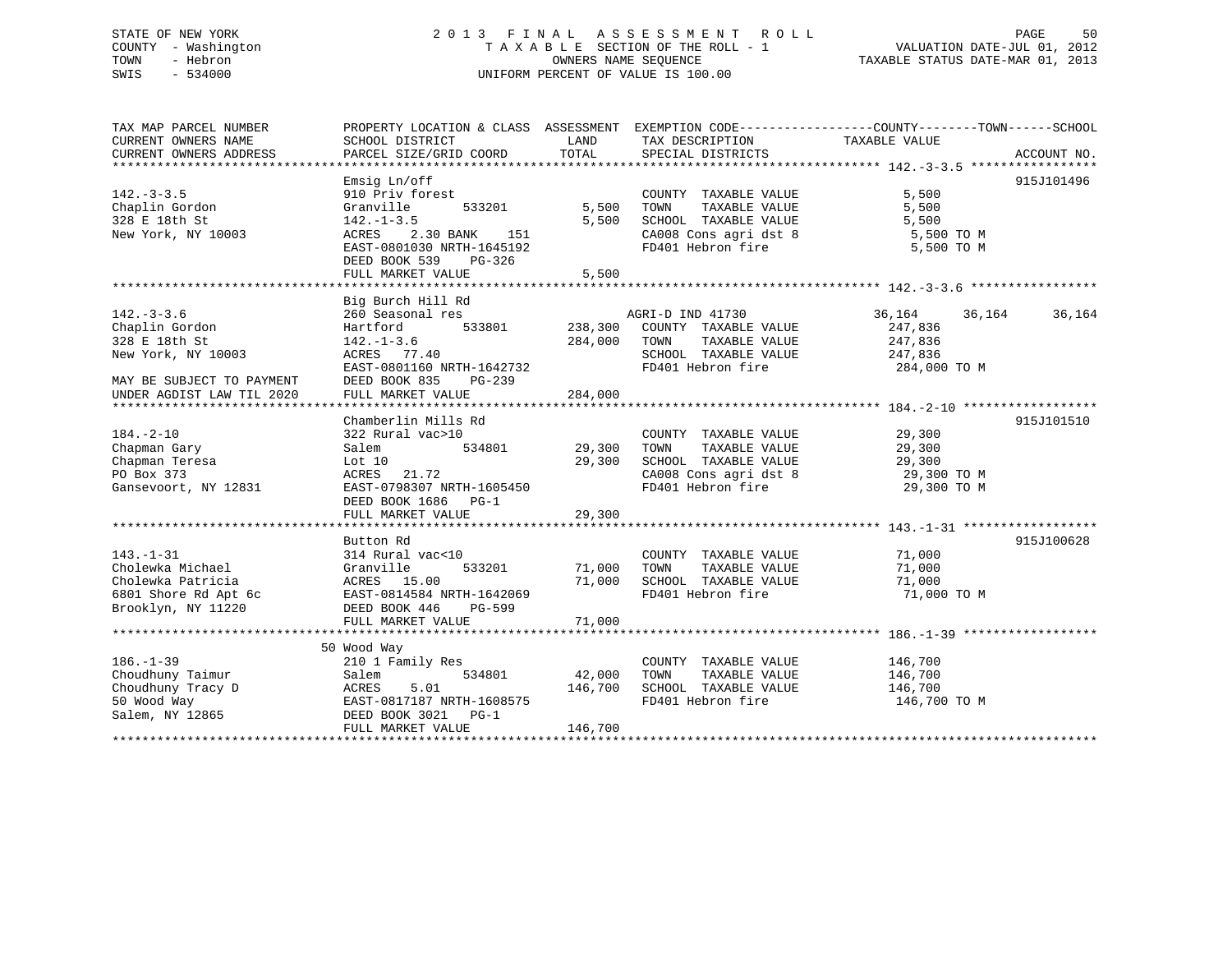STATE OF NEW YORK
COUNTY - Washington
TOWN - Hebron
SWIS - 534000

2013 FINAL ASSESSMENT ROLL
TAXABLE SECTION OF THE ROLL - 1
OWNERS NAME SEQUENCE
UNIFORM PERCENT OF VALUE IS 100.00

VALUATION DATE-JUL 01, 2012
TAXABLE STATUS DATE-MAR 01, 2013

```
TAX MAP PARCEL NUMBER          PROPERTY LOCATION & CLASS  ASSESSMENT  EXEMPTION CODE------------------COUNTY--------TOWN------SCHOOL
CURRENT OWNERS NAME            SCHOOL DISTRICT              LAND      TAX DESCRIPTION            TAXABLE VALUE
CURRENT OWNERS ADDRESS         PARCEL SIZE/GRID COORD       TOTAL     SPECIAL DISTRICTS                                    ACCOUNT NO.
******************************************************************************************************* 142.-3-3.5 *****************
                               Emsig Ln/off                                                                                915J101496
142.-3-3.5                     910 Priv forest                        COUNTY  TAXABLE VALUE            5,500
Chaplin Gordon                 Granville      533201         5,500    TOWN    TAXABLE VALUE            5,500
328 E 18th St                  142.-1-3.5                    5,500    SCHOOL  TAXABLE VALUE            5,500
New York, NY 10003             ACRES    2.30 BANK    151               CA008 Cons agri dst 8            5,500 TO M
                               EAST-0801030 NRTH-1645192              FD401 Hebron fire                5,500 TO M
                               DEED BOOK 539    PG-326
                               FULL MARKET VALUE             5,500
******************************************************************************************************* 142.-3-3.6 *****************
                               Big Burch Hill Rd
142.-3-3.6                     260 Seasonal res                       AGRI-D IND 41730            36,164      36,164      36,164
Chaplin Gordon                 Hartford       533801       238,300    COUNTY  TAXABLE VALUE          247,836
328 E 18th St                  142.-1-3.6                  284,000    TOWN    TAXABLE VALUE          247,836
New York, NY 10003             ACRES   77.40                          SCHOOL  TAXABLE VALUE          247,836
                               EAST-0801160 NRTH-1642732              FD401 Hebron fire              284,000 TO M
MAY BE SUBJECT TO PAYMENT      DEED BOOK 835    PG-239
UNDER AGDIST LAW TIL 2020      FULL MARKET VALUE           284,000
******************************************************************************************************* 184.-2-10 ******************
                               Chamberlin Mills Rd                                                                         915J101510
184.-2-10                      322 Rural vac>10                       COUNTY  TAXABLE VALUE           29,300
Chapman Gary                   Salem          534801        29,300    TOWN    TAXABLE VALUE           29,300
Chapman Teresa                 Lot 10                       29,300    SCHOOL  TAXABLE VALUE           29,300
PO Box 373                     ACRES   21.72                          CA008 Cons agri dst 8           29,300 TO M
Gansevoort, NY 12831           EAST-0798307 NRTH-1605450              FD401 Hebron fire               29,300 TO M
                               DEED BOOK 1686   PG-1
                               FULL MARKET VALUE            29,300
******************************************************************************************************* 143.-1-31 ******************
                               Button Rd                                                                                   915J100628
143.-1-31                      314 Rural vac<10                       COUNTY  TAXABLE VALUE           71,000
Cholewka Michael               Granville      533201        71,000    TOWN    TAXABLE VALUE           71,000
Cholewka Patricia              ACRES   15.00                71,000    SCHOOL  TAXABLE VALUE           71,000
6801 Shore Rd Apt 6c           EAST-0814584 NRTH-1642069              FD401 Hebron fire               71,000 TO M
Brooklyn, NY 11220             DEED BOOK 446    PG-599
                               FULL MARKET VALUE            71,000
******************************************************************************************************* 186.-1-39 ******************
                            50 Wood Way
186.-1-39                      210 1 Family Res                       COUNTY  TAXABLE VALUE          146,700
Choudhuny Taimur               Salem          534801        42,000    TOWN    TAXABLE VALUE          146,700
Choudhuny Tracy D              ACRES    5.01               146,700    SCHOOL  TAXABLE VALUE          146,700
50 Wood Way                    EAST-0817187 NRTH-1608575              FD401 Hebron fire              146,700 TO M
Salem, NY 12865                DEED BOOK 3021   PG-1
                               FULL MARKET VALUE           146,700
************************************************************************************************************************************
```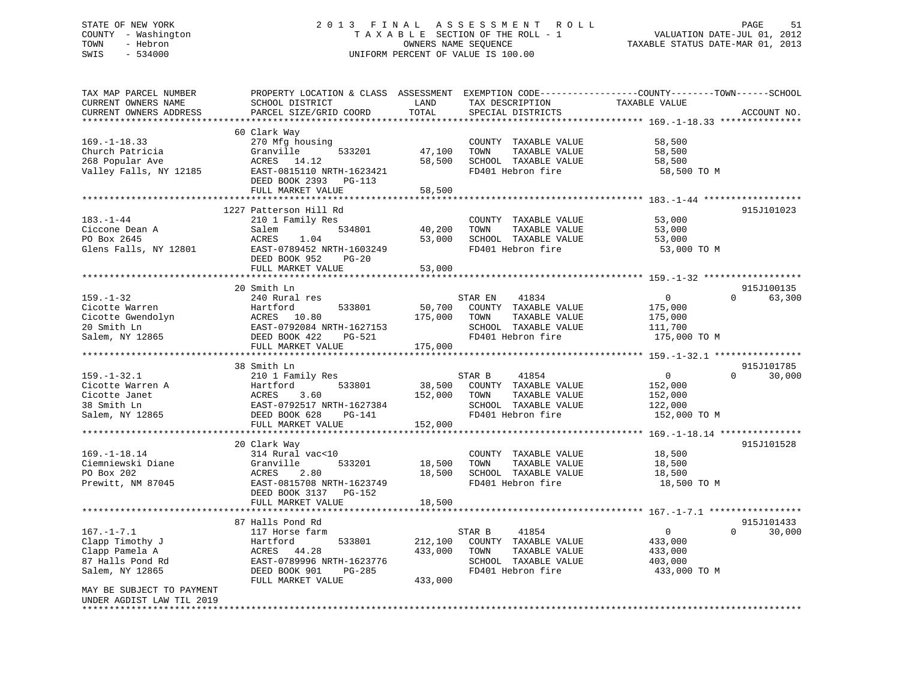STATE OF NEW YORK
COUNTY - Washington
TOWN - Hebron
SWIS - 534000

2 0 1 3 F I N A L A S S E S S M E N T R O L L
T A X A B L E SECTION OF THE ROLL - 1
OWNERS NAME SEQUENCE
UNIFORM PERCENT OF VALUE IS 100.00

VALUATION DATE-JUL 01, 2012
TAXABLE STATUS DATE-MAR 01, 2013

| TAX MAP PARCEL NUMBER / CURRENT OWNERS NAME / CURRENT OWNERS ADDRESS | PROPERTY LOCATION & CLASS / SCHOOL DISTRICT / PARCEL SIZE/GRID COORD | ASSESSMENT LAND | TOTAL | EXEMPTION CODE / TAX DESCRIPTION / SPECIAL DISTRICTS | COUNTY TAXABLE VALUE | TOWN | SCHOOL | ACCOUNT NO. |
|---|---|---|---|---|---|---|---|---|
| 169.-1-18.33 | 60 Clark Way | | | | | | | |
| 169.-1-18.33 | 270 Mfg housing | | | COUNTY TAXABLE VALUE | 58,500 | | | |
| Church Patricia | Granville 533201 | 47,100 | | TOWN TAXABLE VALUE | 58,500 | | | |
| 268 Popular Ave | ACRES 14.12 | | 58,500 | SCHOOL TAXABLE VALUE | 58,500 | | | |
| Valley Falls, NY 12185 | EAST-0815110 NRTH-1623421 | | | FD401 Hebron fire | 58,500 TO M | | | |
| | DEED BOOK 2393 PG-113 | | | | | | | |
| | FULL MARKET VALUE | | 58,500 | | | | | |
| 183.-1-44 | 1227 Patterson Hill Rd | | | | | | | 915J101023 |
| 183.-1-44 | 210 1 Family Res | | | COUNTY TAXABLE VALUE | 53,000 | | | |
| Ciccone Dean A | Salem 534801 | 40,200 | | TOWN TAXABLE VALUE | 53,000 | | | |
| PO Box 2645 | ACRES 1.04 | | 53,000 | SCHOOL TAXABLE VALUE | 53,000 | | | |
| Glens Falls, NY 12801 | EAST-0789452 NRTH-1603249 | | | FD401 Hebron fire | 53,000 TO M | | | |
| | DEED BOOK 952 PG-20 | | | | | | | |
| | FULL MARKET VALUE | | 53,000 | | | | | |
| 159.-1-32 | 20 Smith Ln | | | | | | | 915J100135 |
| 159.-1-32 | 240 Rural res | | | STAR EN 41834 | 0 | 0 | 63,300 | |
| Cicotte Warren | Hartford 533801 | 50,700 | | COUNTY TAXABLE VALUE | 175,000 | | | |
| Cicotte Gwendolyn | ACRES 10.80 | | 175,000 | TOWN TAXABLE VALUE | 175,000 | | | |
| 20 Smith Ln | EAST-0792084 NRTH-1627153 | | | SCHOOL TAXABLE VALUE | 111,700 | | | |
| Salem, NY 12865 | DEED BOOK 422 PG-521 | | | FD401 Hebron fire | 175,000 TO M | | | |
| | FULL MARKET VALUE | | 175,000 | | | | | |
| 159.-1-32.1 | 38 Smith Ln | | | | | | | 915J101785 |
| 159.-1-32.1 | 210 1 Family Res | | | STAR B 41854 | 0 | 0 | 30,000 | |
| Cicotte Warren A | Hartford 533801 | 38,500 | | COUNTY TAXABLE VALUE | 152,000 | | | |
| Cicotte Janet | ACRES 3.60 | | 152,000 | TOWN TAXABLE VALUE | 152,000 | | | |
| 38 Smith Ln | EAST-0792517 NRTH-1627384 | | | SCHOOL TAXABLE VALUE | 122,000 | | | |
| Salem, NY 12865 | DEED BOOK 628 PG-141 | | | FD401 Hebron fire | 152,000 TO M | | | |
| | FULL MARKET VALUE | | 152,000 | | | | | |
| 169.-1-18.14 | 20 Clark Way | | | | | | | 915J101528 |
| 169.-1-18.14 | 314 Rural vac<10 | | | COUNTY TAXABLE VALUE | 18,500 | | | |
| Ciemniewski Diane | Granville 533201 | 18,500 | | TOWN TAXABLE VALUE | 18,500 | | | |
| PO Box 202 | ACRES 2.80 | | 18,500 | SCHOOL TAXABLE VALUE | 18,500 | | | |
| Prewitt, NM 87045 | EAST-0815708 NRTH-1623749 | | | FD401 Hebron fire | 18,500 TO M | | | |
| | DEED BOOK 3137 PG-152 | | | | | | | |
| | FULL MARKET VALUE | | 18,500 | | | | | |
| 167.-1-7.1 | 87 Halls Pond Rd | | | | | | | 915J101433 |
| 167.-1-7.1 | 117 Horse farm | | | STAR B 41854 | 0 | 0 | 30,000 | |
| Clapp Timothy J | Hartford 533801 | 212,100 | | COUNTY TAXABLE VALUE | 433,000 | | | |
| Clapp Pamela A | ACRES 44.28 | | 433,000 | TOWN TAXABLE VALUE | 433,000 | | | |
| 87 Halls Pond Rd | EAST-0789996 NRTH-1623776 | | | SCHOOL TAXABLE VALUE | 403,000 | | | |
| Salem, NY 12865 | DEED BOOK 901 PG-285 | | | FD401 Hebron fire | 433,000 TO M | | | |
| | FULL MARKET VALUE | | 433,000 | | | | | |
| MAY BE SUBJECT TO PAYMENT UNDER AGDIST LAW TIL 2019 | | | | | | | | |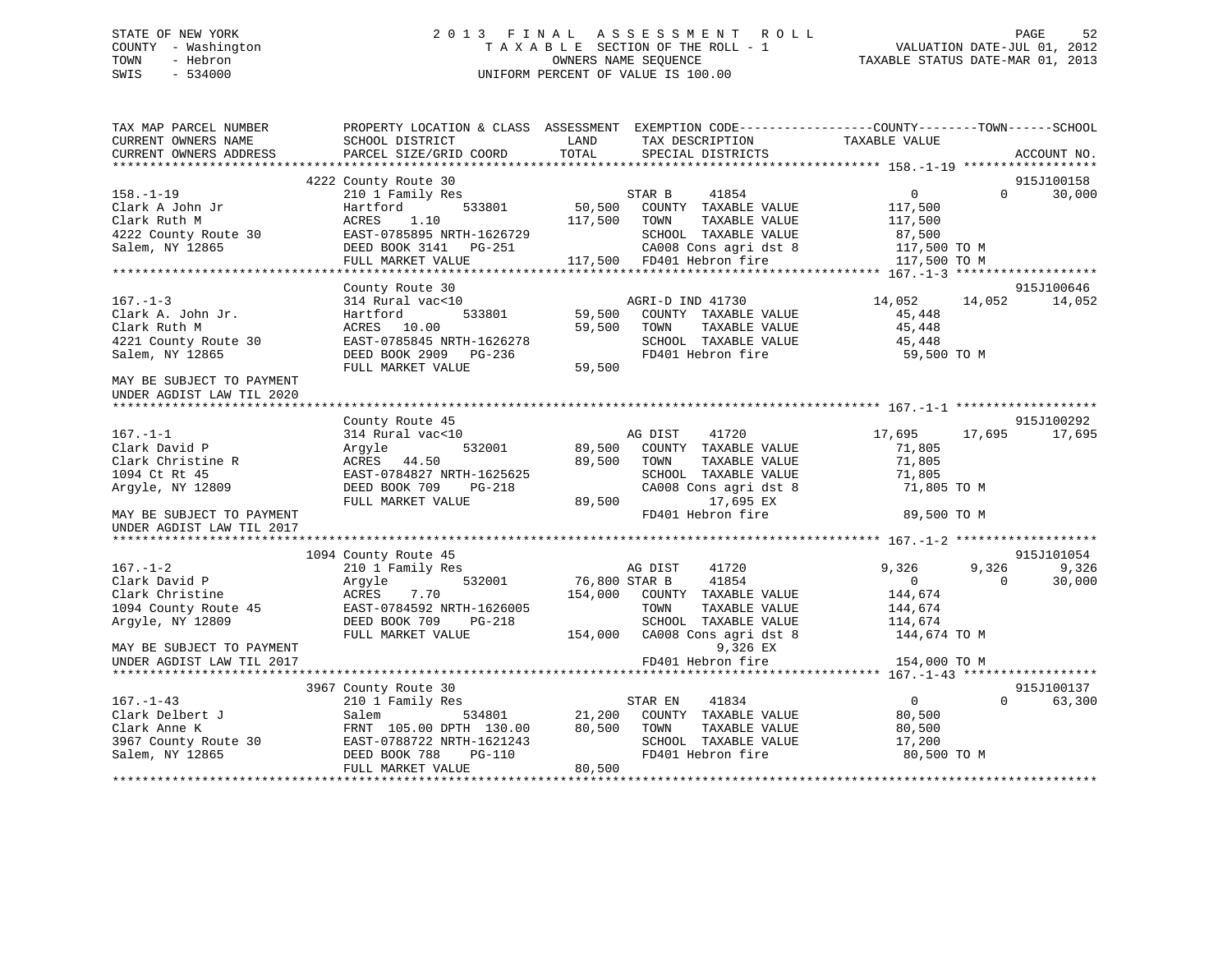STATE OF NEW YORK                    2 0 1 3   F I N A L   A S S E S S M E N T   R O L L
COUNTY - Washington                  T A X A B L E  SECTION OF THE ROLL - 1                VALUATION DATE-JUL 01, 2012
TOWN   - Hebron                      OWNERS NAME SEQUENCE                                  TAXABLE STATUS DATE-MAR 01, 2013
SWIS   - 534000                      UNIFORM PERCENT OF VALUE IS 100.00

```
TAX MAP PARCEL NUMBER          PROPERTY LOCATION & CLASS  ASSESSMENT  EXEMPTION CODE------------------COUNTY--------TOWN------SCHOOL
CURRENT OWNERS NAME            SCHOOL DISTRICT              LAND      TAX DESCRIPTION            TAXABLE VALUE
CURRENT OWNERS ADDRESS         PARCEL SIZE/GRID COORD       TOTAL     SPECIAL DISTRICTS                                    ACCOUNT NO.
******************************************************************************************************* 158.-1-19 ******************
                               4222 County Route 30                                                                        915J100158
158.-1-19                      210 1 Family Res                       STAR B     41854                 0             0      30,000
Clark A John Jr                Hartford        533801      50,500     COUNTY  TAXABLE VALUE          117,500
Clark Ruth M                   ACRES    1.10              117,500     TOWN    TAXABLE VALUE          117,500
4222 County Route 30           EAST-0785895 NRTH-1626729              SCHOOL  TAXABLE VALUE           87,500
Salem, NY 12865                DEED BOOK 3141   PG-251                CA008 Cons agri dst 8          117,500 TO M
                               FULL MARKET VALUE          117,500     FD401 Hebron fire              117,500 TO M
******************************************************************************************************* 167.-1-3 *******************
                               County Route 30                                                                             915J100646
167.-1-3                       314 Rural vac<10                       AGRI-D IND 41730              14,052        14,052      14,052
Clark A. John Jr.              Hartford        533801      59,500     COUNTY  TAXABLE VALUE           45,448
Clark Ruth M                   ACRES   10.00               59,500     TOWN    TAXABLE VALUE           45,448
4221 County Route 30           EAST-0785845 NRTH-1626278              SCHOOL  TAXABLE VALUE           45,448
Salem, NY 12865                DEED BOOK 2909   PG-236                FD401 Hebron fire               59,500 TO M
                               FULL MARKET VALUE           59,500
MAY BE SUBJECT TO PAYMENT
UNDER AGDIST LAW TIL 2020
******************************************************************************************************* 167.-1-1 *******************
                               County Route 45                                                                             915J100292
167.-1-1                       314 Rural vac<10                       AG DIST    41720              17,695        17,695      17,695
Clark David P                  Argyle          532001      89,500     COUNTY  TAXABLE VALUE           71,805
Clark Christine R              ACRES   44.50               89,500     TOWN    TAXABLE VALUE           71,805
1094 Ct Rt 45                  EAST-0784827 NRTH-1625625              SCHOOL  TAXABLE VALUE           71,805
Argyle, NY 12809               DEED BOOK 709    PG-218                CA008 Cons agri dst 8           71,805 TO M
                               FULL MARKET VALUE           89,500          17,695 EX
MAY BE SUBJECT TO PAYMENT                                             FD401 Hebron fire               89,500 TO M
UNDER AGDIST LAW TIL 2017
******************************************************************************************************* 167.-1-2 *******************
                               1094 County Route 45                                                                        915J101054
167.-1-2                       210 1 Family Res                       AG DIST    41720               9,326         9,326       9,326
Clark David P                  Argyle          532001      76,800 STAR B     41854                 0             0      30,000
Clark Christine                ACRES    7.70              154,000     COUNTY  TAXABLE VALUE          144,674
1094 County Route 45           EAST-0784592 NRTH-1626005              TOWN    TAXABLE VALUE          144,674
Argyle, NY 12809               DEED BOOK 709    PG-218                SCHOOL  TAXABLE VALUE          114,674
                               FULL MARKET VALUE          154,000     CA008 Cons agri dst 8          144,674 TO M
MAY BE SUBJECT TO PAYMENT                                                   9,326 EX
UNDER AGDIST LAW TIL 2017                                             FD401 Hebron fire              154,000 TO M
******************************************************************************************************* 167.-1-43 ******************
                               3967 County Route 30                                                                        915J100137
167.-1-43                      210 1 Family Res                       STAR EN    41834                 0             0      63,300
Clark Delbert J                Salem           534801      21,200     COUNTY  TAXABLE VALUE           80,500
Clark Anne K                   FRNT 105.00 DPTH 130.00     80,500     TOWN    TAXABLE VALUE           80,500
3967 County Route 30           EAST-0788722 NRTH-1621243              SCHOOL  TAXABLE VALUE           17,200
Salem, NY 12865                DEED BOOK 788    PG-110                FD401 Hebron fire               80,500 TO M
                               FULL MARKET VALUE           80,500
************************************************************************************************************************************
```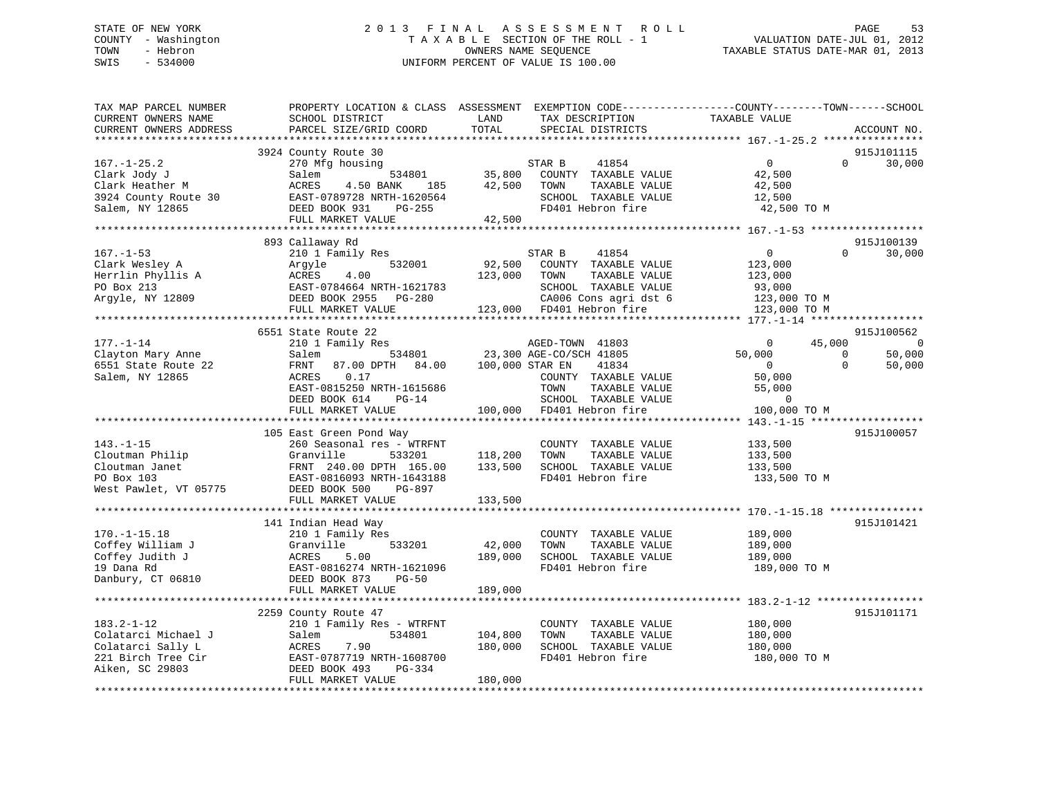STATE OF NEW YORK
COUNTY - Washington
TOWN - Hebron
SWIS - 534000

2013 FINAL ASSESSMENT ROLL
TAXABLE SECTION OF THE ROLL - 1
OWNERS NAME SEQUENCE
UNIFORM PERCENT OF VALUE IS 100.00

VALUATION DATE-JUL 01, 2012
TAXABLE STATUS DATE-MAR 01, 2013

```
TAX MAP PARCEL NUMBER     PROPERTY LOCATION & CLASS  ASSESSMENT  EXEMPTION CODE------------------COUNTY--------TOWN------SCHOOL
CURRENT OWNERS NAME       SCHOOL DISTRICT               LAND      TAX DESCRIPTION             TAXABLE VALUE
CURRENT OWNERS ADDRESS    PARCEL SIZE/GRID COORD        TOTAL     SPECIAL DISTRICTS                                        ACCOUNT NO.
******************************************************************************************************* 167.-1-25.2 ****************
                          3924 County Route 30                                                                       915J101115
167.-1-25.2               270 Mfg housing                         STAR B     41854                  0            0       30,000
Clark Jody J              Salem           534801        35,800    COUNTY  TAXABLE VALUE          42,500
Clark Heather M           ACRES    4.50 BANK     185    42,500    TOWN    TAXABLE VALUE          42,500
3924 County Route 30      EAST-0789728 NRTH-1620564               SCHOOL  TAXABLE VALUE          12,500
Salem, NY 12865           DEED BOOK 931    PG-255                 FD401 Hebron fire               42,500 TO M
                          FULL MARKET VALUE             42,500
******************************************************************************************************* 167.-1-53 ******************
                          893 Callaway Rd                                                                            915J100139
167.-1-53                 210 1 Family Res                        STAR B     41854                  0            0       30,000
Clark Wesley A            Argyle          532001        92,500    COUNTY  TAXABLE VALUE         123,000
Herrlin Phyllis A         ACRES    4.00                123,000    TOWN    TAXABLE VALUE         123,000
PO Box 213                EAST-0784664 NRTH-1621783               SCHOOL  TAXABLE VALUE          93,000
Argyle, NY 12809          DEED BOOK 2955   PG-280                 CA006 Cons agri dst 6          123,000 TO M
                          FULL MARKET VALUE            123,000    FD401 Hebron fire              123,000 TO M
******************************************************************************************************* 177.-1-14 ******************
                          6551 State Route 22                                                                        915J100562
177.-1-14                 210 1 Family Res                        AGED-TOWN  41803                  0       45,000            0
Clayton Mary Anne         Salem           534801        23,300 AGE-CO/SCH 41805            50,000            0       50,000
6551 State Route 22       FRNT   87.00 DPTH   84.00    100,000 STAR EN    41834                  0            0       50,000
Salem, NY 12865           ACRES    0.17                           COUNTY  TAXABLE VALUE          50,000
                          EAST-0815250 NRTH-1615686               TOWN    TAXABLE VALUE          55,000
                          DEED BOOK 614    PG-14                  SCHOOL  TAXABLE VALUE               0
                          FULL MARKET VALUE            100,000    FD401 Hebron fire              100,000 TO M
******************************************************************************************************* 143.-1-15 ******************
                          105 East Green Pond Way                                                                    915J100057
143.-1-15                 260 Seasonal res - WTRFNT               COUNTY  TAXABLE VALUE         133,500
Cloutman Philip           Granville       533201       118,200    TOWN    TAXABLE VALUE         133,500
Cloutman Janet            FRNT  240.00 DPTH  165.00    133,500    SCHOOL  TAXABLE VALUE         133,500
PO Box 103                EAST-0816093 NRTH-1643188               FD401 Hebron fire              133,500 TO M
West Pawlet, VT 05775     DEED BOOK 500    PG-897
                          FULL MARKET VALUE            133,500
******************************************************************************************************* 170.-1-15.18 ***************
                          141 Indian Head Way                                                                        915J101421
170.-1-15.18              210 1 Family Res                        COUNTY  TAXABLE VALUE         189,000
Coffey William J          Granville       533201        42,000    TOWN    TAXABLE VALUE         189,000
Coffey Judith J           ACRES    5.00                189,000    SCHOOL  TAXABLE VALUE         189,000
19 Dana Rd                EAST-0816274 NRTH-1621096               FD401 Hebron fire              189,000 TO M
Danbury, CT 06810         DEED BOOK 873    PG-50
                          FULL MARKET VALUE            189,000
******************************************************************************************************* 183.2-1-12 *****************
                          2259 County Route 47                                                                       915J101171
183.2-1-12                210 1 Family Res - WTRFNT               COUNTY  TAXABLE VALUE         180,000
Colatarci Michael J       Salem           534801       104,800    TOWN    TAXABLE VALUE         180,000
Colatarci Sally L         ACRES    7.90                180,000    SCHOOL  TAXABLE VALUE         180,000
221 Birch Tree Cir        EAST-0787719 NRTH-1608700               FD401 Hebron fire              180,000 TO M
Aiken, SC 29803           DEED BOOK 493    PG-334
                          FULL MARKET VALUE            180,000
************************************************************************************************************************************
```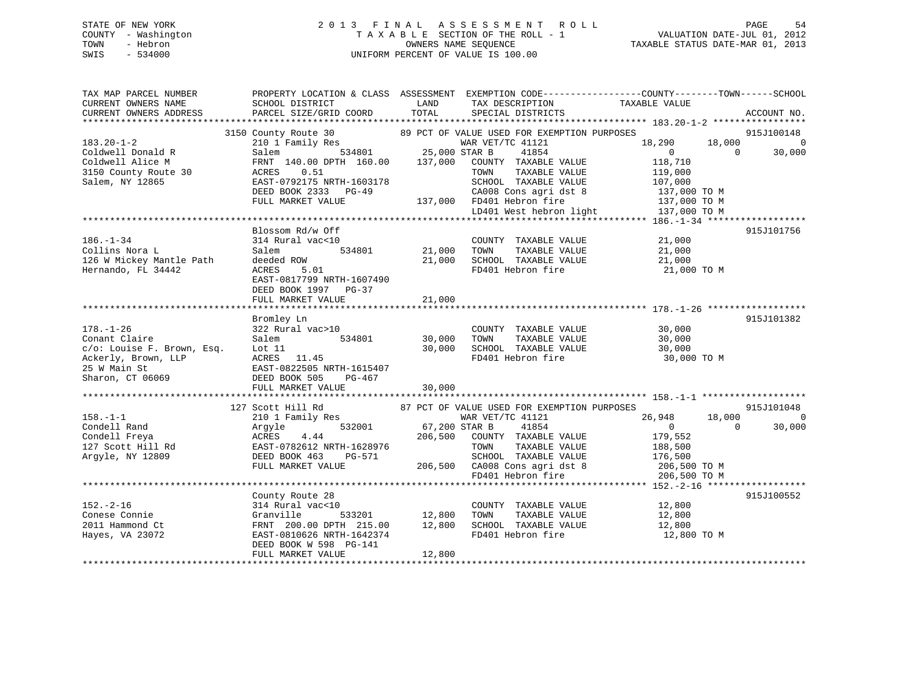STATE OF NEW YORK
COUNTY - Washington
TOWN - Hebron
SWIS - 534000

# 2013 FINAL ASSESSMENT ROLL
TAXABLE SECTION OF THE ROLL - 1
OWNERS NAME SEQUENCE
UNIFORM PERCENT OF VALUE IS 100.00

VALUATION DATE-JUL 01, 2012
TAXABLE STATUS DATE-MAR 01, 2013

```
TAX MAP PARCEL NUMBER          PROPERTY LOCATION & CLASS  ASSESSMENT  EXEMPTION CODE------------------COUNTY--------TOWN------SCHOOL
CURRENT OWNERS NAME            SCHOOL DISTRICT               LAND      TAX DESCRIPTION              TAXABLE VALUE
CURRENT OWNERS ADDRESS         PARCEL SIZE/GRID COORD       TOTAL      SPECIAL DISTRICTS                                   ACCOUNT NO.
******************************************************************************************************* 183.20-1-2 *****************
                  3150 County Route 30        89 PCT OF VALUE USED FOR EXEMPTION PURPOSES                         915J100148
183.20-1-2                     210 1 Family Res                  WAR VET/TC 41121             18,290      18,000           0
Coldwell Donald R              Salem          534801      25,000 STAR B     41854                  0           0      30,000
Coldwell Alice M               FRNT 140.00 DPTH 160.00   137,000   COUNTY  TAXABLE VALUE        118,710
3150 County Route 30           ACRES    0.51                       TOWN    TAXABLE VALUE        119,000
Salem, NY 12865                EAST-0792175 NRTH-1603178           SCHOOL  TAXABLE VALUE        107,000
                               DEED BOOK 2333   PG-49              CA008 Cons agri dst 8         137,000 TO M
                               FULL MARKET VALUE         137,000   FD401 Hebron fire             137,000 TO M
                                                                   LD401 West hebron light       137,000 TO M
******************************************************************************************************* 186.-1-34 ******************
                               Blossom Rd/w Off                                                                   915J101756
186.-1-34                      314 Rural vac<10                    COUNTY  TAXABLE VALUE         21,000
Collins Nora L                 Salem          534801      21,000   TOWN    TAXABLE VALUE         21,000
126 W Mickey Mantle Path       deeded ROW                 21,000   SCHOOL  TAXABLE VALUE         21,000
Hernando, FL 34442             ACRES    5.01                       FD401 Hebron fire              21,000 TO M
                               EAST-0817799 NRTH-1607490
                               DEED BOOK 1997   PG-37
                               FULL MARKET VALUE          21,000
******************************************************************************************************* 178.-1-26 ******************
                               Bromley Ln                                                                         915J101382
178.-1-26                      322 Rural vac>10                    COUNTY  TAXABLE VALUE         30,000
Conant Claire                  Salem          534801      30,000   TOWN    TAXABLE VALUE         30,000
c/o: Louise F. Brown, Esq.     Lot 11                     30,000   SCHOOL  TAXABLE VALUE         30,000
Ackerly, Brown, LLP            ACRES   11.45                       FD401 Hebron fire              30,000 TO M
25 W Main St                   EAST-0822505 NRTH-1615407
Sharon, CT 06069               DEED BOOK 505    PG-467
                               FULL MARKET VALUE          30,000
******************************************************************************************************* 158.-1-1 *******************
                   127 Scott Hill Rd          87 PCT OF VALUE USED FOR EXEMPTION PURPOSES                         915J101048
158.-1-1                       210 1 Family Res                  WAR VET/TC 41121             26,948      18,000           0
Condell Rand                   Argyle         532001      67,200 STAR B     41854                  0           0      30,000
Condell Freya                  ACRES    4.44             206,500   COUNTY  TAXABLE VALUE        179,552
127 Scott Hill Rd              EAST-0782612 NRTH-1628976           TOWN    TAXABLE VALUE        188,500
Argyle, NY 12809               DEED BOOK 463    PG-571             SCHOOL  TAXABLE VALUE        176,500
                               FULL MARKET VALUE         206,500   CA008 Cons agri dst 8         206,500 TO M
                                                                   FD401 Hebron fire             206,500 TO M
******************************************************************************************************* 152.-2-16 ******************
                               County Route 28                                                                    915J100552
152.-2-16                      314 Rural vac<10                    COUNTY  TAXABLE VALUE         12,800
Conese Connie                  Granville      533201      12,800   TOWN    TAXABLE VALUE         12,800
2011 Hammond Ct                FRNT 200.00 DPTH 215.00    12,800   SCHOOL  TAXABLE VALUE         12,800
Hayes, VA 23072                EAST-0810626 NRTH-1642374           FD401 Hebron fire              12,800 TO M
                               DEED BOOK W 598  PG-141
                               FULL MARKET VALUE          12,800
************************************************************************************************************************************
```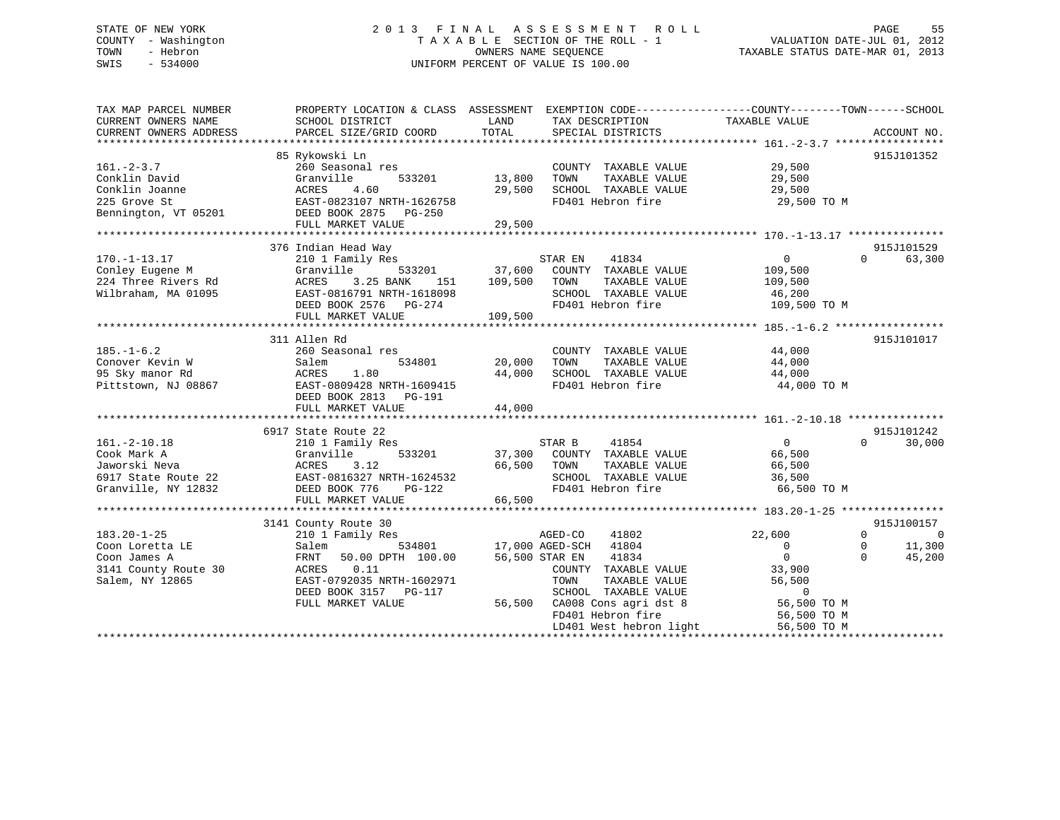STATE OF NEW YORK
COUNTY - Washington
TOWN - Hebron
SWIS - 534000

# 2 0 1 3 F I N A L A S S E S S M E N T R O L L
T A X A B L E SECTION OF THE ROLL - 1
OWNERS NAME SEQUENCE
UNIFORM PERCENT OF VALUE IS 100.00

VALUATION DATE-JUL 01, 2012
TAXABLE STATUS DATE-MAR 01, 2013

```
TAX MAP PARCEL NUMBER          PROPERTY LOCATION & CLASS  ASSESSMENT  EXEMPTION CODE------------------COUNTY--------TOWN------SCHOOL
CURRENT OWNERS NAME            SCHOOL DISTRICT               LAND      TAX DESCRIPTION             TAXABLE VALUE
CURRENT OWNERS ADDRESS         PARCEL SIZE/GRID COORD        TOTAL     SPECIAL DISTRICTS                                      ACCOUNT NO.
******************************************************************************************************* 161.-2-3.7 *****************
                               85 Rykowski Ln                                                                              915J101352
161.-2-3.7                     260 Seasonal res                        COUNTY  TAXABLE VALUE          29,500
Conklin David                  Granville       533201       13,800     TOWN    TAXABLE VALUE          29,500
Conklin Joanne                 ACRES    4.60                29,500     SCHOOL  TAXABLE VALUE          29,500
225 Grove St                   EAST-0823107 NRTH-1626758               FD401 Hebron fire               29,500 TO M
Bennington, VT 05201           DEED BOOK 2875   PG-250
                               FULL MARKET VALUE            29,500
******************************************************************************************************* 170.-1-13.17 ***************
                               376 Indian Head Way                                                                         915J101529
170.-1-13.17                   210 1 Family Res                        STAR EN    41834                0            0       63,300
Conley Eugene M                Granville       533201       37,600     COUNTY  TAXABLE VALUE         109,500
224 Three Rivers Rd            ACRES    3.25 BANK    151   109,500     TOWN    TAXABLE VALUE         109,500
Wilbraham, MA 01095            EAST-0816791 NRTH-1618098               SCHOOL  TAXABLE VALUE          46,200
                               DEED BOOK 2576   PG-274                 FD401 Hebron fire              109,500 TO M
                               FULL MARKET VALUE           109,500
******************************************************************************************************* 185.-1-6.2 *****************
                               311 Allen Rd                                                                                915J101017
185.-1-6.2                     260 Seasonal res                        COUNTY  TAXABLE VALUE          44,000
Conover Kevin W                Salem           534801       20,000     TOWN    TAXABLE VALUE          44,000
95 Sky manor Rd                ACRES    1.80                44,000     SCHOOL  TAXABLE VALUE          44,000
Pittstown, NJ 08867            EAST-0809428 NRTH-1609415               FD401 Hebron fire               44,000 TO M
                               DEED BOOK 2813   PG-191
                               FULL MARKET VALUE            44,000
******************************************************************************************************* 161.-2-10.18 ***************
                               6917 State Route 22                                                                         915J101242
161.-2-10.18                   210 1 Family Res                        STAR B     41854                0            0       30,000
Cook Mark A                    Granville       533201       37,300     COUNTY  TAXABLE VALUE          66,500
Jaworski Neva                  ACRES    3.12                66,500     TOWN    TAXABLE VALUE          66,500
6917 State Route 22            EAST-0816327 NRTH-1624532               SCHOOL  TAXABLE VALUE          36,500
Granville, NY 12832            DEED BOOK 776    PG-122                 FD401 Hebron fire               66,500 TO M
                               FULL MARKET VALUE            66,500
******************************************************************************************************* 183.20-1-25 ****************
                               3141 County Route 30                                                                        915J100157
183.20-1-25                    210 1 Family Res                        AGED-CO    41802           22,600            0            0
Coon Loretta LE                Salem           534801       17,000     AGED-SCH   41804                0            0       11,300
Coon James A                   FRNT    50.00 DPTH 100.00    56,500     STAR EN    41834                0            0       45,200
3141 County Route 30           ACRES    0.11                           COUNTY  TAXABLE VALUE          33,900
Salem, NY 12865                EAST-0792035 NRTH-1602971               TOWN    TAXABLE VALUE          56,500
                               DEED BOOK 3157   PG-117                 SCHOOL  TAXABLE VALUE               0
                               FULL MARKET VALUE            56,500     CA008 Cons agri dst 8           56,500 TO M
                                                                       FD401 Hebron fire               56,500 TO M
                                                                       LD401 West hebron light         56,500 TO M
************************************************************************************************************************************
```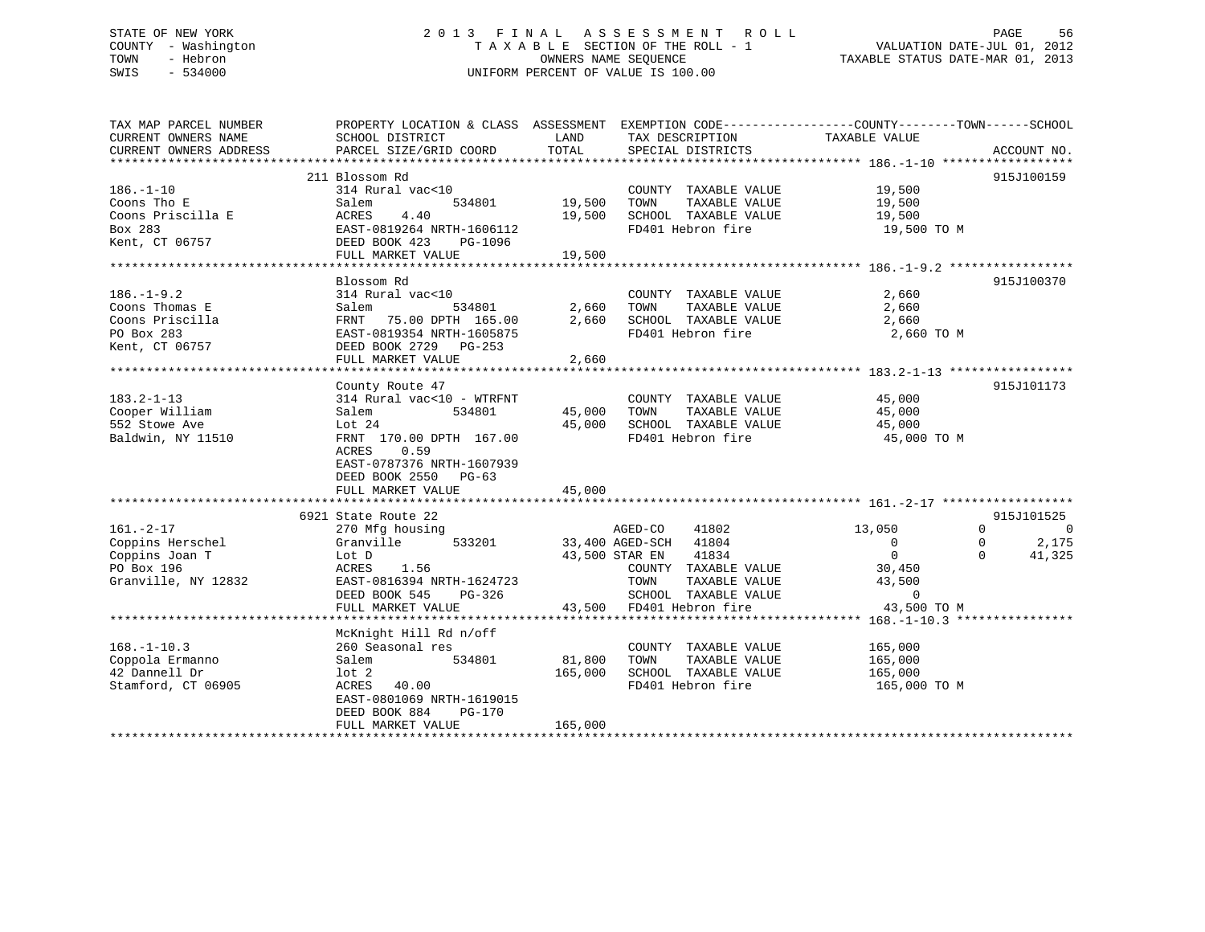STATE OF NEW YORK
COUNTY - Washington
TOWN - Hebron
SWIS - 534000

# 2013 FINAL ASSESSMENT ROLL

TAXABLE SECTION OF THE ROLL - 1
OWNERS NAME SEQUENCE
UNIFORM PERCENT OF VALUE IS 100.00

VALUATION DATE-JUL 01, 2012
TAXABLE STATUS DATE-MAR 01, 2013

| TAX MAP PARCEL NUMBER / CURRENT OWNERS NAME / CURRENT OWNERS ADDRESS | PROPERTY LOCATION & CLASS / SCHOOL DISTRICT / PARCEL SIZE/GRID COORD | ASSESSMENT LAND / TOTAL | EXEMPTION CODE / TAX DESCRIPTION / SPECIAL DISTRICTS | COUNTY TAXABLE VALUE | TOWN | SCHOOL | ACCOUNT NO. |
|---|---|---|---|---|---|---|---|
| **186.-1-10** | 211 Blossom Rd | | | | | | 915J100159 |
| 186.-1-10 | 314 Rural vac<10 | | COUNTY TAXABLE VALUE | 19,500 | | | |
| Coons Tho E | Salem 534801 | 19,500 | TOWN TAXABLE VALUE | 19,500 | | | |
| Coons Priscilla E | ACRES 4.40 | 19,500 | SCHOOL TAXABLE VALUE | 19,500 | | | |
| Box 283 | EAST-0819264 NRTH-1606112 | | FD401 Hebron fire | 19,500 TO M | | | |
| Kent, CT 06757 | DEED BOOK 423 PG-1096 | | | | | | |
| | FULL MARKET VALUE | 19,500 | | | | | |
| **186.-1-9.2** | Blossom Rd | | | | | | 915J100370 |
| 186.-1-9.2 | 314 Rural vac<10 | | COUNTY TAXABLE VALUE | 2,660 | | | |
| Coons Thomas E | Salem 534801 | 2,660 | TOWN TAXABLE VALUE | 2,660 | | | |
| Coons Priscilla | FRNT 75.00 DPTH 165.00 | 2,660 | SCHOOL TAXABLE VALUE | 2,660 | | | |
| PO Box 283 | EAST-0819354 NRTH-1605875 | | FD401 Hebron fire | 2,660 TO M | | | |
| Kent, CT 06757 | DEED BOOK 2729 PG-253 | | | | | | |
| | FULL MARKET VALUE | 2,660 | | | | | |
| **183.2-1-13** | County Route 47 | | | | | | 915J101173 |
| 183.2-1-13 | 314 Rural vac<10 - WTRFNT | | COUNTY TAXABLE VALUE | 45,000 | | | |
| Cooper William | Salem 534801 | 45,000 | TOWN TAXABLE VALUE | 45,000 | | | |
| 552 Stowe Ave | Lot 24 | 45,000 | SCHOOL TAXABLE VALUE | 45,000 | | | |
| Baldwin, NY 11510 | FRNT 170.00 DPTH 167.00 | | FD401 Hebron fire | 45,000 TO M | | | |
| | ACRES 0.59 | | | | | | |
| | EAST-0787376 NRTH-1607939 | | | | | | |
| | DEED BOOK 2550 PG-63 | | | | | | |
| | FULL MARKET VALUE | 45,000 | | | | | |
| **161.-2-17** | 6921 State Route 22 | | | | | | 915J101525 |
| 161.-2-17 | 270 Mfg housing | | AGED-CO 41802 | 13,050 | 0 | 0 | |
| Coppins Herschel | Granville 533201 | 33,400 | AGED-SCH 41804 | 0 | 0 | 2,175 | |
| Coppins Joan T | Lot D | 43,500 | STAR EN 41834 | 0 | 0 | 41,325 | |
| PO Box 196 | ACRES 1.56 | | COUNTY TAXABLE VALUE | 30,450 | | | |
| Granville, NY 12832 | EAST-0816394 NRTH-1624723 | | TOWN TAXABLE VALUE | 43,500 | | | |
| | DEED BOOK 545 PG-326 | | SCHOOL TAXABLE VALUE | 0 | | | |
| | FULL MARKET VALUE | 43,500 | FD401 Hebron fire | 43,500 TO M | | | |
| **168.-1-10.3** | McKnight Hill Rd n/off | | | | | | |
| 168.-1-10.3 | 260 Seasonal res | | COUNTY TAXABLE VALUE | 165,000 | | | |
| Coppola Ermanno | Salem 534801 | 81,800 | TOWN TAXABLE VALUE | 165,000 | | | |
| 42 Dannell Dr | lot 2 | 165,000 | SCHOOL TAXABLE VALUE | 165,000 | | | |
| Stamford, CT 06905 | ACRES 40.00 | | FD401 Hebron fire | 165,000 TO M | | | |
| | EAST-0801069 NRTH-1619015 | | | | | | |
| | DEED BOOK 884 PG-170 | | | | | | |
| | FULL MARKET VALUE | 165,000 | | | | | |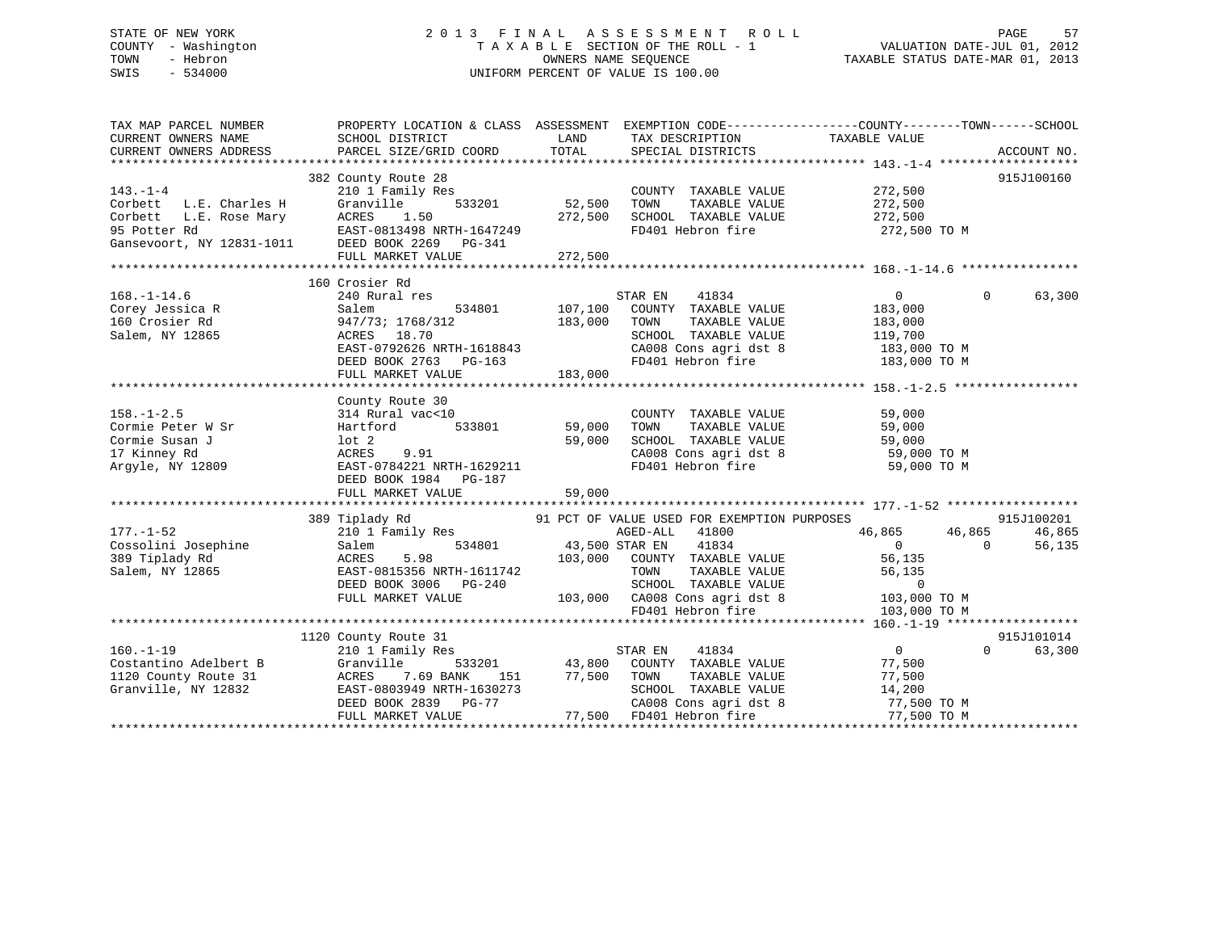STATE OF NEW YORK
COUNTY - Washington
TOWN - Hebron
SWIS - 534000

# 2013 FINAL ASSESSMENT ROLL

TAXABLE SECTION OF THE ROLL - 1
OWNERS NAME SEQUENCE
UNIFORM PERCENT OF VALUE IS 100.00

VALUATION DATE-JUL 01, 2012
TAXABLE STATUS DATE-MAR 01, 2013

| TAX MAP PARCEL NUMBER / CURRENT OWNERS NAME / CURRENT OWNERS ADDRESS | PROPERTY LOCATION & CLASS / SCHOOL DISTRICT / PARCEL SIZE/GRID COORD | ASSESSMENT LAND / TOTAL | EXEMPTION CODE / TAX DESCRIPTION / SPECIAL DISTRICTS | COUNTY | TOWN | SCHOOL / TAXABLE VALUE | ACCOUNT NO. |
|---|---|---|---|---|---|---|---|
| **143.-1-4** | 382 County Route 28 | | | | | | 915J100160 |
| 143.-1-4 | 210 1 Family Res | | COUNTY TAXABLE VALUE | 272,500 | | | |
| Corbett L.E. Charles H | Granville 533201 | 52,500 | TOWN TAXABLE VALUE | | 272,500 | | |
| Corbett L.E. Rose Mary | ACRES 1.50 | 272,500 | SCHOOL TAXABLE VALUE | | | 272,500 | |
| 95 Potter Rd | EAST-0813498 NRTH-1647249 | | FD401 Hebron fire | 272,500 TO M | | | |
| Gansevoort, NY 12831-1011 | DEED BOOK 2269 PG-341 | | | | | | |
| | FULL MARKET VALUE | 272,500 | | | | | |
| **168.-1-14.6** | 160 Crosier Rd | | | | | | |
| 168.-1-14.6 | 240 Rural res | | STAR EN 41834 | 0 | 0 | 63,300 | |
| Corey Jessica R | Salem 534801 | 107,100 | COUNTY TAXABLE VALUE | 183,000 | | | |
| 160 Crosier Rd | 947/73; 1768/312 | 183,000 | TOWN TAXABLE VALUE | | 183,000 | | |
| Salem, NY 12865 | ACRES 18.70 | | SCHOOL TAXABLE VALUE | | | 119,700 | |
| | EAST-0792626 NRTH-1618843 | | CA008 Cons agri dst 8 | 183,000 TO M | | | |
| | DEED BOOK 2763 PG-163 | | FD401 Hebron fire | 183,000 TO M | | | |
| | FULL MARKET VALUE | 183,000 | | | | | |
| **158.-1-2.5** | County Route 30 | | | | | | |
| 158.-1-2.5 | 314 Rural vac<10 | | COUNTY TAXABLE VALUE | 59,000 | | | |
| Cormie Peter W Sr | Hartford 533801 | 59,000 | TOWN TAXABLE VALUE | | 59,000 | | |
| Cormie Susan J | lot 2 | 59,000 | SCHOOL TAXABLE VALUE | | | 59,000 | |
| 17 Kinney Rd | ACRES 9.91 | | CA008 Cons agri dst 8 | 59,000 TO M | | | |
| Argyle, NY 12809 | EAST-0784221 NRTH-1629211 | | FD401 Hebron fire | 59,000 TO M | | | |
| | DEED BOOK 1984 PG-187 | | | | | | |
| | FULL MARKET VALUE | 59,000 | | | | | |
| **177.-1-52** | 389 Tiplady Rd | | 91 PCT OF VALUE USED FOR EXEMPTION PURPOSES | | | | 915J100201 |
| 177.-1-52 | 210 1 Family Res | | AGED-ALL 41800 | 46,865 | 46,865 | 46,865 | |
| Cossolini Josephine | Salem 534801 | 43,500 | STAR EN 41834 | 0 | 0 | 56,135 | |
| 389 Tiplady Rd | ACRES 5.98 | 103,000 | COUNTY TAXABLE VALUE | 56,135 | | | |
| Salem, NY 12865 | EAST-0815356 NRTH-1611742 | | TOWN TAXABLE VALUE | | 56,135 | | |
| | DEED BOOK 3006 PG-240 | | SCHOOL TAXABLE VALUE | | | 0 | |
| | FULL MARKET VALUE | 103,000 | CA008 Cons agri dst 8 | 103,000 TO M | | | |
| | | | FD401 Hebron fire | 103,000 TO M | | | |
| **160.-1-19** | 1120 County Route 31 | | | | | | 915J101014 |
| 160.-1-19 | 210 1 Family Res | | STAR EN 41834 | 0 | 0 | 63,300 | |
| Costantino Adelbert B | Granville 533201 | 43,800 | COUNTY TAXABLE VALUE | 77,500 | | | |
| 1120 County Route 31 | ACRES 7.69 BANK 151 | 77,500 | TOWN TAXABLE VALUE | | 77,500 | | |
| Granville, NY 12832 | EAST-0803949 NRTH-1630273 | | SCHOOL TAXABLE VALUE | | | 14,200 | |
| | DEED BOOK 2839 PG-77 | | CA008 Cons agri dst 8 | 77,500 TO M | | | |
| | FULL MARKET VALUE | 77,500 | FD401 Hebron fire | 77,500 TO M | | | |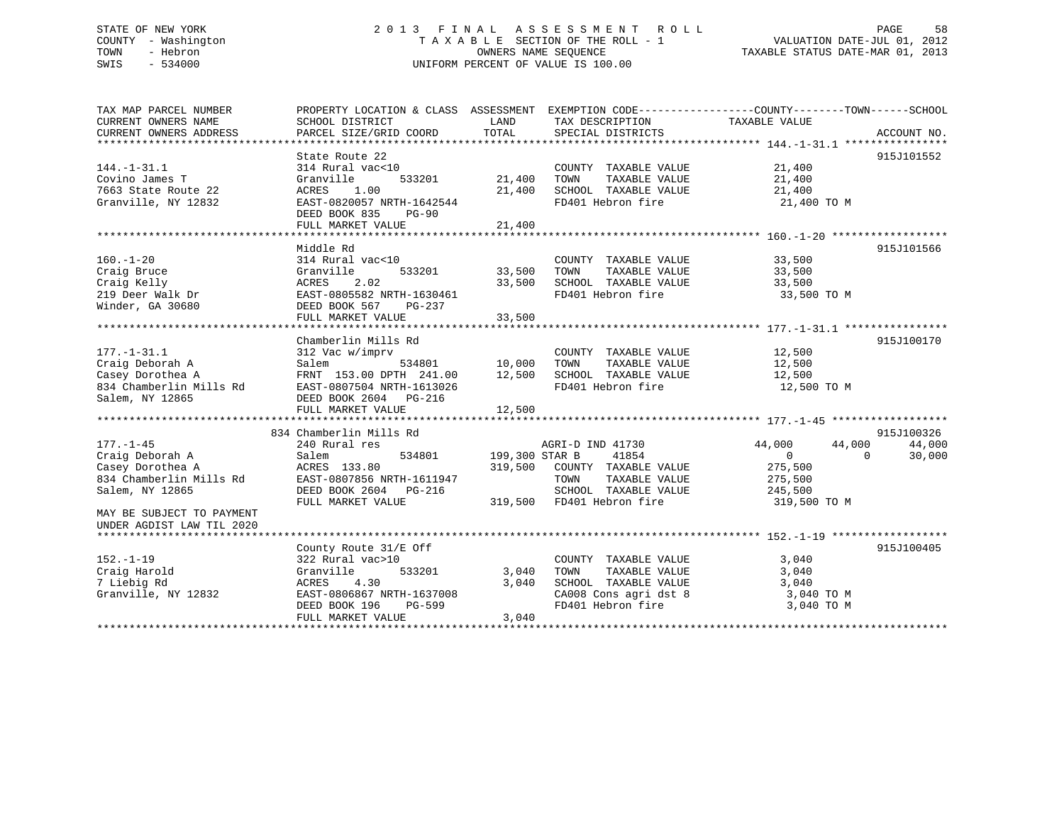STATE OF NEW YORK
COUNTY - Washington
TOWN - Hebron
SWIS - 534000

2013 FINAL ASSESSMENT ROLL
TAXABLE SECTION OF THE ROLL - 1
OWNERS NAME SEQUENCE
UNIFORM PERCENT OF VALUE IS 100.00

VALUATION DATE-JUL 01, 2012
TAXABLE STATUS DATE-MAR 01, 2013

```
TAX MAP PARCEL NUMBER      PROPERTY LOCATION & CLASS  ASSESSMENT  EXEMPTION CODE------------------COUNTY--------TOWN------SCHOOL
CURRENT OWNERS NAME        SCHOOL DISTRICT             LAND       TAX DESCRIPTION              TAXABLE VALUE
CURRENT OWNERS ADDRESS     PARCEL SIZE/GRID COORD      TOTAL      SPECIAL DISTRICTS                                        ACCOUNT NO.
******************************************************************************************************* 144.-1-31.1 ****************
                           State Route 22                                                                                 915J101552
144.-1-31.1                314 Rural vac<10                        COUNTY  TAXABLE VALUE          21,400
Covino James T             Granville        533201       21,400    TOWN    TAXABLE VALUE          21,400
7663 State Route 22        ACRES    1.00                 21,400    SCHOOL  TAXABLE VALUE          21,400
Granville, NY 12832        EAST-0820057 NRTH-1642544               FD401 Hebron fire               21,400 TO M
                           DEED BOOK 835    PG-90
                           FULL MARKET VALUE             21,400
******************************************************************************************************* 160.-1-20 ******************
                           Middle Rd                                                                                      915J101566
160.-1-20                  314 Rural vac<10                        COUNTY  TAXABLE VALUE          33,500
Craig Bruce                Granville        533201       33,500    TOWN    TAXABLE VALUE          33,500
Craig Kelly                ACRES    2.02                 33,500    SCHOOL  TAXABLE VALUE          33,500
219 Deer Walk Dr           EAST-0805582 NRTH-1630461               FD401 Hebron fire               33,500 TO M
Winder, GA 30680           DEED BOOK 567    PG-237
                           FULL MARKET VALUE             33,500
******************************************************************************************************* 177.-1-31.1 ****************
                           Chamberlin Mills Rd                                                                            915J100170
177.-1-31.1                312 Vac w/imprv                         COUNTY  TAXABLE VALUE          12,500
Craig Deborah A            Salem            534801       10,000    TOWN    TAXABLE VALUE          12,500
Casey Dorothea A           FRNT 153.00 DPTH 241.00       12,500    SCHOOL  TAXABLE VALUE          12,500
834 Chamberlin Mills Rd    EAST-0807504 NRTH-1613026               FD401 Hebron fire               12,500 TO M
Salem, NY 12865            DEED BOOK 2604   PG-216
                           FULL MARKET VALUE             12,500
******************************************************************************************************* 177.-1-45 ******************
                           834 Chamberlin Mills Rd                                                                        915J100326
177.-1-45                  240 Rural res                           AGRI-D IND 41730           44,000      44,000      44,000
Craig Deborah A            Salem            534801      199,300 STAR B      41854                  0           0      30,000
Casey Dorothea A           ACRES  133.80                319,500    COUNTY  TAXABLE VALUE         275,500
834 Chamberlin Mills Rd    EAST-0807856 NRTH-1611947               TOWN    TAXABLE VALUE         275,500
Salem, NY 12865            DEED BOOK 2604   PG-216                 SCHOOL  TAXABLE VALUE         245,500
                           FULL MARKET VALUE            319,500    FD401 Hebron fire              319,500 TO M
MAY BE SUBJECT TO PAYMENT
UNDER AGDIST LAW TIL 2020
******************************************************************************************************* 152.-1-19 ******************
                           County Route 31/E Off                                                                          915J100405
152.-1-19                  322 Rural vac>10                        COUNTY  TAXABLE VALUE           3,040
Craig Harold               Granville        533201        3,040    TOWN    TAXABLE VALUE           3,040
7 Liebig Rd                ACRES    4.30                  3,040    SCHOOL  TAXABLE VALUE           3,040
Granville, NY 12832        EAST-0806867 NRTH-1637008               CA008 Cons agri dst 8            3,040 TO M
                           DEED BOOK 196    PG-599                 FD401 Hebron fire                3,040 TO M
                           FULL MARKET VALUE              3,040
************************************************************************************************************************************
```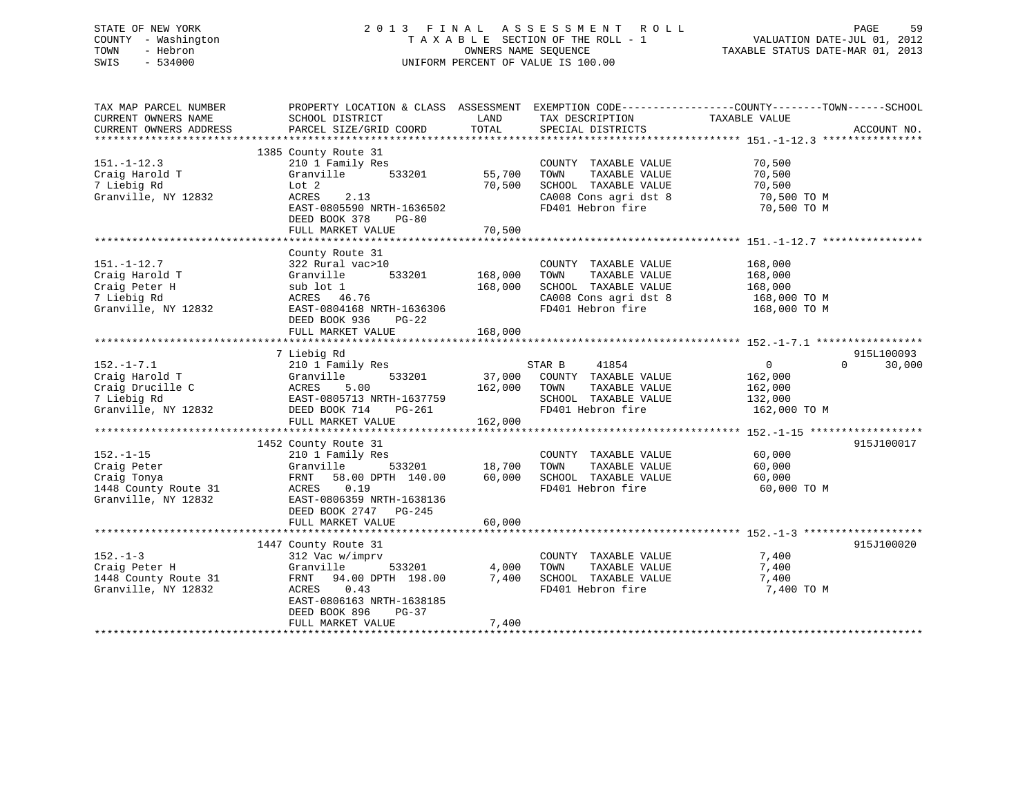STATE OF NEW YORK
COUNTY - Washington
TOWN - Hebron
SWIS - 534000

# 2013 FINAL ASSESSMENT ROLL
TAXABLE SECTION OF THE ROLL - 1
OWNERS NAME SEQUENCE
UNIFORM PERCENT OF VALUE IS 100.00

VALUATION DATE-JUL 01, 2012
TAXABLE STATUS DATE-MAR 01, 2013

| TAX MAP PARCEL NUMBER / CURRENT OWNERS NAME / CURRENT OWNERS ADDRESS | PROPERTY LOCATION & CLASS / SCHOOL DISTRICT / PARCEL SIZE/GRID COORD | ASSESSMENT LAND | TOTAL | EXEMPTION CODE / TAX DESCRIPTION / SPECIAL DISTRICTS | COUNTY | TOWN | SCHOOL TAXABLE VALUE | ACCOUNT NO. |
|---|---|---|---|---|---|---|---|---|
| **151.-1-12.3** | 1385 County Route 31 | | | | | | | |
| 151.-1-12.3 | 210 1 Family Res | | | COUNTY TAXABLE VALUE | 70,500 | | | |
| Craig Harold T | Granville 533201 | 55,700 | | TOWN TAXABLE VALUE | | 70,500 | | |
| 7 Liebig Rd | Lot 2 | | 70,500 | SCHOOL TAXABLE VALUE | | | 70,500 | |
| Granville, NY 12832 | ACRES 2.13 | | | CA008 Cons agri dst 8 | 70,500 TO M | | | |
| | EAST-0805590 NRTH-1636502 | | | FD401 Hebron fire | 70,500 TO M | | | |
| | DEED BOOK 378 PG-80 | | | | | | | |
| | FULL MARKET VALUE | | 70,500 | | | | | |
| **151.-1-12.7** | County Route 31 | | | | | | | |
| 151.-1-12.7 | 322 Rural vac>10 | | | COUNTY TAXABLE VALUE | 168,000 | | | |
| Craig Harold T | Granville 533201 | 168,000 | | TOWN TAXABLE VALUE | | 168,000 | | |
| Craig Peter H | sub lot 1 | | 168,000 | SCHOOL TAXABLE VALUE | | | 168,000 | |
| 7 Liebig Rd | ACRES 46.76 | | | CA008 Cons agri dst 8 | 168,000 TO M | | | |
| Granville, NY 12832 | EAST-0804168 NRTH-1636306 | | | FD401 Hebron fire | 168,000 TO M | | | |
| | DEED BOOK 936 PG-22 | | | | | | | |
| | FULL MARKET VALUE | | 168,000 | | | | | |
| **152.-1-7.1** | 7 Liebig Rd | | | | | | | 915L100093 |
| 152.-1-7.1 | 210 1 Family Res | | | STAR B 41854 | 0 | 0 | 30,000 | |
| Craig Harold T | Granville 533201 | 37,000 | | COUNTY TAXABLE VALUE | 162,000 | | | |
| Craig Drucille C | ACRES 5.00 | | 162,000 | TOWN TAXABLE VALUE | | 162,000 | | |
| 7 Liebig Rd | EAST-0805713 NRTH-1637759 | | | SCHOOL TAXABLE VALUE | | | 132,000 | |
| Granville, NY 12832 | DEED BOOK 714 PG-261 | | | FD401 Hebron fire | 162,000 TO M | | | |
| | FULL MARKET VALUE | | 162,000 | | | | | |
| **152.-1-15** | 1452 County Route 31 | | | | | | | 915J100017 |
| 152.-1-15 | 210 1 Family Res | | | COUNTY TAXABLE VALUE | 60,000 | | | |
| Craig Peter | Granville 533201 | 18,700 | | TOWN TAXABLE VALUE | | 60,000 | | |
| Craig Tonya | FRNT 58.00 DPTH 140.00 | | 60,000 | SCHOOL TAXABLE VALUE | | | 60,000 | |
| 1448 County Route 31 | ACRES 0.19 | | | FD401 Hebron fire | 60,000 TO M | | | |
| Granville, NY 12832 | EAST-0806359 NRTH-1638136 | | | | | | | |
| | DEED BOOK 2747 PG-245 | | | | | | | |
| | FULL MARKET VALUE | | 60,000 | | | | | |
| **152.-1-3** | 1447 County Route 31 | | | | | | | 915J100020 |
| 152.-1-3 | 312 Vac w/imprv | | | COUNTY TAXABLE VALUE | 7,400 | | | |
| Craig Peter H | Granville 533201 | 4,000 | | TOWN TAXABLE VALUE | | 7,400 | | |
| 1448 County Route 31 | FRNT 94.00 DPTH 198.00 | | 7,400 | SCHOOL TAXABLE VALUE | | | 7,400 | |
| Granville, NY 12832 | ACRES 0.43 | | | FD401 Hebron fire | 7,400 TO M | | | |
| | EAST-0806163 NRTH-1638185 | | | | | | | |
| | DEED BOOK 896 PG-37 | | | | | | | |
| | FULL MARKET VALUE | | 7,400 | | | | | |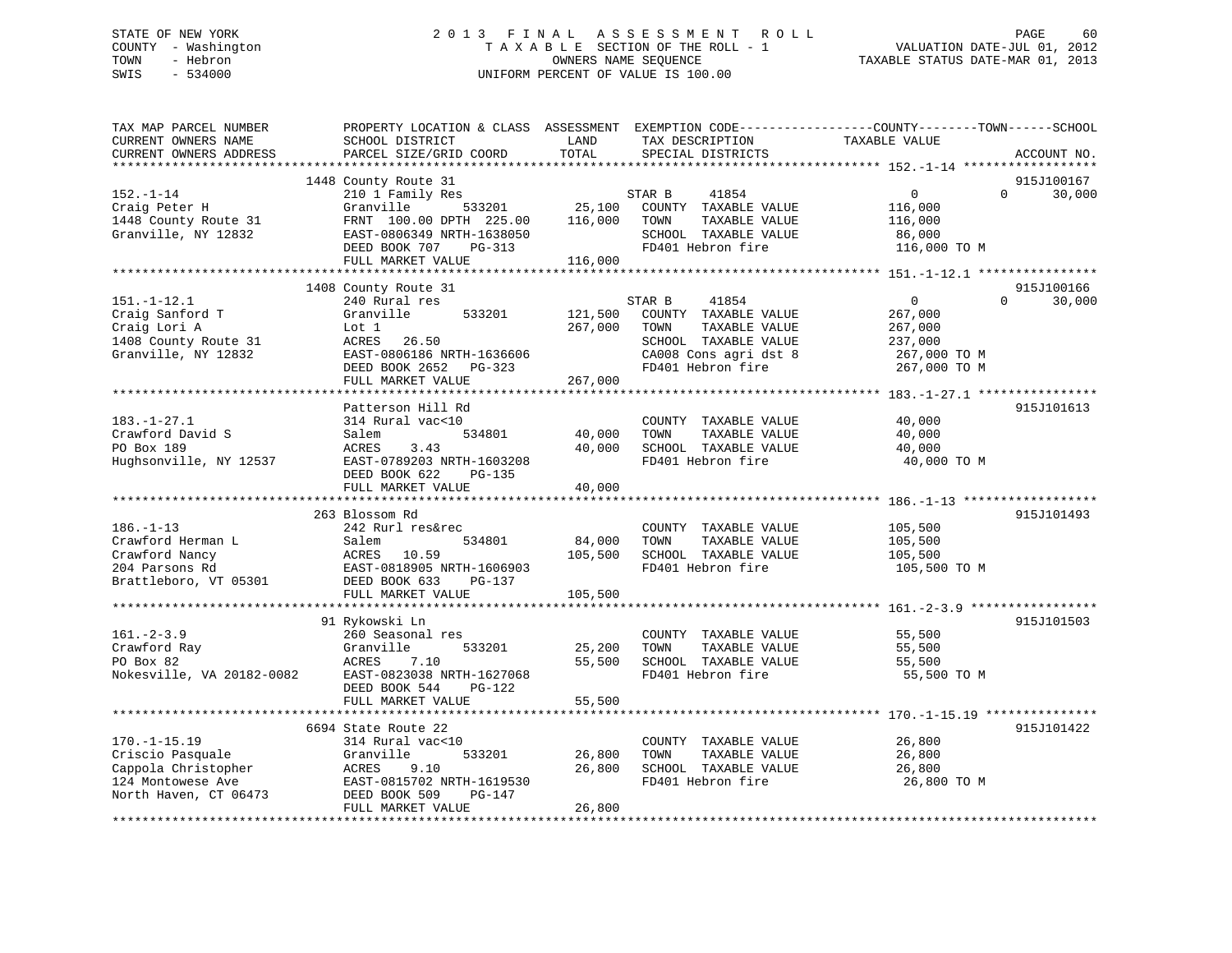STATE OF NEW YORK
COUNTY - Washington
TOWN - Hebron
SWIS - 534000

# 2013 FINAL ASSESSMENT ROLL
TAXABLE SECTION OF THE ROLL - 1
OWNERS NAME SEQUENCE
UNIFORM PERCENT OF VALUE IS 100.00

VALUATION DATE-JUL 01, 2012
TAXABLE STATUS DATE-MAR 01, 2013

| TAX MAP PARCEL NUMBER / CURRENT OWNERS NAME / CURRENT OWNERS ADDRESS | PROPERTY LOCATION & CLASS / SCHOOL DISTRICT / PARCEL SIZE/GRID COORD | ASSESSMENT LAND / TOTAL | EXEMPTION CODE / TAX DESCRIPTION / SPECIAL DISTRICTS | COUNTY / TOWN / SCHOOL TAXABLE VALUE | ACCOUNT NO. |
|---|---|---|---|---|---|
| **152.-1-14** | 1448 County Route 31 | | | | 915J100167 |
| | 210 1 Family Res | | STAR B 41854 | 0 0 30,000 | |
| Craig Peter H | Granville 533201 | 25,100 | COUNTY TAXABLE VALUE | 116,000 | |
| 1448 County Route 31 | FRNT 100.00 DPTH 225.00 | 116,000 | TOWN TAXABLE VALUE | 116,000 | |
| Granville, NY 12832 | EAST-0806349 NRTH-1638050 | | SCHOOL TAXABLE VALUE | 86,000 | |
| | DEED BOOK 707 PG-313 | | FD401 Hebron fire | 116,000 TO M | |
| | FULL MARKET VALUE | 116,000 | | | |
| **151.-1-12.1** | 1408 County Route 31 | | | | 915J100166 |
| | 240 Rural res | | STAR B 41854 | 0 0 30,000 | |
| Craig Sanford T | Granville 533201 | 121,500 | COUNTY TAXABLE VALUE | 267,000 | |
| Craig Lori A | Lot 1 | 267,000 | TOWN TAXABLE VALUE | 267,000 | |
| 1408 County Route 31 | ACRES 26.50 | | SCHOOL TAXABLE VALUE | 237,000 | |
| Granville, NY 12832 | EAST-0806186 NRTH-1636606 | | CA008 Cons agri dst 8 | 267,000 TO M | |
| | DEED BOOK 2652 PG-323 | | FD401 Hebron fire | 267,000 TO M | |
| | FULL MARKET VALUE | 267,000 | | | |
| **183.-1-27.1** | Patterson Hill Rd | | | | 915J101613 |
| | 314 Rural vac<10 | | COUNTY TAXABLE VALUE | 40,000 | |
| Crawford David S | Salem 534801 | 40,000 | TOWN TAXABLE VALUE | 40,000 | |
| PO Box 189 | ACRES 3.43 | 40,000 | SCHOOL TAXABLE VALUE | 40,000 | |
| Hughsonville, NY 12537 | EAST-0789203 NRTH-1603208 | | FD401 Hebron fire | 40,000 TO M | |
| | DEED BOOK 622 PG-135 | | | | |
| | FULL MARKET VALUE | 40,000 | | | |
| **186.-1-13** | 263 Blossom Rd | | | | 915J101493 |
| | 242 Rurl res&rec | | COUNTY TAXABLE VALUE | 105,500 | |
| Crawford Herman L | Salem 534801 | 84,000 | TOWN TAXABLE VALUE | 105,500 | |
| Crawford Nancy | ACRES 10.59 | 105,500 | SCHOOL TAXABLE VALUE | 105,500 | |
| 204 Parsons Rd | EAST-0818905 NRTH-1606903 | | FD401 Hebron fire | 105,500 TO M | |
| Brattleboro, VT 05301 | DEED BOOK 633 PG-137 | | | | |
| | FULL MARKET VALUE | 105,500 | | | |
| **161.-2-3.9** | 91 Rykowski Ln | | | | 915J101503 |
| | 260 Seasonal res | | COUNTY TAXABLE VALUE | 55,500 | |
| Crawford Ray | Granville 533201 | 25,200 | TOWN TAXABLE VALUE | 55,500 | |
| PO Box 82 | ACRES 7.10 | 55,500 | SCHOOL TAXABLE VALUE | 55,500 | |
| Nokesville, VA 20182-0082 | EAST-0823038 NRTH-1627068 | | FD401 Hebron fire | 55,500 TO M | |
| | DEED BOOK 544 PG-122 | | | | |
| | FULL MARKET VALUE | 55,500 | | | |
| **170.-1-15.19** | 6694 State Route 22 | | | | 915J101422 |
| | 314 Rural vac<10 | | COUNTY TAXABLE VALUE | 26,800 | |
| Criscio Pasquale | Granville 533201 | 26,800 | TOWN TAXABLE VALUE | 26,800 | |
| Cappola Christopher | ACRES 9.10 | 26,800 | SCHOOL TAXABLE VALUE | 26,800 | |
| 124 Montowese Ave | EAST-0815702 NRTH-1619530 | | FD401 Hebron fire | 26,800 TO M | |
| North Haven, CT 06473 | DEED BOOK 509 PG-147 | | | | |
| | FULL MARKET VALUE | 26,800 | | | |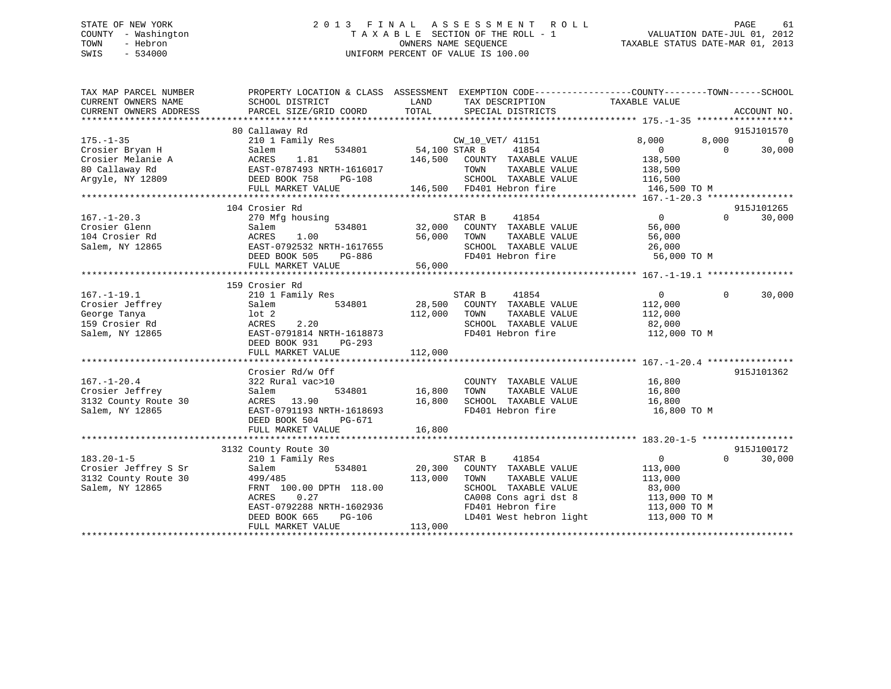STATE OF NEW YORK　　　　　　　　2 0 1 3　F I N A L　A S S E S S M E N T　R O L L

COUNTY - Washington　　　　　　T A X A B L E SECTION OF THE ROLL - 1　　　　VALUATION DATE-JUL 01, 2012

TOWN - Hebron　　　　　　　　　OWNERS NAME SEQUENCE　　　　TAXABLE STATUS DATE-MAR 01, 2013

SWIS - 534000　　　　　　　　　UNIFORM PERCENT OF VALUE IS 100.00

```
TAX MAP PARCEL NUMBER          PROPERTY LOCATION & CLASS  ASSESSMENT  EXEMPTION CODE------------------COUNTY--------TOWN------SCHOOL
CURRENT OWNERS NAME            SCHOOL DISTRICT               LAND      TAX DESCRIPTION            TAXABLE VALUE
CURRENT OWNERS ADDRESS         PARCEL SIZE/GRID COORD        TOTAL     SPECIAL DISTRICTS                                     ACCOUNT NO.
******************************************************************************************************* 175.-1-35 ******************
                               80 Callaway Rd                                                                           915J101570
175.-1-35                      210 1 Family Res                   CW_10_VET/ 41151           8,000        8,000              0
Crosier Bryan H                Salem            534801       54,100 STAR B      41854                0            0         30,000
Crosier Melanie A              ACRES    1.81               146,500   COUNTY  TAXABLE VALUE          138,500
80 Callaway Rd                 EAST-0787493 NRTH-1616017              TOWN    TAXABLE VALUE          138,500
Argyle, NY 12809               DEED BOOK 758    PG-108                SCHOOL  TAXABLE VALUE          116,500
                               FULL MARKET VALUE           146,500   FD401 Hebron fire              146,500 TO M
******************************************************************************************************* 167.-1-20.3 ****************
                               104 Crosier Rd                                                                           915J101265
167.-1-20.3                    270 Mfg housing                     STAR B      41854                0            0         30,000
Crosier Glenn                  Salem            534801       32,000   COUNTY  TAXABLE VALUE           56,000
104 Crosier Rd                 ACRES    1.00                56,000   TOWN    TAXABLE VALUE           56,000
Salem, NY 12865                EAST-0792532 NRTH-1617655              SCHOOL  TAXABLE VALUE           26,000
                               DEED BOOK 505    PG-886                FD401 Hebron fire               56,000 TO M
                               FULL MARKET VALUE            56,000
******************************************************************************************************* 167.-1-19.1 ****************
                               159 Crosier Rd
167.-1-19.1                    210 1 Family Res                    STAR B      41854                0            0         30,000
Crosier Jeffrey                Salem            534801       28,500   COUNTY  TAXABLE VALUE          112,000
George Tanya                   lot 2                       112,000   TOWN    TAXABLE VALUE          112,000
159 Crosier Rd                 ACRES    2.20                          SCHOOL  TAXABLE VALUE           82,000
Salem, NY 12865                EAST-0791814 NRTH-1618873              FD401 Hebron fire              112,000 TO M
                               DEED BOOK 931    PG-293
                               FULL MARKET VALUE           112,000
******************************************************************************************************* 167.-1-20.4 ****************
                               Crosier Rd/w Off                                                                         915J101362
167.-1-20.4                    322 Rural vac>10                       COUNTY  TAXABLE VALUE           16,800
Crosier Jeffrey                Salem            534801       16,800   TOWN    TAXABLE VALUE           16,800
3132 County Route 30           ACRES   13.90                16,800   SCHOOL  TAXABLE VALUE           16,800
Salem, NY 12865                EAST-0791193 NRTH-1618693              FD401 Hebron fire               16,800 TO M
                               DEED BOOK 504    PG-671
                               FULL MARKET VALUE            16,800
******************************************************************************************************* 183.20-1-5 *****************
                               3132 County Route 30                                                                     915J100172
183.20-1-5                     210 1 Family Res                    STAR B      41854                0            0         30,000
Crosier Jeffrey S Sr           Salem            534801       20,300   COUNTY  TAXABLE VALUE          113,000
3132 County Route 30           499/485                     113,000   TOWN    TAXABLE VALUE          113,000
Salem, NY 12865                FRNT 100.00 DPTH 118.00                SCHOOL  TAXABLE VALUE           83,000
                               ACRES    0.27                          CA008 Cons agri dst 8          113,000 TO M
                               EAST-0792288 NRTH-1602936              FD401 Hebron fire              113,000 TO M
                               DEED BOOK 665    PG-106                LD401 West hebron light        113,000 TO M
                               FULL MARKET VALUE           113,000
************************************************************************************************************************************
```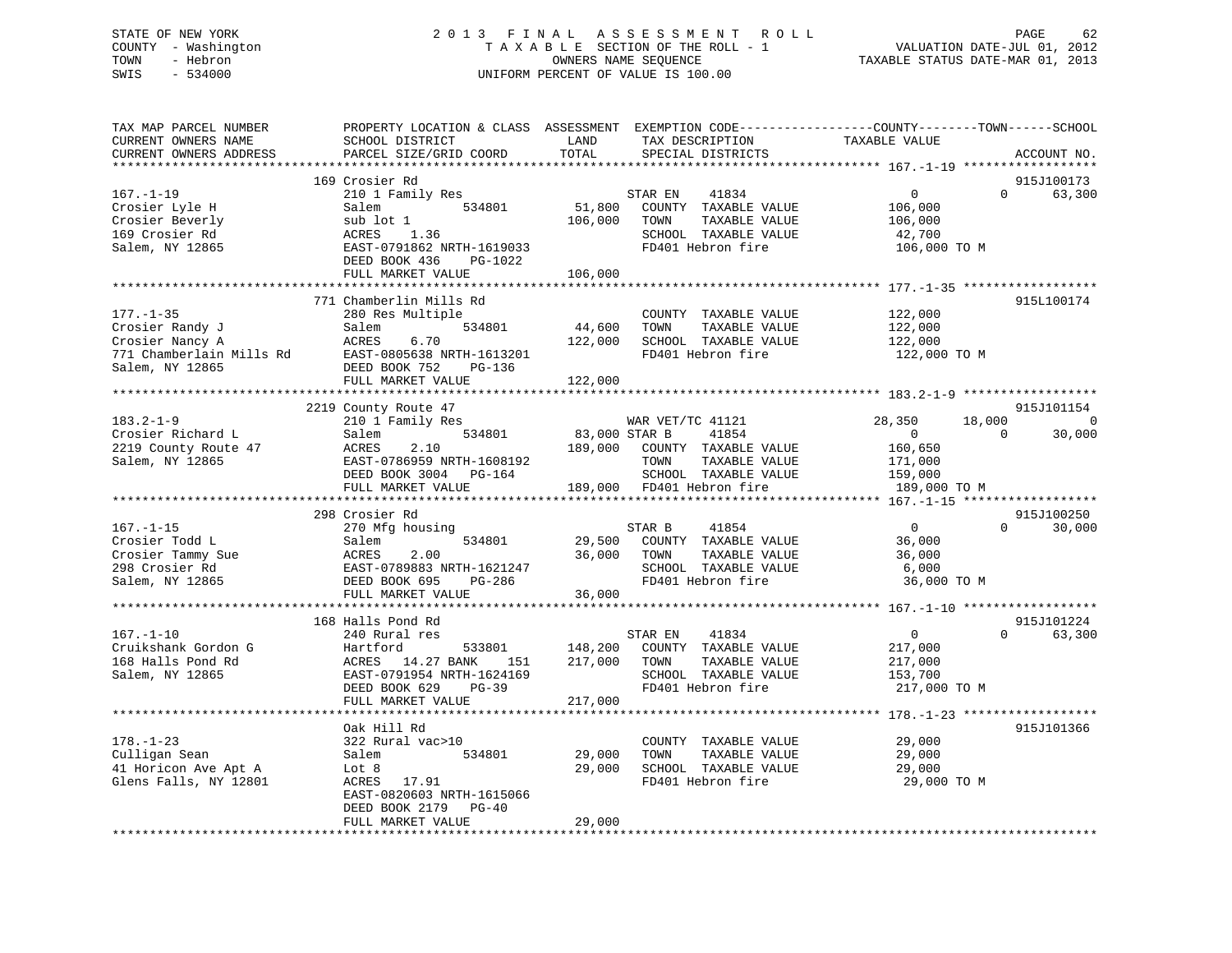STATE OF NEW YORK
COUNTY - Washington
TOWN - Hebron
SWIS - 534000

2 0 1 3 F I N A L A S S E S S M E N T R O L L
T A X A B L E SECTION OF THE ROLL - 1
OWNERS NAME SEQUENCE
UNIFORM PERCENT OF VALUE IS 100.00

VALUATION DATE-JUL 01, 2012
TAXABLE STATUS DATE-MAR 01, 2013

```
TAX MAP PARCEL NUMBER          PROPERTY LOCATION & CLASS  ASSESSMENT  EXEMPTION CODE------------------COUNTY--------TOWN------SCHOOL
CURRENT OWNERS NAME            SCHOOL DISTRICT               LAND      TAX DESCRIPTION            TAXABLE VALUE
CURRENT OWNERS ADDRESS         PARCEL SIZE/GRID COORD        TOTAL     SPECIAL DISTRICTS                                    ACCOUNT NO.
******************************************************************************************************* 167.-1-19 ******************
                               169 Crosier Rd                                                                             915J100173
167.-1-19                      210 1 Family Res                        STAR EN    41834                 0             0     63,300
Crosier Lyle H                 Salem          534801        51,800     COUNTY  TAXABLE VALUE          106,000
Crosier Beverly                sub lot 1                   106,000     TOWN    TAXABLE VALUE          106,000
169 Crosier Rd                 ACRES    1.36                           SCHOOL  TAXABLE VALUE           42,700
Salem, NY 12865                EAST-0791862 NRTH-1619033               FD401 Hebron fire              106,000 TO M
                               DEED BOOK 436    PG-1022
                               FULL MARKET VALUE           106,000
******************************************************************************************************* 177.-1-35 ******************
                               771 Chamberlin Mills Rd                                                                    915L100174
177.-1-35                      280 Res Multiple                        COUNTY  TAXABLE VALUE          122,000
Crosier Randy J                Salem          534801        44,600     TOWN    TAXABLE VALUE          122,000
Crosier Nancy A                ACRES    6.70               122,000     SCHOOL  TAXABLE VALUE          122,000
771 Chamberlain Mills Rd       EAST-0805638 NRTH-1613201               FD401 Hebron fire              122,000 TO M
Salem, NY 12865                DEED BOOK 752    PG-136
                               FULL MARKET VALUE           122,000
******************************************************************************************************* 183.2-1-9 ******************
                               2219 County Route 47                                                                       915J101154
183.2-1-9                      210 1 Family Res                        WAR VET/TC 41121            28,350        18,000          0
Crosier Richard L              Salem          534801        83,000 STAR B     41854                 0             0     30,000
2219 County Route 47           ACRES    2.10               189,000     COUNTY  TAXABLE VALUE          160,650
Salem, NY 12865                EAST-0786959 NRTH-1608192               TOWN    TAXABLE VALUE          171,000
                               DEED BOOK 3004   PG-164                 SCHOOL  TAXABLE VALUE          159,000
                               FULL MARKET VALUE           189,000     FD401 Hebron fire              189,000 TO M
******************************************************************************************************* 167.-1-15 ******************
                               298 Crosier Rd                                                                             915J100250
167.-1-15                      270 Mfg housing                         STAR B     41854                 0             0     30,000
Crosier Todd L                 Salem          534801        29,500     COUNTY  TAXABLE VALUE           36,000
Crosier Tammy Sue              ACRES    2.00                36,000     TOWN    TAXABLE VALUE           36,000
298 Crosier Rd                 EAST-0789883 NRTH-1621247               SCHOOL  TAXABLE VALUE            6,000
Salem, NY 12865                DEED BOOK 695    PG-286                 FD401 Hebron fire               36,000 TO M
                               FULL MARKET VALUE            36,000
******************************************************************************************************* 167.-1-10 ******************
                               168 Halls Pond Rd                                                                          915J101224
167.-1-10                      240 Rural res                           STAR EN    41834                 0             0     63,300
Cruikshank Gordon G            Hartford       533801       148,200     COUNTY  TAXABLE VALUE          217,000
168 Halls Pond Rd              ACRES   14.27 BANK     151  217,000     TOWN    TAXABLE VALUE          217,000
Salem, NY 12865                EAST-0791954 NRTH-1624169               SCHOOL  TAXABLE VALUE          153,700
                               DEED BOOK 629    PG-39                  FD401 Hebron fire              217,000 TO M
                               FULL MARKET VALUE           217,000
******************************************************************************************************* 178.-1-23 ******************
                               Oak Hill Rd                                                                                915J101366
178.-1-23                      322 Rural vac>10                        COUNTY  TAXABLE VALUE           29,000
Culligan Sean                  Salem          534801        29,000     TOWN    TAXABLE VALUE           29,000
41 Horicon Ave Apt A           Lot 8                        29,000     SCHOOL  TAXABLE VALUE           29,000
Glens Falls, NY 12801          ACRES   17.91                           FD401 Hebron fire               29,000 TO M
                               EAST-0820603 NRTH-1615066
                               DEED BOOK 2179   PG-40
                               FULL MARKET VALUE            29,000
************************************************************************************************************************************
```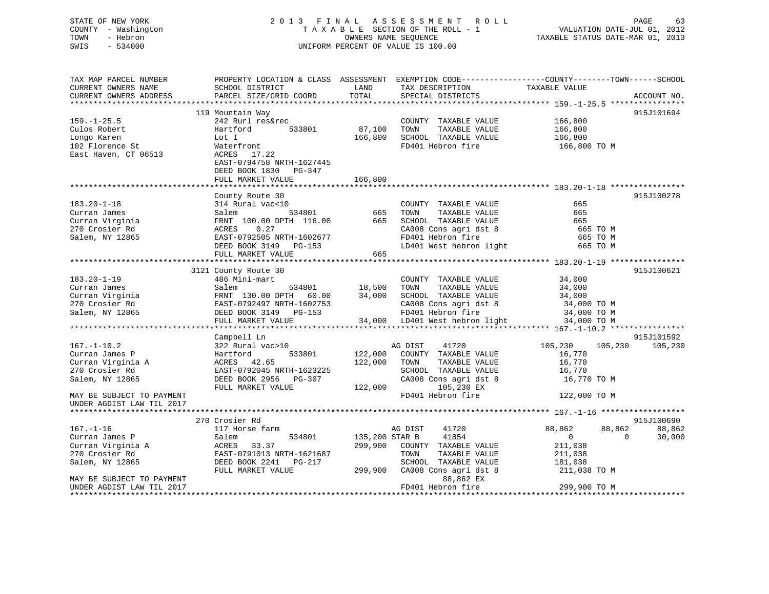STATE OF NEW YORK
COUNTY - Washington
TOWN - Hebron
SWIS - 534000

# 2013 FINAL ASSESSMENT ROLL
TAXABLE SECTION OF THE ROLL - 1
OWNERS NAME SEQUENCE
UNIFORM PERCENT OF VALUE IS 100.00

VALUATION DATE-JUL 01, 2012
TAXABLE STATUS DATE-MAR 01, 2013

```
TAX MAP PARCEL NUMBER          PROPERTY LOCATION & CLASS  ASSESSMENT  EXEMPTION CODE------------------COUNTY--------TOWN------SCHOOL
CURRENT OWNERS NAME            SCHOOL DISTRICT               LAND      TAX DESCRIPTION              TAXABLE VALUE
CURRENT OWNERS ADDRESS         PARCEL SIZE/GRID COORD        TOTAL     SPECIAL DISTRICTS                                          ACCOUNT NO.
******************************************************************************************************* 159.-1-25.5 ****************
                               119 Mountain Way                                                                                    915J101694
159.-1-25.5                    242 Rurl res&rec                        COUNTY  TAXABLE VALUE            166,800
Culos Robert                   Hartford          533801      87,100    TOWN    TAXABLE VALUE            166,800
Longo Karen                    Lot I                        166,800    SCHOOL  TAXABLE VALUE            166,800
102 Florence St                Waterfront                              FD401 Hebron fire                 166,800 TO M
East Haven, CT 06513           ACRES   17.22
                               EAST-0794758 NRTH-1627445
                               DEED BOOK 1830   PG-347
                               FULL MARKET VALUE            166,800
******************************************************************************************************* 183.20-1-18 ****************
                               County Route 30                                                                                     915J100278
183.20-1-18                    314 Rural vac<10                        COUNTY  TAXABLE VALUE                665
Curran James                   Salem             534801         665    TOWN    TAXABLE VALUE                665
Curran Virginia                FRNT 100.00 DPTH 116.00          665    SCHOOL  TAXABLE VALUE                665
270 Crosier Rd                 ACRES    0.27                           CA008 Cons agri dst 8                 665 TO M
Salem, NY 12865                EAST-0792505 NRTH-1602677               FD401 Hebron fire                     665 TO M
                               DEED BOOK 3149   PG-153                 LD401 West hebron light               665 TO M
                               FULL MARKET VALUE                665
******************************************************************************************************* 183.20-1-19 ****************
                               3121 County Route 30                                                                                915J100621
183.20-1-19                    486 Mini-mart                           COUNTY  TAXABLE VALUE             34,000
Curran James                   Salem             534801      18,500    TOWN    TAXABLE VALUE             34,000
Curran Virginia                FRNT 130.00 DPTH  60.00       34,000    SCHOOL  TAXABLE VALUE             34,000
270 Crosier Rd                 EAST-0792497 NRTH-1602753               CA008 Cons agri dst 8              34,000 TO M
Salem, NY 12865                DEED BOOK 3149   PG-153                 FD401 Hebron fire                  34,000 TO M
                               FULL MARKET VALUE             34,000    LD401 West hebron light            34,000 TO M
******************************************************************************************************* 167.-1-10.2 ****************
                               Campbell Ln                                                                                         915J101592
167.-1-10.2                    322 Rural vac>10                        AG DIST     41720          105,230      105,230     105,230
Curran James P                 Hartford          533801     122,000    COUNTY  TAXABLE VALUE             16,770
Curran Virginia A              ACRES   42.65                122,000    TOWN    TAXABLE VALUE             16,770
270 Crosier Rd                 EAST-0792045 NRTH-1623225               SCHOOL  TAXABLE VALUE             16,770
Salem, NY 12865                DEED BOOK 2956   PG-307                 CA008 Cons agri dst 8              16,770 TO M
                               FULL MARKET VALUE            122,000           105,230 EX
MAY BE SUBJECT TO PAYMENT                                              FD401 Hebron fire                 122,000 TO M
UNDER AGDIST LAW TIL 2017
******************************************************************************************************* 167.-1-16 ******************
                               270 Crosier Rd                                                                                      915J100690
167.-1-16                      117 Horse farm                          AG DIST     41720           88,862       88,862      88,862
Curran James P                 Salem             534801     135,200 STAR B     41854                0            0      30,000
Curran Virginia A              ACRES   33.37                299,900    COUNTY  TAXABLE VALUE            211,038
270 Crosier Rd                 EAST-0791013 NRTH-1621687               TOWN    TAXABLE VALUE            211,038
Salem, NY 12865                DEED BOOK 2241   PG-217                 SCHOOL  TAXABLE VALUE            181,038
                               FULL MARKET VALUE            299,900    CA008 Cons agri dst 8             211,038 TO M
MAY BE SUBJECT TO PAYMENT                                                      88,862 EX
UNDER AGDIST LAW TIL 2017                                              FD401 Hebron fire                 299,900 TO M
************************************************************************************************************************************
```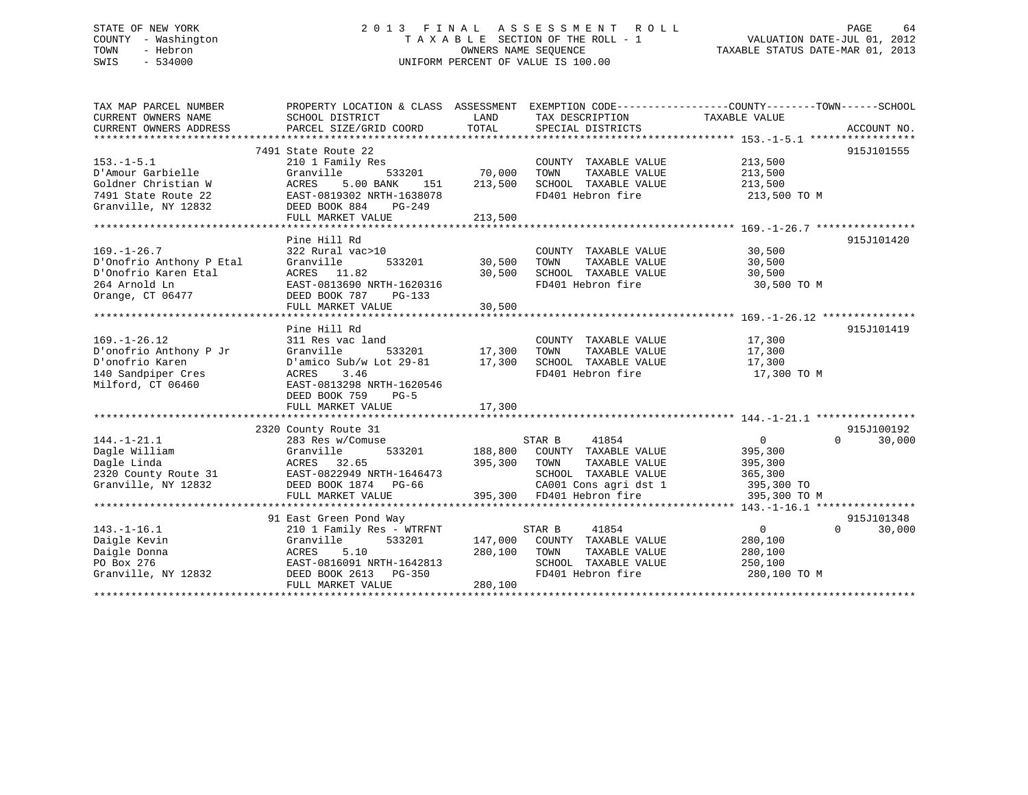STATE OF NEW YORK — 2013 FINAL ASSESSMENT ROLL
COUNTY - Washington — TAXABLE SECTION OF THE ROLL - 1 — VALUATION DATE-JUL 01, 2012
TOWN - Hebron — OWNERS NAME SEQUENCE — TAXABLE STATUS DATE-MAR 01, 2013
SWIS - 534000 — UNIFORM PERCENT OF VALUE IS 100.00

| TAX MAP PARCEL NUMBER / CURRENT OWNERS NAME / CURRENT OWNERS ADDRESS | PROPERTY LOCATION & CLASS / SCHOOL DISTRICT / PARCEL SIZE/GRID COORD | ASSESSMENT LAND | TOTAL | EXEMPTION CODE / TAX DESCRIPTION / SPECIAL DISTRICTS | COUNTY / TOWN / SCHOOL TAXABLE VALUE | ACCOUNT NO. |
|---|---|---|---|---|---|---|
| 153.-1-5.1 | 7491 State Route 22 | | | | | 915J101555 |
| | 210 1 Family Res | | | COUNTY TAXABLE VALUE | 213,500 | |
| D'Amour Garbielle | Granville 533201 | 70,000 | | TOWN TAXABLE VALUE | 213,500 | |
| Goldner Christian W | ACRES 5.00 BANK 151 | | 213,500 | SCHOOL TAXABLE VALUE | 213,500 | |
| 7491 State Route 22 | EAST-0819302 NRTH-1638078 | | | FD401 Hebron fire | 213,500 TO M | |
| Granville, NY 12832 | DEED BOOK 884 PG-249 | | | | | |
| | FULL MARKET VALUE | | 213,500 | | | |
| 169.-1-26.7 | Pine Hill Rd | | | | | 915J101420 |
| | 322 Rural vac>10 | | | COUNTY TAXABLE VALUE | 30,500 | |
| D'Onofrio Anthony P Etal | Granville 533201 | 30,500 | | TOWN TAXABLE VALUE | 30,500 | |
| D'Onofrio Karen Etal | ACRES 11.82 | | 30,500 | SCHOOL TAXABLE VALUE | 30,500 | |
| 264 Arnold Ln | EAST-0813690 NRTH-1620316 | | | FD401 Hebron fire | 30,500 TO M | |
| Orange, CT 06477 | DEED BOOK 787 PG-133 | | | | | |
| | FULL MARKET VALUE | | 30,500 | | | |
| 169.-1-26.12 | Pine Hill Rd | | | | | 915J101419 |
| | 311 Res vac land | | | COUNTY TAXABLE VALUE | 17,300 | |
| D'onofrio Anthony P Jr | Granville 533201 | 17,300 | | TOWN TAXABLE VALUE | 17,300 | |
| D'onofrio Karen | D'amico Sub/w Lot 29-81 | | 17,300 | SCHOOL TAXABLE VALUE | 17,300 | |
| 140 Sandpiper Cres | ACRES 3.46 | | | FD401 Hebron fire | 17,300 TO M | |
| Milford, CT 06460 | EAST-0813298 NRTH-1620546 | | | | | |
| | DEED BOOK 759 PG-5 | | | | | |
| | FULL MARKET VALUE | | 17,300 | | | |
| 144.-1-21.1 | 2320 County Route 31 | | | | | 915J100192 |
| | 283 Res w/Comuse | | | STAR B 41854 | 0 / 0 / 30,000 | |
| Dagle William | Granville 533201 | 188,800 | | COUNTY TAXABLE VALUE | 395,300 | |
| Dagle Linda | ACRES 32.65 | | 395,300 | TOWN TAXABLE VALUE | 395,300 | |
| 2320 County Route 31 | EAST-0822949 NRTH-1646473 | | | SCHOOL TAXABLE VALUE | 365,300 | |
| Granville, NY 12832 | DEED BOOK 1874 PG-66 | | | CA001 Cons agri dst 1 | 395,300 TO | |
| | FULL MARKET VALUE | | 395,300 | FD401 Hebron fire | 395,300 TO M | |
| 143.-1-16.1 | 91 East Green Pond Way | | | | | 915J101348 |
| | 210 1 Family Res - WTRFNT | | | STAR B 41854 | 0 / 0 / 30,000 | |
| Daigle Kevin | Granville 533201 | 147,000 | | COUNTY TAXABLE VALUE | 280,100 | |
| Daigle Donna | ACRES 5.10 | | 280,100 | TOWN TAXABLE VALUE | 280,100 | |
| PO Box 276 | EAST-0816091 NRTH-1642813 | | | SCHOOL TAXABLE VALUE | 250,100 | |
| Granville, NY 12832 | DEED BOOK 2613 PG-350 | | | FD401 Hebron fire | 280,100 TO M | |
| | FULL MARKET VALUE | | 280,100 | | | |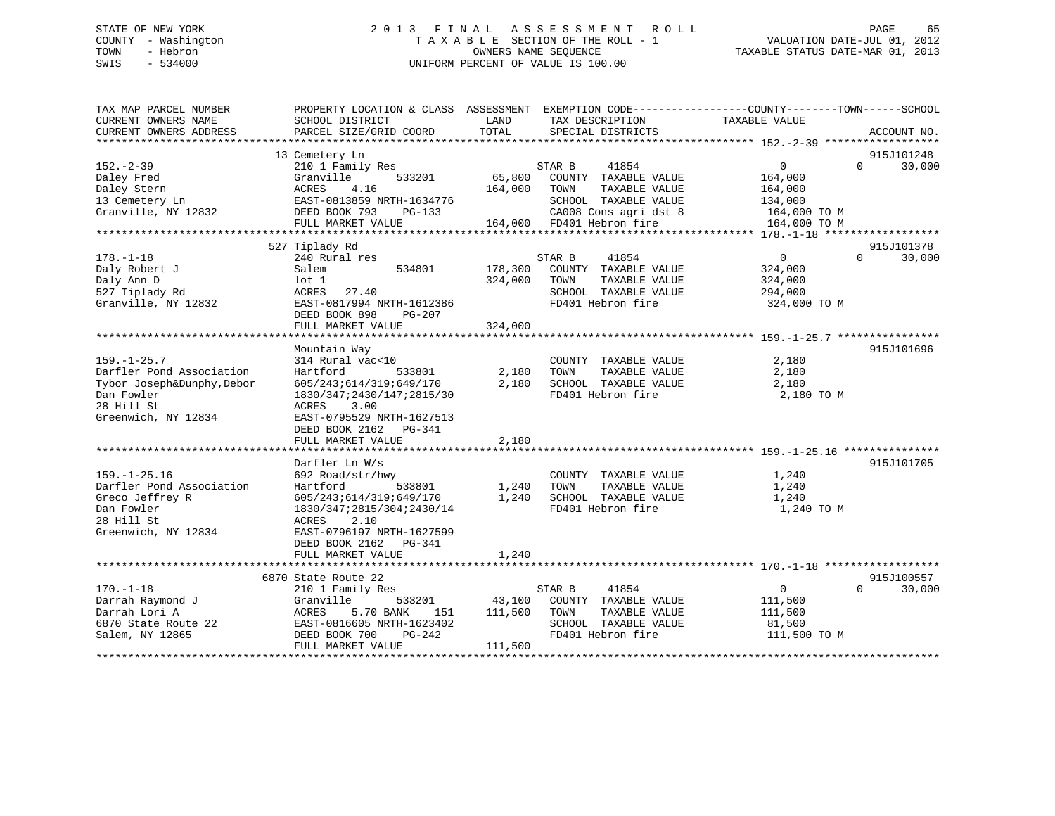STATE OF NEW YORK
COUNTY - Washington
TOWN - Hebron
SWIS - 534000

2 0 1 3 F I N A L A S S E S S M E N T R O L L
T A X A B L E SECTION OF THE ROLL - 1
OWNERS NAME SEQUENCE
UNIFORM PERCENT OF VALUE IS 100.00

VALUATION DATE-JUL 01, 2012
TAXABLE STATUS DATE-MAR 01, 2013

```
TAX MAP PARCEL NUMBER          PROPERTY LOCATION & CLASS  ASSESSMENT  EXEMPTION CODE------------------COUNTY--------TOWN------SCHOOL
CURRENT OWNERS NAME            SCHOOL DISTRICT               LAND      TAX DESCRIPTION             TAXABLE VALUE
CURRENT OWNERS ADDRESS         PARCEL SIZE/GRID COORD        TOTAL     SPECIAL DISTRICTS                                    ACCOUNT NO.
******************************************************************************************************* 152.-2-39 ******************
                               13 Cemetery Ln                                                                          915J101248
152.-2-39                      210 1 Family Res                         STAR B    41854                0          0     30,000
Daley Fred                     Granville        533201       65,800     COUNTY  TAXABLE VALUE        164,000
Daley Stern                    ACRES    4.16                 164,000    TOWN    TAXABLE VALUE        164,000
13 Cemetery Ln                 EAST-0813859 NRTH-1634776                SCHOOL  TAXABLE VALUE        134,000
Granville, NY 12832            DEED BOOK 793    PG-133                  CA008 Cons agri dst 8         164,000 TO M
                               FULL MARKET VALUE             164,000    FD401 Hebron fire             164,000 TO M
******************************************************************************************************* 178.-1-18 ******************
                               527 Tiplady Rd                                                                          915J101378
178.-1-18                      240 Rural res                            STAR B    41854                0          0     30,000
Daly Robert J                  Salem            534801      178,300     COUNTY  TAXABLE VALUE        324,000
Daly Ann D                     lot 1                         324,000    TOWN    TAXABLE VALUE        324,000
527 Tiplady Rd                 ACRES   27.40                            SCHOOL  TAXABLE VALUE        294,000
Granville, NY 12832            EAST-0817994 NRTH-1612386                FD401 Hebron fire             324,000 TO M
                               DEED BOOK 898    PG-207
                               FULL MARKET VALUE             324,000
******************************************************************************************************* 159.-1-25.7 ****************
                               Mountain Way                                                                            915J101696
159.-1-25.7                    314 Rural vac<10                         COUNTY  TAXABLE VALUE          2,180
Darfler Pond Association       Hartford         533801        2,180     TOWN    TAXABLE VALUE          2,180
Tybor Joseph&Dunphy,Debor      605/243;614/319;649/170        2,180     SCHOOL  TAXABLE VALUE          2,180
Dan Fowler                     1830/347;2430/147;2815/30                FD401 Hebron fire               2,180 TO M
28 Hill St                     ACRES    3.00
Greenwich, NY 12834            EAST-0795529 NRTH-1627513
                               DEED BOOK 2162   PG-341
                               FULL MARKET VALUE               2,180
******************************************************************************************************* 159.-1-25.16 ***************
                               Darfler Ln W/s                                                                          915J101705
159.-1-25.16                   692 Road/str/hwy                         COUNTY  TAXABLE VALUE          1,240
Darfler Pond Association       Hartford         533801        1,240     TOWN    TAXABLE VALUE          1,240
Greco Jeffrey R                605/243;614/319;649/170        1,240     SCHOOL  TAXABLE VALUE          1,240
Dan Fowler                     1830/347;2815/304;2430/14                FD401 Hebron fire               1,240 TO M
28 Hill St                     ACRES    2.10
Greenwich, NY 12834            EAST-0796197 NRTH-1627599
                               DEED BOOK 2162   PG-341
                               FULL MARKET VALUE               1,240
******************************************************************************************************* 170.-1-18 ******************
                               6870 State Route 22                                                                     915J100557
170.-1-18                      210 1 Family Res                         STAR B    41854                0          0     30,000
Darrah Raymond J               Granville        533201       43,100     COUNTY  TAXABLE VALUE        111,500
Darrah Lori A                  ACRES    5.70 BANK     151    111,500    TOWN    TAXABLE VALUE        111,500
6870 State Route 22            EAST-0816605 NRTH-1623402                SCHOOL  TAXABLE VALUE         81,500
Salem, NY 12865                DEED BOOK 700    PG-242                  FD401 Hebron fire             111,500 TO M
                               FULL MARKET VALUE             111,500
************************************************************************************************************************************
```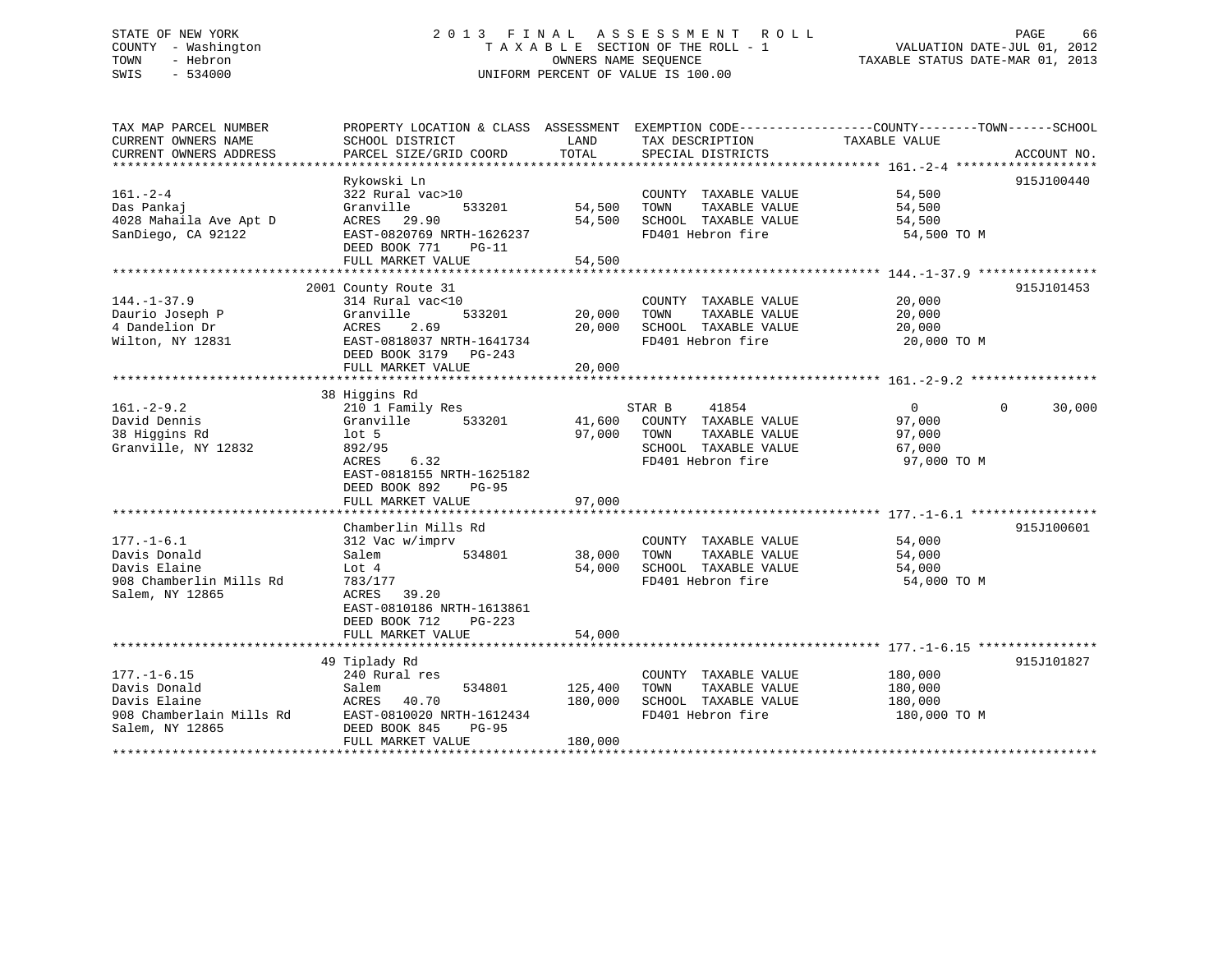STATE OF NEW YORK
COUNTY - Washington
TOWN - Hebron
SWIS - 534000

2013 FINAL ASSESSMENT ROLL
TAXABLE SECTION OF THE ROLL - 1
OWNERS NAME SEQUENCE
UNIFORM PERCENT OF VALUE IS 100.00

VALUATION DATE-JUL 01, 2012
TAXABLE STATUS DATE-MAR 01, 2013

| TAX MAP PARCEL NUMBER / CURRENT OWNERS NAME / CURRENT OWNERS ADDRESS | PROPERTY LOCATION & CLASS / SCHOOL DISTRICT / PARCEL SIZE/GRID COORD | LAND | ASSESSMENT TOTAL | EXEMPTION CODE / TAX DESCRIPTION / SPECIAL DISTRICTS | COUNTY | TOWN | SCHOOL | ACCOUNT NO. |
|---|---|---|---|---|---|---|---|---|
| 161.-2-4 | Rykowski Ln | | | | | | | 915J100440 |
| Das Pankaj | 322 Rural vac>10 | | | COUNTY TAXABLE VALUE | 54,500 | | | |
| 4028 Mahaila Ave Apt D | Granville 533201 | 54,500 | | TOWN TAXABLE VALUE | | 54,500 | | |
| SanDiego, CA 92122 | ACRES 29.90 | | 54,500 | SCHOOL TAXABLE VALUE | | | 54,500 | |
| | EAST-0820769 NRTH-1626237 | | | FD401 Hebron fire | 54,500 TO M | | | |
| | DEED BOOK 771 PG-11 | | | | | | | |
| | FULL MARKET VALUE | | 54,500 | | | | | |
| 144.-1-37.9 | 2001 County Route 31 | | | | | | | 915J101453 |
| Daurio Joseph P | 314 Rural vac<10 | | | COUNTY TAXABLE VALUE | 20,000 | | | |
| 4 Dandelion Dr | Granville 533201 | 20,000 | | TOWN TAXABLE VALUE | | 20,000 | | |
| Wilton, NY 12831 | ACRES 2.69 | | 20,000 | SCHOOL TAXABLE VALUE | | | 20,000 | |
| | EAST-0818037 NRTH-1641734 | | | FD401 Hebron fire | 20,000 TO M | | | |
| | DEED BOOK 3179 PG-243 | | | | | | | |
| | FULL MARKET VALUE | | 20,000 | | | | | |
| 161.-2-9.2 | 38 Higgins Rd | | | | | | | |
| David Dennis | 210 1 Family Res | | | STAR B 41854 | 0 | 0 | 30,000 | |
| 38 Higgins Rd | Granville 533201 | 41,600 | | COUNTY TAXABLE VALUE | 97,000 | | | |
| Granville, NY 12832 | lot 5 | | 97,000 | TOWN TAXABLE VALUE | | 97,000 | | |
| | 892/95 | | | SCHOOL TAXABLE VALUE | | | 67,000 | |
| | ACRES 6.32 | | | FD401 Hebron fire | 97,000 TO M | | | |
| | EAST-0818155 NRTH-1625182 | | | | | | | |
| | DEED BOOK 892 PG-95 | | | | | | | |
| | FULL MARKET VALUE | | 97,000 | | | | | |
| 177.-1-6.1 | Chamberlin Mills Rd | | | | | | | 915J100601 |
| Davis Donald | 312 Vac w/imprv | | | COUNTY TAXABLE VALUE | 54,000 | | | |
| Davis Elaine | Salem 534801 | 38,000 | | TOWN TAXABLE VALUE | | 54,000 | | |
| 908 Chamberlin Mills Rd | Lot 4 | | 54,000 | SCHOOL TAXABLE VALUE | | | 54,000 | |
| Salem, NY 12865 | 783/177 | | | FD401 Hebron fire | 54,000 TO M | | | |
| | ACRES 39.20 | | | | | | | |
| | EAST-0810186 NRTH-1613861 | | | | | | | |
| | DEED BOOK 712 PG-223 | | | | | | | |
| | FULL MARKET VALUE | | 54,000 | | | | | |
| 177.-1-6.15 | 49 Tiplady Rd | | | | | | | 915J101827 |
| Davis Donald | 240 Rural res | | | COUNTY TAXABLE VALUE | 180,000 | | | |
| Davis Elaine | Salem 534801 | 125,400 | | TOWN TAXABLE VALUE | | 180,000 | | |
| 908 Chamberlain Mills Rd | ACRES 40.70 | | 180,000 | SCHOOL TAXABLE VALUE | | | 180,000 | |
| Salem, NY 12865 | EAST-0810020 NRTH-1612434 | | | FD401 Hebron fire | 180,000 TO M | | | |
| | DEED BOOK 845 PG-95 | | | | | | | |
| | FULL MARKET VALUE | | 180,000 | | | | | |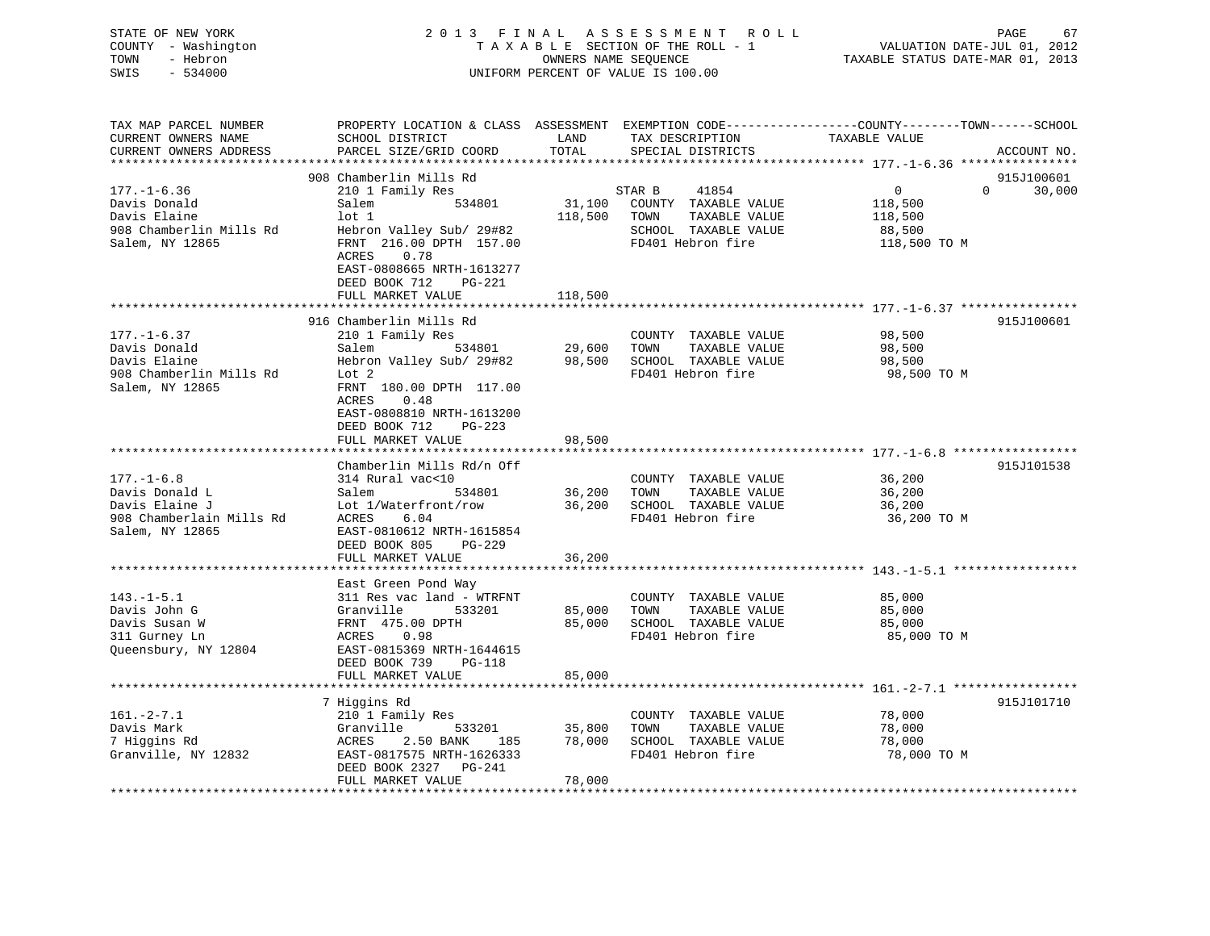STATE OF NEW YORK | COUNTY - Washington | TOWN - Hebron | SWIS - 534000

**2013 FINAL ASSESSMENT ROLL**
TAXABLE SECTION OF THE ROLL - 1
OWNERS NAME SEQUENCE
UNIFORM PERCENT OF VALUE IS 100.00

VALUATION DATE-JUL 01, 2012
TAXABLE STATUS DATE-MAR 01, 2013

| TAX MAP PARCEL NUMBER / CURRENT OWNERS NAME / CURRENT OWNERS ADDRESS | PROPERTY LOCATION & CLASS / SCHOOL DISTRICT / PARCEL SIZE/GRID COORD | ASSESSMENT LAND | TOTAL | EXEMPTION CODE / TAX DESCRIPTION / SPECIAL DISTRICTS | COUNTY TAXABLE VALUE | TOWN | SCHOOL | ACCOUNT NO. |
|---|---|---|---|---|---|---|---|---|
| 177.-1-6.36 | 908 Chamberlin Mills Rd | | | | | | | 915J100601 |
| Davis Donald | 210 1 Family Res | | | STAR B 41854 | 0 | 0 | 30,000 | |
| Davis Elaine | Salem 534801 | 31,100 | | COUNTY TAXABLE VALUE | 118,500 | | | |
| 908 Chamberlin Mills Rd | lot 1 | | 118,500 | TOWN TAXABLE VALUE | 118,500 | | | |
| Salem, NY 12865 | Hebron Valley Sub/ 29#82 | | | SCHOOL TAXABLE VALUE | 88,500 | | | |
| | FRNT 216.00 DPTH 157.00 | | | FD401 Hebron fire | 118,500 TO M | | | |
| | ACRES 0.78 | | | | | | | |
| | EAST-0808665 NRTH-1613277 | | | | | | | |
| | DEED BOOK 712 PG-221 | | | | | | | |
| | FULL MARKET VALUE | | 118,500 | | | | | |
| 177.-1-6.37 | 916 Chamberlin Mills Rd | | | | | | | 915J100601 |
| Davis Donald | 210 1 Family Res | | | COUNTY TAXABLE VALUE | 98,500 | | | |
| Davis Elaine | Salem 534801 | 29,600 | | TOWN TAXABLE VALUE | 98,500 | | | |
| 908 Chamberlin Mills Rd | Hebron Valley Sub/ 29#82 | | 98,500 | SCHOOL TAXABLE VALUE | 98,500 | | | |
| Salem, NY 12865 | Lot 2 | | | FD401 Hebron fire | 98,500 TO M | | | |
| | FRNT 180.00 DPTH 117.00 | | | | | | | |
| | ACRES 0.48 | | | | | | | |
| | EAST-0808810 NRTH-1613200 | | | | | | | |
| | DEED BOOK 712 PG-223 | | | | | | | |
| | FULL MARKET VALUE | | 98,500 | | | | | |
| 177.-1-6.8 | Chamberlin Mills Rd/n Off | | | | | | | 915J101538 |
| Davis Donald L | 314 Rural vac<10 | | | COUNTY TAXABLE VALUE | 36,200 | | | |
| Davis Elaine J | Salem 534801 | 36,200 | | TOWN TAXABLE VALUE | 36,200 | | | |
| 908 Chamberlain Mills Rd | Lot 1/Waterfront/row | | 36,200 | SCHOOL TAXABLE VALUE | 36,200 | | | |
| Salem, NY 12865 | ACRES 6.04 | | | FD401 Hebron fire | 36,200 TO M | | | |
| | EAST-0810612 NRTH-1615854 | | | | | | | |
| | DEED BOOK 805 PG-229 | | | | | | | |
| | FULL MARKET VALUE | | 36,200 | | | | | |
| 143.-1-5.1 | East Green Pond Way | | | | | | | |
| Davis John G | 311 Res vac land - WTRFNT | | | COUNTY TAXABLE VALUE | 85,000 | | | |
| Davis Susan W | Granville 533201 | 85,000 | | TOWN TAXABLE VALUE | 85,000 | | | |
| 311 Gurney Ln | FRNT 475.00 DPTH | | 85,000 | SCHOOL TAXABLE VALUE | 85,000 | | | |
| Queensbury, NY 12804 | ACRES 0.98 | | | FD401 Hebron fire | 85,000 TO M | | | |
| | EAST-0815369 NRTH-1644615 | | | | | | | |
| | DEED BOOK 739 PG-118 | | | | | | | |
| | FULL MARKET VALUE | | 85,000 | | | | | |
| 161.-2-7.1 | 7 Higgins Rd | | | | | | | 915J101710 |
| Davis Mark | 210 1 Family Res | | | COUNTY TAXABLE VALUE | 78,000 | | | |
| 7 Higgins Rd | Granville 533201 | 35,800 | | TOWN TAXABLE VALUE | 78,000 | | | |
| Granville, NY 12832 | ACRES 2.50 BANK 185 | | 78,000 | SCHOOL TAXABLE VALUE | 78,000 | | | |
| | EAST-0817575 NRTH-1626333 | | | FD401 Hebron fire | 78,000 TO M | | | |
| | DEED BOOK 2327 PG-241 | | | | | | | |
| | FULL MARKET VALUE | | 78,000 | | | | | |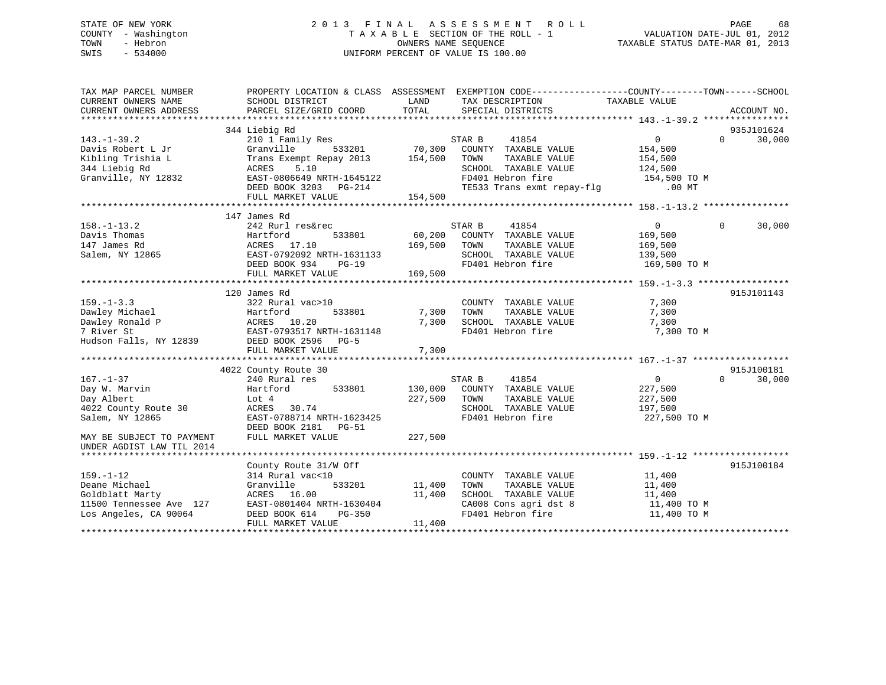STATE OF NEW YORK
COUNTY - Washington
TOWN - Hebron
SWIS - 534000

# 2013 FINAL ASSESSMENT ROLL

TAXABLE SECTION OF THE ROLL - 1
OWNERS NAME SEQUENCE
UNIFORM PERCENT OF VALUE IS 100.00

VALUATION DATE-JUL 01, 2012
TAXABLE STATUS DATE-MAR 01, 2013

| TAX MAP PARCEL NUMBER / CURRENT OWNERS NAME / CURRENT OWNERS ADDRESS | PROPERTY LOCATION & CLASS / SCHOOL DISTRICT / PARCEL SIZE/GRID COORD | ASSESSMENT LAND | TOTAL | EXEMPTION CODE / TAX DESCRIPTION / SPECIAL DISTRICTS | COUNTY TAXABLE VALUE | TOWN | SCHOOL | ACCOUNT NO. |
|---|---|---|---|---|---|---|---|---|
| **143.-1-39.2** | 344 Liebig Rd | | | | | | | 935J101624 |
| Davis Robert L Jr | 210 1 Family Res | | | STAR B 41854 | 0 | 0 | 30,000 | |
| Kibling Trishia L | Granville 533201 | 70,300 | | COUNTY TAXABLE VALUE | 154,500 | | | |
| 344 Liebig Rd | Trans Exempt Repay 2013 | | 154,500 | TOWN TAXABLE VALUE | 154,500 | | | |
| Granville, NY 12832 | ACRES 5.10 | | | SCHOOL TAXABLE VALUE | 124,500 | | | |
| | EAST-0806649 NRTH-1645122 | | | FD401 Hebron fire | 154,500 TO M | | | |
| | DEED BOOK 3203 PG-214 | | | TE533 Trans exmt repay-flg | .00 MT | | | |
| | FULL MARKET VALUE | | 154,500 | | | | | |
| **158.-1-13.2** | 147 James Rd | | | | | | | |
| Davis Thomas | 242 Rurl res&rec | | | STAR B 41854 | 0 | 0 | 30,000 | |
| 147 James Rd | Hartford 533801 | 60,200 | | COUNTY TAXABLE VALUE | 169,500 | | | |
| Salem, NY 12865 | ACRES 17.10 | | 169,500 | TOWN TAXABLE VALUE | 169,500 | | | |
| | EAST-0792092 NRTH-1631133 | | | SCHOOL TAXABLE VALUE | 139,500 | | | |
| | DEED BOOK 934 PG-19 | | | FD401 Hebron fire | 169,500 TO M | | | |
| | FULL MARKET VALUE | | 169,500 | | | | | |
| **159.-1-3.3** | 120 James Rd | | | | | | | 915J101143 |
| Dawley Michael | 322 Rural vac>10 | | | COUNTY TAXABLE VALUE | 7,300 | | | |
| Dawley Ronald P | Hartford 533801 | 7,300 | | TOWN TAXABLE VALUE | 7,300 | | | |
| 7 River St | ACRES 10.20 | | 7,300 | SCHOOL TAXABLE VALUE | 7,300 | | | |
| Hudson Falls, NY 12839 | EAST-0793517 NRTH-1631148 | | | FD401 Hebron fire | 7,300 TO M | | | |
| | DEED BOOK 2596 PG-5 | | | | | | | |
| | FULL MARKET VALUE | | 7,300 | | | | | |
| **167.-1-37** | 4022 County Route 30 | | | | | | | 915J100181 |
| Day W. Marvin | 240 Rural res | | | STAR B 41854 | 0 | 0 | 30,000 | |
| Day Albert | Hartford 533801 | 130,000 | | COUNTY TAXABLE VALUE | 227,500 | | | |
| 4022 County Route 30 | Lot 4 | | 227,500 | TOWN TAXABLE VALUE | 227,500 | | | |
| Salem, NY 12865 | ACRES 30.74 | | | SCHOOL TAXABLE VALUE | 197,500 | | | |
| | EAST-0788714 NRTH-1623425 | | | FD401 Hebron fire | 227,500 TO M | | | |
| | DEED BOOK 2181 PG-51 | | | | | | | |
| MAY BE SUBJECT TO PAYMENT UNDER AGDIST LAW TIL 2014 | FULL MARKET VALUE | | 227,500 | | | | | |
| **159.-1-12** | County Route 31/W Off | | | | | | | 915J100184 |
| Deane Michael | 314 Rural vac<10 | | | COUNTY TAXABLE VALUE | 11,400 | | | |
| Goldblatt Marty | Granville 533201 | 11,400 | | TOWN TAXABLE VALUE | 11,400 | | | |
| 11500 Tennessee Ave 127 | ACRES 16.00 | | 11,400 | SCHOOL TAXABLE VALUE | 11,400 | | | |
| Los Angeles, CA 90064 | EAST-0801404 NRTH-1630404 | | | CA008 Cons agri dst 8 | 11,400 TO M | | | |
| | DEED BOOK 614 PG-350 | | | FD401 Hebron fire | 11,400 TO M | | | |
| | FULL MARKET VALUE | | 11,400 | | | | | |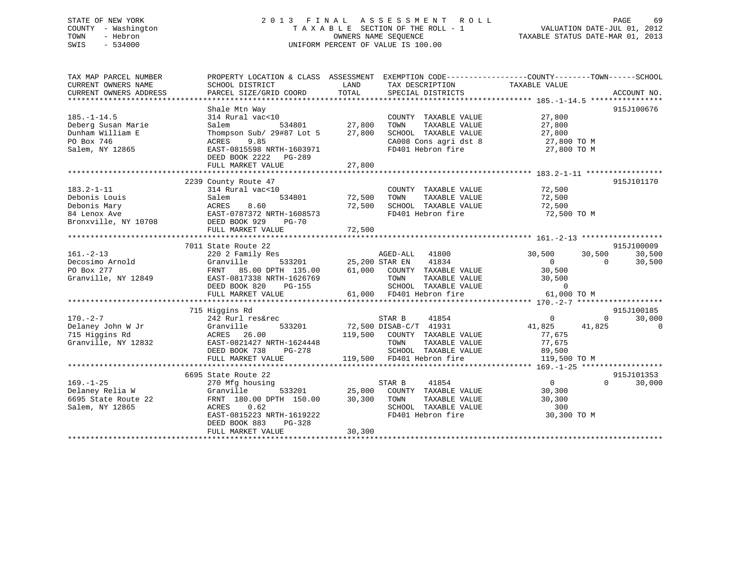STATE OF NEW YORK
COUNTY - Washington
TOWN - Hebron
SWIS - 534000

2013 FINAL ASSESSMENT ROLL
TAXABLE SECTION OF THE ROLL - 1
OWNERS NAME SEQUENCE
UNIFORM PERCENT OF VALUE IS 100.00

VALUATION DATE-JUL 01, 2012
TAXABLE STATUS DATE-MAR 01, 2013

```
TAX MAP PARCEL NUMBER          PROPERTY LOCATION & CLASS  ASSESSMENT  EXEMPTION CODE------------------COUNTY--------TOWN------SCHOOL
CURRENT OWNERS NAME            SCHOOL DISTRICT            LAND        TAX DESCRIPTION             TAXABLE VALUE
CURRENT OWNERS ADDRESS         PARCEL SIZE/GRID COORD     TOTAL       SPECIAL DISTRICTS                                   ACCOUNT NO.
******************************************************************************************** 185.-1-14.5 ****************
                               Shale Mtn Way                                                                          915J100676
185.-1-14.5                    314 Rural vac<10                       COUNTY  TAXABLE VALUE          27,800
Deberg Susan Marie             Salem           534801      27,800     TOWN    TAXABLE VALUE          27,800
Dunham William E               Thompson Sub/ 29#87 Lot 5   27,800     SCHOOL  TAXABLE VALUE          27,800
PO Box 746                     ACRES    9.85                          CA008 Cons agri dst 8          27,800 TO M
Salem, NY 12865                EAST-0815598 NRTH-1603971              FD401 Hebron fire              27,800 TO M
                               DEED BOOK 2222   PG-289
                               FULL MARKET VALUE           27,800
******************************************************************************************** 183.2-1-11 *****************
                               2239 County Route 47                                                                   915J101170
183.2-1-11                     314 Rural vac<10                       COUNTY  TAXABLE VALUE          72,500
Debonis Louis                  Salem           534801      72,500     TOWN    TAXABLE VALUE          72,500
Debonis Mary                   ACRES    8.60               72,500     SCHOOL  TAXABLE VALUE          72,500
84 Lenox Ave                   EAST-0787372 NRTH-1608573              FD401 Hebron fire              72,500 TO M
Bronxville, NY 10708           DEED BOOK 929    PG-70
                               FULL MARKET VALUE           72,500
******************************************************************************************** 161.-2-13 ******************
                               7011 State Route 22                                                                    915J100009
161.-2-13                      220 2 Family Res                       AGED-ALL    41800          30,500     30,500     30,500
Decosimo Arnold                Granville       533201      25,200     STAR EN     41834               0          0     30,500
PO Box 277                     FRNT   85.00 DPTH  135.00   61,000     COUNTY  TAXABLE VALUE          30,500
Granville, NY 12849            EAST-0817338 NRTH-1626769              TOWN    TAXABLE VALUE          30,500
                               DEED BOOK 820    PG-155                SCHOOL  TAXABLE VALUE               0
                               FULL MARKET VALUE           61,000     FD401 Hebron fire              61,000 TO M
******************************************************************************************** 170.-2-7 *******************
                               715 Higgins Rd                                                                         915J100185
170.-2-7                       242 Rurl res&rec                       STAR B      41854               0          0     30,000
Delaney John W Jr              Granville       533201      72,500     DISAB-C/T   41931          41,825     41,825          0
715 Higgins Rd                 ACRES   26.00              119,500     COUNTY  TAXABLE VALUE          77,675
Granville, NY 12832            EAST-0821427 NRTH-1624448              TOWN    TAXABLE VALUE          77,675
                               DEED BOOK 738    PG-278                SCHOOL  TAXABLE VALUE          89,500
                               FULL MARKET VALUE          119,500     FD401 Hebron fire             119,500 TO M
******************************************************************************************** 169.-1-25 ******************
                               6695 State Route 22                                                                    915J101353
169.-1-25                      270 Mfg housing                        STAR B      41854               0          0     30,000
Delaney Relia W                Granville       533201      25,000     COUNTY  TAXABLE VALUE          30,300
6695 State Route 22            FRNT  180.00 DPTH  150.00   30,300     TOWN    TAXABLE VALUE          30,300
Salem, NY 12865                ACRES    0.62                          SCHOOL  TAXABLE VALUE             300
                               EAST-0815223 NRTH-1619222              FD401 Hebron fire              30,300 TO M
                               DEED BOOK 883    PG-328
                               FULL MARKET VALUE           30,300
****************************************************************************************************************************
```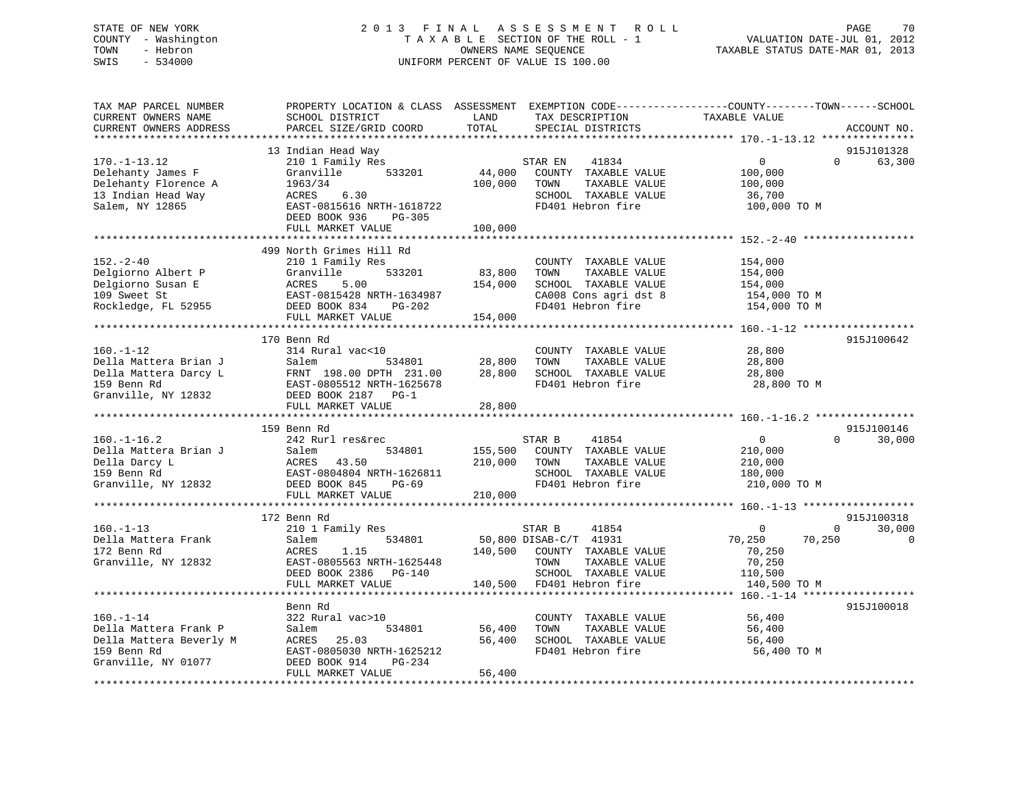STATE OF NEW YORK
COUNTY - Washington
TOWN - Hebron
SWIS - 534000

2013 FINAL ASSESSMENT ROLL
TAXABLE SECTION OF THE ROLL - 1
OWNERS NAME SEQUENCE
UNIFORM PERCENT OF VALUE IS 100.00

VALUATION DATE-JUL 01, 2012
TAXABLE STATUS DATE-MAR 01, 2013

| TAX MAP PARCEL NUMBER / CURRENT OWNERS NAME / CURRENT OWNERS ADDRESS | PROPERTY LOCATION & CLASS / SCHOOL DISTRICT / PARCEL SIZE/GRID COORD | LAND | ASSESSMENT TOTAL | EXEMPTION CODE / TAX DESCRIPTION / SPECIAL DISTRICTS | COUNTY TAXABLE VALUE | TOWN | SCHOOL | ACCOUNT NO. |
|---|---|---|---|---|---|---|---|---|
| **170.-1-13.12** | 13 Indian Head Way | | | | | | | 915J101328 |
| Delehanty James F | 210 1 Family Res | | | STAR EN 41834 | 0 | 0 | 63,300 | |
| Delehanty Florence A | Granville 533201 | 44,000 | | COUNTY TAXABLE VALUE | 100,000 | | | |
| 13 Indian Head Way | 1963/34 | | 100,000 | TOWN TAXABLE VALUE | 100,000 | | | |
| Salem, NY 12865 | ACRES 6.30 | | | SCHOOL TAXABLE VALUE | 36,700 | | | |
| | EAST-0815616 NRTH-1618722 | | | FD401 Hebron fire | 100,000 TO M | | | |
| | DEED BOOK 936 PG-305 | | | | | | | |
| | FULL MARKET VALUE | | 100,000 | | | | | |
| **152.-2-40** | 499 North Grimes Hill Rd | | | | | | | |
| Delgiorno Albert P | 210 1 Family Res | | | COUNTY TAXABLE VALUE | 154,000 | | | |
| Delgiorno Susan E | Granville 533201 | 83,800 | | TOWN TAXABLE VALUE | 154,000 | | | |
| 109 Sweet St | ACRES 5.00 | | 154,000 | SCHOOL TAXABLE VALUE | 154,000 | | | |
| Rockledge, FL 52955 | EAST-0815428 NRTH-1634987 | | | CA008 Cons agri dst 8 | 154,000 TO M | | | |
| | DEED BOOK 834 PG-202 | | | FD401 Hebron fire | 154,000 TO M | | | |
| | FULL MARKET VALUE | | 154,000 | | | | | |
| **160.-1-12** | 170 Benn Rd | | | | | | | 915J100642 |
| Della Mattera Brian J | 314 Rural vac<10 | | | COUNTY TAXABLE VALUE | 28,800 | | | |
| Della Mattera Darcy L | Salem 534801 | 28,800 | | TOWN TAXABLE VALUE | 28,800 | | | |
| 159 Benn Rd | FRNT 198.00 DPTH 231.00 | | 28,800 | SCHOOL TAXABLE VALUE | 28,800 | | | |
| Granville, NY 12832 | EAST-0805512 NRTH-1625678 | | | FD401 Hebron fire | 28,800 TO M | | | |
| | DEED BOOK 2187 PG-1 | | | | | | | |
| | FULL MARKET VALUE | | 28,800 | | | | | |
| **160.-1-16.2** | 159 Benn Rd | | | | | | | 915J100146 |
| Della Mattera Brian J | 242 Rurl res&rec | | | STAR B 41854 | 0 | 0 | 30,000 | |
| Della Darcy L | Salem 534801 | 155,500 | | COUNTY TAXABLE VALUE | 210,000 | | | |
| 159 Benn Rd | ACRES 43.50 | | 210,000 | TOWN TAXABLE VALUE | 210,000 | | | |
| Granville, NY 12832 | EAST-0804804 NRTH-1626811 | | | SCHOOL TAXABLE VALUE | 180,000 | | | |
| | DEED BOOK 845 PG-69 | | | FD401 Hebron fire | 210,000 TO M | | | |
| | FULL MARKET VALUE | | 210,000 | | | | | |
| **160.-1-13** | 172 Benn Rd | | | | | | | 915J100318 |
| Della Mattera Frank | 210 1 Family Res | | | STAR B 41854 | 0 | 0 | 30,000 | |
| 172 Benn Rd | Salem 534801 | 50,800 | | DISAB-C/T 41931 | 70,250 | 70,250 | 0 | |
| Granville, NY 12832 | ACRES 1.15 | | 140,500 | COUNTY TAXABLE VALUE | 70,250 | | | |
| | EAST-0805563 NRTH-1625448 | | | TOWN TAXABLE VALUE | 70,250 | | | |
| | DEED BOOK 2386 PG-140 | | | SCHOOL TAXABLE VALUE | 110,500 | | | |
| | FULL MARKET VALUE | | 140,500 | FD401 Hebron fire | 140,500 TO M | | | |
| **160.-1-14** | Benn Rd | | | | | | | 915J100018 |
| Della Mattera Frank P | 322 Rural vac>10 | | | COUNTY TAXABLE VALUE | 56,400 | | | |
| Della Mattera Beverly M | Salem 534801 | 56,400 | | TOWN TAXABLE VALUE | 56,400 | | | |
| 159 Benn Rd | ACRES 25.03 | | 56,400 | SCHOOL TAXABLE VALUE | 56,400 | | | |
| Granville, NY 01077 | EAST-0805030 NRTH-1625212 | | | FD401 Hebron fire | 56,400 TO M | | | |
| | DEED BOOK 914 PG-234 | | | | | | | |
| | FULL MARKET VALUE | | 56,400 | | | | | |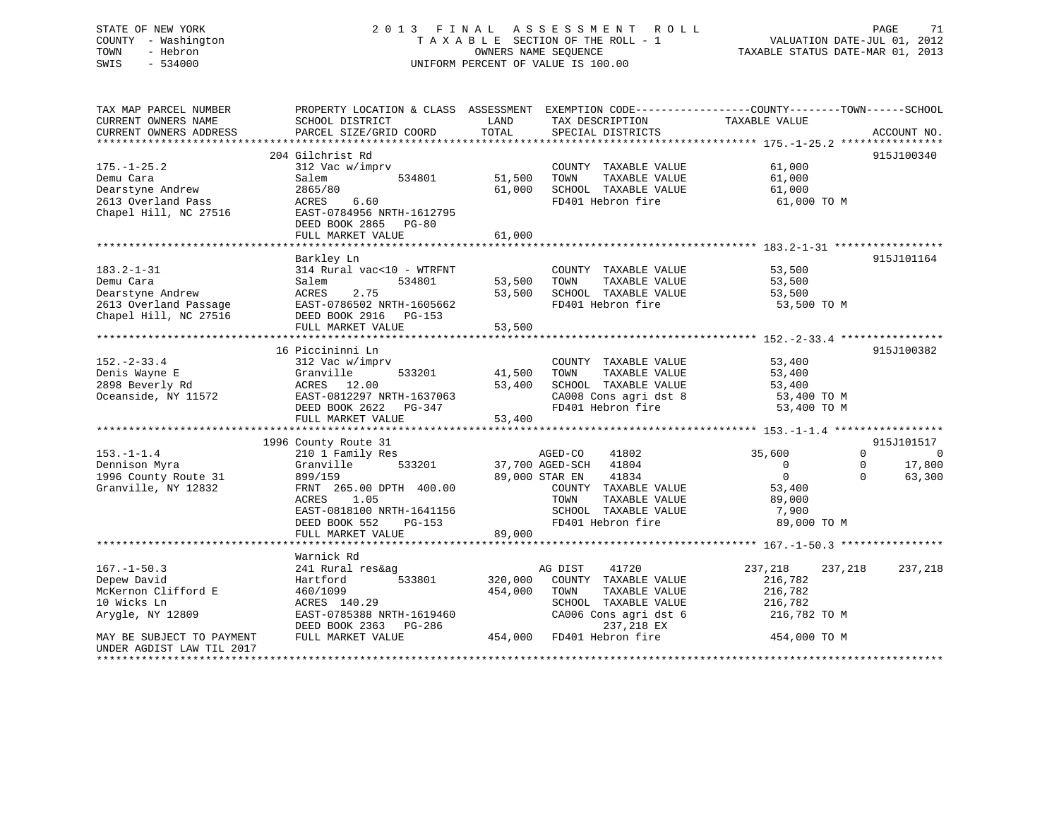STATE OF NEW YORK
COUNTY - Washington
TOWN - Hebron
SWIS - 534000

2 0 1 3 F I N A L A S S E S S M E N T R O L L
T A X A B L E SECTION OF THE ROLL - 1
OWNERS NAME SEQUENCE
UNIFORM PERCENT OF VALUE IS 100.00

VALUATION DATE-JUL 01, 2012
TAXABLE STATUS DATE-MAR 01, 2013

```
TAX MAP PARCEL NUMBER          PROPERTY LOCATION & CLASS  ASSESSMENT  EXEMPTION CODE------------------COUNTY--------TOWN------SCHOOL
CURRENT OWNERS NAME            SCHOOL DISTRICT               LAND      TAX DESCRIPTION              TAXABLE VALUE
CURRENT OWNERS ADDRESS         PARCEL SIZE/GRID COORD        TOTAL     SPECIAL DISTRICTS                                     ACCOUNT NO.
******************************************************************************************************* 175.-1-25.2 ****************
                               204 Gilchrist Rd                                                                          915J100340
175.-1-25.2                    312 Vac w/imprv                         COUNTY  TAXABLE VALUE            61,000
Demu Cara                      Salem            534801       51,500    TOWN    TAXABLE VALUE            61,000
Dearstyne Andrew               2865/80                       61,000    SCHOOL  TAXABLE VALUE            61,000
2613 Overland Pass             ACRES    6.60                           FD401 Hebron fire                 61,000 TO M
Chapel Hill, NC 27516          EAST-0784956 NRTH-1612795
                               DEED BOOK 2865   PG-80
                               FULL MARKET VALUE             61,000
******************************************************************************************************* 183.2-1-31 *****************
                               Barkley Ln                                                                                915J101164
183.2-1-31                     314 Rural vac<10 - WTRFNT               COUNTY  TAXABLE VALUE            53,500
Demu Cara                      Salem            534801       53,500    TOWN    TAXABLE VALUE            53,500
Dearstyne Andrew               ACRES    2.75                 53,500    SCHOOL  TAXABLE VALUE            53,500
2613 Overland Passage          EAST-0786502 NRTH-1605662               FD401 Hebron fire                 53,500 TO M
Chapel Hill, NC 27516          DEED BOOK 2916   PG-153
                               FULL MARKET VALUE             53,500
******************************************************************************************************* 152.-2-33.4 ****************
                               16 Piccininni Ln                                                                          915J100382
152.-2-33.4                    312 Vac w/imprv                         COUNTY  TAXABLE VALUE            53,400
Denis Wayne E                  Granville        533201       41,500    TOWN    TAXABLE VALUE            53,400
2898 Beverly Rd                ACRES   12.00                 53,400    SCHOOL  TAXABLE VALUE            53,400
Oceanside, NY 11572            EAST-0812297 NRTH-1637063               CA008 Cons agri dst 8             53,400 TO M
                               DEED BOOK 2622   PG-347                 FD401 Hebron fire                 53,400 TO M
                               FULL MARKET VALUE             53,400
******************************************************************************************************* 153.-1-1.4 *****************
                               1996 County Route 31                                                                      915J101517
153.-1-1.4                     210 1 Family Res                        AGED-CO     41802            35,600           0             0
Dennison Myra                  Granville        533201       37,700 AGED-SCH   41804                 0           0        17,800
1996 County Route 31           899/159                       89,000 STAR EN    41834                 0           0        63,300
Granville, NY 12832            FRNT 265.00 DPTH 400.00                 COUNTY  TAXABLE VALUE            53,400
                               ACRES    1.05                           TOWN    TAXABLE VALUE            89,000
                               EAST-0818100 NRTH-1641156               SCHOOL  TAXABLE VALUE             7,900
                               DEED BOOK 552    PG-153                 FD401 Hebron fire                 89,000 TO M
                               FULL MARKET VALUE             89,000
******************************************************************************************************* 167.-1-50.3 ****************
                               Warnick Rd
167.-1-50.3                    241 Rural res&ag                        AG DIST     41720           237,218     237,218       237,218
Depew David                    Hartford         533801      320,000    COUNTY  TAXABLE VALUE           216,782
McKernon Clifford E            460/1099                     454,000    TOWN    TAXABLE VALUE           216,782
10 Wicks Ln                    ACRES  140.29                           SCHOOL  TAXABLE VALUE           216,782
Arygle, NY 12809               EAST-0785388 NRTH-1619460               CA006 Cons agri dst 6            216,782 TO M
                               DEED BOOK 2363   PG-286                        237,218 EX
MAY BE SUBJECT TO PAYMENT      FULL MARKET VALUE            454,000    FD401 Hebron fire                454,000 TO M
UNDER AGDIST LAW TIL 2017
************************************************************************************************************************************
```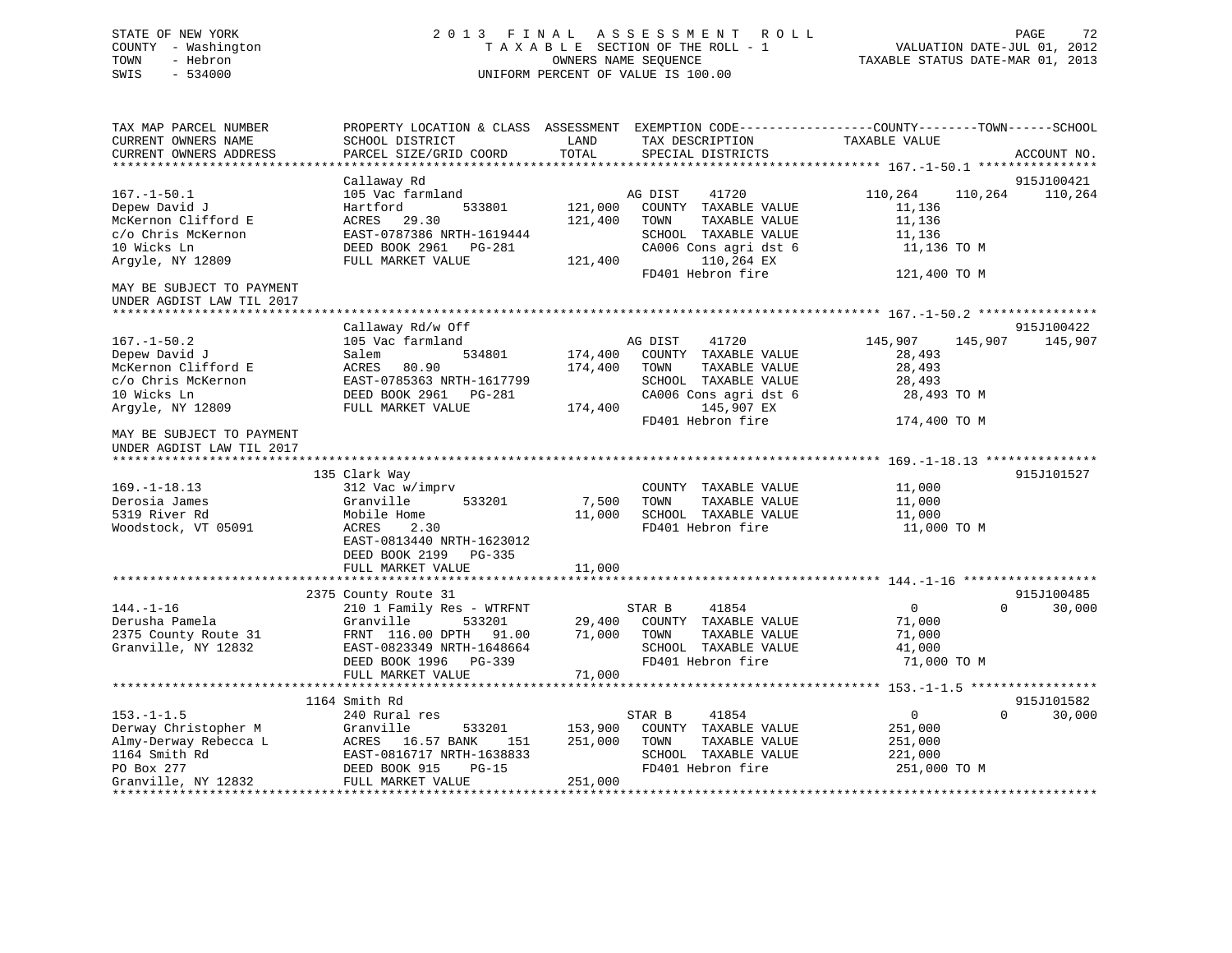STATE OF NEW YORK
COUNTY - Washington
TOWN - Hebron
SWIS - 534000

# 2013 FINAL ASSESSMENT ROLL

TAXABLE SECTION OF THE ROLL - 1
OWNERS NAME SEQUENCE
UNIFORM PERCENT OF VALUE IS 100.00

VALUATION DATE-JUL 01, 2012
TAXABLE STATUS DATE-MAR 01, 2013

```
TAX MAP PARCEL NUMBER          PROPERTY LOCATION & CLASS  ASSESSMENT  EXEMPTION CODE-----------------COUNTY--------TOWN------SCHOOL
CURRENT OWNERS NAME            SCHOOL DISTRICT              LAND       TAX DESCRIPTION             TAXABLE VALUE
CURRENT OWNERS ADDRESS         PARCEL SIZE/GRID COORD       TOTAL      SPECIAL DISTRICTS                                       ACCOUNT NO.
************************************************************************************************** 167.-1-50.1 ****************
                               Callaway Rd                                                                                915J100421
167.-1-50.1                    105 Vac farmland                          AG DIST     41720          110,264    110,264    110,264
Depew David J                  Hartford          533801     121,000    COUNTY  TAXABLE VALUE           11,136
McKernon Clifford E            ACRES    29.30               121,400    TOWN    TAXABLE VALUE           11,136
c/o Chris McKernon             EAST-0787386 NRTH-1619444               SCHOOL  TAXABLE VALUE           11,136
10 Wicks Ln                    DEED BOOK 2961   PG-281                 CA006 Cons agri dst 6            11,136 TO M
Argyle, NY 12809               FULL MARKET VALUE            121,400          110,264 EX
                                                                       FD401 Hebron fire               121,400 TO M
MAY BE SUBJECT TO PAYMENT
UNDER AGDIST LAW TIL 2017
************************************************************************************************** 167.-1-50.2 ****************
                               Callaway Rd/w Off                                                                          915J100422
167.-1-50.2                    105 Vac farmland                          AG DIST     41720          145,907    145,907    145,907
Depew David J                  Salem             534801     174,400    COUNTY  TAXABLE VALUE           28,493
McKernon Clifford E            ACRES    80.90               174,400    TOWN    TAXABLE VALUE           28,493
c/o Chris McKernon             EAST-0785363 NRTH-1617799               SCHOOL  TAXABLE VALUE           28,493
10 Wicks Ln                    DEED BOOK 2961   PG-281                 CA006 Cons agri dst 6            28,493 TO M
Argyle, NY 12809               FULL MARKET VALUE            174,400          145,907 EX
                                                                       FD401 Hebron fire               174,400 TO M
MAY BE SUBJECT TO PAYMENT
UNDER AGDIST LAW TIL 2017
************************************************************************************************** 169.-1-18.13 ***************
                           135 Clark Way                                                                                  915J101527
169.-1-18.13                   312 Vac w/imprv                           COUNTY  TAXABLE VALUE           11,000
Derosia James                  Granville         533201       7,500    TOWN    TAXABLE VALUE           11,000
5319 River Rd                  Mobile Home                   11,000    SCHOOL  TAXABLE VALUE           11,000
Woodstock, VT 05091            ACRES     2.30                          FD401 Hebron fire                11,000 TO M
                               EAST-0813440 NRTH-1623012
                               DEED BOOK 2199   PG-335
                               FULL MARKET VALUE             11,000
************************************************************************************************** 144.-1-16 ******************
                          2375 County Route 31                                                                            915J100485
144.-1-16                      210 1 Family Res - WTRFNT                 STAR B      41854                0          0     30,000
Derusha Pamela                 Granville         533201      29,400    COUNTY  TAXABLE VALUE           71,000
2375 County Route 31           FRNT 116.00 DPTH   91.00      71,000    TOWN    TAXABLE VALUE           71,000
Granville, NY 12832            EAST-0823349 NRTH-1648664               SCHOOL  TAXABLE VALUE           41,000
                               DEED BOOK 1996   PG-339                 FD401 Hebron fire                71,000 TO M
                               FULL MARKET VALUE             71,000
************************************************************************************************** 153.-1-1.5 *****************
                          1164 Smith Rd                                                                                   915J101582
153.-1-1.5                     240 Rural res                             STAR B      41854                0          0     30,000
Derway Christopher M           Granville         533201     153,900    COUNTY  TAXABLE VALUE          251,000
Almy-Derway Rebecca L          ACRES    16.57 BANK    151   251,000    TOWN    TAXABLE VALUE          251,000
1164 Smith Rd                  EAST-0816717 NRTH-1638833               SCHOOL  TAXABLE VALUE          221,000
PO Box 277                     DEED BOOK 915    PG-15                  FD401 Hebron fire               251,000 TO M
Granville, NY 12832            FULL MARKET VALUE            251,000
********************************************************************************************************************************
```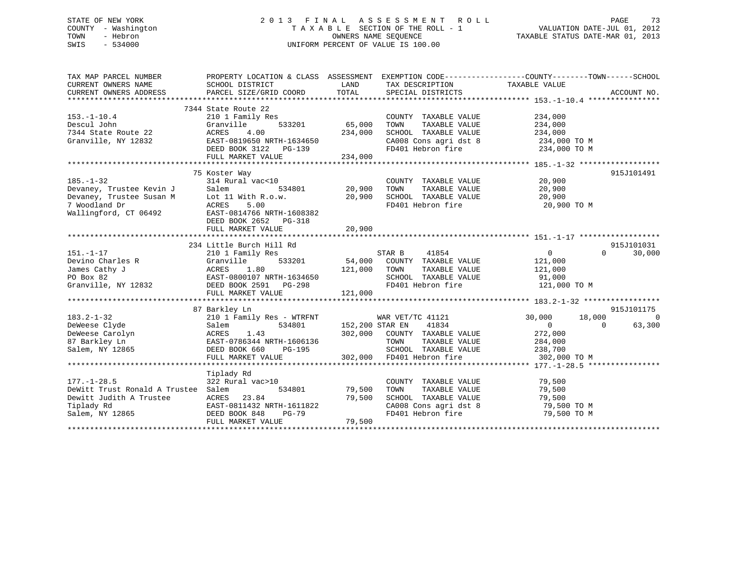STATE OF NEW YORK
COUNTY - Washington
TOWN - Hebron
SWIS - 534000

# 2013 FINAL ASSESSMENT ROLL

TAXABLE SECTION OF THE ROLL - 1
OWNERS NAME SEQUENCE
UNIFORM PERCENT OF VALUE IS 100.00

VALUATION DATE-JUL 01, 2012
TAXABLE STATUS DATE-MAR 01, 2013

```
TAX MAP PARCEL NUMBER          PROPERTY LOCATION & CLASS  ASSESSMENT  EXEMPTION CODE-----------------COUNTY--------TOWN------SCHOOL
CURRENT OWNERS NAME            SCHOOL DISTRICT               LAND      TAX DESCRIPTION            TAXABLE VALUE
CURRENT OWNERS ADDRESS         PARCEL SIZE/GRID COORD        TOTAL     SPECIAL DISTRICTS                                    ACCOUNT NO.
******************************************************************************************************* 153.-1-10.4 ****************
                               7344 State Route 22
153.-1-10.4                    210 1 Family Res                        COUNTY  TAXABLE VALUE         234,000
Descul John                    Granville       533201       65,000     TOWN    TAXABLE VALUE         234,000
7344 State Route 22            ACRES    4.00               234,000     SCHOOL  TAXABLE VALUE         234,000
Granville, NY 12832            EAST-0819650 NRTH-1634650               CA008 Cons agri dst 8          234,000 TO M
                               DEED BOOK 3122   PG-139                 FD401 Hebron fire              234,000 TO M
                               FULL MARKET VALUE           234,000
******************************************************************************************************* 185.-1-32 ******************
                               75 Koster Way                                                                         915J101491
185.-1-32                      314 Rural vac<10                        COUNTY  TAXABLE VALUE          20,900
Devaney, Trustee Kevin J       Salem           534801       20,900     TOWN    TAXABLE VALUE          20,900
Devaney, Trustee Susan M       Lot 11 With R.o.w.           20,900     SCHOOL  TAXABLE VALUE          20,900
7 Woodland Dr                  ACRES    5.00                           FD401 Hebron fire               20,900 TO M
Wallingford, CT 06492          EAST-0814766 NRTH-1608382
                               DEED BOOK 2652   PG-318
                               FULL MARKET VALUE            20,900
******************************************************************************************************* 151.-1-17 ******************
                               234 Little Burch Hill Rd                                                              915J101031
151.-1-17                      210 1 Family Res                        STAR B      41854              0              0        30,000
Devino Charles R               Granville       533201       54,000     COUNTY  TAXABLE VALUE         121,000
James Cathy J                  ACRES    1.80               121,000     TOWN    TAXABLE VALUE         121,000
PO Box 82                      EAST-0800107 NRTH-1634650               SCHOOL  TAXABLE VALUE          91,000
Granville, NY 12832            DEED BOOK 2591   PG-298                 FD401 Hebron fire              121,000 TO M
                               FULL MARKET VALUE           121,000
******************************************************************************************************* 183.2-1-32 *****************
                               87 Barkley Ln                                                                         915J101175
183.2-1-32                     210 1 Family Res - WTRFNT               WAR VET/TC 41121           30,000         18,000           0
DeWeese Clyde                  Salem           534801      152,200 STAR EN     41834              0              0        63,300
DeWeese Carolyn                ACRES    1.43               302,000     COUNTY  TAXABLE VALUE         272,000
87 Barkley Ln                  EAST-0786344 NRTH-1606136               TOWN    TAXABLE VALUE         284,000
Salem, NY 12865                DEED BOOK 660    PG-195                 SCHOOL  TAXABLE VALUE         238,700
                               FULL MARKET VALUE           302,000     FD401 Hebron fire              302,000 TO M
******************************************************************************************************* 177.-1-28.5 ****************
                               Tiplady Rd
177.-1-28.5                    322 Rural vac>10                        COUNTY  TAXABLE VALUE          79,500
DeWitt Trust Ronald A Trustee  Salem           534801       79,500     TOWN    TAXABLE VALUE          79,500
Dewitt Judith A Trustee        ACRES   23.84                79,500     SCHOOL  TAXABLE VALUE          79,500
Tiplady Rd                     EAST-0811432 NRTH-1611822               CA008 Cons agri dst 8           79,500 TO M
Salem, NY 12865                DEED BOOK 848    PG-79                  FD401 Hebron fire               79,500 TO M
                               FULL MARKET VALUE            79,500
************************************************************************************************************************************
```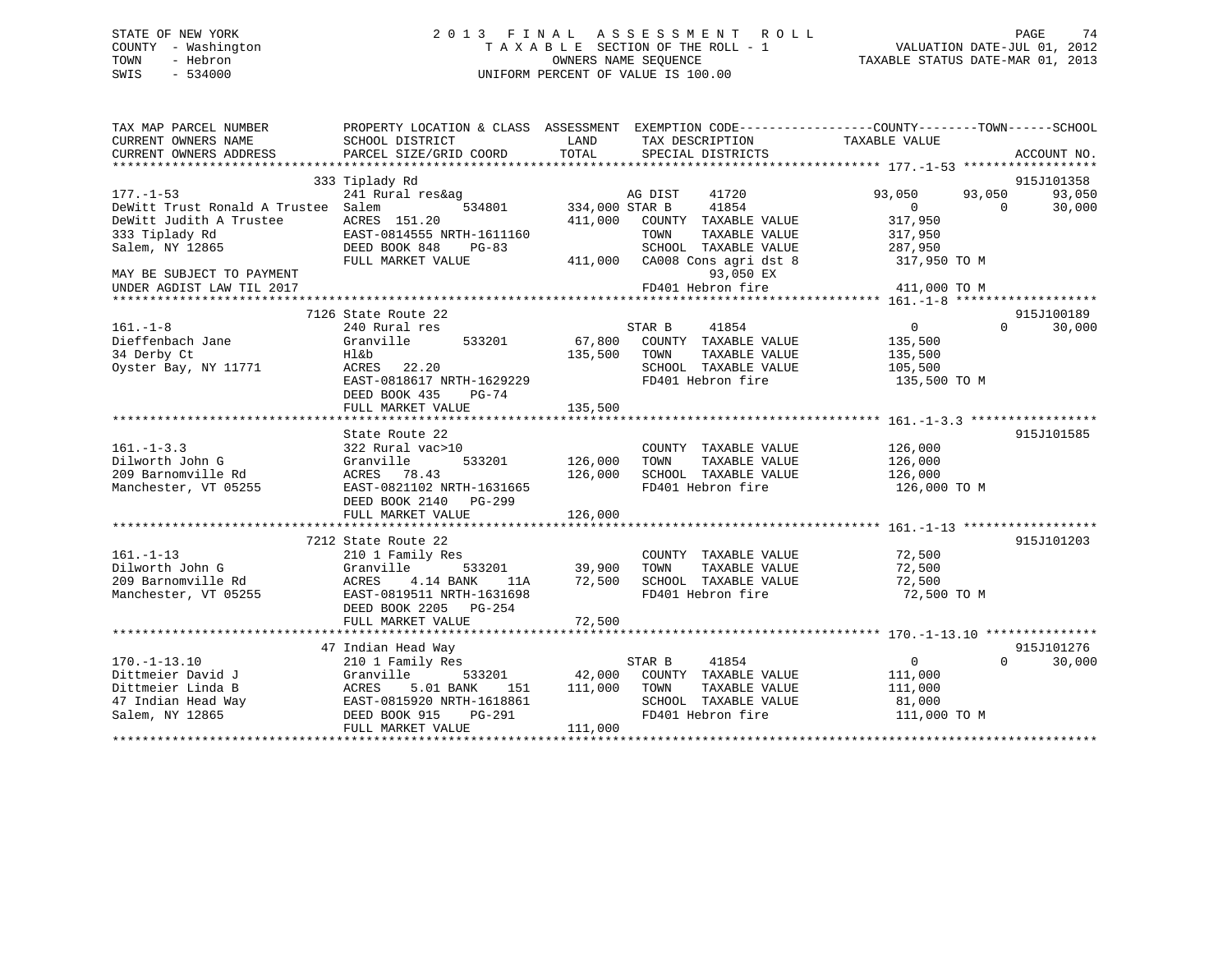STATE OF NEW YORK
COUNTY - Washington
TOWN - Hebron
SWIS - 534000

# 2013 FINAL ASSESSMENT ROLL
TAXABLE SECTION OF THE ROLL - 1
OWNERS NAME SEQUENCE
UNIFORM PERCENT OF VALUE IS 100.00

VALUATION DATE-JUL 01, 2012
TAXABLE STATUS DATE-MAR 01, 2013

```
TAX MAP PARCEL NUMBER          PROPERTY LOCATION & CLASS  ASSESSMENT  EXEMPTION CODE------------------COUNTY--------TOWN------SCHOOL
CURRENT OWNERS NAME            SCHOOL DISTRICT               LAND      TAX DESCRIPTION              TAXABLE VALUE
CURRENT OWNERS ADDRESS         PARCEL SIZE/GRID COORD        TOTAL     SPECIAL DISTRICTS                                  ACCOUNT NO.
*********************************************************************************************** 177.-1-53 ******************
                             333 Tiplady Rd                                                                           915J101358
177.-1-53                    241 Rural res&ag                    AG DIST    41720          93,050     93,050     93,050
DeWitt Trust Ronald A Trustee  Salem           534801      334,000 STAR B     41854               0          0     30,000
DeWitt Judith A Trustee      ACRES  151.20                 411,000   COUNTY  TAXABLE VALUE         317,950
333 Tiplady Rd               EAST-0814555 NRTH-1611160               TOWN    TAXABLE VALUE         317,950
Salem, NY 12865              DEED BOOK 848    PG-83                  SCHOOL  TAXABLE VALUE         287,950
                             FULL MARKET VALUE             411,000   CA008 Cons agri dst 8          317,950 TO M
MAY BE SUBJECT TO PAYMENT                                                  93,050 EX
UNDER AGDIST LAW TIL 2017                                            FD401 Hebron fire              411,000 TO M
*********************************************************************************************** 161.-1-8 *******************
                             7126 State Route 22                                                                      915J100189
161.-1-8                     240 Rural res                       STAR B     41854               0          0     30,000
Dieffenbach Jane             Granville       533201         67,800   COUNTY  TAXABLE VALUE         135,500
34 Derby Ct                  Hl&b                          135,500   TOWN    TAXABLE VALUE         135,500
Oyster Bay, NY 11771         ACRES   22.20                           SCHOOL  TAXABLE VALUE         105,500
                             EAST-0818617 NRTH-1629229               FD401 Hebron fire              135,500 TO M
                             DEED BOOK 435    PG-74
                             FULL MARKET VALUE             135,500
*********************************************************************************************** 161.-1-3.3 *****************
                             State Route 22                                                                           915J101585
161.-1-3.3                   322 Rural vac>10                        COUNTY  TAXABLE VALUE         126,000
Dilworth John G              Granville       533201        126,000   TOWN    TAXABLE VALUE         126,000
209 Barnomville Rd           ACRES   78.43                 126,000   SCHOOL  TAXABLE VALUE         126,000
Manchester, VT 05255         EAST-0821102 NRTH-1631665               FD401 Hebron fire              126,000 TO M
                             DEED BOOK 2140   PG-299
                             FULL MARKET VALUE             126,000
*********************************************************************************************** 161.-1-13 ******************
                             7212 State Route 22                                                                      915J101203
161.-1-13                    210 1 Family Res                        COUNTY  TAXABLE VALUE          72,500
Dilworth John G              Granville       533201         39,900   TOWN    TAXABLE VALUE          72,500
209 Barnomville Rd           ACRES    4.14 BANK     11A     72,500   SCHOOL  TAXABLE VALUE          72,500
Manchester, VT 05255         EAST-0819511 NRTH-1631698               FD401 Hebron fire               72,500 TO M
                             DEED BOOK 2205   PG-254
                             FULL MARKET VALUE              72,500
*********************************************************************************************** 170.-1-13.10 ***************
                             47 Indian Head Way                                                                       915J101276
170.-1-13.10                 210 1 Family Res                    STAR B     41854               0          0     30,000
Dittmeier David J            Granville       533201         42,000   COUNTY  TAXABLE VALUE         111,000
Dittmeier Linda B            ACRES    5.01 BANK     151    111,000   TOWN    TAXABLE VALUE         111,000
47 Indian Head Way           EAST-0815920 NRTH-1618861               SCHOOL  TAXABLE VALUE          81,000
Salem, NY 12865              DEED BOOK 915    PG-291                 FD401 Hebron fire              111,000 TO M
                             FULL MARKET VALUE             111,000
******************************************************************************************************************************
```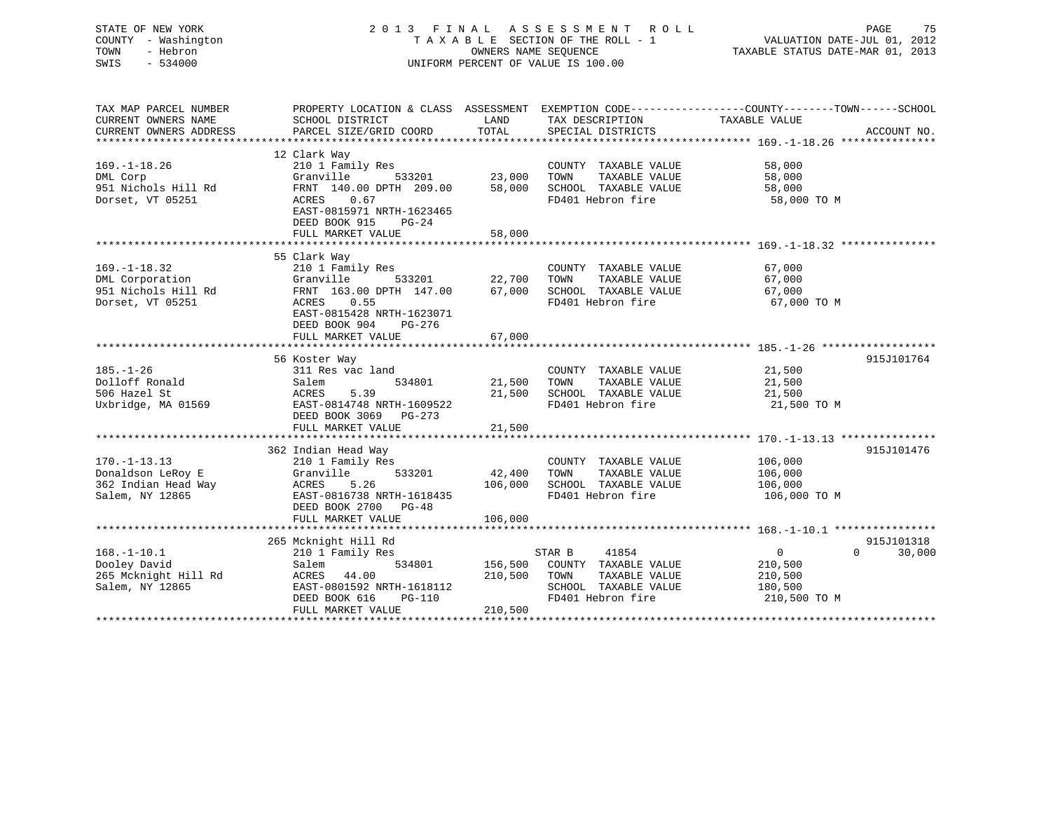STATE OF NEW YORK
COUNTY - Washington
TOWN - Hebron
SWIS - 534000

2013 FINAL ASSESSMENT ROLL
TAXABLE SECTION OF THE ROLL - 1
OWNERS NAME SEQUENCE
UNIFORM PERCENT OF VALUE IS 100.00

VALUATION DATE-JUL 01, 2012
TAXABLE STATUS DATE-MAR 01, 2013

| TAX MAP PARCEL NUMBER<br>CURRENT OWNERS NAME<br>CURRENT OWNERS ADDRESS | PROPERTY LOCATION & CLASS<br>SCHOOL DISTRICT<br>PARCEL SIZE/GRID COORD | ASSESSMENT<br>LAND<br>TOTAL | EXEMPTION CODE<br>TAX DESCRIPTION<br>SPECIAL DISTRICTS | COUNTY / TOWN / SCHOOL<br>TAXABLE VALUE | ACCOUNT NO. |
|---|---|---|---|---|---|
| **169.-1-18.26** | 12 Clark Way | | | | |
| 169.-1-18.26 | 210 1 Family Res | | COUNTY TAXABLE VALUE | 58,000 | |
| DML Corp | Granville 533201 | 23,000 | TOWN TAXABLE VALUE | 58,000 | |
| 951 Nichols Hill Rd | FRNT 140.00 DPTH 209.00 | 58,000 | SCHOOL TAXABLE VALUE | 58,000 | |
| Dorset, VT 05251 | ACRES 0.67 | | FD401 Hebron fire | 58,000 TO M | |
| | EAST-0815971 NRTH-1623465 | | | | |
| | DEED BOOK 915 PG-24 | | | | |
| | FULL MARKET VALUE | 58,000 | | | |
| **169.-1-18.32** | 55 Clark Way | | | | |
| 169.-1-18.32 | 210 1 Family Res | | COUNTY TAXABLE VALUE | 67,000 | |
| DML Corporation | Granville 533201 | 22,700 | TOWN TAXABLE VALUE | 67,000 | |
| 951 Nichols Hill Rd | FRNT 163.00 DPTH 147.00 | 67,000 | SCHOOL TAXABLE VALUE | 67,000 | |
| Dorset, VT 05251 | ACRES 0.55 | | FD401 Hebron fire | 67,000 TO M | |
| | EAST-0815428 NRTH-1623071 | | | | |
| | DEED BOOK 904 PG-276 | | | | |
| | FULL MARKET VALUE | 67,000 | | | |
| **185.-1-26** | 56 Koster Way | | | | 915J101764 |
| 185.-1-26 | 311 Res vac land | | COUNTY TAXABLE VALUE | 21,500 | |
| Dolloff Ronald | Salem 534801 | 21,500 | TOWN TAXABLE VALUE | 21,500 | |
| 506 Hazel St | ACRES 5.39 | 21,500 | SCHOOL TAXABLE VALUE | 21,500 | |
| Uxbridge, MA 01569 | EAST-0814748 NRTH-1609522 | | FD401 Hebron fire | 21,500 TO M | |
| | DEED BOOK 3069 PG-273 | | | | |
| | FULL MARKET VALUE | 21,500 | | | |
| **170.-1-13.13** | 362 Indian Head Way | | | | 915J101476 |
| 170.-1-13.13 | 210 1 Family Res | | COUNTY TAXABLE VALUE | 106,000 | |
| Donaldson LeRoy E | Granville 533201 | 42,400 | TOWN TAXABLE VALUE | 106,000 | |
| 362 Indian Head Way | ACRES 5.26 | 106,000 | SCHOOL TAXABLE VALUE | 106,000 | |
| Salem, NY 12865 | EAST-0816738 NRTH-1618435 | | FD401 Hebron fire | 106,000 TO M | |
| | DEED BOOK 2700 PG-48 | | | | |
| | FULL MARKET VALUE | 106,000 | | | |
| **168.-1-10.1** | 265 Mcknight Hill Rd | | | | 915J101318 |
| 168.-1-10.1 | 210 1 Family Res | | STAR B 41854 | 0 / 0 / 30,000 | |
| Dooley David | Salem 534801 | 156,500 | COUNTY TAXABLE VALUE | 210,500 | |
| 265 Mcknight Hill Rd | ACRES 44.00 | 210,500 | TOWN TAXABLE VALUE | 210,500 | |
| Salem, NY 12865 | EAST-0801592 NRTH-1618112 | | SCHOOL TAXABLE VALUE | 180,500 | |
| | DEED BOOK 616 PG-110 | | FD401 Hebron fire | 210,500 TO M | |
| | FULL MARKET VALUE | 210,500 | | | |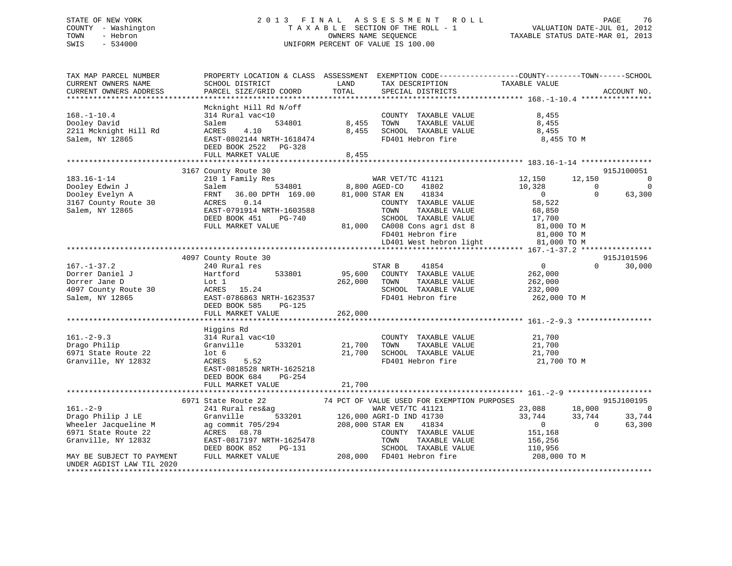STATE OF NEW YORK
COUNTY - Washington
TOWN - Hebron
SWIS - 534000

# 2013 FINAL ASSESSMENT ROLL

TAXABLE SECTION OF THE ROLL - 1
OWNERS NAME SEQUENCE
UNIFORM PERCENT OF VALUE IS 100.00

VALUATION DATE-JUL 01, 2012
TAXABLE STATUS DATE-MAR 01, 2013

```
TAX MAP PARCEL NUMBER          PROPERTY LOCATION & CLASS  ASSESSMENT  EXEMPTION CODE------------------COUNTY--------TOWN------SCHOOL
CURRENT OWNERS NAME            SCHOOL DISTRICT               LAND      TAX DESCRIPTION            TAXABLE VALUE
CURRENT OWNERS ADDRESS         PARCEL SIZE/GRID COORD       TOTAL      SPECIAL DISTRICTS                                      ACCOUNT NO.
******************************************************************************************************* 168.-1-10.4 ****************
                               Mcknight Hill Rd N/off
168.-1-10.4                    314 Rural vac<10                        COUNTY  TAXABLE VALUE            8,455
Dooley David                   Salem           534801        8,455     TOWN    TAXABLE VALUE            8,455
2211 Mcknight Hill Rd          ACRES    4.10                 8,455     SCHOOL  TAXABLE VALUE            8,455
Salem, NY 12865                EAST-0802144 NRTH-1618474               FD401 Hebron fire                 8,455 TO M
                               DEED BOOK 2522   PG-328
                               FULL MARKET VALUE             8,455
******************************************************************************************************* 183.16-1-14 ****************
                               3167 County Route 30                                                                    915J100051
183.16-1-14                    210 1 Family Res                     WAR VET/TC 41121           12,150      12,150           0
Dooley Edwin J                 Salem           534801        8,800 AGED-CO    41802            10,328           0           0
Dooley Evelyn A                FRNT   36.00 DPTH  169.00    81,000 STAR EN    41834                 0           0      63,300
3167 County Route 30           ACRES    0.14                        COUNTY  TAXABLE VALUE          58,522
Salem, NY 12865                EAST-0791914 NRTH-1603588            TOWN    TAXABLE VALUE          68,850
                               DEED BOOK 451    PG-740              SCHOOL  TAXABLE VALUE          17,700
                               FULL MARKET VALUE            81,000  CA008 Cons agri dst 8           81,000 TO M
                                                                    FD401 Hebron fire               81,000 TO M
                                                                    LD401 West hebron light         81,000 TO M
******************************************************************************************************* 167.-1-37.2 ****************
                               4097 County Route 30                                                                    915J101596
167.-1-37.2                    240 Rural res                        STAR B     41854                 0           0      30,000
Dorrer Daniel J                Hartford        533801       95,600  COUNTY  TAXABLE VALUE         262,000
Dorrer Jane D                  Lot 1                       262,000  TOWN    TAXABLE VALUE         262,000
4097 County Route 30           ACRES   15.24                        SCHOOL  TAXABLE VALUE         232,000
Salem, NY 12865                EAST-0786863 NRTH-1623537            FD401 Hebron fire              262,000 TO M
                               DEED BOOK 585    PG-125
                               FULL MARKET VALUE           262,000
******************************************************************************************************* 161.-2-9.3 *****************
                               Higgins Rd
161.-2-9.3                     314 Rural vac<10                     COUNTY  TAXABLE VALUE          21,700
Drago Philip                   Granville       533201       21,700  TOWN    TAXABLE VALUE          21,700
6971 State Route 22            lot 6                        21,700  SCHOOL  TAXABLE VALUE          21,700
Granville, NY 12832            ACRES    5.52                        FD401 Hebron fire               21,700 TO M
                               EAST-0818528 NRTH-1625218
                               DEED BOOK 684    PG-254
                               FULL MARKET VALUE            21,700
******************************************************************************************************* 161.-2-9 *******************
                               6971 State Route 22          74 PCT OF VALUE USED FOR EXEMPTION PURPOSES                915J100195
161.-2-9                       241 Rural res&ag                     WAR VET/TC 41121           23,088      18,000           0
Drago Philip J LE              Granville       533201      126,000 AGRI-D IND 41730            33,744      33,744      33,744
Wheeler Jacqueline M           ag commit 705/294           208,000 STAR EN    41834                 0           0      63,300
6971 State Route 22            ACRES   68.78                        COUNTY  TAXABLE VALUE         151,168
Granville, NY 12832            EAST-0817197 NRTH-1625478            TOWN    TAXABLE VALUE         156,256
                               DEED BOOK 852    PG-131              SCHOOL  TAXABLE VALUE         110,956
MAY BE SUBJECT TO PAYMENT      FULL MARKET VALUE           208,000  FD401 Hebron fire              208,000 TO M
UNDER AGDIST LAW TIL 2020
************************************************************************************************************************************
```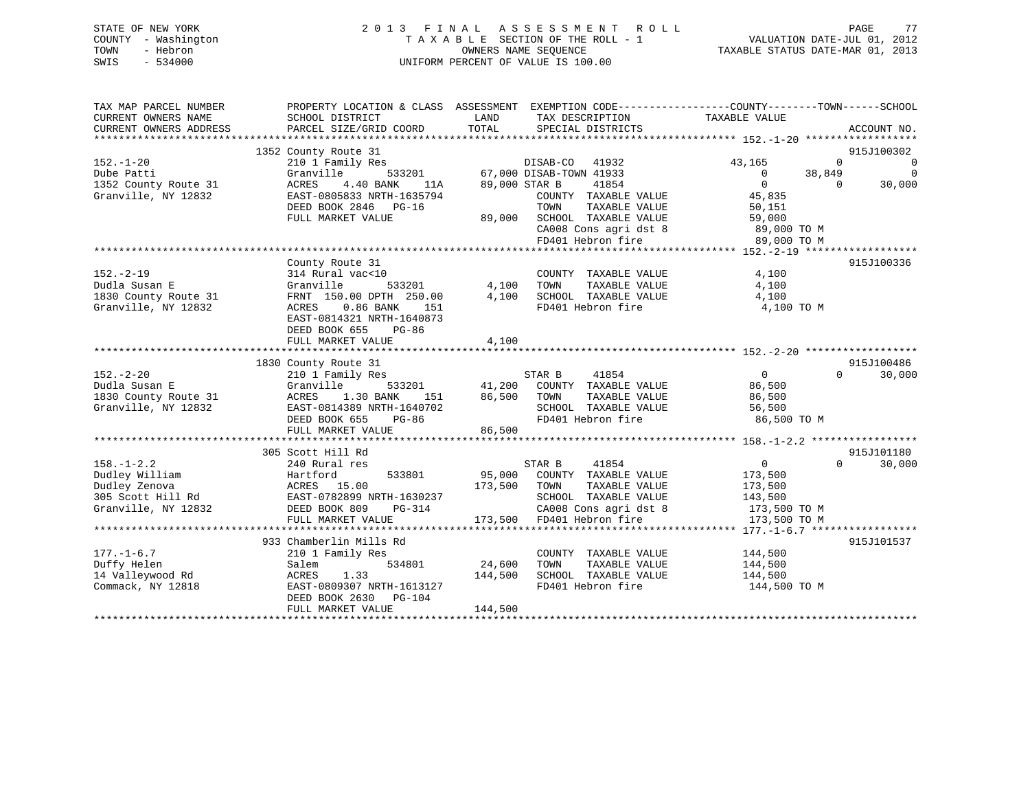STATE OF NEW YORK
COUNTY - Washington
TOWN - Hebron
SWIS - 534000

# 2013 FINAL ASSESSMENT ROLL

TAXABLE SECTION OF THE ROLL - 1
OWNERS NAME SEQUENCE
UNIFORM PERCENT OF VALUE IS 100.00

VALUATION DATE-JUL 01, 2012
TAXABLE STATUS DATE-MAR 01, 2013

```
TAX MAP PARCEL NUMBER          PROPERTY LOCATION & CLASS  ASSESSMENT  EXEMPTION CODE-----------------COUNTY--------TOWN------SCHOOL
CURRENT OWNERS NAME            SCHOOL DISTRICT               LAND      TAX DESCRIPTION              TAXABLE VALUE
CURRENT OWNERS ADDRESS         PARCEL SIZE/GRID COORD        TOTAL     SPECIAL DISTRICTS                                     ACCOUNT NO.
******************************************************************************************************* 152.-1-20 ******************
                        1352 County Route 31                                                                             915J100302
152.-1-20                      210 1 Family Res                        DISAB-CO   41932              43,165          0             0
Dube Patti                     Granville       533201       67,000 DISAB-TOWN 41933                   0         38,849             0
1352 County Route 31           ACRES     4.40 BANK    11A   89,000 STAR B       41854                 0              0        30,000
Granville, NY 12832            EAST-0805833 NRTH-1635794               COUNTY  TAXABLE VALUE           45,835
                               DEED BOOK 2846   PG-16                  TOWN    TAXABLE VALUE           50,151
                               FULL MARKET VALUE             89,000    SCHOOL  TAXABLE VALUE           59,000
                                                                       CA008 Cons agri dst 8            89,000 TO M
                                                                       FD401 Hebron fire                89,000 TO M
******************************************************************************************************* 152.-2-19 ******************
                               County Route 31                                                                           915J100336
152.-2-19                      314 Rural vac<10                        COUNTY  TAXABLE VALUE            4,100
Dudla Susan E                  Granville       533201        4,100     TOWN    TAXABLE VALUE            4,100
1830 County Route 31           FRNT 150.00 DPTH 250.00       4,100     SCHOOL  TAXABLE VALUE            4,100
Granville, NY 12832            ACRES     0.86 BANK    151              FD401 Hebron fire                 4,100 TO M
                               EAST-0814321 NRTH-1640873
                               DEED BOOK 655    PG-86
                               FULL MARKET VALUE              4,100
******************************************************************************************************* 152.-2-20 ******************
                        1830 County Route 31                                                                             915J100486
152.-2-20                      210 1 Family Res                        STAR B       41854                 0              0        30,000
Dudla Susan E                  Granville       533201       41,200     COUNTY  TAXABLE VALUE           86,500
1830 County Route 31           ACRES     1.30 BANK    151   86,500     TOWN    TAXABLE VALUE           86,500
Granville, NY 12832            EAST-0814389 NRTH-1640702               SCHOOL  TAXABLE VALUE           56,500
                               DEED BOOK 655    PG-86                  FD401 Hebron fire                86,500 TO M
                               FULL MARKET VALUE             86,500
******************************************************************************************************* 158.-1-2.2 *****************
                         305 Scott Hill Rd                                                                               915J101180
158.-1-2.2                     240 Rural res                           STAR B       41854                 0              0        30,000
Dudley William                 Hartford        533801       95,000     COUNTY  TAXABLE VALUE          173,500
Dudley Zenova                  ACRES    15.00              173,500     TOWN    TAXABLE VALUE          173,500
305 Scott Hill Rd              EAST-0782899 NRTH-1630237               SCHOOL  TAXABLE VALUE          143,500
Granville, NY 12832            DEED BOOK 809    PG-314                 CA008 Cons agri dst 8           173,500 TO M
                               FULL MARKET VALUE            173,500    FD401 Hebron fire               173,500 TO M
******************************************************************************************************* 177.-1-6.7 *****************
                         933 Chamberlin Mills Rd                                                                         915J101537
177.-1-6.7                     210 1 Family Res                        COUNTY  TAXABLE VALUE          144,500
Duffy Helen                    Salem           534801       24,600     TOWN    TAXABLE VALUE          144,500
14 Valleywood Rd               ACRES     1.33              144,500     SCHOOL  TAXABLE VALUE          144,500
Commack, NY 12818              EAST-0809307 NRTH-1613127               FD401 Hebron fire               144,500 TO M
                               DEED BOOK 2630   PG-104
                               FULL MARKET VALUE            144,500
************************************************************************************************************************************
```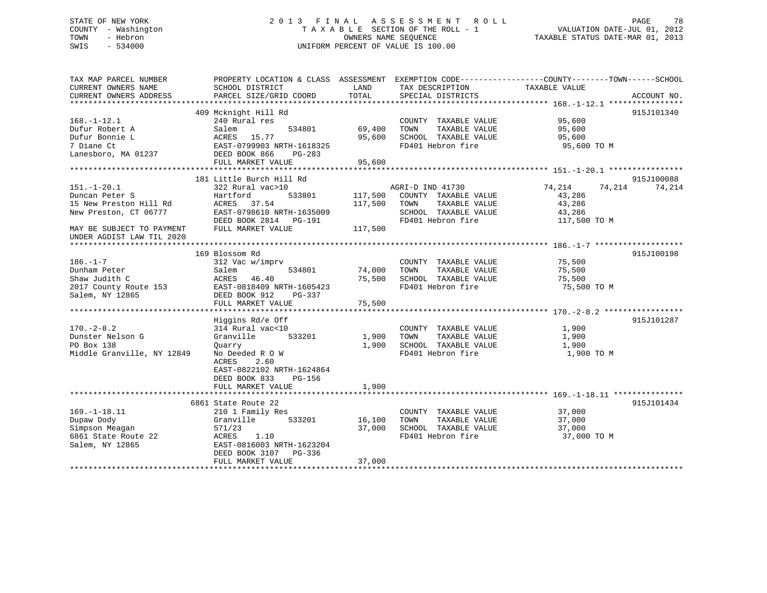STATE OF NEW YORK
COUNTY - Washington
TOWN - Hebron
SWIS - 534000

# 2013 FINAL ASSESSMENT ROLL
TAXABLE SECTION OF THE ROLL - 1
OWNERS NAME SEQUENCE
UNIFORM PERCENT OF VALUE IS 100.00

VALUATION DATE-JUL 01, 2012
TAXABLE STATUS DATE-MAR 01, 2013

| TAX MAP PARCEL NUMBER / CURRENT OWNERS NAME / CURRENT OWNERS ADDRESS | PROPERTY LOCATION & CLASS / SCHOOL DISTRICT / PARCEL SIZE/GRID COORD | ASSESSMENT LAND | TOTAL | EXEMPTION CODE / TAX DESCRIPTION / SPECIAL DISTRICTS | COUNTY TAXABLE VALUE | TOWN | SCHOOL | ACCOUNT NO. |
|---|---|---|---|---|---|---|---|---|
| 168.-1-12.1 | 409 Mcknight Hill Rd | | | | | | | 915J101340 |
| 168.-1-12.1 | 240 Rural res | | | COUNTY TAXABLE VALUE | 95,600 | | | |
| Dufur Robert A | Salem 534801 | 69,400 | | TOWN TAXABLE VALUE | 95,600 | | | |
| Dufur Bonnie L | ACRES 15.77 | | 95,600 | SCHOOL TAXABLE VALUE | 95,600 | | | |
| 7 Diane Ct | EAST-0799903 NRTH-1618325 | | | FD401 Hebron fire | 95,600 TO M | | | |
| Lanesboro, MA 01237 | DEED BOOK 866 PG-283 | | | | | | | |
| | FULL MARKET VALUE | | 95,600 | | | | | |
| 151.-1-20.1 | 181 Little Burch Hill Rd | | | | | | | 915J100088 |
| 151.-1-20.1 | 322 Rural vac>10 | | | AGRI-D IND 41730 | 74,214 | 74,214 | 74,214 | |
| Duncan Peter S | Hartford 533801 | 117,500 | | COUNTY TAXABLE VALUE | 43,286 | | | |
| 15 New Preston Hill Rd | ACRES 37.54 | | 117,500 | TOWN TAXABLE VALUE | 43,286 | | | |
| New Preston, CT 06777 | EAST-0798610 NRTH-1635009 | | | SCHOOL TAXABLE VALUE | 43,286 | | | |
| | DEED BOOK 2814 PG-191 | | | FD401 Hebron fire | 117,500 TO M | | | |
| MAY BE SUBJECT TO PAYMENT UNDER AGDIST LAW TIL 2020 | FULL MARKET VALUE | | 117,500 | | | | | |
| 186.-1-7 | 169 Blossom Rd | | | | | | | 915J100198 |
| 186.-1-7 | 312 Vac w/imprv | | | COUNTY TAXABLE VALUE | 75,500 | | | |
| Dunham Peter | Salem 534801 | 74,000 | | TOWN TAXABLE VALUE | 75,500 | | | |
| Shaw Judith C | ACRES 46.40 | | 75,500 | SCHOOL TAXABLE VALUE | 75,500 | | | |
| 2017 County Route 153 | EAST-0818409 NRTH-1605423 | | | FD401 Hebron fire | 75,500 TO M | | | |
| Salem, NY 12865 | DEED BOOK 912 PG-337 | | | | | | | |
| | FULL MARKET VALUE | | 75,500 | | | | | |
| 170.-2-8.2 | Higgins Rd/e Off | | | | | | | 915J101287 |
| 170.-2-8.2 | 314 Rural vac<10 | | | COUNTY TAXABLE VALUE | 1,900 | | | |
| Dunster Nelson G | Granville 533201 | 1,900 | | TOWN TAXABLE VALUE | 1,900 | | | |
| PO Box 138 | Quarry | | 1,900 | SCHOOL TAXABLE VALUE | 1,900 | | | |
| Middle Granville, NY 12849 | No Deeded R O W | | | FD401 Hebron fire | 1,900 TO M | | | |
| | ACRES 2.60 | | | | | | | |
| | EAST-0822102 NRTH-1624864 | | | | | | | |
| | DEED BOOK 833 PG-156 | | | | | | | |
| | FULL MARKET VALUE | | 1,900 | | | | | |
| 169.-1-18.11 | 6861 State Route 22 | | | | | | | 915J101434 |
| 169.-1-18.11 | 210 1 Family Res | | | COUNTY TAXABLE VALUE | 37,000 | | | |
| Dupaw Dody | Granville 533201 | 16,100 | | TOWN TAXABLE VALUE | 37,000 | | | |
| Simpson Meagan | 571/23 | | 37,000 | SCHOOL TAXABLE VALUE | 37,000 | | | |
| 6861 State Route 22 | ACRES 1.10 | | | FD401 Hebron fire | 37,000 TO M | | | |
| Salem, NY 12865 | EAST-0816003 NRTH-1623204 | | | | | | | |
| | DEED BOOK 3107 PG-336 | | | | | | | |
| | FULL MARKET VALUE | | 37,000 | | | | | |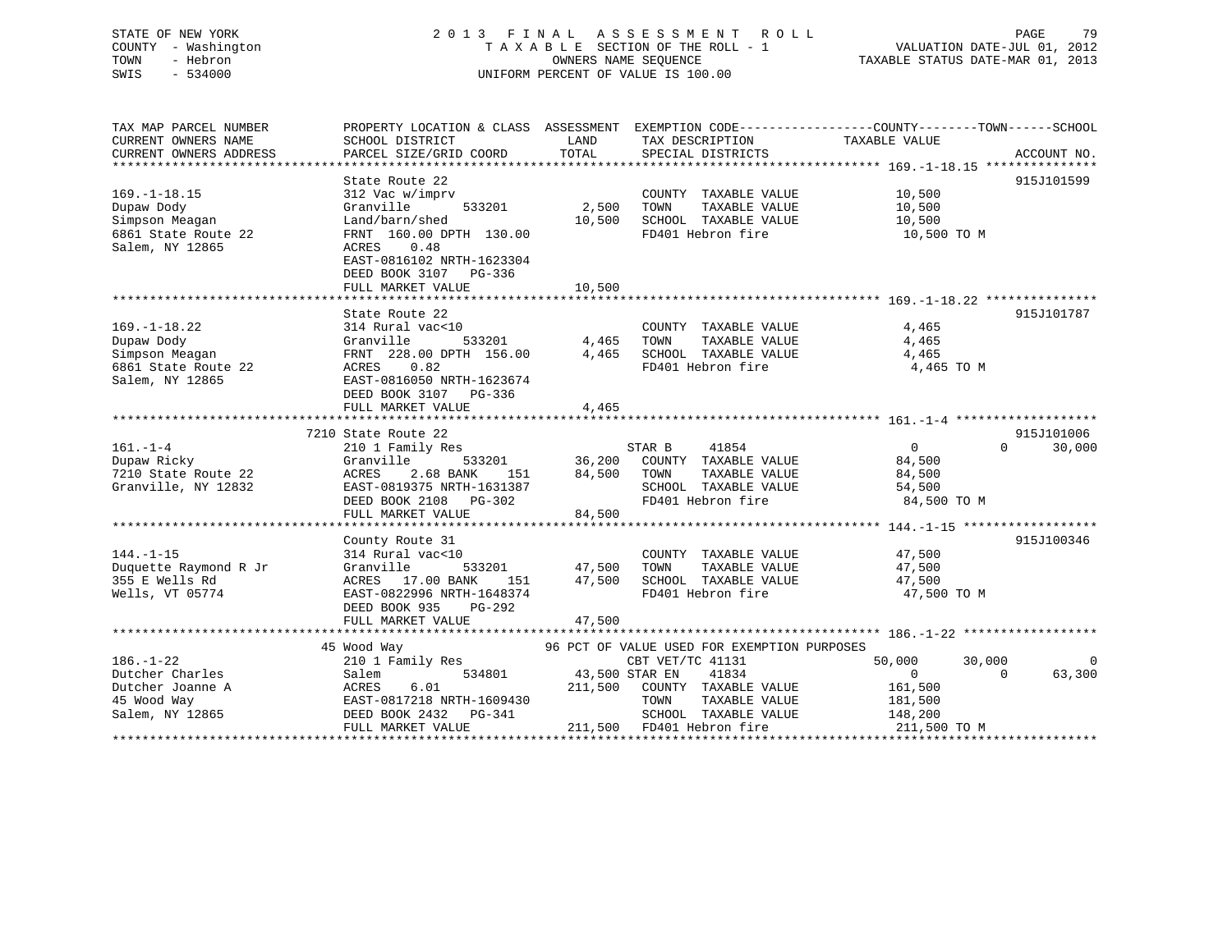STATE OF NEW YORK
COUNTY - Washington
TOWN - Hebron
SWIS - 534000

2013 FINAL ASSESSMENT ROLL
TAXABLE SECTION OF THE ROLL - 1
OWNERS NAME SEQUENCE
UNIFORM PERCENT OF VALUE IS 100.00

VALUATION DATE-JUL 01, 2012
TAXABLE STATUS DATE-MAR 01, 2013

```
TAX MAP PARCEL NUMBER          PROPERTY LOCATION & CLASS  ASSESSMENT  EXEMPTION CODE------------------COUNTY--------TOWN------SCHOOL
CURRENT OWNERS NAME            SCHOOL DISTRICT             LAND       TAX DESCRIPTION              TAXABLE VALUE
CURRENT OWNERS ADDRESS         PARCEL SIZE/GRID COORD      TOTAL      SPECIAL DISTRICTS                                       ACCOUNT NO.
********************************************************************************************* 169.-1-18.15 ***************
                               State Route 22                                                                        915J101599
169.-1-18.15                   312 Vac w/imprv                        COUNTY  TAXABLE VALUE          10,500
Dupaw Dody                     Granville      533201       2,500      TOWN    TAXABLE VALUE          10,500
Simpson Meagan                 Land/barn/shed             10,500      SCHOOL  TAXABLE VALUE          10,500
6861 State Route 22            FRNT 160.00 DPTH 130.00                FD401 Hebron fire               10,500 TO M
Salem, NY 12865                ACRES    0.48
                               EAST-0816102 NRTH-1623304
                               DEED BOOK 3107   PG-336
                               FULL MARKET VALUE          10,500
********************************************************************************************* 169.-1-18.22 ***************
                               State Route 22                                                                        915J101787
169.-1-18.22                   314 Rural vac<10                       COUNTY  TAXABLE VALUE           4,465
Dupaw Dody                     Granville      533201       4,465      TOWN    TAXABLE VALUE           4,465
Simpson Meagan                 FRNT 228.00 DPTH 156.00     4,465      SCHOOL  TAXABLE VALUE           4,465
6861 State Route 22            ACRES    0.82                          FD401 Hebron fire                4,465 TO M
Salem, NY 12865                EAST-0816050 NRTH-1623674
                               DEED BOOK 3107   PG-336
                               FULL MARKET VALUE           4,465
********************************************************************************************* 161.-1-4 *******************
                          7210 State Route 22                                                                        915J101006
161.-1-4                       210 1 Family Res                       STAR B      41854               0           0      30,000
Dupaw Ricky                    Granville      533201      36,200      COUNTY  TAXABLE VALUE          84,500
7210 State Route 22            ACRES    2.68 BANK    151  84,500      TOWN    TAXABLE VALUE          84,500
Granville, NY 12832            EAST-0819375 NRTH-1631387              SCHOOL  TAXABLE VALUE          54,500
                               DEED BOOK 2108   PG-302                FD401 Hebron fire               84,500 TO M
                               FULL MARKET VALUE          84,500
********************************************************************************************* 144.-1-15 ******************
                               County Route 31                                                                       915J100346
144.-1-15                      314 Rural vac<10                       COUNTY  TAXABLE VALUE          47,500
Duquette Raymond R Jr          Granville      533201      47,500      TOWN    TAXABLE VALUE          47,500
355 E Wells Rd                 ACRES   17.00 BANK    151  47,500      SCHOOL  TAXABLE VALUE          47,500
Wells, VT 05774                EAST-0822996 NRTH-1648374              FD401 Hebron fire               47,500 TO M
                               DEED BOOK 935    PG-292
                               FULL MARKET VALUE          47,500
********************************************************************************************* 186.-1-22 ******************
                            45 Wood Way                   96 PCT OF VALUE USED FOR EXEMPTION PURPOSES
186.-1-22                      210 1 Family Res                       CBT VET/TC 41131          50,000      30,000           0
Dutcher Charles                Salem          534801      43,500 STAR EN     41834               0           0      63,300
Dutcher Joanne A               ACRES    6.01             211,500      COUNTY  TAXABLE VALUE         161,500
45 Wood Way                    EAST-0817218 NRTH-1609430              TOWN    TAXABLE VALUE         181,500
Salem, NY 12865                DEED BOOK 2432   PG-341                SCHOOL  TAXABLE VALUE         148,200
                               FULL MARKET VALUE         211,500      FD401 Hebron fire              211,500 TO M
****************************************************************************************************************************
```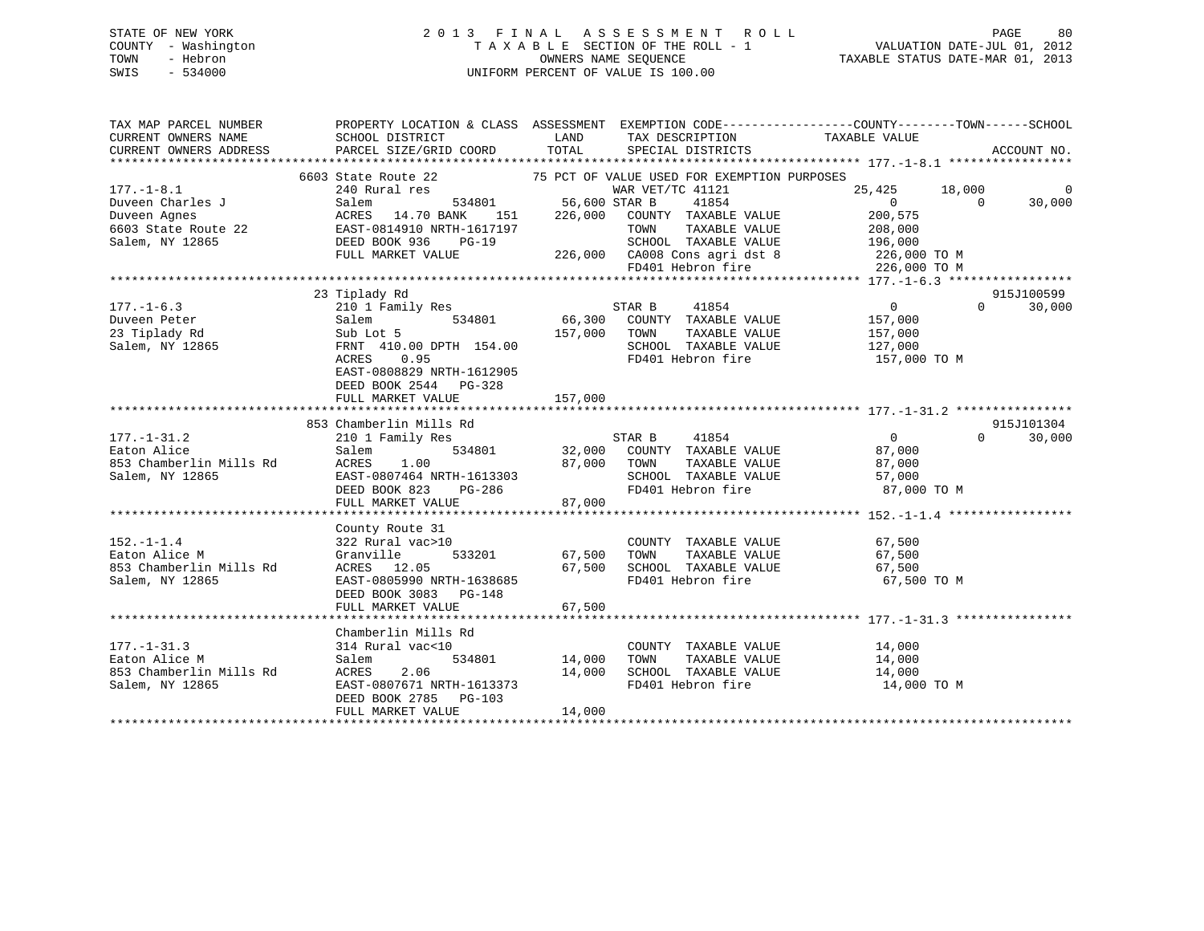STATE OF NEW YORK
COUNTY - Washington
TOWN - Hebron
SWIS - 534000

# 2013 FINAL ASSESSMENT ROLL
TAXABLE SECTION OF THE ROLL - 1
OWNERS NAME SEQUENCE
UNIFORM PERCENT OF VALUE IS 100.00

VALUATION DATE-JUL 01, 2012
TAXABLE STATUS DATE-MAR 01, 2013

```
TAX MAP PARCEL NUMBER          PROPERTY LOCATION & CLASS  ASSESSMENT  EXEMPTION CODE------------------COUNTY--------TOWN------SCHOOL
CURRENT OWNERS NAME            SCHOOL DISTRICT               LAND      TAX DESCRIPTION              TAXABLE VALUE
CURRENT OWNERS ADDRESS         PARCEL SIZE/GRID COORD        TOTAL     SPECIAL DISTRICTS                                    ACCOUNT NO.
******************************************************************************************************* 177.-1-8.1 *****************
                              6603 State Route 22             75 PCT OF VALUE USED FOR EXEMPTION PURPOSES
177.-1-8.1                     240 Rural res                          WAR VET/TC 41121              25,425      18,000          0
Duveen Charles J               Salem           534801        56,600 STAR B      41854                  0           0     30,000
Duveen Agnes                   ACRES  14.70 BANK    151     226,000   COUNTY  TAXABLE VALUE         200,575
6603 State Route 22            EAST-0814910 NRTH-1617197              TOWN    TAXABLE VALUE         208,000
Salem, NY 12865                DEED BOOK 936    PG-19                 SCHOOL  TAXABLE VALUE         196,000
                               FULL MARKET VALUE            226,000   CA008 Cons agri dst 8          226,000 TO M
                                                                      FD401 Hebron fire              226,000 TO M
******************************************************************************************************* 177.-1-6.3 *****************
                              23 Tiplady Rd                                                                             915J100599
177.-1-6.3                     210 1 Family Res                       STAR B      41854                  0           0     30,000
Duveen Peter                   Salem           534801        66,300   COUNTY  TAXABLE VALUE         157,000
23 Tiplady Rd                  Sub Lot 5                    157,000   TOWN    TAXABLE VALUE         157,000
Salem, NY 12865                FRNT 410.00 DPTH 154.00                SCHOOL  TAXABLE VALUE         127,000
                               ACRES    0.95                          FD401 Hebron fire              157,000 TO M
                               EAST-0808829 NRTH-1612905
                               DEED BOOK 2544   PG-328
                               FULL MARKET VALUE            157,000
******************************************************************************************************* 177.-1-31.2 ****************
                              853 Chamberlin Mills Rd                                                                   915J101304
177.-1-31.2                    210 1 Family Res                       STAR B      41854                  0           0     30,000
Eaton Alice                    Salem           534801        32,000   COUNTY  TAXABLE VALUE          87,000
853 Chamberlin Mills Rd        ACRES    1.00                 87,000   TOWN    TAXABLE VALUE          87,000
Salem, NY 12865                EAST-0807464 NRTH-1613303              SCHOOL  TAXABLE VALUE          57,000
                               DEED BOOK 823    PG-286                FD401 Hebron fire               87,000 TO M
                               FULL MARKET VALUE             87,000
******************************************************************************************************* 152.-1-1.4 *****************
                              County Route 31
152.-1-1.4                     322 Rural vac>10                       COUNTY  TAXABLE VALUE          67,500
Eaton Alice M                  Granville       533201        67,500   TOWN    TAXABLE VALUE          67,500
853 Chamberlin Mills Rd        ACRES  12.05                  67,500   SCHOOL  TAXABLE VALUE          67,500
Salem, NY 12865                EAST-0805990 NRTH-1638685              FD401 Hebron fire               67,500 TO M
                               DEED BOOK 3083   PG-148
                               FULL MARKET VALUE             67,500
******************************************************************************************************* 177.-1-31.3 ****************
                              Chamberlin Mills Rd
177.-1-31.3                    314 Rural vac<10                       COUNTY  TAXABLE VALUE          14,000
Eaton Alice M                  Salem           534801        14,000   TOWN    TAXABLE VALUE          14,000
853 Chamberlin Mills Rd        ACRES    2.06                 14,000   SCHOOL  TAXABLE VALUE          14,000
Salem, NY 12865                EAST-0807671 NRTH-1613373              FD401 Hebron fire               14,000 TO M
                               DEED BOOK 2785   PG-103
                               FULL MARKET VALUE             14,000
************************************************************************************************************************************
```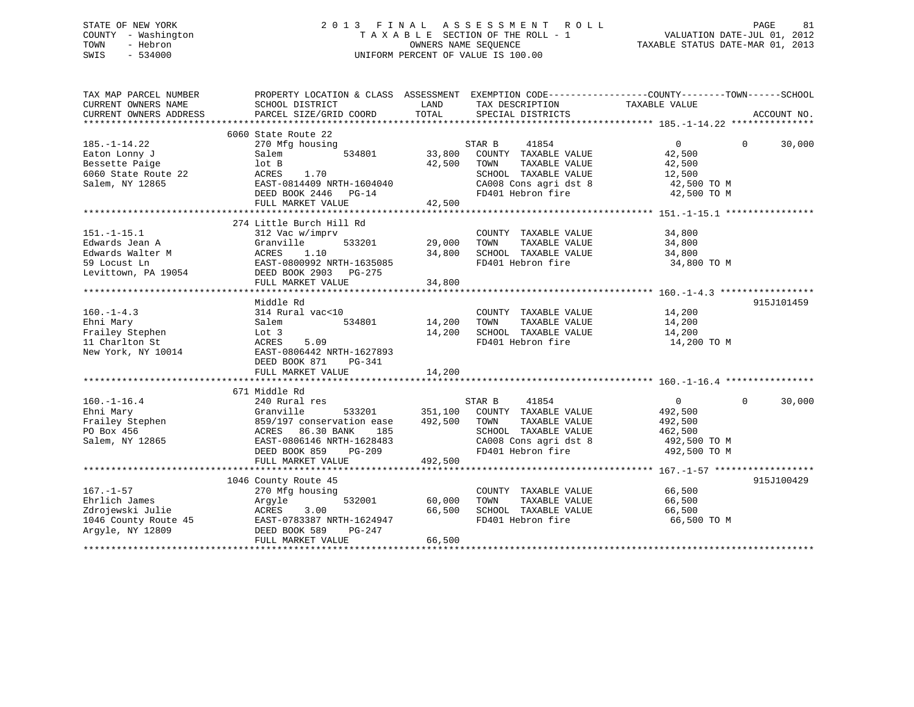STATE OF NEW YORK
COUNTY - Washington
TOWN - Hebron
SWIS - 534000

2013 FINAL ASSESSMENT ROLL
TAXABLE SECTION OF THE ROLL - 1
OWNERS NAME SEQUENCE
UNIFORM PERCENT OF VALUE IS 100.00

VALUATION DATE-JUL 01, 2012
TAXABLE STATUS DATE-MAR 01, 2013

| TAX MAP PARCEL NUMBER / CURRENT OWNERS NAME / CURRENT OWNERS ADDRESS | PROPERTY LOCATION & CLASS / SCHOOL DISTRICT / PARCEL SIZE/GRID COORD | ASSESSMENT LAND | ASSESSMENT TOTAL | EXEMPTION CODE / TAX DESCRIPTION / SPECIAL DISTRICTS | COUNTY TAXABLE VALUE | TOWN | SCHOOL | ACCOUNT NO. |
|---|---|---|---|---|---|---|---|---|
| | 6060 State Route 22 | | | | | | | |
| 185.-1-14.22 | 270 Mfg housing | | | STAR B 41854 | 0 | 0 | 30,000 | |
| Eaton Lonny J | Salem 534801 | 33,800 | | COUNTY TAXABLE VALUE | 42,500 | | | |
| Bessette Paige | lot B | | 42,500 | TOWN TAXABLE VALUE | 42,500 | | | |
| 6060 State Route 22 | ACRES 1.70 | | | SCHOOL TAXABLE VALUE | 12,500 | | | |
| Salem, NY 12865 | EAST-0814409 NRTH-1604040 | | | CA008 Cons agri dst 8 | 42,500 TO M | | | |
| | DEED BOOK 2446 PG-14 | | | FD401 Hebron fire | 42,500 TO M | | | |
| | FULL MARKET VALUE | | 42,500 | | | | | |
| | 274 Little Burch Hill Rd | | | | | | | |
| 151.-1-15.1 | 312 Vac w/imprv | | | COUNTY TAXABLE VALUE | 34,800 | | | |
| Edwards Jean A | Granville 533201 | 29,000 | | TOWN TAXABLE VALUE | 34,800 | | | |
| Edwards Walter M | ACRES 1.10 | | 34,800 | SCHOOL TAXABLE VALUE | 34,800 | | | |
| 59 Locust Ln | EAST-0800992 NRTH-1635085 | | | FD401 Hebron fire | 34,800 TO M | | | |
| Levittown, PA 19054 | DEED BOOK 2903 PG-275 | | | | | | | |
| | FULL MARKET VALUE | | 34,800 | | | | | |
| | Middle Rd | | | | | | | 915J101459 |
| 160.-1-4.3 | 314 Rural vac<10 | | | COUNTY TAXABLE VALUE | 14,200 | | | |
| Ehni Mary | Salem 534801 | 14,200 | | TOWN TAXABLE VALUE | 14,200 | | | |
| Frailey Stephen | Lot 3 | | 14,200 | SCHOOL TAXABLE VALUE | 14,200 | | | |
| 11 Charlton St | ACRES 5.09 | | | FD401 Hebron fire | 14,200 TO M | | | |
| New York, NY 10014 | EAST-0806442 NRTH-1627893 | | | | | | | |
| | DEED BOOK 871 PG-341 | | | | | | | |
| | FULL MARKET VALUE | | 14,200 | | | | | |
| | 671 Middle Rd | | | | | | | |
| 160.-1-16.4 | 240 Rural res | | | STAR B 41854 | 0 | 0 | 30,000 | |
| Ehni Mary | Granville 533201 | 351,100 | | COUNTY TAXABLE VALUE | 492,500 | | | |
| Frailey Stephen | 859/197 conservation ease | | 492,500 | TOWN TAXABLE VALUE | 492,500 | | | |
| PO Box 456 | ACRES 86.30 BANK 185 | | | SCHOOL TAXABLE VALUE | 462,500 | | | |
| Salem, NY 12865 | EAST-0806146 NRTH-1628483 | | | CA008 Cons agri dst 8 | 492,500 TO M | | | |
| | DEED BOOK 859 PG-209 | | | FD401 Hebron fire | 492,500 TO M | | | |
| | FULL MARKET VALUE | | 492,500 | | | | | |
| | 1046 County Route 45 | | | | | | | 915J100429 |
| 167.-1-57 | 270 Mfg housing | | | COUNTY TAXABLE VALUE | 66,500 | | | |
| Ehrlich James | Argyle 532001 | 60,000 | | TOWN TAXABLE VALUE | 66,500 | | | |
| Zdrojewski Julie | ACRES 3.00 | | 66,500 | SCHOOL TAXABLE VALUE | 66,500 | | | |
| 1046 County Route 45 | EAST-0783387 NRTH-1624947 | | | FD401 Hebron fire | 66,500 TO M | | | |
| Argyle, NY 12809 | DEED BOOK 589 PG-247 | | | | | | | |
| | FULL MARKET VALUE | | 66,500 | | | | | |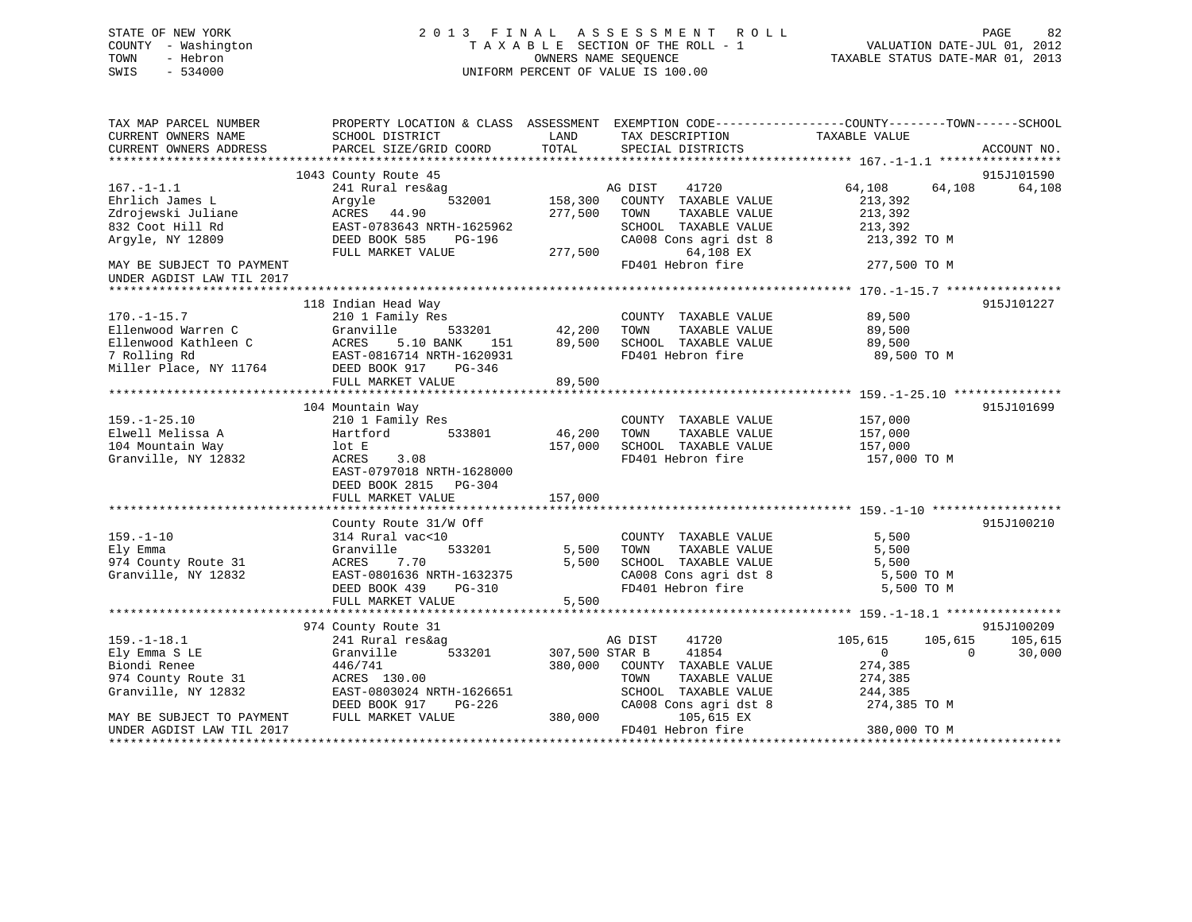STATE OF NEW YORK
COUNTY - Washington
TOWN - Hebron
SWIS - 534000

# 2013 FINAL ASSESSMENT ROLL

TAXABLE SECTION OF THE ROLL - 1
OWNERS NAME SEQUENCE
UNIFORM PERCENT OF VALUE IS 100.00

VALUATION DATE-JUL 01, 2012
TAXABLE STATUS DATE-MAR 01, 2013

```
TAX MAP PARCEL NUMBER          PROPERTY LOCATION & CLASS  ASSESSMENT  EXEMPTION CODE------------------COUNTY--------TOWN------SCHOOL
CURRENT OWNERS NAME            SCHOOL DISTRICT               LAND      TAX DESCRIPTION              TAXABLE VALUE
CURRENT OWNERS ADDRESS         PARCEL SIZE/GRID COORD        TOTAL     SPECIAL DISTRICTS                                        ACCOUNT NO.
******************************************************************************************************* 167.-1-1.1 *****************
                         1043 County Route 45                                                                          915J101590
167.-1-1.1                     241 Rural res&ag                      AG DIST     41720             64,108      64,108      64,108
Ehrlich James L                Argyle          532001     158,300    COUNTY  TAXABLE VALUE           213,392
Zdrojewski Juliane             ACRES   44.90              277,500    TOWN    TAXABLE VALUE           213,392
832 Coot Hill Rd               EAST-0783643 NRTH-1625962             SCHOOL  TAXABLE VALUE           213,392
Argyle, NY 12809               DEED BOOK 585    PG-196               CA008 Cons agri dst 8           213,392 TO M
                               FULL MARKET VALUE          277,500           64,108 EX
MAY BE SUBJECT TO PAYMENT                                            FD401 Hebron fire               277,500 TO M
UNDER AGDIST LAW TIL 2017
******************************************************************************************************* 170.-1-15.7 ****************
                         118 Indian Head Way                                                                           915J101227
170.-1-15.7                    210 1 Family Res                      COUNTY  TAXABLE VALUE            89,500
Ellenwood Warren C             Granville       533201      42,200    TOWN    TAXABLE VALUE            89,500
Ellenwood Kathleen C           ACRES    5.10 BANK    151   89,500    SCHOOL  TAXABLE VALUE            89,500
7 Rolling Rd                   EAST-0816714 NRTH-1620931             FD401 Hebron fire                89,500 TO M
Miller Place, NY 11764         DEED BOOK 917    PG-346
                               FULL MARKET VALUE           89,500
******************************************************************************************************* 159.-1-25.10 ***************
                         104 Mountain Way                                                                              915J101699
159.-1-25.10                   210 1 Family Res                      COUNTY  TAXABLE VALUE           157,000
Elwell Melissa A               Hartford        533801      46,200    TOWN    TAXABLE VALUE           157,000
104 Mountain Way               lot E                      157,000    SCHOOL  TAXABLE VALUE           157,000
Granville, NY 12832            ACRES    3.08                         FD401 Hebron fire               157,000 TO M
                               EAST-0797018 NRTH-1628000
                               DEED BOOK 2815   PG-304
                               FULL MARKET VALUE          157,000
******************************************************************************************************* 159.-1-10 ******************
                         County Route 31/W Off                                                                         915J100210
159.-1-10                      314 Rural vac<10                      COUNTY  TAXABLE VALUE             5,500
Ely Emma                       Granville       533201       5,500    TOWN    TAXABLE VALUE             5,500
974 County Route 31            ACRES    7.70                5,500    SCHOOL  TAXABLE VALUE             5,500
Granville, NY 12832            EAST-0801636 NRTH-1632375             CA008 Cons agri dst 8             5,500 TO M
                               DEED BOOK 439    PG-310               FD401 Hebron fire                 5,500 TO M
                               FULL MARKET VALUE            5,500
******************************************************************************************************* 159.-1-18.1 ****************
                         974 County Route 31                                                                           915J100209
159.-1-18.1                    241 Rural res&ag                      AG DIST     41720            105,615     105,615     105,615
Ely Emma S LE                  Granville       533201     307,500 STAR B     41854                  0           0      30,000
Biondi Renee                   446/741                    380,000    COUNTY  TAXABLE VALUE           274,385
974 County Route 31            ACRES  130.00                         TOWN    TAXABLE VALUE           274,385
Granville, NY 12832            EAST-0803024 NRTH-1626651             SCHOOL  TAXABLE VALUE           244,385
                               DEED BOOK 917    PG-226               CA008 Cons agri dst 8           274,385 TO M
MAY BE SUBJECT TO PAYMENT      FULL MARKET VALUE          380,000          105,615 EX
UNDER AGDIST LAW TIL 2017                                            FD401 Hebron fire               380,000 TO M
************************************************************************************************************************************
```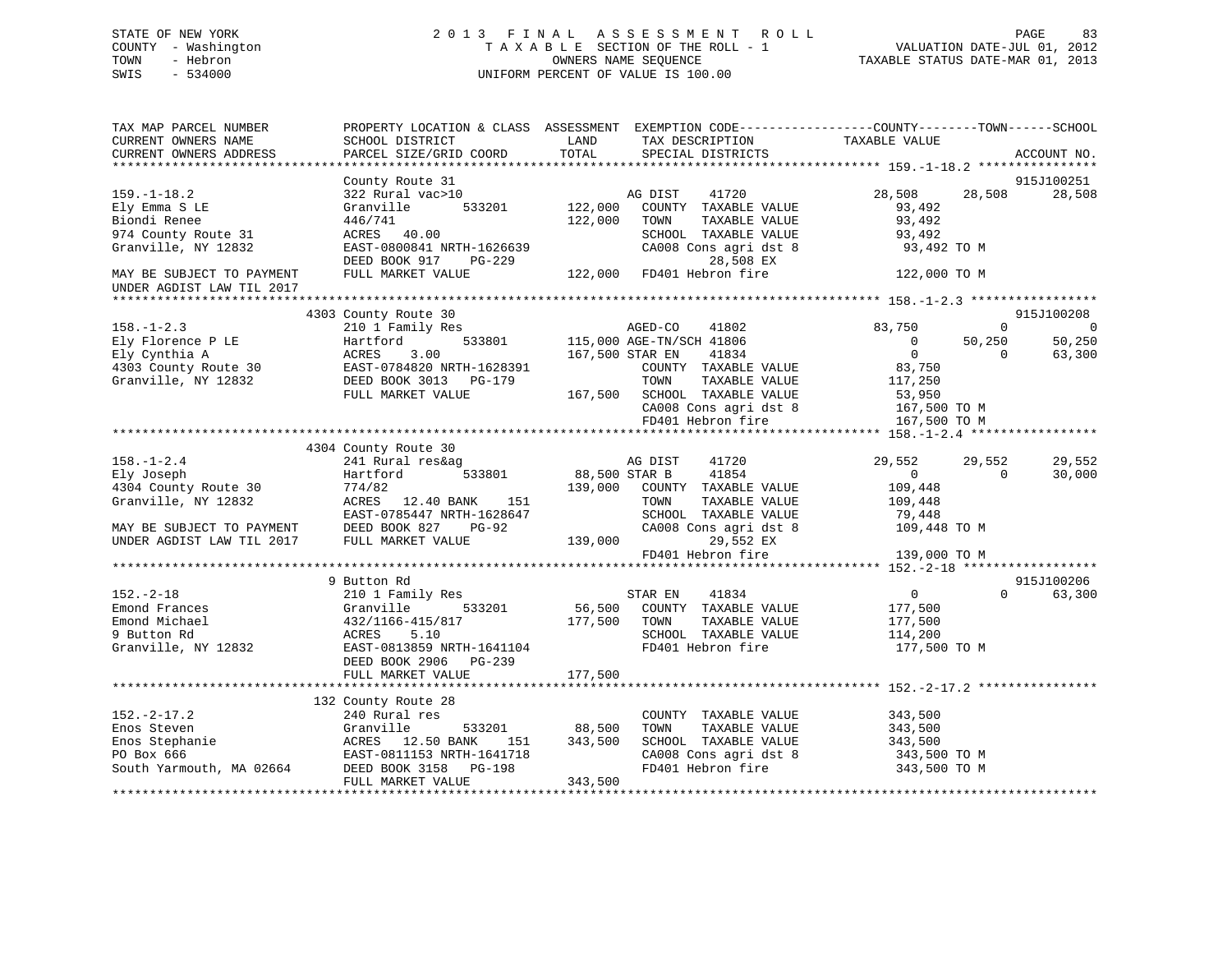STATE OF NEW YORK · COUNTY - Washington · TOWN - Hebron · SWIS - 534000

# 2013 FINAL ASSESSMENT ROLL

TAXABLE SECTION OF THE ROLL - 1 · OWNERS NAME SEQUENCE · UNIFORM PERCENT OF VALUE IS 100.00

VALUATION DATE-JUL 01, 2012 · TAXABLE STATUS DATE-MAR 01, 2013

```
TAX MAP PARCEL NUMBER          PROPERTY LOCATION & CLASS  ASSESSMENT  EXEMPTION CODE-----------------COUNTY--------TOWN------SCHOOL
CURRENT OWNERS NAME            SCHOOL DISTRICT               LAND      TAX DESCRIPTION            TAXABLE VALUE
CURRENT OWNERS ADDRESS         PARCEL SIZE/GRID COORD        TOTAL     SPECIAL DISTRICTS                                      ACCOUNT NO.
******************************************************************************************************* 159.-1-18.2 ****************
                               County Route 31                                                                         915J100251
159.-1-18.2                    322 Rural vac>10                     AG DIST     41720           28,508     28,508     28,508
Ely Emma S LE                  Granville       533201      122,000   COUNTY  TAXABLE VALUE        93,492
Biondi Renee                   446/741                     122,000   TOWN    TAXABLE VALUE        93,492
974 County Route 31            ACRES   40.00                         SCHOOL  TAXABLE VALUE        93,492
Granville, NY 12832            EAST-0800841 NRTH-1626639             CA008 Cons agri dst 8         93,492 TO M
                               DEED BOOK 917    PG-229                      28,508 EX
MAY BE SUBJECT TO PAYMENT      FULL MARKET VALUE           122,000   FD401 Hebron fire            122,000 TO M
UNDER AGDIST LAW TIL 2017
******************************************************************************************************* 158.-1-2.3 *****************
                          4303 County Route 30                                                                         915J100208
158.-1-2.3                     210 1 Family Res                     AGED-CO     41802           83,750          0          0
Ely Florence P LE              Hartford        533801      115,000 AGE-TN/SCH 41806                  0     50,250     50,250
Ely Cynthia A                  ACRES    3.00               167,500 STAR EN     41834                  0          0     63,300
4303 County Route 30           EAST-0784820 NRTH-1628391             COUNTY  TAXABLE VALUE        83,750
Granville, NY 12832            DEED BOOK 3013   PG-179               TOWN    TAXABLE VALUE       117,250
                               FULL MARKET VALUE           167,500   SCHOOL  TAXABLE VALUE        53,950
                                                                     CA008 Cons agri dst 8        167,500 TO M
                                                                     FD401 Hebron fire            167,500 TO M
******************************************************************************************************* 158.-1-2.4 *****************
                          4304 County Route 30
158.-1-2.4                     241 Rural res&ag                     AG DIST     41720           29,552     29,552     29,552
Ely Joseph                     Hartford        533801       88,500 STAR B      41854                  0          0     30,000
4304 County Route 30           774/82                      139,000   COUNTY  TAXABLE VALUE       109,448
Granville, NY 12832            ACRES   12.40 BANK    151             TOWN    TAXABLE VALUE       109,448
                               EAST-0785447 NRTH-1628647             SCHOOL  TAXABLE VALUE        79,448
MAY BE SUBJECT TO PAYMENT      DEED BOOK 827    PG-92                CA008 Cons agri dst 8        109,448 TO M
UNDER AGDIST LAW TIL 2017      FULL MARKET VALUE           139,000          29,552 EX
                                                                     FD401 Hebron fire            139,000 TO M
******************************************************************************************************* 152.-2-18 ******************
                             9 Button Rd                                                                               915J100206
152.-2-18                      210 1 Family Res                     STAR EN     41834                  0          0     63,300
Emond Frances                  Granville       533201       56,500   COUNTY  TAXABLE VALUE       177,500
Emond Michael                  432/1166-415/817            177,500   TOWN    TAXABLE VALUE       177,500
9 Button Rd                    ACRES    5.10                         SCHOOL  TAXABLE VALUE       114,200
Granville, NY 12832            EAST-0813859 NRTH-1641104             FD401 Hebron fire            177,500 TO M
                               DEED BOOK 2906   PG-239
                               FULL MARKET VALUE           177,500
******************************************************************************************************* 152.-2-17.2 ****************
                           132 County Route 28
152.-2-17.2                    240 Rural res                         COUNTY  TAXABLE VALUE       343,500
Enos Steven                    Granville       533201       88,500   TOWN    TAXABLE VALUE       343,500
Enos Stephanie                 ACRES   12.50 BANK    151   343,500   SCHOOL  TAXABLE VALUE       343,500
PO Box 666                     EAST-0811153 NRTH-1641718             CA008 Cons agri dst 8        343,500 TO M
South Yarmouth, MA 02664       DEED BOOK 3158   PG-198               FD401 Hebron fire            343,500 TO M
                               FULL MARKET VALUE           343,500
************************************************************************************************************************************
```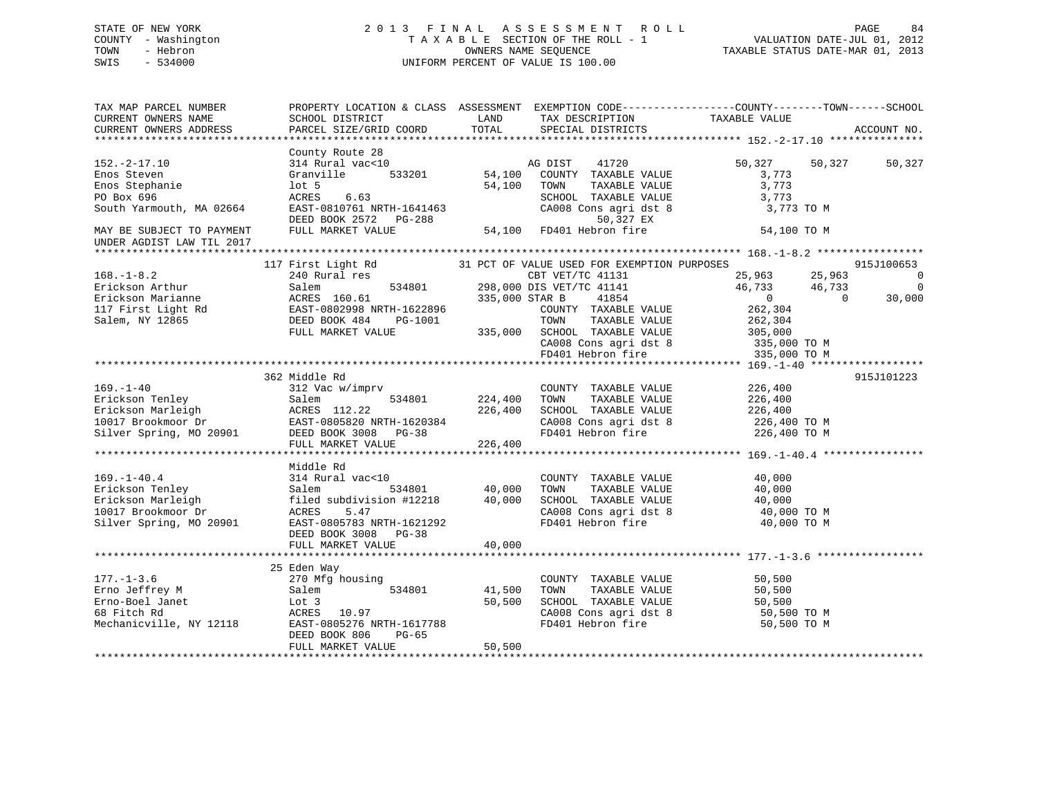STATE OF NEW YORK
COUNTY - Washington
TOWN - Hebron
SWIS - 534000

2013 FINAL ASSESSMENT ROLL
TAXABLE SECTION OF THE ROLL - 1
OWNERS NAME SEQUENCE
UNIFORM PERCENT OF VALUE IS 100.00

VALUATION DATE-JUL 01, 2012
TAXABLE STATUS DATE-MAR 01, 2013

```
TAX MAP PARCEL NUMBER          PROPERTY LOCATION & CLASS  ASSESSMENT  EXEMPTION CODE------------------COUNTY--------TOWN------SCHOOL
CURRENT OWNERS NAME            SCHOOL DISTRICT               LAND      TAX DESCRIPTION            TAXABLE VALUE
CURRENT OWNERS ADDRESS         PARCEL SIZE/GRID COORD        TOTAL     SPECIAL DISTRICTS                                    ACCOUNT NO.
*********************************************************************************************** 152.-2-17.10 ***************
                               County Route 28
152.-2-17.10                   314 Rural vac<10                     AG DIST    41720              50,327     50,327     50,327
Enos Steven                    Granville       533201      54,100   COUNTY  TAXABLE VALUE           3,773
Enos Stephanie                 lot 5                       54,100   TOWN    TAXABLE VALUE           3,773
PO Box 696                     ACRES    6.63                        SCHOOL  TAXABLE VALUE           3,773
South Yarmouth, MA 02664       EAST-0810761 NRTH-1641463            CA008 Cons agri dst 8            3,773 TO M
                               DEED BOOK 2572   PG-288                    50,327 EX
MAY BE SUBJECT TO PAYMENT      FULL MARKET VALUE           54,100   FD401 Hebron fire               54,100 TO M
UNDER AGDIST LAW TIL 2017
*********************************************************************************************** 168.-1-8.2 *****************
                               117 First Light Rd           31 PCT OF VALUE USED FOR EXEMPTION PURPOSES                  915J100653
168.-1-8.2                     240 Rural res                         CBT VET/TC 41131           25,963     25,963          0
Erickson Arthur                Salem           534801     298,000 DIS VET/TC 41141              46,733     46,733          0
Erickson Marianne              ACRES  160.61              335,000 STAR B     41854                   0          0     30,000
117 First Light Rd             EAST-0802998 NRTH-1622896            COUNTY  TAXABLE VALUE          262,304
Salem, NY 12865                DEED BOOK 484    PG-1001             TOWN    TAXABLE VALUE          262,304
                               FULL MARKET VALUE          335,000   SCHOOL  TAXABLE VALUE          305,000
                                                                    CA008 Cons agri dst 8          335,000 TO M
                                                                    FD401 Hebron fire              335,000 TO M
*********************************************************************************************** 169.-1-40 ******************
                               362 Middle Rd                                                                     915J101223
169.-1-40                      312 Vac w/imprv                      COUNTY  TAXABLE VALUE          226,400
Erickson Tenley                Salem           534801     224,400   TOWN    TAXABLE VALUE          226,400
Erickson Marleigh              ACRES  112.22              226,400   SCHOOL  TAXABLE VALUE          226,400
10017 Brookmoor Dr             EAST-0805820 NRTH-1620384            CA008 Cons agri dst 8          226,400 TO M
Silver Spring, MO 20901        DEED BOOK 3008   PG-38               FD401 Hebron fire              226,400 TO M
                               FULL MARKET VALUE          226,400
*********************************************************************************************** 169.-1-40.4 ****************
                               Middle Rd
169.-1-40.4                    314 Rural vac<10                     COUNTY  TAXABLE VALUE           40,000
Erickson Tenley                Salem           534801      40,000   TOWN    TAXABLE VALUE           40,000
Erickson Marleigh              filed subdivision #12218    40,000   SCHOOL  TAXABLE VALUE           40,000
10017 Brookmoor Dr             ACRES    5.47                        CA008 Cons agri dst 8           40,000 TO M
Silver Spring, MO 20901        EAST-0805783 NRTH-1621292            FD401 Hebron fire               40,000 TO M
                               DEED BOOK 3008   PG-38
                               FULL MARKET VALUE           40,000
*********************************************************************************************** 177.-1-3.6 *****************
                               25 Eden Way
177.-1-3.6                     270 Mfg housing                      COUNTY  TAXABLE VALUE           50,500
Erno Jeffrey M                 Salem           534801      41,500   TOWN    TAXABLE VALUE           50,500
Erno-Boel Janet                Lot 3                       50,500   SCHOOL  TAXABLE VALUE           50,500
68 Fitch Rd                    ACRES   10.97                        CA008 Cons agri dst 8           50,500 TO M
Mechanicville, NY 12118        EAST-0805276 NRTH-1617788            FD401 Hebron fire               50,500 TO M
                               DEED BOOK 806    PG-65
                               FULL MARKET VALUE           50,500
****************************************************************************************************************************
```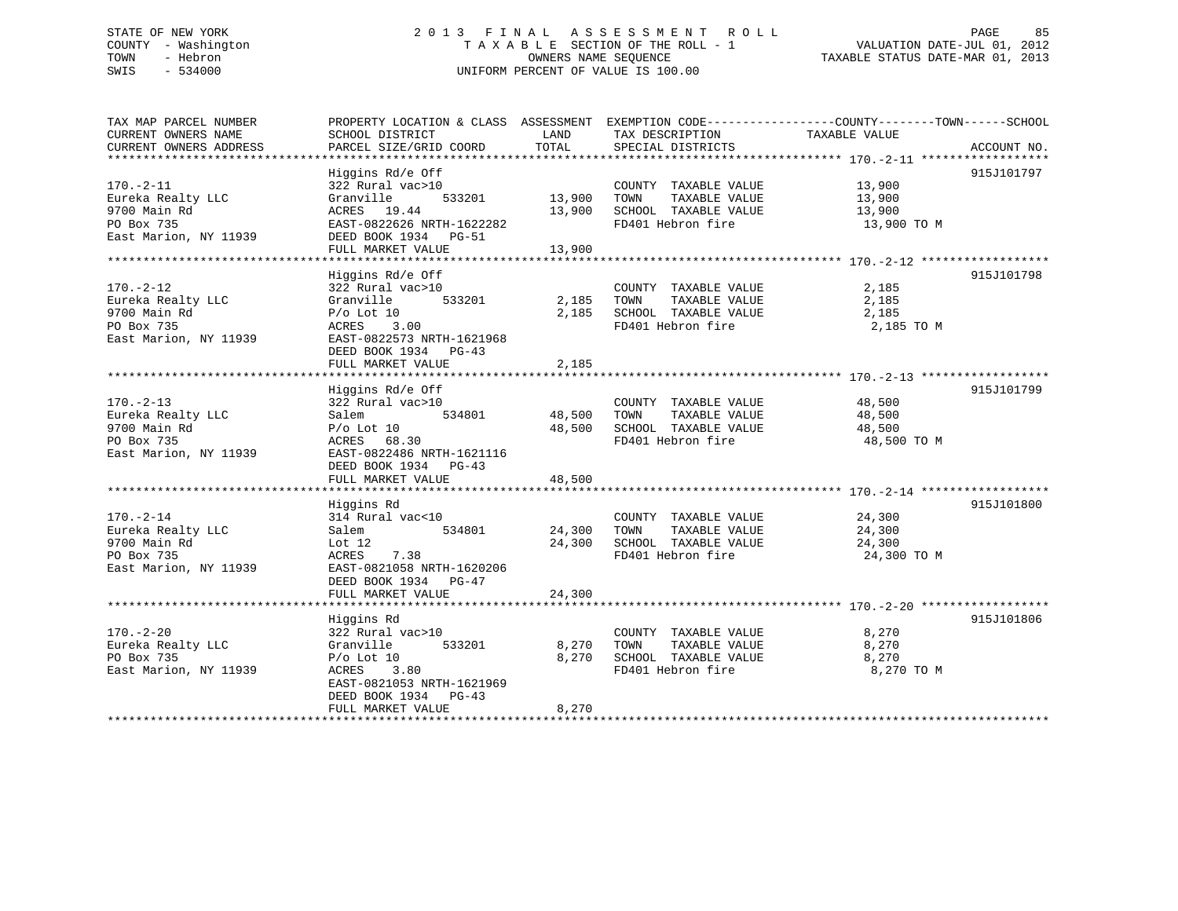STATE OF NEW YORK | COUNTY - Washington | TOWN - Hebron | SWIS - 534000

# 2013 FINAL ASSESSMENT ROLL

TAXABLE SECTION OF THE ROLL - 1
OWNERS NAME SEQUENCE
UNIFORM PERCENT OF VALUE IS 100.00

VALUATION DATE-JUL 01, 2012
TAXABLE STATUS DATE-MAR 01, 2013

| TAX MAP PARCEL NUMBER / CURRENT OWNERS NAME / CURRENT OWNERS ADDRESS | PROPERTY LOCATION & CLASS / SCHOOL DISTRICT / PARCEL SIZE/GRID COORD | ASSESSMENT LAND | TOTAL | EXEMPTION CODE / TAX DESCRIPTION / SPECIAL DISTRICTS | TAXABLE VALUE (COUNTY--TOWN--SCHOOL) | ACCOUNT NO. |
|---|---|---|---|---|---|---|
| 170.-2-11 | Higgins Rd/e Off | | | | | 915J101797 |
| | 322 Rural vac>10 | | | COUNTY TAXABLE VALUE | 13,900 | |
| Eureka Realty LLC | Granville 533201 | 13,900 | | TOWN TAXABLE VALUE | 13,900 | |
| 9700 Main Rd | ACRES 19.44 | | 13,900 | SCHOOL TAXABLE VALUE | 13,900 | |
| PO Box 735 | EAST-0822626 NRTH-1622282 | | | FD401 Hebron fire | 13,900 TO M | |
| East Marion, NY 11939 | DEED BOOK 1934 PG-51 | | | | | |
| | FULL MARKET VALUE | | 13,900 | | | |
| 170.-2-12 | Higgins Rd/e Off | | | | | 915J101798 |
| | 322 Rural vac>10 | | | COUNTY TAXABLE VALUE | 2,185 | |
| Eureka Realty LLC | Granville 533201 | 2,185 | | TOWN TAXABLE VALUE | 2,185 | |
| 9700 Main Rd | P/o Lot 10 | | 2,185 | SCHOOL TAXABLE VALUE | 2,185 | |
| PO Box 735 | ACRES 3.00 | | | FD401 Hebron fire | 2,185 TO M | |
| East Marion, NY 11939 | EAST-0822573 NRTH-1621968 | | | | | |
| | DEED BOOK 1934 PG-43 | | | | | |
| | FULL MARKET VALUE | | 2,185 | | | |
| 170.-2-13 | Higgins Rd/e Off | | | | | 915J101799 |
| | 322 Rural vac>10 | | | COUNTY TAXABLE VALUE | 48,500 | |
| Eureka Realty LLC | Salem 534801 | 48,500 | | TOWN TAXABLE VALUE | 48,500 | |
| 9700 Main Rd | P/o Lot 10 | | 48,500 | SCHOOL TAXABLE VALUE | 48,500 | |
| PO Box 735 | ACRES 68.30 | | | FD401 Hebron fire | 48,500 TO M | |
| East Marion, NY 11939 | EAST-0822486 NRTH-1621116 | | | | | |
| | DEED BOOK 1934 PG-43 | | | | | |
| | FULL MARKET VALUE | | 48,500 | | | |
| 170.-2-14 | Higgins Rd | | | | | 915J101800 |
| | 314 Rural vac<10 | | | COUNTY TAXABLE VALUE | 24,300 | |
| Eureka Realty LLC | Salem 534801 | 24,300 | | TOWN TAXABLE VALUE | 24,300 | |
| 9700 Main Rd | Lot 12 | | 24,300 | SCHOOL TAXABLE VALUE | 24,300 | |
| PO Box 735 | ACRES 7.38 | | | FD401 Hebron fire | 24,300 TO M | |
| East Marion, NY 11939 | EAST-0821058 NRTH-1620206 | | | | | |
| | DEED BOOK 1934 PG-47 | | | | | |
| | FULL MARKET VALUE | | 24,300 | | | |
| 170.-2-20 | Higgins Rd | | | | | 915J101806 |
| | 322 Rural vac>10 | | | COUNTY TAXABLE VALUE | 8,270 | |
| Eureka Realty LLC | Granville 533201 | 8,270 | | TOWN TAXABLE VALUE | 8,270 | |
| PO Box 735 | P/o Lot 10 | | 8,270 | SCHOOL TAXABLE VALUE | 8,270 | |
| East Marion, NY 11939 | ACRES 3.80 | | | FD401 Hebron fire | 8,270 TO M | |
| | EAST-0821053 NRTH-1621969 | | | | | |
| | DEED BOOK 1934 PG-43 | | | | | |
| | FULL MARKET VALUE | | 8,270 | | | |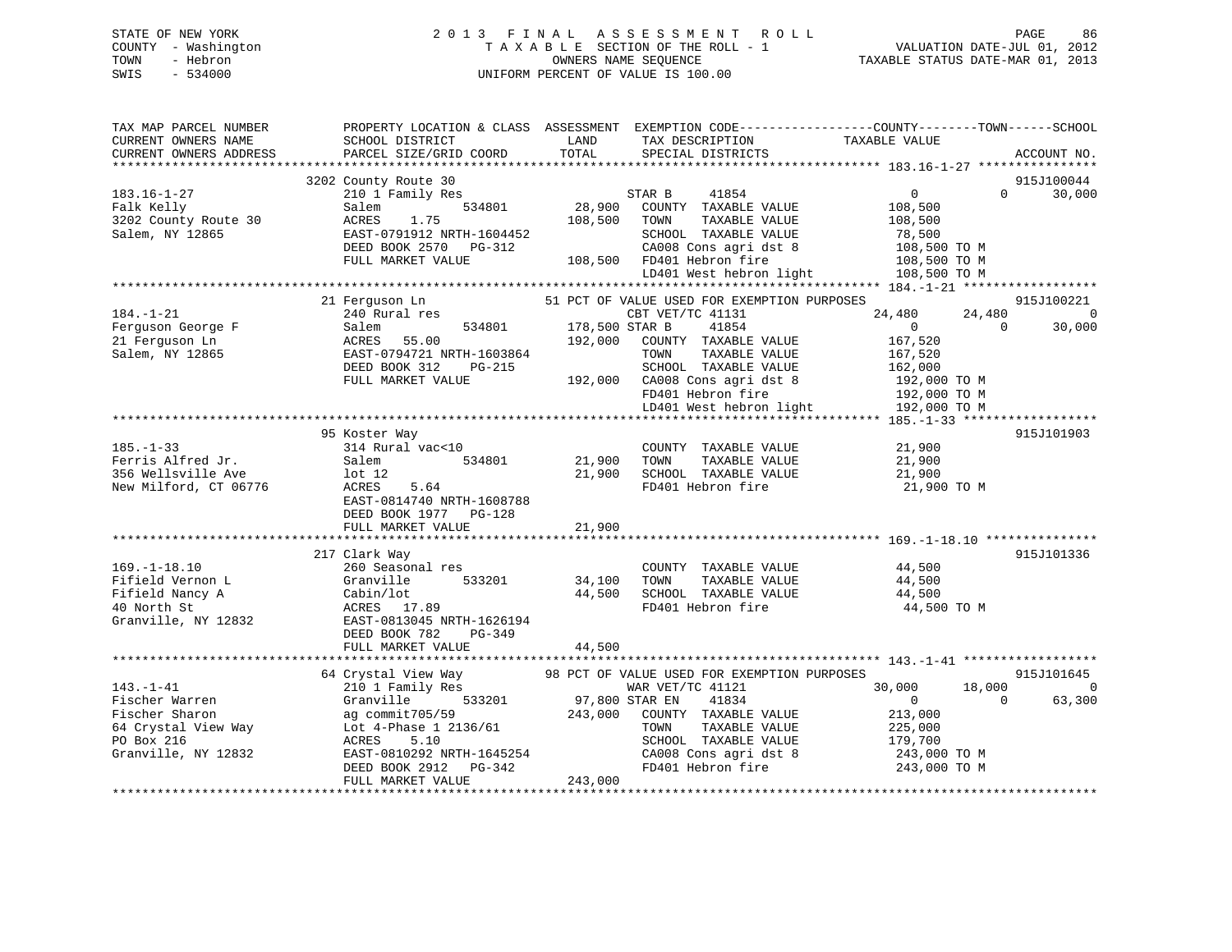STATE OF NEW YORK  
COUNTY - Washington  
TOWN - Hebron  
SWIS - 534000

2 0 1 3 F I N A L A S S E S S M E N T R O L L  
T A X A B L E SECTION OF THE ROLL - 1  
OWNERS NAME SEQUENCE  
UNIFORM PERCENT OF VALUE IS 100.00

VALUATION DATE-JUL 01, 2012  
TAXABLE STATUS DATE-MAR 01, 2013

```
TAX MAP PARCEL NUMBER          PROPERTY LOCATION & CLASS  ASSESSMENT  EXEMPTION CODE------------------COUNTY--------TOWN------SCHOOL
CURRENT OWNERS NAME            SCHOOL DISTRICT              LAND      TAX DESCRIPTION             TAXABLE VALUE
CURRENT OWNERS ADDRESS         PARCEL SIZE/GRID COORD       TOTAL     SPECIAL DISTRICTS                                   ACCOUNT NO.
******************************************************************************************************* 183.16-1-27 ****************
                    3202 County Route 30                                                                                 915J100044
183.16-1-27          210 1 Family Res                 STAR B     41854                  0              0       30,000
Falk Kelly           Salem          534801    28,900   COUNTY  TAXABLE VALUE          108,500
3202 County Route 30 ACRES    1.75            108,500   TOWN    TAXABLE VALUE          108,500
Salem, NY 12865      EAST-0791912 NRTH-1604452          SCHOOL  TAXABLE VALUE           78,500
                     DEED BOOK 2570   PG-312            CA008 Cons agri dst 8          108,500 TO M
                     FULL MARKET VALUE        108,500   FD401 Hebron fire              108,500 TO M
                                                        LD401 West hebron light        108,500 TO M
******************************************************************************************************* 184.-1-21 ******************
                    21 Ferguson Ln              51 PCT OF VALUE USED FOR EXEMPTION PURPOSES                              915J100221
184.-1-21            240 Rural res                    CBT VET/TC 41131          24,480         24,480            0
Ferguson George F    Salem          534801   178,500 STAR B     41854                  0              0       30,000
21 Ferguson Ln       ACRES   55.00            192,000   COUNTY  TAXABLE VALUE          167,520
Salem, NY 12865      EAST-0794721 NRTH-1603864          TOWN    TAXABLE VALUE          167,520
                     DEED BOOK 312    PG-215            SCHOOL  TAXABLE VALUE          162,000
                     FULL MARKET VALUE        192,000   CA008 Cons agri dst 8          192,000 TO M
                                                        FD401 Hebron fire              192,000 TO M
                                                        LD401 West hebron light        192,000 TO M
******************************************************************************************************* 185.-1-33 ******************
                    95 Koster Way                                                                                        915J101903
185.-1-33            314 Rural vac<10                   COUNTY  TAXABLE VALUE           21,900
Ferris Alfred Jr.    Salem          534801    21,900    TOWN    TAXABLE VALUE           21,900
356 Wellsville Ave   lot 12                    21,900   SCHOOL  TAXABLE VALUE           21,900
New Milford, CT 06776 ACRES    5.64                     FD401 Hebron fire               21,900 TO M
                     EAST-0814740 NRTH-1608788
                     DEED BOOK 1977   PG-128
                     FULL MARKET VALUE         21,900
******************************************************************************************************* 169.-1-18.10 ***************
                    217 Clark Way                                                                                        915J101336
169.-1-18.10         260 Seasonal res                   COUNTY  TAXABLE VALUE           44,500
Fifield Vernon L     Granville      533201    34,100    TOWN    TAXABLE VALUE           44,500
Fifield Nancy A      Cabin/lot                 44,500   SCHOOL  TAXABLE VALUE           44,500
40 North St          ACRES   17.89                      FD401 Hebron fire               44,500 TO M
Granville, NY 12832  EAST-0813045 NRTH-1626194
                     DEED BOOK 782    PG-349
                     FULL MARKET VALUE         44,500
******************************************************************************************************* 143.-1-41 ******************
                    64 Crystal View Way         98 PCT OF VALUE USED FOR EXEMPTION PURPOSES                              915J101645
143.-1-41            210 1 Family Res                 WAR VET/TC 41121          30,000         18,000            0
Fischer Warren       Granville      533201    97,800 STAR EN    41834                  0              0       63,300
Fischer Sharon       ag commit705/59          243,000   COUNTY  TAXABLE VALUE          213,000
64 Crystal View Way  Lot 4-Phase 1 2136/61              TOWN    TAXABLE VALUE          225,000
PO Box 216           ACRES    5.10                      SCHOOL  TAXABLE VALUE          179,700
Granville, NY 12832  EAST-0810292 NRTH-1645254          CA008 Cons agri dst 8          243,000 TO M
                     DEED BOOK 2912   PG-342            FD401 Hebron fire              243,000 TO M
                     FULL MARKET VALUE        243,000
************************************************************************************************************************************
```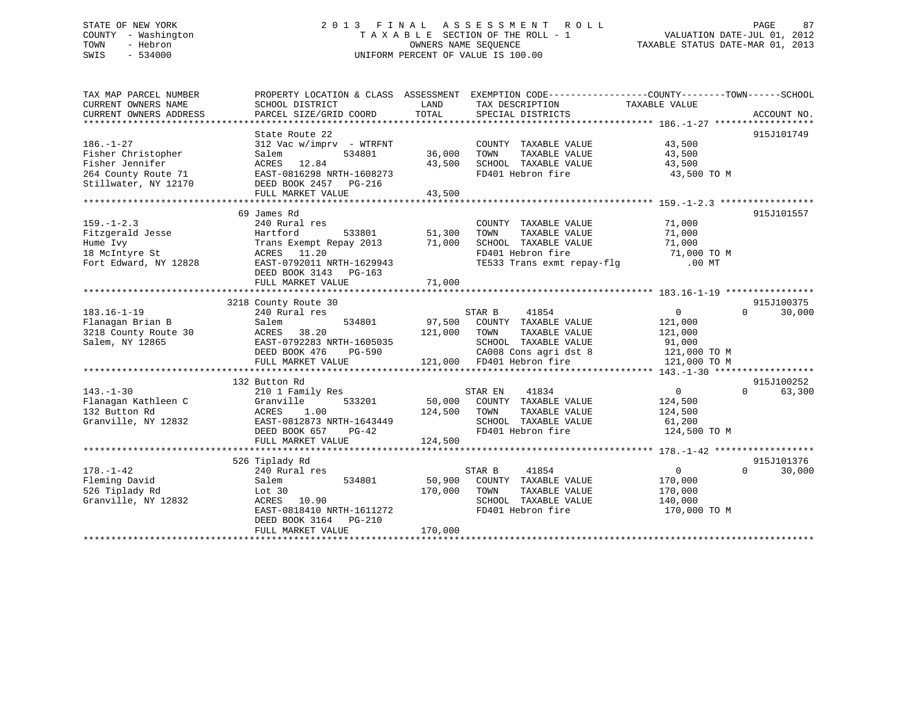STATE OF NEW YORK
COUNTY - Washington
TOWN - Hebron
SWIS - 534000

# 2013 FINAL ASSESSMENT ROLL
TAXABLE SECTION OF THE ROLL - 1
OWNERS NAME SEQUENCE
UNIFORM PERCENT OF VALUE IS 100.00

VALUATION DATE-JUL 01, 2012
TAXABLE STATUS DATE-MAR 01, 2013

| TAX MAP PARCEL NUMBER / CURRENT OWNERS NAME / CURRENT OWNERS ADDRESS | PROPERTY LOCATION & CLASS / SCHOOL DISTRICT / PARCEL SIZE/GRID COORD | ASSESSMENT LAND | TOTAL | EXEMPTION CODE / TAX DESCRIPTION / SPECIAL DISTRICTS | COUNTY / TAXABLE VALUE | TOWN | SCHOOL | ACCOUNT NO. |
|---|---|---|---|---|---|---|---|---|
| 186.-1-27 | State Route 22 | | | | | | | 915J101749 |
| | 312 Vac w/imprv - WTRFNT | | | COUNTY TAXABLE VALUE | 43,500 | | | |
| Fisher Christopher | Salem 534801 | 36,000 | | TOWN TAXABLE VALUE | 43,500 | | | |
| Fisher Jennifer | ACRES 12.84 | | 43,500 | SCHOOL TAXABLE VALUE | 43,500 | | | |
| 264 County Route 71 | EAST-0816298 NRTH-1608273 | | | FD401 Hebron fire | 43,500 TO M | | | |
| Stillwater, NY 12170 | DEED BOOK 2457 PG-216 | | | | | | | |
| | FULL MARKET VALUE | | 43,500 | | | | | |
| 159.-1-2.3 | 69 James Rd | | | | | | | 915J101557 |
| | 240 Rural res | | | COUNTY TAXABLE VALUE | 71,000 | | | |
| Fitzgerald Jesse | Hartford 533801 | 51,300 | | TOWN TAXABLE VALUE | 71,000 | | | |
| Hume Ivy | Trans Exempt Repay 2013 | | 71,000 | SCHOOL TAXABLE VALUE | 71,000 | | | |
| 18 McIntyre St | ACRES 11.20 | | | FD401 Hebron fire | 71,000 TO M | | | |
| Fort Edward, NY 12828 | EAST-0792011 NRTH-1629943 | | | TE533 Trans exmt repay-flg | .00 MT | | | |
| | DEED BOOK 3143 PG-163 | | | | | | | |
| | FULL MARKET VALUE | | 71,000 | | | | | |
| 183.16-1-19 | 3218 County Route 30 | | | | | | | 915J100375 |
| | 240 Rural res | | | STAR B 41854 | 0 | 0 | 30,000 | |
| Flanagan Brian B | Salem 534801 | 97,500 | | COUNTY TAXABLE VALUE | 121,000 | | | |
| 3218 County Route 30 | ACRES 38.20 | | 121,000 | TOWN TAXABLE VALUE | 121,000 | | | |
| Salem, NY 12865 | EAST-0792283 NRTH-1605035 | | | SCHOOL TAXABLE VALUE | 91,000 | | | |
| | DEED BOOK 476 PG-590 | | | CA008 Cons agri dst 8 | 121,000 TO M | | | |
| | FULL MARKET VALUE | | 121,000 | FD401 Hebron fire | 121,000 TO M | | | |
| 143.-1-30 | 132 Button Rd | | | | | | | 915J100252 |
| | 210 1 Family Res | | | STAR EN 41834 | 0 | 0 | 63,300 | |
| Flanagan Kathleen C | Granville 533201 | 50,000 | | COUNTY TAXABLE VALUE | 124,500 | | | |
| 132 Button Rd | ACRES 1.00 | | 124,500 | TOWN TAXABLE VALUE | 124,500 | | | |
| Granville, NY 12832 | EAST-0812873 NRTH-1643449 | | | SCHOOL TAXABLE VALUE | 61,200 | | | |
| | DEED BOOK 657 PG-42 | | | FD401 Hebron fire | 124,500 TO M | | | |
| | FULL MARKET VALUE | | 124,500 | | | | | |
| 178.-1-42 | 526 Tiplady Rd | | | | | | | 915J101376 |
| | 240 Rural res | | | STAR B 41854 | 0 | 0 | 30,000 | |
| Fleming David | Salem 534801 | 50,900 | | COUNTY TAXABLE VALUE | 170,000 | | | |
| 526 Tiplady Rd | Lot 30 | | 170,000 | TOWN TAXABLE VALUE | 170,000 | | | |
| Granville, NY 12832 | ACRES 10.90 | | | SCHOOL TAXABLE VALUE | 140,000 | | | |
| | EAST-0818410 NRTH-1611272 | | | FD401 Hebron fire | 170,000 TO M | | | |
| | DEED BOOK 3164 PG-210 | | | | | | | |
| | FULL MARKET VALUE | | 170,000 | | | | | |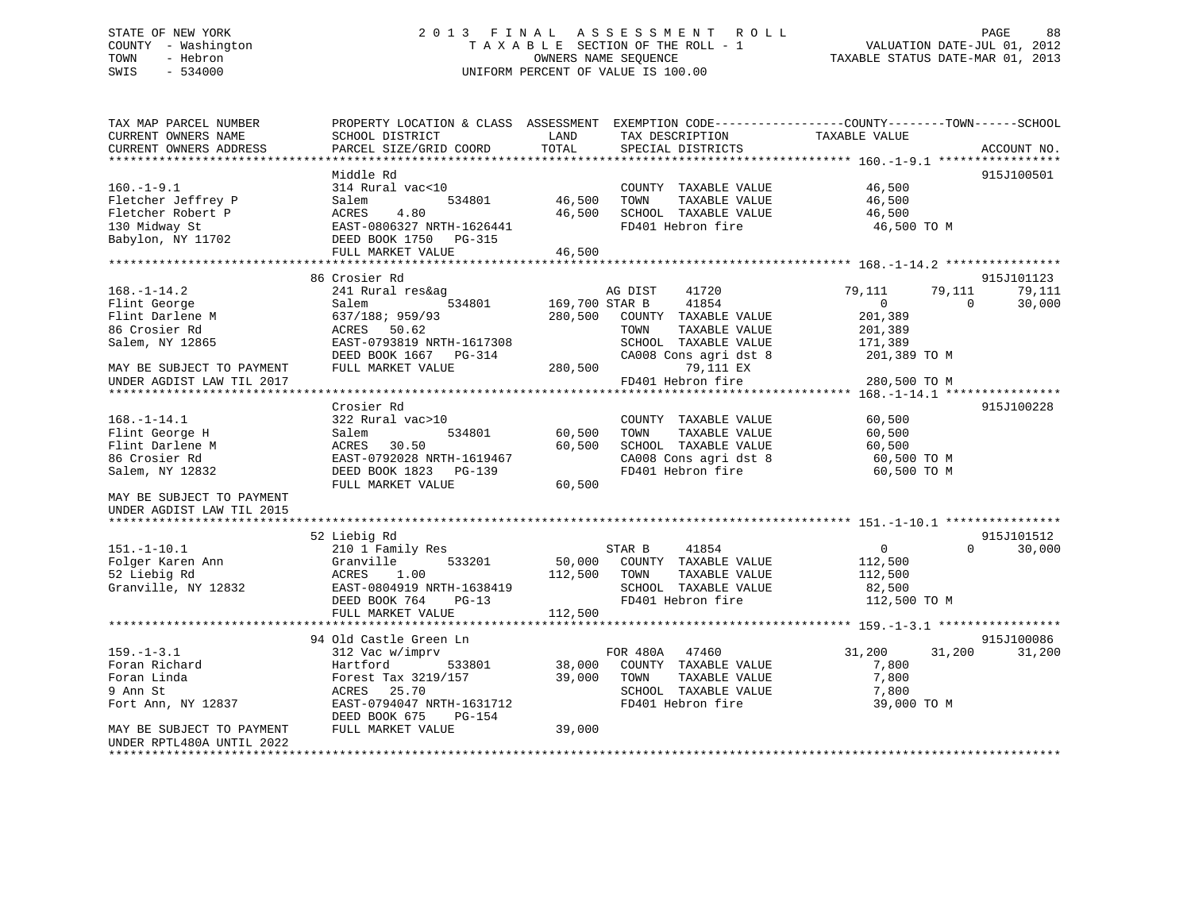STATE OF NEW YORK
COUNTY - Washington
TOWN - Hebron
SWIS - 534000

2013 FINAL ASSESSMENT ROLL
TAXABLE SECTION OF THE ROLL - 1
OWNERS NAME SEQUENCE
UNIFORM PERCENT OF VALUE IS 100.00

VALUATION DATE-JUL 01, 2012
TAXABLE STATUS DATE-MAR 01, 2013

```
TAX MAP PARCEL NUMBER          PROPERTY LOCATION & CLASS  ASSESSMENT  EXEMPTION CODE------------------COUNTY--------TOWN------SCHOOL
CURRENT OWNERS NAME            SCHOOL DISTRICT              LAND      TAX DESCRIPTION            TAXABLE VALUE
CURRENT OWNERS ADDRESS         PARCEL SIZE/GRID COORD       TOTAL     SPECIAL DISTRICTS                                  ACCOUNT NO.
******************************************************************************************************* 160.-1-9.1 *****************
                               Middle Rd                                                                               915J100501
160.-1-9.1                     314 Rural vac<10                       COUNTY  TAXABLE VALUE          46,500
Fletcher Jeffrey P             Salem          534801      46,500     TOWN    TAXABLE VALUE          46,500
Fletcher Robert P              ACRES    4.80              46,500     SCHOOL  TAXABLE VALUE          46,500
130 Midway St                  EAST-0806327 NRTH-1626441             FD401 Hebron fire               46,500 TO M
Babylon, NY 11702              DEED BOOK 1750   PG-315
                               FULL MARKET VALUE          46,500
******************************************************************************************************* 168.-1-14.2 ****************
                               86 Crosier Rd                                                                           915J101123
168.-1-14.2                    241 Rural res&ag                      AG DIST     41720           79,111     79,111     79,111
Flint George                   Salem          534801     169,700 STAR B      41854                0          0     30,000
Flint Darlene M                637/188; 959/93           280,500   COUNTY  TAXABLE VALUE         201,389
86 Crosier Rd                  ACRES   50.62                       TOWN    TAXABLE VALUE         201,389
Salem, NY 12865                EAST-0793819 NRTH-1617308           SCHOOL  TAXABLE VALUE         171,389
                               DEED BOOK 1667   PG-314             CA008 Cons agri dst 8          201,389 TO M
MAY BE SUBJECT TO PAYMENT      FULL MARKET VALUE         280,500        79,111 EX
UNDER AGDIST LAW TIL 2017                                          FD401 Hebron fire              280,500 TO M
******************************************************************************************************* 168.-1-14.1 ****************
                               Crosier Rd                                                                              915J100228
168.-1-14.1                    322 Rural vac>10                      COUNTY  TAXABLE VALUE          60,500
Flint George H                 Salem          534801      60,500     TOWN    TAXABLE VALUE          60,500
Flint Darlene M                ACRES   30.50              60,500     SCHOOL  TAXABLE VALUE          60,500
86 Crosier Rd                  EAST-0792028 NRTH-1619467             CA008 Cons agri dst 8           60,500 TO M
Salem, NY 12832                DEED BOOK 1823   PG-139               FD401 Hebron fire               60,500 TO M
                               FULL MARKET VALUE          60,500
MAY BE SUBJECT TO PAYMENT
UNDER AGDIST LAW TIL 2015
******************************************************************************************************* 151.-1-10.1 ****************
                               52 Liebig Rd                                                                            915J101512
151.-1-10.1                    210 1 Family Res                      STAR B      41854                0          0     30,000
Folger Karen Ann               Granville      533201      50,000     COUNTY  TAXABLE VALUE         112,500
52 Liebig Rd                   ACRES    1.00             112,500     TOWN    TAXABLE VALUE         112,500
Granville, NY 12832            EAST-0804919 NRTH-1638419             SCHOOL  TAXABLE VALUE          82,500
                               DEED BOOK 764    PG-13                FD401 Hebron fire              112,500 TO M
                               FULL MARKET VALUE         112,500
******************************************************************************************************* 159.-1-3.1 *****************
                               94 Old Castle Green Ln                                                                  915J100086
159.-1-3.1                     312 Vac w/imprv                       FOR 480A    47460           31,200     31,200     31,200
Foran Richard                  Hartford       533801      38,000     COUNTY  TAXABLE VALUE           7,800
Foran Linda                    Forest Tax 3219/157        39,000     TOWN    TAXABLE VALUE           7,800
9 Ann St                       ACRES   25.70                         SCHOOL  TAXABLE VALUE           7,800
Fort Ann, NY 12837             EAST-0794047 NRTH-1631712             FD401 Hebron fire               39,000 TO M
                               DEED BOOK 675    PG-154
MAY BE SUBJECT TO PAYMENT      FULL MARKET VALUE          39,000
UNDER RPTL480A UNTIL 2022
************************************************************************************************************************************
```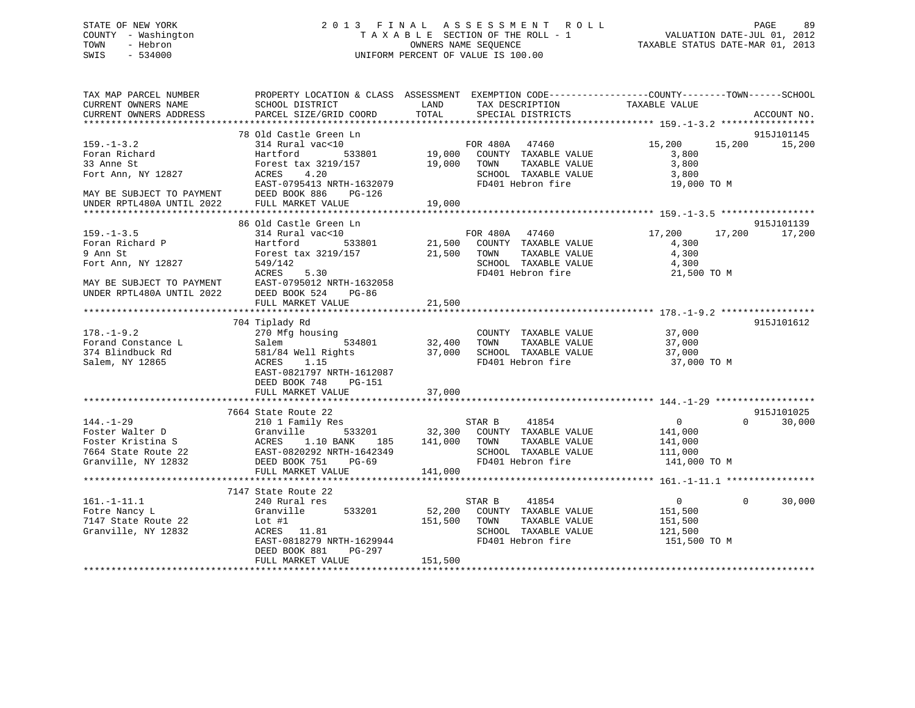STATE OF NEW YORK
COUNTY - Washington
TOWN - Hebron
SWIS - 534000

# 2013 FINAL ASSESSMENT ROLL
TAXABLE SECTION OF THE ROLL - 1
OWNERS NAME SEQUENCE
UNIFORM PERCENT OF VALUE IS 100.00

VALUATION DATE-JUL 01, 2012
TAXABLE STATUS DATE-MAR 01, 2013

| TAX MAP PARCEL NUMBER / CURRENT OWNERS NAME / CURRENT OWNERS ADDRESS | PROPERTY LOCATION & CLASS / SCHOOL DISTRICT / PARCEL SIZE/GRID COORD | ASSESSMENT LAND / TOTAL | EXEMPTION CODE / TAX DESCRIPTION / SPECIAL DISTRICTS | COUNTY TAXABLE VALUE | TOWN | SCHOOL | ACCOUNT NO. |
|---|---|---|---|---|---|---|---|
| **159.-1-3.2** | 78 Old Castle Green Ln | | | | | | 915J101145 |
| Foran Richard | 314 Rural vac<10 | | FOR 480A 47460 | 15,200 | 15,200 | 15,200 | |
| 33 Anne St | Hartford 533801 | 19,000 | COUNTY TAXABLE VALUE | 3,800 | | | |
| Fort Ann, NY 12827 | Forest tax 3219/157 | 19,000 | TOWN TAXABLE VALUE | 3,800 | | | |
| | ACRES 4.20 | | SCHOOL TAXABLE VALUE | 3,800 | | | |
| | EAST-0795413 NRTH-1632079 | | FD401 Hebron fire | 19,000 TO M | | | |
| MAY BE SUBJECT TO PAYMENT | DEED BOOK 886 PG-126 | | | | | | |
| UNDER RPTL480A UNTIL 2022 | FULL MARKET VALUE | 19,000 | | | | | |
| **159.-1-3.5** | 86 Old Castle Green Ln | | | | | | 915J101139 |
| Foran Richard P | 314 Rural vac<10 | | FOR 480A 47460 | 17,200 | 17,200 | 17,200 | |
| 9 Ann St | Hartford 533801 | 21,500 | COUNTY TAXABLE VALUE | 4,300 | | | |
| Fort Ann, NY 12827 | Forest tax 3219/157 | 21,500 | TOWN TAXABLE VALUE | 4,300 | | | |
| | 549/142 | | SCHOOL TAXABLE VALUE | 4,300 | | | |
| | ACRES 5.30 | | FD401 Hebron fire | 21,500 TO M | | | |
| MAY BE SUBJECT TO PAYMENT | EAST-0795012 NRTH-1632058 | | | | | | |
| UNDER RPTL480A UNTIL 2022 | DEED BOOK 524 PG-86 | | | | | | |
| | FULL MARKET VALUE | 21,500 | | | | | |
| **178.-1-9.2** | 704 Tiplady Rd | | | | | | 915J101612 |
| Forand Constance L | 270 Mfg housing | | COUNTY TAXABLE VALUE | 37,000 | | | |
| 374 Blindbuck Rd | Salem 534801 | 32,400 | TOWN TAXABLE VALUE | 37,000 | | | |
| Salem, NY 12865 | 581/84 Well Rights | 37,000 | SCHOOL TAXABLE VALUE | 37,000 | | | |
| | ACRES 1.15 | | FD401 Hebron fire | 37,000 TO M | | | |
| | EAST-0821797 NRTH-1612087 | | | | | | |
| | DEED BOOK 748 PG-151 | | | | | | |
| | FULL MARKET VALUE | 37,000 | | | | | |
| **144.-1-29** | 7664 State Route 22 | | | | | | 915J101025 |
| Foster Walter D | 210 1 Family Res | | STAR B 41854 | 0 | 0 | 30,000 | |
| Foster Kristina S | Granville 533201 | 32,300 | COUNTY TAXABLE VALUE | 141,000 | | | |
| 7664 State Route 22 | ACRES 1.10 BANK 185 | 141,000 | TOWN TAXABLE VALUE | 141,000 | | | |
| Granville, NY 12832 | EAST-0820292 NRTH-1642349 | | SCHOOL TAXABLE VALUE | 111,000 | | | |
| | DEED BOOK 751 PG-69 | | FD401 Hebron fire | 141,000 TO M | | | |
| | FULL MARKET VALUE | 141,000 | | | | | |
| **161.-1-11.1** | 7147 State Route 22 | | | | | | |
| Fotre Nancy L | 240 Rural res | | STAR B 41854 | 0 | 0 | 30,000 | |
| 7147 State Route 22 | Granville 533201 | 52,200 | COUNTY TAXABLE VALUE | 151,500 | | | |
| Granville, NY 12832 | Lot #1 | 151,500 | TOWN TAXABLE VALUE | 151,500 | | | |
| | ACRES 11.81 | | SCHOOL TAXABLE VALUE | 121,500 | | | |
| | EAST-0818279 NRTH-1629944 | | FD401 Hebron fire | 151,500 TO M | | | |
| | DEED BOOK 881 PG-297 | | | | | | |
| | FULL MARKET VALUE | 151,500 | | | | | |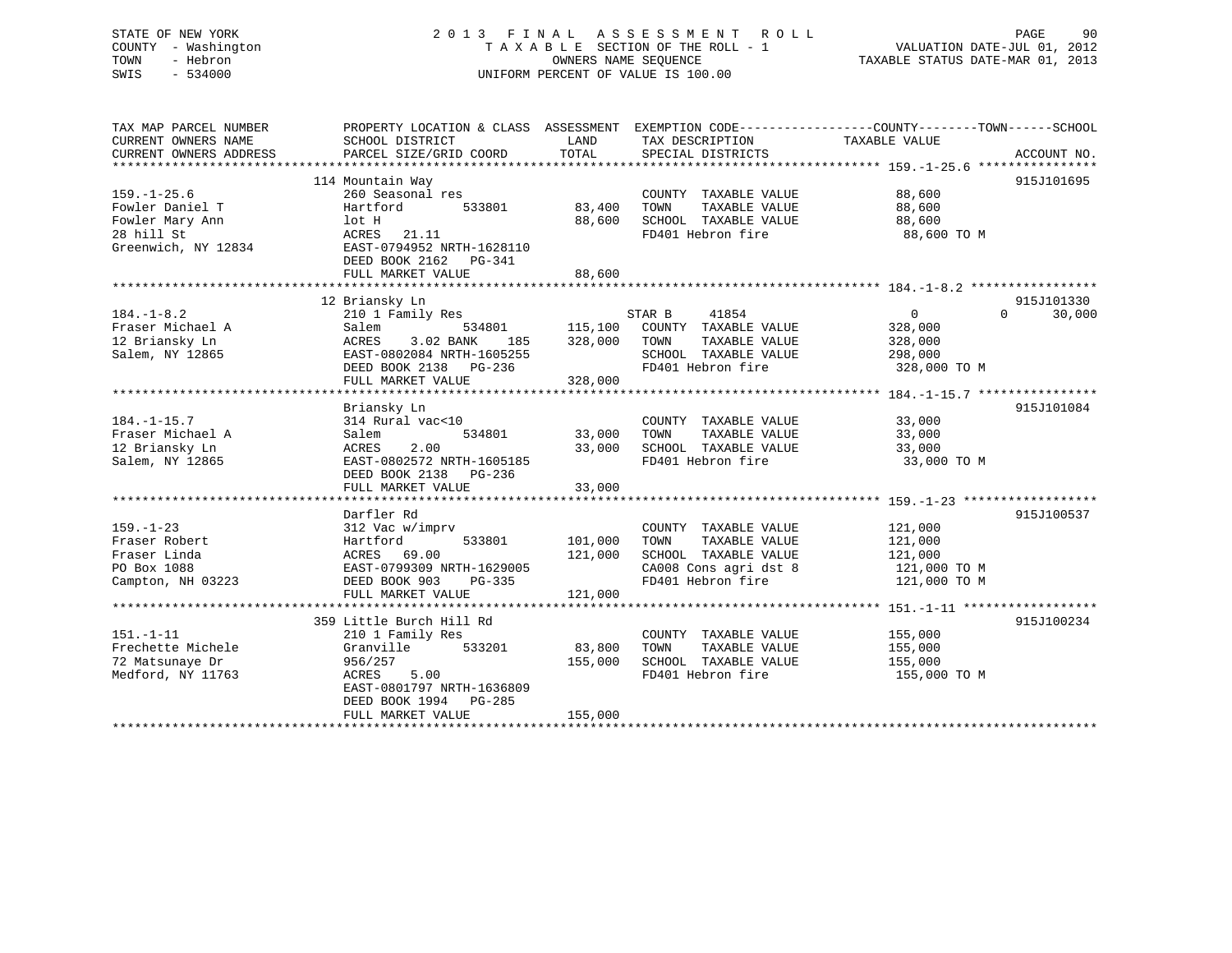STATE OF NEW YORK
COUNTY - Washington
TOWN - Hebron
SWIS - 534000

2013 FINAL ASSESSMENT ROLL
TAXABLE SECTION OF THE ROLL - 1
OWNERS NAME SEQUENCE
UNIFORM PERCENT OF VALUE IS 100.00

VALUATION DATE-JUL 01, 2012
TAXABLE STATUS DATE-MAR 01, 2013

| TAX MAP PARCEL NUMBER / CURRENT OWNERS NAME / CURRENT OWNERS ADDRESS | PROPERTY LOCATION & CLASS / SCHOOL DISTRICT / PARCEL SIZE/GRID COORD | ASSESSMENT LAND | TOTAL | EXEMPTION CODE / TAX DESCRIPTION / SPECIAL DISTRICTS | COUNTY | TOWN | SCHOOL | ACCOUNT NO. |
|---|---|---|---|---|---|---|---|---|
| **159.-1-25.6** | 114 Mountain Way | | | | | | | 915J101695 |
| 159.-1-25.6 | 260 Seasonal res | | | COUNTY TAXABLE VALUE | 88,600 | | | |
| Fowler Daniel T | Hartford 533801 | 83,400 | | TOWN TAXABLE VALUE | | 88,600 | | |
| Fowler Mary Ann | lot H | | 88,600 | SCHOOL TAXABLE VALUE | | | 88,600 | |
| 28 hill St | ACRES 21.11 | | | FD401 Hebron fire | 88,600 TO M | | | |
| Greenwich, NY 12834 | EAST-0794952 NRTH-1628110 | | | | | | | |
| | DEED BOOK 2162 PG-341 | | | | | | | |
| | FULL MARKET VALUE | | 88,600 | | | | | |
| **184.-1-8.2** | 12 Briansky Ln | | | | | | | 915J101330 |
| 184.-1-8.2 | 210 1 Family Res | | | STAR B 41854 | 0 | 0 | 30,000 | |
| Fraser Michael A | Salem 534801 | 115,100 | | COUNTY TAXABLE VALUE | 328,000 | | | |
| 12 Briansky Ln | ACRES 3.02 BANK 185 | | 328,000 | TOWN TAXABLE VALUE | | 328,000 | | |
| Salem, NY 12865 | EAST-0802084 NRTH-1605255 | | | SCHOOL TAXABLE VALUE | | | 298,000 | |
| | DEED BOOK 2138 PG-236 | | | FD401 Hebron fire | 328,000 TO M | | | |
| | FULL MARKET VALUE | | 328,000 | | | | | |
| **184.-1-15.7** | Briansky Ln | | | | | | | 915J101084 |
| 184.-1-15.7 | 314 Rural vac<10 | | | COUNTY TAXABLE VALUE | 33,000 | | | |
| Fraser Michael A | Salem 534801 | 33,000 | | TOWN TAXABLE VALUE | | 33,000 | | |
| 12 Briansky Ln | ACRES 2.00 | | 33,000 | SCHOOL TAXABLE VALUE | | | 33,000 | |
| Salem, NY 12865 | EAST-0802572 NRTH-1605185 | | | FD401 Hebron fire | 33,000 TO M | | | |
| | DEED BOOK 2138 PG-236 | | | | | | | |
| | FULL MARKET VALUE | | 33,000 | | | | | |
| **159.-1-23** | Darfler Rd | | | | | | | 915J100537 |
| 159.-1-23 | 312 Vac w/imprv | | | COUNTY TAXABLE VALUE | 121,000 | | | |
| Fraser Robert | Hartford 533801 | 101,000 | | TOWN TAXABLE VALUE | | 121,000 | | |
| Fraser Linda | ACRES 69.00 | | 121,000 | SCHOOL TAXABLE VALUE | | | 121,000 | |
| PO Box 1088 | EAST-0799309 NRTH-1629005 | | | CA008 Cons agri dst 8 | 121,000 TO M | | | |
| Campton, NH 03223 | DEED BOOK 903 PG-335 | | | FD401 Hebron fire | 121,000 TO M | | | |
| | FULL MARKET VALUE | | 121,000 | | | | | |
| **151.-1-11** | 359 Little Burch Hill Rd | | | | | | | 915J100234 |
| 151.-1-11 | 210 1 Family Res | | | COUNTY TAXABLE VALUE | 155,000 | | | |
| Frechette Michele | Granville 533201 | 83,800 | | TOWN TAXABLE VALUE | | 155,000 | | |
| 72 Matsunaye Dr | 956/257 | | 155,000 | SCHOOL TAXABLE VALUE | | | 155,000 | |
| Medford, NY 11763 | ACRES 5.00 | | | FD401 Hebron fire | 155,000 TO M | | | |
| | EAST-0801797 NRTH-1636809 | | | | | | | |
| | DEED BOOK 1994 PG-285 | | | | | | | |
| | FULL MARKET VALUE | | 155,000 | | | | | |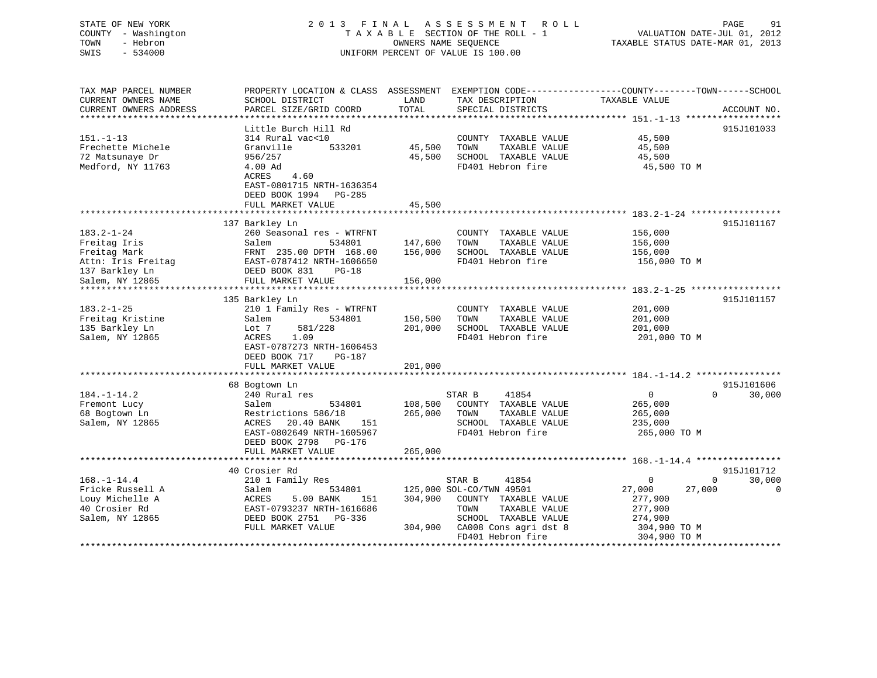STATE OF NEW YORK
COUNTY - Washington
TOWN - Hebron
SWIS - 534000

2013 FINAL ASSESSMENT ROLL
TAXABLE SECTION OF THE ROLL - 1
OWNERS NAME SEQUENCE
UNIFORM PERCENT OF VALUE IS 100.00

VALUATION DATE-JUL 01, 2012
TAXABLE STATUS DATE-MAR 01, 2013

| TAX MAP PARCEL NUMBER / CURRENT OWNERS NAME / CURRENT OWNERS ADDRESS | PROPERTY LOCATION & CLASS / SCHOOL DISTRICT / PARCEL SIZE/GRID COORD | ASSESSMENT LAND | TOTAL | EXEMPTION CODE / TAX DESCRIPTION / SPECIAL DISTRICTS | COUNTY TAXABLE VALUE | TOWN | SCHOOL | ACCOUNT NO. |
|---|---|---|---|---|---|---|---|---|
| 151.-1-13 | Little Burch Hill Rd | | | | | | | 915J101033 |
| Frechette Michele | 314 Rural vac<10 | | | COUNTY TAXABLE VALUE | 45,500 | | | |
| 72 Matsunaye Dr | Granville 533201 | 45,500 | | TOWN TAXABLE VALUE | 45,500 | | | |
| Medford, NY 11763 | 956/257 | | 45,500 | SCHOOL TAXABLE VALUE | 45,500 | | | |
| | 4.00 Ad | | | FD401 Hebron fire | 45,500 TO M | | | |
| | ACRES 4.60 | | | | | | | |
| | EAST-0801715 NRTH-1636354 | | | | | | | |
| | DEED BOOK 1994 PG-285 | | | | | | | |
| | FULL MARKET VALUE | | 45,500 | | | | | |
| 183.2-1-24 | 137 Barkley Ln | | | | | | | 915J101167 |
| Freitag Iris | 260 Seasonal res - WTRFNT | | | COUNTY TAXABLE VALUE | 156,000 | | | |
| Freitag Mark | Salem 534801 | 147,600 | | TOWN TAXABLE VALUE | 156,000 | | | |
| Attn: Iris Freitag | FRNT 235.00 DPTH 168.00 | | 156,000 | SCHOOL TAXABLE VALUE | 156,000 | | | |
| 137 Barkley Ln | EAST-0787412 NRTH-1606650 | | | FD401 Hebron fire | 156,000 TO M | | | |
| Salem, NY 12865 | DEED BOOK 831 PG-18 | | | | | | | |
| | FULL MARKET VALUE | | 156,000 | | | | | |
| 183.2-1-25 | 135 Barkley Ln | | | | | | | 915J101157 |
| Freitag Kristine | 210 1 Family Res - WTRFNT | | | COUNTY TAXABLE VALUE | 201,000 | | | |
| 135 Barkley Ln | Salem 534801 | 150,500 | | TOWN TAXABLE VALUE | 201,000 | | | |
| Salem, NY 12865 | Lot 7 581/228 | | 201,000 | SCHOOL TAXABLE VALUE | 201,000 | | | |
| | ACRES 1.09 | | | FD401 Hebron fire | 201,000 TO M | | | |
| | EAST-0787273 NRTH-1606453 | | | | | | | |
| | DEED BOOK 717 PG-187 | | | | | | | |
| | FULL MARKET VALUE | | 201,000 | | | | | |
| 184.-1-14.2 | 68 Bogtown Ln | | | | | | | 915J101606 |
| Fremont Lucy | 240 Rural res | | | STAR B 41854 | 0 | 0 | 30,000 | |
| 68 Bogtown Ln | Salem 534801 | 108,500 | | COUNTY TAXABLE VALUE | 265,000 | | | |
| Salem, NY 12865 | Restrictions 586/18 | | 265,000 | TOWN TAXABLE VALUE | 265,000 | | | |
| | ACRES 20.40 BANK 151 | | | SCHOOL TAXABLE VALUE | 235,000 | | | |
| | EAST-0802649 NRTH-1605967 | | | FD401 Hebron fire | 265,000 TO M | | | |
| | DEED BOOK 2798 PG-176 | | | | | | | |
| | FULL MARKET VALUE | | 265,000 | | | | | |
| 168.-1-14.4 | 40 Crosier Rd | | | | | | | 915J101712 |
| Fricke Russell A | 210 1 Family Res | | | STAR B 41854 | 0 | 0 | 30,000 | |
| Louy Michelle A | Salem 534801 | 125,000 | | SOL-CO/TWN 49501 | 27,000 | 27,000 | 0 | |
| 40 Crosier Rd | ACRES 5.00 BANK 151 | | 304,900 | COUNTY TAXABLE VALUE | 277,900 | | | |
| Salem, NY 12865 | EAST-0793237 NRTH-1616686 | | | TOWN TAXABLE VALUE | 277,900 | | | |
| | DEED BOOK 2751 PG-336 | | | SCHOOL TAXABLE VALUE | 274,900 | | | |
| | FULL MARKET VALUE | | 304,900 | CA008 Cons agri dst 8 | 304,900 TO M | | | |
| | | | | FD401 Hebron fire | 304,900 TO M | | | |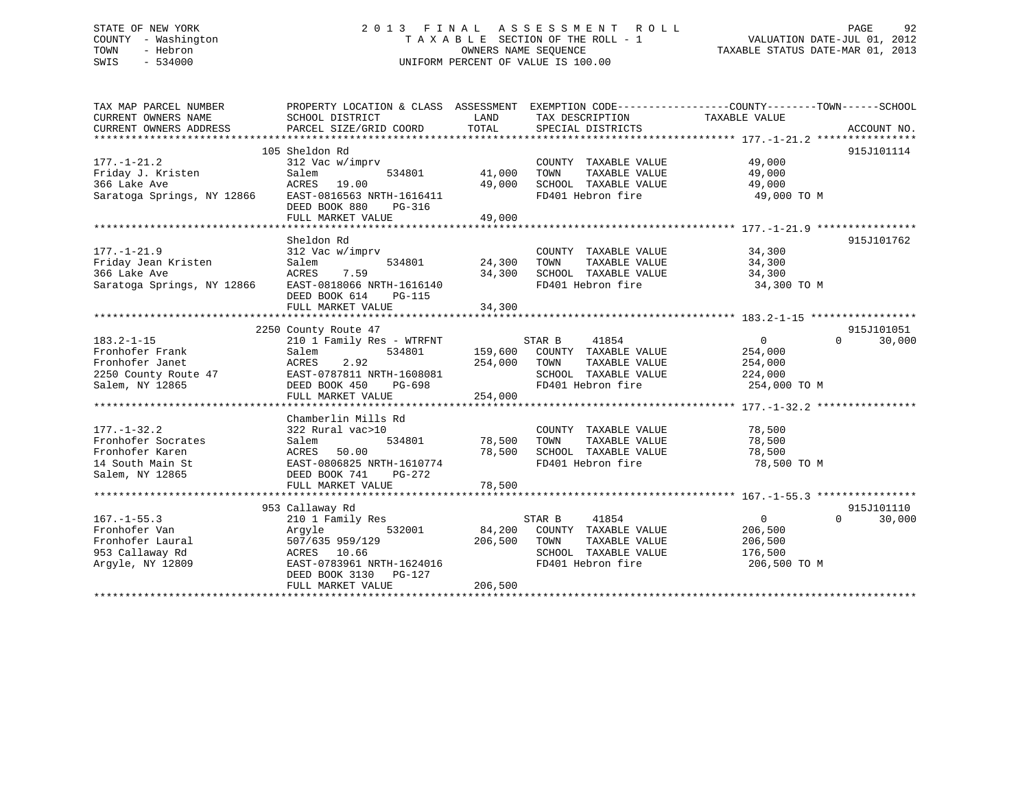STATE OF NEW YORK
COUNTY - Washington
TOWN - Hebron
SWIS - 534000

# 2013 FINAL ASSESSMENT ROLL
TAXABLE SECTION OF THE ROLL - 1
OWNERS NAME SEQUENCE
UNIFORM PERCENT OF VALUE IS 100.00

VALUATION DATE-JUL 01, 2012
TAXABLE STATUS DATE-MAR 01, 2013

```
TAX MAP PARCEL NUMBER          PROPERTY LOCATION & CLASS  ASSESSMENT  EXEMPTION CODE------------------COUNTY--------TOWN------SCHOOL
CURRENT OWNERS NAME            SCHOOL DISTRICT               LAND      TAX DESCRIPTION            TAXABLE VALUE
CURRENT OWNERS ADDRESS         PARCEL SIZE/GRID COORD        TOTAL     SPECIAL DISTRICTS                                    ACCOUNT NO.
******************************************************************************************************* 177.-1-21.2 ****************
                         105 Sheldon Rd                                                                                   915J101114
177.-1-21.2                    312 Vac w/imprv                          COUNTY  TAXABLE VALUE           49,000
Friday J. Kristen              Salem           534801       41,000      TOWN    TAXABLE VALUE           49,000
366 Lake Ave                   ACRES   19.00                49,000      SCHOOL  TAXABLE VALUE           49,000
Saratoga Springs, NY 12866     EAST-0816563 NRTH-1616411                FD401 Hebron fire                49,000 TO M
                               DEED BOOK 880    PG-316
                               FULL MARKET VALUE            49,000
******************************************************************************************************* 177.-1-21.9 ****************
                               Sheldon Rd                                                                                 915J101762
177.-1-21.9                    312 Vac w/imprv                          COUNTY  TAXABLE VALUE           34,300
Friday Jean Kristen            Salem           534801       24,300      TOWN    TAXABLE VALUE           34,300
366 Lake Ave                   ACRES    7.59                34,300      SCHOOL  TAXABLE VALUE           34,300
Saratoga Springs, NY 12866     EAST-0818066 NRTH-1616140                FD401 Hebron fire                34,300 TO M
                               DEED BOOK 614    PG-115
                               FULL MARKET VALUE            34,300
******************************************************************************************************* 183.2-1-15 *****************
                         2250 County Route 47                                                                             915J101051
183.2-1-15                     210 1 Family Res - WTRFNT             STAR B     41854                  0             0      30,000
Fronhofer Frank                Salem           534801      159,600      COUNTY  TAXABLE VALUE          254,000
Fronhofer Janet                ACRES    2.92               254,000      TOWN    TAXABLE VALUE          254,000
2250 County Route 47           EAST-0787811 NRTH-1608081                SCHOOL  TAXABLE VALUE          224,000
Salem, NY 12865                DEED BOOK 450    PG-698                  FD401 Hebron fire               254,000 TO M
                               FULL MARKET VALUE           254,000
******************************************************************************************************* 177.-1-32.2 ****************
                               Chamberlin Mills Rd
177.-1-32.2                    322 Rural vac>10                         COUNTY  TAXABLE VALUE           78,500
Fronhofer Socrates             Salem           534801       78,500      TOWN    TAXABLE VALUE           78,500
Fronhofer Karen                ACRES   50.00                78,500      SCHOOL  TAXABLE VALUE           78,500
14 South Main St               EAST-0806825 NRTH-1610774                FD401 Hebron fire                78,500 TO M
Salem, NY 12865                DEED BOOK 741    PG-272
                               FULL MARKET VALUE            78,500
******************************************************************************************************* 167.-1-55.3 ****************
                         953 Callaway Rd                                                                                  915J101110
167.-1-55.3                    210 1 Family Res                      STAR B     41854                  0             0      30,000
Fronhofer Van                  Argyle          532001       84,200      COUNTY  TAXABLE VALUE          206,500
Fronhofer Laural               507/635 959/129             206,500      TOWN    TAXABLE VALUE          206,500
953 Callaway Rd                ACRES   10.66                            SCHOOL  TAXABLE VALUE          176,500
Argyle, NY 12809               EAST-0783961 NRTH-1624016                FD401 Hebron fire               206,500 TO M
                               DEED BOOK 3130   PG-127
                               FULL MARKET VALUE           206,500
************************************************************************************************************************************
```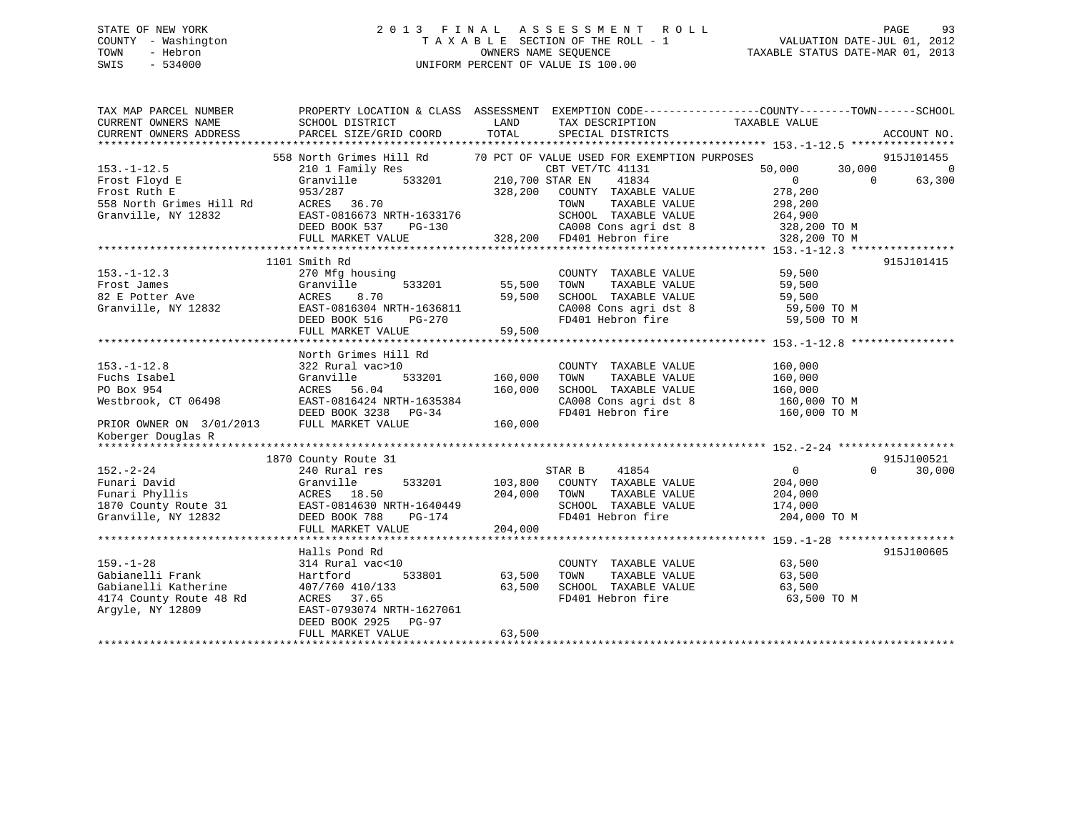STATE OF NEW YORK
COUNTY - Washington
TOWN - Hebron
SWIS - 534000

# 2013 FINAL ASSESSMENT ROLL
TAXABLE SECTION OF THE ROLL - 1
OWNERS NAME SEQUENCE
UNIFORM PERCENT OF VALUE IS 100.00

VALUATION DATE-JUL 01, 2012
TAXABLE STATUS DATE-MAR 01, 2013

```
TAX MAP PARCEL NUMBER          PROPERTY LOCATION & CLASS  ASSESSMENT  EXEMPTION CODE------------------COUNTY--------TOWN------SCHOOL
CURRENT OWNERS NAME            SCHOOL DISTRICT               LAND      TAX DESCRIPTION              TAXABLE VALUE
CURRENT OWNERS ADDRESS         PARCEL SIZE/GRID COORD        TOTAL     SPECIAL DISTRICTS                                       ACCOUNT NO.
******************************************************************************************************* 153.-1-12.5 ****************
                          558 North Grimes Hill Rd      70 PCT OF VALUE USED FOR EXEMPTION PURPOSES                         915J101455
153.-1-12.5                    210 1 Family Res                      CBT VET/TC 41131               50,000      30,000           0
Frost Floyd E                  Granville        533201       210,700 STAR EN    41834                    0           0      63,300
Frost Ruth E                   953/287                       328,200   COUNTY  TAXABLE VALUE        278,200
558 North Grimes Hill Rd       ACRES   36.70                           TOWN    TAXABLE VALUE        298,200
Granville, NY 12832            EAST-0816673 NRTH-1633176               SCHOOL  TAXABLE VALUE        264,900
                               DEED BOOK 537    PG-130                 CA008 Cons agri dst 8          328,200 TO M
                               FULL MARKET VALUE             328,200   FD401 Hebron fire              328,200 TO M
******************************************************************************************************* 153.-1-12.3 ****************
                          1101 Smith Rd                                                                              915J101415
153.-1-12.3                    270 Mfg housing                         COUNTY  TAXABLE VALUE         59,500
Frost James                    Granville        533201        55,500   TOWN    TAXABLE VALUE         59,500
82 E Potter Ave                ACRES    8.70                  59,500   SCHOOL  TAXABLE VALUE         59,500
Granville, NY 12832            EAST-0816304 NRTH-1636811               CA008 Cons agri dst 8           59,500 TO M
                               DEED BOOK 516    PG-270                 FD401 Hebron fire               59,500 TO M
                               FULL MARKET VALUE              59,500
******************************************************************************************************* 153.-1-12.8 ****************
                               North Grimes Hill Rd
153.-1-12.8                    322 Rural vac>10                        COUNTY  TAXABLE VALUE        160,000
Fuchs Isabel                   Granville        533201       160,000   TOWN    TAXABLE VALUE        160,000
PO Box 954                     ACRES   56.04                 160,000   SCHOOL  TAXABLE VALUE        160,000
Westbrook, CT 06498            EAST-0816424 NRTH-1635384               CA008 Cons agri dst 8          160,000 TO M
                               DEED BOOK 3238   PG-34                  FD401 Hebron fire              160,000 TO M
PRIOR OWNER ON 3/01/2013       FULL MARKET VALUE             160,000
Koberger Douglas R
******************************************************************************************************* 152.-2-24 ******************
                          1870 County Route 31                                                                       915J100521
152.-2-24                      240 Rural res                          STAR B     41854                    0           0      30,000
Funari David                   Granville        533201       103,800   COUNTY  TAXABLE VALUE        204,000
Funari Phyllis                 ACRES   18.50                 204,000   TOWN    TAXABLE VALUE        204,000
1870 County Route 31           EAST-0814630 NRTH-1640449               SCHOOL  TAXABLE VALUE        174,000
Granville, NY 12832            DEED BOOK 788    PG-174                 FD401 Hebron fire              204,000 TO M
                               FULL MARKET VALUE             204,000
******************************************************************************************************* 159.-1-28 ******************
                               Halls Pond Rd                                                                         915J100605
159.-1-28                      314 Rural vac<10                        COUNTY  TAXABLE VALUE         63,500
Gabianelli Frank               Hartford         533801        63,500   TOWN    TAXABLE VALUE         63,500
Gabianelli Katherine           407/760 410/133                63,500   SCHOOL  TAXABLE VALUE         63,500
4174 County Route 48 Rd        ACRES   37.65                           FD401 Hebron fire               63,500 TO M
Argyle, NY 12809               EAST-0793074 NRTH-1627061
                               DEED BOOK 2925   PG-97
                               FULL MARKET VALUE              63,500
************************************************************************************************************************************
```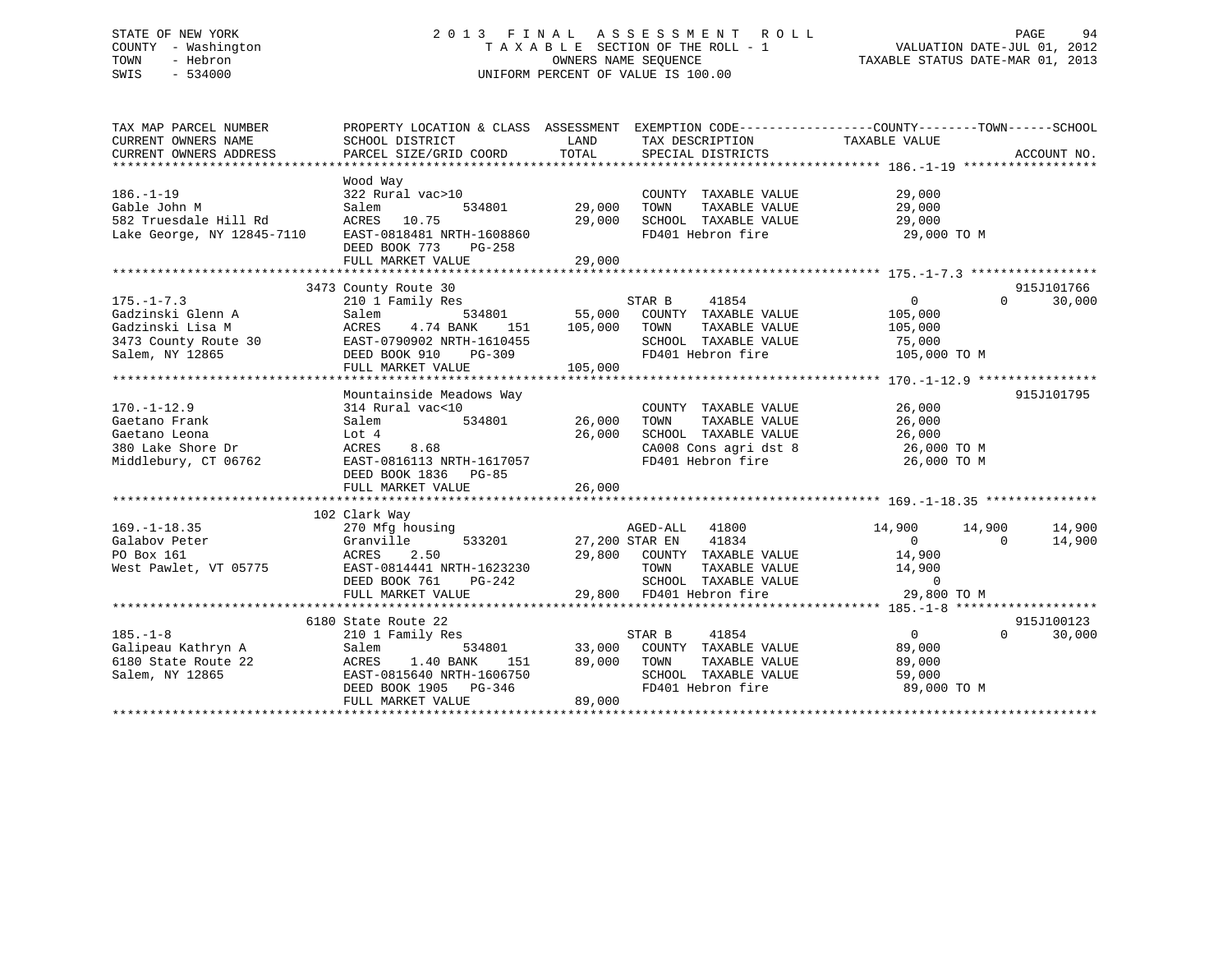STATE OF NEW YORK
COUNTY - Washington
TOWN - Hebron
SWIS - 534000

2 0 1 3 F I N A L A S S E S S M E N T R O L L
T A X A B L E SECTION OF THE ROLL - 1
OWNERS NAME SEQUENCE
UNIFORM PERCENT OF VALUE IS 100.00

VALUATION DATE-JUL 01, 2012
TAXABLE STATUS DATE-MAR 01, 2013

```
TAX MAP PARCEL NUMBER          PROPERTY LOCATION & CLASS  ASSESSMENT  EXEMPTION CODE------------------COUNTY--------TOWN------SCHOOL
CURRENT OWNERS NAME            SCHOOL DISTRICT               LAND      TAX DESCRIPTION              TAXABLE VALUE
CURRENT OWNERS ADDRESS         PARCEL SIZE/GRID COORD        TOTAL     SPECIAL DISTRICTS                                        ACCOUNT NO.
******************************************************************************************************* 186.-1-19 ******************
                               Wood Way
186.-1-19                      322 Rural vac>10                        COUNTY  TAXABLE VALUE             29,000
Gable John M                   Salem           534801        29,000    TOWN    TAXABLE VALUE             29,000
582 Truesdale Hill Rd          ACRES  10.75                  29,000    SCHOOL  TAXABLE VALUE             29,000
Lake George, NY 12845-7110     EAST-0818481 NRTH-1608860               FD401 Hebron fire                  29,000 TO M
                               DEED BOOK 773    PG-258
                               FULL MARKET VALUE             29,000
******************************************************************************************************* 175.-1-7.3 *****************
                          3473 County Route 30                                                                      915J101766
175.-1-7.3                     210 1 Family Res                        STAR B     41854                   0             0     30,000
Gadzinski Glenn A              Salem           534801        55,000    COUNTY  TAXABLE VALUE            105,000
Gadzinski Lisa M               ACRES   4.74 BANK    151     105,000    TOWN    TAXABLE VALUE            105,000
3473 County Route 30           EAST-0790902 NRTH-1610455               SCHOOL  TAXABLE VALUE             75,000
Salem, NY 12865                DEED BOOK 910    PG-309                 FD401 Hebron fire                 105,000 TO M
                               FULL MARKET VALUE            105,000
******************************************************************************************************* 170.-1-12.9 ****************
                               Mountainside Meadows Way                                                             915J101795
170.-1-12.9                    314 Rural vac<10                        COUNTY  TAXABLE VALUE             26,000
Gaetano Frank                  Salem           534801        26,000    TOWN    TAXABLE VALUE             26,000
Gaetano Leona                  Lot 4                         26,000    SCHOOL  TAXABLE VALUE             26,000
380 Lake Shore Dr              ACRES   8.68                            CA008 Cons agri dst 8              26,000 TO M
Middlebury, CT 06762           EAST-0816113 NRTH-1617057               FD401 Hebron fire                  26,000 TO M
                               DEED BOOK 1836   PG-85
                               FULL MARKET VALUE             26,000
******************************************************************************************************* 169.-1-18.35 ***************
                           102 Clark Way
169.-1-18.35                   270 Mfg housing                         AGED-ALL   41800              14,900        14,900     14,900
Galabov Peter                  Granville       533201        27,200 STAR EN    41834                   0             0     14,900
PO Box 161                     ACRES   2.50                  29,800    COUNTY  TAXABLE VALUE             14,900
West Pawlet, VT 05775          EAST-0814441 NRTH-1623230               TOWN    TAXABLE VALUE             14,900
                               DEED BOOK 761    PG-242                 SCHOOL  TAXABLE VALUE                  0
                               FULL MARKET VALUE             29,800    FD401 Hebron fire                  29,800 TO M
******************************************************************************************************* 185.-1-8 *******************
                          6180 State Route 22                                                                       915J100123
185.-1-8                       210 1 Family Res                        STAR B     41854                   0             0     30,000
Galipeau Kathryn A             Salem           534801        33,000    COUNTY  TAXABLE VALUE             89,000
6180 State Route 22            ACRES   1.40 BANK    151      89,000    TOWN    TAXABLE VALUE             89,000
Salem, NY 12865                EAST-0815640 NRTH-1606750               SCHOOL  TAXABLE VALUE             59,000
                               DEED BOOK 1905   PG-346                 FD401 Hebron fire                  89,000 TO M
                               FULL MARKET VALUE             89,000
************************************************************************************************************************************
```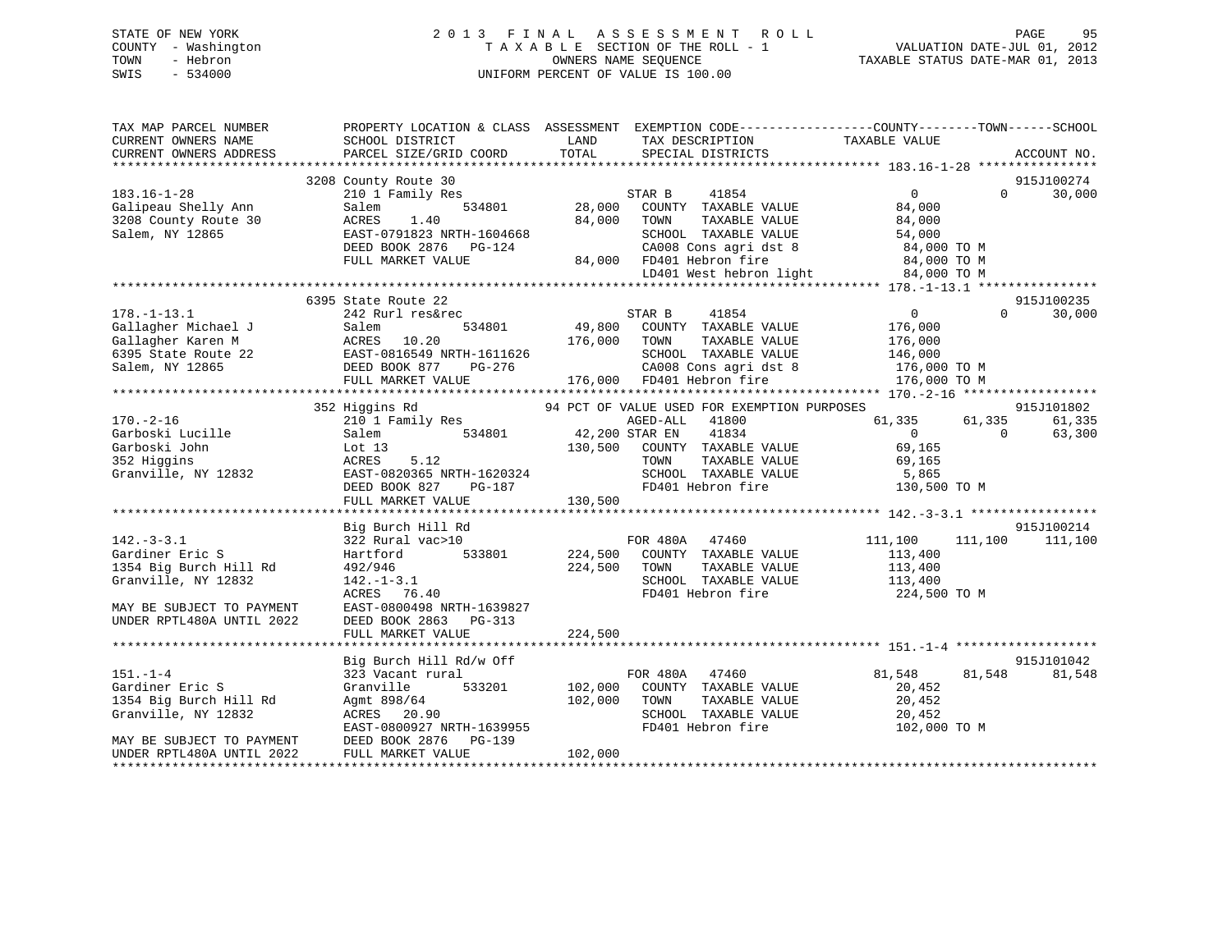STATE OF NEW YORK — 2013 FINAL ASSESSMENT ROLL
COUNTY - Washington — TAXABLE SECTION OF THE ROLL - 1 — VALUATION DATE-JUL 01, 2012
TOWN - Hebron — OWNERS NAME SEQUENCE — TAXABLE STATUS DATE-MAR 01, 2013
SWIS - 534000 — UNIFORM PERCENT OF VALUE IS 100.00

```
TAX MAP PARCEL NUMBER          PROPERTY LOCATION & CLASS  ASSESSMENT  EXEMPTION CODE------------------COUNTY--------TOWN------SCHOOL
CURRENT OWNERS NAME            SCHOOL DISTRICT               LAND      TAX DESCRIPTION            TAXABLE VALUE
CURRENT OWNERS ADDRESS         PARCEL SIZE/GRID COORD        TOTAL     SPECIAL DISTRICTS                                  ACCOUNT NO.
******************************************************************************************************* 183.16-1-28 ****************
                               3208 County Route 30                                                                      915J100274
183.16-1-28                    210 1 Family Res                        STAR B    41854                 0             0       30,000
Galipeau Shelly Ann            Salem             534801      28,000    COUNTY  TAXABLE VALUE            84,000
3208 County Route 30           ACRES    1.40                 84,000    TOWN    TAXABLE VALUE            84,000
Salem, NY 12865                EAST-0791823 NRTH-1604668               SCHOOL  TAXABLE VALUE            54,000
                               DEED BOOK 2876   PG-124                 CA008 Cons agri dst 8             84,000 TO M
                               FULL MARKET VALUE             84,000    FD401 Hebron fire                 84,000 TO M
                                                                       LD401 West hebron light           84,000 TO M
******************************************************************************************************* 178.-1-13.1 ****************
                               6395 State Route 22                                                                       915J100235
178.-1-13.1                    242 Rurl res&rec                        STAR B    41854                 0             0       30,000
Gallagher Michael J            Salem             534801      49,800    COUNTY  TAXABLE VALUE           176,000
Gallagher Karen M              ACRES   10.20                176,000    TOWN    TAXABLE VALUE           176,000
6395 State Route 22            EAST-0816549 NRTH-1611626               SCHOOL  TAXABLE VALUE           146,000
Salem, NY 12865                DEED BOOK 877    PG-276                 CA008 Cons agri dst 8            176,000 TO M
                               FULL MARKET VALUE            176,000    FD401 Hebron fire                176,000 TO M
******************************************************************************************************* 170.-2-16 ******************
                               352 Higgins Rd               94 PCT OF VALUE USED FOR EXEMPTION PURPOSES                  915J101802
170.-2-16                      210 1 Family Res                        AGED-ALL  41800             61,335        61,335       61,335
Garboski Lucille               Salem             534801      42,200 STAR EN  41834                     0             0       63,300
Garboski John                  Lot 13                       130,500    COUNTY  TAXABLE VALUE            69,165
352 Higgins                    ACRES    5.12                           TOWN    TAXABLE VALUE            69,165
Granville, NY 12832            EAST-0820365 NRTH-1620324               SCHOOL  TAXABLE VALUE             5,865
                               DEED BOOK 827    PG-187                 FD401 Hebron fire                130,500 TO M
                               FULL MARKET VALUE            130,500
******************************************************************************************************* 142.-3-3.1 *****************
                               Big Burch Hill Rd                                                                         915J100214
142.-3-3.1                     322 Rural vac>10                        FOR 480A  47460            111,100       111,100      111,100
Gardiner Eric S                Hartford          533801     224,500    COUNTY  TAXABLE VALUE           113,400
1354 Big Burch Hill Rd         492/946                      224,500    TOWN    TAXABLE VALUE           113,400
Granville, NY 12832            142.-1-3.1                              SCHOOL  TAXABLE VALUE           113,400
                               ACRES   76.40                           FD401 Hebron fire                224,500 TO M
MAY BE SUBJECT TO PAYMENT      EAST-0800498 NRTH-1639827
UNDER RPTL480A UNTIL 2022      DEED BOOK 2863   PG-313
                               FULL MARKET VALUE            224,500
******************************************************************************************************* 151.-1-4 *******************
                               Big Burch Hill Rd/w Off                                                                   915J101042
151.-1-4                       323 Vacant rural                        FOR 480A  47460             81,548        81,548       81,548
Gardiner Eric S                Granville         533201     102,000    COUNTY  TAXABLE VALUE            20,452
1354 Big Burch Hill Rd         Agmt 898/64                  102,000    TOWN    TAXABLE VALUE            20,452
Granville, NY 12832            ACRES   20.90                           SCHOOL  TAXABLE VALUE            20,452
                               EAST-0800927 NRTH-1639955               FD401 Hebron fire                102,000 TO M
MAY BE SUBJECT TO PAYMENT      DEED BOOK 2876   PG-139
UNDER RPTL480A UNTIL 2022      FULL MARKET VALUE            102,000
************************************************************************************************************************************
```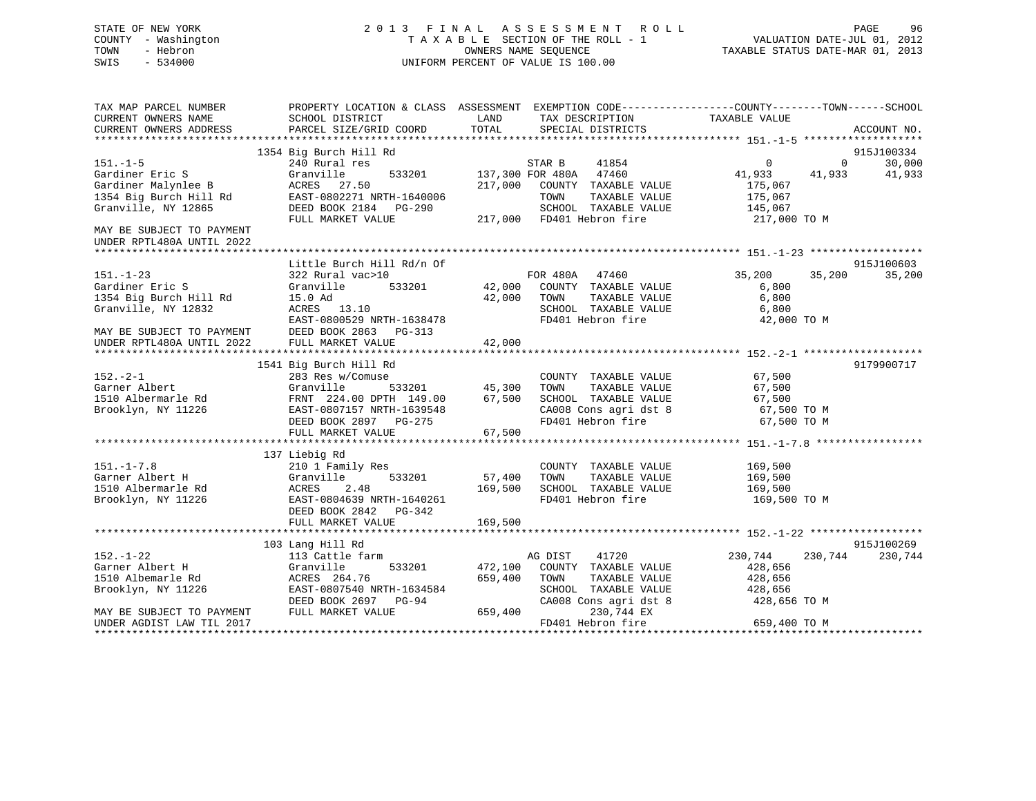STATE OF NEW YORK
COUNTY - Washington
TOWN - Hebron
SWIS - 534000

# 2013 FINAL ASSESSMENT ROLL
TAXABLE SECTION OF THE ROLL - 1
OWNERS NAME SEQUENCE
UNIFORM PERCENT OF VALUE IS 100.00

VALUATION DATE-JUL 01, 2012
TAXABLE STATUS DATE-MAR 01, 2013

```
TAX MAP PARCEL NUMBER        PROPERTY LOCATION & CLASS  ASSESSMENT  EXEMPTION CODE------------------COUNTY--------TOWN------SCHOOL
CURRENT OWNERS NAME          SCHOOL DISTRICT              LAND      TAX DESCRIPTION              TAXABLE VALUE
CURRENT OWNERS ADDRESS       PARCEL SIZE/GRID COORD       TOTAL     SPECIAL DISTRICTS                                    ACCOUNT NO.
******************************************************************************************* 151.-1-5 *******************
                   1354 Big Burch Hill Rd                                                                          915J100334
151.-1-5                     240 Rural res                          STAR B     41854                0          0       30,000
Gardiner Eric S              Granville      533201   137,300 FOR 480A   47460           41,933     41,933       41,933
Gardiner Malynlee B          ACRES  27.50            217,000   COUNTY  TAXABLE VALUE          175,067
1354 Big Burch Hill Rd       EAST-0802271 NRTH-1640006          TOWN    TAXABLE VALUE          175,067
Granville, NY 12865          DEED BOOK 2184   PG-290            SCHOOL  TAXABLE VALUE          145,067
                             FULL MARKET VALUE         217,000   FD401 Hebron fire              217,000 TO M
MAY BE SUBJECT TO PAYMENT
UNDER RPTL480A UNTIL 2022
******************************************************************************************* 151.-1-23 ******************
                   Little Burch Hill Rd/n Of                                                                       915J100603
151.-1-23                    322 Rural vac>10                      FOR 480A   47460           35,200     35,200       35,200
Gardiner Eric S              Granville      533201     42,000   COUNTY  TAXABLE VALUE            6,800
1354 Big Burch Hill Rd       15.0 Ad                   42,000   TOWN    TAXABLE VALUE            6,800
Granville, NY 12832          ACRES  13.10                      SCHOOL  TAXABLE VALUE            6,800
                             EAST-0800529 NRTH-1638478          FD401 Hebron fire               42,000 TO M
MAY BE SUBJECT TO PAYMENT    DEED BOOK 2863   PG-313
UNDER RPTL480A UNTIL 2022    FULL MARKET VALUE          42,000
******************************************************************************************* 152.-2-1 *******************
                   1541 Big Burch Hill Rd                                                                          9179900717
152.-2-1                     283 Res w/Comuse                      COUNTY  TAXABLE VALUE           67,500
Garner Albert                Granville      533201     45,300   TOWN    TAXABLE VALUE           67,500
1510 Albermarle Rd           FRNT 224.00 DPTH 149.00   67,500   SCHOOL  TAXABLE VALUE           67,500
Brooklyn, NY 11226           EAST-0807157 NRTH-1639548          CA008 Cons agri dst 8           67,500 TO M
                             DEED BOOK 2897   PG-275            FD401 Hebron fire               67,500 TO M
                             FULL MARKET VALUE          67,500
******************************************************************************************* 151.-1-7.8 *****************
                   137 Liebig Rd
151.-1-7.8                   210 1 Family Res                      COUNTY  TAXABLE VALUE          169,500
Garner Albert H              Granville      533201     57,400   TOWN    TAXABLE VALUE          169,500
1510 Albermarle Rd           ACRES   2.48             169,500   SCHOOL  TAXABLE VALUE          169,500
Brooklyn, NY 11226           EAST-0804639 NRTH-1640261          FD401 Hebron fire              169,500 TO M
                             DEED BOOK 2842   PG-342
                             FULL MARKET VALUE         169,500
******************************************************************************************* 152.-1-22 ******************
                   103 Lang Hill Rd                                                                                915J100269
152.-1-22                    113 Cattle farm                       AG DIST    41720          230,744    230,744      230,744
Garner Albert H              Granville      533201    472,100   COUNTY  TAXABLE VALUE          428,656
1510 Albemarle Rd            ACRES 264.76             659,400   TOWN    TAXABLE VALUE          428,656
Brooklyn, NY 11226           EAST-0807540 NRTH-1634584          SCHOOL  TAXABLE VALUE          428,656
                             DEED BOOK 2697   PG-94             CA008 Cons agri dst 8          428,656 TO M
MAY BE SUBJECT TO PAYMENT    FULL MARKET VALUE         659,400           230,744 EX
UNDER AGDIST LAW TIL 2017                                       FD401 Hebron fire              659,400 TO M
**************************************************************************************************************************
```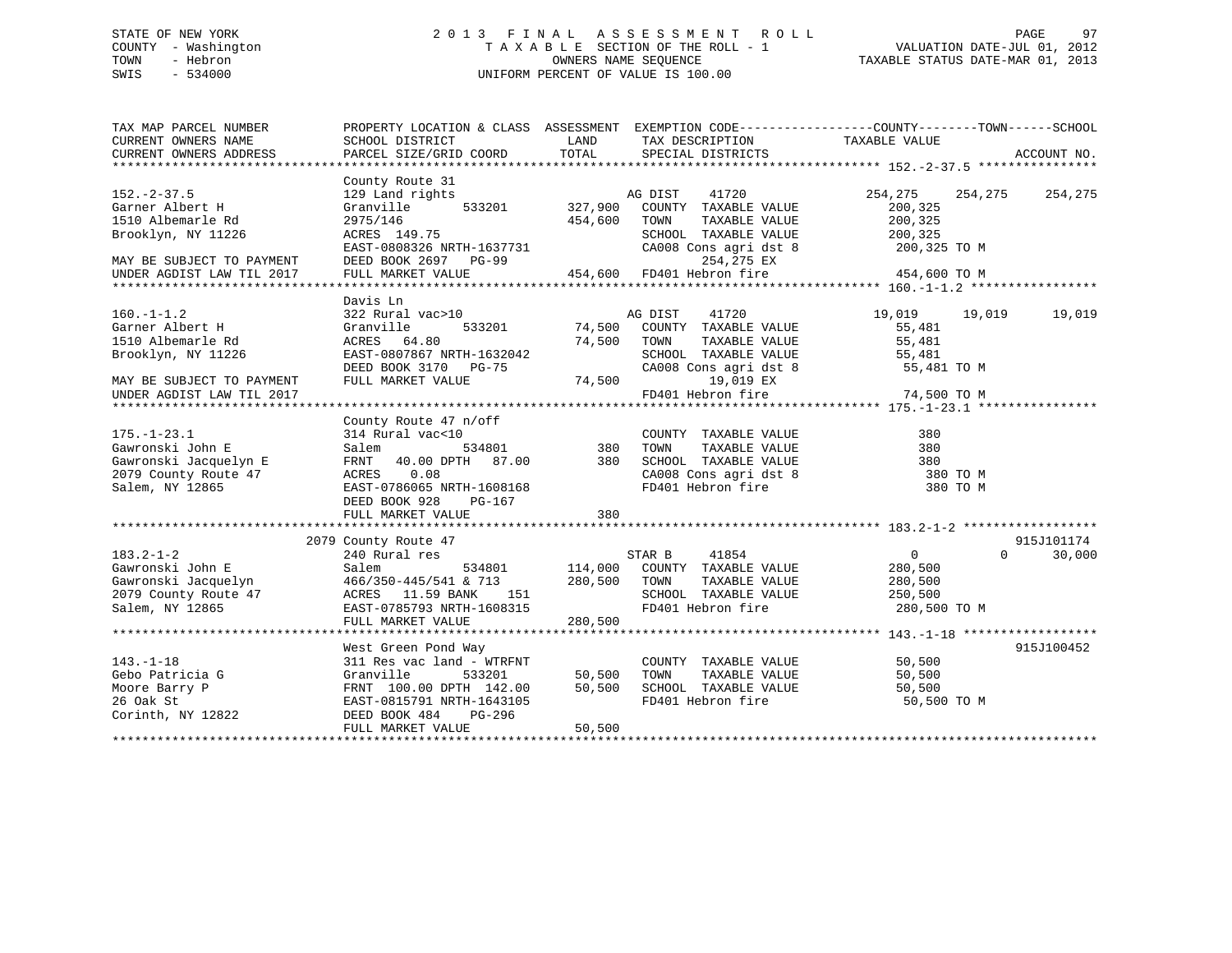STATE OF NEW YORK
COUNTY - Washington
TOWN - Hebron
SWIS - 534000

# 2013 FINAL ASSESSMENT ROLL

TAXABLE SECTION OF THE ROLL - 1
OWNERS NAME SEQUENCE
UNIFORM PERCENT OF VALUE IS 100.00

VALUATION DATE-JUL 01, 2012
TAXABLE STATUS DATE-MAR 01, 2013

```
TAX MAP PARCEL NUMBER          PROPERTY LOCATION & CLASS  ASSESSMENT  EXEMPTION CODE------------------COUNTY--------TOWN------SCHOOL
CURRENT OWNERS NAME            SCHOOL DISTRICT               LAND      TAX DESCRIPTION            TAXABLE VALUE
CURRENT OWNERS ADDRESS         PARCEL SIZE/GRID COORD        TOTAL     SPECIAL DISTRICTS                                    ACCOUNT NO.
******************************************************************************************************* 152.-2-37.5 ****************
                               County Route 31
152.-2-37.5                    129 Land rights                       AG DIST    41720             254,275    254,275    254,275
Garner Albert H                Granville       533201      327,900   COUNTY  TAXABLE VALUE          200,325
1510 Albemarle Rd              2975/146                    454,600   TOWN    TAXABLE VALUE          200,325
Brooklyn, NY 11226             ACRES 149.75                          SCHOOL  TAXABLE VALUE          200,325
                               EAST-0808326 NRTH-1637731             CA008 Cons agri dst 8         200,325 TO M
MAY BE SUBJECT TO PAYMENT      DEED BOOK 2697   PG-99                      254,275 EX
UNDER AGDIST LAW TIL 2017      FULL MARKET VALUE           454,600   FD401 Hebron fire             454,600 TO M
******************************************************************************************************* 160.-1-1.2 *****************
                               Davis Ln
160.-1-1.2                     322 Rural vac>10                      AG DIST    41720              19,019     19,019     19,019
Garner Albert H                Granville       533201       74,500   COUNTY  TAXABLE VALUE           55,481
1510 Albemarle Rd              ACRES  64.80                 74,500   TOWN    TAXABLE VALUE           55,481
Brooklyn, NY 11226             EAST-0807867 NRTH-1632042             SCHOOL  TAXABLE VALUE           55,481
                               DEED BOOK 3170   PG-75                CA008 Cons agri dst 8          55,481 TO M
MAY BE SUBJECT TO PAYMENT      FULL MARKET VALUE            74,500          19,019 EX
UNDER AGDIST LAW TIL 2017                                            FD401 Hebron fire              74,500 TO M
******************************************************************************************************* 175.-1-23.1 ****************
                               County Route 47 n/off
175.-1-23.1                    314 Rural vac<10                      COUNTY  TAXABLE VALUE              380
Gawronski John E               Salem           534801          380   TOWN    TAXABLE VALUE              380
Gawronski Jacquelyn E          FRNT  40.00 DPTH  87.00         380   SCHOOL  TAXABLE VALUE              380
2079 County Route 47           ACRES   0.08                          CA008 Cons agri dst 8              380 TO M
Salem, NY 12865                EAST-0786065 NRTH-1608168             FD401 Hebron fire                  380 TO M
                               DEED BOOK 928    PG-167
                               FULL MARKET VALUE               380
******************************************************************************************************* 183.2-1-2 ******************
                             2079 County Route 47                                                               915J101174
183.2-1-2                      240 Rural res                         STAR B     41854                   0          0     30,000
Gawronski John E               Salem           534801      114,000   COUNTY  TAXABLE VALUE          280,500
Gawronski Jacquelyn            466/350-445/541 & 713       280,500   TOWN    TAXABLE VALUE          280,500
2079 County Route 47           ACRES  11.59 BANK    151              SCHOOL  TAXABLE VALUE          250,500
Salem, NY 12865                EAST-0785793 NRTH-1608315             FD401 Hebron fire             280,500 TO M
                               FULL MARKET VALUE           280,500
******************************************************************************************************* 143.-1-18 ******************
                               West Green Pond Way                                                              915J100452
143.-1-18                      311 Res vac land - WTRFNT             COUNTY  TAXABLE VALUE           50,500
Gebo Patricia G                Granville       533201       50,500   TOWN    TAXABLE VALUE           50,500
Moore Barry P                  FRNT 100.00 DPTH 142.00      50,500   SCHOOL  TAXABLE VALUE           50,500
26 Oak St                      EAST-0815791 NRTH-1643105             FD401 Hebron fire              50,500 TO M
Corinth, NY 12822              DEED BOOK 484    PG-296
                               FULL MARKET VALUE            50,500
************************************************************************************************************************************
```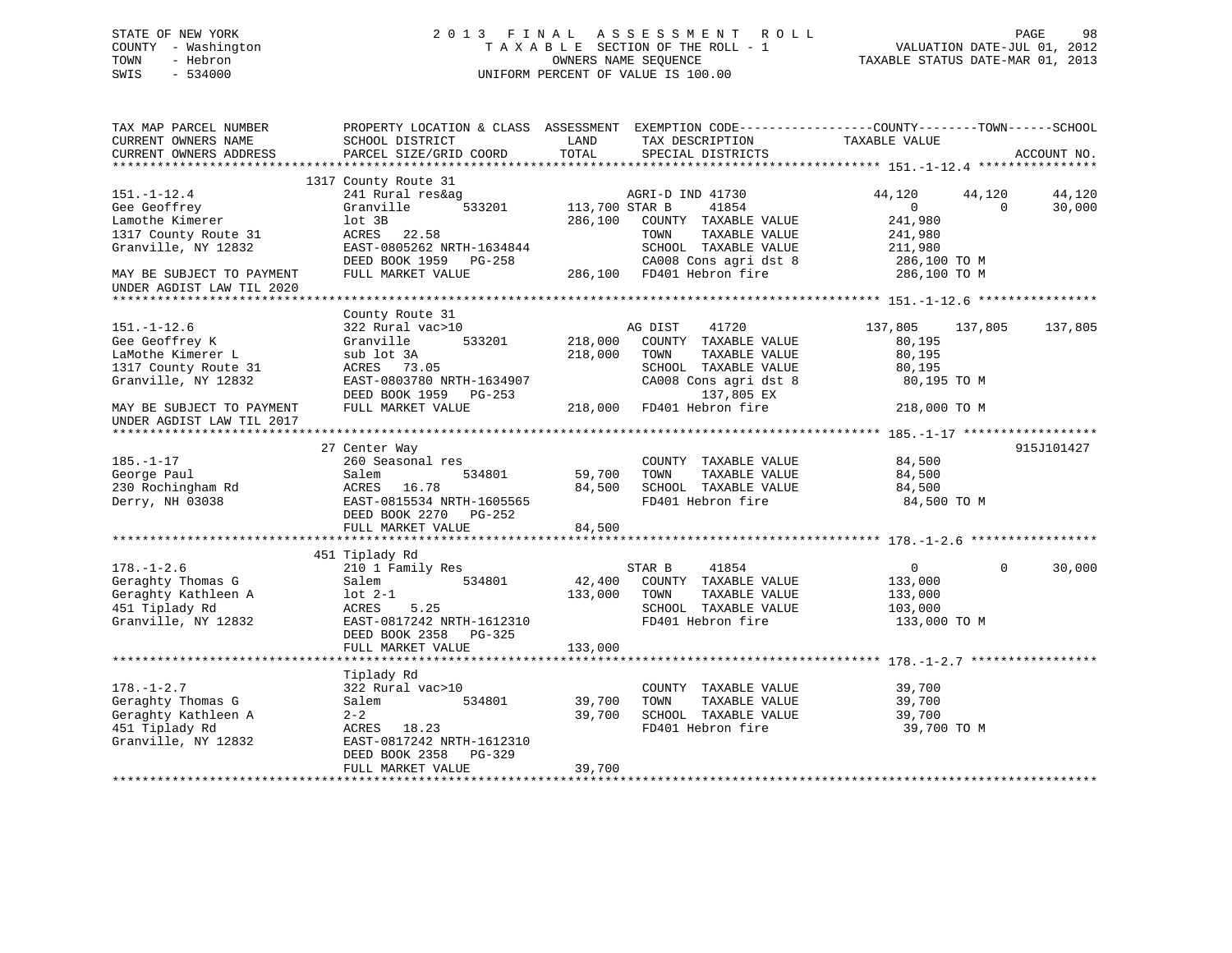STATE OF NEW YORK
COUNTY - Washington
TOWN - Hebron
SWIS - 534000

2 0 1 3 F I N A L A S S E S S M E N T R O L L
T A X A B L E SECTION OF THE ROLL - 1
OWNERS NAME SEQUENCE
UNIFORM PERCENT OF VALUE IS 100.00

VALUATION DATE-JUL 01, 2012
TAXABLE STATUS DATE-MAR 01, 2013

```
TAX MAP PARCEL NUMBER          PROPERTY LOCATION & CLASS  ASSESSMENT  EXEMPTION CODE------------------COUNTY--------TOWN------SCHOOL
CURRENT OWNERS NAME            SCHOOL DISTRICT              LAND      TAX DESCRIPTION              TAXABLE VALUE
CURRENT OWNERS ADDRESS         PARCEL SIZE/GRID COORD       TOTAL     SPECIAL DISTRICTS                                     ACCOUNT NO.
******************************************************************************************************* 151.-1-12.4 ****************
                          1317 County Route 31
151.-1-12.4                    241 Rural res&ag                    AGRI-D IND 41730           44,120      44,120      44,120
Gee Geoffrey                   Granville       533201       113,700 STAR B      41854              0           0      30,000
Lamothe Kimerer                lot 3B                       286,100   COUNTY  TAXABLE VALUE        241,980
1317 County Route 31           ACRES   22.58                          TOWN    TAXABLE VALUE        241,980
Granville, NY 12832            EAST-0805262 NRTH-1634844              SCHOOL  TAXABLE VALUE        211,980
                               DEED BOOK 1959   PG-258                CA008 Cons agri dst 8        286,100 TO M
MAY BE SUBJECT TO PAYMENT      FULL MARKET VALUE            286,100   FD401 Hebron fire            286,100 TO M
UNDER AGDIST LAW TIL 2020
******************************************************************************************************* 151.-1-12.6 ****************
                               County Route 31
151.-1-12.6                    322 Rural vac>10                    AG DIST     41720          137,805     137,805     137,805
Gee Geoffrey K                 Granville       533201       218,000   COUNTY  TAXABLE VALUE         80,195
LaMothe Kimerer L              sub lot 3A                   218,000   TOWN    TAXABLE VALUE         80,195
1317 County Route 31           ACRES   73.05                          SCHOOL  TAXABLE VALUE         80,195
Granville, NY 12832            EAST-0803780 NRTH-1634907              CA008 Cons agri dst 8         80,195 TO M
                               DEED BOOK 1959   PG-253                      137,805 EX
MAY BE SUBJECT TO PAYMENT      FULL MARKET VALUE            218,000   FD401 Hebron fire            218,000 TO M
UNDER AGDIST LAW TIL 2017
******************************************************************************************************* 185.-1-17 ******************
                               27 Center Way                                                                          915J101427
185.-1-17                      260 Seasonal res                       COUNTY  TAXABLE VALUE         84,500
George Paul                    Salem           534801        59,700   TOWN    TAXABLE VALUE         84,500
230 Rochingham Rd              ACRES   16.78                  84,500  SCHOOL  TAXABLE VALUE         84,500
Derry, NH 03038                EAST-0815534 NRTH-1605565              FD401 Hebron fire             84,500 TO M
                               DEED BOOK 2270   PG-252
                               FULL MARKET VALUE             84,500
******************************************************************************************************* 178.-1-2.6 *****************
                               451 Tiplady Rd
178.-1-2.6                     210 1 Family Res                    STAR B      41854               0           0      30,000
Geraghty Thomas G              Salem           534801        42,400   COUNTY  TAXABLE VALUE        133,000
Geraghty Kathleen A            lot 2-1                      133,000   TOWN    TAXABLE VALUE        133,000
451 Tiplady Rd                 ACRES    5.25                          SCHOOL  TAXABLE VALUE        103,000
Granville, NY 12832            EAST-0817242 NRTH-1612310              FD401 Hebron fire            133,000 TO M
                               DEED BOOK 2358   PG-325
                               FULL MARKET VALUE            133,000
******************************************************************************************************* 178.-1-2.7 *****************
                               Tiplady Rd
178.-1-2.7                     322 Rural vac>10                       COUNTY  TAXABLE VALUE         39,700
Geraghty Thomas G              Salem           534801        39,700   TOWN    TAXABLE VALUE         39,700
Geraghty Kathleen A            2-2                           39,700   SCHOOL  TAXABLE VALUE         39,700
451 Tiplady Rd                 ACRES   18.23                          FD401 Hebron fire             39,700 TO M
Granville, NY 12832            EAST-0817242 NRTH-1612310
                               DEED BOOK 2358   PG-329
                               FULL MARKET VALUE             39,700
************************************************************************************************************************************
```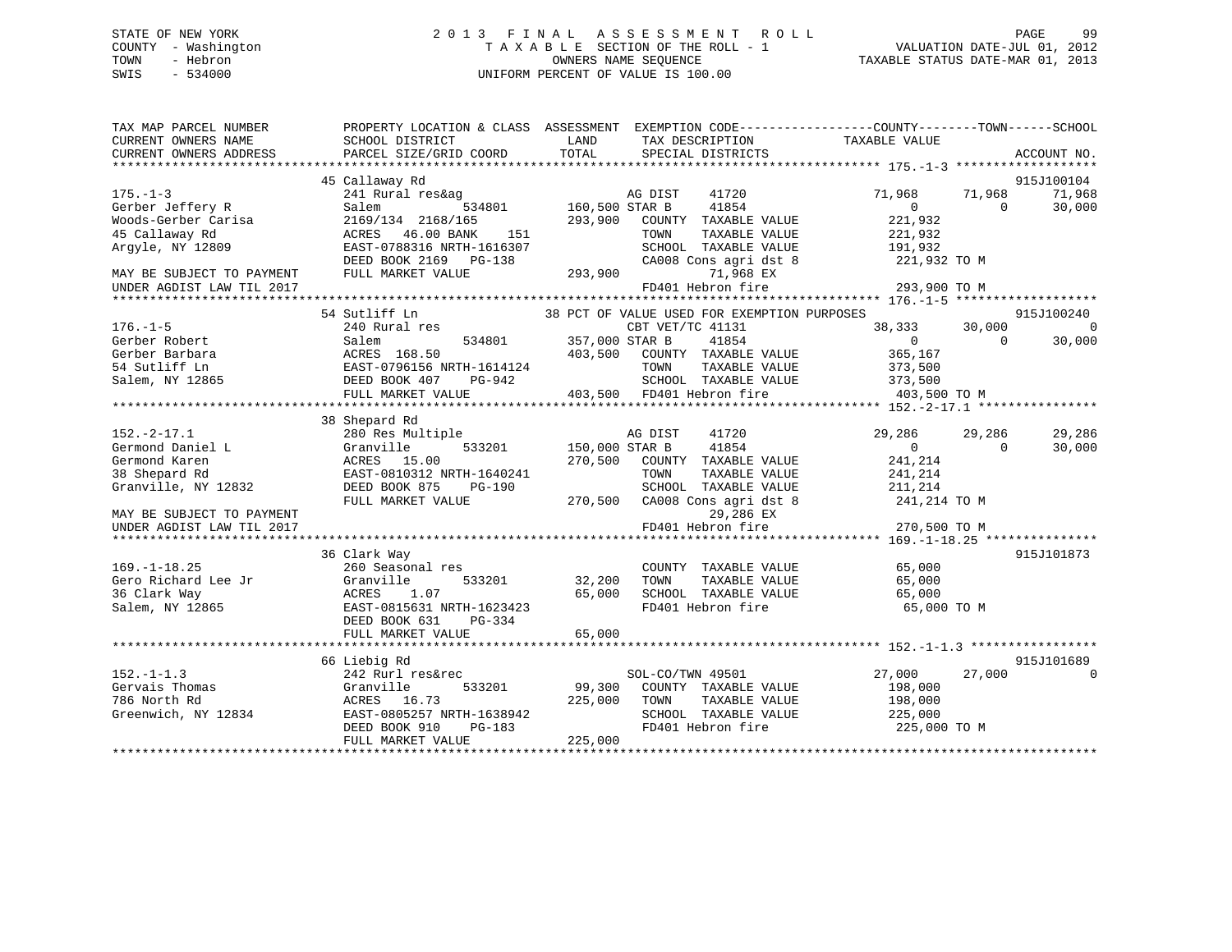STATE OF NEW YORK
COUNTY - Washington
TOWN - Hebron
SWIS - 534000

# 2013 FINAL ASSESSMENT ROLL
TAXABLE SECTION OF THE ROLL - 1
OWNERS NAME SEQUENCE
UNIFORM PERCENT OF VALUE IS 100.00

VALUATION DATE-JUL 01, 2012
TAXABLE STATUS DATE-MAR 01, 2013

```
TAX MAP PARCEL NUMBER          PROPERTY LOCATION & CLASS  ASSESSMENT  EXEMPTION CODE------------------COUNTY--------TOWN------SCHOOL
CURRENT OWNERS NAME            SCHOOL DISTRICT               LAND      TAX DESCRIPTION              TAXABLE VALUE
CURRENT OWNERS ADDRESS         PARCEL SIZE/GRID COORD        TOTAL     SPECIAL DISTRICTS                                       ACCOUNT NO.
******************************************************************************************************* 175.-1-3 *******************
                               45 Callaway Rd                                                                                  915J100104
175.-1-3                       241 Rural res&ag                      AG DIST     41720             71,968       71,968       71,968
Gerber Jeffery R               Salem           534801       160,500 STAR B      41854                  0            0       30,000
Woods-Gerber Carisa            2169/134 2168/165            293,900   COUNTY  TAXABLE VALUE          221,932
45 Callaway Rd                 ACRES  46.00 BANK     151               TOWN    TAXABLE VALUE          221,932
Argyle, NY 12809               EAST-0788316 NRTH-1616307               SCHOOL  TAXABLE VALUE          191,932
                               DEED BOOK 2169   PG-138                 CA008 Cons agri dst 8           221,932 TO M
MAY BE SUBJECT TO PAYMENT      FULL MARKET VALUE            293,900          71,968 EX
UNDER AGDIST LAW TIL 2017                                              FD401 Hebron fire               293,900 TO M
******************************************************************************************************* 176.-1-5 *******************
                               54 Sutliff Ln                     38 PCT OF VALUE USED FOR EXEMPTION PURPOSES                   915J100240
176.-1-5                       240 Rural res                         CBT VET/TC 41131             38,333       30,000            0
Gerber Robert                  Salem           534801       357,000 STAR B      41854                  0            0       30,000
Gerber Barbara                 ACRES 168.50                 403,500   COUNTY  TAXABLE VALUE          365,167
54 Sutliff Ln                  EAST-0796156 NRTH-1614124               TOWN    TAXABLE VALUE          373,500
Salem, NY 12865                DEED BOOK 407    PG-942                 SCHOOL  TAXABLE VALUE          373,500
                               FULL MARKET VALUE            403,500   FD401 Hebron fire               403,500 TO M
******************************************************************************************************* 152.-2-17.1 ****************
                               38 Shepard Rd
152.-2-17.1                    280 Res Multiple                      AG DIST     41720             29,286       29,286       29,286
Germond Daniel L               Granville       533201       150,000 STAR B      41854                  0            0       30,000
Germond Karen                  ACRES  15.00                 270,500   COUNTY  TAXABLE VALUE          241,214
38 Shepard Rd                  EAST-0810312 NRTH-1640241               TOWN    TAXABLE VALUE          241,214
Granville, NY 12832            DEED BOOK 875    PG-190                 SCHOOL  TAXABLE VALUE          211,214
                               FULL MARKET VALUE            270,500   CA008 Cons agri dst 8           241,214 TO M
MAY BE SUBJECT TO PAYMENT                                                    29,286 EX
UNDER AGDIST LAW TIL 2017                                              FD401 Hebron fire               270,500 TO M
******************************************************************************************************* 169.-1-18.25 ***************
                               36 Clark Way                                                                                    915J101873
169.-1-18.25                   260 Seasonal res                        COUNTY  TAXABLE VALUE           65,000
Gero Richard Lee Jr            Granville       533201        32,200   TOWN    TAXABLE VALUE           65,000
36 Clark Way                   ACRES   1.07                  65,000   SCHOOL  TAXABLE VALUE           65,000
Salem, NY 12865                EAST-0815631 NRTH-1623423               FD401 Hebron fire                65,000 TO M
                               DEED BOOK 631    PG-334
                               FULL MARKET VALUE             65,000
******************************************************************************************************* 152.-1-1.3 *****************
                               66 Liebig Rd                                                                                    915J101689
152.-1-1.3                     242 Rurl res&rec                      SOL-CO/TWN 49501             27,000       27,000            0
Gervais Thomas                 Granville       533201        99,300   COUNTY  TAXABLE VALUE          198,000
786 North Rd                   ACRES  16.73                 225,000   TOWN    TAXABLE VALUE          198,000
Greenwich, NY 12834            EAST-0805257 NRTH-1638942               SCHOOL  TAXABLE VALUE          225,000
                               DEED BOOK 910    PG-183                 FD401 Hebron fire               225,000 TO M
                               FULL MARKET VALUE            225,000
************************************************************************************************************************************
```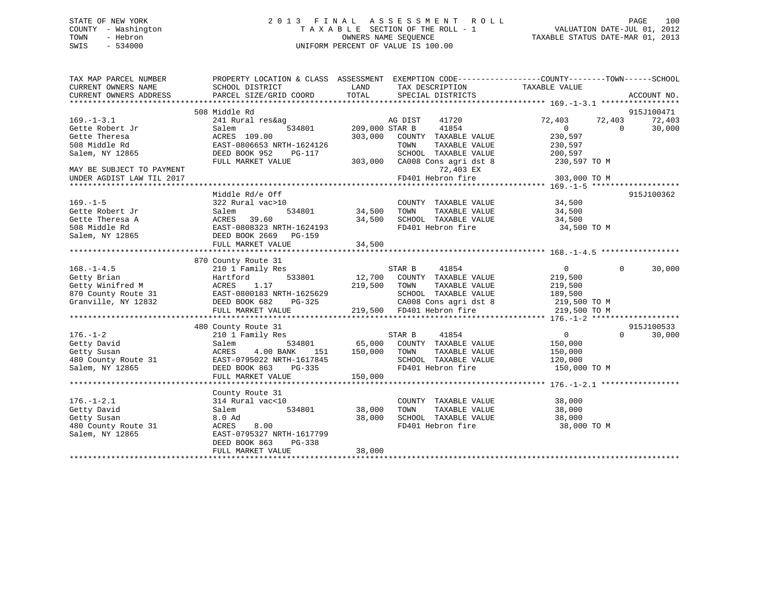STATE OF NEW YORK
COUNTY - Washington
TOWN - Hebron
SWIS - 534000

2013 FINAL ASSESSMENT ROLL
TAXABLE SECTION OF THE ROLL - 1
OWNERS NAME SEQUENCE
UNIFORM PERCENT OF VALUE IS 100.00

VALUATION DATE-JUL 01, 2012
TAXABLE STATUS DATE-MAR 01, 2013

```
TAX MAP PARCEL NUMBER          PROPERTY LOCATION & CLASS  ASSESSMENT  EXEMPTION CODE------------------COUNTY--------TOWN------SCHOOL
CURRENT OWNERS NAME            SCHOOL DISTRICT               LAND      TAX DESCRIPTION            TAXABLE VALUE
CURRENT OWNERS ADDRESS         PARCEL SIZE/GRID COORD       TOTAL      SPECIAL DISTRICTS                                        ACCOUNT NO.
******************************************************************************************************* 169.-1-3.1 *****************
                               508 Middle Rd                                                                                915J100471
169.-1-3.1                     241 Rural res&ag                        AG DIST    41720             72,403      72,403      72,403
Gette Robert Jr                Salem             534801    209,000 STAR B     41854                  0           0      30,000
Gette Theresa                  ACRES  109.00               303,000    COUNTY  TAXABLE VALUE          230,597
508 Middle Rd                  EAST-0806653 NRTH-1624126              TOWN    TAXABLE VALUE          230,597
Salem, NY 12865                DEED BOOK 952    PG-117                SCHOOL  TAXABLE VALUE          200,597
                               FULL MARKET VALUE           303,000    CA008 Cons agri dst 8           230,597 TO M
MAY BE SUBJECT TO PAYMENT                                                  72,403 EX
UNDER AGDIST LAW TIL 2017                                             FD401 Hebron fire               303,000 TO M
******************************************************************************************************* 169.-1-5 *******************
                               Middle Rd/e Off                                                                              915J100362
169.-1-5                       322 Rural vac>10                       COUNTY  TAXABLE VALUE           34,500
Gette Robert Jr                Salem             534801     34,500    TOWN    TAXABLE VALUE           34,500
Gette Theresa A                ACRES   39.60                34,500    SCHOOL  TAXABLE VALUE           34,500
508 Middle Rd                  EAST-0808323 NRTH-1624193              FD401 Hebron fire               34,500 TO M
Salem, NY 12865                DEED BOOK 2669   PG-159
                               FULL MARKET VALUE            34,500
******************************************************************************************************* 168.-1-4.5 *****************
                               870 County Route 31
168.-1-4.5                     210 1 Family Res                       STAR B     41854                  0           0      30,000
Getty Brian                    Hartford          533801     12,700    COUNTY  TAXABLE VALUE          219,500
Getty Winifred M               ACRES    1.17               219,500    TOWN    TAXABLE VALUE          219,500
870 County Route 31            EAST-0800183 NRTH-1625629              SCHOOL  TAXABLE VALUE          189,500
Granville, NY 12832            DEED BOOK 682    PG-325                CA008 Cons agri dst 8           219,500 TO M
                               FULL MARKET VALUE           219,500    FD401 Hebron fire               219,500 TO M
******************************************************************************************************* 176.-1-2 *******************
                               480 County Route 31                                                                          915J100533
176.-1-2                       210 1 Family Res                       STAR B     41854                  0           0      30,000
Getty David                    Salem             534801     65,000    COUNTY  TAXABLE VALUE          150,000
Getty Susan                    ACRES    4.00 BANK    151   150,000    TOWN    TAXABLE VALUE          150,000
480 County Route 31            EAST-0795022 NRTH-1617845              SCHOOL  TAXABLE VALUE          120,000
Salem, NY 12865                DEED BOOK 863    PG-335                FD401 Hebron fire               150,000 TO M
                               FULL MARKET VALUE           150,000
******************************************************************************************************* 176.-1-2.1 *****************
                               County Route 31
176.-1-2.1                     314 Rural vac<10                       COUNTY  TAXABLE VALUE           38,000
Getty David                    Salem             534801     38,000    TOWN    TAXABLE VALUE           38,000
Getty Susan                    8.0 Ad                       38,000    SCHOOL  TAXABLE VALUE           38,000
480 County Route 31            ACRES    8.00                          FD401 Hebron fire               38,000 TO M
Salem, NY 12865                EAST-0795327 NRTH-1617799
                               DEED BOOK 863    PG-338
                               FULL MARKET VALUE            38,000
************************************************************************************************************************************
```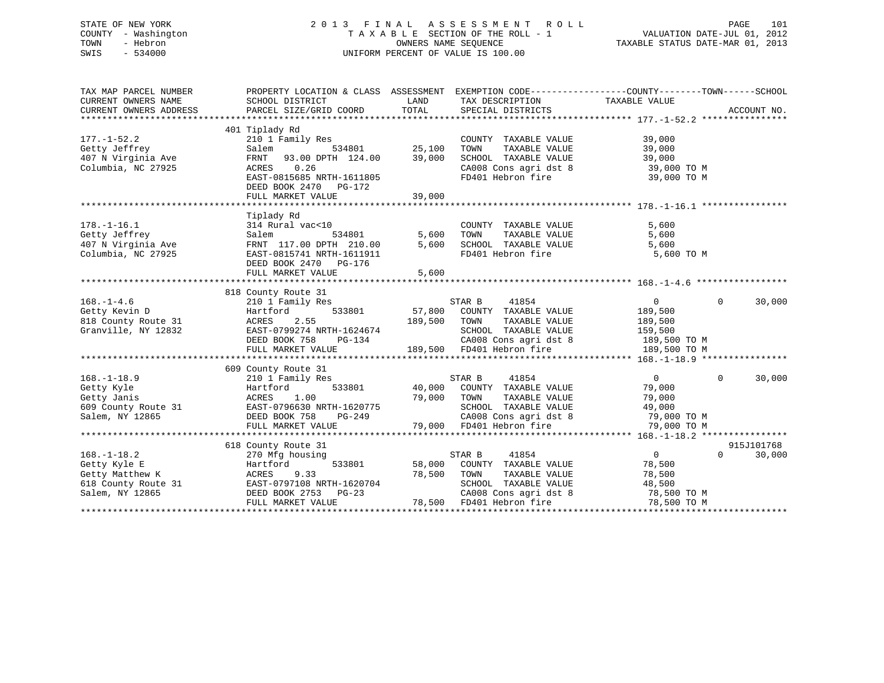STATE OF NEW YORK
COUNTY - Washington
TOWN - Hebron
SWIS - 534000

# 2013 FINAL ASSESSMENT ROLL
TAXABLE SECTION OF THE ROLL - 1
OWNERS NAME SEQUENCE
UNIFORM PERCENT OF VALUE IS 100.00

VALUATION DATE-JUL 01, 2012
TAXABLE STATUS DATE-MAR 01, 2013

```
TAX MAP PARCEL NUMBER          PROPERTY LOCATION & CLASS  ASSESSMENT  EXEMPTION CODE------------------COUNTY--------TOWN------SCHOOL
CURRENT OWNERS NAME            SCHOOL DISTRICT               LAND      TAX DESCRIPTION            TAXABLE VALUE
CURRENT OWNERS ADDRESS         PARCEL SIZE/GRID COORD        TOTAL     SPECIAL DISTRICTS                                    ACCOUNT NO.
******************************************************************************************************* 177.-1-52.2 ****************
                               401 Tiplady Rd
177.-1-52.2                    210 1 Family Res                         COUNTY  TAXABLE VALUE             39,000
Getty Jeffrey                  Salem            534801       25,100     TOWN    TAXABLE VALUE             39,000
407 N Virginia Ave             FRNT   93.00 DPTH 124.00      39,000     SCHOOL  TAXABLE VALUE             39,000
Columbia, NC 27925             ACRES    0.26                            CA008 Cons agri dst 8              39,000 TO M
                               EAST-0815685 NRTH-1611805                FD401 Hebron fire                  39,000 TO M
                               DEED BOOK 2470   PG-172
                               FULL MARKET VALUE             39,000
******************************************************************************************************* 178.-1-16.1 ****************
                               Tiplady Rd
178.-1-16.1                    314 Rural vac<10                         COUNTY  TAXABLE VALUE              5,600
Getty Jeffrey                  Salem            534801        5,600     TOWN    TAXABLE VALUE              5,600
407 N Virginia Ave             FRNT  117.00 DPTH 210.00       5,600     SCHOOL  TAXABLE VALUE              5,600
Columbia, NC 27925             EAST-0815741 NRTH-1611911                FD401 Hebron fire                   5,600 TO M
                               DEED BOOK 2470   PG-176
                               FULL MARKET VALUE              5,600
******************************************************************************************************* 168.-1-4.6 *****************
                               818 County Route 31
168.-1-4.6                     210 1 Family Res                    STAR B     41854                    0            0        30,000
Getty Kevin D                  Hartford         533801       57,800     COUNTY  TAXABLE VALUE            189,500
818 County Route 31            ACRES    2.55                189,500     TOWN    TAXABLE VALUE            189,500
Granville, NY 12832            EAST-0799274 NRTH-1624674                SCHOOL  TAXABLE VALUE            159,500
                               DEED BOOK 758    PG-134                  CA008 Cons agri dst 8             189,500 TO M
                               FULL MARKET VALUE            189,500     FD401 Hebron fire                 189,500 TO M
******************************************************************************************************* 168.-1-18.9 ****************
                               609 County Route 31
168.-1-18.9                    210 1 Family Res                    STAR B     41854                    0            0        30,000
Getty Kyle                     Hartford         533801       40,000     COUNTY  TAXABLE VALUE             79,000
Getty Janis                    ACRES    1.00                 79,000     TOWN    TAXABLE VALUE             79,000
609 County Route 31            EAST-0796630 NRTH-1620775                SCHOOL  TAXABLE VALUE             49,000
Salem, NY 12865                DEED BOOK 758    PG-249                  CA008 Cons agri dst 8              79,000 TO M
                               FULL MARKET VALUE             79,000     FD401 Hebron fire                  79,000 TO M
******************************************************************************************************* 168.-1-18.2 ****************
                               618 County Route 31                                                                      915J101768
168.-1-18.2                    270 Mfg housing                     STAR B     41854                    0            0        30,000
Getty Kyle E                   Hartford         533801       58,000     COUNTY  TAXABLE VALUE             78,500
Getty Matthew K                ACRES    9.33                 78,500     TOWN    TAXABLE VALUE             78,500
618 County Route 31            EAST-0797108 NRTH-1620704                SCHOOL  TAXABLE VALUE             48,500
Salem, NY 12865                DEED BOOK 2753   PG-23                   CA008 Cons agri dst 8              78,500 TO M
                               FULL MARKET VALUE             78,500     FD401 Hebron fire                  78,500 TO M
************************************************************************************************************************************
```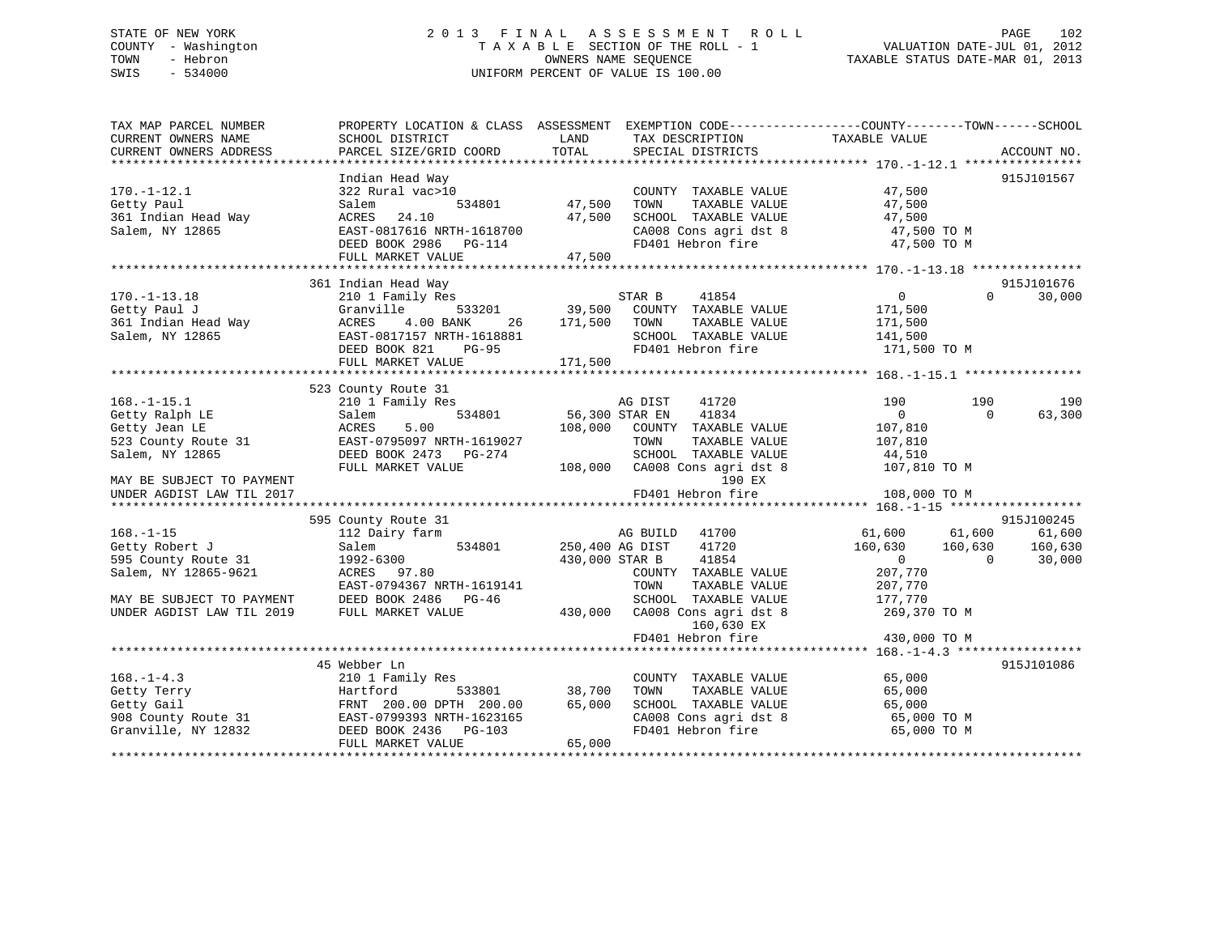STATE OF NEW YORK
COUNTY - Washington
TOWN - Hebron
SWIS - 534000

# 2013 FINAL ASSESSMENT ROLL

TAXABLE SECTION OF THE ROLL - 1
OWNERS NAME SEQUENCE
UNIFORM PERCENT OF VALUE IS 100.00

VALUATION DATE-JUL 01, 2012
TAXABLE STATUS DATE-MAR 01, 2013

```
TAX MAP PARCEL NUMBER          PROPERTY LOCATION & CLASS  ASSESSMENT  EXEMPTION CODE------------------COUNTY--------TOWN------SCHOOL
CURRENT OWNERS NAME            SCHOOL DISTRICT               LAND      TAX DESCRIPTION            TAXABLE VALUE
CURRENT OWNERS ADDRESS         PARCEL SIZE/GRID COORD        TOTAL     SPECIAL DISTRICTS                                       ACCOUNT NO.
******************************************************************************************************* 170.-1-12.1 ****************
                               Indian Head Way                                                                           915J101567
170.-1-12.1                    322 Rural vac>10                         COUNTY  TAXABLE VALUE          47,500
Getty Paul                     Salem         534801        47,500       TOWN    TAXABLE VALUE          47,500
361 Indian Head Way            ACRES   24.10               47,500       SCHOOL  TAXABLE VALUE          47,500
Salem, NY 12865                EAST-0817616 NRTH-1618700                CA008 Cons agri dst 8           47,500 TO M
                               DEED BOOK 2986   PG-114                  FD401 Hebron fire               47,500 TO M
                               FULL MARKET VALUE           47,500
******************************************************************************************************* 170.-1-13.18 ***************
                               361 Indian Head Way                                                                       915J101676
170.-1-13.18                   210 1 Family Res                         STAR B     41854               0            0       30,000
Getty Paul J                   Granville     533201        39,500       COUNTY  TAXABLE VALUE         171,500
361 Indian Head Way            ACRES    4.00 BANK     26  171,500       TOWN    TAXABLE VALUE         171,500
Salem, NY 12865                EAST-0817157 NRTH-1618881                SCHOOL  TAXABLE VALUE         141,500
                               DEED BOOK 821    PG-95                   FD401 Hebron fire              171,500 TO M
                               FULL MARKET VALUE          171,500
******************************************************************************************************* 168.-1-15.1 ****************
                               523 County Route 31
168.-1-15.1                    210 1 Family Res                         AG DIST    41720             190          190          190
Getty Ralph LE                 Salem         534801        56,300 STAR EN    41834                     0            0       63,300
Getty Jean LE                  ACRES    5.00              108,000       COUNTY  TAXABLE VALUE         107,810
523 County Route 31            EAST-0795097 NRTH-1619027                TOWN    TAXABLE VALUE         107,810
Salem, NY 12865                DEED BOOK 2473   PG-274                  SCHOOL  TAXABLE VALUE          44,510
                               FULL MARKET VALUE          108,000       CA008 Cons agri dst 8          107,810 TO M
MAY BE SUBJECT TO PAYMENT                                                          190 EX
UNDER AGDIST LAW TIL 2017                                               FD401 Hebron fire              108,000 TO M
******************************************************************************************************* 168.-1-15 ******************
                               595 County Route 31                                                                       915J100245
168.-1-15                      112 Dairy farm                           AG BUILD   41700           61,600       61,600       61,600
Getty Robert J                 Salem         534801       250,400 AG DIST    41720               160,630      160,630      160,630
595 County Route 31            1992-6300                  430,000 STAR B     41854                     0            0       30,000
Salem, NY 12865-9621           ACRES   97.80                            COUNTY  TAXABLE VALUE         207,770
                               EAST-0794367 NRTH-1619141                TOWN    TAXABLE VALUE         207,770
MAY BE SUBJECT TO PAYMENT      DEED BOOK 2486   PG-46                   SCHOOL  TAXABLE VALUE         177,770
UNDER AGDIST LAW TIL 2019      FULL MARKET VALUE          430,000       CA008 Cons agri dst 8          269,370 TO M
                                                                                160,630 EX
                                                                        FD401 Hebron fire              430,000 TO M
******************************************************************************************************* 168.-1-4.3 *****************
                               45 Webber Ln                                                                              915J101086
168.-1-4.3                     210 1 Family Res                         COUNTY  TAXABLE VALUE          65,000
Getty Terry                    Hartford      533801        38,700       TOWN    TAXABLE VALUE          65,000
Getty Gail                     FRNT 200.00 DPTH 200.00     65,000       SCHOOL  TAXABLE VALUE          65,000
908 County Route 31            EAST-0799393 NRTH-1623165                CA008 Cons agri dst 8           65,000 TO M
Granville, NY 12832            DEED BOOK 2436   PG-103                  FD401 Hebron fire               65,000 TO M
                               FULL MARKET VALUE           65,000
************************************************************************************************************************************
```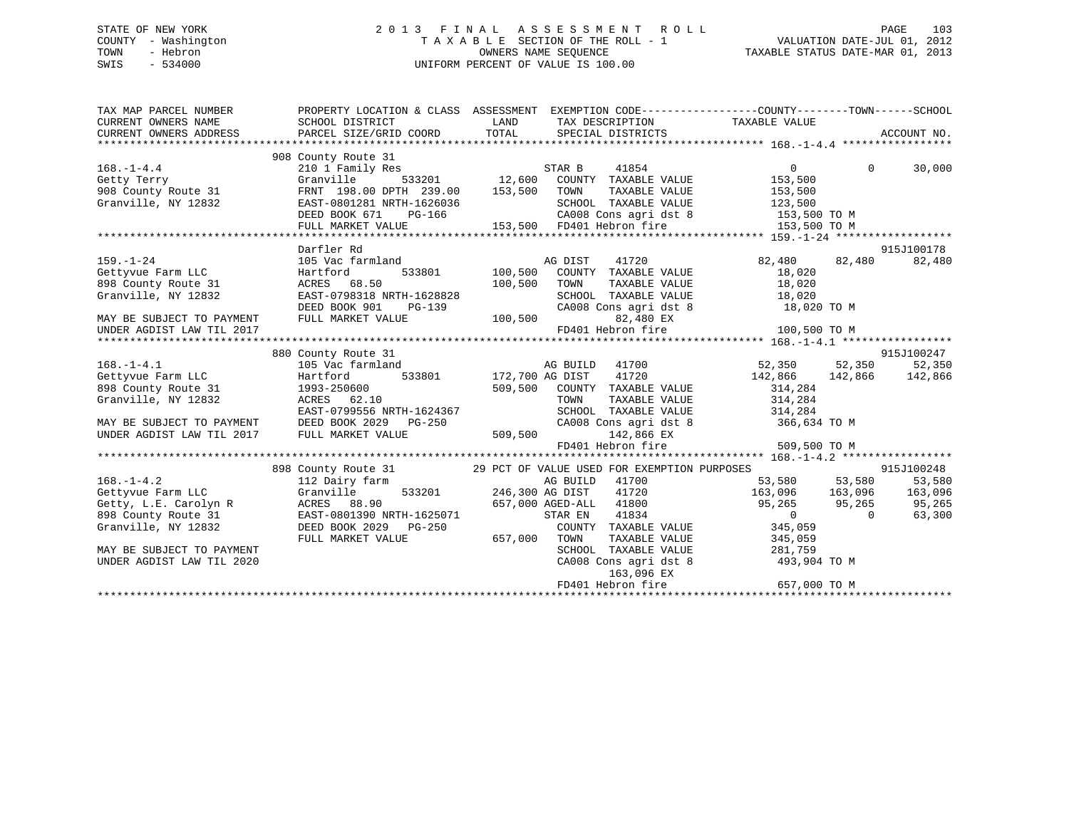STATE OF NEW YORK
COUNTY - Washington
TOWN - Hebron
SWIS - 534000

2013 FINAL ASSESSMENT ROLL
TAXABLE SECTION OF THE ROLL - 1
OWNERS NAME SEQUENCE
UNIFORM PERCENT OF VALUE IS 100.00

VALUATION DATE-JUL 01, 2012
TAXABLE STATUS DATE-MAR 01, 2013

```
TAX MAP PARCEL NUMBER          PROPERTY LOCATION & CLASS  ASSESSMENT  EXEMPTION CODE------------------COUNTY--------TOWN------SCHOOL
CURRENT OWNERS NAME            SCHOOL DISTRICT              LAND      TAX DESCRIPTION              TAXABLE VALUE
CURRENT OWNERS ADDRESS         PARCEL SIZE/GRID COORD       TOTAL     SPECIAL DISTRICTS                                      ACCOUNT NO.
******************************************************************************************************* 168.-1-4.4 *****************
                               908 County Route 31
168.-1-4.4                     210 1 Family Res                      STAR B     41854                   0            0       30,000
Getty Terry                    Granville         533201     12,600    COUNTY  TAXABLE VALUE            153,500
908 County Route 31            FRNT 198.00 DPTH 239.00    153,500    TOWN    TAXABLE VALUE            153,500
Granville, NY 12832            EAST-0801281 NRTH-1626036              SCHOOL  TAXABLE VALUE            123,500
                               DEED BOOK 671    PG-166                CA008 Cons agri dst 8            153,500 TO M
                               FULL MARKET VALUE          153,500    FD401 Hebron fire                153,500 TO M
******************************************************************************************************* 159.-1-24 ******************
                               Darfler Rd                                                                               915J100178
159.-1-24                      105 Vac farmland                      AG DIST    41720              82,480       82,480       82,480
Gettyvue Farm LLC              Hartford          533801    100,500    COUNTY  TAXABLE VALUE             18,020
898 County Route 31            ACRES  68.50               100,500    TOWN    TAXABLE VALUE             18,020
Granville, NY 12832            EAST-0798318 NRTH-1628828              SCHOOL  TAXABLE VALUE             18,020
                               DEED BOOK 901    PG-139                CA008 Cons agri dst 8             18,020 TO M
MAY BE SUBJECT TO PAYMENT      FULL MARKET VALUE          100,500            82,480 EX
UNDER AGDIST LAW TIL 2017                                            FD401 Hebron fire                100,500 TO M
******************************************************************************************************* 168.-1-4.1 *****************
                               880 County Route 31                                                                      915J100247
168.-1-4.1                     105 Vac farmland                      AG BUILD   41700              52,350       52,350       52,350
Gettyvue Farm LLC              Hartford          533801    172,700 AG DIST    41720             142,866      142,866      142,866
898 County Route 31            1993-250600                509,500    COUNTY  TAXABLE VALUE            314,284
Granville, NY 12832            ACRES  62.10                          TOWN    TAXABLE VALUE            314,284
                               EAST-0799556 NRTH-1624367              SCHOOL  TAXABLE VALUE            314,284
MAY BE SUBJECT TO PAYMENT      DEED BOOK 2029   PG-250                CA008 Cons agri dst 8            366,634 TO M
UNDER AGDIST LAW TIL 2017      FULL MARKET VALUE          509,500           142,866 EX
                                                                     FD401 Hebron fire                509,500 TO M
******************************************************************************************************* 168.-1-4.2 *****************
                               898 County Route 31          29 PCT OF VALUE USED FOR EXEMPTION PURPOSES                915J100248
168.-1-4.2                     112 Dairy farm                        AG BUILD   41700              53,580       53,580       53,580
Gettyvue Farm LLC              Granville         533201    246,300 AG DIST    41720             163,096      163,096      163,096
Getty, L.E. Carolyn R          ACRES  88.90               657,000 AGED-ALL   41800              95,265       95,265       95,265
898 County Route 31            EAST-0801390 NRTH-1625071              STAR EN    41834                   0            0       63,300
Granville, NY 12832            DEED BOOK 2029   PG-250                COUNTY  TAXABLE VALUE            345,059
                               FULL MARKET VALUE          657,000    TOWN    TAXABLE VALUE            345,059
MAY BE SUBJECT TO PAYMENT                                            SCHOOL  TAXABLE VALUE            281,759
UNDER AGDIST LAW TIL 2020                                            CA008 Cons agri dst 8            493,904 TO M
                                                                            163,096 EX
                                                                     FD401 Hebron fire                657,000 TO M
************************************************************************************************************************************
```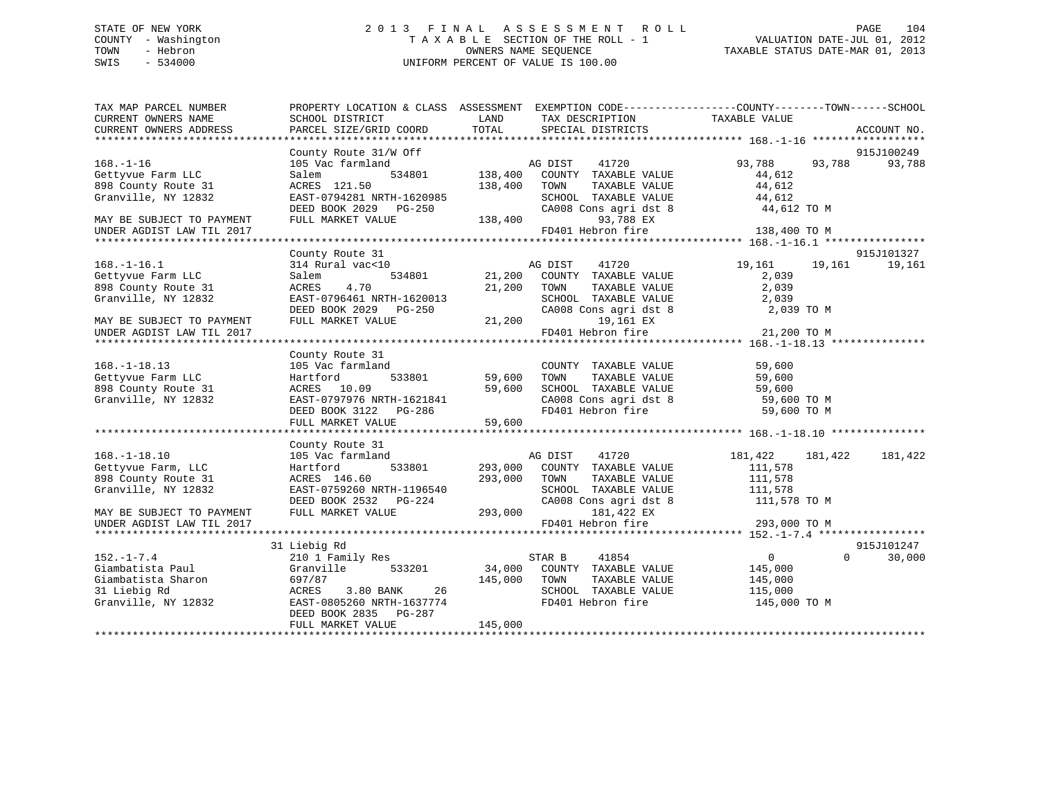STATE OF NEW YORK
COUNTY - Washington
TOWN - Hebron
SWIS - 534000

2013 FINAL ASSESSMENT ROLL
TAXABLE SECTION OF THE ROLL - 1
OWNERS NAME SEQUENCE
UNIFORM PERCENT OF VALUE IS 100.00

VALUATION DATE-JUL 01, 2012
TAXABLE STATUS DATE-MAR 01, 2013

```
TAX MAP PARCEL NUMBER          PROPERTY LOCATION & CLASS  ASSESSMENT  EXEMPTION CODE------------------COUNTY--------TOWN------SCHOOL
CURRENT OWNERS NAME            SCHOOL DISTRICT            LAND        TAX DESCRIPTION              TAXABLE VALUE
CURRENT OWNERS ADDRESS         PARCEL SIZE/GRID COORD     TOTAL       SPECIAL DISTRICTS                                        ACCOUNT NO.
******************************************************************************************************* 168.-1-16 ******************
                               County Route 31/W Off                                                                          915J100249
168.-1-16                      105 Vac farmland                     AG DIST     41720               93,788     93,788      93,788
Gettyvue Farm LLC              Salem          534801      138,400   COUNTY  TAXABLE VALUE             44,612
898 County Route 31            ACRES  121.50              138,400   TOWN    TAXABLE VALUE             44,612
Granville, NY 12832            EAST-0794281 NRTH-1620985            SCHOOL  TAXABLE VALUE             44,612
                               DEED BOOK 2029   PG-250              CA008 Cons agri dst 8              44,612 TO M
MAY BE SUBJECT TO PAYMENT      FULL MARKET VALUE          138,400          93,788 EX
UNDER AGDIST LAW TIL 2017                                           FD401 Hebron fire                 138,400 TO M
******************************************************************************************************* 168.-1-16.1 ****************
                               County Route 31                                                                                915J101327
168.-1-16.1                    314 Rural vac<10                     AG DIST     41720               19,161     19,161      19,161
Gettyvue Farm LLC              Salem          534801       21,200   COUNTY  TAXABLE VALUE              2,039
898 County Route 31            ACRES    4.70               21,200   TOWN    TAXABLE VALUE              2,039
Granville, NY 12832            EAST-0796461 NRTH-1620013            SCHOOL  TAXABLE VALUE              2,039
                               DEED BOOK 2029   PG-250              CA008 Cons agri dst 8               2,039 TO M
MAY BE SUBJECT TO PAYMENT      FULL MARKET VALUE           21,200          19,161 EX
UNDER AGDIST LAW TIL 2017                                           FD401 Hebron fire                  21,200 TO M
******************************************************************************************************* 168.-1-18.13 ***************
                               County Route 31
168.-1-18.13                   105 Vac farmland                     COUNTY  TAXABLE VALUE             59,600
Gettyvue Farm LLC              Hartford       533801       59,600   TOWN    TAXABLE VALUE             59,600
898 County Route 31            ACRES   10.09               59,600   SCHOOL  TAXABLE VALUE             59,600
Granville, NY 12832            EAST-0797976 NRTH-1621841            CA008 Cons agri dst 8              59,600 TO M
                               DEED BOOK 3122   PG-286              FD401 Hebron fire                  59,600 TO M
                               FULL MARKET VALUE           59,600
******************************************************************************************************* 168.-1-18.10 ***************
                               County Route 31
168.-1-18.10                   105 Vac farmland                     AG DIST     41720              181,422    181,422     181,422
Gettyvue Farm, LLC             Hartford       533801      293,000   COUNTY  TAXABLE VALUE            111,578
898 County Route 31            ACRES  146.60              293,000   TOWN    TAXABLE VALUE            111,578
Granville, NY 12832            EAST-0759260 NRTH-1196540            SCHOOL  TAXABLE VALUE            111,578
                               DEED BOOK 2532   PG-224              CA008 Cons agri dst 8             111,578 TO M
MAY BE SUBJECT TO PAYMENT      FULL MARKET VALUE          293,000         181,422 EX
UNDER AGDIST LAW TIL 2017                                           FD401 Hebron fire                 293,000 TO M
******************************************************************************************************* 152.-1-7.4 *****************
                            31 Liebig Rd                                                                                      915J101247
152.-1-7.4                     210 1 Family Res                     STAR B      41854                    0          0      30,000
Giambatista Paul               Granville      533201       34,000   COUNTY  TAXABLE VALUE            145,000
Giambatista Sharon             697/87                     145,000   TOWN    TAXABLE VALUE            145,000
31 Liebig Rd                   ACRES    3.80 BANK     26            SCHOOL  TAXABLE VALUE            115,000
Granville, NY 12832            EAST-0805260 NRTH-1637774            FD401 Hebron fire                 145,000 TO M
                               DEED BOOK 2835   PG-287
                               FULL MARKET VALUE          145,000
************************************************************************************************************************************
```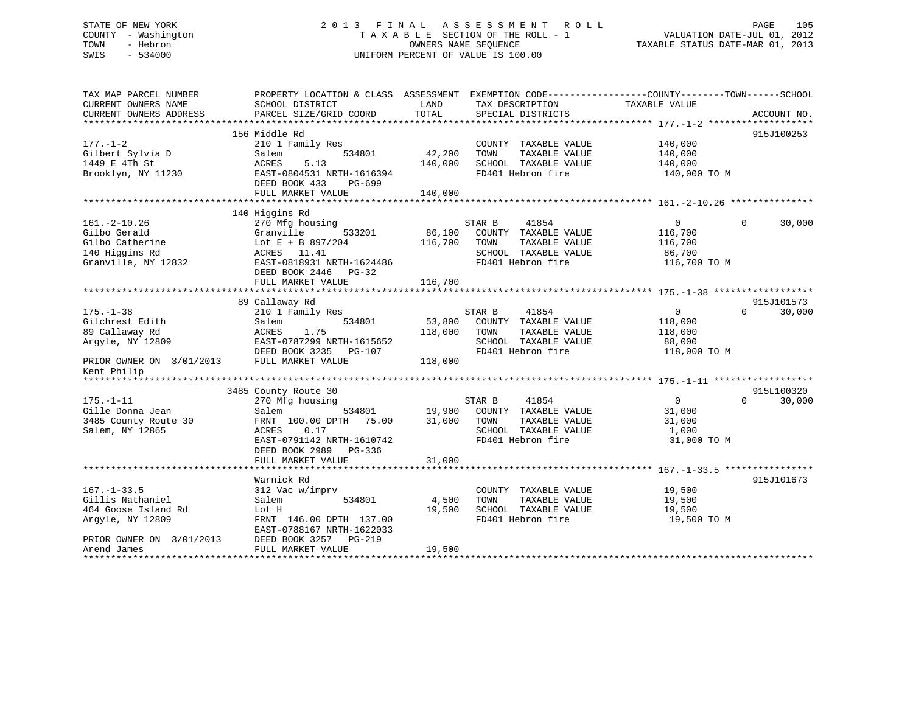STATE OF NEW YORK
COUNTY - Washington
TOWN - Hebron
SWIS - 534000

2 0 1 3 F I N A L A S S E S S M E N T R O L L
T A X A B L E SECTION OF THE ROLL - 1
OWNERS NAME SEQUENCE
UNIFORM PERCENT OF VALUE IS 100.00

VALUATION DATE-JUL 01, 2012
TAXABLE STATUS DATE-MAR 01, 2013

| TAX MAP PARCEL NUMBER / CURRENT OWNERS NAME / CURRENT OWNERS ADDRESS | PROPERTY LOCATION & CLASS / SCHOOL DISTRICT / PARCEL SIZE/GRID COORD | ASSESSMENT LAND | TOTAL | EXEMPTION CODE / TAX DESCRIPTION / SPECIAL DISTRICTS | COUNTY / TAXABLE VALUE | TOWN | SCHOOL | ACCOUNT NO. |
|---|---|---|---|---|---|---|---|---|
| **177.-1-2** | 156 Middle Rd | | | | | | | 915J100253 |
| 177.-1-2 | 210 1 Family Res | | | COUNTY TAXABLE VALUE | 140,000 | | | |
| Gilbert Sylvia D | Salem 534801 | 42,200 | | TOWN TAXABLE VALUE | 140,000 | | | |
| 1449 E 4Th St | ACRES 5.13 | | 140,000 | SCHOOL TAXABLE VALUE | 140,000 | | | |
| Brooklyn, NY 11230 | EAST-0804531 NRTH-1616394 | | | FD401 Hebron fire | 140,000 TO M | | | |
| | DEED BOOK 433 PG-699 | | | | | | | |
| | FULL MARKET VALUE | | 140,000 | | | | | |
| **161.-2-10.26** | 140 Higgins Rd | | | | | | | |
| 161.-2-10.26 | 270 Mfg housing | | | STAR B 41854 | 0 | 0 | 30,000 | |
| Gilbo Gerald | Granville 533201 | 86,100 | | COUNTY TAXABLE VALUE | 116,700 | | | |
| Gilbo Catherine | Lot E + B 897/204 | | 116,700 | TOWN TAXABLE VALUE | 116,700 | | | |
| 140 Higgins Rd | ACRES 11.41 | | | SCHOOL TAXABLE VALUE | 86,700 | | | |
| Granville, NY 12832 | EAST-0818931 NRTH-1624486 | | | FD401 Hebron fire | 116,700 TO M | | | |
| | DEED BOOK 2446 PG-32 | | | | | | | |
| | FULL MARKET VALUE | | 116,700 | | | | | |
| **175.-1-38** | 89 Callaway Rd | | | | | | | 915J101573 |
| 175.-1-38 | 210 1 Family Res | | | STAR B 41854 | 0 | 0 | 30,000 | |
| Gilchrest Edith | Salem 534801 | 53,800 | | COUNTY TAXABLE VALUE | 118,000 | | | |
| 89 Callaway Rd | ACRES 1.75 | | 118,000 | TOWN TAXABLE VALUE | 118,000 | | | |
| Argyle, NY 12809 | EAST-0787299 NRTH-1615652 | | | SCHOOL TAXABLE VALUE | 88,000 | | | |
| | DEED BOOK 3235 PG-107 | | | FD401 Hebron fire | 118,000 TO M | | | |
| PRIOR OWNER ON 3/01/2013 Kent Philip | FULL MARKET VALUE | | 118,000 | | | | | |
| **175.-1-11** | 3485 County Route 30 | | | | | | | 915L100320 |
| 175.-1-11 | 270 Mfg housing | | | STAR B 41854 | 0 | 0 | 30,000 | |
| Gille Donna Jean | Salem 534801 | 19,900 | | COUNTY TAXABLE VALUE | 31,000 | | | |
| 3485 County Route 30 | FRNT 100.00 DPTH 75.00 | | 31,000 | TOWN TAXABLE VALUE | 31,000 | | | |
| Salem, NY 12865 | ACRES 0.17 | | | SCHOOL TAXABLE VALUE | 1,000 | | | |
| | EAST-0791142 NRTH-1610742 | | | FD401 Hebron fire | 31,000 TO M | | | |
| | DEED BOOK 2989 PG-336 | | | | | | | |
| | FULL MARKET VALUE | | 31,000 | | | | | |
| **167.-1-33.5** | Warnick Rd | | | | | | | 915J101673 |
| 167.-1-33.5 | 312 Vac w/imprv | | | COUNTY TAXABLE VALUE | 19,500 | | | |
| Gillis Nathaniel | Salem 534801 | 4,500 | | TOWN TAXABLE VALUE | 19,500 | | | |
| 464 Goose Island Rd | Lot H | | 19,500 | SCHOOL TAXABLE VALUE | 19,500 | | | |
| Argyle, NY 12809 | FRNT 146.00 DPTH 137.00 | | | FD401 Hebron fire | 19,500 TO M | | | |
| | EAST-0788167 NRTH-1622033 | | | | | | | |
| PRIOR OWNER ON 3/01/2013 | DEED BOOK 3257 PG-219 | | | | | | | |
| Arend James | FULL MARKET VALUE | | 19,500 | | | | | |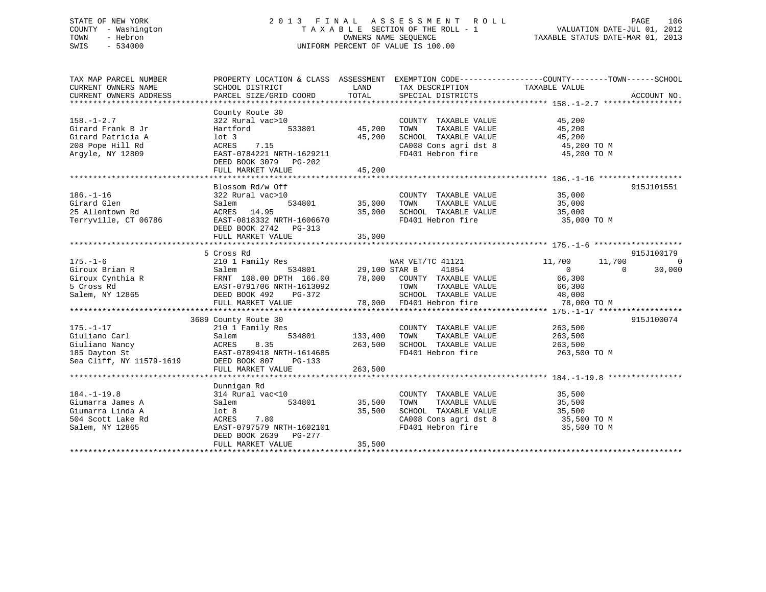STATE OF NEW YORK
COUNTY - Washington
TOWN - Hebron
SWIS - 534000

# 2013 FINAL ASSESSMENT ROLL
TAXABLE SECTION OF THE ROLL - 1
OWNERS NAME SEQUENCE
UNIFORM PERCENT OF VALUE IS 100.00

VALUATION DATE-JUL 01, 2012
TAXABLE STATUS DATE-MAR 01, 2013

| TAX MAP PARCEL NUMBER / CURRENT OWNERS NAME / CURRENT OWNERS ADDRESS | PROPERTY LOCATION & CLASS / SCHOOL DISTRICT / PARCEL SIZE/GRID COORD | ASSESSMENT LAND / TOTAL | EXEMPTION CODE / TAX DESCRIPTION / SPECIAL DISTRICTS | COUNTY TAXABLE VALUE | TOWN | SCHOOL | ACCOUNT NO. |
|---|---|---|---|---|---|---|---|
| 158.-1-2.7 | County Route 30 | | | | | | |
| 158.-1-2.7 | 322 Rural vac>10 | | COUNTY TAXABLE VALUE | 45,200 | | | |
| Girard Frank B Jr | Hartford 533801 | 45,200 | TOWN TAXABLE VALUE | 45,200 | | | |
| Girard Patricia A | lot 3 | 45,200 | SCHOOL TAXABLE VALUE | 45,200 | | | |
| 208 Pope Hill Rd | ACRES 7.15 | | CA008 Cons agri dst 8 | 45,200 TO M | | | |
| Argyle, NY 12809 | EAST-0784221 NRTH-1629211 | | FD401 Hebron fire | 45,200 TO M | | | |
| | DEED BOOK 3079 PG-202 | | | | | | |
| | FULL MARKET VALUE | 45,200 | | | | | |
| 186.-1-16 | Blossom Rd/w Off | | | | | | 915J101551 |
| 186.-1-16 | 322 Rural vac>10 | | COUNTY TAXABLE VALUE | 35,000 | | | |
| Girard Glen | Salem 534801 | 35,000 | TOWN TAXABLE VALUE | 35,000 | | | |
| 25 Allentown Rd | ACRES 14.95 | 35,000 | SCHOOL TAXABLE VALUE | 35,000 | | | |
| Terryville, CT 06786 | EAST-0818332 NRTH-1606670 | | FD401 Hebron fire | 35,000 TO M | | | |
| | DEED BOOK 2742 PG-313 | | | | | | |
| | FULL MARKET VALUE | 35,000 | | | | | |
| 175.-1-6 | 5 Cross Rd | | | | | | 915J100179 |
| 175.-1-6 | 210 1 Family Res | | WAR VET/TC 41121 | 11,700 | 11,700 | 0 | |
| Giroux Brian R | Salem 534801 | 29,100 | STAR B 41854 | 0 | 0 | 30,000 | |
| Giroux Cynthia R | FRNT 108.00 DPTH 166.00 | 78,000 | COUNTY TAXABLE VALUE | 66,300 | | | |
| 5 Cross Rd | EAST-0791706 NRTH-1613092 | | TOWN TAXABLE VALUE | 66,300 | | | |
| Salem, NY 12865 | DEED BOOK 492 PG-372 | | SCHOOL TAXABLE VALUE | 48,000 | | | |
| | FULL MARKET VALUE | 78,000 | FD401 Hebron fire | 78,000 TO M | | | |
| 175.-1-17 | 3689 County Route 30 | | | | | | 915J100074 |
| 175.-1-17 | 210 1 Family Res | | COUNTY TAXABLE VALUE | 263,500 | | | |
| Giuliano Carl | Salem 534801 | 133,400 | TOWN TAXABLE VALUE | 263,500 | | | |
| Giuliano Nancy | ACRES 8.35 | 263,500 | SCHOOL TAXABLE VALUE | 263,500 | | | |
| 185 Dayton St | EAST-0789418 NRTH-1614685 | | FD401 Hebron fire | 263,500 TO M | | | |
| Sea Cliff, NY 11579-1619 | DEED BOOK 807 PG-133 | | | | | | |
| | FULL MARKET VALUE | 263,500 | | | | | |
| 184.-1-19.8 | Dunnigan Rd | | | | | | |
| 184.-1-19.8 | 314 Rural vac<10 | | COUNTY TAXABLE VALUE | 35,500 | | | |
| Giumarra James A | Salem 534801 | 35,500 | TOWN TAXABLE VALUE | 35,500 | | | |
| Giumarra Linda A | lot 8 | 35,500 | SCHOOL TAXABLE VALUE | 35,500 | | | |
| 504 Scott Lake Rd | ACRES 7.80 | | CA008 Cons agri dst 8 | 35,500 TO M | | | |
| Salem, NY 12865 | EAST-0797579 NRTH-1602101 | | FD401 Hebron fire | 35,500 TO M | | | |
| | DEED BOOK 2639 PG-277 | | | | | | |
| | FULL MARKET VALUE | 35,500 | | | | | |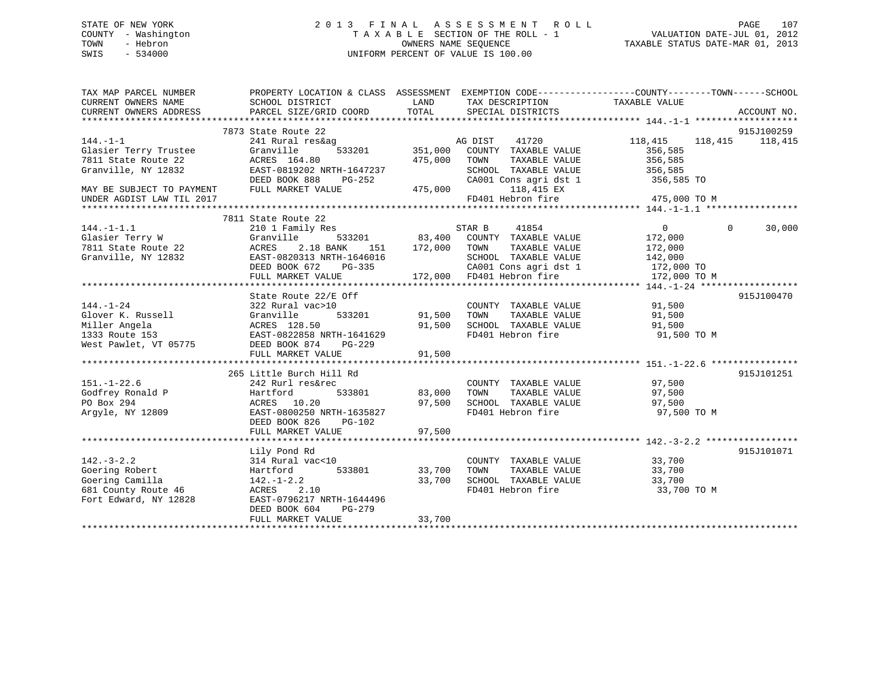STATE OF NEW YORK
COUNTY - Washington
TOWN - Hebron
SWIS - 534000

# 2013 FINAL ASSESSMENT ROLL
TAXABLE SECTION OF THE ROLL - 1
OWNERS NAME SEQUENCE
UNIFORM PERCENT OF VALUE IS 100.00

VALUATION DATE-JUL 01, 2012
TAXABLE STATUS DATE-MAR 01, 2013

| TAX MAP PARCEL NUMBER / CURRENT OWNERS NAME / CURRENT OWNERS ADDRESS | PROPERTY LOCATION & CLASS / SCHOOL DISTRICT / PARCEL SIZE/GRID COORD | ASSESSMENT LAND | TOTAL | EXEMPTION CODE / TAX DESCRIPTION / SPECIAL DISTRICTS | COUNTY TAXABLE VALUE | TOWN | SCHOOL | ACCOUNT NO. |
|---|---|---|---|---|---|---|---|---|
| **144.-1-1** | 7873 State Route 22 | | | | | | | 915J100259 |
| Glasier Terry Trustee | 241 Rural res&ag | | | AG DIST 41720 | 118,415 | 118,415 | 118,415 | |
| 7811 State Route 22 | Granville 533201 | 351,000 | | COUNTY TAXABLE VALUE | 356,585 | | | |
| Granville, NY 12832 | ACRES 164.80 | | 475,000 | TOWN TAXABLE VALUE | 356,585 | | | |
| | EAST-0819202 NRTH-1647237 | | | SCHOOL TAXABLE VALUE | 356,585 | | | |
| | DEED BOOK 888 PG-252 | | | CA001 Cons agri dst 1 | 356,585 TO | | | |
| MAY BE SUBJECT TO PAYMENT | FULL MARKET VALUE | | 475,000 | 118,415 EX | | | | |
| UNDER AGDIST LAW TIL 2017 | | | | FD401 Hebron fire | 475,000 TO M | | | |
| **144.-1-1.1** | 7811 State Route 22 | | | | | | | |
| Glasier Terry W | 210 1 Family Res | | | STAR B 41854 | 0 | 0 | 30,000 | |
| 7811 State Route 22 | Granville 533201 | 83,400 | | COUNTY TAXABLE VALUE | 172,000 | | | |
| Granville, NY 12832 | ACRES 2.18 BANK 151 | | 172,000 | TOWN TAXABLE VALUE | 172,000 | | | |
| | EAST-0820313 NRTH-1646016 | | | SCHOOL TAXABLE VALUE | 142,000 | | | |
| | DEED BOOK 672 PG-335 | | | CA001 Cons agri dst 1 | 172,000 TO | | | |
| | FULL MARKET VALUE | | 172,000 | FD401 Hebron fire | 172,000 TO M | | | |
| **144.-1-24** | State Route 22/E Off | | | | | | | 915J100470 |
| Glover K. Russell | 322 Rural vac>10 | | | COUNTY TAXABLE VALUE | 91,500 | | | |
| Miller Angela | Granville 533201 | 91,500 | | TOWN TAXABLE VALUE | 91,500 | | | |
| 1333 Route 153 | ACRES 128.50 | | 91,500 | SCHOOL TAXABLE VALUE | 91,500 | | | |
| West Pawlet, VT 05775 | EAST-0822858 NRTH-1641629 | | | FD401 Hebron fire | 91,500 TO M | | | |
| | DEED BOOK 874 PG-229 | | | | | | | |
| | FULL MARKET VALUE | | 91,500 | | | | | |
| **151.-1-22.6** | 265 Little Burch Hill Rd | | | | | | | 915J101251 |
| Godfrey Ronald P | 242 Rurl res&rec | | | COUNTY TAXABLE VALUE | 97,500 | | | |
| PO Box 294 | Hartford 533801 | 83,000 | | TOWN TAXABLE VALUE | 97,500 | | | |
| Argyle, NY 12809 | ACRES 10.20 | | 97,500 | SCHOOL TAXABLE VALUE | 97,500 | | | |
| | EAST-0800250 NRTH-1635827 | | | FD401 Hebron fire | 97,500 TO M | | | |
| | DEED BOOK 826 PG-102 | | | | | | | |
| | FULL MARKET VALUE | | 97,500 | | | | | |
| **142.-3-2.2** | Lily Pond Rd | | | | | | | 915J101071 |
| Goering Robert | 314 Rural vac<10 | | | COUNTY TAXABLE VALUE | 33,700 | | | |
| Goering Camilla | Hartford 533801 | 33,700 | | TOWN TAXABLE VALUE | 33,700 | | | |
| 681 County Route 46 | 142.-1-2.2 | | 33,700 | SCHOOL TAXABLE VALUE | 33,700 | | | |
| Fort Edward, NY 12828 | ACRES 2.10 | | | FD401 Hebron fire | 33,700 TO M | | | |
| | EAST-0796217 NRTH-1644496 | | | | | | | |
| | DEED BOOK 604 PG-279 | | | | | | | |
| | FULL MARKET VALUE | | 33,700 | | | | | |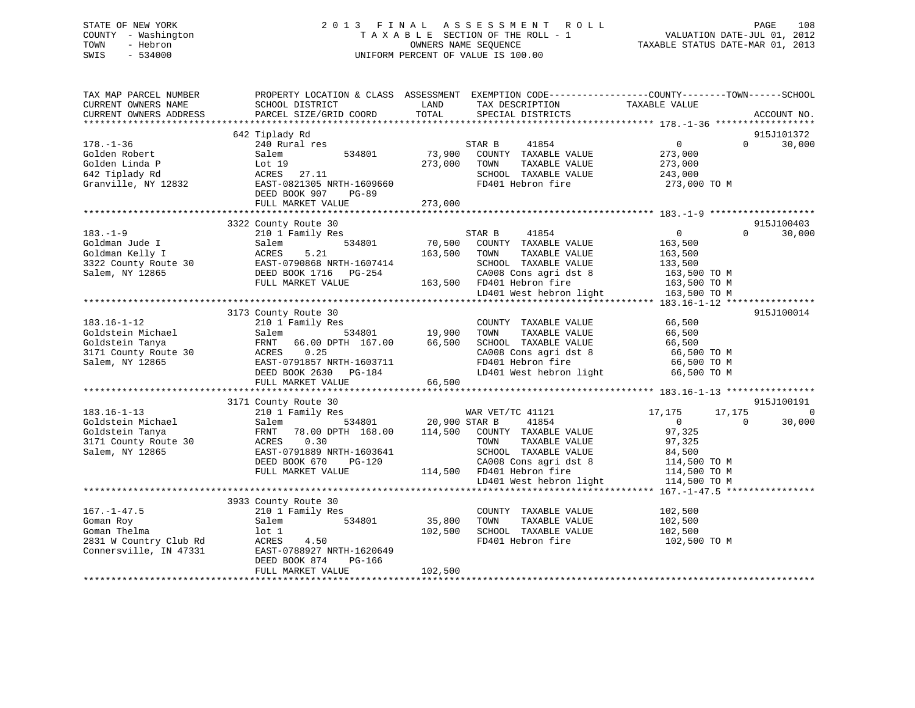STATE OF NEW YORK
COUNTY - Washington
TOWN - Hebron
SWIS - 534000

# 2013 FINAL ASSESSMENT ROLL

TAXABLE SECTION OF THE ROLL - 1
OWNERS NAME SEQUENCE
UNIFORM PERCENT OF VALUE IS 100.00

VALUATION DATE-JUL 01, 2012
TAXABLE STATUS DATE-MAR 01, 2013

```
TAX MAP PARCEL NUMBER          PROPERTY LOCATION & CLASS  ASSESSMENT  EXEMPTION CODE------------------COUNTY--------TOWN------SCHOOL
CURRENT OWNERS NAME            SCHOOL DISTRICT              LAND      TAX DESCRIPTION              TAXABLE VALUE
CURRENT OWNERS ADDRESS         PARCEL SIZE/GRID COORD       TOTAL     SPECIAL DISTRICTS                                        ACCOUNT NO.
****************************************************************************************************** 178.-1-36 ******************
                               642 Tiplady Rd                                                                                915J101372
178.-1-36                      240 Rural res                          STAR B      41854                   0          0      30,000
Golden Robert                  Salem          534801        73,900    COUNTY  TAXABLE VALUE          273,000
Golden Linda P                 Lot 19                      273,000    TOWN    TAXABLE VALUE          273,000
642 Tiplady Rd                 ACRES   27.11                          SCHOOL  TAXABLE VALUE          243,000
Granville, NY 12832            EAST-0821305 NRTH-1609660              FD401 Hebron fire               273,000 TO M
                               DEED BOOK 907     PG-89
                               FULL MARKET VALUE           273,000
****************************************************************************************************** 183.-1-9 *******************
                               3322 County Route 30                                                                          915J100403
183.-1-9                       210 1 Family Res                       STAR B      41854                   0          0      30,000
Goldman Jude I                 Salem          534801        70,500    COUNTY  TAXABLE VALUE          163,500
Goldman Kelly I                ACRES    5.21               163,500    TOWN    TAXABLE VALUE          163,500
3322 County Route 30           EAST-0790868 NRTH-1607414              SCHOOL  TAXABLE VALUE          133,500
Salem, NY 12865                DEED BOOK 1716   PG-254                CA008 Cons agri dst 8           163,500 TO M
                               FULL MARKET VALUE           163,500    FD401 Hebron fire               163,500 TO M
                                                                      LD401 West hebron light         163,500 TO M
****************************************************************************************************** 183.16-1-12 ****************
                               3173 County Route 30                                                                          915J100014
183.16-1-12                    210 1 Family Res                       COUNTY  TAXABLE VALUE           66,500
Goldstein Michael              Salem          534801        19,900    TOWN    TAXABLE VALUE           66,500
Goldstein Tanya                FRNT   66.00 DPTH  167.00    66,500    SCHOOL  TAXABLE VALUE           66,500
3171 County Route 30           ACRES    0.25                          CA008 Cons agri dst 8            66,500 TO M
Salem, NY 12865                EAST-0791857 NRTH-1603711              FD401 Hebron fire                66,500 TO M
                               DEED BOOK 2630   PG-184                LD401 West hebron light          66,500 TO M
                               FULL MARKET VALUE            66,500
****************************************************************************************************** 183.16-1-13 ****************
                               3171 County Route 30                                                                          915J100191
183.16-1-13                    210 1 Family Res                       WAR VET/TC 41121               17,175     17,175           0
Goldstein Michael              Salem          534801        20,900 STAR B      41854                      0          0      30,000
Goldstein Tanya                FRNT   78.00 DPTH  168.00   114,500    COUNTY  TAXABLE VALUE           97,325
3171 County Route 30           ACRES    0.30                          TOWN    TAXABLE VALUE           97,325
Salem, NY 12865                EAST-0791889 NRTH-1603641              SCHOOL  TAXABLE VALUE           84,500
                               DEED BOOK 670     PG-120               CA008 Cons agri dst 8           114,500 TO M
                               FULL MARKET VALUE           114,500    FD401 Hebron fire               114,500 TO M
                                                                      LD401 West hebron light         114,500 TO M
****************************************************************************************************** 167.-1-47.5 ****************
                               3933 County Route 30
167.-1-47.5                    210 1 Family Res                       COUNTY  TAXABLE VALUE          102,500
Goman Roy                      Salem          534801        35,800    TOWN    TAXABLE VALUE          102,500
Goman Thelma                   lot 1                       102,500    SCHOOL  TAXABLE VALUE          102,500
2831 W Country Club Rd         ACRES    4.50                          FD401 Hebron fire               102,500 TO M
Connersville, IN 47331         EAST-0788927 NRTH-1620649
                               DEED BOOK 874     PG-166
                               FULL MARKET VALUE           102,500
************************************************************************************************************************************
```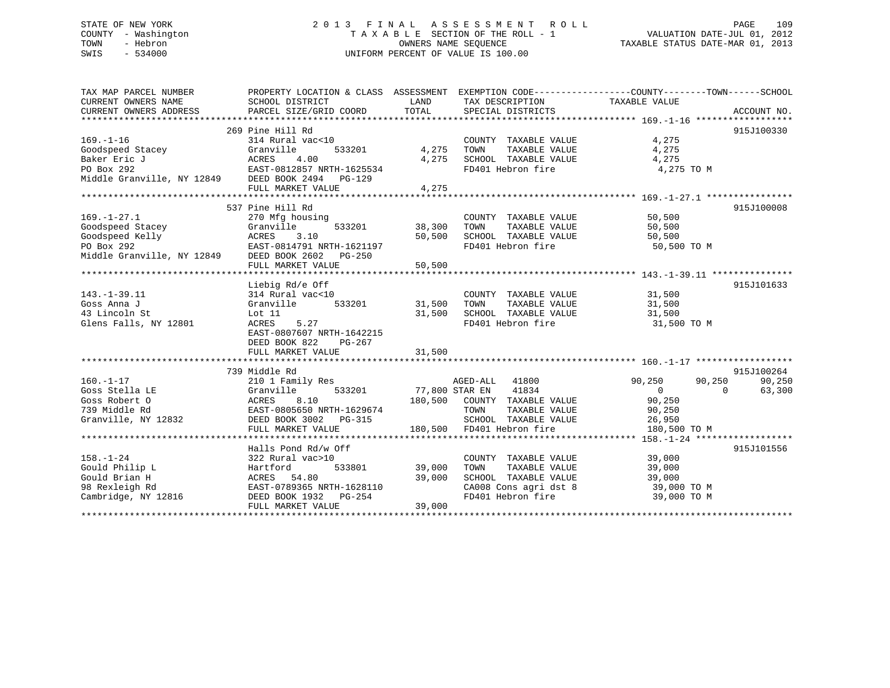STATE OF NEW YORK
COUNTY - Washington
TOWN - Hebron
SWIS - 534000

2 0 1 3 F I N A L A S S E S S M E N T R O L L
T A X A B L E SECTION OF THE ROLL - 1
OWNERS NAME SEQUENCE
UNIFORM PERCENT OF VALUE IS 100.00

VALUATION DATE-JUL 01, 2012
TAXABLE STATUS DATE-MAR 01, 2013

```
TAX MAP PARCEL NUMBER          PROPERTY LOCATION & CLASS  ASSESSMENT  EXEMPTION CODE------------------COUNTY--------TOWN------SCHOOL
CURRENT OWNERS NAME            SCHOOL DISTRICT               LAND      TAX DESCRIPTION            TAXABLE VALUE
CURRENT OWNERS ADDRESS         PARCEL SIZE/GRID COORD        TOTAL     SPECIAL DISTRICTS                                     ACCOUNT NO.
******************************************************************************************************* 169.-1-16 ******************
                              269 Pine Hill Rd                                                                         915J100330
169.-1-16                     314 Rural vac<10                        COUNTY  TAXABLE VALUE             4,275
Goodspeed Stacey              Granville        533201        4,275   TOWN    TAXABLE VALUE             4,275
Baker Eric J                  ACRES    4.00                  4,275   SCHOOL  TAXABLE VALUE             4,275
PO Box 292                    EAST-0812857 NRTH-1625534               FD401 Hebron fire                  4,275 TO M
Middle Granville, NY 12849    DEED BOOK 2494   PG-129
                              FULL MARKET VALUE              4,275
******************************************************************************************************* 169.-1-27.1 ****************
                              537 Pine Hill Rd                                                                         915J100008
169.-1-27.1                   270 Mfg housing                         COUNTY  TAXABLE VALUE            50,500
Goodspeed Stacey              Granville        533201       38,300   TOWN    TAXABLE VALUE            50,500
Goodspeed Kelly               ACRES    3.10                 50,500   SCHOOL  TAXABLE VALUE            50,500
PO Box 292                    EAST-0814791 NRTH-1621197               FD401 Hebron fire                 50,500 TO M
Middle Granville, NY 12849    DEED BOOK 2602   PG-250
                              FULL MARKET VALUE             50,500
******************************************************************************************************* 143.-1-39.11 ***************
                              Liebig Rd/e Off                                                                          915J101633
143.-1-39.11                  314 Rural vac<10                        COUNTY  TAXABLE VALUE            31,500
Goss Anna J                   Granville        533201       31,500   TOWN    TAXABLE VALUE            31,500
43 Lincoln St                 Lot 11                        31,500   SCHOOL  TAXABLE VALUE            31,500
Glens Falls, NY 12801         ACRES    5.27                           FD401 Hebron fire                 31,500 TO M
                              EAST-0807607 NRTH-1642215
                              DEED BOOK 822    PG-267
                              FULL MARKET VALUE             31,500
******************************************************************************************************* 160.-1-17 ******************
                              739 Middle Rd                                                                            915J100264
160.-1-17                     210 1 Family Res                   AGED-ALL   41800            90,250      90,250      90,250
Goss Stella LE                Granville        533201       77,800 STAR EN    41834                 0           0      63,300
Goss Robert O                 ACRES    8.10                180,500   COUNTY  TAXABLE VALUE            90,250
739 Middle Rd                 EAST-0805650 NRTH-1629674               TOWN    TAXABLE VALUE            90,250
Granville, NY 12832           DEED BOOK 3002   PG-315                 SCHOOL  TAXABLE VALUE            26,950
                              FULL MARKET VALUE            180,500   FD401 Hebron fire                180,500 TO M
******************************************************************************************************* 158.-1-24 ******************
                              Halls Pond Rd/w Off                                                                      915J101556
158.-1-24                     322 Rural vac>10                        COUNTY  TAXABLE VALUE            39,000
Gould Philip L                Hartford         533801       39,000   TOWN    TAXABLE VALUE            39,000
Gould Brian H                 ACRES   54.80                 39,000   SCHOOL  TAXABLE VALUE            39,000
98 Rexleigh Rd                EAST-0789365 NRTH-1628110               CA008 Cons agri dst 8             39,000 TO M
Cambridge, NY 12816           DEED BOOK 1932   PG-254                 FD401 Hebron fire                 39,000 TO M
                              FULL MARKET VALUE             39,000
************************************************************************************************************************************
```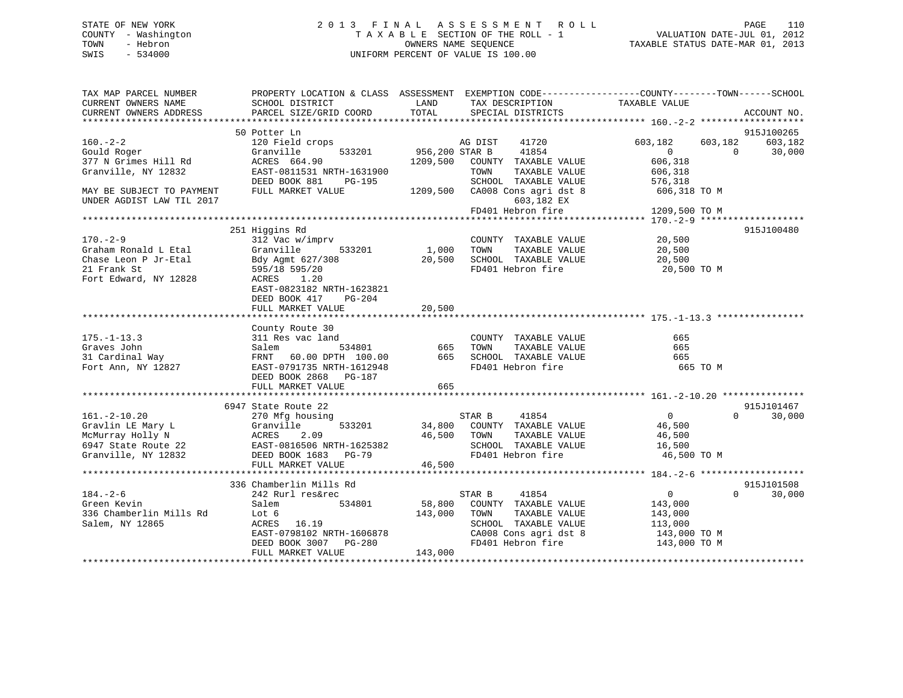STATE OF NEW YORK
COUNTY - Washington
TOWN - Hebron
SWIS - 534000

# 2013 FINAL ASSESSMENT ROLL

TAXABLE SECTION OF THE ROLL - 1
OWNERS NAME SEQUENCE
UNIFORM PERCENT OF VALUE IS 100.00

VALUATION DATE-JUL 01, 2012
TAXABLE STATUS DATE-MAR 01, 2013

```
TAX MAP PARCEL NUMBER          PROPERTY LOCATION & CLASS  ASSESSMENT  EXEMPTION CODE------------------COUNTY--------TOWN------SCHOOL
CURRENT OWNERS NAME            SCHOOL DISTRICT             LAND       TAX DESCRIPTION            TAXABLE VALUE
CURRENT OWNERS ADDRESS         PARCEL SIZE/GRID COORD      TOTAL      SPECIAL DISTRICTS                                   ACCOUNT NO.
******************************************************************************************************* 160.-2-2 *******************
                               50 Potter Ln                                                                              915J100265
160.-2-2                       120 Field crops                        AG DIST     41720           603,182    603,182    603,182
Gould Roger                    Granville       533201     956,200 STAR B      41854                 0          0       30,000
377 N Grimes Hill Rd           ACRES  664.90             1209,500   COUNTY  TAXABLE VALUE         606,318
Granville, NY 12832            EAST-0811531 NRTH-1631900            TOWN    TAXABLE VALUE         606,318
                               DEED BOOK 881    PG-195              SCHOOL  TAXABLE VALUE         576,318
MAY BE SUBJECT TO PAYMENT      FULL MARKET VALUE         1209,500   CA008 Cons agri dst 8          606,318 TO M
UNDER AGDIST LAW TIL 2017                                                 603,182 EX
                                                                    FD401 Hebron fire             1209,500 TO M
******************************************************************************************************* 170.-2-9 *******************
                               251 Higgins Rd                                                                            915J100480
170.-2-9                       312 Vac w/imprv                        COUNTY  TAXABLE VALUE          20,500
Graham Ronald L Etal           Granville       533201       1,000   TOWN    TAXABLE VALUE          20,500
Chase Leon P Jr-Etal           Bdy Agmt 627/308            20,500   SCHOOL  TAXABLE VALUE          20,500
21 Frank St                    595/18 595/20                        FD401 Hebron fire               20,500 TO M
Fort Edward, NY 12828          ACRES    1.20
                               EAST-0823182 NRTH-1623821
                               DEED BOOK 417    PG-204
                               FULL MARKET VALUE           20,500
******************************************************************************************************* 175.-1-13.3 ****************
                               County Route 30
175.-1-13.3                    311 Res vac land                       COUNTY  TAXABLE VALUE             665
Graves John                    Salem           534801         665   TOWN    TAXABLE VALUE             665
31 Cardinal Way                FRNT   60.00 DPTH 100.00       665   SCHOOL  TAXABLE VALUE             665
Fort Ann, NY 12827             EAST-0791735 NRTH-1612948            FD401 Hebron fire                  665 TO M
                               DEED BOOK 2868   PG-187
                               FULL MARKET VALUE              665
******************************************************************************************************* 161.-2-10.20 ***************
                               6947 State Route 22                                                                       915J101467
161.-2-10.20                   270 Mfg housing                        STAR B      41854                 0          0       30,000
Gravlin LE Mary L              Granville       533201      34,800   COUNTY  TAXABLE VALUE          46,500
McMurray Holly N               ACRES    2.09               46,500   TOWN    TAXABLE VALUE          46,500
6947 State Route 22            EAST-0816506 NRTH-1625382            SCHOOL  TAXABLE VALUE          16,500
Granville, NY 12832            DEED BOOK 1683   PG-79               FD401 Hebron fire               46,500 TO M
                               FULL MARKET VALUE           46,500
******************************************************************************************************* 184.-2-6 *******************
                               336 Chamberlin Mills Rd                                                                   915J101508
184.-2-6                       242 Rurl res&rec                       STAR B      41854                 0          0       30,000
Green Kevin                    Salem           534801      58,800   COUNTY  TAXABLE VALUE         143,000
336 Chamberlin Mills Rd        Lot 6                      143,000   TOWN    TAXABLE VALUE         143,000
Salem, NY 12865                ACRES   16.19                        SCHOOL  TAXABLE VALUE         113,000
                               EAST-0798102 NRTH-1606878            CA008 Cons agri dst 8          143,000 TO M
                               DEED BOOK 3007   PG-280              FD401 Hebron fire              143,000 TO M
                               FULL MARKET VALUE          143,000
************************************************************************************************************************************
```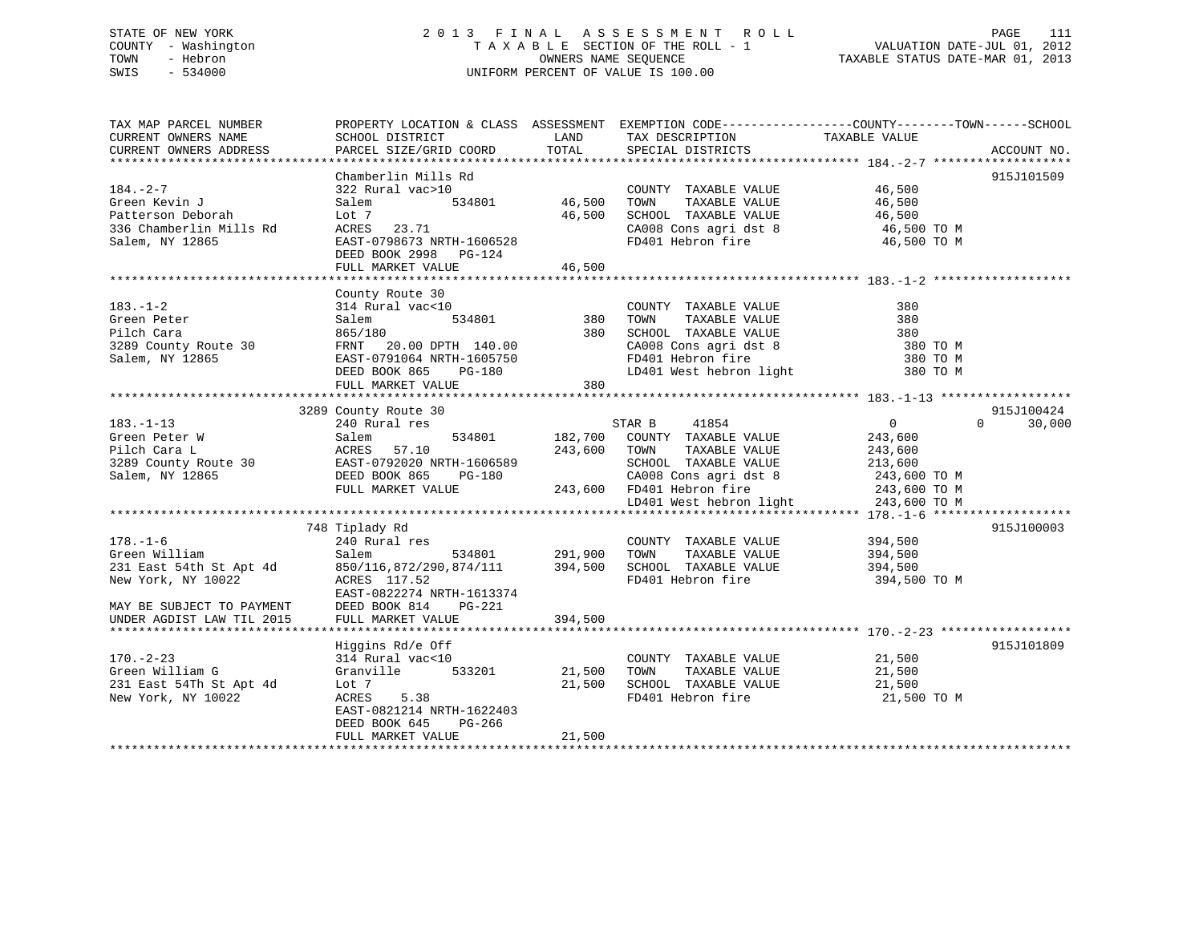STATE OF NEW YORK
COUNTY - Washington
TOWN - Hebron
SWIS - 534000

# 2013 FINAL ASSESSMENT ROLL

TAXABLE SECTION OF THE ROLL - 1
OWNERS NAME SEQUENCE
UNIFORM PERCENT OF VALUE IS 100.00

VALUATION DATE-JUL 01, 2012
TAXABLE STATUS DATE-MAR 01, 2013

```
TAX MAP PARCEL NUMBER          PROPERTY LOCATION & CLASS  ASSESSMENT  EXEMPTION CODE------------------COUNTY--------TOWN------SCHOOL
CURRENT OWNERS NAME            SCHOOL DISTRICT              LAND      TAX DESCRIPTION            TAXABLE VALUE
CURRENT OWNERS ADDRESS         PARCEL SIZE/GRID COORD      TOTAL      SPECIAL DISTRICTS                                    ACCOUNT NO.
******************************************************************************************************* 184.-2-7 *******************
                               Chamberlin Mills Rd                                                                          915J101509
184.-2-7                       322 Rural vac>10                        COUNTY  TAXABLE VALUE          46,500
Green Kevin J                  Salem          534801       46,500      TOWN    TAXABLE VALUE          46,500
Patterson Deborah              Lot 7                        46,500      SCHOOL  TAXABLE VALUE          46,500
336 Chamberlin Mills Rd        ACRES   23.71                           CA008 Cons agri dst 8           46,500 TO M
Salem, NY 12865                EAST-0798673 NRTH-1606528               FD401 Hebron fire               46,500 TO M
                               DEED BOOK 2998   PG-124
                               FULL MARKET VALUE            46,500
******************************************************************************************************* 183.-1-2 *******************
                               County Route 30
183.-1-2                       314 Rural vac<10                        COUNTY  TAXABLE VALUE             380
Green Peter                    Salem          534801          380      TOWN    TAXABLE VALUE             380
Pilch Cara                     865/180                         380      SCHOOL  TAXABLE VALUE             380
3289 County Route 30           FRNT   20.00 DPTH 140.00                CA008 Cons agri dst 8              380 TO M
Salem, NY 12865                EAST-0791064 NRTH-1605750               FD401 Hebron fire                  380 TO M
                               DEED BOOK 865    PG-180                 LD401 West hebron light            380 TO M
                               FULL MARKET VALUE               380
******************************************************************************************************* 183.-1-13 ******************
                          3289 County Route 30                                                                              915J100424
183.-1-13                      240 Rural res                          STAR B     41854                 0           0       30,000
Green Peter W                  Salem          534801      182,700      COUNTY  TAXABLE VALUE         243,600
Pilch Cara L                   ACRES   57.10              243,600      TOWN    TAXABLE VALUE         243,600
3289 County Route 30           EAST-0792020 NRTH-1606589               SCHOOL  TAXABLE VALUE         213,600
Salem, NY 12865                DEED BOOK 865    PG-180                 CA008 Cons agri dst 8          243,600 TO M
                               FULL MARKET VALUE          243,600      FD401 Hebron fire              243,600 TO M
                                                                       LD401 West hebron light        243,600 TO M
******************************************************************************************************* 178.-1-6 *******************
                           748 Tiplady Rd                                                                                   915J100003
178.-1-6                       240 Rural res                           COUNTY  TAXABLE VALUE         394,500
Green William                  Salem          534801      291,900      TOWN    TAXABLE VALUE         394,500
231 East 54th St Apt 4d        850/116,872/290,874/111    394,500      SCHOOL  TAXABLE VALUE         394,500
New York, NY 10022             ACRES  117.52                           FD401 Hebron fire              394,500 TO M
                               EAST-0822274 NRTH-1613374
MAY BE SUBJECT TO PAYMENT      DEED BOOK 814    PG-221
UNDER AGDIST LAW TIL 2015      FULL MARKET VALUE          394,500
******************************************************************************************************* 170.-2-23 ******************
                               Higgins Rd/e Off                                                                             915J101809
170.-2-23                      314 Rural vac<10                        COUNTY  TAXABLE VALUE          21,500
Green William G                Granville      533201       21,500      TOWN    TAXABLE VALUE          21,500
231 East 54Th St Apt 4d        Lot 7                        21,500      SCHOOL  TAXABLE VALUE          21,500
New York, NY 10022             ACRES    5.38                           FD401 Hebron fire               21,500 TO M
                               EAST-0821214 NRTH-1622403
                               DEED BOOK 645    PG-266
                               FULL MARKET VALUE            21,500
************************************************************************************************************************************
```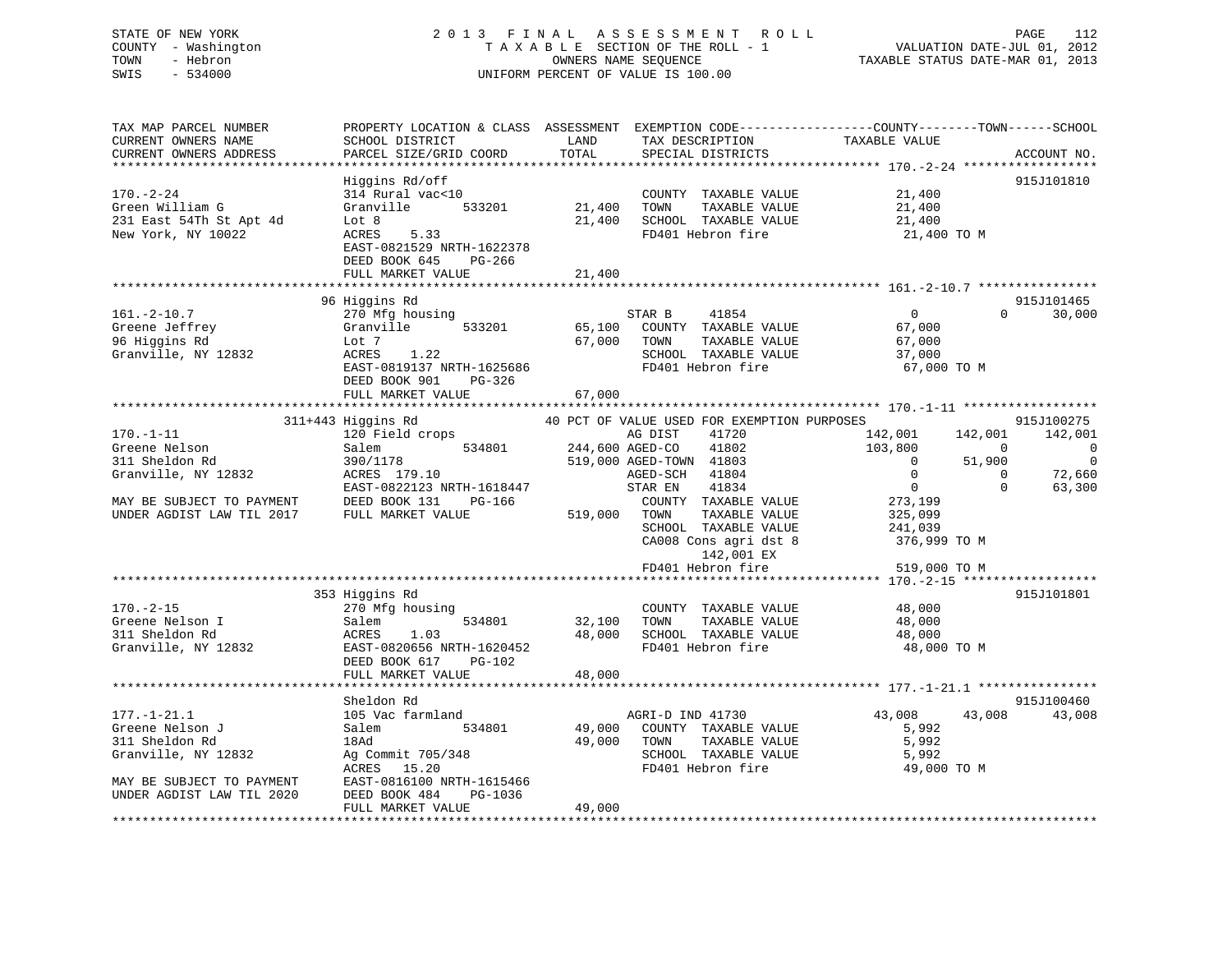STATE OF NEW YORK
COUNTY - Washington
TOWN - Hebron
SWIS - 534000

2013 FINAL ASSESSMENT ROLL
TAXABLE SECTION OF THE ROLL - 1
OWNERS NAME SEQUENCE
UNIFORM PERCENT OF VALUE IS 100.00

VALUATION DATE-JUL 01, 2012
TAXABLE STATUS DATE-MAR 01, 2013

```
TAX MAP PARCEL NUMBER          PROPERTY LOCATION & CLASS  ASSESSMENT  EXEMPTION CODE-----------------COUNTY--------TOWN------SCHOOL
CURRENT OWNERS NAME            SCHOOL DISTRICT               LAND      TAX DESCRIPTION            TAXABLE VALUE
CURRENT OWNERS ADDRESS         PARCEL SIZE/GRID COORD        TOTAL     SPECIAL DISTRICTS                                    ACCOUNT NO.
******************************************************************************************************* 170.-2-24 ******************
                               Higgins Rd/off                                                                          915J101810
170.-2-24                      314 Rural vac<10                        COUNTY  TAXABLE VALUE           21,400
Green William G                Granville        533201       21,400    TOWN    TAXABLE VALUE           21,400
231 East 54Th St Apt 4d        Lot 8                         21,400    SCHOOL  TAXABLE VALUE           21,400
New York, NY 10022             ACRES    5.33                           FD401 Hebron fire                21,400 TO M
                               EAST-0821529 NRTH-1622378
                               DEED BOOK 645    PG-266
                               FULL MARKET VALUE             21,400
******************************************************************************************************* 161.-2-10.7 ****************
                               96 Higgins Rd                                                                           915J101465
161.-2-10.7                    270 Mfg housing                         STAR B     41854                  0           0      30,000
Greene Jeffrey                 Granville        533201       65,100    COUNTY  TAXABLE VALUE           67,000
96 Higgins Rd                  Lot 7                         67,000    TOWN    TAXABLE VALUE           67,000
Granville, NY 12832            ACRES    1.22                           SCHOOL  TAXABLE VALUE           37,000
                               EAST-0819137 NRTH-1625686               FD401 Hebron fire                67,000 TO M
                               DEED BOOK 901    PG-326
                               FULL MARKET VALUE             67,000
******************************************************************************************************* 170.-1-11 ******************
                               311+443 Higgins Rd              40 PCT OF VALUE USED FOR EXEMPTION PURPOSES                    915J100275
170.-1-11                      120 Field crops                         AG DIST    41720            142,001     142,001     142,001
Greene Nelson                  Salem            534801      244,600 AGED-CO    41802            103,800           0           0
311 Sheldon Rd                 390/1178                     519,000 AGED-TOWN  41803                  0      51,900           0
Granville, NY 12832            ACRES  179.10                           AGED-SCH   41804                  0           0      72,660
                               EAST-0822123 NRTH-1618447               STAR EN    41834                  0           0      63,300
MAY BE SUBJECT TO PAYMENT      DEED BOOK 131    PG-166                 COUNTY  TAXABLE VALUE          273,199
UNDER AGDIST LAW TIL 2017      FULL MARKET VALUE            519,000    TOWN    TAXABLE VALUE          325,099
                                                                       SCHOOL  TAXABLE VALUE          241,039
                                                                       CA008 Cons agri dst 8           376,999 TO M
                                                                               142,001 EX
                                                                       FD401 Hebron fire               519,000 TO M
******************************************************************************************************* 170.-2-15 ******************
                               353 Higgins Rd                                                                          915J101801
170.-2-15                      270 Mfg housing                         COUNTY  TAXABLE VALUE           48,000
Greene Nelson I                Salem            534801       32,100    TOWN    TAXABLE VALUE           48,000
311 Sheldon Rd                 ACRES    1.03                 48,000    SCHOOL  TAXABLE VALUE           48,000
Granville, NY 12832            EAST-0820656 NRTH-1620452               FD401 Hebron fire                48,000 TO M
                               DEED BOOK 617    PG-102
                               FULL MARKET VALUE             48,000
******************************************************************************************************* 177.-1-21.1 ****************
                               Sheldon Rd                                                                              915J100460
177.-1-21.1                    105 Vac farmland                        AGRI-D IND 41730             43,008      43,008      43,008
Greene Nelson J                Salem            534801       49,000    COUNTY  TAXABLE VALUE            5,992
311 Sheldon Rd                 18Ad                          49,000    TOWN    TAXABLE VALUE            5,992
Granville, NY 12832            Ag Commit 705/348                       SCHOOL  TAXABLE VALUE            5,992
                               ACRES   15.20                           FD401 Hebron fire                49,000 TO M
MAY BE SUBJECT TO PAYMENT      EAST-0816100 NRTH-1615466
UNDER AGDIST LAW TIL 2020      DEED BOOK 484    PG-1036
                               FULL MARKET VALUE             49,000
************************************************************************************************************************************
```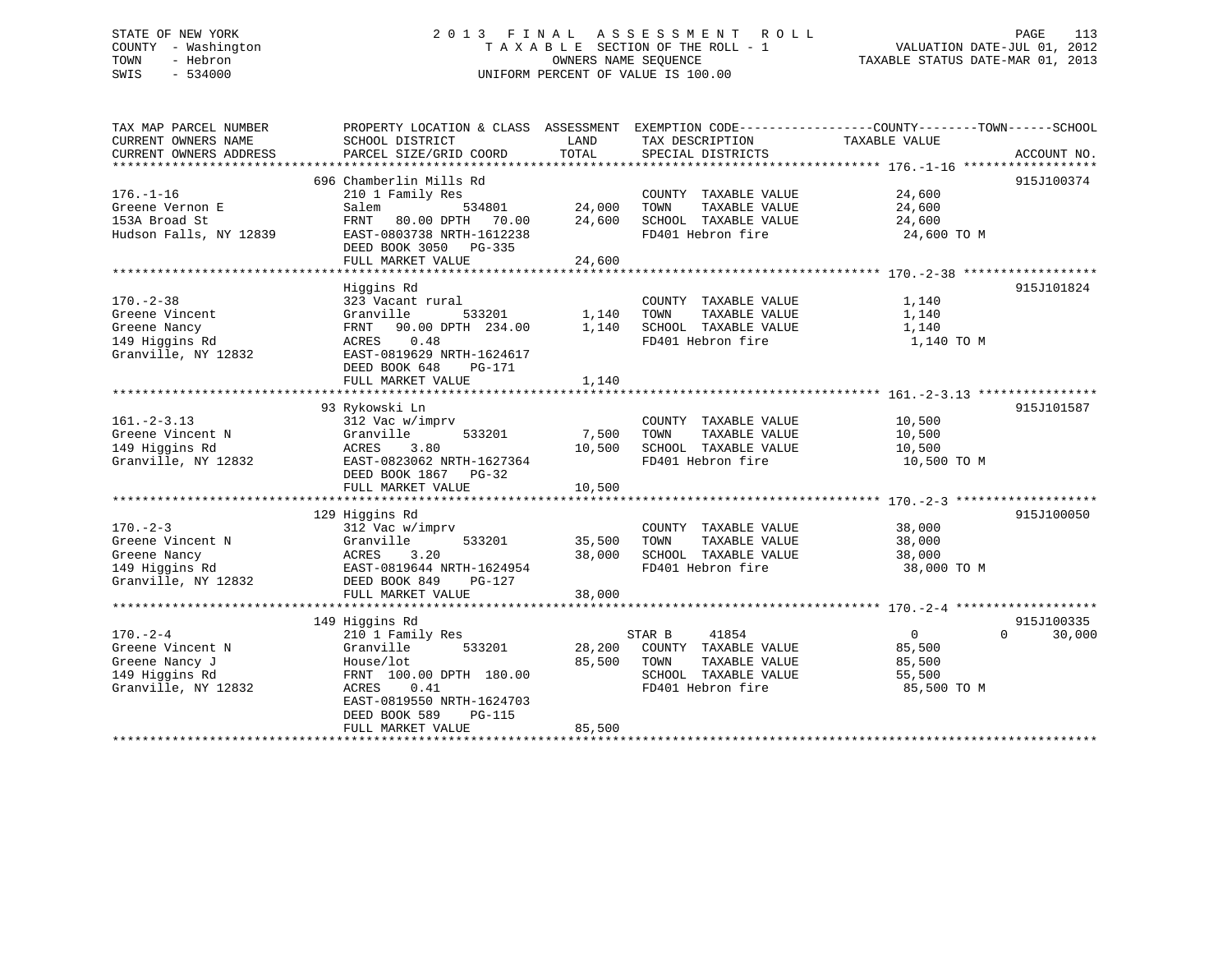STATE OF NEW YORK
COUNTY - Washington
TOWN - Hebron
SWIS - 534000

# 2013 FINAL ASSESSMENT ROLL

TAXABLE SECTION OF THE ROLL - 1
OWNERS NAME SEQUENCE
UNIFORM PERCENT OF VALUE IS 100.00

VALUATION DATE-JUL 01, 2012
TAXABLE STATUS DATE-MAR 01, 2013

| TAX MAP PARCEL NUMBER / CURRENT OWNERS NAME / CURRENT OWNERS ADDRESS | PROPERTY LOCATION & CLASS / SCHOOL DISTRICT / PARCEL SIZE/GRID COORD | ASSESSMENT LAND | TOTAL | EXEMPTION CODE / TAX DESCRIPTION / SPECIAL DISTRICTS | COUNTY | TOWN | SCHOOL TAXABLE VALUE | ACCOUNT NO. |
|---|---|---|---|---|---|---|---|---|
| 176.-1-16 | 696 Chamberlin Mills Rd | | | | | | | 915J100374 |
| Greene Vernon E | 210 1 Family Res | | | COUNTY TAXABLE VALUE | 24,600 | | | |
| 153A Broad St | Salem 534801 | 24,000 | | TOWN TAXABLE VALUE | | 24,600 | | |
| Hudson Falls, NY 12839 | FRNT 80.00 DPTH 70.00 | | 24,600 | SCHOOL TAXABLE VALUE | | | 24,600 | |
| | EAST-0803738 NRTH-1612238 | | | FD401 Hebron fire | 24,600 TO M | | | |
| | DEED BOOK 3050 PG-335 | | | | | | | |
| | FULL MARKET VALUE | | 24,600 | | | | | |
| 170.-2-38 | Higgins Rd | | | | | | | 915J101824 |
| Greene Vincent | 323 Vacant rural | | | COUNTY TAXABLE VALUE | 1,140 | | | |
| Greene Nancy | Granville 533201 | 1,140 | | TOWN TAXABLE VALUE | | 1,140 | | |
| 149 Higgins Rd | FRNT 90.00 DPTH 234.00 | | 1,140 | SCHOOL TAXABLE VALUE | | | 1,140 | |
| Granville, NY 12832 | ACRES 0.48 | | | FD401 Hebron fire | 1,140 TO M | | | |
| | EAST-0819629 NRTH-1624617 | | | | | | | |
| | DEED BOOK 648 PG-171 | | | | | | | |
| | FULL MARKET VALUE | | 1,140 | | | | | |
| 161.-2-3.13 | 93 Rykowski Ln | | | | | | | 915J101587 |
| Greene Vincent N | 312 Vac w/imprv | | | COUNTY TAXABLE VALUE | 10,500 | | | |
| 149 Higgins Rd | Granville 533201 | 7,500 | | TOWN TAXABLE VALUE | | 10,500 | | |
| Granville, NY 12832 | ACRES 3.80 | | 10,500 | SCHOOL TAXABLE VALUE | | | 10,500 | |
| | EAST-0823062 NRTH-1627364 | | | FD401 Hebron fire | 10,500 TO M | | | |
| | DEED BOOK 1867 PG-32 | | | | | | | |
| | FULL MARKET VALUE | | 10,500 | | | | | |
| 170.-2-3 | 129 Higgins Rd | | | | | | | 915J100050 |
| Greene Vincent N | 312 Vac w/imprv | | | COUNTY TAXABLE VALUE | 38,000 | | | |
| Greene Nancy | Granville 533201 | 35,500 | | TOWN TAXABLE VALUE | | 38,000 | | |
| 149 Higgins Rd | ACRES 3.20 | | 38,000 | SCHOOL TAXABLE VALUE | | | 38,000 | |
| Granville, NY 12832 | EAST-0819644 NRTH-1624954 | | | FD401 Hebron fire | 38,000 TO M | | | |
| | DEED BOOK 849 PG-127 | | | | | | | |
| | FULL MARKET VALUE | | 38,000 | | | | | |
| 170.-2-4 | 149 Higgins Rd | | | | | | | 915J100335 |
| Greene Vincent N | 210 1 Family Res | | | STAR B 41854 | 0 | 0 | 30,000 | |
| Greene Nancy J | Granville 533201 | 28,200 | | COUNTY TAXABLE VALUE | 85,500 | | | |
| 149 Higgins Rd | House/lot | | 85,500 | TOWN TAXABLE VALUE | | 85,500 | | |
| Granville, NY 12832 | FRNT 100.00 DPTH 180.00 | | | SCHOOL TAXABLE VALUE | | | 55,500 | |
| | ACRES 0.41 | | | FD401 Hebron fire | 85,500 TO M | | | |
| | EAST-0819550 NRTH-1624703 | | | | | | | |
| | DEED BOOK 589 PG-115 | | | | | | | |
| | FULL MARKET VALUE | | 85,500 | | | | | |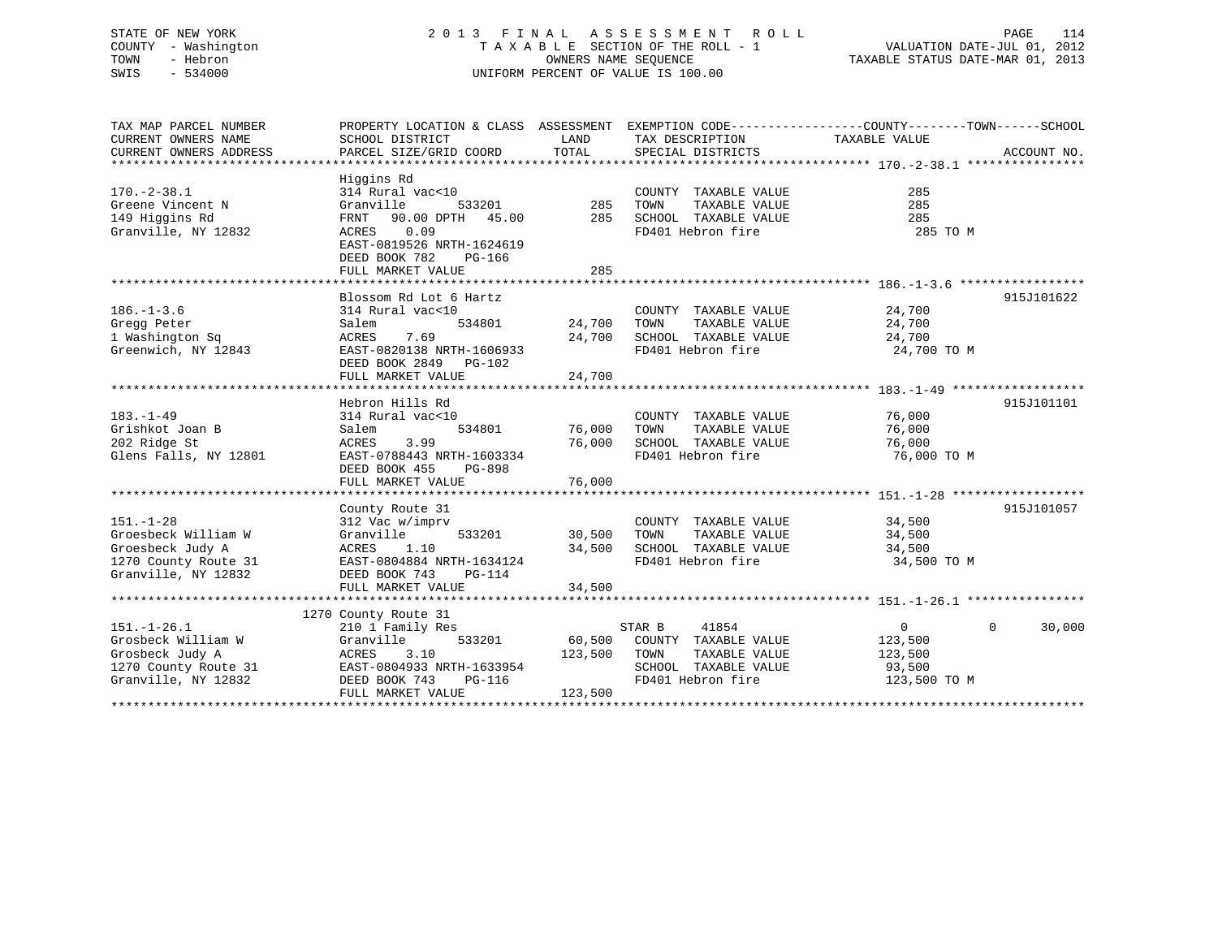STATE OF NEW YORK
COUNTY - Washington
TOWN - Hebron
SWIS - 534000

2013 FINAL ASSESSMENT ROLL
TAXABLE SECTION OF THE ROLL - 1
OWNERS NAME SEQUENCE
UNIFORM PERCENT OF VALUE IS 100.00

VALUATION DATE-JUL 01, 2012
TAXABLE STATUS DATE-MAR 01, 2013

| TAX MAP PARCEL NUMBER / CURRENT OWNERS NAME / CURRENT OWNERS ADDRESS | PROPERTY LOCATION & CLASS / SCHOOL DISTRICT / PARCEL SIZE/GRID COORD | ASSESSMENT LAND | TOTAL | EXEMPTION CODE / TAX DESCRIPTION / SPECIAL DISTRICTS | COUNTY | TOWN | SCHOOL TAXABLE VALUE | ACCOUNT NO. |
|---|---|---|---|---|---|---|---|---|
| **170.-2-38.1** | Higgins Rd | | | | | | | |
| 170.-2-38.1 | 314 Rural vac<10 | | | COUNTY TAXABLE VALUE | 285 | | | |
| Greene Vincent N | Granville 533201 | 285 | | TOWN TAXABLE VALUE | | 285 | | |
| 149 Higgins Rd | FRNT 90.00 DPTH 45.00 | | 285 | SCHOOL TAXABLE VALUE | | | 285 | |
| Granville, NY 12832 | ACRES 0.09 | | | FD401 Hebron fire | 285 TO M | | | |
| | EAST-0819526 NRTH-1624619 | | | | | | | |
| | DEED BOOK 782 PG-166 | | | | | | | |
| | FULL MARKET VALUE | | 285 | | | | | |
| **186.-1-3.6** | Blossom Rd Lot 6 Hartz | | | | | | | 915J101622 |
| 186.-1-3.6 | 314 Rural vac<10 | | | COUNTY TAXABLE VALUE | 24,700 | | | |
| Gregg Peter | Salem 534801 | 24,700 | | TOWN TAXABLE VALUE | | 24,700 | | |
| 1 Washington Sq | ACRES 7.69 | | 24,700 | SCHOOL TAXABLE VALUE | | | 24,700 | |
| Greenwich, NY 12843 | EAST-0820138 NRTH-1606933 | | | FD401 Hebron fire | 24,700 TO M | | | |
| | DEED BOOK 2849 PG-102 | | | | | | | |
| | FULL MARKET VALUE | | 24,700 | | | | | |
| **183.-1-49** | Hebron Hills Rd | | | | | | | 915J101101 |
| 183.-1-49 | 314 Rural vac<10 | | | COUNTY TAXABLE VALUE | 76,000 | | | |
| Grishkot Joan B | Salem 534801 | 76,000 | | TOWN TAXABLE VALUE | | 76,000 | | |
| 202 Ridge St | ACRES 3.99 | | 76,000 | SCHOOL TAXABLE VALUE | | | 76,000 | |
| Glens Falls, NY 12801 | EAST-0788443 NRTH-1603334 | | | FD401 Hebron fire | 76,000 TO M | | | |
| | DEED BOOK 455 PG-898 | | | | | | | |
| | FULL MARKET VALUE | | 76,000 | | | | | |
| **151.-1-28** | County Route 31 | | | | | | | 915J101057 |
| 151.-1-28 | 312 Vac w/imprv | | | COUNTY TAXABLE VALUE | 34,500 | | | |
| Groesbeck William W | Granville 533201 | 30,500 | | TOWN TAXABLE VALUE | | 34,500 | | |
| Groesbeck Judy A | ACRES 1.10 | | 34,500 | SCHOOL TAXABLE VALUE | | | 34,500 | |
| 1270 County Route 31 | EAST-0804884 NRTH-1634124 | | | FD401 Hebron fire | 34,500 TO M | | | |
| Granville, NY 12832 | DEED BOOK 743 PG-114 | | | | | | | |
| | FULL MARKET VALUE | | 34,500 | | | | | |
| **151.-1-26.1** | 1270 County Route 31 | | | | | | | |
| 151.-1-26.1 | 210 1 Family Res | | | STAR B 41854 | 0 | 0 | 30,000 | |
| Grosbeck William W | Granville 533201 | 60,500 | | COUNTY TAXABLE VALUE | 123,500 | | | |
| Grosbeck Judy A | ACRES 3.10 | | 123,500 | TOWN TAXABLE VALUE | | 123,500 | | |
| 1270 County Route 31 | EAST-0804933 NRTH-1633954 | | | SCHOOL TAXABLE VALUE | | | 93,500 | |
| Granville, NY 12832 | DEED BOOK 743 PG-116 | | | FD401 Hebron fire | 123,500 TO M | | | |
| | FULL MARKET VALUE | | 123,500 | | | | | |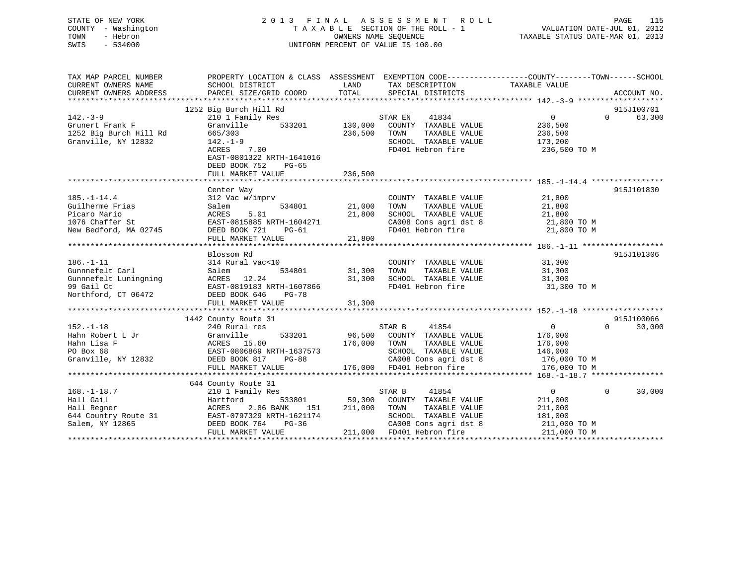STATE OF NEW YORK | COUNTY - Washington | TOWN - Hebron | SWIS - 534000

# 2013 FINAL ASSESSMENT ROLL

TAXABLE SECTION OF THE ROLL - 1
OWNERS NAME SEQUENCE
UNIFORM PERCENT OF VALUE IS 100.00

VALUATION DATE-JUL 01, 2012
TAXABLE STATUS DATE-MAR 01, 2013

```
TAX MAP PARCEL NUMBER          PROPERTY LOCATION & CLASS  ASSESSMENT  EXEMPTION CODE------------------COUNTY--------TOWN------SCHOOL
CURRENT OWNERS NAME            SCHOOL DISTRICT               LAND      TAX DESCRIPTION              TAXABLE VALUE
CURRENT OWNERS ADDRESS         PARCEL SIZE/GRID COORD        TOTAL     SPECIAL DISTRICTS                                    ACCOUNT NO.
******************************************************************************************************* 142.-3-9 *******************
                               1252 Big Burch Hill Rd                                                                   915J100701
142.-3-9                       210 1 Family Res                        STAR EN     41834              0            0       63,300
Grunert Frank F                Granville        533201      130,000    COUNTY  TAXABLE VALUE          236,500
1252 Big Burch Hill Rd         665/303                      236,500    TOWN    TAXABLE VALUE          236,500
Granville, NY 12832            142.-1-9                                SCHOOL  TAXABLE VALUE          173,200
                               ACRES     7.00                          FD401 Hebron fire               236,500 TO M
                               EAST-0801322 NRTH-1641016
                               DEED BOOK 752    PG-65
                               FULL MARKET VALUE            236,500
******************************************************************************************************* 185.-1-14.4 ****************
                               Center Way                                                                               915J101830
185.-1-14.4                    312 Vac w/imprv                         COUNTY  TAXABLE VALUE           21,800
Guilherme Frias                Salem            534801       21,000    TOWN    TAXABLE VALUE           21,800
Picaro Mario                   ACRES     5.01                21,800    SCHOOL  TAXABLE VALUE           21,800
1076 Chaffer St                EAST-0815885 NRTH-1604271               CA008 Cons agri dst 8            21,800 TO M
New Bedford, MA 02745          DEED BOOK 721    PG-61                  FD401 Hebron fire                21,800 TO M
                               FULL MARKET VALUE             21,800
******************************************************************************************************* 186.-1-11 ******************
                               Blossom Rd                                                                               915J101306
186.-1-11                      314 Rural vac<10                        COUNTY  TAXABLE VALUE           31,300
Gunnnefelt Carl                Salem            534801       31,300    TOWN    TAXABLE VALUE           31,300
Gunnnefelt Luningning          ACRES    12.24                31,300    SCHOOL  TAXABLE VALUE           31,300
99 Gail Ct                     EAST-0819183 NRTH-1607866               FD401 Hebron fire                31,300 TO M
Northford, CT 06472            DEED BOOK 646    PG-78
                               FULL MARKET VALUE             31,300
******************************************************************************************************* 152.-1-18 ******************
                               1442 County Route 31                                                                     915J100066
152.-1-18                      240 Rural res                           STAR B      41854              0            0       30,000
Hahn Robert L Jr               Granville        533201       96,500    COUNTY  TAXABLE VALUE          176,000
Hahn Lisa F                    ACRES    15.60               176,000    TOWN    TAXABLE VALUE          176,000
PO Box 68                      EAST-0806869 NRTH-1637573               SCHOOL  TAXABLE VALUE          146,000
Granville, NY 12832            DEED BOOK 817    PG-88                  CA008 Cons agri dst 8           176,000 TO M
                               FULL MARKET VALUE            176,000    FD401 Hebron fire               176,000 TO M
******************************************************************************************************* 168.-1-18.7 ****************
                               644 County Route 31
168.-1-18.7                    210 1 Family Res                        STAR B      41854              0            0       30,000
Hall Gail                      Hartford         533801       59,300    COUNTY  TAXABLE VALUE          211,000
Hall Regner                    ACRES     2.86 BANK    151   211,000    TOWN    TAXABLE VALUE          211,000
644 Country Route 31           EAST-0797329 NRTH-1621174               SCHOOL  TAXABLE VALUE          181,000
Salem, NY 12865                DEED BOOK 764    PG-36                  CA008 Cons agri dst 8           211,000 TO M
                               FULL MARKET VALUE            211,000    FD401 Hebron fire               211,000 TO M
************************************************************************************************************************************
```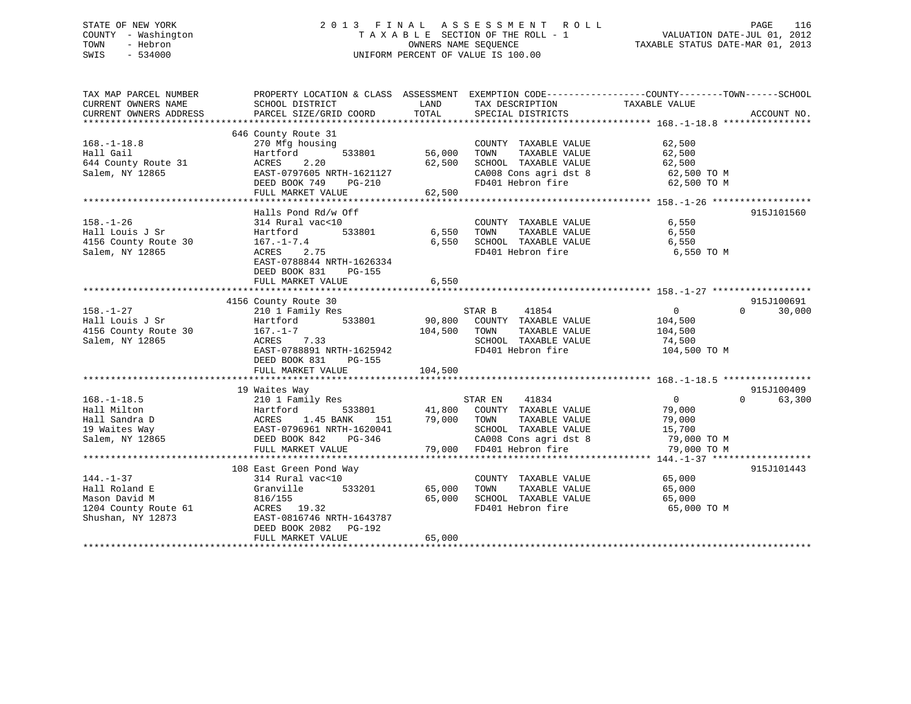STATE OF NEW YORK
COUNTY - Washington
TOWN - Hebron
SWIS - 534000

2013 FINAL ASSESSMENT ROLL
TAXABLE SECTION OF THE ROLL - 1
OWNERS NAME SEQUENCE
UNIFORM PERCENT OF VALUE IS 100.00

VALUATION DATE-JUL 01, 2012
TAXABLE STATUS DATE-MAR 01, 2013

```
TAX MAP PARCEL NUMBER          PROPERTY LOCATION & CLASS  ASSESSMENT  EXEMPTION CODE------------------COUNTY--------TOWN------SCHOOL
CURRENT OWNERS NAME            SCHOOL DISTRICT              LAND      TAX DESCRIPTION            TAXABLE VALUE
CURRENT OWNERS ADDRESS         PARCEL SIZE/GRID COORD       TOTAL     SPECIAL DISTRICTS                                    ACCOUNT NO.
******************************************************************************************************* 168.-1-18.8 ****************
                               646 County Route 31
168.-1-18.8                    270 Mfg housing                        COUNTY  TAXABLE VALUE         62,500
Hall Gail                      Hartford        533801       56,000    TOWN    TAXABLE VALUE         62,500
644 County Route 31            ACRES    2.20                62,500    SCHOOL  TAXABLE VALUE         62,500
Salem, NY 12865                EAST-0797605 NRTH-1621127              CA008 Cons agri dst 8          62,500 TO M
                               DEED BOOK 749    PG-210                FD401 Hebron fire              62,500 TO M
                               FULL MARKET VALUE            62,500
******************************************************************************************************* 158.-1-26 ******************
                               Halls Pond Rd/w Off                                                              915J101560
158.-1-26                      314 Rural vac<10                       COUNTY  TAXABLE VALUE          6,550
Hall Louis J Sr                Hartford        533801        6,550    TOWN    TAXABLE VALUE          6,550
4156 County Route 30           167.-1-7.4                    6,550    SCHOOL  TAXABLE VALUE          6,550
Salem, NY 12865                ACRES    2.75                          FD401 Hebron fire               6,550 TO M
                               EAST-0788844 NRTH-1626334
                               DEED BOOK 831    PG-155
                               FULL MARKET VALUE             6,550
******************************************************************************************************* 158.-1-27 ******************
                               4156 County Route 30                                                             915J100691
158.-1-27                      210 1 Family Res                       STAR B      41854              0          0      30,000
Hall Louis J Sr                Hartford        533801       90,800    COUNTY  TAXABLE VALUE        104,500
4156 County Route 30           167.-1-7                    104,500    TOWN    TAXABLE VALUE        104,500
Salem, NY 12865                ACRES    7.33                          SCHOOL  TAXABLE VALUE         74,500
                               EAST-0788891 NRTH-1625942              FD401 Hebron fire             104,500 TO M
                               DEED BOOK 831    PG-155
                               FULL MARKET VALUE           104,500
******************************************************************************************************* 168.-1-18.5 ****************
                               19 Waites Way                                                                    915J100409
168.-1-18.5                    210 1 Family Res                       STAR EN     41834              0          0      63,300
Hall Milton                    Hartford        533801       41,800    COUNTY  TAXABLE VALUE         79,000
Hall Sandra D                  ACRES    1.45 BANK    151    79,000    TOWN    TAXABLE VALUE         79,000
19 Waites Way                  EAST-0796961 NRTH-1620041              SCHOOL  TAXABLE VALUE         15,700
Salem, NY 12865                DEED BOOK 842    PG-346                CA008 Cons agri dst 8          79,000 TO M
                               FULL MARKET VALUE            79,000    FD401 Hebron fire              79,000 TO M
******************************************************************************************************* 144.-1-37 ******************
                               108 East Green Pond Way                                                          915J101443
144.-1-37                      314 Rural vac<10                       COUNTY  TAXABLE VALUE         65,000
Hall Roland E                  Granville       533201       65,000    TOWN    TAXABLE VALUE         65,000
Mason David M                  816/155                      65,000    SCHOOL  TAXABLE VALUE         65,000
1204 County Route 61           ACRES   19.32                          FD401 Hebron fire              65,000 TO M
Shushan, NY 12873              EAST-0816746 NRTH-1643787
                               DEED BOOK 2082   PG-192
                               FULL MARKET VALUE            65,000
************************************************************************************************************************************
```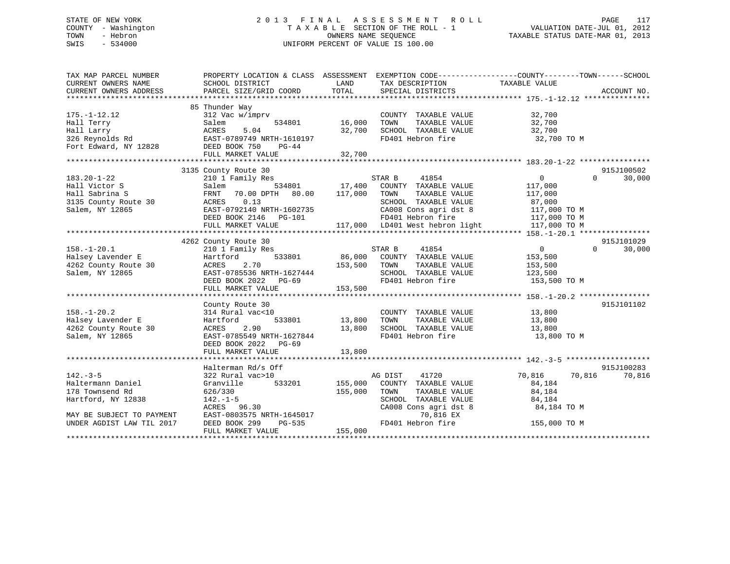STATE OF NEW YORK
COUNTY - Washington
TOWN - Hebron
SWIS - 534000

2013 FINAL ASSESSMENT ROLL
TAXABLE SECTION OF THE ROLL - 1
OWNERS NAME SEQUENCE
UNIFORM PERCENT OF VALUE IS 100.00

VALUATION DATE-JUL 01, 2012
TAXABLE STATUS DATE-MAR 01, 2013

| TAX MAP PARCEL NUMBER / CURRENT OWNERS NAME / CURRENT OWNERS ADDRESS | PROPERTY LOCATION & CLASS / SCHOOL DISTRICT / PARCEL SIZE/GRID COORD | ASSESSMENT LAND | TOTAL | EXEMPTION CODE / TAX DESCRIPTION / SPECIAL DISTRICTS | COUNTY | TOWN | SCHOOL / ACCOUNT NO. |
|---|---|---|---|---|---|---|---|
| **175.-1-12.12** | 85 Thunder Way | | | | | | |
| 175.-1-12.12 | 312 Vac w/imprv | | | COUNTY TAXABLE VALUE | 32,700 | | |
| Hall Terry | Salem 534801 | 16,000 | | TOWN TAXABLE VALUE | | 32,700 | |
| Hall Larry | ACRES 5.04 | | 32,700 | SCHOOL TAXABLE VALUE | | | 32,700 |
| 326 Reynolds Rd | EAST-0789749 NRTH-1610197 | | | FD401 Hebron fire | 32,700 TO M | | |
| Fort Edward, NY 12828 | DEED BOOK 750 PG-44 | | | | | | |
| | FULL MARKET VALUE | | 32,700 | | | | |
| **183.20-1-22** | 3135 County Route 30 | | | | | | 915J100502 |
| 183.20-1-22 | 210 1 Family Res | | | STAR B 41854 | 0 | 0 | 30,000 |
| Hall Victor S | Salem 534801 | 17,400 | | COUNTY TAXABLE VALUE | 117,000 | | |
| Hall Sabrina S | FRNT 70.00 DPTH 80.00 | | 117,000 | TOWN TAXABLE VALUE | | 117,000 | |
| 3135 County Route 30 | ACRES 0.13 | | | SCHOOL TAXABLE VALUE | | | 87,000 |
| Salem, NY 12865 | EAST-0792140 NRTH-1602735 | | | CA008 Cons agri dst 8 | 117,000 TO M | | |
| | DEED BOOK 2146 PG-101 | | | FD401 Hebron fire | 117,000 TO M | | |
| | FULL MARKET VALUE | | 117,000 | LD401 West hebron light | 117,000 TO M | | |
| **158.-1-20.1** | 4262 County Route 30 | | | | | | 915J101029 |
| 158.-1-20.1 | 210 1 Family Res | | | STAR B 41854 | 0 | 0 | 30,000 |
| Halsey Lavender E | Hartford 533801 | 86,000 | | COUNTY TAXABLE VALUE | 153,500 | | |
| 4262 County Route 30 | ACRES 2.70 | | 153,500 | TOWN TAXABLE VALUE | | 153,500 | |
| Salem, NY 12865 | EAST-0785536 NRTH-1627444 | | | SCHOOL TAXABLE VALUE | | | 123,500 |
| | DEED BOOK 2022 PG-69 | | | FD401 Hebron fire | 153,500 TO M | | |
| | FULL MARKET VALUE | | 153,500 | | | | |
| **158.-1-20.2** | County Route 30 | | | | | | 915J101102 |
| 158.-1-20.2 | 314 Rural vac<10 | | | COUNTY TAXABLE VALUE | 13,800 | | |
| Halsey Lavender E | Hartford 533801 | 13,800 | | TOWN TAXABLE VALUE | | 13,800 | |
| 4262 County Route 30 | ACRES 2.90 | | 13,800 | SCHOOL TAXABLE VALUE | | | 13,800 |
| Salem, NY 12865 | EAST-0785549 NRTH-1627844 | | | FD401 Hebron fire | 13,800 TO M | | |
| | DEED BOOK 2022 PG-69 | | | | | | |
| | FULL MARKET VALUE | | 13,800 | | | | |
| **142.-3-5** | Halterman Rd/s Off | | | | | | 915J100283 |
| 142.-3-5 | 322 Rural vac>10 | | | AG DIST 41720 | 70,816 | 70,816 | 70,816 |
| Haltermann Daniel | Granville 533201 | 155,000 | | COUNTY TAXABLE VALUE | 84,184 | | |
| 178 Townsend Rd | 626/330 | | 155,000 | TOWN TAXABLE VALUE | | 84,184 | |
| Hartford, NY 12838 | 142.-1-5 | | | SCHOOL TAXABLE VALUE | | | 84,184 |
| | ACRES 96.30 | | | CA008 Cons agri dst 8 | 84,184 TO M | | |
| MAY BE SUBJECT TO PAYMENT | EAST-0803575 NRTH-1645017 | | | 70,816 EX | | | |
| UNDER AGDIST LAW TIL 2017 | DEED BOOK 299 PG-535 | | | FD401 Hebron fire | 155,000 TO M | | |
| | FULL MARKET VALUE | | 155,000 | | | | |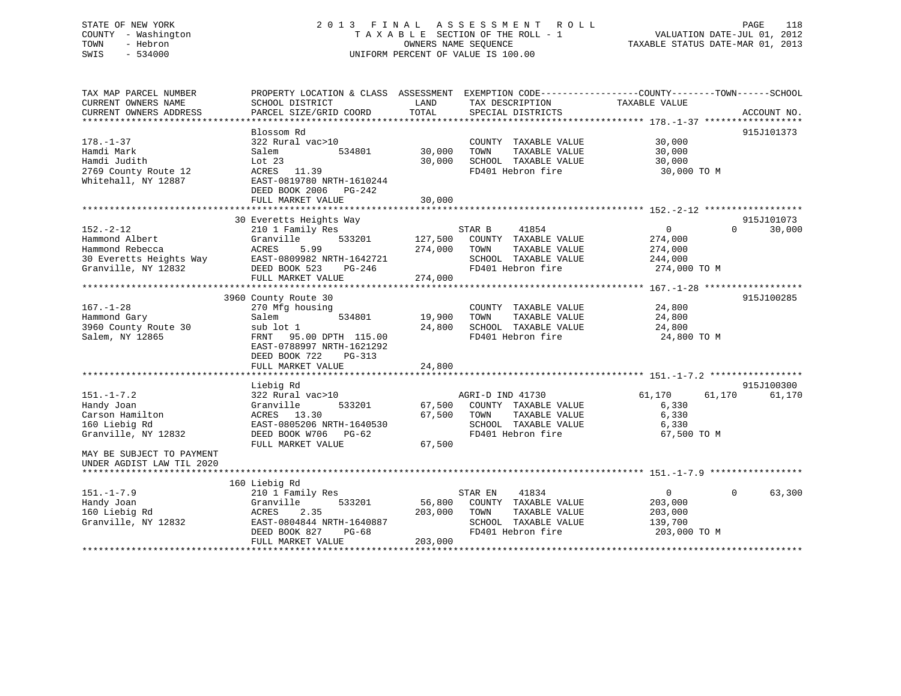STATE OF NEW YORK
COUNTY - Washington
TOWN - Hebron
SWIS - 534000

2013 FINAL ASSESSMENT ROLL
TAXABLE SECTION OF THE ROLL - 1
OWNERS NAME SEQUENCE
UNIFORM PERCENT OF VALUE IS 100.00

VALUATION DATE-JUL 01, 2012
TAXABLE STATUS DATE-MAR 01, 2013

```
TAX MAP PARCEL NUMBER        PROPERTY LOCATION & CLASS  ASSESSMENT  EXEMPTION CODE------------------COUNTY--------TOWN------SCHOOL
CURRENT OWNERS NAME          SCHOOL DISTRICT              LAND      TAX DESCRIPTION              TAXABLE VALUE
CURRENT OWNERS ADDRESS       PARCEL SIZE/GRID COORD       TOTAL     SPECIAL DISTRICTS                                      ACCOUNT NO.
******************************************************************************************************* 178.-1-37 ******************
                             Blossom Rd                                                                                    915J101373
178.-1-37                    322 Rural vac>10                       COUNTY  TAXABLE VALUE            30,000
Hamdi Mark                   Salem           534801      30,000     TOWN    TAXABLE VALUE            30,000
Hamdi Judith                 Lot 23                      30,000     SCHOOL  TAXABLE VALUE            30,000
2769 County Route 12         ACRES   11.39                          FD401 Hebron fire                 30,000 TO M
Whitehall, NY 12887          EAST-0819780 NRTH-1610244
                             DEED BOOK 2006   PG-242
                             FULL MARKET VALUE           30,000
******************************************************************************************************* 152.-2-12 ******************
                             30 Everetts Heights Way                                                                       915J101073
152.-2-12                    210 1 Family Res                       STAR B      41854                  0             0      30,000
Hammond Albert               Granville       533201     127,500     COUNTY  TAXABLE VALUE           274,000
Hammond Rebecca              ACRES    5.99              274,000     TOWN    TAXABLE VALUE           274,000
30 Everetts Heights Way      EAST-0809982 NRTH-1642721              SCHOOL  TAXABLE VALUE           244,000
Granville, NY 12832          DEED BOOK 523    PG-246                FD401 Hebron fire                274,000 TO M
                             FULL MARKET VALUE          274,000
******************************************************************************************************* 167.-1-28 ******************
                             3960 County Route 30                                                                          915J100285
167.-1-28                    270 Mfg housing                        COUNTY  TAXABLE VALUE            24,800
Hammond Gary                 Salem           534801      19,900     TOWN    TAXABLE VALUE            24,800
3960 County Route 30         sub lot 1                   24,800     SCHOOL  TAXABLE VALUE            24,800
Salem, NY 12865              FRNT   95.00 DPTH 115.00               FD401 Hebron fire                 24,800 TO M
                             EAST-0788997 NRTH-1621292
                             DEED BOOK 722    PG-313
                             FULL MARKET VALUE           24,800
******************************************************************************************************* 151.-1-7.2 *****************
                             Liebig Rd                                                                                     915J100300
151.-1-7.2                   322 Rural vac>10                       AGRI-D IND 41730              61,170        61,170      61,170
Handy Joan                   Granville       533201      67,500     COUNTY  TAXABLE VALUE             6,330
Carson Hamilton              ACRES   13.30               67,500     TOWN    TAXABLE VALUE             6,330
160 Liebig Rd                EAST-0805206 NRTH-1640530              SCHOOL  TAXABLE VALUE             6,330
Granville, NY 12832          DEED BOOK W706   PG-62                 FD401 Hebron fire                 67,500 TO M
                             FULL MARKET VALUE           67,500
MAY BE SUBJECT TO PAYMENT
UNDER AGDIST LAW TIL 2020
******************************************************************************************************* 151.-1-7.9 *****************
                             160 Liebig Rd
151.-1-7.9                   210 1 Family Res                       STAR EN     41834                  0             0      63,300
Handy Joan                   Granville       533201      56,800     COUNTY  TAXABLE VALUE           203,000
160 Liebig Rd                ACRES    2.35              203,000     TOWN    TAXABLE VALUE           203,000
Granville, NY 12832          EAST-0804844 NRTH-1640887              SCHOOL  TAXABLE VALUE           139,700
                             DEED BOOK 827    PG-68                 FD401 Hebron fire                203,000 TO M
                             FULL MARKET VALUE          203,000
************************************************************************************************************************************
```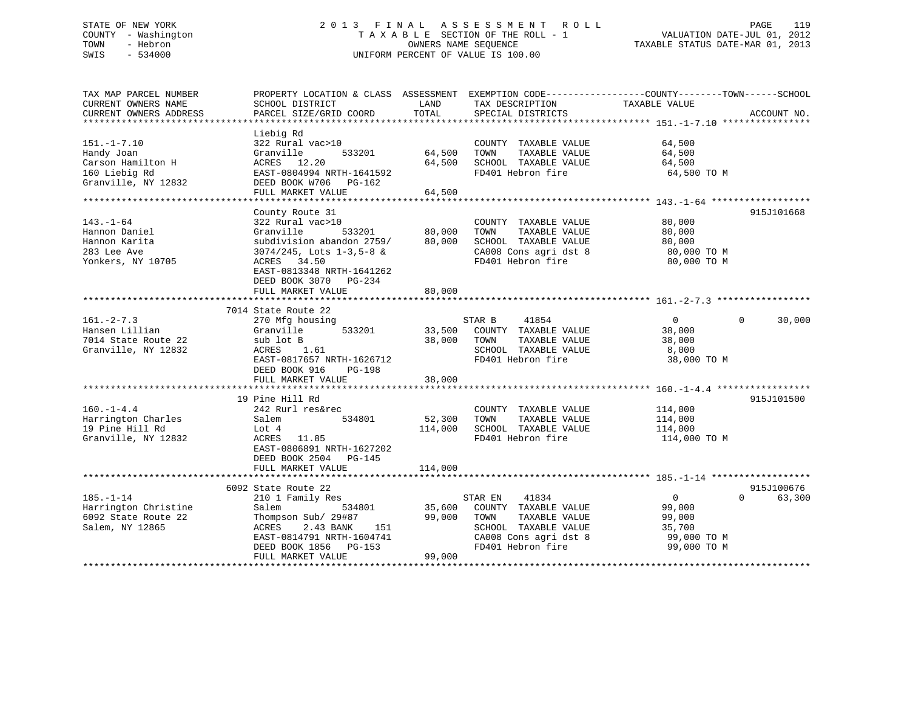STATE OF NEW YORK
COUNTY - Washington
TOWN - Hebron
SWIS - 534000

# 2 0 1 3 F I N A L A S S E S S M E N T R O L L

T A X A B L E SECTION OF THE ROLL - 1
OWNERS NAME SEQUENCE
UNIFORM PERCENT OF VALUE IS 100.00

VALUATION DATE-JUL 01, 2012
TAXABLE STATUS DATE-MAR 01, 2013

```
TAX MAP PARCEL NUMBER          PROPERTY LOCATION & CLASS  ASSESSMENT  EXEMPTION CODE------------------COUNTY--------TOWN------SCHOOL
CURRENT OWNERS NAME            SCHOOL DISTRICT               LAND      TAX DESCRIPTION              TAXABLE VALUE
CURRENT OWNERS ADDRESS         PARCEL SIZE/GRID COORD        TOTAL     SPECIAL DISTRICTS                                    ACCOUNT NO.
******************************************************************************************************* 151.-1-7.10 ****************
                               Liebig Rd
151.-1-7.10                    322 Rural vac>10                        COUNTY  TAXABLE VALUE            64,500
Handy Joan                     Granville        533201       64,500    TOWN    TAXABLE VALUE            64,500
Carson Hamilton H              ACRES  12.20                  64,500    SCHOOL  TAXABLE VALUE            64,500
160 Liebig Rd                  EAST-0804994 NRTH-1641592               FD401 Hebron fire                 64,500 TO M
Granville, NY 12832            DEED BOOK W706   PG-162
                               FULL MARKET VALUE             64,500
******************************************************************************************************* 143.-1-64 ******************
                               County Route 31                                                                        915J101668
143.-1-64                      322 Rural vac>10                        COUNTY  TAXABLE VALUE            80,000
Hannon Daniel                  Granville        533201       80,000    TOWN    TAXABLE VALUE            80,000
Hannon Karita                  subdivision abandon 2759/     80,000    SCHOOL  TAXABLE VALUE            80,000
283 Lee Ave                    3074/245, Lots 1-3,5-8 &                CA008 Cons agri dst 8             80,000 TO M
Yonkers, NY 10705              ACRES  34.50                            FD401 Hebron fire                 80,000 TO M
                               EAST-0813348 NRTH-1641262
                               DEED BOOK 3070   PG-234
                               FULL MARKET VALUE             80,000
******************************************************************************************************* 161.-2-7.3 *****************
                               7014 State Route 22
161.-2-7.3                     270 Mfg housing                         STAR B     41854                  0             0      30,000
Hansen Lillian                 Granville        533201       33,500    COUNTY  TAXABLE VALUE            38,000
7014 State Route 22            sub lot B                     38,000    TOWN    TAXABLE VALUE            38,000
Granville, NY 12832            ACRES   1.61                            SCHOOL  TAXABLE VALUE             8,000
                               EAST-0817657 NRTH-1626712               FD401 Hebron fire                 38,000 TO M
                               DEED BOOK 916    PG-198
                               FULL MARKET VALUE             38,000
******************************************************************************************************* 160.-1-4.4 *****************
                               19 Pine Hill Rd                                                                        915J101500
160.-1-4.4                     242 Rurl res&rec                        COUNTY  TAXABLE VALUE           114,000
Harrington Charles             Salem            534801       52,300    TOWN    TAXABLE VALUE           114,000
19 Pine Hill Rd                Lot 4                        114,000    SCHOOL  TAXABLE VALUE           114,000
Granville, NY 12832            ACRES  11.85                            FD401 Hebron fire                114,000 TO M
                               EAST-0806891 NRTH-1627202
                               DEED BOOK 2504   PG-145
                               FULL MARKET VALUE            114,000
******************************************************************************************************* 185.-1-14 ******************
                               6092 State Route 22                                                                    915J100676
185.-1-14                      210 1 Family Res                        STAR EN    41834                  0             0      63,300
Harrington Christine           Salem            534801       35,600    COUNTY  TAXABLE VALUE            99,000
6092 State Route 22            Thompson Sub/ 29#87           99,000    TOWN    TAXABLE VALUE            99,000
Salem, NY 12865                ACRES   2.43 BANK     151               SCHOOL  TAXABLE VALUE            35,700
                               EAST-0814791 NRTH-1604741               CA008 Cons agri dst 8             99,000 TO M
                               DEED BOOK 1856   PG-153                 FD401 Hebron fire                 99,000 TO M
                               FULL MARKET VALUE             99,000
************************************************************************************************************************************
```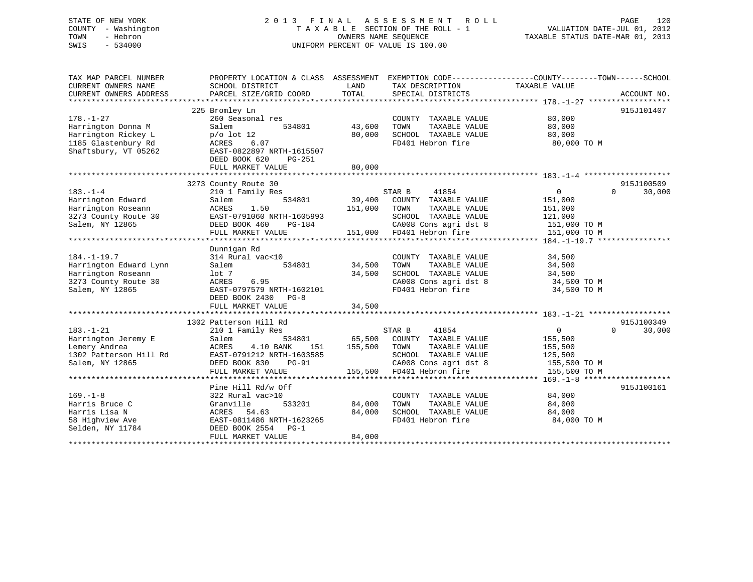STATE OF NEW YORK
COUNTY - Washington
TOWN - Hebron
SWIS - 534000

2 0 1 3 F I N A L A S S E S S M E N T R O L L
T A X A B L E SECTION OF THE ROLL - 1
OWNERS NAME SEQUENCE
UNIFORM PERCENT OF VALUE IS 100.00

VALUATION DATE-JUL 01, 2012
TAXABLE STATUS DATE-MAR 01, 2013

```
TAX MAP PARCEL NUMBER          PROPERTY LOCATION & CLASS  ASSESSMENT  EXEMPTION CODE------------------COUNTY--------TOWN------SCHOOL
CURRENT OWNERS NAME            SCHOOL DISTRICT               LAND      TAX DESCRIPTION              TAXABLE VALUE
CURRENT OWNERS ADDRESS         PARCEL SIZE/GRID COORD        TOTAL     SPECIAL DISTRICTS                                     ACCOUNT NO.
******************************************************************************************************* 178.-1-27 ******************
                               225 Bromley Ln                                                                                915J101407
178.-1-27                      260 Seasonal res                        COUNTY  TAXABLE VALUE           80,000
Harrington Donna M             Salem           534801       43,600     TOWN    TAXABLE VALUE           80,000
Harrington Rickey L            p/o lot 12                   80,000     SCHOOL  TAXABLE VALUE           80,000
1185 Glastenbury Rd            ACRES    6.07                           FD401 Hebron fire                80,000 TO M
Shaftsbury, VT 05262           EAST-0822897 NRTH-1615507
                               DEED BOOK 620    PG-251
                               FULL MARKET VALUE            80,000
******************************************************************************************************* 183.-1-4 *******************
                               3273 County Route 30                                                                          915J100509
183.-1-4                       210 1 Family Res                        STAR B     41854                  0           0       30,000
Harrington Edward              Salem           534801       39,400     COUNTY  TAXABLE VALUE          151,000
Harrington Roseann             ACRES    1.50               151,000     TOWN    TAXABLE VALUE          151,000
3273 County Route 30           EAST-0791060 NRTH-1605993               SCHOOL  TAXABLE VALUE          121,000
Salem, NY 12865                DEED BOOK 460    PG-184                 CA008 Cons agri dst 8           151,000 TO M
                               FULL MARKET VALUE           151,000     FD401 Hebron fire               151,000 TO M
******************************************************************************************************* 184.-1-19.7 ****************
                               Dunnigan Rd
184.-1-19.7                    314 Rural vac<10                        COUNTY  TAXABLE VALUE           34,500
Harrington Edward Lynn         Salem           534801       34,500     TOWN    TAXABLE VALUE           34,500
Harrington Roseann             lot 7                        34,500     SCHOOL  TAXABLE VALUE           34,500
3273 County Route 30           ACRES    6.95                           CA008 Cons agri dst 8            34,500 TO M
Salem, NY 12865                EAST-0797579 NRTH-1602101               FD401 Hebron fire                34,500 TO M
                               DEED BOOK 2430   PG-8
                               FULL MARKET VALUE            34,500
******************************************************************************************************* 183.-1-21 ******************
                               1302 Patterson Hill Rd                                                                        915J100349
183.-1-21                      210 1 Family Res                        STAR B     41854                  0           0       30,000
Harrington Jeremy E            Salem           534801       65,500     COUNTY  TAXABLE VALUE          155,500
Lemery Andrea                  ACRES    4.10 BANK    151   155,500     TOWN    TAXABLE VALUE          155,500
1302 Patterson Hill Rd         EAST-0791212 NRTH-1603585               SCHOOL  TAXABLE VALUE          125,500
Salem, NY 12865                DEED BOOK 830    PG-91                  CA008 Cons agri dst 8           155,500 TO M
                               FULL MARKET VALUE           155,500     FD401 Hebron fire               155,500 TO M
******************************************************************************************************* 169.-1-8 *******************
                               Pine Hill Rd/w Off                                                                            915J100161
169.-1-8                       322 Rural vac>10                        COUNTY  TAXABLE VALUE           84,000
Harris Bruce C                 Granville       533201       84,000     TOWN    TAXABLE VALUE           84,000
Harris Lisa N                  ACRES   54.63                84,000     SCHOOL  TAXABLE VALUE           84,000
58 Highview Ave                EAST-0811486 NRTH-1623265               FD401 Hebron fire                84,000 TO M
Selden, NY 11784               DEED BOOK 2554   PG-1
                               FULL MARKET VALUE            84,000
************************************************************************************************************************************
```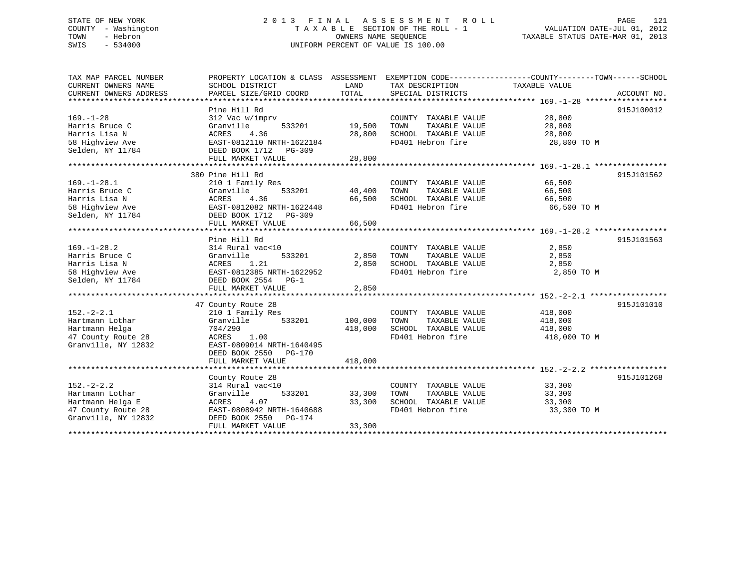STATE OF NEW YORK
COUNTY - Washington
TOWN - Hebron
SWIS - 534000

# 2013 FINAL ASSESSMENT ROLL

TAXABLE SECTION OF THE ROLL - 1
OWNERS NAME SEQUENCE
UNIFORM PERCENT OF VALUE IS 100.00

VALUATION DATE-JUL 01, 2012
TAXABLE STATUS DATE-MAR 01, 2013

| TAX MAP PARCEL NUMBER / CURRENT OWNERS NAME / CURRENT OWNERS ADDRESS | PROPERTY LOCATION & CLASS / SCHOOL DISTRICT / PARCEL SIZE/GRID COORD | ASSESSMENT LAND | ASSESSMENT TOTAL | EXEMPTION CODE / TAX DESCRIPTION / SPECIAL DISTRICTS | TAXABLE VALUE (COUNTY / TOWN / SCHOOL) | ACCOUNT NO. |
|---|---|---|---|---|---|---|
| 169.-1-28 | Pine Hill Rd | | | | | 915J100012 |
| Harris Bruce C | 312 Vac w/imprv | | | COUNTY TAXABLE VALUE | 28,800 | |
| Harris Lisa N | Granville 533201 | 19,500 | | TOWN TAXABLE VALUE | 28,800 | |
| 58 Highview Ave | ACRES 4.36 | | 28,800 | SCHOOL TAXABLE VALUE | 28,800 | |
| Selden, NY 11784 | EAST-0812110 NRTH-1622184 | | | FD401 Hebron fire | 28,800 TO M | |
| | DEED BOOK 1712 PG-309 | | | | | |
| | FULL MARKET VALUE | | 28,800 | | | |
| 169.-1-28.1 | 380 Pine Hill Rd | | | | | 915J101562 |
| Harris Bruce C | 210 1 Family Res | | | COUNTY TAXABLE VALUE | 66,500 | |
| Harris Lisa N | Granville 533201 | 40,400 | | TOWN TAXABLE VALUE | 66,500 | |
| 58 Highview Ave | ACRES 4.36 | | 66,500 | SCHOOL TAXABLE VALUE | 66,500 | |
| Selden, NY 11784 | EAST-0812082 NRTH-1622448 | | | FD401 Hebron fire | 66,500 TO M | |
| | DEED BOOK 1712 PG-309 | | | | | |
| | FULL MARKET VALUE | | 66,500 | | | |
| 169.-1-28.2 | Pine Hill Rd | | | | | 915J101563 |
| Harris Bruce C | 314 Rural vac<10 | | | COUNTY TAXABLE VALUE | 2,850 | |
| Harris Lisa N | Granville 533201 | 2,850 | | TOWN TAXABLE VALUE | 2,850 | |
| 58 Highview Ave | ACRES 1.21 | | 2,850 | SCHOOL TAXABLE VALUE | 2,850 | |
| Selden, NY 11784 | EAST-0812385 NRTH-1622952 | | | FD401 Hebron fire | 2,850 TO M | |
| | DEED BOOK 2554 PG-1 | | | | | |
| | FULL MARKET VALUE | | 2,850 | | | |
| 152.-2-2.1 | 47 County Route 28 | | | | | 915J101010 |
| Hartmann Lothar | 210 1 Family Res | | | COUNTY TAXABLE VALUE | 418,000 | |
| Hartmann Helga | Granville 533201 | 100,000 | | TOWN TAXABLE VALUE | 418,000 | |
| 47 County Route 28 | 704/290 | | 418,000 | SCHOOL TAXABLE VALUE | 418,000 | |
| Granville, NY 12832 | ACRES 1.00 | | | FD401 Hebron fire | 418,000 TO M | |
| | EAST-0809014 NRTH-1640495 | | | | | |
| | DEED BOOK 2550 PG-170 | | | | | |
| | FULL MARKET VALUE | | 418,000 | | | |
| 152.-2-2.2 | County Route 28 | | | | | 915J101268 |
| Hartmann Lothar | 314 Rural vac<10 | | | COUNTY TAXABLE VALUE | 33,300 | |
| Hartmann Helga E | Granville 533201 | 33,300 | | TOWN TAXABLE VALUE | 33,300 | |
| 47 County Route 28 | ACRES 4.07 | | 33,300 | SCHOOL TAXABLE VALUE | 33,300 | |
| Granville, NY 12832 | EAST-0808942 NRTH-1640688 | | | FD401 Hebron fire | 33,300 TO M | |
| | DEED BOOK 2550 PG-174 | | | | | |
| | FULL MARKET VALUE | | 33,300 | | | |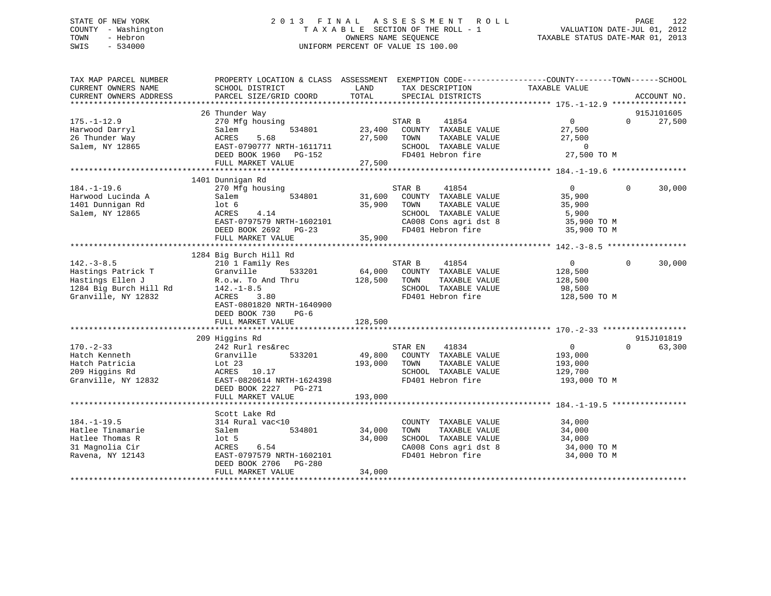STATE OF NEW YORK
COUNTY - Washington
TOWN - Hebron
SWIS - 534000

# 2013 FINAL ASSESSMENT ROLL
TAXABLE SECTION OF THE ROLL - 1
OWNERS NAME SEQUENCE
UNIFORM PERCENT OF VALUE IS 100.00

VALUATION DATE-JUL 01, 2012
TAXABLE STATUS DATE-MAR 01, 2013

| TAX MAP PARCEL NUMBER / CURRENT OWNERS NAME / CURRENT OWNERS ADDRESS | PROPERTY LOCATION & CLASS / SCHOOL DISTRICT / PARCEL SIZE/GRID COORD | ASSESSMENT LAND / TOTAL | EXEMPTION CODE / TAX DESCRIPTION / SPECIAL DISTRICTS | COUNTY TAXABLE VALUE | TOWN | SCHOOL / ACCOUNT NO. |
|---|---|---|---|---|---|---|
| **175.-1-12.9** | 26 Thunder Way | | | | | 915J101605 |
| 175.-1-12.9 | 270 Mfg housing | | STAR B 41854 | 0 | 0 | 27,500 |
| Harwood Darryl | Salem 534801 | 23,400 | COUNTY TAXABLE VALUE | 27,500 | | |
| 26 Thunder Way | ACRES 5.68 | 27,500 | TOWN TAXABLE VALUE | 27,500 | | |
| Salem, NY 12865 | EAST-0790777 NRTH-1611711 | | SCHOOL TAXABLE VALUE | 0 | | |
| | DEED BOOK 1960 PG-152 | | FD401 Hebron fire | 27,500 TO M | | |
| | FULL MARKET VALUE | 27,500 | | | | |
| **184.-1-19.6** | 1401 Dunnigan Rd | | | | | |
| 184.-1-19.6 | 270 Mfg housing | | STAR B 41854 | 0 | 0 | 30,000 |
| Harwood Lucinda A | Salem 534801 | 31,600 | COUNTY TAXABLE VALUE | 35,900 | | |
| 1401 Dunnigan Rd | lot 6 | 35,900 | TOWN TAXABLE VALUE | 35,900 | | |
| Salem, NY 12865 | ACRES 4.14 | | SCHOOL TAXABLE VALUE | 5,900 | | |
| | EAST-0797579 NRTH-1602101 | | CA008 Cons agri dst 8 | 35,900 TO M | | |
| | DEED BOOK 2692 PG-23 | | FD401 Hebron fire | 35,900 TO M | | |
| | FULL MARKET VALUE | 35,900 | | | | |
| **142.-3-8.5** | 1284 Big Burch Hill Rd | | | | | |
| 142.-3-8.5 | 210 1 Family Res | | STAR B 41854 | 0 | 0 | 30,000 |
| Hastings Patrick T | Granville 533201 | 64,000 | COUNTY TAXABLE VALUE | 128,500 | | |
| Hastings Ellen J | R.o.w. To And Thru | 128,500 | TOWN TAXABLE VALUE | 128,500 | | |
| 1284 Big Burch Hill Rd | 142.-1-8.5 | | SCHOOL TAXABLE VALUE | 98,500 | | |
| Granville, NY 12832 | ACRES 3.80 | | FD401 Hebron fire | 128,500 TO M | | |
| | EAST-0801820 NRTH-1640900 | | | | | |
| | DEED BOOK 730 PG-6 | | | | | |
| | FULL MARKET VALUE | 128,500 | | | | |
| **170.-2-33** | 209 Higgins Rd | | | | | 915J101819 |
| 170.-2-33 | 242 Rurl res&rec | | STAR EN 41834 | 0 | 0 | 63,300 |
| Hatch Kenneth | Granville 533201 | 49,800 | COUNTY TAXABLE VALUE | 193,000 | | |
| Hatch Patricia | Lot 23 | 193,000 | TOWN TAXABLE VALUE | 193,000 | | |
| 209 Higgins Rd | ACRES 10.17 | | SCHOOL TAXABLE VALUE | 129,700 | | |
| Granville, NY 12832 | EAST-0820614 NRTH-1624398 | | FD401 Hebron fire | 193,000 TO M | | |
| | DEED BOOK 2227 PG-271 | | | | | |
| | FULL MARKET VALUE | 193,000 | | | | |
| **184.-1-19.5** | Scott Lake Rd | | | | | |
| 184.-1-19.5 | 314 Rural vac<10 | | COUNTY TAXABLE VALUE | 34,000 | | |
| Hatlee Tinamarie | Salem 534801 | 34,000 | TOWN TAXABLE VALUE | 34,000 | | |
| Hatlee Thomas R | lot 5 | 34,000 | SCHOOL TAXABLE VALUE | 34,000 | | |
| 31 Magnolia Cir | ACRES 6.54 | | CA008 Cons agri dst 8 | 34,000 TO M | | |
| Ravena, NY 12143 | EAST-0797579 NRTH-1602101 | | FD401 Hebron fire | 34,000 TO M | | |
| | DEED BOOK 2706 PG-280 | | | | | |
| | FULL MARKET VALUE | 34,000 | | | | |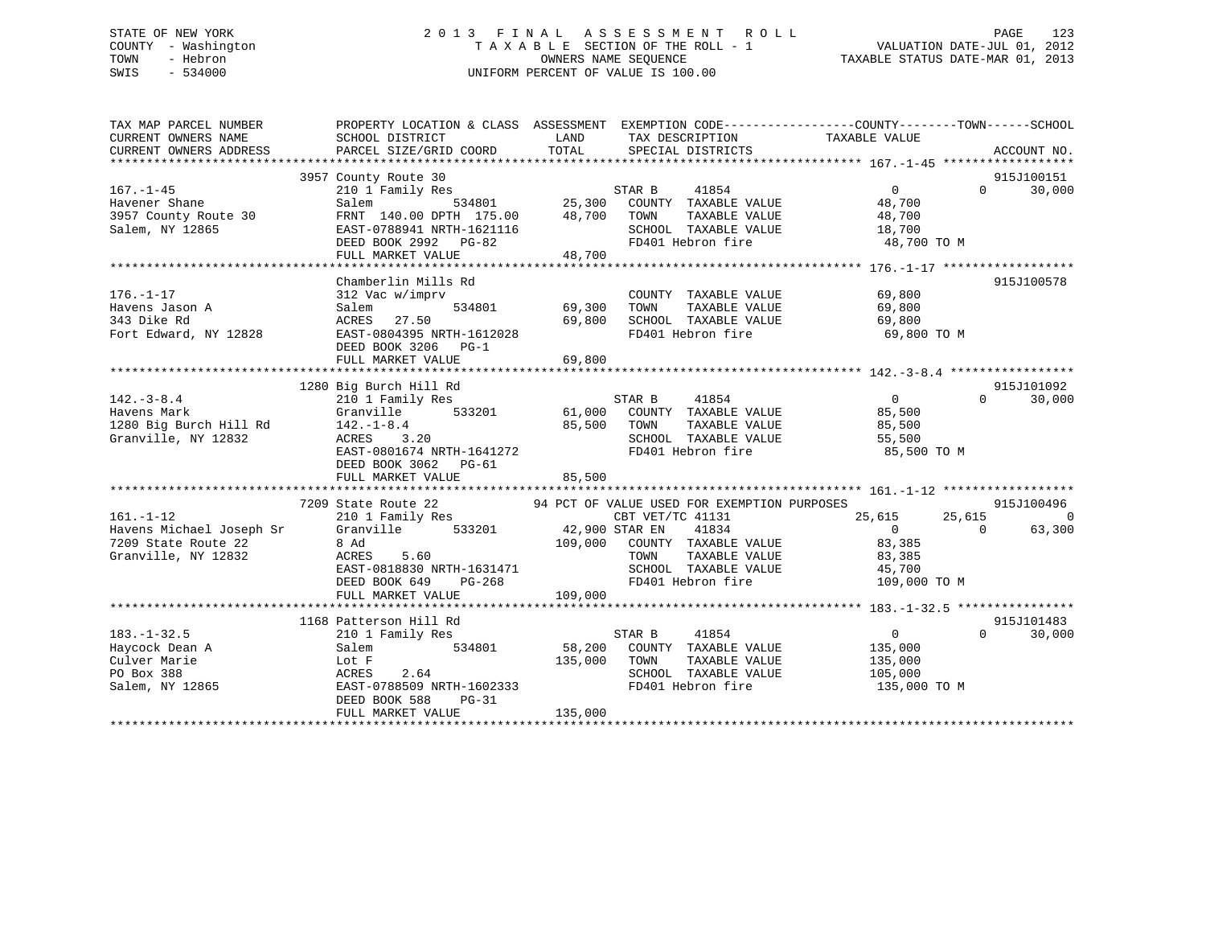STATE OF NEW YORK
COUNTY - Washington
TOWN - Hebron
SWIS - 534000

# 2013 FINAL ASSESSMENT ROLL

TAXABLE SECTION OF THE ROLL - 1
OWNERS NAME SEQUENCE
UNIFORM PERCENT OF VALUE IS 100.00

VALUATION DATE-JUL 01, 2012
TAXABLE STATUS DATE-MAR 01, 2013

```
TAX MAP PARCEL NUMBER          PROPERTY LOCATION & CLASS  ASSESSMENT  EXEMPTION CODE------------------COUNTY--------TOWN------SCHOOL
CURRENT OWNERS NAME            SCHOOL DISTRICT              LAND      TAX DESCRIPTION              TAXABLE VALUE
CURRENT OWNERS ADDRESS         PARCEL SIZE/GRID COORD      TOTAL      SPECIAL DISTRICTS                                    ACCOUNT NO.
******************************************************************************************************* 167.-1-45 ******************
                               3957 County Route 30                                                                     915J100151
167.-1-45                      210 1 Family Res                       STAR B     41854                  0             0     30,000
Havener Shane                  Salem          534801       25,300     COUNTY  TAXABLE VALUE          48,700
3957 County Route 30           FRNT 140.00 DPTH 175.00     48,700     TOWN    TAXABLE VALUE          48,700
Salem, NY 12865                EAST-0788941 NRTH-1621116              SCHOOL  TAXABLE VALUE          18,700
                               DEED BOOK 2992  PG-82                  FD401 Hebron fire               48,700 TO M
                               FULL MARKET VALUE           48,700
******************************************************************************************************* 176.-1-17 ******************
                               Chamberlin Mills Rd                                                                      915J100578
176.-1-17                      312 Vac w/imprv                        COUNTY  TAXABLE VALUE          69,800
Havens Jason A                 Salem          534801       69,300     TOWN    TAXABLE VALUE          69,800
343 Dike Rd                    ACRES  27.50                69,800     SCHOOL  TAXABLE VALUE          69,800
Fort Edward, NY 12828          EAST-0804395 NRTH-1612028              FD401 Hebron fire               69,800 TO M
                               DEED BOOK 3206  PG-1
                               FULL MARKET VALUE           69,800
******************************************************************************************************* 142.-3-8.4 *****************
                               1280 Big Burch Hill Rd                                                                   915J101092
142.-3-8.4                     210 1 Family Res                       STAR B     41854                  0             0     30,000
Havens Mark                    Granville      533201       61,000     COUNTY  TAXABLE VALUE          85,500
1280 Big Burch Hill Rd         142.-1-8.4                  85,500     TOWN    TAXABLE VALUE          85,500
Granville, NY 12832            ACRES   3.20                           SCHOOL  TAXABLE VALUE          55,500
                               EAST-0801674 NRTH-1641272              FD401 Hebron fire               85,500 TO M
                               DEED BOOK 3062  PG-61
                               FULL MARKET VALUE           85,500
******************************************************************************************************* 161.-1-12 ******************
                               7209 State Route 22          94 PCT OF VALUE USED FOR EXEMPTION PURPOSES                 915J100496
161.-1-12                      210 1 Family Res                       CBT VET/TC 41131              25,615        25,615          0
Havens Michael Joseph Sr       Granville      533201       42,900 STAR EN    41834                  0             0     63,300
7209 State Route 22            8 Ad                       109,000     COUNTY  TAXABLE VALUE          83,385
Granville, NY 12832            ACRES   5.60                           TOWN    TAXABLE VALUE          83,385
                               EAST-0818830 NRTH-1631471              SCHOOL  TAXABLE VALUE          45,700
                               DEED BOOK 649   PG-268                 FD401 Hebron fire              109,000 TO M
                               FULL MARKET VALUE          109,000
******************************************************************************************************* 183.-1-32.5 ****************
                               1168 Patterson Hill Rd                                                                   915J101483
183.-1-32.5                    210 1 Family Res                       STAR B     41854                  0             0     30,000
Haycock Dean A                 Salem          534801       58,200     COUNTY  TAXABLE VALUE         135,000
Culver Marie                   Lot F                      135,000     TOWN    TAXABLE VALUE         135,000
PO Box 388                     ACRES   2.64                           SCHOOL  TAXABLE VALUE         105,000
Salem, NY 12865                EAST-0788509 NRTH-1602333              FD401 Hebron fire              135,000 TO M
                               DEED BOOK 588   PG-31
                               FULL MARKET VALUE          135,000
************************************************************************************************************************************
```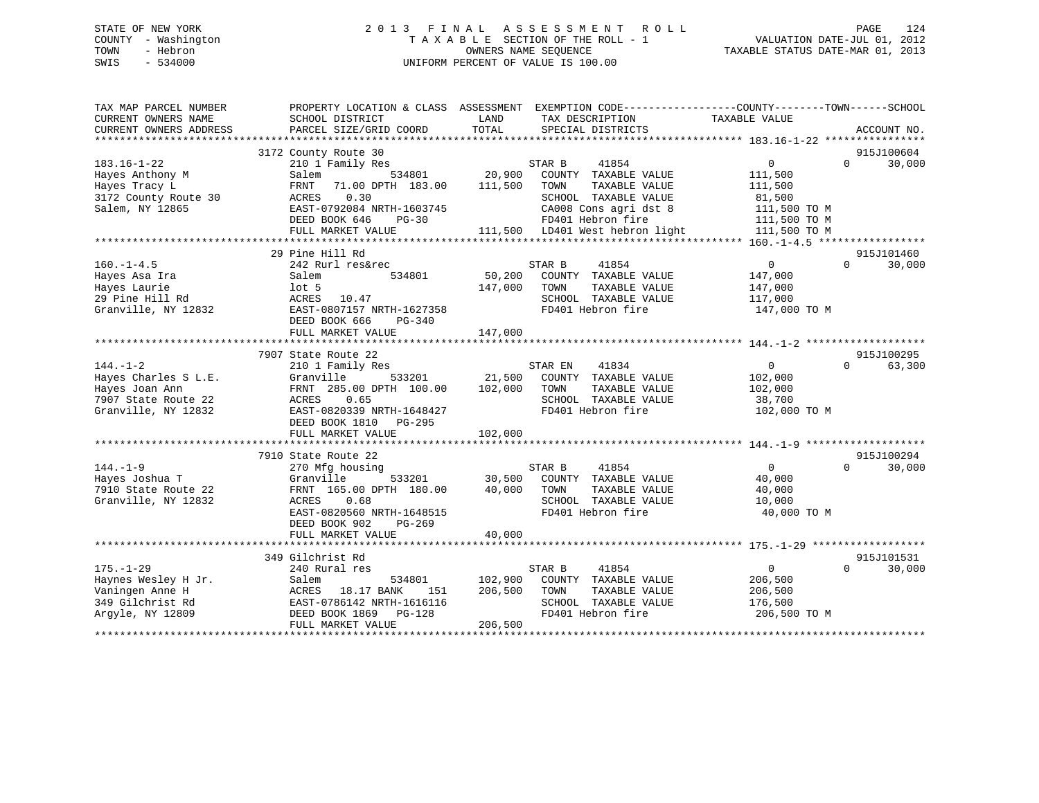STATE OF NEW YORK
COUNTY - Washington
TOWN - Hebron
SWIS - 534000

# 2013 FINAL ASSESSMENT ROLL
TAXABLE SECTION OF THE ROLL - 1
OWNERS NAME SEQUENCE
UNIFORM PERCENT OF VALUE IS 100.00

VALUATION DATE-JUL 01, 2012
TAXABLE STATUS DATE-MAR 01, 2013

| TAX MAP PARCEL NUMBER / CURRENT OWNERS NAME / CURRENT OWNERS ADDRESS | PROPERTY LOCATION & CLASS / SCHOOL DISTRICT / PARCEL SIZE/GRID COORD | ASSESSMENT LAND | TOTAL | EXEMPTION CODE / TAX DESCRIPTION / SPECIAL DISTRICTS | COUNTY TAXABLE VALUE | TOWN | SCHOOL | ACCOUNT NO. |
|---|---|---|---|---|---|---|---|---|
| 183.16-1-22 | 3172 County Route 30 | | | | | | | 915J100604 |
| Hayes Anthony M | 210 1 Family Res | | | STAR B 41854 | 0 | 0 | 30,000 | |
| Hayes Tracy L | Salem 534801 | 20,900 | | COUNTY TAXABLE VALUE | 111,500 | | | |
| 3172 County Route 30 | FRNT 71.00 DPTH 183.00 | | 111,500 | TOWN TAXABLE VALUE | 111,500 | | | |
| Salem, NY 12865 | ACRES 0.30 | | | SCHOOL TAXABLE VALUE | 81,500 | | | |
| | EAST-0792084 NRTH-1603745 | | | CA008 Cons agri dst 8 | 111,500 TO M | | | |
| | DEED BOOK 646 PG-30 | | | FD401 Hebron fire | 111,500 TO M | | | |
| | FULL MARKET VALUE | | 111,500 | LD401 West hebron light | 111,500 TO M | | | |
| 160.-1-4.5 | 29 Pine Hill Rd | | | | | | | 915J101460 |
| Hayes Asa Ira | 242 Rurl res&rec | | | STAR B 41854 | 0 | 0 | 30,000 | |
| Hayes Laurie | Salem 534801 | 50,200 | | COUNTY TAXABLE VALUE | 147,000 | | | |
| 29 Pine Hill Rd | lot 5 | | 147,000 | TOWN TAXABLE VALUE | 147,000 | | | |
| Granville, NY 12832 | ACRES 10.47 | | | SCHOOL TAXABLE VALUE | 117,000 | | | |
| | EAST-0807157 NRTH-1627358 | | | FD401 Hebron fire | 147,000 TO M | | | |
| | DEED BOOK 666 PG-340 | | | | | | | |
| | FULL MARKET VALUE | | 147,000 | | | | | |
| 144.-1-2 | 7907 State Route 22 | | | | | | | 915J100295 |
| Hayes Charles S L.E. | 210 1 Family Res | | | STAR EN 41834 | 0 | 0 | 63,300 | |
| Hayes Joan Ann | Granville 533201 | 21,500 | | COUNTY TAXABLE VALUE | 102,000 | | | |
| 7907 State Route 22 | FRNT 285.00 DPTH 100.00 | | 102,000 | TOWN TAXABLE VALUE | 102,000 | | | |
| Granville, NY 12832 | ACRES 0.65 | | | SCHOOL TAXABLE VALUE | 38,700 | | | |
| | EAST-0820339 NRTH-1648427 | | | FD401 Hebron fire | 102,000 TO M | | | |
| | DEED BOOK 1810 PG-295 | | | | | | | |
| | FULL MARKET VALUE | | 102,000 | | | | | |
| 144.-1-9 | 7910 State Route 22 | | | | | | | 915J100294 |
| Hayes Joshua T | 270 Mfg housing | | | STAR B 41854 | 0 | 0 | 30,000 | |
| 7910 State Route 22 | Granville 533201 | 30,500 | | COUNTY TAXABLE VALUE | 40,000 | | | |
| Granville, NY 12832 | FRNT 165.00 DPTH 180.00 | | 40,000 | TOWN TAXABLE VALUE | 40,000 | | | |
| | ACRES 0.68 | | | SCHOOL TAXABLE VALUE | 10,000 | | | |
| | EAST-0820560 NRTH-1648515 | | | FD401 Hebron fire | 40,000 TO M | | | |
| | DEED BOOK 902 PG-269 | | | | | | | |
| | FULL MARKET VALUE | | 40,000 | | | | | |
| 175.-1-29 | 349 Gilchrist Rd | | | | | | | 915J101531 |
| Haynes Wesley H Jr. | 240 Rural res | | | STAR B 41854 | 0 | 0 | 30,000 | |
| Vaningen Anne H | Salem 534801 | 102,900 | | COUNTY TAXABLE VALUE | 206,500 | | | |
| 349 Gilchrist Rd | ACRES 18.17 BANK 151 | | 206,500 | TOWN TAXABLE VALUE | 206,500 | | | |
| Argyle, NY 12809 | EAST-0786142 NRTH-1616116 | | | SCHOOL TAXABLE VALUE | 176,500 | | | |
| | DEED BOOK 1869 PG-128 | | | FD401 Hebron fire | 206,500 TO M | | | |
| | FULL MARKET VALUE | | 206,500 | | | | | |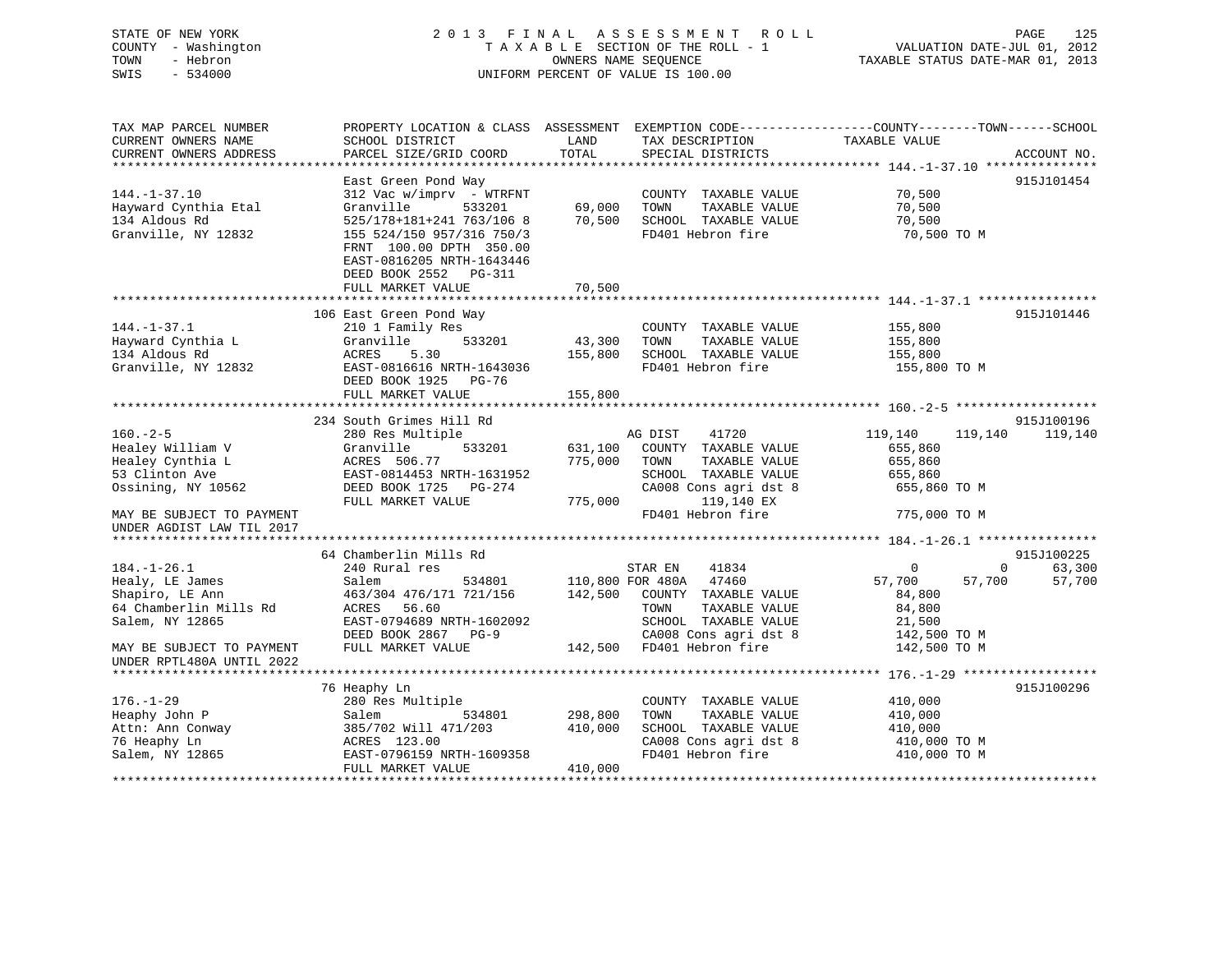STATE OF NEW YORK
COUNTY - Washington
TOWN - Hebron
SWIS - 534000

# 2013 FINAL ASSESSMENT ROLL

TAXABLE SECTION OF THE ROLL - 1
OWNERS NAME SEQUENCE
UNIFORM PERCENT OF VALUE IS 100.00

VALUATION DATE-JUL 01, 2012
TAXABLE STATUS DATE-MAR 01, 2013

```
TAX MAP PARCEL NUMBER          PROPERTY LOCATION & CLASS  ASSESSMENT  EXEMPTION CODE------------------COUNTY--------TOWN------SCHOOL
CURRENT OWNERS NAME            SCHOOL DISTRICT               LAND      TAX DESCRIPTION              TAXABLE VALUE
CURRENT OWNERS ADDRESS         PARCEL SIZE/GRID COORD        TOTAL     SPECIAL DISTRICTS                                        ACCOUNT NO.
******************************************************************************************************* 144.-1-37.10 ***************
                               East Green Pond Way                                                                          915J101454
144.-1-37.10                   312 Vac w/imprv  - WTRFNT                COUNTY  TAXABLE VALUE            70,500
Hayward Cynthia Etal           Granville         533201       69,000    TOWN    TAXABLE VALUE            70,500
134 Aldous Rd                  525/178+181+241 763/106 8      70,500    SCHOOL  TAXABLE VALUE            70,500
Granville, NY 12832            155 524/150 957/316 750/3                FD401 Hebron fire                 70,500 TO M
                               FRNT 100.00 DPTH 350.00
                               EAST-0816205 NRTH-1643446
                               DEED BOOK 2552   PG-311
                               FULL MARKET VALUE              70,500
******************************************************************************************************* 144.-1-37.1 ****************
                               106 East Green Pond Way                                                                      915J101446
144.-1-37.1                    210 1 Family Res                         COUNTY  TAXABLE VALUE           155,800
Hayward Cynthia L              Granville         533201       43,300    TOWN    TAXABLE VALUE           155,800
134 Aldous Rd                  ACRES     5.30                155,800    SCHOOL  TAXABLE VALUE           155,800
Granville, NY 12832            EAST-0816616 NRTH-1643036                FD401 Hebron fire                155,800 TO M
                               DEED BOOK 1925   PG-76
                               FULL MARKET VALUE             155,800
******************************************************************************************************* 160.-2-5 *******************
                               234 South Grimes Hill Rd                                                                     915J100196
160.-2-5                       280 Res Multiple                         AG DIST     41720                119,140     119,140     119,140
Healey William V               Granville         533201      631,100    COUNTY  TAXABLE VALUE           655,860
Healey Cynthia L               ACRES  506.77                 775,000    TOWN    TAXABLE VALUE           655,860
53 Clinton Ave                 EAST-0814453 NRTH-1631952                SCHOOL  TAXABLE VALUE           655,860
Ossining, NY 10562             DEED BOOK 1725   PG-274                  CA008 Cons agri dst 8            655,860 TO M
                               FULL MARKET VALUE             775,000          119,140 EX
MAY BE SUBJECT TO PAYMENT                                               FD401 Hebron fire                775,000 TO M
UNDER AGDIST LAW TIL 2017
******************************************************************************************************* 184.-1-26.1 ****************
                               64 Chamberlin Mills Rd                                                                       915J100225
184.-1-26.1                    240 Rural res                            STAR EN     41834                      0           0      63,300
Healy, LE James                Salem             534801      110,800 FOR 480A   47460                 57,700      57,700      57,700
Shapiro, LE Ann                463/304 476/171 721/156       142,500    COUNTY  TAXABLE VALUE            84,800
64 Chamberlin Mills Rd         ACRES    56.60                           TOWN    TAXABLE VALUE            84,800
Salem, NY 12865                EAST-0794689 NRTH-1602092                SCHOOL  TAXABLE VALUE            21,500
                               DEED BOOK 2867   PG-9                    CA008 Cons agri dst 8            142,500 TO M
MAY BE SUBJECT TO PAYMENT      FULL MARKET VALUE             142,500    FD401 Hebron fire                142,500 TO M
UNDER RPTL480A UNTIL 2022
******************************************************************************************************* 176.-1-29 ******************
                               76 Heaphy Ln                                                                                 915J100296
176.-1-29                      280 Res Multiple                         COUNTY  TAXABLE VALUE           410,000
Heaphy John P                  Salem             534801      298,800    TOWN    TAXABLE VALUE           410,000
Attn: Ann Conway               385/702 Will 471/203          410,000    SCHOOL  TAXABLE VALUE           410,000
76 Heaphy Ln                   ACRES  123.00                            CA008 Cons agri dst 8            410,000 TO M
Salem, NY 12865                EAST-0796159 NRTH-1609358                FD401 Hebron fire                410,000 TO M
                               FULL MARKET VALUE             410,000
************************************************************************************************************************************
```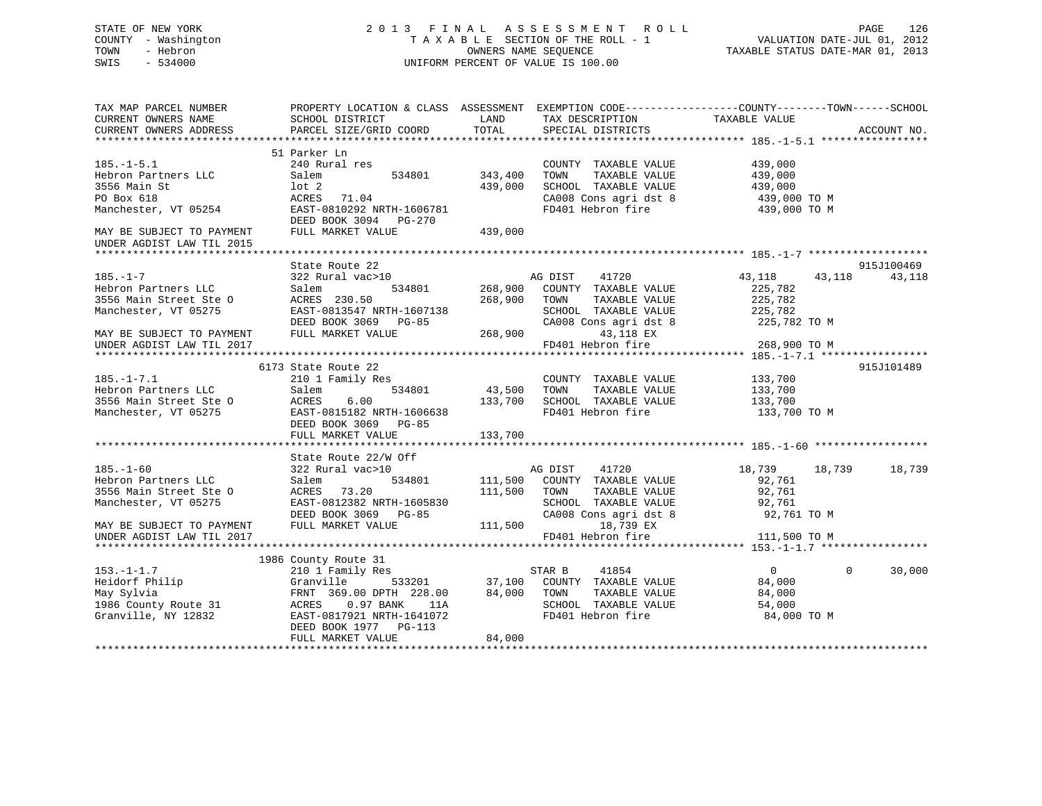STATE OF NEW YORK                 2 0 1 3   F I N A L   A S S E S S M E N T   R O L L
COUNTY - Washington               T A X A B L E  SECTION OF THE ROLL - 1                VALUATION DATE-JUL 01, 2012
TOWN   - Hebron                   OWNERS NAME SEQUENCE                                  TAXABLE STATUS DATE-MAR 01, 2013
SWIS   - 534000                   UNIFORM PERCENT OF VALUE IS 100.00

```
TAX MAP PARCEL NUMBER          PROPERTY LOCATION & CLASS  ASSESSMENT  EXEMPTION CODE------------------COUNTY--------TOWN------SCHOOL
CURRENT OWNERS NAME            SCHOOL DISTRICT               LAND      TAX DESCRIPTION            TAXABLE VALUE
CURRENT OWNERS ADDRESS         PARCEL SIZE/GRID COORD        TOTAL     SPECIAL DISTRICTS                                   ACCOUNT NO.
******************************************************************************************************* 185.-1-5.1 *****************
                               51 Parker Ln
185.-1-5.1                     240 Rural res                           COUNTY  TAXABLE VALUE          439,000
Hebron Partners LLC            Salem          534801      343,400      TOWN    TAXABLE VALUE          439,000
3556 Main St                   lot 2                      439,000      SCHOOL  TAXABLE VALUE          439,000
PO Box 618                     ACRES   71.04                           CA008 Cons agri dst 8           439,000 TO M
Manchester, VT 05254           EAST-0810292 NRTH-1606781               FD401 Hebron fire               439,000 TO M
                               DEED BOOK 3094   PG-270
MAY BE SUBJECT TO PAYMENT      FULL MARKET VALUE          439,000
UNDER AGDIST LAW TIL 2015
******************************************************************************************************* 185.-1-7 *******************
                               State Route 22                                                                       915J100469
185.-1-7                       322 Rural vac>10                        AG DIST     41720             43,118     43,118     43,118
Hebron Partners LLC            Salem          534801      268,900      COUNTY  TAXABLE VALUE          225,782
3556 Main Street Ste O         ACRES  230.50              268,900      TOWN    TAXABLE VALUE          225,782
Manchester, VT 05275           EAST-0813547 NRTH-1607138               SCHOOL  TAXABLE VALUE          225,782
                               DEED BOOK 3069   PG-85                  CA008 Cons agri dst 8           225,782 TO M
MAY BE SUBJECT TO PAYMENT      FULL MARKET VALUE          268,900            43,118 EX
UNDER AGDIST LAW TIL 2017                                              FD401 Hebron fire               268,900 TO M
******************************************************************************************************* 185.-1-7.1 *****************
                               6173 State Route 22                                                                  915J101489
185.-1-7.1                     210 1 Family Res                        COUNTY  TAXABLE VALUE          133,700
Hebron Partners LLC            Salem          534801       43,500      TOWN    TAXABLE VALUE          133,700
3556 Main Street Ste O         ACRES    6.00              133,700      SCHOOL  TAXABLE VALUE          133,700
Manchester, VT 05275           EAST-0815182 NRTH-1606638               FD401 Hebron fire               133,700 TO M
                               DEED BOOK 3069   PG-85
                               FULL MARKET VALUE          133,700
******************************************************************************************************* 185.-1-60 ******************
                               State Route 22/W Off
185.-1-60                      322 Rural vac>10                        AG DIST     41720             18,739     18,739     18,739
Hebron Partners LLC            Salem          534801      111,500      COUNTY  TAXABLE VALUE           92,761
3556 Main Street Ste O         ACRES   73.20              111,500      TOWN    TAXABLE VALUE           92,761
Manchester, VT 05275           EAST-0812382 NRTH-1605830               SCHOOL  TAXABLE VALUE           92,761
                               DEED BOOK 3069   PG-85                  CA008 Cons agri dst 8            92,761 TO M
MAY BE SUBJECT TO PAYMENT      FULL MARKET VALUE          111,500            18,739 EX
UNDER AGDIST LAW TIL 2017                                              FD401 Hebron fire               111,500 TO M
******************************************************************************************************* 153.-1-1.7 *****************
                               1986 County Route 31
153.-1-1.7                     210 1 Family Res                        STAR B      41854                  0          0     30,000
Heidorf Philip                 Granville      533201       37,100      COUNTY  TAXABLE VALUE           84,000
May Sylvia                     FRNT 369.00 DPTH 228.00     84,000      TOWN    TAXABLE VALUE           84,000
1986 County Route 31           ACRES    0.97 BANK    11A               SCHOOL  TAXABLE VALUE           54,000
Granville, NY 12832            EAST-0817921 NRTH-1641072               FD401 Hebron fire                84,000 TO M
                               DEED BOOK 1977   PG-113
                               FULL MARKET VALUE           84,000
************************************************************************************************************************************
```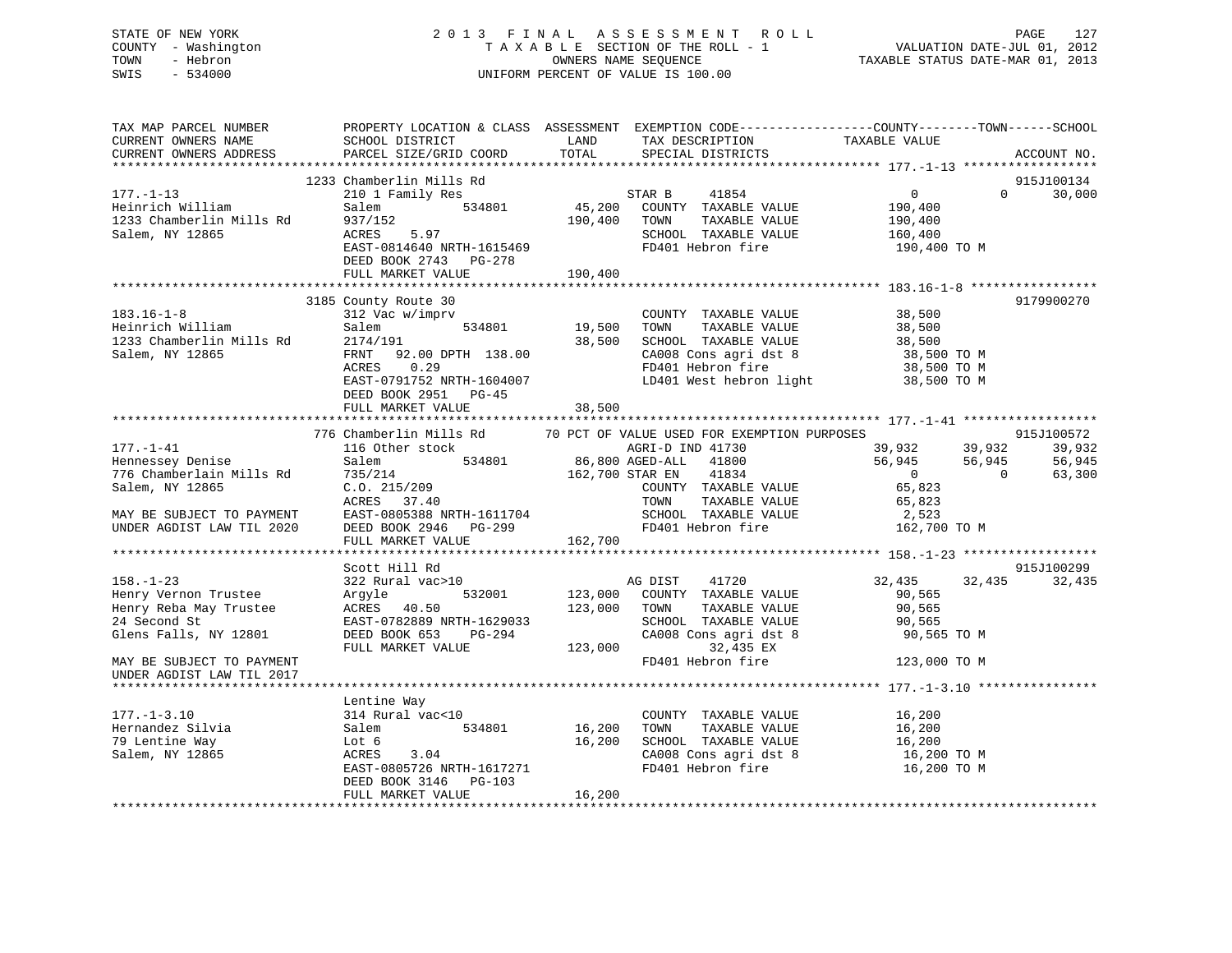STATE OF NEW YORK
COUNTY - Washington
TOWN - Hebron
SWIS - 534000

2 0 1 3 F I N A L A S S E S S M E N T R O L L
T A X A B L E SECTION OF THE ROLL - 1
OWNERS NAME SEQUENCE
UNIFORM PERCENT OF VALUE IS 100.00

VALUATION DATE-JUL 01, 2012
TAXABLE STATUS DATE-MAR 01, 2013

```
TAX MAP PARCEL NUMBER          PROPERTY LOCATION & CLASS  ASSESSMENT  EXEMPTION CODE------------------COUNTY--------TOWN------SCHOOL
CURRENT OWNERS NAME            SCHOOL DISTRICT               LAND      TAX DESCRIPTION              TAXABLE VALUE
CURRENT OWNERS ADDRESS         PARCEL SIZE/GRID COORD        TOTAL     SPECIAL DISTRICTS                                      ACCOUNT NO.
******************************************************************************************************* 177.-1-13 ******************
                        1233 Chamberlin Mills Rd                                                                          915J100134
177.-1-13                      210 1 Family Res                    STAR B     41854               0            0        30,000
Heinrich William               Salem          534801      45,200   COUNTY  TAXABLE VALUE           190,400
1233 Chamberlin Mills Rd       937/152                   190,400   TOWN    TAXABLE VALUE           190,400
Salem, NY 12865                ACRES    5.97                       SCHOOL  TAXABLE VALUE           160,400
                               EAST-0814640 NRTH-1615469           FD401 Hebron fire                190,400 TO M
                               DEED BOOK 2743   PG-278
                               FULL MARKET VALUE         190,400
******************************************************************************************************* 183.16-1-8 *****************
                        3185 County Route 30                                                                              9179900270
183.16-1-8                     312 Vac w/imprv                     COUNTY  TAXABLE VALUE            38,500
Heinrich William               Salem          534801      19,500   TOWN    TAXABLE VALUE            38,500
1233 Chamberlin Mills Rd       2174/191                   38,500   SCHOOL  TAXABLE VALUE            38,500
Salem, NY 12865                FRNT   92.00 DPTH 138.00            CA008 Cons agri dst 8             38,500 TO M
                               ACRES    0.29                       FD401 Hebron fire                 38,500 TO M
                               EAST-0791752 NRTH-1604007           LD401 West hebron light           38,500 TO M
                               DEED BOOK 2951   PG-45
                               FULL MARKET VALUE          38,500
******************************************************************************************************* 177.-1-41 ******************
                        776 Chamberlin Mills Rd       70 PCT OF VALUE USED FOR EXEMPTION PURPOSES                          915J100572
177.-1-41                      116 Other stock                     AGRI-D IND 41730            39,932       39,932        39,932
Hennessey Denise               Salem          534801      86,800 AGED-ALL   41800             56,945       56,945        56,945
776 Chamberlain Mills Rd       735/214                   162,700 STAR EN    41834                  0            0        63,300
Salem, NY 12865                C.O. 215/209                        COUNTY  TAXABLE VALUE            65,823
                               ACRES   37.40                       TOWN    TAXABLE VALUE            65,823
MAY BE SUBJECT TO PAYMENT      EAST-0805388 NRTH-1611704           SCHOOL  TAXABLE VALUE             2,523
UNDER AGDIST LAW TIL 2020      DEED BOOK 2946   PG-299             FD401 Hebron fire                162,700 TO M
                               FULL MARKET VALUE         162,700
******************************************************************************************************* 158.-1-23 ******************
                               Scott Hill Rd                                                                              915J100299
158.-1-23                      322 Rural vac>10                    AG DIST    41720             32,435       32,435        32,435
Henry Vernon Trustee           Argyle         532001     123,000   COUNTY  TAXABLE VALUE            90,565
Henry Reba May Trustee         ACRES   40.50             123,000   TOWN    TAXABLE VALUE            90,565
24 Second St                   EAST-0782889 NRTH-1629033           SCHOOL  TAXABLE VALUE            90,565
Glens Falls, NY 12801          DEED BOOK 653    PG-294             CA008 Cons agri dst 8             90,565 TO M
                               FULL MARKET VALUE         123,000             32,435 EX
MAY BE SUBJECT TO PAYMENT                                          FD401 Hebron fire                123,000 TO M
UNDER AGDIST LAW TIL 2017
******************************************************************************************************* 177.-1-3.10 ****************
                               Lentine Way
177.-1-3.10                    314 Rural vac<10                    COUNTY  TAXABLE VALUE            16,200
Hernandez Silvia               Salem          534801      16,200   TOWN    TAXABLE VALUE            16,200
79 Lentine Way                 Lot 6                      16,200   SCHOOL  TAXABLE VALUE            16,200
Salem, NY 12865                ACRES    3.04                       CA008 Cons agri dst 8             16,200 TO M
                               EAST-0805726 NRTH-1617271           FD401 Hebron fire                 16,200 TO M
                               DEED BOOK 3146   PG-103
                               FULL MARKET VALUE          16,200
************************************************************************************************************************************
```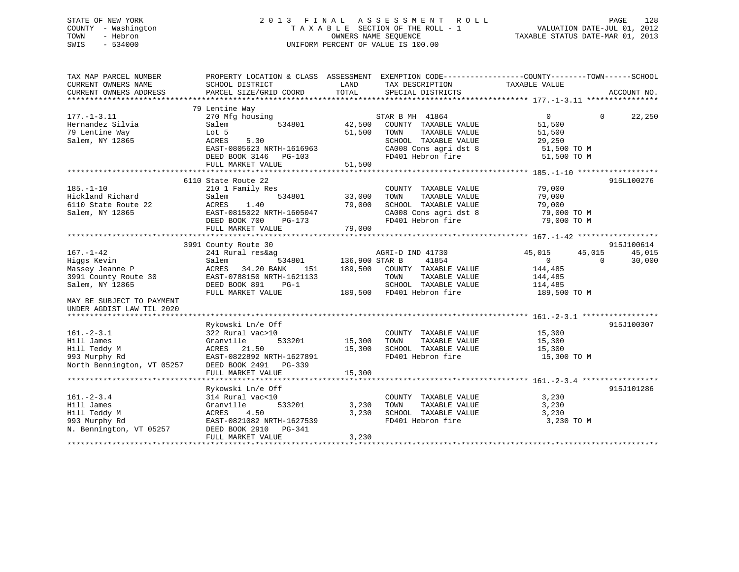STATE OF NEW YORK
COUNTY - Washington
TOWN - Hebron
SWIS - 534000

2 0 1 3 F I N A L A S S E S S M E N T R O L L
T A X A B L E SECTION OF THE ROLL - 1
OWNERS NAME SEQUENCE
UNIFORM PERCENT OF VALUE IS 100.00

VALUATION DATE-JUL 01, 2012
TAXABLE STATUS DATE-MAR 01, 2013

```
TAX MAP PARCEL NUMBER         PROPERTY LOCATION & CLASS  ASSESSMENT  EXEMPTION CODE------------------COUNTY--------TOWN------SCHOOL
CURRENT OWNERS NAME           SCHOOL DISTRICT               LAND      TAX DESCRIPTION              TAXABLE VALUE
CURRENT OWNERS ADDRESS        PARCEL SIZE/GRID COORD       TOTAL      SPECIAL DISTRICTS                                      ACCOUNT NO.
******************************************************************************************************* 177.-1-3.11 ****************
                           79 Lentine Way
177.-1-3.11                 270 Mfg housing                        STAR B MH  41864              0             0       22,250
Hernandez Silvia            Salem            534801     42,500    COUNTY  TAXABLE VALUE         51,500
79 Lentine Way              Lot 5                       51,500    TOWN    TAXABLE VALUE         51,500
Salem, NY 12865             ACRES     5.30                        SCHOOL  TAXABLE VALUE         29,250
                            EAST-0805623 NRTH-1616963             CA008 Cons agri dst 8          51,500 TO M
                            DEED BOOK 3146   PG-103               FD401 Hebron fire              51,500 TO M
                            FULL MARKET VALUE           51,500
******************************************************************************************************* 185.-1-10 ******************
                          6110 State Route 22                                                                    915L100276
185.-1-10                   210 1 Family Res                      COUNTY  TAXABLE VALUE         79,000
Hickland Richard            Salem            534801     33,000    TOWN    TAXABLE VALUE         79,000
6110 State Route 22         ACRES     1.40              79,000    SCHOOL  TAXABLE VALUE         79,000
Salem, NY 12865             EAST-0815022 NRTH-1605047             CA008 Cons agri dst 8          79,000 TO M
                            DEED BOOK 700    PG-173               FD401 Hebron fire              79,000 TO M
                            FULL MARKET VALUE           79,000
******************************************************************************************************* 167.-1-42 ******************
                          3991 County Route 30                                                                   915J100614
167.-1-42                   241 Rural res&ag                      AGRI-D IND 41730          45,015        45,015       45,015
Higgs Kevin                 Salem            534801    136,900 STAR B      41854                 0             0       30,000
Massey Jeanne P             ACRES    34.20 BANK    151 189,500    COUNTY  TAXABLE VALUE        144,485
3991 County Route 30        EAST-0788150 NRTH-1621133             TOWN    TAXABLE VALUE        144,485
Salem, NY 12865             DEED BOOK 891    PG-1                 SCHOOL  TAXABLE VALUE        114,485
                            FULL MARKET VALUE          189,500    FD401 Hebron fire             189,500 TO M
MAY BE SUBJECT TO PAYMENT
UNDER AGDIST LAW TIL 2020
******************************************************************************************************* 161.-2-3.1 *****************
                            Rykowski Ln/e Off                                                                    915J100307
161.-2-3.1                  322 Rural vac>10                      COUNTY  TAXABLE VALUE         15,300
Hill James                  Granville        533201     15,300    TOWN    TAXABLE VALUE         15,300
Hill Teddy M                ACRES    21.50              15,300    SCHOOL  TAXABLE VALUE         15,300
993 Murphy Rd               EAST-0822892 NRTH-1627891             FD401 Hebron fire              15,300 TO M
North Bennington, VT 05257  DEED BOOK 2491   PG-339
                            FULL MARKET VALUE           15,300
******************************************************************************************************* 161.-2-3.4 *****************
                            Rykowski Ln/e Off                                                                    915J101286
161.-2-3.4                  314 Rural vac<10                      COUNTY  TAXABLE VALUE          3,230
Hill James                  Granville        533201      3,230    TOWN    TAXABLE VALUE          3,230
Hill Teddy M                ACRES     4.50               3,230    SCHOOL  TAXABLE VALUE          3,230
993 Murphy Rd               EAST-0821082 NRTH-1627539             FD401 Hebron fire               3,230 TO M
N. Bennington, VT 05257     DEED BOOK 2910   PG-341
                            FULL MARKET VALUE            3,230
************************************************************************************************************************************
```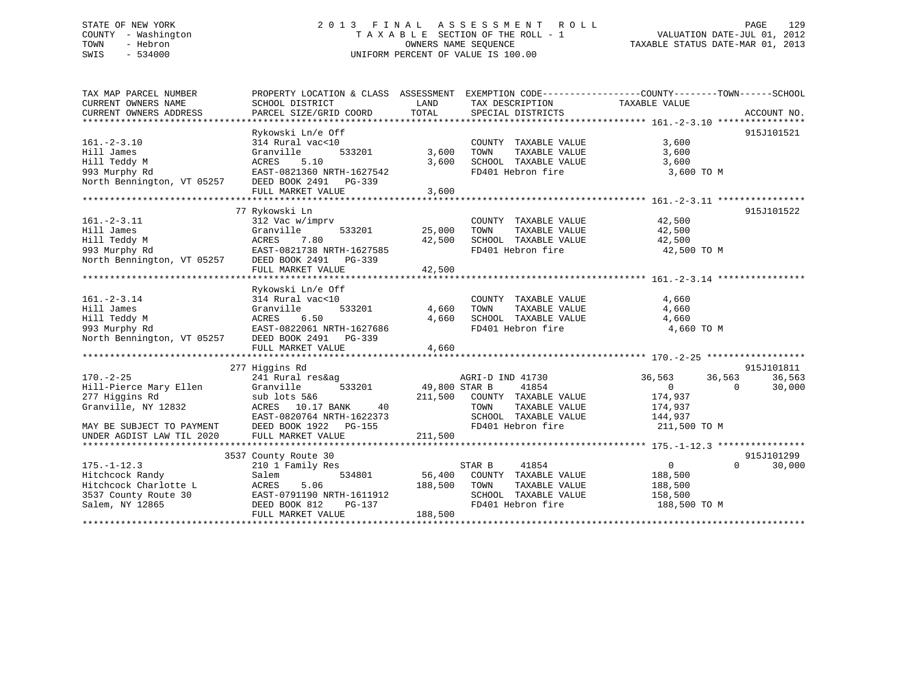STATE OF NEW YORK
COUNTY - Washington
TOWN - Hebron
SWIS - 534000

# 2013 FINAL ASSESSMENT ROLL

TAXABLE SECTION OF THE ROLL - 1
OWNERS NAME SEQUENCE
UNIFORM PERCENT OF VALUE IS 100.00

VALUATION DATE-JUL 01, 2012
TAXABLE STATUS DATE-MAR 01, 2013

```
TAX MAP PARCEL NUMBER          PROPERTY LOCATION & CLASS  ASSESSMENT  EXEMPTION CODE------------------COUNTY--------TOWN------SCHOOL
CURRENT OWNERS NAME            SCHOOL DISTRICT              LAND      TAX DESCRIPTION              TAXABLE VALUE
CURRENT OWNERS ADDRESS         PARCEL SIZE/GRID COORD       TOTAL     SPECIAL DISTRICTS                                        ACCOUNT NO.
******************************************************************************************************* 161.-2-3.10 ****************
                               Rykowski Ln/e Off                                                                             915J101521
161.-2-3.10                    314 Rural vac<10                       COUNTY  TAXABLE VALUE              3,600
Hill James                     Granville        533201        3,600   TOWN    TAXABLE VALUE              3,600
Hill Teddy M                   ACRES    5.10                  3,600   SCHOOL  TAXABLE VALUE              3,600
993 Murphy Rd                  EAST-0821360 NRTH-1627542              FD401 Hebron fire                  3,600 TO M
North Bennington, VT 05257     DEED BOOK 2491   PG-339
                               FULL MARKET VALUE              3,600
******************************************************************************************************* 161.-2-3.11 ****************
                               77 Rykowski Ln                                                                                915J101522
161.-2-3.11                    312 Vac w/imprv                        COUNTY  TAXABLE VALUE             42,500
Hill James                     Granville        533201       25,000   TOWN    TAXABLE VALUE             42,500
Hill Teddy M                   ACRES    7.80                 42,500   SCHOOL  TAXABLE VALUE             42,500
993 Murphy Rd                  EAST-0821738 NRTH-1627585              FD401 Hebron fire                 42,500 TO M
North Bennington, VT 05257     DEED BOOK 2491   PG-339
                               FULL MARKET VALUE             42,500
******************************************************************************************************* 161.-2-3.14 ****************
                               Rykowski Ln/e Off
161.-2-3.14                    314 Rural vac<10                       COUNTY  TAXABLE VALUE              4,660
Hill James                     Granville        533201        4,660   TOWN    TAXABLE VALUE              4,660
Hill Teddy M                   ACRES    6.50                  4,660   SCHOOL  TAXABLE VALUE              4,660
993 Murphy Rd                  EAST-0822061 NRTH-1627686              FD401 Hebron fire                  4,660 TO M
North Bennington, VT 05257     DEED BOOK 2491   PG-339
                               FULL MARKET VALUE              4,660
******************************************************************************************************* 170.-2-25 ******************
                               277 Higgins Rd                                                                                915J101811
170.-2-25                      241 Rural res&ag                       AGRI-D IND 41730           36,563      36,563      36,563
Hill-Pierce Mary Ellen         Granville        533201       49,800 STAR B      41854                 0           0      30,000
277 Higgins Rd                 sub lots 5&6                 211,500   COUNTY  TAXABLE VALUE            174,937
Granville, NY 12832            ACRES   10.17 BANK     40              TOWN    TAXABLE VALUE            174,937
                               EAST-0820764 NRTH-1622373              SCHOOL  TAXABLE VALUE            144,937
MAY BE SUBJECT TO PAYMENT      DEED BOOK 1922   PG-155                FD401 Hebron fire                211,500 TO M
UNDER AGDIST LAW TIL 2020      FULL MARKET VALUE            211,500
******************************************************************************************************* 175.-1-12.3 ****************
                               3537 County Route 30                                                                          915J101299
175.-1-12.3                    210 1 Family Res                       STAR B      41854                 0           0      30,000
Hitchcock Randy                Salem            534801       56,400   COUNTY  TAXABLE VALUE            188,500
Hitchcock Charlotte L          ACRES    5.06                188,500   TOWN    TAXABLE VALUE            188,500
3537 County Route 30           EAST-0791190 NRTH-1611912              SCHOOL  TAXABLE VALUE            158,500
Salem, NY 12865                DEED BOOK 812    PG-137                FD401 Hebron fire                188,500 TO M
                               FULL MARKET VALUE            188,500
************************************************************************************************************************************
```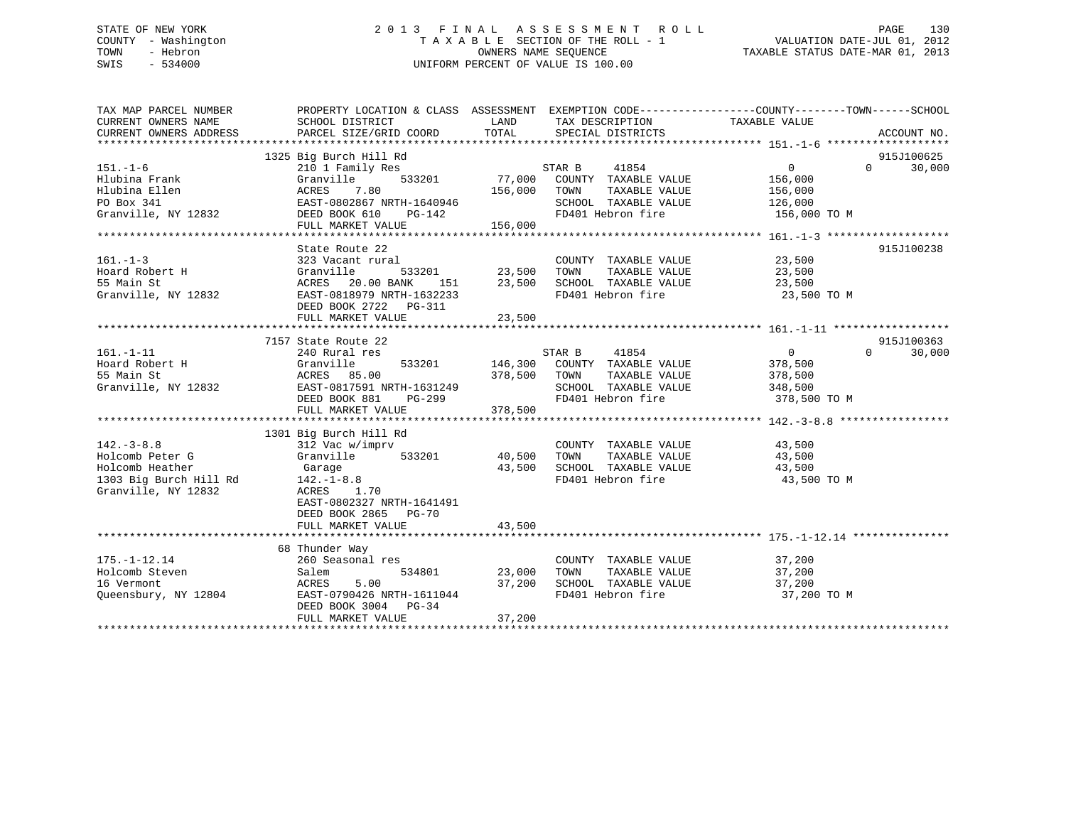STATE OF NEW YORK  
COUNTY - Washington  
TOWN - Hebron  
SWIS - 534000

2 0 1 3 F I N A L A S S E S S M E N T R O L L  
T A X A B L E SECTION OF THE ROLL - 1  
OWNERS NAME SEQUENCE  
UNIFORM PERCENT OF VALUE IS 100.00

VALUATION DATE-JUL 01, 2012  
TAXABLE STATUS DATE-MAR 01, 2013

```
TAX MAP PARCEL NUMBER          PROPERTY LOCATION & CLASS  ASSESSMENT  EXEMPTION CODE-----------------COUNTY--------TOWN------SCHOOL
CURRENT OWNERS NAME            SCHOOL DISTRICT            LAND        TAX DESCRIPTION              TAXABLE VALUE
CURRENT OWNERS ADDRESS         PARCEL SIZE/GRID COORD     TOTAL       SPECIAL DISTRICTS                                  ACCOUNT NO.
******************************************************************************************************* 151.-1-6 *******************
                               1325 Big Burch Hill Rd                                                                     915J100625
151.-1-6                       210 1 Family Res                       STAR B      41854          0              0        30,000
Hlubina Frank                  Granville      533201      77,000     COUNTY  TAXABLE VALUE        156,000
Hlubina Ellen                  ACRES    7.80             156,000     TOWN    TAXABLE VALUE        156,000
PO Box 341                     EAST-0802867 NRTH-1640946              SCHOOL  TAXABLE VALUE        126,000
Granville, NY 12832            DEED BOOK 610    PG-142                FD401 Hebron fire             156,000 TO M
                               FULL MARKET VALUE         156,000
******************************************************************************************************* 161.-1-3 *******************
                               State Route 22                                                                             915J100238
161.-1-3                       323 Vacant rural                       COUNTY  TAXABLE VALUE         23,500
Hoard Robert H                 Granville      533201      23,500     TOWN    TAXABLE VALUE         23,500
55 Main St                     ACRES   20.00 BANK    151  23,500     SCHOOL  TAXABLE VALUE         23,500
Granville, NY 12832            EAST-0818979 NRTH-1632233              FD401 Hebron fire              23,500 TO M
                               DEED BOOK 2722   PG-311
                               FULL MARKET VALUE          23,500
******************************************************************************************************* 161.-1-11 ******************
                               7157 State Route 22                                                                        915J100363
161.-1-11                      240 Rural res                          STAR B      41854          0              0        30,000
Hoard Robert H                 Granville      533201     146,300     COUNTY  TAXABLE VALUE        378,500
55 Main St                     ACRES   85.00             378,500     TOWN    TAXABLE VALUE        378,500
Granville, NY 12832            EAST-0817591 NRTH-1631249              SCHOOL  TAXABLE VALUE        348,500
                               DEED BOOK 881    PG-299                FD401 Hebron fire             378,500 TO M
                               FULL MARKET VALUE         378,500
******************************************************************************************************* 142.-3-8.8 *****************
                               1301 Big Burch Hill Rd
142.-3-8.8                     312 Vac w/imprv                        COUNTY  TAXABLE VALUE         43,500
Holcomb Peter G                Granville      533201      40,500     TOWN    TAXABLE VALUE         43,500
Holcomb Heather                 Garage                     43,500     SCHOOL  TAXABLE VALUE         43,500
1303 Big Burch Hill Rd         142.-1-8.8                             FD401 Hebron fire              43,500 TO M
Granville, NY 12832            ACRES    1.70
                               EAST-0802327 NRTH-1641491
                               DEED BOOK 2865   PG-70
                               FULL MARKET VALUE          43,500
******************************************************************************************************* 175.-1-12.14 ***************
                               68 Thunder Way
175.-1-12.14                   260 Seasonal res                       COUNTY  TAXABLE VALUE         37,200
Holcomb Steven                 Salem          534801      23,000     TOWN    TAXABLE VALUE         37,200
16 Vermont                     ACRES    5.00              37,200     SCHOOL  TAXABLE VALUE         37,200
Queensbury, NY 12804           EAST-0790426 NRTH-1611044              FD401 Hebron fire              37,200 TO M
                               DEED BOOK 3004   PG-34
                               FULL MARKET VALUE          37,200
************************************************************************************************************************************
```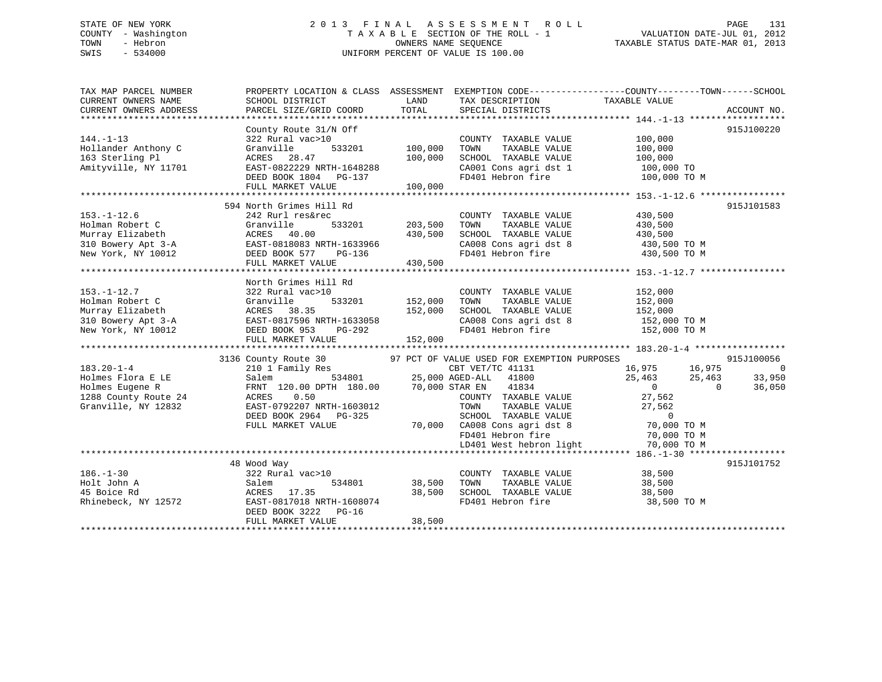STATE OF NEW YORK
COUNTY - Washington
TOWN - Hebron
SWIS - 534000

2 0 1 3 F I N A L A S S E S S M E N T R O L L
T A X A B L E SECTION OF THE ROLL - 1
OWNERS NAME SEQUENCE
UNIFORM PERCENT OF VALUE IS 100.00

VALUATION DATE-JUL 01, 2012
TAXABLE STATUS DATE-MAR 01, 2013

```
TAX MAP PARCEL NUMBER      PROPERTY LOCATION & CLASS  ASSESSMENT  EXEMPTION CODE------------------COUNTY--------TOWN------SCHOOL
CURRENT OWNERS NAME        SCHOOL DISTRICT              LAND      TAX DESCRIPTION             TAXABLE VALUE
CURRENT OWNERS ADDRESS     PARCEL SIZE/GRID COORD      TOTAL      SPECIAL DISTRICTS                                       ACCOUNT NO.
******************************************************************************************************* 144.-1-13 ******************
                           County Route 31/N Off                                                                        915J100220
144.-1-13                  322 Rural vac>10                       COUNTY  TAXABLE VALUE           100,000
Hollander Anthony C        Granville        533201    100,000     TOWN    TAXABLE VALUE           100,000
163 Sterling Pl            ACRES  28.47               100,000     SCHOOL  TAXABLE VALUE           100,000
Amityville, NY 11701       EAST-0822229 NRTH-1648288              CA001 Cons agri dst 1            100,000 TO
                           DEED BOOK 1804   PG-137                FD401 Hebron fire                100,000 TO M
                           FULL MARKET VALUE          100,000
******************************************************************************************************* 153.-1-12.6 ****************
                           594 North Grimes Hill Rd                                                                     915J101583
153.-1-12.6                242 Rurl res&rec                       COUNTY  TAXABLE VALUE           430,500
Holman Robert C            Granville        533201    203,500     TOWN    TAXABLE VALUE           430,500
Murray Elizabeth           ACRES  40.00               430,500     SCHOOL  TAXABLE VALUE           430,500
310 Bowery Apt 3-A         EAST-0818083 NRTH-1633966              CA008 Cons agri dst 8            430,500 TO M
New York, NY 10012         DEED BOOK 577    PG-136                FD401 Hebron fire                430,500 TO M
                           FULL MARKET VALUE          430,500
******************************************************************************************************* 153.-1-12.7 ****************
                           North Grimes Hill Rd
153.-1-12.7                322 Rural vac>10                       COUNTY  TAXABLE VALUE           152,000
Holman Robert C            Granville        533201    152,000     TOWN    TAXABLE VALUE           152,000
Murray Elizabeth           ACRES  38.35               152,000     SCHOOL  TAXABLE VALUE           152,000
310 Bowery Apt 3-A         EAST-0817596 NRTH-1633058              CA008 Cons agri dst 8            152,000 TO M
New York, NY 10012         DEED BOOK 953    PG-292                FD401 Hebron fire                152,000 TO M
                           FULL MARKET VALUE          152,000
******************************************************************************************************* 183.20-1-4 *****************
                           3136 County Route 30          97 PCT OF VALUE USED FOR EXEMPTION PURPOSES                    915J100056
183.20-1-4                 210 1 Family Res                       CBT VET/TC 41131             16,975      16,975            0
Holmes Flora E LE          Salem            534801     25,000 AGED-ALL   41800                 25,463      25,463       33,950
Holmes Eugene R            FRNT 120.00 DPTH 180.00     70,000 STAR EN    41834                      0           0       36,050
1288 County Route 24       ACRES   0.50                           COUNTY  TAXABLE VALUE            27,562
Granville, NY 12832        EAST-0792207 NRTH-1603012              TOWN    TAXABLE VALUE            27,562
                           DEED BOOK 2964   PG-325                SCHOOL  TAXABLE VALUE                 0
                           FULL MARKET VALUE           70,000     CA008 Cons agri dst 8             70,000 TO M
                                                                  FD401 Hebron fire                 70,000 TO M
                                                                  LD401 West hebron light           70,000 TO M
******************************************************************************************************* 186.-1-30 ******************
                           48 Wood Way                                                                                  915J101752
186.-1-30                  322 Rural vac>10                       COUNTY  TAXABLE VALUE            38,500
Holt John A                Salem            534801     38,500     TOWN    TAXABLE VALUE            38,500
45 Boice Rd                ACRES  17.35                38,500     SCHOOL  TAXABLE VALUE            38,500
Rhinebeck, NY 12572        EAST-0817018 NRTH-1608074              FD401 Hebron fire                 38,500 TO M
                           DEED BOOK 3222   PG-16
                           FULL MARKET VALUE           38,500
************************************************************************************************************************************
```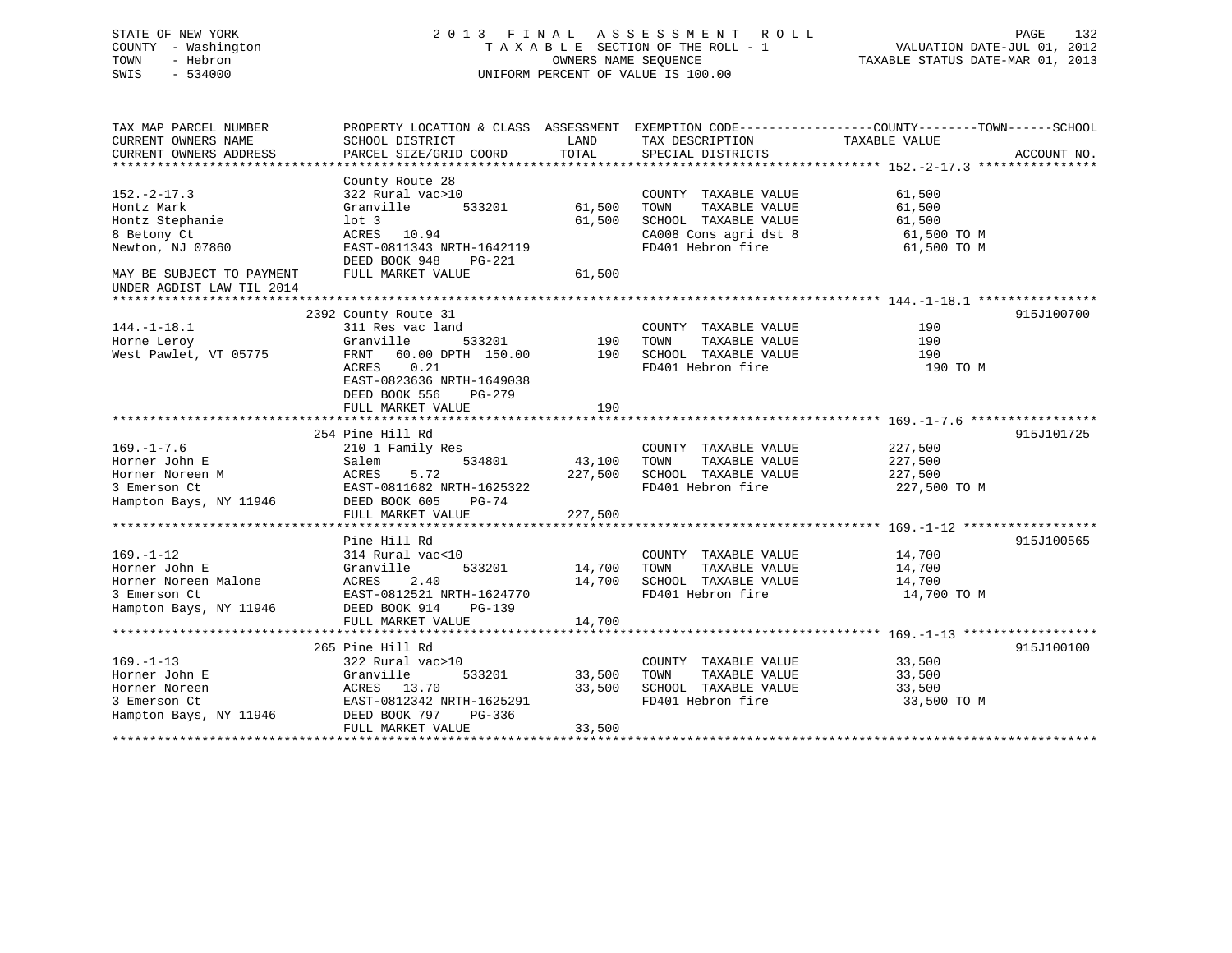STATE OF NEW YORK
COUNTY - Washington
TOWN - Hebron
SWIS - 534000

# 2013 FINAL ASSESSMENT ROLL

TAXABLE SECTION OF THE ROLL - 1
OWNERS NAME SEQUENCE
UNIFORM PERCENT OF VALUE IS 100.00

VALUATION DATE-JUL 01, 2012
TAXABLE STATUS DATE-MAR 01, 2013

| TAX MAP PARCEL NUMBER / CURRENT OWNERS NAME / CURRENT OWNERS ADDRESS | PROPERTY LOCATION & CLASS / SCHOOL DISTRICT / PARCEL SIZE/GRID COORD | ASSESSMENT LAND | TOTAL | EXEMPTION CODE / TAX DESCRIPTION / SPECIAL DISTRICTS | TAXABLE VALUE (COUNTY / TOWN / SCHOOL) | ACCOUNT NO. |
|---|---|---|---|---|---|---|
| 152.-2-17.3 | County Route 28 | | | | | |
| | 322 Rural vac>10 | | | COUNTY TAXABLE VALUE | 61,500 | |
| Hontz Mark | Granville 533201 | 61,500 | | TOWN TAXABLE VALUE | 61,500 | |
| Hontz Stephanie | lot 3 | | 61,500 | SCHOOL TAXABLE VALUE | 61,500 | |
| 8 Betony Ct | ACRES 10.94 | | | CA008 Cons agri dst 8 | 61,500 TO M | |
| Newton, NJ 07860 | EAST-0811343 NRTH-1642119 | | | FD401 Hebron fire | 61,500 TO M | |
| | DEED BOOK 948 PG-221 | | | | | |
| MAY BE SUBJECT TO PAYMENT UNDER AGDIST LAW TIL 2014 | FULL MARKET VALUE | | 61,500 | | | |
| 144.-1-18.1 | 2392 County Route 31 | | | | | 915J100700 |
| | 311 Res vac land | | | COUNTY TAXABLE VALUE | 190 | |
| Horne Leroy | Granville 533201 | 190 | | TOWN TAXABLE VALUE | 190 | |
| West Pawlet, VT 05775 | FRNT 60.00 DPTH 150.00 | | 190 | SCHOOL TAXABLE VALUE | 190 | |
| | ACRES 0.21 | | | FD401 Hebron fire | 190 TO M | |
| | EAST-0823636 NRTH-1649038 | | | | | |
| | DEED BOOK 556 PG-279 | | | | | |
| | FULL MARKET VALUE | | 190 | | | |
| 169.-1-7.6 | 254 Pine Hill Rd | | | | | 915J101725 |
| | 210 1 Family Res | | | COUNTY TAXABLE VALUE | 227,500 | |
| Horner John E | Salem 534801 | 43,100 | | TOWN TAXABLE VALUE | 227,500 | |
| Horner Noreen M | ACRES 5.72 | | 227,500 | SCHOOL TAXABLE VALUE | 227,500 | |
| 3 Emerson Ct | EAST-0811682 NRTH-1625322 | | | FD401 Hebron fire | 227,500 TO M | |
| Hampton Bays, NY 11946 | DEED BOOK 605 PG-74 | | | | | |
| | FULL MARKET VALUE | | 227,500 | | | |
| 169.-1-12 | Pine Hill Rd | | | | | 915J100565 |
| | 314 Rural vac<10 | | | COUNTY TAXABLE VALUE | 14,700 | |
| Horner John E | Granville 533201 | 14,700 | | TOWN TAXABLE VALUE | 14,700 | |
| Horner Noreen Malone | ACRES 2.40 | | 14,700 | SCHOOL TAXABLE VALUE | 14,700 | |
| 3 Emerson Ct | EAST-0812521 NRTH-1624770 | | | FD401 Hebron fire | 14,700 TO M | |
| Hampton Bays, NY 11946 | DEED BOOK 914 PG-139 | | | | | |
| | FULL MARKET VALUE | | 14,700 | | | |
| 169.-1-13 | 265 Pine Hill Rd | | | | | 915J100100 |
| | 322 Rural vac>10 | | | COUNTY TAXABLE VALUE | 33,500 | |
| Horner John E | Granville 533201 | 33,500 | | TOWN TAXABLE VALUE | 33,500 | |
| Horner Noreen | ACRES 13.70 | | 33,500 | SCHOOL TAXABLE VALUE | 33,500 | |
| 3 Emerson Ct | EAST-0812342 NRTH-1625291 | | | FD401 Hebron fire | 33,500 TO M | |
| Hampton Bays, NY 11946 | DEED BOOK 797 PG-336 | | | | | |
| | FULL MARKET VALUE | | 33,500 | | | |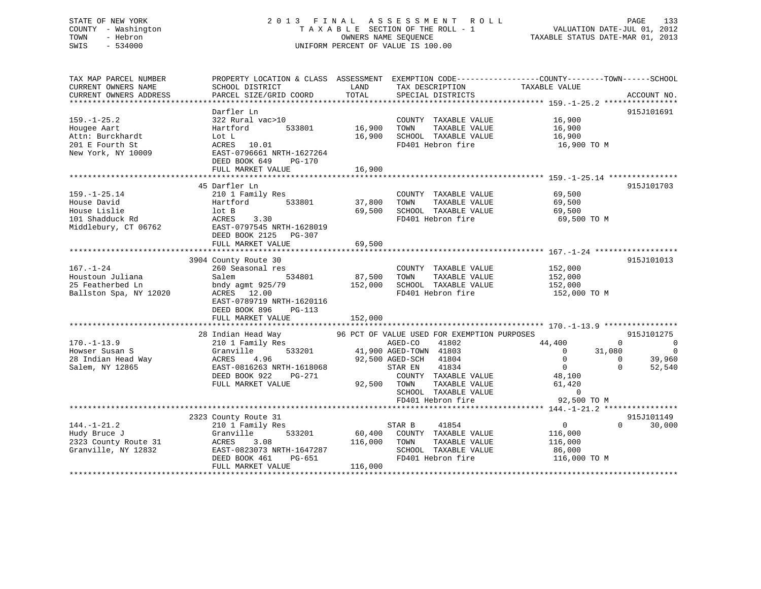STATE OF NEW YORK
COUNTY - Washington
TOWN - Hebron
SWIS - 534000

2013 FINAL ASSESSMENT ROLL
TAXABLE SECTION OF THE ROLL - 1
OWNERS NAME SEQUENCE
UNIFORM PERCENT OF VALUE IS 100.00

VALUATION DATE-JUL 01, 2012
TAXABLE STATUS DATE-MAR 01, 2013

```
TAX MAP PARCEL NUMBER          PROPERTY LOCATION & CLASS  ASSESSMENT  EXEMPTION CODE------------------COUNTY--------TOWN------SCHOOL
CURRENT OWNERS NAME            SCHOOL DISTRICT               LAND      TAX DESCRIPTION            TAXABLE VALUE
CURRENT OWNERS ADDRESS         PARCEL SIZE/GRID COORD        TOTAL     SPECIAL DISTRICTS                                    ACCOUNT NO.
******************************************************************************************************* 159.-1-25.2 ****************
                               Darfler Ln                                                                                   915J101691
159.-1-25.2                    322 Rural vac>10                        COUNTY  TAXABLE VALUE           16,900
Hougee Aart                    Hartford        533801        16,900    TOWN    TAXABLE VALUE           16,900
Attn: Burckhardt               Lot L                         16,900    SCHOOL  TAXABLE VALUE           16,900
201 E Fourth St                ACRES   10.01                           FD401 Hebron fire                16,900 TO M
New York, NY 10009             EAST-0796661 NRTH-1627264
                               DEED BOOK 649     PG-170
                               FULL MARKET VALUE             16,900
******************************************************************************************************* 159.-1-25.14 ***************
                               45 Darfler Ln                                                                                915J101703
159.-1-25.14                   210 1 Family Res                        COUNTY  TAXABLE VALUE           69,500
House David                    Hartford        533801        37,800    TOWN    TAXABLE VALUE           69,500
House Lislie                   lot B                         69,500    SCHOOL  TAXABLE VALUE           69,500
101 Shadduck Rd                ACRES    3.30                           FD401 Hebron fire                69,500 TO M
Middlebury, CT 06762           EAST-0797545 NRTH-1628019
                               DEED BOOK 2125    PG-307
                               FULL MARKET VALUE             69,500
******************************************************************************************************* 167.-1-24 ******************
                               3904 County Route 30                                                                         915J101013
167.-1-24                      260 Seasonal res                        COUNTY  TAXABLE VALUE          152,000
Houstoun Juliana               Salem           534801        87,500    TOWN    TAXABLE VALUE          152,000
25 Featherbed Ln               bndy agmt 925/79             152,000    SCHOOL  TAXABLE VALUE          152,000
Ballston Spa, NY 12020         ACRES   12.00                           FD401 Hebron fire               152,000 TO M
                               EAST-0789719 NRTH-1620116
                               DEED BOOK 896     PG-113
                               FULL MARKET VALUE            152,000
******************************************************************************************************* 170.-1-13.9 ****************
                               28 Indian Head Way          96 PCT OF VALUE USED FOR EXEMPTION PURPOSES                      915J101275
170.-1-13.9                    210 1 Family Res                        AGED-CO     41802           44,400            0             0
Howser Susan S                 Granville       533201        41,900    AGED-TOWN   41803                0       31,080             0
28 Indian Head Way             ACRES    4.96                 92,500    AGED-SCH    41804                0            0        39,960
Salem, NY 12865                EAST-0816263 NRTH-1618068               STAR EN     41834                0            0        52,540
                               DEED BOOK 922     PG-271                COUNTY  TAXABLE VALUE           48,100
                               FULL MARKET VALUE             92,500    TOWN    TAXABLE VALUE           61,420
                                                                       SCHOOL  TAXABLE VALUE                0
                                                                       FD401 Hebron fire                92,500 TO M
******************************************************************************************************* 144.-1-21.2 ****************
                               2323 County Route 31                                                                         915J101149
144.-1-21.2                    210 1 Family Res                        STAR B      41854                0            0        30,000
Hudy Bruce J                   Granville       533201        60,400    COUNTY  TAXABLE VALUE          116,000
2323 County Route 31           ACRES    3.08                116,000    TOWN    TAXABLE VALUE          116,000
Granville, NY 12832            EAST-0823073 NRTH-1647287               SCHOOL  TAXABLE VALUE           86,000
                               DEED BOOK 461     PG-651                FD401 Hebron fire               116,000 TO M
                               FULL MARKET VALUE            116,000
************************************************************************************************************************************
```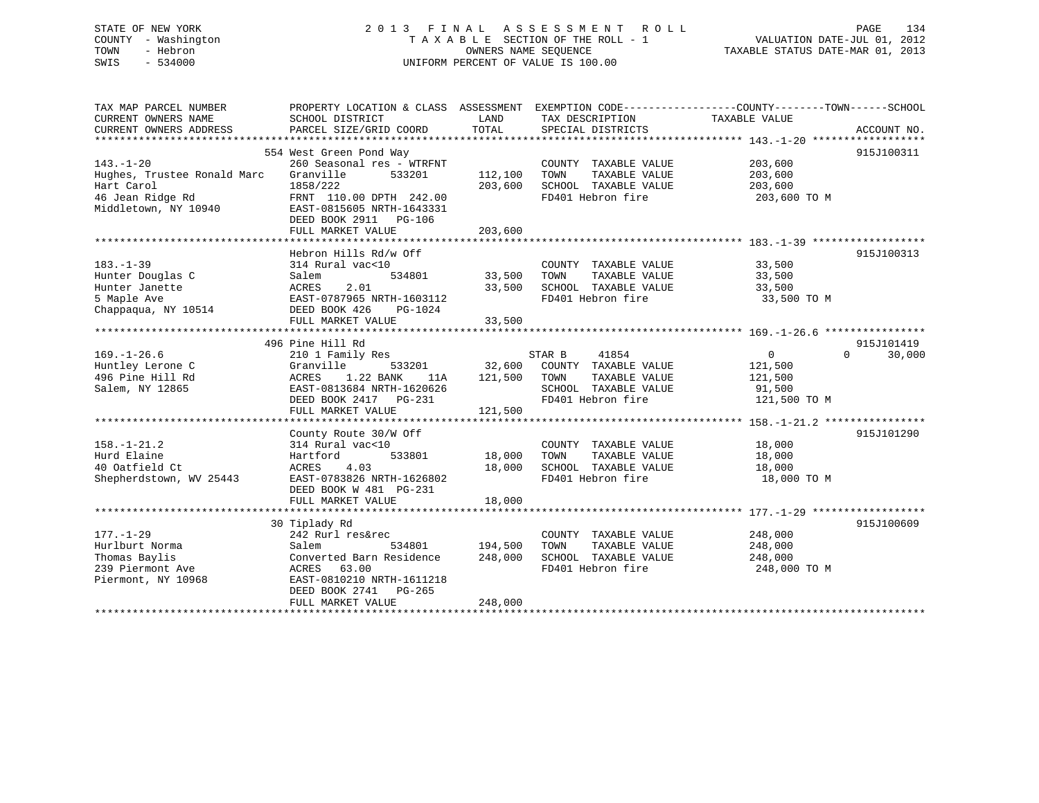STATE OF NEW YORK
COUNTY - Washington
TOWN - Hebron
SWIS - 534000

2013 FINAL ASSESSMENT ROLL
TAXABLE SECTION OF THE ROLL - 1
OWNERS NAME SEQUENCE
UNIFORM PERCENT OF VALUE IS 100.00

VALUATION DATE-JUL 01, 2012
TAXABLE STATUS DATE-MAR 01, 2013

| TAX MAP PARCEL NUMBER / CURRENT OWNERS NAME / CURRENT OWNERS ADDRESS | PROPERTY LOCATION & CLASS / SCHOOL DISTRICT / PARCEL SIZE/GRID COORD | ASSESSMENT LAND / TOTAL | EXEMPTION CODE / TAX DESCRIPTION / SPECIAL DISTRICTS | COUNTY / TAXABLE VALUE | TOWN | SCHOOL | ACCOUNT NO. |
|---|---|---|---|---|---|---|---|
| 143.-1-20 | 554 West Green Pond Way | | | | | | 915J100311 |
| 143.-1-20 | 260 Seasonal res - WTRFNT | | COUNTY TAXABLE VALUE | 203,600 | | | |
| Hughes, Trustee Ronald Marc | Granville 533201 | 112,100 | TOWN TAXABLE VALUE | 203,600 | | | |
| Hart Carol | 1858/222 | 203,600 | SCHOOL TAXABLE VALUE | 203,600 | | | |
| 46 Jean Ridge Rd | FRNT 110.00 DPTH 242.00 | | FD401 Hebron fire | 203,600 TO M | | | |
| Middletown, NY 10940 | EAST-0815605 NRTH-1643331 | | | | | | |
| | DEED BOOK 2911 PG-106 | | | | | | |
| | FULL MARKET VALUE | 203,600 | | | | | |
| 183.-1-39 | Hebron Hills Rd/w Off | | | | | | 915J100313 |
| 183.-1-39 | 314 Rural vac<10 | | COUNTY TAXABLE VALUE | 33,500 | | | |
| Hunter Douglas C | Salem 534801 | 33,500 | TOWN TAXABLE VALUE | 33,500 | | | |
| Hunter Janette | ACRES 2.01 | 33,500 | SCHOOL TAXABLE VALUE | 33,500 | | | |
| 5 Maple Ave | EAST-0787965 NRTH-1603112 | | FD401 Hebron fire | 33,500 TO M | | | |
| Chappaqua, NY 10514 | DEED BOOK 426 PG-1024 | | | | | | |
| | FULL MARKET VALUE | 33,500 | | | | | |
| 169.-1-26.6 | 496 Pine Hill Rd | | | | | | 915J101419 |
| 169.-1-26.6 | 210 1 Family Res | | STAR B 41854 | 0 | 0 | 30,000 | |
| Huntley Lerone C | Granville 533201 | 32,600 | COUNTY TAXABLE VALUE | 121,500 | | | |
| 496 Pine Hill Rd | ACRES 1.22 BANK 11A | 121,500 | TOWN TAXABLE VALUE | 121,500 | | | |
| Salem, NY 12865 | EAST-0813684 NRTH-1620626 | | SCHOOL TAXABLE VALUE | 91,500 | | | |
| | DEED BOOK 2417 PG-231 | | FD401 Hebron fire | 121,500 TO M | | | |
| | FULL MARKET VALUE | 121,500 | | | | | |
| 158.-1-21.2 | County Route 30/W Off | | | | | | 915J101290 |
| 158.-1-21.2 | 314 Rural vac<10 | | COUNTY TAXABLE VALUE | 18,000 | | | |
| Hurd Elaine | Hartford 533801 | 18,000 | TOWN TAXABLE VALUE | 18,000 | | | |
| 40 Oatfield Ct | ACRES 4.03 | 18,000 | SCHOOL TAXABLE VALUE | 18,000 | | | |
| Shepherdstown, WV 25443 | EAST-0783826 NRTH-1626802 | | FD401 Hebron fire | 18,000 TO M | | | |
| | DEED BOOK W 481 PG-231 | | | | | | |
| | FULL MARKET VALUE | 18,000 | | | | | |
| 177.-1-29 | 30 Tiplady Rd | | | | | | 915J100609 |
| 177.-1-29 | 242 Rurl res&rec | | COUNTY TAXABLE VALUE | 248,000 | | | |
| Hurlburt Norma | Salem 534801 | 194,500 | TOWN TAXABLE VALUE | 248,000 | | | |
| Thomas Baylis | Converted Barn Residence | 248,000 | SCHOOL TAXABLE VALUE | 248,000 | | | |
| 239 Piermont Ave | ACRES 63.00 | | FD401 Hebron fire | 248,000 TO M | | | |
| Piermont, NY 10968 | EAST-0810210 NRTH-1611218 | | | | | | |
| | DEED BOOK 2741 PG-265 | | | | | | |
| | FULL MARKET VALUE | 248,000 | | | | | |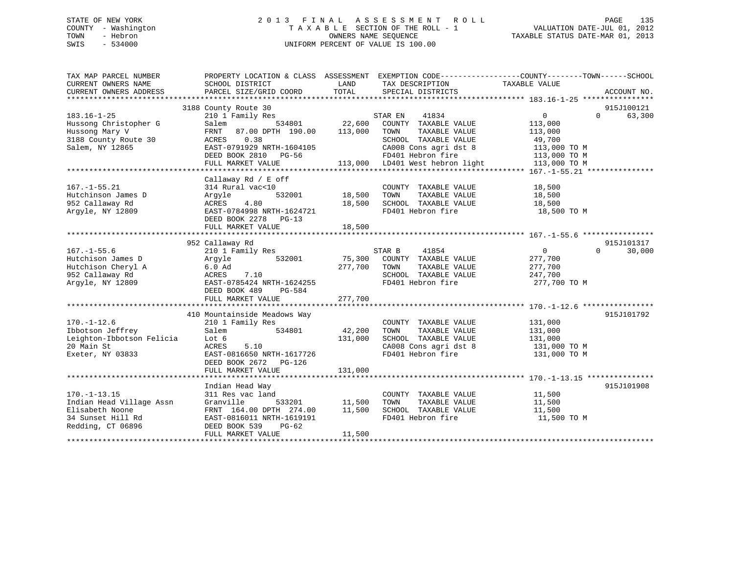STATE OF NEW YORK
COUNTY - Washington
TOWN - Hebron
SWIS - 534000

2 0 1 3 F I N A L A S S E S S M E N T R O L L
T A X A B L E SECTION OF THE ROLL - 1
OWNERS NAME SEQUENCE
UNIFORM PERCENT OF VALUE IS 100.00

VALUATION DATE-JUL 01, 2012
TAXABLE STATUS DATE-MAR 01, 2013

```
TAX MAP PARCEL NUMBER          PROPERTY LOCATION & CLASS  ASSESSMENT  EXEMPTION CODE------------------COUNTY--------TOWN------SCHOOL
CURRENT OWNERS NAME            SCHOOL DISTRICT              LAND       TAX DESCRIPTION              TAXABLE VALUE
CURRENT OWNERS ADDRESS         PARCEL SIZE/GRID COORD       TOTAL      SPECIAL DISTRICTS                                     ACCOUNT NO.
******************************************************************************************************* 183.16-1-25 ****************
                          3188 County Route 30                                                                          915J100121
183.16-1-25                    210 1 Family Res                        STAR EN    41834                    0           0      63,300
Hussong Christopher G          Salem            534801       22,600    COUNTY  TAXABLE VALUE           113,000
Hussong Mary V                 FRNT  87.00 DPTH 190.00      113,000    TOWN    TAXABLE VALUE           113,000
3188 County Route 30           ACRES    0.38                           SCHOOL  TAXABLE VALUE            49,700
Salem, NY 12865                EAST-0791929 NRTH-1604105               CA008 Cons agri dst 8           113,000 TO M
                               DEED BOOK 2810   PG-56                  FD401 Hebron fire               113,000 TO M
                               FULL MARKET VALUE            113,000    LD401 West hebron light         113,000 TO M
******************************************************************************************************* 167.-1-55.21 ***************
                               Callaway Rd / E off
167.-1-55.21                   314 Rural vac<10                        COUNTY  TAXABLE VALUE            18,500
Hutchinson James D             Argyle           532001       18,500    TOWN    TAXABLE VALUE            18,500
952 Callaway Rd                ACRES    4.80                 18,500    SCHOOL  TAXABLE VALUE            18,500
Argyle, NY 12809               EAST-0784998 NRTH-1624721               FD401 Hebron fire                18,500 TO M
                               DEED BOOK 2278   PG-13
                               FULL MARKET VALUE             18,500
******************************************************************************************************* 167.-1-55.6 ****************
                           952 Callaway Rd                                                                              915J101317
167.-1-55.6                    210 1 Family Res                        STAR B     41854                    0           0      30,000
Hutchison James D              Argyle           532001       75,300    COUNTY  TAXABLE VALUE           277,700
Hutchison Cheryl A             6.0 Ad                       277,700    TOWN    TAXABLE VALUE           277,700
952 Callaway Rd                ACRES    7.10                           SCHOOL  TAXABLE VALUE           247,700
Argyle, NY 12809               EAST-0785424 NRTH-1624255               FD401 Hebron fire               277,700 TO M
                               DEED BOOK 489    PG-584
                               FULL MARKET VALUE            277,700
******************************************************************************************************* 170.-1-12.6 ****************
                           410 Mountainside Meadows Way                                                                 915J101792
170.-1-12.6                    210 1 Family Res                        COUNTY  TAXABLE VALUE           131,000
Ibbotson Jeffrey               Salem            534801       42,200    TOWN    TAXABLE VALUE           131,000
Leighton-Ibbotson Felicia      Lot 6                        131,000    SCHOOL  TAXABLE VALUE           131,000
20 Main St                     ACRES    5.10                           CA008 Cons agri dst 8           131,000 TO M
Exeter, NY 03833               EAST-0816650 NRTH-1617726               FD401 Hebron fire               131,000 TO M
                               DEED BOOK 2672   PG-126
                               FULL MARKET VALUE            131,000
******************************************************************************************************* 170.-1-13.15 ***************
                               Indian Head Way                                                                          915J101908
170.-1-13.15                   311 Res vac land                        COUNTY  TAXABLE VALUE            11,500
Indian Head Village Assn       Granville        533201       11,500    TOWN    TAXABLE VALUE            11,500
Elisabeth Noone                FRNT 164.00 DPTH 274.00       11,500    SCHOOL  TAXABLE VALUE            11,500
34 Sunset Hill Rd              EAST-0816011 NRTH-1619191               FD401 Hebron fire                11,500 TO M
Redding, CT 06896              DEED BOOK 539    PG-62
                               FULL MARKET VALUE             11,500
************************************************************************************************************************************
```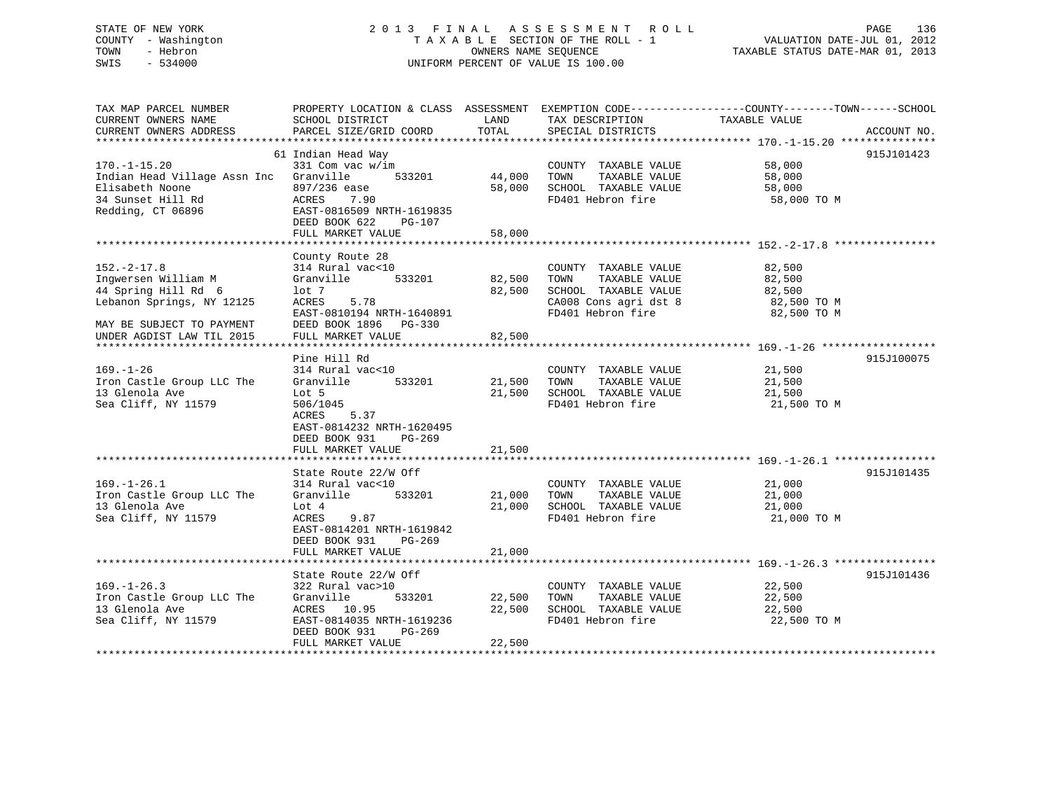STATE OF NEW YORK
COUNTY - Washington
TOWN - Hebron
SWIS - 534000

2013 FINAL ASSESSMENT ROLL
TAXABLE SECTION OF THE ROLL - 1
OWNERS NAME SEQUENCE
UNIFORM PERCENT OF VALUE IS 100.00

VALUATION DATE-JUL 01, 2012
TAXABLE STATUS DATE-MAR 01, 2013

| TAX MAP PARCEL NUMBER / CURRENT OWNERS NAME / CURRENT OWNERS ADDRESS | PROPERTY LOCATION & CLASS / SCHOOL DISTRICT / PARCEL SIZE/GRID COORD | ASSESSMENT LAND | TOTAL | EXEMPTION CODE / TAX DESCRIPTION / SPECIAL DISTRICTS | TAXABLE VALUE (COUNTY / TOWN / SCHOOL) | ACCOUNT NO. |
|---|---|---|---|---|---|---|
| 170.-1-15.20 | 61 Indian Head Way | | | | | 915J101423 |
| Indian Head Village Assn Inc | 331 Com vac w/im | | | COUNTY TAXABLE VALUE | 58,000 | |
| Elisabeth Noone | Granville 533201 | 44,000 | | TOWN TAXABLE VALUE | 58,000 | |
| 34 Sunset Hill Rd | 897/236 ease | | 58,000 | SCHOOL TAXABLE VALUE | 58,000 | |
| Redding, CT 06896 | ACRES 7.90 | | | FD401 Hebron fire | 58,000 TO M | |
| | EAST-0816509 NRTH-1619835 | | | | | |
| | DEED BOOK 622 PG-107 | | | | | |
| | FULL MARKET VALUE | | 58,000 | | | |
| 152.-2-17.8 | County Route 28 | | | | | |
| Ingwersen William M | 314 Rural vac<10 | | | COUNTY TAXABLE VALUE | 82,500 | |
| 44 Spring Hill Rd 6 | Granville 533201 | 82,500 | | TOWN TAXABLE VALUE | 82,500 | |
| Lebanon Springs, NY 12125 | lot 7 | | 82,500 | SCHOOL TAXABLE VALUE | 82,500 | |
| | ACRES 5.78 | | | CA008 Cons agri dst 8 | 82,500 TO M | |
| | EAST-0810194 NRTH-1640891 | | | FD401 Hebron fire | 82,500 TO M | |
| MAY BE SUBJECT TO PAYMENT | DEED BOOK 1896 PG-330 | | | | | |
| UNDER AGDIST LAW TIL 2015 | FULL MARKET VALUE | | 82,500 | | | |
| 169.-1-26 | Pine Hill Rd | | | | | 915J100075 |
| Iron Castle Group LLC The | 314 Rural vac<10 | | | COUNTY TAXABLE VALUE | 21,500 | |
| 13 Glenola Ave | Granville 533201 | 21,500 | | TOWN TAXABLE VALUE | 21,500 | |
| Sea Cliff, NY 11579 | Lot 5 | | 21,500 | SCHOOL TAXABLE VALUE | 21,500 | |
| | 506/1045 | | | FD401 Hebron fire | 21,500 TO M | |
| | ACRES 5.37 | | | | | |
| | EAST-0814232 NRTH-1620495 | | | | | |
| | DEED BOOK 931 PG-269 | | | | | |
| | FULL MARKET VALUE | | 21,500 | | | |
| 169.-1-26.1 | State Route 22/W Off | | | | | 915J101435 |
| Iron Castle Group LLC The | 314 Rural vac<10 | | | COUNTY TAXABLE VALUE | 21,000 | |
| 13 Glenola Ave | Granville 533201 | 21,000 | | TOWN TAXABLE VALUE | 21,000 | |
| Sea Cliff, NY 11579 | Lot 4 | | 21,000 | SCHOOL TAXABLE VALUE | 21,000 | |
| | ACRES 9.87 | | | FD401 Hebron fire | 21,000 TO M | |
| | EAST-0814201 NRTH-1619842 | | | | | |
| | DEED BOOK 931 PG-269 | | | | | |
| | FULL MARKET VALUE | | 21,000 | | | |
| 169.-1-26.3 | State Route 22/W Off | | | | | 915J101436 |
| Iron Castle Group LLC The | 322 Rural vac>10 | | | COUNTY TAXABLE VALUE | 22,500 | |
| 13 Glenola Ave | Granville 533201 | 22,500 | | TOWN TAXABLE VALUE | 22,500 | |
| Sea Cliff, NY 11579 | ACRES 10.95 | | 22,500 | SCHOOL TAXABLE VALUE | 22,500 | |
| | EAST-0814035 NRTH-1619236 | | | FD401 Hebron fire | 22,500 TO M | |
| | DEED BOOK 931 PG-269 | | | | | |
| | FULL MARKET VALUE | | 22,500 | | | |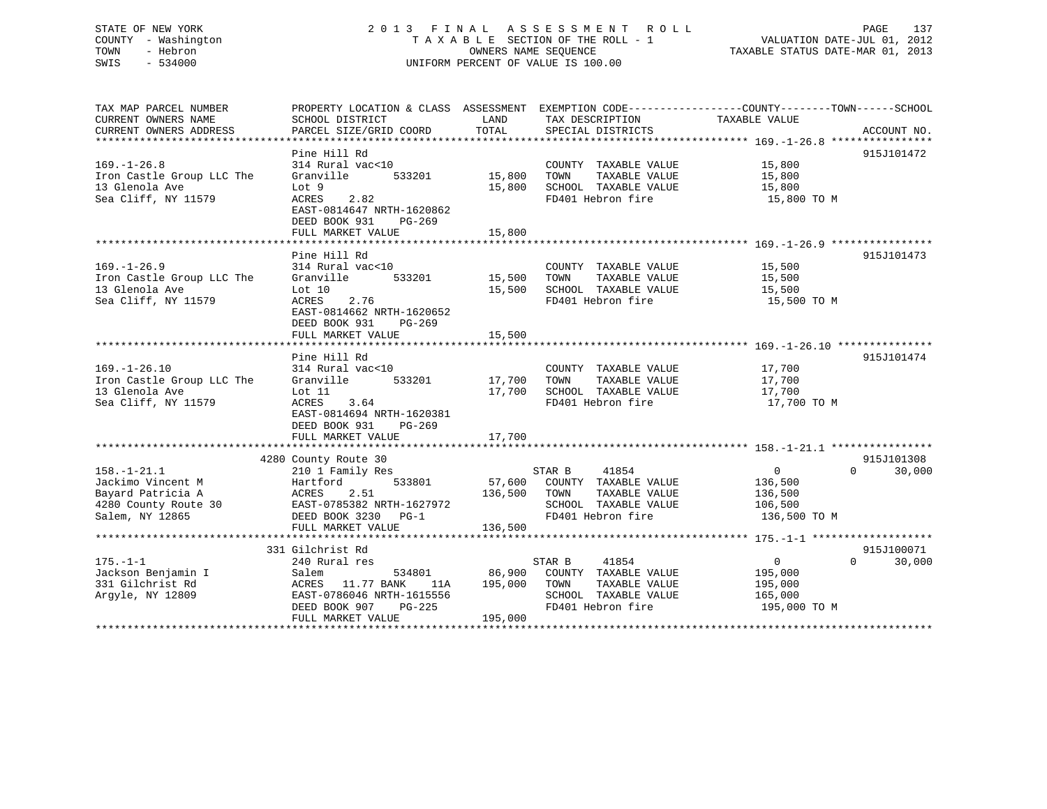STATE OF NEW YORK
COUNTY - Washington
TOWN - Hebron
SWIS - 534000

2013 FINAL ASSESSMENT ROLL
TAXABLE SECTION OF THE ROLL - 1
OWNERS NAME SEQUENCE
UNIFORM PERCENT OF VALUE IS 100.00

VALUATION DATE-JUL 01, 2012
TAXABLE STATUS DATE-MAR 01, 2013

```
TAX MAP PARCEL NUMBER          PROPERTY LOCATION & CLASS  ASSESSMENT  EXEMPTION CODE------------------COUNTY--------TOWN------SCHOOL
CURRENT OWNERS NAME            SCHOOL DISTRICT              LAND      TAX DESCRIPTION              TAXABLE VALUE
CURRENT OWNERS ADDRESS         PARCEL SIZE/GRID COORD       TOTAL     SPECIAL DISTRICTS                                    ACCOUNT NO.
*********************************************************************************************** 169.-1-26.8 ****************
                               Pine Hill Rd                                                                          915J101472
169.-1-26.8                    314 Rural vac<10                       COUNTY  TAXABLE VALUE          15,800
Iron Castle Group LLC The      Granville       533201       15,800    TOWN    TAXABLE VALUE          15,800
13 Glenola Ave                 Lot 9                        15,800    SCHOOL  TAXABLE VALUE          15,800
Sea Cliff, NY 11579            ACRES     2.82                         FD401 Hebron fire               15,800 TO M
                               EAST-0814647 NRTH-1620862
                               DEED BOOK 931    PG-269
                               FULL MARKET VALUE            15,800
*********************************************************************************************** 169.-1-26.9 ****************
                               Pine Hill Rd                                                                          915J101473
169.-1-26.9                    314 Rural vac<10                       COUNTY  TAXABLE VALUE          15,500
Iron Castle Group LLC The      Granville       533201       15,500    TOWN    TAXABLE VALUE          15,500
13 Glenola Ave                 Lot 10                       15,500    SCHOOL  TAXABLE VALUE          15,500
Sea Cliff, NY 11579            ACRES     2.76                         FD401 Hebron fire               15,500 TO M
                               EAST-0814662 NRTH-1620652
                               DEED BOOK 931    PG-269
                               FULL MARKET VALUE            15,500
*********************************************************************************************** 169.-1-26.10 ***************
                               Pine Hill Rd                                                                          915J101474
169.-1-26.10                   314 Rural vac<10                       COUNTY  TAXABLE VALUE          17,700
Iron Castle Group LLC The      Granville       533201       17,700    TOWN    TAXABLE VALUE          17,700
13 Glenola Ave                 Lot 11                       17,700    SCHOOL  TAXABLE VALUE          17,700
Sea Cliff, NY 11579            ACRES     3.64                         FD401 Hebron fire               17,700 TO M
                               EAST-0814694 NRTH-1620381
                               DEED BOOK 931    PG-269
                               FULL MARKET VALUE            17,700
*********************************************************************************************** 158.-1-21.1 ****************
                            4280 County Route 30                                                                     915J101308
158.-1-21.1                    210 1 Family Res                       STAR B     41854                  0           0     30,000
Jackimo Vincent M              Hartford        533801       57,600    COUNTY  TAXABLE VALUE         136,500
Bayard Patricia A              ACRES     2.51              136,500    TOWN    TAXABLE VALUE         136,500
4280 County Route 30           EAST-0785382 NRTH-1627972              SCHOOL  TAXABLE VALUE         106,500
Salem, NY 12865                DEED BOOK 3230   PG-1                  FD401 Hebron fire              136,500 TO M
                               FULL MARKET VALUE           136,500
*********************************************************************************************** 175.-1-1 *******************
                            331 Gilchrist Rd                                                                         915J100071
175.-1-1                       240 Rural res                          STAR B     41854                  0           0     30,000
Jackson Benjamin I             Salem           534801       86,900    COUNTY  TAXABLE VALUE         195,000
331 Gilchrist Rd               ACRES    11.77 BANK     11A 195,000    TOWN    TAXABLE VALUE         195,000
Argyle, NY 12809               EAST-0786046 NRTH-1615556              SCHOOL  TAXABLE VALUE         165,000
                               DEED BOOK 907    PG-225                FD401 Hebron fire              195,000 TO M
                               FULL MARKET VALUE           195,000
*****************************************************************************************************************************
```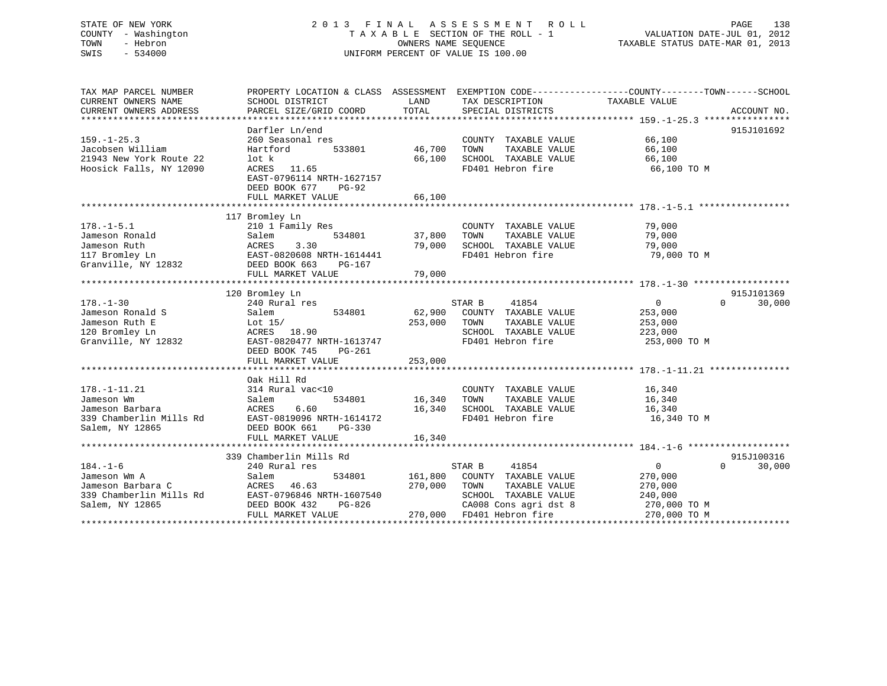STATE OF NEW YORK
COUNTY - Washington
TOWN - Hebron
SWIS - 534000

# 2013 FINAL ASSESSMENT ROLL

TAXABLE SECTION OF THE ROLL - 1
OWNERS NAME SEQUENCE
UNIFORM PERCENT OF VALUE IS 100.00

VALUATION DATE-JUL 01, 2012
TAXABLE STATUS DATE-MAR 01, 2013

| TAX MAP PARCEL NUMBER / CURRENT OWNERS NAME / CURRENT OWNERS ADDRESS | PROPERTY LOCATION & CLASS / SCHOOL DISTRICT / PARCEL SIZE/GRID COORD | ASSESSMENT LAND | TOTAL | EXEMPTION CODE / TAX DESCRIPTION / SPECIAL DISTRICTS | COUNTY TAXABLE VALUE | TOWN | SCHOOL | ACCOUNT NO. |
|---|---|---|---|---|---|---|---|---|
| **159.-1-25.3** | Darfler Ln/end | | | | | | | 915J101692 |
| 159.-1-25.3 | 260 Seasonal res | | | COUNTY TAXABLE VALUE | 66,100 | | | |
| Jacobsen William | Hartford 533801 | 46,700 | | TOWN TAXABLE VALUE | 66,100 | | | |
| 21943 New York Route 22 | lot k | | 66,100 | SCHOOL TAXABLE VALUE | 66,100 | | | |
| Hoosick Falls, NY 12090 | ACRES 11.65 | | | FD401 Hebron fire | 66,100 TO M | | | |
| | EAST-0796114 NRTH-1627157 | | | | | | | |
| | DEED BOOK 677 PG-92 | | | | | | | |
| | FULL MARKET VALUE | | 66,100 | | | | | |
| **178.-1-5.1** | 117 Bromley Ln | | | | | | | |
| 178.-1-5.1 | 210 1 Family Res | | | COUNTY TAXABLE VALUE | 79,000 | | | |
| Jameson Ronald | Salem 534801 | 37,800 | | TOWN TAXABLE VALUE | 79,000 | | | |
| Jameson Ruth | ACRES 3.30 | | 79,000 | SCHOOL TAXABLE VALUE | 79,000 | | | |
| 117 Bromley Ln | EAST-0820608 NRTH-1614441 | | | FD401 Hebron fire | 79,000 TO M | | | |
| Granville, NY 12832 | DEED BOOK 663 PG-167 | | | | | | | |
| | FULL MARKET VALUE | | 79,000 | | | | | |
| **178.-1-30** | 120 Bromley Ln | | | | | | | 915J101369 |
| 178.-1-30 | 240 Rural res | | | STAR B 41854 | 0 | 0 | 30,000 | |
| Jameson Ronald S | Salem 534801 | 62,900 | | COUNTY TAXABLE VALUE | 253,000 | | | |
| Jameson Ruth E | Lot 15/ | | 253,000 | TOWN TAXABLE VALUE | 253,000 | | | |
| 120 Bromley Ln | ACRES 18.90 | | | SCHOOL TAXABLE VALUE | 223,000 | | | |
| Granville, NY 12832 | EAST-0820477 NRTH-1613747 | | | FD401 Hebron fire | 253,000 TO M | | | |
| | DEED BOOK 745 PG-261 | | | | | | | |
| | FULL MARKET VALUE | | 253,000 | | | | | |
| **178.-1-11.21** | Oak Hill Rd | | | | | | | |
| 178.-1-11.21 | 314 Rural vac<10 | | | COUNTY TAXABLE VALUE | 16,340 | | | |
| Jameson Wm | Salem 534801 | 16,340 | | TOWN TAXABLE VALUE | 16,340 | | | |
| Jameson Barbara | ACRES 6.60 | | 16,340 | SCHOOL TAXABLE VALUE | 16,340 | | | |
| 339 Chamberlin Mills Rd | EAST-0819096 NRTH-1614172 | | | FD401 Hebron fire | 16,340 TO M | | | |
| Salem, NY 12865 | DEED BOOK 661 PG-330 | | | | | | | |
| | FULL MARKET VALUE | | 16,340 | | | | | |
| **184.-1-6** | 339 Chamberlin Mills Rd | | | | | | | 915J100316 |
| 184.-1-6 | 240 Rural res | | | STAR B 41854 | 0 | 0 | 30,000 | |
| Jameson Wm A | Salem 534801 | 161,800 | | COUNTY TAXABLE VALUE | 270,000 | | | |
| Jameson Barbara C | ACRES 46.63 | | 270,000 | TOWN TAXABLE VALUE | 270,000 | | | |
| 339 Chamberlin Mills Rd | EAST-0796846 NRTH-1607540 | | | SCHOOL TAXABLE VALUE | 240,000 | | | |
| Salem, NY 12865 | DEED BOOK 432 PG-826 | | | CA008 Cons agri dst 8 | 270,000 TO M | | | |
| | FULL MARKET VALUE | | 270,000 | FD401 Hebron fire | 270,000 TO M | | | |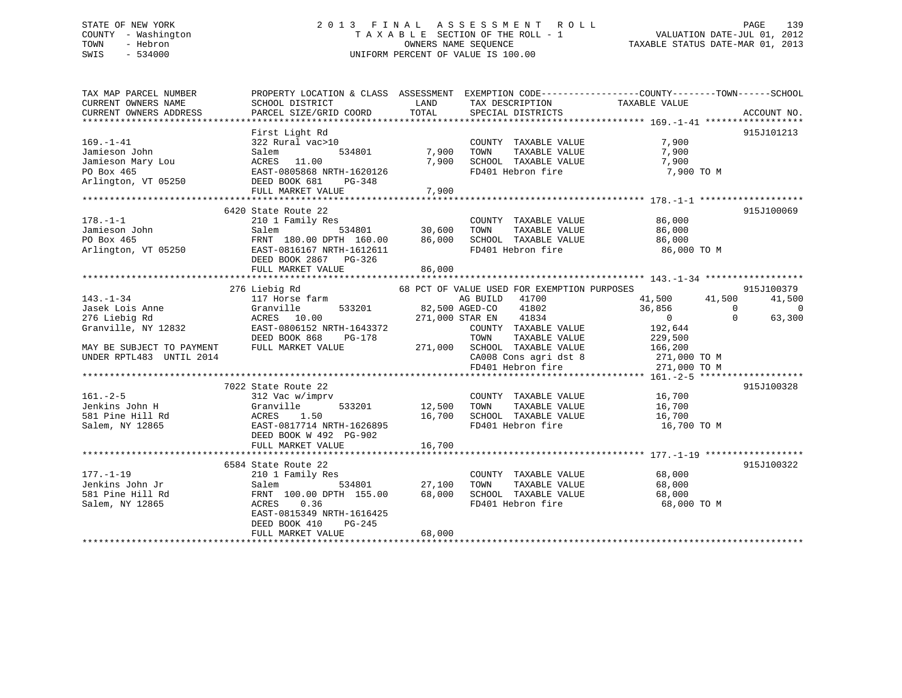STATE OF NEW YORK
COUNTY - Washington
TOWN - Hebron
SWIS - 534000

# 2013 FINAL ASSESSMENT ROLL

TAXABLE SECTION OF THE ROLL - 1
OWNERS NAME SEQUENCE
UNIFORM PERCENT OF VALUE IS 100.00

VALUATION DATE-JUL 01, 2012
TAXABLE STATUS DATE-MAR 01, 2013

```
TAX MAP PARCEL NUMBER          PROPERTY LOCATION & CLASS  ASSESSMENT  EXEMPTION CODE------------------COUNTY--------TOWN------SCHOOL
CURRENT OWNERS NAME            SCHOOL DISTRICT               LAND      TAX DESCRIPTION            TAXABLE VALUE
CURRENT OWNERS ADDRESS         PARCEL SIZE/GRID COORD        TOTAL     SPECIAL DISTRICTS                                    ACCOUNT NO.
******************************************************************************************************* 169.-1-41 ******************
                               First Light Rd                                                                               915J101213
169.-1-41                      322 Rural vac>10                         COUNTY  TAXABLE VALUE              7,900
Jamieson John                  Salem          534801         7,900      TOWN    TAXABLE VALUE              7,900
Jamieson Mary Lou              ACRES  11.00                  7,900      SCHOOL  TAXABLE VALUE              7,900
PO Box 465                     EAST-0805868 NRTH-1620126                FD401 Hebron fire                   7,900 TO M
Arlington, VT 05250            DEED BOOK 681    PG-348
                               FULL MARKET VALUE             7,900
******************************************************************************************************* 178.-1-1 *******************
                          6420 State Route 22                                                                               915J100069
178.-1-1                       210 1 Family Res                         COUNTY  TAXABLE VALUE             86,000
Jamieson John                  Salem          534801        30,600      TOWN    TAXABLE VALUE             86,000
PO Box 465                     FRNT 180.00 DPTH 160.00      86,000      SCHOOL  TAXABLE VALUE             86,000
Arlington, VT 05250            EAST-0816167 NRTH-1612611                FD401 Hebron fire                  86,000 TO M
                               DEED BOOK 2867   PG-326
                               FULL MARKET VALUE            86,000
******************************************************************************************************* 143.-1-34 ******************
                           276 Liebig Rd                      68 PCT OF VALUE USED FOR EXEMPTION PURPOSES                   915J100379
143.-1-34                      117 Horse farm                           AG BUILD   41700               41,500      41,500      41,500
Jasek Lois Anne                Granville      533201        82,500 AGED-CO    41802                36,856           0           0
276 Liebig Rd                  ACRES  10.00                271,000 STAR EN    41834                     0           0      63,300
Granville, NY 12832            EAST-0806152 NRTH-1643372                COUNTY  TAXABLE VALUE            192,644
                               DEED BOOK 868    PG-178                  TOWN    TAXABLE VALUE            229,500
MAY BE SUBJECT TO PAYMENT      FULL MARKET VALUE           271,000      SCHOOL  TAXABLE VALUE            166,200
UNDER RPTL483  UNTIL 2014                                               CA008 Cons agri dst 8             271,000 TO M
                                                                        FD401 Hebron fire                 271,000 TO M
******************************************************************************************************* 161.-2-5 *******************
                          7022 State Route 22                                                                               915J100328
161.-2-5                       312 Vac w/imprv                          COUNTY  TAXABLE VALUE             16,700
Jenkins John H                 Granville      533201        12,500      TOWN    TAXABLE VALUE             16,700
581 Pine Hill Rd               ACRES   1.50                 16,700      SCHOOL  TAXABLE VALUE             16,700
Salem, NY 12865                EAST-0817714 NRTH-1626895                FD401 Hebron fire                  16,700 TO M
                               DEED BOOK W 492  PG-902
                               FULL MARKET VALUE            16,700
******************************************************************************************************* 177.-1-19 ******************
                          6584 State Route 22                                                                               915J100322
177.-1-19                      210 1 Family Res                         COUNTY  TAXABLE VALUE             68,000
Jenkins John Jr                Salem          534801        27,100      TOWN    TAXABLE VALUE             68,000
581 Pine Hill Rd               FRNT 100.00 DPTH 155.00      68,000      SCHOOL  TAXABLE VALUE             68,000
Salem, NY 12865                ACRES   0.36                             FD401 Hebron fire                  68,000 TO M
                               EAST-0815349 NRTH-1616425
                               DEED BOOK 410    PG-245
                               FULL MARKET VALUE            68,000
************************************************************************************************************************************
```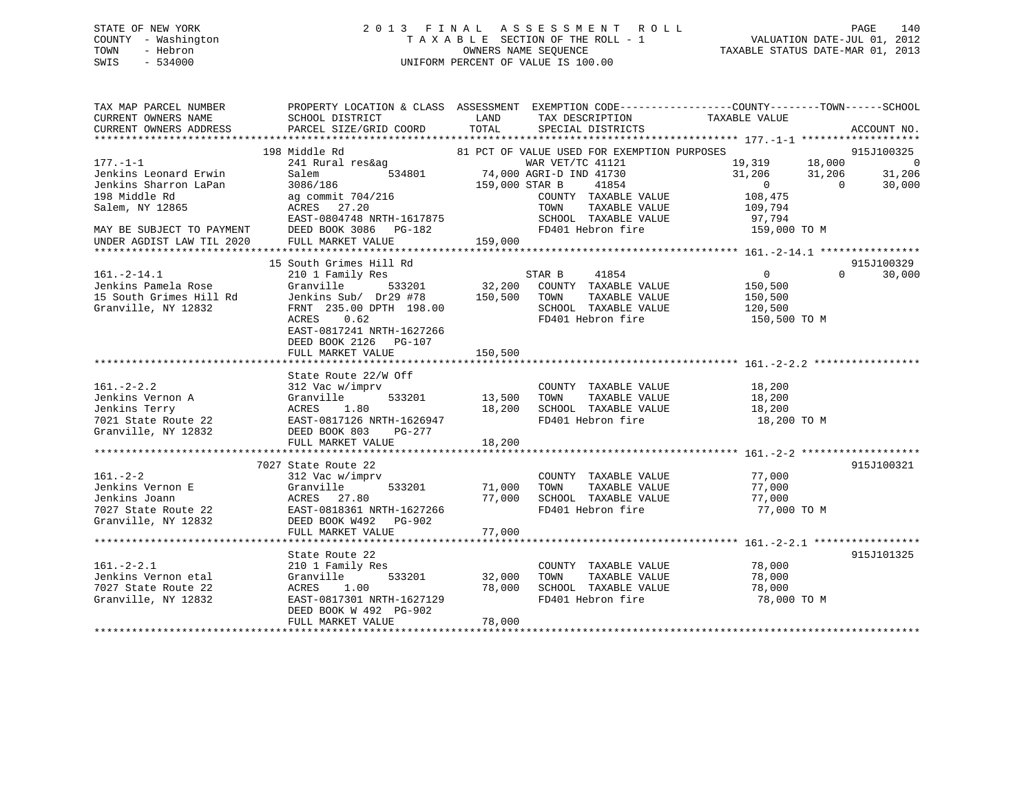STATE OF NEW YORK
COUNTY - Washington
TOWN - Hebron
SWIS - 534000

2013 FINAL ASSESSMENT ROLL
TAXABLE SECTION OF THE ROLL - 1
OWNERS NAME SEQUENCE
UNIFORM PERCENT OF VALUE IS 100.00

VALUATION DATE-JUL 01, 2012
TAXABLE STATUS DATE-MAR 01, 2013

```
TAX MAP PARCEL NUMBER          PROPERTY LOCATION & CLASS  ASSESSMENT  EXEMPTION CODE------------------COUNTY--------TOWN------SCHOOL
CURRENT OWNERS NAME            SCHOOL DISTRICT              LAND      TAX DESCRIPTION            TAXABLE VALUE
CURRENT OWNERS ADDRESS         PARCEL SIZE/GRID COORD       TOTAL     SPECIAL DISTRICTS                                       ACCOUNT NO.
*************************************************************************************************** 177.-1-1 *******************
                    198 Middle Rd                          81 PCT OF VALUE USED FOR EXEMPTION PURPOSES                      915J100325
177.-1-1                       241 Rural res&ag                   WAR VET/TC 41121            19,319      18,000           0
Jenkins Leonard Erwin          Salem           534801       74,000 AGRI-D IND 41730           31,206      31,206      31,206
Jenkins Sharron LaPan          3086/186                    159,000 STAR B     41854                0           0      30,000
198 Middle Rd                  ag commit 704/216                     COUNTY  TAXABLE VALUE       108,475
Salem, NY 12865                ACRES  27.20                          TOWN    TAXABLE VALUE       109,794
                               EAST-0804748 NRTH-1617875             SCHOOL  TAXABLE VALUE        97,794
MAY BE SUBJECT TO PAYMENT      DEED BOOK 3086   PG-182               FD401 Hebron fire            159,000 TO M
UNDER AGDIST LAW TIL 2020      FULL MARKET VALUE           159,000
*************************************************************************************************** 161.-2-14.1 ****************
                    15 South Grimes Hill Rd                                                                          915J100329
161.-2-14.1                    210 1 Family Res                   STAR B     41854                0           0      30,000
Jenkins Pamela Rose            Granville       533201       32,200   COUNTY  TAXABLE VALUE       150,500
15 South Grimes Hill Rd        Jenkins Sub/  Dr29 #78      150,500   TOWN    TAXABLE VALUE       150,500
Granville, NY 12832            FRNT 235.00 DPTH 198.00               SCHOOL  TAXABLE VALUE       120,500
                               ACRES    0.62                         FD401 Hebron fire            150,500 TO M
                               EAST-0817241 NRTH-1627266
                               DEED BOOK 2126   PG-107
                               FULL MARKET VALUE           150,500
*************************************************************************************************** 161.-2-2.2 *****************
                    State Route 22/W Off
161.-2-2.2                     312 Vac w/imprv                       COUNTY  TAXABLE VALUE        18,200
Jenkins Vernon A               Granville       533201       13,500   TOWN    TAXABLE VALUE        18,200
Jenkins Terry                  ACRES    1.80                18,200   SCHOOL  TAXABLE VALUE        18,200
7021 State Route 22            EAST-0817126 NRTH-1626947             FD401 Hebron fire             18,200 TO M
Granville, NY 12832            DEED BOOK 803    PG-277
                               FULL MARKET VALUE            18,200
*************************************************************************************************** 161.-2-2 *******************
                    7027 State Route 22                                                                              915J100321
161.-2-2                       312 Vac w/imprv                       COUNTY  TAXABLE VALUE        77,000
Jenkins Vernon E               Granville       533201       71,000   TOWN    TAXABLE VALUE        77,000
Jenkins Joann                  ACRES   27.80                77,000   SCHOOL  TAXABLE VALUE        77,000
7027 State Route 22            EAST-0818361 NRTH-1627266             FD401 Hebron fire             77,000 TO M
Granville, NY 12832            DEED BOOK W492   PG-902
                               FULL MARKET VALUE            77,000
*************************************************************************************************** 161.-2-2.1 *****************
                    State Route 22                                                                                   915J101325
161.-2-2.1                     210 1 Family Res                      COUNTY  TAXABLE VALUE        78,000
Jenkins Vernon etal            Granville       533201       32,000   TOWN    TAXABLE VALUE        78,000
7027 State Route 22            ACRES    1.00                78,000   SCHOOL  TAXABLE VALUE        78,000
Granville, NY 12832            EAST-0817301 NRTH-1627129             FD401 Hebron fire             78,000 TO M
                               DEED BOOK W 492  PG-902
                               FULL MARKET VALUE            78,000
********************************************************************************************************************************
```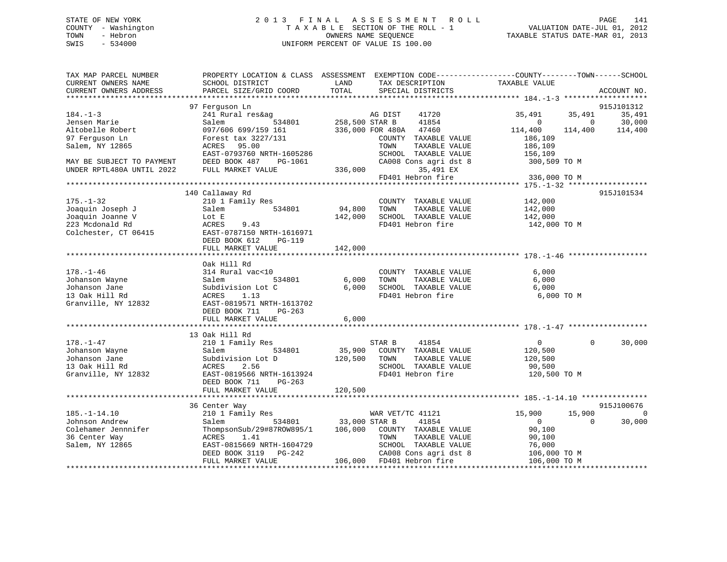STATE OF NEW YORK
COUNTY - Washington
TOWN - Hebron
SWIS - 534000

2 0 1 3 F I N A L A S S E S S M E N T R O L L
T A X A B L E SECTION OF THE ROLL - 1
OWNERS NAME SEQUENCE
UNIFORM PERCENT OF VALUE IS 100.00

VALUATION DATE-JUL 01, 2012
TAXABLE STATUS DATE-MAR 01, 2013

```
TAX MAP PARCEL NUMBER          PROPERTY LOCATION & CLASS  ASSESSMENT  EXEMPTION CODE-----------------COUNTY--------TOWN------SCHOOL
CURRENT OWNERS NAME            SCHOOL DISTRICT               LAND      TAX DESCRIPTION            TAXABLE VALUE
CURRENT OWNERS ADDRESS         PARCEL SIZE/GRID COORD       TOTAL      SPECIAL DISTRICTS                                      ACCOUNT NO.
******************************************************************************************************** 184.-1-3 *******************
                               97 Ferguson Ln                                                                              915J101312
184.-1-3                       241 Rural res&ag                         AG DIST     41720            35,491      35,491      35,491
Jensen Marie                   Salem          534801      258,500 STAR B      41854                 0           0      30,000
Altobelle Robert               097/606 699/159 161        336,000 FOR 480A    47460           114,400     114,400     114,400
97 Ferguson Ln                 Forest tax 3227/131                  COUNTY  TAXABLE VALUE         186,109
Salem, NY 12865                ACRES   95.00                        TOWN    TAXABLE VALUE         186,109
                               EAST-0793760 NRTH-1605286            SCHOOL  TAXABLE VALUE         156,109
MAY BE SUBJECT TO PAYMENT      DEED BOOK 487    PG-1061             CA008 Cons agri dst 8         300,509 TO M
UNDER RPTL480A UNTIL 2022      FULL MARKET VALUE          336,000          35,491 EX
                                                                    FD401 Hebron fire             336,000 TO M
******************************************************************************************************** 175.-1-32 ******************
                               140 Callaway Rd                                                                             915J101534
175.-1-32                      210 1 Family Res                     COUNTY  TAXABLE VALUE         142,000
Joaquin Joseph J               Salem          534801       94,800   TOWN    TAXABLE VALUE         142,000
Joaquin Joanne V               Lot E                       142,000  SCHOOL  TAXABLE VALUE         142,000
223 Mcdonald Rd                ACRES    9.43                        FD401 Hebron fire             142,000 TO M
Colchester, CT 06415           EAST-0787150 NRTH-1616971
                               DEED BOOK 612    PG-119
                               FULL MARKET VALUE          142,000
******************************************************************************************************** 178.-1-46 ******************
                               Oak Hill Rd
178.-1-46                      314 Rural vac<10                     COUNTY  TAXABLE VALUE           6,000
Johanson Wayne                 Salem          534801        6,000   TOWN    TAXABLE VALUE           6,000
Johanson Jane                  Subdivision Lot C            6,000   SCHOOL  TAXABLE VALUE           6,000
13 Oak Hill Rd                 ACRES    1.13                        FD401 Hebron fire               6,000 TO M
Granville, NY 12832            EAST-0819571 NRTH-1613702
                               DEED BOOK 711    PG-263
                               FULL MARKET VALUE            6,000
******************************************************************************************************** 178.-1-47 ******************
                               13 Oak Hill Rd
178.-1-47                      210 1 Family Res                     STAR B      41854                 0           0      30,000
Johanson Wayne                 Salem          534801       35,900   COUNTY  TAXABLE VALUE         120,500
Johanson Jane                  Subdivision Lot D          120,500   TOWN    TAXABLE VALUE         120,500
13 Oak Hill Rd                 ACRES    2.56                        SCHOOL  TAXABLE VALUE          90,500
Granville, NY 12832            EAST-0819566 NRTH-1613924            FD401 Hebron fire             120,500 TO M
                               DEED BOOK 711    PG-263
                               FULL MARKET VALUE          120,500
******************************************************************************************************** 185.-1-14.10 ***************
                               36 Center Way                                                                               915J100676
185.-1-14.10                   210 1 Family Res                     WAR VET/TC 41121               15,900      15,900           0
Johnson Andrew                 Salem          534801       33,000 STAR B      41854                 0           0      30,000
Colehamer Jennnifer            ThompsonSub/29#87ROW895/1  106,000   COUNTY  TAXABLE VALUE          90,100
36 Center Way                  ACRES    1.41                        TOWN    TAXABLE VALUE          90,100
Salem, NY 12865                EAST-0815669 NRTH-1604729            SCHOOL  TAXABLE VALUE          76,000
                               DEED BOOK 3119   PG-242              CA008 Cons agri dst 8         106,000 TO M
                               FULL MARKET VALUE          106,000   FD401 Hebron fire             106,000 TO M
************************************************************************************************************************************
```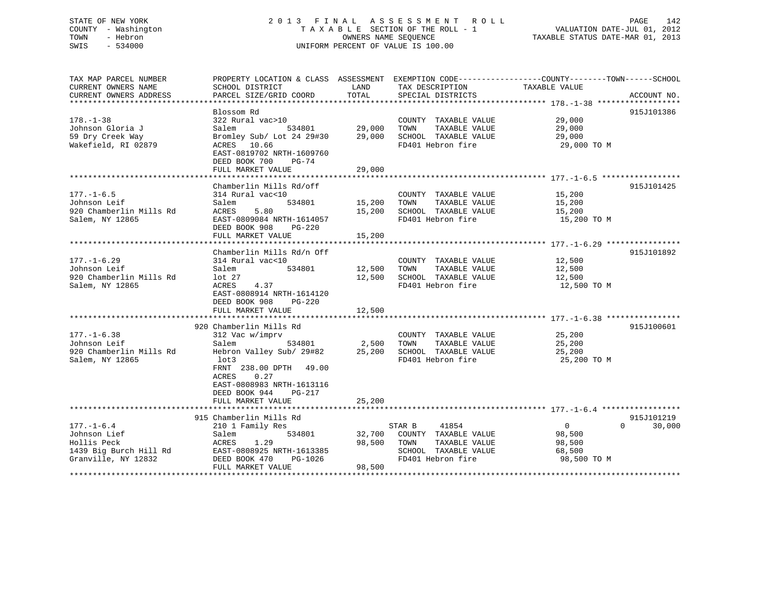STATE OF NEW YORK
COUNTY - Washington
TOWN - Hebron
SWIS - 534000

2013 FINAL ASSESSMENT ROLL
TAXABLE SECTION OF THE ROLL - 1
OWNERS NAME SEQUENCE
UNIFORM PERCENT OF VALUE IS 100.00

VALUATION DATE-JUL 01, 2012
TAXABLE STATUS DATE-MAR 01, 2013

| TAX MAP PARCEL NUMBER / CURRENT OWNERS NAME / CURRENT OWNERS ADDRESS | PROPERTY LOCATION & CLASS / SCHOOL DISTRICT / PARCEL SIZE/GRID COORD | ASSESSMENT LAND | TOTAL | EXEMPTION CODE / TAX DESCRIPTION / SPECIAL DISTRICTS | COUNTY / TOWN / SCHOOL TAXABLE VALUE | ACCOUNT NO. |
|---|---|---|---|---|---|---|
| **178.-1-38** | Blossom Rd | | | | | 915J101386 |
| Johnson Gloria J | 322 Rural vac>10 | | | COUNTY TAXABLE VALUE | 29,000 | |
| 59 Dry Creek Way | Salem 534801 | 29,000 | | TOWN TAXABLE VALUE | 29,000 | |
| Wakefield, RI 02879 | Bromley Sub/ Lot 24 29#30 | | 29,000 | SCHOOL TAXABLE VALUE | 29,000 | |
| | ACRES 10.66 | | | FD401 Hebron fire | 29,000 TO M | |
| | EAST-0819702 NRTH-1609760 | | | | | |
| | DEED BOOK 700 PG-74 | | | | | |
| | FULL MARKET VALUE | | 29,000 | | | |
| **177.-1-6.5** | Chamberlin Mills Rd/off | | | | | 915J101425 |
| Johnson Leif | 314 Rural vac<10 | | | COUNTY TAXABLE VALUE | 15,200 | |
| 920 Chamberlin Mills Rd | Salem 534801 | 15,200 | | TOWN TAXABLE VALUE | 15,200 | |
| Salem, NY 12865 | ACRES 5.80 | | 15,200 | SCHOOL TAXABLE VALUE | 15,200 | |
| | EAST-0809084 NRTH-1614057 | | | FD401 Hebron fire | 15,200 TO M | |
| | DEED BOOK 908 PG-220 | | | | | |
| | FULL MARKET VALUE | | 15,200 | | | |
| **177.-1-6.29** | Chamberlin Mills Rd/n Off | | | | | 915J101892 |
| Johnson Leif | 314 Rural vac<10 | | | COUNTY TAXABLE VALUE | 12,500 | |
| 920 Chamberlin Mills Rd | Salem 534801 | 12,500 | | TOWN TAXABLE VALUE | 12,500 | |
| Salem, NY 12865 | lot 27 | | 12,500 | SCHOOL TAXABLE VALUE | 12,500 | |
| | ACRES 4.37 | | | FD401 Hebron fire | 12,500 TO M | |
| | EAST-0808914 NRTH-1614120 | | | | | |
| | DEED BOOK 908 PG-220 | | | | | |
| | FULL MARKET VALUE | | 12,500 | | | |
| **177.-1-6.38** | 920 Chamberlin Mills Rd | | | | | 915J100601 |
| Johnson Leif | 312 Vac w/imprv | | | COUNTY TAXABLE VALUE | 25,200 | |
| 920 Chamberlin Mills Rd | Salem 534801 | 2,500 | | TOWN TAXABLE VALUE | 25,200 | |
| Salem, NY 12865 | Hebron Valley Sub/ 29#82 | | 25,200 | SCHOOL TAXABLE VALUE | 25,200 | |
| | lot3 | | | FD401 Hebron fire | 25,200 TO M | |
| | FRNT 238.00 DPTH 49.00 | | | | | |
| | ACRES 0.27 | | | | | |
| | EAST-0808983 NRTH-1613116 | | | | | |
| | DEED BOOK 944 PG-217 | | | | | |
| | FULL MARKET VALUE | | 25,200 | | | |
| **177.-1-6.4** | 915 Chamberlin Mills Rd | | | | | 915J101219 |
| Johnson Lief | 210 1 Family Res | | | STAR B 41854 | 0 0 30,000 | |
| Hollis Peck | Salem 534801 | 32,700 | | COUNTY TAXABLE VALUE | 98,500 | |
| 1439 Big Burch Hill Rd | ACRES 1.29 | | 98,500 | TOWN TAXABLE VALUE | 98,500 | |
| Granville, NY 12832 | EAST-0808925 NRTH-1613385 | | | SCHOOL TAXABLE VALUE | 68,500 | |
| | DEED BOOK 470 PG-1026 | | | FD401 Hebron fire | 98,500 TO M | |
| | FULL MARKET VALUE | | 98,500 | | | |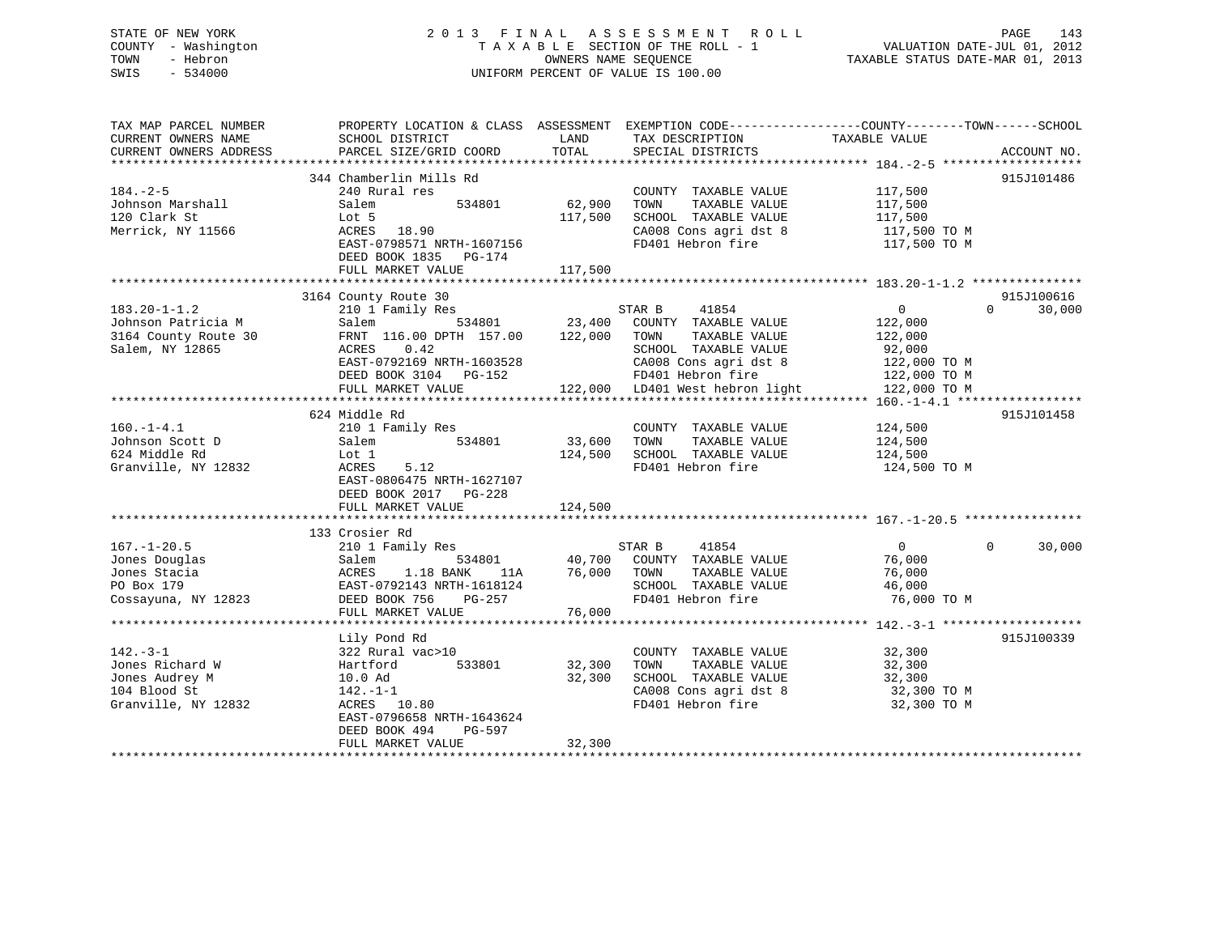STATE OF NEW YORK
COUNTY - Washington
TOWN - Hebron
SWIS - 534000

2013 FINAL ASSESSMENT ROLL
TAXABLE SECTION OF THE ROLL - 1
OWNERS NAME SEQUENCE
UNIFORM PERCENT OF VALUE IS 100.00

VALUATION DATE-JUL 01, 2012
TAXABLE STATUS DATE-MAR 01, 2013

```
TAX MAP PARCEL NUMBER          PROPERTY LOCATION & CLASS  ASSESSMENT  EXEMPTION CODE------------------COUNTY--------TOWN------SCHOOL
CURRENT OWNERS NAME            SCHOOL DISTRICT               LAND      TAX DESCRIPTION            TAXABLE VALUE
CURRENT OWNERS ADDRESS         PARCEL SIZE/GRID COORD        TOTAL     SPECIAL DISTRICTS                                 ACCOUNT NO.
******************************************************************************************************* 184.-2-5 *******************
                               344 Chamberlin Mills Rd                                                                      915J101486
184.-2-5                       240 Rural res                           COUNTY  TAXABLE VALUE          117,500
Johnson Marshall               Salem          534801       62,900      TOWN    TAXABLE VALUE          117,500
120 Clark St                   Lot 5                      117,500      SCHOOL  TAXABLE VALUE          117,500
Merrick, NY 11566              ACRES   18.90                           CA008 Cons agri dst 8           117,500 TO M
                               EAST-0798571 NRTH-1607156               FD401 Hebron fire               117,500 TO M
                               DEED BOOK 1835   PG-174
                               FULL MARKET VALUE          117,500
******************************************************************************************************* 183.20-1-1.2 ***************
                               3164 County Route 30                                                                         915J100616
183.20-1-1.2                   210 1 Family Res                   STAR B     41854                      0          0      30,000
Johnson Patricia M             Salem          534801       23,400   COUNTY  TAXABLE VALUE          122,000
3164 County Route 30           FRNT 116.00 DPTH 157.00    122,000   TOWN    TAXABLE VALUE          122,000
Salem, NY 12865                ACRES    0.42                        SCHOOL  TAXABLE VALUE           92,000
                               EAST-0792169 NRTH-1603528            CA008 Cons agri dst 8           122,000 TO M
                               DEED BOOK 3104   PG-152              FD401 Hebron fire               122,000 TO M
                               FULL MARKET VALUE          122,000   LD401 West hebron light         122,000 TO M
******************************************************************************************************* 160.-1-4.1 *****************
                               624 Middle Rd                                                                                915J101458
160.-1-4.1                     210 1 Family Res                        COUNTY  TAXABLE VALUE          124,500
Johnson Scott D                Salem          534801       33,600      TOWN    TAXABLE VALUE          124,500
624 Middle Rd                  Lot 1                      124,500      SCHOOL  TAXABLE VALUE          124,500
Granville, NY 12832            ACRES    5.12                           FD401 Hebron fire               124,500 TO M
                               EAST-0806475 NRTH-1627107
                               DEED BOOK 2017   PG-228
                               FULL MARKET VALUE          124,500
******************************************************************************************************* 167.-1-20.5 ****************
                               133 Crosier Rd
167.-1-20.5                    210 1 Family Res                   STAR B     41854                      0          0      30,000
Jones Douglas                  Salem          534801       40,700   COUNTY  TAXABLE VALUE           76,000
Jones Stacia                   ACRES    1.18 BANK    11A   76,000   TOWN    TAXABLE VALUE           76,000
PO Box 179                     EAST-0792143 NRTH-1618124            SCHOOL  TAXABLE VALUE           46,000
Cossayuna, NY 12823            DEED BOOK 756    PG-257              FD401 Hebron fire                76,000 TO M
                               FULL MARKET VALUE           76,000
******************************************************************************************************* 142.-3-1 *******************
                               Lily Pond Rd                                                                                 915J100339
142.-3-1                       322 Rural vac>10                        COUNTY  TAXABLE VALUE           32,300
Jones Richard W                Hartford       533801       32,300      TOWN    TAXABLE VALUE           32,300
Jones Audrey M                 10.0 Ad                     32,300      SCHOOL  TAXABLE VALUE           32,300
104 Blood St                   142.-1-1                                CA008 Cons agri dst 8            32,300 TO M
Granville, NY 12832            ACRES   10.80                           FD401 Hebron fire                32,300 TO M
                               EAST-0796658 NRTH-1643624
                               DEED BOOK 494    PG-597
                               FULL MARKET VALUE           32,300
************************************************************************************************************************************
```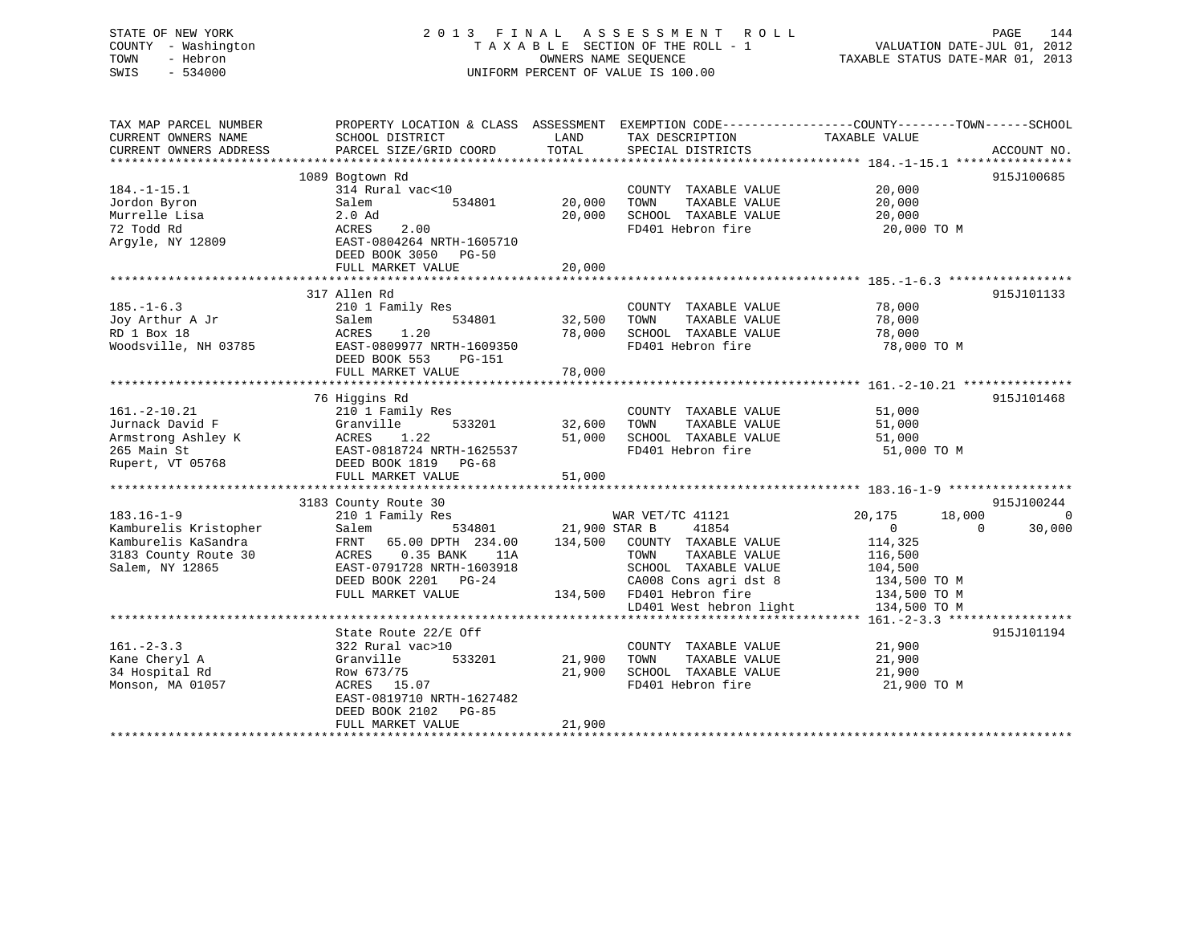STATE OF NEW YORK
COUNTY - Washington
TOWN - Hebron
SWIS - 534000

2 0 1 3 F I N A L A S S E S S M E N T R O L L
T A X A B L E SECTION OF THE ROLL - 1
OWNERS NAME SEQUENCE
UNIFORM PERCENT OF VALUE IS 100.00

VALUATION DATE-JUL 01, 2012
TAXABLE STATUS DATE-MAR 01, 2013

```
TAX MAP PARCEL NUMBER          PROPERTY LOCATION & CLASS  ASSESSMENT  EXEMPTION CODE-----------------COUNTY--------TOWN------SCHOOL
CURRENT OWNERS NAME            SCHOOL DISTRICT               LAND      TAX DESCRIPTION              TAXABLE VALUE
CURRENT OWNERS ADDRESS         PARCEL SIZE/GRID COORD        TOTAL     SPECIAL DISTRICTS                                      ACCOUNT NO.
******************************************************************************************************* 184.-1-15.1 ****************
                               1089 Bogtown Rd                                                                          915J100685
184.-1-15.1                    314 Rural vac<10                         COUNTY  TAXABLE VALUE            20,000
Jordon Byron                   Salem           534801        20,000     TOWN    TAXABLE VALUE            20,000
Murrelle Lisa                  2.0 Ad                        20,000     SCHOOL  TAXABLE VALUE            20,000
72 Todd Rd                     ACRES     2.00                           FD401 Hebron fire                 20,000 TO M
Argyle, NY 12809               EAST-0804264 NRTH-1605710
                               DEED BOOK 3050   PG-50
                               FULL MARKET VALUE             20,000
******************************************************************************************************* 185.-1-6.3 *****************
                               317 Allen Rd                                                                             915J101133
185.-1-6.3                     210 1 Family Res                         COUNTY  TAXABLE VALUE            78,000
Joy Arthur A Jr                Salem           534801        32,500     TOWN    TAXABLE VALUE            78,000
RD 1 Box 18                    ACRES     1.20                78,000     SCHOOL  TAXABLE VALUE            78,000
Woodsville, NH 03785           EAST-0809977 NRTH-1609350                FD401 Hebron fire                 78,000 TO M
                               DEED BOOK 553    PG-151
                               FULL MARKET VALUE             78,000
******************************************************************************************************* 161.-2-10.21 ***************
                               76 Higgins Rd                                                                            915J101468
161.-2-10.21                   210 1 Family Res                         COUNTY  TAXABLE VALUE            51,000
Jurnack David F                Granville       533201        32,600     TOWN    TAXABLE VALUE            51,000
Armstrong Ashley K             ACRES     1.22                51,000     SCHOOL  TAXABLE VALUE            51,000
265 Main St                    EAST-0818724 NRTH-1625537                FD401 Hebron fire                 51,000 TO M
Rupert, VT 05768               DEED BOOK 1819   PG-68
                               FULL MARKET VALUE             51,000
******************************************************************************************************* 183.16-1-9 *****************
                               3183 County Route 30                                                                     915J100244
183.16-1-9                     210 1 Family Res                         WAR VET/TC 41121             20,175      18,000          0
Kamburelis Kristopher          Salem           534801        21,900 STAR B     41854                   0           0     30,000
Kamburelis KaSandra            FRNT    65.00 DPTH 234.00    134,500     COUNTY  TAXABLE VALUE           114,325
3183 County Route 30           ACRES     0.35 BANK    11A               TOWN    TAXABLE VALUE           116,500
Salem, NY 12865                EAST-0791728 NRTH-1603918                SCHOOL  TAXABLE VALUE           104,500
                               DEED BOOK 2201   PG-24                   CA008 Cons agri dst 8           134,500 TO M
                               FULL MARKET VALUE            134,500     FD401 Hebron fire               134,500 TO M
                                                                        LD401 West hebron light         134,500 TO M
******************************************************************************************************* 161.-2-3.3 *****************
                               State Route 22/E Off                                                                     915J101194
161.-2-3.3                     322 Rural vac>10                         COUNTY  TAXABLE VALUE            21,900
Kane Cheryl A                  Granville       533201        21,900     TOWN    TAXABLE VALUE            21,900
34 Hospital Rd                 Row 673/75                    21,900     SCHOOL  TAXABLE VALUE            21,900
Monson, MA 01057               ACRES    15.07                           FD401 Hebron fire                 21,900 TO M
                               EAST-0819710 NRTH-1627482
                               DEED BOOK 2102   PG-85
                               FULL MARKET VALUE             21,900
************************************************************************************************************************************
```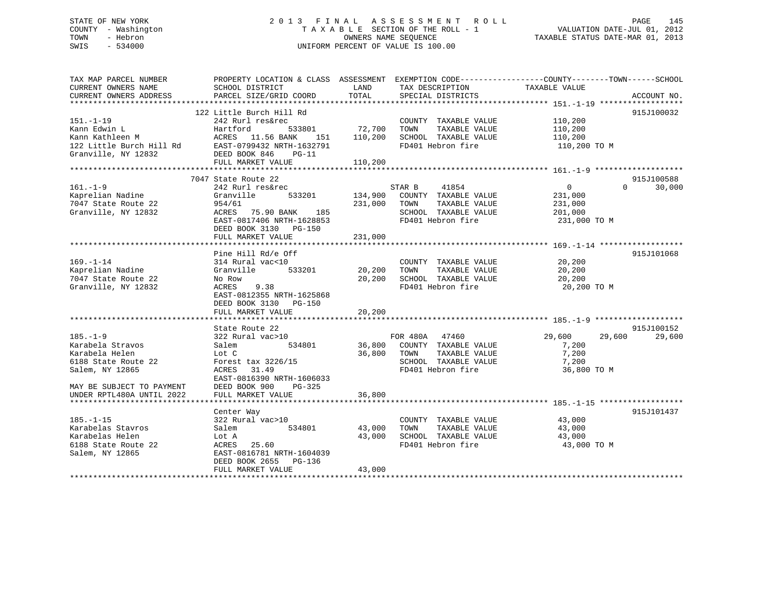STATE OF NEW YORK
COUNTY - Washington
TOWN - Hebron
SWIS - 534000

2013 FINAL ASSESSMENT ROLL
TAXABLE SECTION OF THE ROLL - 1
OWNERS NAME SEQUENCE
UNIFORM PERCENT OF VALUE IS 100.00

VALUATION DATE-JUL 01, 2012
TAXABLE STATUS DATE-MAR 01, 2013

```
TAX MAP PARCEL NUMBER          PROPERTY LOCATION & CLASS  ASSESSMENT  EXEMPTION CODE------------------COUNTY--------TOWN------SCHOOL
CURRENT OWNERS NAME            SCHOOL DISTRICT               LAND      TAX DESCRIPTION              TAXABLE VALUE
CURRENT OWNERS ADDRESS         PARCEL SIZE/GRID COORD        TOTAL     SPECIAL DISTRICTS                                    ACCOUNT NO.
******************************************************************************************************* 151.-1-19 ******************
                          122 Little Burch Hill Rd                                                                          915J100032
151.-1-19                      242 Rurl res&rec                          COUNTY  TAXABLE VALUE           110,200
Kann Edwin L                   Hartford        533801      72,700        TOWN    TAXABLE VALUE           110,200
Kann Kathleen M                ACRES   11.56 BANK    151  110,200        SCHOOL  TAXABLE VALUE           110,200
122 Little Burch Hill Rd       EAST-0799432 NRTH-1632791                 FD401 Hebron fire                110,200 TO M
Granville, NY 12832            DEED BOOK 846    PG-11
                               FULL MARKET VALUE          110,200
******************************************************************************************************* 161.-1-9 *******************
                          7047 State Route 22                                                                               915J100588
161.-1-9                       242 Rurl res&rec                   STAR B      41854                  0            0      30,000
Kaprelian Nadine               Granville       533201     134,900   COUNTY  TAXABLE VALUE           231,000
7047 State Route 22            954/61                     231,000   TOWN    TAXABLE VALUE           231,000
Granville, NY 12832            ACRES   75.90 BANK    185            SCHOOL  TAXABLE VALUE           201,000
                               EAST-0817406 NRTH-1628853            FD401 Hebron fire                231,000 TO M
                               DEED BOOK 3130   PG-150
                               FULL MARKET VALUE          231,000
******************************************************************************************************* 169.-1-14 ******************
                               Pine Hill Rd/e Off                                                                           915J101068
169.-1-14                      314 Rural vac<10                          COUNTY  TAXABLE VALUE            20,200
Kaprelian Nadine               Granville       533201      20,200        TOWN    TAXABLE VALUE            20,200
7047 State Route 22            No Row                      20,200        SCHOOL  TAXABLE VALUE            20,200
Granville, NY 12832            ACRES    9.38                             FD401 Hebron fire                 20,200 TO M
                               EAST-0812355 NRTH-1625868
                               DEED BOOK 3130   PG-150
                               FULL MARKET VALUE           20,200
******************************************************************************************************* 185.-1-9 *******************
                               State Route 22                                                                               915J100152
185.-1-9                       322 Rural vac>10                   FOR 480A    47460             29,600       29,600      29,600
Karabela Stravos               Salem           534801      36,800   COUNTY  TAXABLE VALUE             7,200
Karabela Helen                 Lot C                       36,800   TOWN    TAXABLE VALUE             7,200
6188 State Route 22            Forest tax 3226/15                   SCHOOL  TAXABLE VALUE             7,200
Salem, NY 12865                ACRES   31.49                        FD401 Hebron fire                 36,800 TO M
                               EAST-0816390 NRTH-1606033
MAY BE SUBJECT TO PAYMENT      DEED BOOK 900    PG-325
UNDER RPTL480A UNTIL 2022      FULL MARKET VALUE           36,800
******************************************************************************************************* 185.-1-15 ******************
                               Center Way                                                                                   915J101437
185.-1-15                      322 Rural vac>10                          COUNTY  TAXABLE VALUE            43,000
Karabelas Stavros              Salem           534801      43,000        TOWN    TAXABLE VALUE            43,000
Karabelas Helen                Lot A                       43,000        SCHOOL  TAXABLE VALUE            43,000
6188 State Route 22            ACRES   25.60                             FD401 Hebron fire                 43,000 TO M
Salem, NY 12865                EAST-0816781 NRTH-1604039
                               DEED BOOK 2655   PG-136
                               FULL MARKET VALUE           43,000
************************************************************************************************************************************
```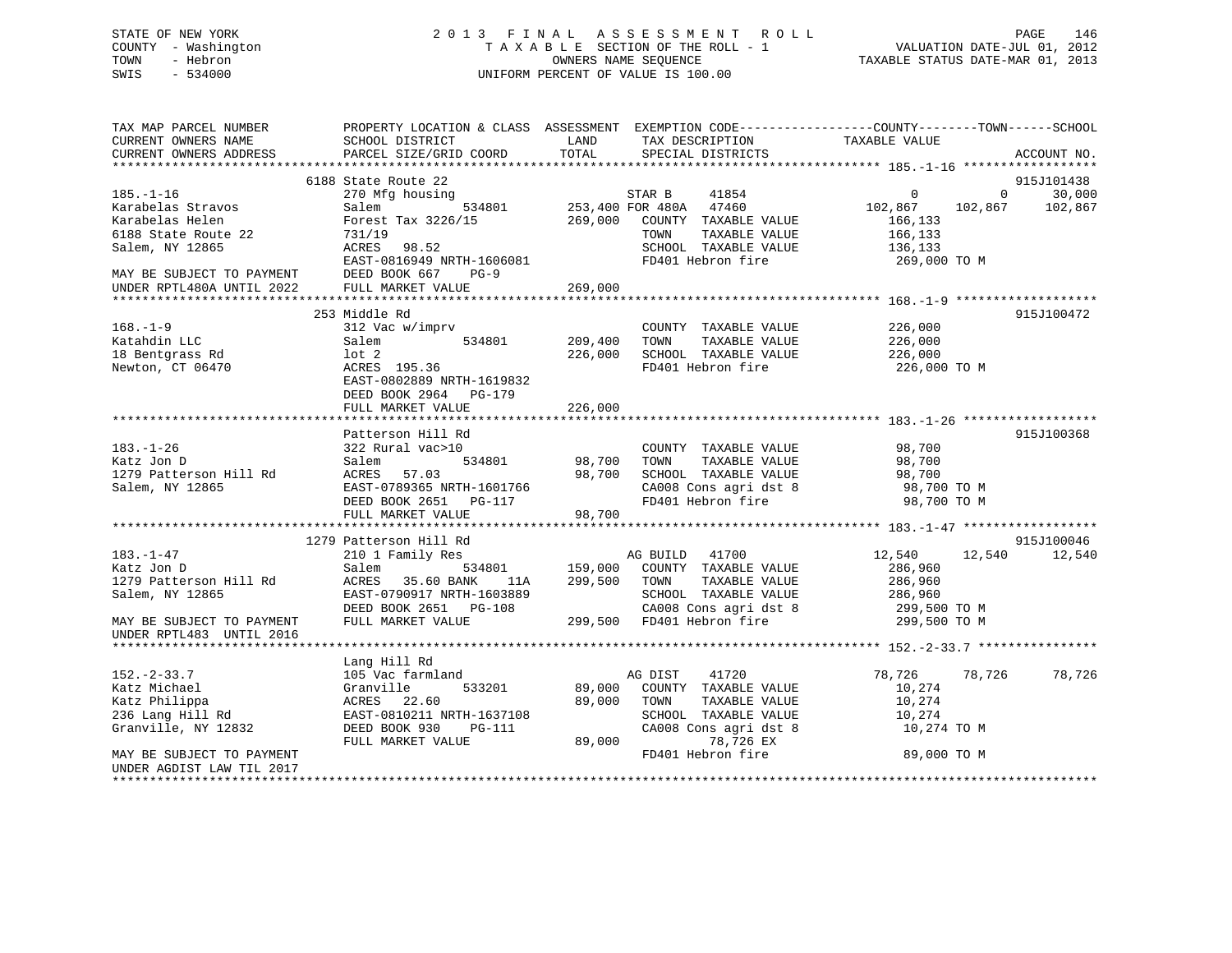STATE OF NEW YORK
COUNTY - Washington
TOWN - Hebron
SWIS - 534000

2013 FINAL ASSESSMENT ROLL
TAXABLE SECTION OF THE ROLL - 1
OWNERS NAME SEQUENCE
UNIFORM PERCENT OF VALUE IS 100.00

VALUATION DATE-JUL 01, 2012
TAXABLE STATUS DATE-MAR 01, 2013

```
TAX MAP PARCEL NUMBER          PROPERTY LOCATION & CLASS  ASSESSMENT  EXEMPTION CODE------------------COUNTY--------TOWN------SCHOOL
CURRENT OWNERS NAME            SCHOOL DISTRICT             LAND       TAX DESCRIPTION              TAXABLE VALUE
CURRENT OWNERS ADDRESS         PARCEL SIZE/GRID COORD      TOTAL      SPECIAL DISTRICTS                                          ACCOUNT NO.
******************************************************************************************************* 185.-1-16 ******************
                          6188 State Route 22                                                                                915J101438
185.-1-16                      270 Mfg housing                        STAR B      41854                 0          0       30,000
Karabelas Stravos              Salem            534801        253,400 FOR 480A    47460           102,867    102,867    102,867
Karabelas Helen                Forest Tax 3226/15             269,000   COUNTY  TAXABLE VALUE         166,133
6188 State Route 22            731/19                                   TOWN    TAXABLE VALUE         166,133
Salem, NY 12865                ACRES   98.52                            SCHOOL  TAXABLE VALUE         136,133
                               EAST-0816949 NRTH-1606081                FD401 Hebron fire               269,000 TO M
MAY BE SUBJECT TO PAYMENT      DEED BOOK 667    PG-9
UNDER RPTL480A UNTIL 2022      FULL MARKET VALUE              269,000
******************************************************************************************************* 168.-1-9 *******************
                          253 Middle Rd                                                                                      915J100472
168.-1-9                       312 Vac w/imprv                          COUNTY  TAXABLE VALUE         226,000
Katahdin LLC                   Salem            534801        209,400   TOWN    TAXABLE VALUE         226,000
18 Bentgrass Rd                lot 2                          226,000   SCHOOL  TAXABLE VALUE         226,000
Newton, CT 06470               ACRES  195.36                            FD401 Hebron fire               226,000 TO M
                               EAST-0802889 NRTH-1619832
                               DEED BOOK 2964   PG-179
                               FULL MARKET VALUE              226,000
******************************************************************************************************* 183.-1-26 ******************
                               Patterson Hill Rd                                                                             915J100368
183.-1-26                      322 Rural vac>10                         COUNTY  TAXABLE VALUE          98,700
Katz Jon D                     Salem            534801         98,700   TOWN    TAXABLE VALUE          98,700
1279 Patterson Hill Rd         ACRES   57.03                   98,700   SCHOOL  TAXABLE VALUE          98,700
Salem, NY 12865                EAST-0789365 NRTH-1601766                CA008 Cons agri dst 8           98,700 TO M
                               DEED BOOK 2651   PG-117                  FD401 Hebron fire                98,700 TO M
                               FULL MARKET VALUE               98,700
******************************************************************************************************* 183.-1-47 ******************
                          1279 Patterson Hill Rd                                                                             915J100046
183.-1-47                      210 1 Family Res                       AG BUILD    41700            12,540     12,540     12,540
Katz Jon D                     Salem            534801        159,000   COUNTY  TAXABLE VALUE         286,960
1279 Patterson Hill Rd         ACRES   35.60 BANK     11A     299,500   TOWN    TAXABLE VALUE         286,960
Salem, NY 12865                EAST-0790917 NRTH-1603889                SCHOOL  TAXABLE VALUE         286,960
                               DEED BOOK 2651   PG-108                  CA008 Cons agri dst 8          299,500 TO M
MAY BE SUBJECT TO PAYMENT      FULL MARKET VALUE              299,500   FD401 Hebron fire              299,500 TO M
UNDER RPTL483  UNTIL 2016
******************************************************************************************************* 152.-2-33.7 ****************
                               Lang Hill Rd
152.-2-33.7                    105 Vac farmland                       AG DIST     41720            78,726     78,726     78,726
Katz Michael                   Granville        533201         89,000   COUNTY  TAXABLE VALUE          10,274
Katz Philippa                  ACRES   22.60                   89,000   TOWN    TAXABLE VALUE          10,274
236 Lang Hill Rd               EAST-0810211 NRTH-1637108                SCHOOL  TAXABLE VALUE          10,274
Granville, NY 12832            DEED BOOK 930    PG-111                  CA008 Cons agri dst 8           10,274 TO M
                               FULL MARKET VALUE               89,000            78,726 EX
MAY BE SUBJECT TO PAYMENT                                               FD401 Hebron fire                89,000 TO M
UNDER AGDIST LAW TIL 2017
************************************************************************************************************************************
```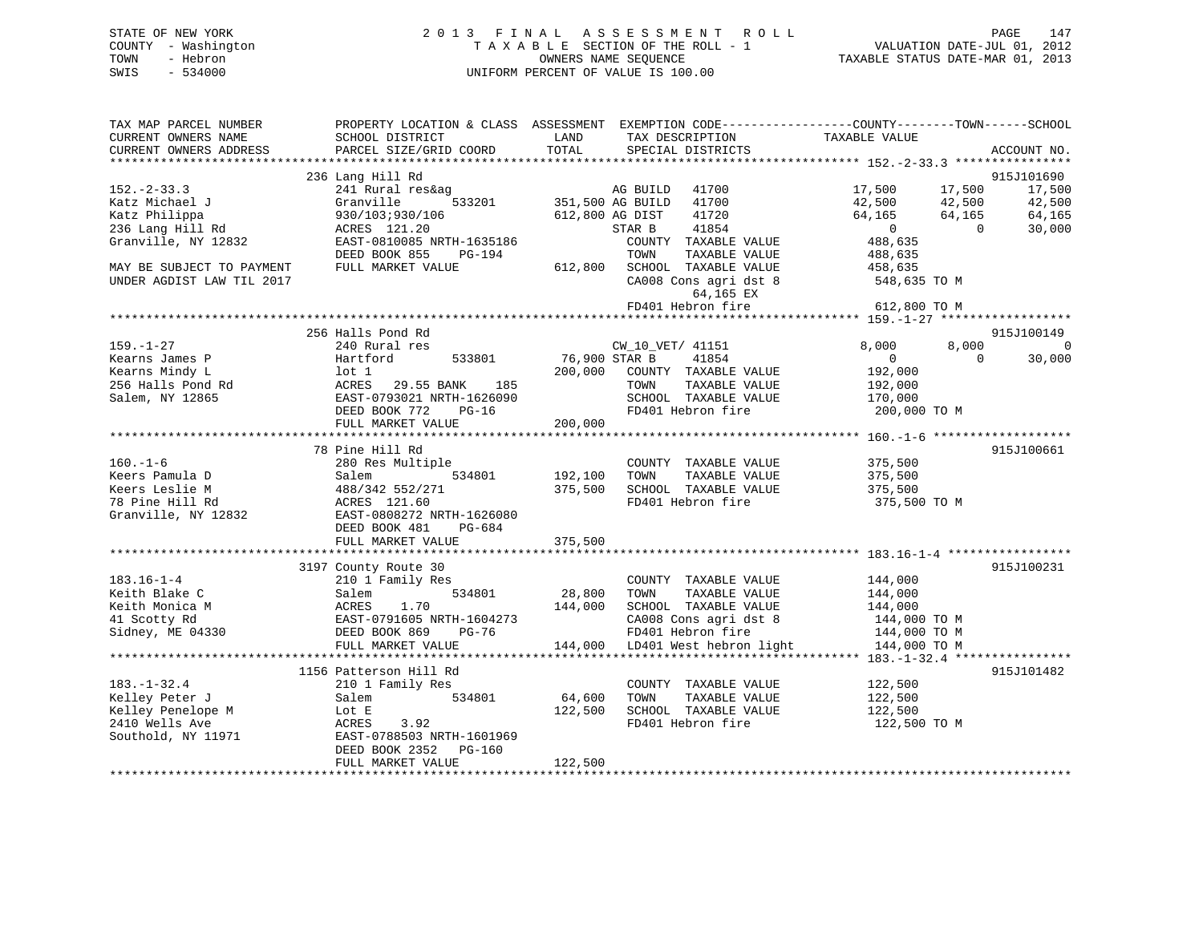STATE OF NEW YORK
COUNTY - Washington
TOWN - Hebron
SWIS - 534000

2013 FINAL ASSESSMENT ROLL
TAXABLE SECTION OF THE ROLL - 1
OWNERS NAME SEQUENCE
UNIFORM PERCENT OF VALUE IS 100.00

VALUATION DATE-JUL 01, 2012
TAXABLE STATUS DATE-MAR 01, 2013

```
TAX MAP PARCEL NUMBER          PROPERTY LOCATION & CLASS  ASSESSMENT  EXEMPTION CODE------------------COUNTY--------TOWN------SCHOOL
CURRENT OWNERS NAME            SCHOOL DISTRICT               LAND      TAX DESCRIPTION             TAXABLE VALUE
CURRENT OWNERS ADDRESS         PARCEL SIZE/GRID COORD        TOTAL     SPECIAL DISTRICTS                                        ACCOUNT NO.
*********************************************************************************************************** 152.-2-33.3 ****************
                    236 Lang Hill Rd                                                                                        915J101690
152.-2-33.3                    241 Rural res&ag                   AG BUILD   41700             17,500      17,500      17,500
Katz Michael J                 Granville        533201    351,500 AG BUILD   41700             42,500      42,500      42,500
Katz Philippa                  930/103;930/106            612,800 AG DIST    41720             64,165      64,165      64,165
236 Lang Hill Rd               ACRES 121.20                        STAR B     41854                  0           0      30,000
Granville, NY 12832            EAST-0810085 NRTH-1635186            COUNTY  TAXABLE VALUE         488,635
                               DEED BOOK 855    PG-194              TOWN    TAXABLE VALUE         488,635
MAY BE SUBJECT TO PAYMENT      FULL MARKET VALUE          612,800   SCHOOL  TAXABLE VALUE         458,635
UNDER AGDIST LAW TIL 2017                                           CA008 Cons agri dst 8          548,635 TO M
                                                                         64,165 EX
                                                                    FD401 Hebron fire              612,800 TO M
*********************************************************************************************************** 159.-1-27 ******************
                    256 Halls Pond Rd                                                                                       915J100149
159.-1-27                      240 Rural res                      CW_10_VET/ 41151                8,000       8,000           0
Kearns James P                 Hartford         533801     76,900 STAR B     41854                  0           0      30,000
Kearns Mindy L                 lot 1                      200,000   COUNTY  TAXABLE VALUE         192,000
256 Halls Pond Rd              ACRES  29.55 BANK    185             TOWN    TAXABLE VALUE         192,000
Salem, NY 12865                EAST-0793021 NRTH-1626090            SCHOOL  TAXABLE VALUE         170,000
                               DEED BOOK 772    PG-16               FD401 Hebron fire              200,000 TO M
                               FULL MARKET VALUE          200,000
*********************************************************************************************************** 160.-1-6 *******************
                    78 Pine Hill Rd                                                                                         915J100661
160.-1-6                       280 Res Multiple                     COUNTY  TAXABLE VALUE         375,500
Keers Pamula D                 Salem            534801    192,100   TOWN    TAXABLE VALUE         375,500
Keers Leslie M                 488/342 552/271            375,500   SCHOOL  TAXABLE VALUE         375,500
78 Pine Hill Rd                ACRES 121.60                         FD401 Hebron fire              375,500 TO M
Granville, NY 12832            EAST-0808272 NRTH-1626080
                               DEED BOOK 481    PG-684
                               FULL MARKET VALUE          375,500
*********************************************************************************************************** 183.16-1-4 *****************
                    3197 County Route 30                                                                                    915J100231
183.16-1-4                     210 1 Family Res                     COUNTY  TAXABLE VALUE         144,000
Keith Blake C                  Salem            534801     28,800   TOWN    TAXABLE VALUE         144,000
Keith Monica M                 ACRES    1.70              144,000   SCHOOL  TAXABLE VALUE         144,000
41 Scotty Rd                   EAST-0791605 NRTH-1604273            CA008 Cons agri dst 8          144,000 TO M
Sidney, ME 04330               DEED BOOK 869    PG-76               FD401 Hebron fire              144,000 TO M
                               FULL MARKET VALUE          144,000   LD401 West hebron light        144,000 TO M
*********************************************************************************************************** 183.-1-32.4 ****************
                    1156 Patterson Hill Rd                                                                                  915J101482
183.-1-32.4                    210 1 Family Res                     COUNTY  TAXABLE VALUE         122,500
Kelley Peter J                 Salem            534801     64,600   TOWN    TAXABLE VALUE         122,500
Kelley Penelope M              Lot E                      122,500   SCHOOL  TAXABLE VALUE         122,500
2410 Wells Ave                 ACRES    3.92                        FD401 Hebron fire              122,500 TO M
Southold, NY 11971             EAST-0788503 NRTH-1601969
                               DEED BOOK 2352   PG-160
                               FULL MARKET VALUE          122,500
****************************************************************************************************************************************
```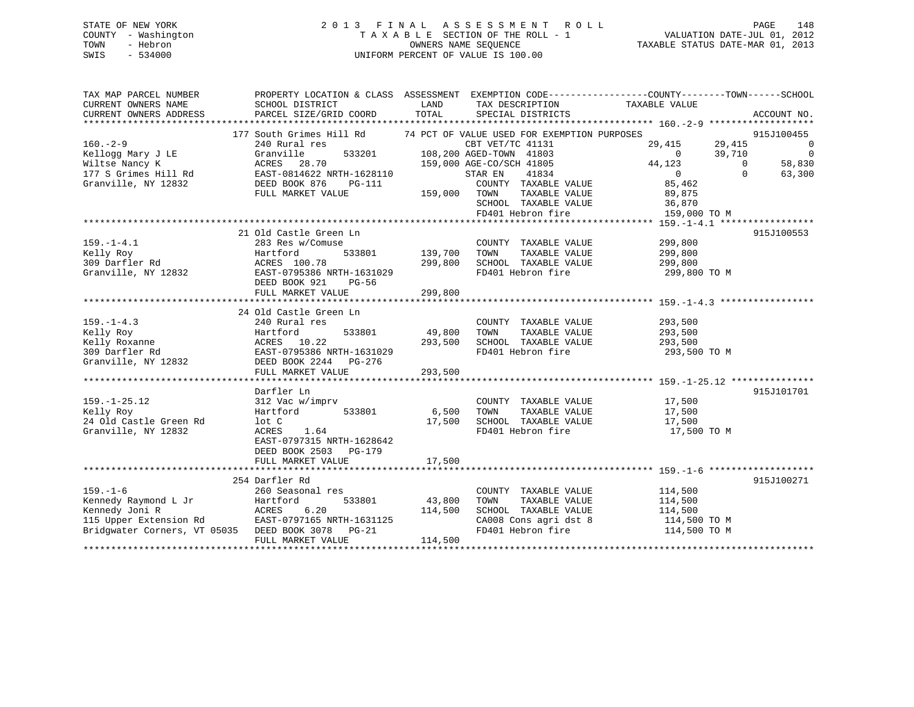STATE OF NEW YORK
COUNTY - Washington
TOWN - Hebron
SWIS - 534000

2013 FINAL ASSESSMENT ROLL
TAXABLE SECTION OF THE ROLL - 1
OWNERS NAME SEQUENCE
UNIFORM PERCENT OF VALUE IS 100.00

VALUATION DATE-JUL 01, 2012
TAXABLE STATUS DATE-MAR 01, 2013

```
TAX MAP PARCEL NUMBER          PROPERTY LOCATION & CLASS  ASSESSMENT  EXEMPTION CODE------------------COUNTY--------TOWN------SCHOOL
CURRENT OWNERS NAME            SCHOOL DISTRICT               LAND      TAX DESCRIPTION               TAXABLE VALUE
CURRENT OWNERS ADDRESS         PARCEL SIZE/GRID COORD        TOTAL     SPECIAL DISTRICTS                                        ACCOUNT NO.
******************************************************************************************************* 160.-2-9 *******************
                               177 South Grimes Hill Rd       74 PCT OF VALUE USED FOR EXEMPTION PURPOSES                        915J100455
160.-2-9                       240 Rural res                     CBT VET/TC 41131             29,415      29,415             0
Kellogg Mary J LE              Granville       533201       108,200 AGED-TOWN  41803                0      39,710             0
Wiltse Nancy K                 ACRES  28.70                 159,000 AGE-CO/SCH 41805           44,123           0        58,830
177 S Grimes Hill Rd           EAST-0814622 NRTH-1628110         STAR EN     41834                 0           0        63,300
Granville, NY 12832            DEED BOOK 876    PG-111             COUNTY  TAXABLE VALUE          85,462
                               FULL MARKET VALUE            159,000  TOWN    TAXABLE VALUE         89,875
                                                                  SCHOOL  TAXABLE VALUE          36,870
                                                                  FD401 Hebron fire            159,000 TO M
******************************************************************************************************* 159.-1-4.1 *****************
                               21 Old Castle Green Ln                                                                         915J100553
159.-1-4.1                     283 Res w/Comuse                    COUNTY  TAXABLE VALUE         299,800
Kelly Roy                      Hartford        533801       139,700  TOWN    TAXABLE VALUE        299,800
309 Darfler Rd                 ACRES 100.78                 299,800  SCHOOL  TAXABLE VALUE        299,800
Granville, NY 12832            EAST-0795386 NRTH-1631029           FD401 Hebron fire            299,800 TO M
                               DEED BOOK 921    PG-56
                               FULL MARKET VALUE            299,800
******************************************************************************************************* 159.-1-4.3 *****************
                               24 Old Castle Green Ln
159.-1-4.3                     240 Rural res                       COUNTY  TAXABLE VALUE         293,500
Kelly Roy                      Hartford        533801        49,800  TOWN    TAXABLE VALUE        293,500
Kelly Roxanne                  ACRES  10.22                 293,500  SCHOOL  TAXABLE VALUE        293,500
309 Darfler Rd                 EAST-0795386 NRTH-1631029           FD401 Hebron fire            293,500 TO M
Granville, NY 12832            DEED BOOK 2244   PG-276
                               FULL MARKET VALUE            293,500
******************************************************************************************************* 159.-1-25.12 ***************
                               Darfler Ln                                                                                     915J101701
159.-1-25.12                   312 Vac w/imprv                     COUNTY  TAXABLE VALUE          17,500
Kelly Roy                      Hartford        533801         6,500  TOWN    TAXABLE VALUE         17,500
24 Old Castle Green Rd         lot C                         17,500  SCHOOL  TAXABLE VALUE         17,500
Granville, NY 12832            ACRES    1.64                         FD401 Hebron fire             17,500 TO M
                               EAST-0797315 NRTH-1628642
                               DEED BOOK 2503   PG-179
                               FULL MARKET VALUE             17,500
******************************************************************************************************* 159.-1-6 *******************
                               254 Darfler Rd                                                                                 915J100271
159.-1-6                       260 Seasonal res                    COUNTY  TAXABLE VALUE         114,500
Kennedy Raymond L Jr           Hartford        533801        43,800  TOWN    TAXABLE VALUE        114,500
Kennedy Joni R                 ACRES    6.20                114,500  SCHOOL  TAXABLE VALUE        114,500
115 Upper Extension Rd         EAST-0797165 NRTH-1631125           CA008 Cons agri dst 8        114,500 TO M
Bridgwater Corners, VT 05035   DEED BOOK 3078   PG-21              FD401 Hebron fire            114,500 TO M
                               FULL MARKET VALUE            114,500
************************************************************************************************************************************
```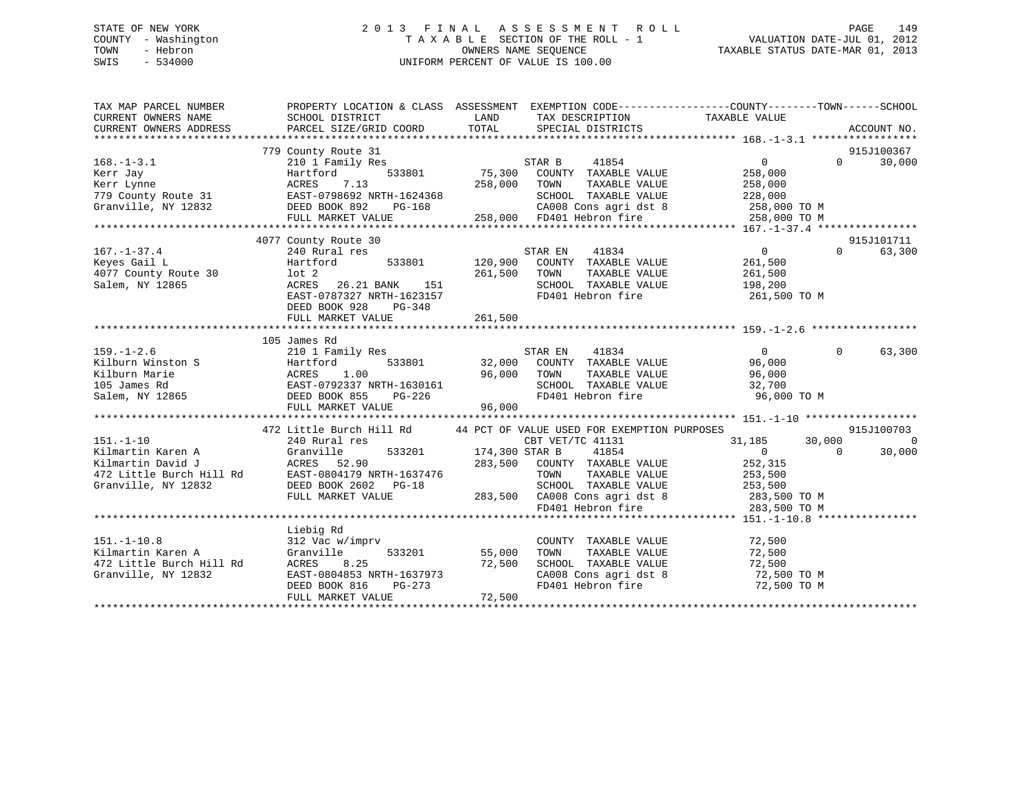STATE OF NEW YORK  
COUNTY - Washington  
TOWN - Hebron  
SWIS - 534000

# 2013 FINAL ASSESSMENT ROLL

TAXABLE SECTION OF THE ROLL - 1  
OWNERS NAME SEQUENCE  
UNIFORM PERCENT OF VALUE IS 100.00

VALUATION DATE-JUL 01, 2012  
TAXABLE STATUS DATE-MAR 01, 2013

```
TAX MAP PARCEL NUMBER          PROPERTY LOCATION & CLASS  ASSESSMENT  EXEMPTION CODE-----------------COUNTY--------TOWN------SCHOOL
CURRENT OWNERS NAME            SCHOOL DISTRICT               LAND      TAX DESCRIPTION            TAXABLE VALUE
CURRENT OWNERS ADDRESS         PARCEL SIZE/GRID COORD       TOTAL      SPECIAL DISTRICTS                                    ACCOUNT NO.
******************************************************************************************************* 168.-1-3.1 *****************
                               779 County Route 31                                                                          915J100367
168.-1-3.1                     210 1 Family Res                        STAR B     41854                 0            0      30,000
Kerr Jay                       Hartford          533801       75,300   COUNTY  TAXABLE VALUE          258,000
Kerr Lynne                     ACRES     7.13                258,000   TOWN    TAXABLE VALUE          258,000
779 County Route 31            EAST-0798692 NRTH-1624368               SCHOOL  TAXABLE VALUE          228,000
Granville, NY 12832            DEED BOOK 892     PG-168                CA008 Cons agri dst 8           258,000 TO M
                               FULL MARKET VALUE             258,000   FD401 Hebron fire               258,000 TO M
******************************************************************************************************* 167.-1-37.4 ****************
                               4077 County Route 30                                                                         915J101711
167.-1-37.4                    240 Rural res                           STAR EN    41834                 0            0      63,300
Keyes Gail L                   Hartford          533801      120,900   COUNTY  TAXABLE VALUE          261,500
4077 County Route 30           lot 2                         261,500   TOWN    TAXABLE VALUE          261,500
Salem, NY 12865                ACRES    26.21 BANK    151              SCHOOL  TAXABLE VALUE          198,200
                               EAST-0787327 NRTH-1623157               FD401 Hebron fire               261,500 TO M
                               DEED BOOK 928     PG-348
                               FULL MARKET VALUE             261,500
******************************************************************************************************* 159.-1-2.6 *****************
                               105 James Rd
159.-1-2.6                     210 1 Family Res                        STAR EN    41834                 0            0      63,300
Kilburn Winston S              Hartford          533801       32,000   COUNTY  TAXABLE VALUE           96,000
Kilburn Marie                  ACRES     1.00                 96,000   TOWN    TAXABLE VALUE           96,000
105 James Rd                   EAST-0792337 NRTH-1630161               SCHOOL  TAXABLE VALUE           32,700
Salem, NY 12865                DEED BOOK 855     PG-226                FD401 Hebron fire                96,000 TO M
                               FULL MARKET VALUE              96,000
******************************************************************************************************* 151.-1-10 ******************
                               472 Little Burch Hill Rd      44 PCT OF VALUE USED FOR EXEMPTION PURPOSES                    915J100703
151.-1-10                      240 Rural res                           CBT VET/TC 41131            31,185       30,000           0
Kilmartin Karen A              Granville         533201      174,300 STAR B     41854                 0            0      30,000
Kilmartin David J              ACRES    52.90                283,500   COUNTY  TAXABLE VALUE          252,315
472 Little Burch Hill Rd       EAST-0804179 NRTH-1637476               TOWN    TAXABLE VALUE          253,500
Granville, NY 12832            DEED BOOK 2602    PG-18                 SCHOOL  TAXABLE VALUE          253,500
                               FULL MARKET VALUE             283,500   CA008 Cons agri dst 8           283,500 TO M
                                                                       FD401 Hebron fire               283,500 TO M
******************************************************************************************************* 151.-1-10.8 ****************
                               Liebig Rd
151.-1-10.8                    312 Vac w/imprv                         COUNTY  TAXABLE VALUE           72,500
Kilmartin Karen A              Granville         533201       55,000   TOWN    TAXABLE VALUE           72,500
472 Little Burch Hill Rd       ACRES     8.25                 72,500   SCHOOL  TAXABLE VALUE           72,500
Granville, NY 12832            EAST-0804853 NRTH-1637973               CA008 Cons agri dst 8            72,500 TO M
                               DEED BOOK 816     PG-273                FD401 Hebron fire                72,500 TO M
                               FULL MARKET VALUE              72,500
************************************************************************************************************************************
```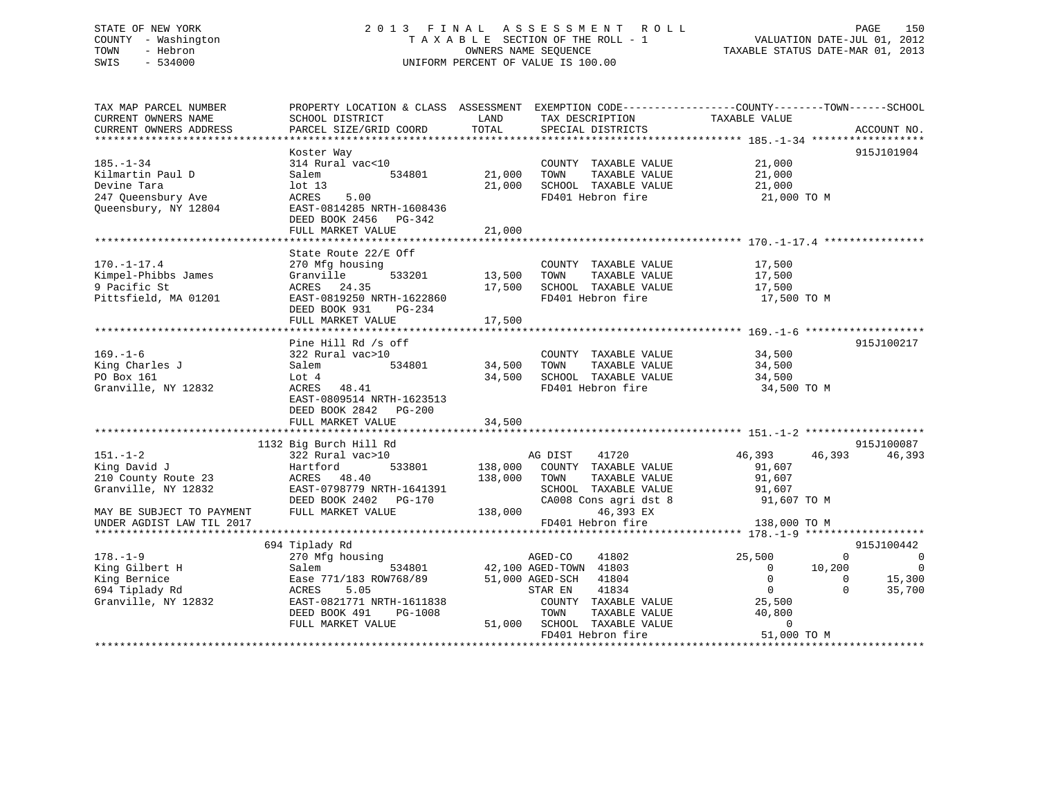STATE OF NEW YORK
COUNTY - Washington
TOWN - Hebron
SWIS - 534000

2013 FINAL ASSESSMENT ROLL
TAXABLE SECTION OF THE ROLL - 1
OWNERS NAME SEQUENCE
UNIFORM PERCENT OF VALUE IS 100.00

VALUATION DATE-JUL 01, 2012
TAXABLE STATUS DATE-MAR 01, 2013

```
TAX MAP PARCEL NUMBER          PROPERTY LOCATION & CLASS  ASSESSMENT  EXEMPTION CODE------------------COUNTY--------TOWN------SCHOOL
CURRENT OWNERS NAME            SCHOOL DISTRICT              LAND      TAX DESCRIPTION              TAXABLE VALUE
CURRENT OWNERS ADDRESS         PARCEL SIZE/GRID COORD       TOTAL     SPECIAL DISTRICTS                                     ACCOUNT NO.
******************************************************************************************************* 185.-1-34 ******************
                               Koster Way                                                                                915J101904
185.-1-34                      314 Rural vac<10                       COUNTY  TAXABLE VALUE            21,000
Kilmartin Paul D               Salem           534801       21,000    TOWN    TAXABLE VALUE            21,000
Devine Tara                    lot 13                       21,000    SCHOOL  TAXABLE VALUE            21,000
247 Queensbury Ave             ACRES    5.00                          FD401 Hebron fire                 21,000 TO M
Queensbury, NY 12804           EAST-0814285 NRTH-1608436
                               DEED BOOK 2456   PG-342
                               FULL MARKET VALUE            21,000
******************************************************************************************************* 170.-1-17.4 ****************
                               State Route 22/E Off
170.-1-17.4                    270 Mfg housing                        COUNTY  TAXABLE VALUE            17,500
Kimpel-Phibbs James            Granville       533201       13,500    TOWN    TAXABLE VALUE            17,500
9 Pacific St                   ACRES   24.35                17,500    SCHOOL  TAXABLE VALUE            17,500
Pittsfield, MA 01201           EAST-0819250 NRTH-1622860              FD401 Hebron fire                 17,500 TO M
                               DEED BOOK 931    PG-234
                               FULL MARKET VALUE            17,500
******************************************************************************************************* 169.-1-6 *******************
                               Pine Hill Rd /s off                                                                       915J100217
169.-1-6                       322 Rural vac>10                       COUNTY  TAXABLE VALUE            34,500
King Charles J                 Salem           534801       34,500    TOWN    TAXABLE VALUE            34,500
PO Box 161                     Lot 4                        34,500    SCHOOL  TAXABLE VALUE            34,500
Granville, NY 12832            ACRES   48.41                          FD401 Hebron fire                 34,500 TO M
                               EAST-0809514 NRTH-1623513
                               DEED BOOK 2842   PG-200
                               FULL MARKET VALUE            34,500
******************************************************************************************************* 151.-1-2 *******************
                          1132 Big Burch Hill Rd                                                                         915J100087
151.-1-2                       322 Rural vac>10                        AG DIST    41720              46,393      46,393      46,393
King David J                   Hartford        533801      138,000    COUNTY  TAXABLE VALUE            91,607
210 County Route 23            ACRES   48.40               138,000    TOWN    TAXABLE VALUE            91,607
Granville, NY 12832            EAST-0798779 NRTH-1641391              SCHOOL  TAXABLE VALUE            91,607
                               DEED BOOK 2402   PG-170                CA008 Cons agri dst 8             91,607 TO M
MAY BE SUBJECT TO PAYMENT      FULL MARKET VALUE           138,000         46,393 EX
UNDER AGDIST LAW TIL 2017                                             FD401 Hebron fire                138,000 TO M
******************************************************************************************************* 178.-1-9 *******************
                           694 Tiplady Rd                                                                                915J100442
178.-1-9                       270 Mfg housing                        AGED-CO     41802              25,500           0           0
King Gilbert H                 Salem           534801       42,100 AGED-TOWN  41803                   0      10,200           0
King Bernice                   Ease 771/183 ROW768/89       51,000 AGED-SCH   41804                   0           0      15,300
694 Tiplady Rd                 ACRES    5.05                       STAR EN    41834                   0           0      35,700
Granville, NY 12832            EAST-0821771 NRTH-1611838              COUNTY  TAXABLE VALUE            25,500
                               DEED BOOK 491    PG-1008               TOWN    TAXABLE VALUE            40,800
                               FULL MARKET VALUE            51,000    SCHOOL  TAXABLE VALUE                 0
                                                                      FD401 Hebron fire                 51,000 TO M
************************************************************************************************************************************
```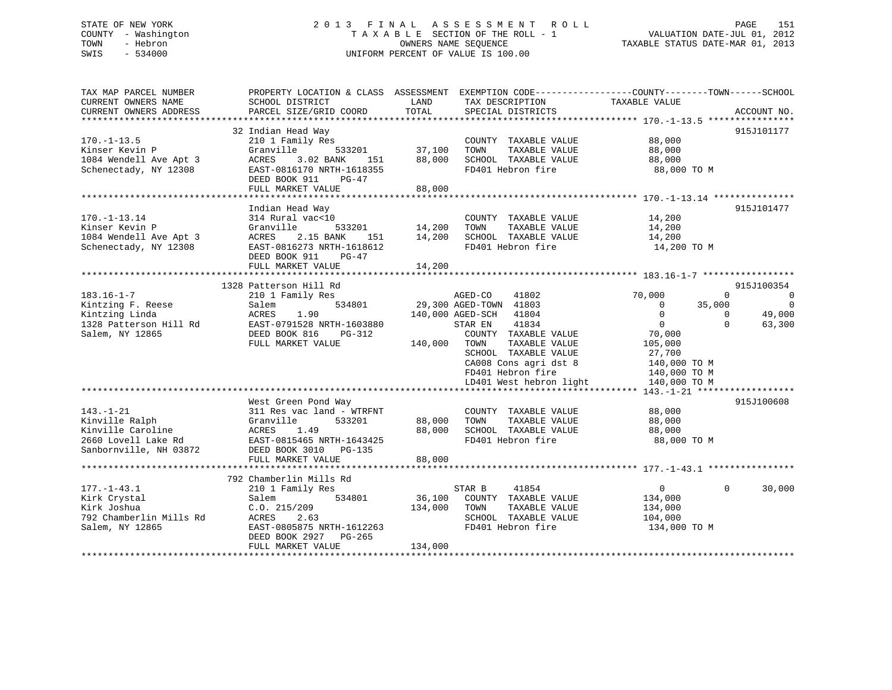STATE OF NEW YORK
COUNTY - Washington
TOWN - Hebron
SWIS - 534000

2 0 1 3 F I N A L A S S E S S M E N T R O L L
T A X A B L E SECTION OF THE ROLL - 1
OWNERS NAME SEQUENCE
UNIFORM PERCENT OF VALUE IS 100.00

VALUATION DATE-JUL 01, 2012
TAXABLE STATUS DATE-MAR 01, 2013

```
TAX MAP PARCEL NUMBER          PROPERTY LOCATION & CLASS  ASSESSMENT  EXEMPTION CODE------------------COUNTY--------TOWN------SCHOOL
CURRENT OWNERS NAME            SCHOOL DISTRICT               LAND      TAX DESCRIPTION            TAXABLE VALUE
CURRENT OWNERS ADDRESS         PARCEL SIZE/GRID COORD        TOTAL     SPECIAL DISTRICTS                                   ACCOUNT NO.
******************************************************************************************************* 170.-1-13.5 ****************
                               32 Indian Head Way                                                                       915J101177
170.-1-13.5                    210 1 Family Res                        COUNTY  TAXABLE VALUE          88,000
Kinser Kevin P                 Granville      533201       37,100      TOWN    TAXABLE VALUE          88,000
1084 Wendell Ave Apt 3         ACRES    3.02 BANK    151   88,000      SCHOOL  TAXABLE VALUE          88,000
Schenectady, NY 12308          EAST-0816170 NRTH-1618355               FD401 Hebron fire               88,000 TO M
                               DEED BOOK 911    PG-47
                               FULL MARKET VALUE            88,000
******************************************************************************************************* 170.-1-13.14 ***************
                               Indian Head Way                                                                          915J101477
170.-1-13.14                   314 Rural vac<10                        COUNTY  TAXABLE VALUE          14,200
Kinser Kevin P                 Granville      533201       14,200      TOWN    TAXABLE VALUE          14,200
1084 Wendell Ave Apt 3         ACRES    2.15 BANK    151   14,200      SCHOOL  TAXABLE VALUE          14,200
Schenectady, NY 12308          EAST-0816273 NRTH-1618612               FD401 Hebron fire               14,200 TO M
                               DEED BOOK 911    PG-47
                               FULL MARKET VALUE            14,200
******************************************************************************************************* 183.16-1-7 *****************
                               1328 Patterson Hill Rd                                                                   915J100354
183.16-1-7                     210 1 Family Res                        AGED-CO     41802              70,000          0            0
Kintzing F. Reese              Salem          534801       29,300 AGED-TOWN  41803                    0          35,000            0
Kintzing Linda                 ACRES    1.90              140,000 AGED-SCH   41804                    0               0       49,000
1328 Patterson Hill Rd         EAST-0791528 NRTH-1603880              STAR EN     41834                   0               0       63,300
Salem, NY 12865                DEED BOOK 816    PG-312                 COUNTY  TAXABLE VALUE          70,000
                               FULL MARKET VALUE           140,000     TOWN    TAXABLE VALUE         105,000
                                                                       SCHOOL  TAXABLE VALUE          27,700
                                                                       CA008 Cons agri dst 8          140,000 TO M
                                                                       FD401 Hebron fire              140,000 TO M
                                                                       LD401 West hebron light        140,000 TO M
******************************************************************************************************* 143.-1-21 ******************
                               West Green Pond Way                                                                      915J100608
143.-1-21                      311 Res vac land - WTRFNT               COUNTY  TAXABLE VALUE          88,000
Kinville Ralph                 Granville      533201       88,000      TOWN    TAXABLE VALUE          88,000
Kinville Caroline              ACRES    1.49               88,000      SCHOOL  TAXABLE VALUE          88,000
2660 Lovell Lake Rd            EAST-0815465 NRTH-1643425               FD401 Hebron fire               88,000 TO M
Sanbornville, NH 03872         DEED BOOK 3010   PG-135
                               FULL MARKET VALUE            88,000
******************************************************************************************************* 177.-1-43.1 ****************
                               792 Chamberlin Mills Rd
177.-1-43.1                    210 1 Family Res                        STAR B      41854                   0               0       30,000
Kirk Crystal                   Salem          534801       36,100      COUNTY  TAXABLE VALUE         134,000
Kirk Joshua                    C.O. 215/209               134,000      TOWN    TAXABLE VALUE         134,000
792 Chamberlin Mills Rd        ACRES    2.63                           SCHOOL  TAXABLE VALUE         104,000
Salem, NY 12865                EAST-0805875 NRTH-1612263               FD401 Hebron fire              134,000 TO M
                               DEED BOOK 2927   PG-265
                               FULL MARKET VALUE           134,000
************************************************************************************************************************************
```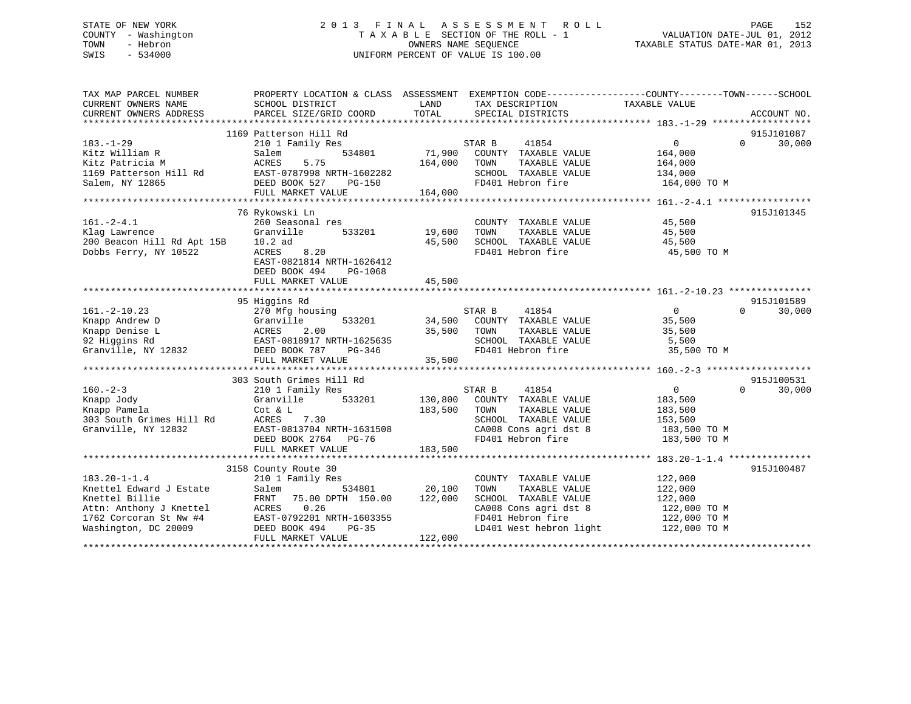STATE OF NEW YORK
COUNTY - Washington
TOWN - Hebron
SWIS - 534000

# 2013 FINAL ASSESSMENT ROLL

TAXABLE SECTION OF THE ROLL - 1
OWNERS NAME SEQUENCE
UNIFORM PERCENT OF VALUE IS 100.00

VALUATION DATE-JUL 01, 2012
TAXABLE STATUS DATE-MAR 01, 2013

```
TAX MAP PARCEL NUMBER          PROPERTY LOCATION & CLASS  ASSESSMENT  EXEMPTION CODE------------------COUNTY--------TOWN------SCHOOL
CURRENT OWNERS NAME            SCHOOL DISTRICT               LAND      TAX DESCRIPTION              TAXABLE VALUE
CURRENT OWNERS ADDRESS         PARCEL SIZE/GRID COORD        TOTAL     SPECIAL DISTRICTS                                    ACCOUNT NO.
****************************************************************************************************** 183.-1-29 ******************
                               1169 Patterson Hill Rd                                                                      915J101087
183.-1-29                      210 1 Family Res                          STAR B       41854              0             0      30,000
Kitz William R                 Salem          534801        71,900    COUNTY  TAXABLE VALUE          164,000
Kitz Patricia M                ACRES    5.75               164,000    TOWN    TAXABLE VALUE          164,000
1169 Patterson Hill Rd         EAST-0787998 NRTH-1602282              SCHOOL  TAXABLE VALUE          134,000
Salem, NY 12865                DEED BOOK 527    PG-150                FD401 Hebron fire               164,000 TO M
                               FULL MARKET VALUE           164,000
****************************************************************************************************** 161.-2-4.1 *****************
                               76 Rykowski Ln                                                                              915J101345
161.-2-4.1                     260 Seasonal res                           COUNTY  TAXABLE VALUE           45,500
Klag Lawrence                  Granville      533201        19,600    TOWN    TAXABLE VALUE           45,500
200 Beacon Hill Rd Apt 15B     10.2 ad                      45,500    SCHOOL  TAXABLE VALUE           45,500
Dobbs Ferry, NY 10522          ACRES    8.20                          FD401 Hebron fire                45,500 TO M
                               EAST-0821814 NRTH-1626412
                               DEED BOOK 494    PG-1068
                               FULL MARKET VALUE            45,500
****************************************************************************************************** 161.-2-10.23 ***************
                               95 Higgins Rd                                                                               915J101589
161.-2-10.23                   270 Mfg housing                           STAR B       41854              0             0      30,000
Knapp Andrew D                 Granville      533201        34,500    COUNTY  TAXABLE VALUE           35,500
Knapp Denise L                 ACRES    2.00                35,500    TOWN    TAXABLE VALUE           35,500
92 Higgins Rd                  EAST-0818917 NRTH-1625635              SCHOOL  TAXABLE VALUE            5,500
Granville, NY 12832            DEED BOOK 787    PG-346                FD401 Hebron fire                35,500 TO M
                               FULL MARKET VALUE            35,500
****************************************************************************************************** 160.-2-3 *******************
                               303 South Grimes Hill Rd                                                                    915J100531
160.-2-3                       210 1 Family Res                          STAR B       41854              0             0      30,000
Knapp Jody                     Granville      533201       130,800    COUNTY  TAXABLE VALUE          183,500
Knapp Pamela                   Cot & L                     183,500    TOWN    TAXABLE VALUE          183,500
303 South Grimes Hill Rd       ACRES    7.30                          SCHOOL  TAXABLE VALUE          153,500
Granville, NY 12832            EAST-0813704 NRTH-1631508              CA008 Cons agri dst 8           183,500 TO M
                               DEED BOOK 2764   PG-76                 FD401 Hebron fire               183,500 TO M
                               FULL MARKET VALUE           183,500
****************************************************************************************************** 183.20-1-1.4 ***************
                               3158 County Route 30                                                                        915J100487
183.20-1-1.4                   210 1 Family Res                           COUNTY  TAXABLE VALUE          122,000
Knettel Edward J Estate        Salem          534801        20,100    TOWN    TAXABLE VALUE          122,000
Knettel Billie                 FRNT   75.00 DPTH  150.00   122,000    SCHOOL  TAXABLE VALUE          122,000
Attn: Anthony J Knettel        ACRES    0.26                          CA008 Cons agri dst 8           122,000 TO M
1762 Corcoran St Nw #4         EAST-0792201 NRTH-1603355              FD401 Hebron fire               122,000 TO M
Washington, DC 20009           DEED BOOK 494    PG-35                 LD401 West hebron light         122,000 TO M
                               FULL MARKET VALUE           122,000
************************************************************************************************************************************
```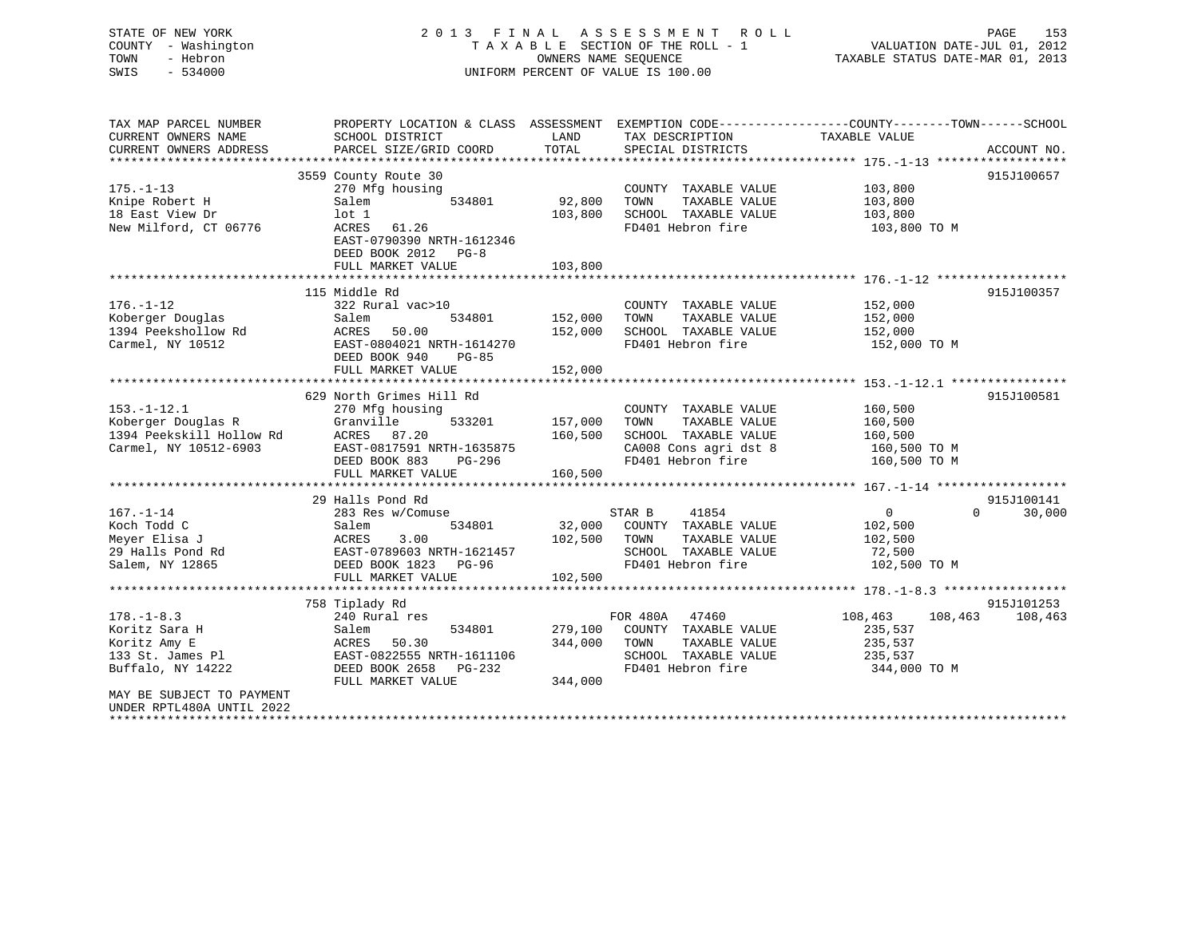STATE OF NEW YORK
COUNTY - Washington
TOWN - Hebron
SWIS - 534000

2013 FINAL ASSESSMENT ROLL
TAXABLE SECTION OF THE ROLL - 1
OWNERS NAME SEQUENCE
UNIFORM PERCENT OF VALUE IS 100.00

VALUATION DATE-JUL 01, 2012
TAXABLE STATUS DATE-MAR 01, 2013

```
TAX MAP PARCEL NUMBER          PROPERTY LOCATION & CLASS  ASSESSMENT  EXEMPTION CODE------------------COUNTY--------TOWN------SCHOOL
CURRENT OWNERS NAME            SCHOOL DISTRICT               LAND      TAX DESCRIPTION             TAXABLE VALUE
CURRENT OWNERS ADDRESS         PARCEL SIZE/GRID COORD        TOTAL     SPECIAL DISTRICTS                                        ACCOUNT NO.
******************************************************************************************************* 175.-1-13 ******************
                               3559 County Route 30                                                                             915J100657
175.-1-13                      270 Mfg housing                         COUNTY  TAXABLE VALUE          103,800
Knipe Robert H                 Salem          534801        92,800     TOWN    TAXABLE VALUE          103,800
18 East View Dr                lot 1                       103,800     SCHOOL  TAXABLE VALUE          103,800
New Milford, CT 06776          ACRES   61.26                           FD401 Hebron fire               103,800 TO M
                               EAST-0790390 NRTH-1612346
                               DEED BOOK 2012   PG-8
                               FULL MARKET VALUE           103,800
******************************************************************************************************* 176.-1-12 ******************
                               115 Middle Rd                                                                                    915J100357
176.-1-12                      322 Rural vac>10                        COUNTY  TAXABLE VALUE          152,000
Koberger Douglas               Salem          534801       152,000     TOWN    TAXABLE VALUE          152,000
1394 Peekshollow Rd            ACRES   50.00               152,000     SCHOOL  TAXABLE VALUE          152,000
Carmel, NY 10512               EAST-0804021 NRTH-1614270               FD401 Hebron fire               152,000 TO M
                               DEED BOOK 940    PG-85
                               FULL MARKET VALUE           152,000
******************************************************************************************************* 153.-1-12.1 ****************
                               629 North Grimes Hill Rd                                                                         915J100581
153.-1-12.1                    270 Mfg housing                         COUNTY  TAXABLE VALUE          160,500
Koberger Douglas R             Granville      533201       157,000     TOWN    TAXABLE VALUE          160,500
1394 Peekskill Hollow Rd       ACRES   87.20               160,500     SCHOOL  TAXABLE VALUE          160,500
Carmel, NY 10512-6903          EAST-0817591 NRTH-1635875               CA008 Cons agri dst 8           160,500 TO M
                               DEED BOOK 883    PG-296                 FD401 Hebron fire               160,500 TO M
                               FULL MARKET VALUE           160,500
******************************************************************************************************* 167.-1-14 ******************
                               29 Halls Pond Rd                                                                                 915J100141
167.-1-14                      283 Res w/Comuse                        STAR B    41854                      0           0      30,000
Koch Todd C                    Salem          534801        32,000     COUNTY  TAXABLE VALUE          102,500
Meyer Elisa J                  ACRES    3.00               102,500     TOWN    TAXABLE VALUE          102,500
29 Halls Pond Rd               EAST-0789603 NRTH-1621457               SCHOOL  TAXABLE VALUE           72,500
Salem, NY 12865                DEED BOOK 1823   PG-96                  FD401 Hebron fire               102,500 TO M
                               FULL MARKET VALUE           102,500
******************************************************************************************************* 178.-1-8.3 *****************
                               758 Tiplady Rd                                                                                   915J101253
178.-1-8.3                     240 Rural res                           FOR 480A  47460                108,463     108,463     108,463
Koritz Sara H                  Salem          534801       279,100     COUNTY  TAXABLE VALUE          235,537
Koritz Amy E                   ACRES   50.30               344,000     TOWN    TAXABLE VALUE          235,537
133 St. James Pl               EAST-0822555 NRTH-1611106               SCHOOL  TAXABLE VALUE          235,537
Buffalo, NY 14222              DEED BOOK 2658   PG-232                 FD401 Hebron fire               344,000 TO M
                               FULL MARKET VALUE           344,000
MAY BE SUBJECT TO PAYMENT
UNDER RPTL480A UNTIL 2022
************************************************************************************************************************************
```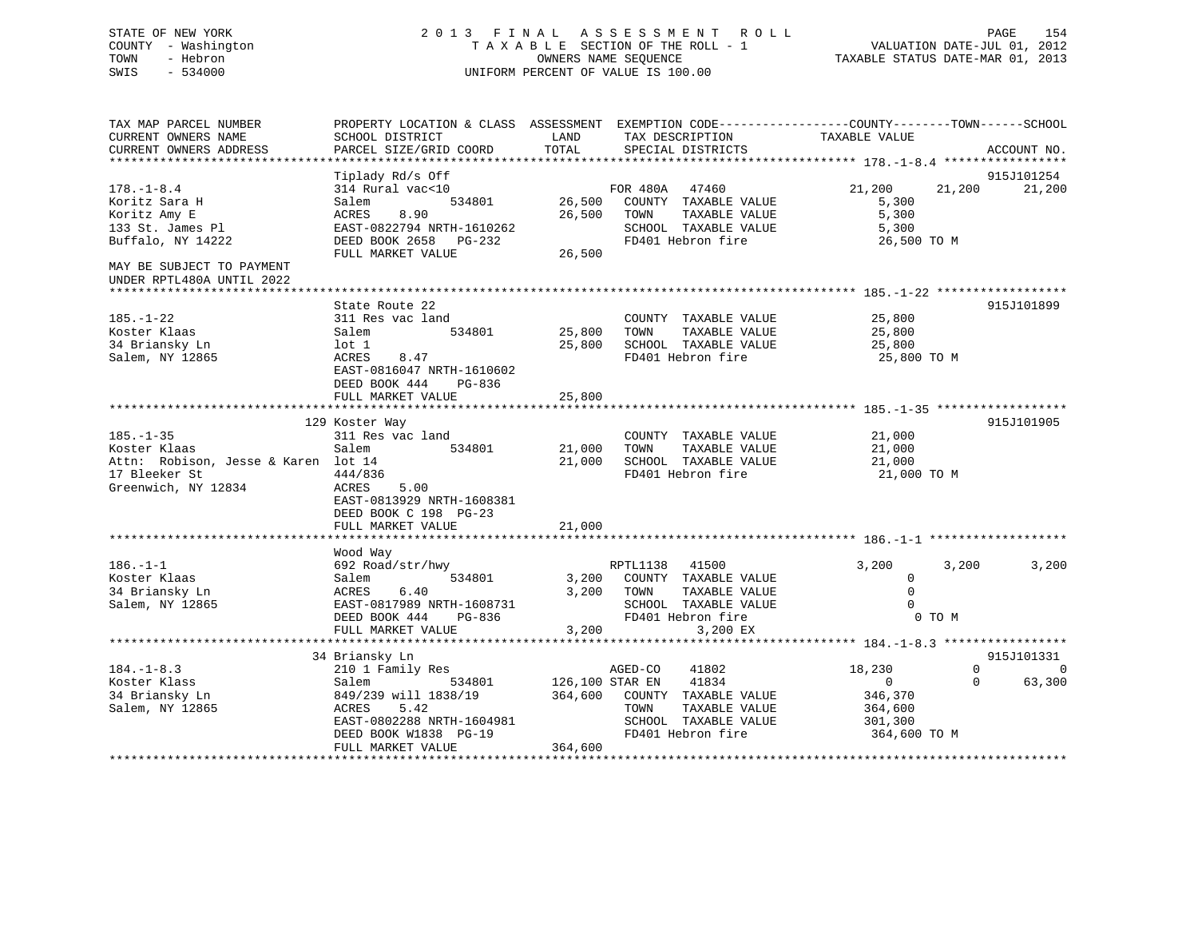STATE OF NEW YORK                    2 0 1 3   F I N A L   A S S E S S M E N T   R O L L
COUNTY - Washington                  T A X A B L E  SECTION OF THE ROLL - 1                VALUATION DATE-JUL 01, 2012
TOWN   - Hebron                      OWNERS NAME SEQUENCE                                  TAXABLE STATUS DATE-MAR 01, 2013
SWIS   - 534000                      UNIFORM PERCENT OF VALUE IS 100.00

```
TAX MAP PARCEL NUMBER          PROPERTY LOCATION & CLASS  ASSESSMENT  EXEMPTION CODE------------------COUNTY--------TOWN------SCHOOL
CURRENT OWNERS NAME            SCHOOL DISTRICT             LAND       TAX DESCRIPTION              TAXABLE VALUE
CURRENT OWNERS ADDRESS         PARCEL SIZE/GRID COORD      TOTAL      SPECIAL DISTRICTS                                     ACCOUNT NO.
******************************************************************************************************* 178.-1-8.4 *****************
                               Tiplady Rd/s Off                                                                            915J101254
178.-1-8.4                     314 Rural vac<10                      FOR 480A   47460              21,200      21,200      21,200
Koritz Sara H                  Salem          534801      26,500   COUNTY  TAXABLE VALUE             5,300
Koritz Amy E                   ACRES    8.90              26,500   TOWN    TAXABLE VALUE             5,300
133 St. James Pl               EAST-0822794 NRTH-1610262            SCHOOL  TAXABLE VALUE             5,300
Buffalo, NY 14222              DEED BOOK 2658   PG-232              FD401 Hebron fire                26,500 TO M
                               FULL MARKET VALUE          26,500
MAY BE SUBJECT TO PAYMENT
UNDER RPTL480A UNTIL 2022
******************************************************************************************************* 185.-1-22 ******************
                               State Route 22                                                                              915J101899
185.-1-22                      311 Res vac land                      COUNTY  TAXABLE VALUE            25,800
Koster Klaas                   Salem          534801      25,800   TOWN    TAXABLE VALUE            25,800
34 Briansky Ln                 lot 1                      25,800   SCHOOL  TAXABLE VALUE            25,800
Salem, NY 12865                ACRES    8.47                         FD401 Hebron fire                25,800 TO M
                               EAST-0816047 NRTH-1610602
                               DEED BOOK 444    PG-836
                               FULL MARKET VALUE          25,800
******************************************************************************************************* 185.-1-35 ******************
                           129 Koster Way                                                                                  915J101905
185.-1-35                      311 Res vac land                      COUNTY  TAXABLE VALUE            21,000
Koster Klaas                   Salem          534801      21,000   TOWN    TAXABLE VALUE            21,000
Attn:  Robison, Jesse & Karen  lot 14                     21,000   SCHOOL  TAXABLE VALUE            21,000
17 Bleeker St                  444/836                               FD401 Hebron fire                21,000 TO M
Greenwich, NY 12834            ACRES    5.00
                               EAST-0813929 NRTH-1608381
                               DEED BOOK C 198  PG-23
                               FULL MARKET VALUE          21,000
******************************************************************************************************* 186.-1-1 *******************
                               Wood Way
186.-1-1                       692 Road/str/hwy                      RPTL1138   41500               3,200       3,200       3,200
Koster Klaas                   Salem          534801       3,200   COUNTY  TAXABLE VALUE                 0
34 Briansky Ln                 ACRES    6.40               3,200   TOWN    TAXABLE VALUE                 0
Salem, NY 12865                EAST-0817989 NRTH-1608731            SCHOOL  TAXABLE VALUE                 0
                               DEED BOOK 444    PG-836              FD401 Hebron fire                     0 TO M
                               FULL MARKET VALUE           3,200              3,200 EX
******************************************************************************************************* 184.-1-8.3 *****************
                            34 Briansky Ln                                                                                 915J101331
184.-1-8.3                     210 1 Family Res                      AGED-CO    41802              18,230           0           0
Koster Klass                   Salem          534801     126,100 STAR EN    41834                   0           0      63,300
34 Briansky Ln                 849/239 will 1838/19      364,600   COUNTY  TAXABLE VALUE           346,370
Salem, NY 12865                ACRES    5.42                         TOWN    TAXABLE VALUE           364,600
                               EAST-0802288 NRTH-1604981            SCHOOL  TAXABLE VALUE           301,300
                               DEED BOOK W1838  PG-19               FD401 Hebron fire               364,600 TO M
                               FULL MARKET VALUE         364,600
************************************************************************************************************************************
```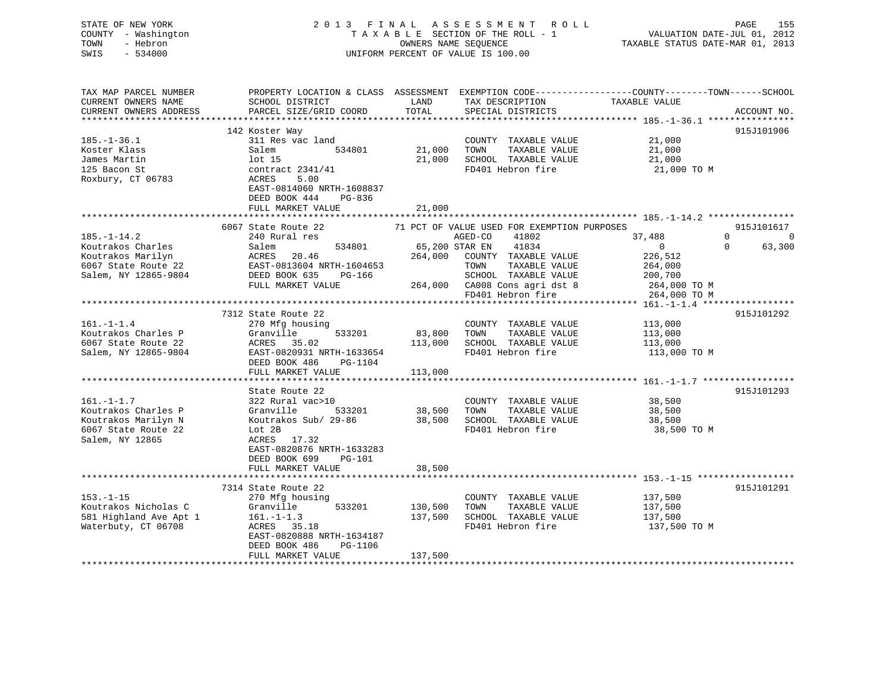STATE OF NEW YORK
COUNTY - Washington
TOWN - Hebron
SWIS - 534000

2013 FINAL ASSESSMENT ROLL
TAXABLE SECTION OF THE ROLL - 1
OWNERS NAME SEQUENCE
UNIFORM PERCENT OF VALUE IS 100.00

VALUATION DATE-JUL 01, 2012
TAXABLE STATUS DATE-MAR 01, 2013

```
TAX MAP PARCEL NUMBER     PROPERTY LOCATION & CLASS  ASSESSMENT  EXEMPTION CODE------------------COUNTY--------TOWN------SCHOOL
CURRENT OWNERS NAME       SCHOOL DISTRICT               LAND      TAX DESCRIPTION              TAXABLE VALUE
CURRENT OWNERS ADDRESS    PARCEL SIZE/GRID COORD        TOTAL     SPECIAL DISTRICTS                                     ACCOUNT NO.
******************************************************************************************** 185.-1-36.1 ****************
                          142 Koster Way                                                                                915J101906
185.-1-36.1               311 Res vac land                        COUNTY  TAXABLE VALUE          21,000
Koster Klass              Salem           534801        21,000    TOWN    TAXABLE VALUE          21,000
James Martin              lot 15                        21,000    SCHOOL  TAXABLE VALUE          21,000
125 Bacon St              contract 2341/41                        FD401 Hebron fire               21,000 TO M
Roxbury, CT 06783         ACRES    5.00
                          EAST-0814060 NRTH-1608837
                          DEED BOOK 444    PG-836
                          FULL MARKET VALUE             21,000
******************************************************************************************** 185.-1-14.2 ****************
                          6067 State Route 22          71 PCT OF VALUE USED FOR EXEMPTION PURPOSES                      915J101617
185.-1-14.2               240 Rural res                           AGED-CO    41802            37,488          0           0
Koutrakos Charles         Salem           534801        65,200 STAR EN    41834                 0             0      63,300
Koutrakos Marilyn         ACRES   20.46                264,000    COUNTY  TAXABLE VALUE         226,512
6067 State Route 22       EAST-0813604 NRTH-1604653               TOWN    TAXABLE VALUE         264,000
Salem, NY 12865-9804      DEED BOOK 635    PG-166                 SCHOOL  TAXABLE VALUE         200,700
                          FULL MARKET VALUE            264,000    CA008 Cons agri dst 8          264,000 TO M
                                                                  FD401 Hebron fire              264,000 TO M
******************************************************************************************** 161.-1-1.4 *****************
                          7312 State Route 22                                                                           915J101292
161.-1-1.4                270 Mfg housing                         COUNTY  TAXABLE VALUE         113,000
Koutrakos Charles P       Granville       533201        83,800    TOWN    TAXABLE VALUE         113,000
6067 State Route 22       ACRES   35.02                113,000    SCHOOL  TAXABLE VALUE         113,000
Salem, NY 12865-9804      EAST-0820931 NRTH-1633654               FD401 Hebron fire              113,000 TO M
                          DEED BOOK 486    PG-1104
                          FULL MARKET VALUE            113,000
******************************************************************************************** 161.-1-1.7 *****************
                          State Route 22                                                                                915J101293
161.-1-1.7                322 Rural vac>10                        COUNTY  TAXABLE VALUE          38,500
Koutrakos Charles P       Granville       533201        38,500    TOWN    TAXABLE VALUE          38,500
Koutrakos Marilyn N       Koutrakos Sub/ 29-86          38,500    SCHOOL  TAXABLE VALUE          38,500
6067 State Route 22       Lot 2B                                  FD401 Hebron fire               38,500 TO M
Salem, NY 12865           ACRES   17.32
                          EAST-0820876 NRTH-1633283
                          DEED BOOK 699    PG-101
                          FULL MARKET VALUE             38,500
******************************************************************************************** 153.-1-15 ******************
                          7314 State Route 22                                                                           915J101291
153.-1-15                 270 Mfg housing                         COUNTY  TAXABLE VALUE         137,500
Koutrakos Nicholas C      Granville       533201       130,500    TOWN    TAXABLE VALUE         137,500
581 Highland Ave Apt 1    161.-1-1.3                   137,500    SCHOOL  TAXABLE VALUE         137,500
Waterbuty, CT 06708       ACRES   35.18                           FD401 Hebron fire              137,500 TO M
                          EAST-0820888 NRTH-1634187
                          DEED BOOK 486    PG-1106
                          FULL MARKET VALUE            137,500
****************************************************************************************************************************
```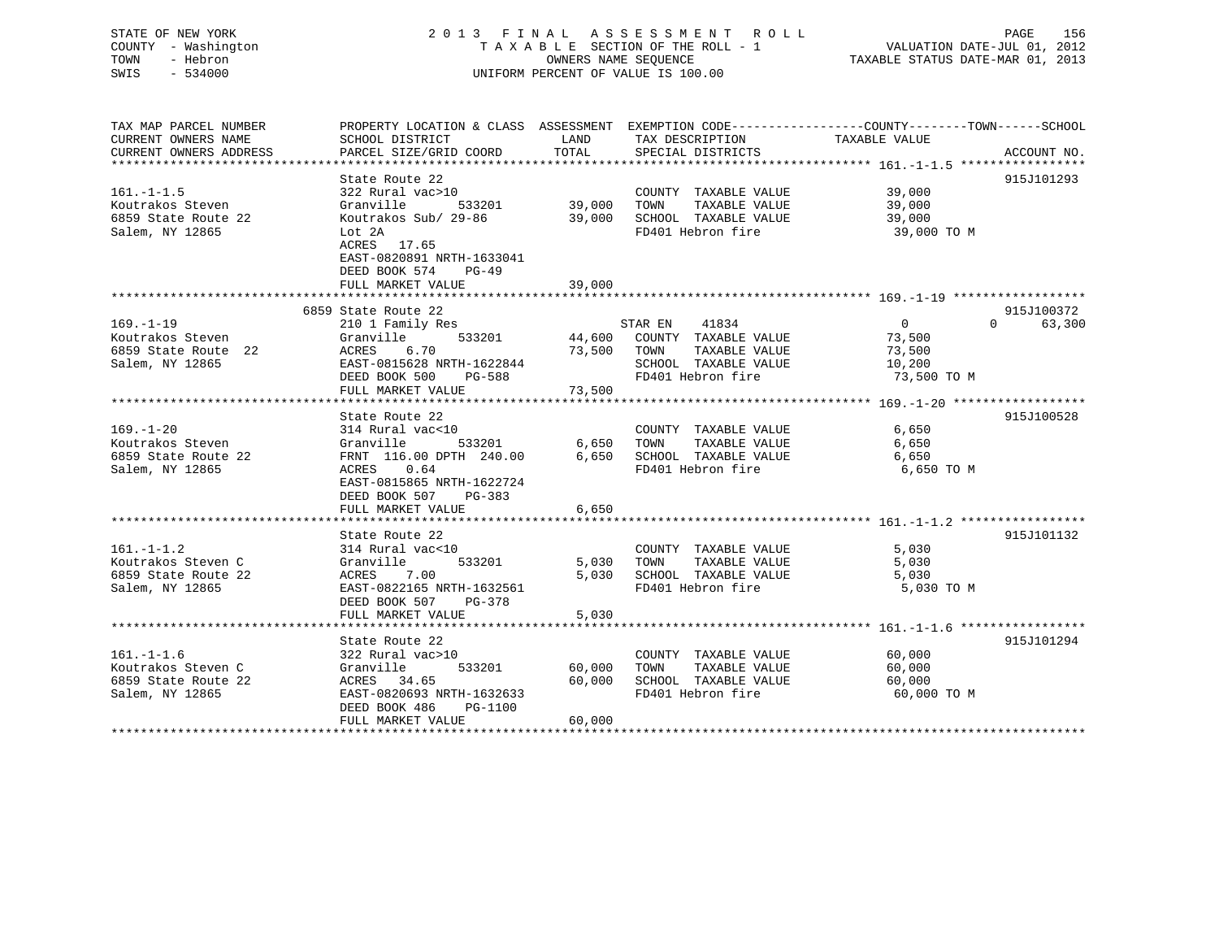STATE OF NEW YORK
COUNTY - Washington
TOWN - Hebron
SWIS - 534000

# 2013 FINAL ASSESSMENT ROLL

TAXABLE SECTION OF THE ROLL - 1
OWNERS NAME SEQUENCE
UNIFORM PERCENT OF VALUE IS 100.00

VALUATION DATE-JUL 01, 2012
TAXABLE STATUS DATE-MAR 01, 2013

| TAX MAP PARCEL NUMBER / CURRENT OWNERS NAME / CURRENT OWNERS ADDRESS | PROPERTY LOCATION & CLASS / SCHOOL DISTRICT / PARCEL SIZE/GRID COORD | ASSESSMENT LAND | TOTAL | EXEMPTION CODE / TAX DESCRIPTION / SPECIAL DISTRICTS | COUNTY / TOWN TAXABLE VALUE | SCHOOL | ACCOUNT NO. |
|---|---|---|---|---|---|---|---|
| **161.-1-1.5** | State Route 22 | | | | | | 915J101293 |
| Koutrakos Steven | 322 Rural vac>10 | | | COUNTY TAXABLE VALUE | 39,000 | | |
| 6859 State Route 22 | Granville 533201 | 39,000 | | TOWN TAXABLE VALUE | 39,000 | | |
| Salem, NY 12865 | Koutrakos Sub/ 29-86 | | 39,000 | SCHOOL TAXABLE VALUE | 39,000 | | |
| | Lot 2A | | | FD401 Hebron fire | 39,000 TO M | | |
| | ACRES 17.65 | | | | | | |
| | EAST-0820891 NRTH-1633041 | | | | | | |
| | DEED BOOK 574 PG-49 | | | | | | |
| | FULL MARKET VALUE | | 39,000 | | | | |
| **169.-1-19** | 6859 State Route 22 | | | | | | 915J100372 |
| Koutrakos Steven | 210 1 Family Res | | | STAR EN 41834 | 0 | 0 / 63,300 | |
| 6859 State Route 22 | Granville 533201 | 44,600 | | COUNTY TAXABLE VALUE | 73,500 | | |
| Salem, NY 12865 | ACRES 6.70 | | 73,500 | TOWN TAXABLE VALUE | 73,500 | | |
| | EAST-0815628 NRTH-1622844 | | | SCHOOL TAXABLE VALUE | 10,200 | | |
| | DEED BOOK 500 PG-588 | | | FD401 Hebron fire | 73,500 TO M | | |
| | FULL MARKET VALUE | | 73,500 | | | | |
| **169.-1-20** | State Route 22 | | | | | | 915J100528 |
| Koutrakos Steven | 314 Rural vac<10 | | | COUNTY TAXABLE VALUE | 6,650 | | |
| 6859 State Route 22 | Granville 533201 | 6,650 | | TOWN TAXABLE VALUE | 6,650 | | |
| Salem, NY 12865 | FRNT 116.00 DPTH 240.00 | | 6,650 | SCHOOL TAXABLE VALUE | 6,650 | | |
| | ACRES 0.64 | | | FD401 Hebron fire | 6,650 TO M | | |
| | EAST-0815865 NRTH-1622724 | | | | | | |
| | DEED BOOK 507 PG-383 | | | | | | |
| | FULL MARKET VALUE | | 6,650 | | | | |
| **161.-1-1.2** | State Route 22 | | | | | | 915J101132 |
| Koutrakos Steven C | 314 Rural vac<10 | | | COUNTY TAXABLE VALUE | 5,030 | | |
| 6859 State Route 22 | Granville 533201 | 5,030 | | TOWN TAXABLE VALUE | 5,030 | | |
| Salem, NY 12865 | ACRES 7.00 | | 5,030 | SCHOOL TAXABLE VALUE | 5,030 | | |
| | EAST-0822165 NRTH-1632561 | | | FD401 Hebron fire | 5,030 TO M | | |
| | DEED BOOK 507 PG-378 | | | | | | |
| | FULL MARKET VALUE | | 5,030 | | | | |
| **161.-1-1.6** | State Route 22 | | | | | | 915J101294 |
| Koutrakos Steven C | 322 Rural vac>10 | | | COUNTY TAXABLE VALUE | 60,000 | | |
| 6859 State Route 22 | Granville 533201 | 60,000 | | TOWN TAXABLE VALUE | 60,000 | | |
| Salem, NY 12865 | ACRES 34.65 | | 60,000 | SCHOOL TAXABLE VALUE | 60,000 | | |
| | EAST-0820693 NRTH-1632633 | | | FD401 Hebron fire | 60,000 TO M | | |
| | DEED BOOK 486 PG-1100 | | | | | | |
| | FULL MARKET VALUE | | 60,000 | | | | |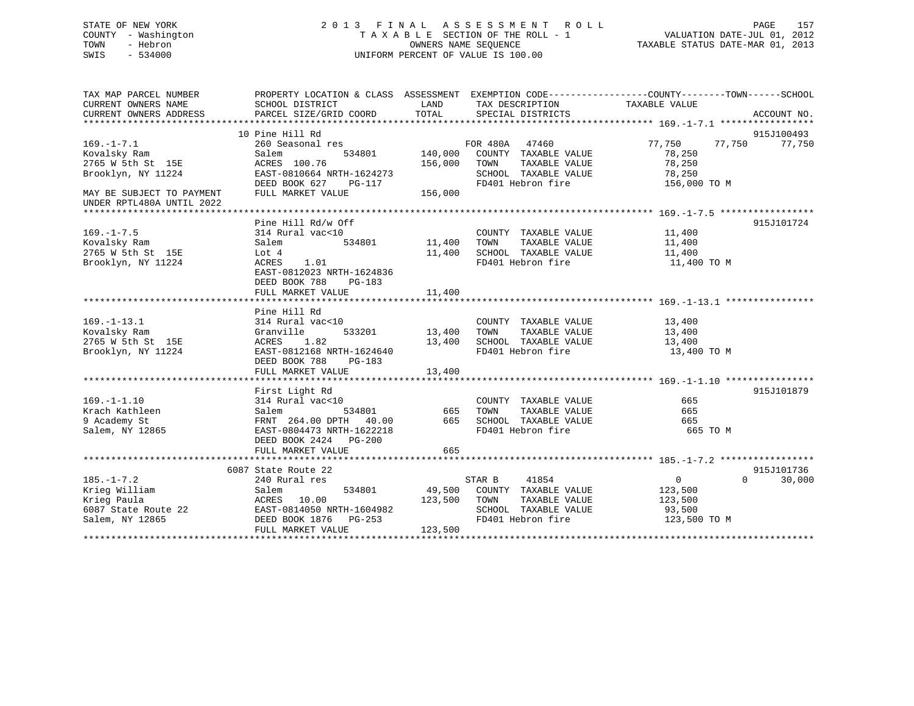STATE OF NEW YORK
COUNTY - Washington
TOWN - Hebron
SWIS - 534000

2013 FINAL ASSESSMENT ROLL
TAXABLE SECTION OF THE ROLL - 1
OWNERS NAME SEQUENCE
UNIFORM PERCENT OF VALUE IS 100.00

VALUATION DATE-JUL 01, 2012
TAXABLE STATUS DATE-MAR 01, 2013

```
TAX MAP PARCEL NUMBER          PROPERTY LOCATION & CLASS  ASSESSMENT  EXEMPTION CODE------------------COUNTY--------TOWN------SCHOOL
CURRENT OWNERS NAME            SCHOOL DISTRICT            LAND        TAX DESCRIPTION              TAXABLE VALUE
CURRENT OWNERS ADDRESS         PARCEL SIZE/GRID COORD     TOTAL       SPECIAL DISTRICTS                                        ACCOUNT NO.
******************************************************************************************************* 169.-1-7.1 *****************
                               10 Pine Hill Rd                                                                                915J100493
169.-1-7.1                     260 Seasonal res                       FOR 480A   47460               77,750      77,750      77,750
Kovalsky Ram                   Salem          534801      140,000    COUNTY  TAXABLE VALUE            78,250
2765 W 5th St  15E             ACRES 100.76               156,000    TOWN    TAXABLE VALUE            78,250
Brooklyn, NY 11224             EAST-0810664 NRTH-1624273             SCHOOL  TAXABLE VALUE            78,250
                               DEED BOOK 627    PG-117               FD401 Hebron fire               156,000 TO M
MAY BE SUBJECT TO PAYMENT      FULL MARKET VALUE          156,000
UNDER RPTL480A UNTIL 2022
******************************************************************************************************* 169.-1-7.5 *****************
                               Pine Hill Rd/w Off                                                                             915J101724
169.-1-7.5                     314 Rural vac<10                      COUNTY  TAXABLE VALUE            11,400
Kovalsky Ram                   Salem          534801       11,400    TOWN    TAXABLE VALUE            11,400
2765 W 5th St  15E             Lot 4                       11,400    SCHOOL  TAXABLE VALUE            11,400
Brooklyn, NY 11224             ACRES    1.01                          FD401 Hebron fire                11,400 TO M
                               EAST-0812023 NRTH-1624836
                               DEED BOOK 788    PG-183
                               FULL MARKET VALUE           11,400
******************************************************************************************************* 169.-1-13.1 ****************
                               Pine Hill Rd
169.-1-13.1                    314 Rural vac<10                      COUNTY  TAXABLE VALUE            13,400
Kovalsky Ram                   Granville      533201       13,400    TOWN    TAXABLE VALUE            13,400
2765 W 5th St  15E             ACRES    1.82               13,400    SCHOOL  TAXABLE VALUE            13,400
Brooklyn, NY 11224             EAST-0812168 NRTH-1624640             FD401 Hebron fire                13,400 TO M
                               DEED BOOK 788    PG-183
                               FULL MARKET VALUE           13,400
******************************************************************************************************* 169.-1-1.10 ****************
                               First Light Rd                                                                                 915J101879
169.-1-1.10                    314 Rural vac<10                      COUNTY  TAXABLE VALUE               665
Krach Kathleen                 Salem          534801          665    TOWN    TAXABLE VALUE               665
9 Academy St                   FRNT 264.00 DPTH  40.00        665    SCHOOL  TAXABLE VALUE               665
Salem, NY 12865                EAST-0804473 NRTH-1622218             FD401 Hebron fire                   665 TO M
                               DEED BOOK 2424   PG-200
                               FULL MARKET VALUE              665
******************************************************************************************************* 185.-1-7.2 *****************
                               6087 State Route 22                                                                            915J101736
185.-1-7.2                     240 Rural res                          STAR B     41854                    0           0      30,000
Krieg William                  Salem          534801       49,500    COUNTY  TAXABLE VALUE           123,500
Krieg Paula                    ACRES   10.00              123,500    TOWN    TAXABLE VALUE           123,500
6087 State Route 22            EAST-0814050 NRTH-1604982             SCHOOL  TAXABLE VALUE            93,500
Salem, NY 12865                DEED BOOK 1876   PG-253               FD401 Hebron fire               123,500 TO M
                               FULL MARKET VALUE          123,500
************************************************************************************************************************************
```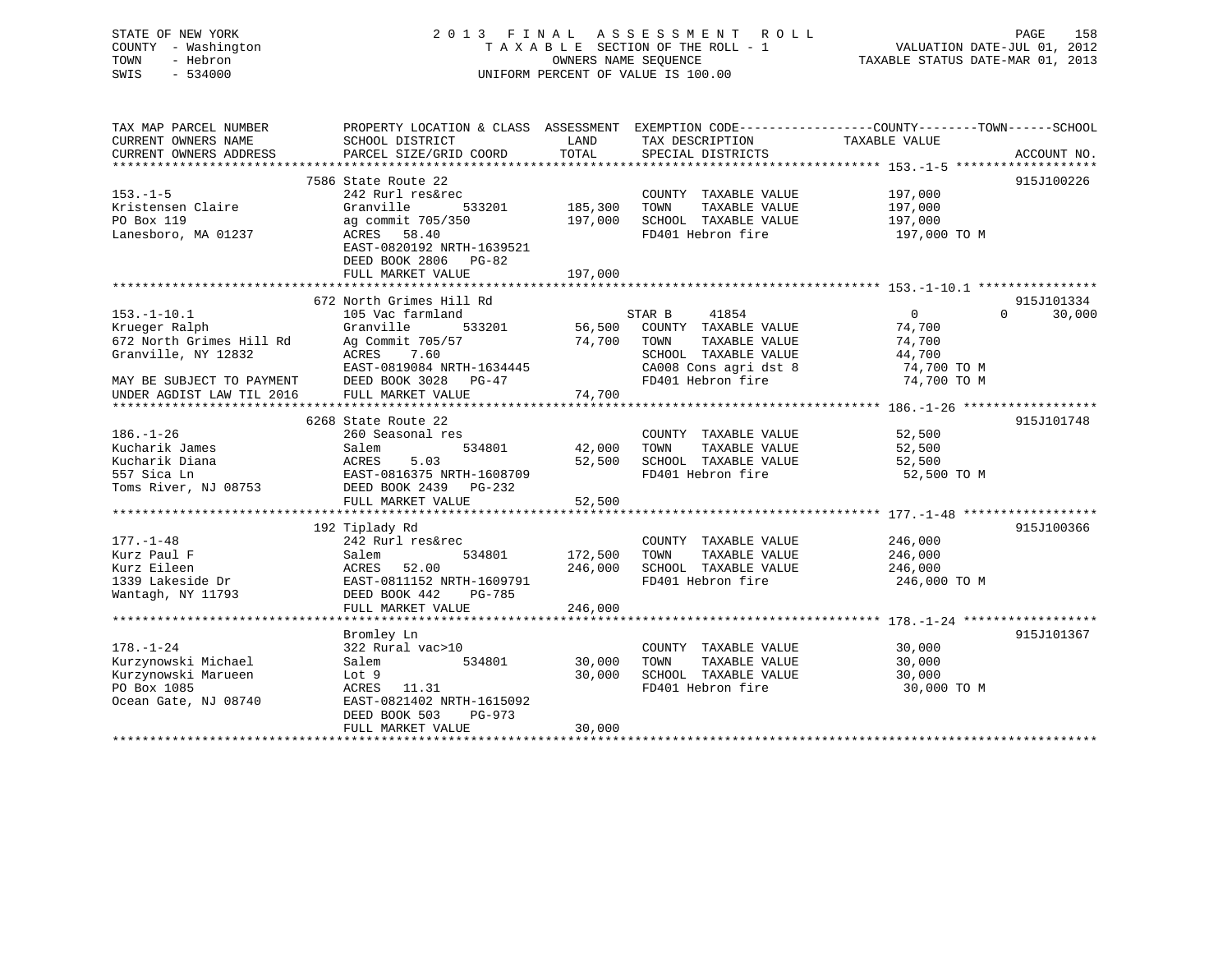STATE OF NEW YORK
COUNTY - Washington
TOWN - Hebron
SWIS - 534000

2 0 1 3 F I N A L A S S E S S M E N T R O L L
T A X A B L E SECTION OF THE ROLL - 1
OWNERS NAME SEQUENCE
UNIFORM PERCENT OF VALUE IS 100.00

VALUATION DATE-JUL 01, 2012
TAXABLE STATUS DATE-MAR 01, 2013

```
TAX MAP PARCEL NUMBER          PROPERTY LOCATION & CLASS  ASSESSMENT  EXEMPTION CODE------------------COUNTY--------TOWN------SCHOOL
CURRENT OWNERS NAME            SCHOOL DISTRICT               LAND      TAX DESCRIPTION              TAXABLE VALUE
CURRENT OWNERS ADDRESS         PARCEL SIZE/GRID COORD        TOTAL     SPECIAL DISTRICTS                                       ACCOUNT NO.
******************************************************************************************************* 153.-1-5 *******************
                         7586 State Route 22                                                                              915J100226
153.-1-5                       242 Rurl res&rec                        COUNTY  TAXABLE VALUE              197,000
Kristensen Claire              Granville         533201      185,300   TOWN    TAXABLE VALUE              197,000
PO Box 119                     ag commit 705/350             197,000   SCHOOL  TAXABLE VALUE              197,000
Lanesboro, MA 01237            ACRES   58.40                           FD401 Hebron fire                   197,000 TO M
                               EAST-0820192 NRTH-1639521
                               DEED BOOK 2806   PG-82
                               FULL MARKET VALUE             197,000
******************************************************************************************************* 153.-1-10.1 ****************
                         672 North Grimes Hill Rd                                                                         915J101334
153.-1-10.1                    105 Vac farmland                        STAR B     41854                     0             0      30,000
Krueger Ralph                  Granville         533201       56,500   COUNTY  TAXABLE VALUE               74,700
672 North Grimes Hill Rd       Ag Commit 705/57               74,700   TOWN    TAXABLE VALUE               74,700
Granville, NY 12832            ACRES    7.60                           SCHOOL  TAXABLE VALUE               44,700
                               EAST-0819084 NRTH-1634445               CA008 Cons agri dst 8                74,700 TO M
MAY BE SUBJECT TO PAYMENT      DEED BOOK 3028   PG-47                  FD401 Hebron fire                    74,700 TO M
UNDER AGDIST LAW TIL 2016      FULL MARKET VALUE              74,700
******************************************************************************************************* 186.-1-26 ******************
                         6268 State Route 22                                                                              915J101748
186.-1-26                      260 Seasonal res                        COUNTY  TAXABLE VALUE               52,500
Kucharik James                 Salem             534801       42,000   TOWN    TAXABLE VALUE               52,500
Kucharik Diana                 ACRES    5.03                  52,500   SCHOOL  TAXABLE VALUE               52,500
557 Sica Ln                    EAST-0816375 NRTH-1608709               FD401 Hebron fire                    52,500 TO M
Toms River, NJ 08753           DEED BOOK 2439   PG-232
                               FULL MARKET VALUE              52,500
******************************************************************************************************* 177.-1-48 ******************
                         192 Tiplady Rd                                                                                   915J100366
177.-1-48                      242 Rurl res&rec                        COUNTY  TAXABLE VALUE              246,000
Kurz Paul F                    Salem             534801      172,500   TOWN    TAXABLE VALUE              246,000
Kurz Eileen                    ACRES   52.00                 246,000   SCHOOL  TAXABLE VALUE              246,000
1339 Lakeside Dr               EAST-0811152 NRTH-1609791               FD401 Hebron fire                   246,000 TO M
Wantagh, NY 11793              DEED BOOK 442    PG-785
                               FULL MARKET VALUE             246,000
******************************************************************************************************* 178.-1-24 ******************
                         Bromley Ln                                                                                       915J101367
178.-1-24                      322 Rural vac>10                        COUNTY  TAXABLE VALUE               30,000
Kurzynowski Michael            Salem             534801       30,000   TOWN    TAXABLE VALUE               30,000
Kurzynowski Marueen            Lot 9                          30,000   SCHOOL  TAXABLE VALUE               30,000
PO Box 1085                    ACRES   11.31                           FD401 Hebron fire                    30,000 TO M
Ocean Gate, NJ 08740           EAST-0821402 NRTH-1615092
                               DEED BOOK 503    PG-973
                               FULL MARKET VALUE              30,000
************************************************************************************************************************************
```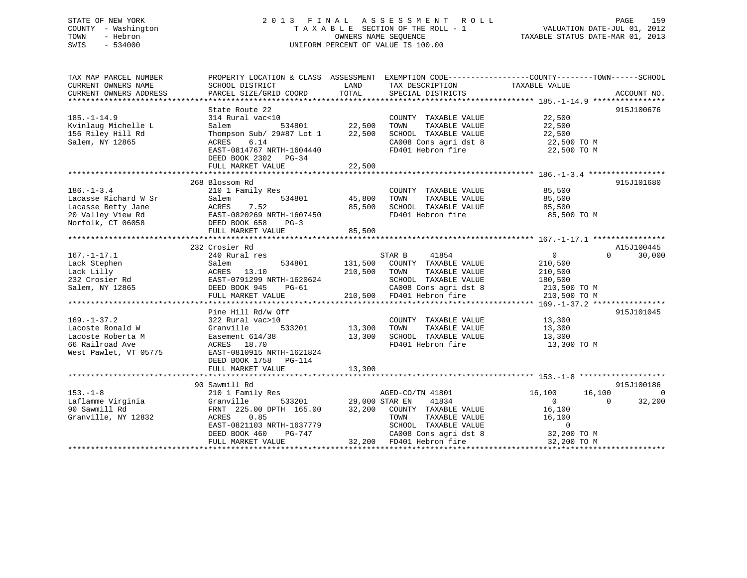STATE OF NEW YORK  
COUNTY - Washington  
TOWN - Hebron  
SWIS - 534000

2 0 1 3 F I N A L A S S E S S M E N T R O L L  
T A X A B L E SECTION OF THE ROLL - 1  
OWNERS NAME SEQUENCE  
UNIFORM PERCENT OF VALUE IS 100.00

VALUATION DATE-JUL 01, 2012  
TAXABLE STATUS DATE-MAR 01, 2013

```
TAX MAP PARCEL NUMBER          PROPERTY LOCATION & CLASS  ASSESSMENT  EXEMPTION CODE------------------COUNTY--------TOWN------SCHOOL
CURRENT OWNERS NAME            SCHOOL DISTRICT              LAND      TAX DESCRIPTION              TAXABLE VALUE
CURRENT OWNERS ADDRESS         PARCEL SIZE/GRID COORD       TOTAL     SPECIAL DISTRICTS                                          ACCOUNT NO.
******************************************************************************************************* 185.-1-14.9 ****************
                               State Route 22                                                                                915J100676
185.-1-14.9                    314 Rural vac<10                        COUNTY  TAXABLE VALUE             22,500
Kvinlaug Michelle L            Salem            534801       22,500    TOWN    TAXABLE VALUE             22,500
156 Riley Hill Rd              Thompson Sub/ 29#87 Lot 1     22,500    SCHOOL  TAXABLE VALUE             22,500
Salem, NY 12865                ACRES    6.14                           CA008 Cons agri dst 8              22,500 TO M
                               EAST-0814767 NRTH-1604440               FD401 Hebron fire                  22,500 TO M
                               DEED BOOK 2302   PG-34
                               FULL MARKET VALUE             22,500
******************************************************************************************************* 186.-1-3.4 *****************
                               268 Blossom Rd                                                                                915J101680
186.-1-3.4                     210 1 Family Res                        COUNTY  TAXABLE VALUE             85,500
Lacasse Richard W Sr           Salem            534801       45,800    TOWN    TAXABLE VALUE             85,500
Lacasse Betty Jane             ACRES    7.52                 85,500    SCHOOL  TAXABLE VALUE             85,500
20 Valley View Rd              EAST-0820269 NRTH-1607450               FD401 Hebron fire                  85,500 TO M
Norfolk, CT 06058              DEED BOOK 658    PG-3
                               FULL MARKET VALUE             85,500
******************************************************************************************************* 167.-1-17.1 ****************
                               232 Crosier Rd                                                                                A15J100445
167.-1-17.1                    240 Rural res                          STAR B      41854                   0             0      30,000
Lack Stephen                   Salem            534801      131,500    COUNTY  TAXABLE VALUE            210,500
Lack Lilly                     ACRES   13.10                210,500    TOWN    TAXABLE VALUE            210,500
232 Crosier Rd                 EAST-0791299 NRTH-1620624               SCHOOL  TAXABLE VALUE            180,500
Salem, NY 12865                DEED BOOK 945    PG-61                  CA008 Cons agri dst 8             210,500 TO M
                               FULL MARKET VALUE            210,500    FD401 Hebron fire                 210,500 TO M
******************************************************************************************************* 169.-1-37.2 ****************
                               Pine Hill Rd/w Off                                                                            915J101045
169.-1-37.2                    322 Rural vac>10                        COUNTY  TAXABLE VALUE             13,300
Lacoste Ronald W               Granville        533201       13,300    TOWN    TAXABLE VALUE             13,300
Lacoste Roberta M              Easement 614/38               13,300    SCHOOL  TAXABLE VALUE             13,300
66 Railroad Ave                ACRES   18.70                           FD401 Hebron fire                  13,300 TO M
West Pawlet, VT 05775          EAST-0810915 NRTH-1621824
                               DEED BOOK 1758   PG-114
                               FULL MARKET VALUE             13,300
******************************************************************************************************* 153.-1-8 *******************
                               90 Sawmill Rd                                                                                 915J100186
153.-1-8                       210 1 Family Res                       AGED-CO/TN 41801               16,100        16,100           0
Laflamme Virginia              Granville        533201       29,000 STAR EN     41834                   0             0      32,200
90 Sawmill Rd                  FRNT 225.00 DPTH 165.00       32,200    COUNTY  TAXABLE VALUE             16,100
Granville, NY 12832            ACRES    0.85                           TOWN    TAXABLE VALUE             16,100
                               EAST-0821103 NRTH-1637779               SCHOOL  TAXABLE VALUE                  0
                               DEED BOOK 460    PG-747                 CA008 Cons agri dst 8              32,200 TO M
                               FULL MARKET VALUE             32,200    FD401 Hebron fire                  32,200 TO M
************************************************************************************************************************************
```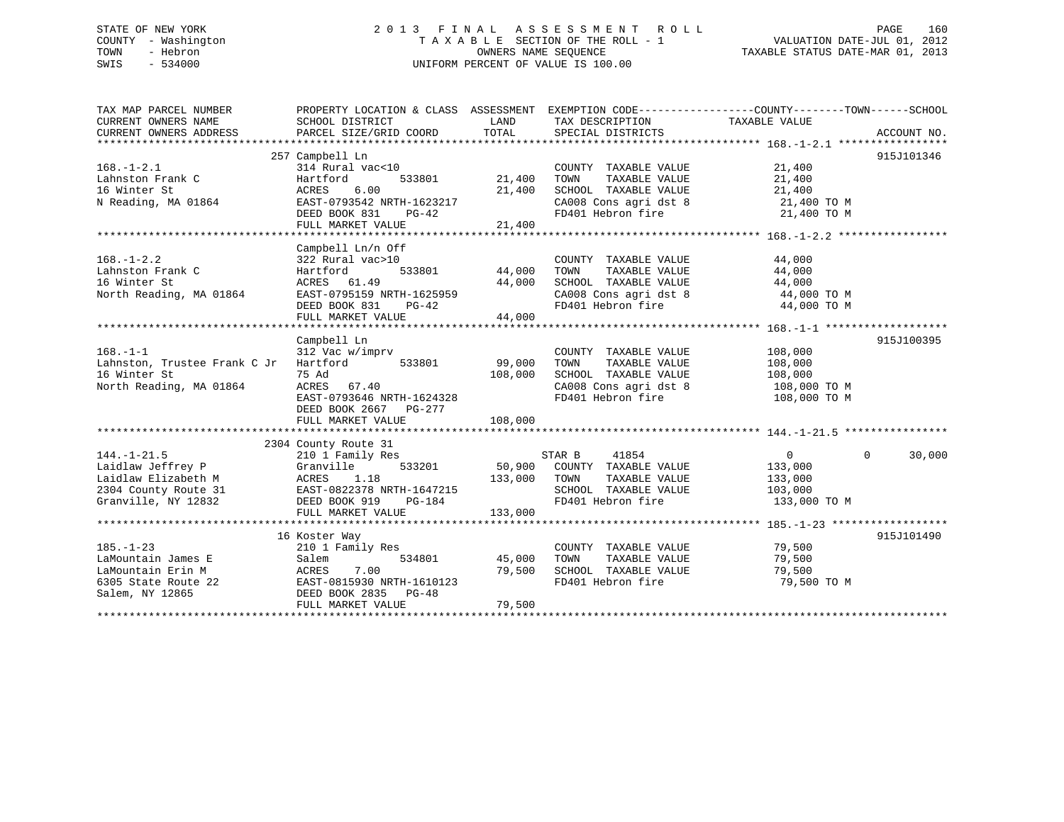STATE OF NEW YORK
COUNTY - Washington
TOWN - Hebron
SWIS - 534000

2013 FINAL ASSESSMENT ROLL
TAXABLE SECTION OF THE ROLL - 1
OWNERS NAME SEQUENCE
UNIFORM PERCENT OF VALUE IS 100.00

VALUATION DATE-JUL 01, 2012
TAXABLE STATUS DATE-MAR 01, 2013

```
TAX MAP PARCEL NUMBER          PROPERTY LOCATION & CLASS  ASSESSMENT  EXEMPTION CODE-----------------COUNTY--------TOWN------SCHOOL
CURRENT OWNERS NAME            SCHOOL DISTRICT               LAND      TAX DESCRIPTION            TAXABLE VALUE
CURRENT OWNERS ADDRESS         PARCEL SIZE/GRID COORD        TOTAL     SPECIAL DISTRICTS                                     ACCOUNT NO.
************************************************************************************************* 168.-1-2.1 *****************
                               257 Campbell Ln                                                                            915J101346
168.-1-2.1                     314 Rural vac<10                        COUNTY  TAXABLE VALUE          21,400
Lahnston Frank C               Hartford        533801      21,400      TOWN    TAXABLE VALUE          21,400
16 Winter St                   ACRES    6.00               21,400      SCHOOL  TAXABLE VALUE          21,400
N Reading, MA 01864            EAST-0793542 NRTH-1623217               CA008 Cons agri dst 8           21,400 TO M
                               DEED BOOK 831    PG-42                  FD401 Hebron fire               21,400 TO M
                               FULL MARKET VALUE           21,400
************************************************************************************************* 168.-1-2.2 *****************
                               Campbell Ln/n Off
168.-1-2.2                     322 Rural vac>10                        COUNTY  TAXABLE VALUE          44,000
Lahnston Frank C               Hartford        533801      44,000      TOWN    TAXABLE VALUE          44,000
16 Winter St                   ACRES   61.49               44,000      SCHOOL  TAXABLE VALUE          44,000
North Reading, MA 01864        EAST-0795159 NRTH-1625959               CA008 Cons agri dst 8           44,000 TO M
                               DEED BOOK 831    PG-42                  FD401 Hebron fire               44,000 TO M
                               FULL MARKET VALUE           44,000
************************************************************************************************* 168.-1-1 *******************
                               Campbell Ln                                                                                915J100395
168.-1-1                       312 Vac w/imprv                         COUNTY  TAXABLE VALUE         108,000
Lahnston, Trustee Frank C Jr   Hartford        533801      99,000      TOWN    TAXABLE VALUE         108,000
16 Winter St                   75 Ad                      108,000      SCHOOL  TAXABLE VALUE         108,000
North Reading, MA 01864        ACRES   67.40                           CA008 Cons agri dst 8          108,000 TO M
                               EAST-0793646 NRTH-1624328               FD401 Hebron fire              108,000 TO M
                               DEED BOOK 2667   PG-277
                               FULL MARKET VALUE          108,000
************************************************************************************************* 144.-1-21.5 ****************
                               2304 County Route 31
144.-1-21.5                    210 1 Family Res                    STAR B     41854               0             0        30,000
Laidlaw Jeffrey P              Granville       533201      50,900      COUNTY  TAXABLE VALUE         133,000
Laidlaw Elizabeth M            ACRES    1.18              133,000      TOWN    TAXABLE VALUE         133,000
2304 County Route 31           EAST-0822378 NRTH-1647215               SCHOOL  TAXABLE VALUE         103,000
Granville, NY 12832            DEED BOOK 919    PG-184                 FD401 Hebron fire              133,000 TO M
                               FULL MARKET VALUE          133,000
************************************************************************************************* 185.-1-23 ******************
                               16 Koster Way                                                                              915J101490
185.-1-23                      210 1 Family Res                        COUNTY  TAXABLE VALUE          79,500
LaMountain James E             Salem           534801      45,000      TOWN    TAXABLE VALUE          79,500
LaMountain Erin M              ACRES    7.00               79,500      SCHOOL  TAXABLE VALUE          79,500
6305 State Route 22            EAST-0815930 NRTH-1610123               FD401 Hebron fire               79,500 TO M
Salem, NY 12865                DEED BOOK 2835   PG-48
                               FULL MARKET VALUE           79,500
********************************************************************************************************************************
```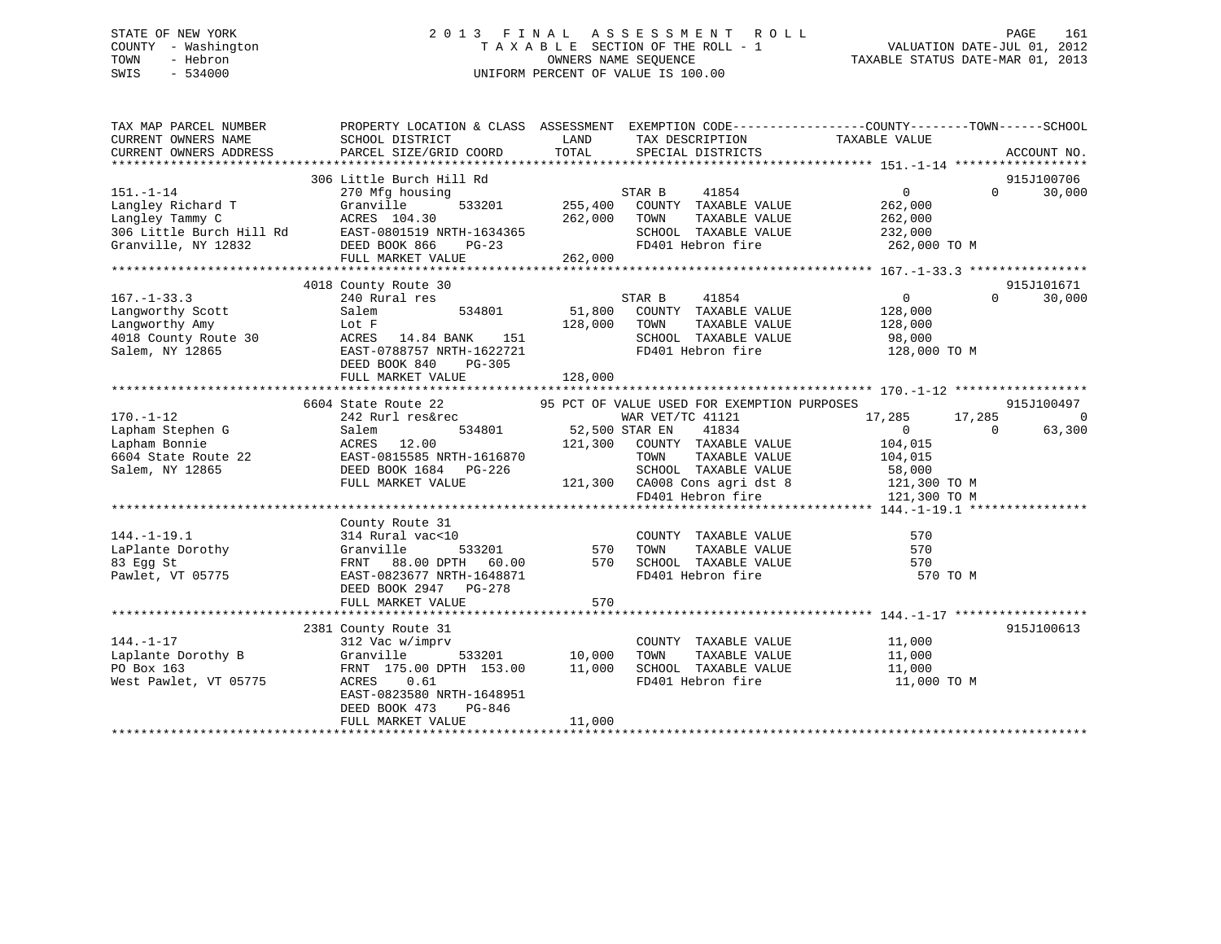STATE OF NEW YORK
COUNTY - Washington
TOWN - Hebron
SWIS - 534000

2 0 1 3 F I N A L A S S E S S M E N T R O L L
T A X A B L E SECTION OF THE ROLL - 1
OWNERS NAME SEQUENCE
UNIFORM PERCENT OF VALUE IS 100.00

VALUATION DATE-JUL 01, 2012
TAXABLE STATUS DATE-MAR 01, 2013

```
TAX MAP PARCEL NUMBER          PROPERTY LOCATION & CLASS  ASSESSMENT  EXEMPTION CODE------------------COUNTY--------TOWN------SCHOOL
CURRENT OWNERS NAME            SCHOOL DISTRICT               LAND      TAX DESCRIPTION             TAXABLE VALUE
CURRENT OWNERS ADDRESS         PARCEL SIZE/GRID COORD        TOTAL     SPECIAL DISTRICTS                                       ACCOUNT NO.
******************************************************************************************************* 151.-1-14 ******************
                               306 Little Burch Hill Rd                                                                        915J100706
151.-1-14                      270 Mfg housing                          STAR B      41854                  0             0        30,000
Langley Richard T              Granville       533201      255,400      COUNTY  TAXABLE VALUE          262,000
Langley Tammy C                ACRES  104.30              262,000      TOWN    TAXABLE VALUE          262,000
306 Little Burch Hill Rd       EAST-0801519 NRTH-1634365               SCHOOL  TAXABLE VALUE          232,000
Granville, NY 12832            DEED BOOK 866    PG-23                   FD401 Hebron fire               262,000 TO M
                               FULL MARKET VALUE          262,000
******************************************************************************************************* 167.-1-33.3 ****************
                               4018 County Route 30                                                                            915J101671
167.-1-33.3                    240 Rural res                            STAR B      41854                  0             0        30,000
Langworthy Scott               Salem           534801       51,800      COUNTY  TAXABLE VALUE          128,000
Langworthy Amy                 Lot F                       128,000      TOWN    TAXABLE VALUE          128,000
4018 County Route 30           ACRES   14.84 BANK    151               SCHOOL  TAXABLE VALUE           98,000
Salem, NY 12865                EAST-0788757 NRTH-1622721               FD401 Hebron fire               128,000 TO M
                               DEED BOOK 840    PG-305
                               FULL MARKET VALUE          128,000
******************************************************************************************************* 170.-1-12 ******************
                               6604 State Route 22          95 PCT OF VALUE USED FOR EXEMPTION PURPOSES                        915J100497
170.-1-12                      242 Rurl res&rec                         WAR VET/TC 41121              17,285        17,285            0
Lapham Stephen G               Salem           534801       52,500 STAR EN     41834                  0             0        63,300
Lapham Bonnie                  ACRES   12.00               121,300      COUNTY  TAXABLE VALUE          104,015
6604 State Route 22            EAST-0815585 NRTH-1616870               TOWN    TAXABLE VALUE          104,015
Salem, NY 12865                DEED BOOK 1684   PG-226                  SCHOOL  TAXABLE VALUE           58,000
                               FULL MARKET VALUE          121,300      CA008 Cons agri dst 8           121,300 TO M
                                                                        FD401 Hebron fire               121,300 TO M
******************************************************************************************************* 144.-1-19.1 ****************
                               County Route 31
144.-1-19.1                    314 Rural vac<10                         COUNTY  TAXABLE VALUE              570
LaPlante Dorothy               Granville       533201          570      TOWN    TAXABLE VALUE              570
83 Egg St                      FRNT   88.00 DPTH   60.00       570      SCHOOL  TAXABLE VALUE              570
Pawlet, VT 05775               EAST-0823677 NRTH-1648871               FD401 Hebron fire                   570 TO M
                               DEED BOOK 2947   PG-278
                               FULL MARKET VALUE              570
******************************************************************************************************* 144.-1-17 ******************
                               2381 County Route 31                                                                            915J100613
144.-1-17                      312 Vac w/imprv                          COUNTY  TAXABLE VALUE           11,000
Laplante Dorothy B             Granville       533201       10,000      TOWN    TAXABLE VALUE           11,000
PO Box 163                     FRNT  175.00 DPTH  153.00    11,000      SCHOOL  TAXABLE VALUE           11,000
West Pawlet, VT 05775          ACRES    0.61                            FD401 Hebron fire                11,000 TO M
                               EAST-0823580 NRTH-1648951
                               DEED BOOK 473    PG-846
                               FULL MARKET VALUE           11,000
************************************************************************************************************************************
```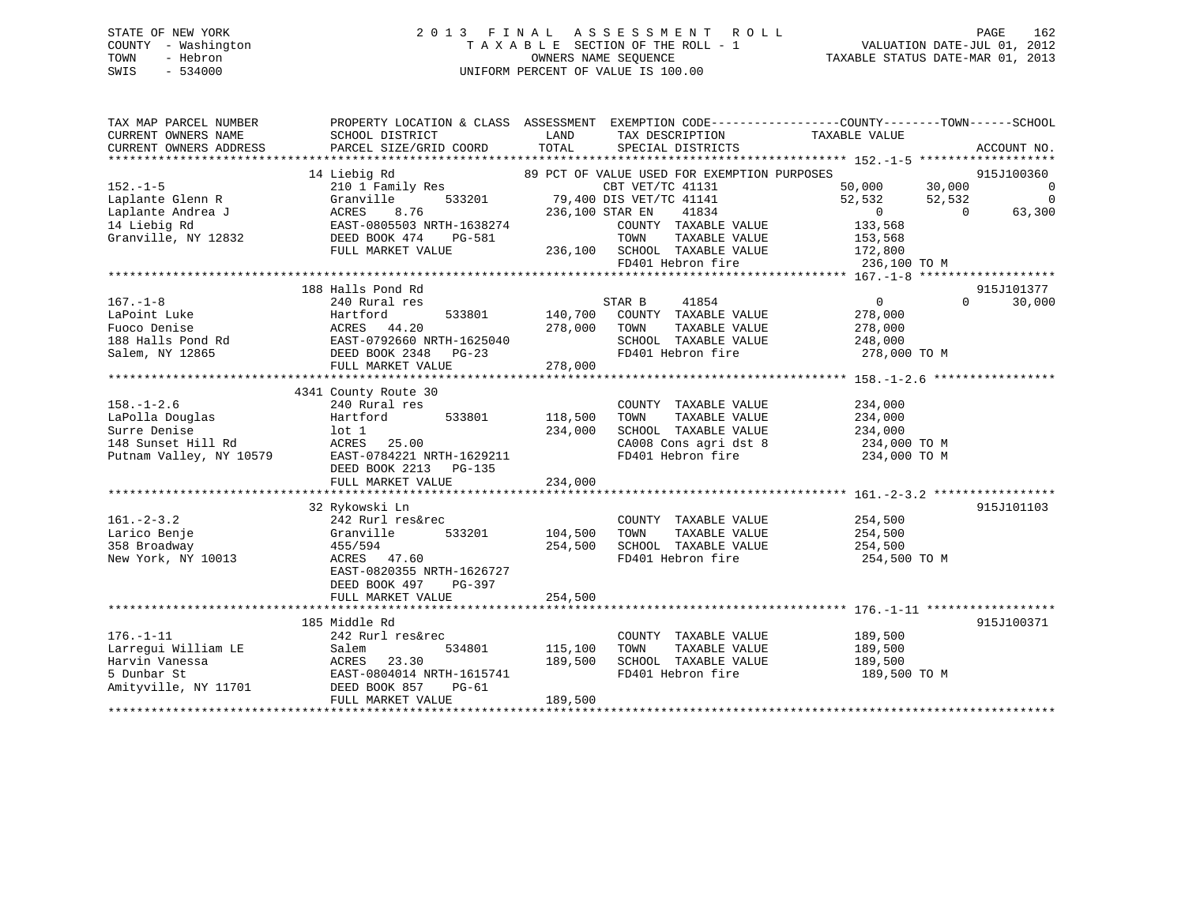STATE OF NEW YORK
COUNTY - Washington
TOWN - Hebron
SWIS - 534000

# 2013 FINAL ASSESSMENT ROLL

TAXABLE SECTION OF THE ROLL - 1
OWNERS NAME SEQUENCE
UNIFORM PERCENT OF VALUE IS 100.00

VALUATION DATE-JUL 01, 2012
TAXABLE STATUS DATE-MAR 01, 2013

| TAX MAP PARCEL NUMBER / CURRENT OWNERS NAME / CURRENT OWNERS ADDRESS | PROPERTY LOCATION & CLASS / SCHOOL DISTRICT / PARCEL SIZE/GRID COORD | ASSESSMENT LAND | TOTAL | EXEMPTION CODE / TAX DESCRIPTION / SPECIAL DISTRICTS | COUNTY TAXABLE VALUE | TOWN | SCHOOL | ACCOUNT NO. |
|---|---|---|---|---|---|---|---|---|
| **152.-1-5** | 14 Liebig Rd | | | 89 PCT OF VALUE USED FOR EXEMPTION PURPOSES | | | | 915J100360 |
| 152.-1-5 | 210 1 Family Res | | | CBT VET/TC 41131 | 50,000 | 30,000 | 0 | |
| Laplante Glenn R | Granville 533201 | 79,400 | | DIS VET/TC 41141 | 52,532 | 52,532 | 0 | |
| Laplante Andrea J | ACRES 8.76 | | 236,100 | STAR EN 41834 | 0 | 0 | 63,300 | |
| 14 Liebig Rd | EAST-0805503 NRTH-1638274 | | | COUNTY TAXABLE VALUE | 133,568 | | | |
| Granville, NY 12832 | DEED BOOK 474 PG-581 | | | TOWN TAXABLE VALUE | 153,568 | | | |
| | FULL MARKET VALUE | | 236,100 | SCHOOL TAXABLE VALUE | 172,800 | | | |
| | | | | FD401 Hebron fire | 236,100 TO M | | | |
| **167.-1-8** | 188 Halls Pond Rd | | | | | | | 915J101377 |
| 167.-1-8 | 240 Rural res | | | STAR B 41854 | 0 | 0 | 30,000 | |
| LaPoint Luke | Hartford 533801 | 140,700 | | COUNTY TAXABLE VALUE | 278,000 | | | |
| Fuoco Denise | ACRES 44.20 | | 278,000 | TOWN TAXABLE VALUE | 278,000 | | | |
| 188 Halls Pond Rd | EAST-0792660 NRTH-1625040 | | | SCHOOL TAXABLE VALUE | 248,000 | | | |
| Salem, NY 12865 | DEED BOOK 2348 PG-23 | | | FD401 Hebron fire | 278,000 TO M | | | |
| | FULL MARKET VALUE | | 278,000 | | | | | |
| **158.-1-2.6** | 4341 County Route 30 | | | | | | | |
| 158.-1-2.6 | 240 Rural res | | | COUNTY TAXABLE VALUE | 234,000 | | | |
| LaPolla Douglas | Hartford 533801 | 118,500 | | TOWN TAXABLE VALUE | 234,000 | | | |
| Surre Denise | lot 1 | | 234,000 | SCHOOL TAXABLE VALUE | 234,000 | | | |
| 148 Sunset Hill Rd | ACRES 25.00 | | | CA008 Cons agri dst 8 | 234,000 TO M | | | |
| Putnam Valley, NY 10579 | EAST-0784221 NRTH-1629211 | | | FD401 Hebron fire | 234,000 TO M | | | |
| | DEED BOOK 2213 PG-135 | | | | | | | |
| | FULL MARKET VALUE | | 234,000 | | | | | |
| **161.-2-3.2** | 32 Rykowski Ln | | | | | | | 915J101103 |
| 161.-2-3.2 | 242 Rurl res&rec | | | COUNTY TAXABLE VALUE | 254,500 | | | |
| Larico Benje | Granville 533201 | 104,500 | | TOWN TAXABLE VALUE | 254,500 | | | |
| 358 Broadway | 455/594 | | 254,500 | SCHOOL TAXABLE VALUE | 254,500 | | | |
| New York, NY 10013 | ACRES 47.60 | | | FD401 Hebron fire | 254,500 TO M | | | |
| | EAST-0820355 NRTH-1626727 | | | | | | | |
| | DEED BOOK 497 PG-397 | | | | | | | |
| | FULL MARKET VALUE | | 254,500 | | | | | |
| **176.-1-11** | 185 Middle Rd | | | | | | | 915J100371 |
| 176.-1-11 | 242 Rurl res&rec | | | COUNTY TAXABLE VALUE | 189,500 | | | |
| Larregui William LE | Salem 534801 | 115,100 | | TOWN TAXABLE VALUE | 189,500 | | | |
| Harvin Vanessa | ACRES 23.30 | | 189,500 | SCHOOL TAXABLE VALUE | 189,500 | | | |
| 5 Dunbar St | EAST-0804014 NRTH-1615741 | | | FD401 Hebron fire | 189,500 TO M | | | |
| Amityville, NY 11701 | DEED BOOK 857 PG-61 | | | | | | | |
| | FULL MARKET VALUE | | 189,500 | | | | | |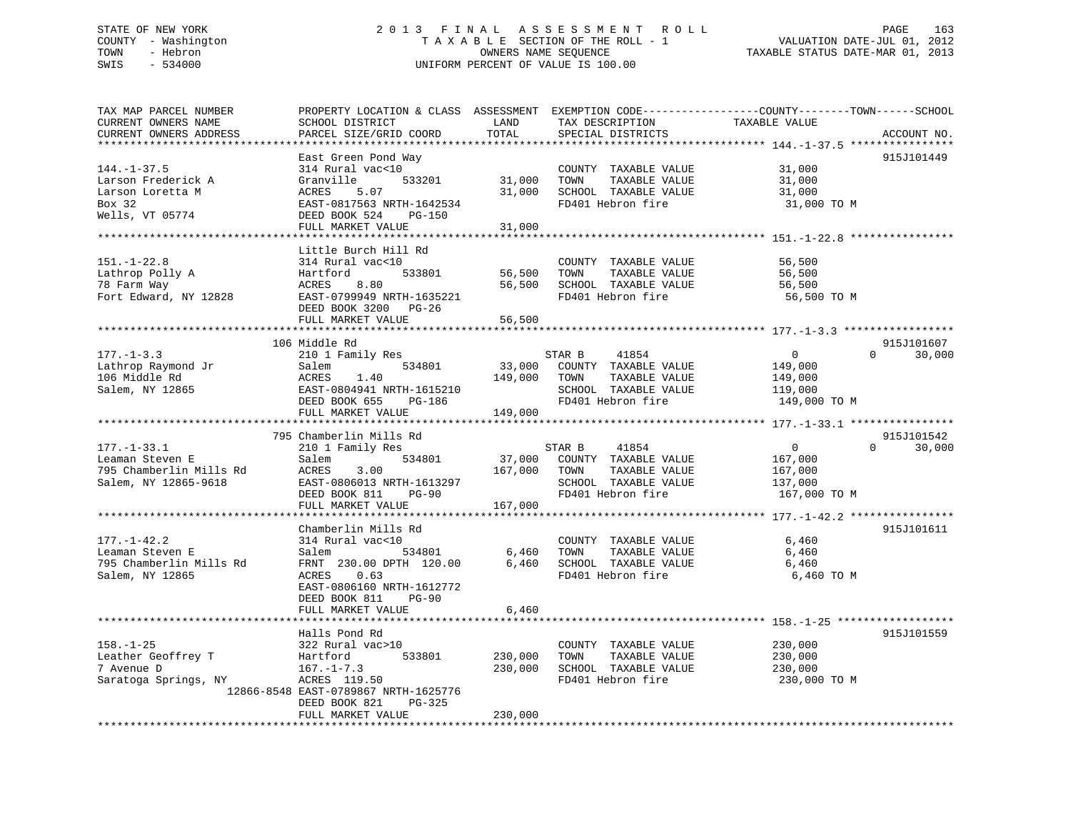STATE OF NEW YORK
COUNTY - Washington
TOWN - Hebron
SWIS - 534000

# 2013 FINAL ASSESSMENT ROLL
TAXABLE SECTION OF THE ROLL - 1
OWNERS NAME SEQUENCE
UNIFORM PERCENT OF VALUE IS 100.00

VALUATION DATE-JUL 01, 2012
TAXABLE STATUS DATE-MAR 01, 2013

| TAX MAP PARCEL NUMBER / CURRENT OWNERS NAME / CURRENT OWNERS ADDRESS | PROPERTY LOCATION & CLASS / SCHOOL DISTRICT / PARCEL SIZE/GRID COORD | ASSESSMENT LAND | TOTAL | EXEMPTION CODE / TAX DESCRIPTION / SPECIAL DISTRICTS | COUNTY TAXABLE VALUE | TOWN | SCHOOL | ACCOUNT NO. |
|---|---|---|---|---|---|---|---|---|
| **144.-1-37.5** | East Green Pond Way | | | | | | | 915J101449 |
| Larson Frederick A | 314 Rural vac<10 | | | COUNTY TAXABLE VALUE | 31,000 | | | |
| Larson Loretta M | Granville 533201 | 31,000 | | TOWN TAXABLE VALUE | 31,000 | | | |
| Box 32 | ACRES 5.07 | | 31,000 | SCHOOL TAXABLE VALUE | 31,000 | | | |
| Wells, VT 05774 | EAST-0817563 NRTH-1642534 | | | FD401 Hebron fire | 31,000 TO M | | | |
| | DEED BOOK 524 PG-150 | | | | | | | |
| | FULL MARKET VALUE | | 31,000 | | | | | |
| **151.-1-22.8** | Little Burch Hill Rd | | | | | | | |
| Lathrop Polly A | 314 Rural vac<10 | | | COUNTY TAXABLE VALUE | 56,500 | | | |
| 78 Farm Way | Hartford 533801 | 56,500 | | TOWN TAXABLE VALUE | 56,500 | | | |
| Fort Edward, NY 12828 | ACRES 8.80 | | 56,500 | SCHOOL TAXABLE VALUE | 56,500 | | | |
| | EAST-0799949 NRTH-1635221 | | | FD401 Hebron fire | 56,500 TO M | | | |
| | DEED BOOK 3200 PG-26 | | | | | | | |
| | FULL MARKET VALUE | | 56,500 | | | | | |
| **177.-1-3.3** | 106 Middle Rd | | | | | | | 915J101607 |
| Lathrop Raymond Jr | 210 1 Family Res | | | STAR B 41854 | 0 | 0 | 30,000 | |
| 106 Middle Rd | Salem 534801 | 33,000 | | COUNTY TAXABLE VALUE | 149,000 | | | |
| Salem, NY 12865 | ACRES 1.40 | | 149,000 | TOWN TAXABLE VALUE | 149,000 | | | |
| | EAST-0804941 NRTH-1615210 | | | SCHOOL TAXABLE VALUE | 119,000 | | | |
| | DEED BOOK 655 PG-186 | | | FD401 Hebron fire | 149,000 TO M | | | |
| | FULL MARKET VALUE | | 149,000 | | | | | |
| **177.-1-33.1** | 795 Chamberlin Mills Rd | | | | | | | 915J101542 |
| Leaman Steven E | 210 1 Family Res | | | STAR B 41854 | 0 | 0 | 30,000 | |
| 795 Chamberlin Mills Rd | Salem 534801 | 37,000 | | COUNTY TAXABLE VALUE | 167,000 | | | |
| Salem, NY 12865-9618 | ACRES 3.00 | | 167,000 | TOWN TAXABLE VALUE | 167,000 | | | |
| | EAST-0806013 NRTH-1613297 | | | SCHOOL TAXABLE VALUE | 137,000 | | | |
| | DEED BOOK 811 PG-90 | | | FD401 Hebron fire | 167,000 TO M | | | |
| | FULL MARKET VALUE | | 167,000 | | | | | |
| **177.-1-42.2** | Chamberlin Mills Rd | | | | | | | 915J101611 |
| Leaman Steven E | 314 Rural vac<10 | | | COUNTY TAXABLE VALUE | 6,460 | | | |
| 795 Chamberlin Mills Rd | Salem 534801 | 6,460 | | TOWN TAXABLE VALUE | 6,460 | | | |
| Salem, NY 12865 | FRNT 230.00 DPTH 120.00 | | 6,460 | SCHOOL TAXABLE VALUE | 6,460 | | | |
| | ACRES 0.63 | | | FD401 Hebron fire | 6,460 TO M | | | |
| | EAST-0806160 NRTH-1612772 | | | | | | | |
| | DEED BOOK 811 PG-90 | | | | | | | |
| | FULL MARKET VALUE | | 6,460 | | | | | |
| **158.-1-25** | Halls Pond Rd | | | | | | | 915J101559 |
| Leather Geoffrey T | 322 Rural vac>10 | | | COUNTY TAXABLE VALUE | 230,000 | | | |
| 7 Avenue D | Hartford 533801 | 230,000 | | TOWN TAXABLE VALUE | 230,000 | | | |
| Saratoga Springs, NY 12866-8548 | 167.-1-7.3 | | 230,000 | SCHOOL TAXABLE VALUE | 230,000 | | | |
| | ACRES 119.50 | | | FD401 Hebron fire | 230,000 TO M | | | |
| | EAST-0789867 NRTH-1625776 | | | | | | | |
| | DEED BOOK 821 PG-325 | | | | | | | |
| | FULL MARKET VALUE | | 230,000 | | | | | |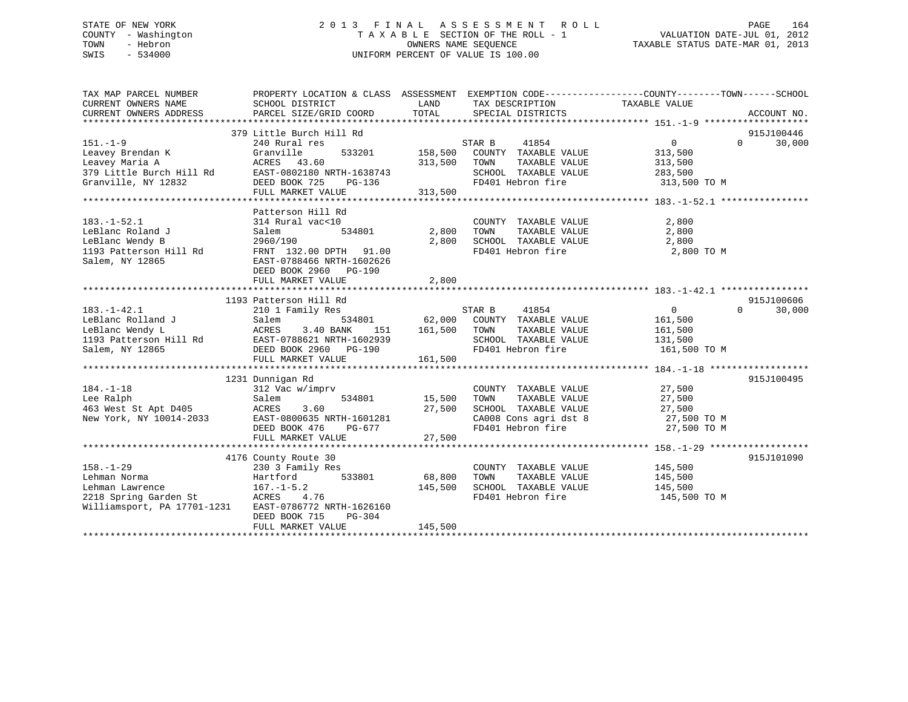STATE OF NEW YORK
COUNTY - Washington
TOWN - Hebron
SWIS - 534000

2013 FINAL ASSESSMENT ROLL
TAXABLE SECTION OF THE ROLL - 1
OWNERS NAME SEQUENCE
UNIFORM PERCENT OF VALUE IS 100.00

VALUATION DATE-JUL 01, 2012
TAXABLE STATUS DATE-MAR 01, 2013

```
TAX MAP PARCEL NUMBER          PROPERTY LOCATION & CLASS  ASSESSMENT  EXEMPTION CODE------------------COUNTY--------TOWN------SCHOOL
CURRENT OWNERS NAME            SCHOOL DISTRICT              LAND       TAX DESCRIPTION             TAXABLE VALUE
CURRENT OWNERS ADDRESS         PARCEL SIZE/GRID COORD       TOTAL      SPECIAL DISTRICTS                                      ACCOUNT NO.
******************************************************************************************************* 151.-1-9 *******************
                               379 Little Burch Hill Rd                                                                        915J100446
151.-1-9                       240 Rural res                           STAR B     41854                   0            0        30,000
Leavey Brendan K               Granville       533201     158,500      COUNTY  TAXABLE VALUE          313,500
Leavey Maria A                 ACRES  43.60               313,500      TOWN    TAXABLE VALUE          313,500
379 Little Burch Hill Rd       EAST-0802180 NRTH-1638743               SCHOOL  TAXABLE VALUE          283,500
Granville, NY 12832            DEED BOOK 725    PG-136                 FD401 Hebron fire               313,500 TO M
                               FULL MARKET VALUE          313,500
******************************************************************************************************* 183.-1-52.1 ****************
                               Patterson Hill Rd
183.-1-52.1                    314 Rural vac<10                        COUNTY  TAXABLE VALUE            2,800
LeBlanc Roland J               Salem           534801       2,800      TOWN    TAXABLE VALUE            2,800
LeBlanc Wendy B                2960/190                     2,800      SCHOOL  TAXABLE VALUE            2,800
1193 Patterson Hill Rd         FRNT 132.00 DPTH  91.00                 FD401 Hebron fire                 2,800 TO M
Salem, NY 12865                EAST-0788466 NRTH-1602626
                               DEED BOOK 2960   PG-190
                               FULL MARKET VALUE            2,800
******************************************************************************************************* 183.-1-42.1 ****************
                               1193 Patterson Hill Rd                                                                          915J100606
183.-1-42.1                    210 1 Family Res                        STAR B     41854                   0            0        30,000
LeBlanc Rolland J              Salem           534801      62,000      COUNTY  TAXABLE VALUE          161,500
LeBlanc Wendy L                ACRES   3.40 BANK    151   161,500      TOWN    TAXABLE VALUE          161,500
1193 Patterson Hill Rd         EAST-0788621 NRTH-1602939               SCHOOL  TAXABLE VALUE          131,500
Salem, NY 12865                DEED BOOK 2960   PG-190                 FD401 Hebron fire               161,500 TO M
                               FULL MARKET VALUE          161,500
******************************************************************************************************* 184.-1-18 ******************
                               1231 Dunnigan Rd                                                                                915J100495
184.-1-18                      312 Vac w/imprv                         COUNTY  TAXABLE VALUE           27,500
Lee Ralph                      Salem           534801      15,500      TOWN    TAXABLE VALUE           27,500
463 West St Apt D405           ACRES   3.60                27,500      SCHOOL  TAXABLE VALUE           27,500
New York, NY 10014-2033        EAST-0800635 NRTH-1601281               CA008 Cons agri dst 8            27,500 TO M
                               DEED BOOK 476    PG-677                 FD401 Hebron fire                27,500 TO M
                               FULL MARKET VALUE           27,500
******************************************************************************************************* 158.-1-29 ******************
                               4176 County Route 30                                                                            915J101090
158.-1-29                      230 3 Family Res                        COUNTY  TAXABLE VALUE          145,500
Lehman Norma                   Hartford        533801      68,800      TOWN    TAXABLE VALUE          145,500
Lehman Lawrence                167.-1-5.2                 145,500      SCHOOL  TAXABLE VALUE          145,500
2218 Spring Garden St          ACRES   4.76                            FD401 Hebron fire               145,500 TO M
Williamsport, PA 17701-1231    EAST-0786772 NRTH-1626160
                               DEED BOOK 715    PG-304
                               FULL MARKET VALUE          145,500
************************************************************************************************************************************
```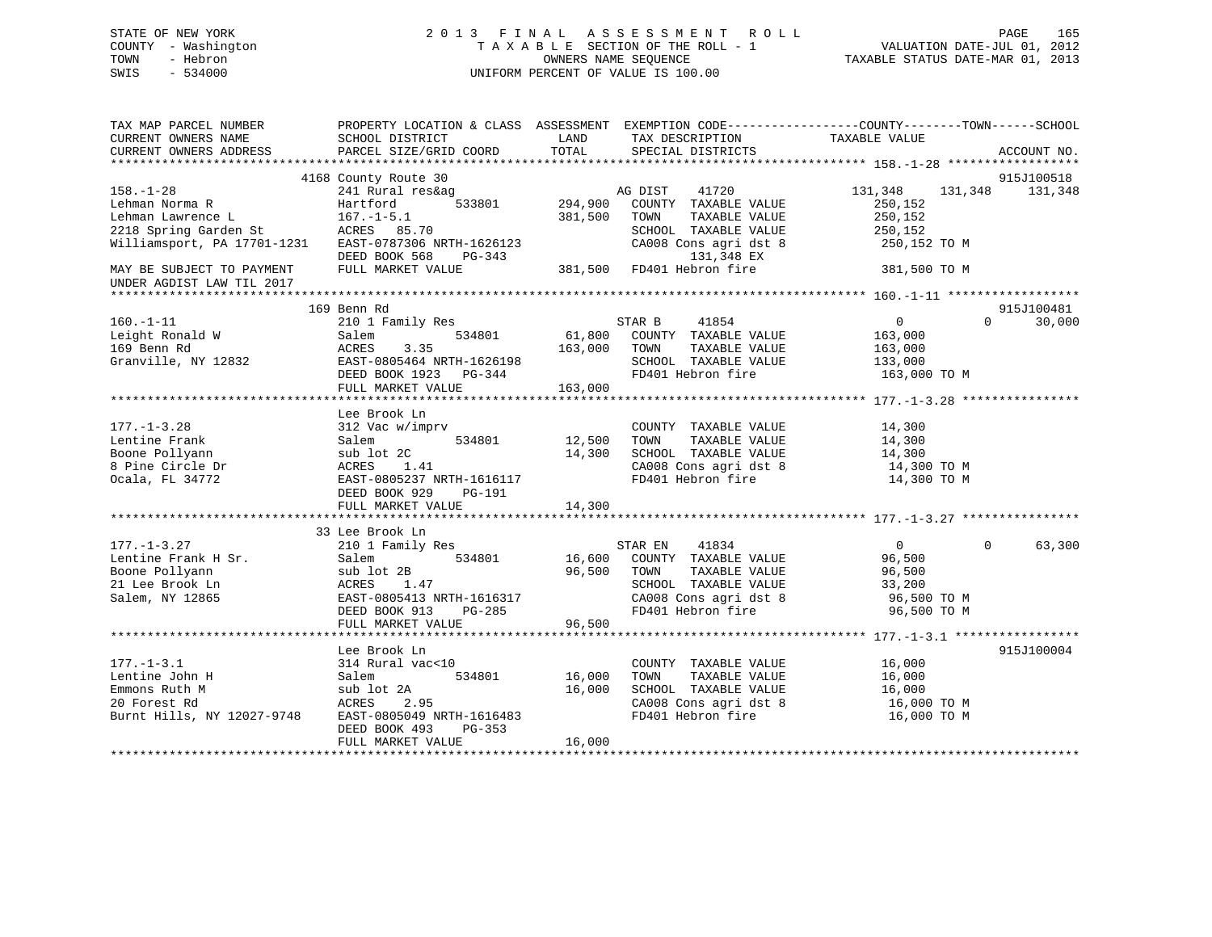STATE OF NEW YORK
COUNTY - Washington
TOWN - Hebron
SWIS - 534000

2013 FINAL ASSESSMENT ROLL
TAXABLE SECTION OF THE ROLL - 1
OWNERS NAME SEQUENCE
UNIFORM PERCENT OF VALUE IS 100.00

VALUATION DATE-JUL 01, 2012
TAXABLE STATUS DATE-MAR 01, 2013

```
TAX MAP PARCEL NUMBER          PROPERTY LOCATION & CLASS  ASSESSMENT  EXEMPTION CODE------------------COUNTY--------TOWN------SCHOOL
CURRENT OWNERS NAME            SCHOOL DISTRICT               LAND      TAX DESCRIPTION            TAXABLE VALUE
CURRENT OWNERS ADDRESS         PARCEL SIZE/GRID COORD       TOTAL      SPECIAL DISTRICTS                                    ACCOUNT NO.
******************************************************************************************************* 158.-1-28 ******************
                    4168 County Route 30                                                                                 915J100518
158.-1-28                      241 Rural res&ag                    AG DIST    41720           131,348    131,348    131,348
Lehman Norma R                 Hartford         533801     294,900   COUNTY  TAXABLE VALUE         250,152
Lehman Lawrence L              167.-1-5.1                  381,500   TOWN    TAXABLE VALUE         250,152
2218 Spring Garden St          ACRES  85.70                          SCHOOL  TAXABLE VALUE         250,152
Williamsport, PA 17701-1231    EAST-0787306 NRTH-1626123             CA008 Cons agri dst 8          250,152 TO M
                               DEED BOOK 568    PG-343                     131,348 EX
MAY BE SUBJECT TO PAYMENT      FULL MARKET VALUE           381,500   FD401 Hebron fire              381,500 TO M
UNDER AGDIST LAW TIL 2017
******************************************************************************************************* 160.-1-11 ******************
                    169 Benn Rd                                                                                          915J100481
160.-1-11                      210 1 Family Res                    STAR B     41854                 0          0     30,000
Leight Ronald W                Salem            534801      61,800   COUNTY  TAXABLE VALUE         163,000
169 Benn Rd                    ACRES   3.35                163,000   TOWN    TAXABLE VALUE         163,000
Granville, NY 12832            EAST-0805464 NRTH-1626198             SCHOOL  TAXABLE VALUE         133,000
                               DEED BOOK 1923   PG-344               FD401 Hebron fire              163,000 TO M
                               FULL MARKET VALUE           163,000
******************************************************************************************************* 177.-1-3.28 ****************
                    Lee Brook Ln
177.-1-3.28                    312 Vac w/imprv                       COUNTY  TAXABLE VALUE          14,300
Lentine Frank                  Salem            534801      12,500   TOWN    TAXABLE VALUE          14,300
Boone Pollyann                 sub lot 2C                   14,300   SCHOOL  TAXABLE VALUE          14,300
8 Pine Circle Dr               ACRES   1.41                          CA008 Cons agri dst 8           14,300 TO M
Ocala, FL 34772                EAST-0805237 NRTH-1616117             FD401 Hebron fire               14,300 TO M
                               DEED BOOK 929    PG-191
                               FULL MARKET VALUE            14,300
******************************************************************************************************* 177.-1-3.27 ****************
                    33 Lee Brook Ln
177.-1-3.27                    210 1 Family Res                    STAR EN    41834                 0          0     63,300
Lentine Frank H Sr.            Salem            534801      16,600   COUNTY  TAXABLE VALUE          96,500
Boone Pollyann                 sub lot 2B                   96,500   TOWN    TAXABLE VALUE          96,500
21 Lee Brook Ln                ACRES   1.47                          SCHOOL  TAXABLE VALUE          33,200
Salem, NY 12865                EAST-0805413 NRTH-1616317             CA008 Cons agri dst 8           96,500 TO M
                               DEED BOOK 913    PG-285               FD401 Hebron fire               96,500 TO M
                               FULL MARKET VALUE            96,500
******************************************************************************************************* 177.-1-3.1 *****************
                    Lee Brook Ln                                                                                         915J100004
177.-1-3.1                     314 Rural vac<10                      COUNTY  TAXABLE VALUE          16,000
Lentine John H                 Salem            534801      16,000   TOWN    TAXABLE VALUE          16,000
Emmons Ruth M                  sub lot 2A                   16,000   SCHOOL  TAXABLE VALUE          16,000
20 Forest Rd                   ACRES   2.95                          CA008 Cons agri dst 8           16,000 TO M
Burnt Hills, NY 12027-9748     EAST-0805049 NRTH-1616483             FD401 Hebron fire               16,000 TO M
                               DEED BOOK 493    PG-353
                               FULL MARKET VALUE            16,000
************************************************************************************************************************************
```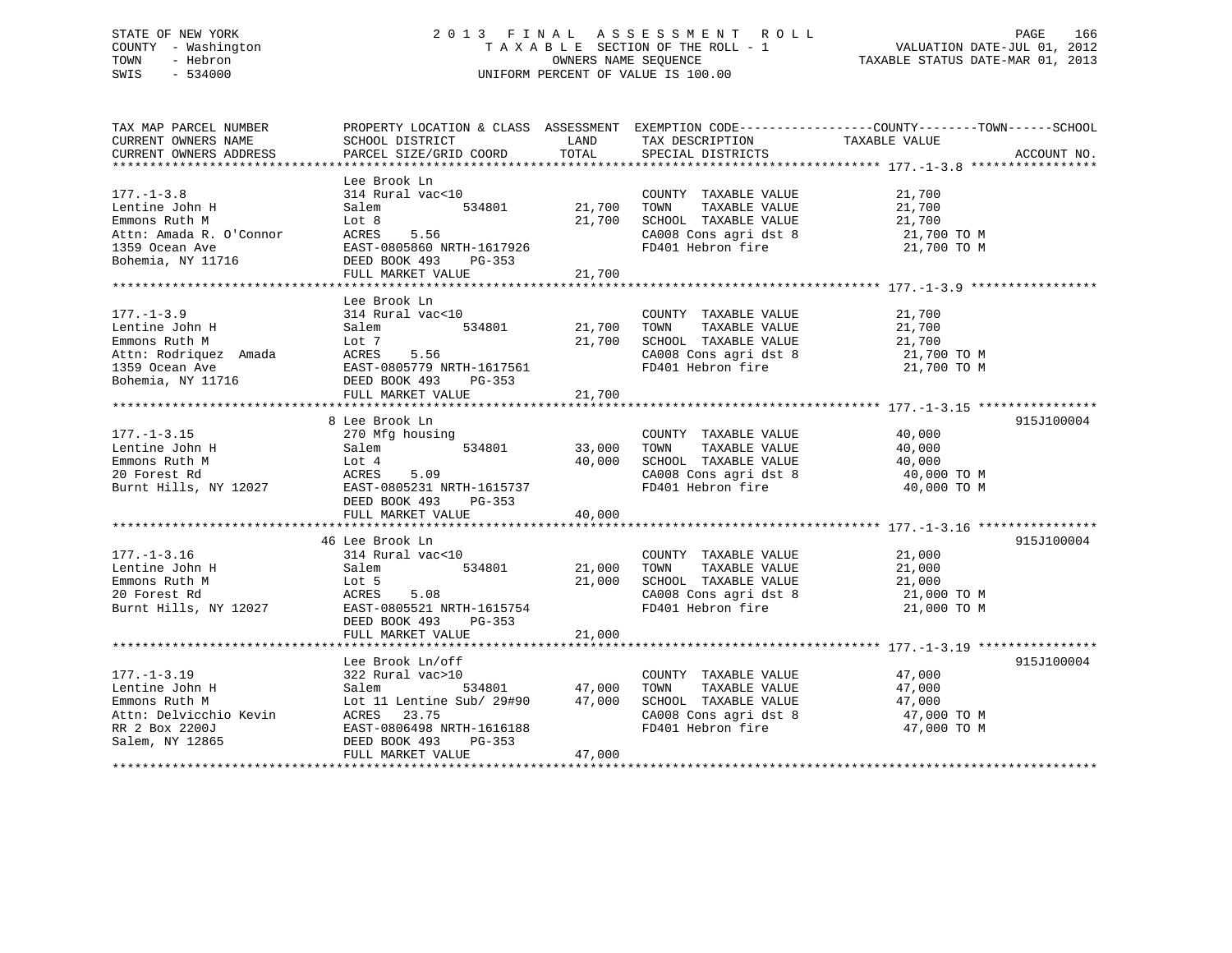STATE OF NEW YORK
COUNTY - Washington
TOWN - Hebron
SWIS - 534000

2013 FINAL ASSESSMENT ROLL
TAXABLE SECTION OF THE ROLL - 1
OWNERS NAME SEQUENCE
UNIFORM PERCENT OF VALUE IS 100.00

VALUATION DATE-JUL 01, 2012
TAXABLE STATUS DATE-MAR 01, 2013

| TAX MAP PARCEL NUMBER / CURRENT OWNERS NAME / CURRENT OWNERS ADDRESS | PROPERTY LOCATION & CLASS / SCHOOL DISTRICT / PARCEL SIZE/GRID COORD | ASSESSMENT LAND | TOTAL | EXEMPTION CODE / TAX DESCRIPTION / SPECIAL DISTRICTS | TAXABLE VALUE (COUNTY / TOWN / SCHOOL) | ACCOUNT NO. |
|---|---|---|---|---|---|---|
| **177.-1-3.8** | Lee Brook Ln | | | | | |
| 177.-1-3.8 | 314 Rural vac<10 | | | COUNTY TAXABLE VALUE | 21,700 | |
| Lentine John H | Salem 534801 | 21,700 | | TOWN TAXABLE VALUE | 21,700 | |
| Emmons Ruth M | Lot 8 | | 21,700 | SCHOOL TAXABLE VALUE | 21,700 | |
| Attn: Amada R. O'Connor | ACRES 5.56 | | | CA008 Cons agri dst 8 | 21,700 TO M | |
| 1359 Ocean Ave | EAST-0805860 NRTH-1617926 | | | FD401 Hebron fire | 21,700 TO M | |
| Bohemia, NY 11716 | DEED BOOK 493 PG-353 | | | | | |
| | FULL MARKET VALUE | | 21,700 | | | |
| **177.-1-3.9** | Lee Brook Ln | | | | | |
| 177.-1-3.9 | 314 Rural vac<10 | | | COUNTY TAXABLE VALUE | 21,700 | |
| Lentine John H | Salem 534801 | 21,700 | | TOWN TAXABLE VALUE | 21,700 | |
| Emmons Ruth M | Lot 7 | | 21,700 | SCHOOL TAXABLE VALUE | 21,700 | |
| Attn: Rodriquez Amada | ACRES 5.56 | | | CA008 Cons agri dst 8 | 21,700 TO M | |
| 1359 Ocean Ave | EAST-0805779 NRTH-1617561 | | | FD401 Hebron fire | 21,700 TO M | |
| Bohemia, NY 11716 | DEED BOOK 493 PG-353 | | | | | |
| | FULL MARKET VALUE | | 21,700 | | | |
| **177.-1-3.15** | 8 Lee Brook Ln | | | | | 915J100004 |
| 177.-1-3.15 | 270 Mfg housing | | | COUNTY TAXABLE VALUE | 40,000 | |
| Lentine John H | Salem 534801 | 33,000 | | TOWN TAXABLE VALUE | 40,000 | |
| Emmons Ruth M | Lot 4 | | 40,000 | SCHOOL TAXABLE VALUE | 40,000 | |
| 20 Forest Rd | ACRES 5.09 | | | CA008 Cons agri dst 8 | 40,000 TO M | |
| Burnt Hills, NY 12027 | EAST-0805231 NRTH-1615737 | | | FD401 Hebron fire | 40,000 TO M | |
| | DEED BOOK 493 PG-353 | | | | | |
| | FULL MARKET VALUE | | 40,000 | | | |
| **177.-1-3.16** | 46 Lee Brook Ln | | | | | 915J100004 |
| 177.-1-3.16 | 314 Rural vac<10 | | | COUNTY TAXABLE VALUE | 21,000 | |
| Lentine John H | Salem 534801 | 21,000 | | TOWN TAXABLE VALUE | 21,000 | |
| Emmons Ruth M | Lot 5 | | 21,000 | SCHOOL TAXABLE VALUE | 21,000 | |
| 20 Forest Rd | ACRES 5.08 | | | CA008 Cons agri dst 8 | 21,000 TO M | |
| Burnt Hills, NY 12027 | EAST-0805521 NRTH-1615754 | | | FD401 Hebron fire | 21,000 TO M | |
| | DEED BOOK 493 PG-353 | | | | | |
| | FULL MARKET VALUE | | 21,000 | | | |
| **177.-1-3.19** | Lee Brook Ln/off | | | | | 915J100004 |
| 177.-1-3.19 | 322 Rural vac>10 | | | COUNTY TAXABLE VALUE | 47,000 | |
| Lentine John H | Salem 534801 | 47,000 | | TOWN TAXABLE VALUE | 47,000 | |
| Emmons Ruth M | Lot 11 Lentine Sub/ 29#90 | | 47,000 | SCHOOL TAXABLE VALUE | 47,000 | |
| Attn: Delvicchio Kevin | ACRES 23.75 | | | CA008 Cons agri dst 8 | 47,000 TO M | |
| RR 2 Box 2200J | EAST-0806498 NRTH-1616188 | | | FD401 Hebron fire | 47,000 TO M | |
| Salem, NY 12865 | DEED BOOK 493 PG-353 | | | | | |
| | FULL MARKET VALUE | | 47,000 | | | |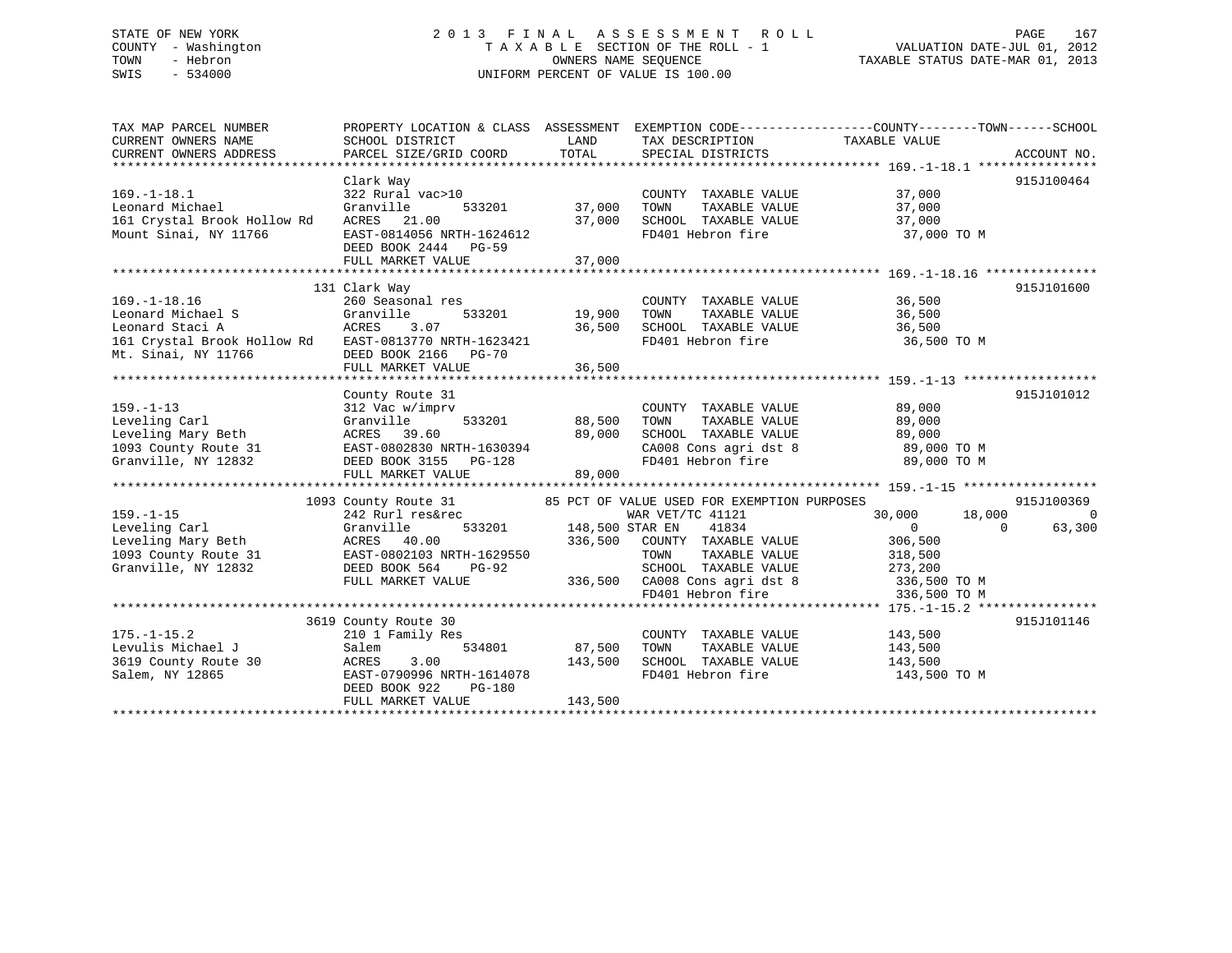STATE OF NEW YORK
COUNTY - Washington
TOWN - Hebron
SWIS - 534000

2 0 1 3 F I N A L A S S E S S M E N T R O L L
T A X A B L E SECTION OF THE ROLL - 1
OWNERS NAME SEQUENCE
UNIFORM PERCENT OF VALUE IS 100.00

VALUATION DATE-JUL 01, 2012
TAXABLE STATUS DATE-MAR 01, 2013

```
TAX MAP PARCEL NUMBER          PROPERTY LOCATION & CLASS  ASSESSMENT  EXEMPTION CODE------------------COUNTY--------TOWN------SCHOOL
CURRENT OWNERS NAME            SCHOOL DISTRICT               LAND      TAX DESCRIPTION            TAXABLE VALUE
CURRENT OWNERS ADDRESS         PARCEL SIZE/GRID COORD        TOTAL     SPECIAL DISTRICTS                                    ACCOUNT NO.
******************************************************************************************************* 169.-1-18.1 ****************
                               Clark Way                                                                                915J100464
169.-1-18.1                    322 Rural vac>10                        COUNTY  TAXABLE VALUE             37,000
Leonard Michael                Granville         533201       37,000   TOWN    TAXABLE VALUE             37,000
161 Crystal Brook Hollow Rd    ACRES  21.00                   37,000   SCHOOL  TAXABLE VALUE             37,000
Mount Sinai, NY 11766          EAST-0814056 NRTH-1624612               FD401 Hebron fire                  37,000 TO M
                               DEED BOOK 2444   PG-59
                               FULL MARKET VALUE              37,000
******************************************************************************************************* 169.-1-18.16 ***************
                           131 Clark Way                                                                                915J101600
169.-1-18.16                   260 Seasonal res                        COUNTY  TAXABLE VALUE             36,500
Leonard Michael S              Granville         533201       19,900   TOWN    TAXABLE VALUE             36,500
Leonard Staci A                ACRES   3.07                   36,500   SCHOOL  TAXABLE VALUE             36,500
161 Crystal Brook Hollow Rd    EAST-0813770 NRTH-1623421               FD401 Hebron fire                  36,500 TO M
Mt. Sinai, NY 11766            DEED BOOK 2166   PG-70
                               FULL MARKET VALUE              36,500
******************************************************************************************************* 159.-1-13 ******************
                               County Route 31                                                                          915J101012
159.-1-13                      312 Vac w/imprv                         COUNTY  TAXABLE VALUE             89,000
Leveling Carl                  Granville         533201       88,500   TOWN    TAXABLE VALUE             89,000
Leveling Mary Beth             ACRES  39.60                   89,000   SCHOOL  TAXABLE VALUE             89,000
1093 County Route 31           EAST-0802830 NRTH-1630394               CA008 Cons agri dst 8              89,000 TO M
Granville, NY 12832            DEED BOOK 3155   PG-128                 FD401 Hebron fire                  89,000 TO M
                               FULL MARKET VALUE              89,000
******************************************************************************************************* 159.-1-15 ******************
                          1093 County Route 31          85 PCT OF VALUE USED FOR EXEMPTION PURPOSES                      915J100369
159.-1-15                      242 Rurl res&rec                   WAR VET/TC 41121                  30,000      18,000           0
Leveling Carl                  Granville         533201      148,500 STAR EN    41834                     0           0      63,300
Leveling Mary Beth             ACRES  40.00                  336,500   COUNTY  TAXABLE VALUE            306,500
1093 County Route 31           EAST-0802103 NRTH-1629550               TOWN    TAXABLE VALUE            318,500
Granville, NY 12832            DEED BOOK 564    PG-92                  SCHOOL  TAXABLE VALUE            273,200
                               FULL MARKET VALUE             336,500   CA008 Cons agri dst 8             336,500 TO M
                                                                       FD401 Hebron fire                 336,500 TO M
******************************************************************************************************* 175.-1-15.2 ****************
                          3619 County Route 30                                                                          915J101146
175.-1-15.2                    210 1 Family Res                        COUNTY  TAXABLE VALUE            143,500
Levulis Michael J              Salem             534801       87,500   TOWN    TAXABLE VALUE            143,500
3619 County Route 30           ACRES   3.00                  143,500   SCHOOL  TAXABLE VALUE            143,500
Salem, NY 12865                EAST-0790996 NRTH-1614078               FD401 Hebron fire                 143,500 TO M
                               DEED BOOK 922    PG-180
                               FULL MARKET VALUE             143,500
************************************************************************************************************************************
```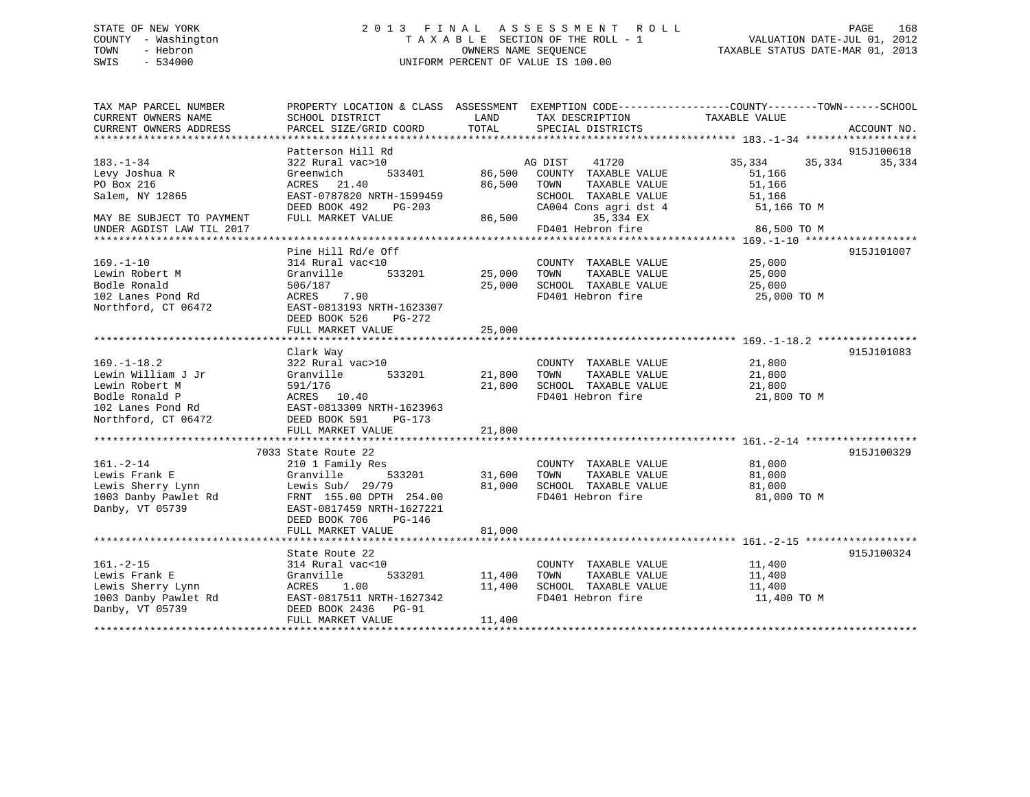STATE OF NEW YORK
COUNTY - Washington
TOWN - Hebron
SWIS - 534000

# 2013 FINAL ASSESSMENT ROLL
TAXABLE SECTION OF THE ROLL - 1
OWNERS NAME SEQUENCE
UNIFORM PERCENT OF VALUE IS 100.00

VALUATION DATE-JUL 01, 2012
TAXABLE STATUS DATE-MAR 01, 2013

| TAX MAP PARCEL NUMBER / CURRENT OWNERS NAME / CURRENT OWNERS ADDRESS | PROPERTY LOCATION & CLASS / SCHOOL DISTRICT / PARCEL SIZE/GRID COORD | ASSESSMENT LAND | TOTAL | EXEMPTION CODE / TAX DESCRIPTION / SPECIAL DISTRICTS | COUNTY TAXABLE VALUE | TOWN | SCHOOL | ACCOUNT NO. |
|---|---|---|---|---|---|---|---|---|
| **183.-1-34** | Patterson Hill Rd | | | | | | | 915J100618 |
| 183.-1-34 | 322 Rural vac>10 | | | AG DIST 41720 | 35,334 | 35,334 | 35,334 | |
| Levy Joshua R | Greenwich 533401 | 86,500 | | COUNTY TAXABLE VALUE | 51,166 | | | |
| PO Box 216 | ACRES 21.40 | | 86,500 | TOWN TAXABLE VALUE | 51,166 | | | |
| Salem, NY 12865 | EAST-0787820 NRTH-1599459 | | | SCHOOL TAXABLE VALUE | 51,166 | | | |
| | DEED BOOK 492 PG-203 | | | CA004 Cons agri dst 4 | 51,166 TO M | | | |
| MAY BE SUBJECT TO PAYMENT | FULL MARKET VALUE | | 86,500 | 35,334 EX | | | | |
| UNDER AGDIST LAW TIL 2017 | | | | FD401 Hebron fire | 86,500 TO M | | | |
| **169.-1-10** | Pine Hill Rd/e Off | | | | | | | 915J101007 |
| 169.-1-10 | 314 Rural vac<10 | | | COUNTY TAXABLE VALUE | 25,000 | | | |
| Lewin Robert M | Granville 533201 | 25,000 | | TOWN TAXABLE VALUE | 25,000 | | | |
| Bodle Ronald | 506/187 | | 25,000 | SCHOOL TAXABLE VALUE | 25,000 | | | |
| 102 Lanes Pond Rd | ACRES 7.90 | | | FD401 Hebron fire | 25,000 TO M | | | |
| Northford, CT 06472 | EAST-0813193 NRTH-1623307 | | | | | | | |
| | DEED BOOK 526 PG-272 | | | | | | | |
| | FULL MARKET VALUE | | 25,000 | | | | | |
| **169.-1-18.2** | Clark Way | | | | | | | 915J101083 |
| 169.-1-18.2 | 322 Rural vac>10 | | | COUNTY TAXABLE VALUE | 21,800 | | | |
| Lewin William J Jr | Granville 533201 | 21,800 | | TOWN TAXABLE VALUE | 21,800 | | | |
| Lewin Robert M | 591/176 | | 21,800 | SCHOOL TAXABLE VALUE | 21,800 | | | |
| Bodle Ronald P | ACRES 10.40 | | | FD401 Hebron fire | 21,800 TO M | | | |
| 102 Lanes Pond Rd | EAST-0813309 NRTH-1623963 | | | | | | | |
| Northford, CT 06472 | DEED BOOK 591 PG-173 | | | | | | | |
| | FULL MARKET VALUE | | 21,800 | | | | | |
| **161.-2-14** | 7033 State Route 22 | | | | | | | 915J100329 |
| 161.-2-14 | 210 1 Family Res | | | COUNTY TAXABLE VALUE | 81,000 | | | |
| Lewis Frank E | Granville 533201 | 31,600 | | TOWN TAXABLE VALUE | 81,000 | | | |
| Lewis Sherry Lynn | Lewis Sub/ 29/79 | | 81,000 | SCHOOL TAXABLE VALUE | 81,000 | | | |
| 1003 Danby Pawlet Rd | FRNT 155.00 DPTH 254.00 | | | FD401 Hebron fire | 81,000 TO M | | | |
| Danby, VT 05739 | EAST-0817459 NRTH-1627221 | | | | | | | |
| | DEED BOOK 706 PG-146 | | | | | | | |
| | FULL MARKET VALUE | | 81,000 | | | | | |
| **161.-2-15** | State Route 22 | | | | | | | 915J100324 |
| 161.-2-15 | 314 Rural vac<10 | | | COUNTY TAXABLE VALUE | 11,400 | | | |
| Lewis Frank E | Granville 533201 | 11,400 | | TOWN TAXABLE VALUE | 11,400 | | | |
| Lewis Sherry Lynn | ACRES 1.00 | | 11,400 | SCHOOL TAXABLE VALUE | 11,400 | | | |
| 1003 Danby Pawlet Rd | EAST-0817511 NRTH-1627342 | | | FD401 Hebron fire | 11,400 TO M | | | |
| Danby, VT 05739 | DEED BOOK 2436 PG-91 | | | | | | | |
| | FULL MARKET VALUE | | 11,400 | | | | | |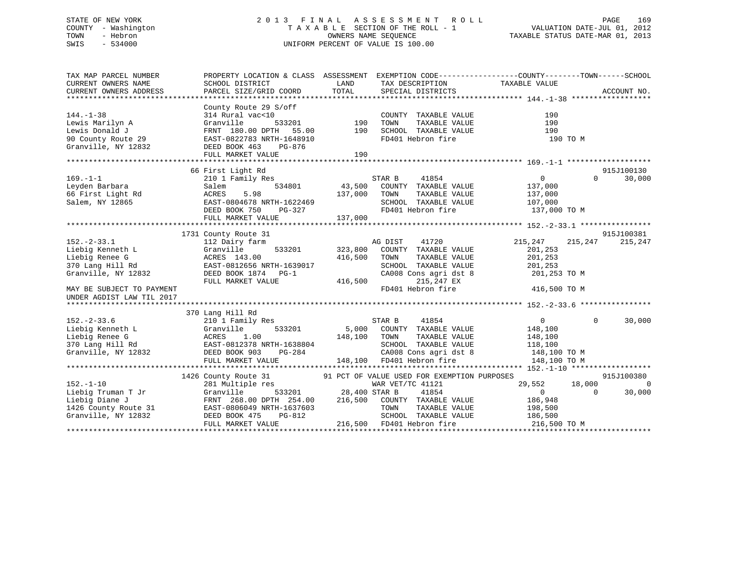STATE OF NEW YORK
COUNTY - Washington
TOWN - Hebron
SWIS - 534000

2 0 1 3 F I N A L A S S E S S M E N T R O L L
T A X A B L E SECTION OF THE ROLL - 1
OWNERS NAME SEQUENCE
UNIFORM PERCENT OF VALUE IS 100.00

VALUATION DATE-JUL 01, 2012
TAXABLE STATUS DATE-MAR 01, 2013

```
TAX MAP PARCEL NUMBER          PROPERTY LOCATION & CLASS  ASSESSMENT  EXEMPTION CODE------------------COUNTY--------TOWN------SCHOOL
CURRENT OWNERS NAME            SCHOOL DISTRICT              LAND       TAX DESCRIPTION            TAXABLE VALUE
CURRENT OWNERS ADDRESS         PARCEL SIZE/GRID COORD       TOTAL      SPECIAL DISTRICTS                                   ACCOUNT NO.
******************************************************************************************************* 144.-1-38 ******************
                               County Route 29 S/off
144.-1-38                      314 Rural vac<10                         COUNTY  TAXABLE VALUE              190
Lewis Marilyn A                Granville         533201          190   TOWN    TAXABLE VALUE              190
Lewis Donald J                 FRNT 180.00 DPTH  55.00          190   SCHOOL  TAXABLE VALUE              190
90 County Route 29             EAST-0822783 NRTH-1648910                FD401 Hebron fire                    190 TO M
Granville, NY 12832            DEED BOOK 463    PG-876
                               FULL MARKET VALUE                 190
******************************************************************************************************* 169.-1-1 *******************
                               66 First Light Rd                                                                       915J100130
169.-1-1                       210 1 Family Res                   STAR B     41854                    0             0      30,000
Leyden Barbara                 Salem             534801      43,500   COUNTY  TAXABLE VALUE          137,000
66 First Light Rd              ACRES    5.98                137,000   TOWN    TAXABLE VALUE          137,000
Salem, NY 12865                EAST-0804678 NRTH-1622469                SCHOOL  TAXABLE VALUE          107,000
                               DEED BOOK 750    PG-327                  FD401 Hebron fire                137,000 TO M
                               FULL MARKET VALUE            137,000
******************************************************************************************************* 152.-2-33.1 ****************
                               1731 County Route 31                                                                    915J100381
152.-2-33.1                    112 Dairy farm                     AG DIST    41720              215,247     215,247     215,247
Liebig Kenneth L               Granville         533201     323,800   COUNTY  TAXABLE VALUE          201,253
Liebig Renee G                 ACRES  143.00                416,500   TOWN    TAXABLE VALUE          201,253
370 Lang Hill Rd               EAST-0812656 NRTH-1639017                SCHOOL  TAXABLE VALUE          201,253
Granville, NY 12832            DEED BOOK 1874   PG-1                    CA008 Cons agri dst 8            201,253 TO M
                               FULL MARKET VALUE            416,500          215,247 EX
MAY BE SUBJECT TO PAYMENT                                               FD401 Hebron fire                416,500 TO M
UNDER AGDIST LAW TIL 2017
******************************************************************************************************* 152.-2-33.6 ****************
                               370 Lang Hill Rd
152.-2-33.6                    210 1 Family Res                   STAR B     41854                    0             0      30,000
Liebig Kenneth L               Granville         533201       5,000   COUNTY  TAXABLE VALUE          148,100
Liebig Renee G                 ACRES    1.00                148,100   TOWN    TAXABLE VALUE          148,100
370 Lang Hill Rd               EAST-0812378 NRTH-1638804                SCHOOL  TAXABLE VALUE          118,100
Granville, NY 12832            DEED BOOK 903    PG-284                  CA008 Cons agri dst 8            148,100 TO M
                               FULL MARKET VALUE            148,100   FD401 Hebron fire                148,100 TO M
******************************************************************************************************* 152.-1-10 ******************
                               1426 County Route 31          91 PCT OF VALUE USED FOR EXEMPTION PURPOSES                915J100380
152.-1-10                      281 Multiple res                   WAR VET/TC 41121                29,552       18,000           0
Liebig Truman T Jr             Granville         533201      28,400 STAR B     41854                    0             0      30,000
Liebig Diane J                 FRNT 268.00 DPTH 254.00     216,500   COUNTY  TAXABLE VALUE          186,948
1426 County Route 31           EAST-0806049 NRTH-1637603                TOWN    TAXABLE VALUE          198,500
Granville, NY 12832            DEED BOOK 475    PG-812                  SCHOOL  TAXABLE VALUE          186,500
                               FULL MARKET VALUE            216,500   FD401 Hebron fire                216,500 TO M
************************************************************************************************************************************
```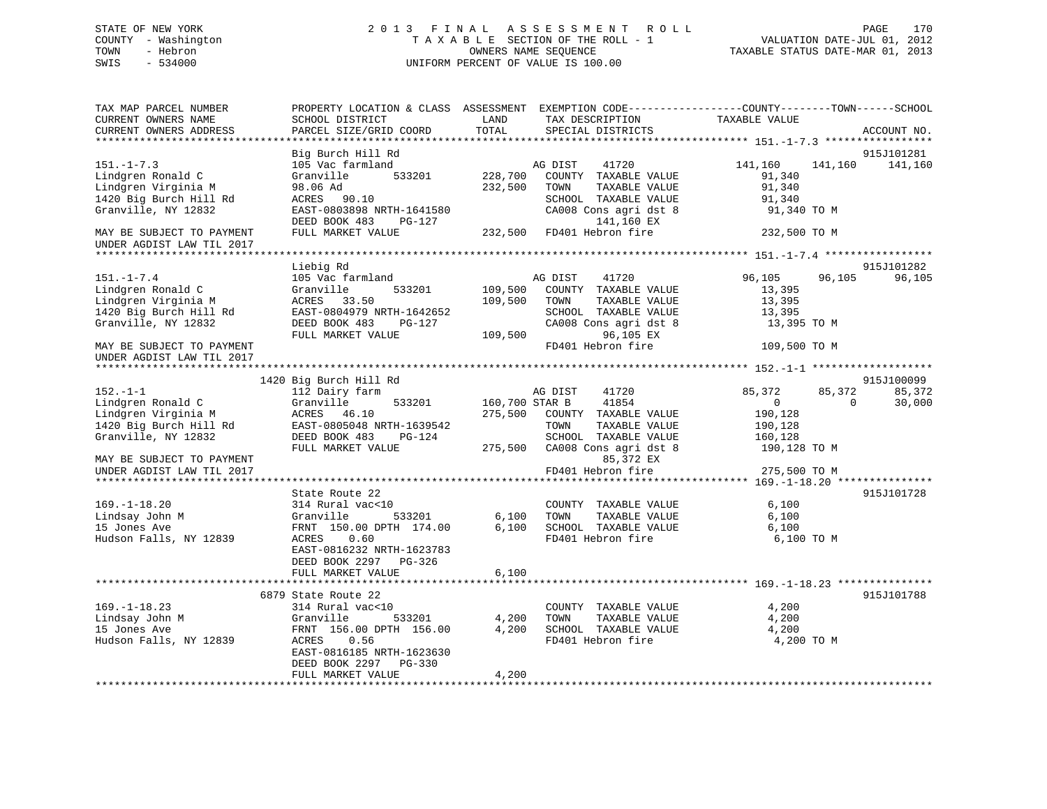STATE OF NEW YORK 2 0 1 3 F I N A L A S S E S S M E N T R O L L
COUNTY - Washington T A X A B L E SECTION OF THE ROLL - 1 VALUATION DATE-JUL 01, 2012
TOWN - Hebron OWNERS NAME SEQUENCE TAXABLE STATUS DATE-MAR 01, 2013
SWIS - 534000 UNIFORM PERCENT OF VALUE IS 100.00

```
TAX MAP PARCEL NUMBER          PROPERTY LOCATION & CLASS  ASSESSMENT  EXEMPTION CODE-----------------COUNTY--------TOWN------SCHOOL
CURRENT OWNERS NAME            SCHOOL DISTRICT              LAND      TAX DESCRIPTION              TAXABLE VALUE
CURRENT OWNERS ADDRESS         PARCEL SIZE/GRID COORD      TOTAL      SPECIAL DISTRICTS                                   ACCOUNT NO.
******************************************************************************************* 151.-1-7.3 *****************
                               Big Burch Hill Rd                                                                   915J101281
151.-1-7.3                     105 Vac farmland                    AG DIST     41720           141,160    141,160    141,160
Lindgren Ronald C              Granville       533201     228,700   COUNTY  TAXABLE VALUE          91,340
Lindgren Virginia M            98.06 Ad                   232,500   TOWN    TAXABLE VALUE          91,340
1420 Big Burch Hill Rd         ACRES   90.10                        SCHOOL  TAXABLE VALUE          91,340
Granville, NY 12832            EAST-0803898 NRTH-1641580            CA008 Cons agri dst 8          91,340 TO M
                               DEED BOOK 483    PG-127                    141,160 EX
MAY BE SUBJECT TO PAYMENT      FULL MARKET VALUE          232,500   FD401 Hebron fire             232,500 TO M
UNDER AGDIST LAW TIL 2017
******************************************************************************************* 151.-1-7.4 *****************
                               Liebig Rd                                                                           915J101282
151.-1-7.4                     105 Vac farmland                    AG DIST     41720            96,105     96,105     96,105
Lindgren Ronald C              Granville       533201     109,500   COUNTY  TAXABLE VALUE          13,395
Lindgren Virginia M            ACRES   33.50              109,500   TOWN    TAXABLE VALUE          13,395
1420 Big Burch Hill Rd         EAST-0804979 NRTH-1642652            SCHOOL  TAXABLE VALUE          13,395
Granville, NY 12832            DEED BOOK 483    PG-127              CA008 Cons agri dst 8          13,395 TO M
                               FULL MARKET VALUE          109,500          96,105 EX
MAY BE SUBJECT TO PAYMENT                                           FD401 Hebron fire             109,500 TO M
UNDER AGDIST LAW TIL 2017
******************************************************************************************* 152.-1-1 *******************
                          1420 Big Burch Hill Rd                                                                   915J100099
152.-1-1                       112 Dairy farm                      AG DIST     41720            85,372     85,372     85,372
Lindgren Ronald C              Granville       533201     160,700 STAR B      41854                 0          0     30,000
Lindgren Virginia M            ACRES   46.10              275,500   COUNTY  TAXABLE VALUE         190,128
1420 Big Burch Hill Rd         EAST-0805048 NRTH-1639542            TOWN    TAXABLE VALUE         190,128
Granville, NY 12832            DEED BOOK 483    PG-124              SCHOOL  TAXABLE VALUE         160,128
                               FULL MARKET VALUE          275,500   CA008 Cons agri dst 8         190,128 TO M
MAY BE SUBJECT TO PAYMENT                                                  85,372 EX
UNDER AGDIST LAW TIL 2017                                           FD401 Hebron fire             275,500 TO M
******************************************************************************************* 169.-1-18.20 ***************
                               State Route 22                                                                      915J101728
169.-1-18.20                   314 Rural vac<10                     COUNTY  TAXABLE VALUE           6,100
Lindsay John M                 Granville       533201       6,100   TOWN    TAXABLE VALUE           6,100
15 Jones Ave                   FRNT 150.00 DPTH 174.00      6,100   SCHOOL  TAXABLE VALUE           6,100
Hudson Falls, NY 12839         ACRES    0.60                        FD401 Hebron fire               6,100 TO M
                               EAST-0816232 NRTH-1623783
                               DEED BOOK 2297   PG-326
                               FULL MARKET VALUE            6,100
******************************************************************************************* 169.-1-18.23 ***************
                          6879 State Route 22                                                                      915J101788
169.-1-18.23                   314 Rural vac<10                     COUNTY  TAXABLE VALUE           4,200
Lindsay John M                 Granville       533201       4,200   TOWN    TAXABLE VALUE           4,200
15 Jones Ave                   FRNT 156.00 DPTH 156.00      4,200   SCHOOL  TAXABLE VALUE           4,200
Hudson Falls, NY 12839         ACRES    0.56                        FD401 Hebron fire               4,200 TO M
                               EAST-0816185 NRTH-1623630
                               DEED BOOK 2297   PG-330
                               FULL MARKET VALUE            4,200
*************************************************************************************************************************
```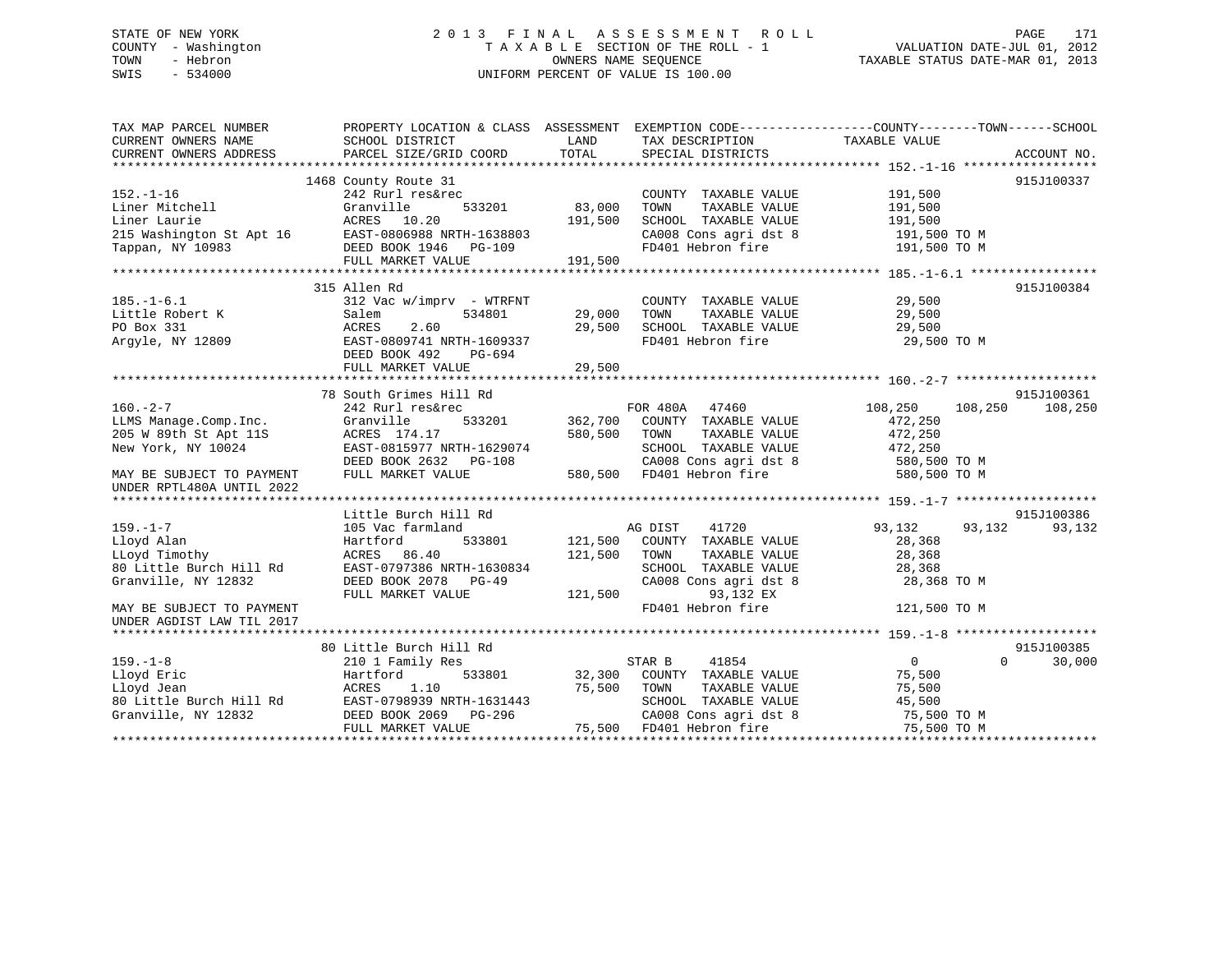STATE OF NEW YORK
COUNTY - Washington
TOWN - Hebron
SWIS - 534000

# 2013 FINAL ASSESSMENT ROLL

TAXABLE SECTION OF THE ROLL - 1
OWNERS NAME SEQUENCE
UNIFORM PERCENT OF VALUE IS 100.00

VALUATION DATE-JUL 01, 2012
TAXABLE STATUS DATE-MAR 01, 2013

```
TAX MAP PARCEL NUMBER          PROPERTY LOCATION & CLASS  ASSESSMENT  EXEMPTION CODE------------------COUNTY--------TOWN------SCHOOL
CURRENT OWNERS NAME            SCHOOL DISTRICT              LAND      TAX DESCRIPTION            TAXABLE VALUE
CURRENT OWNERS ADDRESS         PARCEL SIZE/GRID COORD      TOTAL      SPECIAL DISTRICTS                                    ACCOUNT NO.
******************************************************************************************************* 152.-1-16 ******************
                              1468 County Route 31                                                                         915J100337
152.-1-16                      242 Rurl res&rec                       COUNTY  TAXABLE VALUE            191,500
Liner Mitchell                 Granville        533201      83,000    TOWN    TAXABLE VALUE            191,500
Liner Laurie                   ACRES   10.20               191,500    SCHOOL  TAXABLE VALUE            191,500
215 Washington St Apt 16       EAST-0806988 NRTH-1638803              CA008 Cons agri dst 8             191,500 TO M
Tappan, NY 10983               DEED BOOK 1946   PG-109                FD401 Hebron fire                 191,500 TO M
                               FULL MARKET VALUE           191,500
******************************************************************************************************* 185.-1-6.1 *****************
                              315 Allen Rd                                                                                 915J100384
185.-1-6.1                     312 Vac w/imprv  - WTRFNT              COUNTY  TAXABLE VALUE             29,500
Little Robert K                Salem            534801      29,000    TOWN    TAXABLE VALUE             29,500
PO Box 331                     ACRES    2.60                29,500    SCHOOL  TAXABLE VALUE             29,500
Argyle, NY 12809               EAST-0809741 NRTH-1609337              FD401 Hebron fire                  29,500 TO M
                               DEED BOOK 492    PG-694
                               FULL MARKET VALUE            29,500
******************************************************************************************************* 160.-2-7 *******************
                              78 South Grimes Hill Rd                                                                      915J100361
160.-2-7                       242 Rurl res&rec                       FOR 480A   47460            108,250    108,250    108,250
LLMS Manage.Comp.Inc.          Granville        533201     362,700    COUNTY  TAXABLE VALUE            472,250
205 W 89th St Apt 11S          ACRES  174.17               580,500    TOWN    TAXABLE VALUE            472,250
New York, NY 10024             EAST-0815977 NRTH-1629074              SCHOOL  TAXABLE VALUE            472,250
                               DEED BOOK 2632   PG-108                CA008 Cons agri dst 8             580,500 TO M
MAY BE SUBJECT TO PAYMENT      FULL MARKET VALUE           580,500    FD401 Hebron fire                 580,500 TO M
UNDER RPTL480A UNTIL 2022
******************************************************************************************************* 159.-1-7 *******************
                               Little Burch Hill Rd                                                                        915J100386
159.-1-7                       105 Vac farmland                       AG DIST    41720             93,132     93,132     93,132
Lloyd Alan                     Hartford         533801     121,500    COUNTY  TAXABLE VALUE             28,368
LLoyd Timothy                  ACRES   86.40               121,500    TOWN    TAXABLE VALUE             28,368
80 Little Burch Hill Rd        EAST-0797386 NRTH-1630834              SCHOOL  TAXABLE VALUE             28,368
Granville, NY 12832            DEED BOOK 2078   PG-49                 CA008 Cons agri dst 8              28,368 TO M
                               FULL MARKET VALUE           121,500         93,132 EX
MAY BE SUBJECT TO PAYMENT                                             FD401 Hebron fire                 121,500 TO M
UNDER AGDIST LAW TIL 2017
******************************************************************************************************* 159.-1-8 *******************
                              80 Little Burch Hill Rd                                                                      915J100385
159.-1-8                       210 1 Family Res                       STAR B     41854                  0          0     30,000
Lloyd Eric                     Hartford         533801      32,300    COUNTY  TAXABLE VALUE             75,500
Lloyd Jean                     ACRES    1.10                75,500    TOWN    TAXABLE VALUE             75,500
80 Little Burch Hill Rd        EAST-0798939 NRTH-1631443              SCHOOL  TAXABLE VALUE             45,500
Granville, NY 12832            DEED BOOK 2069   PG-296                CA008 Cons agri dst 8              75,500 TO M
                               FULL MARKET VALUE            75,500    FD401 Hebron fire                  75,500 TO M
************************************************************************************************************************************
```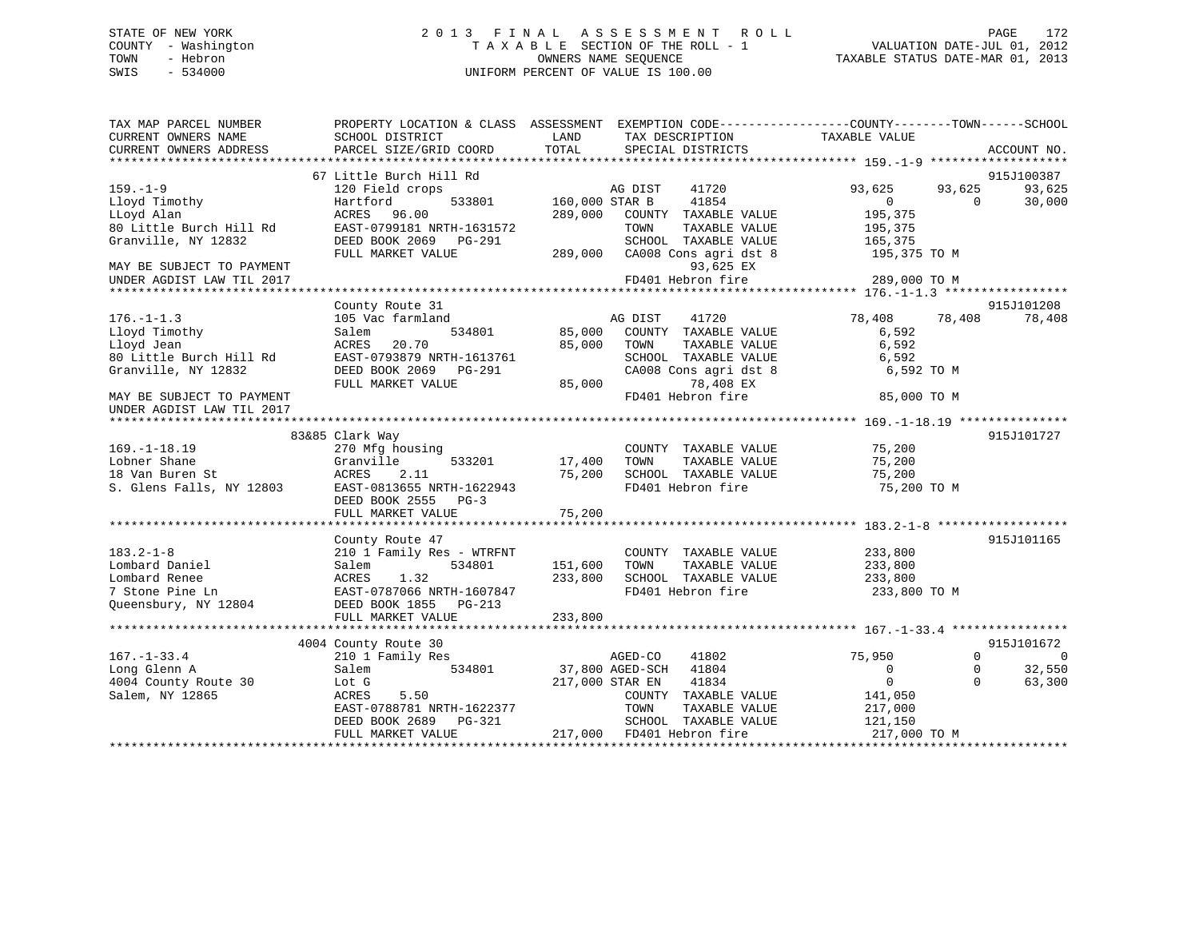STATE OF NEW YORK
COUNTY - Washington
TOWN - Hebron
SWIS - 534000

# 2013 FINAL ASSESSMENT ROLL
TAXABLE SECTION OF THE ROLL - 1
OWNERS NAME SEQUENCE
UNIFORM PERCENT OF VALUE IS 100.00

VALUATION DATE-JUL 01, 2012
TAXABLE STATUS DATE-MAR 01, 2013

```
TAX MAP PARCEL NUMBER          PROPERTY LOCATION & CLASS  ASSESSMENT  EXEMPTION CODE------------------COUNTY--------TOWN------SCHOOL
CURRENT OWNERS NAME            SCHOOL DISTRICT              LAND      TAX DESCRIPTION              TAXABLE VALUE
CURRENT OWNERS ADDRESS         PARCEL SIZE/GRID COORD       TOTAL     SPECIAL DISTRICTS                                    ACCOUNT NO.
******************************************************************************************************* 159.-1-9 *******************
                               67 Little Burch Hill Rd                                                                    915J100387
159.-1-9                       120 Field crops                        AG DIST     41720            93,625     93,625      93,625
Lloyd Timothy                  Hartford        533801     160,000 STAR B      41854                 0          0      30,000
LLoyd Alan                     ACRES  96.00               289,000    COUNTY  TAXABLE VALUE         195,375
80 Little Burch Hill Rd        EAST-0799181 NRTH-1631572             TOWN    TAXABLE VALUE         195,375
Granville, NY 12832            DEED BOOK 2069   PG-291               SCHOOL  TAXABLE VALUE         165,375
                               FULL MARKET VALUE          289,000    CA008 Cons agri dst 8          195,375 TO M
MAY BE SUBJECT TO PAYMENT                                                93,625 EX
UNDER AGDIST LAW TIL 2017                                            FD401 Hebron fire              289,000 TO M
******************************************************************************************************* 176.-1-1.3 *****************
                               County Route 31                                                                            915J101208
176.-1-1.3                     105 Vac farmland                       AG DIST     41720            78,408     78,408      78,408
Lloyd Timothy                  Salem           534801      85,000    COUNTY  TAXABLE VALUE           6,592
Lloyd Jean                     ACRES  20.70                85,000    TOWN    TAXABLE VALUE           6,592
80 Little Burch Hill Rd        EAST-0793879 NRTH-1613761             SCHOOL  TAXABLE VALUE           6,592
Granville, NY 12832            DEED BOOK 2069   PG-291               CA008 Cons agri dst 8            6,592 TO M
                               FULL MARKET VALUE           85,000        78,408 EX
MAY BE SUBJECT TO PAYMENT                                            FD401 Hebron fire               85,000 TO M
UNDER AGDIST LAW TIL 2017
******************************************************************************************************* 169.-1-18.19 ***************
                               83&85 Clark Way                                                                            915J101727
169.-1-18.19                   270 Mfg housing                        COUNTY  TAXABLE VALUE          75,200
Lobner Shane                   Granville       533201      17,400    TOWN    TAXABLE VALUE          75,200
18 Van Buren St                ACRES   2.11                75,200    SCHOOL  TAXABLE VALUE          75,200
S. Glens Falls, NY 12803       EAST-0813655 NRTH-1622943             FD401 Hebron fire               75,200 TO M
                               DEED BOOK 2555   PG-3
                               FULL MARKET VALUE           75,200
******************************************************************************************************* 183.2-1-8 ******************
                               County Route 47                                                                            915J101165
183.2-1-8                      210 1 Family Res - WTRFNT              COUNTY  TAXABLE VALUE         233,800
Lombard Daniel                 Salem           534801     151,600    TOWN    TAXABLE VALUE         233,800
Lombard Renee                  ACRES   1.32               233,800    SCHOOL  TAXABLE VALUE         233,800
7 Stone Pine Ln                EAST-0787066 NRTH-1607847             FD401 Hebron fire              233,800 TO M
Queensbury, NY 12804           DEED BOOK 1855   PG-213
                               FULL MARKET VALUE          233,800
******************************************************************************************************* 167.-1-33.4 ****************
                               4004 County Route 30                                                                       915J101672
167.-1-33.4                    210 1 Family Res                       AGED-CO     41802            75,950          0           0
Long Glenn A                   Salem           534801      37,800 AGED-SCH    41804                 0          0      32,550
4004 County Route 30           Lot G                      217,000 STAR EN     41834                 0          0      63,300
Salem, NY 12865                ACRES   5.50                          COUNTY  TAXABLE VALUE         141,050
                               EAST-0788781 NRTH-1622377             TOWN    TAXABLE VALUE         217,000
                               DEED BOOK 2689   PG-321               SCHOOL  TAXABLE VALUE         121,150
                               FULL MARKET VALUE          217,000    FD401 Hebron fire              217,000 TO M
************************************************************************************************************************************
```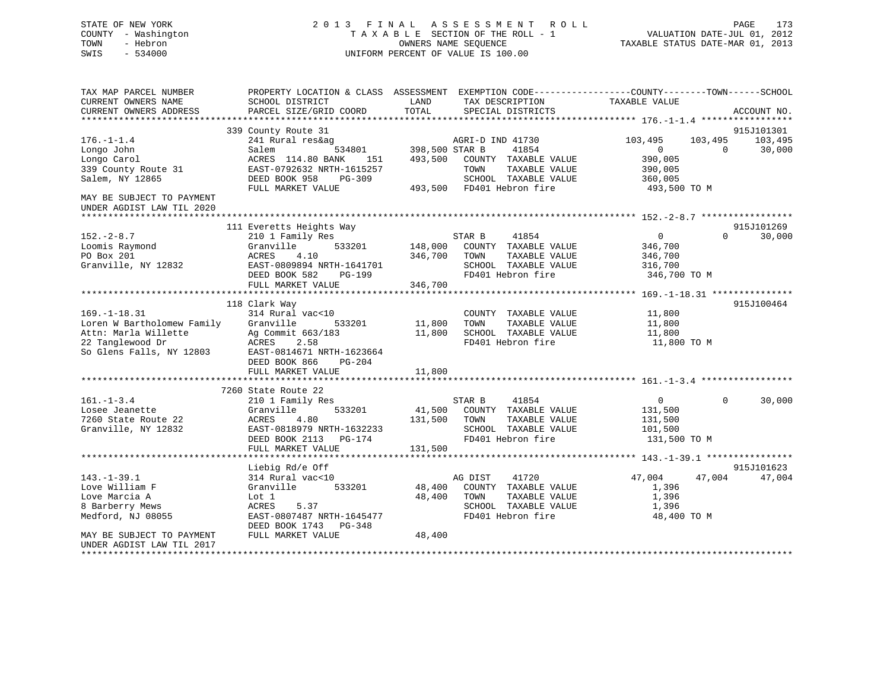STATE OF NEW YORK
COUNTY - Washington
TOWN - Hebron
SWIS - 534000

2 0 1 3 F I N A L A S S E S S M E N T R O L L
T A X A B L E SECTION OF THE ROLL - 1
OWNERS NAME SEQUENCE
UNIFORM PERCENT OF VALUE IS 100.00

VALUATION DATE-JUL 01, 2012
TAXABLE STATUS DATE-MAR 01, 2013

```
TAX MAP PARCEL NUMBER          PROPERTY LOCATION & CLASS  ASSESSMENT  EXEMPTION CODE------------------COUNTY--------TOWN------SCHOOL
CURRENT OWNERS NAME            SCHOOL DISTRICT              LAND      TAX DESCRIPTION            TAXABLE VALUE
CURRENT OWNERS ADDRESS         PARCEL SIZE/GRID COORD      TOTAL      SPECIAL DISTRICTS                                    ACCOUNT NO.
******************************************************************************************************* 176.-1-1.4 *****************
                               339 County Route 31                                                                       915J101301
176.-1-1.4                     241 Rural res&ag                   AGRI-D IND 41730          103,495     103,495     103,495
Longo John                     Salem           534801      398,500 STAR B      41854              0           0      30,000
Longo Carol                    ACRES 114.80 BANK    151    493,500   COUNTY  TAXABLE VALUE      390,005
339 County Route 31            EAST-0792632 NRTH-1615257              TOWN    TAXABLE VALUE      390,005
Salem, NY 12865                DEED BOOK 958    PG-309                SCHOOL  TAXABLE VALUE      360,005
                               FULL MARKET VALUE           493,500   FD401 Hebron fire           493,500 TO M
MAY BE SUBJECT TO PAYMENT
UNDER AGDIST LAW TIL 2020
******************************************************************************************************* 152.-2-8.7 *****************
                               111 Everetts Heights Way                                                                  915J101269
152.-2-8.7                     210 1 Family Res                   STAR B      41854              0           0      30,000
Loomis Raymond                 Granville       533201      148,000   COUNTY  TAXABLE VALUE      346,700
PO Box 201                     ACRES    4.10               346,700   TOWN    TAXABLE VALUE      346,700
Granville, NY 12832            EAST-0809894 NRTH-1641701              SCHOOL  TAXABLE VALUE      316,700
                               DEED BOOK 582    PG-199                FD401 Hebron fire           346,700 TO M
                               FULL MARKET VALUE           346,700
******************************************************************************************************* 169.-1-18.31 ***************
                               118 Clark Way                                                                             915J100464
169.-1-18.31                   314 Rural vac<10                   COUNTY  TAXABLE VALUE       11,800
Loren W Bartholomew Family     Granville       533201       11,800   TOWN    TAXABLE VALUE       11,800
Attn: Marla Willette           Ag Commit 663/183            11,800   SCHOOL  TAXABLE VALUE       11,800
22 Tanglewood Dr               ACRES    2.58                          FD401 Hebron fire            11,800 TO M
So Glens Falls, NY 12803       EAST-0814671 NRTH-1623664
                               DEED BOOK 866    PG-204
                               FULL MARKET VALUE            11,800
******************************************************************************************************* 161.-1-3.4 *****************
                               7260 State Route 22
161.-1-3.4                     210 1 Family Res                   STAR B      41854              0           0      30,000
Losee Jeanette                 Granville       533201       41,500   COUNTY  TAXABLE VALUE      131,500
7260 State Route 22            ACRES    4.80               131,500   TOWN    TAXABLE VALUE      131,500
Granville, NY 12832            EAST-0818979 NRTH-1632233              SCHOOL  TAXABLE VALUE      101,500
                               DEED BOOK 2113   PG-174                FD401 Hebron fire           131,500 TO M
                               FULL MARKET VALUE           131,500
******************************************************************************************************* 143.-1-39.1 ****************
                               Liebig Rd/e Off                                                                           915J101623
143.-1-39.1                    314 Rural vac<10                   AG DIST     41720          47,004      47,004      47,004
Love William F                 Granville       533201       48,400   COUNTY  TAXABLE VALUE        1,396
Love Marcia A                  Lot 1                        48,400   TOWN    TAXABLE VALUE        1,396
8 Barberry Mews                ACRES    5.37                          SCHOOL  TAXABLE VALUE        1,396
Medford, NJ 08055              EAST-0807487 NRTH-1645477              FD401 Hebron fire            48,400 TO M
                               DEED BOOK 1743   PG-348
MAY BE SUBJECT TO PAYMENT      FULL MARKET VALUE            48,400
UNDER AGDIST LAW TIL 2017
************************************************************************************************************************************
```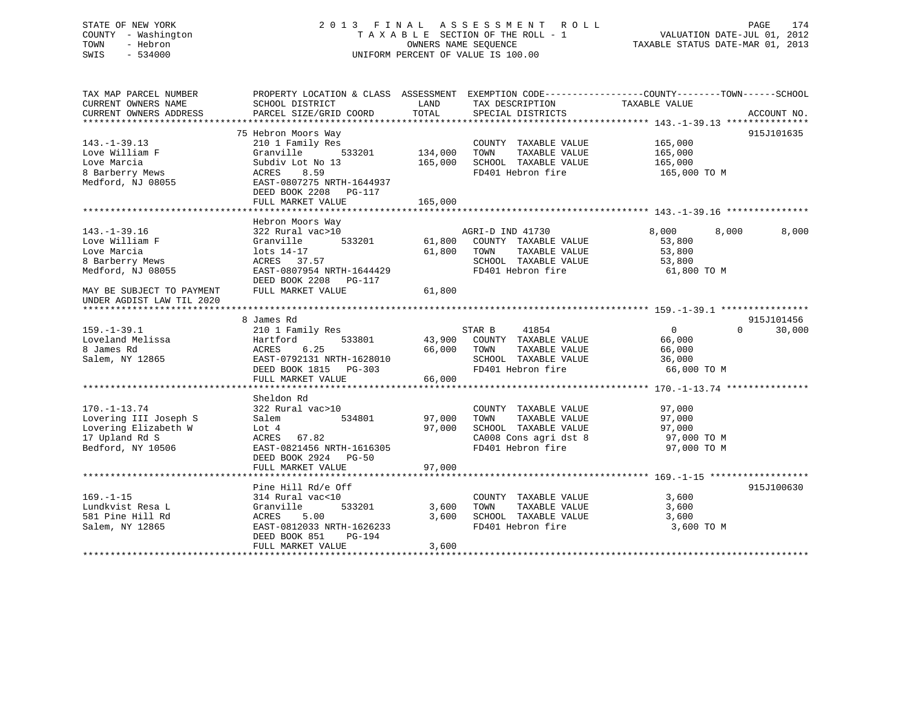STATE OF NEW YORK | 2013 FINAL ASSESSMENT ROLL | VALUATION DATE-JUL 01, 2012
COUNTY - Washington | TAXABLE SECTION OF THE ROLL - 1 | TAXABLE STATUS DATE-MAR 01, 2013
TOWN - Hebron | OWNERS NAME SEQUENCE
SWIS - 534000 | UNIFORM PERCENT OF VALUE IS 100.00

| TAX MAP PARCEL NUMBER / CURRENT OWNERS NAME / CURRENT OWNERS ADDRESS | PROPERTY LOCATION & CLASS / SCHOOL DISTRICT / PARCEL SIZE/GRID COORD | ASSESSMENT LAND | TOTAL | EXEMPTION CODE / TAX DESCRIPTION / SPECIAL DISTRICTS | COUNTY TAXABLE VALUE | TOWN | SCHOOL | ACCOUNT NO. |
|---|---|---|---|---|---|---|---|---|
| **143.-1-39.13** | 75 Hebron Moors Way | | | | | | | 915J101635 |
| 143.-1-39.13 | 210 1 Family Res | | | COUNTY TAXABLE VALUE | 165,000 | | | |
| Love William F | Granville 533201 | 134,000 | | TOWN TAXABLE VALUE | 165,000 | | | |
| Love Marcia | Subdiv Lot No 13 | | 165,000 | SCHOOL TAXABLE VALUE | 165,000 | | | |
| 8 Barberry Mews | ACRES 8.59 | | | FD401 Hebron fire | 165,000 TO M | | | |
| Medford, NJ 08055 | EAST-0807275 NRTH-1644937 | | | | | | | |
| | DEED BOOK 2208 PG-117 | | | | | | | |
| | FULL MARKET VALUE | | 165,000 | | | | | |
| **143.-1-39.16** | Hebron Moors Way | | | | | | | |
| 143.-1-39.16 | 322 Rural vac>10 | | | AGRI-D IND 41730 | 8,000 | 8,000 | 8,000 | |
| Love William F | Granville 533201 | 61,800 | | COUNTY TAXABLE VALUE | 53,800 | | | |
| Love Marcia | lots 14-17 | | 61,800 | TOWN TAXABLE VALUE | 53,800 | | | |
| 8 Barberry Mews | ACRES 37.57 | | | SCHOOL TAXABLE VALUE | 53,800 | | | |
| Medford, NJ 08055 | EAST-0807954 NRTH-1644429 | | | FD401 Hebron fire | 61,800 TO M | | | |
| | DEED BOOK 2208 PG-117 | | | | | | | |
| MAY BE SUBJECT TO PAYMENT UNDER AGDIST LAW TIL 2020 | FULL MARKET VALUE | | 61,800 | | | | | |
| **159.-1-39.1** | 8 James Rd | | | | | | | 915J101456 |
| 159.-1-39.1 | 210 1 Family Res | | | STAR B 41854 | 0 | 0 | 30,000 | |
| Loveland Melissa | Hartford 533801 | 43,900 | | COUNTY TAXABLE VALUE | 66,000 | | | |
| 8 James Rd | ACRES 6.25 | | 66,000 | TOWN TAXABLE VALUE | 66,000 | | | |
| Salem, NY 12865 | EAST-0792131 NRTH-1628010 | | | SCHOOL TAXABLE VALUE | 36,000 | | | |
| | DEED BOOK 1815 PG-303 | | | FD401 Hebron fire | 66,000 TO M | | | |
| | FULL MARKET VALUE | | 66,000 | | | | | |
| **170.-1-13.74** | Sheldon Rd | | | | | | | |
| 170.-1-13.74 | 322 Rural vac>10 | | | COUNTY TAXABLE VALUE | 97,000 | | | |
| Lovering III Joseph S | Salem 534801 | 97,000 | | TOWN TAXABLE VALUE | 97,000 | | | |
| Lovering Elizabeth W | Lot 4 | | 97,000 | SCHOOL TAXABLE VALUE | 97,000 | | | |
| 17 Upland Rd S | ACRES 67.82 | | | CA008 Cons agri dst 8 | 97,000 TO M | | | |
| Bedford, NY 10506 | EAST-0821456 NRTH-1616305 | | | FD401 Hebron fire | 97,000 TO M | | | |
| | DEED BOOK 2924 PG-50 | | | | | | | |
| | FULL MARKET VALUE | | 97,000 | | | | | |
| **169.-1-15** | Pine Hill Rd/e Off | | | | | | | 915J100630 |
| 169.-1-15 | 314 Rural vac<10 | | | COUNTY TAXABLE VALUE | 3,600 | | | |
| Lundkvist Resa L | Granville 533201 | 3,600 | | TOWN TAXABLE VALUE | 3,600 | | | |
| 581 Pine Hill Rd | ACRES 5.00 | | 3,600 | SCHOOL TAXABLE VALUE | 3,600 | | | |
| Salem, NY 12865 | EAST-0812033 NRTH-1626233 | | | FD401 Hebron fire | 3,600 TO M | | | |
| | DEED BOOK 851 PG-194 | | | | | | | |
| | FULL MARKET VALUE | | 3,600 | | | | | |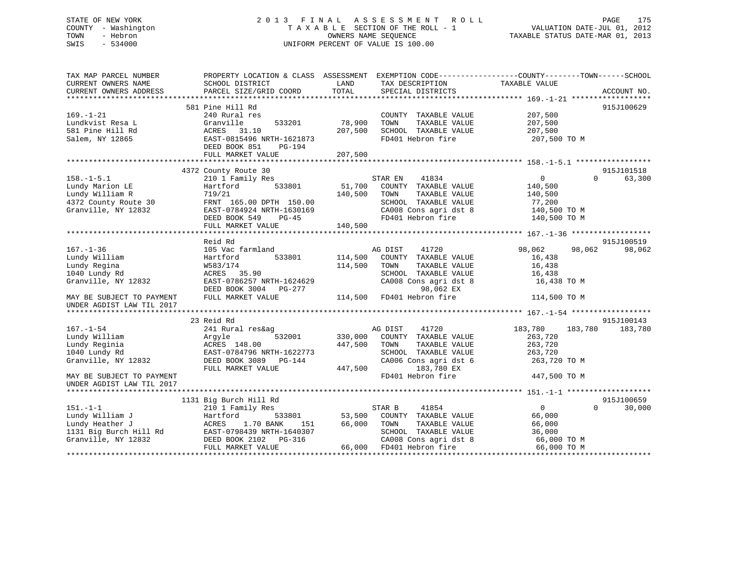STATE OF NEW YORK
COUNTY - Washington
TOWN - Hebron
SWIS - 534000

2 0 1 3 F I N A L A S S E S S M E N T R O L L
T A X A B L E SECTION OF THE ROLL - 1
OWNERS NAME SEQUENCE
UNIFORM PERCENT OF VALUE IS 100.00

VALUATION DATE-JUL 01, 2012
TAXABLE STATUS DATE-MAR 01, 2013

```
TAX MAP PARCEL NUMBER          PROPERTY LOCATION & CLASS  ASSESSMENT  EXEMPTION CODE------------------COUNTY--------TOWN------SCHOOL
CURRENT OWNERS NAME            SCHOOL DISTRICT            LAND        TAX DESCRIPTION              TAXABLE VALUE
CURRENT OWNERS ADDRESS         PARCEL SIZE/GRID COORD     TOTAL       SPECIAL DISTRICTS                                     ACCOUNT NO.
******************************************************************************************************* 169.-1-21 ******************
                               581 Pine Hill Rd                                                                            915J100629
169.-1-21                      240 Rural res                           COUNTY  TAXABLE VALUE           207,500
Lundkvist Resa L               Granville        533201     78,900     TOWN    TAXABLE VALUE           207,500
581 Pine Hill Rd               ACRES   31.10              207,500     SCHOOL  TAXABLE VALUE           207,500
Salem, NY 12865                EAST-0815496 NRTH-1621873               FD401 Hebron fire                207,500 TO M
                               DEED BOOK 851    PG-194
                               FULL MARKET VALUE          207,500
******************************************************************************************************* 158.-1-5.1 *****************
                               4372 County Route 30                                                                        915J101518
158.-1-5.1                     210 1 Family Res                        STAR EN    41834                 0            0      63,300
Lundy Marion LE                Hartford         533801     51,700     COUNTY  TAXABLE VALUE           140,500
Lundy William R                719/21                     140,500     TOWN    TAXABLE VALUE           140,500
4372 County Route 30           FRNT 165.00 DPTH 150.00                 SCHOOL  TAXABLE VALUE            77,200
Granville, NY 12832            EAST-0784924 NRTH-1630169               CA008 Cons agri dst 8            140,500 TO M
                               DEED BOOK 549    PG-45                  FD401 Hebron fire                140,500 TO M
                               FULL MARKET VALUE          140,500
******************************************************************************************************* 167.-1-36 ******************
                               Reid Rd                                                                                     915J100519
167.-1-36                      105 Vac farmland                        AG DIST    41720            98,062       98,062      98,062
Lundy William                  Hartford         533801    114,500     COUNTY  TAXABLE VALUE            16,438
Lundy Regina                   W583/174                   114,500     TOWN    TAXABLE VALUE            16,438
1040 Lundy Rd                  ACRES   35.90                           SCHOOL  TAXABLE VALUE            16,438
Granville, NY 12832            EAST-0786257 NRTH-1624629               CA008 Cons agri dst 8             16,438 TO M
                               DEED BOOK 3004   PG-277                         98,062 EX
MAY BE SUBJECT TO PAYMENT      FULL MARKET VALUE          114,500     FD401 Hebron fire                114,500 TO M
UNDER AGDIST LAW TIL 2017
******************************************************************************************************* 167.-1-54 ******************
                               23 Reid Rd                                                                                  915J100143
167.-1-54                      241 Rural res&ag                        AG DIST    41720           183,780      183,780     183,780
Lundy William                  Argyle           532001    330,000     COUNTY  TAXABLE VALUE           263,720
Lundy Reginia                  ACRES  148.00              447,500     TOWN    TAXABLE VALUE           263,720
1040 Lundy Rd                  EAST-0784796 NRTH-1622773               SCHOOL  TAXABLE VALUE           263,720
Granville, NY 12832            DEED BOOK 3089   PG-144                 CA006 Cons agri dst 6            263,720 TO M
                               FULL MARKET VALUE          447,500             183,780 EX
MAY BE SUBJECT TO PAYMENT                                              FD401 Hebron fire                447,500 TO M
UNDER AGDIST LAW TIL 2017
******************************************************************************************************* 151.-1-1 *******************
                               1131 Big Burch Hill Rd                                                                      915J100659
151.-1-1                       210 1 Family Res                        STAR B     41854                 0            0      30,000
Lundy William J                Hartford         533801     53,500     COUNTY  TAXABLE VALUE            66,000
Lundy Heather J                ACRES    1.70 BANK     151   66,000     TOWN    TAXABLE VALUE            66,000
1131 Big Burch Hill Rd         EAST-0798439 NRTH-1640307               SCHOOL  TAXABLE VALUE            36,000
Granville, NY 12832            DEED BOOK 2102   PG-316                 CA008 Cons agri dst 8             66,000 TO M
                               FULL MARKET VALUE           66,000     FD401 Hebron fire                 66,000 TO M
************************************************************************************************************************************
```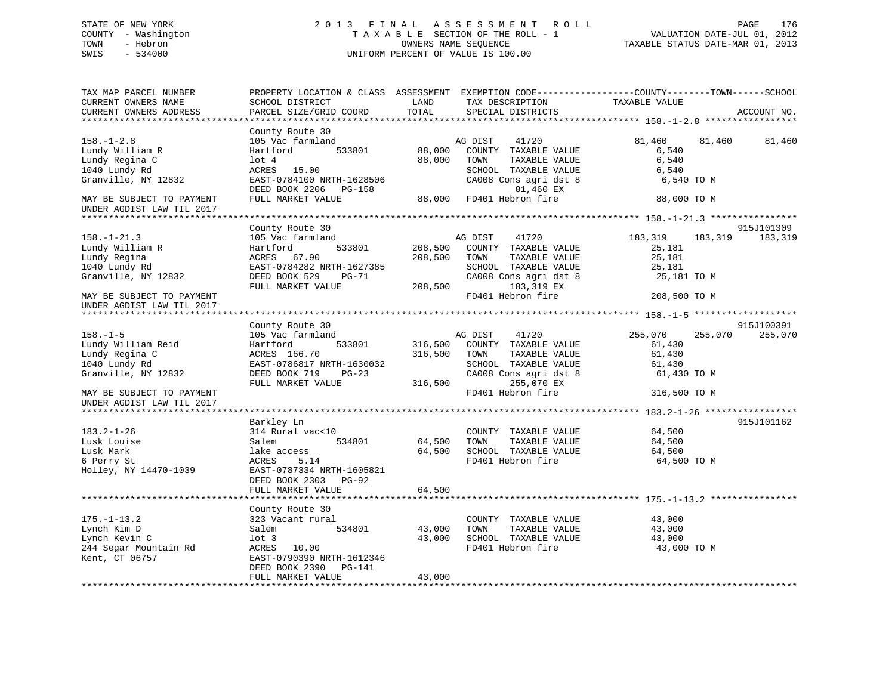STATE OF NEW YORK
COUNTY - Washington
TOWN - Hebron
SWIS - 534000

# 2013 FINAL ASSESSMENT ROLL

TAXABLE SECTION OF THE ROLL - 1
OWNERS NAME SEQUENCE
UNIFORM PERCENT OF VALUE IS 100.00

VALUATION DATE-JUL 01, 2012
TAXABLE STATUS DATE-MAR 01, 2013

```
TAX MAP PARCEL NUMBER          PROPERTY LOCATION & CLASS  ASSESSMENT  EXEMPTION CODE------------------COUNTY--------TOWN------SCHOOL
CURRENT OWNERS NAME            SCHOOL DISTRICT               LAND      TAX DESCRIPTION              TAXABLE VALUE
CURRENT OWNERS ADDRESS         PARCEL SIZE/GRID COORD        TOTAL     SPECIAL DISTRICTS                                        ACCOUNT NO.
******************************************************************************************************* 158.-1-2.8 *****************
                               County Route 30
158.-1-2.8                     105 Vac farmland                        AG DIST     41720              81,460      81,460      81,460
Lundy William R                Hartford        533801         88,000   COUNTY  TAXABLE VALUE            6,540
Lundy Regina C                 lot 4                          88,000   TOWN    TAXABLE VALUE            6,540
1040 Lundy Rd                  ACRES   15.00                           SCHOOL  TAXABLE VALUE            6,540
Granville, NY 12832            EAST-0784100 NRTH-1628506               CA008 Cons agri dst 8            6,540 TO M
                               DEED BOOK 2206   PG-158                       81,460 EX
MAY BE SUBJECT TO PAYMENT      FULL MARKET VALUE              88,000   FD401 Hebron fire               88,000 TO M
UNDER AGDIST LAW TIL 2017
******************************************************************************************************* 158.-1-21.3 ****************
                               County Route 30                                                                        915J101309
158.-1-21.3                    105 Vac farmland                        AG DIST     41720             183,319     183,319     183,319
Lundy William R                Hartford        533801        208,500   COUNTY  TAXABLE VALUE           25,181
Lundy Regina                   ACRES   67.90                 208,500   TOWN    TAXABLE VALUE           25,181
1040 Lundy Rd                  EAST-0784282 NRTH-1627385               SCHOOL  TAXABLE VALUE           25,181
Granville, NY 12832            DEED BOOK 529    PG-71                  CA008 Cons agri dst 8           25,181 TO M
                               FULL MARKET VALUE             208,500         183,319 EX
MAY BE SUBJECT TO PAYMENT                                              FD401 Hebron fire              208,500 TO M
UNDER AGDIST LAW TIL 2017
******************************************************************************************************* 158.-1-5 *******************
                               County Route 30                                                                        915J100391
158.-1-5                       105 Vac farmland                        AG DIST     41720             255,070     255,070     255,070
Lundy William Reid             Hartford        533801        316,500   COUNTY  TAXABLE VALUE           61,430
Lundy Regina C                 ACRES  166.70                 316,500   TOWN    TAXABLE VALUE           61,430
1040 Lundy Rd                  EAST-0786817 NRTH-1630032               SCHOOL  TAXABLE VALUE           61,430
Granville, NY 12832            DEED BOOK 719    PG-23                  CA008 Cons agri dst 8           61,430 TO M
                               FULL MARKET VALUE             316,500         255,070 EX
MAY BE SUBJECT TO PAYMENT                                              FD401 Hebron fire              316,500 TO M
UNDER AGDIST LAW TIL 2017
******************************************************************************************************* 183.2-1-26 *****************
                               Barkley Ln                                                                             915J101162
183.2-1-26                     314 Rural vac<10                        COUNTY  TAXABLE VALUE           64,500
Lusk Louise                    Salem           534801         64,500   TOWN    TAXABLE VALUE           64,500
Lusk Mark                      lake access                    64,500   SCHOOL  TAXABLE VALUE           64,500
6 Perry St                     ACRES    5.14                           FD401 Hebron fire               64,500 TO M
Holley, NY 14470-1039          EAST-0787334 NRTH-1605821
                               DEED BOOK 2303   PG-92
                               FULL MARKET VALUE              64,500
******************************************************************************************************* 175.-1-13.2 ****************
                               County Route 30
175.-1-13.2                    323 Vacant rural                        COUNTY  TAXABLE VALUE           43,000
Lynch Kim D                    Salem           534801         43,000   TOWN    TAXABLE VALUE           43,000
Lynch Kevin C                  lot 3                          43,000   SCHOOL  TAXABLE VALUE           43,000
244 Segar Mountain Rd          ACRES   10.00                           FD401 Hebron fire               43,000 TO M
Kent, CT 06757                 EAST-0790390 NRTH-1612346
                               DEED BOOK 2390   PG-141
                               FULL MARKET VALUE              43,000
************************************************************************************************************************************
```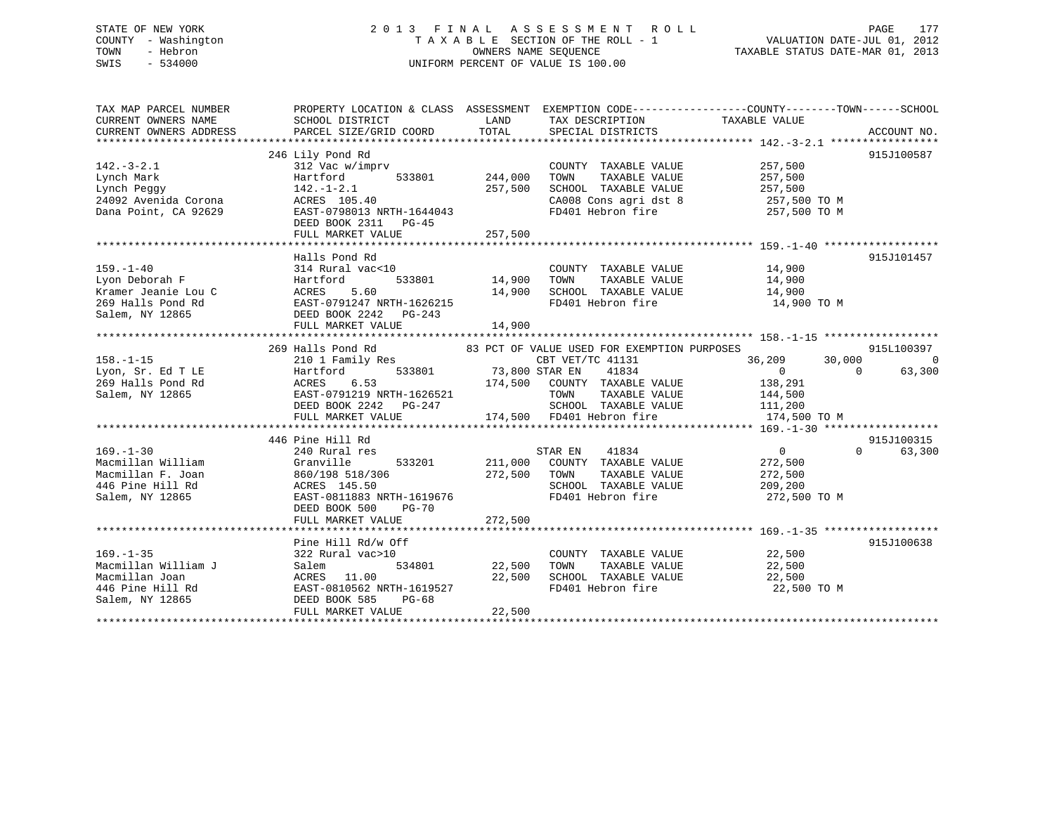STATE OF NEW YORK
COUNTY - Washington
TOWN - Hebron
SWIS - 534000

2013 FINAL ASSESSMENT ROLL
TAXABLE SECTION OF THE ROLL - 1
OWNERS NAME SEQUENCE
UNIFORM PERCENT OF VALUE IS 100.00

VALUATION DATE-JUL 01, 2012
TAXABLE STATUS DATE-MAR 01, 2013

```
TAX MAP PARCEL NUMBER     PROPERTY LOCATION & CLASS  ASSESSMENT  EXEMPTION CODE-----------------COUNTY--------TOWN------SCHOOL
CURRENT OWNERS NAME       SCHOOL DISTRICT               LAND      TAX DESCRIPTION            TAXABLE VALUE
CURRENT OWNERS ADDRESS    PARCEL SIZE/GRID COORD        TOTAL     SPECIAL DISTRICTS                                    ACCOUNT NO.
******************************************************************************************** 142.-3-2.1 *****************
                          246 Lily Pond Rd                                                                          915J100587
142.-3-2.1                312 Vac w/imprv                          COUNTY  TAXABLE VALUE          257,500
Lynch Mark                Hartford       533801       244,000      TOWN    TAXABLE VALUE          257,500
Lynch Peggy               142.-1-2.1                  257,500      SCHOOL  TAXABLE VALUE          257,500
24092 Avenida Corona      ACRES 105.40                             CA008 Cons agri dst 8           257,500 TO M
Dana Point, CA 92629      EAST-0798013 NRTH-1644043                FD401 Hebron fire               257,500 TO M
                          DEED BOOK 2311   PG-45
                          FULL MARKET VALUE           257,500
******************************************************************************************** 159.-1-40 ******************
                          Halls Pond Rd                                                                             915J101457
159.-1-40                 314 Rural vac<10                         COUNTY  TAXABLE VALUE           14,900
Lyon Deborah F            Hartford       533801        14,900      TOWN    TAXABLE VALUE           14,900
Kramer Jeanie Lou C       ACRES    5.60                14,900      SCHOOL  TAXABLE VALUE           14,900
269 Halls Pond Rd         EAST-0791247 NRTH-1626215                FD401 Hebron fire                14,900 TO M
Salem, NY 12865           DEED BOOK 2242   PG-243
                          FULL MARKET VALUE            14,900
******************************************************************************************** 158.-1-15 ******************
                          269 Halls Pond Rd              83 PCT OF VALUE USED FOR EXEMPTION PURPOSES                915L100397
158.-1-15                 210 1 Family Res                  CBT VET/TC 41131              36,209      30,000           0
Lyon, Sr. Ed T LE         Hartford       533801        73,800 STAR EN    41834                 0           0      63,300
269 Halls Pond Rd         ACRES    6.53               174,500  COUNTY  TAXABLE VALUE          138,291
Salem, NY 12865           EAST-0791219 NRTH-1626521            TOWN    TAXABLE VALUE          144,500
                          DEED BOOK 2242   PG-247              SCHOOL  TAXABLE VALUE          111,200
                          FULL MARKET VALUE           174,500  FD401 Hebron fire               174,500 TO M
******************************************************************************************** 169.-1-30 ******************
                          446 Pine Hill Rd                                                                          915J100315
169.-1-30                 240 Rural res                        STAR EN    41834                 0           0      63,300
Macmillan William         Granville      533201       211,000  COUNTY  TAXABLE VALUE          272,500
Macmillan F. Joan         860/198 518/306             272,500  TOWN    TAXABLE VALUE          272,500
446 Pine Hill Rd          ACRES 145.50                         SCHOOL  TAXABLE VALUE          209,200
Salem, NY 12865           EAST-0811883 NRTH-1619676            FD401 Hebron fire               272,500 TO M
                          DEED BOOK 500    PG-70
                          FULL MARKET VALUE           272,500
******************************************************************************************** 169.-1-35 ******************
                          Pine Hill Rd/w Off                                                                        915J100638
169.-1-35                 322 Rural vac>10                         COUNTY  TAXABLE VALUE           22,500
Macmillan William J       Salem          534801        22,500      TOWN    TAXABLE VALUE           22,500
Macmillan Joan            ACRES   11.00                22,500      SCHOOL  TAXABLE VALUE           22,500
446 Pine Hill Rd          EAST-0810562 NRTH-1619527                FD401 Hebron fire                22,500 TO M
Salem, NY 12865           DEED BOOK 585    PG-68
                          FULL MARKET VALUE            22,500
*************************************************************************************************************************
```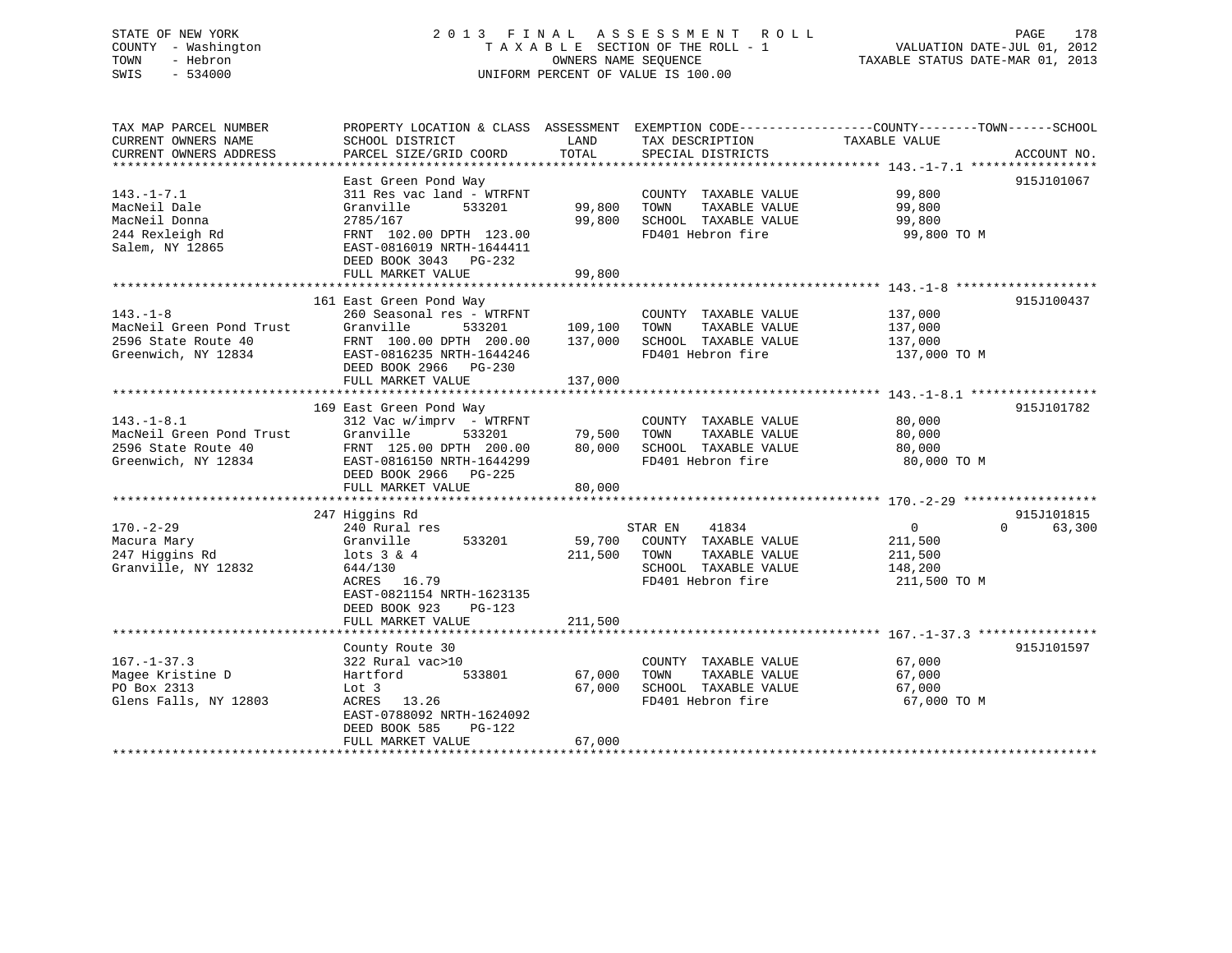STATE OF NEW YORK
COUNTY - Washington
TOWN - Hebron
SWIS - 534000

# 2013 FINAL ASSESSMENT ROLL

TAXABLE SECTION OF THE ROLL - 1
OWNERS NAME SEQUENCE
UNIFORM PERCENT OF VALUE IS 100.00

VALUATION DATE-JUL 01, 2012
TAXABLE STATUS DATE-MAR 01, 2013

| TAX MAP PARCEL NUMBER / CURRENT OWNERS NAME / CURRENT OWNERS ADDRESS | PROPERTY LOCATION & CLASS / SCHOOL DISTRICT / PARCEL SIZE/GRID COORD | ASSESSMENT LAND | ASSESSMENT TOTAL | EXEMPTION CODE / TAX DESCRIPTION / SPECIAL DISTRICTS | COUNTY TAXABLE VALUE | TOWN | SCHOOL | ACCOUNT NO. |
|---|---|---|---|---|---|---|---|---|
| **143.-1-7.1** | East Green Pond Way | | | | | | | 915J101067 |
| MacNeil Dale | 311 Res vac land - WTRFNT | | | COUNTY TAXABLE VALUE | 99,800 | | | |
| MacNeil Donna | Granville 533201 | 99,800 | | TOWN TAXABLE VALUE | 99,800 | | | |
| 244 Rexleigh Rd | 2785/167 | | 99,800 | SCHOOL TAXABLE VALUE | 99,800 | | | |
| Salem, NY 12865 | FRNT 102.00 DPTH 123.00 | | | FD401 Hebron fire | 99,800 TO M | | | |
| | EAST-0816019 NRTH-1644411 | | | | | | | |
| | DEED BOOK 3043 PG-232 | | | | | | | |
| | FULL MARKET VALUE | | 99,800 | | | | | |
| **143.-1-8** | 161 East Green Pond Way | | | | | | | 915J100437 |
| MacNeil Green Pond Trust | 260 Seasonal res - WTRFNT | | | COUNTY TAXABLE VALUE | 137,000 | | | |
| 2596 State Route 40 | Granville 533201 | 109,100 | | TOWN TAXABLE VALUE | 137,000 | | | |
| Greenwich, NY 12834 | FRNT 100.00 DPTH 200.00 | | 137,000 | SCHOOL TAXABLE VALUE | 137,000 | | | |
| | EAST-0816235 NRTH-1644246 | | | FD401 Hebron fire | 137,000 TO M | | | |
| | DEED BOOK 2966 PG-230 | | | | | | | |
| | FULL MARKET VALUE | | 137,000 | | | | | |
| **143.-1-8.1** | 169 East Green Pond Way | | | | | | | 915J101782 |
| MacNeil Green Pond Trust | 312 Vac w/imprv - WTRFNT | | | COUNTY TAXABLE VALUE | 80,000 | | | |
| 2596 State Route 40 | Granville 533201 | 79,500 | | TOWN TAXABLE VALUE | 80,000 | | | |
| Greenwich, NY 12834 | FRNT 125.00 DPTH 200.00 | | 80,000 | SCHOOL TAXABLE VALUE | 80,000 | | | |
| | EAST-0816150 NRTH-1644299 | | | FD401 Hebron fire | 80,000 TO M | | | |
| | DEED BOOK 2966 PG-225 | | | | | | | |
| | FULL MARKET VALUE | | 80,000 | | | | | |
| **170.-2-29** | 247 Higgins Rd | | | | | | | 915J101815 |
| Macura Mary | 240 Rural res | | | STAR EN 41834 | 0 | 0 | 63,300 | |
| 247 Higgins Rd | Granville 533201 | 59,700 | | COUNTY TAXABLE VALUE | 211,500 | | | |
| Granville, NY 12832 | lots 3 & 4 | | 211,500 | TOWN TAXABLE VALUE | 211,500 | | | |
| | 644/130 | | | SCHOOL TAXABLE VALUE | 148,200 | | | |
| | ACRES 16.79 | | | FD401 Hebron fire | 211,500 TO M | | | |
| | EAST-0821154 NRTH-1623135 | | | | | | | |
| | DEED BOOK 923 PG-123 | | | | | | | |
| | FULL MARKET VALUE | | 211,500 | | | | | |
| **167.-1-37.3** | County Route 30 | | | | | | | 915J101597 |
| Magee Kristine D | 322 Rural vac>10 | | | COUNTY TAXABLE VALUE | 67,000 | | | |
| PO Box 2313 | Hartford 533801 | 67,000 | | TOWN TAXABLE VALUE | 67,000 | | | |
| Glens Falls, NY 12803 | Lot 3 | | 67,000 | SCHOOL TAXABLE VALUE | 67,000 | | | |
| | ACRES 13.26 | | | FD401 Hebron fire | 67,000 TO M | | | |
| | EAST-0788092 NRTH-1624092 | | | | | | | |
| | DEED BOOK 585 PG-122 | | | | | | | |
| | FULL MARKET VALUE | | 67,000 | | | | | |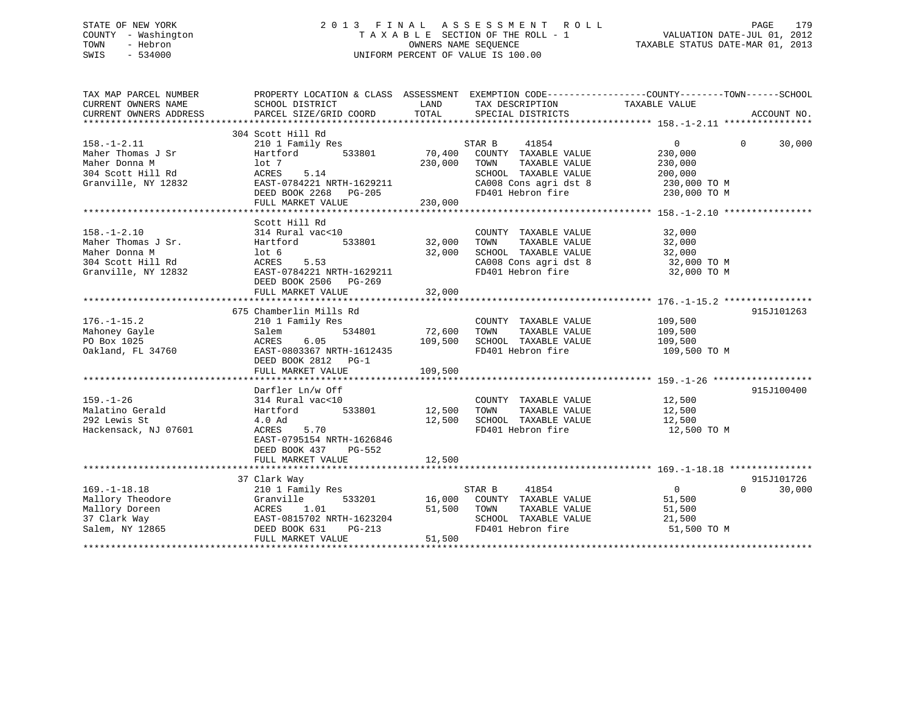STATE OF NEW YORK
COUNTY - Washington
TOWN - Hebron
SWIS - 534000

# 2013 FINAL ASSESSMENT ROLL
TAXABLE SECTION OF THE ROLL - 1
OWNERS NAME SEQUENCE
UNIFORM PERCENT OF VALUE IS 100.00

VALUATION DATE-JUL 01, 2012
TAXABLE STATUS DATE-MAR 01, 2013

| TAX MAP PARCEL NUMBER / CURRENT OWNERS NAME / CURRENT OWNERS ADDRESS | PROPERTY LOCATION & CLASS / SCHOOL DISTRICT / PARCEL SIZE/GRID COORD | ASSESSMENT LAND | ASSESSMENT TOTAL | EXEMPTION CODE / TAX DESCRIPTION / SPECIAL DISTRICTS | COUNTY TAXABLE VALUE | TOWN | SCHOOL | ACCOUNT NO. |
|---|---|---|---|---|---|---|---|---|
| 158.-1-2.11 | 304 Scott Hill Rd | | | | | | | |
| Maher Thomas J Sr | 210 1 Family Res | | | STAR B 41854 | 0 | 0 | 30,000 | |
| Maher Donna M | Hartford 533801 | 70,400 | | COUNTY TAXABLE VALUE | 230,000 | | | |
| 304 Scott Hill Rd | lot 7 | | 230,000 | TOWN TAXABLE VALUE | 230,000 | | | |
| Granville, NY 12832 | ACRES 5.14 | | | SCHOOL TAXABLE VALUE | 200,000 | | | |
| | EAST-0784221 NRTH-1629211 | | | CA008 Cons agri dst 8 | 230,000 TO M | | | |
| | DEED BOOK 2268 PG-205 | | | FD401 Hebron fire | 230,000 TO M | | | |
| | FULL MARKET VALUE | | 230,000 | | | | | |
| 158.-1-2.10 | Scott Hill Rd | | | | | | | |
| Maher Thomas J Sr. | 314 Rural vac<10 | | | COUNTY TAXABLE VALUE | 32,000 | | | |
| Maher Donna M | Hartford 533801 | 32,000 | | TOWN TAXABLE VALUE | 32,000 | | | |
| 304 Scott Hill Rd | lot 6 | | 32,000 | SCHOOL TAXABLE VALUE | 32,000 | | | |
| Granville, NY 12832 | ACRES 5.53 | | | CA008 Cons agri dst 8 | 32,000 TO M | | | |
| | EAST-0784221 NRTH-1629211 | | | FD401 Hebron fire | 32,000 TO M | | | |
| | DEED BOOK 2506 PG-269 | | | | | | | |
| | FULL MARKET VALUE | | 32,000 | | | | | |
| 176.-1-15.2 | 675 Chamberlin Mills Rd | | | | | | | 915J101263 |
| Mahoney Gayle | 210 1 Family Res | | | COUNTY TAXABLE VALUE | 109,500 | | | |
| PO Box 1025 | Salem 534801 | 72,600 | | TOWN TAXABLE VALUE | 109,500 | | | |
| Oakland, FL 34760 | ACRES 6.05 | | 109,500 | SCHOOL TAXABLE VALUE | 109,500 | | | |
| | EAST-0803367 NRTH-1612435 | | | FD401 Hebron fire | 109,500 TO M | | | |
| | DEED BOOK 2812 PG-1 | | | | | | | |
| | FULL MARKET VALUE | | 109,500 | | | | | |
| 159.-1-26 | Darfler Ln/w Off | | | | | | | 915J100400 |
| Malatino Gerald | 314 Rural vac<10 | | | COUNTY TAXABLE VALUE | 12,500 | | | |
| 292 Lewis St | Hartford 533801 | 12,500 | | TOWN TAXABLE VALUE | 12,500 | | | |
| Hackensack, NJ 07601 | 4.0 Ad | | 12,500 | SCHOOL TAXABLE VALUE | 12,500 | | | |
| | ACRES 5.70 | | | FD401 Hebron fire | 12,500 TO M | | | |
| | EAST-0795154 NRTH-1626846 | | | | | | | |
| | DEED BOOK 437 PG-552 | | | | | | | |
| | FULL MARKET VALUE | | 12,500 | | | | | |
| 169.-1-18.18 | 37 Clark Way | | | | | | | 915J101726 |
| Mallory Theodore | 210 1 Family Res | | | STAR B 41854 | 0 | 0 | 30,000 | |
| Mallory Doreen | Granville 533201 | 16,000 | | COUNTY TAXABLE VALUE | 51,500 | | | |
| 37 Clark Way | ACRES 1.01 | | 51,500 | TOWN TAXABLE VALUE | 51,500 | | | |
| Salem, NY 12865 | EAST-0815702 NRTH-1623204 | | | SCHOOL TAXABLE VALUE | 21,500 | | | |
| | DEED BOOK 631 PG-213 | | | FD401 Hebron fire | 51,500 TO M | | | |
| | FULL MARKET VALUE | | 51,500 | | | | | |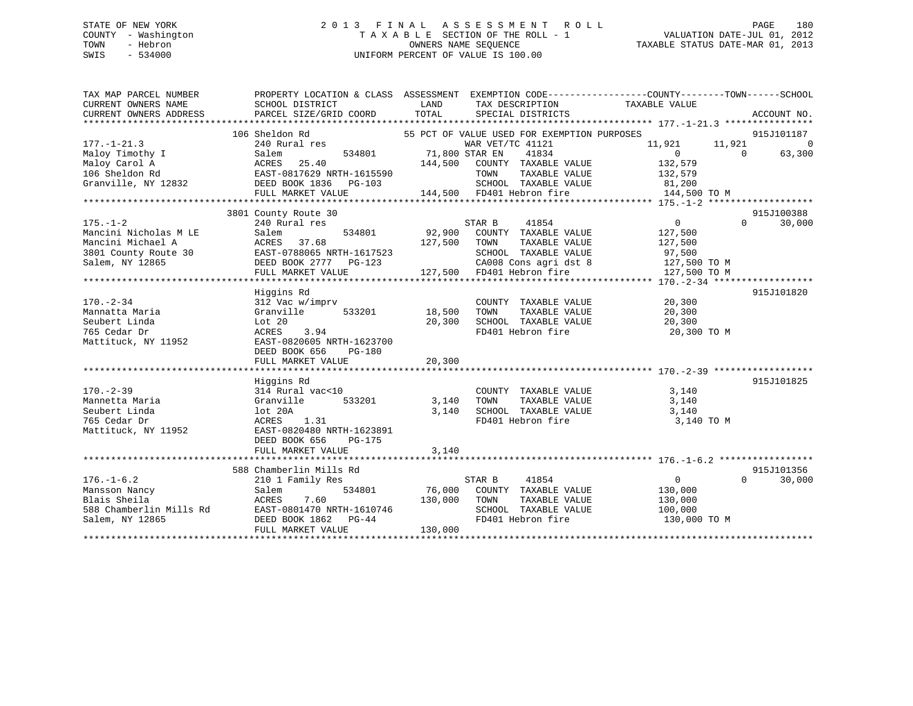STATE OF NEW YORK
COUNTY - Washington
TOWN - Hebron
SWIS - 534000

2 0 1 3 F I N A L A S S E S S M E N T R O L L
T A X A B L E SECTION OF THE ROLL - 1
OWNERS NAME SEQUENCE
UNIFORM PERCENT OF VALUE IS 100.00

VALUATION DATE-JUL 01, 2012
TAXABLE STATUS DATE-MAR 01, 2013

```
TAX MAP PARCEL NUMBER     PROPERTY LOCATION & CLASS  ASSESSMENT  EXEMPTION CODE------------------COUNTY--------TOWN------SCHOOL
CURRENT OWNERS NAME       SCHOOL DISTRICT              LAND      TAX DESCRIPTION            TAXABLE VALUE
CURRENT OWNERS ADDRESS    PARCEL SIZE/GRID COORD       TOTAL     SPECIAL DISTRICTS                                    ACCOUNT NO.
******************************************************************************************** 177.-1-21.3 ****************
                          106 Sheldon Rd                  55 PCT OF VALUE USED FOR EXEMPTION PURPOSES                 915J101187
177.-1-21.3               240 Rural res                          WAR VET/TC 41121             11,921      11,921           0
Maloy Timothy I           Salem            534801     71,800 STAR EN     41834                    0           0       63,300
Maloy Carol A             ACRES   25.40              144,500   COUNTY  TAXABLE VALUE           132,579
106 Sheldon Rd            EAST-0817629 NRTH-1615590            TOWN    TAXABLE VALUE           132,579
Granville, NY 12832       DEED BOOK 1836   PG-103              SCHOOL  TAXABLE VALUE            81,200
                          FULL MARKET VALUE          144,500   FD401 Hebron fire               144,500 TO M
******************************************************************************************** 175.-1-2 *******************
                          3801 County Route 30                                                                        915J100388
175.-1-2                  240 Rural res                          STAR B      41854                    0           0       30,000
Mancini Nicholas M LE     Salem            534801     92,900   COUNTY  TAXABLE VALUE           127,500
Mancini Michael A         ACRES   37.68              127,500   TOWN    TAXABLE VALUE           127,500
3801 County Route 30      EAST-0788065 NRTH-1617523            SCHOOL  TAXABLE VALUE            97,500
Salem, NY 12865           DEED BOOK 2777   PG-123              CA008 Cons agri dst 8           127,500 TO M
                          FULL MARKET VALUE          127,500   FD401 Hebron fire               127,500 TO M
******************************************************************************************** 170.-2-34 ******************
                          Higgins Rd                                                                                  915J101820
170.-2-34                 312 Vac w/imprv                        COUNTY  TAXABLE VALUE            20,300
Mannatta Maria            Granville        533201     18,500   TOWN    TAXABLE VALUE            20,300
Seubert Linda             Lot 20                      20,300   SCHOOL  TAXABLE VALUE            20,300
765 Cedar Dr              ACRES    3.94                        FD401 Hebron fire                20,300 TO M
Mattituck, NY 11952       EAST-0820605 NRTH-1623700
                          DEED BOOK 656    PG-180
                          FULL MARKET VALUE           20,300
******************************************************************************************** 170.-2-39 ******************
                          Higgins Rd                                                                                  915J101825
170.-2-39                 314 Rural vac<10                       COUNTY  TAXABLE VALUE             3,140
Mannetta Maria            Granville        533201      3,140   TOWN    TAXABLE VALUE             3,140
Seubert Linda             lot 20A                      3,140   SCHOOL  TAXABLE VALUE             3,140
765 Cedar Dr              ACRES    1.31                        FD401 Hebron fire                 3,140 TO M
Mattituck, NY 11952       EAST-0820480 NRTH-1623891
                          DEED BOOK 656    PG-175
                          FULL MARKET VALUE            3,140
******************************************************************************************** 176.-1-6.2 *****************
                          588 Chamberlin Mills Rd                                                                     915J101356
176.-1-6.2                210 1 Family Res                       STAR B      41854                    0           0       30,000
Mansson Nancy             Salem            534801     76,000   COUNTY  TAXABLE VALUE           130,000
Blais Sheila              ACRES    7.60              130,000   TOWN    TAXABLE VALUE           130,000
588 Chamberlin Mills Rd   EAST-0801470 NRTH-1610746            SCHOOL  TAXABLE VALUE           100,000
Salem, NY 12865           DEED BOOK 1862   PG-44               FD401 Hebron fire               130,000 TO M
                          FULL MARKET VALUE          130,000
****************************************************************************************************************************
```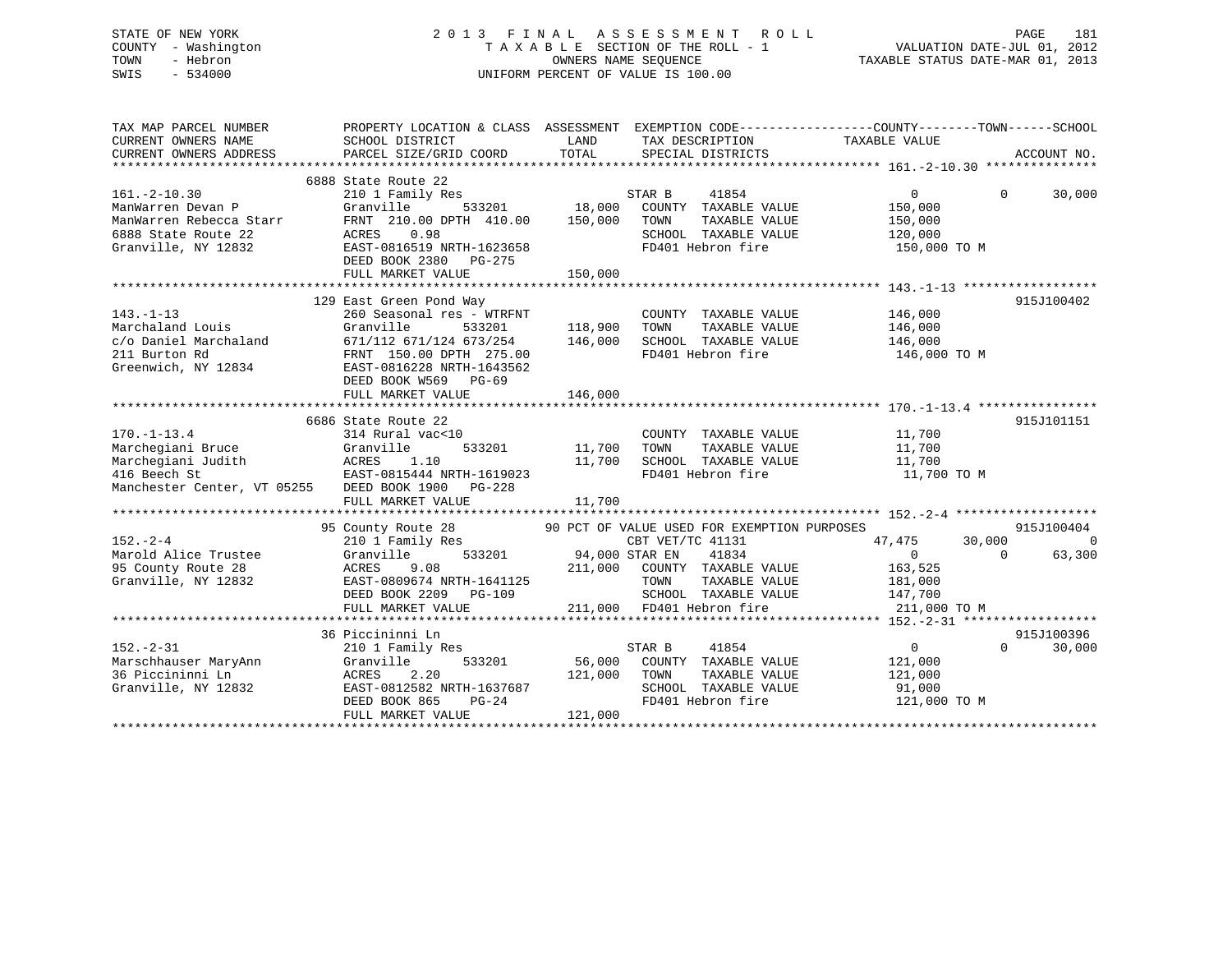STATE OF NEW YORK
COUNTY - Washington
TOWN - Hebron
SWIS - 534000

# 2013 FINAL ASSESSMENT ROLL

TAXABLE SECTION OF THE ROLL - 1
OWNERS NAME SEQUENCE
UNIFORM PERCENT OF VALUE IS 100.00

VALUATION DATE-JUL 01, 2012
TAXABLE STATUS DATE-MAR 01, 2013

```
TAX MAP PARCEL NUMBER          PROPERTY LOCATION & CLASS  ASSESSMENT  EXEMPTION CODE------------------COUNTY--------TOWN------SCHOOL
CURRENT OWNERS NAME            SCHOOL DISTRICT               LAND      TAX DESCRIPTION              TAXABLE VALUE
CURRENT OWNERS ADDRESS         PARCEL SIZE/GRID COORD       TOTAL      SPECIAL DISTRICTS                                    ACCOUNT NO.
******************************************************************************************************* 161.-2-10.30 ***************
                        6888 State Route 22
161.-2-10.30                   210 1 Family Res                     STAR B     41854               0           0      30,000
ManWarren Devan P              Granville      533201        18,000   COUNTY  TAXABLE VALUE         150,000
ManWarren Rebecca Starr        FRNT 210.00 DPTH 410.00     150,000   TOWN    TAXABLE VALUE         150,000
6888 State Route 22            ACRES    0.98                         SCHOOL  TAXABLE VALUE         120,000
Granville, NY 12832            EAST-0816519 NRTH-1623658             FD401 Hebron fire              150,000 TO M
                               DEED BOOK 2380   PG-275
                               FULL MARKET VALUE           150,000
******************************************************************************************************* 143.-1-13 ******************
                        129 East Green Pond Way                                                                     915J100402
143.-1-13                      260 Seasonal res - WTRFNT            COUNTY  TAXABLE VALUE         146,000
Marchaland Louis               Granville      533201       118,900   TOWN    TAXABLE VALUE         146,000
c/o Daniel Marchaland          671/112 671/124 673/254     146,000   SCHOOL  TAXABLE VALUE         146,000
211 Burton Rd                  FRNT 150.00 DPTH 275.00               FD401 Hebron fire              146,000 TO M
Greenwich, NY 12834            EAST-0816228 NRTH-1643562
                               DEED BOOK W569   PG-69
                               FULL MARKET VALUE           146,000
******************************************************************************************************* 170.-1-13.4 ****************
                        6686 State Route 22                                                                         915J101151
170.-1-13.4                    314 Rural vac<10                     COUNTY  TAXABLE VALUE          11,700
Marchegiani Bruce              Granville      533201        11,700   TOWN    TAXABLE VALUE          11,700
Marchegiani Judith             ACRES    1.10                11,700   SCHOOL  TAXABLE VALUE          11,700
416 Beech St                   EAST-0815444 NRTH-1619023             FD401 Hebron fire               11,700 TO M
Manchester Center, VT 05255    DEED BOOK 1900   PG-228
                               FULL MARKET VALUE            11,700
******************************************************************************************************* 152.-2-4 *******************
                        95 County Route 28           90 PCT OF VALUE USED FOR EXEMPTION PURPOSES                    915J100404
152.-2-4                       210 1 Family Res                     CBT VET/TC 41131          47,475      30,000           0
Marold Alice Trustee           Granville      533201        94,000 STAR EN     41834               0           0      63,300
95 County Route 28             ACRES    9.08               211,000   COUNTY  TAXABLE VALUE         163,525
Granville, NY 12832            EAST-0809674 NRTH-1641125             TOWN    TAXABLE VALUE         181,000
                               DEED BOOK 2209   PG-109               SCHOOL  TAXABLE VALUE         147,700
                               FULL MARKET VALUE           211,000   FD401 Hebron fire              211,000 TO M
******************************************************************************************************* 152.-2-31 ******************
                        36 Piccininni Ln                                                                            915J100396
152.-2-31                      210 1 Family Res                     STAR B     41854               0           0      30,000
Marschhauser MaryAnn           Granville      533201        56,000   COUNTY  TAXABLE VALUE         121,000
36 Piccininni Ln               ACRES    2.20               121,000   TOWN    TAXABLE VALUE         121,000
Granville, NY 12832            EAST-0812582 NRTH-1637687             SCHOOL  TAXABLE VALUE          91,000
                               DEED BOOK 865    PG-24                FD401 Hebron fire              121,000 TO M
                               FULL MARKET VALUE           121,000
************************************************************************************************************************************
```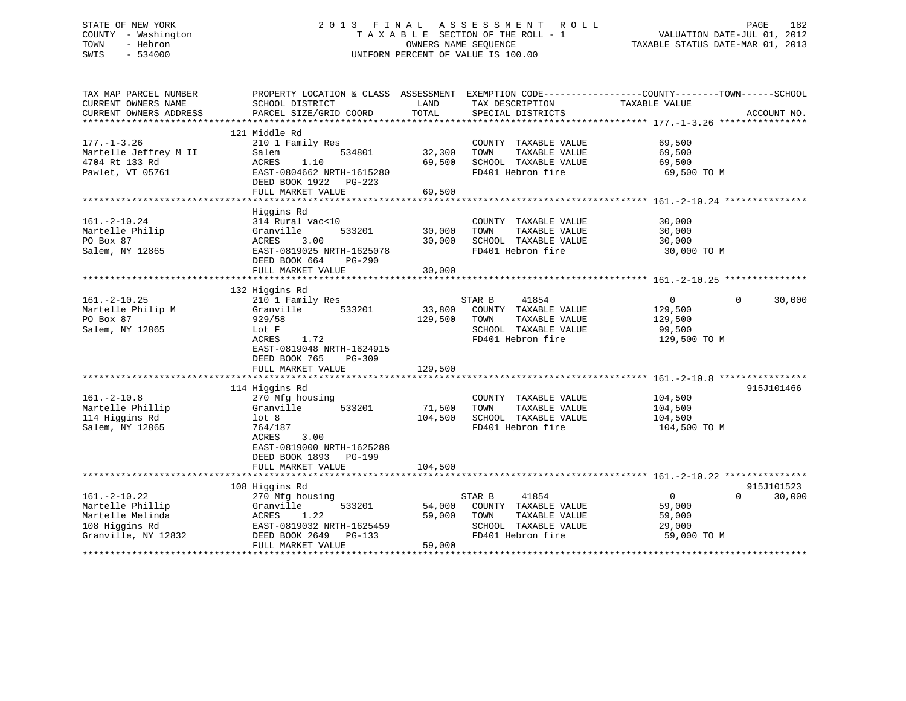STATE OF NEW YORK
COUNTY - Washington
TOWN - Hebron
SWIS - 534000

2 0 1 3 F I N A L A S S E S S M E N T R O L L
T A X A B L E SECTION OF THE ROLL - 1
OWNERS NAME SEQUENCE
UNIFORM PERCENT OF VALUE IS 100.00

VALUATION DATE-JUL 01, 2012
TAXABLE STATUS DATE-MAR 01, 2013

| TAX MAP PARCEL NUMBER / CURRENT OWNERS NAME / CURRENT OWNERS ADDRESS | PROPERTY LOCATION & CLASS / SCHOOL DISTRICT / PARCEL SIZE/GRID COORD | ASSESSMENT LAND / TOTAL | EXEMPTION CODE / TAX DESCRIPTION / SPECIAL DISTRICTS | COUNTY TAXABLE VALUE | TOWN | SCHOOL / ACCOUNT NO. |
|---|---|---|---|---|---|---|
| **177.-1-3.26** | 121 Middle Rd | | | | | |
| 177.-1-3.26 | 210 1 Family Res | | COUNTY TAXABLE VALUE | 69,500 | | |
| Martelle Jeffrey M II | Salem 534801 | 32,300 | TOWN TAXABLE VALUE | 69,500 | | |
| 4704 Rt 133 Rd | ACRES 1.10 | 69,500 | SCHOOL TAXABLE VALUE | 69,500 | | |
| Pawlet, VT 05761 | EAST-0804662 NRTH-1615280 | | FD401 Hebron fire | 69,500 TO M | | |
| | DEED BOOK 1922 PG-223 | | | | | |
| | FULL MARKET VALUE | 69,500 | | | | |
| **161.-2-10.24** | Higgins Rd | | | | | |
| 161.-2-10.24 | 314 Rural vac<10 | | COUNTY TAXABLE VALUE | 30,000 | | |
| Martelle Philip | Granville 533201 | 30,000 | TOWN TAXABLE VALUE | 30,000 | | |
| PO Box 87 | ACRES 3.00 | 30,000 | SCHOOL TAXABLE VALUE | 30,000 | | |
| Salem, NY 12865 | EAST-0819025 NRTH-1625078 | | FD401 Hebron fire | 30,000 TO M | | |
| | DEED BOOK 664 PG-290 | | | | | |
| | FULL MARKET VALUE | 30,000 | | | | |
| **161.-2-10.25** | 132 Higgins Rd | | | | | |
| 161.-2-10.25 | 210 1 Family Res | | STAR B 41854 | 0 | 0 | 30,000 |
| Martelle Philip M | Granville 533201 | 33,800 | COUNTY TAXABLE VALUE | 129,500 | | |
| PO Box 87 | 929/58 | 129,500 | TOWN TAXABLE VALUE | 129,500 | | |
| Salem, NY 12865 | Lot F | | SCHOOL TAXABLE VALUE | 99,500 | | |
| | ACRES 1.72 | | FD401 Hebron fire | 129,500 TO M | | |
| | EAST-0819048 NRTH-1624915 | | | | | |
| | DEED BOOK 765 PG-309 | | | | | |
| | FULL MARKET VALUE | 129,500 | | | | |
| **161.-2-10.8** | 114 Higgins Rd | | | | | 915J101466 |
| 161.-2-10.8 | 270 Mfg housing | | COUNTY TAXABLE VALUE | 104,500 | | |
| Martelle Phillip | Granville 533201 | 71,500 | TOWN TAXABLE VALUE | 104,500 | | |
| 114 Higgins Rd | lot 8 | 104,500 | SCHOOL TAXABLE VALUE | 104,500 | | |
| Salem, NY 12865 | 764/187 | | FD401 Hebron fire | 104,500 TO M | | |
| | ACRES 3.00 | | | | | |
| | EAST-0819000 NRTH-1625288 | | | | | |
| | DEED BOOK 1893 PG-199 | | | | | |
| | FULL MARKET VALUE | 104,500 | | | | |
| **161.-2-10.22** | 108 Higgins Rd | | | | | 915J101523 |
| 161.-2-10.22 | 270 Mfg housing | | STAR B 41854 | 0 | 0 | 30,000 |
| Martelle Phillip | Granville 533201 | 54,000 | COUNTY TAXABLE VALUE | 59,000 | | |
| Martelle Melinda | ACRES 1.22 | 59,000 | TOWN TAXABLE VALUE | 59,000 | | |
| 108 Higgins Rd | EAST-0819032 NRTH-1625459 | | SCHOOL TAXABLE VALUE | 29,000 | | |
| Granville, NY 12832 | DEED BOOK 2649 PG-133 | | FD401 Hebron fire | 59,000 TO M | | |
| | FULL MARKET VALUE | 59,000 | | | | |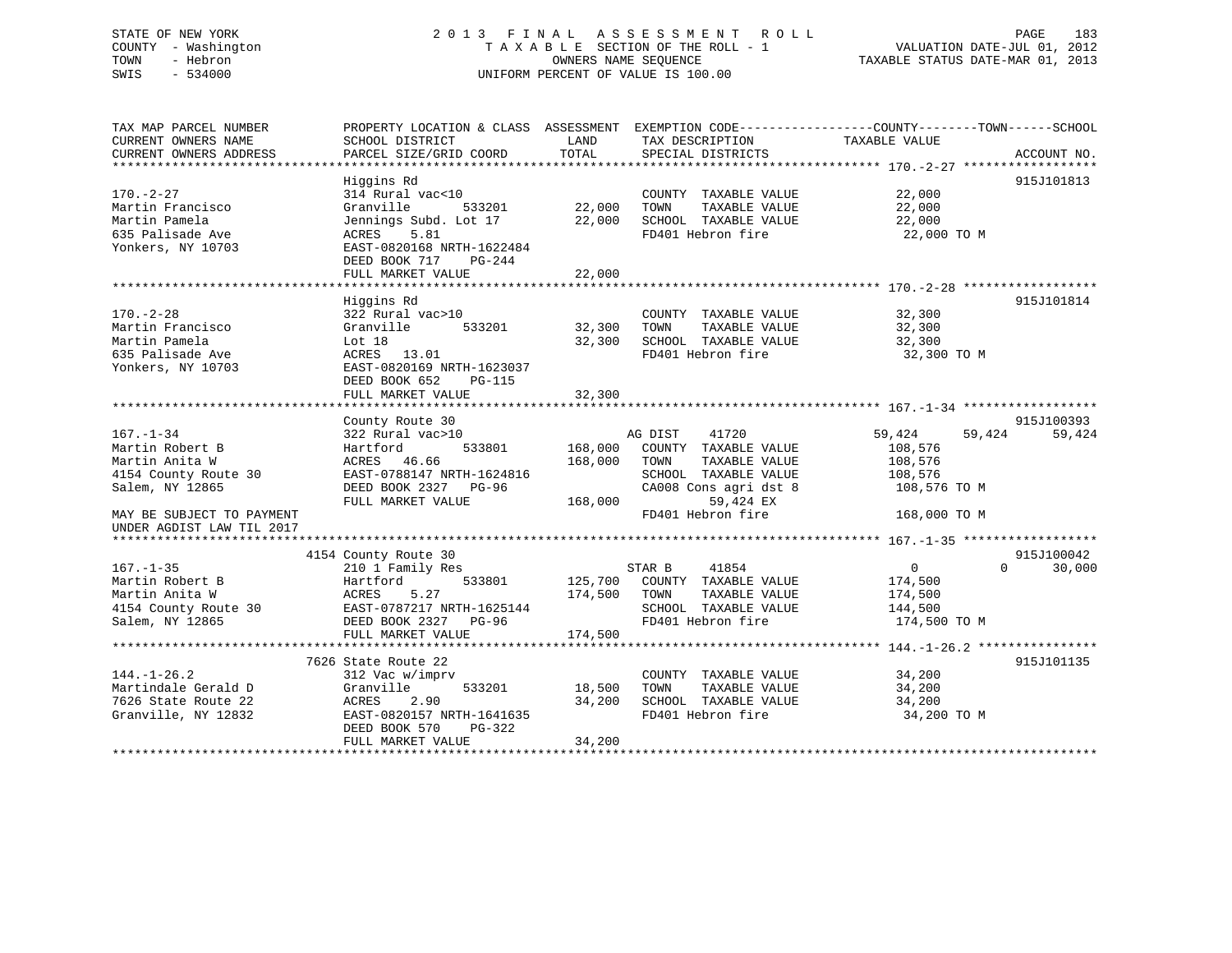STATE OF NEW YORK
COUNTY - Washington
TOWN - Hebron
SWIS - 534000

2013 FINAL ASSESSMENT ROLL
TAXABLE SECTION OF THE ROLL - 1
OWNERS NAME SEQUENCE
UNIFORM PERCENT OF VALUE IS 100.00

VALUATION DATE-JUL 01, 2012
TAXABLE STATUS DATE-MAR 01, 2013

| TAX MAP PARCEL NUMBER / CURRENT OWNERS NAME / CURRENT OWNERS ADDRESS | PROPERTY LOCATION & CLASS / SCHOOL DISTRICT / PARCEL SIZE/GRID COORD | ASSESSMENT LAND / TOTAL | EXEMPTION CODE / TAX DESCRIPTION / SPECIAL DISTRICTS | COUNTY / TAXABLE VALUE | TOWN | SCHOOL / ACCOUNT NO. |
|---|---|---|---|---|---|---|
| **170.-2-27** | Higgins Rd | | | | | 915J101813 |
| | 314 Rural vac<10 | | COUNTY TAXABLE VALUE | 22,000 | | |
| Martin Francisco | Granville 533201 | 22,000 | TOWN TAXABLE VALUE | 22,000 | | |
| Martin Pamela | Jennings Subd. Lot 17 | 22,000 | SCHOOL TAXABLE VALUE | 22,000 | | |
| 635 Palisade Ave | ACRES 5.81 | | FD401 Hebron fire | 22,000 TO M | | |
| Yonkers, NY 10703 | EAST-0820168 NRTH-1622484 | | | | | |
| | DEED BOOK 717 PG-244 | | | | | |
| | FULL MARKET VALUE | 22,000 | | | | |
| **170.-2-28** | Higgins Rd | | | | | 915J101814 |
| | 322 Rural vac>10 | | COUNTY TAXABLE VALUE | 32,300 | | |
| Martin Francisco | Granville 533201 | 32,300 | TOWN TAXABLE VALUE | 32,300 | | |
| Martin Pamela | Lot 18 | 32,300 | SCHOOL TAXABLE VALUE | 32,300 | | |
| 635 Palisade Ave | ACRES 13.01 | | FD401 Hebron fire | 32,300 TO M | | |
| Yonkers, NY 10703 | EAST-0820169 NRTH-1623037 | | | | | |
| | DEED BOOK 652 PG-115 | | | | | |
| | FULL MARKET VALUE | 32,300 | | | | |
| **167.-1-34** | County Route 30 | | | | | 915J100393 |
| | 322 Rural vac>10 | | AG DIST 41720 | 59,424 | 59,424 | 59,424 |
| Martin Robert B | Hartford 533801 | 168,000 | COUNTY TAXABLE VALUE | 108,576 | | |
| Martin Anita W | ACRES 46.66 | 168,000 | TOWN TAXABLE VALUE | 108,576 | | |
| 4154 County Route 30 | EAST-0788147 NRTH-1624816 | | SCHOOL TAXABLE VALUE | 108,576 | | |
| Salem, NY 12865 | DEED BOOK 2327 PG-96 | | CA008 Cons agri dst 8 | 108,576 TO M | | |
| | FULL MARKET VALUE | 168,000 | 59,424 EX | | | |
| MAY BE SUBJECT TO PAYMENT | | | FD401 Hebron fire | 168,000 TO M | | |
| UNDER AGDIST LAW TIL 2017 | | | | | | |
| **167.-1-35** | 4154 County Route 30 | | | | | 915J100042 |
| | 210 1 Family Res | | STAR B 41854 | 0 | 0 | 30,000 |
| Martin Robert B | Hartford 533801 | 125,700 | COUNTY TAXABLE VALUE | 174,500 | | |
| Martin Anita W | ACRES 5.27 | 174,500 | TOWN TAXABLE VALUE | 174,500 | | |
| 4154 County Route 30 | EAST-0787217 NRTH-1625144 | | SCHOOL TAXABLE VALUE | 144,500 | | |
| Salem, NY 12865 | DEED BOOK 2327 PG-96 | | FD401 Hebron fire | 174,500 TO M | | |
| | FULL MARKET VALUE | 174,500 | | | | |
| **144.-1-26.2** | 7626 State Route 22 | | | | | 915J101135 |
| | 312 Vac w/imprv | | COUNTY TAXABLE VALUE | 34,200 | | |
| Martindale Gerald D | Granville 533201 | 18,500 | TOWN TAXABLE VALUE | 34,200 | | |
| 7626 State Route 22 | ACRES 2.90 | 34,200 | SCHOOL TAXABLE VALUE | 34,200 | | |
| Granville, NY 12832 | EAST-0820157 NRTH-1641635 | | FD401 Hebron fire | 34,200 TO M | | |
| | DEED BOOK 570 PG-322 | | | | | |
| | FULL MARKET VALUE | 34,200 | | | | |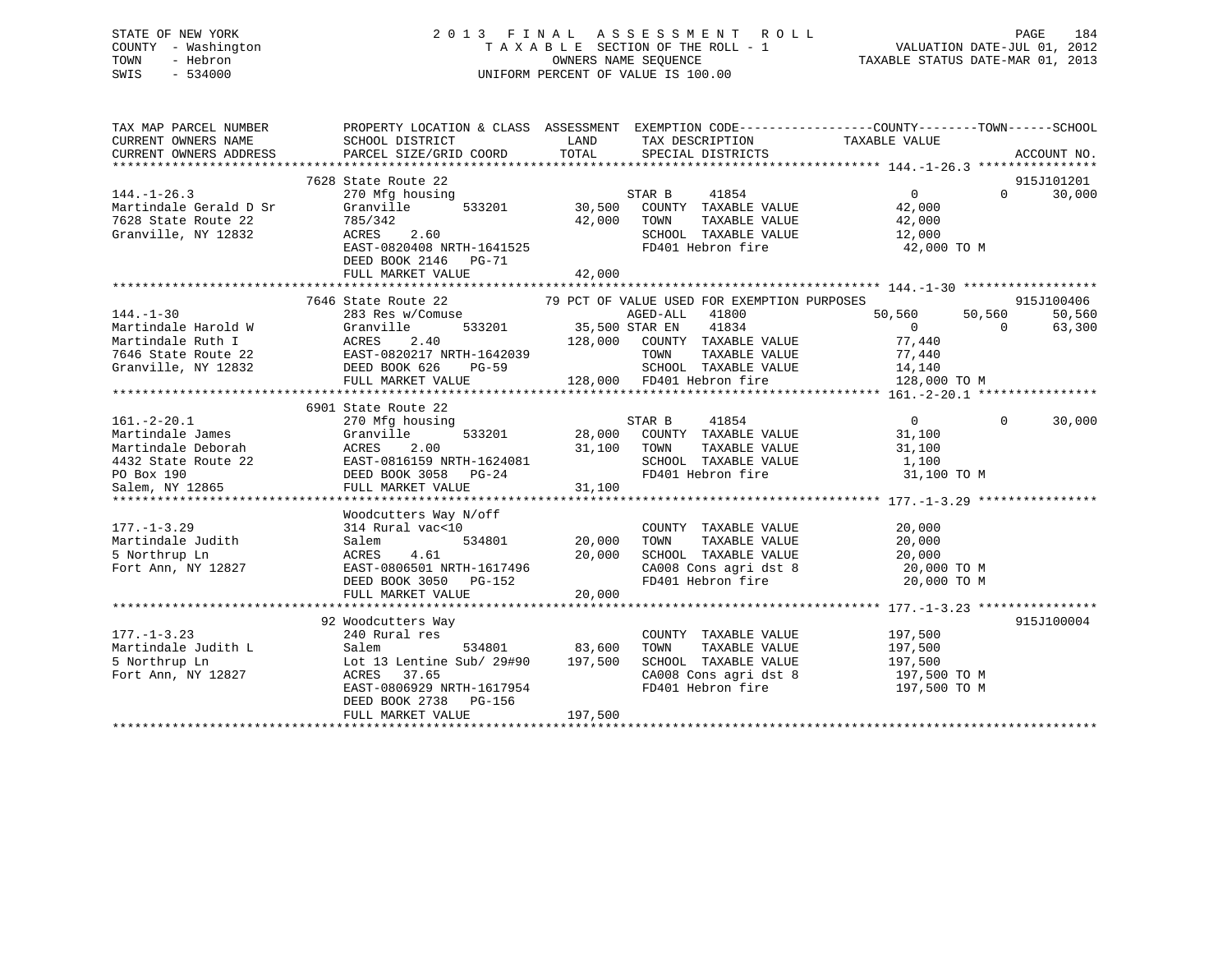STATE OF NEW YORK
COUNTY - Washington
TOWN - Hebron
SWIS - 534000

# 2013 FINAL ASSESSMENT ROLL
TAXABLE SECTION OF THE ROLL - 1
OWNERS NAME SEQUENCE
UNIFORM PERCENT OF VALUE IS 100.00

VALUATION DATE-JUL 01, 2012
TAXABLE STATUS DATE-MAR 01, 2013

```
TAX MAP PARCEL NUMBER          PROPERTY LOCATION & CLASS  ASSESSMENT  EXEMPTION CODE------------------COUNTY--------TOWN------SCHOOL
CURRENT OWNERS NAME            SCHOOL DISTRICT               LAND      TAX DESCRIPTION             TAXABLE VALUE
CURRENT OWNERS ADDRESS         PARCEL SIZE/GRID COORD        TOTAL     SPECIAL DISTRICTS                                       ACCOUNT NO.
******************************************************************************************************* 144.-1-26.3 ****************
                              7628 State Route 22                                                                          915J101201
144.-1-26.3                    270 Mfg housing                        STAR B    41854                   0             0       30,000
Martindale Gerald D Sr         Granville        533201      30,500    COUNTY  TAXABLE VALUE            42,000
7628 State Route 22            785/342                      42,000    TOWN    TAXABLE VALUE            42,000
Granville, NY 12832            ACRES    2.60                          SCHOOL  TAXABLE VALUE            12,000
                               EAST-0820408 NRTH-1641525              FD401 Hebron fire                 42,000 TO M
                               DEED BOOK 2146   PG-71
                               FULL MARKET VALUE            42,000
******************************************************************************************************* 144.-1-30 ******************
                              7646 State Route 22          79 PCT OF VALUE USED FOR EXEMPTION PURPOSES                     915J100406
144.-1-30                      283 Res w/Comuse                       AGED-ALL  41800              50,560        50,560       50,560
Martindale Harold W            Granville        533201      35,500 STAR EN   41834                   0             0       63,300
Martindale Ruth I              ACRES    2.40               128,000    COUNTY  TAXABLE VALUE            77,440
7646 State Route 22            EAST-0820217 NRTH-1642039              TOWN    TAXABLE VALUE            77,440
Granville, NY 12832            DEED BOOK 626    PG-59                 SCHOOL  TAXABLE VALUE            14,140
                               FULL MARKET VALUE           128,000    FD401 Hebron fire                128,000 TO M
******************************************************************************************************* 161.-2-20.1 ****************
                              6901 State Route 22
161.-2-20.1                    270 Mfg housing                        STAR B    41854                   0             0       30,000
Martindale James               Granville        533201      28,000    COUNTY  TAXABLE VALUE            31,100
Martindale Deborah             ACRES    2.00                31,100    TOWN    TAXABLE VALUE            31,100
4432 State Route 22            EAST-0816159 NRTH-1624081              SCHOOL  TAXABLE VALUE             1,100
PO Box 190                     DEED BOOK 3058   PG-24                 FD401 Hebron fire                 31,100 TO M
Salem, NY 12865                FULL MARKET VALUE            31,100
******************************************************************************************************* 177.-1-3.29 ****************
                               Woodcutters Way N/off
177.-1-3.29                    314 Rural vac<10                       COUNTY  TAXABLE VALUE            20,000
Martindale Judith              Salem            534801      20,000    TOWN    TAXABLE VALUE            20,000
5 Northrup Ln                  ACRES    4.61                20,000    SCHOOL  TAXABLE VALUE            20,000
Fort Ann, NY 12827             EAST-0806501 NRTH-1617496              CA008 Cons agri dst 8             20,000 TO M
                               DEED BOOK 3050   PG-152                FD401 Hebron fire                 20,000 TO M
                               FULL MARKET VALUE            20,000
******************************************************************************************************* 177.-1-3.23 ****************
                               92 Woodcutters Way                                                                          915J100004
177.-1-3.23                    240 Rural res                          COUNTY  TAXABLE VALUE           197,500
Martindale Judith L            Salem            534801      83,600    TOWN    TAXABLE VALUE           197,500
5 Northrup Ln                  Lot 13 Lentine Sub/ 29#90   197,500    SCHOOL  TAXABLE VALUE           197,500
Fort Ann, NY 12827             ACRES   37.65                          CA008 Cons agri dst 8            197,500 TO M
                               EAST-0806929 NRTH-1617954              FD401 Hebron fire                197,500 TO M
                               DEED BOOK 2738   PG-156
                               FULL MARKET VALUE           197,500
************************************************************************************************************************************
```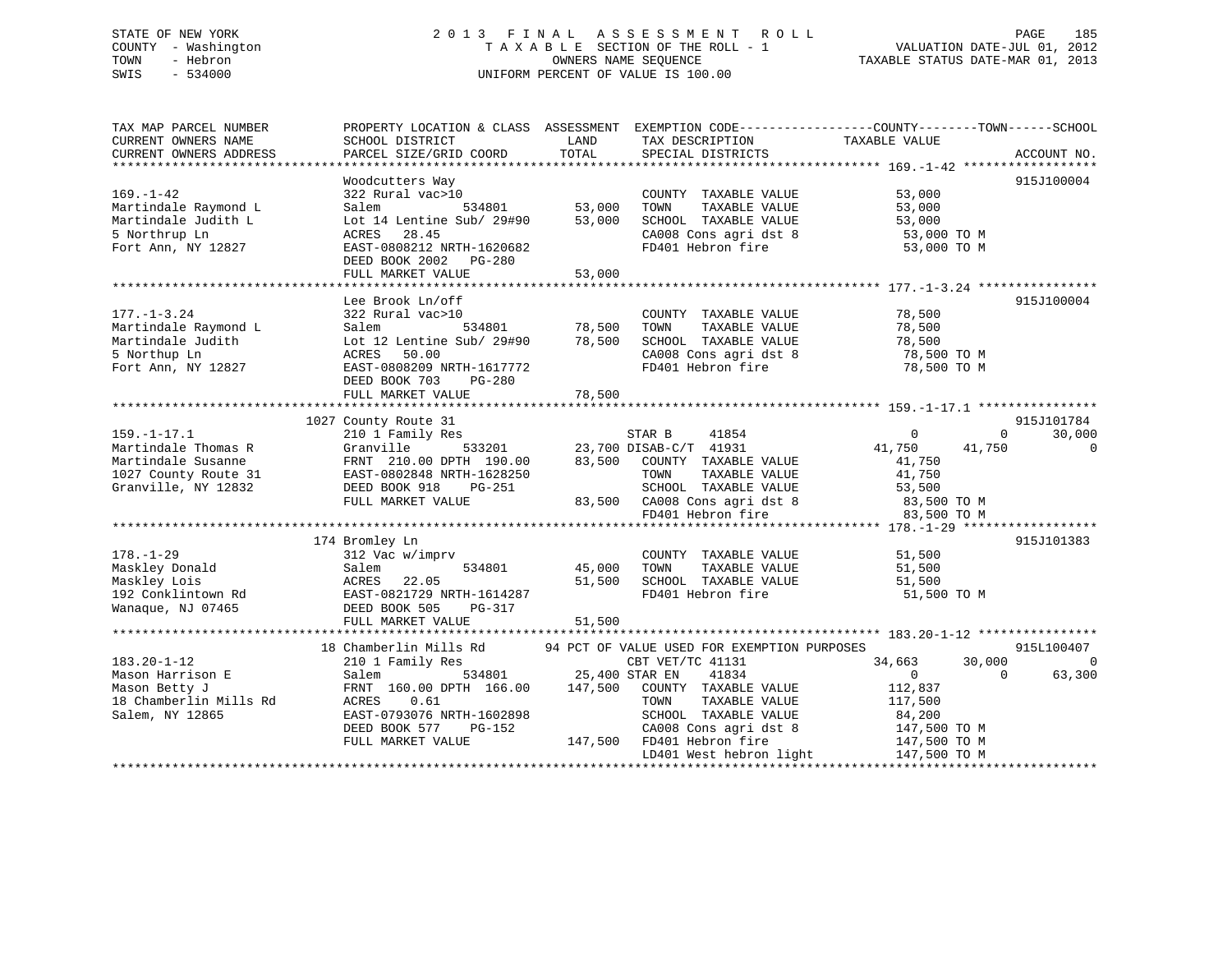STATE OF NEW YORK
COUNTY - Washington
TOWN - Hebron
SWIS - 534000

2013 FINAL ASSESSMENT ROLL
TAXABLE SECTION OF THE ROLL - 1
OWNERS NAME SEQUENCE
UNIFORM PERCENT OF VALUE IS 100.00

VALUATION DATE-JUL 01, 2012
TAXABLE STATUS DATE-MAR 01, 2013

```
TAX MAP PARCEL NUMBER          PROPERTY LOCATION & CLASS  ASSESSMENT  EXEMPTION CODE------------------COUNTY--------TOWN------SCHOOL
CURRENT OWNERS NAME            SCHOOL DISTRICT              LAND      TAX DESCRIPTION             TAXABLE VALUE
CURRENT OWNERS ADDRESS         PARCEL SIZE/GRID COORD      TOTAL      SPECIAL DISTRICTS                                        ACCOUNT NO.
******************************************************************************************************* 169.-1-42 ******************
                               Woodcutters Way                                                                            915J100004
169.-1-42                      322 Rural vac>10                        COUNTY  TAXABLE VALUE            53,000
Martindale Raymond L           Salem           534801       53,000     TOWN    TAXABLE VALUE            53,000
Martindale Judith L            Lot 14 Lentine Sub/ 29#90    53,000     SCHOOL  TAXABLE VALUE            53,000
5 Northrup Ln                  ACRES   28.45                           CA008 Cons agri dst 8             53,000 TO M
Fort Ann, NY 12827             EAST-0808212 NRTH-1620682               FD401 Hebron fire                 53,000 TO M
                               DEED BOOK 2002   PG-280
                               FULL MARKET VALUE            53,000
******************************************************************************************************* 177.-1-3.24 ****************
                               Lee Brook Ln/off                                                                           915J100004
177.-1-3.24                    322 Rural vac>10                        COUNTY  TAXABLE VALUE            78,500
Martindale Raymond L           Salem           534801       78,500     TOWN    TAXABLE VALUE            78,500
Martindale Judith              Lot 12 Lentine Sub/ 29#90    78,500     SCHOOL  TAXABLE VALUE            78,500
5 Northup Ln                   ACRES   50.00                           CA008 Cons agri dst 8             78,500 TO M
Fort Ann, NY 12827             EAST-0808209 NRTH-1617772               FD401 Hebron fire                 78,500 TO M
                               DEED BOOK 703    PG-280
                               FULL MARKET VALUE            78,500
******************************************************************************************************* 159.-1-17.1 ****************
                          1027 County Route 31                                                                            915J101784
159.-1-17.1                    210 1 Family Res                  STAR B      41854                    0           0      30,000
Martindale Thomas R            Granville       533201       23,700 DISAB-C/T 41931               41,750      41,750           0
Martindale Susanne             FRNT 210.00 DPTH 190.00      83,500     COUNTY  TAXABLE VALUE            41,750
1027 County Route 31           EAST-0802848 NRTH-1628250               TOWN    TAXABLE VALUE            41,750
Granville, NY 12832            DEED BOOK 918    PG-251                 SCHOOL  TAXABLE VALUE            53,500
                               FULL MARKET VALUE            83,500     CA008 Cons agri dst 8             83,500 TO M
                                                                       FD401 Hebron fire                 83,500 TO M
******************************************************************************************************* 178.-1-29 ******************
                           174 Bromley Ln                                                                                 915J101383
178.-1-29                      312 Vac w/imprv                         COUNTY  TAXABLE VALUE            51,500
Maskley Donald                 Salem           534801       45,000     TOWN    TAXABLE VALUE            51,500
Maskley Lois                   ACRES   22.05                51,500     SCHOOL  TAXABLE VALUE            51,500
192 Conklintown Rd             EAST-0821729 NRTH-1614287               FD401 Hebron fire                 51,500 TO M
Wanaque, NJ 07465              DEED BOOK 505    PG-317
                               FULL MARKET VALUE            51,500
******************************************************************************************************* 183.20-1-12 ****************
                           18 Chamberlin Mills Rd       94 PCT OF VALUE USED FOR EXEMPTION PURPOSES                       915L100407
183.20-1-12                    210 1 Family Res                  CBT VET/TC 41131                34,663      30,000           0
Mason Harrison E               Salem           534801       25,400 STAR EN     41834                    0           0      63,300
Mason Betty J                  FRNT 160.00 DPTH 166.00     147,500     COUNTY  TAXABLE VALUE           112,837
18 Chamberlin Mills Rd         ACRES    0.61                           TOWN    TAXABLE VALUE           117,500
Salem, NY 12865                EAST-0793076 NRTH-1602898               SCHOOL  TAXABLE VALUE            84,200
                               DEED BOOK 577    PG-152                 CA008 Cons agri dst 8            147,500 TO M
                               FULL MARKET VALUE           147,500     FD401 Hebron fire                147,500 TO M
                                                                       LD401 West hebron light          147,500 TO M
************************************************************************************************************************************
```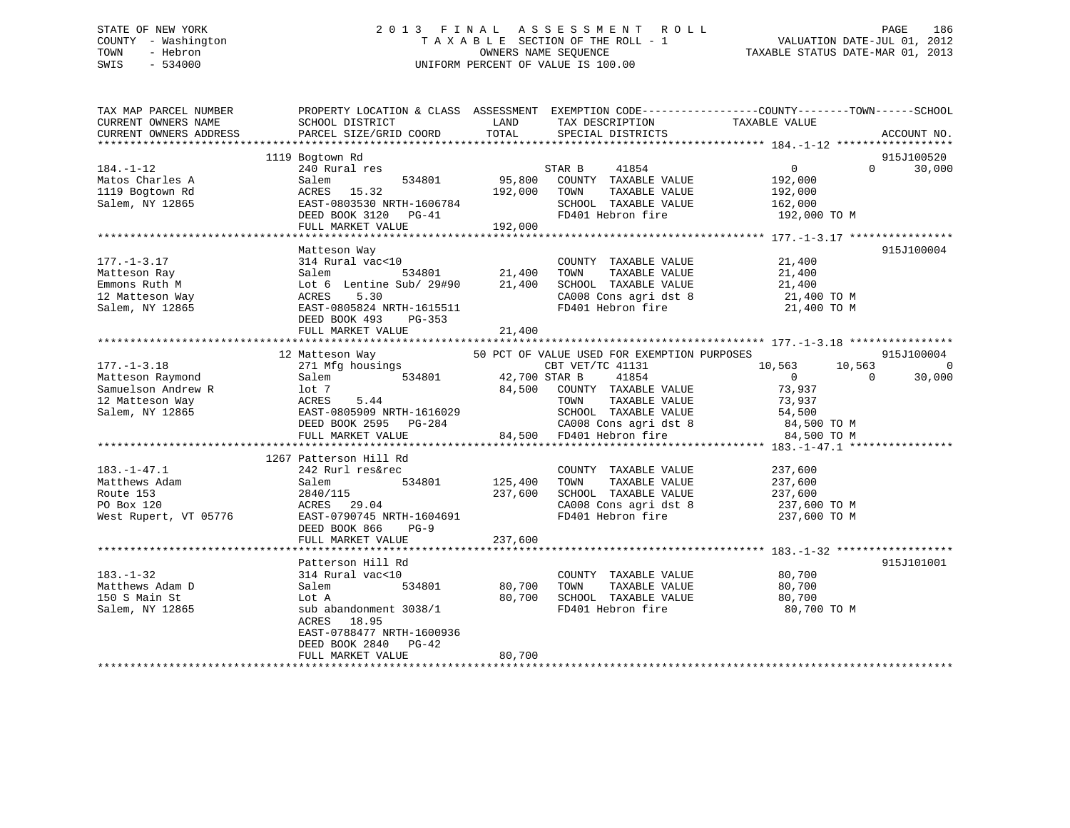STATE OF NEW YORK
COUNTY - Washington
TOWN - Hebron
SWIS - 534000

# 2013 FINAL ASSESSMENT ROLL

TAXABLE SECTION OF THE ROLL - 1
OWNERS NAME SEQUENCE
UNIFORM PERCENT OF VALUE IS 100.00

VALUATION DATE-JUL 01, 2012
TAXABLE STATUS DATE-MAR 01, 2013

```
TAX MAP PARCEL NUMBER      PROPERTY LOCATION & CLASS  ASSESSMENT  EXEMPTION CODE-----------------COUNTY--------TOWN------SCHOOL
CURRENT OWNERS NAME        SCHOOL DISTRICT               LAND      TAX DESCRIPTION              TAXABLE VALUE
CURRENT OWNERS ADDRESS     PARCEL SIZE/GRID COORD        TOTAL     SPECIAL DISTRICTS                                    ACCOUNT NO.
*********************************************************************************************** 184.-1-12 ******************
                          1119 Bogtown Rd                                                                              915J100520
184.-1-12                  240 Rural res                         STAR B     41854                   0         0     30,000
Matos Charles A            Salem           534801       95,800   COUNTY  TAXABLE VALUE          192,000
1119 Bogtown Rd            ACRES  15.32                192,000   TOWN    TAXABLE VALUE          192,000
Salem, NY 12865            EAST-0803530 NRTH-1606784             SCHOOL  TAXABLE VALUE          162,000
                           DEED BOOK 3120   PG-41                FD401 Hebron fire               192,000 TO M
                           FULL MARKET VALUE           192,000
*********************************************************************************************** 177.-1-3.17 ****************
                           Matteson Way                                                                                915J100004
177.-1-3.17                314 Rural vac<10                       COUNTY  TAXABLE VALUE           21,400
Matteson Ray               Salem           534801       21,400   TOWN    TAXABLE VALUE           21,400
Emmons Ruth M              Lot 6  Lentine Sub/ 29#90    21,400   SCHOOL  TAXABLE VALUE           21,400
12 Matteson Way            ACRES   5.30                          CA008 Cons agri dst 8            21,400 TO M
Salem, NY 12865            EAST-0805824 NRTH-1615511             FD401 Hebron fire                21,400 TO M
                           DEED BOOK 493    PG-353
                           FULL MARKET VALUE            21,400
*********************************************************************************************** 177.-1-3.18 ****************
                          12 Matteson Way               50 PCT OF VALUE USED FOR EXEMPTION PURPOSES                    915J100004
177.-1-3.18                271 Mfg housings                      CBT VET/TC 41131               10,563    10,563         0
Matteson Raymond           Salem           534801       42,700 STAR B     41854                   0         0     30,000
Samuelson Andrew R         lot 7                        84,500   COUNTY  TAXABLE VALUE           73,937
12 Matteson Way            ACRES   5.44                          TOWN    TAXABLE VALUE           73,937
Salem, NY 12865            EAST-0805909 NRTH-1616029             SCHOOL  TAXABLE VALUE           54,500
                           DEED BOOK 2595   PG-284               CA008 Cons agri dst 8            84,500 TO M
                           FULL MARKET VALUE            84,500   FD401 Hebron fire                84,500 TO M
*********************************************************************************************** 183.-1-47.1 ****************
                          1267 Patterson Hill Rd
183.-1-47.1                242 Rurl res&rec                       COUNTY  TAXABLE VALUE          237,600
Matthews Adam              Salem           534801      125,400   TOWN    TAXABLE VALUE          237,600
Route 153                  2840/115                    237,600   SCHOOL  TAXABLE VALUE          237,600
PO Box 120                 ACRES  29.04                          CA008 Cons agri dst 8           237,600 TO M
West Rupert, VT 05776      EAST-0790745 NRTH-1604691             FD401 Hebron fire               237,600 TO M
                           DEED BOOK 866    PG-9
                           FULL MARKET VALUE           237,600
*********************************************************************************************** 183.-1-32 ******************
                           Patterson Hill Rd                                                                           915J101001
183.-1-32                  314 Rural vac<10                       COUNTY  TAXABLE VALUE           80,700
Matthews Adam D            Salem           534801       80,700   TOWN    TAXABLE VALUE           80,700
150 S Main St              Lot A                        80,700   SCHOOL  TAXABLE VALUE           80,700
Salem, NY 12865            sub abandonment 3038/1                FD401 Hebron fire                80,700 TO M
                           ACRES  18.95
                           EAST-0788477 NRTH-1600936
                           DEED BOOK 2840   PG-42
                           FULL MARKET VALUE            80,700
******************************************************************************************************************************
```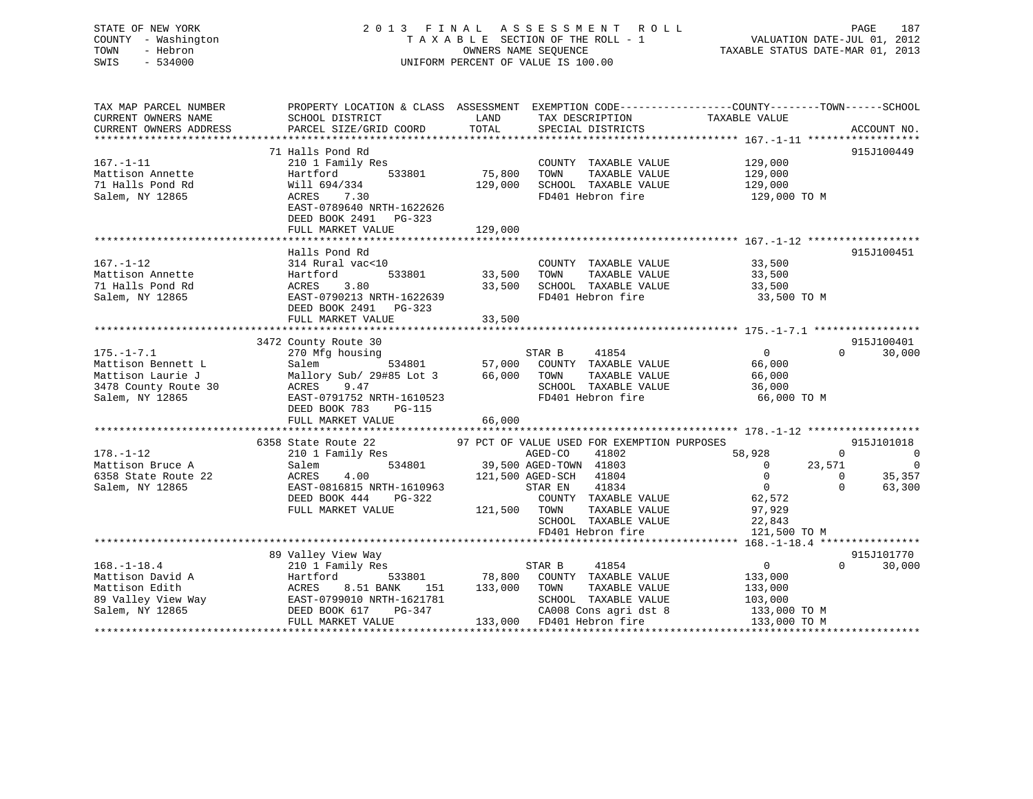STATE OF NEW YORK
COUNTY - Washington
TOWN - Hebron
SWIS - 534000

2 0 1 3 F I N A L A S S E S S M E N T R O L L
T A X A B L E SECTION OF THE ROLL - 1
OWNERS NAME SEQUENCE
UNIFORM PERCENT OF VALUE IS 100.00

VALUATION DATE-JUL 01, 2012
TAXABLE STATUS DATE-MAR 01, 2013

```
TAX MAP PARCEL NUMBER          PROPERTY LOCATION & CLASS  ASSESSMENT  EXEMPTION CODE------------------COUNTY--------TOWN------SCHOOL
CURRENT OWNERS NAME            SCHOOL DISTRICT               LAND      TAX DESCRIPTION             TAXABLE VALUE
CURRENT OWNERS ADDRESS         PARCEL SIZE/GRID COORD        TOTAL     SPECIAL DISTRICTS                                   ACCOUNT NO.
******************************************************************************************************* 167.-1-11 ******************
                               71 Halls Pond Rd                                                                           915J100449
167.-1-11                      210 1 Family Res                        COUNTY  TAXABLE VALUE           129,000
Mattison Annette               Hartford         533801      75,800    TOWN    TAXABLE VALUE           129,000
71 Halls Pond Rd               Will 694/334                129,000    SCHOOL  TAXABLE VALUE           129,000
Salem, NY 12865                ACRES    7.30                           FD401 Hebron fire                129,000 TO M
                               EAST-0789640 NRTH-1622626
                               DEED BOOK 2491   PG-323
                               FULL MARKET VALUE           129,000
******************************************************************************************************* 167.-1-12 ******************
                               Halls Pond Rd                                                                              915J100451
167.-1-12                      314 Rural vac<10                        COUNTY  TAXABLE VALUE            33,500
Mattison Annette               Hartford         533801      33,500    TOWN    TAXABLE VALUE            33,500
71 Halls Pond Rd               ACRES    3.80                33,500    SCHOOL  TAXABLE VALUE            33,500
Salem, NY 12865                EAST-0790213 NRTH-1622639               FD401 Hebron fire                 33,500 TO M
                               DEED BOOK 2491   PG-323
                               FULL MARKET VALUE            33,500
******************************************************************************************************* 175.-1-7.1 *****************
                               3472 County Route 30                                                                       915J100401
175.-1-7.1                     270 Mfg housing                         STAR B     41854                      0          0     30,000
Mattison Bennett L             Salem            534801      57,000    COUNTY  TAXABLE VALUE            66,000
Mattison Laurie J              Mallory Sub/ 29#85 Lot 3     66,000    TOWN    TAXABLE VALUE            66,000
3478 County Route 30           ACRES    9.47                           SCHOOL  TAXABLE VALUE            36,000
Salem, NY 12865                EAST-0791752 NRTH-1610523               FD401 Hebron fire                 66,000 TO M
                               DEED BOOK 783    PG-115
                               FULL MARKET VALUE            66,000
******************************************************************************************************* 178.-1-12 ******************
                               6358 State Route 22          97 PCT OF VALUE USED FOR EXEMPTION PURPOSES                   915J101018
178.-1-12                      210 1 Family Res                        AGED-CO    41802                 58,928          0          0
Mattison Bruce A               Salem            534801      39,500 AGED-TOWN  41803                      0     23,571          0
6358 State Route 22            ACRES    4.00               121,500 AGED-SCH   41804                      0          0     35,357
Salem, NY 12865                EAST-0816815 NRTH-1610963               STAR EN    41834                      0          0     63,300
                               DEED BOOK 444    PG-322                 COUNTY  TAXABLE VALUE            62,572
                               FULL MARKET VALUE           121,500    TOWN    TAXABLE VALUE            97,929
                                                                       SCHOOL  TAXABLE VALUE            22,843
                                                                       FD401 Hebron fire                121,500 TO M
******************************************************************************************************* 168.-1-18.4 ****************
                               89 Valley View Way                                                                         915J101770
168.-1-18.4                    210 1 Family Res                        STAR B     41854                      0          0     30,000
Mattison David A               Hartford         533801      78,800    COUNTY  TAXABLE VALUE           133,000
Mattison Edith                 ACRES    8.51 BANK    151   133,000    TOWN    TAXABLE VALUE           133,000
89 Valley View Way             EAST-0799010 NRTH-1621781               SCHOOL  TAXABLE VALUE           103,000
Salem, NY 12865                DEED BOOK 617    PG-347                 CA008 Cons agri dst 8            133,000 TO M
                               FULL MARKET VALUE           133,000    FD401 Hebron fire                133,000 TO M
************************************************************************************************************************************
```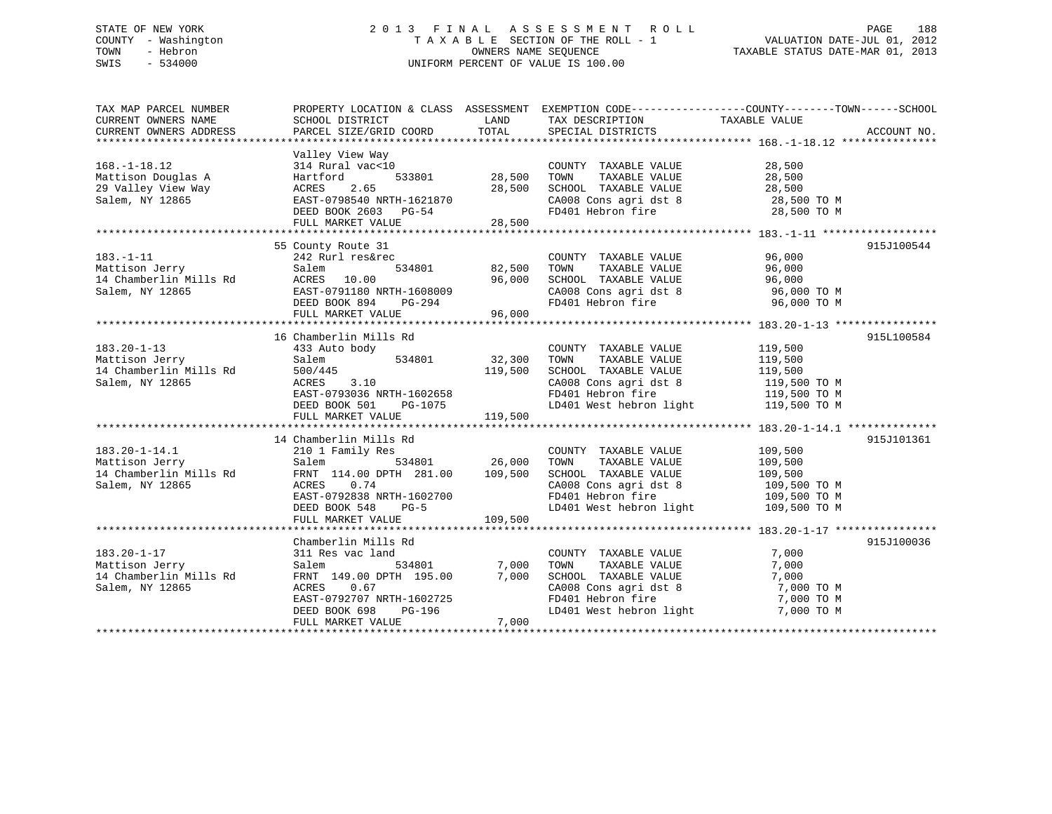STATE OF NEW YORK
COUNTY - Washington
TOWN - Hebron
SWIS - 534000

# 2013 FINAL ASSESSMENT ROLL

TAXABLE SECTION OF THE ROLL - 1
OWNERS NAME SEQUENCE
UNIFORM PERCENT OF VALUE IS 100.00

VALUATION DATE-JUL 01, 2012
TAXABLE STATUS DATE-MAR 01, 2013

| TAX MAP PARCEL NUMBER / CURRENT OWNERS NAME / CURRENT OWNERS ADDRESS | PROPERTY LOCATION & CLASS / SCHOOL DISTRICT / PARCEL SIZE/GRID COORD | ASSESSMENT LAND | TOTAL | EXEMPTION CODE / TAX DESCRIPTION / SPECIAL DISTRICTS | COUNTY--------TOWN------SCHOOL TAXABLE VALUE | ACCOUNT NO. |
|---|---|---|---|---|---|---|
| 168.-1-18.12 | Valley View Way | | | | | |
| 168.-1-18.12 | 314 Rural vac<10 | | | COUNTY TAXABLE VALUE | 28,500 | |
| Mattison Douglas A | Hartford 533801 | 28,500 | | TOWN TAXABLE VALUE | 28,500 | |
| 29 Valley View Way | ACRES 2.65 | | 28,500 | SCHOOL TAXABLE VALUE | 28,500 | |
| Salem, NY 12865 | EAST-0798540 NRTH-1621870 | | | CA008 Cons agri dst 8 | 28,500 TO M | |
| | DEED BOOK 2603 PG-54 | | | FD401 Hebron fire | 28,500 TO M | |
| | FULL MARKET VALUE | | 28,500 | | | |
| 183.-1-11 | 55 County Route 31 | | | | | 915J100544 |
| 183.-1-11 | 242 Rurl res&rec | | | COUNTY TAXABLE VALUE | 96,000 | |
| Mattison Jerry | Salem 534801 | 82,500 | | TOWN TAXABLE VALUE | 96,000 | |
| 14 Chamberlin Mills Rd | ACRES 10.00 | | 96,000 | SCHOOL TAXABLE VALUE | 96,000 | |
| Salem, NY 12865 | EAST-0791180 NRTH-1608009 | | | CA008 Cons agri dst 8 | 96,000 TO M | |
| | DEED BOOK 894 PG-294 | | | FD401 Hebron fire | 96,000 TO M | |
| | FULL MARKET VALUE | | 96,000 | | | |
| 183.20-1-13 | 16 Chamberlin Mills Rd | | | | | 915L100584 |
| 183.20-1-13 | 433 Auto body | | | COUNTY TAXABLE VALUE | 119,500 | |
| Mattison Jerry | Salem 534801 | 32,300 | | TOWN TAXABLE VALUE | 119,500 | |
| 14 Chamberlin Mills Rd | 500/445 | | 119,500 | SCHOOL TAXABLE VALUE | 119,500 | |
| Salem, NY 12865 | ACRES 3.10 | | | CA008 Cons agri dst 8 | 119,500 TO M | |
| | EAST-0793036 NRTH-1602658 | | | FD401 Hebron fire | 119,500 TO M | |
| | DEED BOOK 501 PG-1075 | | | LD401 West hebron light | 119,500 TO M | |
| | FULL MARKET VALUE | | 119,500 | | | |
| 183.20-1-14.1 | 14 Chamberlin Mills Rd | | | | | 915J101361 |
| 183.20-1-14.1 | 210 1 Family Res | | | COUNTY TAXABLE VALUE | 109,500 | |
| Mattison Jerry | Salem 534801 | 26,000 | | TOWN TAXABLE VALUE | 109,500 | |
| 14 Chamberlin Mills Rd | FRNT 114.00 DPTH 281.00 | | 109,500 | SCHOOL TAXABLE VALUE | 109,500 | |
| Salem, NY 12865 | ACRES 0.74 | | | CA008 Cons agri dst 8 | 109,500 TO M | |
| | EAST-0792838 NRTH-1602700 | | | FD401 Hebron fire | 109,500 TO M | |
| | DEED BOOK 548 PG-5 | | | LD401 West hebron light | 109,500 TO M | |
| | FULL MARKET VALUE | | 109,500 | | | |
| 183.20-1-17 | Chamberlin Mills Rd | | | | | 915J100036 |
| 183.20-1-17 | 311 Res vac land | | | COUNTY TAXABLE VALUE | 7,000 | |
| Mattison Jerry | Salem 534801 | 7,000 | | TOWN TAXABLE VALUE | 7,000 | |
| 14 Chamberlin Mills Rd | FRNT 149.00 DPTH 195.00 | | 7,000 | SCHOOL TAXABLE VALUE | 7,000 | |
| Salem, NY 12865 | ACRES 0.67 | | | CA008 Cons agri dst 8 | 7,000 TO M | |
| | EAST-0792707 NRTH-1602725 | | | FD401 Hebron fire | 7,000 TO M | |
| | DEED BOOK 698 PG-196 | | | LD401 West hebron light | 7,000 TO M | |
| | FULL MARKET VALUE | | 7,000 | | | |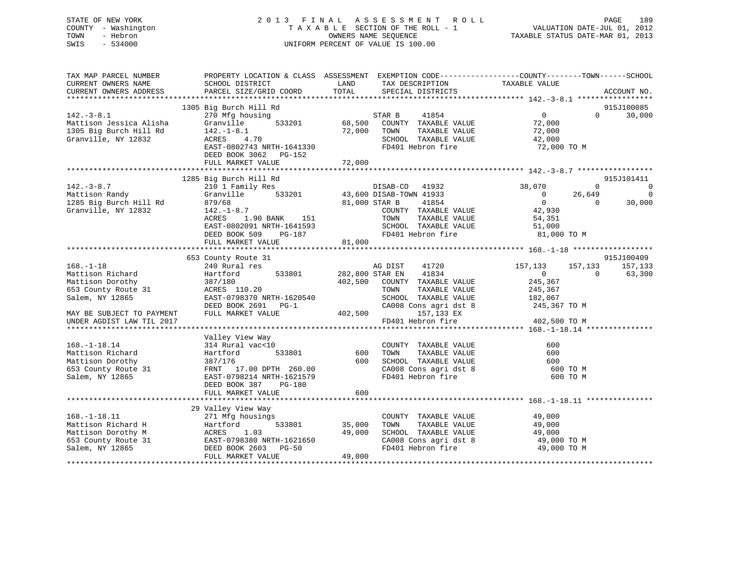STATE OF NEW YORK
COUNTY - Washington
TOWN - Hebron
SWIS - 534000

# 2013 FINAL ASSESSMENT ROLL
TAXABLE SECTION OF THE ROLL - 1
OWNERS NAME SEQUENCE
UNIFORM PERCENT OF VALUE IS 100.00

VALUATION DATE-JUL 01, 2012
TAXABLE STATUS DATE-MAR 01, 2013

```
TAX MAP PARCEL NUMBER          PROPERTY LOCATION & CLASS  ASSESSMENT  EXEMPTION CODE------------------COUNTY--------TOWN------SCHOOL
CURRENT OWNERS NAME            SCHOOL DISTRICT              LAND      TAX DESCRIPTION             TAXABLE VALUE
CURRENT OWNERS ADDRESS         PARCEL SIZE/GRID COORD       TOTAL     SPECIAL DISTRICTS                                    ACCOUNT NO.
******************************************************************************************************* 142.-3-8.1 *****************
                       1305 Big Burch Hill Rd                                                                              915J100085
142.-3-8.1                     270 Mfg housing                    STAR B     41854                0             0      30,000
Mattison Jessica Alisha        Granville       533201      68,500    COUNTY  TAXABLE VALUE         72,000
1305 Big Burch Hill Rd         142.-1-8.1                  72,000    TOWN    TAXABLE VALUE         72,000
Granville, NY 12832            ACRES    4.70                         SCHOOL  TAXABLE VALUE         42,000
                               EAST-0802743 NRTH-1641330             FD401 Hebron fire              72,000 TO M
                               DEED BOOK 3062   PG-152
                               FULL MARKET VALUE           72,000
******************************************************************************************************* 142.-3-8.7 *****************
                       1285 Big Burch Hill Rd                                                                              915J101411
142.-3-8.7                     210 1 Family Res                   DISAB-CO   41932           38,070             0           0
Mattison Randy                 Granville       533201      43,600 DISAB-TOWN 41933                0        26,649           0
1285 Big Burch Hill Rd         879/68                      81,000 STAR B     41854                0             0      30,000
Granville, NY 12832            142.-1-8.7                            COUNTY  TAXABLE VALUE         42,930
                               ACRES    1.90 BANK    151             TOWN    TAXABLE VALUE         54,351
                               EAST-0802091 NRTH-1641593             SCHOOL  TAXABLE VALUE         51,000
                               DEED BOOK 509    PG-187               FD401 Hebron fire              81,000 TO M
                               FULL MARKET VALUE           81,000
******************************************************************************************************* 168.-1-18 ******************
                       653 County Route 31                                                                                 915J100409
168.-1-18                      240 Rural res                      AG DIST    41720          157,133       157,133     157,133
Mattison Richard               Hartford        533801     282,800 STAR EN    41834                0             0      63,300
Mattison Dorothy               387/180                    402,500    COUNTY  TAXABLE VALUE        245,367
653 County Route 31            ACRES  110.20                         TOWN    TAXABLE VALUE        245,367
Salem, NY 12865                EAST-0798370 NRTH-1620540             SCHOOL  TAXABLE VALUE        182,067
                               DEED BOOK 2691   PG-1                 CA008 Cons agri dst 8         245,367 TO M
MAY BE SUBJECT TO PAYMENT      FULL MARKET VALUE          402,500         157,133 EX
UNDER AGDIST LAW TIL 2017                                            FD401 Hebron fire             402,500 TO M
******************************************************************************************************* 168.-1-18.14 ***************
                       Valley View Way
168.-1-18.14                   314 Rural vac<10                      COUNTY  TAXABLE VALUE            600
Mattison Richard               Hartford        533801         600    TOWN    TAXABLE VALUE            600
Mattison Dorothy               387/176                        600    SCHOOL  TAXABLE VALUE            600
653 County Route 31            FRNT   17.00 DPTH 260.00              CA008 Cons agri dst 8             600 TO M
Salem, NY 12865                EAST-0798214 NRTH-1621579             FD401 Hebron fire                 600 TO M
                               DEED BOOK 387    PG-180
                               FULL MARKET VALUE              600
******************************************************************************************************* 168.-1-18.11 ***************
                       29 Valley View Way
168.-1-18.11                   271 Mfg housings                      COUNTY  TAXABLE VALUE         49,000
Mattison Richard H             Hartford        533801      35,000    TOWN    TAXABLE VALUE         49,000
Mattison Dorothy M             ACRES    1.03               49,000    SCHOOL  TAXABLE VALUE         49,000
653 County Route 31            EAST-0798380 NRTH-1621650             CA008 Cons agri dst 8          49,000 TO M
Salem, NY 12865                DEED BOOK 2603   PG-50                FD401 Hebron fire              49,000 TO M
                               FULL MARKET VALUE           49,000
************************************************************************************************************************************
```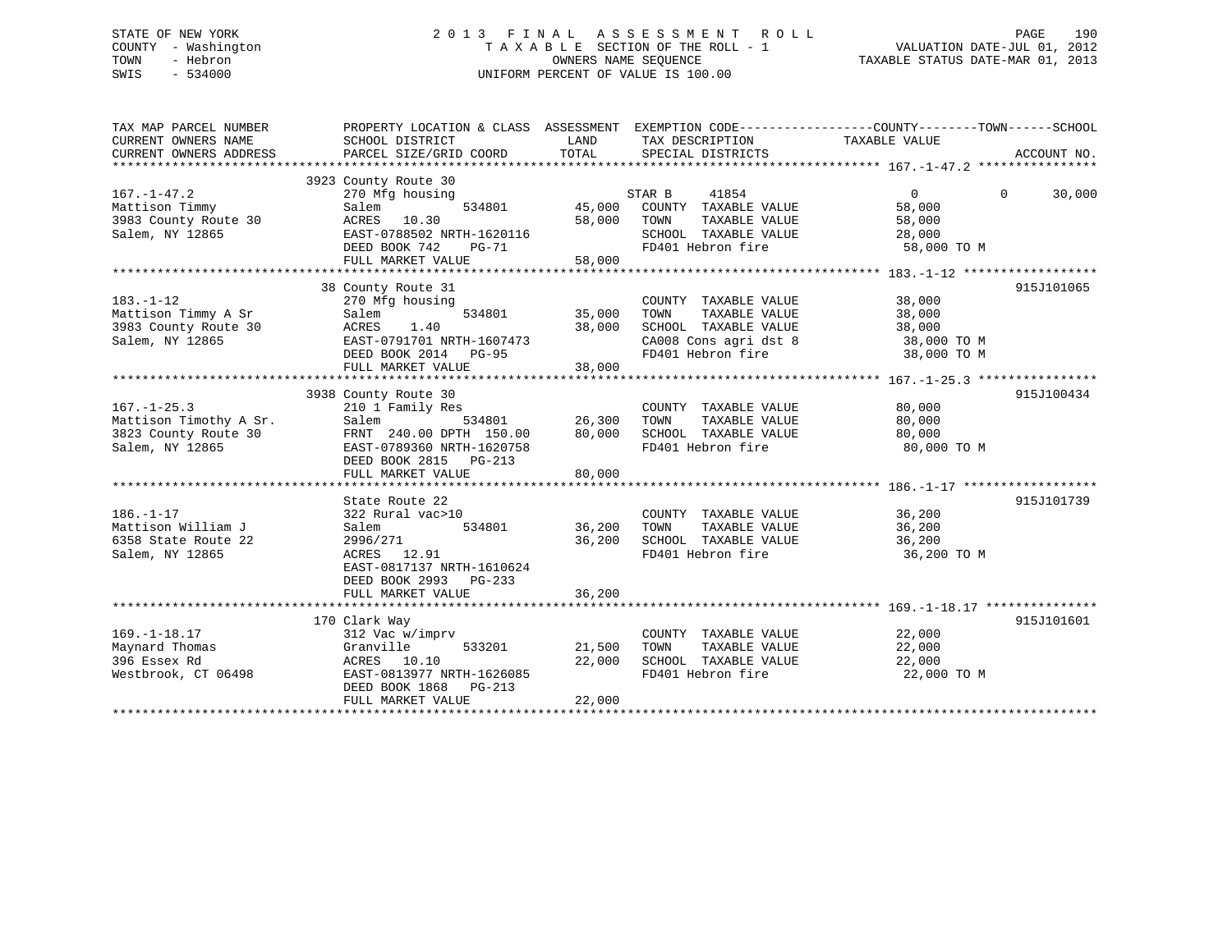STATE OF NEW YORK
COUNTY - Washington
TOWN - Hebron
SWIS - 534000

2013 FINAL ASSESSMENT ROLL
TAXABLE SECTION OF THE ROLL - 1
OWNERS NAME SEQUENCE
UNIFORM PERCENT OF VALUE IS 100.00

VALUATION DATE-JUL 01, 2012
TAXABLE STATUS DATE-MAR 01, 2013

```
TAX MAP PARCEL NUMBER          PROPERTY LOCATION & CLASS  ASSESSMENT  EXEMPTION CODE------------------COUNTY--------TOWN------SCHOOL
CURRENT OWNERS NAME            SCHOOL DISTRICT               LAND     TAX DESCRIPTION             TAXABLE VALUE
CURRENT OWNERS ADDRESS         PARCEL SIZE/GRID COORD        TOTAL    SPECIAL DISTRICTS                                    ACCOUNT NO.
******************************************************************************************************* 167.-1-47.2 ****************
                            3923 County Route 30
167.-1-47.2                    270 Mfg housing                         STAR B     41854              0            0       30,000
Mattison Timmy                 Salem          534801         45,000    COUNTY  TAXABLE VALUE          58,000
3983 County Route 30           ACRES   10.30                 58,000    TOWN    TAXABLE VALUE          58,000
Salem, NY 12865                EAST-0788502 NRTH-1620116               SCHOOL  TAXABLE VALUE          28,000
                               DEED BOOK 742    PG-71                  FD401 Hebron fire               58,000 TO M
                               FULL MARKET VALUE             58,000
******************************************************************************************************* 183.-1-12 ******************
                            38 County Route 31                                                                          915J101065
183.-1-12                      270 Mfg housing                         COUNTY  TAXABLE VALUE          38,000
Mattison Timmy A Sr            Salem          534801         35,000    TOWN    TAXABLE VALUE          38,000
3983 County Route 30           ACRES    1.40                 38,000    SCHOOL  TAXABLE VALUE          38,000
Salem, NY 12865                EAST-0791701 NRTH-1607473               CA008 Cons agri dst 8           38,000 TO M
                               DEED BOOK 2014   PG-95                  FD401 Hebron fire               38,000 TO M
                               FULL MARKET VALUE             38,000
******************************************************************************************************* 167.-1-25.3 ****************
                            3938 County Route 30                                                                        915J100434
167.-1-25.3                    210 1 Family Res                        COUNTY  TAXABLE VALUE          80,000
Mattison Timothy A Sr.         Salem          534801         26,300    TOWN    TAXABLE VALUE          80,000
3823 County Route 30           FRNT 240.00 DPTH 150.00       80,000    SCHOOL  TAXABLE VALUE          80,000
Salem, NY 12865                EAST-0789360 NRTH-1620758               FD401 Hebron fire               80,000 TO M
                               DEED BOOK 2815   PG-213
                               FULL MARKET VALUE             80,000
******************************************************************************************************* 186.-1-17 ******************
                               State Route 22                                                                           915J101739
186.-1-17                      322 Rural vac>10                        COUNTY  TAXABLE VALUE          36,200
Mattison William J             Salem          534801         36,200    TOWN    TAXABLE VALUE          36,200
6358 State Route 22            2996/271                      36,200    SCHOOL  TAXABLE VALUE          36,200
Salem, NY 12865                ACRES   12.91                           FD401 Hebron fire               36,200 TO M
                               EAST-0817137 NRTH-1610624
                               DEED BOOK 2993   PG-233
                               FULL MARKET VALUE             36,200
******************************************************************************************************* 169.-1-18.17 ***************
                            170 Clark Way                                                                               915J101601
169.-1-18.17                   312 Vac w/imprv                         COUNTY  TAXABLE VALUE          22,000
Maynard Thomas                 Granville      533201         21,500    TOWN    TAXABLE VALUE          22,000
396 Essex Rd                   ACRES   10.10                 22,000    SCHOOL  TAXABLE VALUE          22,000
Westbrook, CT 06498            EAST-0813977 NRTH-1626085               FD401 Hebron fire               22,000 TO M
                               DEED BOOK 1868   PG-213
                               FULL MARKET VALUE             22,000
************************************************************************************************************************************
```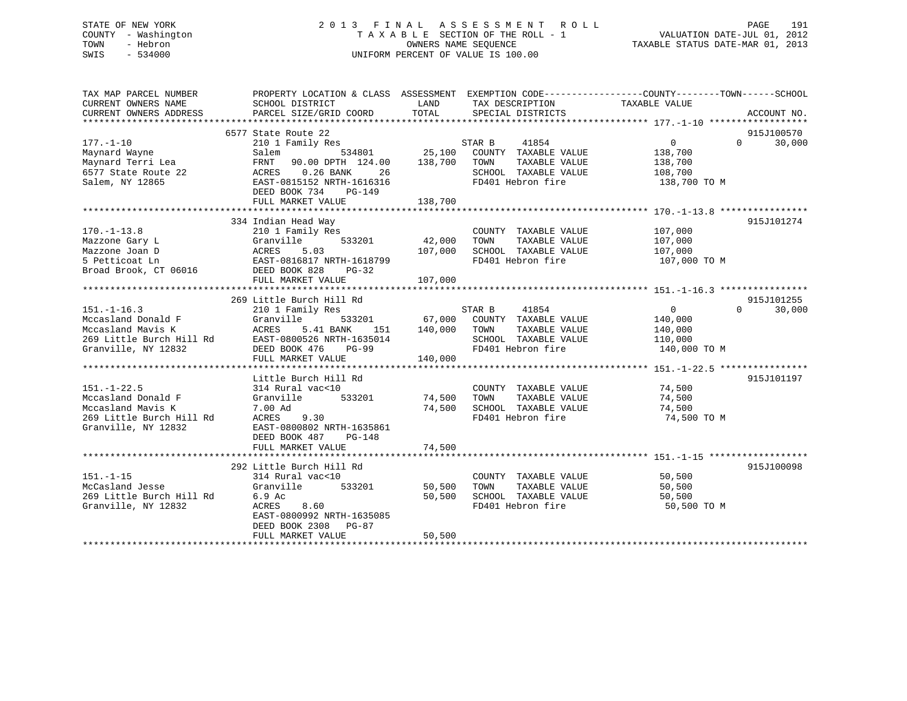STATE OF NEW YORK
COUNTY - Washington
TOWN - Hebron
SWIS - 534000

2 0 1 3 F I N A L A S S E S S M E N T R O L L
T A X A B L E SECTION OF THE ROLL - 1
OWNERS NAME SEQUENCE
UNIFORM PERCENT OF VALUE IS 100.00

VALUATION DATE-JUL 01, 2012
TAXABLE STATUS DATE-MAR 01, 2013

```
TAX MAP PARCEL NUMBER          PROPERTY LOCATION & CLASS  ASSESSMENT  EXEMPTION CODE------------------COUNTY--------TOWN------SCHOOL
CURRENT OWNERS NAME            SCHOOL DISTRICT               LAND      TAX DESCRIPTION              TAXABLE VALUE
CURRENT OWNERS ADDRESS         PARCEL SIZE/GRID COORD        TOTAL     SPECIAL DISTRICTS                                    ACCOUNT NO.
******************************************************************************************************* 177.-1-10 ******************
                               6577 State Route 22                                                                          915J100570
177.-1-10                      210 1 Family Res                        STAR B      41854            0              0      30,000
Maynard Wayne                  Salem          534801        25,100     COUNTY  TAXABLE VALUE        138,700
Maynard Terri Lea              FRNT   90.00 DPTH 124.00    138,700     TOWN    TAXABLE VALUE        138,700
6577 State Route 22            ACRES    0.26 BANK     26               SCHOOL  TAXABLE VALUE        108,700
Salem, NY 12865                EAST-0815152 NRTH-1616316               FD401 Hebron fire             138,700 TO M
                               DEED BOOK 734    PG-149
                               FULL MARKET VALUE           138,700
******************************************************************************************************* 170.-1-13.8 ****************
                               334 Indian Head Way                                                                          915J101274
170.-1-13.8                    210 1 Family Res                        COUNTY  TAXABLE VALUE        107,000
Mazzone Gary L                 Granville      533201        42,000     TOWN    TAXABLE VALUE        107,000
Mazzone Joan D                 ACRES    5.03               107,000     SCHOOL  TAXABLE VALUE        107,000
5 Petticoat Ln                 EAST-0816817 NRTH-1618799               FD401 Hebron fire             107,000 TO M
Broad Brook, CT 06016          DEED BOOK 828    PG-32
                               FULL MARKET VALUE           107,000
******************************************************************************************************* 151.-1-16.3 ****************
                               269 Little Burch Hill Rd                                                                     915J101255
151.-1-16.3                    210 1 Family Res                        STAR B      41854            0              0      30,000
Mccasland Donald F             Granville      533201        67,000     COUNTY  TAXABLE VALUE        140,000
Mccasland Mavis K              ACRES    5.41 BANK    151   140,000     TOWN    TAXABLE VALUE        140,000
269 Little Burch Hill Rd       EAST-0800526 NRTH-1635014               SCHOOL  TAXABLE VALUE        110,000
Granville, NY 12832            DEED BOOK 476    PG-99                  FD401 Hebron fire             140,000 TO M
                               FULL MARKET VALUE           140,000
******************************************************************************************************* 151.-1-22.5 ****************
                               Little Burch Hill Rd                                                                         915J101197
151.-1-22.5                    314 Rural vac<10                        COUNTY  TAXABLE VALUE         74,500
Mccasland Donald F             Granville      533201        74,500     TOWN    TAXABLE VALUE         74,500
Mccasland Mavis K              7.00 Ad                      74,500     SCHOOL  TAXABLE VALUE         74,500
269 Little Burch Hill Rd       ACRES    9.30                           FD401 Hebron fire              74,500 TO M
Granville, NY 12832            EAST-0800802 NRTH-1635861
                               DEED BOOK 487    PG-148
                               FULL MARKET VALUE            74,500
******************************************************************************************************* 151.-1-15 ******************
                               292 Little Burch Hill Rd                                                                     915J100098
151.-1-15                      314 Rural vac<10                        COUNTY  TAXABLE VALUE         50,500
McCasland Jesse                Granville      533201        50,500     TOWN    TAXABLE VALUE         50,500
269 Little Burch Hill Rd       6.9 Ac                       50,500     SCHOOL  TAXABLE VALUE         50,500
Granville, NY 12832            ACRES    8.60                           FD401 Hebron fire              50,500 TO M
                               EAST-0800992 NRTH-1635085
                               DEED BOOK 2308   PG-87
                               FULL MARKET VALUE            50,500
************************************************************************************************************************************
```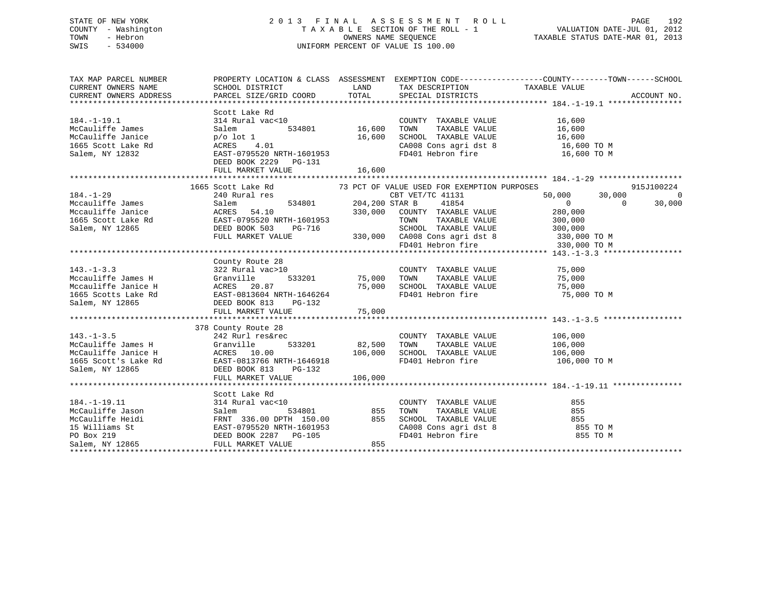STATE OF NEW YORK
COUNTY - Washington
TOWN - Hebron
SWIS - 534000

# 2013 FINAL ASSESSMENT ROLL

TAXABLE SECTION OF THE ROLL - 1
OWNERS NAME SEQUENCE
UNIFORM PERCENT OF VALUE IS 100.00

VALUATION DATE-JUL 01, 2012
TAXABLE STATUS DATE-MAR 01, 2013

```
TAX MAP PARCEL NUMBER          PROPERTY LOCATION & CLASS  ASSESSMENT  EXEMPTION CODE------------------COUNTY--------TOWN------SCHOOL
CURRENT OWNERS NAME            SCHOOL DISTRICT              LAND      TAX DESCRIPTION            TAXABLE VALUE
CURRENT OWNERS ADDRESS         PARCEL SIZE/GRID COORD       TOTAL     SPECIAL DISTRICTS                                    ACCOUNT NO.
******************************************************************************************************* 184.-1-19.1 ****************
                               Scott Lake Rd
184.-1-19.1                    314 Rural vac<10                       COUNTY  TAXABLE VALUE            16,600
McCauliffe James               Salem           534801       16,600    TOWN    TAXABLE VALUE            16,600
McCauliffe Janice              p/o lot 1                    16,600    SCHOOL  TAXABLE VALUE            16,600
1665 Scott Lake Rd             ACRES    4.01                          CA008 Cons agri dst 8             16,600 TO M
Salem, NY 12832                EAST-0795520 NRTH-1601953              FD401 Hebron fire                 16,600 TO M
                               DEED BOOK 2229   PG-131
                               FULL MARKET VALUE            16,600
******************************************************************************************************* 184.-1-29 ******************
                          1665 Scott Lake Rd             73 PCT OF VALUE USED FOR EXEMPTION PURPOSES                       915J100224
184.-1-29                      240 Rural res                      CBT VET/TC 41131            50,000      30,000             0
Mccauliffe James               Salem           534801      204,200 STAR B    41854                 0           0        30,000
Mccauliffe Janice              ACRES   54.10               330,000   COUNTY  TAXABLE VALUE           280,000
1665 Scott Lake Rd             EAST-0795520 NRTH-1601953              TOWN    TAXABLE VALUE           300,000
Salem, NY 12865                DEED BOOK 503    PG-716                SCHOOL  TAXABLE VALUE           300,000
                               FULL MARKET VALUE           330,000   CA008 Cons agri dst 8           330,000 TO M
                                                                      FD401 Hebron fire               330,000 TO M
******************************************************************************************************* 143.-1-3.3 *****************
                               County Route 28
143.-1-3.3                     322 Rural vac>10                       COUNTY  TAXABLE VALUE            75,000
Mccauliffe James H             Granville       533201       75,000    TOWN    TAXABLE VALUE            75,000
Mccauliffe Janice H            ACRES   20.87                75,000    SCHOOL  TAXABLE VALUE            75,000
1665 Scotts Lake Rd            EAST-0813604 NRTH-1646264              FD401 Hebron fire                 75,000 TO M
Salem, NY 12865                DEED BOOK 813    PG-132
                               FULL MARKET VALUE            75,000
******************************************************************************************************* 143.-1-3.5 *****************
                           378 County Route 28
143.-1-3.5                     242 Rurl res&rec                       COUNTY  TAXABLE VALUE           106,000
McCauliffe James H             Granville       533201       82,500    TOWN    TAXABLE VALUE           106,000
McCauliffe Janice H            ACRES   10.00               106,000    SCHOOL  TAXABLE VALUE           106,000
1665 Scott's Lake Rd           EAST-0813766 NRTH-1646918              FD401 Hebron fire                106,000 TO M
Salem, NY 12865                DEED BOOK 813    PG-132
                               FULL MARKET VALUE           106,000
******************************************************************************************************* 184.-1-19.11 ***************
                               Scott Lake Rd
184.-1-19.11                   314 Rural vac<10                       COUNTY  TAXABLE VALUE               855
McCauliffe Jason               Salem           534801          855    TOWN    TAXABLE VALUE               855
McCauliffe Heidi               FRNT 336.00 DPTH 150.00         855    SCHOOL  TAXABLE VALUE               855
15 Williams St                 EAST-0795520 NRTH-1601953              CA008 Cons agri dst 8                855 TO M
PO Box 219                     DEED BOOK 2287   PG-105                FD401 Hebron fire                    855 TO M
Salem, NY 12865                FULL MARKET VALUE               855
************************************************************************************************************************************
```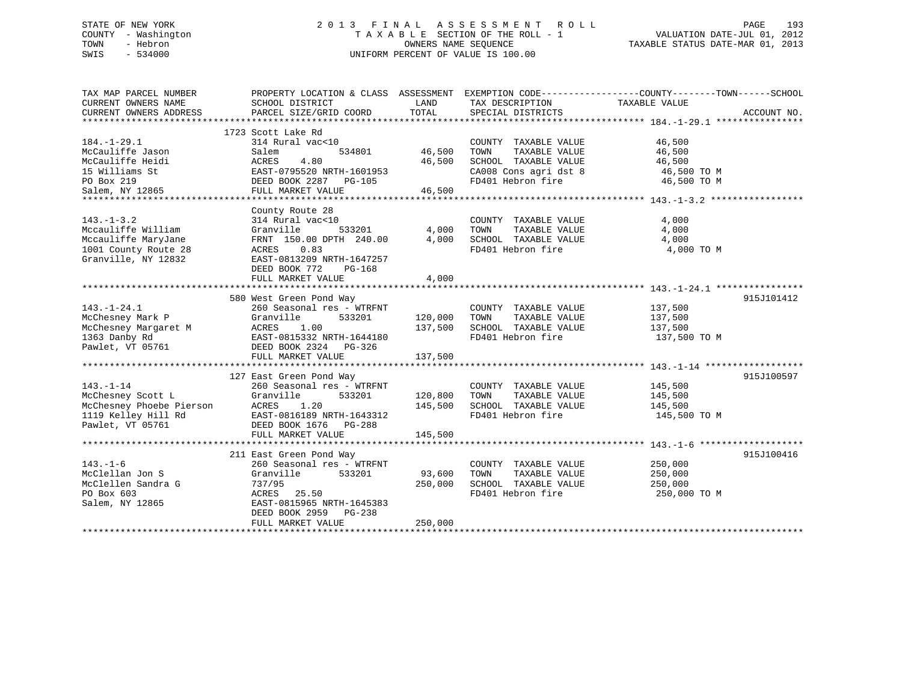STATE OF NEW YORK
COUNTY - Washington
TOWN - Hebron
SWIS - 534000

2 0 1 3 F I N A L A S S E S S M E N T R O L L
T A X A B L E SECTION OF THE ROLL - 1
OWNERS NAME SEQUENCE
UNIFORM PERCENT OF VALUE IS 100.00

VALUATION DATE-JUL 01, 2012
TAXABLE STATUS DATE-MAR 01, 2013

| TAX MAP PARCEL NUMBER / CURRENT OWNERS NAME / CURRENT OWNERS ADDRESS | PROPERTY LOCATION & CLASS / SCHOOL DISTRICT / PARCEL SIZE/GRID COORD | ASSESSMENT LAND | TOTAL | EXEMPTION CODE / TAX DESCRIPTION / SPECIAL DISTRICTS | COUNTY--TOWN--SCHOOL TAXABLE VALUE | ACCOUNT NO. |
|---|---|---|---|---|---|---|
| 184.-1-29.1 | 1723 Scott Lake Rd | | | | | |
| McCauliffe Jason | 314 Rural vac<10 | | | COUNTY TAXABLE VALUE | 46,500 | |
| McCauliffe Heidi | Salem 534801 | 46,500 | | TOWN TAXABLE VALUE | 46,500 | |
| 15 Williams St | ACRES 4.80 | | 46,500 | SCHOOL TAXABLE VALUE | 46,500 | |
| PO Box 219 | EAST-0795520 NRTH-1601953 | | | CA008 Cons agri dst 8 | 46,500 TO M | |
| Salem, NY 12865 | DEED BOOK 2287 PG-105 | | | FD401 Hebron fire | 46,500 TO M | |
| | FULL MARKET VALUE | | 46,500 | | | |
| 143.-1-3.2 | County Route 28 | | | | | |
| Mccauliffe William | 314 Rural vac<10 | | | COUNTY TAXABLE VALUE | 4,000 | |
| Mccauliffe MaryJane | Granville 533201 | 4,000 | | TOWN TAXABLE VALUE | 4,000 | |
| 1001 County Route 28 | FRNT 150.00 DPTH 240.00 | | 4,000 | SCHOOL TAXABLE VALUE | 4,000 | |
| Granville, NY 12832 | ACRES 0.83 | | | FD401 Hebron fire | 4,000 TO M | |
| | EAST-0813209 NRTH-1647257 | | | | | |
| | DEED BOOK 772 PG-168 | | | | | |
| | FULL MARKET VALUE | | 4,000 | | | |
| 143.-1-24.1 | 580 West Green Pond Way | | | | | 915J101412 |
| McChesney Mark P | 260 Seasonal res - WTRFNT | | | COUNTY TAXABLE VALUE | 137,500 | |
| McChesney Margaret M | Granville 533201 | 120,000 | | TOWN TAXABLE VALUE | 137,500 | |
| 1363 Danby Rd | ACRES 1.00 | | 137,500 | SCHOOL TAXABLE VALUE | 137,500 | |
| Pawlet, VT 05761 | EAST-0815332 NRTH-1644180 | | | FD401 Hebron fire | 137,500 TO M | |
| | DEED BOOK 2324 PG-326 | | | | | |
| | FULL MARKET VALUE | | 137,500 | | | |
| 143.-1-14 | 127 East Green Pond Way | | | | | 915J100597 |
| McChesney Scott L | 260 Seasonal res - WTRFNT | | | COUNTY TAXABLE VALUE | 145,500 | |
| McChesney Phoebe Pierson | Granville 533201 | 120,800 | | TOWN TAXABLE VALUE | 145,500 | |
| 1119 Kelley Hill Rd | ACRES 1.20 | | 145,500 | SCHOOL TAXABLE VALUE | 145,500 | |
| Pawlet, VT 05761 | EAST-0816189 NRTH-1643312 | | | FD401 Hebron fire | 145,500 TO M | |
| | DEED BOOK 1676 PG-288 | | | | | |
| | FULL MARKET VALUE | | 145,500 | | | |
| 143.-1-6 | 211 East Green Pond Way | | | | | 915J100416 |
| McClellan Jon S | 260 Seasonal res - WTRFNT | | | COUNTY TAXABLE VALUE | 250,000 | |
| McClellen Sandra G | Granville 533201 | 93,600 | | TOWN TAXABLE VALUE | 250,000 | |
| PO Box 603 | 737/95 | | 250,000 | SCHOOL TAXABLE VALUE | 250,000 | |
| Salem, NY 12865 | ACRES 25.50 | | | FD401 Hebron fire | 250,000 TO M | |
| | EAST-0815965 NRTH-1645383 | | | | | |
| | DEED BOOK 2959 PG-238 | | | | | |
| | FULL MARKET VALUE | | 250,000 | | | |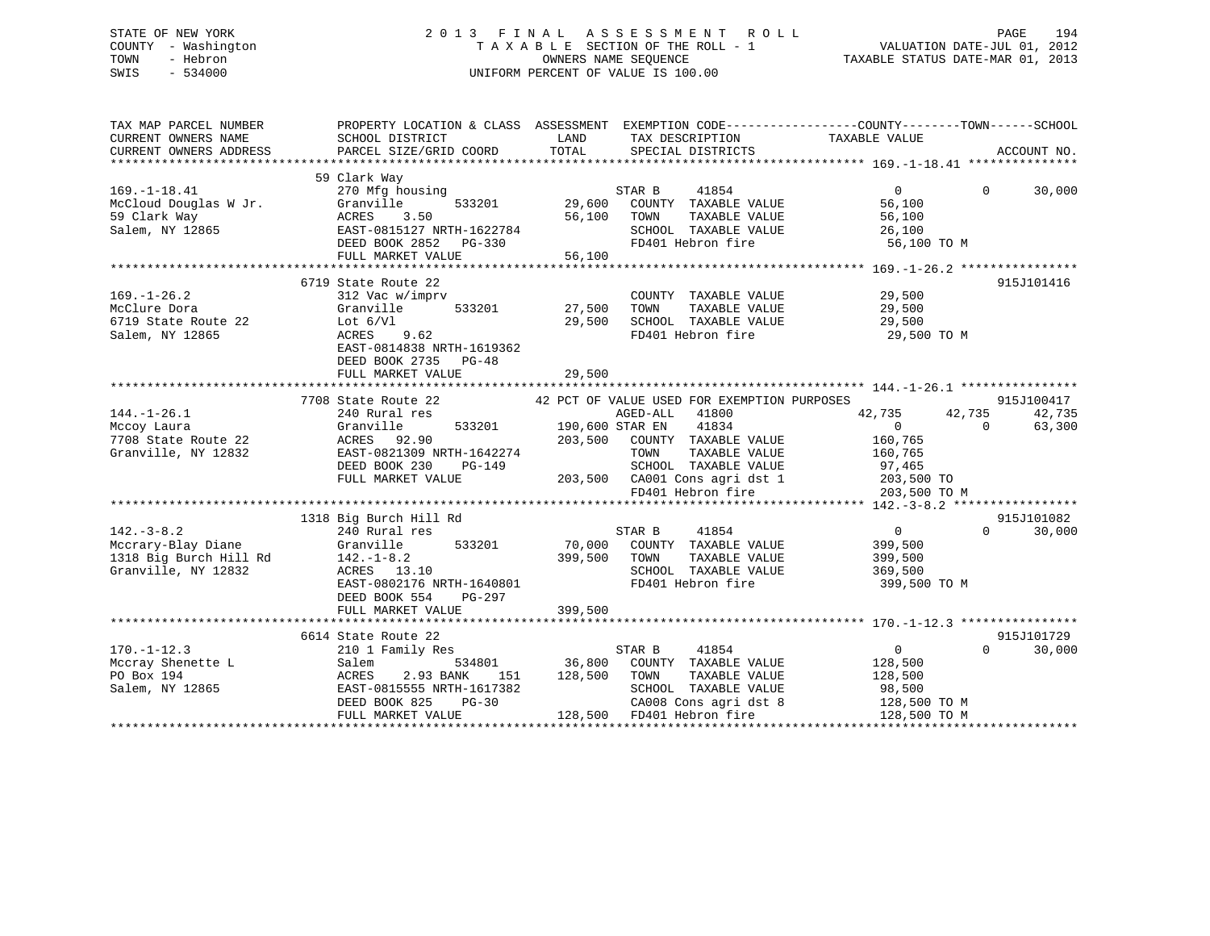STATE OF NEW YORK
COUNTY - Washington
TOWN - Hebron
SWIS - 534000

# 2013 FINAL ASSESSMENT ROLL
TAXABLE SECTION OF THE ROLL - 1
OWNERS NAME SEQUENCE
UNIFORM PERCENT OF VALUE IS 100.00

VALUATION DATE-JUL 01, 2012
TAXABLE STATUS DATE-MAR 01, 2013

```
TAX MAP PARCEL NUMBER          PROPERTY LOCATION & CLASS  ASSESSMENT  EXEMPTION CODE------------------COUNTY--------TOWN------SCHOOL
CURRENT OWNERS NAME            SCHOOL DISTRICT             LAND        TAX DESCRIPTION              TAXABLE VALUE
CURRENT OWNERS ADDRESS         PARCEL SIZE/GRID COORD      TOTAL       SPECIAL DISTRICTS                                    ACCOUNT NO.
****************************************************************************************************** 169.-1-18.41 ***************
                               59 Clark Way
169.-1-18.41                   270 Mfg housing                         STAR B      41854                   0            0      30,000
McCloud Douglas W Jr.          Granville      533201       29,600     COUNTY  TAXABLE VALUE         56,100
59 Clark Way                   ACRES    3.50               56,100     TOWN    TAXABLE VALUE         56,100
Salem, NY 12865                EAST-0815127 NRTH-1622784              SCHOOL  TAXABLE VALUE         26,100
                               DEED BOOK 2852   PG-330                FD401 Hebron fire              56,100 TO M
                               FULL MARKET VALUE           56,100
****************************************************************************************************** 169.-1-26.2 ****************
                               6719 State Route 22                                                                      915J101416
169.-1-26.2                    312 Vac w/imprv                        COUNTY  TAXABLE VALUE         29,500
McClure Dora                   Granville      533201       27,500     TOWN    TAXABLE VALUE         29,500
6719 State Route 22            Lot 6/Vl                    29,500     SCHOOL  TAXABLE VALUE         29,500
Salem, NY 12865                ACRES    9.62                          FD401 Hebron fire              29,500 TO M
                               EAST-0814838 NRTH-1619362
                               DEED BOOK 2735   PG-48
                               FULL MARKET VALUE           29,500
****************************************************************************************************** 144.-1-26.1 ****************
                               7708 State Route 22         42 PCT OF VALUE USED FOR EXEMPTION PURPOSES                          915J100417
144.-1-26.1                    240 Rural res                          AGED-ALL    41800              42,735      42,735      42,735
Mccoy Laura                    Granville      533201      190,600 STAR EN     41834                   0            0      63,300
7708 State Route 22            ACRES   92.90              203,500     COUNTY  TAXABLE VALUE        160,765
Granville, NY 12832            EAST-0821309 NRTH-1642274              TOWN    TAXABLE VALUE        160,765
                               DEED BOOK 230    PG-149                SCHOOL  TAXABLE VALUE         97,465
                               FULL MARKET VALUE          203,500     CA001 Cons agri dst 1         203,500 TO
                                                                      FD401 Hebron fire             203,500 TO M
****************************************************************************************************** 142.-3-8.2 *****************
                               1318 Big Burch Hill Rd                                                                   915J101082
142.-3-8.2                     240 Rural res                          STAR B      41854                   0            0      30,000
Mccrary-Blay Diane             Granville      533201       70,000     COUNTY  TAXABLE VALUE        399,500
1318 Big Burch Hill Rd         142.-1-8.2                 399,500     TOWN    TAXABLE VALUE        399,500
Granville, NY 12832            ACRES   13.10                          SCHOOL  TAXABLE VALUE        369,500
                               EAST-0802176 NRTH-1640801              FD401 Hebron fire             399,500 TO M
                               DEED BOOK 554    PG-297
                               FULL MARKET VALUE          399,500
****************************************************************************************************** 170.-1-12.3 ****************
                               6614 State Route 22                                                                      915J101729
170.-1-12.3                    210 1 Family Res                       STAR B      41854                   0            0      30,000
Mccray Shenette L              Salem          534801       36,800     COUNTY  TAXABLE VALUE        128,500
PO Box 194                     ACRES    2.93 BANK    151  128,500     TOWN    TAXABLE VALUE        128,500
Salem, NY 12865                EAST-0815555 NRTH-1617382              SCHOOL  TAXABLE VALUE         98,500
                               DEED BOOK 825    PG-30                 CA008 Cons agri dst 8         128,500 TO M
                               FULL MARKET VALUE          128,500     FD401 Hebron fire             128,500 TO M
************************************************************************************************************************************
```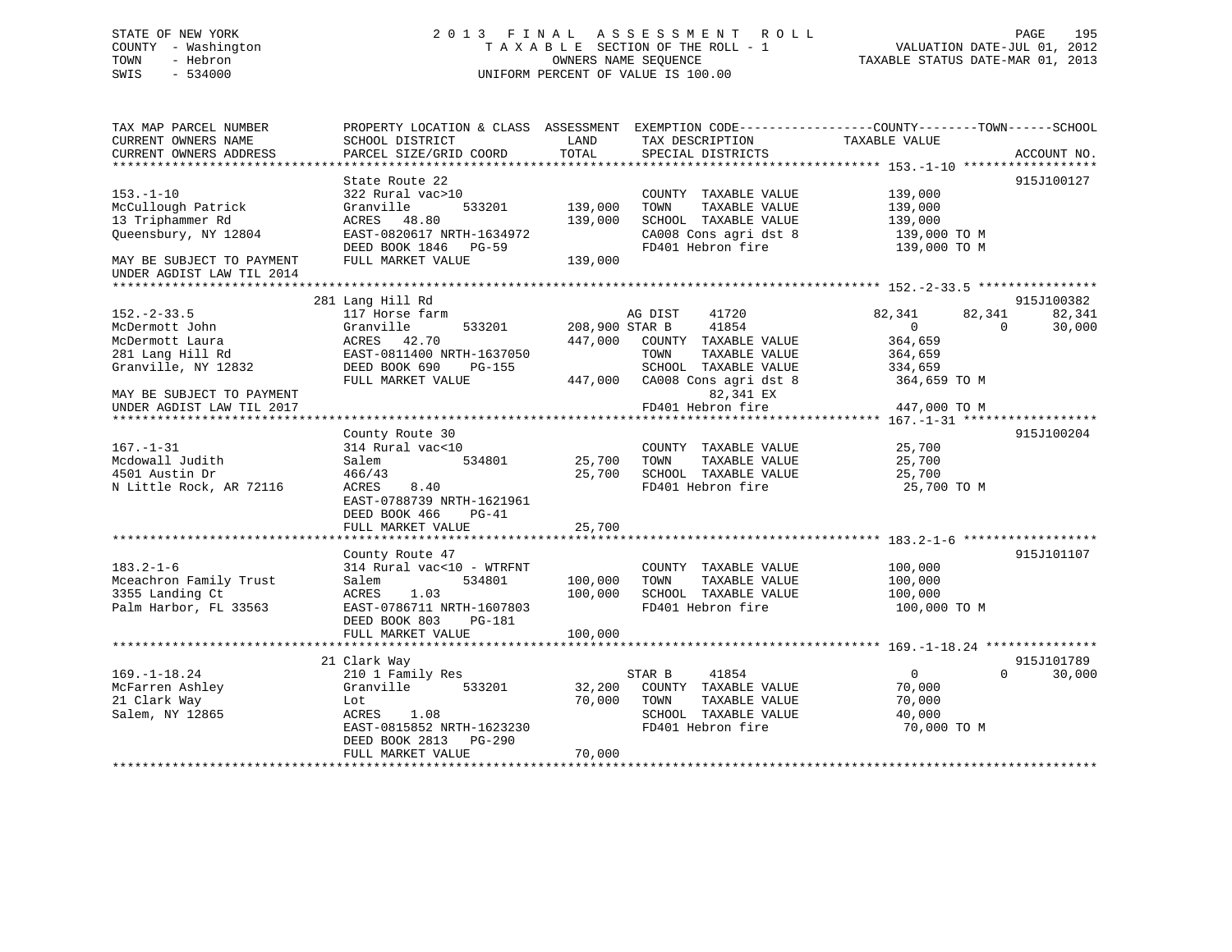STATE OF NEW YORK
COUNTY - Washington
TOWN - Hebron
SWIS - 534000

2 0 1 3 F I N A L A S S E S S M E N T R O L L
T A X A B L E SECTION OF THE ROLL - 1
OWNERS NAME SEQUENCE
UNIFORM PERCENT OF VALUE IS 100.00

VALUATION DATE-JUL 01, 2012
TAXABLE STATUS DATE-MAR 01, 2013

```
TAX MAP PARCEL NUMBER         PROPERTY LOCATION & CLASS  ASSESSMENT  EXEMPTION CODE------------------COUNTY--------TOWN------SCHOOL
CURRENT OWNERS NAME           SCHOOL DISTRICT               LAND      TAX DESCRIPTION             TAXABLE VALUE
CURRENT OWNERS ADDRESS        PARCEL SIZE/GRID COORD        TOTAL     SPECIAL DISTRICTS                                    ACCOUNT NO.
******************************************************************************************************* 153.-1-10 ******************
                              State Route 22                                                                             915J100127
153.-1-10                     322 Rural vac>10                        COUNTY  TAXABLE VALUE          139,000
McCullough Patrick            Granville      533201       139,000     TOWN    TAXABLE VALUE          139,000
13 Triphammer Rd              ACRES   48.80               139,000     SCHOOL  TAXABLE VALUE          139,000
Queensbury, NY 12804          EAST-0820617 NRTH-1634972               CA008 Cons agri dst 8           139,000 TO M
                              DEED BOOK 1846   PG-59                  FD401 Hebron fire               139,000 TO M
MAY BE SUBJECT TO PAYMENT     FULL MARKET VALUE           139,000
UNDER AGDIST LAW TIL 2014
******************************************************************************************************* 152.-2-33.5 ****************
                              281 Lang Hill Rd                                                                           915J100382
152.-2-33.5                   117 Horse farm                          AG DIST     41720          82,341      82,341       82,341
McDermott John                Granville      533201       208,900 STAR B      41854                   0           0       30,000
McDermott Laura               ACRES   42.70               447,000     COUNTY  TAXABLE VALUE          364,659
281 Lang Hill Rd              EAST-0811400 NRTH-1637050               TOWN    TAXABLE VALUE          364,659
Granville, NY 12832           DEED BOOK 690    PG-155                 SCHOOL  TAXABLE VALUE          334,659
                              FULL MARKET VALUE           447,000     CA008 Cons agri dst 8           364,659 TO M
MAY BE SUBJECT TO PAYMENT                                                      82,341 EX
UNDER AGDIST LAW TIL 2017                                             FD401 Hebron fire               447,000 TO M
******************************************************************************************************* 167.-1-31 ******************
                              County Route 30                                                                            915J100204
167.-1-31                     314 Rural vac<10                        COUNTY  TAXABLE VALUE           25,700
Mcdowall Judith               Salem          534801        25,700     TOWN    TAXABLE VALUE           25,700
4501 Austin Dr                466/43                       25,700     SCHOOL  TAXABLE VALUE           25,700
N Little Rock, AR 72116       ACRES    8.40                           FD401 Hebron fire                25,700 TO M
                              EAST-0788739 NRTH-1621961
                              DEED BOOK 466    PG-41
                              FULL MARKET VALUE            25,700
******************************************************************************************************* 183.2-1-6 ******************
                              County Route 47                                                                            915J101107
183.2-1-6                     314 Rural vac<10 - WTRFNT               COUNTY  TAXABLE VALUE          100,000
Mceachron Family Trust        Salem          534801       100,000     TOWN    TAXABLE VALUE          100,000
3355 Landing Ct               ACRES    1.03               100,000     SCHOOL  TAXABLE VALUE          100,000
Palm Harbor, FL 33563         EAST-0786711 NRTH-1607803               FD401 Hebron fire               100,000 TO M
                              DEED BOOK 803    PG-181
                              FULL MARKET VALUE           100,000
******************************************************************************************************* 169.-1-18.24 ***************
                              21 Clark Way                                                                               915J101789
169.-1-18.24                  210 1 Family Res                        STAR B      41854                   0           0       30,000
McFarren Ashley               Granville      533201        32,200     COUNTY  TAXABLE VALUE           70,000
21 Clark Way                  Lot                          70,000     TOWN    TAXABLE VALUE           70,000
Salem, NY 12865               ACRES    1.08                           SCHOOL  TAXABLE VALUE           40,000
                              EAST-0815852 NRTH-1623230               FD401 Hebron fire                70,000 TO M
                              DEED BOOK 2813   PG-290
                              FULL MARKET VALUE            70,000
************************************************************************************************************************************
```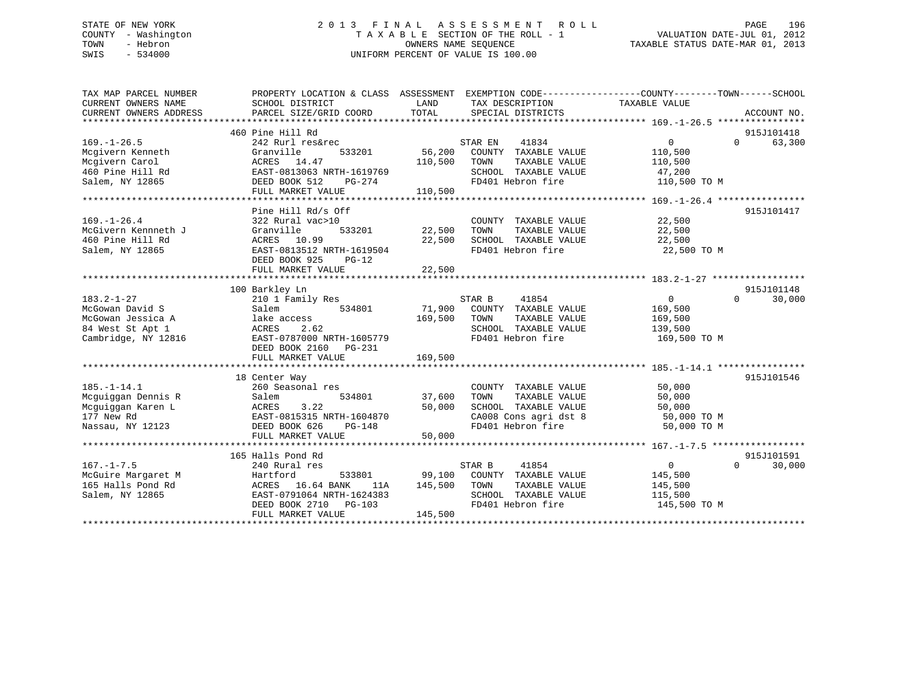STATE OF NEW YORK
COUNTY - Washington
TOWN - Hebron
SWIS - 534000

# 2013 FINAL ASSESSMENT ROLL
TAXABLE SECTION OF THE ROLL - 1
OWNERS NAME SEQUENCE
UNIFORM PERCENT OF VALUE IS 100.00

VALUATION DATE-JUL 01, 2012
TAXABLE STATUS DATE-MAR 01, 2013

| TAX MAP PARCEL NUMBER / CURRENT OWNERS NAME / CURRENT OWNERS ADDRESS | PROPERTY LOCATION & CLASS / SCHOOL DISTRICT / PARCEL SIZE/GRID COORD | ASSESSMENT LAND | ASSESSMENT TOTAL | EXEMPTION CODE / TAX DESCRIPTION / SPECIAL DISTRICTS | COUNTY TAXABLE VALUE | TOWN | SCHOOL | ACCOUNT NO. |
|---|---|---|---|---|---|---|---|---|
| **169.-1-26.5** | 460 Pine Hill Rd | | | | | | | 915J101418 |
| 169.-1-26.5 | 242 Rurl res&rec | | | STAR EN 41834 | 0 | 0 | 63,300 | |
| Mcgivern Kenneth | Granville 533201 | 56,200 | | COUNTY TAXABLE VALUE | 110,500 | | | |
| Mcgivern Carol | ACRES 14.47 | | 110,500 | TOWN TAXABLE VALUE | 110,500 | | | |
| 460 Pine Hill Rd | EAST-0813063 NRTH-1619769 | | | SCHOOL TAXABLE VALUE | 47,200 | | | |
| Salem, NY 12865 | DEED BOOK 512 PG-274 | | | FD401 Hebron fire | 110,500 TO M | | | |
| | FULL MARKET VALUE | | 110,500 | | | | | |
| **169.-1-26.4** | Pine Hill Rd/s Off | | | | | | | 915J101417 |
| 169.-1-26.4 | 322 Rural vac>10 | | | COUNTY TAXABLE VALUE | 22,500 | | | |
| McGivern Kennneth J | Granville 533201 | 22,500 | | TOWN TAXABLE VALUE | 22,500 | | | |
| 460 Pine Hill Rd | ACRES 10.99 | | 22,500 | SCHOOL TAXABLE VALUE | 22,500 | | | |
| Salem, NY 12865 | EAST-0813512 NRTH-1619504 | | | FD401 Hebron fire | 22,500 TO M | | | |
| | DEED BOOK 925 PG-12 | | | | | | | |
| | FULL MARKET VALUE | | 22,500 | | | | | |
| **183.2-1-27** | 100 Barkley Ln | | | | | | | 915J101148 |
| 183.2-1-27 | 210 1 Family Res | | | STAR B 41854 | 0 | 0 | 30,000 | |
| McGowan David S | Salem 534801 | 71,900 | | COUNTY TAXABLE VALUE | 169,500 | | | |
| McGowan Jessica A | lake access | | 169,500 | TOWN TAXABLE VALUE | 169,500 | | | |
| 84 West St Apt 1 | ACRES 2.62 | | | SCHOOL TAXABLE VALUE | 139,500 | | | |
| Cambridge, NY 12816 | EAST-0787000 NRTH-1605779 | | | FD401 Hebron fire | 169,500 TO M | | | |
| | DEED BOOK 2160 PG-231 | | | | | | | |
| | FULL MARKET VALUE | | 169,500 | | | | | |
| **185.-1-14.1** | 18 Center Way | | | | | | | 915J101546 |
| 185.-1-14.1 | 260 Seasonal res | | | COUNTY TAXABLE VALUE | 50,000 | | | |
| Mcguiggan Dennis R | Salem 534801 | 37,600 | | TOWN TAXABLE VALUE | 50,000 | | | |
| Mcguiggan Karen L | ACRES 3.22 | | 50,000 | SCHOOL TAXABLE VALUE | 50,000 | | | |
| 177 New Rd | EAST-0815315 NRTH-1604870 | | | CA008 Cons agri dst 8 | 50,000 TO M | | | |
| Nassau, NY 12123 | DEED BOOK 626 PG-148 | | | FD401 Hebron fire | 50,000 TO M | | | |
| | FULL MARKET VALUE | | 50,000 | | | | | |
| **167.-1-7.5** | 165 Halls Pond Rd | | | | | | | 915J101591 |
| 167.-1-7.5 | 240 Rural res | | | STAR B 41854 | 0 | 0 | 30,000 | |
| McGuire Margaret M | Hartford 533801 | 99,100 | | COUNTY TAXABLE VALUE | 145,500 | | | |
| 165 Halls Pond Rd | ACRES 16.64 BANK 11A | | 145,500 | TOWN TAXABLE VALUE | 145,500 | | | |
| Salem, NY 12865 | EAST-0791064 NRTH-1624383 | | | SCHOOL TAXABLE VALUE | 115,500 | | | |
| | DEED BOOK 2710 PG-103 | | | FD401 Hebron fire | 145,500 TO M | | | |
| | FULL MARKET VALUE | | 145,500 | | | | | |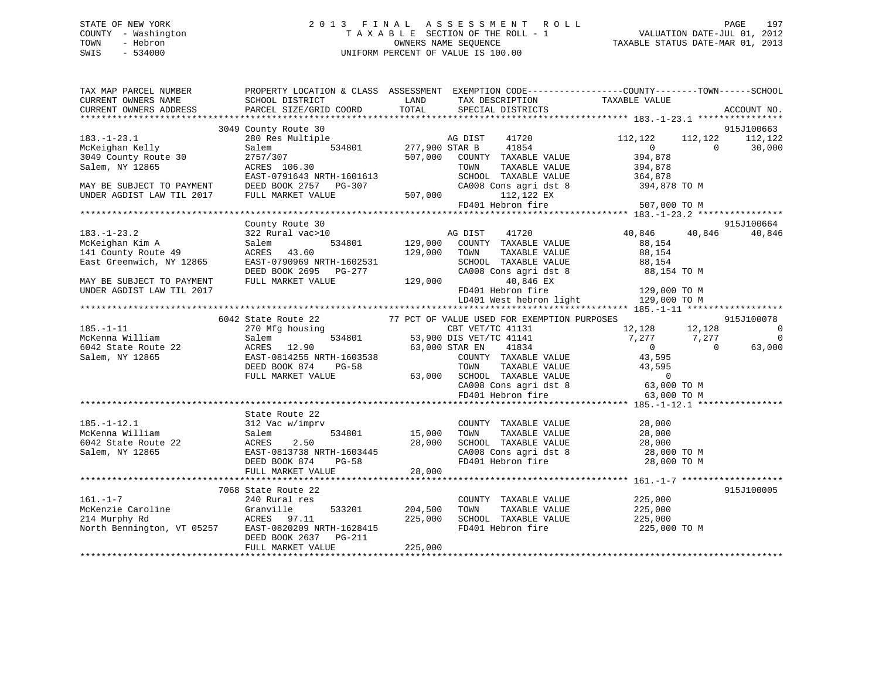STATE OF NEW YORK
COUNTY - Washington
TOWN - Hebron
SWIS - 534000

2013 FINAL ASSESSMENT ROLL
TAXABLE SECTION OF THE ROLL - 1
OWNERS NAME SEQUENCE
UNIFORM PERCENT OF VALUE IS 100.00

VALUATION DATE-JUL 01, 2012
TAXABLE STATUS DATE-MAR 01, 2013

```
TAX MAP PARCEL NUMBER      PROPERTY LOCATION & CLASS  ASSESSMENT  EXEMPTION CODE-----------------COUNTY--------TOWN------SCHOOL
CURRENT OWNERS NAME        SCHOOL DISTRICT               LAND      TAX DESCRIPTION            TAXABLE VALUE
CURRENT OWNERS ADDRESS     PARCEL SIZE/GRID COORD        TOTAL     SPECIAL DISTRICTS                                    ACCOUNT NO.
******************************************************************************************************* 183.-1-23.1 ****************
                        3049 County Route 30                                                                          915J100663
183.-1-23.1                280 Res Multiple                  AG DIST    41720          112,122     112,122     112,122
McKeighan Kelly            Salem         534801      277,900 STAR B     41854                0           0      30,000
3049 County Route 30       2757/307                  507,000   COUNTY  TAXABLE VALUE         394,878
Salem, NY 12865            ACRES 106.30                        TOWN    TAXABLE VALUE         394,878
                           EAST-0791643 NRTH-1601613           SCHOOL  TAXABLE VALUE         364,878
MAY BE SUBJECT TO PAYMENT  DEED BOOK 2757   PG-307             CA008 Cons agri dst 8           394,878 TO M
UNDER AGDIST LAW TIL 2017  FULL MARKET VALUE         507,000         112,122 EX
                                                               FD401 Hebron fire               507,000 TO M
******************************************************************************************************* 183.-1-23.2 ****************
                           County Route 30                                                                            915J100664
183.-1-23.2                322 Rural vac>10                  AG DIST    41720           40,846      40,846      40,846
McKeighan Kim A            Salem         534801      129,000   COUNTY  TAXABLE VALUE          88,154
141 County Route 49        ACRES  43.60              129,000   TOWN    TAXABLE VALUE          88,154
East Greenwich, NY 12865   EAST-0790969 NRTH-1602531           SCHOOL  TAXABLE VALUE          88,154
                           DEED BOOK 2695   PG-277             CA008 Cons agri dst 8            88,154 TO M
MAY BE SUBJECT TO PAYMENT  FULL MARKET VALUE         129,000          40,846 EX
UNDER AGDIST LAW TIL 2017                                      FD401 Hebron fire               129,000 TO M
                                                               LD401 West hebron light         129,000 TO M
******************************************************************************************************* 185.-1-11 ******************
                        6042 State Route 22             77 PCT OF VALUE USED FOR EXEMPTION PURPOSES                  915J100078
185.-1-11                  270 Mfg housing                   CBT VET/TC 41131               12,128      12,128           0
McKenna William            Salem         534801       53,900 DIS VET/TC 41141                7,277       7,277           0
6042 State Route 22        ACRES  12.90               63,000 STAR EN    41834                0           0      63,000
Salem, NY 12865            EAST-0814255 NRTH-1603538           COUNTY  TAXABLE VALUE          43,595
                           DEED BOOK 874    PG-58              TOWN    TAXABLE VALUE          43,595
                           FULL MARKET VALUE          63,000   SCHOOL  TAXABLE VALUE               0
                                                               CA008 Cons agri dst 8            63,000 TO M
                                                               FD401 Hebron fire                63,000 TO M
******************************************************************************************************* 185.-1-12.1 ****************
                           State Route 22
185.-1-12.1                312 Vac w/imprv                     COUNTY  TAXABLE VALUE          28,000
McKenna William            Salem         534801       15,000   TOWN    TAXABLE VALUE          28,000
6042 State Route 22        ACRES   2.50               28,000   SCHOOL  TAXABLE VALUE          28,000
Salem, NY 12865            EAST-0813738 NRTH-1603445           CA008 Cons agri dst 8            28,000 TO M
                           DEED BOOK 874    PG-58              FD401 Hebron fire                28,000 TO M
                           FULL MARKET VALUE          28,000
******************************************************************************************************* 161.-1-7 *******************
                        7068 State Route 22                                                                           915J100005
161.-1-7                   240 Rural res                       COUNTY  TAXABLE VALUE         225,000
McKenzie Caroline          Granville     533201      204,500   TOWN    TAXABLE VALUE         225,000
214 Murphy Rd              ACRES  97.11              225,000   SCHOOL  TAXABLE VALUE         225,000
North Bennington, VT 05257 EAST-0820209 NRTH-1628415           FD401 Hebron fire               225,000 TO M
                           DEED BOOK 2637   PG-211
                           FULL MARKET VALUE         225,000
************************************************************************************************************************************
```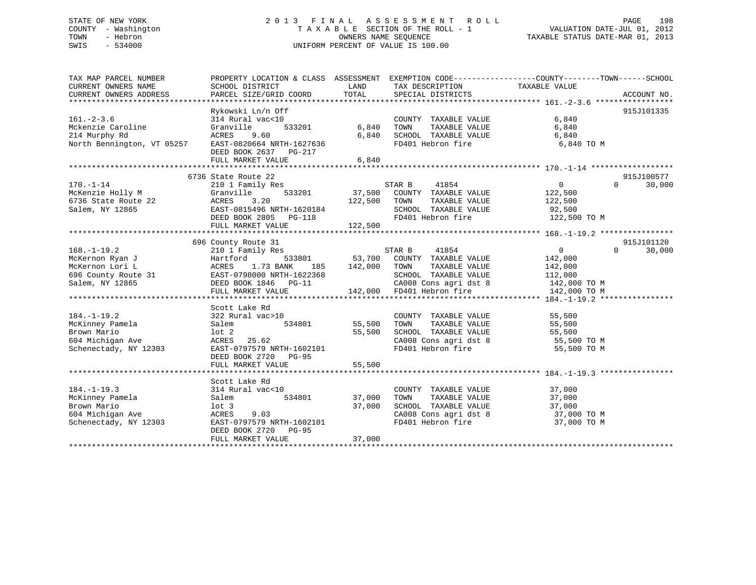STATE OF NEW YORK
COUNTY - Washington
TOWN - Hebron
SWIS - 534000

2013 FINAL ASSESSMENT ROLL
TAXABLE SECTION OF THE ROLL - 1
OWNERS NAME SEQUENCE
UNIFORM PERCENT OF VALUE IS 100.00

VALUATION DATE-JUL 01, 2012
TAXABLE STATUS DATE-MAR 01, 2013

| TAX MAP PARCEL NUMBER / CURRENT OWNERS NAME / CURRENT OWNERS ADDRESS | PROPERTY LOCATION & CLASS / SCHOOL DISTRICT / PARCEL SIZE/GRID COORD | ASSESSMENT LAND | TOTAL | EXEMPTION CODE / TAX DESCRIPTION / SPECIAL DISTRICTS | COUNTY TAXABLE VALUE | TOWN | SCHOOL | ACCOUNT NO. |
|---|---|---|---|---|---|---|---|---|
| 161.-2-3.6 | Rykowski Ln/n Off | | | | | | | 915J101335 |
| Mckenzie Caroline | 314 Rural vac<10 | | | COUNTY TAXABLE VALUE | 6,840 | | | |
| 214 Murphy Rd | Granville 533201 | 6,840 | | TOWN TAXABLE VALUE | 6,840 | | | |
| North Bennington, VT 05257 | ACRES 9.60 | | 6,840 | SCHOOL TAXABLE VALUE | 6,840 | | | |
| | EAST-0820664 NRTH-1627636 | | | FD401 Hebron fire | 6,840 TO M | | | |
| | DEED BOOK 2637 PG-217 | | | | | | | |
| | FULL MARKET VALUE | | 6,840 | | | | | |
| 170.-1-14 | 6736 State Route 22 | | | | | | | 915J100577 |
| McKenzie Holly M | 210 1 Family Res | | | STAR B 41854 | 0 | 0 | 30,000 | |
| 6736 State Route 22 | Granville 533201 | 37,500 | | COUNTY TAXABLE VALUE | 122,500 | | | |
| Salem, NY 12865 | ACRES 3.20 | | 122,500 | TOWN TAXABLE VALUE | 122,500 | | | |
| | EAST-0815496 NRTH-1620184 | | | SCHOOL TAXABLE VALUE | 92,500 | | | |
| | DEED BOOK 2805 PG-118 | | | FD401 Hebron fire | 122,500 TO M | | | |
| | FULL MARKET VALUE | | 122,500 | | | | | |
| 168.-1-19.2 | 696 County Route 31 | | | | | | | 915J101120 |
| McKernon Ryan J | 210 1 Family Res | | | STAR B 41854 | 0 | 0 | 30,000 | |
| McKernon Lori L | Hartford 533801 | 53,700 | | COUNTY TAXABLE VALUE | 142,000 | | | |
| 696 County Route 31 | ACRES 1.73 BANK 185 | | 142,000 | TOWN TAXABLE VALUE | 142,000 | | | |
| Salem, NY 12865 | EAST-0798000 NRTH-1622368 | | | SCHOOL TAXABLE VALUE | 112,000 | | | |
| | DEED BOOK 1846 PG-11 | | | CA008 Cons agri dst 8 | 142,000 TO M | | | |
| | FULL MARKET VALUE | | 142,000 | FD401 Hebron fire | 142,000 TO M | | | |
| 184.-1-19.2 | Scott Lake Rd | | | | | | | |
| McKinney Pamela | 322 Rural vac>10 | | | COUNTY TAXABLE VALUE | 55,500 | | | |
| Brown Mario | Salem 534801 | 55,500 | | TOWN TAXABLE VALUE | 55,500 | | | |
| 604 Michigan Ave | lot 2 | | 55,500 | SCHOOL TAXABLE VALUE | 55,500 | | | |
| Schenectady, NY 12303 | ACRES 25.62 | | | CA008 Cons agri dst 8 | 55,500 TO M | | | |
| | EAST-0797579 NRTH-1602101 | | | FD401 Hebron fire | 55,500 TO M | | | |
| | DEED BOOK 2720 PG-95 | | | | | | | |
| | FULL MARKET VALUE | | 55,500 | | | | | |
| 184.-1-19.3 | Scott Lake Rd | | | | | | | |
| McKinney Pamela | 314 Rural vac<10 | | | COUNTY TAXABLE VALUE | 37,000 | | | |
| Brown Mario | Salem 534801 | 37,000 | | TOWN TAXABLE VALUE | 37,000 | | | |
| 604 Michigan Ave | lot 3 | | 37,000 | SCHOOL TAXABLE VALUE | 37,000 | | | |
| Schenectady, NY 12303 | ACRES 9.03 | | | CA008 Cons agri dst 8 | 37,000 TO M | | | |
| | EAST-0797579 NRTH-1602101 | | | FD401 Hebron fire | 37,000 TO M | | | |
| | DEED BOOK 2720 PG-95 | | | | | | | |
| | FULL MARKET VALUE | | 37,000 | | | | | |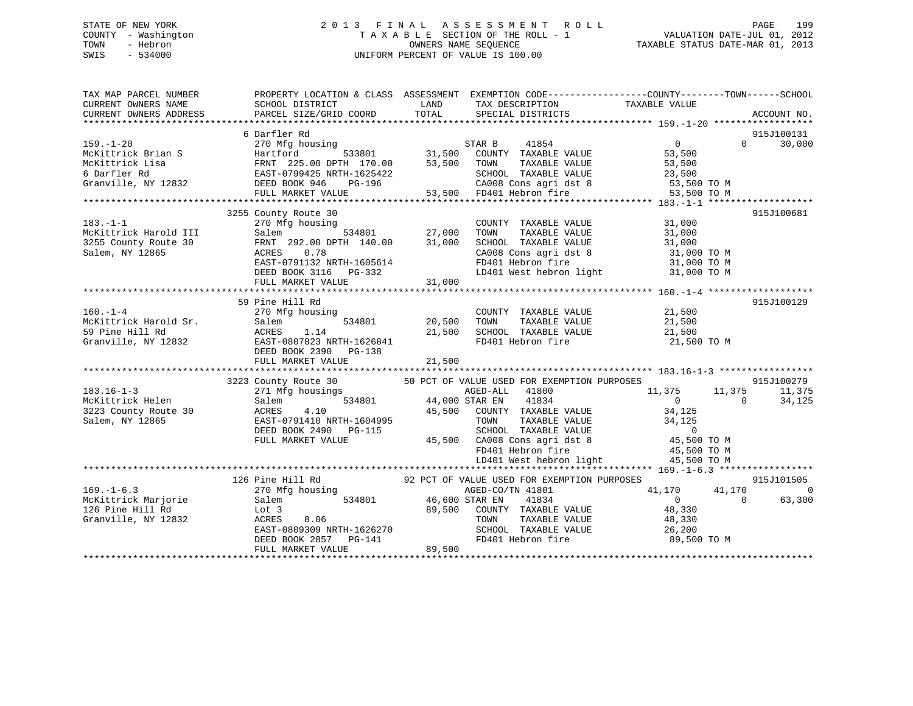STATE OF NEW YORK | COUNTY - Washington | TOWN - Hebron | SWIS - 534000

2013 FINAL ASSESSMENT ROLL
TAXABLE SECTION OF THE ROLL - 1
OWNERS NAME SEQUENCE
UNIFORM PERCENT OF VALUE IS 100.00

VALUATION DATE-JUL 01, 2012
TAXABLE STATUS DATE-MAR 01, 2013

```
TAX MAP PARCEL NUMBER          PROPERTY LOCATION & CLASS  ASSESSMENT  EXEMPTION CODE------------------COUNTY--------TOWN------SCHOOL
CURRENT OWNERS NAME            SCHOOL DISTRICT               LAND      TAX DESCRIPTION             TAXABLE VALUE
CURRENT OWNERS ADDRESS         PARCEL SIZE/GRID COORD        TOTAL     SPECIAL DISTRICTS                                    ACCOUNT NO.
******************************************************************************************************* 159.-1-20 ******************
                               6 Darfler Rd                                                                                 915J100131
159.-1-20                      270 Mfg housing                      STAR B     41854                 0            0       30,000
McKittrick Brian S             Hartford          533801      31,500   COUNTY  TAXABLE VALUE          53,500
McKittrick Lisa                FRNT 225.00 DPTH 170.00       53,500   TOWN    TAXABLE VALUE          53,500
6 Darfler Rd                   EAST-0799425 NRTH-1625422               SCHOOL  TAXABLE VALUE          23,500
Granville, NY 12832            DEED BOOK 946    PG-196                 CA008 Cons agri dst 8           53,500 TO M
                               FULL MARKET VALUE             53,500   FD401 Hebron fire               53,500 TO M
******************************************************************************************************* 183.-1-1 *******************
                               3255 County Route 30                                                                         915J100681
183.-1-1                       270 Mfg housing                         COUNTY  TAXABLE VALUE          31,000
McKittrick Harold III          Salem             534801      27,000   TOWN    TAXABLE VALUE          31,000
3255 County Route 30           FRNT 292.00 DPTH 140.00       31,000   SCHOOL  TAXABLE VALUE          31,000
Salem, NY 12865                ACRES    0.78                           CA008 Cons agri dst 8           31,000 TO M
                               EAST-0791132 NRTH-1605614               FD401 Hebron fire               31,000 TO M
                               DEED BOOK 3116   PG-332                 LD401 West hebron light         31,000 TO M
                               FULL MARKET VALUE             31,000
******************************************************************************************************* 160.-1-4 *******************
                               59 Pine Hill Rd                                                                              915J100129
160.-1-4                       270 Mfg housing                         COUNTY  TAXABLE VALUE          21,500
McKittrick Harold Sr.          Salem             534801      20,500   TOWN    TAXABLE VALUE          21,500
59 Pine Hill Rd                ACRES    1.14                 21,500   SCHOOL  TAXABLE VALUE          21,500
Granville, NY 12832            EAST-0807823 NRTH-1626841               FD401 Hebron fire               21,500 TO M
                               DEED BOOK 2390   PG-138
                               FULL MARKET VALUE             21,500
******************************************************************************************************* 183.16-1-3 *****************
                               3223 County Route 30          50 PCT OF VALUE USED FOR EXEMPTION PURPOSES                    915J100279
183.16-1-3                     271 Mfg housings                     AGED-ALL   41800             11,375       11,375       11,375
McKittrick Helen               Salem             534801      44,000 STAR EN    41834                 0            0       34,125
3223 County Route 30           ACRES    4.10                 45,500   COUNTY  TAXABLE VALUE          34,125
Salem, NY 12865                EAST-0791410 NRTH-1604995               TOWN    TAXABLE VALUE          34,125
                               DEED BOOK 2490   PG-115                 SCHOOL  TAXABLE VALUE               0
                               FULL MARKET VALUE             45,500   CA008 Cons agri dst 8           45,500 TO M
                                                                       FD401 Hebron fire               45,500 TO M
                                                                       LD401 West hebron light         45,500 TO M
******************************************************************************************************* 169.-1-6.3 *****************
                               126 Pine Hill Rd              92 PCT OF VALUE USED FOR EXEMPTION PURPOSES                    915J101505
169.-1-6.3                     270 Mfg housing                      AGED-CO/TN 41801             41,170       41,170            0
McKittrick Marjorie            Salem             534801      46,600 STAR EN    41834                 0            0       63,300
126 Pine Hill Rd               Lot 3                         89,500   COUNTY  TAXABLE VALUE          48,330
Granville, NY 12832            ACRES    8.06                           TOWN    TAXABLE VALUE          48,330
                               EAST-0809309 NRTH-1626270               SCHOOL  TAXABLE VALUE          26,200
                               DEED BOOK 2857   PG-141                 FD401 Hebron fire               89,500 TO M
                               FULL MARKET VALUE             89,500
************************************************************************************************************************************
```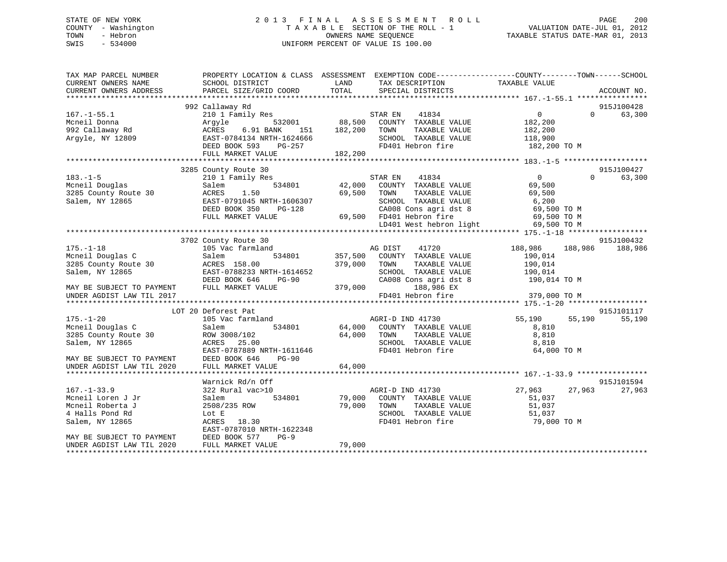STATE OF NEW YORK
COUNTY - Washington
TOWN - Hebron
SWIS - 534000

2 0 1 3 F I N A L A S S E S S M E N T R O L L
T A X A B L E SECTION OF THE ROLL - 1
OWNERS NAME SEQUENCE
UNIFORM PERCENT OF VALUE IS 100.00

VALUATION DATE-JUL 01, 2012
TAXABLE STATUS DATE-MAR 01, 2013

```
TAX MAP PARCEL NUMBER          PROPERTY LOCATION & CLASS  ASSESSMENT  EXEMPTION CODE------------------COUNTY--------TOWN------SCHOOL
CURRENT OWNERS NAME            SCHOOL DISTRICT               LAND      TAX DESCRIPTION              TAXABLE VALUE
CURRENT OWNERS ADDRESS         PARCEL SIZE/GRID COORD        TOTAL     SPECIAL DISTRICTS                                            ACCOUNT NO.
******************************************************************************************************* 167.-1-55.1 ****************
                               992 Callaway Rd                                                                               915J100428
167.-1-55.1                    210 1 Family Res                        STAR EN    41834                    0            0       63,300
Mcneil Donna                   Argyle            532001        88,500   COUNTY  TAXABLE VALUE           182,200
992 Callaway Rd                ACRES    6.91 BANK     151     182,200   TOWN    TAXABLE VALUE           182,200
Argyle, NY 12809               EAST-0784134 NRTH-1624666                SCHOOL  TAXABLE VALUE           118,900
                               DEED BOOK 593    PG-257                  FD401 Hebron fire                182,200 TO M
                               FULL MARKET VALUE              182,200
******************************************************************************************************* 183.-1-5 *******************
                               3285 County Route 30                                                                          915J100427
183.-1-5                       210 1 Family Res                        STAR EN    41834                    0            0       63,300
Mcneil Douglas                 Salem             534801        42,000   COUNTY  TAXABLE VALUE            69,500
3285 County Route 30           ACRES    1.50                   69,500   TOWN    TAXABLE VALUE            69,500
Salem, NY 12865                EAST-0791045 NRTH-1606307                SCHOOL  TAXABLE VALUE             6,200
                               DEED BOOK 350    PG-128                  CA008 Cons agri dst 8             69,500 TO M
                               FULL MARKET VALUE               69,500   FD401 Hebron fire                 69,500 TO M
                                                                        LD401 West hebron light           69,500 TO M
******************************************************************************************************* 175.-1-18 ******************
                               3702 County Route 30                                                                          915J100432
175.-1-18                      105 Vac farmland                        AG DIST    41720             188,986      188,986      188,986
Mcneil Douglas C               Salem             534801       357,500   COUNTY  TAXABLE VALUE           190,014
3285 County Route 30           ACRES  158.00                  379,000   TOWN    TAXABLE VALUE           190,014
Salem, NY 12865                EAST-0788233 NRTH-1614652                SCHOOL  TAXABLE VALUE           190,014
                               DEED BOOK 646    PG-90                   CA008 Cons agri dst 8            190,014 TO M
MAY BE SUBJECT TO PAYMENT      FULL MARKET VALUE              379,000           188,986 EX
UNDER AGDIST LAW TIL 2017                                               FD401 Hebron fire                379,000 TO M
******************************************************************************************************* 175.-1-20 ******************
                           LOT 20 Deforest Pat                                                                               915J101117
175.-1-20                      105 Vac farmland                        AGRI-D IND 41730              55,190       55,190       55,190
Mcneil Douglas C               Salem             534801        64,000   COUNTY  TAXABLE VALUE             8,810
3285 County Route 30           ROW 3008/102                    64,000   TOWN    TAXABLE VALUE             8,810
Salem, NY 12865                ACRES   25.00                            SCHOOL  TAXABLE VALUE             8,810
                               EAST-0787889 NRTH-1611646                FD401 Hebron fire                 64,000 TO M
MAY BE SUBJECT TO PAYMENT      DEED BOOK 646    PG-90
UNDER AGDIST LAW TIL 2020      FULL MARKET VALUE               64,000
******************************************************************************************************* 167.-1-33.9 ****************
                               Warnick Rd/n Off                                                                              915J101594
167.-1-33.9                    322 Rural vac>10                        AGRI-D IND 41730              27,963       27,963       27,963
Mcneil Loren J Jr              Salem             534801        79,000   COUNTY  TAXABLE VALUE            51,037
Mcneil Roberta J               2508/235 ROW                    79,000   TOWN    TAXABLE VALUE            51,037
4 Halls Pond Rd                Lot E                                    SCHOOL  TAXABLE VALUE            51,037
Salem, NY 12865                ACRES   18.30                            FD401 Hebron fire                 79,000 TO M
                               EAST-0787010 NRTH-1622348
MAY BE SUBJECT TO PAYMENT      DEED BOOK 577    PG-9
UNDER AGDIST LAW TIL 2020      FULL MARKET VALUE               79,000
************************************************************************************************************************************
```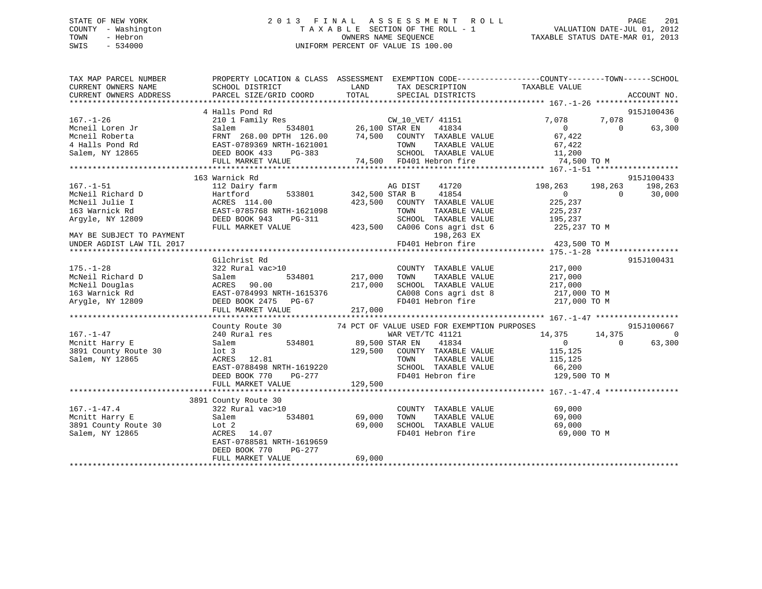STATE OF NEW YORK
COUNTY - Washington
TOWN - Hebron
SWIS - 534000

2 0 1 3 F I N A L A S S E S S M E N T R O L L
T A X A B L E SECTION OF THE ROLL - 1
OWNERS NAME SEQUENCE
UNIFORM PERCENT OF VALUE IS 100.00

VALUATION DATE-JUL 01, 2012
TAXABLE STATUS DATE-MAR 01, 2013

```
TAX MAP PARCEL NUMBER          PROPERTY LOCATION & CLASS  ASSESSMENT  EXEMPTION CODE-----------------COUNTY--------TOWN------SCHOOL
CURRENT OWNERS NAME            SCHOOL DISTRICT              LAND      TAX DESCRIPTION           TAXABLE VALUE
CURRENT OWNERS ADDRESS         PARCEL SIZE/GRID COORD       TOTAL     SPECIAL DISTRICTS                                      ACCOUNT NO.
*********************************************************************************************** 167.-1-26 ******************
                               4 Halls Pond Rd                                                                          915J100436
167.-1-26                      210 1 Family Res                       CW_10_VET/ 41151           7,078      7,078            0
Mcneil Loren Jr                Salem            534801      26,100 STAR EN    41834               0          0         63,300
Mcneil Roberta                 FRNT 268.00 DPTH 126.00      74,500    COUNTY  TAXABLE VALUE       67,422
4 Halls Pond Rd                EAST-0789369 NRTH-1621001              TOWN    TAXABLE VALUE       67,422
Salem, NY 12865                DEED BOOK 433    PG-383                SCHOOL  TAXABLE VALUE       11,200
                               FULL MARKET VALUE            74,500    FD401 Hebron fire           74,500 TO M
*********************************************************************************************** 167.-1-51 ******************
                               163 Warnick Rd                                                                           915J100433
167.-1-51                      112 Dairy farm                         AG DIST    41720          198,263    198,263    198,263
McNeil Richard D               Hartford         533801     342,500 STAR B     41854               0          0         30,000
McNeil Julie I                 ACRES 114.00                423,500    COUNTY  TAXABLE VALUE      225,237
163 Warnick Rd                 EAST-0785768 NRTH-1621098              TOWN    TAXABLE VALUE      225,237
Argyle, NY 12809               DEED BOOK 943    PG-311                SCHOOL  TAXABLE VALUE      195,237
                               FULL MARKET VALUE           423,500    CA006 Cons agri dst 6      225,237 TO M
MAY BE SUBJECT TO PAYMENT                                                  198,263 EX
UNDER AGDIST LAW TIL 2017                                             FD401 Hebron fire          423,500 TO M
*********************************************************************************************** 175.-1-28 ******************
                               Gilchrist Rd                                                                             915J100431
175.-1-28                      322 Rural vac>10                       COUNTY  TAXABLE VALUE      217,000
McNeil Richard D               Salem            534801     217,000    TOWN    TAXABLE VALUE      217,000
McNeil Douglas                 ACRES  90.00                217,000    SCHOOL  TAXABLE VALUE      217,000
163 Warnick Rd                 EAST-0784993 NRTH-1615376              CA008 Cons agri dst 8      217,000 TO M
Arygle, NY 12809               DEED BOOK 2475   PG-67                 FD401 Hebron fire          217,000 TO M
                               FULL MARKET VALUE           217,000
*********************************************************************************************** 167.-1-47 ******************
                               County Route 30         74 PCT OF VALUE USED FOR EXEMPTION PURPOSES                       915J100667
167.-1-47                      240 Rural res                          WAR VET/TC 41121           14,375     14,375           0
Mcnitt Harry E                 Salem            534801      89,500 STAR EN    41834               0          0         63,300
3891 County Route 30           lot 3                       129,500    COUNTY  TAXABLE VALUE      115,125
Salem, NY 12865                ACRES  12.81                           TOWN    TAXABLE VALUE      115,125
                               EAST-0788498 NRTH-1619220              SCHOOL  TAXABLE VALUE       66,200
                               DEED BOOK 770    PG-277                FD401 Hebron fire          129,500 TO M
                               FULL MARKET VALUE           129,500
*********************************************************************************************** 167.-1-47.4 ****************
                               3891 County Route 30
167.-1-47.4                    322 Rural vac>10                       COUNTY  TAXABLE VALUE       69,000
Mcnitt Harry E                 Salem            534801      69,000    TOWN    TAXABLE VALUE       69,000
3891 County Route 30           Lot 2                        69,000    SCHOOL  TAXABLE VALUE       69,000
Salem, NY 12865                ACRES  14.07                           FD401 Hebron fire           69,000 TO M
                               EAST-0788581 NRTH-1619659
                               DEED BOOK 770    PG-277
                               FULL MARKET VALUE            69,000
********************************************************************************************************************************
```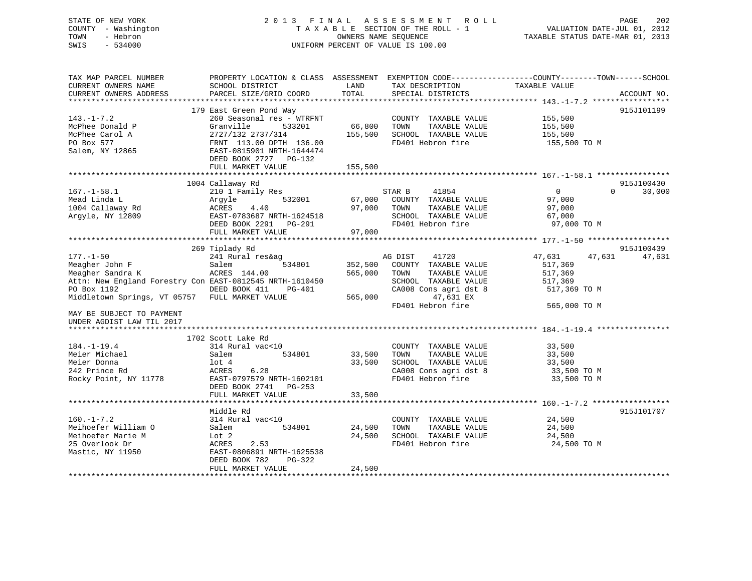STATE OF NEW YORK
COUNTY - Washington
TOWN - Hebron
SWIS - 534000

# 2013 FINAL ASSESSMENT ROLL

TAXABLE SECTION OF THE ROLL - 1
OWNERS NAME SEQUENCE
UNIFORM PERCENT OF VALUE IS 100.00

VALUATION DATE-JUL 01, 2012
TAXABLE STATUS DATE-MAR 01, 2013

| TAX MAP PARCEL NUMBER / CURRENT OWNERS NAME / CURRENT OWNERS ADDRESS | PROPERTY LOCATION & CLASS / SCHOOL DISTRICT / PARCEL SIZE/GRID COORD | ASSESSMENT LAND | TOTAL | EXEMPTION CODE / TAX DESCRIPTION / SPECIAL DISTRICTS | COUNTY TAXABLE VALUE | TOWN | SCHOOL | ACCOUNT NO. |
|---|---|---|---|---|---|---|---|---|
| **143.-1-7.2** | 179 East Green Pond Way | | | | | | | 915J101199 |
| 143.-1-7.2 | 260 Seasonal res - WTRFNT | | | COUNTY TAXABLE VALUE | 155,500 | | | |
| McPhee Donald P | Granville 533201 | 66,800 | | TOWN TAXABLE VALUE | 155,500 | | | |
| McPhee Carol A | 2727/132 2737/314 | | 155,500 | SCHOOL TAXABLE VALUE | 155,500 | | | |
| PO Box 577 | FRNT 113.00 DPTH 136.00 | | | FD401 Hebron fire | 155,500 TO M | | | |
| Salem, NY 12865 | EAST-0815901 NRTH-1644474 | | | | | | | |
| | DEED BOOK 2727 PG-132 | | | | | | | |
| | FULL MARKET VALUE | | 155,500 | | | | | |
| **167.-1-58.1** | 1004 Callaway Rd | | | | | | | 915J100430 |
| 167.-1-58.1 | 210 1 Family Res | | | STAR B 41854 | 0 | 0 | 30,000 | |
| Mead Linda L | Argyle 532001 | 67,000 | | COUNTY TAXABLE VALUE | 97,000 | | | |
| 1004 Callaway Rd | ACRES 4.40 | | 97,000 | TOWN TAXABLE VALUE | 97,000 | | | |
| Argyle, NY 12809 | EAST-0783687 NRTH-1624518 | | | SCHOOL TAXABLE VALUE | 67,000 | | | |
| | DEED BOOK 2291 PG-291 | | | FD401 Hebron fire | 97,000 TO M | | | |
| | FULL MARKET VALUE | | 97,000 | | | | | |
| **177.-1-50** | 269 Tiplady Rd | | | | | | | 915J100439 |
| 177.-1-50 | 241 Rural res&ag | | | AG DIST 41720 | 47,631 | 47,631 | 47,631 | |
| Meagher John F | Salem 534801 | 352,500 | | COUNTY TAXABLE VALUE | 517,369 | | | |
| Meagher Sandra K | ACRES 144.00 | | 565,000 | TOWN TAXABLE VALUE | 517,369 | | | |
| Attn: New England Forestry Con | EAST-0812545 NRTH-1610450 | | | SCHOOL TAXABLE VALUE | 517,369 | | | |
| PO Box 1192 | DEED BOOK 411 PG-401 | | | CA008 Cons agri dst 8 | 517,369 TO M | | | |
| Middletown Springs, VT 05757 | FULL MARKET VALUE | | 565,000 | 47,631 EX | | | | |
| | | | | FD401 Hebron fire | 565,000 TO M | | | |
| MAY BE SUBJECT TO PAYMENT UNDER AGDIST LAW TIL 2017 | | | | | | | | |
| **184.-1-19.4** | 1702 Scott Lake Rd | | | | | | | |
| 184.-1-19.4 | 314 Rural vac<10 | | | COUNTY TAXABLE VALUE | 33,500 | | | |
| Meier Michael | Salem 534801 | 33,500 | | TOWN TAXABLE VALUE | 33,500 | | | |
| Meier Donna | lot 4 | | 33,500 | SCHOOL TAXABLE VALUE | 33,500 | | | |
| 242 Prince Rd | ACRES 6.28 | | | CA008 Cons agri dst 8 | 33,500 TO M | | | |
| Rocky Point, NY 11778 | EAST-0797579 NRTH-1602101 | | | FD401 Hebron fire | 33,500 TO M | | | |
| | DEED BOOK 2741 PG-253 | | | | | | | |
| | FULL MARKET VALUE | | 33,500 | | | | | |
| **160.-1-7.2** | Middle Rd | | | | | | | 915J101707 |
| 160.-1-7.2 | 314 Rural vac<10 | | | COUNTY TAXABLE VALUE | 24,500 | | | |
| Meihoefer William O | Salem 534801 | 24,500 | | TOWN TAXABLE VALUE | 24,500 | | | |
| Meihoefer Marie M | Lot 2 | | 24,500 | SCHOOL TAXABLE VALUE | 24,500 | | | |
| 25 Overlook Dr | ACRES 2.53 | | | FD401 Hebron fire | 24,500 TO M | | | |
| Mastic, NY 11950 | EAST-0806891 NRTH-1625538 | | | | | | | |
| | DEED BOOK 782 PG-322 | | | | | | | |
| | FULL MARKET VALUE | | 24,500 | | | | | |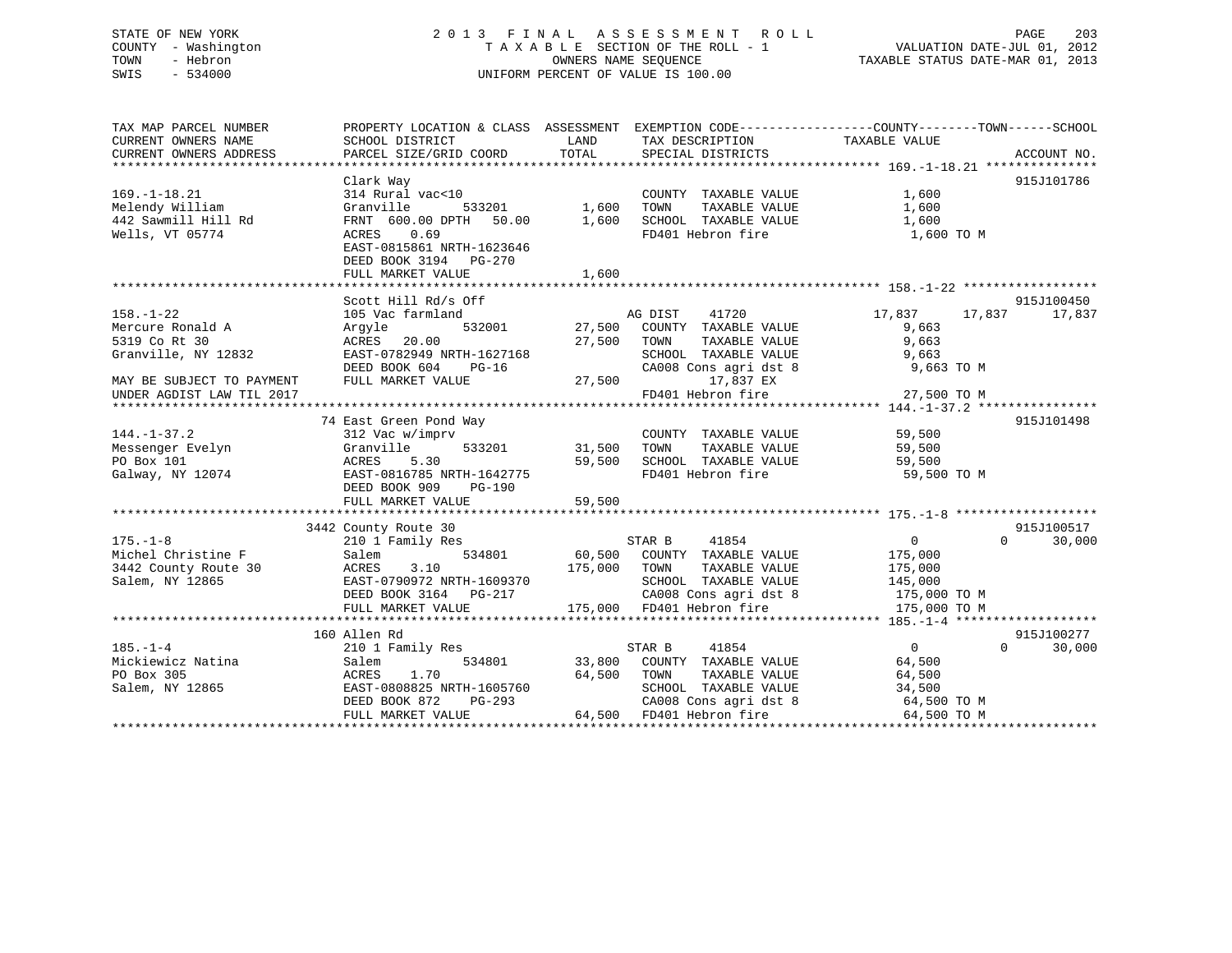STATE OF NEW YORK
COUNTY - Washington
TOWN - Hebron
SWIS - 534000

# 2013 FINAL ASSESSMENT ROLL

TAXABLE SECTION OF THE ROLL - 1
OWNERS NAME SEQUENCE
UNIFORM PERCENT OF VALUE IS 100.00

VALUATION DATE-JUL 01, 2012
TAXABLE STATUS DATE-MAR 01, 2013

```
TAX MAP PARCEL NUMBER          PROPERTY LOCATION & CLASS  ASSESSMENT  EXEMPTION CODE------------------COUNTY--------TOWN------SCHOOL
CURRENT OWNERS NAME            SCHOOL DISTRICT               LAND      TAX DESCRIPTION            TAXABLE VALUE
CURRENT OWNERS ADDRESS         PARCEL SIZE/GRID COORD        TOTAL     SPECIAL DISTRICTS                                    ACCOUNT NO.
****************************************************************************************************** 169.-1-18.21 ***************
                               Clark Way                                                                                915J101786
169.-1-18.21                   314 Rural vac<10                          COUNTY  TAXABLE VALUE             1,600
Melendy William                Granville        533201        1,600      TOWN    TAXABLE VALUE             1,600
442 Sawmill Hill Rd            FRNT  600.00 DPTH   50.00      1,600      SCHOOL  TAXABLE VALUE             1,600
Wells, VT 05774                ACRES    0.69                             FD401 Hebron fire                  1,600 TO M
                               EAST-0815861 NRTH-1623646
                               DEED BOOK 3194   PG-270
                               FULL MARKET VALUE              1,600
****************************************************************************************************** 158.-1-22 ******************
                               Scott Hill Rd/s Off                                                                      915J100450
158.-1-22                      105 Vac farmland                          AG DIST    41720             17,837      17,837      17,837
Mercure Ronald A               Argyle           532001       27,500      COUNTY  TAXABLE VALUE             9,663
5319 Co Rt 30                  ACRES   20.00                 27,500      TOWN    TAXABLE VALUE             9,663
Granville, NY 12832            EAST-0782949 NRTH-1627168                 SCHOOL  TAXABLE VALUE             9,663
                               DEED BOOK 604    PG-16                    CA008 Cons agri dst 8              9,663 TO M
MAY BE SUBJECT TO PAYMENT      FULL MARKET VALUE             27,500            17,837 EX
UNDER AGDIST LAW TIL 2017                                                FD401 Hebron fire                 27,500 TO M
****************************************************************************************************** 144.-1-37.2 ****************
                               74 East Green Pond Way                                                                   915J101498
144.-1-37.2                    312 Vac w/imprv                           COUNTY  TAXABLE VALUE            59,500
Messenger Evelyn               Granville        533201       31,500      TOWN    TAXABLE VALUE            59,500
PO Box 101                     ACRES    5.30                 59,500      SCHOOL  TAXABLE VALUE            59,500
Galway, NY 12074               EAST-0816785 NRTH-1642775                 FD401 Hebron fire                 59,500 TO M
                               DEED BOOK 909    PG-190
                               FULL MARKET VALUE             59,500
****************************************************************************************************** 175.-1-8 *******************
                               3442 County Route 30                                                                     915J100517
175.-1-8                       210 1 Family Res                          STAR B     41854                  0           0      30,000
Michel Christine F             Salem            534801       60,500      COUNTY  TAXABLE VALUE           175,000
3442 County Route 30           ACRES    3.10                175,000      TOWN    TAXABLE VALUE           175,000
Salem, NY 12865                EAST-0790972 NRTH-1609370                 SCHOOL  TAXABLE VALUE           145,000
                               DEED BOOK 3164   PG-217                   CA008 Cons agri dst 8            175,000 TO M
                               FULL MARKET VALUE            175,000      FD401 Hebron fire                175,000 TO M
****************************************************************************************************** 185.-1-4 *******************
                               160 Allen Rd                                                                             915J100277
185.-1-4                       210 1 Family Res                          STAR B     41854                  0           0      30,000
Mickiewicz Natina              Salem            534801       33,800      COUNTY  TAXABLE VALUE            64,500
PO Box 305                     ACRES    1.70                 64,500      TOWN    TAXABLE VALUE            64,500
Salem, NY 12865                EAST-0808825 NRTH-1605760                 SCHOOL  TAXABLE VALUE            34,500
                               DEED BOOK 872    PG-293                   CA008 Cons agri dst 8             64,500 TO M
                               FULL MARKET VALUE             64,500      FD401 Hebron fire                 64,500 TO M
************************************************************************************************************************************
```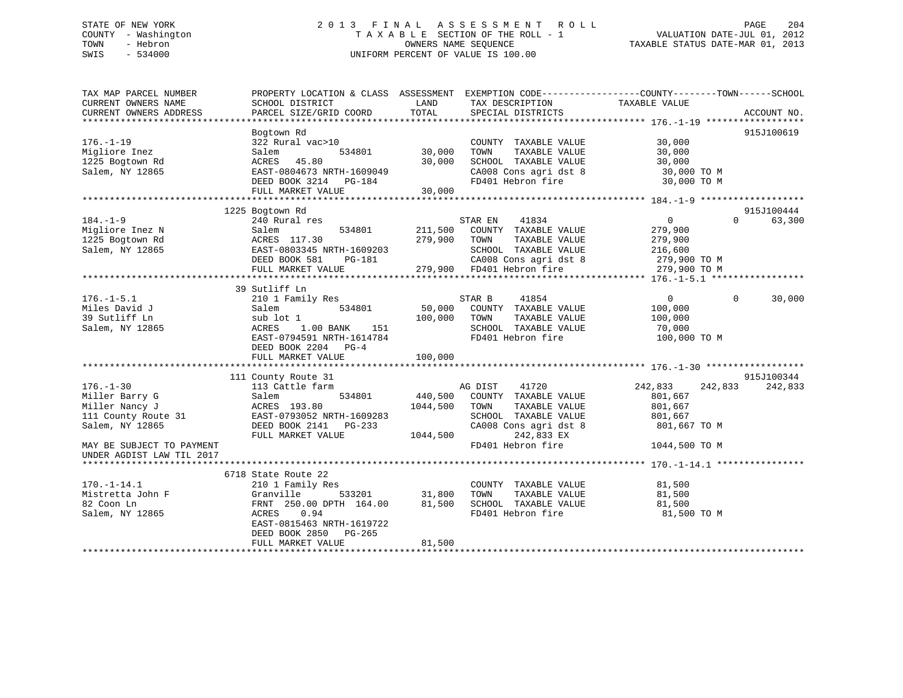STATE OF NEW YORK
COUNTY - Washington
TOWN - Hebron
SWIS - 534000

2013 FINAL ASSESSMENT ROLL
TAXABLE SECTION OF THE ROLL - 1
OWNERS NAME SEQUENCE
UNIFORM PERCENT OF VALUE IS 100.00

VALUATION DATE-JUL 01, 2012
TAXABLE STATUS DATE-MAR 01, 2013

| TAX MAP PARCEL NUMBER / CURRENT OWNERS NAME / CURRENT OWNERS ADDRESS | PROPERTY LOCATION & CLASS / SCHOOL DISTRICT / PARCEL SIZE/GRID COORD | ASSESSMENT LAND | TOTAL | EXEMPTION CODE / TAX DESCRIPTION / SPECIAL DISTRICTS | COUNTY TAXABLE VALUE | TOWN | SCHOOL | ACCOUNT NO. |
|---|---|---|---|---|---|---|---|---|
| **176.-1-19** | Bogtown Rd | | | | | | | 915J100619 |
| 176.-1-19 | 322 Rural vac>10 | | | COUNTY TAXABLE VALUE | 30,000 | | | |
| Migliore Inez | Salem 534801 | 30,000 | | TOWN TAXABLE VALUE | 30,000 | | | |
| 1225 Bogtown Rd | ACRES 45.80 | | 30,000 | SCHOOL TAXABLE VALUE | 30,000 | | | |
| Salem, NY 12865 | EAST-0804673 NRTH-1609049 | | | CA008 Cons agri dst 8 | 30,000 TO M | | | |
| | DEED BOOK 3214 PG-184 | | | FD401 Hebron fire | 30,000 TO M | | | |
| | FULL MARKET VALUE | | 30,000 | | | | | |
| **184.-1-9** | 1225 Bogtown Rd | | | | | | | 915J100444 |
| 184.-1-9 | 240 Rural res | | | STAR EN 41834 | 0 | 0 | 63,300 | |
| Migliore Inez N | Salem 534801 | 211,500 | | COUNTY TAXABLE VALUE | 279,900 | | | |
| 1225 Bogtown Rd | ACRES 117.30 | | 279,900 | TOWN TAXABLE VALUE | 279,900 | | | |
| Salem, NY 12865 | EAST-0803345 NRTH-1609203 | | | SCHOOL TAXABLE VALUE | 216,600 | | | |
| | DEED BOOK 581 PG-181 | | | CA008 Cons agri dst 8 | 279,900 TO M | | | |
| | FULL MARKET VALUE | | 279,900 | FD401 Hebron fire | 279,900 TO M | | | |
| **176.-1-5.1** | 39 Sutliff Ln | | | | | | | |
| 176.-1-5.1 | 210 1 Family Res | | | STAR B 41854 | 0 | 0 | 30,000 | |
| Miles David J | Salem 534801 | 50,000 | | COUNTY TAXABLE VALUE | 100,000 | | | |
| 39 Sutliff Ln | sub lot 1 | | 100,000 | TOWN TAXABLE VALUE | 100,000 | | | |
| Salem, NY 12865 | ACRES 1.00 BANK 151 | | | SCHOOL TAXABLE VALUE | 70,000 | | | |
| | EAST-0794591 NRTH-1614784 | | | FD401 Hebron fire | 100,000 TO M | | | |
| | DEED BOOK 2204 PG-4 | | | | | | | |
| | FULL MARKET VALUE | | 100,000 | | | | | |
| **176.-1-30** | 111 County Route 31 | | | | | | | 915J100344 |
| 176.-1-30 | 113 Cattle farm | | | AG DIST 41720 | 242,833 | 242,833 | 242,833 | |
| Miller Barry G | Salem 534801 | 440,500 | | COUNTY TAXABLE VALUE | 801,667 | | | |
| Miller Nancy J | ACRES 193.80 | | 1044,500 | TOWN TAXABLE VALUE | 801,667 | | | |
| 111 County Route 31 | EAST-0793052 NRTH-1609283 | | | SCHOOL TAXABLE VALUE | 801,667 | | | |
| Salem, NY 12865 | DEED BOOK 2141 PG-233 | | | CA008 Cons agri dst 8 | 801,667 TO M | | | |
| | FULL MARKET VALUE | | 1044,500 | 242,833 EX | | | | |
| MAY BE SUBJECT TO PAYMENT | | | | FD401 Hebron fire | 1044,500 TO M | | | |
| UNDER AGDIST LAW TIL 2017 | | | | | | | | |
| **170.-1-14.1** | 6718 State Route 22 | | | | | | | |
| 170.-1-14.1 | 210 1 Family Res | | | COUNTY TAXABLE VALUE | 81,500 | | | |
| Mistretta John F | Granville 533201 | 31,800 | | TOWN TAXABLE VALUE | 81,500 | | | |
| 82 Coon Ln | FRNT 250.00 DPTH 164.00 | | 81,500 | SCHOOL TAXABLE VALUE | 81,500 | | | |
| Salem, NY 12865 | ACRES 0.94 | | | FD401 Hebron fire | 81,500 TO M | | | |
| | EAST-0815463 NRTH-1619722 | | | | | | | |
| | DEED BOOK 2850 PG-265 | | | | | | | |
| | FULL MARKET VALUE | | 81,500 | | | | | |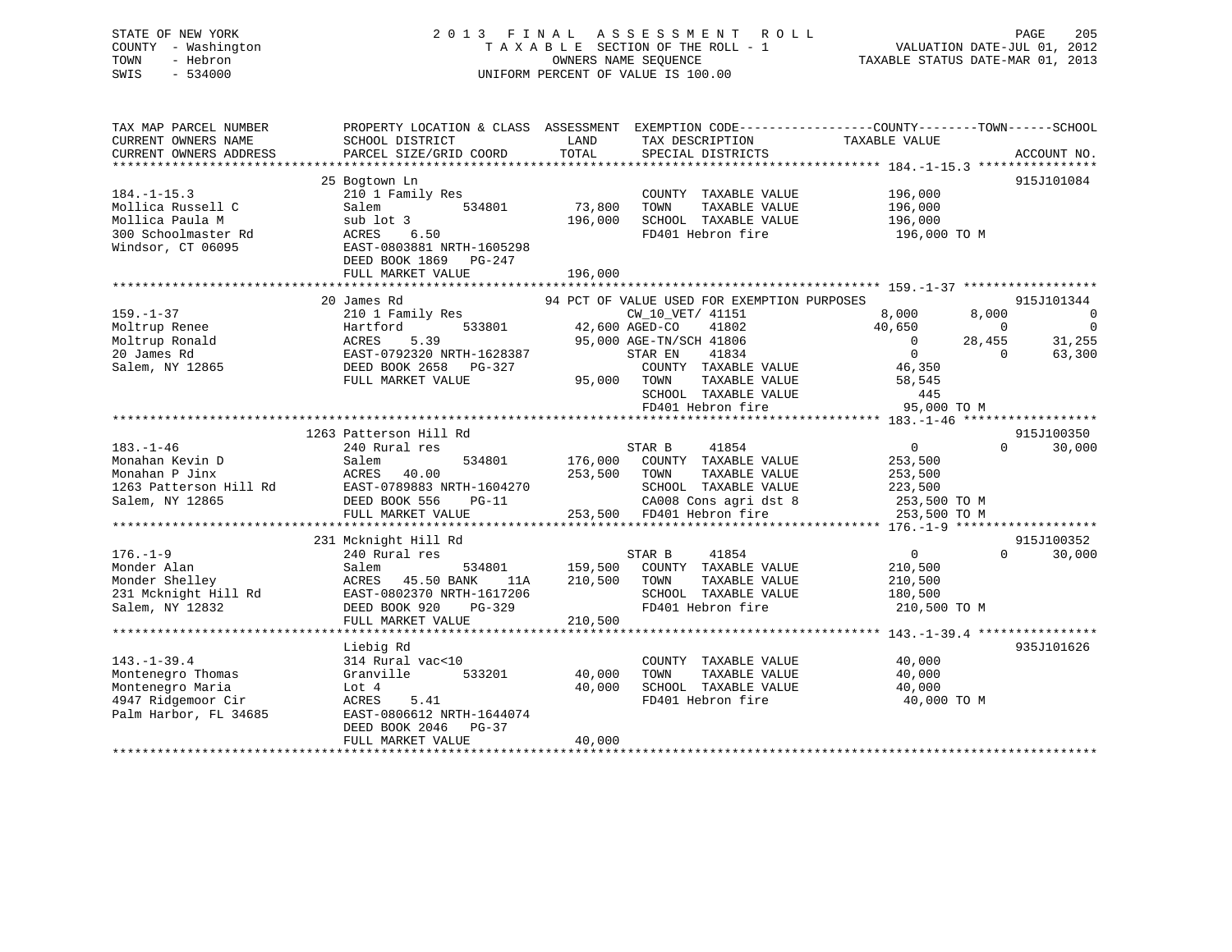STATE OF NEW YORK
COUNTY - Washington
TOWN - Hebron
SWIS - 534000

# 2013 FINAL ASSESSMENT ROLL

TAXABLE SECTION OF THE ROLL - 1
OWNERS NAME SEQUENCE
UNIFORM PERCENT OF VALUE IS 100.00

VALUATION DATE-JUL 01, 2012
TAXABLE STATUS DATE-MAR 01, 2013

```
TAX MAP PARCEL NUMBER          PROPERTY LOCATION & CLASS  ASSESSMENT  EXEMPTION CODE------------------COUNTY--------TOWN------SCHOOL
CURRENT OWNERS NAME            SCHOOL DISTRICT             LAND       TAX DESCRIPTION             TAXABLE VALUE
CURRENT OWNERS ADDRESS         PARCEL SIZE/GRID COORD      TOTAL      SPECIAL DISTRICTS                                       ACCOUNT NO.
******************************************************************************************************* 184.-1-15.3 ****************
                               25 Bogtown Ln                                                                                915J101084
184.-1-15.3                    210 1 Family Res                        COUNTY  TAXABLE VALUE          196,000
Mollica Russell C              Salem          534801       73,800      TOWN    TAXABLE VALUE          196,000
Mollica Paula M                sub lot 3                  196,000      SCHOOL  TAXABLE VALUE          196,000
300 Schoolmaster Rd            ACRES    6.50                           FD401 Hebron fire               196,000 TO M
Windsor, CT 06095              EAST-0803881 NRTH-1605298
                               DEED BOOK 1869   PG-247
                               FULL MARKET VALUE          196,000
******************************************************************************************************* 159.-1-37 ******************
                               20 James Rd                 94 PCT OF VALUE USED FOR EXEMPTION PURPOSES                      915J101344
159.-1-37                      210 1 Family Res                        CW_10_VET/ 41151               8,000       8,000           0
Moltrup Renee                  Hartford       533801       42,600 AGED-CO     41802              40,650           0           0
Moltrup Ronald                 ACRES    5.39               95,000 AGE-TN/SCH 41806                   0       28,455      31,255
20 James Rd                    EAST-0792320 NRTH-1628387              STAR EN     41834                   0           0      63,300
Salem, NY 12865                DEED BOOK 2658   PG-327                 COUNTY  TAXABLE VALUE           46,350
                               FULL MARKET VALUE           95,000      TOWN    TAXABLE VALUE           58,545
                                                                       SCHOOL  TAXABLE VALUE              445
                                                                       FD401 Hebron fire                95,000 TO M
******************************************************************************************************* 183.-1-46 ******************
                               1263 Patterson Hill Rd                                                                       915J100350
183.-1-46                      240 Rural res                           STAR B      41854                   0           0      30,000
Monahan Kevin D                Salem          534801      176,000      COUNTY  TAXABLE VALUE          253,500
Monahan P Jinx                 ACRES   40.00              253,500      TOWN    TAXABLE VALUE          253,500
1263 Patterson Hill Rd         EAST-0789883 NRTH-1604270               SCHOOL  TAXABLE VALUE          223,500
Salem, NY 12865                DEED BOOK 556    PG-11                  CA008 Cons agri dst 8           253,500 TO M
                               FULL MARKET VALUE          253,500      FD401 Hebron fire               253,500 TO M
******************************************************************************************************* 176.-1-9 *******************
                               231 Mcknight Hill Rd                                                                         915J100352
176.-1-9                       240 Rural res                           STAR B      41854                   0           0      30,000
Monder Alan                    Salem          534801      159,500      COUNTY  TAXABLE VALUE          210,500
Monder Shelley                 ACRES   45.50 BANK    11A  210,500      TOWN    TAXABLE VALUE          210,500
231 Mcknight Hill Rd           EAST-0802370 NRTH-1617206               SCHOOL  TAXABLE VALUE          180,500
Salem, NY 12832                DEED BOOK 920    PG-329                 FD401 Hebron fire               210,500 TO M
                               FULL MARKET VALUE          210,500
******************************************************************************************************* 143.-1-39.4 ****************
                               Liebig Rd                                                                                    935J101626
143.-1-39.4                    314 Rural vac<10                        COUNTY  TAXABLE VALUE           40,000
Montenegro Thomas              Granville      533201       40,000      TOWN    TAXABLE VALUE           40,000
Montenegro Maria               Lot 4                       40,000      SCHOOL  TAXABLE VALUE           40,000
4947 Ridgemoor Cir             ACRES    5.41                           FD401 Hebron fire                40,000 TO M
Palm Harbor, FL 34685          EAST-0806612 NRTH-1644074
                               DEED BOOK 2046   PG-37
                               FULL MARKET VALUE           40,000
************************************************************************************************************************************
```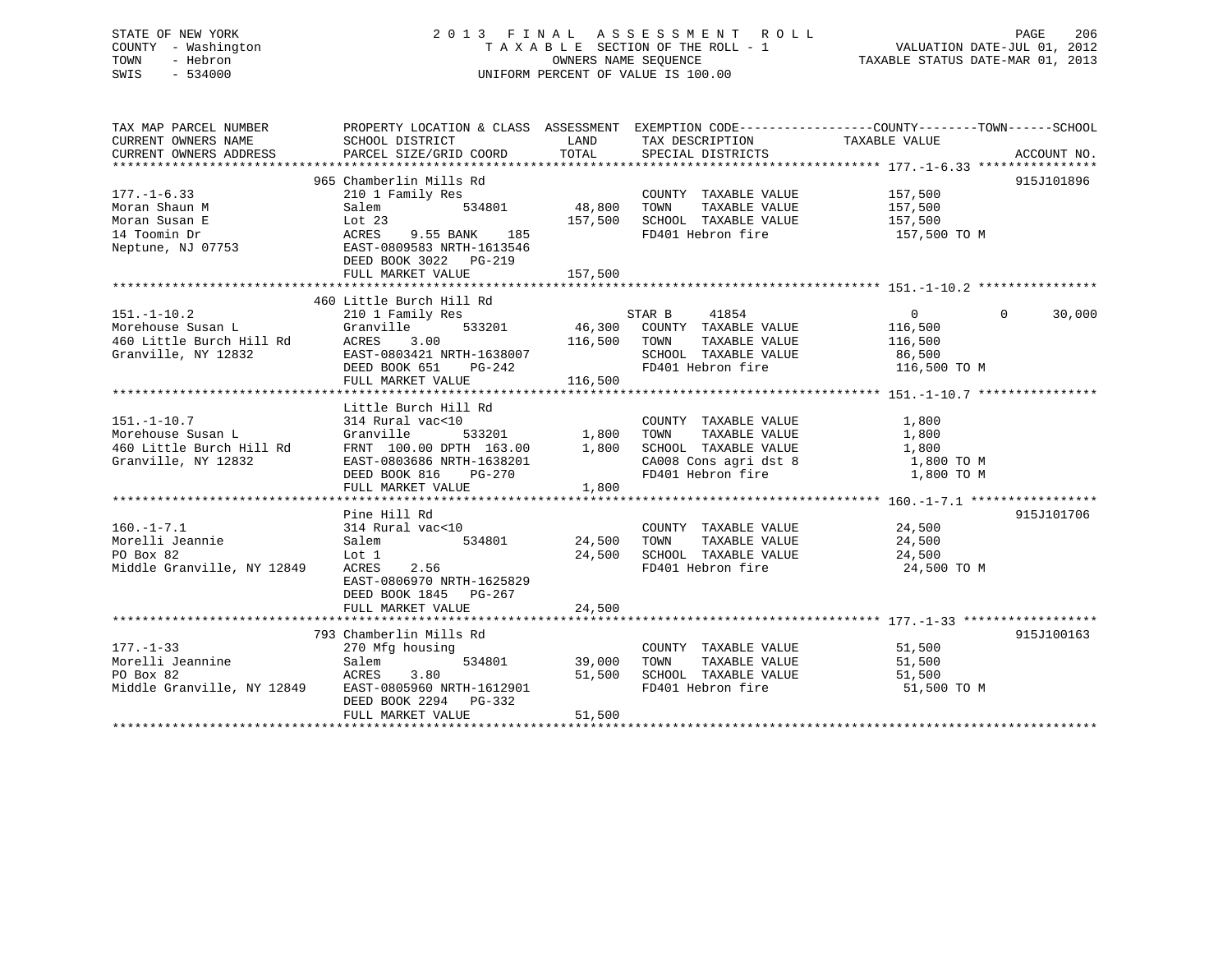STATE OF NEW YORK
COUNTY - Washington
TOWN - Hebron
SWIS - 534000

2 0 1 3 F I N A L A S S E S S M E N T R O L L
T A X A B L E SECTION OF THE ROLL - 1
OWNERS NAME SEQUENCE
UNIFORM PERCENT OF VALUE IS 100.00

VALUATION DATE-JUL 01, 2012
TAXABLE STATUS DATE-MAR 01, 2013

| TAX MAP PARCEL NUMBER / CURRENT OWNERS NAME / CURRENT OWNERS ADDRESS | PROPERTY LOCATION & CLASS / SCHOOL DISTRICT / PARCEL SIZE/GRID COORD | ASSESSMENT LAND / TOTAL | EXEMPTION CODE / TAX DESCRIPTION / SPECIAL DISTRICTS | COUNTY / TAXABLE VALUE | TOWN | SCHOOL | ACCOUNT NO. |
|---|---|---|---|---|---|---|---|
| 177.-1-6.33 | 965 Chamberlin Mills Rd | | | | | | 915J101896 |
| | 210 1 Family Res | | COUNTY TAXABLE VALUE | 157,500 | | | |
| Moran Shaun M | Salem 534801 | 48,800 | TOWN TAXABLE VALUE | 157,500 | | | |
| Moran Susan E | Lot 23 | 157,500 | SCHOOL TAXABLE VALUE | 157,500 | | | |
| 14 Toomin Dr | ACRES 9.55 BANK 185 | | FD401 Hebron fire | 157,500 TO M | | | |
| Neptune, NJ 07753 | EAST-0809583 NRTH-1613546 | | | | | | |
| | DEED BOOK 3022 PG-219 | | | | | | |
| | FULL MARKET VALUE | 157,500 | | | | | |
| 151.-1-10.2 | 460 Little Burch Hill Rd | | | | | | |
| | 210 1 Family Res | | STAR B 41854 | 0 | 0 | 30,000 | |
| Morehouse Susan L | Granville 533201 | 46,300 | COUNTY TAXABLE VALUE | 116,500 | | | |
| 460 Little Burch Hill Rd | ACRES 3.00 | 116,500 | TOWN TAXABLE VALUE | 116,500 | | | |
| Granville, NY 12832 | EAST-0803421 NRTH-1638007 | | SCHOOL TAXABLE VALUE | 86,500 | | | |
| | DEED BOOK 651 PG-242 | | FD401 Hebron fire | 116,500 TO M | | | |
| | FULL MARKET VALUE | 116,500 | | | | | |
| 151.-1-10.7 | Little Burch Hill Rd | | | | | | |
| | 314 Rural vac<10 | | COUNTY TAXABLE VALUE | 1,800 | | | |
| Morehouse Susan L | Granville 533201 | 1,800 | TOWN TAXABLE VALUE | 1,800 | | | |
| 460 Little Burch Hill Rd | FRNT 100.00 DPTH 163.00 | 1,800 | SCHOOL TAXABLE VALUE | 1,800 | | | |
| Granville, NY 12832 | EAST-0803686 NRTH-1638201 | | CA008 Cons agri dst 8 | 1,800 TO M | | | |
| | DEED BOOK 816 PG-270 | | FD401 Hebron fire | 1,800 TO M | | | |
| | FULL MARKET VALUE | 1,800 | | | | | |
| 160.-1-7.1 | Pine Hill Rd | | | | | | 915J101706 |
| | 314 Rural vac<10 | | COUNTY TAXABLE VALUE | 24,500 | | | |
| Morelli Jeannie | Salem 534801 | 24,500 | TOWN TAXABLE VALUE | 24,500 | | | |
| PO Box 82 | Lot 1 | 24,500 | SCHOOL TAXABLE VALUE | 24,500 | | | |
| Middle Granville, NY 12849 | ACRES 2.56 | | FD401 Hebron fire | 24,500 TO M | | | |
| | EAST-0806970 NRTH-1625829 | | | | | | |
| | DEED BOOK 1845 PG-267 | | | | | | |
| | FULL MARKET VALUE | 24,500 | | | | | |
| 177.-1-33 | 793 Chamberlin Mills Rd | | | | | | 915J100163 |
| | 270 Mfg housing | | COUNTY TAXABLE VALUE | 51,500 | | | |
| Morelli Jeannine | Salem 534801 | 39,000 | TOWN TAXABLE VALUE | 51,500 | | | |
| PO Box 82 | ACRES 3.80 | 51,500 | SCHOOL TAXABLE VALUE | 51,500 | | | |
| Middle Granville, NY 12849 | EAST-0805960 NRTH-1612901 | | FD401 Hebron fire | 51,500 TO M | | | |
| | DEED BOOK 2294 PG-332 | | | | | | |
| | FULL MARKET VALUE | 51,500 | | | | | |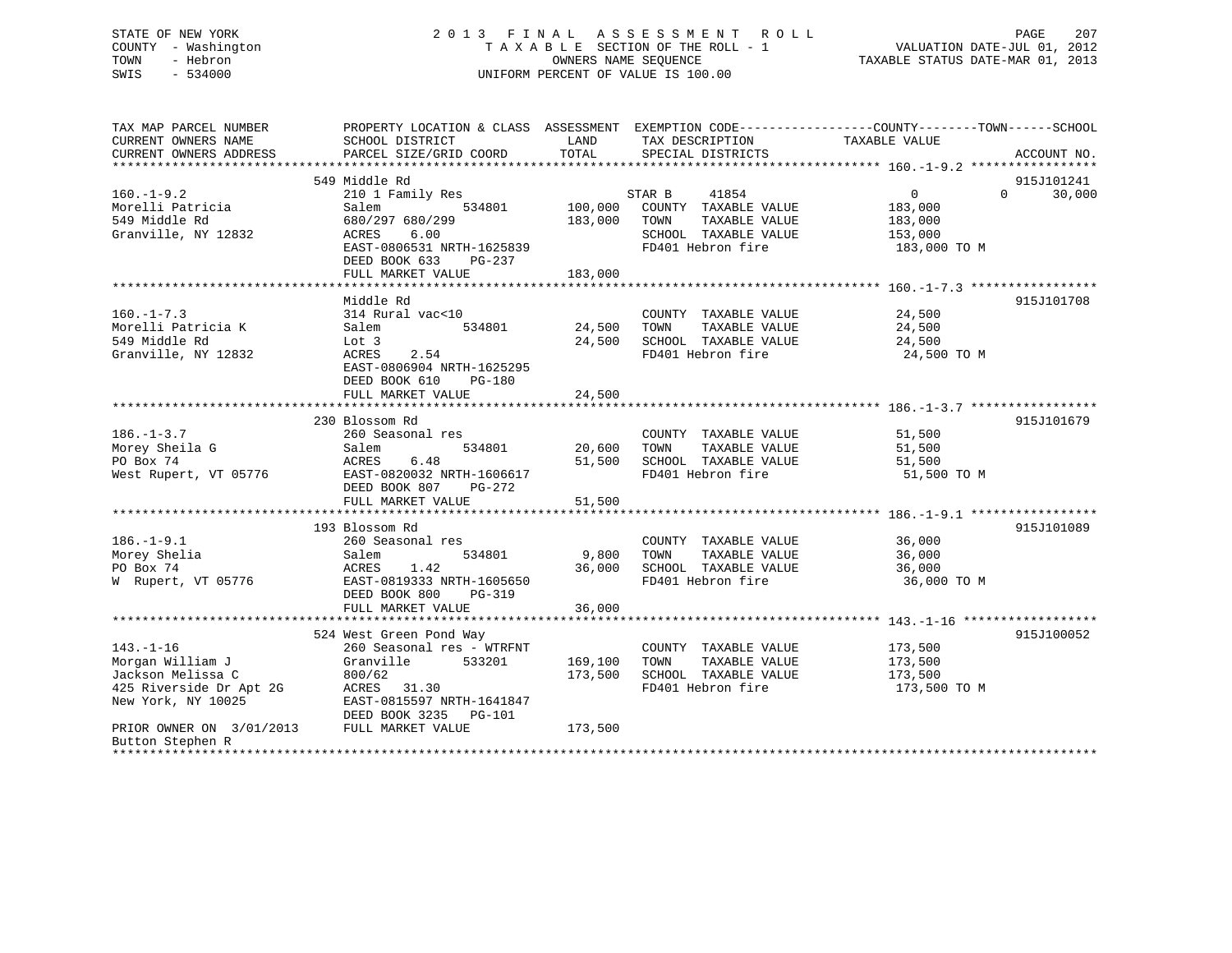STATE OF NEW YORK
COUNTY - Washington
TOWN - Hebron
SWIS - 534000

# 2013 FINAL ASSESSMENT ROLL

TAXABLE SECTION OF THE ROLL - 1
OWNERS NAME SEQUENCE
UNIFORM PERCENT OF VALUE IS 100.00

VALUATION DATE-JUL 01, 2012
TAXABLE STATUS DATE-MAR 01, 2013

| TAX MAP PARCEL NUMBER / CURRENT OWNERS NAME / CURRENT OWNERS ADDRESS | PROPERTY LOCATION & CLASS / SCHOOL DISTRICT / PARCEL SIZE/GRID COORD | ASSESSMENT LAND | ASSESSMENT TOTAL | EXEMPTION CODE / TAX DESCRIPTION / SPECIAL DISTRICTS | COUNTY | TOWN | SCHOOL TAXABLE VALUE | ACCOUNT NO. |
|---|---|---|---|---|---|---|---|---|
| 160.-1-9.2 | 549 Middle Rd | | | | | | | 915J101241 |
| Morelli Patricia | 210 1 Family Res | | | STAR B 41854 | 0 | 0 | 30,000 | |
| 549 Middle Rd | Salem 534801 | 100,000 | | COUNTY TAXABLE VALUE | 183,000 | | | |
| Granville, NY 12832 | 680/297 680/299 | | 183,000 | TOWN TAXABLE VALUE | | 183,000 | | |
| | ACRES 6.00 | | | SCHOOL TAXABLE VALUE | | | 153,000 | |
| | EAST-0806531 NRTH-1625839 | | | FD401 Hebron fire | 183,000 TO M | | | |
| | DEED BOOK 633 PG-237 | | | | | | | |
| | FULL MARKET VALUE | | 183,000 | | | | | |
| 160.-1-7.3 | Middle Rd | | | | | | | 915J101708 |
| Morelli Patricia K | 314 Rural vac<10 | | | COUNTY TAXABLE VALUE | 24,500 | | | |
| 549 Middle Rd | Salem 534801 | 24,500 | | TOWN TAXABLE VALUE | | 24,500 | | |
| Granville, NY 12832 | Lot 3 | | 24,500 | SCHOOL TAXABLE VALUE | | | 24,500 | |
| | ACRES 2.54 | | | FD401 Hebron fire | 24,500 TO M | | | |
| | EAST-0806904 NRTH-1625295 | | | | | | | |
| | DEED BOOK 610 PG-180 | | | | | | | |
| | FULL MARKET VALUE | | 24,500 | | | | | |
| 186.-1-3.7 | 230 Blossom Rd | | | | | | | 915J101679 |
| Morey Sheila G | 260 Seasonal res | | | COUNTY TAXABLE VALUE | 51,500 | | | |
| PO Box 74 | Salem 534801 | 20,600 | | TOWN TAXABLE VALUE | | 51,500 | | |
| West Rupert, VT 05776 | ACRES 6.48 | | 51,500 | SCHOOL TAXABLE VALUE | | | 51,500 | |
| | EAST-0820032 NRTH-1606617 | | | FD401 Hebron fire | 51,500 TO M | | | |
| | DEED BOOK 807 PG-272 | | | | | | | |
| | FULL MARKET VALUE | | 51,500 | | | | | |
| 186.-1-9.1 | 193 Blossom Rd | | | | | | | 915J101089 |
| Morey Shelia | 260 Seasonal res | | | COUNTY TAXABLE VALUE | 36,000 | | | |
| PO Box 74 | Salem 534801 | 9,800 | | TOWN TAXABLE VALUE | | 36,000 | | |
| W Rupert, VT 05776 | ACRES 1.42 | | 36,000 | SCHOOL TAXABLE VALUE | | | 36,000 | |
| | EAST-0819333 NRTH-1605650 | | | FD401 Hebron fire | 36,000 TO M | | | |
| | DEED BOOK 800 PG-319 | | | | | | | |
| | FULL MARKET VALUE | | 36,000 | | | | | |
| 143.-1-16 | 524 West Green Pond Way | | | | | | | 915J100052 |
| Morgan William J | 260 Seasonal res - WTRFNT | | | COUNTY TAXABLE VALUE | 173,500 | | | |
| Jackson Melissa C | Granville 533201 | 169,100 | | TOWN TAXABLE VALUE | | 173,500 | | |
| 425 Riverside Dr Apt 2G | 800/62 | | 173,500 | SCHOOL TAXABLE VALUE | | | 173,500 | |
| New York, NY 10025 | ACRES 31.30 | | | FD401 Hebron fire | 173,500 TO M | | | |
| | EAST-0815597 NRTH-1641847 | | | | | | | |
| | DEED BOOK 3235 PG-101 | | | | | | | |
| PRIOR OWNER ON 3/01/2013 | FULL MARKET VALUE | | 173,500 | | | | | |
| Button Stephen R | | | | | | | | |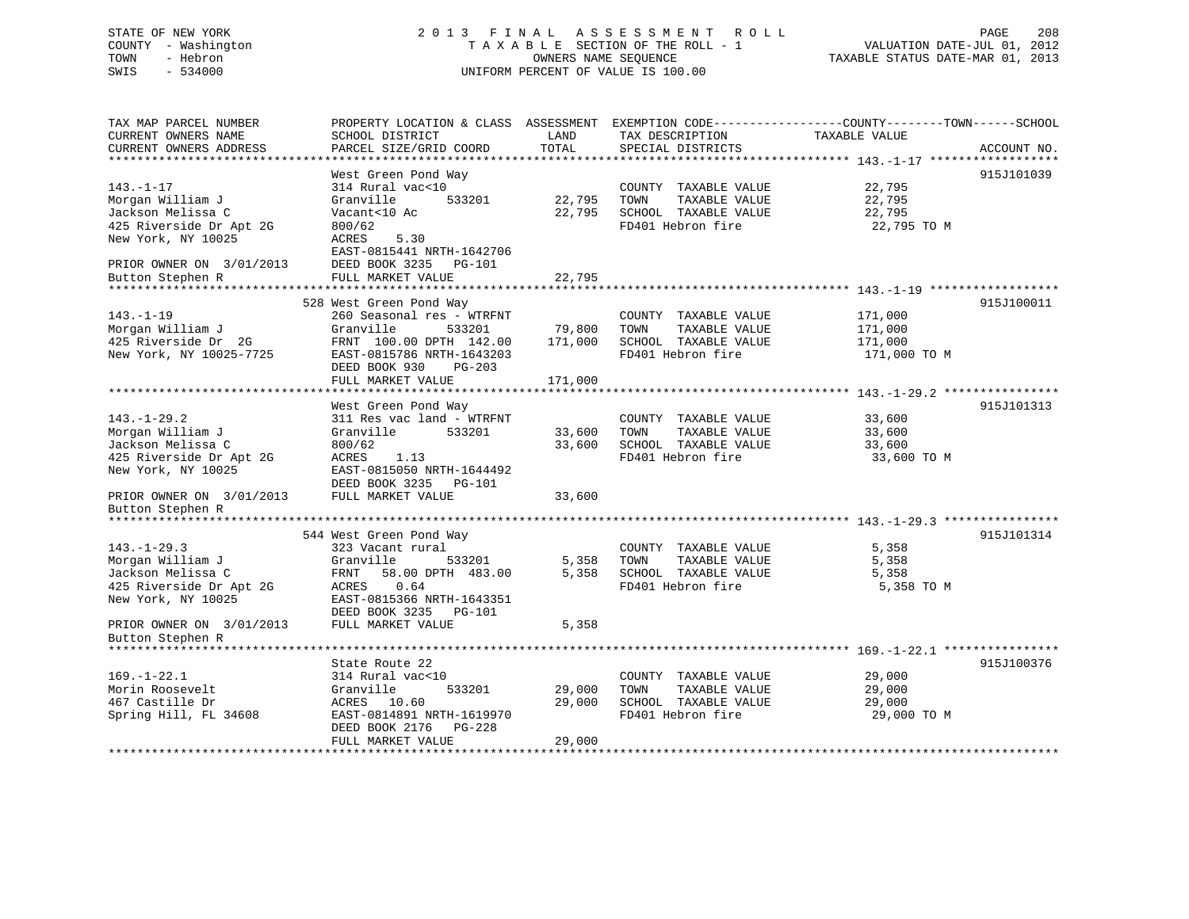STATE OF NEW YORK
COUNTY - Washington
TOWN - Hebron
SWIS - 534000

2 0 1 3 F I N A L A S S E S S M E N T R O L L
T A X A B L E SECTION OF THE ROLL - 1
OWNERS NAME SEQUENCE
UNIFORM PERCENT OF VALUE IS 100.00

VALUATION DATE-JUL 01, 2012
TAXABLE STATUS DATE-MAR 01, 2013

| TAX MAP PARCEL NUMBER / CURRENT OWNERS NAME / CURRENT OWNERS ADDRESS | PROPERTY LOCATION & CLASS / SCHOOL DISTRICT / PARCEL SIZE/GRID COORD | ASSESSMENT LAND | TOTAL | EXEMPTION CODE / TAX DESCRIPTION / SPECIAL DISTRICTS | TAXABLE VALUE (COUNTY--------TOWN------SCHOOL) | ACCOUNT NO. |
|---|---|---|---|---|---|---|
| **143.-1-17** | West Green Pond Way | | | | | 915J101039 |
| 143.-1-17 | 314 Rural vac<10 | | | COUNTY TAXABLE VALUE | 22,795 | |
| Morgan William J | Granville 533201 | 22,795 | | TOWN TAXABLE VALUE | 22,795 | |
| Jackson Melissa C | Vacant<10 Ac | | 22,795 | SCHOOL TAXABLE VALUE | 22,795 | |
| 425 Riverside Dr Apt 2G | 800/62 | | | FD401 Hebron fire | 22,795 TO M | |
| New York, NY 10025 | ACRES 5.30 | | | | | |
| | EAST-0815441 NRTH-1642706 | | | | | |
| PRIOR OWNER ON 3/01/2013 | DEED BOOK 3235 PG-101 | | | | | |
| Button Stephen R | FULL MARKET VALUE | | 22,795 | | | |
| **143.-1-19** | 528 West Green Pond Way | | | | | 915J100011 |
| 143.-1-19 | 260 Seasonal res - WTRFNT | | | COUNTY TAXABLE VALUE | 171,000 | |
| Morgan William J | Granville 533201 | 79,800 | | TOWN TAXABLE VALUE | 171,000 | |
| 425 Riverside Dr 2G | FRNT 100.00 DPTH 142.00 | | 171,000 | SCHOOL TAXABLE VALUE | 171,000 | |
| New York, NY 10025-7725 | EAST-0815786 NRTH-1643203 | | | FD401 Hebron fire | 171,000 TO M | |
| | DEED BOOK 930 PG-203 | | | | | |
| | FULL MARKET VALUE | | 171,000 | | | |
| **143.-1-29.2** | West Green Pond Way | | | | | 915J101313 |
| 143.-1-29.2 | 311 Res vac land - WTRFNT | | | COUNTY TAXABLE VALUE | 33,600 | |
| Morgan William J | Granville 533201 | 33,600 | | TOWN TAXABLE VALUE | 33,600 | |
| Jackson Melissa C | 800/62 | | 33,600 | SCHOOL TAXABLE VALUE | 33,600 | |
| 425 Riverside Dr Apt 2G | ACRES 1.13 | | | FD401 Hebron fire | 33,600 TO M | |
| New York, NY 10025 | EAST-0815050 NRTH-1644492 | | | | | |
| | DEED BOOK 3235 PG-101 | | | | | |
| PRIOR OWNER ON 3/01/2013 | FULL MARKET VALUE | | 33,600 | | | |
| Button Stephen R | | | | | | |
| **143.-1-29.3** | 544 West Green Pond Way | | | | | 915J101314 |
| 143.-1-29.3 | 323 Vacant rural | | | COUNTY TAXABLE VALUE | 5,358 | |
| Morgan William J | Granville 533201 | 5,358 | | TOWN TAXABLE VALUE | 5,358 | |
| Jackson Melissa C | FRNT 58.00 DPTH 483.00 | | 5,358 | SCHOOL TAXABLE VALUE | 5,358 | |
| 425 Riverside Dr Apt 2G | ACRES 0.64 | | | FD401 Hebron fire | 5,358 TO M | |
| New York, NY 10025 | EAST-0815366 NRTH-1643351 | | | | | |
| | DEED BOOK 3235 PG-101 | | | | | |
| PRIOR OWNER ON 3/01/2013 | FULL MARKET VALUE | | 5,358 | | | |
| Button Stephen R | | | | | | |
| **169.-1-22.1** | State Route 22 | | | | | 915J100376 |
| 169.-1-22.1 | 314 Rural vac<10 | | | COUNTY TAXABLE VALUE | 29,000 | |
| Morin Roosevelt | Granville 533201 | 29,000 | | TOWN TAXABLE VALUE | 29,000 | |
| 467 Castille Dr | ACRES 10.60 | | 29,000 | SCHOOL TAXABLE VALUE | 29,000 | |
| Spring Hill, FL 34608 | EAST-0814891 NRTH-1619970 | | | FD401 Hebron fire | 29,000 TO M | |
| | DEED BOOK 2176 PG-228 | | | | | |
| | FULL MARKET VALUE | | 29,000 | | | |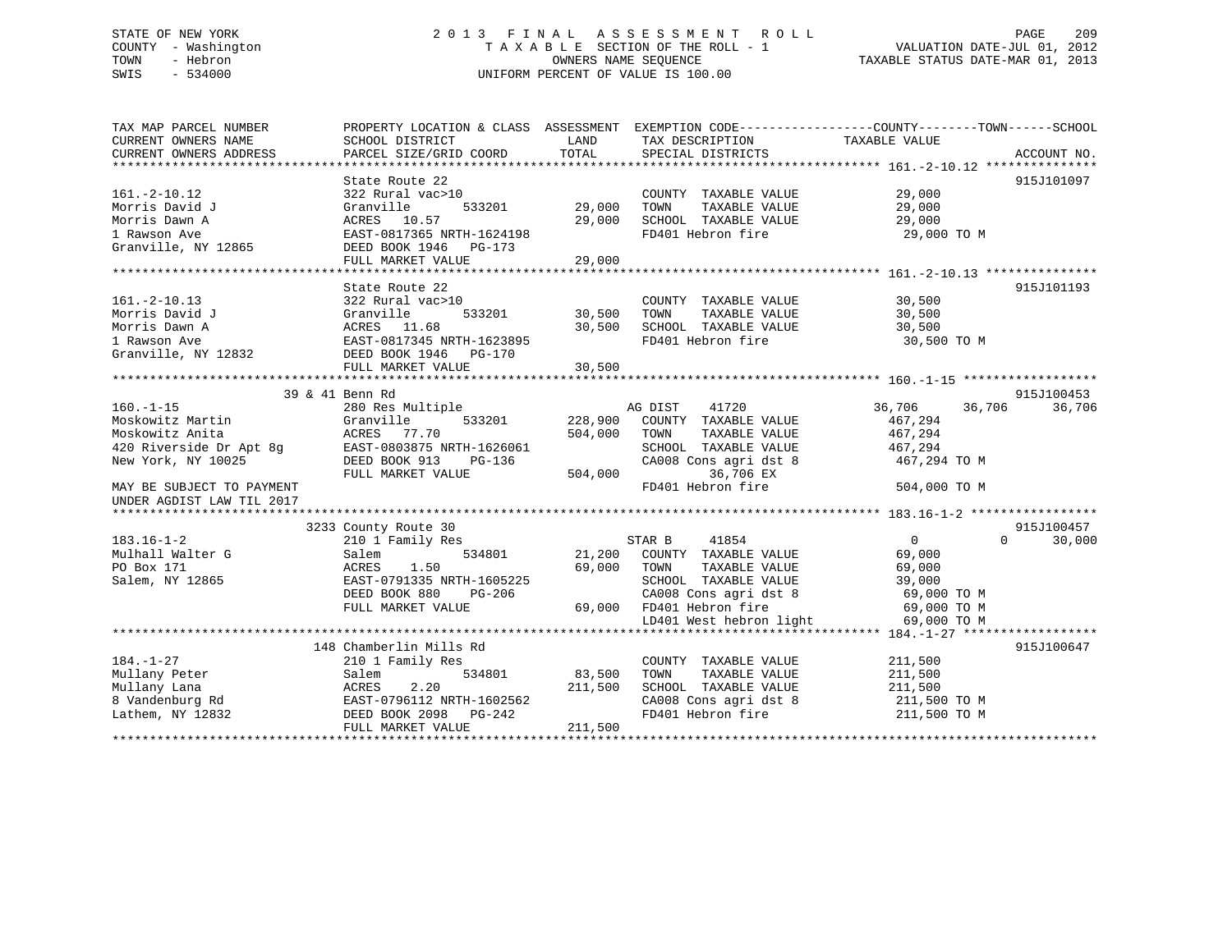STATE OF NEW YORK
COUNTY - Washington
TOWN - Hebron
SWIS - 534000

# 2013 FINAL ASSESSMENT ROLL
TAXABLE SECTION OF THE ROLL - 1
OWNERS NAME SEQUENCE
UNIFORM PERCENT OF VALUE IS 100.00

VALUATION DATE-JUL 01, 2012
TAXABLE STATUS DATE-MAR 01, 2013

```
TAX MAP PARCEL NUMBER          PROPERTY LOCATION & CLASS  ASSESSMENT  EXEMPTION CODE------------------COUNTY--------TOWN------SCHOOL
CURRENT OWNERS NAME            SCHOOL DISTRICT               LAND      TAX DESCRIPTION             TAXABLE VALUE
CURRENT OWNERS ADDRESS         PARCEL SIZE/GRID COORD        TOTAL     SPECIAL DISTRICTS                                        ACCOUNT NO.
******************************************************************************************************* 161.-2-10.12 ***************
                               State Route 22                                                                                915J101097
161.-2-10.12                   322 Rural vac>10                        COUNTY  TAXABLE VALUE             29,000
Morris David J                 Granville       533201        29,000    TOWN    TAXABLE VALUE             29,000
Morris Dawn A                  ACRES   10.57                 29,000    SCHOOL  TAXABLE VALUE             29,000
1 Rawson Ave                   EAST-0817365 NRTH-1624198               FD401 Hebron fire                  29,000 TO M
Granville, NY 12865            DEED BOOK 1946   PG-173
                               FULL MARKET VALUE             29,000
******************************************************************************************************* 161.-2-10.13 ***************
                               State Route 22                                                                                915J101193
161.-2-10.13                   322 Rural vac>10                        COUNTY  TAXABLE VALUE             30,500
Morris David J                 Granville       533201        30,500    TOWN    TAXABLE VALUE             30,500
Morris Dawn A                  ACRES   11.68                 30,500    SCHOOL  TAXABLE VALUE             30,500
1 Rawson Ave                   EAST-0817345 NRTH-1623895               FD401 Hebron fire                  30,500 TO M
Granville, NY 12832            DEED BOOK 1946   PG-170
                               FULL MARKET VALUE             30,500
******************************************************************************************************* 160.-1-15 ******************
                   39 & 41 Benn Rd                                                                                           915J100453
160.-1-15                      280 Res Multiple                        AG DIST     41720            36,706      36,706      36,706
Moskowitz Martin               Granville       533201       228,900    COUNTY  TAXABLE VALUE            467,294
Moskowitz Anita                ACRES   77.70                504,000    TOWN    TAXABLE VALUE            467,294
420 Riverside Dr Apt 8g        EAST-0803875 NRTH-1626061               SCHOOL  TAXABLE VALUE            467,294
New York, NY 10025             DEED BOOK 913    PG-136                 CA008 Cons agri dst 8             467,294 TO M
                               FULL MARKET VALUE            504,000          36,706 EX
MAY BE SUBJECT TO PAYMENT                                              FD401 Hebron fire                 504,000 TO M
UNDER AGDIST LAW TIL 2017
******************************************************************************************************* 183.16-1-2 *****************
                    3233 County Route 30                                                                                     915J100457
183.16-1-2                     210 1 Family Res                        STAR B      41854                  0           0      30,000
Mulhall Walter G               Salem           534801        21,200    COUNTY  TAXABLE VALUE             69,000
PO Box 171                     ACRES    1.50                 69,000    TOWN    TAXABLE VALUE             69,000
Salem, NY 12865                EAST-0791335 NRTH-1605225               SCHOOL  TAXABLE VALUE             39,000
                               DEED BOOK 880    PG-206                 CA008 Cons agri dst 8              69,000 TO M
                               FULL MARKET VALUE             69,000    FD401 Hebron fire                  69,000 TO M
                                                                       LD401 West hebron light            69,000 TO M
******************************************************************************************************* 184.-1-27 ******************
                    148 Chamberlin Mills Rd                                                                                  915J100647
184.-1-27                      210 1 Family Res                        COUNTY  TAXABLE VALUE            211,500
Mullany Peter                  Salem           534801        83,500    TOWN    TAXABLE VALUE            211,500
Mullany Lana                   ACRES    2.20                211,500    SCHOOL  TAXABLE VALUE            211,500
8 Vandenburg Rd                EAST-0796112 NRTH-1602562               CA008 Cons agri dst 8             211,500 TO M
Lathem, NY 12832               DEED BOOK 2098   PG-242                 FD401 Hebron fire                 211,500 TO M
                               FULL MARKET VALUE            211,500
************************************************************************************************************************************
```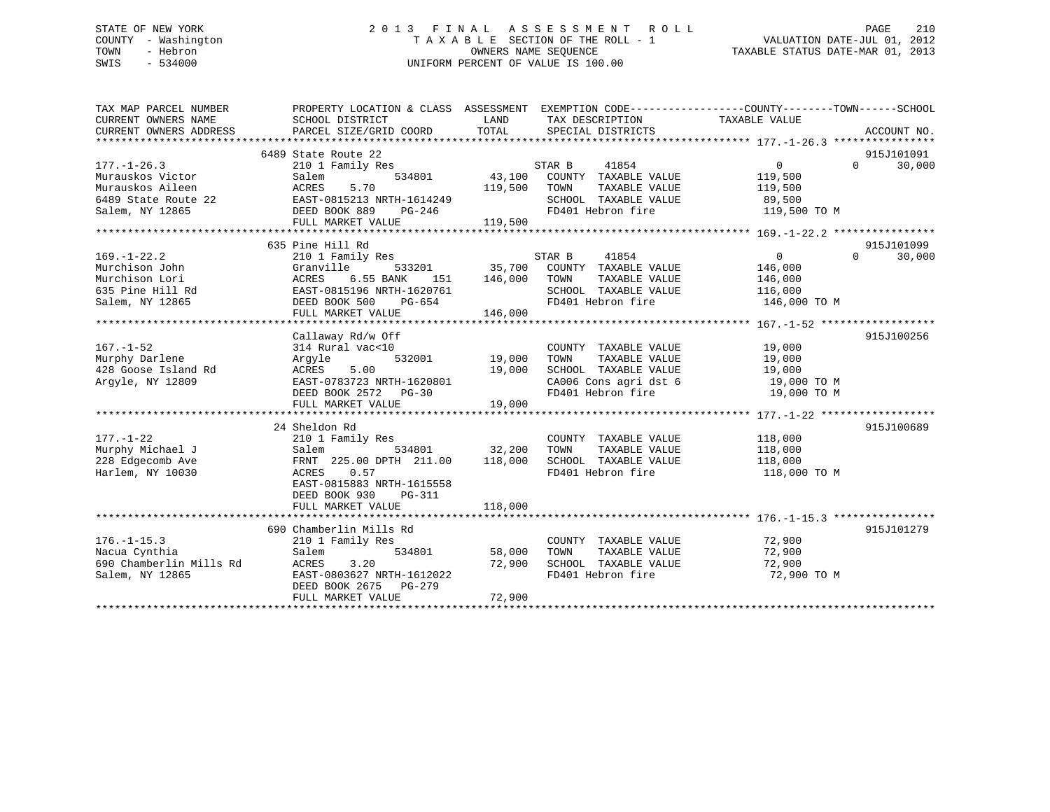STATE OF NEW YORK
COUNTY - Washington
TOWN - Hebron
SWIS - 534000

# 2013 FINAL ASSESSMENT ROLL

TAXABLE SECTION OF THE ROLL - 1
OWNERS NAME SEQUENCE
UNIFORM PERCENT OF VALUE IS 100.00

VALUATION DATE-JUL 01, 2012
TAXABLE STATUS DATE-MAR 01, 2013

```
TAX MAP PARCEL NUMBER          PROPERTY LOCATION & CLASS  ASSESSMENT  EXEMPTION CODE------------------COUNTY--------TOWN------SCHOOL
CURRENT OWNERS NAME            SCHOOL DISTRICT              LAND      TAX DESCRIPTION              TAXABLE VALUE
CURRENT OWNERS ADDRESS         PARCEL SIZE/GRID COORD       TOTAL     SPECIAL DISTRICTS                                   ACCOUNT NO.
******************************************************************************************************* 177.-1-26.3 ****************
                             6489 State Route 22                                                                          915J101091
177.-1-26.3                    210 1 Family Res                      STAR B    41854               0            0      30,000
Murauskos Victor               Salem          534801       43,100    COUNTY  TAXABLE VALUE          119,500
Murauskos Aileen               ACRES    5.70              119,500    TOWN    TAXABLE VALUE          119,500
6489 State Route 22            EAST-0815213 NRTH-1614249             SCHOOL  TAXABLE VALUE           89,500
Salem, NY 12865                DEED BOOK 889    PG-246               FD401 Hebron fire              119,500 TO M
                               FULL MARKET VALUE          119,500
******************************************************************************************************* 169.-1-22.2 ****************
                             635 Pine Hill Rd                                                                             915J101099
169.-1-22.2                    210 1 Family Res                      STAR B    41854               0            0      30,000
Murchison John                 Granville      533201       35,700    COUNTY  TAXABLE VALUE          146,000
Murchison Lori                 ACRES    6.55 BANK    151  146,000    TOWN    TAXABLE VALUE          146,000
635 Pine Hill Rd               EAST-0815196 NRTH-1620761             SCHOOL  TAXABLE VALUE          116,000
Salem, NY 12865                DEED BOOK 500    PG-654               FD401 Hebron fire              146,000 TO M
                               FULL MARKET VALUE          146,000
******************************************************************************************************* 167.-1-52 ******************
                             Callaway Rd/w Off                                                                            915J100256
167.-1-52                      314 Rural vac<10                      COUNTY  TAXABLE VALUE           19,000
Murphy Darlene                 Argyle         532001       19,000    TOWN    TAXABLE VALUE           19,000
428 Goose Island Rd            ACRES    5.00               19,000    SCHOOL  TAXABLE VALUE           19,000
Argyle, NY 12809               EAST-0783723 NRTH-1620801             CA006 Cons agri dst 6           19,000 TO M
                               DEED BOOK 2572   PG-30                FD401 Hebron fire               19,000 TO M
                               FULL MARKET VALUE           19,000
******************************************************************************************************* 177.-1-22 ******************
                             24 Sheldon Rd                                                                                915J100689
177.-1-22                      210 1 Family Res                      COUNTY  TAXABLE VALUE          118,000
Murphy Michael J               Salem          534801       32,200    TOWN    TAXABLE VALUE          118,000
228 Edgecomb Ave               FRNT  225.00 DPTH  211.00  118,000    SCHOOL  TAXABLE VALUE          118,000
Harlem, NY 10030               ACRES    0.57                         FD401 Hebron fire              118,000 TO M
                               EAST-0815883 NRTH-1615558
                               DEED BOOK 930    PG-311
                               FULL MARKET VALUE          118,000
******************************************************************************************************* 176.-1-15.3 ****************
                             690 Chamberlin Mills Rd                                                                      915J101279
176.-1-15.3                    210 1 Family Res                      COUNTY  TAXABLE VALUE           72,900
Nacua Cynthia                  Salem          534801       58,000    TOWN    TAXABLE VALUE           72,900
690 Chamberlin Mills Rd        ACRES    3.20               72,900    SCHOOL  TAXABLE VALUE           72,900
Salem, NY 12865                EAST-0803627 NRTH-1612022             FD401 Hebron fire               72,900 TO M
                               DEED BOOK 2675   PG-279
                               FULL MARKET VALUE           72,900
************************************************************************************************************************************
```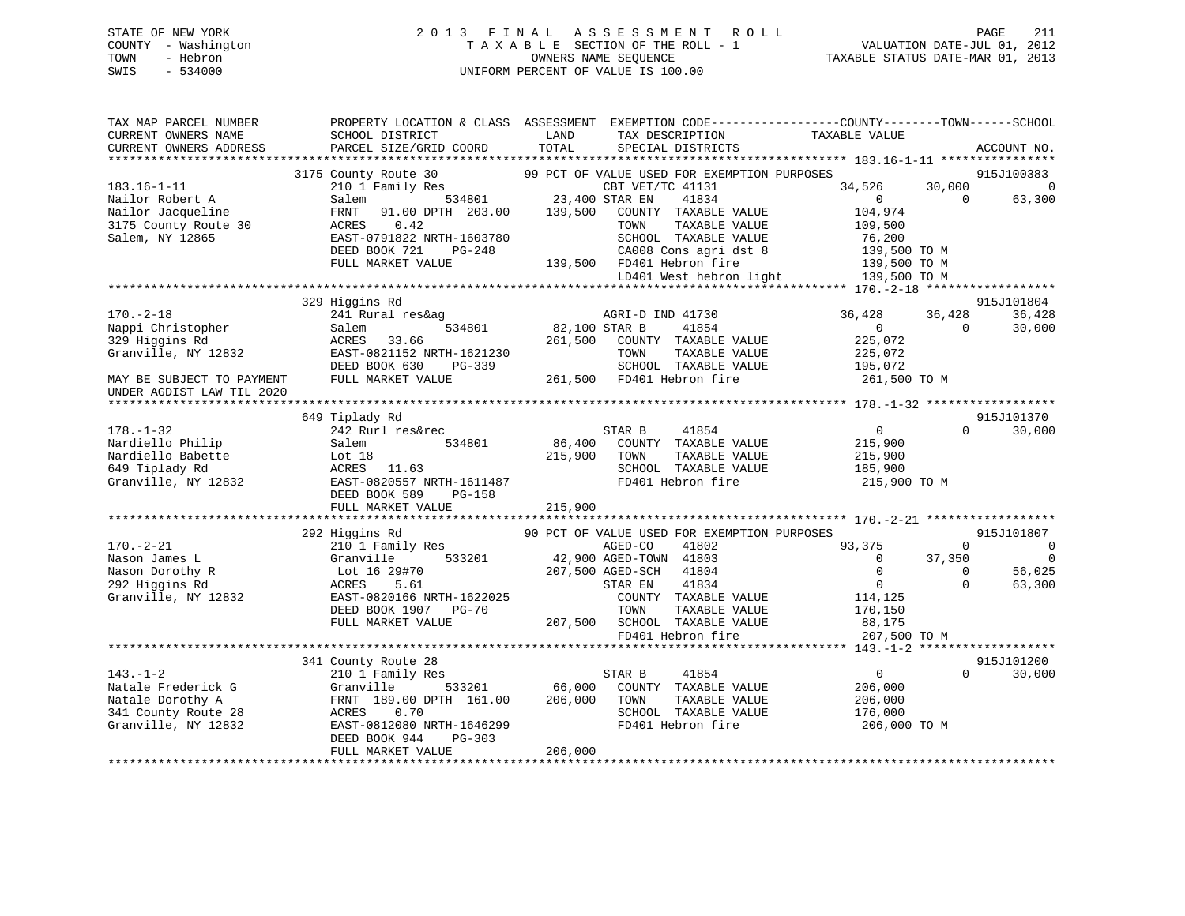STATE OF NEW YORK                    2 0 1 3   F I N A L   A S S E S S M E N T   R O L L                    
COUNTY - Washington                  T A X A B L E  SECTION OF THE ROLL - 1                VALUATION DATE-JUL 01, 2012
TOWN   - Hebron                           OWNERS NAME SEQUENCE                      TAXABLE STATUS DATE-MAR 01, 2013
SWIS   - 534000                      UNIFORM PERCENT OF VALUE IS 100.00

```
TAX MAP PARCEL NUMBER          PROPERTY LOCATION & CLASS  ASSESSMENT  EXEMPTION CODE------------------COUNTY--------TOWN------SCHOOL
CURRENT OWNERS NAME            SCHOOL DISTRICT               LAND      TAX DESCRIPTION            TAXABLE VALUE
CURRENT OWNERS ADDRESS         PARCEL SIZE/GRID COORD        TOTAL     SPECIAL DISTRICTS                                  ACCOUNT NO.
******************************************************************************************************* 183.16-1-11 ****************
                  3175 County Route 30                 99 PCT OF VALUE USED FOR EXEMPTION PURPOSES                         915J100383
183.16-1-11                    210 1 Family Res                   CBT VET/TC 41131              34,526      30,000             0
Nailor Robert A                Salem             534801      23,400 STAR EN     41834                  0           0        63,300
Nailor Jacqueline              FRNT   91.00 DPTH  203.00    139,500   COUNTY  TAXABLE VALUE          104,974
3175 County Route 30           ACRES    0.42                          TOWN    TAXABLE VALUE          109,500
Salem, NY 12865                EAST-0791822 NRTH-1603780              SCHOOL  TAXABLE VALUE           76,200
                               DEED BOOK 721    PG-248                CA008 Cons agri dst 8          139,500 TO M
                               FULL MARKET VALUE             139,500  FD401 Hebron fire              139,500 TO M
                                                                      LD401 West hebron light        139,500 TO M
******************************************************************************************************* 170.-2-18 ******************
                  329 Higgins Rd                                                                                    915J101804
170.-2-18                      241 Rural res&ag                   AGRI-D IND 41730              36,428      36,428        36,428
Nappi Christopher              Salem             534801      82,100 STAR B      41854                  0           0        30,000
329 Higgins Rd                 ACRES   33.66                261,500   COUNTY  TAXABLE VALUE          225,072
Granville, NY 12832            EAST-0821152 NRTH-1621230              TOWN    TAXABLE VALUE          225,072
                               DEED BOOK 630    PG-339                SCHOOL  TAXABLE VALUE          195,072
MAY BE SUBJECT TO PAYMENT      FULL MARKET VALUE             261,500  FD401 Hebron fire              261,500 TO M
UNDER AGDIST LAW TIL 2020
******************************************************************************************************* 178.-1-32 ******************
                  649 Tiplady Rd                                                                                    915J101370
178.-1-32                      242 Rurl res&rec                   STAR B      41854                  0           0        30,000
Nardiello Philip               Salem             534801      86,400   COUNTY  TAXABLE VALUE          215,900
Nardiello Babette              Lot 18                       215,900   TOWN    TAXABLE VALUE          215,900
649 Tiplady Rd                 ACRES   11.63                          SCHOOL  TAXABLE VALUE          185,900
Granville, NY 12832            EAST-0820557 NRTH-1611487              FD401 Hebron fire              215,900 TO M
                               DEED BOOK 589    PG-158
                               FULL MARKET VALUE             215,900
******************************************************************************************************* 170.-2-21 ******************
                  292 Higgins Rd                       90 PCT OF VALUE USED FOR EXEMPTION PURPOSES                         915J101807
170.-2-21                      210 1 Family Res                   AGED-CO     41802              93,375           0             0
Nason James L                  Granville         533201      42,900 AGED-TOWN  41803                  0      37,350             0
Nason Dorothy R                Lot 16 29#70                 207,500 AGED-SCH   41804                  0           0        56,025
292 Higgins Rd                 ACRES    5.61                      STAR EN     41834                  0           0        63,300
Granville, NY 12832            EAST-0820166 NRTH-1622025              COUNTY  TAXABLE VALUE          114,125
                               DEED BOOK 1907   PG-70                 TOWN    TAXABLE VALUE          170,150
                               FULL MARKET VALUE             207,500  SCHOOL  TAXABLE VALUE           88,175
                                                                      FD401 Hebron fire              207,500 TO M
******************************************************************************************************* 143.-1-2 *******************
                  341 County Route 28                                                                               915J101200
143.-1-2                       210 1 Family Res                   STAR B      41854                  0           0        30,000
Natale Frederick G             Granville         533201      66,000   COUNTY  TAXABLE VALUE          206,000
Natale Dorothy A               FRNT  189.00 DPTH  161.00    206,000   TOWN    TAXABLE VALUE          206,000
341 County Route 28            ACRES    0.70                          SCHOOL  TAXABLE VALUE          176,000
Granville, NY 12832            EAST-0812080 NRTH-1646299              FD401 Hebron fire              206,000 TO M
                               DEED BOOK 944    PG-303
                               FULL MARKET VALUE             206,000
************************************************************************************************************************************
```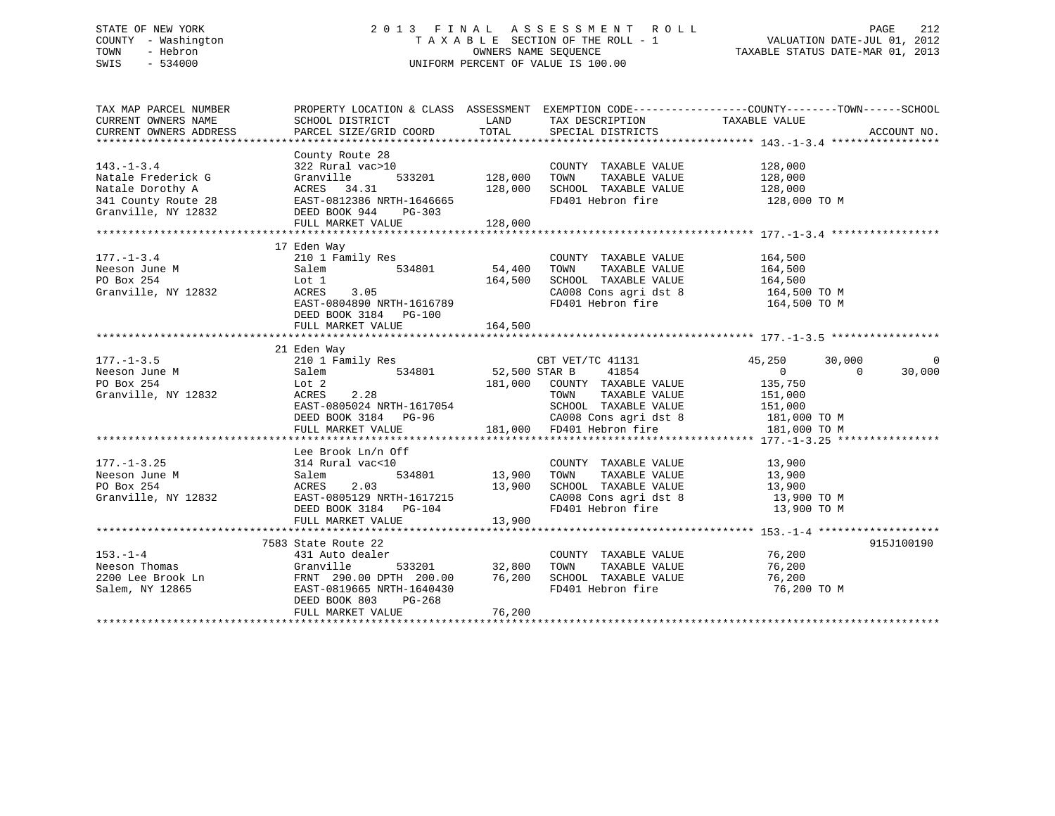STATE OF NEW YORK
COUNTY - Washington
TOWN - Hebron
SWIS - 534000

2 0 1 3 F I N A L A S S E S S M E N T R O L L
T A X A B L E SECTION OF THE ROLL - 1
OWNERS NAME SEQUENCE
UNIFORM PERCENT OF VALUE IS 100.00

VALUATION DATE-JUL 01, 2012
TAXABLE STATUS DATE-MAR 01, 2013

```
TAX MAP PARCEL NUMBER          PROPERTY LOCATION & CLASS  ASSESSMENT  EXEMPTION CODE------------------COUNTY--------TOWN------SCHOOL
CURRENT OWNERS NAME            SCHOOL DISTRICT              LAND      TAX DESCRIPTION             TAXABLE VALUE
CURRENT OWNERS ADDRESS         PARCEL SIZE/GRID COORD       TOTAL     SPECIAL DISTRICTS                                       ACCOUNT NO.
******************************************************************************************************* 143.-1-3.4 *****************
                               County Route 28
143.-1-3.4                     322 Rural vac>10                       COUNTY  TAXABLE VALUE           128,000
Natale Frederick G             Granville       533201      128,000    TOWN    TAXABLE VALUE           128,000
Natale Dorothy A               ACRES   34.31               128,000    SCHOOL  TAXABLE VALUE           128,000
341 County Route 28            EAST-0812386 NRTH-1646665              FD401 Hebron fire                128,000 TO M
Granville, NY 12832            DEED BOOK 944    PG-303
                               FULL MARKET VALUE           128,000
******************************************************************************************************* 177.-1-3.4 *****************
                               17 Eden Way
177.-1-3.4                     210 1 Family Res                       COUNTY  TAXABLE VALUE           164,500
Neeson June M                  Salem           534801       54,400    TOWN    TAXABLE VALUE           164,500
PO Box 254                     Lot 1                       164,500    SCHOOL  TAXABLE VALUE           164,500
Granville, NY 12832            ACRES    3.05                          CA008 Cons agri dst 8            164,500 TO M
                               EAST-0804890 NRTH-1616789              FD401 Hebron fire                164,500 TO M
                               DEED BOOK 3184   PG-100
                               FULL MARKET VALUE           164,500
******************************************************************************************************* 177.-1-3.5 *****************
                               21 Eden Way
177.-1-3.5                     210 1 Family Res                    CBT VET/TC 41131              45,250      30,000            0
Neeson June M                  Salem           534801       52,500 STAR B    41854                    0           0       30,000
PO Box 254                     Lot 2                       181,000    COUNTY  TAXABLE VALUE           135,750
Granville, NY 12832            ACRES    2.28                          TOWN    TAXABLE VALUE           151,000
                               EAST-0805024 NRTH-1617054              SCHOOL  TAXABLE VALUE           151,000
                               DEED BOOK 3184   PG-96                 CA008 Cons agri dst 8            181,000 TO M
                               FULL MARKET VALUE           181,000    FD401 Hebron fire                181,000 TO M
******************************************************************************************************* 177.-1-3.25 ****************
                               Lee Brook Ln/n Off
177.-1-3.25                    314 Rural vac<10                       COUNTY  TAXABLE VALUE            13,900
Neeson June M                  Salem           534801       13,900    TOWN    TAXABLE VALUE            13,900
PO Box 254                     ACRES    2.03                13,900    SCHOOL  TAXABLE VALUE            13,900
Granville, NY 12832            EAST-0805129 NRTH-1617215              CA008 Cons agri dst 8             13,900 TO M
                               DEED BOOK 3184   PG-104                FD401 Hebron fire                 13,900 TO M
                               FULL MARKET VALUE            13,900
******************************************************************************************************* 153.-1-4 *******************
                               7583 State Route 22                                                                    915J100190
153.-1-4                       431 Auto dealer                        COUNTY  TAXABLE VALUE            76,200
Neeson Thomas                  Granville       533201       32,800    TOWN    TAXABLE VALUE            76,200
2200 Lee Brook Ln              FRNT 290.00 DPTH 200.00      76,200    SCHOOL  TAXABLE VALUE            76,200
Salem, NY 12865                EAST-0819665 NRTH-1640430              FD401 Hebron fire                 76,200 TO M
                               DEED BOOK 803    PG-268
                               FULL MARKET VALUE            76,200
************************************************************************************************************************************
```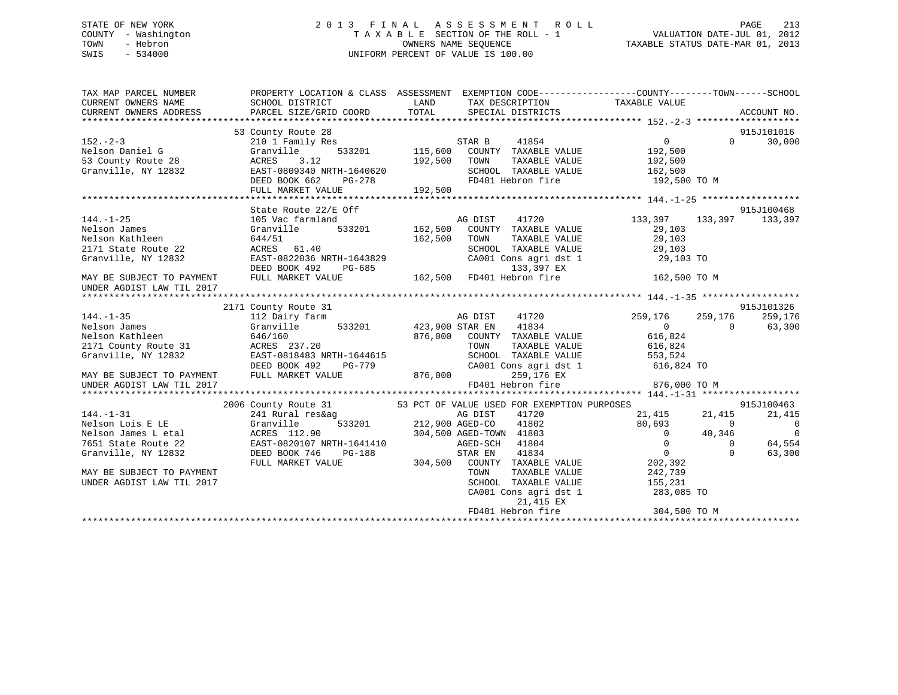STATE OF NEW YORK
COUNTY - Washington
TOWN - Hebron
SWIS - 534000

# 2013 FINAL ASSESSMENT ROLL

TAXABLE SECTION OF THE ROLL - 1
OWNERS NAME SEQUENCE
UNIFORM PERCENT OF VALUE IS 100.00

VALUATION DATE-JUL 01, 2012
TAXABLE STATUS DATE-MAR 01, 2013

```
TAX MAP PARCEL NUMBER          PROPERTY LOCATION & CLASS  ASSESSMENT  EXEMPTION CODE------------------COUNTY--------TOWN------SCHOOL
CURRENT OWNERS NAME            SCHOOL DISTRICT             LAND        TAX DESCRIPTION             TAXABLE VALUE
CURRENT OWNERS ADDRESS         PARCEL SIZE/GRID COORD      TOTAL       SPECIAL DISTRICTS                                      ACCOUNT NO.
******************************************************************************************************* 152.-2-3 *******************
                               53 County Route 28                                                                         915J101016
152.-2-3                       210 1 Family Res                        STAR B      41854              0            0        30,000
Nelson Daniel G                Granville       533201      115,600     COUNTY  TAXABLE VALUE         192,500
53 County Route 28             ACRES     3.12              192,500     TOWN    TAXABLE VALUE         192,500
Granville, NY 12832            EAST-0809340 NRTH-1640620               SCHOOL  TAXABLE VALUE         162,500
                               DEED BOOK 662    PG-278                 FD401 Hebron fire              192,500 TO M
                               FULL MARKET VALUE           192,500
******************************************************************************************************* 144.-1-25 ******************
                               State Route 22/E Off                                                                       915J100468
144.-1-25                      105 Vac farmland                        AG DIST     41720        133,397      133,397     133,397
Nelson James                   Granville       533201      162,500     COUNTY  TAXABLE VALUE          29,103
Nelson Kathleen                644/51                      162,500     TOWN    TAXABLE VALUE          29,103
2171 State Route 22            ACRES    61.40                          SCHOOL  TAXABLE VALUE          29,103
Granville, NY 12832            EAST-0822036 NRTH-1643829               CA001 Cons agri dst 1           29,103 TO
                               DEED BOOK 492    PG-685                      133,397 EX
MAY BE SUBJECT TO PAYMENT      FULL MARKET VALUE           162,500     FD401 Hebron fire              162,500 TO M
UNDER AGDIST LAW TIL 2017
******************************************************************************************************* 144.-1-35 ******************
                               2171 County Route 31                                                                       915J101326
144.-1-35                      112 Dairy farm                          AG DIST     41720        259,176      259,176     259,176
Nelson James                   Granville       533201      423,900 STAR EN     41834              0            0        63,300
Nelson Kathleen                646/160                     876,000     COUNTY  TAXABLE VALUE         616,824
2171 County Route 31           ACRES   237.20                          TOWN    TAXABLE VALUE         616,824
Granville, NY 12832            EAST-0818483 NRTH-1644615               SCHOOL  TAXABLE VALUE         553,524
                               DEED BOOK 492    PG-779                 CA001 Cons agri dst 1          616,824 TO
MAY BE SUBJECT TO PAYMENT      FULL MARKET VALUE           876,000          259,176 EX
UNDER AGDIST LAW TIL 2017                                              FD401 Hebron fire              876,000 TO M
******************************************************************************************************* 144.-1-31 ******************
                               2006 County Route 31        53 PCT OF VALUE USED FOR EXEMPTION PURPOSES                    915J100463
144.-1-31                      241 Rural res&ag                        AG DIST     41720         21,415       21,415      21,415
Nelson Lois E LE               Granville       533201      212,900 AGED-CO     41802         80,693            0           0
Nelson James L etal            ACRES   112.90              304,500 AGED-TOWN   41803              0       40,346           0
7651 State Route 22            EAST-0820107 NRTH-1641410               AGED-SCH    41804              0            0      64,554
Granville, NY 12832            DEED BOOK 746    PG-188                 STAR EN     41834              0            0      63,300
                               FULL MARKET VALUE           304,500     COUNTY  TAXABLE VALUE         202,392
MAY BE SUBJECT TO PAYMENT                                              TOWN    TAXABLE VALUE         242,739
UNDER AGDIST LAW TIL 2017                                              SCHOOL  TAXABLE VALUE         155,231
                                                                       CA001 Cons agri dst 1          283,085 TO
                                                                             21,415 EX
                                                                       FD401 Hebron fire              304,500 TO M
************************************************************************************************************************************
```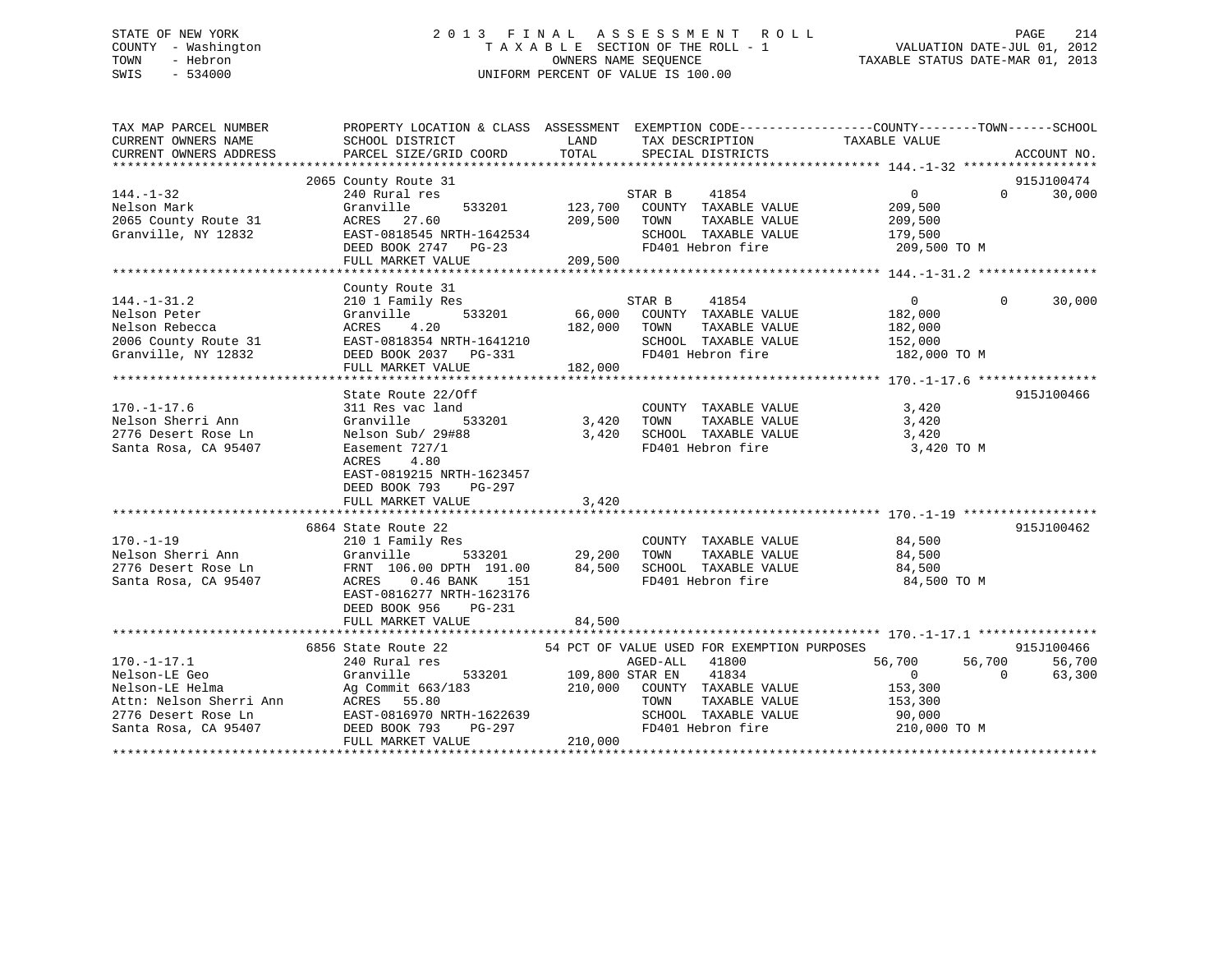STATE OF NEW YORK
COUNTY - Washington
TOWN - Hebron
SWIS - 534000

# 2013 FINAL ASSESSMENT ROLL
TAXABLE SECTION OF THE ROLL - 1
OWNERS NAME SEQUENCE
UNIFORM PERCENT OF VALUE IS 100.00

VALUATION DATE-JUL 01, 2012
TAXABLE STATUS DATE-MAR 01, 2013

```
TAX MAP PARCEL NUMBER      PROPERTY LOCATION & CLASS  ASSESSMENT  EXEMPTION CODE------------------COUNTY--------TOWN------SCHOOL
CURRENT OWNERS NAME        SCHOOL DISTRICT               LAND      TAX DESCRIPTION            TAXABLE VALUE
CURRENT OWNERS ADDRESS     PARCEL SIZE/GRID COORD        TOTAL     SPECIAL DISTRICTS                                    ACCOUNT NO.
******************************************************************************************************* 144.-1-32 ******************
                           2065 County Route 31                                                                         915J100474
144.-1-32                  240 Rural res                           STAR B     41854                  0            0       30,000
Nelson Mark                Granville        533201     123,700     COUNTY  TAXABLE VALUE           209,500
2065 County Route 31       ACRES   27.60               209,500     TOWN    TAXABLE VALUE           209,500
Granville, NY 12832        EAST-0818545 NRTH-1642534               SCHOOL  TAXABLE VALUE           179,500
                           DEED BOOK 2747   PG-23                  FD401 Hebron fire               209,500 TO M
                           FULL MARKET VALUE           209,500
******************************************************************************************************* 144.-1-31.2 ****************
                           County Route 31
144.-1-31.2                210 1 Family Res                        STAR B     41854                  0            0       30,000
Nelson Peter               Granville        533201      66,000     COUNTY  TAXABLE VALUE           182,000
Nelson Rebecca             ACRES    4.20               182,000     TOWN    TAXABLE VALUE           182,000
2006 County Route 31       EAST-0818354 NRTH-1641210               SCHOOL  TAXABLE VALUE           152,000
Granville, NY 12832        DEED BOOK 2037   PG-331                 FD401 Hebron fire               182,000 TO M
                           FULL MARKET VALUE           182,000
******************************************************************************************************* 170.-1-17.6 ****************
                           State Route 22/Off                                                                           915J100466
170.-1-17.6                311 Res vac land                        COUNTY  TAXABLE VALUE             3,420
Nelson Sherri Ann          Granville        533201       3,420     TOWN    TAXABLE VALUE             3,420
2776 Desert Rose Ln        Nelson Sub/ 29#88             3,420     SCHOOL  TAXABLE VALUE             3,420
Santa Rosa, CA 95407       Easement 727/1                          FD401 Hebron fire                 3,420 TO M
                           ACRES    4.80
                           EAST-0819215 NRTH-1623457
                           DEED BOOK 793    PG-297
                           FULL MARKET VALUE             3,420
******************************************************************************************************* 170.-1-19 ******************
                           6864 State Route 22                                                                          915J100462
170.-1-19                  210 1 Family Res                        COUNTY  TAXABLE VALUE            84,500
Nelson Sherri Ann          Granville        533201      29,200     TOWN    TAXABLE VALUE            84,500
2776 Desert Rose Ln        FRNT 106.00 DPTH 191.00      84,500     SCHOOL  TAXABLE VALUE            84,500
Santa Rosa, CA 95407       ACRES    0.46 BANK    151               FD401 Hebron fire                84,500 TO M
                           EAST-0816277 NRTH-1623176
                           DEED BOOK 956    PG-231
                           FULL MARKET VALUE            84,500
******************************************************************************************************* 170.-1-17.1 ****************
                           6856 State Route 22         54 PCT OF VALUE USED FOR EXEMPTION PURPOSES                      915J100466
170.-1-17.1                240 Rural res                           AGED-ALL   41800             56,700       56,700       56,700
Nelson-LE Geo              Granville        533201     109,800 STAR EN    41834                  0            0       63,300
Nelson-LE Helma            Ag Commit 663/183           210,000     COUNTY  TAXABLE VALUE           153,300
Attn: Nelson Sherri Ann    ACRES   55.80                           TOWN    TAXABLE VALUE           153,300
2776 Desert Rose Ln        EAST-0816970 NRTH-1622639               SCHOOL  TAXABLE VALUE            90,000
Santa Rosa, CA 95407       DEED BOOK 793    PG-297                 FD401 Hebron fire               210,000 TO M
                           FULL MARKET VALUE           210,000
************************************************************************************************************************************
```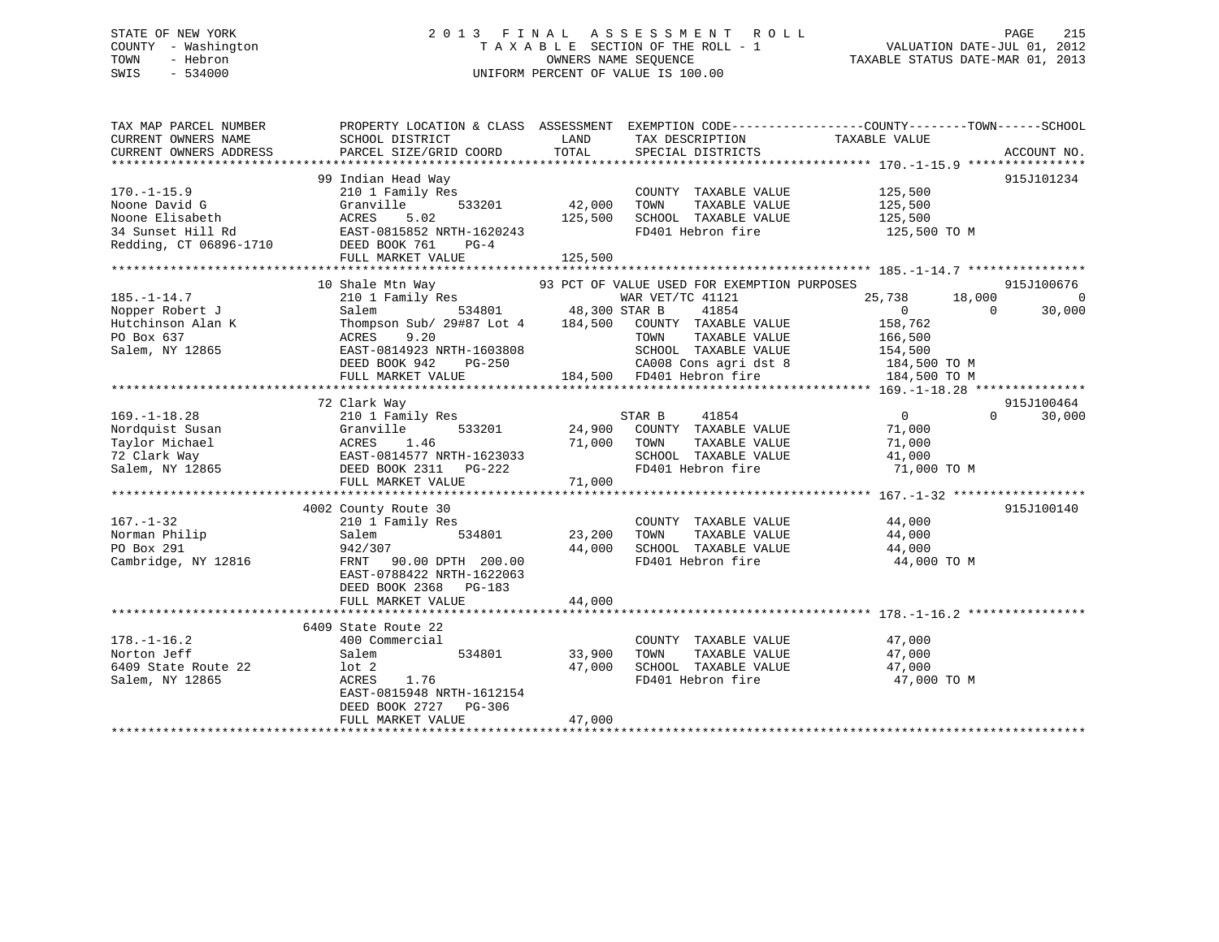STATE OF NEW YORK
COUNTY - Washington
TOWN - Hebron
SWIS - 534000

2 0 1 3 F I N A L A S S E S S M E N T R O L L
T A X A B L E SECTION OF THE ROLL - 1
OWNERS NAME SEQUENCE
UNIFORM PERCENT OF VALUE IS 100.00

VALUATION DATE-JUL 01, 2012
TAXABLE STATUS DATE-MAR 01, 2013

```
TAX MAP PARCEL NUMBER          PROPERTY LOCATION & CLASS  ASSESSMENT  EXEMPTION CODE------------------COUNTY--------TOWN------SCHOOL
CURRENT OWNERS NAME            SCHOOL DISTRICT             LAND        TAX DESCRIPTION              TAXABLE VALUE
CURRENT OWNERS ADDRESS         PARCEL SIZE/GRID COORD      TOTAL       SPECIAL DISTRICTS                                     ACCOUNT NO.
******************************************************************************************************* 170.-1-15.9 ****************
                               99 Indian Head Way                                                                        915J101234
170.-1-15.9                    210 1 Family Res                        COUNTY  TAXABLE VALUE           125,500
Noone David G                  Granville       533201      42,000      TOWN    TAXABLE VALUE           125,500
Noone Elisabeth                ACRES    5.02               125,500     SCHOOL  TAXABLE VALUE           125,500
34 Sunset Hill Rd              EAST-0815852 NRTH-1620243               FD401 Hebron fire                125,500 TO M
Redding, CT 06896-1710         DEED BOOK 761    PG-4
                               FULL MARKET VALUE           125,500
******************************************************************************************************* 185.-1-14.7 ****************
                               10 Shale Mtn Way               93 PCT OF VALUE USED FOR EXEMPTION PURPOSES                915J100676
185.-1-14.7                    210 1 Family Res                        WAR VET/TC 41121             25,738      18,000          0
Nopper Robert J                Salem           534801      48,300 STAR B      41854                      0           0     30,000
Hutchinson Alan K              Thompson Sub/ 29#87 Lot 4   184,500     COUNTY  TAXABLE VALUE           158,762
PO Box 637                     ACRES    9.20                           TOWN    TAXABLE VALUE           166,500
Salem, NY 12865                EAST-0814923 NRTH-1603808               SCHOOL  TAXABLE VALUE           154,500
                               DEED BOOK 942    PG-250                 CA008 Cons agri dst 8            184,500 TO M
                               FULL MARKET VALUE           184,500     FD401 Hebron fire                184,500 TO M
******************************************************************************************************* 169.-1-18.28 ***************
                               72 Clark Way                                                                              915J100464
169.-1-18.28                   210 1 Family Res                        STAR B      41854                      0           0     30,000
Nordquist Susan                Granville       533201      24,900      COUNTY  TAXABLE VALUE            71,000
Taylor Michael                 ACRES    1.46               71,000      TOWN    TAXABLE VALUE            71,000
72 Clark Way                   EAST-0814577 NRTH-1623033               SCHOOL  TAXABLE VALUE            41,000
Salem, NY 12865                DEED BOOK 2311   PG-222                 FD401 Hebron fire                 71,000 TO M
                               FULL MARKET VALUE           71,000
******************************************************************************************************* 167.-1-32 ******************
                               4002 County Route 30                                                                      915J100140
167.-1-32                      210 1 Family Res                        COUNTY  TAXABLE VALUE            44,000
Norman Philip                  Salem           534801      23,200      TOWN    TAXABLE VALUE            44,000
PO Box 291                     942/307                     44,000      SCHOOL  TAXABLE VALUE            44,000
Cambridge, NY 12816            FRNT   90.00 DPTH 200.00                FD401 Hebron fire                 44,000 TO M
                               EAST-0788422 NRTH-1622063
                               DEED BOOK 2368   PG-183
                               FULL MARKET VALUE           44,000
******************************************************************************************************* 178.-1-16.2 ****************
                               6409 State Route 22
178.-1-16.2                    400 Commercial                          COUNTY  TAXABLE VALUE            47,000
Norton Jeff                    Salem           534801      33,900      TOWN    TAXABLE VALUE            47,000
6409 State Route 22            lot 2                       47,000      SCHOOL  TAXABLE VALUE            47,000
Salem, NY 12865                ACRES    1.76                           FD401 Hebron fire                 47,000 TO M
                               EAST-0815948 NRTH-1612154
                               DEED BOOK 2727   PG-306
                               FULL MARKET VALUE           47,000
************************************************************************************************************************************
```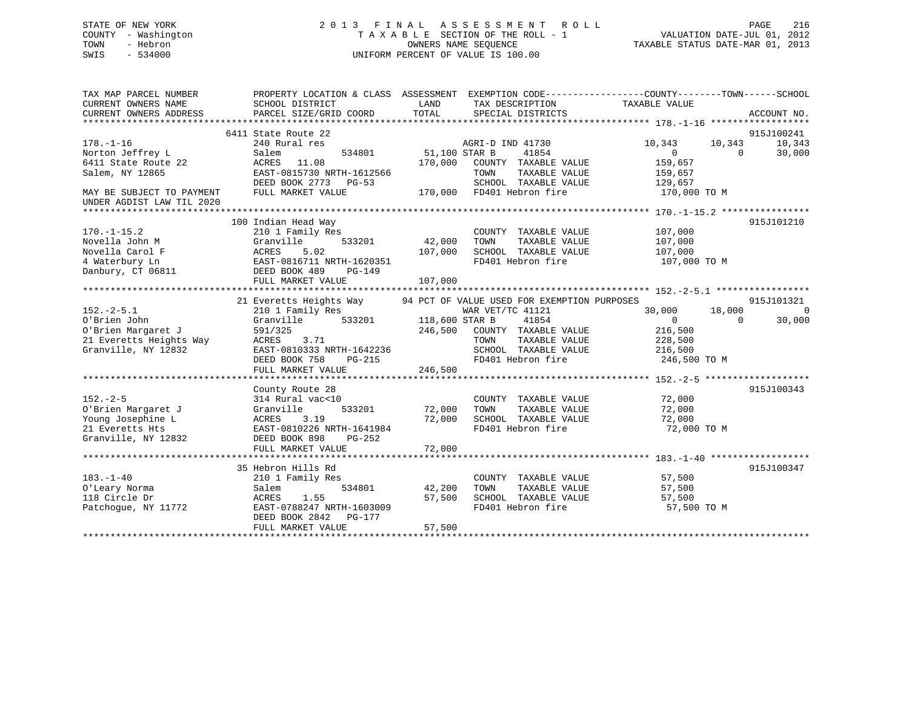STATE OF NEW YORK
COUNTY - Washington
TOWN - Hebron
SWIS - 534000

# 2013 FINAL ASSESSMENT ROLL

TAXABLE SECTION OF THE ROLL - 1
OWNERS NAME SEQUENCE
UNIFORM PERCENT OF VALUE IS 100.00

VALUATION DATE-JUL 01, 2012
TAXABLE STATUS DATE-MAR 01, 2013

```
TAX MAP PARCEL NUMBER          PROPERTY LOCATION & CLASS  ASSESSMENT  EXEMPTION CODE------------------COUNTY--------TOWN------SCHOOL
CURRENT OWNERS NAME            SCHOOL DISTRICT               LAND      TAX DESCRIPTION            TAXABLE VALUE
CURRENT OWNERS ADDRESS         PARCEL SIZE/GRID COORD        TOTAL     SPECIAL DISTRICTS                                    ACCOUNT NO.
******************************************************************************************************* 178.-1-16 ******************
                               6411 State Route 22                                                                          915J100241
178.-1-16                      240 Rural res                            AGRI-D IND 41730           10,343      10,343      10,343
Norton Jeffrey L               Salem            534801       51,100 STAR B       41854                  0           0      30,000
6411 State Route 22            ACRES    11.08               170,000    COUNTY  TAXABLE VALUE         159,657
Salem, NY 12865                EAST-0815730 NRTH-1612566               TOWN    TAXABLE VALUE         159,657
                               DEED BOOK 2773   PG-53                  SCHOOL  TAXABLE VALUE         129,657
MAY BE SUBJECT TO PAYMENT      FULL MARKET VALUE            170,000    FD401 Hebron fire             170,000 TO M
UNDER AGDIST LAW TIL 2020
******************************************************************************************************* 170.-1-15.2 ****************
                               100 Indian Head Way                                                                          915J101210
170.-1-15.2                    210 1 Family Res                        COUNTY  TAXABLE VALUE         107,000
Novella John M                 Granville        533201       42,000    TOWN    TAXABLE VALUE         107,000
Novella Carol F                ACRES     5.02               107,000    SCHOOL  TAXABLE VALUE         107,000
4 Waterbury Ln                 EAST-0816711 NRTH-1620351               FD401 Hebron fire             107,000 TO M
Danbury, CT 06811              DEED BOOK 489    PG-149
                               FULL MARKET VALUE            107,000
******************************************************************************************************* 152.-2-5.1 *****************
                               21 Everetts Heights Way        94 PCT OF VALUE USED FOR EXEMPTION PURPOSES                   915J101321
152.-2-5.1                     210 1 Family Res                        WAR VET/TC 41121           30,000      18,000           0
O'Brien John                   Granville        533201      118,600 STAR B       41854                  0           0      30,000
O'Brien Margaret J             591/325                      246,500    COUNTY  TAXABLE VALUE         216,500
21 Everetts Heights Way        ACRES     3.71                          TOWN    TAXABLE VALUE         228,500
Granville, NY 12832            EAST-0810333 NRTH-1642236               SCHOOL  TAXABLE VALUE         216,500
                               DEED BOOK 758    PG-215                 FD401 Hebron fire             246,500 TO M
                               FULL MARKET VALUE            246,500
******************************************************************************************************* 152.-2-5 *******************
                               County Route 28                                                                              915J100343
152.-2-5                       314 Rural vac<10                        COUNTY  TAXABLE VALUE          72,000
O'Brien Margaret J             Granville        533201       72,000    TOWN    TAXABLE VALUE          72,000
Young Josephine L              ACRES     3.19                72,000    SCHOOL  TAXABLE VALUE          72,000
21 Everetts Hts                EAST-0810226 NRTH-1641984               FD401 Hebron fire              72,000 TO M
Granville, NY 12832            DEED BOOK 898    PG-252
                               FULL MARKET VALUE             72,000
******************************************************************************************************* 183.-1-40 ******************
                               35 Hebron Hills Rd                                                                           915J100347
183.-1-40                      210 1 Family Res                        COUNTY  TAXABLE VALUE          57,500
O'Leary Norma                  Salem            534801       42,200    TOWN    TAXABLE VALUE          57,500
118 Circle Dr                  ACRES     1.55                57,500    SCHOOL  TAXABLE VALUE          57,500
Patchogue, NY 11772            EAST-0788247 NRTH-1603009               FD401 Hebron fire              57,500 TO M
                               DEED BOOK 2842   PG-177
                               FULL MARKET VALUE             57,500
************************************************************************************************************************************
```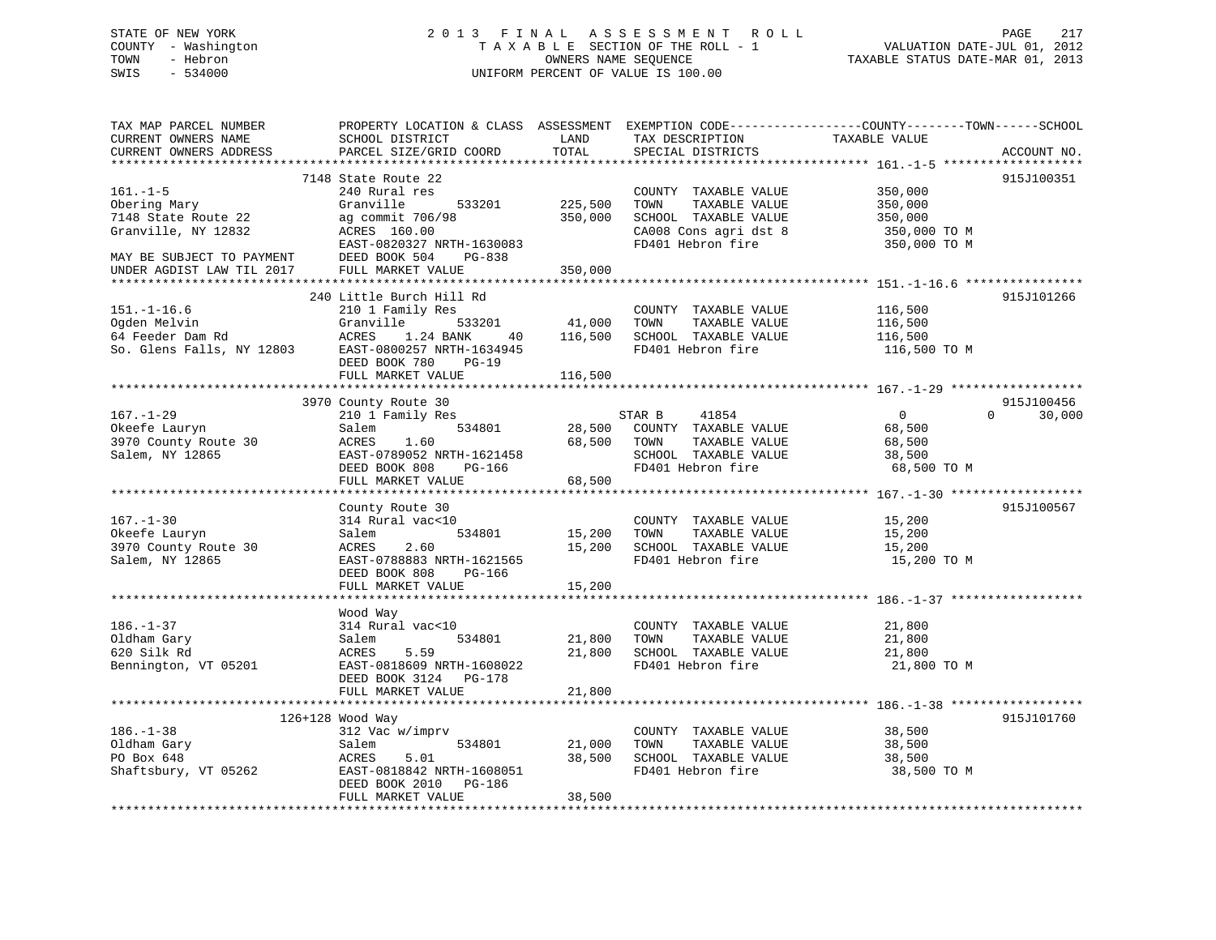STATE OF NEW YORK
COUNTY - Washington
TOWN - Hebron
SWIS - 534000

2013 FINAL ASSESSMENT ROLL
TAXABLE SECTION OF THE ROLL - 1
OWNERS NAME SEQUENCE
UNIFORM PERCENT OF VALUE IS 100.00

VALUATION DATE-JUL 01, 2012
TAXABLE STATUS DATE-MAR 01, 2013

```
TAX MAP PARCEL NUMBER          PROPERTY LOCATION & CLASS  ASSESSMENT  EXEMPTION CODE------------------COUNTY--------TOWN------SCHOOL
CURRENT OWNERS NAME            SCHOOL DISTRICT              LAND       TAX DESCRIPTION              TAXABLE VALUE
CURRENT OWNERS ADDRESS         PARCEL SIZE/GRID COORD       TOTAL      SPECIAL DISTRICTS                                      ACCOUNT NO.
******************************************************************************************************* 161.-1-5 *******************
                         7148 State Route 22                                                                                915J100351
161.-1-5                       240 Rural res                           COUNTY  TAXABLE VALUE          350,000
Obering Mary                   Granville       533201      225,500    TOWN    TAXABLE VALUE          350,000
7148 State Route 22            ag commit 706/98            350,000    SCHOOL  TAXABLE VALUE          350,000
Granville, NY 12832            ACRES 160.00                            CA008 Cons agri dst 8           350,000 TO M
                               EAST-0820327 NRTH-1630083               FD401 Hebron fire               350,000 TO M
MAY BE SUBJECT TO PAYMENT      DEED BOOK 504    PG-838
UNDER AGDIST LAW TIL 2017      FULL MARKET VALUE           350,000
******************************************************************************************************* 151.-1-16.6 ****************
                         240 Little Burch Hill Rd                                                                           915J101266
151.-1-16.6                    210 1 Family Res                        COUNTY  TAXABLE VALUE          116,500
Ogden Melvin                   Granville       533201       41,000    TOWN    TAXABLE VALUE          116,500
64 Feeder Dam Rd               ACRES    1.24 BANK     40   116,500    SCHOOL  TAXABLE VALUE          116,500
So. Glens Falls, NY 12803      EAST-0800257 NRTH-1634945               FD401 Hebron fire               116,500 TO M
                               DEED BOOK 780    PG-19
                               FULL MARKET VALUE           116,500
******************************************************************************************************* 167.-1-29 ******************
                         3970 County Route 30                                                                               915J100456
167.-1-29                      210 1 Family Res                     STAR B     41854                   0             0       30,000
Okeefe Lauryn                  Salem           534801       28,500    COUNTY  TAXABLE VALUE           68,500
3970 County Route 30           ACRES    1.60                68,500    TOWN    TAXABLE VALUE           68,500
Salem, NY 12865                EAST-0789052 NRTH-1621458               SCHOOL  TAXABLE VALUE           38,500
                               DEED BOOK 808    PG-166                 FD401 Hebron fire                68,500 TO M
                               FULL MARKET VALUE            68,500
******************************************************************************************************* 167.-1-30 ******************
                               County Route 30                                                                              915J100567
167.-1-30                      314 Rural vac<10                        COUNTY  TAXABLE VALUE           15,200
Okeefe Lauryn                  Salem           534801       15,200    TOWN    TAXABLE VALUE           15,200
3970 County Route 30           ACRES    2.60                15,200    SCHOOL  TAXABLE VALUE           15,200
Salem, NY 12865                EAST-0788883 NRTH-1621565               FD401 Hebron fire                15,200 TO M
                               DEED BOOK 808    PG-166
                               FULL MARKET VALUE            15,200
******************************************************************************************************* 186.-1-37 ******************
                               Wood Way
186.-1-37                      314 Rural vac<10                        COUNTY  TAXABLE VALUE           21,800
Oldham Gary                    Salem           534801       21,800    TOWN    TAXABLE VALUE           21,800
620 Silk Rd                    ACRES    5.59                21,800    SCHOOL  TAXABLE VALUE           21,800
Bennington, VT 05201           EAST-0818609 NRTH-1608022               FD401 Hebron fire                21,800 TO M
                               DEED BOOK 3124   PG-178
                               FULL MARKET VALUE            21,800
******************************************************************************************************* 186.-1-38 ******************
                         126+128 Wood Way                                                                                   915J101760
186.-1-38                      312 Vac w/imprv                         COUNTY  TAXABLE VALUE           38,500
Oldham Gary                    Salem           534801       21,000    TOWN    TAXABLE VALUE           38,500
PO Box 648                     ACRES    5.01                38,500    SCHOOL  TAXABLE VALUE           38,500
Shaftsbury, VT 05262           EAST-0818842 NRTH-1608051               FD401 Hebron fire                38,500 TO M
                               DEED BOOK 2010   PG-186
                               FULL MARKET VALUE            38,500
************************************************************************************************************************************
```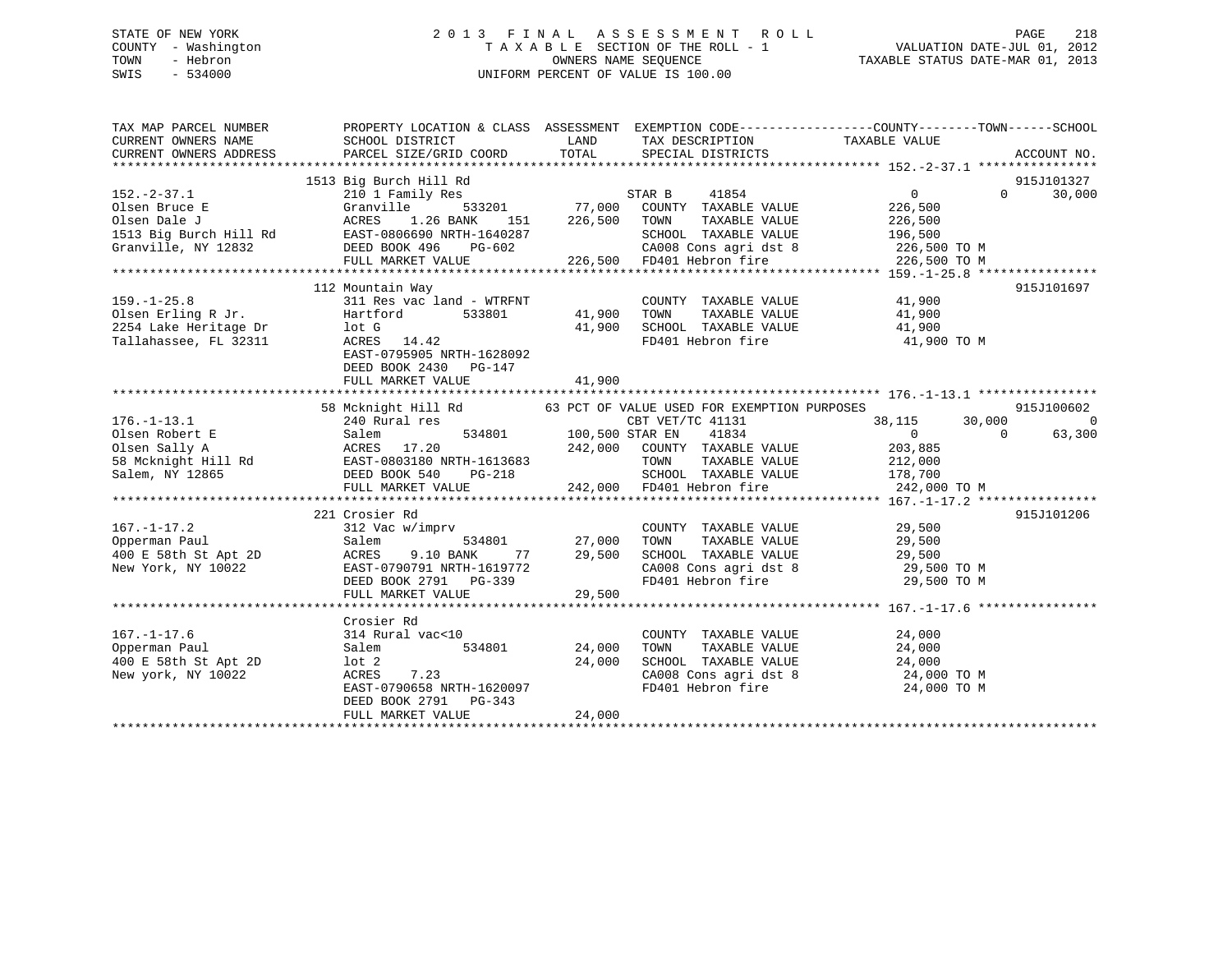STATE OF NEW YORK
COUNTY - Washington
TOWN - Hebron
SWIS - 534000

# 2013 FINAL ASSESSMENT ROLL

TAXABLE SECTION OF THE ROLL - 1
OWNERS NAME SEQUENCE
UNIFORM PERCENT OF VALUE IS 100.00

VALUATION DATE-JUL 01, 2012
TAXABLE STATUS DATE-MAR 01, 2013

```
TAX MAP PARCEL NUMBER      PROPERTY LOCATION & CLASS  ASSESSMENT  EXEMPTION CODE------------------COUNTY--------TOWN------SCHOOL
CURRENT OWNERS NAME        SCHOOL DISTRICT              LAND      TAX DESCRIPTION           TAXABLE VALUE
CURRENT OWNERS ADDRESS     PARCEL SIZE/GRID COORD       TOTAL     SPECIAL DISTRICTS                                    ACCOUNT NO.
******************************************************************************************* 152.-2-37.1 ****************
                        1513 Big Burch Hill Rd                                                                    915J101327
152.-2-37.1                210 1 Family Res                        STAR B    41854              0          0     30,000
Olsen Bruce E              Granville        533201       77,000    COUNTY  TAXABLE VALUE       226,500
Olsen Dale J               ACRES    1.26 BANK     151   226,500    TOWN    TAXABLE VALUE       226,500
1513 Big Burch Hill Rd     EAST-0806690 NRTH-1640287               SCHOOL  TAXABLE VALUE       196,500
Granville, NY 12832        DEED BOOK 496    PG-602                 CA008 Cons agri dst 8        226,500 TO M
                           FULL MARKET VALUE            226,500    FD401 Hebron fire            226,500 TO M
******************************************************************************************* 159.-1-25.8 ****************
                        112 Mountain Way                                                                          915J101697
159.-1-25.8                311 Res vac land - WTRFNT               COUNTY  TAXABLE VALUE        41,900
Olsen Erling R Jr.         Hartford         533801       41,900    TOWN    TAXABLE VALUE        41,900
2254 Lake Heritage Dr      lot G                         41,900    SCHOOL  TAXABLE VALUE        41,900
Tallahassee, FL 32311      ACRES   14.42                           FD401 Hebron fire             41,900 TO M
                           EAST-0795905 NRTH-1628092
                           DEED BOOK 2430   PG-147
                           FULL MARKET VALUE             41,900
******************************************************************************************* 176.-1-13.1 ****************
                        58 Mcknight Hill Rd           63 PCT OF VALUE USED FOR EXEMPTION PURPOSES                  915J100602
176.-1-13.1                240 Rural res                           CBT VET/TC 41131         38,115     30,000          0
Olsen Robert E             Salem            534801      100,500 STAR EN    41834                0          0     63,300
Olsen Sally A              ACRES   17.20                242,000    COUNTY  TAXABLE VALUE       203,885
58 Mcknight Hill Rd        EAST-0803180 NRTH-1613683               TOWN    TAXABLE VALUE       212,000
Salem, NY 12865            DEED BOOK 540    PG-218                 SCHOOL  TAXABLE VALUE       178,700
                           FULL MARKET VALUE            242,000    FD401 Hebron fire            242,000 TO M
******************************************************************************************* 167.-1-17.2 ****************
                        221 Crosier Rd                                                                            915J101206
167.-1-17.2                312 Vac w/imprv                         COUNTY  TAXABLE VALUE        29,500
Opperman Paul              Salem            534801       27,000    TOWN    TAXABLE VALUE        29,500
400 E 58th St Apt 2D       ACRES    9.10 BANK      77    29,500    SCHOOL  TAXABLE VALUE        29,500
New York, NY 10022         EAST-0790791 NRTH-1619772               CA008 Cons agri dst 8         29,500 TO M
                           DEED BOOK 2791   PG-339                 FD401 Hebron fire             29,500 TO M
                           FULL MARKET VALUE             29,500
******************************************************************************************* 167.-1-17.6 ****************
                        Crosier Rd
167.-1-17.6                314 Rural vac<10                        COUNTY  TAXABLE VALUE        24,000
Opperman Paul              Salem            534801       24,000    TOWN    TAXABLE VALUE        24,000
400 E 58th St Apt 2D       lot 2                         24,000    SCHOOL  TAXABLE VALUE        24,000
New york, NY 10022         ACRES    7.23                           CA008 Cons agri dst 8         24,000 TO M
                           EAST-0790658 NRTH-1620097               FD401 Hebron fire             24,000 TO M
                           DEED BOOK 2791   PG-343
                           FULL MARKET VALUE             24,000
************************************************************************************************************************
```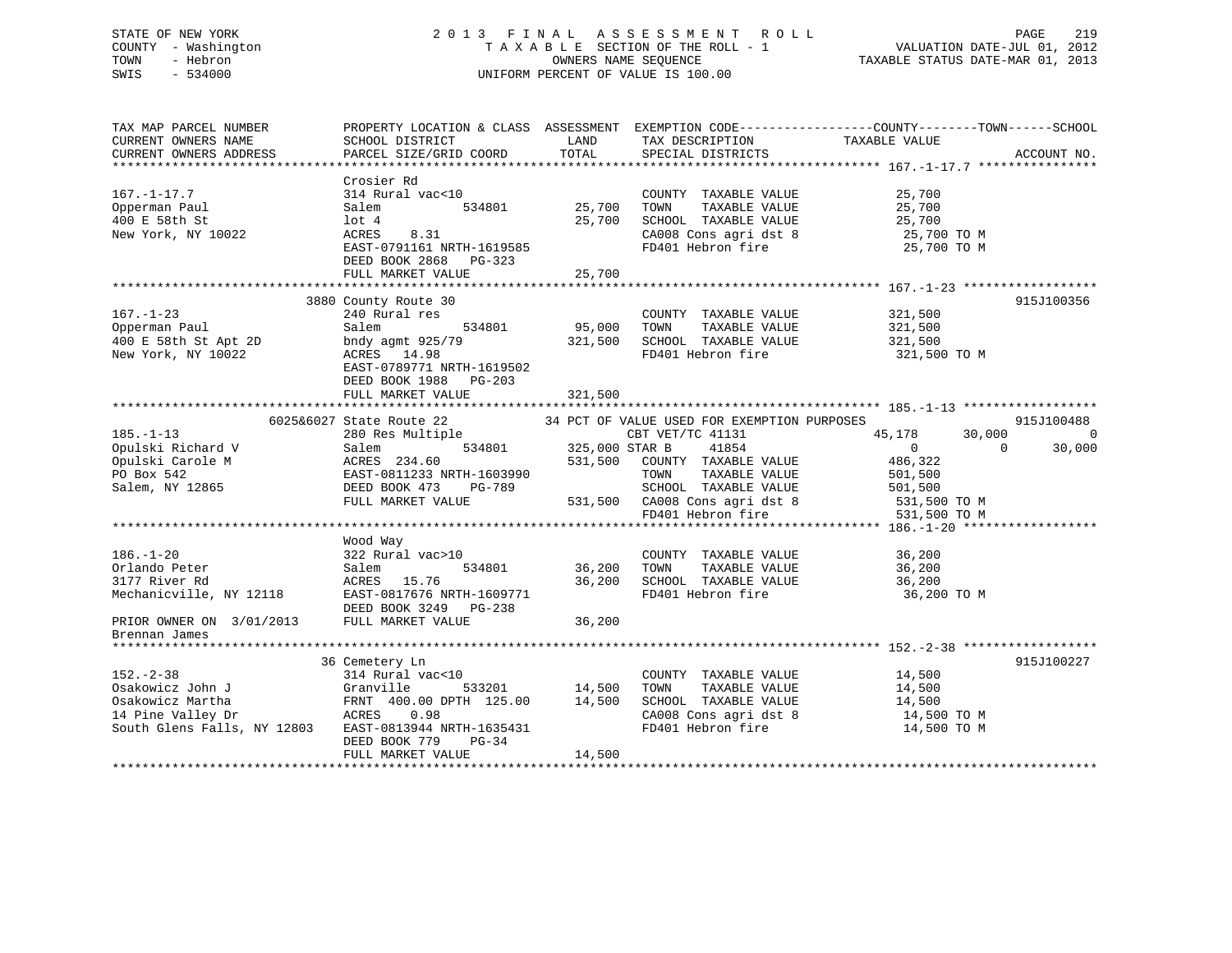STATE OF NEW YORK
COUNTY - Washington
TOWN - Hebron
SWIS - 534000

2013 FINAL ASSESSMENT ROLL
TAXABLE SECTION OF THE ROLL - 1
OWNERS NAME SEQUENCE
UNIFORM PERCENT OF VALUE IS 100.00

VALUATION DATE-JUL 01, 2012
TAXABLE STATUS DATE-MAR 01, 2013

```
TAX MAP PARCEL NUMBER          PROPERTY LOCATION & CLASS  ASSESSMENT  EXEMPTION CODE------------------COUNTY--------TOWN------SCHOOL
CURRENT OWNERS NAME            SCHOOL DISTRICT               LAND      TAX DESCRIPTION            TAXABLE VALUE
CURRENT OWNERS ADDRESS         PARCEL SIZE/GRID COORD        TOTAL     SPECIAL DISTRICTS                                     ACCOUNT NO.
*********************************************************************************************** 167.-1-17.7 ****************
                               Crosier Rd
167.-1-17.7                    314 Rural vac<10                         COUNTY  TAXABLE VALUE          25,700
Opperman Paul                  Salem          534801         25,700     TOWN    TAXABLE VALUE          25,700
400 E 58th St                  lot 4                         25,700     SCHOOL  TAXABLE VALUE          25,700
New York, NY 10022             ACRES    8.31                            CA008 Cons agri dst 8           25,700 TO M
                               EAST-0791161 NRTH-1619585                FD401 Hebron fire               25,700 TO M
                               DEED BOOK 2868   PG-323
                               FULL MARKET VALUE             25,700
*********************************************************************************************** 167.-1-23 ******************
                          3880 County Route 30                                                                     915J100356
167.-1-23                      240 Rural res                            COUNTY  TAXABLE VALUE         321,500
Opperman Paul                  Salem          534801         95,000     TOWN    TAXABLE VALUE         321,500
400 E 58th St Apt 2D           bndy agmt 925/79             321,500     SCHOOL  TAXABLE VALUE         321,500
New York, NY 10022             ACRES   14.98                            FD401 Hebron fire              321,500 TO M
                               EAST-0789771 NRTH-1619502
                               DEED BOOK 1988   PG-203
                               FULL MARKET VALUE            321,500
*********************************************************************************************** 185.-1-13 ******************
                     6025&6027 State Route 22           34 PCT OF VALUE USED FOR EXEMPTION PURPOSES                        915J100488
185.-1-13                      280 Res Multiple                   CBT VET/TC 41131              45,178      30,000          0
Opulski Richard V              Salem          534801        325,000 STAR B      41854                0           0     30,000
Opulski Carole M               ACRES  234.60                531,500     COUNTY  TAXABLE VALUE         486,322
PO Box 542                     EAST-0811233 NRTH-1603990                TOWN    TAXABLE VALUE         501,500
Salem, NY 12865                DEED BOOK 473    PG-789                  SCHOOL  TAXABLE VALUE         501,500
                               FULL MARKET VALUE            531,500     CA008 Cons agri dst 8          531,500 TO M
                                                                        FD401 Hebron fire              531,500 TO M
*********************************************************************************************** 186.-1-20 ******************
                               Wood Way
186.-1-20                      322 Rural vac>10                         COUNTY  TAXABLE VALUE          36,200
Orlando Peter                  Salem          534801         36,200     TOWN    TAXABLE VALUE          36,200
3177 River Rd                  ACRES   15.76                 36,200     SCHOOL  TAXABLE VALUE          36,200
Mechanicville, NY 12118        EAST-0817676 NRTH-1609771                FD401 Hebron fire               36,200 TO M
                               DEED BOOK 3249   PG-238
PRIOR OWNER ON  3/01/2013      FULL MARKET VALUE             36,200
Brennan James
*********************************************************************************************** 152.-2-38 ******************
                            36 Cemetery Ln                                                                         915J100227
152.-2-38                      314 Rural vac<10                         COUNTY  TAXABLE VALUE          14,500
Osakowicz John J               Granville      533201         14,500     TOWN    TAXABLE VALUE          14,500
Osakowicz Martha               FRNT 400.00 DPTH 125.00       14,500     SCHOOL  TAXABLE VALUE          14,500
14 Pine Valley Dr              ACRES    0.98                            CA008 Cons agri dst 8           14,500 TO M
South Glens Falls, NY 12803    EAST-0813944 NRTH-1635431                FD401 Hebron fire               14,500 TO M
                               DEED BOOK 779    PG-34
                               FULL MARKET VALUE             14,500
****************************************************************************************************************************
```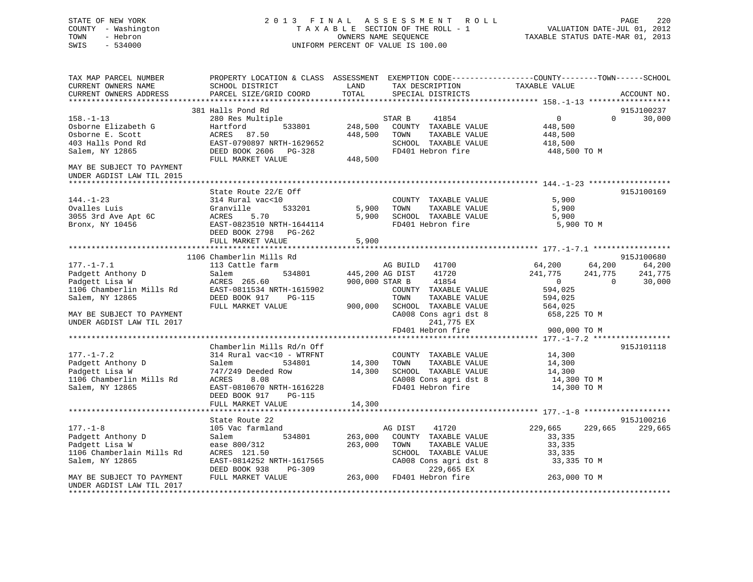STATE OF NEW YORK  
COUNTY - Washington  
TOWN - Hebron  
SWIS - 534000

2 0 1 3 F I N A L A S S E S S M E N T R O L L  
T A X A B L E SECTION OF THE ROLL - 1  
OWNERS NAME SEQUENCE  
UNIFORM PERCENT OF VALUE IS 100.00

VALUATION DATE-JUL 01, 2012  
TAXABLE STATUS DATE-MAR 01, 2013

```
TAX MAP PARCEL NUMBER          PROPERTY LOCATION & CLASS  ASSESSMENT  EXEMPTION CODE------------------COUNTY--------TOWN------SCHOOL
CURRENT OWNERS NAME            SCHOOL DISTRICT               LAND      TAX DESCRIPTION            TAXABLE VALUE
CURRENT OWNERS ADDRESS         PARCEL SIZE/GRID COORD        TOTAL     SPECIAL DISTRICTS                                          ACCOUNT NO.
******************************************************************************************************* 158.-1-13 ******************
                               381 Halls Pond Rd                                                                             915J100237
158.-1-13                      280 Res Multiple                     STAR B     41854                    0            0       30,000
Osborne Elizabeth G            Hartford          533801     248,500   COUNTY  TAXABLE VALUE          448,500
Osborne E. Scott               ACRES   87.50                448,500   TOWN    TAXABLE VALUE          448,500
403 Halls Pond Rd              EAST-0790897 NRTH-1629652              SCHOOL  TAXABLE VALUE          418,500
Salem, NY 12865                DEED BOOK 2606   PG-328                FD401 Hebron fire                448,500 TO M
                               FULL MARKET VALUE            448,500
MAY BE SUBJECT TO PAYMENT
UNDER AGDIST LAW TIL 2015
******************************************************************************************************* 144.-1-23 ******************
                               State Route 22/E Off                                                                          915J100169
144.-1-23                      314 Rural vac<10                       COUNTY  TAXABLE VALUE            5,900
Ovalles Luis                   Granville         533201       5,900   TOWN    TAXABLE VALUE            5,900
3055 3rd Ave Apt 6C            ACRES    5.70                  5,900   SCHOOL  TAXABLE VALUE            5,900
Bronx, NY 10456                EAST-0823510 NRTH-1644114              FD401 Hebron fire                  5,900 TO M
                               DEED BOOK 2798   PG-262
                               FULL MARKET VALUE              5,900
******************************************************************************************************* 177.-1-7.1 *****************
                               1106 Chamberlin Mills Rd                                                                      915J100680
177.-1-7.1                     113 Cattle farm                        AG BUILD   41700             64,200       64,200       64,200
Padgett Anthony D              Salem             534801     445,200 AG DIST    41720            241,775      241,775      241,775
Padgett Lisa W                 ACRES  265.60                900,000 STAR B     41854                  0            0       30,000
1106 Chamberlin Mills Rd       EAST-0811534 NRTH-1615902              COUNTY  TAXABLE VALUE          594,025
Salem, NY 12865                DEED BOOK 917    PG-115                TOWN    TAXABLE VALUE          594,025
                               FULL MARKET VALUE            900,000   SCHOOL  TAXABLE VALUE          564,025
MAY BE SUBJECT TO PAYMENT                                             CA008 Cons agri dst 8            658,225 TO M
UNDER AGDIST LAW TIL 2017                                                   241,775 EX
                                                                      FD401 Hebron fire                900,000 TO M
******************************************************************************************************* 177.-1-7.2 *****************
                               Chamberlin Mills Rd/n Off                                                                     915J101118
177.-1-7.2                     314 Rural vac<10 - WTRFNT              COUNTY  TAXABLE VALUE           14,300
Padgett Anthony D              Salem             534801      14,300   TOWN    TAXABLE VALUE           14,300
Padgett Lisa W                 747/249 Deeded Row            14,300   SCHOOL  TAXABLE VALUE           14,300
1106 Chamberlin Mills Rd       ACRES    8.08                          CA008 Cons agri dst 8             14,300 TO M
Salem, NY 12865                EAST-0810670 NRTH-1616228              FD401 Hebron fire                 14,300 TO M
                               DEED BOOK 917    PG-115
                               FULL MARKET VALUE             14,300
******************************************************************************************************* 177.-1-8 *******************
                               State Route 22                                                                                915J100216
177.-1-8                       105 Vac farmland                       AG DIST    41720            229,665      229,665      229,665
Padgett Anthony D              Salem             534801     263,000   COUNTY  TAXABLE VALUE           33,335
Padgett Lisa W                 ease 800/312                 263,000   TOWN    TAXABLE VALUE           33,335
1106 Chamberlain Mills Rd      ACRES  121.50                          SCHOOL  TAXABLE VALUE           33,335
Salem, NY 12865                EAST-0814252 NRTH-1617565              CA008 Cons agri dst 8             33,335 TO M
                               DEED BOOK 938    PG-309                      229,665 EX
MAY BE SUBJECT TO PAYMENT      FULL MARKET VALUE            263,000   FD401 Hebron fire                263,000 TO M
UNDER AGDIST LAW TIL 2017
************************************************************************************************************************************
```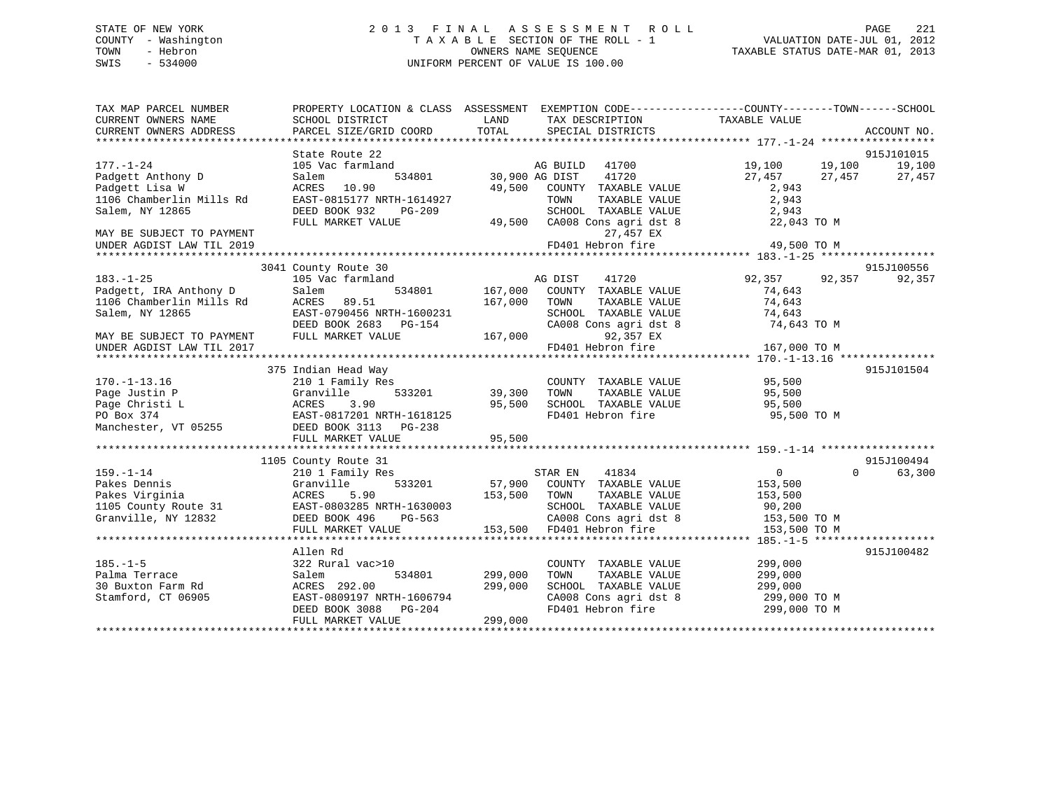STATE OF NEW YORK
COUNTY - Washington
TOWN - Hebron
SWIS - 534000

# 2013 FINAL ASSESSMENT ROLL

TAXABLE SECTION OF THE ROLL - 1
OWNERS NAME SEQUENCE
UNIFORM PERCENT OF VALUE IS 100.00

VALUATION DATE-JUL 01, 2012
TAXABLE STATUS DATE-MAR 01, 2013

```
TAX MAP PARCEL NUMBER          PROPERTY LOCATION & CLASS  ASSESSMENT  EXEMPTION CODE------------------COUNTY--------TOWN------SCHOOL
CURRENT OWNERS NAME            SCHOOL DISTRICT              LAND      TAX DESCRIPTION              TAXABLE VALUE
CURRENT OWNERS ADDRESS         PARCEL SIZE/GRID COORD       TOTAL     SPECIAL DISTRICTS                                    ACCOUNT NO.
******************************************************************************************************* 177.-1-24 ******************
                               State Route 22                                                                              915J101015
177.-1-24                      105 Vac farmland                    AG BUILD    41700              19,100      19,100       19,100
Padgett Anthony D              Salem          534801      30,900 AG DIST     41720              27,457      27,457       27,457
Padgett Lisa W                 ACRES  10.90                49,500   COUNTY  TAXABLE VALUE          2,943
1106 Chamberlin Mills Rd       EAST-0815177 NRTH-1614927            TOWN    TAXABLE VALUE          2,943
Salem, NY 12865                DEED BOOK 932    PG-209              SCHOOL  TAXABLE VALUE          2,943
                               FULL MARKET VALUE          49,500   CA008 Cons agri dst 8          22,043 TO M
MAY BE SUBJECT TO PAYMENT                                              27,457 EX
UNDER AGDIST LAW TIL 2019                                          FD401 Hebron fire              49,500 TO M
******************************************************************************************************* 183.-1-25 ******************
                               3041 County Route 30                                                                        915J100556
183.-1-25                      105 Vac farmland                    AG DIST     41720              92,357      92,357       92,357
Padgett, IRA Anthony D         Salem          534801     167,000   COUNTY  TAXABLE VALUE         74,643
1106 Chamberlin Mills Rd       ACRES  89.51               167,000   TOWN    TAXABLE VALUE         74,643
Salem, NY 12865                EAST-0790456 NRTH-1600231            SCHOOL  TAXABLE VALUE         74,643
                               DEED BOOK 2683   PG-154              CA008 Cons agri dst 8          74,643 TO M
MAY BE SUBJECT TO PAYMENT      FULL MARKET VALUE         167,000           92,357 EX
UNDER AGDIST LAW TIL 2017                                          FD401 Hebron fire             167,000 TO M
******************************************************************************************************* 170.-1-13.16 ***************
                               375 Indian Head Way                                                                         915J101504
170.-1-13.16                   210 1 Family Res                    COUNTY  TAXABLE VALUE         95,500
Page Justin P                  Granville      533201      39,300   TOWN    TAXABLE VALUE         95,500
Page Christi L                 ACRES   3.90                95,500   SCHOOL  TAXABLE VALUE         95,500
PO Box 374                     EAST-0817201 NRTH-1618125            FD401 Hebron fire              95,500 TO M
Manchester, VT 05255           DEED BOOK 3113   PG-238
                               FULL MARKET VALUE          95,500
******************************************************************************************************* 159.-1-14 ******************
                               1105 County Route 31                                                                        915J100494
159.-1-14                      210 1 Family Res                    STAR EN     41834                   0           0       63,300
Pakes Dennis                   Granville      533201      57,900   COUNTY  TAXABLE VALUE        153,500
Pakes Virginia                 ACRES   5.90               153,500   TOWN    TAXABLE VALUE        153,500
1105 County Route 31           EAST-0803285 NRTH-1630003            SCHOOL  TAXABLE VALUE         90,200
Granville, NY 12832            DEED BOOK 496    PG-563              CA008 Cons agri dst 8         153,500 TO M
                               FULL MARKET VALUE         153,500   FD401 Hebron fire             153,500 TO M
******************************************************************************************************* 185.-1-5 *******************
                               Allen Rd                                                                                    915J100482
185.-1-5                       322 Rural vac>10                    COUNTY  TAXABLE VALUE        299,000
Palma Terrace                  Salem          534801     299,000   TOWN    TAXABLE VALUE        299,000
30 Buxton Farm Rd              ACRES 292.00               299,000   SCHOOL  TAXABLE VALUE        299,000
Stamford, CT 06905             EAST-0809197 NRTH-1606794            CA008 Cons agri dst 8         299,000 TO M
                               DEED BOOK 3088   PG-204              FD401 Hebron fire             299,000 TO M
                               FULL MARKET VALUE         299,000
************************************************************************************************************************************
```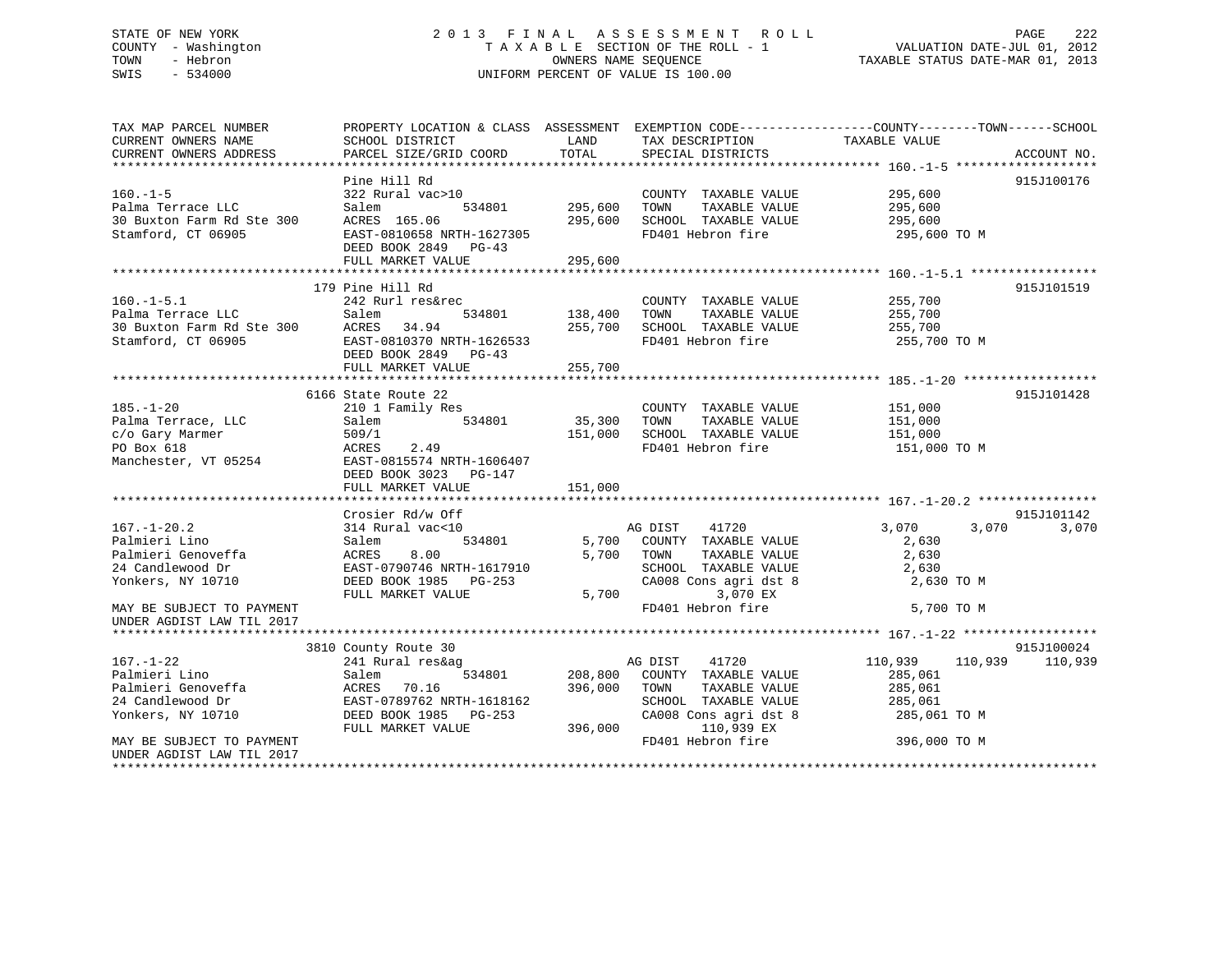STATE OF NEW YORK
COUNTY - Washington
TOWN - Hebron
SWIS - 534000

# 2013 FINAL ASSESSMENT ROLL
TAXABLE SECTION OF THE ROLL - 1
OWNERS NAME SEQUENCE
UNIFORM PERCENT OF VALUE IS 100.00

VALUATION DATE-JUL 01, 2012
TAXABLE STATUS DATE-MAR 01, 2013

| TAX MAP PARCEL NUMBER / CURRENT OWNERS NAME / CURRENT OWNERS ADDRESS | PROPERTY LOCATION & CLASS / SCHOOL DISTRICT / PARCEL SIZE/GRID COORD | ASSESSMENT LAND | TOTAL | EXEMPTION CODE / TAX DESCRIPTION / SPECIAL DISTRICTS | COUNTY TAXABLE VALUE | TOWN | SCHOOL | ACCOUNT NO. |
|---|---|---|---|---|---|---|---|---|
| **160.-1-5** | Pine Hill Rd | | | | | | | 915J100176 |
| Palma Terrace LLC | 322 Rural vac>10 | | | COUNTY TAXABLE VALUE | 295,600 | | | |
| 30 Buxton Farm Rd Ste 300 | Salem 534801 | 295,600 | | TOWN TAXABLE VALUE | 295,600 | | | |
| Stamford, CT 06905 | ACRES 165.06 | | 295,600 | SCHOOL TAXABLE VALUE | 295,600 | | | |
| | EAST-0810658 NRTH-1627305 | | | FD401 Hebron fire | 295,600 TO M | | | |
| | DEED BOOK 2849 PG-43 | | | | | | | |
| | FULL MARKET VALUE | | 295,600 | | | | | |
| **160.-1-5.1** | 179 Pine Hill Rd | | | | | | | 915J101519 |
| Palma Terrace LLC | 242 Rurl res&rec | | | COUNTY TAXABLE VALUE | 255,700 | | | |
| 30 Buxton Farm Rd Ste 300 | Salem 534801 | 138,400 | | TOWN TAXABLE VALUE | 255,700 | | | |
| Stamford, CT 06905 | ACRES 34.94 | | 255,700 | SCHOOL TAXABLE VALUE | 255,700 | | | |
| | EAST-0810370 NRTH-1626533 | | | FD401 Hebron fire | 255,700 TO M | | | |
| | DEED BOOK 2849 PG-43 | | | | | | | |
| | FULL MARKET VALUE | | 255,700 | | | | | |
| **185.-1-20** | 6166 State Route 22 | | | | | | | 915J101428 |
| Palma Terrace, LLC | 210 1 Family Res | | | COUNTY TAXABLE VALUE | 151,000 | | | |
| c/o Gary Marmer | Salem 534801 | 35,300 | | TOWN TAXABLE VALUE | 151,000 | | | |
| PO Box 618 | 509/1 | | 151,000 | SCHOOL TAXABLE VALUE | 151,000 | | | |
| Manchester, VT 05254 | ACRES 2.49 | | | FD401 Hebron fire | 151,000 TO M | | | |
| | EAST-0815574 NRTH-1606407 | | | | | | | |
| | DEED BOOK 3023 PG-147 | | | | | | | |
| | FULL MARKET VALUE | | 151,000 | | | | | |
| **167.-1-20.2** | Crosier Rd/w Off | | | | | | | 915J101142 |
| Palmieri Lino | 314 Rural vac<10 | | | AG DIST 41720 | 3,070 | 3,070 | 3,070 | |
| Palmieri Genoveffa | Salem 534801 | 5,700 | | COUNTY TAXABLE VALUE | 2,630 | | | |
| 24 Candlewood Dr | ACRES 8.00 | | 5,700 | TOWN TAXABLE VALUE | 2,630 | | | |
| Yonkers, NY 10710 | EAST-0790746 NRTH-1617910 | | | SCHOOL TAXABLE VALUE | 2,630 | | | |
| | DEED BOOK 1985 PG-253 | | | CA008 Cons agri dst 8 | 2,630 TO M | | | |
| | FULL MARKET VALUE | | 5,700 | 3,070 EX | | | | |
| MAY BE SUBJECT TO PAYMENT UNDER AGDIST LAW TIL 2017 | | | | FD401 Hebron fire | 5,700 TO M | | | |
| **167.-1-22** | 3810 County Route 30 | | | | | | | 915J100024 |
| Palmieri Lino | 241 Rural res&ag | | | AG DIST 41720 | 110,939 | 110,939 | 110,939 | |
| Palmieri Genoveffa | Salem 534801 | 208,800 | | COUNTY TAXABLE VALUE | 285,061 | | | |
| 24 Candlewood Dr | ACRES 70.16 | | 396,000 | TOWN TAXABLE VALUE | 285,061 | | | |
| Yonkers, NY 10710 | EAST-0789762 NRTH-1618162 | | | SCHOOL TAXABLE VALUE | 285,061 | | | |
| | DEED BOOK 1985 PG-253 | | | CA008 Cons agri dst 8 | 285,061 TO M | | | |
| | FULL MARKET VALUE | | 396,000 | 110,939 EX | | | | |
| MAY BE SUBJECT TO PAYMENT UNDER AGDIST LAW TIL 2017 | | | | FD401 Hebron fire | 396,000 TO M | | | |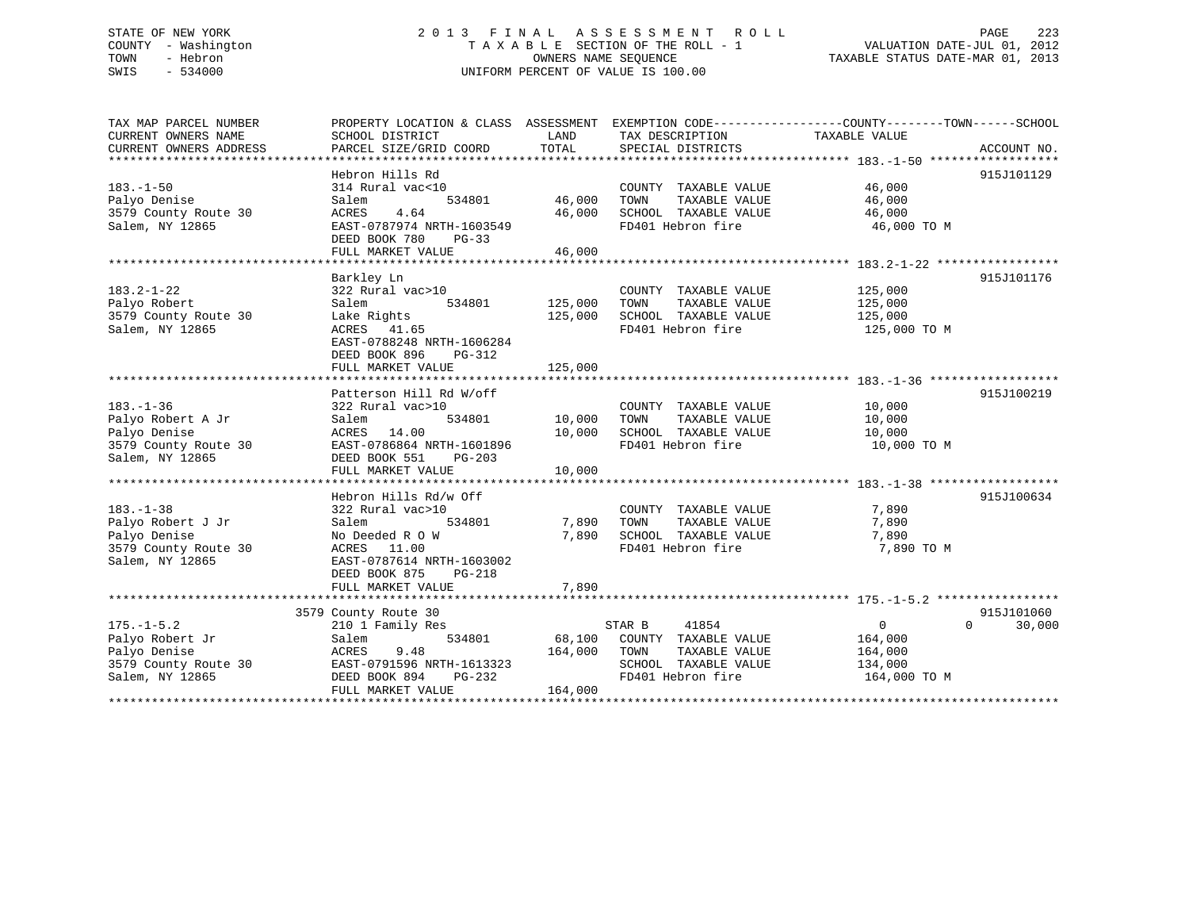STATE OF NEW YORK
COUNTY - Washington
TOWN - Hebron
SWIS - 534000

2 0 1 3 F I N A L A S S E S S M E N T R O L L
T A X A B L E SECTION OF THE ROLL - 1
OWNERS NAME SEQUENCE
UNIFORM PERCENT OF VALUE IS 100.00

VALUATION DATE-JUL 01, 2012
TAXABLE STATUS DATE-MAR 01, 2013

| TAX MAP PARCEL NUMBER / CURRENT OWNERS NAME / CURRENT OWNERS ADDRESS | PROPERTY LOCATION & CLASS / SCHOOL DISTRICT / PARCEL SIZE/GRID COORD | ASSESSMENT LAND | TOTAL | EXEMPTION CODE / TAX DESCRIPTION / SPECIAL DISTRICTS | COUNTY | TOWN | SCHOOL / ACCOUNT NO. |
|---|---|---|---|---|---|---|---|
| **183.-1-50** | Hebron Hills Rd | | | | | | 915J101129 |
| 183.-1-50 | 314 Rural vac<10 | | | COUNTY TAXABLE VALUE | 46,000 | | |
| Palyo Denise | Salem 534801 | 46,000 | | TOWN TAXABLE VALUE | | 46,000 | |
| 3579 County Route 30 | ACRES 4.64 | | 46,000 | SCHOOL TAXABLE VALUE | | | 46,000 |
| Salem, NY 12865 | EAST-0787974 NRTH-1603549 | | | FD401 Hebron fire | 46,000 TO M | | |
| | DEED BOOK 780 PG-33 | | | | | | |
| | FULL MARKET VALUE | | 46,000 | | | | |
| **183.2-1-22** | Barkley Ln | | | | | | 915J101176 |
| 183.2-1-22 | 322 Rural vac>10 | | | COUNTY TAXABLE VALUE | 125,000 | | |
| Palyo Robert | Salem 534801 | 125,000 | | TOWN TAXABLE VALUE | | 125,000 | |
| 3579 County Route 30 | Lake Rights | | 125,000 | SCHOOL TAXABLE VALUE | | | 125,000 |
| Salem, NY 12865 | ACRES 41.65 | | | FD401 Hebron fire | 125,000 TO M | | |
| | EAST-0788248 NRTH-1606284 | | | | | | |
| | DEED BOOK 896 PG-312 | | | | | | |
| | FULL MARKET VALUE | | 125,000 | | | | |
| **183.-1-36** | Patterson Hill Rd W/off | | | | | | 915J100219 |
| 183.-1-36 | 322 Rural vac>10 | | | COUNTY TAXABLE VALUE | 10,000 | | |
| Palyo Robert A Jr | Salem 534801 | 10,000 | | TOWN TAXABLE VALUE | | 10,000 | |
| Palyo Denise | ACRES 14.00 | | 10,000 | SCHOOL TAXABLE VALUE | | | 10,000 |
| 3579 County Route 30 | EAST-0786864 NRTH-1601896 | | | FD401 Hebron fire | 10,000 TO M | | |
| Salem, NY 12865 | DEED BOOK 551 PG-203 | | | | | | |
| | FULL MARKET VALUE | | 10,000 | | | | |
| **183.-1-38** | Hebron Hills Rd/w Off | | | | | | 915J100634 |
| 183.-1-38 | 322 Rural vac>10 | | | COUNTY TAXABLE VALUE | 7,890 | | |
| Palyo Robert J Jr | Salem 534801 | 7,890 | | TOWN TAXABLE VALUE | | 7,890 | |
| Palyo Denise | No Deeded R O W | | 7,890 | SCHOOL TAXABLE VALUE | | | 7,890 |
| 3579 County Route 30 | ACRES 11.00 | | | FD401 Hebron fire | 7,890 TO M | | |
| Salem, NY 12865 | EAST-0787614 NRTH-1603002 | | | | | | |
| | DEED BOOK 875 PG-218 | | | | | | |
| | FULL MARKET VALUE | | 7,890 | | | | |
| **175.-1-5.2** | 3579 County Route 30 | | | | | | 915J101060 |
| 175.-1-5.2 | 210 1 Family Res | | | STAR B 41854 | 0 | 0 | 30,000 |
| Palyo Robert Jr | Salem 534801 | 68,100 | | COUNTY TAXABLE VALUE | 164,000 | | |
| Palyo Denise | ACRES 9.48 | | 164,000 | TOWN TAXABLE VALUE | | 164,000 | |
| 3579 County Route 30 | EAST-0791596 NRTH-1613323 | | | SCHOOL TAXABLE VALUE | | | 134,000 |
| Salem, NY 12865 | DEED BOOK 894 PG-232 | | | FD401 Hebron fire | 164,000 TO M | | |
| | FULL MARKET VALUE | | 164,000 | | | | |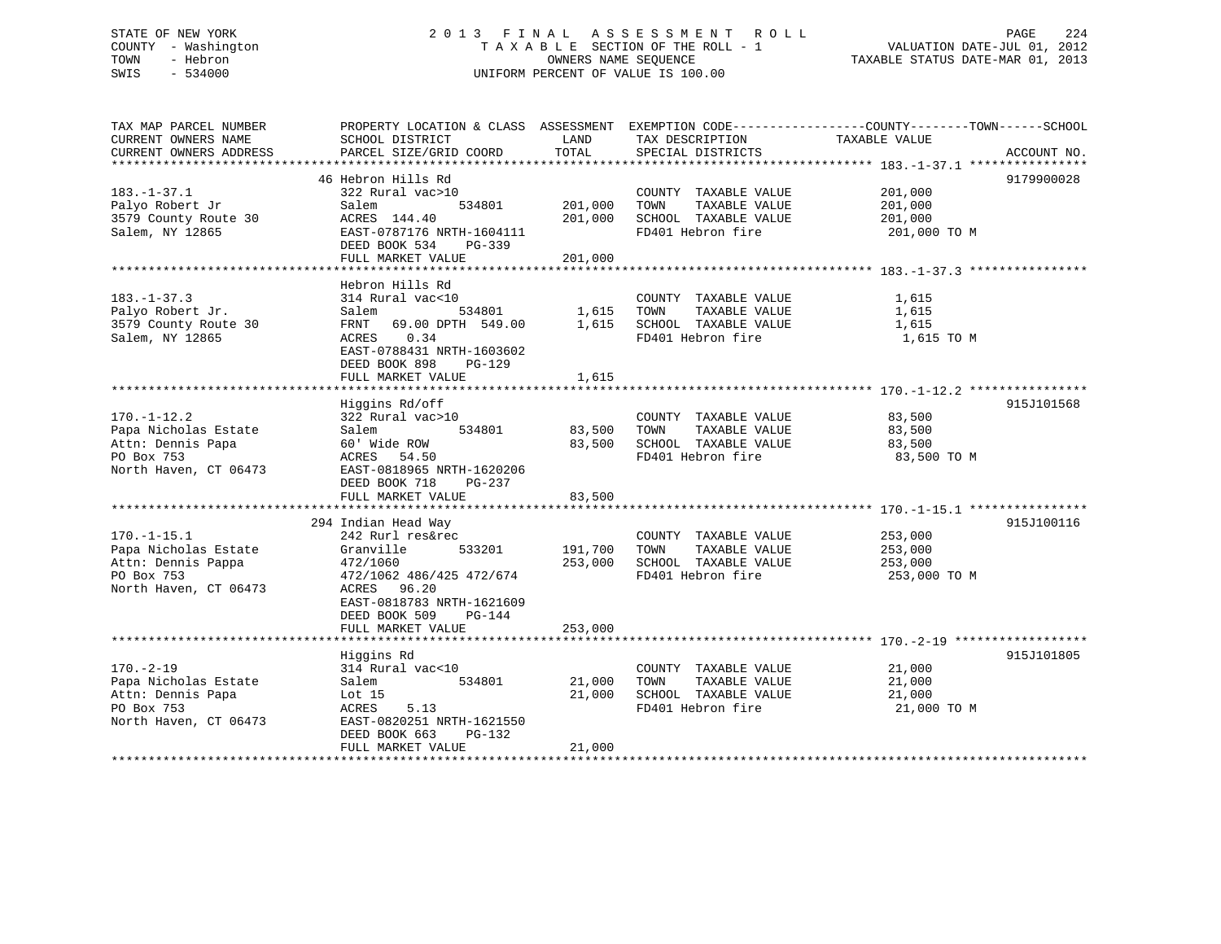STATE OF NEW YORK
COUNTY - Washington
TOWN - Hebron
SWIS - 534000

2013 FINAL ASSESSMENT ROLL
TAXABLE SECTION OF THE ROLL - 1
OWNERS NAME SEQUENCE
UNIFORM PERCENT OF VALUE IS 100.00

VALUATION DATE-JUL 01, 2012
TAXABLE STATUS DATE-MAR 01, 2013

| TAX MAP PARCEL NUMBER / CURRENT OWNERS NAME / CURRENT OWNERS ADDRESS | PROPERTY LOCATION & CLASS / SCHOOL DISTRICT / PARCEL SIZE/GRID COORD | ASSESSMENT LAND | TOTAL | EXEMPTION CODE / TAX DESCRIPTION / SPECIAL DISTRICTS | COUNTY--------TOWN------SCHOOL TAXABLE VALUE | ACCOUNT NO. |
|---|---|---|---|---|---|---|
| 183.-1-37.1 | 46 Hebron Hills Rd | | | | | 9179900028 |
| Palyo Robert Jr | 322 Rural vac>10 | | | COUNTY TAXABLE VALUE | 201,000 | |
| 3579 County Route 30 | Salem 534801 | 201,000 | | TOWN TAXABLE VALUE | 201,000 | |
| Salem, NY 12865 | ACRES 144.40 | | 201,000 | SCHOOL TAXABLE VALUE | 201,000 | |
| | EAST-0787176 NRTH-1604111 | | | FD401 Hebron fire | 201,000 TO M | |
| | DEED BOOK 534 PG-339 | | | | | |
| | FULL MARKET VALUE | | 201,000 | | | |
| 183.-1-37.3 | Hebron Hills Rd | | | | | |
| Palyo Robert Jr. | 314 Rural vac<10 | | | COUNTY TAXABLE VALUE | 1,615 | |
| 3579 County Route 30 | Salem 534801 | 1,615 | | TOWN TAXABLE VALUE | 1,615 | |
| Salem, NY 12865 | FRNT 69.00 DPTH 549.00 | | 1,615 | SCHOOL TAXABLE VALUE | 1,615 | |
| | ACRES 0.34 | | | FD401 Hebron fire | 1,615 TO M | |
| | EAST-0788431 NRTH-1603602 | | | | | |
| | DEED BOOK 898 PG-129 | | | | | |
| | FULL MARKET VALUE | | 1,615 | | | |
| 170.-1-12.2 | Higgins Rd/off | | | | | 915J101568 |
| Papa Nicholas Estate | 322 Rural vac>10 | | | COUNTY TAXABLE VALUE | 83,500 | |
| Attn: Dennis Papa | Salem 534801 | 83,500 | | TOWN TAXABLE VALUE | 83,500 | |
| PO Box 753 | 60' Wide ROW | | 83,500 | SCHOOL TAXABLE VALUE | 83,500 | |
| North Haven, CT 06473 | ACRES 54.50 | | | FD401 Hebron fire | 83,500 TO M | |
| | EAST-0818965 NRTH-1620206 | | | | | |
| | DEED BOOK 718 PG-237 | | | | | |
| | FULL MARKET VALUE | | 83,500 | | | |
| 170.-1-15.1 | 294 Indian Head Way | | | | | 915J100116 |
| Papa Nicholas Estate | 242 Rurl res&rec | | | COUNTY TAXABLE VALUE | 253,000 | |
| Attn: Dennis Pappa | Granville 533201 | 191,700 | | TOWN TAXABLE VALUE | 253,000 | |
| PO Box 753 | 472/1060 | | 253,000 | SCHOOL TAXABLE VALUE | 253,000 | |
| North Haven, CT 06473 | 472/1062 486/425 472/674 | | | FD401 Hebron fire | 253,000 TO M | |
| | ACRES 96.20 | | | | | |
| | EAST-0818783 NRTH-1621609 | | | | | |
| | DEED BOOK 509 PG-144 | | | | | |
| | FULL MARKET VALUE | | 253,000 | | | |
| 170.-2-19 | Higgins Rd | | | | | 915J101805 |
| Papa Nicholas Estate | 314 Rural vac<10 | | | COUNTY TAXABLE VALUE | 21,000 | |
| Attn: Dennis Papa | Salem 534801 | 21,000 | | TOWN TAXABLE VALUE | 21,000 | |
| PO Box 753 | Lot 15 | | 21,000 | SCHOOL TAXABLE VALUE | 21,000 | |
| North Haven, CT 06473 | ACRES 5.13 | | | FD401 Hebron fire | 21,000 TO M | |
| | EAST-0820251 NRTH-1621550 | | | | | |
| | DEED BOOK 663 PG-132 | | | | | |
| | FULL MARKET VALUE | | 21,000 | | | |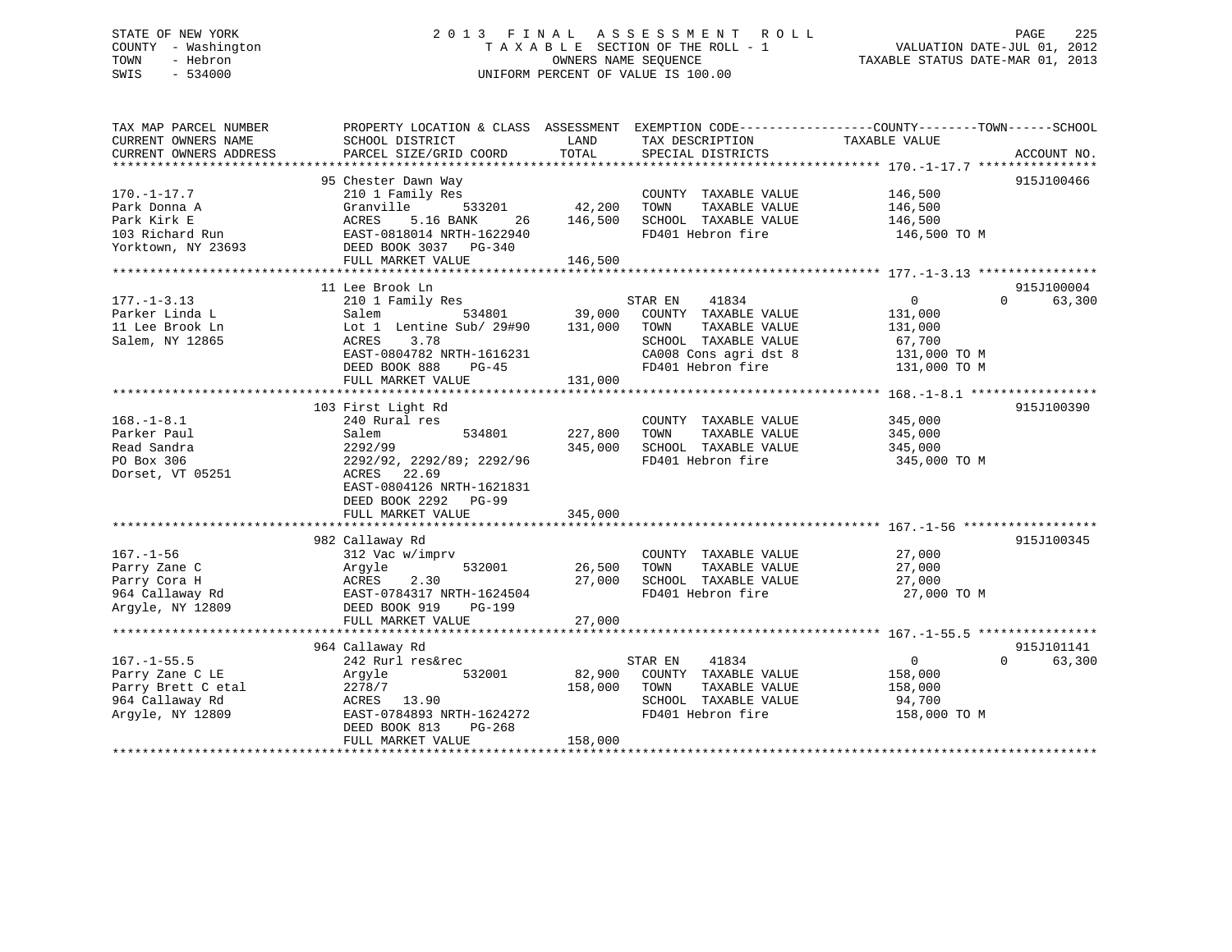STATE OF NEW YORK
COUNTY - Washington
TOWN - Hebron
SWIS - 534000

2 0 1 3 F I N A L A S S E S S M E N T R O L L
T A X A B L E SECTION OF THE ROLL - 1
OWNERS NAME SEQUENCE
UNIFORM PERCENT OF VALUE IS 100.00

VALUATION DATE-JUL 01, 2012
TAXABLE STATUS DATE-MAR 01, 2013

| TAX MAP PARCEL NUMBER / CURRENT OWNERS NAME / CURRENT OWNERS ADDRESS | PROPERTY LOCATION & CLASS / SCHOOL DISTRICT / PARCEL SIZE/GRID COORD | ASSESSMENT LAND | TOTAL | EXEMPTION CODE / TAX DESCRIPTION / SPECIAL DISTRICTS | COUNTY / TOWN TAXABLE VALUE | SCHOOL | ACCOUNT NO. |
|---|---|---|---|---|---|---|---|
| 170.-1-17.7 | 95 Chester Dawn Way | | | | | | 915J100466 |
| Park Donna A | 210 1 Family Res | | | COUNTY TAXABLE VALUE | 146,500 | | |
| Park Kirk E | Granville 533201 | 42,200 | | TOWN TAXABLE VALUE | 146,500 | | |
| 103 Richard Run | ACRES 5.16 BANK 26 | | 146,500 | SCHOOL TAXABLE VALUE | 146,500 | | |
| Yorktown, NY 23693 | EAST-0818014 NRTH-1622940 | | | FD401 Hebron fire | 146,500 TO M | | |
| | DEED BOOK 3037 PG-340 | | | | | | |
| | FULL MARKET VALUE | | 146,500 | | | | |
| 177.-1-3.13 | 11 Lee Brook Ln | | | | | | 915J100004 |
| Parker Linda L | 210 1 Family Res | | | STAR EN 41834 | 0 | 0 | 63,300 |
| 11 Lee Brook Ln | Salem 534801 | 39,000 | | COUNTY TAXABLE VALUE | 131,000 | | |
| Salem, NY 12865 | Lot 1 Lentine Sub/ 29#90 | | 131,000 | TOWN TAXABLE VALUE | 131,000 | | |
| | ACRES 3.78 | | | SCHOOL TAXABLE VALUE | 67,700 | | |
| | EAST-0804782 NRTH-1616231 | | | CA008 Cons agri dst 8 | 131,000 TO M | | |
| | DEED BOOK 888 PG-45 | | | FD401 Hebron fire | 131,000 TO M | | |
| | FULL MARKET VALUE | | 131,000 | | | | |
| 168.-1-8.1 | 103 First Light Rd | | | | | | 915J100390 |
| Parker Paul | 240 Rural res | | | COUNTY TAXABLE VALUE | 345,000 | | |
| Read Sandra | Salem 534801 | 227,800 | | TOWN TAXABLE VALUE | 345,000 | | |
| PO Box 306 | 2292/99 | | 345,000 | SCHOOL TAXABLE VALUE | 345,000 | | |
| Dorset, VT 05251 | 2292/92, 2292/89; 2292/96 | | | FD401 Hebron fire | 345,000 TO M | | |
| | ACRES 22.69 | | | | | | |
| | EAST-0804126 NRTH-1621831 | | | | | | |
| | DEED BOOK 2292 PG-99 | | | | | | |
| | FULL MARKET VALUE | | 345,000 | | | | |
| 167.-1-56 | 982 Callaway Rd | | | | | | 915J100345 |
| Parry Zane C | 312 Vac w/imprv | | | COUNTY TAXABLE VALUE | 27,000 | | |
| Parry Cora H | Argyle 532001 | 26,500 | | TOWN TAXABLE VALUE | 27,000 | | |
| 964 Callaway Rd | ACRES 2.30 | | 27,000 | SCHOOL TAXABLE VALUE | 27,000 | | |
| Argyle, NY 12809 | EAST-0784317 NRTH-1624504 | | | FD401 Hebron fire | 27,000 TO M | | |
| | DEED BOOK 919 PG-199 | | | | | | |
| | FULL MARKET VALUE | | 27,000 | | | | |
| 167.-1-55.5 | 964 Callaway Rd | | | | | | 915J101141 |
| Parry Zane C LE | 242 Rurl res&rec | | | STAR EN 41834 | 0 | 0 | 63,300 |
| Parry Brett C etal | Argyle 532001 | 82,900 | | COUNTY TAXABLE VALUE | 158,000 | | |
| 964 Callaway Rd | 2278/7 | | 158,000 | TOWN TAXABLE VALUE | 158,000 | | |
| Argyle, NY 12809 | ACRES 13.90 | | | SCHOOL TAXABLE VALUE | 94,700 | | |
| | EAST-0784893 NRTH-1624272 | | | FD401 Hebron fire | 158,000 TO M | | |
| | DEED BOOK 813 PG-268 | | | | | | |
| | FULL MARKET VALUE | | 158,000 | | | | |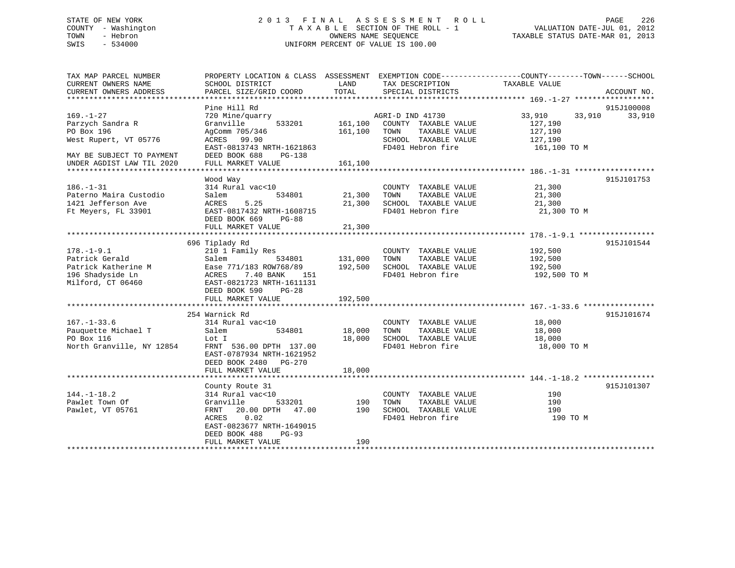STATE OF NEW YORK
COUNTY - Washington
TOWN - Hebron
SWIS - 534000

2013 FINAL ASSESSMENT ROLL
TAXABLE SECTION OF THE ROLL - 1
OWNERS NAME SEQUENCE
UNIFORM PERCENT OF VALUE IS 100.00

VALUATION DATE-JUL 01, 2012
TAXABLE STATUS DATE-MAR 01, 2013

```
TAX MAP PARCEL NUMBER          PROPERTY LOCATION & CLASS  ASSESSMENT  EXEMPTION CODE------------------COUNTY--------TOWN------SCHOOL
CURRENT OWNERS NAME            SCHOOL DISTRICT             LAND        TAX DESCRIPTION              TAXABLE VALUE
CURRENT OWNERS ADDRESS         PARCEL SIZE/GRID COORD      TOTAL       SPECIAL DISTRICTS                                    ACCOUNT NO.
******************************************************************************************************* 169.-1-27 ******************
                               Pine Hill Rd                                                                                915J100008
169.-1-27                      720 Mine/quarry                         AGRI-D IND 41730             33,910      33,910      33,910
Parzych Sandra R               Granville       533201     161,100      COUNTY  TAXABLE VALUE          127,190
PO Box 196                     AgComm 705/346             161,100      TOWN    TAXABLE VALUE          127,190
West Rupert, VT 05776          ACRES   99.90                           SCHOOL  TAXABLE VALUE          127,190
                               EAST-0813743 NRTH-1621863               FD401 Hebron fire               161,100 TO M
MAY BE SUBJECT TO PAYMENT      DEED BOOK 688    PG-138
UNDER AGDIST LAW TIL 2020      FULL MARKET VALUE          161,100
******************************************************************************************************* 186.-1-31 ******************
                               Wood Way                                                                                    915J101753
186.-1-31                      314 Rural vac<10                        COUNTY  TAXABLE VALUE           21,300
Paterno Maira Custodio         Salem           534801      21,300      TOWN    TAXABLE VALUE           21,300
1421 Jefferson Ave             ACRES    5.25               21,300      SCHOOL  TAXABLE VALUE           21,300
Ft Meyers, FL 33901            EAST-0817432 NRTH-1608715               FD401 Hebron fire                21,300 TO M
                               DEED BOOK 669    PG-88
                               FULL MARKET VALUE           21,300
******************************************************************************************************* 178.-1-9.1 *****************
                               696 Tiplady Rd                                                                              915J101544
178.-1-9.1                     210 1 Family Res                        COUNTY  TAXABLE VALUE          192,500
Patrick Gerald                 Salem           534801     131,000      TOWN    TAXABLE VALUE          192,500
Patrick Katherine M            Ease 771/183 ROW768/89     192,500      SCHOOL  TAXABLE VALUE          192,500
196 Shadyside Ln               ACRES    7.40 BANK    151               FD401 Hebron fire               192,500 TO M
Milford, CT 06460              EAST-0821723 NRTH-1611131
                               DEED BOOK 590    PG-28
                               FULL MARKET VALUE          192,500
******************************************************************************************************* 167.-1-33.6 ****************
                               254 Warnick Rd                                                                              915J101674
167.-1-33.6                    314 Rural vac<10                        COUNTY  TAXABLE VALUE           18,000
Pauquette Michael T            Salem           534801      18,000      TOWN    TAXABLE VALUE           18,000
PO Box 116                     Lot I                       18,000      SCHOOL  TAXABLE VALUE           18,000
North Granville, NY 12854      FRNT  536.00 DPTH 137.00                FD401 Hebron fire                18,000 TO M
                               EAST-0787934 NRTH-1621952
                               DEED BOOK 2480   PG-270
                               FULL MARKET VALUE           18,000
******************************************************************************************************* 144.-1-18.2 ****************
                               County Route 31                                                                             915J101307
144.-1-18.2                    314 Rural vac<10                        COUNTY  TAXABLE VALUE              190
Pawlet Town Of                 Granville       533201         190      TOWN    TAXABLE VALUE              190
Pawlet, VT 05761               FRNT   20.00 DPTH  47.00       190      SCHOOL  TAXABLE VALUE              190
                               ACRES    0.02                           FD401 Hebron fire                   190 TO M
                               EAST-0823677 NRTH-1649015
                               DEED BOOK 488    PG-93
                               FULL MARKET VALUE              190
************************************************************************************************************************************
```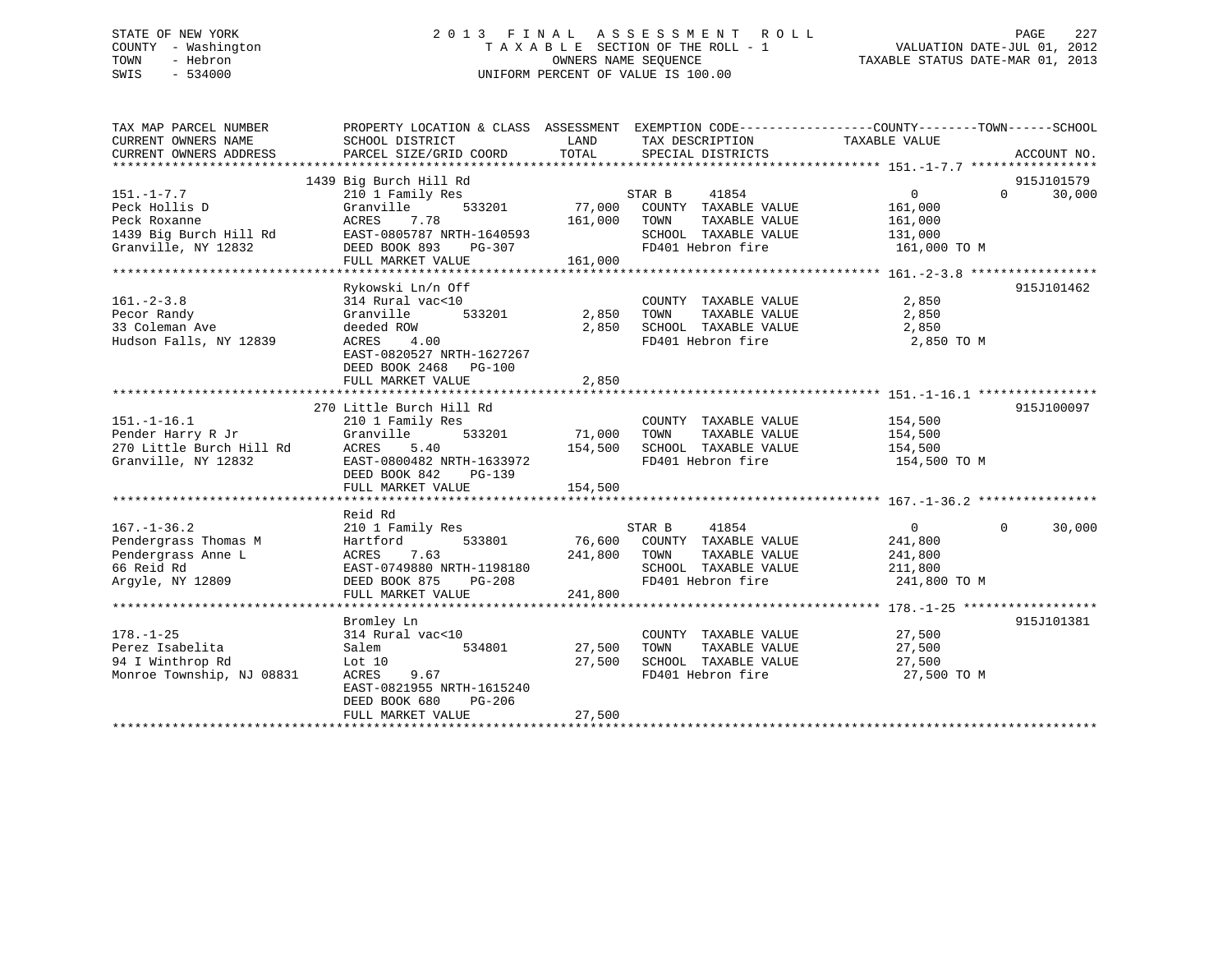STATE OF NEW YORK
COUNTY - Washington
TOWN - Hebron
SWIS - 534000

2013 FINAL ASSESSMENT ROLL
TAXABLE SECTION OF THE ROLL - 1
OWNERS NAME SEQUENCE
UNIFORM PERCENT OF VALUE IS 100.00

VALUATION DATE-JUL 01, 2012
TAXABLE STATUS DATE-MAR 01, 2013

```
TAX MAP PARCEL NUMBER          PROPERTY LOCATION & CLASS  ASSESSMENT  EXEMPTION CODE-----------------COUNTY--------TOWN------SCHOOL
CURRENT OWNERS NAME            SCHOOL DISTRICT               LAND      TAX DESCRIPTION             TAXABLE VALUE
CURRENT OWNERS ADDRESS         PARCEL SIZE/GRID COORD        TOTAL     SPECIAL DISTRICTS                                      ACCOUNT NO.
******************************************************************************************************* 151.-1-7.7 *****************
                               1439 Big Burch Hill Rd                                                                      915J101579
151.-1-7.7                     210 1 Family Res                      STAR B      41854                0            0       30,000
Peck Hollis D                  Granville       533201       77,000   COUNTY  TAXABLE VALUE           161,000
Peck Roxanne                   ACRES    7.78               161,000   TOWN    TAXABLE VALUE           161,000
1439 Big Burch Hill Rd         EAST-0805787 NRTH-1640593             SCHOOL  TAXABLE VALUE           131,000
Granville, NY 12832            DEED BOOK 893    PG-307               FD401 Hebron fire               161,000 TO M
                               FULL MARKET VALUE           161,000
******************************************************************************************************* 161.-2-3.8 *****************
                               Rykowski Ln/n Off                                                                           915J101462
161.-2-3.8                     314 Rural vac<10                      COUNTY  TAXABLE VALUE             2,850
Pecor Randy                    Granville       533201        2,850   TOWN    TAXABLE VALUE             2,850
33 Coleman Ave                 deeded ROW                    2,850   SCHOOL  TAXABLE VALUE             2,850
Hudson Falls, NY 12839         ACRES    4.00                         FD401 Hebron fire                 2,850 TO M
                               EAST-0820527 NRTH-1627267
                               DEED BOOK 2468   PG-100
                               FULL MARKET VALUE             2,850
******************************************************************************************************* 151.-1-16.1 ****************
                               270 Little Burch Hill Rd                                                                    915J100097
151.-1-16.1                    210 1 Family Res                      COUNTY  TAXABLE VALUE           154,500
Pender Harry R Jr              Granville       533201       71,000   TOWN    TAXABLE VALUE           154,500
270 Little Burch Hill Rd       ACRES    5.40               154,500   SCHOOL  TAXABLE VALUE           154,500
Granville, NY 12832            EAST-0800482 NRTH-1633972             FD401 Hebron fire               154,500 TO M
                               DEED BOOK 842    PG-139
                               FULL MARKET VALUE           154,500
******************************************************************************************************* 167.-1-36.2 ****************
                               Reid Rd
167.-1-36.2                    210 1 Family Res                      STAR B      41854                0            0       30,000
Pendergrass Thomas M           Hartford        533801       76,600   COUNTY  TAXABLE VALUE           241,800
Pendergrass Anne L             ACRES    7.63               241,800   TOWN    TAXABLE VALUE           241,800
66 Reid Rd                     EAST-0749880 NRTH-1198180             SCHOOL  TAXABLE VALUE           211,800
Argyle, NY 12809               DEED BOOK 875    PG-208               FD401 Hebron fire               241,800 TO M
                               FULL MARKET VALUE           241,800
******************************************************************************************************* 178.-1-25 ******************
                               Bromley Ln                                                                                  915J101381
178.-1-25                      314 Rural vac<10                      COUNTY  TAXABLE VALUE            27,500
Perez Isabelita                Salem           534801       27,500   TOWN    TAXABLE VALUE            27,500
94 I Winthrop Rd               Lot 10                       27,500   SCHOOL  TAXABLE VALUE            27,500
Monroe Township, NJ 08831      ACRES    9.67                         FD401 Hebron fire                27,500 TO M
                               EAST-0821955 NRTH-1615240
                               DEED BOOK 680    PG-206
                               FULL MARKET VALUE            27,500
************************************************************************************************************************************
```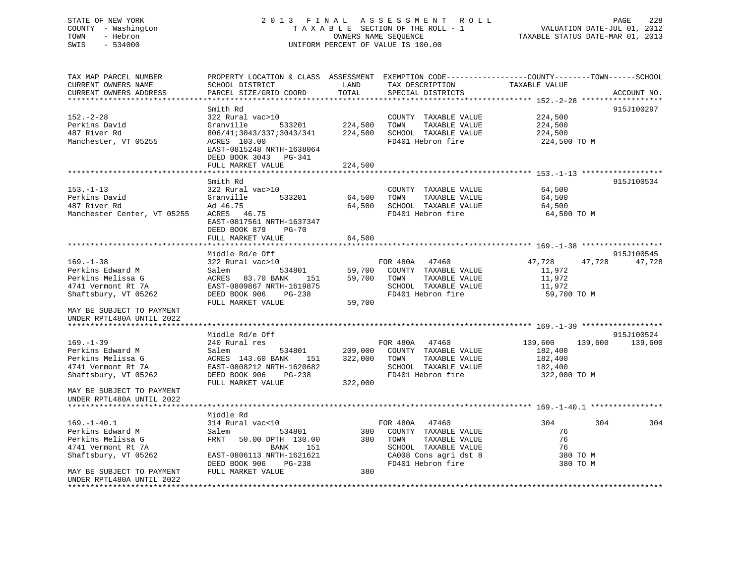STATE OF NEW YORK
COUNTY - Washington
TOWN - Hebron
SWIS - 534000

2013 FINAL ASSESSMENT ROLL
TAXABLE SECTION OF THE ROLL - 1
OWNERS NAME SEQUENCE
UNIFORM PERCENT OF VALUE IS 100.00

VALUATION DATE-JUL 01, 2012
TAXABLE STATUS DATE-MAR 01, 2013

```
TAX MAP PARCEL NUMBER          PROPERTY LOCATION & CLASS  ASSESSMENT  EXEMPTION CODE------------------COUNTY--------TOWN------SCHOOL
CURRENT OWNERS NAME            SCHOOL DISTRICT               LAND      TAX DESCRIPTION            TAXABLE VALUE
CURRENT OWNERS ADDRESS         PARCEL SIZE/GRID COORD        TOTAL     SPECIAL DISTRICTS                                      ACCOUNT NO.
******************************************************************************************************* 152.-2-28 ******************
                               Smith Rd                                                                                    915J100297
152.-2-28                      322 Rural vac>10                        COUNTY  TAXABLE VALUE          224,500
Perkins David                  Granville        533201      224,500    TOWN    TAXABLE VALUE          224,500
487 River Rd                   806/41;3043/337;3043/341     224,500    SCHOOL  TAXABLE VALUE          224,500
Manchester, VT 05255           ACRES 103.00                            FD401 Hebron fire               224,500 TO M
                               EAST-0815248 NRTH-1638064
                               DEED BOOK 3043   PG-341
                               FULL MARKET VALUE            224,500
******************************************************************************************************* 153.-1-13 ******************
                               Smith Rd                                                                                    915J100534
153.-1-13                      322 Rural vac>10                        COUNTY  TAXABLE VALUE           64,500
Perkins David                  Granville        533201       64,500    TOWN    TAXABLE VALUE           64,500
487 River Rd                   Ad 46.75                      64,500    SCHOOL  TAXABLE VALUE           64,500
Manchester Center, VT 05255    ACRES  46.75                            FD401 Hebron fire                64,500 TO M
                               EAST-0817561 NRTH-1637347
                               DEED BOOK 879    PG-70
                               FULL MARKET VALUE             64,500
******************************************************************************************************* 169.-1-38 ******************
                               Middle Rd/e Off                                                                             915J100545
169.-1-38                      322 Rural vac>10                        FOR 480A   47460             47,728      47,728      47,728
Perkins Edward M               Salem            534801       59,700    COUNTY  TAXABLE VALUE           11,972
Perkins Melissa G              ACRES  83.70 BANK     151     59,700    TOWN    TAXABLE VALUE           11,972
4741 Vermont Rt 7A             EAST-0809867 NRTH-1619875               SCHOOL  TAXABLE VALUE           11,972
Shaftsbury, VT 05262           DEED BOOK 906    PG-238                 FD401 Hebron fire                59,700 TO M
                               FULL MARKET VALUE             59,700
MAY BE SUBJECT TO PAYMENT
UNDER RPTL480A UNTIL 2022
******************************************************************************************************* 169.-1-39 ******************
                               Middle Rd/e Off                                                                             915J100524
169.-1-39                      240 Rural res                           FOR 480A   47460            139,600     139,600     139,600
Perkins Edward M               Salem            534801      209,000    COUNTY  TAXABLE VALUE          182,400
Perkins Melissa G              ACRES 143.60 BANK     151    322,000    TOWN    TAXABLE VALUE          182,400
4741 Vermont Rt 7A             EAST-0808212 NRTH-1620682               SCHOOL  TAXABLE VALUE          182,400
Shaftsbury, VT 05262           DEED BOOK 906    PG-238                 FD401 Hebron fire               322,000 TO M
                               FULL MARKET VALUE            322,000
MAY BE SUBJECT TO PAYMENT
UNDER RPTL480A UNTIL 2022
******************************************************************************************************* 169.-1-40.1 ****************
                               Middle Rd
169.-1-40.1                    314 Rural vac<10                        FOR 480A   47460                304         304         304
Perkins Edward M               Salem            534801          380    COUNTY  TAXABLE VALUE               76
Perkins Melissa G              FRNT   50.00 DPTH 130.00         380    TOWN    TAXABLE VALUE               76
4741 Vermont Rt 7A                        BANK     151                 SCHOOL  TAXABLE VALUE               76
Shaftsbury, VT 05262           EAST-0806113 NRTH-1621621               CA008 Cons agri dst 8               380 TO M
                               DEED BOOK 906    PG-238                 FD401 Hebron fire                   380 TO M
MAY BE SUBJECT TO PAYMENT      FULL MARKET VALUE                380
UNDER RPTL480A UNTIL 2022
************************************************************************************************************************************
```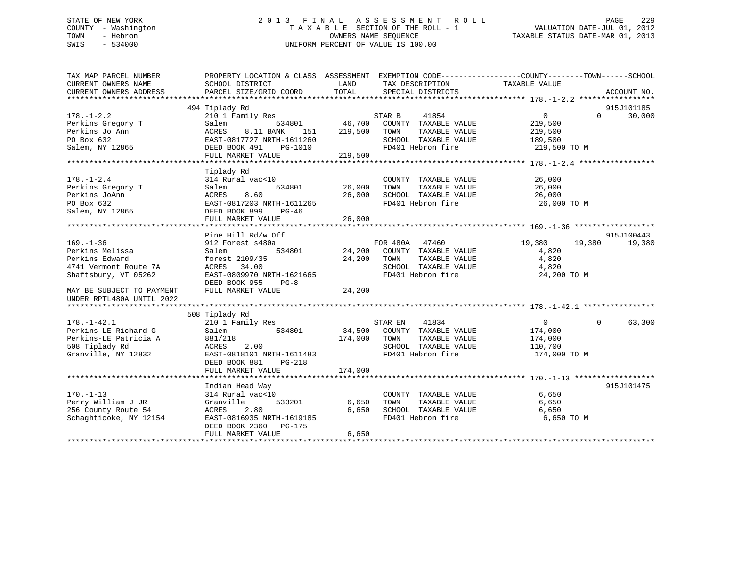STATE OF NEW YORK
COUNTY - Washington
TOWN - Hebron
SWIS - 534000

# 2013 FINAL ASSESSMENT ROLL
TAXABLE SECTION OF THE ROLL - 1
OWNERS NAME SEQUENCE
UNIFORM PERCENT OF VALUE IS 100.00

VALUATION DATE-JUL 01, 2012
TAXABLE STATUS DATE-MAR 01, 2013

```
TAX MAP PARCEL NUMBER          PROPERTY LOCATION & CLASS  ASSESSMENT  EXEMPTION CODE------------------COUNTY--------TOWN------SCHOOL
CURRENT OWNERS NAME            SCHOOL DISTRICT               LAND      TAX DESCRIPTION              TAXABLE VALUE
CURRENT OWNERS ADDRESS         PARCEL SIZE/GRID COORD        TOTAL     SPECIAL DISTRICTS                                      ACCOUNT NO.
******************************************************************************************************* 178.-1-2.2 *****************
                               494 Tiplady Rd                                                                              915J101185
178.-1-2.2                     210 1 Family Res                         STAR B     41854               0            0       30,000
Perkins Gregory T              Salem           534801        46,700    COUNTY  TAXABLE VALUE        219,500
Perkins Jo Ann                 ACRES    8.11 BANK    151    219,500    TOWN    TAXABLE VALUE        219,500
PO Box 632                     EAST-0817727 NRTH-1611260               SCHOOL  TAXABLE VALUE        189,500
Salem, NY 12865                DEED BOOK 491    PG-1010                FD401 Hebron fire             219,500 TO M
                               FULL MARKET VALUE            219,500
******************************************************************************************************* 178.-1-2.4 *****************
                               Tiplady Rd
178.-1-2.4                     314 Rural vac<10                        COUNTY  TAXABLE VALUE         26,000
Perkins Gregory T              Salem           534801        26,000    TOWN    TAXABLE VALUE         26,000
Perkins JoAnn                  ACRES    8.60                 26,000    SCHOOL  TAXABLE VALUE         26,000
PO Box 632                     EAST-0817203 NRTH-1611265               FD401 Hebron fire              26,000 TO M
Salem, NY 12865                DEED BOOK 899    PG-46
                               FULL MARKET VALUE             26,000
******************************************************************************************************* 169.-1-36 ******************
                               Pine Hill Rd/w Off                                                                          915J100443
169.-1-36                      912 Forest s480a                         FOR 480A   47460          19,380       19,380       19,380
Perkins Melissa                Salem           534801        24,200    COUNTY  TAXABLE VALUE          4,820
Perkins Edward                 forest 2109/35                24,200    TOWN    TAXABLE VALUE          4,820
4741 Vermont Route 7A          ACRES   34.00                           SCHOOL  TAXABLE VALUE          4,820
Shaftsbury, VT 05262           EAST-0809970 NRTH-1621665               FD401 Hebron fire              24,200 TO M
                               DEED BOOK 955    PG-8
MAY BE SUBJECT TO PAYMENT      FULL MARKET VALUE             24,200
UNDER RPTL480A UNTIL 2022
******************************************************************************************************* 178.-1-42.1 ****************
                               508 Tiplady Rd
178.-1-42.1                    210 1 Family Res                         STAR EN    41834               0            0       63,300
Perkins-LE Richard G           Salem           534801        34,500    COUNTY  TAXABLE VALUE        174,000
Perkins-LE Patricia A          881/218                      174,000    TOWN    TAXABLE VALUE        174,000
508 Tiplady Rd                 ACRES    2.00                           SCHOOL  TAXABLE VALUE        110,700
Granville, NY 12832            EAST-0818101 NRTH-1611483               FD401 Hebron fire             174,000 TO M
                               DEED BOOK 881    PG-218
                               FULL MARKET VALUE            174,000
******************************************************************************************************* 170.-1-13 ******************
                               Indian Head Way                                                                             915J101475
170.-1-13                      314 Rural vac<10                        COUNTY  TAXABLE VALUE          6,650
Perry William J JR             Granville       533201         6,650    TOWN    TAXABLE VALUE          6,650
256 County Route 54            ACRES    2.80                  6,650    SCHOOL  TAXABLE VALUE          6,650
Schaghticoke, NY 12154         EAST-0816935 NRTH-1619185               FD401 Hebron fire               6,650 TO M
                               DEED BOOK 2360   PG-175
                               FULL MARKET VALUE              6,650
************************************************************************************************************************************
```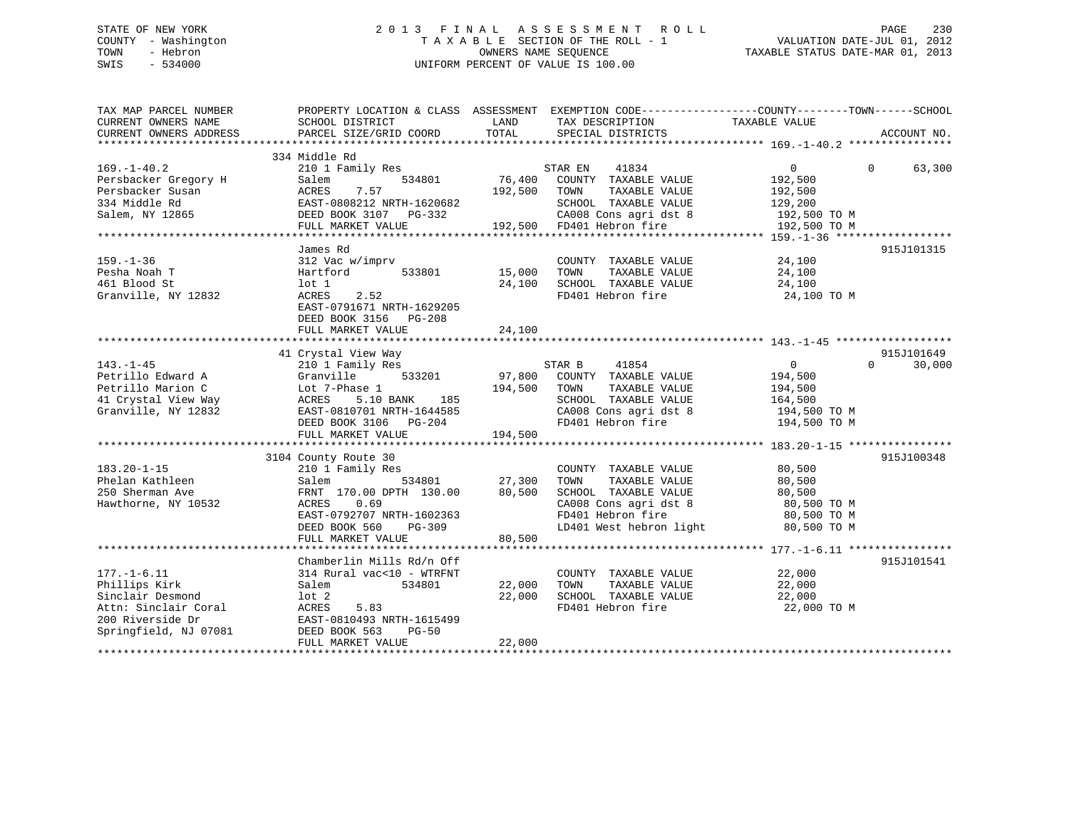STATE OF NEW YORK
COUNTY - Washington
TOWN - Hebron
SWIS - 534000

2 0 1 3 F I N A L A S S E S S M E N T R O L L
T A X A B L E SECTION OF THE ROLL - 1
OWNERS NAME SEQUENCE
UNIFORM PERCENT OF VALUE IS 100.00

VALUATION DATE-JUL 01, 2012
TAXABLE STATUS DATE-MAR 01, 2013

```
TAX MAP PARCEL NUMBER          PROPERTY LOCATION & CLASS  ASSESSMENT  EXEMPTION CODE------------------COUNTY--------TOWN------SCHOOL
CURRENT OWNERS NAME            SCHOOL DISTRICT               LAND      TAX DESCRIPTION             TAXABLE VALUE
CURRENT OWNERS ADDRESS         PARCEL SIZE/GRID COORD        TOTAL     SPECIAL DISTRICTS                                     ACCOUNT NO.
******************************************************************************************************* 169.-1-40.2 ****************
                               334 Middle Rd
169.-1-40.2                    210 1 Family Res                        STAR EN    41834                0           0      63,300
Persbacker Gregory H           Salem            534801         76,400    COUNTY  TAXABLE VALUE          192,500
Persbacker Susan               ACRES     7.57                 192,500    TOWN    TAXABLE VALUE          192,500
334 Middle Rd                  EAST-0808212 NRTH-1620682                 SCHOOL  TAXABLE VALUE          129,200
Salem, NY 12865                DEED BOOK 3107   PG-332                   CA008 Cons agri dst 8           192,500 TO M
                               FULL MARKET VALUE             192,500     FD401 Hebron fire               192,500 TO M
******************************************************************************************************* 159.-1-36 ******************
                               James Rd                                                                             915J101315
159.-1-36                      312 Vac w/imprv                           COUNTY  TAXABLE VALUE           24,100
Pesha Noah T                   Hartford         533801         15,000    TOWN    TAXABLE VALUE           24,100
461 Blood St                   lot 1                           24,100    SCHOOL  TAXABLE VALUE           24,100
Granville, NY 12832            ACRES     2.52                            FD401 Hebron fire                24,100 TO M
                               EAST-0791671 NRTH-1629205
                               DEED BOOK 3156   PG-208
                               FULL MARKET VALUE              24,100
******************************************************************************************************* 143.-1-45 ******************
                               41 Crystal View Way                                                                  915J101649
143.-1-45                      210 1 Family Res                        STAR B     41854                0           0      30,000
Petrillo Edward A              Granville        533201         97,800    COUNTY  TAXABLE VALUE          194,500
Petrillo Marion C              Lot 7-Phase 1                  194,500    TOWN    TAXABLE VALUE          194,500
41 Crystal View Way            ACRES     5.10 BANK    185                SCHOOL  TAXABLE VALUE          164,500
Granville, NY 12832            EAST-0810701 NRTH-1644585                 CA008 Cons agri dst 8           194,500 TO M
                               DEED BOOK 3106   PG-204                   FD401 Hebron fire               194,500 TO M
                               FULL MARKET VALUE             194,500
******************************************************************************************************* 183.20-1-15 ****************
                               3104 County Route 30                                                                 915J100348
183.20-1-15                    210 1 Family Res                          COUNTY  TAXABLE VALUE           80,500
Phelan Kathleen                Salem            534801         27,300    TOWN    TAXABLE VALUE           80,500
250 Sherman Ave                FRNT 170.00 DPTH 130.00         80,500    SCHOOL  TAXABLE VALUE           80,500
Hawthorne, NY 10532            ACRES     0.69                            CA008 Cons agri dst 8            80,500 TO M
                               EAST-0792707 NRTH-1602363                 FD401 Hebron fire                80,500 TO M
                               DEED BOOK 560    PG-309                   LD401 West hebron light          80,500 TO M
                               FULL MARKET VALUE              80,500
******************************************************************************************************* 177.-1-6.11 ****************
                               Chamberlin Mills Rd/n Off                                                            915J101541
177.-1-6.11                    314 Rural vac<10 - WTRFNT                 COUNTY  TAXABLE VALUE           22,000
Phillips Kirk                  Salem            534801         22,000    TOWN    TAXABLE VALUE           22,000
Sinclair Desmond               lot 2                           22,000    SCHOOL  TAXABLE VALUE           22,000
Attn: Sinclair Coral           ACRES     5.83                            FD401 Hebron fire                22,000 TO M
200 Riverside Dr               EAST-0810493 NRTH-1615499
Springfield, NJ 07081          DEED BOOK 563    PG-50
                               FULL MARKET VALUE              22,000
************************************************************************************************************************************
```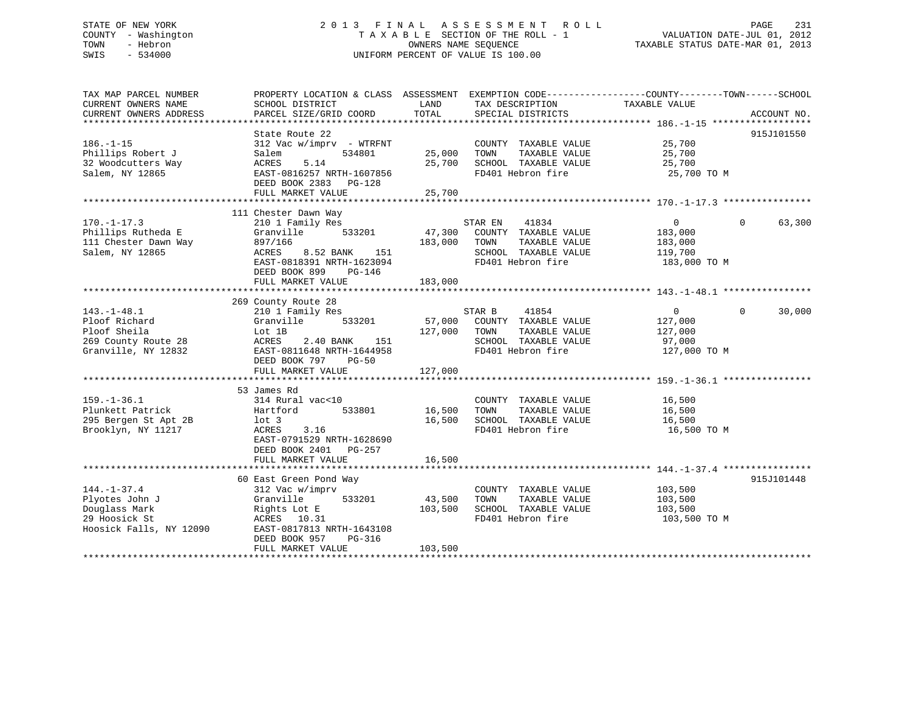STATE OF NEW YORK
COUNTY - Washington
TOWN - Hebron
SWIS - 534000

2 0 1 3 F I N A L A S S E S S M E N T R O L L
T A X A B L E SECTION OF THE ROLL - 1
OWNERS NAME SEQUENCE
UNIFORM PERCENT OF VALUE IS 100.00

VALUATION DATE-JUL 01, 2012
TAXABLE STATUS DATE-MAR 01, 2013

| TAX MAP PARCEL NUMBER / CURRENT OWNERS NAME / CURRENT OWNERS ADDRESS | PROPERTY LOCATION & CLASS / SCHOOL DISTRICT / PARCEL SIZE/GRID COORD | ASSESSMENT LAND / TOTAL | EXEMPTION CODE / TAX DESCRIPTION / SPECIAL DISTRICTS | COUNTY / TAXABLE VALUE | TOWN | SCHOOL / ACCOUNT NO. |
|---|---|---|---|---|---|---|
| **186.-1-15** | State Route 22 | | | | | 915J101550 |
| 186.-1-15 | 312 Vac w/imprv - WTRFNT | | COUNTY TAXABLE VALUE | 25,700 | | |
| Phillips Robert J | Salem 534801 | 25,000 | TOWN TAXABLE VALUE | 25,700 | | |
| 32 Woodcutters Way | ACRES 5.14 | 25,700 | SCHOOL TAXABLE VALUE | 25,700 | | |
| Salem, NY 12865 | EAST-0816257 NRTH-1607856 | | FD401 Hebron fire | 25,700 TO M | | |
| | DEED BOOK 2383 PG-128 | | | | | |
| | FULL MARKET VALUE | 25,700 | | | | |
| **170.-1-17.3** | 111 Chester Dawn Way | | | | | |
| 170.-1-17.3 | 210 1 Family Res | | STAR EN 41834 | 0 | 0 | 63,300 |
| Phillips Rutheda E | Granville 533201 | 47,300 | COUNTY TAXABLE VALUE | 183,000 | | |
| 111 Chester Dawn Way | 897/166 | 183,000 | TOWN TAXABLE VALUE | 183,000 | | |
| Salem, NY 12865 | ACRES 8.52 BANK 151 | | SCHOOL TAXABLE VALUE | 119,700 | | |
| | EAST-0818391 NRTH-1623094 | | FD401 Hebron fire | 183,000 TO M | | |
| | DEED BOOK 899 PG-146 | | | | | |
| | FULL MARKET VALUE | 183,000 | | | | |
| **143.-1-48.1** | 269 County Route 28 | | | | | |
| 143.-1-48.1 | 210 1 Family Res | | STAR B 41854 | 0 | 0 | 30,000 |
| Ploof Richard | Granville 533201 | 57,000 | COUNTY TAXABLE VALUE | 127,000 | | |
| Ploof Sheila | Lot 1B | 127,000 | TOWN TAXABLE VALUE | 127,000 | | |
| 269 County Route 28 | ACRES 2.40 BANK 151 | | SCHOOL TAXABLE VALUE | 97,000 | | |
| Granville, NY 12832 | EAST-0811648 NRTH-1644958 | | FD401 Hebron fire | 127,000 TO M | | |
| | DEED BOOK 797 PG-50 | | | | | |
| | FULL MARKET VALUE | 127,000 | | | | |
| **159.-1-36.1** | 53 James Rd | | | | | |
| 159.-1-36.1 | 314 Rural vac<10 | | COUNTY TAXABLE VALUE | 16,500 | | |
| Plunkett Patrick | Hartford 533801 | 16,500 | TOWN TAXABLE VALUE | 16,500 | | |
| 295 Bergen St Apt 2B | lot 3 | 16,500 | SCHOOL TAXABLE VALUE | 16,500 | | |
| Brooklyn, NY 11217 | ACRES 3.16 | | FD401 Hebron fire | 16,500 TO M | | |
| | EAST-0791529 NRTH-1628690 | | | | | |
| | DEED BOOK 2401 PG-257 | | | | | |
| | FULL MARKET VALUE | 16,500 | | | | |
| **144.-1-37.4** | 60 East Green Pond Way | | | | | 915J101448 |
| 144.-1-37.4 | 312 Vac w/imprv | | COUNTY TAXABLE VALUE | 103,500 | | |
| Plyotes John J | Granville 533201 | 43,500 | TOWN TAXABLE VALUE | 103,500 | | |
| Douglass Mark | Rights Lot E | 103,500 | SCHOOL TAXABLE VALUE | 103,500 | | |
| 29 Hoosick St | ACRES 10.31 | | FD401 Hebron fire | 103,500 TO M | | |
| Hoosick Falls, NY 12090 | EAST-0817813 NRTH-1643108 | | | | | |
| | DEED BOOK 957 PG-316 | | | | | |
| | FULL MARKET VALUE | 103,500 | | | | |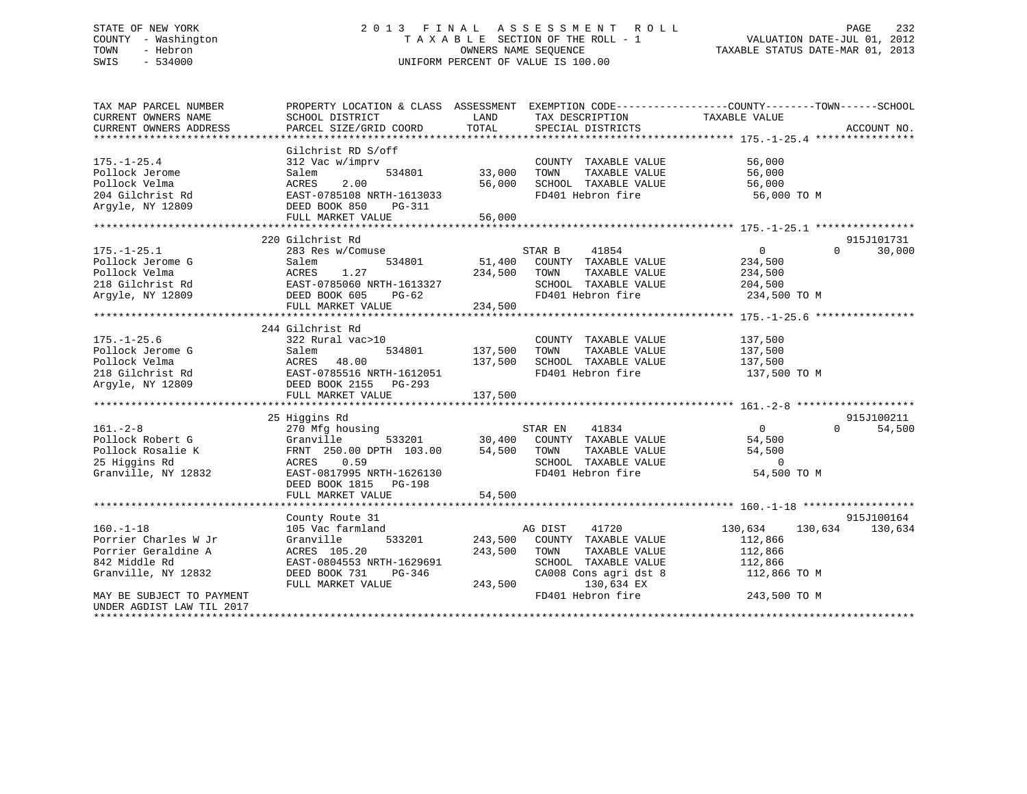STATE OF NEW YORK
COUNTY - Washington
TOWN - Hebron
SWIS - 534000

# 2013 FINAL ASSESSMENT ROLL

TAXABLE SECTION OF THE ROLL - 1
OWNERS NAME SEQUENCE
UNIFORM PERCENT OF VALUE IS 100.00

VALUATION DATE-JUL 01, 2012
TAXABLE STATUS DATE-MAR 01, 2013

```
TAX MAP PARCEL NUMBER          PROPERTY LOCATION & CLASS  ASSESSMENT  EXEMPTION CODE------------------COUNTY--------TOWN------SCHOOL
CURRENT OWNERS NAME            SCHOOL DISTRICT            LAND        TAX DESCRIPTION              TAXABLE VALUE
CURRENT OWNERS ADDRESS         PARCEL SIZE/GRID COORD     TOTAL       SPECIAL DISTRICTS                                    ACCOUNT NO.
******************************************************************************************************* 175.-1-25.4 ****************
                               Gilchrist RD S/off
175.-1-25.4                    312 Vac w/imprv                         COUNTY  TAXABLE VALUE            56,000
Pollock Jerome                 Salem            534801      33,000    TOWN    TAXABLE VALUE            56,000
Pollock Velma                  ACRES    2.00                56,000    SCHOOL  TAXABLE VALUE            56,000
204 Gilchrist Rd               EAST-0785108 NRTH-1613033               FD401 Hebron fire                 56,000 TO M
Argyle, NY 12809               DEED BOOK 850    PG-311
                               FULL MARKET VALUE            56,000
******************************************************************************************************* 175.-1-25.1 ****************
                               220 Gilchrist Rd                                                                         915J101731
175.-1-25.1                    283 Res w/Comuse                        STAR B      41854                  0           0     30,000
Pollock Jerome G               Salem            534801      51,400    COUNTY  TAXABLE VALUE           234,500
Pollock Velma                  ACRES    1.27               234,500    TOWN    TAXABLE VALUE           234,500
218 Gilchrist Rd               EAST-0785060 NRTH-1613327               SCHOOL  TAXABLE VALUE           204,500
Argyle, NY 12809               DEED BOOK 605    PG-62                  FD401 Hebron fire                234,500 TO M
                               FULL MARKET VALUE           234,500
******************************************************************************************************* 175.-1-25.6 ****************
                               244 Gilchrist Rd
175.-1-25.6                    322 Rural vac>10                        COUNTY  TAXABLE VALUE           137,500
Pollock Jerome G               Salem            534801     137,500    TOWN    TAXABLE VALUE           137,500
Pollock Velma                  ACRES   48.00               137,500    SCHOOL  TAXABLE VALUE           137,500
218 Gilchrist Rd               EAST-0785516 NRTH-1612051               FD401 Hebron fire                137,500 TO M
Argyle, NY 12809               DEED BOOK 2155   PG-293
                               FULL MARKET VALUE           137,500
******************************************************************************************************* 161.-2-8 *******************
                               25 Higgins Rd                                                                            915J100211
161.-2-8                       270 Mfg housing                         STAR EN     41834                  0           0     54,500
Pollock Robert G               Granville        533201      30,400    COUNTY  TAXABLE VALUE            54,500
Pollock Rosalie K              FRNT 250.00 DPTH 103.00      54,500    TOWN    TAXABLE VALUE            54,500
25 Higgins Rd                  ACRES    0.59                           SCHOOL  TAXABLE VALUE                 0
Granville, NY 12832            EAST-0817995 NRTH-1626130               FD401 Hebron fire                 54,500 TO M
                               DEED BOOK 1815   PG-198
                               FULL MARKET VALUE            54,500
******************************************************************************************************* 160.-1-18 ******************
                               County Route 31                                                                          915J100164
160.-1-18                      105 Vac farmland                        AG DIST     41720            130,634     130,634    130,634
Porrier Charles W Jr           Granville        533201     243,500    COUNTY  TAXABLE VALUE           112,866
Porrier Geraldine A            ACRES  105.20               243,500    TOWN    TAXABLE VALUE           112,866
842 Middle Rd                  EAST-0804553 NRTH-1629691               SCHOOL  TAXABLE VALUE           112,866
Granville, NY 12832            DEED BOOK 731    PG-346                 CA008 Cons agri dst 8            112,866 TO M
                               FULL MARKET VALUE           243,500          130,634 EX
MAY BE SUBJECT TO PAYMENT                                              FD401 Hebron fire                243,500 TO M
UNDER AGDIST LAW TIL 2017
************************************************************************************************************************************
```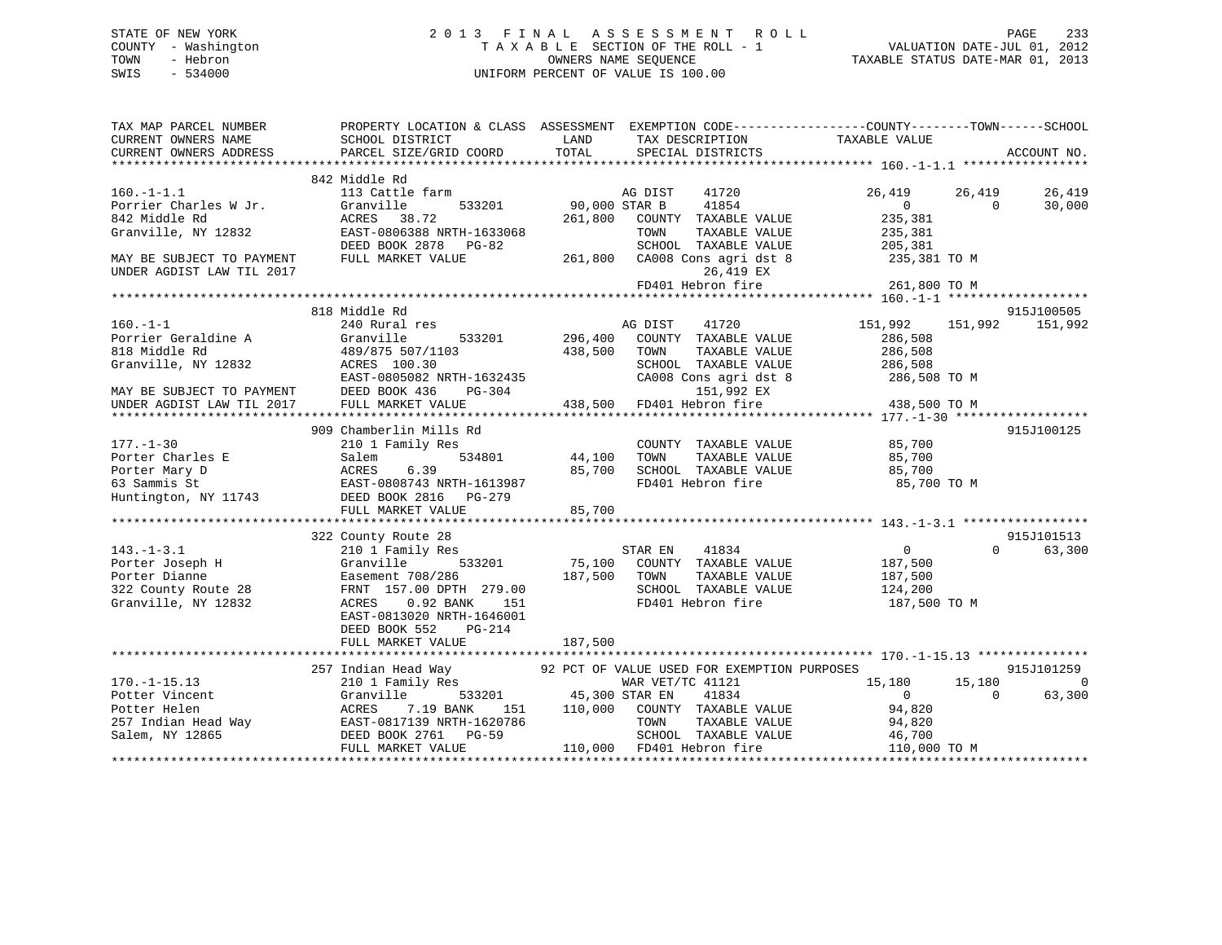STATE OF NEW YORK
COUNTY - Washington
TOWN - Hebron
SWIS - 534000

# 2013 FINAL ASSESSMENT ROLL

TAXABLE SECTION OF THE ROLL - 1
OWNERS NAME SEQUENCE
UNIFORM PERCENT OF VALUE IS 100.00

VALUATION DATE-JUL 01, 2012
TAXABLE STATUS DATE-MAR 01, 2013

```
TAX MAP PARCEL NUMBER      PROPERTY LOCATION & CLASS  ASSESSMENT  EXEMPTION CODE------------------COUNTY--------TOWN------SCHOOL
CURRENT OWNERS NAME        SCHOOL DISTRICT              LAND      TAX DESCRIPTION              TAXABLE VALUE
CURRENT OWNERS ADDRESS     PARCEL SIZE/GRID COORD       TOTAL     SPECIAL DISTRICTS                                    ACCOUNT NO.
*********************************************************************************************** 160.-1-1.1 *****************
                           842 Middle Rd
160.-1-1.1                 113 Cattle farm                    AG DIST     41720            26,419     26,419     26,419
Porrier Charles W Jr.      Granville        533201     90,000 STAR B      41854                 0          0     30,000
842 Middle Rd              ACRES   38.72              261,800   COUNTY  TAXABLE VALUE         235,381
Granville, NY 12832        EAST-0806388 NRTH-1633068             TOWN    TAXABLE VALUE         235,381
                           DEED BOOK 2878   PG-82                SCHOOL  TAXABLE VALUE         205,381
MAY BE SUBJECT TO PAYMENT  FULL MARKET VALUE          261,800   CA008 Cons agri dst 8          235,381 TO M
UNDER AGDIST LAW TIL 2017                                             26,419 EX
                                                                 FD401 Hebron fire              261,800 TO M
*********************************************************************************************** 160.-1-1 *******************
                           818 Middle Rd                                                                        915J100505
160.-1-1                   240 Rural res                      AG DIST     41720           151,992    151,992    151,992
Porrier Geraldine A        Granville        533201    296,400   COUNTY  TAXABLE VALUE         286,508
818 Middle Rd              489/875 507/1103           438,500   TOWN    TAXABLE VALUE         286,508
Granville, NY 12832        ACRES  100.30                         SCHOOL  TAXABLE VALUE         286,508
                           EAST-0805082 NRTH-1632435             CA008 Cons agri dst 8          286,508 TO M
MAY BE SUBJECT TO PAYMENT  DEED BOOK 436    PG-304                    151,992 EX
UNDER AGDIST LAW TIL 2017  FULL MARKET VALUE          438,500   FD401 Hebron fire              438,500 TO M
*********************************************************************************************** 177.-1-30 ******************
                           909 Chamberlin Mills Rd                                                              915J100125
177.-1-30                  210 1 Family Res                      COUNTY  TAXABLE VALUE          85,700
Porter Charles E           Salem            534801     44,100   TOWN    TAXABLE VALUE          85,700
Porter Mary D              ACRES    6.39               85,700   SCHOOL  TAXABLE VALUE          85,700
63 Sammis St               EAST-0808743 NRTH-1613987             FD401 Hebron fire               85,700 TO M
Huntington, NY 11743       DEED BOOK 2816   PG-279
                           FULL MARKET VALUE           85,700
*********************************************************************************************** 143.-1-3.1 *****************
                           322 County Route 28                                                                  915J101513
143.-1-3.1                 210 1 Family Res                   STAR EN     41834                 0          0     63,300
Porter Joseph H            Granville        533201     75,100   COUNTY  TAXABLE VALUE         187,500
Porter Dianne              Easement 708/286           187,500   TOWN    TAXABLE VALUE         187,500
322 County Route 28        FRNT 157.00 DPTH 279.00               SCHOOL  TAXABLE VALUE         124,200
Granville, NY 12832        ACRES    0.92 BANK    151             FD401 Hebron fire              187,500 TO M
                           EAST-0813020 NRTH-1646001
                           DEED BOOK 552    PG-214
                           FULL MARKET VALUE          187,500
*********************************************************************************************** 170.-1-15.13 ***************
                           257 Indian Head Way          92 PCT OF VALUE USED FOR EXEMPTION PURPOSES              915J101259
170.-1-15.13               210 1 Family Res                   WAR VET/TC 41121             15,180     15,180          0
Potter Vincent             Granville        533201     45,300 STAR EN     41834                 0          0     63,300
Potter Helen               ACRES    7.19 BANK    151  110,000   COUNTY  TAXABLE VALUE          94,820
257 Indian Head Way        EAST-0817139 NRTH-1620786             TOWN    TAXABLE VALUE          94,820
Salem, NY 12865            DEED BOOK 2761   PG-59                SCHOOL  TAXABLE VALUE          46,700
                           FULL MARKET VALUE          110,000   FD401 Hebron fire              110,000 TO M
******************************************************************************************************************************
```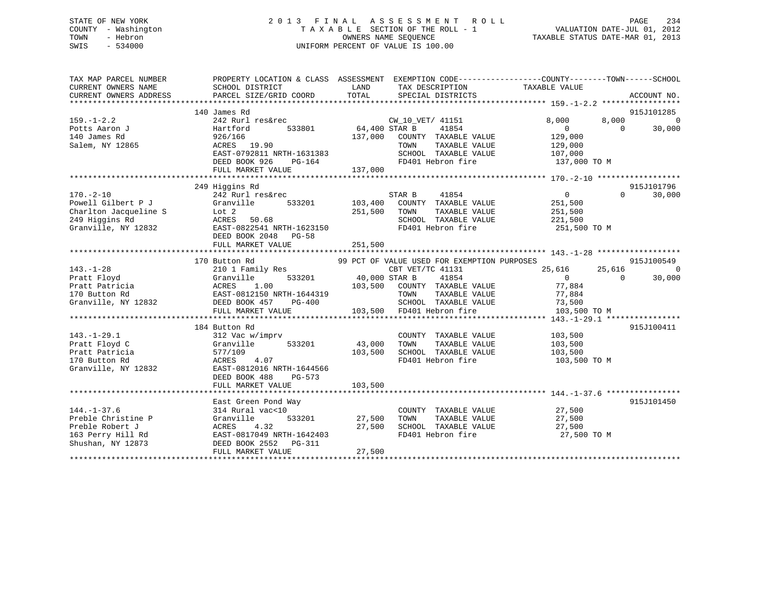STATE OF NEW YORK
COUNTY - Washington
TOWN - Hebron
SWIS - 534000

2013 FINAL ASSESSMENT ROLL
TAXABLE SECTION OF THE ROLL - 1
OWNERS NAME SEQUENCE
UNIFORM PERCENT OF VALUE IS 100.00

VALUATION DATE-JUL 01, 2012
TAXABLE STATUS DATE-MAR 01, 2013

```
TAX MAP PARCEL NUMBER          PROPERTY LOCATION & CLASS  ASSESSMENT  EXEMPTION CODE------------------COUNTY--------TOWN------SCHOOL
CURRENT OWNERS NAME            SCHOOL DISTRICT               LAND      TAX DESCRIPTION            TAXABLE VALUE
CURRENT OWNERS ADDRESS         PARCEL SIZE/GRID COORD        TOTAL     SPECIAL DISTRICTS                                    ACCOUNT NO.
******************************************************************************************************* 159.-1-2.2 *****************
                               140 James Rd                                                                                915J101285
159.-1-2.2                     242 Rurl res&rec                        CW_10_VET/ 41151           8,000        8,000            0
Potts Aaron J                  Hartford        533801       64,400 STAR B      41854                  0            0       30,000
140 James Rd                   926/166                     137,000    COUNTY  TAXABLE VALUE         129,000
Salem, NY 12865                ACRES  19.90                           TOWN    TAXABLE VALUE         129,000
                               EAST-0792811 NRTH-1631383              SCHOOL  TAXABLE VALUE         107,000
                               DEED BOOK 926    PG-164                FD401 Hebron fire              137,000 TO M
                               FULL MARKET VALUE           137,000
******************************************************************************************************* 170.-2-10 ******************
                               249 Higgins Rd                                                                              915J101796
170.-2-10                      242 Rurl res&rec                        STAR B      41854                  0            0       30,000
Powell Gilbert P J             Granville       533201      103,400    COUNTY  TAXABLE VALUE         251,500
Charlton Jacqueline S          Lot 2                       251,500    TOWN    TAXABLE VALUE         251,500
249 Higgins Rd                 ACRES  50.68                           SCHOOL  TAXABLE VALUE         221,500
Granville, NY 12832            EAST-0822541 NRTH-1623150              FD401 Hebron fire              251,500 TO M
                               DEED BOOK 2048   PG-58
                               FULL MARKET VALUE           251,500
******************************************************************************************************* 143.-1-28 ******************
                               170 Button Rd                    99 PCT OF VALUE USED FOR EXEMPTION PURPOSES                915J100549
143.-1-28                      210 1 Family Res                        CBT VET/TC 41131          25,616       25,616            0
Pratt Floyd                    Granville       533201       40,000 STAR B      41854                  0            0       30,000
Pratt Patricia                 ACRES   1.00                103,500    COUNTY  TAXABLE VALUE          77,884
170 Button Rd                  EAST-0812150 NRTH-1644319              TOWN    TAXABLE VALUE          77,884
Granville, NY 12832            DEED BOOK 457    PG-400                SCHOOL  TAXABLE VALUE          73,500
                               FULL MARKET VALUE           103,500    FD401 Hebron fire              103,500 TO M
******************************************************************************************************* 143.-1-29.1 ****************
                               184 Button Rd                                                                               915J100411
143.-1-29.1                    312 Vac w/imprv                        COUNTY  TAXABLE VALUE         103,500
Pratt Floyd C                  Granville       533201       43,000    TOWN    TAXABLE VALUE         103,500
Pratt Patricia                 577/109                     103,500    SCHOOL  TAXABLE VALUE         103,500
170 Button Rd                  ACRES   4.07                           FD401 Hebron fire              103,500 TO M
Granville, NY 12832            EAST-0812016 NRTH-1644566
                               DEED BOOK 488    PG-573
                               FULL MARKET VALUE           103,500
******************************************************************************************************* 144.-1-37.6 ****************
                               East Green Pond Way                                                                         915J101450
144.-1-37.6                    314 Rural vac<10                       COUNTY  TAXABLE VALUE          27,500
Preble Christine P             Granville       533201       27,500    TOWN    TAXABLE VALUE          27,500
Preble Robert J                ACRES   4.32                 27,500    SCHOOL  TAXABLE VALUE          27,500
163 Perry Hill Rd              EAST-0817049 NRTH-1642403              FD401 Hebron fire               27,500 TO M
Shushan, NY 12873              DEED BOOK 2552   PG-311
                               FULL MARKET VALUE            27,500
************************************************************************************************************************************
```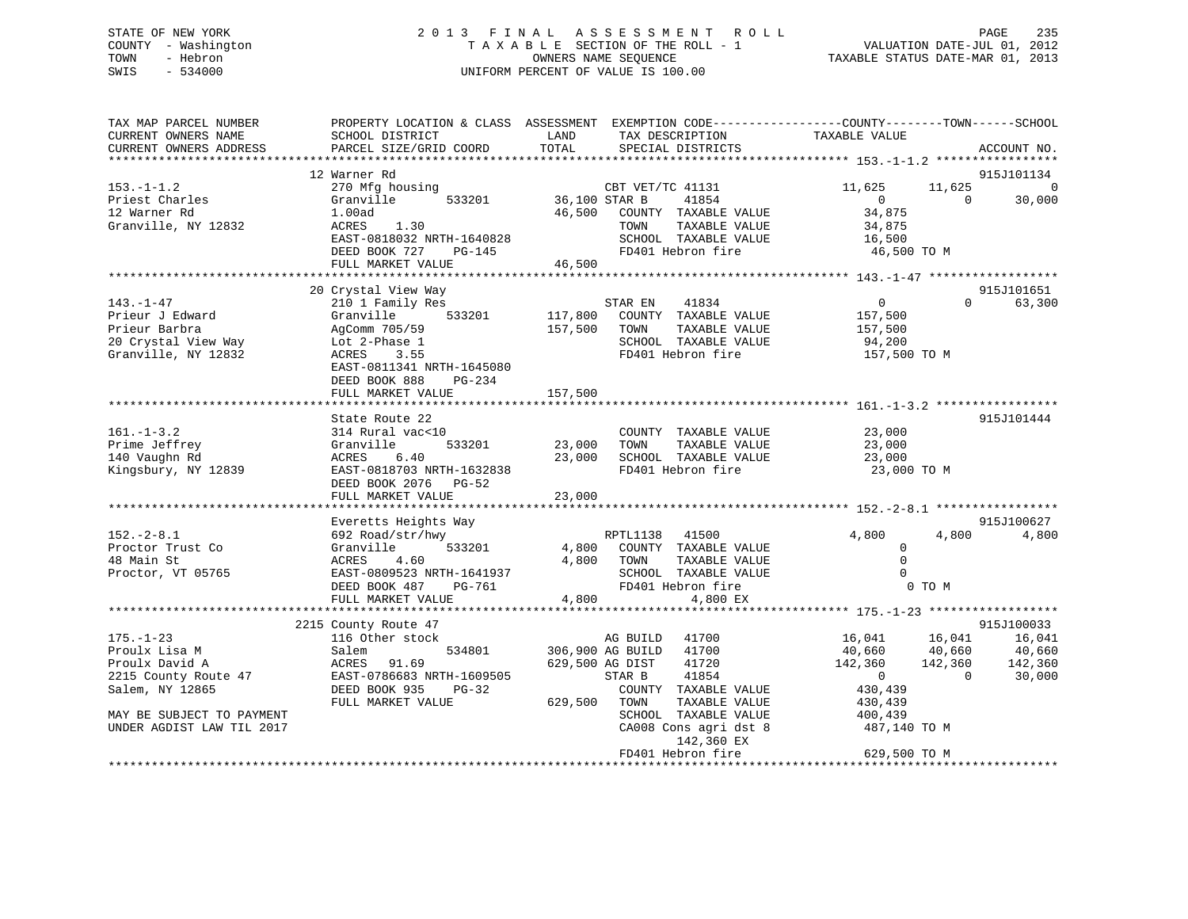STATE OF NEW YORK
COUNTY - Washington
TOWN - Hebron
SWIS - 534000

2 0 1 3 F I N A L A S S E S S M E N T R O L L
T A X A B L E SECTION OF THE ROLL - 1
OWNERS NAME SEQUENCE
UNIFORM PERCENT OF VALUE IS 100.00

VALUATION DATE-JUL 01, 2012
TAXABLE STATUS DATE-MAR 01, 2013

```
TAX MAP PARCEL NUMBER          PROPERTY LOCATION & CLASS  ASSESSMENT  EXEMPTION CODE------------------COUNTY--------TOWN------SCHOOL
CURRENT OWNERS NAME            SCHOOL DISTRICT            LAND        TAX DESCRIPTION              TAXABLE VALUE
CURRENT OWNERS ADDRESS         PARCEL SIZE/GRID COORD     TOTAL       SPECIAL DISTRICTS                                         ACCOUNT NO.
*********************************************************************************************************** 153.-1-1.2 *****************
                               12 Warner Rd                                                                                 915J101134
153.-1-1.2                     270 Mfg housing                        CBT VET/TC 41131              11,625      11,625            0
Priest Charles                 Granville      533201      36,100 STAR B      41854                   0           0       30,000
12 Warner Rd                   1.00ad                     46,500   COUNTY  TAXABLE VALUE            34,875
Granville, NY 12832            ACRES    1.30                       TOWN    TAXABLE VALUE            34,875
                               EAST-0818032 NRTH-1640828           SCHOOL  TAXABLE VALUE            16,500
                               DEED BOOK 727    PG-145             FD401 Hebron fire                46,500 TO M
                               FULL MARKET VALUE           46,500
*********************************************************************************************************** 143.-1-47 ******************
                               20 Crystal View Way                                                                          915J101651
143.-1-47                      210 1 Family Res                       STAR EN    41834                   0           0       63,300
Prieur J Edward                Granville      533201     117,800   COUNTY  TAXABLE VALUE           157,500
Prieur Barbra                  AgComm 705/59             157,500   TOWN    TAXABLE VALUE           157,500
20 Crystal View Way            Lot 2-Phase 1                       SCHOOL  TAXABLE VALUE            94,200
Granville, NY 12832            ACRES    3.55                       FD401 Hebron fire               157,500 TO M
                               EAST-0811341 NRTH-1645080
                               DEED BOOK 888    PG-234
                               FULL MARKET VALUE          157,500
*********************************************************************************************************** 161.-1-3.2 *****************
                               State Route 22                                                                               915J101444
161.-1-3.2                     314 Rural vac<10                       COUNTY  TAXABLE VALUE            23,000
Prime Jeffrey                  Granville      533201      23,000   TOWN    TAXABLE VALUE            23,000
140 Vaughn Rd                  ACRES    6.40               23,000   SCHOOL  TAXABLE VALUE            23,000
Kingsbury, NY 12839            EAST-0818703 NRTH-1632838           FD401 Hebron fire                23,000 TO M
                               DEED BOOK 2076   PG-52
                               FULL MARKET VALUE           23,000
*********************************************************************************************************** 152.-2-8.1 *****************
                               Everetts Heights Way                                                                         915J100627
152.-2-8.1                     692 Road/str/hwy                       RPTL1138   41500               4,800       4,800        4,800
Proctor Trust Co               Granville      533201       4,800   COUNTY  TAXABLE VALUE                 0
48 Main St                     ACRES    4.60                4,800   TOWN    TAXABLE VALUE                 0
Proctor, VT 05765              EAST-0809523 NRTH-1641937           SCHOOL  TAXABLE VALUE                 0
                               DEED BOOK 487    PG-761             FD401 Hebron fire                    0 TO M
                               FULL MARKET VALUE            4,800           4,800 EX
*********************************************************************************************************** 175.-1-23 ******************
                               2215 County Route 47                                                                         915J100033
175.-1-23                      116 Other stock                        AG BUILD   41700              16,041      16,041       16,041
Proulx Lisa M                  Salem          534801     306,900 AG BUILD   41700              40,660      40,660       40,660
Proulx David A                 ACRES   91.69             629,500 AG DIST    41720             142,360     142,360      142,360
2215 County Route 47           EAST-0786683 NRTH-1609505           STAR B     41854                   0           0       30,000
Salem, NY 12865                DEED BOOK 935    PG-32              COUNTY  TAXABLE VALUE           430,439
                               FULL MARKET VALUE          629,500   TOWN    TAXABLE VALUE           430,439
MAY BE SUBJECT TO PAYMENT                                          SCHOOL  TAXABLE VALUE           400,439
UNDER AGDIST LAW TIL 2017                                          CA008 Cons agri dst 8           487,140 TO M
                                                                        142,360 EX
                                                                   FD401 Hebron fire               629,500 TO M
****************************************************************************************************************************************
```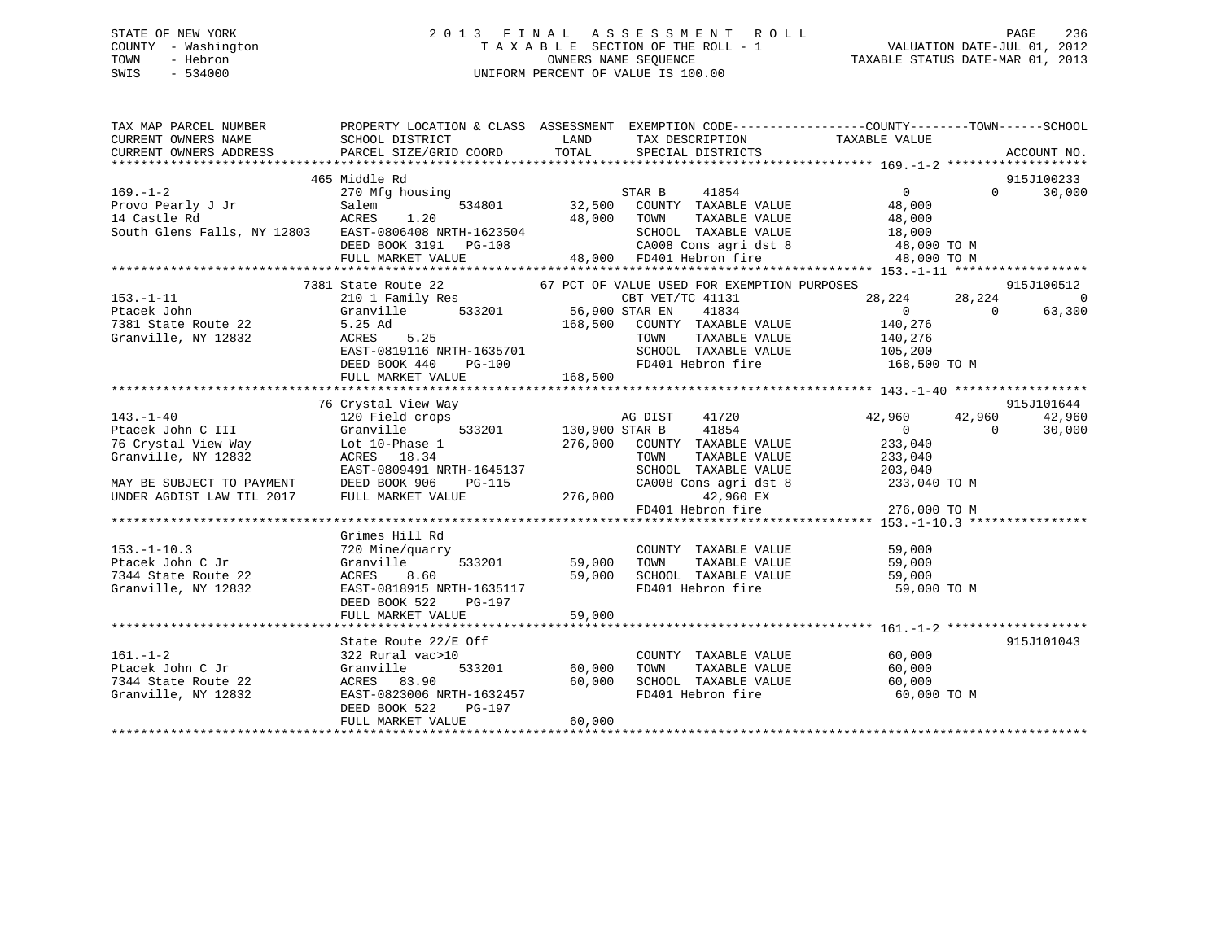STATE OF NEW YORK
COUNTY - Washington
TOWN - Hebron
SWIS - 534000

2013 FINAL ASSESSMENT ROLL
TAXABLE SECTION OF THE ROLL - 1
OWNERS NAME SEQUENCE
UNIFORM PERCENT OF VALUE IS 100.00

VALUATION DATE-JUL 01, 2012
TAXABLE STATUS DATE-MAR 01, 2013

```
TAX MAP PARCEL NUMBER          PROPERTY LOCATION & CLASS  ASSESSMENT  EXEMPTION CODE-----------------COUNTY--------TOWN------SCHOOL
CURRENT OWNERS NAME            SCHOOL DISTRICT             LAND        TAX DESCRIPTION              TAXABLE VALUE
CURRENT OWNERS ADDRESS         PARCEL SIZE/GRID COORD      TOTAL       SPECIAL DISTRICTS                                         ACCOUNT NO.
******************************************************************************************************* 169.-1-2 *******************
                               465 Middle Rd                                                                                 915J100233
169.-1-2                       270 Mfg housing                         STAR B    41854                  0             0       30,000
Provo Pearly J Jr              Salem          534801       32,500      COUNTY  TAXABLE VALUE           48,000
14 Castle Rd                   ACRES    1.20               48,000      TOWN    TAXABLE VALUE           48,000
South Glens Falls, NY 12803    EAST-0806408 NRTH-1623504               SCHOOL  TAXABLE VALUE           18,000
                               DEED BOOK 3191   PG-108                 CA008 Cons agri dst 8            48,000 TO M
                               FULL MARKET VALUE           48,000      FD401 Hebron fire                48,000 TO M
******************************************************************************************************* 153.-1-11 ******************
                               7381 State Route 22         67 PCT OF VALUE USED FOR EXEMPTION PURPOSES                       915J100512
153.-1-11                      210 1 Family Res                        CBT VET/TC 41131               28,224       28,224            0
Ptacek John                    Granville      533201       56,900 STAR EN    41834                         0             0       63,300
7381 State Route 22            5.25 Ad                    168,500      COUNTY  TAXABLE VALUE          140,276
Granville, NY 12832            ACRES    5.25                           TOWN    TAXABLE VALUE          140,276
                               EAST-0819116 NRTH-1635701               SCHOOL  TAXABLE VALUE          105,200
                               DEED BOOK 440    PG-100                 FD401 Hebron fire               168,500 TO M
                               FULL MARKET VALUE          168,500
******************************************************************************************************* 143.-1-40 ******************
                               76 Crystal View Way                                                                           915J101644
143.-1-40                      120 Field crops                         AG DIST   41720                42,960       42,960       42,960
Ptacek John C III              Granville      533201      130,900 STAR B     41854                         0             0       30,000
76 Crystal View Way            Lot 10-Phase 1             276,000      COUNTY  TAXABLE VALUE          233,040
Granville, NY 12832            ACRES   18.34                           TOWN    TAXABLE VALUE          233,040
                               EAST-0809491 NRTH-1645137               SCHOOL  TAXABLE VALUE          203,040
MAY BE SUBJECT TO PAYMENT      DEED BOOK 906    PG-115                 CA008 Cons agri dst 8           233,040 TO M
UNDER AGDIST LAW TIL 2017      FULL MARKET VALUE          276,000               42,960 EX
                                                                       FD401 Hebron fire               276,000 TO M
******************************************************************************************************* 153.-1-10.3 ****************
                               Grimes Hill Rd
153.-1-10.3                    720 Mine/quarry                         COUNTY  TAXABLE VALUE           59,000
Ptacek John C Jr               Granville      533201       59,000      TOWN    TAXABLE VALUE           59,000
7344 State Route 22            ACRES    8.60               59,000      SCHOOL  TAXABLE VALUE           59,000
Granville, NY 12832            EAST-0818915 NRTH-1635117               FD401 Hebron fire                59,000 TO M
                               DEED BOOK 522    PG-197
                               FULL MARKET VALUE           59,000
******************************************************************************************************* 161.-1-2 *******************
                               State Route 22/E Off                                                                          915J101043
161.-1-2                       322 Rural vac>10                        COUNTY  TAXABLE VALUE           60,000
Ptacek John C Jr               Granville      533201       60,000      TOWN    TAXABLE VALUE           60,000
7344 State Route 22            ACRES   83.90               60,000      SCHOOL  TAXABLE VALUE           60,000
Granville, NY 12832            EAST-0823006 NRTH-1632457               FD401 Hebron fire                60,000 TO M
                               DEED BOOK 522    PG-197
                               FULL MARKET VALUE           60,000
************************************************************************************************************************************
```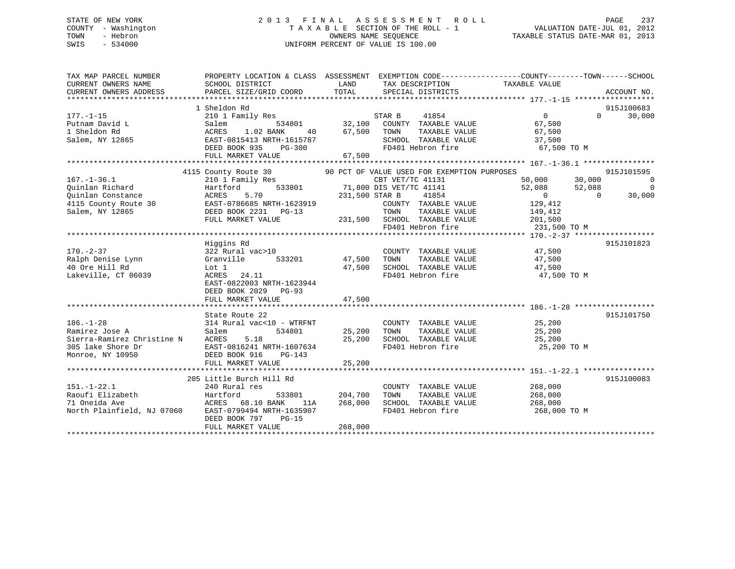STATE OF NEW YORK
COUNTY - Washington
TOWN - Hebron
SWIS - 534000

# 2013 FINAL ASSESSMENT ROLL
TAXABLE SECTION OF THE ROLL - 1
OWNERS NAME SEQUENCE
UNIFORM PERCENT OF VALUE IS 100.00

VALUATION DATE-JUL 01, 2012
TAXABLE STATUS DATE-MAR 01, 2013

```
TAX MAP PARCEL NUMBER          PROPERTY LOCATION & CLASS  ASSESSMENT  EXEMPTION CODE------------------COUNTY--------TOWN------SCHOOL
CURRENT OWNERS NAME            SCHOOL DISTRICT              LAND      TAX DESCRIPTION          TAXABLE VALUE
CURRENT OWNERS ADDRESS         PARCEL SIZE/GRID COORD       TOTAL     SPECIAL DISTRICTS                                  ACCOUNT NO.
******************************************************************************************************* 177.-1-15 *****************
                               1 Sheldon Rd                                                                              915J100683
177.-1-15                      210 1 Family Res                       STAR B     41854                 0          0      30,000
Putnam David L                 Salem         534801        32,100    COUNTY  TAXABLE VALUE          67,500
1 Sheldon Rd                   ACRES    1.02 BANK     40    67,500    TOWN    TAXABLE VALUE          67,500
Salem, NY 12865                EAST-0815413 NRTH-1615787              SCHOOL  TAXABLE VALUE          37,500
                               DEED BOOK 935    PG-300                FD401 Hebron fire               67,500 TO M
                               FULL MARKET VALUE            67,500
******************************************************************************************************* 167.-1-36.1 ***************
                               4115 County Route 30        90 PCT OF VALUE USED FOR EXEMPTION PURPOSES                   915J101595
167.-1-36.1                    210 1 Family Res                       CBT VET/TC 41131             50,000     30,000           0
Quinlan Richard                Hartford      533801        71,800 DIS VET/TC 41141                 52,088     52,088           0
Quinlan Constance              ACRES    5.70              231,500 STAR B     41854                 0          0      30,000
4115 County Route 30           EAST-0786685 NRTH-1623919              COUNTY  TAXABLE VALUE         129,412
Salem, NY 12865                DEED BOOK 2231   PG-13                 TOWN    TAXABLE VALUE         149,412
                               FULL MARKET VALUE           231,500    SCHOOL  TAXABLE VALUE         201,500
                                                                      FD401 Hebron fire              231,500 TO M
******************************************************************************************************* 170.-2-37 *****************
                               Higgins Rd                                                                                915J101823
170.-2-37                      322 Rural vac>10                       COUNTY  TAXABLE VALUE          47,500
Ralph Denise Lynn              Granville     533201        47,500    TOWN    TAXABLE VALUE          47,500
40 Ore Hill Rd                 Lot 1                        47,500    SCHOOL  TAXABLE VALUE          47,500
Lakeville, CT 06039            ACRES   24.11                          FD401 Hebron fire               47,500 TO M
                               EAST-0822003 NRTH-1623944
                               DEED BOOK 2029   PG-93
                               FULL MARKET VALUE            47,500
******************************************************************************************************* 186.-1-28 *****************
                               State Route 22                                                                            915J101750
186.-1-28                      314 Rural vac<10 - WTRFNT              COUNTY  TAXABLE VALUE          25,200
Ramirez Jose A                 Salem         534801        25,200    TOWN    TAXABLE VALUE          25,200
Sierra-Ramirez Christine N     ACRES    5.18                25,200    SCHOOL  TAXABLE VALUE          25,200
305 lake Shore Dr              EAST-0816241 NRTH-1607634              FD401 Hebron fire               25,200 TO M
Monroe, NY 10950               DEED BOOK 916    PG-143
                               FULL MARKET VALUE            25,200
******************************************************************************************************* 151.-1-22.1 ***************
                               205 Little Burch Hill Rd                                                                  915J100083
151.-1-22.1                    240 Rural res                          COUNTY  TAXABLE VALUE         268,000
Raoufi Elizabeth               Hartford      533801       204,700    TOWN    TAXABLE VALUE         268,000
71 Oneida Ave                  ACRES   68.10 BANK    11A   268,000    SCHOOL  TAXABLE VALUE         268,000
North Plainfield, NJ 07060     EAST-0799494 NRTH-1635907              FD401 Hebron fire              268,000 TO M
                               DEED BOOK 797    PG-15
                               FULL MARKET VALUE           268,000
************************************************************************************************************************************
```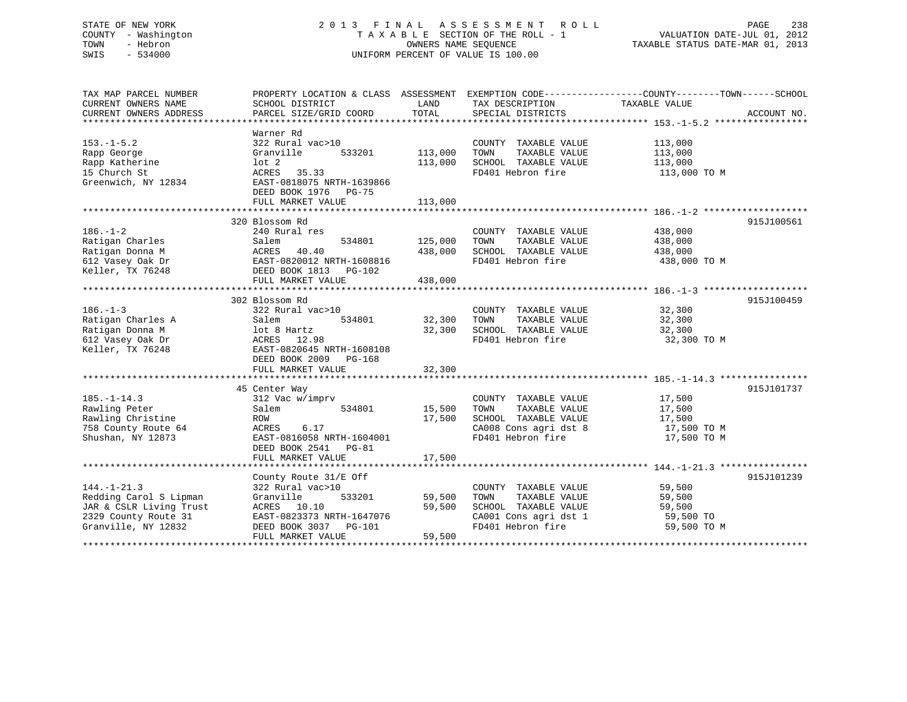STATE OF NEW YORK | 2013 FINAL ASSESSMENT ROLL | VALUATION DATE-JUL 01, 2012
COUNTY - Washington | TAXABLE SECTION OF THE ROLL - 1 | TAXABLE STATUS DATE-MAR 01, 2013
TOWN - Hebron | OWNERS NAME SEQUENCE
SWIS - 534000 | UNIFORM PERCENT OF VALUE IS 100.00

| TAX MAP PARCEL NUMBER / CURRENT OWNERS NAME / CURRENT OWNERS ADDRESS | PROPERTY LOCATION & CLASS / SCHOOL DISTRICT / PARCEL SIZE/GRID COORD | ASSESSMENT LAND / TOTAL | EXEMPTION CODE / TAX DESCRIPTION / SPECIAL DISTRICTS | TAXABLE VALUE (COUNTY / TOWN / SCHOOL) | ACCOUNT NO. |
|---|---|---|---|---|---|
| **153.-1-5.2** | Warner Rd | | | | |
| 153.-1-5.2 | 322 Rural vac>10 | | COUNTY TAXABLE VALUE | 113,000 | |
| Rapp George | Granville 533201 | 113,000 | TOWN TAXABLE VALUE | 113,000 | |
| Rapp Katherine | lot 2 | 113,000 | SCHOOL TAXABLE VALUE | 113,000 | |
| 15 Church St | ACRES 35.33 | | FD401 Hebron fire | 113,000 TO M | |
| Greenwich, NY 12834 | EAST-0818075 NRTH-1639866 | | | | |
| | DEED BOOK 1976 PG-75 | | | | |
| | FULL MARKET VALUE | 113,000 | | | |
| **186.-1-2** | 320 Blossom Rd | | | | 915J100561 |
| 186.-1-2 | 240 Rural res | | COUNTY TAXABLE VALUE | 438,000 | |
| Ratigan Charles | Salem 534801 | 125,000 | TOWN TAXABLE VALUE | 438,000 | |
| Ratigan Donna M | ACRES 40.40 | 438,000 | SCHOOL TAXABLE VALUE | 438,000 | |
| 612 Vasey Oak Dr | EAST-0820012 NRTH-1608816 | | FD401 Hebron fire | 438,000 TO M | |
| Keller, TX 76248 | DEED BOOK 1813 PG-102 | | | | |
| | FULL MARKET VALUE | 438,000 | | | |
| **186.-1-3** | 302 Blossom Rd | | | | 915J100459 |
| 186.-1-3 | 322 Rural vac>10 | | COUNTY TAXABLE VALUE | 32,300 | |
| Ratigan Charles A | Salem 534801 | 32,300 | TOWN TAXABLE VALUE | 32,300 | |
| Ratigan Donna M | lot 8 Hartz | 32,300 | SCHOOL TAXABLE VALUE | 32,300 | |
| 612 Vasey Oak Dr | ACRES 12.98 | | FD401 Hebron fire | 32,300 TO M | |
| Keller, TX 76248 | EAST-0820645 NRTH-1608108 | | | | |
| | DEED BOOK 2009 PG-168 | | | | |
| | FULL MARKET VALUE | 32,300 | | | |
| **185.-1-14.3** | 45 Center Way | | | | 915J101737 |
| 185.-1-14.3 | 312 Vac w/imprv | | COUNTY TAXABLE VALUE | 17,500 | |
| Rawling Peter | Salem 534801 | 15,500 | TOWN TAXABLE VALUE | 17,500 | |
| Rawling Christine | ROW | 17,500 | SCHOOL TAXABLE VALUE | 17,500 | |
| 758 County Route 64 | ACRES 6.17 | | CA008 Cons agri dst 8 | 17,500 TO M | |
| Shushan, NY 12873 | EAST-0816058 NRTH-1604001 | | FD401 Hebron fire | 17,500 TO M | |
| | DEED BOOK 2541 PG-81 | | | | |
| | FULL MARKET VALUE | 17,500 | | | |
| **144.-1-21.3** | County Route 31/E Off | | | | 915J101239 |
| 144.-1-21.3 | 322 Rural vac>10 | | COUNTY TAXABLE VALUE | 59,500 | |
| Redding Carol S Lipman | Granville 533201 | 59,500 | TOWN TAXABLE VALUE | 59,500 | |
| JAR & CSLR Living Trust | ACRES 10.10 | 59,500 | SCHOOL TAXABLE VALUE | 59,500 | |
| 2329 County Route 31 | EAST-0823373 NRTH-1647076 | | CA001 Cons agri dst 1 | 59,500 TO | |
| Granville, NY 12832 | DEED BOOK 3037 PG-101 | | FD401 Hebron fire | 59,500 TO M | |
| | FULL MARKET VALUE | 59,500 | | | |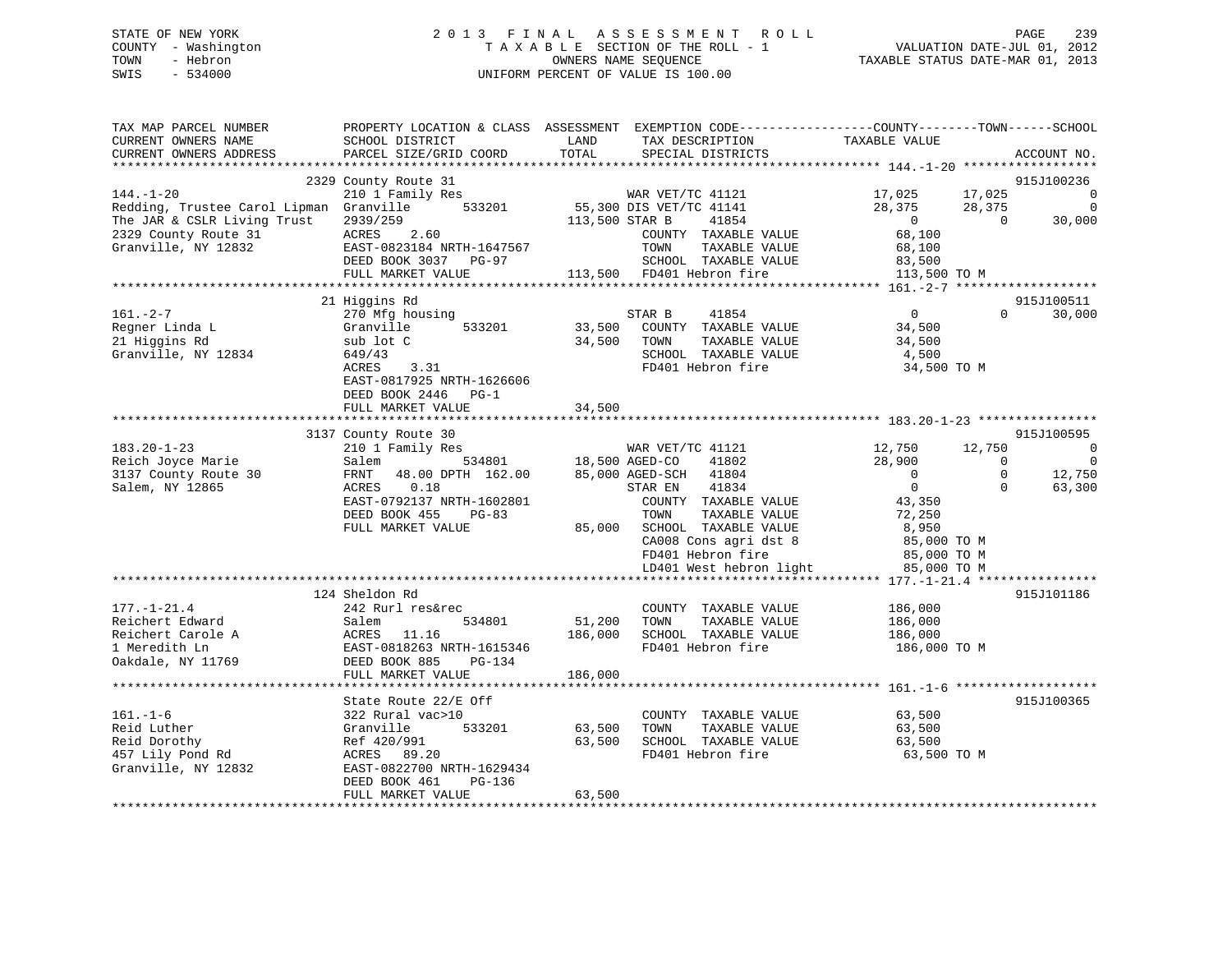STATE OF NEW YORK
COUNTY - Washington
TOWN - Hebron
SWIS - 534000

2 0 1 3 F I N A L A S S E S S M E N T R O L L
T A X A B L E SECTION OF THE ROLL - 1
OWNERS NAME SEQUENCE
UNIFORM PERCENT OF VALUE IS 100.00

VALUATION DATE-JUL 01, 2012
TAXABLE STATUS DATE-MAR 01, 2013

```
TAX MAP PARCEL NUMBER          PROPERTY LOCATION & CLASS  ASSESSMENT  EXEMPTION CODE------------------COUNTY--------TOWN------SCHOOL
CURRENT OWNERS NAME            SCHOOL DISTRICT               LAND      TAX DESCRIPTION            TAXABLE VALUE
CURRENT OWNERS ADDRESS         PARCEL SIZE/GRID COORD        TOTAL     SPECIAL DISTRICTS                                       ACCOUNT NO.
*********************************************************************************************** 144.-1-20 ******************
                               2329 County Route 31                                                                     915J100236
144.-1-20                      210 1 Family Res                    WAR VET/TC 41121              17,025       17,025            0
Redding, Trustee Carol Lipman  Granville        533201        55,300 DIS VET/TC 41141              28,375       28,375            0
The JAR & CSLR Living Trust    2939/259                     113,500 STAR B       41854                0            0       30,000
2329 County Route 31           ACRES     2.60                        COUNTY  TAXABLE VALUE          68,100
Granville, NY 12832            EAST-0823184 NRTH-1647567             TOWN    TAXABLE VALUE          68,100
                               DEED BOOK 3037   PG-97                SCHOOL  TAXABLE VALUE          83,500
                               FULL MARKET VALUE            113,500  FD401 Hebron fire             113,500 TO M
*********************************************************************************************** 161.-2-7 *******************
                               21 Higgins Rd                                                                            915J100511
161.-2-7                       270 Mfg housing                     STAR B       41854                0            0       30,000
Regner Linda L                 Granville        533201        33,500   COUNTY  TAXABLE VALUE          34,500
21 Higgins Rd                  sub lot C                     34,500   TOWN    TAXABLE VALUE          34,500
Granville, NY 12834            649/43                                 SCHOOL  TAXABLE VALUE           4,500
                               ACRES     3.31                         FD401 Hebron fire              34,500 TO M
                               EAST-0817925 NRTH-1626606
                               DEED BOOK 2446   PG-1
                               FULL MARKET VALUE             34,500
*********************************************************************************************** 183.20-1-23 ****************
                               3137 County Route 30                                                                     915J100595
183.20-1-23                    210 1 Family Res                    WAR VET/TC 41121              12,750       12,750            0
Reich Joyce Marie              Salem            534801        18,500 AGED-CO      41802              28,900            0            0
3137 County Route 30           FRNT   48.00 DPTH  162.00      85,000 AGED-SCH     41804                0            0       12,750
Salem, NY 12865                ACRES     0.18                        STAR EN      41834                0            0       63,300
                               EAST-0792137 NRTH-1602801             COUNTY  TAXABLE VALUE          43,350
                               DEED BOOK 455    PG-83                TOWN    TAXABLE VALUE          72,250
                               FULL MARKET VALUE             85,000   SCHOOL  TAXABLE VALUE           8,950
                                                                      CA008 Cons agri dst 8          85,000 TO M
                                                                      FD401 Hebron fire              85,000 TO M
                                                                      LD401 West hebron light        85,000 TO M
*********************************************************************************************** 177.-1-21.4 ****************
                               124 Sheldon Rd                                                                           915J101186
177.-1-21.4                    242 Rurl res&rec                       COUNTY  TAXABLE VALUE         186,000
Reichert Edward                Salem            534801        51,200   TOWN    TAXABLE VALUE         186,000
Reichert Carole A              ACRES    11.16               186,000   SCHOOL  TAXABLE VALUE         186,000
1 Meredith Ln                  EAST-0818263 NRTH-1615346              FD401 Hebron fire             186,000 TO M
Oakdale, NY 11769              DEED BOOK 885    PG-134
                               FULL MARKET VALUE            186,000
*********************************************************************************************** 161.-1-6 *******************
                               State Route 22/E Off                                                                     915J100365
161.-1-6                       322 Rural vac>10                       COUNTY  TAXABLE VALUE          63,500
Reid Luther                    Granville        533201        63,500   TOWN    TAXABLE VALUE          63,500
Reid Dorothy                   Ref 420/991                   63,500   SCHOOL  TAXABLE VALUE          63,500
457 Lily Pond Rd               ACRES    89.20                         FD401 Hebron fire              63,500 TO M
Granville, NY 12832            EAST-0822700 NRTH-1629434
                               DEED BOOK 461    PG-136
                               FULL MARKET VALUE             63,500
******************************************************************************************************************************
```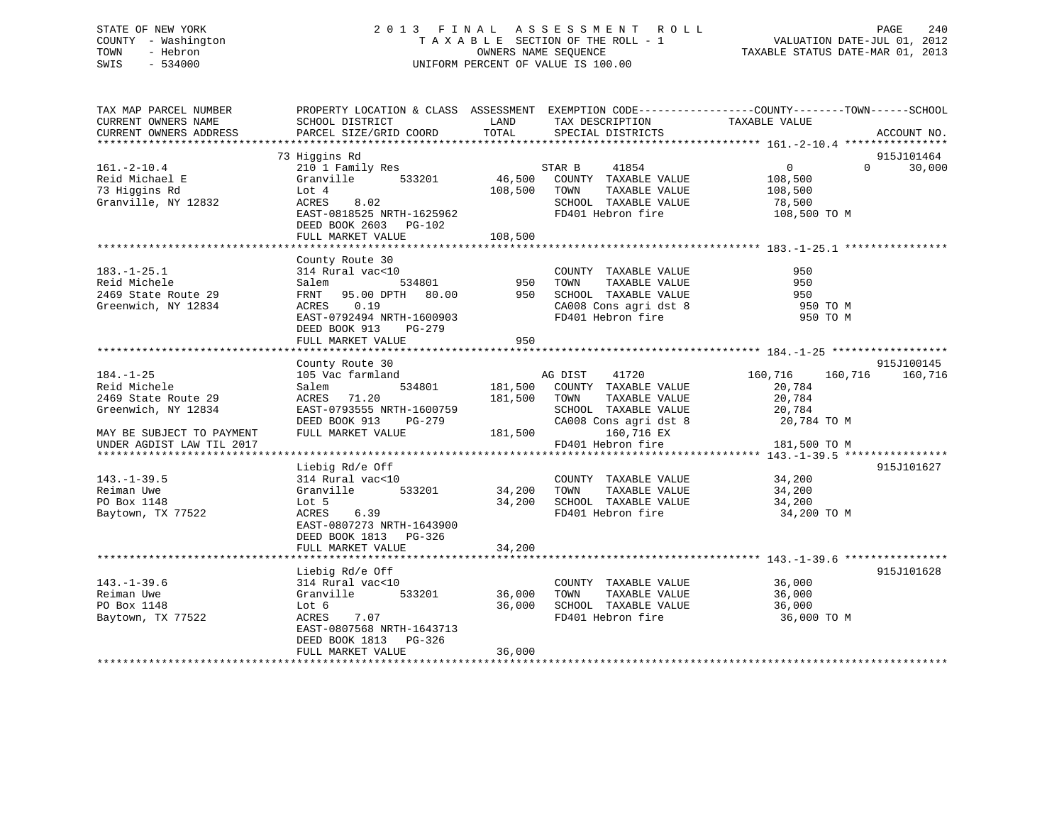STATE OF NEW YORK
COUNTY - Washington
TOWN - Hebron
SWIS - 534000

# 2013 FINAL ASSESSMENT ROLL
TAXABLE SECTION OF THE ROLL - 1
OWNERS NAME SEQUENCE
UNIFORM PERCENT OF VALUE IS 100.00

VALUATION DATE-JUL 01, 2012
TAXABLE STATUS DATE-MAR 01, 2013

```
TAX MAP PARCEL NUMBER          PROPERTY LOCATION & CLASS  ASSESSMENT  EXEMPTION CODE-----------------COUNTY--------TOWN------SCHOOL
CURRENT OWNERS NAME            SCHOOL DISTRICT               LAND      TAX DESCRIPTION            TAXABLE VALUE
CURRENT OWNERS ADDRESS         PARCEL SIZE/GRID COORD        TOTAL     SPECIAL DISTRICTS                                   ACCOUNT NO.
******************************************************************************************************* 161.-2-10.4 ****************
                               73 Higgins Rd                                                                               915J101464
161.-2-10.4                    210 1 Family Res                        STAR B     41854                  0            0     30,000
Reid Michael E                 Granville       533201       46,500     COUNTY  TAXABLE VALUE           108,500
73 Higgins Rd                  Lot 4                       108,500     TOWN    TAXABLE VALUE           108,500
Granville, NY 12832            ACRES    8.02                           SCHOOL  TAXABLE VALUE            78,500
                               EAST-0818525 NRTH-1625962               FD401 Hebron fire               108,500 TO M
                               DEED BOOK 2603   PG-102
                               FULL MARKET VALUE           108,500
******************************************************************************************************* 183.-1-25.1 ****************
                               County Route 30
183.-1-25.1                    314 Rural vac<10                        COUNTY  TAXABLE VALUE               950
Reid Michele                   Salem           534801          950     TOWN    TAXABLE VALUE               950
2469 State Route 29            FRNT   95.00 DPTH   80.00       950     SCHOOL  TAXABLE VALUE               950
Greenwich, NY 12834            ACRES    0.19                           CA008 Cons agri dst 8                950 TO M
                               EAST-0792494 NRTH-1600903               FD401 Hebron fire                    950 TO M
                               DEED BOOK 913    PG-279
                               FULL MARKET VALUE               950
******************************************************************************************************* 184.-1-25 ******************
                               County Route 30                                                                             915J100145
184.-1-25                      105 Vac farmland                        AG DIST    41720            160,716      160,716    160,716
Reid Michele                   Salem           534801      181,500     COUNTY  TAXABLE VALUE            20,784
2469 State Route 29            ACRES   71.20               181,500     TOWN    TAXABLE VALUE            20,784
Greenwich, NY 12834            EAST-0793555 NRTH-1600759               SCHOOL  TAXABLE VALUE            20,784
                               DEED BOOK 913    PG-279                 CA008 Cons agri dst 8             20,784 TO M
MAY BE SUBJECT TO PAYMENT      FULL MARKET VALUE           181,500            160,716 EX
UNDER AGDIST LAW TIL 2017                                              FD401 Hebron fire               181,500 TO M
******************************************************************************************************* 143.-1-39.5 ****************
                               Liebig Rd/e Off                                                                             915J101627
143.-1-39.5                    314 Rural vac<10                        COUNTY  TAXABLE VALUE            34,200
Reiman Uwe                     Granville       533201       34,200     TOWN    TAXABLE VALUE            34,200
PO Box 1148                    Lot 5                        34,200     SCHOOL  TAXABLE VALUE            34,200
Baytown, TX 77522              ACRES    6.39                           FD401 Hebron fire                34,200 TO M
                               EAST-0807273 NRTH-1643900
                               DEED BOOK 1813   PG-326
                               FULL MARKET VALUE            34,200
******************************************************************************************************* 143.-1-39.6 ****************
                               Liebig Rd/e Off                                                                             915J101628
143.-1-39.6                    314 Rural vac<10                        COUNTY  TAXABLE VALUE            36,000
Reiman Uwe                     Granville       533201       36,000     TOWN    TAXABLE VALUE            36,000
PO Box 1148                    Lot 6                        36,000     SCHOOL  TAXABLE VALUE            36,000
Baytown, TX 77522              ACRES    7.07                           FD401 Hebron fire                36,000 TO M
                               EAST-0807568 NRTH-1643713
                               DEED BOOK 1813   PG-326
                               FULL MARKET VALUE            36,000
************************************************************************************************************************************
```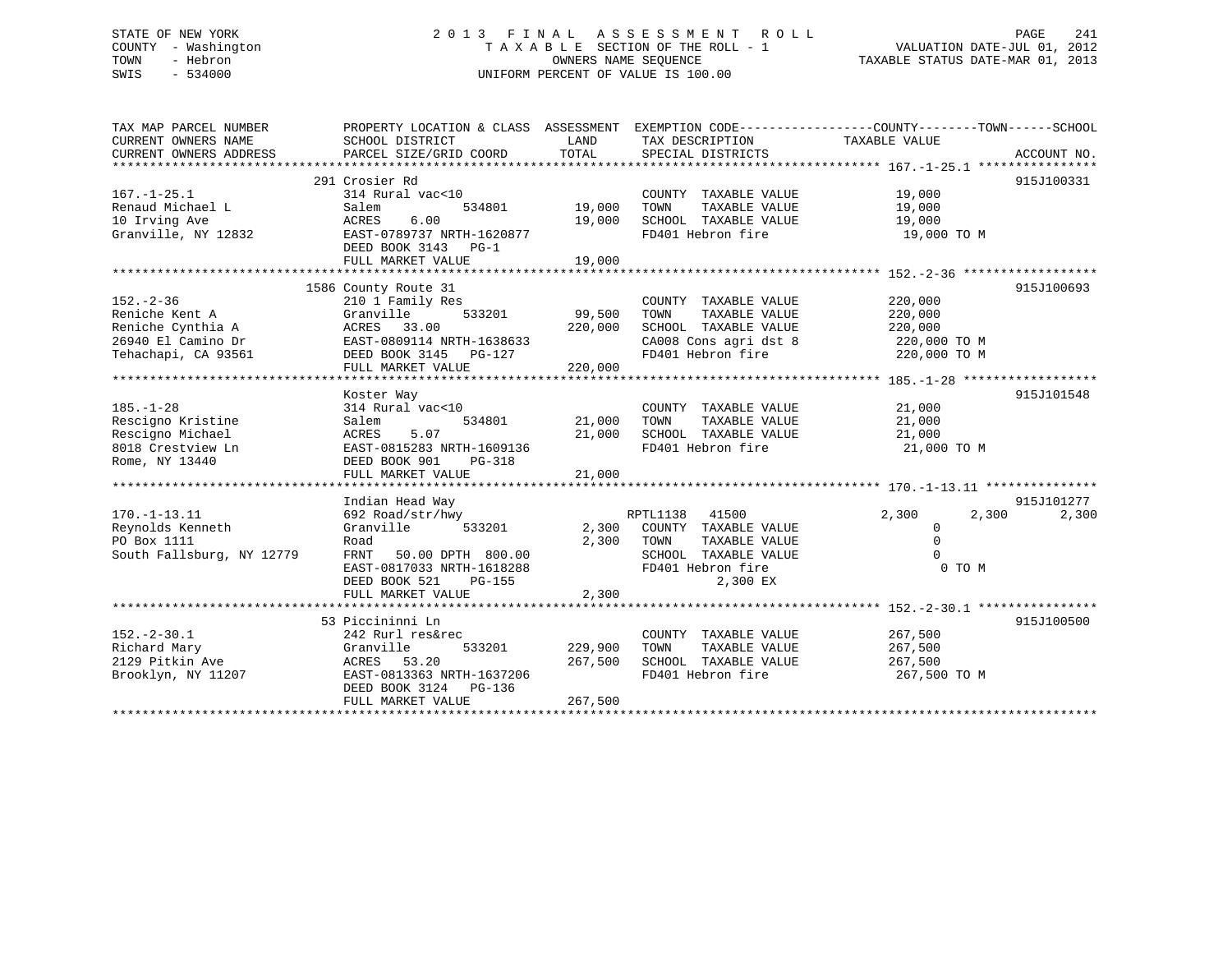STATE OF NEW YORK
COUNTY - Washington
TOWN - Hebron
SWIS - 534000

2013 FINAL ASSESSMENT ROLL
TAXABLE SECTION OF THE ROLL - 1
OWNERS NAME SEQUENCE
UNIFORM PERCENT OF VALUE IS 100.00

VALUATION DATE-JUL 01, 2012
TAXABLE STATUS DATE-MAR 01, 2013

```
TAX MAP PARCEL NUMBER          PROPERTY LOCATION & CLASS  ASSESSMENT  EXEMPTION CODE------------------COUNTY--------TOWN------SCHOOL
CURRENT OWNERS NAME            SCHOOL DISTRICT              LAND      TAX DESCRIPTION              TAXABLE VALUE
CURRENT OWNERS ADDRESS         PARCEL SIZE/GRID COORD       TOTAL     SPECIAL DISTRICTS                                          ACCOUNT NO.
******************************************************************************************************* 167.-1-25.1 ****************
                               291 Crosier Rd                                                                                 915J100331
167.-1-25.1                    314 Rural vac<10                      COUNTY  TAXABLE VALUE              19,000
Renaud Michael L               Salem             534801      19,000  TOWN    TAXABLE VALUE              19,000
10 Irving Ave                  ACRES    6.00                 19,000  SCHOOL  TAXABLE VALUE              19,000
Granville, NY 12832            EAST-0789737 NRTH-1620877             FD401 Hebron fire                   19,000 TO M
                               DEED BOOK 3143   PG-1
                               FULL MARKET VALUE             19,000
******************************************************************************************************* 152.-2-36 ******************
                               1586 County Route 31                                                                           915J100693
152.-2-36                      210 1 Family Res                      COUNTY  TAXABLE VALUE             220,000
Reniche Kent A                 Granville         533201      99,500  TOWN    TAXABLE VALUE             220,000
Reniche Cynthia A              ACRES   33.00                220,000  SCHOOL  TAXABLE VALUE             220,000
26940 El Camino Dr             EAST-0809114 NRTH-1638633             CA008 Cons agri dst 8              220,000 TO M
Tehachapi, CA 93561            DEED BOOK 3145   PG-127               FD401 Hebron fire                  220,000 TO M
                               FULL MARKET VALUE            220,000
******************************************************************************************************* 185.-1-28 ******************
                               Koster Way                                                                                     915J101548
185.-1-28                      314 Rural vac<10                      COUNTY  TAXABLE VALUE              21,000
Rescigno Kristine              Salem             534801      21,000  TOWN    TAXABLE VALUE              21,000
Rescigno Michael               ACRES    5.07                 21,000  SCHOOL  TAXABLE VALUE              21,000
8018 Crestview Ln              EAST-0815283 NRTH-1609136             FD401 Hebron fire                   21,000 TO M
Rome, NY 13440                 DEED BOOK 901    PG-318
                               FULL MARKET VALUE             21,000
******************************************************************************************************* 170.-1-13.11 ***************
                               Indian Head Way                                                                                915J101277
170.-1-13.11                   692 Road/str/hwy                      RPTL1138   41500              2,300       2,300       2,300
Reynolds Kenneth               Granville         533201       2,300  COUNTY  TAXABLE VALUE                   0
PO Box 1111                    Road                           2,300  TOWN    TAXABLE VALUE                   0
South Fallsburg, NY 12779      FRNT   50.00 DPTH 800.00              SCHOOL  TAXABLE VALUE                   0
                               EAST-0817033 NRTH-1618288             FD401 Hebron fire                        0 TO M
                               DEED BOOK 521    PG-155                          2,300 EX
                               FULL MARKET VALUE              2,300
******************************************************************************************************* 152.-2-30.1 ****************
                               53 Piccininni Ln                                                                               915J100500
152.-2-30.1                    242 Rurl res&rec                      COUNTY  TAXABLE VALUE             267,500
Richard Mary                   Granville         533201     229,900  TOWN    TAXABLE VALUE             267,500
2129 Pitkin Ave                ACRES   53.20                267,500  SCHOOL  TAXABLE VALUE             267,500
Brooklyn, NY 11207             EAST-0813363 NRTH-1637206             FD401 Hebron fire                  267,500 TO M
                               DEED BOOK 3124   PG-136
                               FULL MARKET VALUE            267,500
************************************************************************************************************************************
```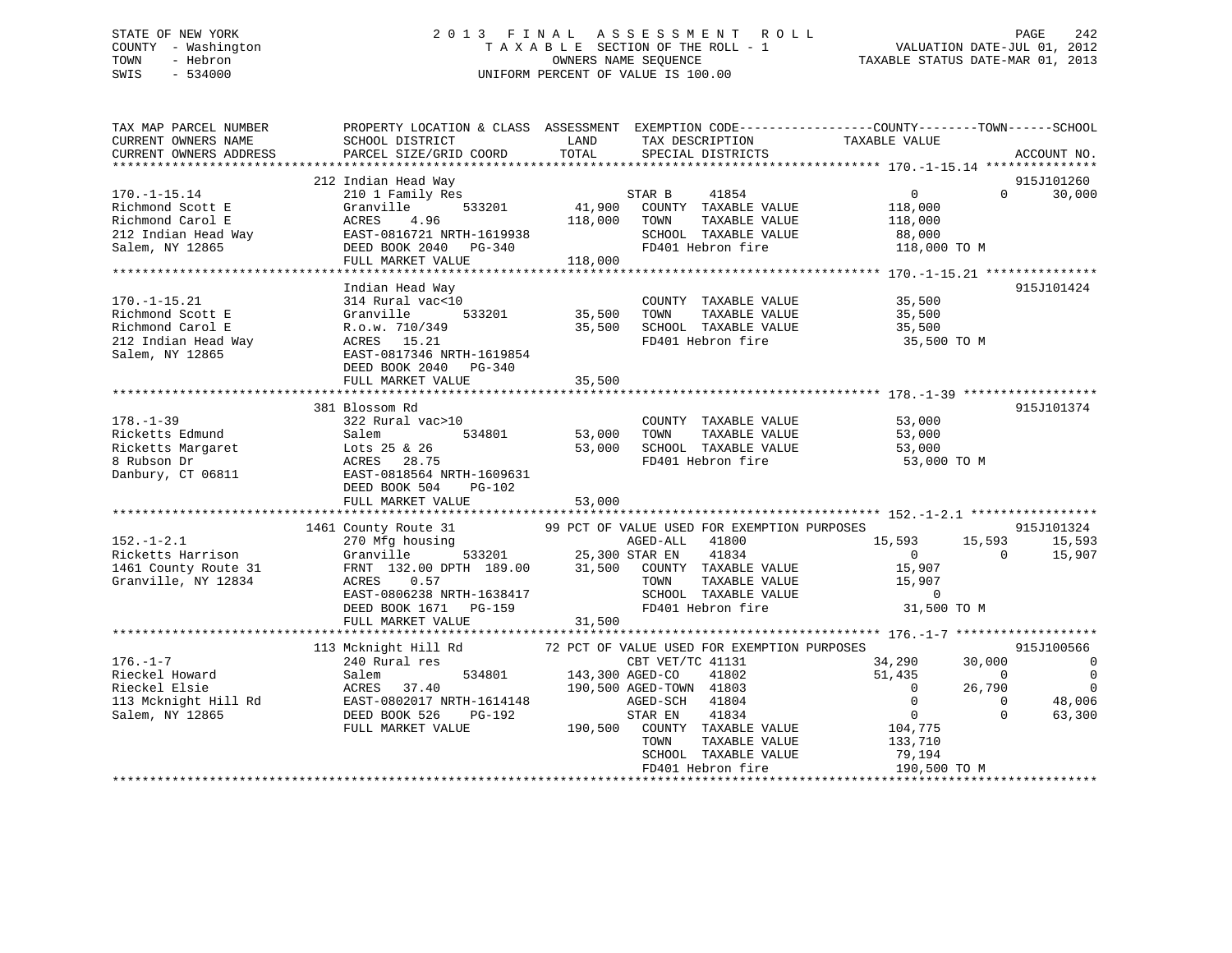STATE OF NEW YORK
COUNTY - Washington
TOWN - Hebron
SWIS - 534000

# 2013 FINAL ASSESSMENT ROLL

TAXABLE SECTION OF THE ROLL - 1
OWNERS NAME SEQUENCE
UNIFORM PERCENT OF VALUE IS 100.00

VALUATION DATE-JUL 01, 2012
TAXABLE STATUS DATE-MAR 01, 2013

```
TAX MAP PARCEL NUMBER      PROPERTY LOCATION & CLASS  ASSESSMENT  EXEMPTION CODE------------------COUNTY--------TOWN------SCHOOL
CURRENT OWNERS NAME        SCHOOL DISTRICT              LAND      TAX DESCRIPTION             TAXABLE VALUE
CURRENT OWNERS ADDRESS     PARCEL SIZE/GRID COORD       TOTAL     SPECIAL DISTRICTS                                    ACCOUNT NO.
*********************************************************************************************** 170.-1-15.14 ***************
                        212 Indian Head Way                                                                          915J101260
170.-1-15.14            210 1 Family Res                      STAR B     41854                  0           0      30,000
Richmond Scott E        Granville        533201      41,900   COUNTY  TAXABLE VALUE        118,000
Richmond Carol E        ACRES    4.96               118,000   TOWN    TAXABLE VALUE        118,000
212 Indian Head Way     EAST-0816721 NRTH-1619938             SCHOOL  TAXABLE VALUE         88,000
Salem, NY 12865         DEED BOOK 2040   PG-340               FD401 Hebron fire            118,000 TO M
                        FULL MARKET VALUE           118,000
*********************************************************************************************** 170.-1-15.21 ***************
                        Indian Head Way                                                                              915J101424
170.-1-15.21            314 Rural vac<10                      COUNTY  TAXABLE VALUE         35,500
Richmond Scott E        Granville        533201      35,500   TOWN    TAXABLE VALUE         35,500
Richmond Carol E        R.o.w. 710/349               35,500   SCHOOL  TAXABLE VALUE         35,500
212 Indian Head Way     ACRES   15.21                         FD401 Hebron fire             35,500 TO M
Salem, NY 12865         EAST-0817346 NRTH-1619854
                        DEED BOOK 2040   PG-340
                        FULL MARKET VALUE            35,500
*********************************************************************************************** 178.-1-39 ******************
                        381 Blossom Rd                                                                               915J101374
178.-1-39               322 Rural vac>10                      COUNTY  TAXABLE VALUE         53,000
Ricketts Edmund         Salem            534801      53,000   TOWN    TAXABLE VALUE         53,000
Ricketts Margaret       Lots 25 & 26                 53,000   SCHOOL  TAXABLE VALUE         53,000
8 Rubson Dr             ACRES   28.75                         FD401 Hebron fire             53,000 TO M
Danbury, CT 06811       EAST-0818564 NRTH-1609631
                        DEED BOOK 504    PG-102
                        FULL MARKET VALUE            53,000
*********************************************************************************************** 152.-1-2.1 *****************
                        1461 County Route 31          99 PCT OF VALUE USED FOR EXEMPTION PURPOSES                    915J101324
152.-1-2.1              270 Mfg housing                       AGED-ALL   41800             15,593      15,593      15,593
Ricketts Harrison       Granville        533201      25,300 STAR EN    41834                    0           0      15,907
1461 County Route 31    FRNT 132.00 DPTH 189.00      31,500   COUNTY  TAXABLE VALUE         15,907
Granville, NY 12834     ACRES    0.57                         TOWN    TAXABLE VALUE         15,907
                        EAST-0806238 NRTH-1638417             SCHOOL  TAXABLE VALUE              0
                        DEED BOOK 1671   PG-159               FD401 Hebron fire             31,500 TO M
                        FULL MARKET VALUE            31,500
*********************************************************************************************** 176.-1-7 *******************
                        113 Mcknight Hill Rd          72 PCT OF VALUE USED FOR EXEMPTION PURPOSES                    915J100566
176.-1-7                240 Rural res                         CBT VET/TC 41131             34,290      30,000           0
Rieckel Howard          Salem            534801     143,300 AGED-CO    41802               51,435           0           0
Rieckel Elsie           ACRES   37.40               190,500 AGED-TOWN  41803                    0      26,790           0
113 Mcknight Hill Rd    EAST-0802017 NRTH-1614148             AGED-SCH   41804                  0           0      48,006
Salem, NY 12865         DEED BOOK 526    PG-192               STAR EN    41834                  0           0      63,300
                        FULL MARKET VALUE           190,500   COUNTY  TAXABLE VALUE        104,775
                                                              TOWN    TAXABLE VALUE        133,710
                                                              SCHOOL  TAXABLE VALUE         79,194
                                                              FD401 Hebron fire            190,500 TO M
******************************************************************************************************************************
```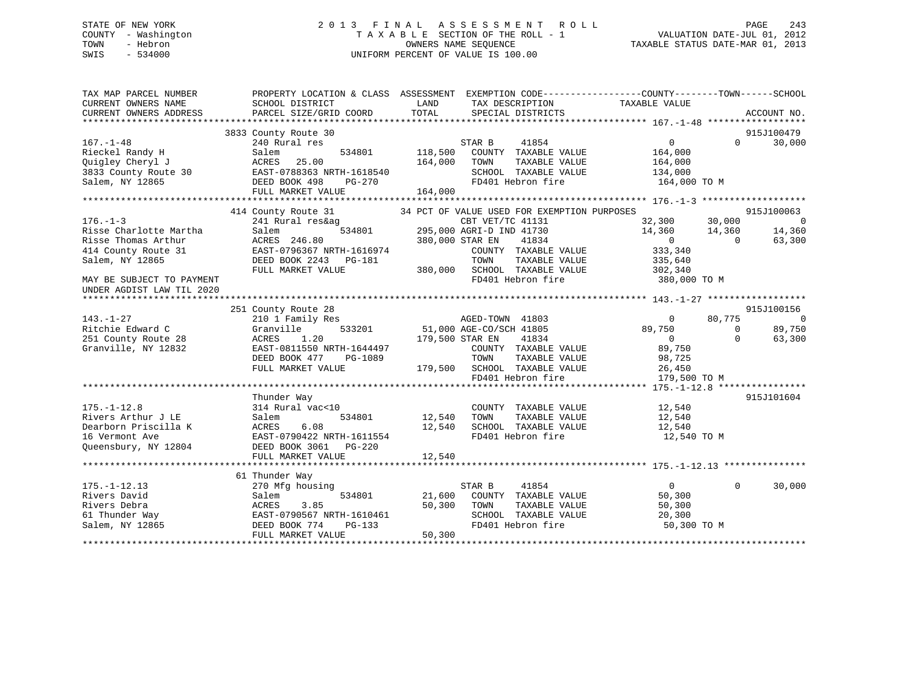STATE OF NEW YORK
COUNTY - Washington
TOWN - Hebron
SWIS - 534000

# 2013 FINAL ASSESSMENT ROLL

TAXABLE SECTION OF THE ROLL - 1
OWNERS NAME SEQUENCE
UNIFORM PERCENT OF VALUE IS 100.00

VALUATION DATE-JUL 01, 2012
TAXABLE STATUS DATE-MAR 01, 2013

```
TAX MAP PARCEL NUMBER          PROPERTY LOCATION & CLASS  ASSESSMENT  EXEMPTION CODE------------------COUNTY--------TOWN------SCHOOL
CURRENT OWNERS NAME            SCHOOL DISTRICT              LAND       TAX DESCRIPTION              TAXABLE VALUE
CURRENT OWNERS ADDRESS         PARCEL SIZE/GRID COORD       TOTAL      SPECIAL DISTRICTS                                    ACCOUNT NO.
*********************************************************************************************** 167.-1-48 ******************
                    3833 County Route 30                                                                          915J100479
167.-1-48                      240 Rural res                           STAR B      41854                0           0      30,000
Rieckel Randy H                Salem          534801       118,500   COUNTY  TAXABLE VALUE          164,000
Quigley Cheryl J               ACRES  25.00                164,000   TOWN    TAXABLE VALUE          164,000
3833 County Route 30           EAST-0788363 NRTH-1618540             SCHOOL  TAXABLE VALUE          134,000
Salem, NY 12865                DEED BOOK 498    PG-270               FD401 Hebron fire               164,000 TO M
                               FULL MARKET VALUE           164,000
*********************************************************************************************** 176.-1-3 *******************
                    414 County Route 31          34 PCT OF VALUE USED FOR EXEMPTION PURPOSES                      915J100063
176.-1-3                       241 Rural res&ag                        CBT VET/TC 41131              32,300      30,000           0
Risse Charlotte Martha         Salem          534801       295,000 AGRI-D IND 41730                  14,360      14,360      14,360
Risse Thomas Arthur            ACRES 246.80                380,000 STAR EN     41834                      0           0      63,300
414 County Route 31            EAST-0796367 NRTH-1616974             COUNTY  TAXABLE VALUE          333,340
Salem, NY 12865                DEED BOOK 2243   PG-181               TOWN    TAXABLE VALUE          335,640
                               FULL MARKET VALUE           380,000   SCHOOL  TAXABLE VALUE          302,340
MAY BE SUBJECT TO PAYMENT                                            FD401 Hebron fire               380,000 TO M
UNDER AGDIST LAW TIL 2020
*********************************************************************************************** 143.-1-27 ******************
                    251 County Route 28                                                                           915J100156
143.-1-27                      210 1 Family Res                        AGED-TOWN  41803                   0      80,775           0
Ritchie Edward C               Granville      533201        51,000 AGE-CO/SCH 41805                  89,750           0      89,750
251 County Route 28            ACRES   1.20                179,500 STAR EN     41834                      0           0      63,300
Granville, NY 12832            EAST-0811550 NRTH-1644497             COUNTY  TAXABLE VALUE           89,750
                               DEED BOOK 477    PG-1089              TOWN    TAXABLE VALUE           98,725
                               FULL MARKET VALUE           179,500   SCHOOL  TAXABLE VALUE           26,450
                                                                     FD401 Hebron fire               179,500 TO M
*********************************************************************************************** 175.-1-12.8 ****************
                    Thunder Way                                                                                   915J101604
175.-1-12.8                    314 Rural vac<10                        COUNTY  TAXABLE VALUE           12,540
Rivers Arthur J LE             Salem          534801        12,540   TOWN    TAXABLE VALUE           12,540
Dearborn Priscilla K           ACRES   6.08                 12,540   SCHOOL  TAXABLE VALUE           12,540
16 Vermont Ave                 EAST-0790422 NRTH-1611554             FD401 Hebron fire                12,540 TO M
Queensbury, NY 12804           DEED BOOK 3061   PG-220
                               FULL MARKET VALUE            12,540
*********************************************************************************************** 175.-1-12.13 ***************
                    61 Thunder Way
175.-1-12.13                   270 Mfg housing                         STAR B      41854                0           0      30,000
Rivers David                   Salem          534801        21,600   COUNTY  TAXABLE VALUE           50,300
Rivers Debra                   ACRES   3.85                 50,300   TOWN    TAXABLE VALUE           50,300
61 Thunder Way                 EAST-0790567 NRTH-1610461             SCHOOL  TAXABLE VALUE           20,300
Salem, NY 12865                DEED BOOK 774    PG-133               FD401 Hebron fire                50,300 TO M
                               FULL MARKET VALUE            50,300
******************************************************************************************************************************
```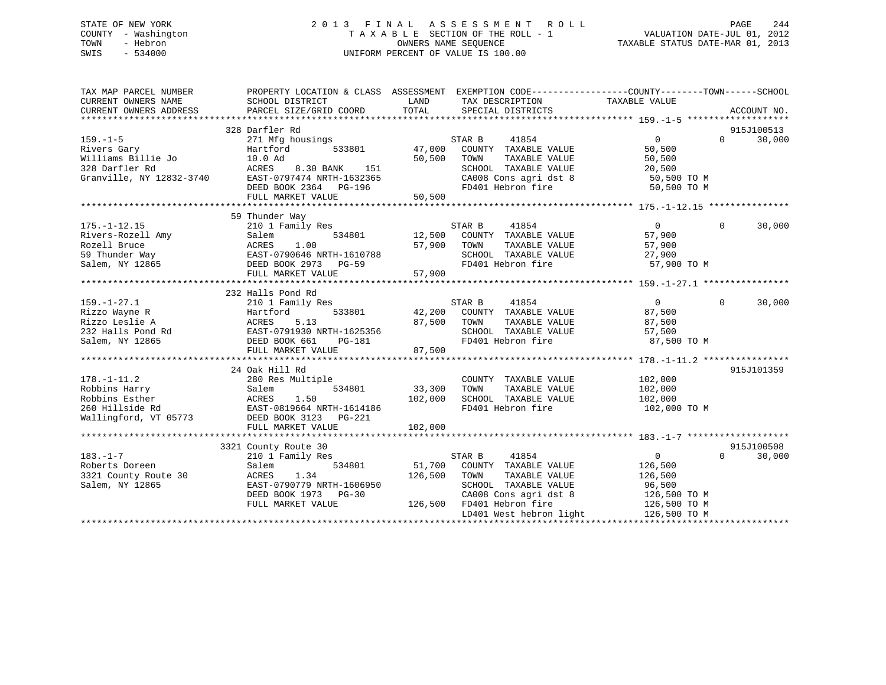STATE OF NEW YORK
COUNTY - Washington
TOWN - Hebron
SWIS - 534000

# 2013 FINAL ASSESSMENT ROLL
TAXABLE SECTION OF THE ROLL - 1
OWNERS NAME SEQUENCE
UNIFORM PERCENT OF VALUE IS 100.00

VALUATION DATE-JUL 01, 2012
TAXABLE STATUS DATE-MAR 01, 2013

```
TAX MAP PARCEL NUMBER          PROPERTY LOCATION & CLASS  ASSESSMENT  EXEMPTION CODE------------------COUNTY--------TOWN------SCHOOL
CURRENT OWNERS NAME            SCHOOL DISTRICT               LAND      TAX DESCRIPTION            TAXABLE VALUE
CURRENT OWNERS ADDRESS         PARCEL SIZE/GRID COORD        TOTAL     SPECIAL DISTRICTS                                    ACCOUNT NO.
******************************************************************************************************* 159.-1-5 *******************
                               328 Darfler Rd                                                                                915J100513
159.-1-5                       271 Mfg housings                         STAR B     41854                   0            0      30,000
Rivers Gary                    Hartford        533801        47,000    COUNTY  TAXABLE VALUE           50,500
Williams Billie Jo             10.0 Ad                       50,500    TOWN    TAXABLE VALUE           50,500
328 Darfler Rd                 ACRES    8.30 BANK    151               SCHOOL  TAXABLE VALUE           20,500
Granville, NY 12832-3740       EAST-0797474 NRTH-1632365               CA008 Cons agri dst 8            50,500 TO M
                               DEED BOOK 2364   PG-196                 FD401 Hebron fire                50,500 TO M
                               FULL MARKET VALUE             50,500
******************************************************************************************************* 175.-1-12.15 ***************
                               59 Thunder Way
175.-1-12.15                   210 1 Family Res                         STAR B     41854                   0            0      30,000
Rivers-Rozell Amy              Salem           534801        12,500    COUNTY  TAXABLE VALUE           57,900
Rozell Bruce                   ACRES    1.00                 57,900    TOWN    TAXABLE VALUE           57,900
59 Thunder Way                 EAST-0790646 NRTH-1610788               SCHOOL  TAXABLE VALUE           27,900
Salem, NY 12865                DEED BOOK 2973   PG-59                  FD401 Hebron fire                57,900 TO M
                               FULL MARKET VALUE             57,900
******************************************************************************************************* 159.-1-27.1 ****************
                               232 Halls Pond Rd
159.-1-27.1                    210 1 Family Res                         STAR B     41854                   0            0      30,000
Rizzo Wayne R                  Hartford        533801        42,200    COUNTY  TAXABLE VALUE           87,500
Rizzo Leslie A                 ACRES    5.13                 87,500    TOWN    TAXABLE VALUE           87,500
232 Halls Pond Rd              EAST-0791930 NRTH-1625356               SCHOOL  TAXABLE VALUE           57,500
Salem, NY 12865                DEED BOOK 661    PG-181                 FD401 Hebron fire                87,500 TO M
                               FULL MARKET VALUE             87,500
******************************************************************************************************* 178.-1-11.2 ****************
                               24 Oak Hill Rd                                                                                915J101359
178.-1-11.2                    280 Res Multiple                         COUNTY  TAXABLE VALUE          102,000
Robbins Harry                  Salem           534801        33,300    TOWN    TAXABLE VALUE          102,000
Robbins Esther                 ACRES    1.50                102,000    SCHOOL  TAXABLE VALUE          102,000
260 Hillside Rd                EAST-0819664 NRTH-1614186               FD401 Hebron fire               102,000 TO M
Wallingford, VT 05773          DEED BOOK 3123   PG-221
                               FULL MARKET VALUE            102,000
******************************************************************************************************* 183.-1-7 *******************
                               3321 County Route 30                                                                          915J100508
183.-1-7                       210 1 Family Res                         STAR B     41854                   0            0      30,000
Roberts Doreen                 Salem           534801        51,700    COUNTY  TAXABLE VALUE          126,500
3321 County Route 30           ACRES    1.34                126,500    TOWN    TAXABLE VALUE          126,500
Salem, NY 12865                EAST-0790779 NRTH-1606950               SCHOOL  TAXABLE VALUE           96,500
                               DEED BOOK 1973   PG-30                  CA008 Cons agri dst 8           126,500 TO M
                               FULL MARKET VALUE            126,500    FD401 Hebron fire               126,500 TO M
                                                                       LD401 West hebron light         126,500 TO M
************************************************************************************************************************************
```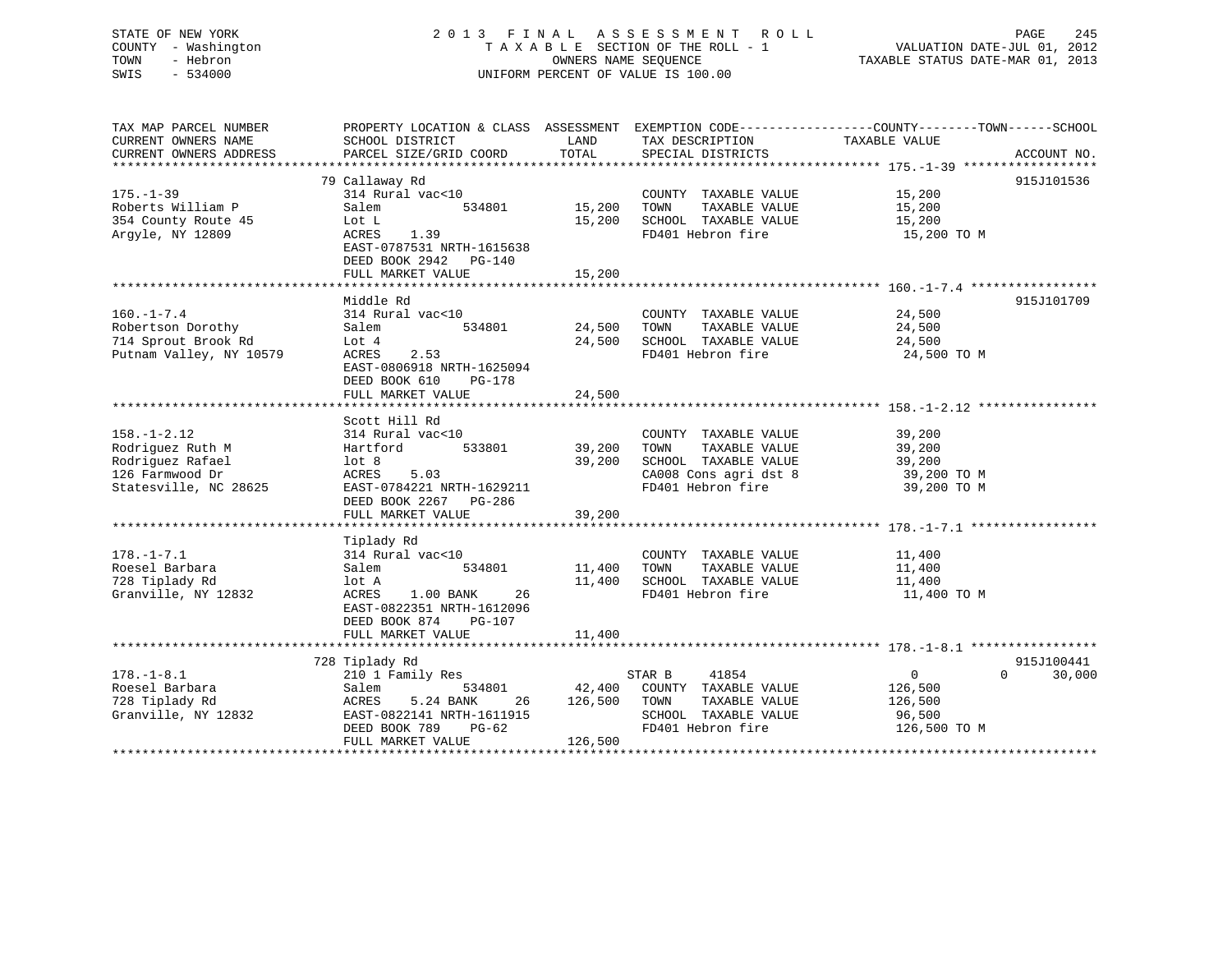STATE OF NEW YORK
COUNTY - Washington
TOWN - Hebron
SWIS - 534000

2013 FINAL ASSESSMENT ROLL
TAXABLE SECTION OF THE ROLL - 1
OWNERS NAME SEQUENCE
UNIFORM PERCENT OF VALUE IS 100.00

VALUATION DATE-JUL 01, 2012
TAXABLE STATUS DATE-MAR 01, 2013

```
TAX MAP PARCEL NUMBER          PROPERTY LOCATION & CLASS  ASSESSMENT  EXEMPTION CODE-----------------COUNTY--------TOWN------SCHOOL
CURRENT OWNERS NAME            SCHOOL DISTRICT               LAND      TAX DESCRIPTION             TAXABLE VALUE
CURRENT OWNERS ADDRESS         PARCEL SIZE/GRID COORD        TOTAL     SPECIAL DISTRICTS                                    ACCOUNT NO.
******************************************************************************************************* 175.-1-39 ******************
                               79 Callaway Rd                                                                               915J101536
175.-1-39                      314 Rural vac<10                        COUNTY  TAXABLE VALUE          15,200
Roberts William P              Salem           534801       15,200     TOWN    TAXABLE VALUE          15,200
354 County Route 45            Lot L                        15,200     SCHOOL  TAXABLE VALUE          15,200
Argyle, NY 12809               ACRES    1.39                           FD401 Hebron fire               15,200 TO M
                               EAST-0787531 NRTH-1615638
                               DEED BOOK 2942   PG-140
                               FULL MARKET VALUE            15,200
******************************************************************************************************* 160.-1-7.4 *****************
                               Middle Rd                                                                                    915J101709
160.-1-7.4                     314 Rural vac<10                        COUNTY  TAXABLE VALUE          24,500
Robertson Dorothy              Salem           534801       24,500     TOWN    TAXABLE VALUE          24,500
714 Sprout Brook Rd            Lot 4                        24,500     SCHOOL  TAXABLE VALUE          24,500
Putnam Valley, NY 10579        ACRES    2.53                           FD401 Hebron fire               24,500 TO M
                               EAST-0806918 NRTH-1625094
                               DEED BOOK 610    PG-178
                               FULL MARKET VALUE            24,500
******************************************************************************************************* 158.-1-2.12 ****************
                               Scott Hill Rd
158.-1-2.12                    314 Rural vac<10                        COUNTY  TAXABLE VALUE          39,200
Rodriguez Ruth M               Hartford        533801       39,200     TOWN    TAXABLE VALUE          39,200
Rodriguez Rafael               lot 8                        39,200     SCHOOL  TAXABLE VALUE          39,200
126 Farmwood Dr                ACRES    5.03                           CA008 Cons agri dst 8           39,200 TO M
Statesville, NC 28625          EAST-0784221 NRTH-1629211               FD401 Hebron fire               39,200 TO M
                               DEED BOOK 2267   PG-286
                               FULL MARKET VALUE            39,200
******************************************************************************************************* 178.-1-7.1 *****************
                               Tiplady Rd
178.-1-7.1                     314 Rural vac<10                        COUNTY  TAXABLE VALUE          11,400
Roesel Barbara                 Salem           534801       11,400     TOWN    TAXABLE VALUE          11,400
728 Tiplady Rd                 lot A                        11,400     SCHOOL  TAXABLE VALUE          11,400
Granville, NY 12832            ACRES    1.00 BANK     26               FD401 Hebron fire               11,400 TO M
                               EAST-0822351 NRTH-1612096
                               DEED BOOK 874    PG-107
                               FULL MARKET VALUE            11,400
******************************************************************************************************* 178.-1-8.1 *****************
                               728 Tiplady Rd                                                                               915J100441
178.-1-8.1                     210 1 Family Res                        STAR B     41854                0             0      30,000
Roesel Barbara                 Salem           534801       42,400     COUNTY  TAXABLE VALUE         126,500
728 Tiplady Rd                 ACRES    5.24 BANK     26   126,500     TOWN    TAXABLE VALUE         126,500
Granville, NY 12832            EAST-0822141 NRTH-1611915               SCHOOL  TAXABLE VALUE          96,500
                               DEED BOOK 789    PG-62                  FD401 Hebron fire              126,500 TO M
                               FULL MARKET VALUE           126,500
************************************************************************************************************************************
```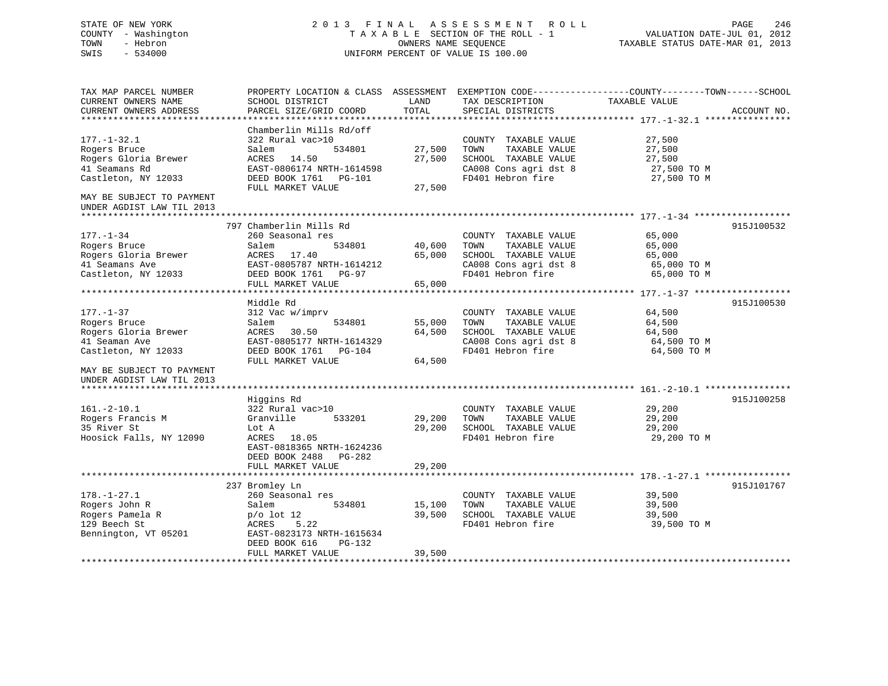STATE OF NEW YORK — 2013 FINAL ASSESSMENT ROLL
COUNTY - Washington — TAXABLE SECTION OF THE ROLL - 1 — VALUATION DATE-JUL 01, 2012
TOWN - Hebron — OWNERS NAME SEQUENCE — TAXABLE STATUS DATE-MAR 01, 2013
SWIS - 534000 — UNIFORM PERCENT OF VALUE IS 100.00

| TAX MAP PARCEL NUMBER / CURRENT OWNERS NAME / CURRENT OWNERS ADDRESS | PROPERTY LOCATION & CLASS / SCHOOL DISTRICT / PARCEL SIZE/GRID COORD | ASSESSMENT LAND | ASSESSMENT TOTAL | EXEMPTION CODE / TAX DESCRIPTION / SPECIAL DISTRICTS | TAXABLE VALUE (COUNTY / TOWN / SCHOOL) | ACCOUNT NO. |
|---|---|---|---|---|---|---|
| **177.-1-32.1** | Chamberlin Mills Rd/off | | | | | |
| | 322 Rural vac>10 | | | COUNTY TAXABLE VALUE | 27,500 | |
| Rogers Bruce | Salem 534801 | 27,500 | | TOWN TAXABLE VALUE | 27,500 | |
| Rogers Gloria Brewer | ACRES 14.50 | | 27,500 | SCHOOL TAXABLE VALUE | 27,500 | |
| 41 Seamans Rd | EAST-0806174 NRTH-1614598 | | | CA008 Cons agri dst 8 | 27,500 TO M | |
| Castleton, NY 12033 | DEED BOOK 1761 PG-101 | | | FD401 Hebron fire | 27,500 TO M | |
| | FULL MARKET VALUE | | 27,500 | | | |
| MAY BE SUBJECT TO PAYMENT UNDER AGDIST LAW TIL 2013 | | | | | | |
| **177.-1-34** | 797 Chamberlin Mills Rd | | | | | 915J100532 |
| | 260 Seasonal res | | | COUNTY TAXABLE VALUE | 65,000 | |
| Rogers Bruce | Salem 534801 | 40,600 | | TOWN TAXABLE VALUE | 65,000 | |
| Rogers Gloria Brewer | ACRES 17.40 | | 65,000 | SCHOOL TAXABLE VALUE | 65,000 | |
| 41 Seamans Ave | EAST-0805787 NRTH-1614212 | | | CA008 Cons agri dst 8 | 65,000 TO M | |
| Castleton, NY 12033 | DEED BOOK 1761 PG-97 | | | FD401 Hebron fire | 65,000 TO M | |
| | FULL MARKET VALUE | | 65,000 | | | |
| **177.-1-37** | Middle Rd | | | | | 915J100530 |
| | 312 Vac w/imprv | | | COUNTY TAXABLE VALUE | 64,500 | |
| Rogers Bruce | Salem 534801 | 55,000 | | TOWN TAXABLE VALUE | 64,500 | |
| Rogers Gloria Brewer | ACRES 30.50 | | 64,500 | SCHOOL TAXABLE VALUE | 64,500 | |
| 41 Seaman Ave | EAST-0805177 NRTH-1614329 | | | CA008 Cons agri dst 8 | 64,500 TO M | |
| Castleton, NY 12033 | DEED BOOK 1761 PG-104 | | | FD401 Hebron fire | 64,500 TO M | |
| | FULL MARKET VALUE | | 64,500 | | | |
| MAY BE SUBJECT TO PAYMENT UNDER AGDIST LAW TIL 2013 | | | | | | |
| **161.-2-10.1** | Higgins Rd | | | | | 915J100258 |
| | 322 Rural vac>10 | | | COUNTY TAXABLE VALUE | 29,200 | |
| Rogers Francis M | Granville 533201 | 29,200 | | TOWN TAXABLE VALUE | 29,200 | |
| 35 River St | Lot A | | 29,200 | SCHOOL TAXABLE VALUE | 29,200 | |
| Hoosick Falls, NY 12090 | ACRES 18.05 | | | FD401 Hebron fire | 29,200 TO M | |
| | EAST-0818365 NRTH-1624236 | | | | | |
| | DEED BOOK 2488 PG-282 | | | | | |
| | FULL MARKET VALUE | | 29,200 | | | |
| **178.-1-27.1** | 237 Bromley Ln | | | | | 915J101767 |
| | 260 Seasonal res | | | COUNTY TAXABLE VALUE | 39,500 | |
| Rogers John R | Salem 534801 | 15,100 | | TOWN TAXABLE VALUE | 39,500 | |
| Rogers Pamela R | p/o lot 12 | | 39,500 | SCHOOL TAXABLE VALUE | 39,500 | |
| 129 Beech St | ACRES 5.22 | | | FD401 Hebron fire | 39,500 TO M | |
| Bennington, VT 05201 | EAST-0823173 NRTH-1615634 | | | | | |
| | DEED BOOK 616 PG-132 | | | | | |
| | FULL MARKET VALUE | | 39,500 | | | |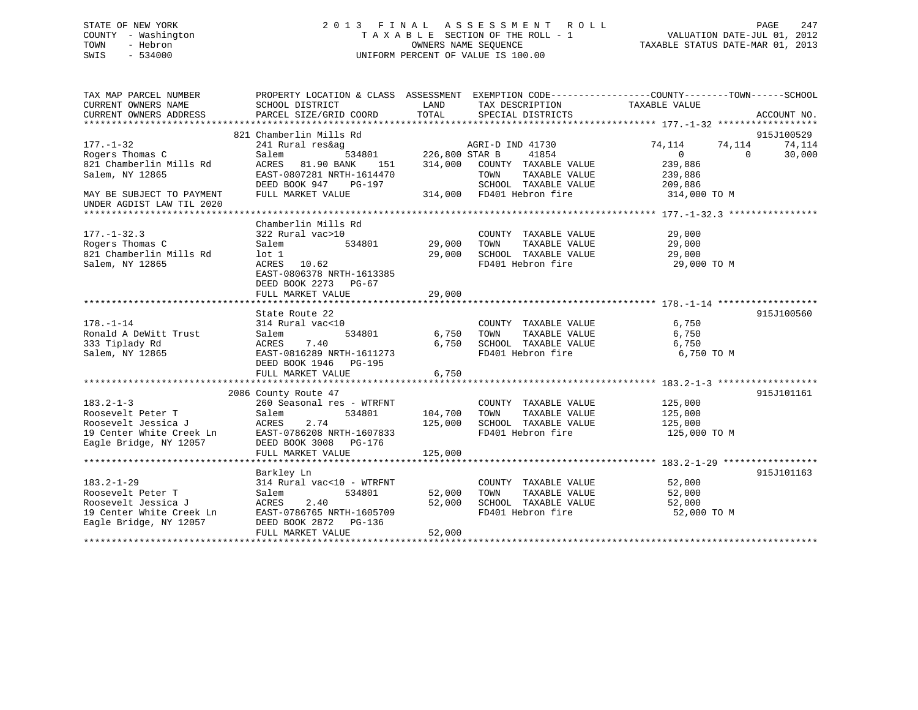STATE OF NEW YORK  
COUNTY - Washington  
TOWN - Hebron  
SWIS - 534000

# 2013 FINAL ASSESSMENT ROLL
TAXABLE SECTION OF THE ROLL - 1  
OWNERS NAME SEQUENCE  
UNIFORM PERCENT OF VALUE IS 100.00

VALUATION DATE-JUL 01, 2012  
TAXABLE STATUS DATE-MAR 01, 2013

| TAX MAP PARCEL NUMBER / CURRENT OWNERS NAME / CURRENT OWNERS ADDRESS | PROPERTY LOCATION & CLASS / SCHOOL DISTRICT / PARCEL SIZE/GRID COORD | ASSESSMENT LAND | TOTAL | EXEMPTION CODE / TAX DESCRIPTION / SPECIAL DISTRICTS | COUNTY TAXABLE VALUE | TOWN | SCHOOL | ACCOUNT NO. |
|---|---|---|---|---|---|---|---|---|
| 177.-1-32 | 821 Chamberlin Mills Rd | | | | | | | 915J100529 |
| Rogers Thomas C | 241 Rural res&ag | | | AGRI-D IND 41730 | 74,114 | 74,114 | 74,114 | |
| 821 Chamberlin Mills Rd | Salem 534801 | 226,800 | | STAR B 41854 | 0 | 0 | 30,000 | |
| Salem, NY 12865 | ACRES 81.90 BANK 151 | | 314,000 | COUNTY TAXABLE VALUE | 239,886 | | | |
| | EAST-0807281 NRTH-1614470 | | | TOWN TAXABLE VALUE | 239,886 | | | |
| | DEED BOOK 947 PG-197 | | | SCHOOL TAXABLE VALUE | 209,886 | | | |
| MAY BE SUBJECT TO PAYMENT UNDER AGDIST LAW TIL 2020 | FULL MARKET VALUE | | 314,000 | FD401 Hebron fire | 314,000 TO M | | | |
| 177.-1-32.3 | Chamberlin Mills Rd | | | | | | | |
| Rogers Thomas C | 322 Rural vac>10 | | | COUNTY TAXABLE VALUE | 29,000 | | | |
| 821 Chamberlin Mills Rd | Salem 534801 | 29,000 | | TOWN TAXABLE VALUE | 29,000 | | | |
| Salem, NY 12865 | lot 1 | | 29,000 | SCHOOL TAXABLE VALUE | 29,000 | | | |
| | ACRES 10.62 | | | FD401 Hebron fire | 29,000 TO M | | | |
| | EAST-0806378 NRTH-1613385 | | | | | | | |
| | DEED BOOK 2273 PG-67 | | | | | | | |
| | FULL MARKET VALUE | | 29,000 | | | | | |
| 178.-1-14 | State Route 22 | | | | | | | 915J100560 |
| Ronald A DeWitt Trust | 314 Rural vac<10 | | | COUNTY TAXABLE VALUE | 6,750 | | | |
| 333 Tiplady Rd | Salem 534801 | 6,750 | | TOWN TAXABLE VALUE | 6,750 | | | |
| Salem, NY 12865 | ACRES 7.40 | | 6,750 | SCHOOL TAXABLE VALUE | 6,750 | | | |
| | EAST-0816289 NRTH-1611273 | | | FD401 Hebron fire | 6,750 TO M | | | |
| | DEED BOOK 1946 PG-195 | | | | | | | |
| | FULL MARKET VALUE | | 6,750 | | | | | |
| 183.2-1-3 | 2086 County Route 47 | | | | | | | 915J101161 |
| Roosevelt Peter T | 260 Seasonal res - WTRFNT | | | COUNTY TAXABLE VALUE | 125,000 | | | |
| Roosevelt Jessica J | Salem 534801 | 104,700 | | TOWN TAXABLE VALUE | 125,000 | | | |
| 19 Center White Creek Ln | ACRES 2.74 | | 125,000 | SCHOOL TAXABLE VALUE | 125,000 | | | |
| Eagle Bridge, NY 12057 | EAST-0786208 NRTH-1607833 | | | FD401 Hebron fire | 125,000 TO M | | | |
| | DEED BOOK 3008 PG-176 | | | | | | | |
| | FULL MARKET VALUE | | 125,000 | | | | | |
| 183.2-1-29 | Barkley Ln | | | | | | | 915J101163 |
| Roosevelt Peter T | 314 Rural vac<10 - WTRFNT | | | COUNTY TAXABLE VALUE | 52,000 | | | |
| Roosevelt Jessica J | Salem 534801 | 52,000 | | TOWN TAXABLE VALUE | 52,000 | | | |
| 19 Center White Creek Ln | ACRES 2.40 | | 52,000 | SCHOOL TAXABLE VALUE | 52,000 | | | |
| Eagle Bridge, NY 12057 | EAST-0786765 NRTH-1605709 | | | FD401 Hebron fire | 52,000 TO M | | | |
| | DEED BOOK 2872 PG-136 | | | | | | | |
| | FULL MARKET VALUE | | 52,000 | | | | | |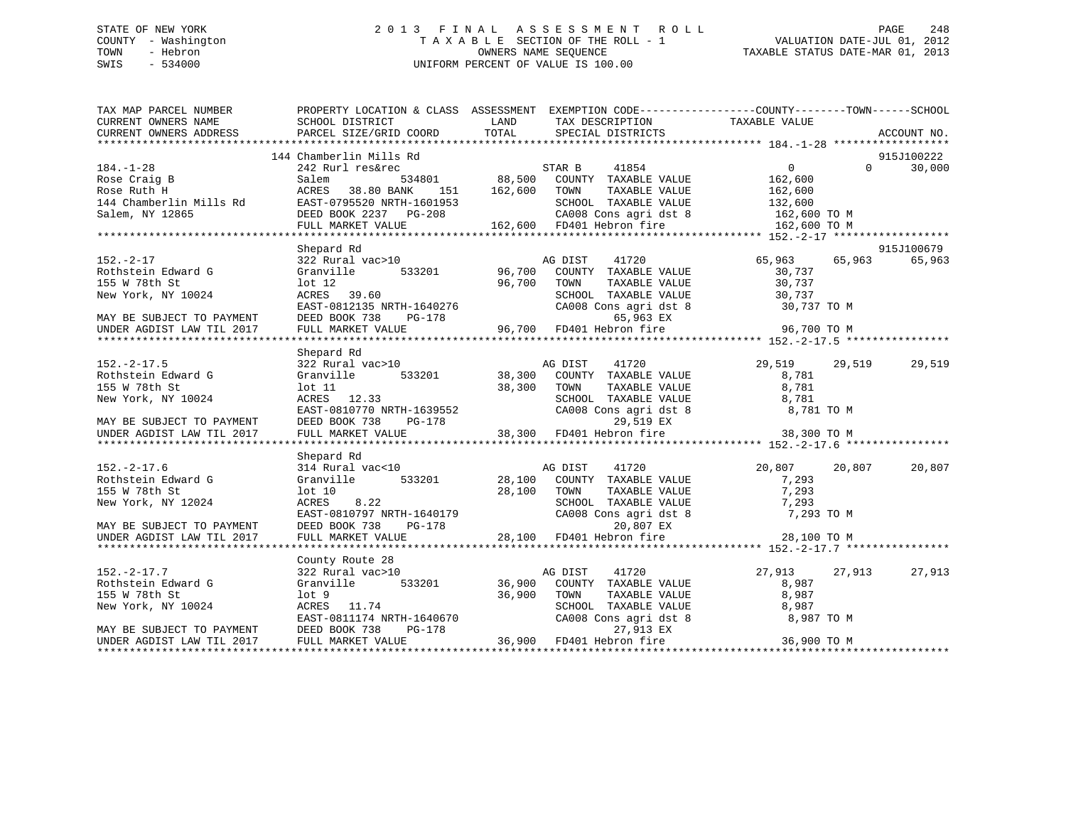STATE OF NEW YORK
COUNTY - Washington
TOWN - Hebron
SWIS - 534000

2013 FINAL ASSESSMENT ROLL
TAXABLE SECTION OF THE ROLL - 1
OWNERS NAME SEQUENCE
UNIFORM PERCENT OF VALUE IS 100.00

VALUATION DATE-JUL 01, 2012
TAXABLE STATUS DATE-MAR 01, 2013

```
TAX MAP PARCEL NUMBER      PROPERTY LOCATION & CLASS  ASSESSMENT  EXEMPTION CODE------------------COUNTY--------TOWN------SCHOOL
CURRENT OWNERS NAME        SCHOOL DISTRICT              LAND       TAX DESCRIPTION              TAXABLE VALUE
CURRENT OWNERS ADDRESS     PARCEL SIZE/GRID COORD       TOTAL      SPECIAL DISTRICTS                                      ACCOUNT NO.
******************************************************************************************************* 184.-1-28 ******************
                           144 Chamberlin Mills Rd                                                                        915J100222
184.-1-28                  242 Rurl res&rec                         STAR B      41854              0            0       30,000
Rose Craig B               Salem            534801      88,500    COUNTY  TAXABLE VALUE          162,600
Rose Ruth H                ACRES  38.80 BANK    151    162,600    TOWN    TAXABLE VALUE          162,600
144 Chamberlin Mills Rd    EAST-0795520 NRTH-1601953              SCHOOL  TAXABLE VALUE          132,600
Salem, NY 12865            DEED BOOK 2237   PG-208                CA008 Cons agri dst 8          162,600 TO M
                           FULL MARKET VALUE           162,600    FD401 Hebron fire              162,600 TO M
******************************************************************************************************* 152.-2-17 ******************
                           Shepard Rd                                                                                     915J100679
152.-2-17                  322 Rural vac>10                         AG DIST     41720          65,963       65,963       65,963
Rothstein Edward G         Granville        533201      96,700    COUNTY  TAXABLE VALUE           30,737
155 W 78th St              lot 12                       96,700    TOWN    TAXABLE VALUE           30,737
New York, NY 10024         ACRES  39.60                           SCHOOL  TAXABLE VALUE           30,737
                           EAST-0812135 NRTH-1640276              CA008 Cons agri dst 8           30,737 TO M
MAY BE SUBJECT TO PAYMENT  DEED BOOK 738    PG-178                       65,963 EX
UNDER AGDIST LAW TIL 2017  FULL MARKET VALUE            96,700    FD401 Hebron fire               96,700 TO M
******************************************************************************************************* 152.-2-17.5 ****************
                           Shepard Rd
152.-2-17.5                322 Rural vac>10                         AG DIST     41720          29,519       29,519       29,519
Rothstein Edward G         Granville        533201      38,300    COUNTY  TAXABLE VALUE            8,781
155 W 78th St              lot 11                       38,300    TOWN    TAXABLE VALUE            8,781
New York, NY 10024         ACRES  12.33                           SCHOOL  TAXABLE VALUE            8,781
                           EAST-0810770 NRTH-1639552              CA008 Cons agri dst 8            8,781 TO M
MAY BE SUBJECT TO PAYMENT  DEED BOOK 738    PG-178                       29,519 EX
UNDER AGDIST LAW TIL 2017  FULL MARKET VALUE            38,300    FD401 Hebron fire               38,300 TO M
******************************************************************************************************* 152.-2-17.6 ****************
                           Shepard Rd
152.-2-17.6                314 Rural vac<10                         AG DIST     41720          20,807       20,807       20,807
Rothstein Edward G         Granville        533201      28,100    COUNTY  TAXABLE VALUE            7,293
155 W 78th St              lot 10                       28,100    TOWN    TAXABLE VALUE            7,293
New York, NY 12024         ACRES   8.22                           SCHOOL  TAXABLE VALUE            7,293
                           EAST-0810797 NRTH-1640179              CA008 Cons agri dst 8            7,293 TO M
MAY BE SUBJECT TO PAYMENT  DEED BOOK 738    PG-178                       20,807 EX
UNDER AGDIST LAW TIL 2017  FULL MARKET VALUE            28,100    FD401 Hebron fire               28,100 TO M
******************************************************************************************************* 152.-2-17.7 ****************
                           County Route 28
152.-2-17.7                322 Rural vac>10                         AG DIST     41720          27,913       27,913       27,913
Rothstein Edward G         Granville        533201      36,900    COUNTY  TAXABLE VALUE            8,987
155 W 78th St              lot 9                        36,900    TOWN    TAXABLE VALUE            8,987
New York, NY 10024         ACRES  11.74                           SCHOOL  TAXABLE VALUE            8,987
                           EAST-0811174 NRTH-1640670              CA008 Cons agri dst 8            8,987 TO M
MAY BE SUBJECT TO PAYMENT  DEED BOOK 738    PG-178                       27,913 EX
UNDER AGDIST LAW TIL 2017  FULL MARKET VALUE            36,900    FD401 Hebron fire               36,900 TO M
************************************************************************************************************************************
```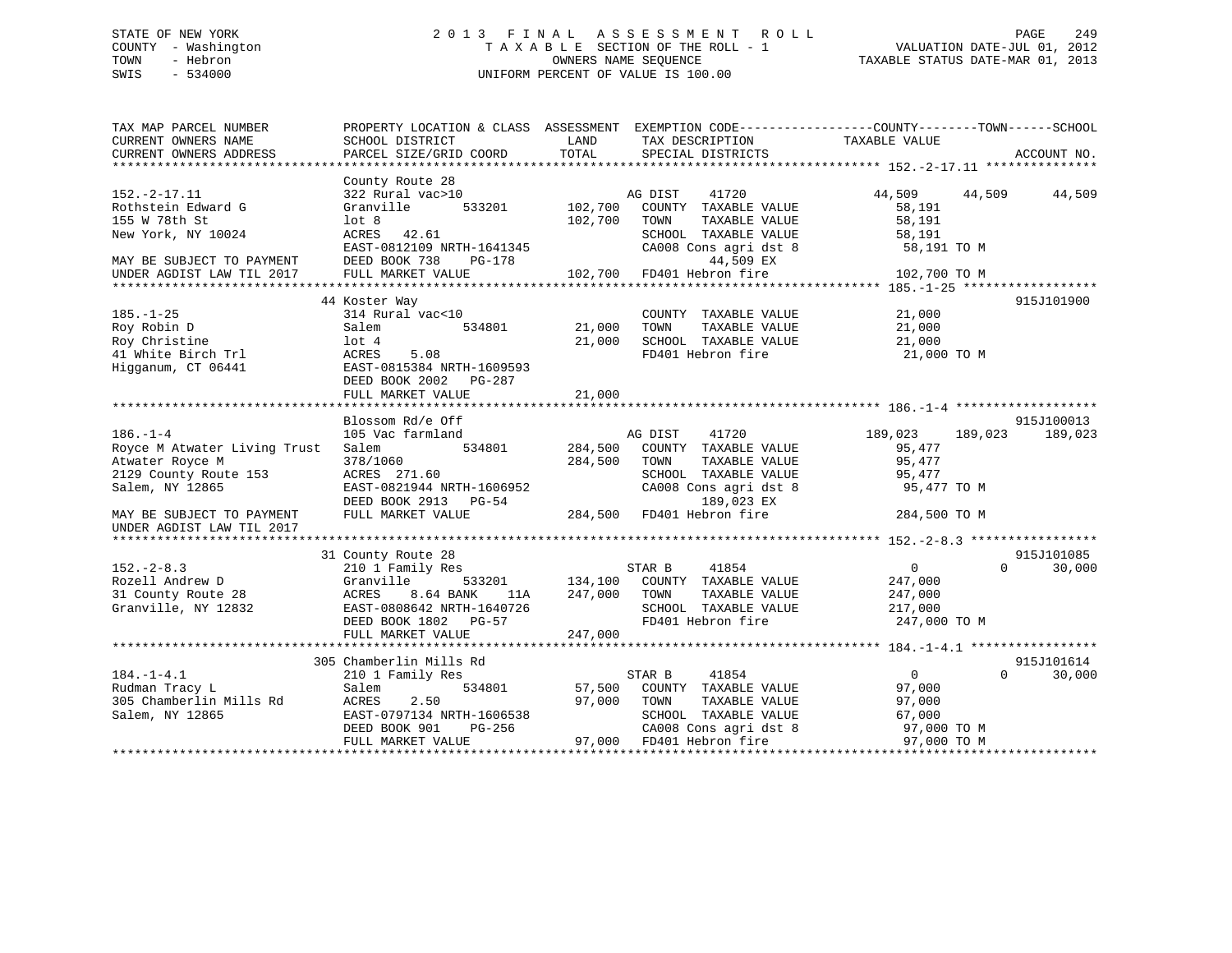STATE OF NEW YORK
COUNTY - Washington
TOWN - Hebron
SWIS - 534000

2 0 1 3 F I N A L A S S E S S M E N T R O L L
T A X A B L E SECTION OF THE ROLL - 1
OWNERS NAME SEQUENCE
UNIFORM PERCENT OF VALUE IS 100.00

VALUATION DATE-JUL 01, 2012
TAXABLE STATUS DATE-MAR 01, 2013

```
TAX MAP PARCEL NUMBER          PROPERTY LOCATION & CLASS  ASSESSMENT  EXEMPTION CODE------------------COUNTY--------TOWN------SCHOOL
CURRENT OWNERS NAME            SCHOOL DISTRICT               LAND      TAX DESCRIPTION            TAXABLE VALUE
CURRENT OWNERS ADDRESS         PARCEL SIZE/GRID COORD        TOTAL     SPECIAL DISTRICTS                                    ACCOUNT NO.
******************************************************************************************************* 152.-2-17.11 ***************
                               County Route 28
152.-2-17.11                   322 Rural vac>10                        AG DIST     41720           44,509      44,509      44,509
Rothstein Edward G             Granville       533201      102,700     COUNTY  TAXABLE VALUE           58,191
155 W 78th St                  lot 8                       102,700     TOWN    TAXABLE VALUE           58,191
New York, NY 10024             ACRES   42.61                           SCHOOL  TAXABLE VALUE           58,191
                               EAST-0812109 NRTH-1641345               CA008 Cons agri dst 8           58,191 TO M
MAY BE SUBJECT TO PAYMENT      DEED BOOK 738     PG-178                     44,509 EX
UNDER AGDIST LAW TIL 2017      FULL MARKET VALUE           102,700     FD401 Hebron fire              102,700 TO M
******************************************************************************************************* 185.-1-25 ******************
                               44 Koster Way                                                                        915J101900
185.-1-25                      314 Rural vac<10                        COUNTY  TAXABLE VALUE           21,000
Roy Robin D                    Salem           534801       21,000     TOWN    TAXABLE VALUE           21,000
Roy Christine                  lot 4                        21,000     SCHOOL  TAXABLE VALUE           21,000
41 White Birch Trl             ACRES    5.08                           FD401 Hebron fire               21,000 TO M
Higganum, CT 06441             EAST-0815384 NRTH-1609593
                               DEED BOOK 2002    PG-287
                               FULL MARKET VALUE            21,000
******************************************************************************************************* 186.-1-4 *******************
                               Blossom Rd/e Off                                                                     915J100013
186.-1-4                       105 Vac farmland                        AG DIST     41720          189,023     189,023     189,023
Royce M Atwater Living Trust   Salem           534801      284,500     COUNTY  TAXABLE VALUE           95,477
Atwater Royce M                378/1060                    284,500     TOWN    TAXABLE VALUE           95,477
2129 County Route 153          ACRES  271.60                           SCHOOL  TAXABLE VALUE           95,477
Salem, NY 12865                EAST-0821944 NRTH-1606952               CA008 Cons agri dst 8           95,477 TO M
                               DEED BOOK 2913    PG-54                     189,023 EX
MAY BE SUBJECT TO PAYMENT      FULL MARKET VALUE           284,500     FD401 Hebron fire              284,500 TO M
UNDER AGDIST LAW TIL 2017
******************************************************************************************************* 152.-2-8.3 *****************
                               31 County Route 28                                                                   915J101085
152.-2-8.3                     210 1 Family Res                        STAR B      41854                0           0      30,000
Rozell Andrew D                Granville       533201      134,100     COUNTY  TAXABLE VALUE          247,000
31 County Route 28             ACRES    8.64 BANK    11A   247,000     TOWN    TAXABLE VALUE          247,000
Granville, NY 12832            EAST-0808642 NRTH-1640726               SCHOOL  TAXABLE VALUE          217,000
                               DEED BOOK 1802    PG-57                 FD401 Hebron fire              247,000 TO M
                               FULL MARKET VALUE           247,000
******************************************************************************************************* 184.-1-4.1 *****************
                               305 Chamberlin Mills Rd                                                              915J101614
184.-1-4.1                     210 1 Family Res                        STAR B      41854                0           0      30,000
Rudman Tracy L                 Salem           534801       57,500     COUNTY  TAXABLE VALUE           97,000
305 Chamberlin Mills Rd        ACRES    2.50                97,000     TOWN    TAXABLE VALUE           97,000
Salem, NY 12865                EAST-0797134 NRTH-1606538               SCHOOL  TAXABLE VALUE           67,000
                               DEED BOOK 901     PG-256                CA008 Cons agri dst 8           97,000 TO M
                               FULL MARKET VALUE            97,000     FD401 Hebron fire               97,000 TO M
************************************************************************************************************************************
```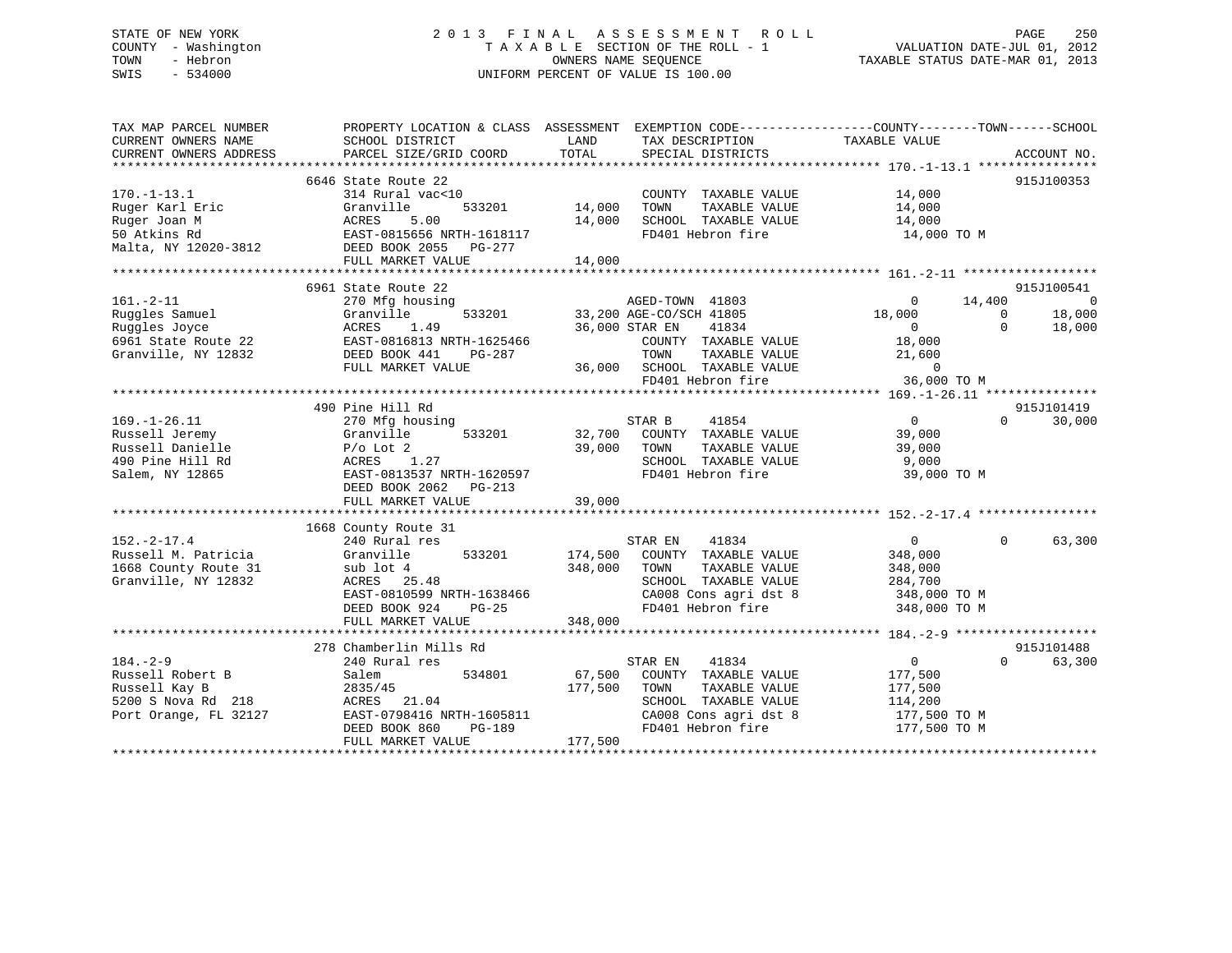STATE OF NEW YORK
COUNTY - Washington
TOWN - Hebron
SWIS - 534000

# 2013 FINAL ASSESSMENT ROLL
TAXABLE SECTION OF THE ROLL - 1
OWNERS NAME SEQUENCE
UNIFORM PERCENT OF VALUE IS 100.00

VALUATION DATE-JUL 01, 2012
TAXABLE STATUS DATE-MAR 01, 2013

```
TAX MAP PARCEL NUMBER          PROPERTY LOCATION & CLASS  ASSESSMENT  EXEMPTION CODE------------------COUNTY--------TOWN------SCHOOL
CURRENT OWNERS NAME            SCHOOL DISTRICT             LAND        TAX DESCRIPTION             TAXABLE VALUE
CURRENT OWNERS ADDRESS         PARCEL SIZE/GRID COORD      TOTAL       SPECIAL DISTRICTS                                        ACCOUNT NO.
******************************************************************************************************* 170.-1-13.1 ****************
                               6646 State Route 22                                                                          915J100353
170.-1-13.1                    314 Rural vac<10                        COUNTY  TAXABLE VALUE         14,000
Ruger Karl Eric                Granville      533201       14,000      TOWN    TAXABLE VALUE         14,000
Ruger Joan M                   ACRES    5.00               14,000      SCHOOL  TAXABLE VALUE         14,000
50 Atkins Rd                   EAST-0815656 NRTH-1618117               FD401 Hebron fire              14,000 TO M
Malta, NY 12020-3812           DEED BOOK 2055   PG-277
                               FULL MARKET VALUE           14,000
******************************************************************************************************* 161.-2-11 ******************
                               6961 State Route 22                                                                          915J100541
161.-2-11                      270 Mfg housing                         AGED-TOWN  41803                   0       14,400           0
Ruggles Samuel                 Granville      533201       33,200 AGE-CO/SCH 41805                   18,000           0      18,000
Ruggles Joyce                  ACRES    1.49               36,000 STAR EN    41834                        0           0      18,000
6961 State Route 22            EAST-0816813 NRTH-1625466               COUNTY  TAXABLE VALUE         18,000
Granville, NY 12832            DEED BOOK 441    PG-287                 TOWN    TAXABLE VALUE         21,600
                               FULL MARKET VALUE           36,000      SCHOOL  TAXABLE VALUE              0
                                                                       FD401 Hebron fire              36,000 TO M
******************************************************************************************************* 169.-1-26.11 ***************
                               490 Pine Hill Rd                                                                             915J101419
169.-1-26.11                   270 Mfg housing                         STAR B     41854                   0           0      30,000
Russell Jeremy                 Granville      533201       32,700      COUNTY  TAXABLE VALUE         39,000
Russell Danielle               P/o Lot 2                   39,000      TOWN    TAXABLE VALUE         39,000
490 Pine Hill Rd               ACRES    1.27                           SCHOOL  TAXABLE VALUE          9,000
Salem, NY 12865                EAST-0813537 NRTH-1620597               FD401 Hebron fire              39,000 TO M
                               DEED BOOK 2062   PG-213
                               FULL MARKET VALUE           39,000
******************************************************************************************************* 152.-2-17.4 ****************
                               1668 County Route 31
152.-2-17.4                    240 Rural res                           STAR EN    41834                   0           0      63,300
Russell M. Patricia            Granville      533201      174,500      COUNTY  TAXABLE VALUE        348,000
1668 County Route 31           sub lot 4                  348,000      TOWN    TAXABLE VALUE        348,000
Granville, NY 12832            ACRES   25.48                           SCHOOL  TAXABLE VALUE        284,700
                               EAST-0810599 NRTH-1638466               CA008 Cons agri dst 8         348,000 TO M
                               DEED BOOK 924    PG-25                  FD401 Hebron fire             348,000 TO M
                               FULL MARKET VALUE          348,000
******************************************************************************************************* 184.-2-9 *******************
                               278 Chamberlin Mills Rd                                                                      915J101488
184.-2-9                       240 Rural res                           STAR EN    41834                   0           0      63,300
Russell Robert B               Salem          534801       67,500      COUNTY  TAXABLE VALUE        177,500
Russell Kay B                  2835/45                    177,500      TOWN    TAXABLE VALUE        177,500
5200 S Nova Rd  218            ACRES   21.04                           SCHOOL  TAXABLE VALUE        114,200
Port Orange, FL 32127          EAST-0798416 NRTH-1605811               CA008 Cons agri dst 8         177,500 TO M
                               DEED BOOK 860    PG-189                 FD401 Hebron fire             177,500 TO M
                               FULL MARKET VALUE          177,500
************************************************************************************************************************************
```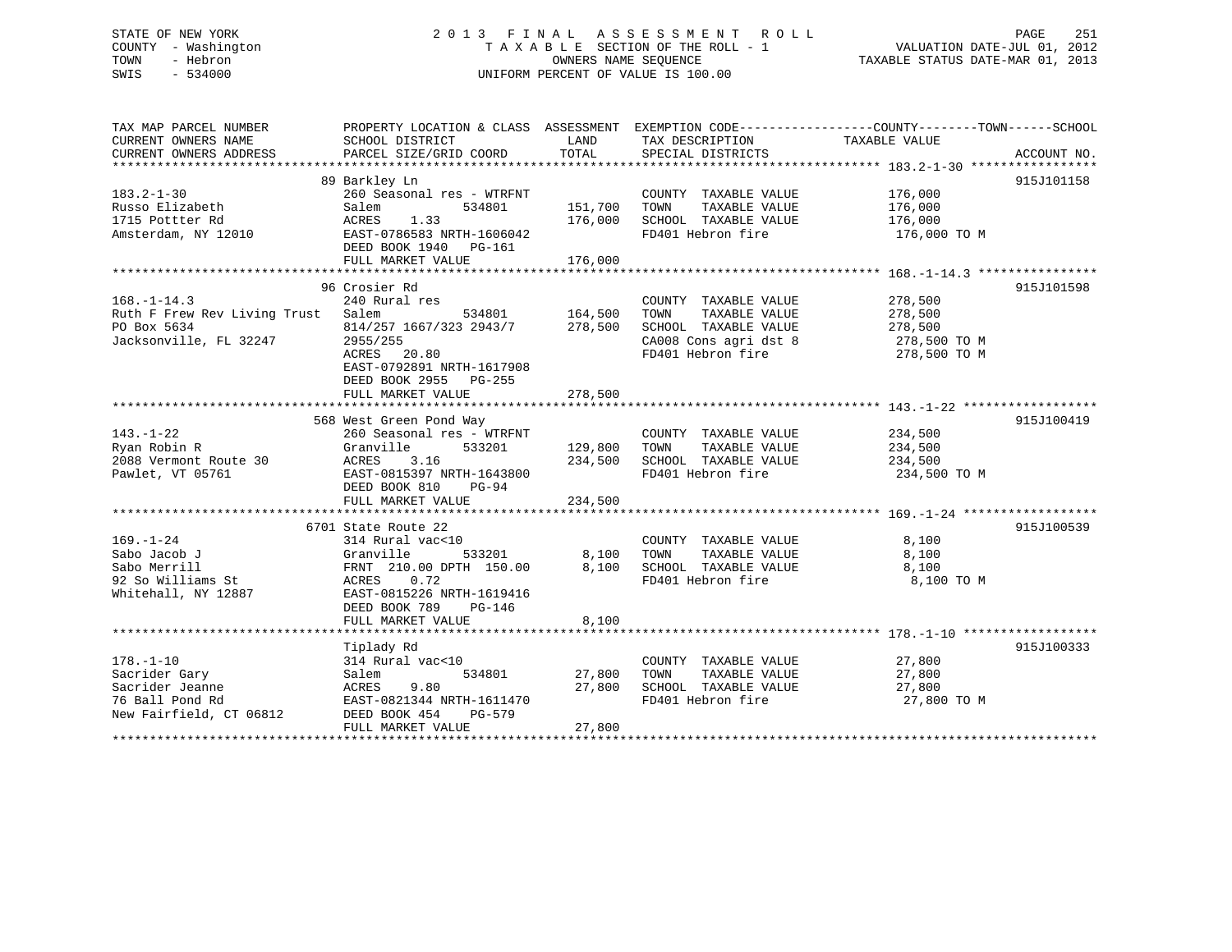STATE OF NEW YORK
COUNTY - Washington
TOWN - Hebron
SWIS - 534000

# 2013 FINAL ASSESSMENT ROLL

TAXABLE SECTION OF THE ROLL - 1
OWNERS NAME SEQUENCE
UNIFORM PERCENT OF VALUE IS 100.00

VALUATION DATE-JUL 01, 2012
TAXABLE STATUS DATE-MAR 01, 2013

| TAX MAP PARCEL NUMBER / CURRENT OWNERS NAME / CURRENT OWNERS ADDRESS | PROPERTY LOCATION & CLASS / SCHOOL DISTRICT / PARCEL SIZE/GRID COORD | ASSESSMENT LAND | TOTAL | EXEMPTION CODE / TAX DESCRIPTION / SPECIAL DISTRICTS | TAXABLE VALUE (COUNTY--TOWN--SCHOOL) | ACCOUNT NO. |
|---|---|---|---|---|---|---|
| 183.2-1-30 | 89 Barkley Ln | | | | | 915J101158 |
| | 260 Seasonal res - WTRFNT | | | COUNTY TAXABLE VALUE | 176,000 | |
| Russo Elizabeth | Salem 534801 | 151,700 | | TOWN TAXABLE VALUE | 176,000 | |
| 1715 Pottter Rd | ACRES 1.33 | | 176,000 | SCHOOL TAXABLE VALUE | 176,000 | |
| Amsterdam, NY 12010 | EAST-0786583 NRTH-1606042 | | | FD401 Hebron fire | 176,000 TO M | |
| | DEED BOOK 1940 PG-161 | | | | | |
| | FULL MARKET VALUE | | 176,000 | | | |
| 168.-1-14.3 | 96 Crosier Rd | | | | | 915J101598 |
| | 240 Rural res | | | COUNTY TAXABLE VALUE | 278,500 | |
| Ruth F Frew Rev Living Trust | Salem 534801 | 164,500 | | TOWN TAXABLE VALUE | 278,500 | |
| PO Box 5634 | 814/257 1667/323 2943/7 | | 278,500 | SCHOOL TAXABLE VALUE | 278,500 | |
| Jacksonville, FL 32247 | 2955/255 | | | CA008 Cons agri dst 8 | 278,500 TO M | |
| | ACRES 20.80 | | | FD401 Hebron fire | 278,500 TO M | |
| | EAST-0792891 NRTH-1617908 | | | | | |
| | DEED BOOK 2955 PG-255 | | | | | |
| | FULL MARKET VALUE | | 278,500 | | | |
| 143.-1-22 | 568 West Green Pond Way | | | | | 915J100419 |
| | 260 Seasonal res - WTRFNT | | | COUNTY TAXABLE VALUE | 234,500 | |
| Ryan Robin R | Granville 533201 | 129,800 | | TOWN TAXABLE VALUE | 234,500 | |
| 2088 Vermont Route 30 | ACRES 3.16 | | 234,500 | SCHOOL TAXABLE VALUE | 234,500 | |
| Pawlet, VT 05761 | EAST-0815397 NRTH-1643800 | | | FD401 Hebron fire | 234,500 TO M | |
| | DEED BOOK 810 PG-94 | | | | | |
| | FULL MARKET VALUE | | 234,500 | | | |
| 169.-1-24 | 6701 State Route 22 | | | | | 915J100539 |
| | 314 Rural vac<10 | | | COUNTY TAXABLE VALUE | 8,100 | |
| Sabo Jacob J | Granville 533201 | 8,100 | | TOWN TAXABLE VALUE | 8,100 | |
| Sabo Merrill | FRNT 210.00 DPTH 150.00 | | 8,100 | SCHOOL TAXABLE VALUE | 8,100 | |
| 92 So Williams St | ACRES 0.72 | | | FD401 Hebron fire | 8,100 TO M | |
| Whitehall, NY 12887 | EAST-0815226 NRTH-1619416 | | | | | |
| | DEED BOOK 789 PG-146 | | | | | |
| | FULL MARKET VALUE | | 8,100 | | | |
| 178.-1-10 | Tiplady Rd | | | | | 915J100333 |
| | 314 Rural vac<10 | | | COUNTY TAXABLE VALUE | 27,800 | |
| Sacrider Gary | Salem 534801 | 27,800 | | TOWN TAXABLE VALUE | 27,800 | |
| Sacrider Jeanne | ACRES 9.80 | | 27,800 | SCHOOL TAXABLE VALUE | 27,800 | |
| 76 Ball Pond Rd | EAST-0821344 NRTH-1611470 | | | FD401 Hebron fire | 27,800 TO M | |
| New Fairfield, CT 06812 | DEED BOOK 454 PG-579 | | | | | |
| | FULL MARKET VALUE | | 27,800 | | | |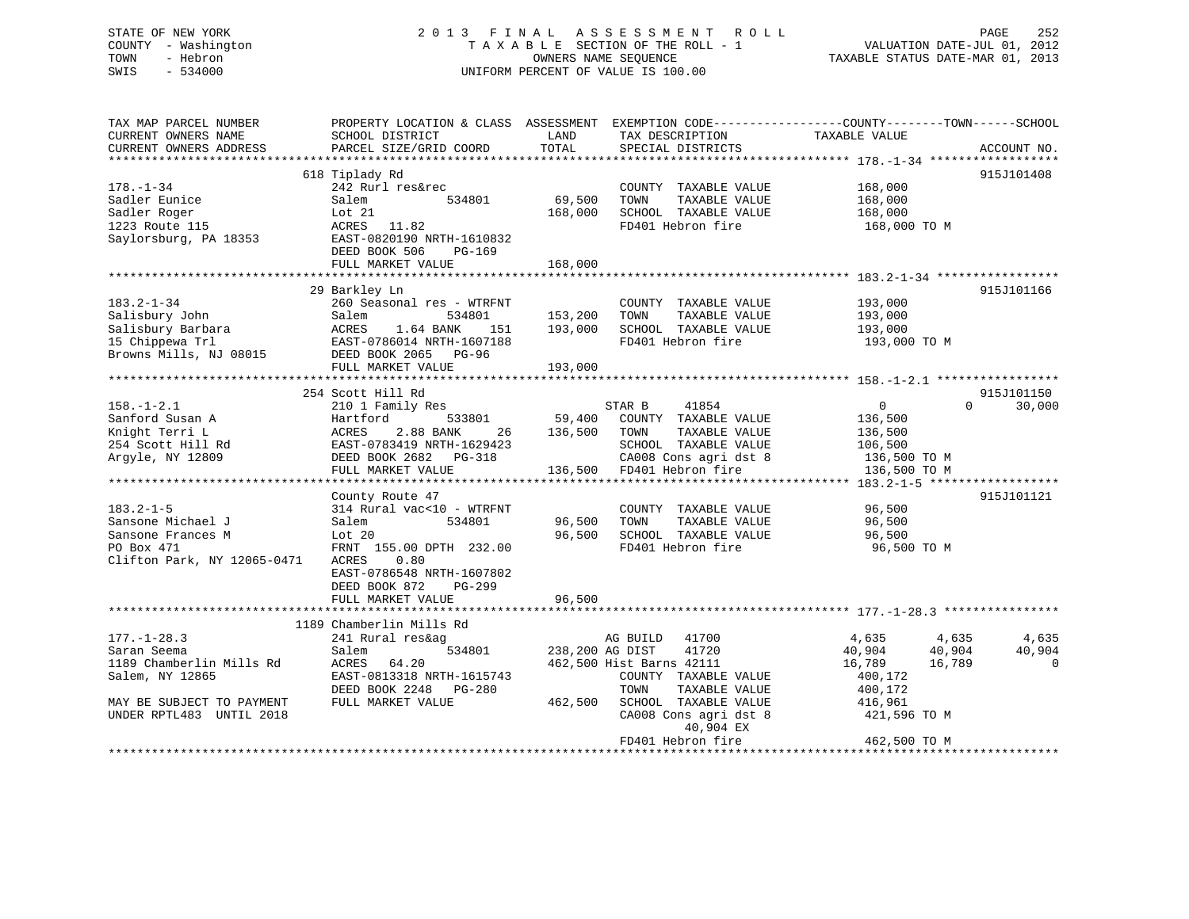STATE OF NEW YORK
COUNTY - Washington
TOWN - Hebron
SWIS - 534000

# 2013 FINAL ASSESSMENT ROLL
TAXABLE SECTION OF THE ROLL - 1
OWNERS NAME SEQUENCE
UNIFORM PERCENT OF VALUE IS 100.00

VALUATION DATE-JUL 01, 2012
TAXABLE STATUS DATE-MAR 01, 2013

```
TAX MAP PARCEL NUMBER          PROPERTY LOCATION & CLASS  ASSESSMENT  EXEMPTION CODE------------------COUNTY--------TOWN------SCHOOL
CURRENT OWNERS NAME            SCHOOL DISTRICT               LAND      TAX DESCRIPTION             TAXABLE VALUE
CURRENT OWNERS ADDRESS         PARCEL SIZE/GRID COORD        TOTAL     SPECIAL DISTRICTS                                   ACCOUNT NO.
******************************************************************************************************* 178.-1-34 ******************
                               618 Tiplady Rd                                                                              915J101408
178.-1-34                      242 Rurl res&rec                        COUNTY  TAXABLE VALUE          168,000
Sadler Eunice                  Salem          534801        69,500     TOWN    TAXABLE VALUE          168,000
Sadler Roger                   Lot 21                      168,000     SCHOOL  TAXABLE VALUE          168,000
1223 Route 115                 ACRES   11.82                           FD401 Hebron fire               168,000 TO M
Saylorsburg, PA 18353          EAST-0820190 NRTH-1610832
                               DEED BOOK 506    PG-169
                               FULL MARKET VALUE           168,000
******************************************************************************************************* 183.2-1-34 *****************
                               29 Barkley Ln                                                                               915J101166
183.2-1-34                     260 Seasonal res - WTRFNT               COUNTY  TAXABLE VALUE          193,000
Salisbury John                 Salem          534801       153,200     TOWN    TAXABLE VALUE          193,000
Salisbury Barbara              ACRES    1.64 BANK    151   193,000     SCHOOL  TAXABLE VALUE          193,000
15 Chippewa Trl                EAST-0786014 NRTH-1607188               FD401 Hebron fire               193,000 TO M
Browns Mills, NJ 08015         DEED BOOK 2065   PG-96
                               FULL MARKET VALUE           193,000
******************************************************************************************************* 158.-1-2.1 *****************
                               254 Scott Hill Rd                                                                           915J101150
158.-1-2.1                     210 1 Family Res                     STAR B    41854                     0           0      30,000
Sanford Susan A                Hartford       533801        59,400     COUNTY  TAXABLE VALUE          136,500
Knight Terri L                 ACRES    2.88 BANK     26   136,500     TOWN    TAXABLE VALUE          136,500
254 Scott Hill Rd              EAST-0783419 NRTH-1629423               SCHOOL  TAXABLE VALUE          106,500
Argyle, NY 12809               DEED BOOK 2682   PG-318                 CA008 Cons agri dst 8           136,500 TO M
                               FULL MARKET VALUE           136,500     FD401 Hebron fire               136,500 TO M
******************************************************************************************************* 183.2-1-5 ******************
                               County Route 47                                                                             915J101121
183.2-1-5                      314 Rural vac<10 - WTRFNT               COUNTY  TAXABLE VALUE           96,500
Sansone Michael J              Salem          534801        96,500     TOWN    TAXABLE VALUE           96,500
Sansone Frances M              Lot 20                       96,500     SCHOOL  TAXABLE VALUE           96,500
PO Box 471                     FRNT 155.00 DPTH 232.00                 FD401 Hebron fire                96,500 TO M
Clifton Park, NY 12065-0471    ACRES    0.80
                               EAST-0786548 NRTH-1607802
                               DEED BOOK 872    PG-299
                               FULL MARKET VALUE            96,500
******************************************************************************************************* 177.-1-28.3 ****************
                               1189 Chamberlin Mills Rd
177.-1-28.3                    241 Rural res&ag                     AG BUILD  41700                 4,635       4,635       4,635
Saran Seema                    Salem          534801       238,200 AG DIST    41720                40,904      40,904      40,904
1189 Chamberlin Mills Rd       ACRES   64.20               462,500 Hist Barns 42111                16,789      16,789           0
Salem, NY 12865                EAST-0813318 NRTH-1615743               COUNTY  TAXABLE VALUE          400,172
                               DEED BOOK 2248   PG-280                 TOWN    TAXABLE VALUE          400,172
MAY BE SUBJECT TO PAYMENT      FULL MARKET VALUE           462,500     SCHOOL  TAXABLE VALUE          416,961
UNDER RPTL483  UNTIL 2018                                              CA008 Cons agri dst 8           421,596 TO M
                                                                             40,904 EX
                                                                       FD401 Hebron fire               462,500 TO M
************************************************************************************************************************************
```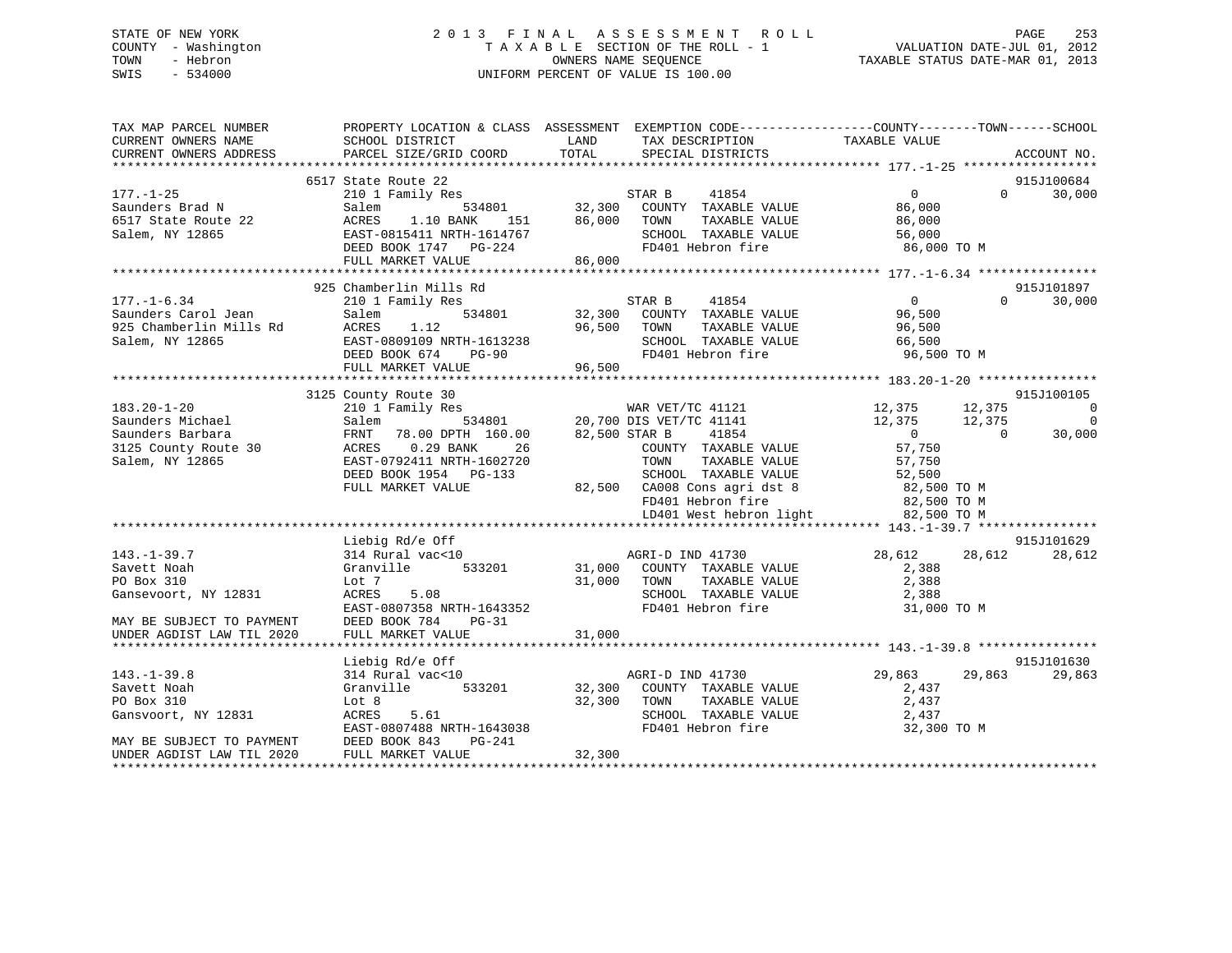STATE OF NEW YORK
COUNTY - Washington
TOWN - Hebron
SWIS - 534000

2013 FINAL ASSESSMENT ROLL
TAXABLE SECTION OF THE ROLL - 1
OWNERS NAME SEQUENCE
UNIFORM PERCENT OF VALUE IS 100.00

VALUATION DATE-JUL 01, 2012
TAXABLE STATUS DATE-MAR 01, 2013

```
TAX MAP PARCEL NUMBER          PROPERTY LOCATION & CLASS  ASSESSMENT  EXEMPTION CODE------------------COUNTY--------TOWN------SCHOOL
CURRENT OWNERS NAME            SCHOOL DISTRICT               LAND       TAX DESCRIPTION              TAXABLE VALUE
CURRENT OWNERS ADDRESS         PARCEL SIZE/GRID COORD        TOTAL      SPECIAL DISTRICTS                                        ACCOUNT NO.
*********************************************************************************************************** 177.-1-25 ******************
                        6517 State Route 22                                                                                  915J100684
177.-1-25                      210 1 Family Res                       STAR B     41854                  0              0      30,000
Saunders Brad N                Salem              534801      32,300   COUNTY  TAXABLE VALUE          86,000
6517 State Route 22            ACRES    1.10 BANK    151      86,000   TOWN    TAXABLE VALUE          86,000
Salem, NY 12865                EAST-0815411 NRTH-1614767               SCHOOL  TAXABLE VALUE          56,000
                               DEED BOOK 1747   PG-224                 FD401 Hebron fire               86,000 TO M
                               FULL MARKET VALUE              86,000
*********************************************************************************************************** 177.-1-6.34 ****************
                        925 Chamberlin Mills Rd                                                                              915J101897
177.-1-6.34                    210 1 Family Res                       STAR B     41854                  0              0      30,000
Saunders Carol Jean            Salem              534801      32,300   COUNTY  TAXABLE VALUE          96,500
925 Chamberlin Mills Rd        ACRES    1.12                  96,500   TOWN    TAXABLE VALUE          96,500
Salem, NY 12865                EAST-0809109 NRTH-1613238               SCHOOL  TAXABLE VALUE          66,500
                               DEED BOOK 674    PG-90                  FD401 Hebron fire               96,500 TO M
                               FULL MARKET VALUE              96,500
*********************************************************************************************************** 183.20-1-20 ****************
                        3125 County Route 30                                                                                 915J100105
183.20-1-20                    210 1 Family Res                       WAR VET/TC 41121             12,375         12,375           0
Saunders Michael               Salem              534801      20,700 DIS VET/TC 41141             12,375         12,375           0
Saunders Barbara               FRNT   78.00 DPTH 160.00       82,500 STAR B     41854                  0              0      30,000
3125 County Route 30           ACRES    0.29 BANK     26               COUNTY  TAXABLE VALUE          57,750
Salem, NY 12865                EAST-0792411 NRTH-1602720               TOWN    TAXABLE VALUE          57,750
                               DEED BOOK 1954   PG-133                 SCHOOL  TAXABLE VALUE          52,500
                               FULL MARKET VALUE              82,500   CA008 Cons agri dst 8           82,500 TO M
                                                                       FD401 Hebron fire               82,500 TO M
                                                                       LD401 West hebron light         82,500 TO M
*********************************************************************************************************** 143.-1-39.7 ****************
                               Liebig Rd/e Off                                                                               915J101629
143.-1-39.7                    314 Rural vac<10                       AGRI-D IND 41730             28,612         28,612      28,612
Savett Noah                    Granville          533201      31,000   COUNTY  TAXABLE VALUE           2,388
PO Box 310                     Lot 7                          31,000   TOWN    TAXABLE VALUE           2,388
Gansevoort, NY 12831           ACRES    5.08                           SCHOOL  TAXABLE VALUE           2,388
                               EAST-0807358 NRTH-1643352               FD401 Hebron fire               31,000 TO M
MAY BE SUBJECT TO PAYMENT      DEED BOOK 784    PG-31
UNDER AGDIST LAW TIL 2020      FULL MARKET VALUE              31,000
*********************************************************************************************************** 143.-1-39.8 ****************
                               Liebig Rd/e Off                                                                               915J101630
143.-1-39.8                    314 Rural vac<10                       AGRI-D IND 41730             29,863         29,863      29,863
Savett Noah                    Granville          533201      32,300   COUNTY  TAXABLE VALUE           2,437
PO Box 310                     Lot 8                          32,300   TOWN    TAXABLE VALUE           2,437
Gansvoort, NY 12831            ACRES    5.61                           SCHOOL  TAXABLE VALUE           2,437
                               EAST-0807488 NRTH-1643038               FD401 Hebron fire               32,300 TO M
MAY BE SUBJECT TO PAYMENT      DEED BOOK 843    PG-241
UNDER AGDIST LAW TIL 2020      FULL MARKET VALUE              32,300
*************************************************************************************************************************************
```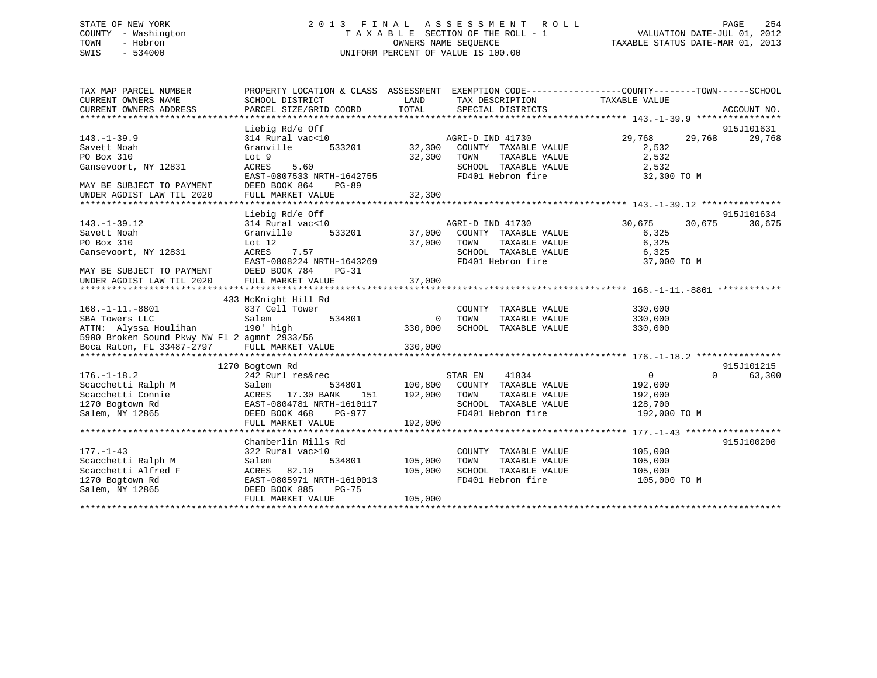STATE OF NEW YORK
COUNTY - Washington
TOWN - Hebron
SWIS - 534000

2 0 1 3 F I N A L A S S E S S M E N T R O L L
T A X A B L E SECTION OF THE ROLL - 1
OWNERS NAME SEQUENCE
UNIFORM PERCENT OF VALUE IS 100.00

VALUATION DATE-JUL 01, 2012
TAXABLE STATUS DATE-MAR 01, 2013

```
TAX MAP PARCEL NUMBER          PROPERTY LOCATION & CLASS  ASSESSMENT  EXEMPTION CODE------------------COUNTY--------TOWN------SCHOOL
CURRENT OWNERS NAME            SCHOOL DISTRICT               LAND      TAX DESCRIPTION            TAXABLE VALUE
CURRENT OWNERS ADDRESS         PARCEL SIZE/GRID COORD        TOTAL     SPECIAL DISTRICTS                                  ACCOUNT NO.
******************************************************************************************************* 143.-1-39.9 ****************
                               Liebig Rd/e Off                                                                           915J101631
143.-1-39.9                    314 Rural vac<10                     AGRI-D IND 41730          29,768     29,768      29,768
Savett Noah                    Granville      533201       32,300   COUNTY  TAXABLE VALUE        2,532
PO Box 310                     Lot 9                       32,300   TOWN    TAXABLE VALUE        2,532
Gansevoort, NY 12831           ACRES    5.60                        SCHOOL  TAXABLE VALUE        2,532
                               EAST-0807533 NRTH-1642755            FD401 Hebron fire           32,300 TO M
MAY BE SUBJECT TO PAYMENT      DEED BOOK 864    PG-89
UNDER AGDIST LAW TIL 2020      FULL MARKET VALUE           32,300
******************************************************************************************************* 143.-1-39.12 ***************
                               Liebig Rd/e Off                                                                           915J101634
143.-1-39.12                   314 Rural vac<10                     AGRI-D IND 41730          30,675     30,675      30,675
Savett Noah                    Granville      533201       37,000   COUNTY  TAXABLE VALUE        6,325
PO Box 310                     Lot 12                      37,000   TOWN    TAXABLE VALUE        6,325
Gansevoort, NY 12831           ACRES    7.57                        SCHOOL  TAXABLE VALUE        6,325
                               EAST-0808224 NRTH-1643269            FD401 Hebron fire           37,000 TO M
MAY BE SUBJECT TO PAYMENT      DEED BOOK 784    PG-31
UNDER AGDIST LAW TIL 2020      FULL MARKET VALUE           37,000
******************************************************************************************************* 168.-1-11.-8801 ************
                            433 McKnight Hill Rd
168.-1-11.-8801                837 Cell Tower                       COUNTY  TAXABLE VALUE      330,000
SBA Towers LLC                 Salem          534801            0   TOWN    TAXABLE VALUE      330,000
ATTN:  Alyssa Houlihan         190' high                  330,000   SCHOOL  TAXABLE VALUE      330,000
5900 Broken Sound Pkwy NW Fl 2 agmnt 2933/56
Boca Raton, FL 33487-2797      FULL MARKET VALUE          330,000
******************************************************************************************************* 176.-1-18.2 ****************
                            1270 Bogtown Rd                                                                              915J101215
176.-1-18.2                    242 Rurl res&rec                     STAR EN    41834               0          0      63,300
Scacchetti Ralph M             Salem          534801      100,800   COUNTY  TAXABLE VALUE      192,000
Scacchetti Connie              ACRES  17.30 BANK    151   192,000   TOWN    TAXABLE VALUE      192,000
1270 Bogtown Rd                EAST-0804781 NRTH-1610117            SCHOOL  TAXABLE VALUE      128,700
Salem, NY 12865                DEED BOOK 468    PG-977              FD401 Hebron fire          192,000 TO M
                               FULL MARKET VALUE          192,000
******************************************************************************************************* 177.-1-43 ******************
                               Chamberlin Mills Rd                                                                       915J100200
177.-1-43                      322 Rural vac>10                     COUNTY  TAXABLE VALUE      105,000
Scacchetti Ralph M             Salem          534801      105,000   TOWN    TAXABLE VALUE      105,000
Scacchetti Alfred F            ACRES  82.10               105,000   SCHOOL  TAXABLE VALUE      105,000
1270 Bogtown Rd                EAST-0805971 NRTH-1610013            FD401 Hebron fire          105,000 TO M
Salem, NY 12865                DEED BOOK 885    PG-75
                               FULL MARKET VALUE          105,000
************************************************************************************************************************************
```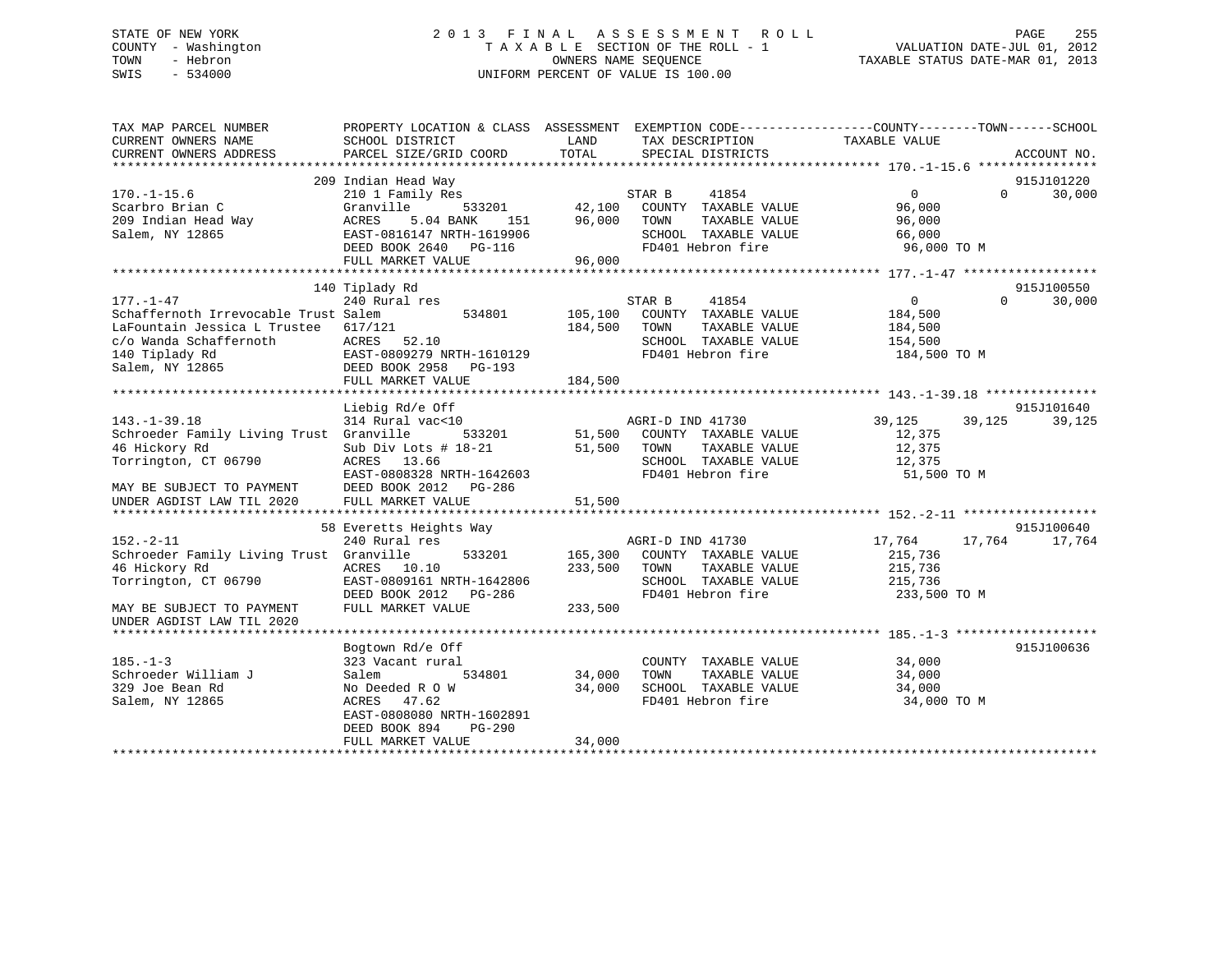STATE OF NEW YORK
COUNTY - Washington
TOWN - Hebron
SWIS - 534000

2013 FINAL ASSESSMENT ROLL
TAXABLE SECTION OF THE ROLL - 1
OWNERS NAME SEQUENCE
UNIFORM PERCENT OF VALUE IS 100.00

VALUATION DATE-JUL 01, 2012
TAXABLE STATUS DATE-MAR 01, 2013

```
TAX MAP PARCEL NUMBER          PROPERTY LOCATION & CLASS  ASSESSMENT  EXEMPTION CODE------------------COUNTY--------TOWN------SCHOOL
CURRENT OWNERS NAME            SCHOOL DISTRICT               LAND      TAX DESCRIPTION            TAXABLE VALUE
CURRENT OWNERS ADDRESS         PARCEL SIZE/GRID COORD        TOTAL     SPECIAL DISTRICTS                                    ACCOUNT NO.
******************************************************************************************************* 170.-1-15.6 ****************
                               209 Indian Head Way                                                                          915J101220
170.-1-15.6                    210 1 Family Res                        STAR B     41854                 0          0      30,000
Scarbro Brian C                Granville        533201       42,100    COUNTY  TAXABLE VALUE           96,000
209 Indian Head Way            ACRES     5.04 BANK    151    96,000    TOWN    TAXABLE VALUE           96,000
Salem, NY 12865                EAST-0816147 NRTH-1619906               SCHOOL  TAXABLE VALUE           66,000
                               DEED BOOK 2640   PG-116                 FD401 Hebron fire               96,000 TO M
                               FULL MARKET VALUE             96,000
******************************************************************************************************* 177.-1-47 ******************
                               140 Tiplady Rd                                                                               915J100550
177.-1-47                      240 Rural res                           STAR B     41854                 0          0      30,000
Schaffernoth Irrevocable Trust Salem            534801      105,100    COUNTY  TAXABLE VALUE          184,500
LaFountain Jessica L Trustee   617/121                      184,500    TOWN    TAXABLE VALUE          184,500
c/o Wanda Schaffernoth         ACRES    52.10                          SCHOOL  TAXABLE VALUE          154,500
140 Tiplady Rd                 EAST-0809279 NRTH-1610129               FD401 Hebron fire              184,500 TO M
Salem, NY 12865                DEED BOOK 2958   PG-193
                               FULL MARKET VALUE            184,500
******************************************************************************************************* 143.-1-39.18 ***************
                               Liebig Rd/e Off                                                                              915J101640
143.-1-39.18                   314 Rural vac<10                        AGRI-D IND 41730            39,125     39,125      39,125
Schroeder Family Living Trust  Granville        533201       51,500    COUNTY  TAXABLE VALUE           12,375
46 Hickory Rd                  Sub Div Lots # 18-21          51,500    TOWN    TAXABLE VALUE           12,375
Torrington, CT 06790           ACRES    13.66                          SCHOOL  TAXABLE VALUE           12,375
                               EAST-0808328 NRTH-1642603               FD401 Hebron fire               51,500 TO M
MAY BE SUBJECT TO PAYMENT      DEED BOOK 2012   PG-286
UNDER AGDIST LAW TIL 2020      FULL MARKET VALUE             51,500
******************************************************************************************************* 152.-2-11 ******************
                               58 Everetts Heights Way                                                                      915J100640
152.-2-11                      240 Rural res                           AGRI-D IND 41730            17,764     17,764      17,764
Schroeder Family Living Trust  Granville        533201      165,300    COUNTY  TAXABLE VALUE          215,736
46 Hickory Rd                  ACRES    10.10               233,500    TOWN    TAXABLE VALUE          215,736
Torrington, CT 06790           EAST-0809161 NRTH-1642806               SCHOOL  TAXABLE VALUE          215,736
                               DEED BOOK 2012   PG-286                 FD401 Hebron fire              233,500 TO M
MAY BE SUBJECT TO PAYMENT      FULL MARKET VALUE            233,500
UNDER AGDIST LAW TIL 2020
******************************************************************************************************* 185.-1-3 *******************
                               Bogtown Rd/e Off                                                                             915J100636
185.-1-3                       323 Vacant rural                        COUNTY  TAXABLE VALUE           34,000
Schroeder William J            Salem            534801       34,000    TOWN    TAXABLE VALUE           34,000
329 Joe Bean Rd                No Deeded R O W               34,000    SCHOOL  TAXABLE VALUE           34,000
Salem, NY 12865                ACRES    47.62                          FD401 Hebron fire               34,000 TO M
                               EAST-0808080 NRTH-1602891
                               DEED BOOK 894    PG-290
                               FULL MARKET VALUE             34,000
************************************************************************************************************************************
```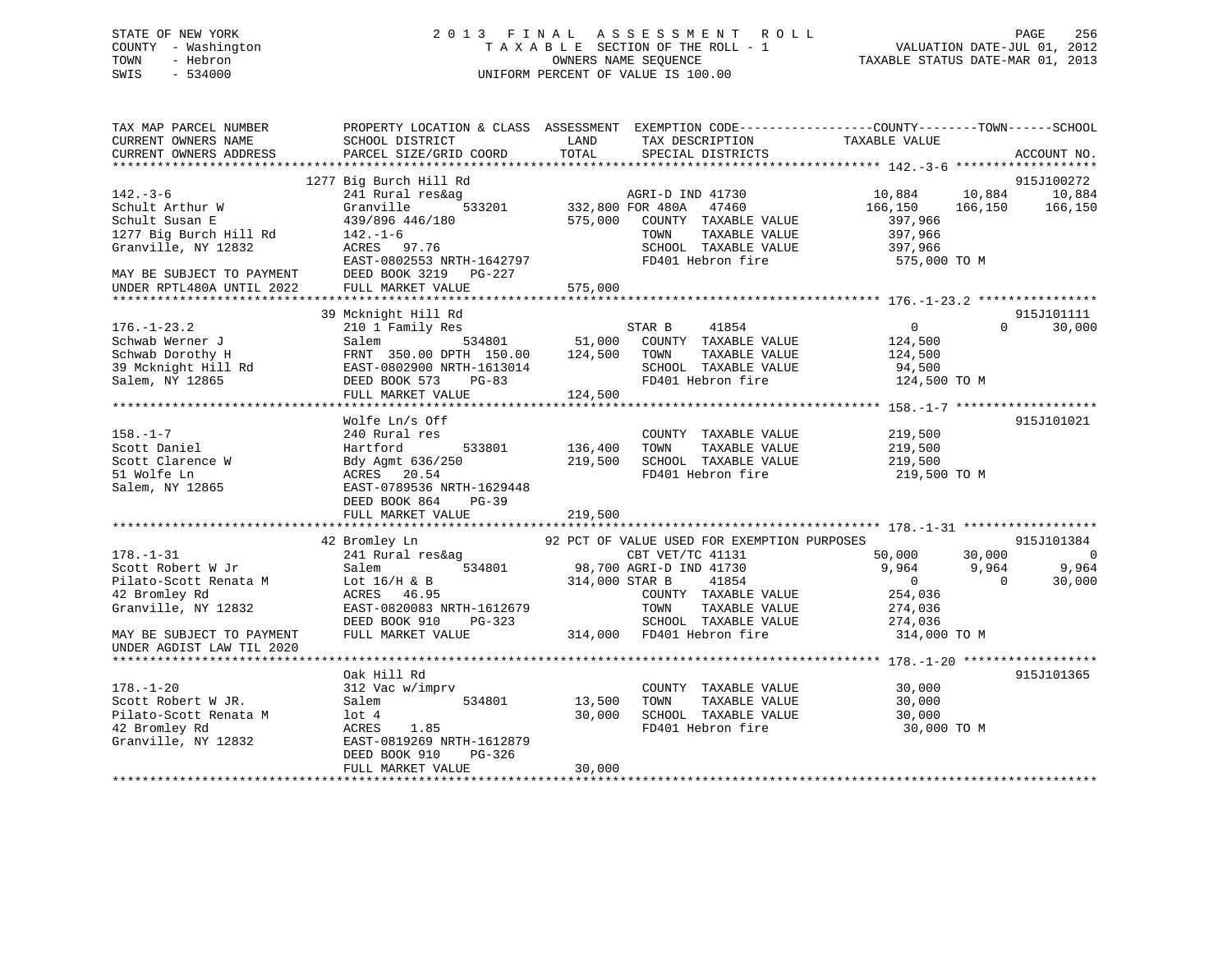STATE OF NEW YORK
COUNTY - Washington
TOWN - Hebron
SWIS - 534000

# 2013 FINAL ASSESSMENT ROLL
TAXABLE SECTION OF THE ROLL - 1
OWNERS NAME SEQUENCE
UNIFORM PERCENT OF VALUE IS 100.00

VALUATION DATE-JUL 01, 2012
TAXABLE STATUS DATE-MAR 01, 2013

```
TAX MAP PARCEL NUMBER          PROPERTY LOCATION & CLASS  ASSESSMENT  EXEMPTION CODE------------------COUNTY--------TOWN------SCHOOL
CURRENT OWNERS NAME            SCHOOL DISTRICT               LAND      TAX DESCRIPTION            TAXABLE VALUE
CURRENT OWNERS ADDRESS         PARCEL SIZE/GRID COORD        TOTAL     SPECIAL DISTRICTS                                    ACCOUNT NO.
******************************************************************************************************* 142.-3-6 ******************
                               1277 Big Burch Hill Rd                                                                        915J100272
142.-3-6                       241 Rural res&ag                    AGRI-D IND 41730           10,884      10,884      10,884
Schult Arthur W                Granville        533201     332,800 FOR 480A   47460           166,150     166,150     166,150
Schult Susan E                 439/896 446/180             575,000   COUNTY  TAXABLE VALUE      397,966
1277 Big Burch Hill Rd         142.-1-6                              TOWN    TAXABLE VALUE      397,966
Granville, NY 12832            ACRES  97.76                          SCHOOL  TAXABLE VALUE      397,966
                               EAST-0802553 NRTH-1642797             FD401 Hebron fire            575,000 TO M
MAY BE SUBJECT TO PAYMENT      DEED BOOK 3219   PG-227
UNDER RPTL480A UNTIL 2022      FULL MARKET VALUE           575,000
******************************************************************************************************* 176.-1-23.2 ****************
                               39 Mcknight Hill Rd                                                                           915J101111
176.-1-23.2                    210 1 Family Res                    STAR B     41854                 0           0      30,000
Schwab Werner J                Salem            534801      51,000   COUNTY  TAXABLE VALUE      124,500
Schwab Dorothy H               FRNT 350.00 DPTH 150.00     124,500   TOWN    TAXABLE VALUE      124,500
39 Mcknight Hill Rd            EAST-0802900 NRTH-1613014             SCHOOL  TAXABLE VALUE       94,500
Salem, NY 12865                DEED BOOK 573    PG-83                FD401 Hebron fire            124,500 TO M
                               FULL MARKET VALUE           124,500
******************************************************************************************************* 158.-1-7 *******************
                               Wolfe Ln/s Off                                                                                915J101021
158.-1-7                       240 Rural res                         COUNTY  TAXABLE VALUE      219,500
Scott Daniel                   Hartford         533801     136,400   TOWN    TAXABLE VALUE      219,500
Scott Clarence W               Bdy Agmt 636/250            219,500   SCHOOL  TAXABLE VALUE      219,500
51 Wolfe Ln                    ACRES  20.54                          FD401 Hebron fire            219,500 TO M
Salem, NY 12865                EAST-0789536 NRTH-1629448
                               DEED BOOK 864    PG-39
                               FULL MARKET VALUE           219,500
******************************************************************************************************* 178.-1-31 ******************
                               42 Bromley Ln              92 PCT OF VALUE USED FOR EXEMPTION PURPOSES                        915J101384
178.-1-31                      241 Rural res&ag                    CBT VET/TC 41131            50,000      30,000           0
Scott Robert W Jr              Salem            534801      98,700 AGRI-D IND 41730             9,964       9,964       9,964
Pilato-Scott Renata M          Lot 16/H & B                314,000 STAR B     41854                 0           0      30,000
42 Bromley Rd                  ACRES  46.95                          COUNTY  TAXABLE VALUE      254,036
Granville, NY 12832            EAST-0820083 NRTH-1612679             TOWN    TAXABLE VALUE      274,036
                               DEED BOOK 910    PG-323               SCHOOL  TAXABLE VALUE      274,036
MAY BE SUBJECT TO PAYMENT      FULL MARKET VALUE           314,000   FD401 Hebron fire            314,000 TO M
UNDER AGDIST LAW TIL 2020
******************************************************************************************************* 178.-1-20 ******************
                               Oak Hill Rd                                                                                   915J101365
178.-1-20                      312 Vac w/imprv                       COUNTY  TAXABLE VALUE       30,000
Scott Robert W JR.             Salem            534801      13,500   TOWN    TAXABLE VALUE       30,000
Pilato-Scott Renata M          lot 4                        30,000   SCHOOL  TAXABLE VALUE       30,000
42 Bromley Rd                  ACRES   1.85                          FD401 Hebron fire             30,000 TO M
Granville, NY 12832            EAST-0819269 NRTH-1612879
                               DEED BOOK 910    PG-326
                               FULL MARKET VALUE            30,000
************************************************************************************************************************************
```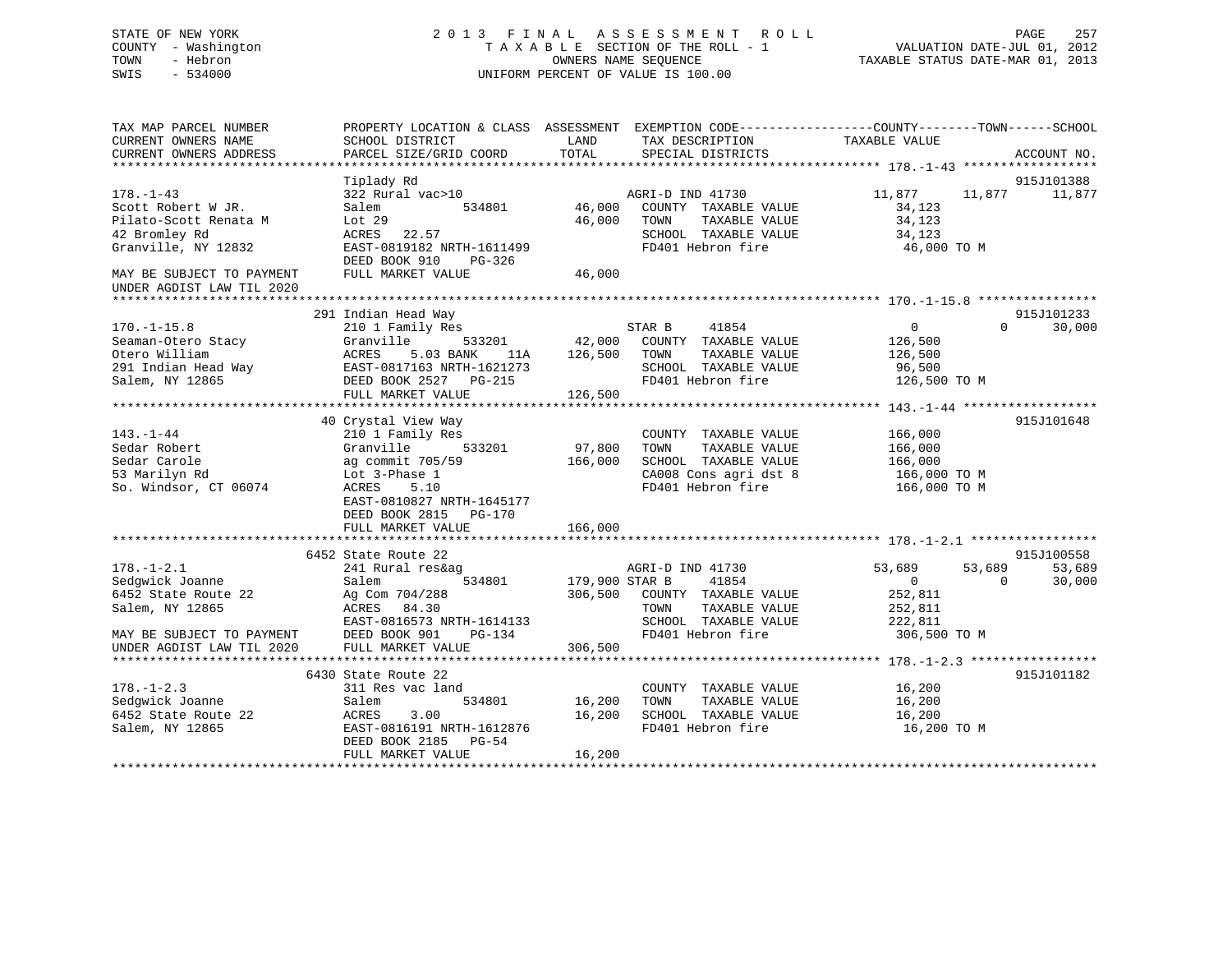STATE OF NEW YORK
COUNTY - Washington
TOWN - Hebron
SWIS - 534000

2 0 1 3 F I N A L A S S E S S M E N T R O L L
T A X A B L E SECTION OF THE ROLL - 1
OWNERS NAME SEQUENCE
UNIFORM PERCENT OF VALUE IS 100.00

VALUATION DATE-JUL 01, 2012
TAXABLE STATUS DATE-MAR 01, 2013

```
TAX MAP PARCEL NUMBER          PROPERTY LOCATION & CLASS  ASSESSMENT  EXEMPTION CODE------------------COUNTY--------TOWN------SCHOOL
CURRENT OWNERS NAME            SCHOOL DISTRICT               LAND      TAX DESCRIPTION              TAXABLE VALUE
CURRENT OWNERS ADDRESS         PARCEL SIZE/GRID COORD        TOTAL      SPECIAL DISTRICTS                                    ACCOUNT NO.
******************************************************************************************************* 178.-1-43 ******************
                               Tiplady Rd                                                                                915J101388
178.-1-43                      322 Rural vac>10                         AGRI-D IND 41730              11,877      11,877      11,877
Scott Robert W JR.             Salem          534801        46,000   COUNTY  TAXABLE VALUE             34,123
Pilato-Scott Renata M          Lot 29                       46,000   TOWN    TAXABLE VALUE             34,123
42 Bromley Rd                  ACRES   22.57                         SCHOOL  TAXABLE VALUE             34,123
Granville, NY 12832            EAST-0819182 NRTH-1611499             FD401 Hebron fire                  46,000 TO M
                               DEED BOOK 910     PG-326
MAY BE SUBJECT TO PAYMENT      FULL MARKET VALUE            46,000
UNDER AGDIST LAW TIL 2020
******************************************************************************************************* 170.-1-15.8 ****************
                               291 Indian Head Way                                                                       915J101233
170.-1-15.8                    210 1 Family Res                         STAR B     41854                    0           0      30,000
Seaman-Otero Stacy             Granville      533201        42,000   COUNTY  TAXABLE VALUE            126,500
Otero William                  ACRES    5.03 BANK     11A  126,500   TOWN    TAXABLE VALUE            126,500
291 Indian Head Way            EAST-0817163 NRTH-1621273             SCHOOL  TAXABLE VALUE             96,500
Salem, NY 12865                DEED BOOK 2527    PG-215              FD401 Hebron fire                 126,500 TO M
                               FULL MARKET VALUE           126,500
******************************************************************************************************* 143.-1-44 ******************
                               40 Crystal View Way                                                                       915J101648
143.-1-44                      210 1 Family Res                         COUNTY  TAXABLE VALUE            166,000
Sedar Robert                   Granville      533201        97,800   TOWN    TAXABLE VALUE            166,000
Sedar Carole                   ag commit 705/59            166,000   SCHOOL  TAXABLE VALUE            166,000
53 Marilyn Rd                  Lot 3-Phase 1                         CA008 Cons agri dst 8             166,000 TO M
So. Windsor, CT 06074          ACRES    5.10                         FD401 Hebron fire                 166,000 TO M
                               EAST-0810827 NRTH-1645177
                               DEED BOOK 2815    PG-170
                               FULL MARKET VALUE           166,000
******************************************************************************************************* 178.-1-2.1 *****************
                               6452 State Route 22                                                                       915J100558
178.-1-2.1                     241 Rural res&ag                         AGRI-D IND 41730              53,689      53,689      53,689
Sedgwick Joanne                Salem          534801       179,900 STAR B     41854                    0           0      30,000
6452 State Route 22            Ag Com 704/288              306,500   COUNTY  TAXABLE VALUE            252,811
Salem, NY 12865                ACRES   84.30                         TOWN    TAXABLE VALUE            252,811
                               EAST-0816573 NRTH-1614133             SCHOOL  TAXABLE VALUE            222,811
MAY BE SUBJECT TO PAYMENT      DEED BOOK 901     PG-134              FD401 Hebron fire                 306,500 TO M
UNDER AGDIST LAW TIL 2020      FULL MARKET VALUE           306,500
******************************************************************************************************* 178.-1-2.3 *****************
                               6430 State Route 22                                                                       915J101182
178.-1-2.3                     311 Res vac land                         COUNTY  TAXABLE VALUE             16,200
Sedgwick Joanne                Salem          534801        16,200   TOWN    TAXABLE VALUE             16,200
6452 State Route 22            ACRES    3.00                16,200   SCHOOL  TAXABLE VALUE             16,200
Salem, NY 12865                EAST-0816191 NRTH-1612876             FD401 Hebron fire                  16,200 TO M
                               DEED BOOK 2185    PG-54
                               FULL MARKET VALUE            16,200
************************************************************************************************************************************
```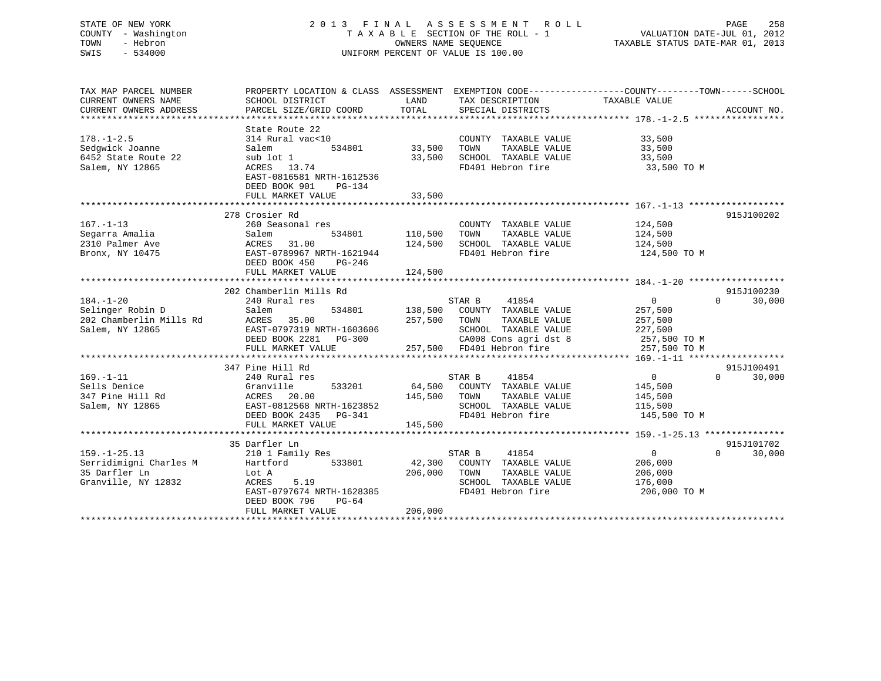STATE OF NEW YORK
COUNTY - Washington
TOWN - Hebron
SWIS - 534000

2013 FINAL ASSESSMENT ROLL
TAXABLE SECTION OF THE ROLL - 1
OWNERS NAME SEQUENCE
UNIFORM PERCENT OF VALUE IS 100.00

VALUATION DATE-JUL 01, 2012
TAXABLE STATUS DATE-MAR 01, 2013

| TAX MAP PARCEL NUMBER / CURRENT OWNERS NAME / CURRENT OWNERS ADDRESS | PROPERTY LOCATION & CLASS / SCHOOL DISTRICT / PARCEL SIZE/GRID COORD | ASSESSMENT LAND | TOTAL | EXEMPTION CODE / TAX DESCRIPTION / SPECIAL DISTRICTS | COUNTY TAXABLE VALUE | TOWN | SCHOOL | ACCOUNT NO. |
|---|---|---|---|---|---|---|---|---|
| 178.-1-2.5 | State Route 22 | | | | | | | |
| | 314 Rural vac<10 | | | COUNTY TAXABLE VALUE | 33,500 | | | |
| Sedgwick Joanne | Salem 534801 | 33,500 | | TOWN TAXABLE VALUE | 33,500 | | | |
| 6452 State Route 22 | sub lot 1 | | 33,500 | SCHOOL TAXABLE VALUE | 33,500 | | | |
| Salem, NY 12865 | ACRES 13.74 | | | FD401 Hebron fire | 33,500 TO M | | | |
| | EAST-0816581 NRTH-1612536 | | | | | | | |
| | DEED BOOK 901 PG-134 | | | | | | | |
| | FULL MARKET VALUE | | 33,500 | | | | | |
| 167.-1-13 | 278 Crosier Rd | | | | | | | 915J100202 |
| | 260 Seasonal res | | | COUNTY TAXABLE VALUE | 124,500 | | | |
| Segarra Amalia | Salem 534801 | 110,500 | | TOWN TAXABLE VALUE | 124,500 | | | |
| 2310 Palmer Ave | ACRES 31.00 | | 124,500 | SCHOOL TAXABLE VALUE | 124,500 | | | |
| Bronx, NY 10475 | EAST-0789967 NRTH-1621944 | | | FD401 Hebron fire | 124,500 TO M | | | |
| | DEED BOOK 450 PG-246 | | | | | | | |
| | FULL MARKET VALUE | | 124,500 | | | | | |
| 184.-1-20 | 202 Chamberlin Mills Rd | | | | | | | 915J100230 |
| | 240 Rural res | | | STAR B 41854 | 0 | 0 | 30,000 | |
| Selinger Robin D | Salem 534801 | 138,500 | | COUNTY TAXABLE VALUE | 257,500 | | | |
| 202 Chamberlin Mills Rd | ACRES 35.00 | | 257,500 | TOWN TAXABLE VALUE | 257,500 | | | |
| Salem, NY 12865 | EAST-0797319 NRTH-1603606 | | | SCHOOL TAXABLE VALUE | 227,500 | | | |
| | DEED BOOK 2281 PG-300 | | | CA008 Cons agri dst 8 | 257,500 TO M | | | |
| | FULL MARKET VALUE | | 257,500 | FD401 Hebron fire | 257,500 TO M | | | |
| 169.-1-11 | 347 Pine Hill Rd | | | | | | | 915J100491 |
| | 240 Rural res | | | STAR B 41854 | 0 | 0 | 30,000 | |
| Sells Denice | Granville 533201 | 64,500 | | COUNTY TAXABLE VALUE | 145,500 | | | |
| 347 Pine Hill Rd | ACRES 20.00 | | 145,500 | TOWN TAXABLE VALUE | 145,500 | | | |
| Salem, NY 12865 | EAST-0812568 NRTH-1623852 | | | SCHOOL TAXABLE VALUE | 115,500 | | | |
| | DEED BOOK 2435 PG-341 | | | FD401 Hebron fire | 145,500 TO M | | | |
| | FULL MARKET VALUE | | 145,500 | | | | | |
| 159.-1-25.13 | 35 Darfler Ln | | | | | | | 915J101702 |
| | 210 1 Family Res | | | STAR B 41854 | 0 | 0 | 30,000 | |
| Serridimigni Charles M | Hartford 533801 | 42,300 | | COUNTY TAXABLE VALUE | 206,000 | | | |
| 35 Darfler Ln | Lot A | | 206,000 | TOWN TAXABLE VALUE | 206,000 | | | |
| Granville, NY 12832 | ACRES 5.19 | | | SCHOOL TAXABLE VALUE | 176,000 | | | |
| | EAST-0797674 NRTH-1628385 | | | FD401 Hebron fire | 206,000 TO M | | | |
| | DEED BOOK 796 PG-64 | | | | | | | |
| | FULL MARKET VALUE | | 206,000 | | | | | |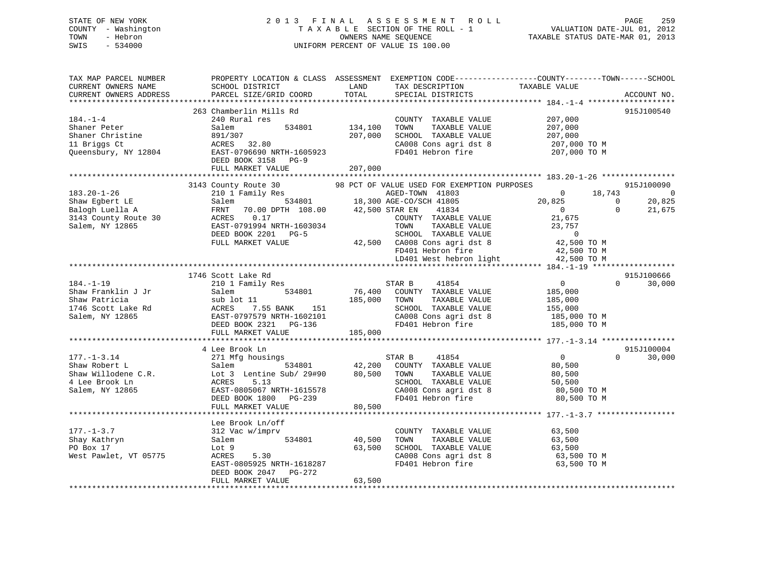STATE OF NEW YORK
COUNTY - Washington
TOWN - Hebron
SWIS - 534000

# 2013 FINAL ASSESSMENT ROLL
TAXABLE SECTION OF THE ROLL - 1
OWNERS NAME SEQUENCE
UNIFORM PERCENT OF VALUE IS 100.00

VALUATION DATE-JUL 01, 2012
TAXABLE STATUS DATE-MAR 01, 2013

```
TAX MAP PARCEL NUMBER          PROPERTY LOCATION & CLASS  ASSESSMENT  EXEMPTION CODE------------------COUNTY--------TOWN------SCHOOL
CURRENT OWNERS NAME            SCHOOL DISTRICT               LAND      TAX DESCRIPTION              TAXABLE VALUE
CURRENT OWNERS ADDRESS         PARCEL SIZE/GRID COORD       TOTAL      SPECIAL DISTRICTS                                        ACCOUNT NO.
******************************************************************************************************* 184.-1-4 *******************
                         263 Chamberlin Mills Rd                                                                          915J100540
184.-1-4                       240 Rural res                           COUNTY  TAXABLE VALUE         207,000
Shaner Peter                   Salem         534801     134,100     TOWN    TAXABLE VALUE         207,000
Shaner Christine               891/307                  207,000     SCHOOL  TAXABLE VALUE         207,000
11 Briggs Ct                   ACRES   32.80                           CA008 Cons agri dst 8          207,000 TO M
Queensbury, NY 12804           EAST-0796690 NRTH-1605923               FD401 Hebron fire              207,000 TO M
                               DEED BOOK 3158   PG-9
                               FULL MARKET VALUE         207,000
******************************************************************************************************* 183.20-1-26 ****************
                         3143 County Route 30         98 PCT OF VALUE USED FOR EXEMPTION PURPOSES                         915J100090
183.20-1-26                    210 1 Family Res                        AGED-TOWN  41803                0      18,743          0
Shaw Egbert LE                 Salem         534801       18,300 AGE-CO/SCH 41805             20,825           0      20,825
Balogh Luella A                FRNT   70.00 DPTH 108.00   42,500 STAR EN    41834                0           0      21,675
3143 County Route 30           ACRES    0.17                           COUNTY  TAXABLE VALUE          21,675
Salem, NY 12865                EAST-0791994 NRTH-1603034               TOWN    TAXABLE VALUE          23,757
                               DEED BOOK 2201   PG-5                   SCHOOL  TAXABLE VALUE               0
                               FULL MARKET VALUE          42,500   CA008 Cons agri dst 8           42,500 TO M
                                                                       FD401 Hebron fire               42,500 TO M
                                                                       LD401 West hebron light         42,500 TO M
******************************************************************************************************* 184.-1-19 ******************
                         1746 Scott Lake Rd                                                                               915J100666
184.-1-19                      210 1 Family Res                        STAR B     41854                0           0      30,000
Shaw Franklin J Jr             Salem         534801       76,400   COUNTY  TAXABLE VALUE         185,000
Shaw Patricia                  sub lot 11                185,000   TOWN    TAXABLE VALUE         185,000
1746 Scott Lake Rd             ACRES    7.55 BANK    151               SCHOOL  TAXABLE VALUE         155,000
Salem, NY 12865                EAST-0797579 NRTH-1602101               CA008 Cons agri dst 8          185,000 TO M
                               DEED BOOK 2321   PG-136                 FD401 Hebron fire              185,000 TO M
                               FULL MARKET VALUE         185,000
******************************************************************************************************* 177.-1-3.14 ****************
                         4 Lee Brook Ln                                                                                   915J100004
177.-1-3.14                    271 Mfg housings                        STAR B     41854                0           0      30,000
Shaw Robert L                  Salem         534801       42,200   COUNTY  TAXABLE VALUE          80,500
Shaw Willodene C.R.            Lot 3  Lentine Sub/ 29#90   80,500   TOWN    TAXABLE VALUE          80,500
4 Lee Brook Ln                 ACRES    5.13                           SCHOOL  TAXABLE VALUE          50,500
Salem, NY 12865                EAST-0805067 NRTH-1615578               CA008 Cons agri dst 8           80,500 TO M
                               DEED BOOK 1800   PG-239                 FD401 Hebron fire               80,500 TO M
                               FULL MARKET VALUE          80,500
******************************************************************************************************* 177.-1-3.7 *****************
                         Lee Brook Ln/off
177.-1-3.7                     312 Vac w/imprv                         COUNTY  TAXABLE VALUE          63,500
Shay Kathryn                   Salem         534801       40,500   TOWN    TAXABLE VALUE          63,500
PO Box 17                      Lot 9                      63,500   SCHOOL  TAXABLE VALUE          63,500
West Pawlet, VT 05775          ACRES    5.30                           CA008 Cons agri dst 8           63,500 TO M
                               EAST-0805925 NRTH-1618287               FD401 Hebron fire               63,500 TO M
                               DEED BOOK 2047   PG-272
                               FULL MARKET VALUE          63,500
************************************************************************************************************************************
```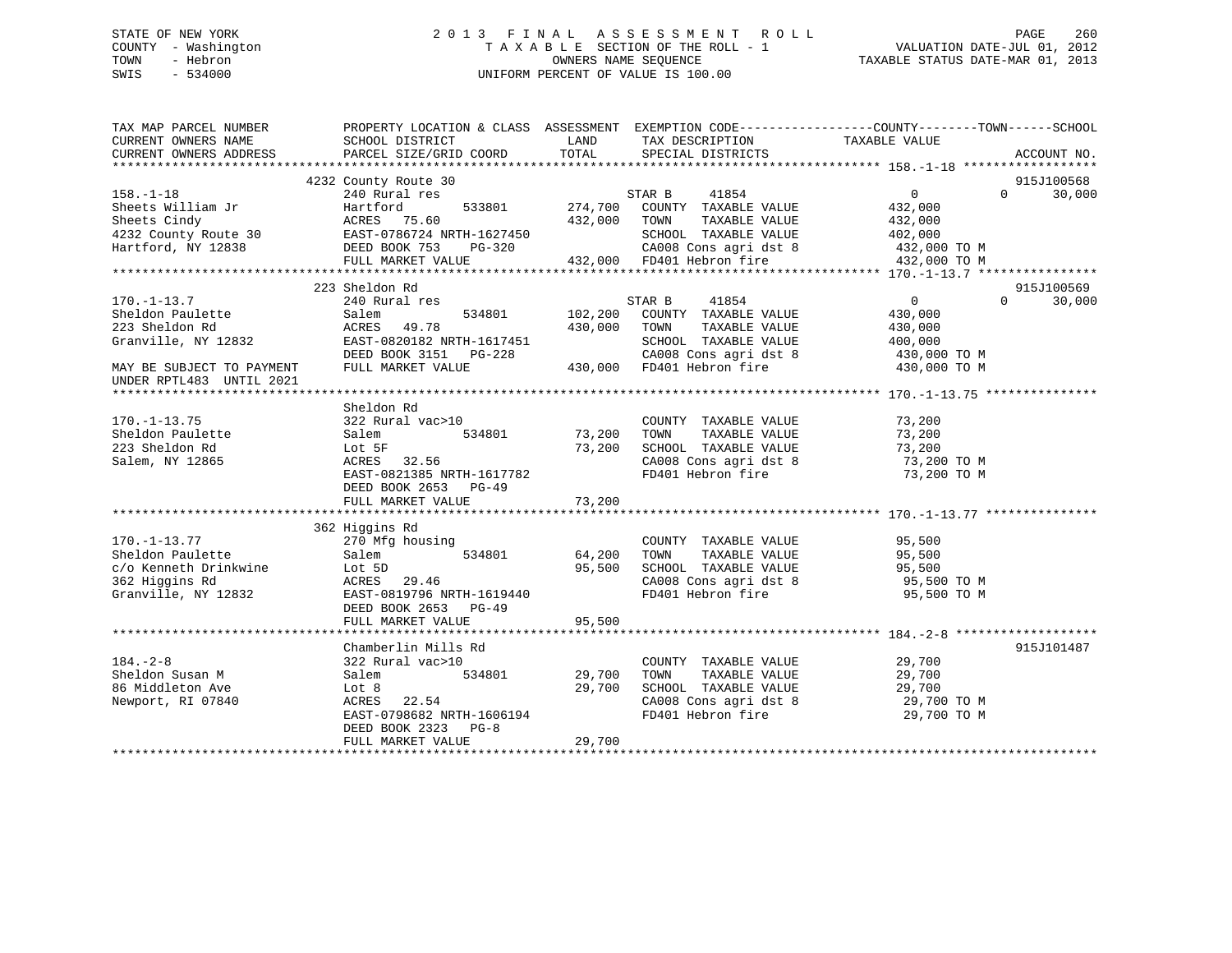STATE OF NEW YORK
COUNTY - Washington
TOWN - Hebron
SWIS - 534000

2 0 1 3 F I N A L A S S E S S M E N T R O L L
T A X A B L E SECTION OF THE ROLL - 1
OWNERS NAME SEQUENCE
UNIFORM PERCENT OF VALUE IS 100.00

VALUATION DATE-JUL 01, 2012
TAXABLE STATUS DATE-MAR 01, 2013

```
TAX MAP PARCEL NUMBER          PROPERTY LOCATION & CLASS  ASSESSMENT  EXEMPTION CODE------------------COUNTY--------TOWN------SCHOOL
CURRENT OWNERS NAME            SCHOOL DISTRICT              LAND      TAX DESCRIPTION              TAXABLE VALUE
CURRENT OWNERS ADDRESS         PARCEL SIZE/GRID COORD       TOTAL     SPECIAL DISTRICTS                                        ACCOUNT NO.
******************************************************************************************************* 158.-1-18 ******************
                               4232 County Route 30                                                                           915J100568
158.-1-18                      240 Rural res                          STAR B     41854                   0             0       30,000
Sheets William Jr              Hartford        533801      274,700    COUNTY  TAXABLE VALUE          432,000
Sheets Cindy                   ACRES  75.60                432,000    TOWN    TAXABLE VALUE          432,000
4232 County Route 30           EAST-0786724 NRTH-1627450              SCHOOL  TAXABLE VALUE          402,000
Hartford, NY 12838             DEED BOOK 753    PG-320                CA008 Cons agri dst 8           432,000 TO M
                               FULL MARKET VALUE           432,000    FD401 Hebron fire               432,000 TO M
******************************************************************************************************* 170.-1-13.7 ****************
                               223 Sheldon Rd                                                                                 915J100569
170.-1-13.7                    240 Rural res                          STAR B     41854                   0             0       30,000
Sheldon Paulette               Salem           534801      102,200    COUNTY  TAXABLE VALUE          430,000
223 Sheldon Rd                 ACRES  49.78                430,000    TOWN    TAXABLE VALUE          430,000
Granville, NY 12832            EAST-0820182 NRTH-1617451              SCHOOL  TAXABLE VALUE          400,000
                               DEED BOOK 3151   PG-228                CA008 Cons agri dst 8           430,000 TO M
MAY BE SUBJECT TO PAYMENT      FULL MARKET VALUE           430,000    FD401 Hebron fire               430,000 TO M
UNDER RPTL483  UNTIL 2021
******************************************************************************************************* 170.-1-13.75 ***************
                               Sheldon Rd
170.-1-13.75                   322 Rural vac>10                       COUNTY  TAXABLE VALUE           73,200
Sheldon Paulette               Salem           534801       73,200    TOWN    TAXABLE VALUE           73,200
223 Sheldon Rd                 Lot 5F                       73,200    SCHOOL  TAXABLE VALUE           73,200
Salem, NY 12865                ACRES  32.56                           CA008 Cons agri dst 8            73,200 TO M
                               EAST-0821385 NRTH-1617782              FD401 Hebron fire                73,200 TO M
                               DEED BOOK 2653   PG-49
                               FULL MARKET VALUE            73,200
******************************************************************************************************* 170.-1-13.77 ***************
                               362 Higgins Rd
170.-1-13.77                   270 Mfg housing                        COUNTY  TAXABLE VALUE           95,500
Sheldon Paulette               Salem           534801       64,200    TOWN    TAXABLE VALUE           95,500
c/o Kenneth Drinkwine          Lot 5D                       95,500    SCHOOL  TAXABLE VALUE           95,500
362 Higgins Rd                 ACRES  29.46                           CA008 Cons agri dst 8            95,500 TO M
Granville, NY 12832            EAST-0819796 NRTH-1619440              FD401 Hebron fire                95,500 TO M
                               DEED BOOK 2653   PG-49
                               FULL MARKET VALUE            95,500
******************************************************************************************************* 184.-2-8 *******************
                               Chamberlin Mills Rd                                                                            915J101487
184.-2-8                       322 Rural vac>10                       COUNTY  TAXABLE VALUE           29,700
Sheldon Susan M                Salem           534801       29,700    TOWN    TAXABLE VALUE           29,700
86 Middleton Ave               Lot 8                        29,700    SCHOOL  TAXABLE VALUE           29,700
Newport, RI 07840              ACRES  22.54                           CA008 Cons agri dst 8            29,700 TO M
                               EAST-0798682 NRTH-1606194              FD401 Hebron fire                29,700 TO M
                               DEED BOOK 2323   PG-8
                               FULL MARKET VALUE            29,700
************************************************************************************************************************************
```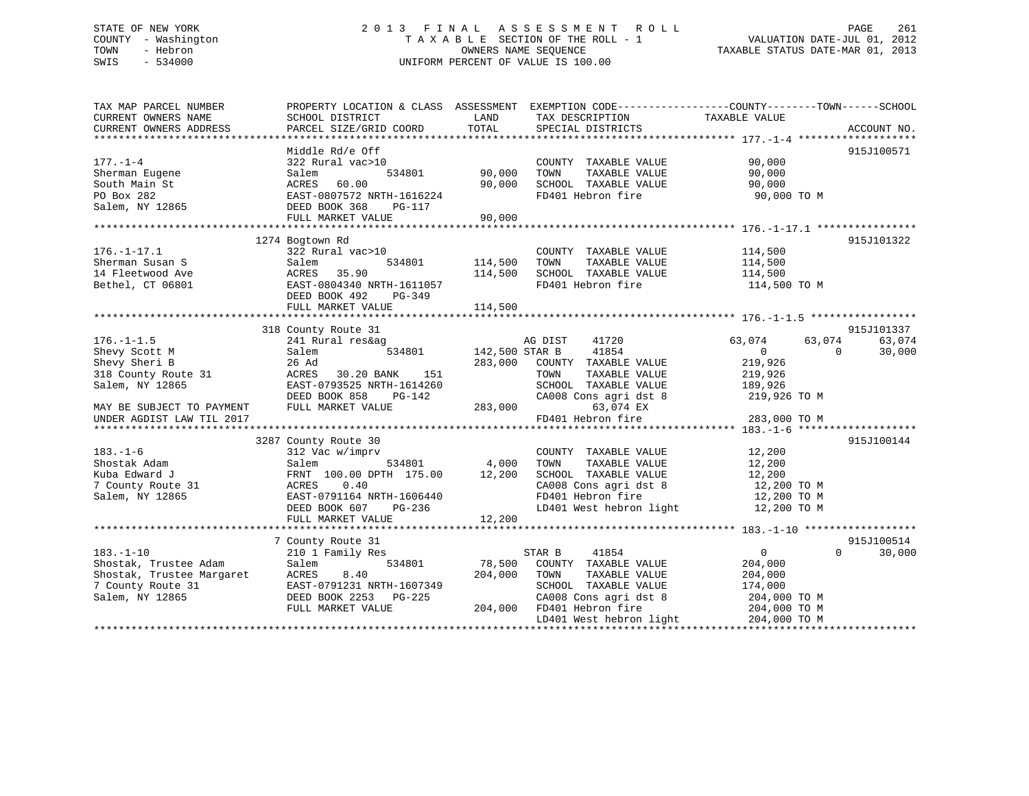STATE OF NEW YORK
COUNTY - Washington
TOWN - Hebron
SWIS - 534000

# 2013 FINAL ASSESSMENT ROLL
TAXABLE SECTION OF THE ROLL - 1
OWNERS NAME SEQUENCE
UNIFORM PERCENT OF VALUE IS 100.00

VALUATION DATE-JUL 01, 2012
TAXABLE STATUS DATE-MAR 01, 2013

```
TAX MAP PARCEL NUMBER          PROPERTY LOCATION & CLASS  ASSESSMENT  EXEMPTION CODE------------------COUNTY--------TOWN------SCHOOL
CURRENT OWNERS NAME            SCHOOL DISTRICT               LAND      TAX DESCRIPTION              TAXABLE VALUE
CURRENT OWNERS ADDRESS         PARCEL SIZE/GRID COORD        TOTAL     SPECIAL DISTRICTS                                        ACCOUNT NO.
******************************************************************************************************* 177.-1-4 *******************
                               Middle Rd/e Off                                                                                 915J100571
177.-1-4                       322 Rural vac>10                         COUNTY  TAXABLE VALUE            90,000
Sherman Eugene                 Salem            534801        90,000    TOWN    TAXABLE VALUE            90,000
South Main St                  ACRES   60.00                  90,000    SCHOOL  TAXABLE VALUE            90,000
PO Box 282                     EAST-0807572 NRTH-1616224                FD401 Hebron fire                 90,000 TO M
Salem, NY 12865                DEED BOOK 368    PG-117
                               FULL MARKET VALUE              90,000
******************************************************************************************************* 176.-1-17.1 ****************
                           1274 Bogtown Rd                                                                                     915J101322
176.-1-17.1                    322 Rural vac>10                         COUNTY  TAXABLE VALUE           114,500
Sherman Susan S                Salem            534801       114,500    TOWN    TAXABLE VALUE           114,500
14 Fleetwood Ave               ACRES   35.90                 114,500    SCHOOL  TAXABLE VALUE           114,500
Bethel, CT 06801               EAST-0804340 NRTH-1611057                FD401 Hebron fire                114,500 TO M
                               DEED BOOK 492    PG-349
                               FULL MARKET VALUE             114,500
******************************************************************************************************* 176.-1-1.5 *****************
                            318 County Route 31                                                                                915J101337
176.-1-1.5                     241 Rural res&ag                   AG DIST    41720                63,074       63,074       63,074
Shevy Scott M                  Salem            534801       142,500 STAR B     41854                     0            0       30,000
Shevy Sheri B                  26 Ad                         283,000    COUNTY  TAXABLE VALUE           219,926
318 County Route 31            ACRES   30.20 BANK    151                TOWN    TAXABLE VALUE           219,926
Salem, NY 12865                EAST-0793525 NRTH-1614260                SCHOOL  TAXABLE VALUE           189,926
                               DEED BOOK 858    PG-142                  CA008 Cons agri dst 8            219,926 TO M
MAY BE SUBJECT TO PAYMENT      FULL MARKET VALUE             283,000          63,074 EX
UNDER AGDIST LAW TIL 2017                                               FD401 Hebron fire                283,000 TO M
******************************************************************************************************* 183.-1-6 *******************
                           3287 County Route 30                                                                                915J100144
183.-1-6                       312 Vac w/imprv                          COUNTY  TAXABLE VALUE            12,200
Shostak Adam                   Salem            534801         4,000    TOWN    TAXABLE VALUE            12,200
Kuba Edward J                  FRNT 100.00 DPTH 175.00        12,200    SCHOOL  TAXABLE VALUE            12,200
7 County Route 31              ACRES    0.40                            CA008 Cons agri dst 8             12,200 TO M
Salem, NY 12865                EAST-0791164 NRTH-1606440                FD401 Hebron fire                 12,200 TO M
                               DEED BOOK 607    PG-236                  LD401 West hebron light           12,200 TO M
                               FULL MARKET VALUE              12,200
******************************************************************************************************* 183.-1-10 ******************
                              7 County Route 31                                                                                915J100514
183.-1-10                      210 1 Family Res                   STAR B     41854                     0            0       30,000
Shostak, Trustee Adam          Salem            534801        78,500    COUNTY  TAXABLE VALUE           204,000
Shostak, Trustee Margaret      ACRES    8.40                 204,000    TOWN    TAXABLE VALUE           204,000
7 County Route 31              EAST-0791231 NRTH-1607349                SCHOOL  TAXABLE VALUE           174,000
Salem, NY 12865                DEED BOOK 2253   PG-225                  CA008 Cons agri dst 8            204,000 TO M
                               FULL MARKET VALUE             204,000    FD401 Hebron fire                204,000 TO M
                                                                        LD401 West hebron light          204,000 TO M
************************************************************************************************************************************
```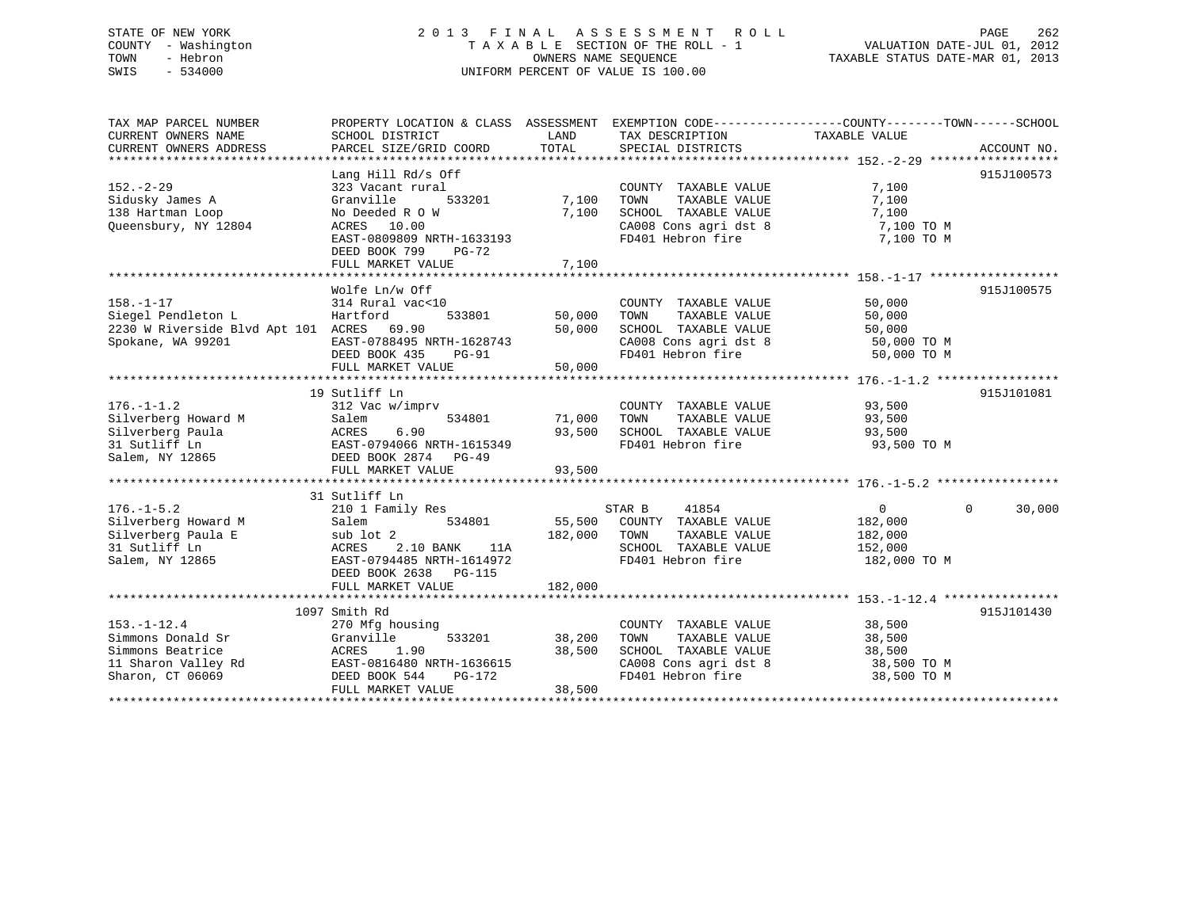STATE OF NEW YORK
COUNTY - Washington
TOWN - Hebron
SWIS - 534000

2013 FINAL ASSESSMENT ROLL
TAXABLE SECTION OF THE ROLL - 1
OWNERS NAME SEQUENCE
UNIFORM PERCENT OF VALUE IS 100.00

VALUATION DATE-JUL 01, 2012
TAXABLE STATUS DATE-MAR 01, 2013

| TAX MAP PARCEL NUMBER / CURRENT OWNERS NAME / CURRENT OWNERS ADDRESS | PROPERTY LOCATION & CLASS / SCHOOL DISTRICT / PARCEL SIZE/GRID COORD | ASSESSMENT LAND | TOTAL | EXEMPTION CODE / TAX DESCRIPTION / SPECIAL DISTRICTS | COUNTY | TOWN | SCHOOL / TAXABLE VALUE | ACCOUNT NO. |
|---|---|---|---|---|---|---|---|---|
| **152.-2-29** | Lang Hill Rd/s Off | | | | | | | 915J100573 |
| 152.-2-29 | 323 Vacant rural | | | COUNTY TAXABLE VALUE | 7,100 | | | |
| Sidusky James A | Granville 533201 | 7,100 | | TOWN TAXABLE VALUE | | 7,100 | | |
| 138 Hartman Loop | No Deeded R O W | | 7,100 | SCHOOL TAXABLE VALUE | | | 7,100 | |
| Queensbury, NY 12804 | ACRES 10.00 | | | CA008 Cons agri dst 8 | 7,100 TO M | | | |
| | EAST-0809809 NRTH-1633193 | | | FD401 Hebron fire | 7,100 TO M | | | |
| | DEED BOOK 799 PG-72 | | | | | | | |
| | FULL MARKET VALUE | | 7,100 | | | | | |
| **158.-1-17** | Wolfe Ln/w Off | | | | | | | 915J100575 |
| 158.-1-17 | 314 Rural vac<10 | | | COUNTY TAXABLE VALUE | 50,000 | | | |
| Siegel Pendleton L | Hartford 533801 | 50,000 | | TOWN TAXABLE VALUE | | 50,000 | | |
| 2230 W Riverside Blvd Apt 101 | ACRES 69.90 | | 50,000 | SCHOOL TAXABLE VALUE | | | 50,000 | |
| Spokane, WA 99201 | EAST-0788495 NRTH-1628743 | | | CA008 Cons agri dst 8 | 50,000 TO M | | | |
| | DEED BOOK 435 PG-91 | | | FD401 Hebron fire | 50,000 TO M | | | |
| | FULL MARKET VALUE | | 50,000 | | | | | |
| **176.-1-1.2** | 19 Sutliff Ln | | | | | | | 915J101081 |
| 176.-1-1.2 | 312 Vac w/imprv | | | COUNTY TAXABLE VALUE | 93,500 | | | |
| Silverberg Howard M | Salem 534801 | 71,000 | | TOWN TAXABLE VALUE | | 93,500 | | |
| Silverberg Paula | ACRES 6.90 | | 93,500 | SCHOOL TAXABLE VALUE | | | 93,500 | |
| 31 Sutliff Ln | EAST-0794066 NRTH-1615349 | | | FD401 Hebron fire | 93,500 TO M | | | |
| Salem, NY 12865 | DEED BOOK 2874 PG-49 | | | | | | | |
| | FULL MARKET VALUE | | 93,500 | | | | | |
| **176.-1-5.2** | 31 Sutliff Ln | | | | | | | |
| 176.-1-5.2 | 210 1 Family Res | | | STAR B 41854 | 0 | 0 | 30,000 | |
| Silverberg Howard M | Salem 534801 | 55,500 | | COUNTY TAXABLE VALUE | 182,000 | | | |
| Silverberg Paula E | sub lot 2 | | 182,000 | TOWN TAXABLE VALUE | | 182,000 | | |
| 31 Sutliff Ln | ACRES 2.10 BANK 11A | | | SCHOOL TAXABLE VALUE | | | 152,000 | |
| Salem, NY 12865 | EAST-0794485 NRTH-1614972 | | | FD401 Hebron fire | 182,000 TO M | | | |
| | DEED BOOK 2638 PG-115 | | | | | | | |
| | FULL MARKET VALUE | | 182,000 | | | | | |
| **153.-1-12.4** | 1097 Smith Rd | | | | | | | 915J101430 |
| 153.-1-12.4 | 270 Mfg housing | | | COUNTY TAXABLE VALUE | 38,500 | | | |
| Simmons Donald Sr | Granville 533201 | 38,200 | | TOWN TAXABLE VALUE | | 38,500 | | |
| Simmons Beatrice | ACRES 1.90 | | 38,500 | SCHOOL TAXABLE VALUE | | | 38,500 | |
| 11 Sharon Valley Rd | EAST-0816480 NRTH-1636615 | | | CA008 Cons agri dst 8 | 38,500 TO M | | | |
| Sharon, CT 06069 | DEED BOOK 544 PG-172 | | | FD401 Hebron fire | 38,500 TO M | | | |
| | FULL MARKET VALUE | | 38,500 | | | | | |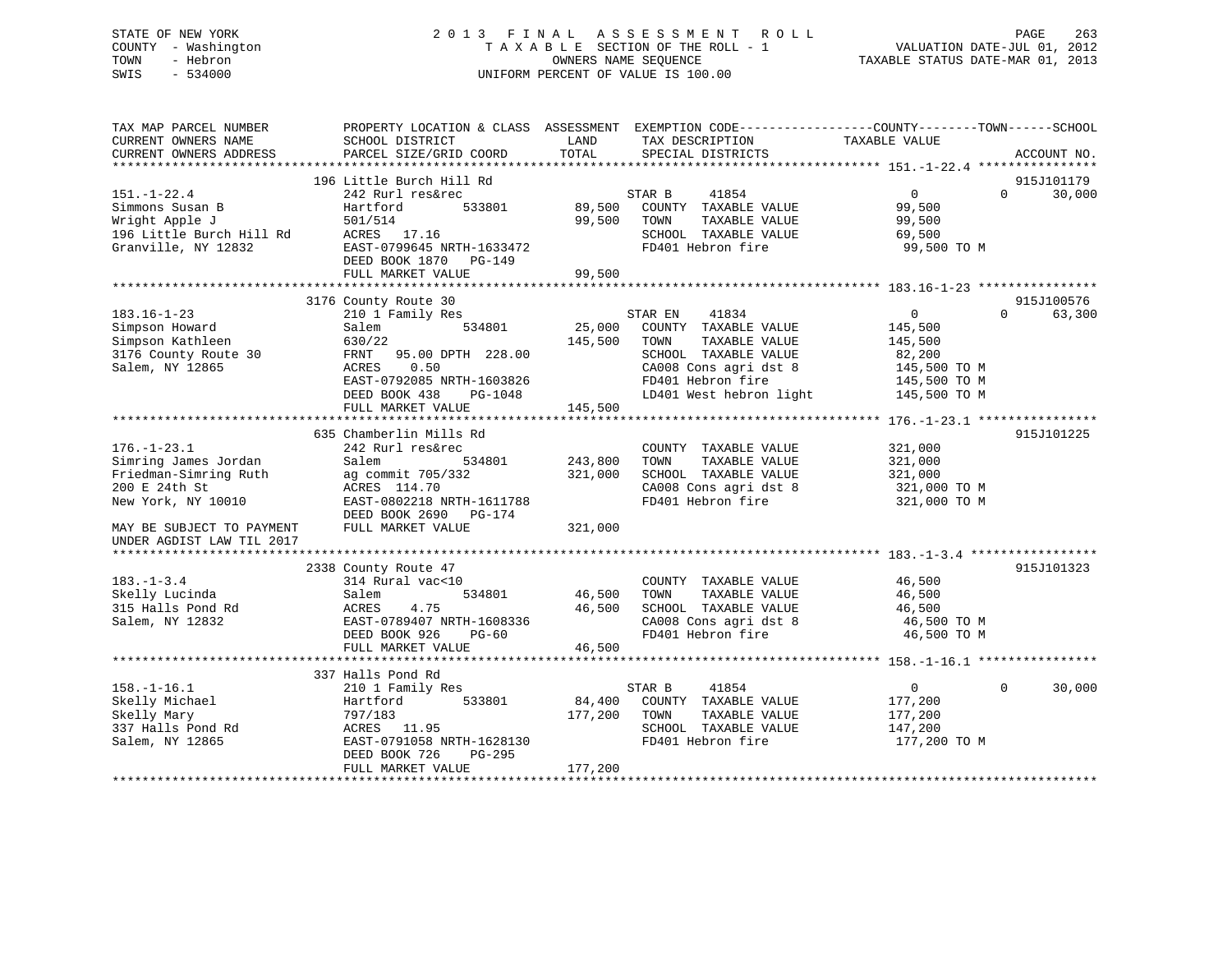STATE OF NEW YORK
COUNTY - Washington
TOWN - Hebron
SWIS - 534000

2013 FINAL ASSESSMENT ROLL
TAXABLE SECTION OF THE ROLL - 1
OWNERS NAME SEQUENCE
UNIFORM PERCENT OF VALUE IS 100.00

VALUATION DATE-JUL 01, 2012
TAXABLE STATUS DATE-MAR 01, 2013

```
TAX MAP PARCEL NUMBER          PROPERTY LOCATION & CLASS  ASSESSMENT  EXEMPTION CODE------------------COUNTY--------TOWN------SCHOOL
CURRENT OWNERS NAME            SCHOOL DISTRICT              LAND      TAX DESCRIPTION            TAXABLE VALUE
CURRENT OWNERS ADDRESS         PARCEL SIZE/GRID COORD       TOTAL     SPECIAL DISTRICTS                                 ACCOUNT NO.
******************************************************************************************************* 151.-1-22.4 ****************
                         196 Little Burch Hill Rd                                                                       915J101179
151.-1-22.4                    242 Rurl res&rec                       STAR B     41854                  0           0      30,000
Simmons Susan B                Hartford        533801       89,500    COUNTY  TAXABLE VALUE          99,500
Wright Apple J                 501/514                      99,500    TOWN    TAXABLE VALUE          99,500
196 Little Burch Hill Rd       ACRES   17.16                          SCHOOL  TAXABLE VALUE          69,500
Granville, NY 12832            EAST-0799645 NRTH-1633472              FD401 Hebron fire               99,500 TO M
                               DEED BOOK 1870   PG-149
                               FULL MARKET VALUE            99,500
******************************************************************************************************* 183.16-1-23 ****************
                         3176 County Route 30                                                                           915J100576
183.16-1-23                    210 1 Family Res                       STAR EN    41834                  0           0      63,300
Simpson Howard                 Salem           534801       25,000    COUNTY  TAXABLE VALUE         145,500
Simpson Kathleen               630/22                      145,500    TOWN    TAXABLE VALUE         145,500
3176 County Route 30           FRNT   95.00 DPTH 228.00               SCHOOL  TAXABLE VALUE          82,200
Salem, NY 12865                ACRES    0.50                          CA008 Cons agri dst 8          145,500 TO M
                               EAST-0792085 NRTH-1603826              FD401 Hebron fire              145,500 TO M
                               DEED BOOK 438    PG-1048               LD401 West hebron light        145,500 TO M
                               FULL MARKET VALUE           145,500
******************************************************************************************************* 176.-1-23.1 ****************
                         635 Chamberlin Mills Rd                                                                        915J101225
176.-1-23.1                    242 Rurl res&rec                       COUNTY  TAXABLE VALUE         321,000
Simring James Jordan           Salem           534801      243,800    TOWN    TAXABLE VALUE         321,000
Friedman-Simring Ruth          ag commit 705/332           321,000    SCHOOL  TAXABLE VALUE         321,000
200 E 24th St                  ACRES  114.70                          CA008 Cons agri dst 8          321,000 TO M
New York, NY 10010             EAST-0802218 NRTH-1611788              FD401 Hebron fire              321,000 TO M
                               DEED BOOK 2690   PG-174
MAY BE SUBJECT TO PAYMENT      FULL MARKET VALUE           321,000
UNDER AGDIST LAW TIL 2017
******************************************************************************************************* 183.-1-3.4 *****************
                         2338 County Route 47                                                                           915J101323
183.-1-3.4                     314 Rural vac<10                       COUNTY  TAXABLE VALUE          46,500
Skelly Lucinda                 Salem           534801       46,500    TOWN    TAXABLE VALUE          46,500
315 Halls Pond Rd              ACRES    4.75                46,500    SCHOOL  TAXABLE VALUE          46,500
Salem, NY 12832                EAST-0789407 NRTH-1608336              CA008 Cons agri dst 8           46,500 TO M
                               DEED BOOK 926    PG-60                 FD401 Hebron fire               46,500 TO M
                               FULL MARKET VALUE            46,500
******************************************************************************************************* 158.-1-16.1 ****************
                         337 Halls Pond Rd
158.-1-16.1                    210 1 Family Res                       STAR B     41854                  0           0      30,000
Skelly Michael                 Hartford        533801       84,400    COUNTY  TAXABLE VALUE         177,200
Skelly Mary                    797/183                     177,200    TOWN    TAXABLE VALUE         177,200
337 Halls Pond Rd              ACRES   11.95                          SCHOOL  TAXABLE VALUE         147,200
Salem, NY 12865                EAST-0791058 NRTH-1628130              FD401 Hebron fire              177,200 TO M
                               DEED BOOK 726    PG-295
                               FULL MARKET VALUE           177,200
************************************************************************************************************************************
```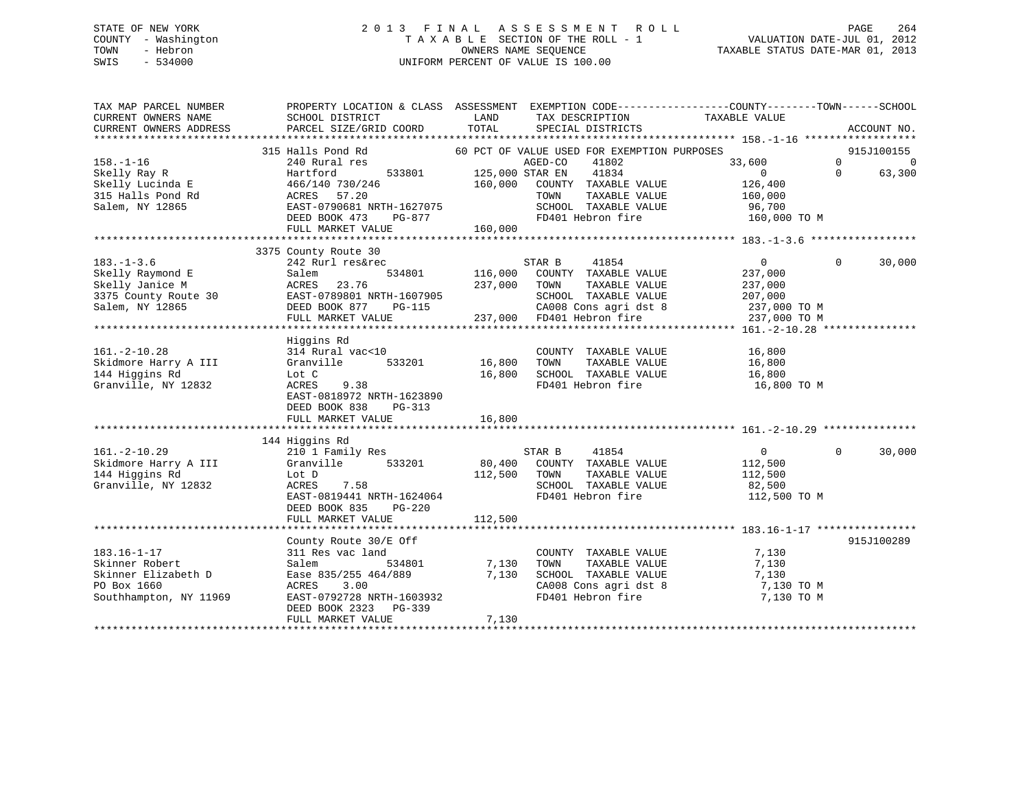STATE OF NEW YORK
COUNTY - Washington
TOWN - Hebron
SWIS - 534000

# 2013 FINAL ASSESSMENT ROLL
TAXABLE SECTION OF THE ROLL - 1
OWNERS NAME SEQUENCE
UNIFORM PERCENT OF VALUE IS 100.00

VALUATION DATE-JUL 01, 2012
TAXABLE STATUS DATE-MAR 01, 2013

| TAX MAP PARCEL NUMBER / CURRENT OWNERS NAME / CURRENT OWNERS ADDRESS | PROPERTY LOCATION & CLASS / SCHOOL DISTRICT / PARCEL SIZE/GRID COORD | ASSESSMENT LAND / TOTAL | EXEMPTION CODE / TAX DESCRIPTION / SPECIAL DISTRICTS | COUNTY TAXABLE VALUE | TOWN | SCHOOL | ACCOUNT NO. |
|---|---|---|---|---|---|---|---|
| **158.-1-16** | 315 Halls Pond Rd | | 60 PCT OF VALUE USED FOR EXEMPTION PURPOSES | | | | 915J100155 |
| 158.-1-16 | 240 Rural res | | AGED-CO 41802 | 33,600 | 0 | 0 | |
| Skelly Ray R | Hartford 533801 | 125,000 | STAR EN 41834 | 0 | 0 | 63,300 | |
| Skelly Lucinda E | 466/140 730/246 | 160,000 | COUNTY TAXABLE VALUE | 126,400 | | | |
| 315 Halls Pond Rd | ACRES 57.20 | | TOWN TAXABLE VALUE | 160,000 | | | |
| Salem, NY 12865 | EAST-0790681 NRTH-1627075 | | SCHOOL TAXABLE VALUE | 96,700 | | | |
| | DEED BOOK 473 PG-877 | | FD401 Hebron fire | 160,000 TO M | | | |
| | FULL MARKET VALUE | 160,000 | | | | | |
| **183.-1-3.6** | 3375 County Route 30 | | | | | | |
| 183.-1-3.6 | 242 Rurl res&rec | | STAR B 41854 | 0 | 0 | 30,000 | |
| Skelly Raymond E | Salem 534801 | 116,000 | COUNTY TAXABLE VALUE | 237,000 | | | |
| Skelly Janice M | ACRES 23.76 | 237,000 | TOWN TAXABLE VALUE | 237,000 | | | |
| 3375 County Route 30 | EAST-0789801 NRTH-1607905 | | SCHOOL TAXABLE VALUE | 207,000 | | | |
| Salem, NY 12865 | DEED BOOK 877 PG-115 | | CA008 Cons agri dst 8 | 237,000 TO M | | | |
| | FULL MARKET VALUE | 237,000 | FD401 Hebron fire | 237,000 TO M | | | |
| **161.-2-10.28** | Higgins Rd | | | | | | |
| 161.-2-10.28 | 314 Rural vac<10 | | COUNTY TAXABLE VALUE | 16,800 | | | |
| Skidmore Harry A III | Granville 533201 | 16,800 | TOWN TAXABLE VALUE | 16,800 | | | |
| 144 Higgins Rd | Lot C | 16,800 | SCHOOL TAXABLE VALUE | 16,800 | | | |
| Granville, NY 12832 | ACRES 9.38 | | FD401 Hebron fire | 16,800 TO M | | | |
| | EAST-0818972 NRTH-1623890 | | | | | | |
| | DEED BOOK 838 PG-313 | | | | | | |
| | FULL MARKET VALUE | 16,800 | | | | | |
| **161.-2-10.29** | 144 Higgins Rd | | | | | | |
| 161.-2-10.29 | 210 1 Family Res | | STAR B 41854 | 0 | 0 | 30,000 | |
| Skidmore Harry A III | Granville 533201 | 80,400 | COUNTY TAXABLE VALUE | 112,500 | | | |
| 144 Higgins Rd | Lot D | 112,500 | TOWN TAXABLE VALUE | 112,500 | | | |
| Granville, NY 12832 | ACRES 7.58 | | SCHOOL TAXABLE VALUE | 82,500 | | | |
| | EAST-0819441 NRTH-1624064 | | FD401 Hebron fire | 112,500 TO M | | | |
| | DEED BOOK 835 PG-220 | | | | | | |
| | FULL MARKET VALUE | 112,500 | | | | | |
| **183.16-1-17** | County Route 30/E Off | | | | | | 915J100289 |
| 183.16-1-17 | 311 Res vac land | | COUNTY TAXABLE VALUE | 7,130 | | | |
| Skinner Robert | Salem 534801 | 7,130 | TOWN TAXABLE VALUE | 7,130 | | | |
| Skinner Elizabeth D | Ease 835/255 464/889 | 7,130 | SCHOOL TAXABLE VALUE | 7,130 | | | |
| PO Box 1660 | ACRES 3.00 | | CA008 Cons agri dst 8 | 7,130 TO M | | | |
| Southhampton, NY 11969 | EAST-0792728 NRTH-1603932 | | FD401 Hebron fire | 7,130 TO M | | | |
| | DEED BOOK 2323 PG-339 | | | | | | |
| | FULL MARKET VALUE | 7,130 | | | | | |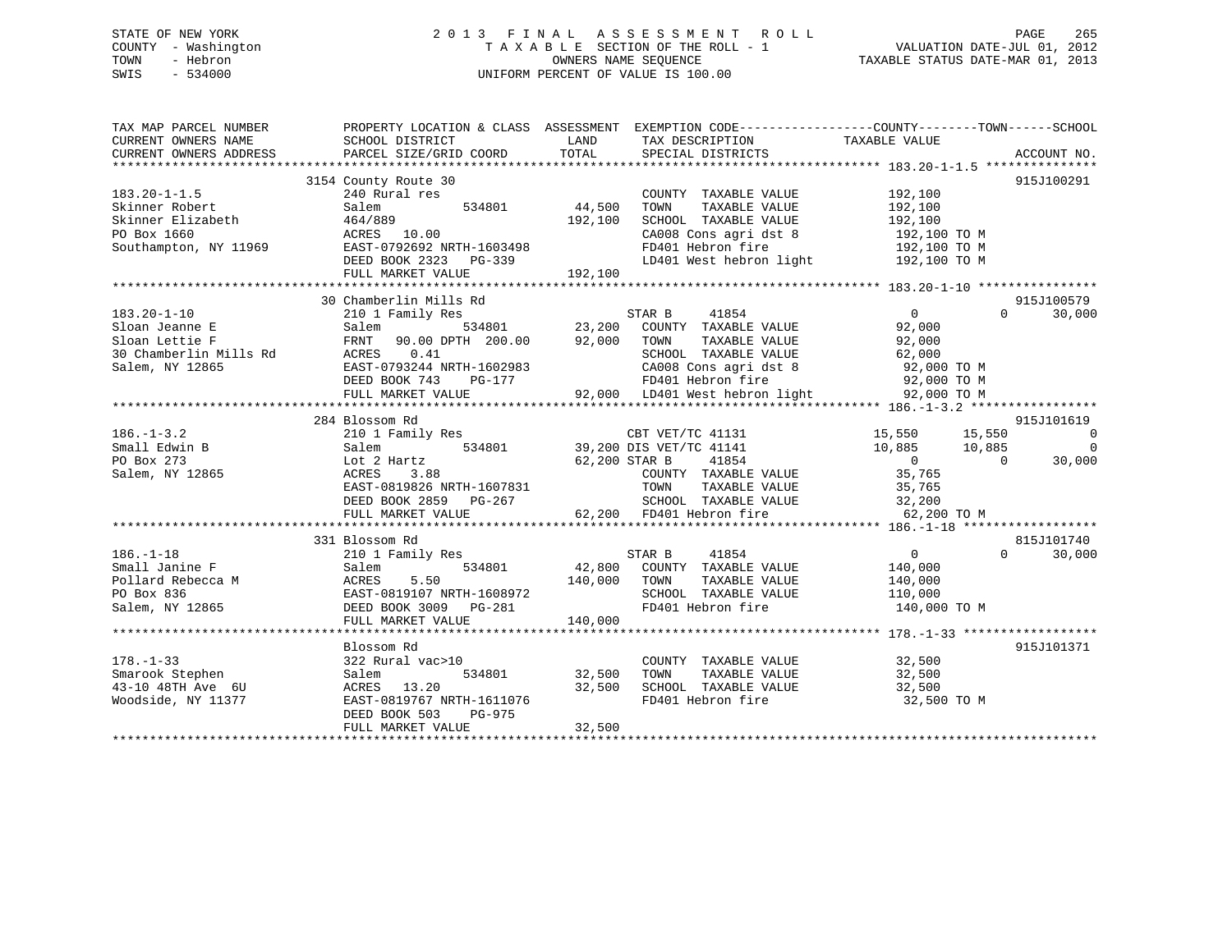STATE OF NEW YORK
COUNTY - Washington
TOWN - Hebron
SWIS - 534000

2 0 1 3 F I N A L A S S E S S M E N T R O L L
T A X A B L E SECTION OF THE ROLL - 1
OWNERS NAME SEQUENCE
UNIFORM PERCENT OF VALUE IS 100.00

VALUATION DATE-JUL 01, 2012
TAXABLE STATUS DATE-MAR 01, 2013

```
TAX MAP PARCEL NUMBER          PROPERTY LOCATION & CLASS  ASSESSMENT  EXEMPTION CODE-----------------COUNTY--------TOWN------SCHOOL
CURRENT OWNERS NAME            SCHOOL DISTRICT              LAND      TAX DESCRIPTION            TAXABLE VALUE
CURRENT OWNERS ADDRESS         PARCEL SIZE/GRID COORD      TOTAL      SPECIAL DISTRICTS                                      ACCOUNT NO.
******************************************************************************************************* 183.20-1-1.5 ***************
                        3154 County Route 30                                                                             915J100291
183.20-1-1.5             240 Rural res                             COUNTY  TAXABLE VALUE         192,100
Skinner Robert           Salem           534801       44,500       TOWN    TAXABLE VALUE         192,100
Skinner Elizabeth        464/889                     192,100       SCHOOL  TAXABLE VALUE         192,100
PO Box 1660              ACRES  10.00                              CA008 Cons agri dst 8          192,100 TO M
Southampton, NY 11969    EAST-0792692 NRTH-1603498                 FD401 Hebron fire              192,100 TO M
                         DEED BOOK 2323   PG-339                   LD401 West hebron light        192,100 TO M
                         FULL MARKET VALUE           192,100
******************************************************************************************************* 183.20-1-10 ****************
                        30 Chamberlin Mills Rd                                                                           915J100579
183.20-1-10              210 1 Family Res                          STAR B     41854                   0           0       30,000
Sloan Jeanne E           Salem           534801       23,200       COUNTY  TAXABLE VALUE          92,000
Sloan Lettie F           FRNT   90.00 DPTH  200.00    92,000       TOWN    TAXABLE VALUE          92,000
30 Chamberlin Mills Rd   ACRES    0.41                             SCHOOL  TAXABLE VALUE          62,000
Salem, NY 12865          EAST-0793244 NRTH-1602983                 CA008 Cons agri dst 8           92,000 TO M
                         DEED BOOK 743    PG-177                   FD401 Hebron fire               92,000 TO M
                         FULL MARKET VALUE            92,000       LD401 West hebron light         92,000 TO M
******************************************************************************************************* 186.-1-3.2 *****************
                        284 Blossom Rd                                                                                   915J101619
186.-1-3.2               210 1 Family Res                          CBT VET/TC 41131              15,550      15,550            0
Small Edwin B            Salem           534801       39,200 DIS VET/TC 41141                    10,885      10,885            0
PO Box 273               Lot 2 Hartz                  62,200 STAR B     41854                         0           0       30,000
Salem, NY 12865          ACRES    3.88                             COUNTY  TAXABLE VALUE          35,765
                         EAST-0819826 NRTH-1607831                 TOWN    TAXABLE VALUE          35,765
                         DEED BOOK 2859   PG-267                   SCHOOL  TAXABLE VALUE          32,200
                         FULL MARKET VALUE            62,200       FD401 Hebron fire               62,200 TO M
******************************************************************************************************* 186.-1-18 ******************
                        331 Blossom Rd                                                                                   815J101740
186.-1-18                210 1 Family Res                          STAR B     41854                   0           0       30,000
Small Janine F           Salem           534801       42,800       COUNTY  TAXABLE VALUE         140,000
Pollard Rebecca M        ACRES    5.50               140,000       TOWN    TAXABLE VALUE         140,000
PO Box 836               EAST-0819107 NRTH-1608972                 SCHOOL  TAXABLE VALUE         110,000
Salem, NY 12865          DEED BOOK 3009   PG-281                   FD401 Hebron fire              140,000 TO M
                         FULL MARKET VALUE           140,000
******************************************************************************************************* 178.-1-33 ******************
                        Blossom Rd                                                                                       915J101371
178.-1-33                322 Rural vac>10                          COUNTY  TAXABLE VALUE          32,500
Smarook Stephen          Salem           534801       32,500       TOWN    TAXABLE VALUE          32,500
43-10 48TH Ave  6U       ACRES  13.20                 32,500       SCHOOL  TAXABLE VALUE          32,500
Woodside, NY 11377       EAST-0819767 NRTH-1611076                 FD401 Hebron fire               32,500 TO M
                         DEED BOOK 503    PG-975
                         FULL MARKET VALUE            32,500
************************************************************************************************************************************
```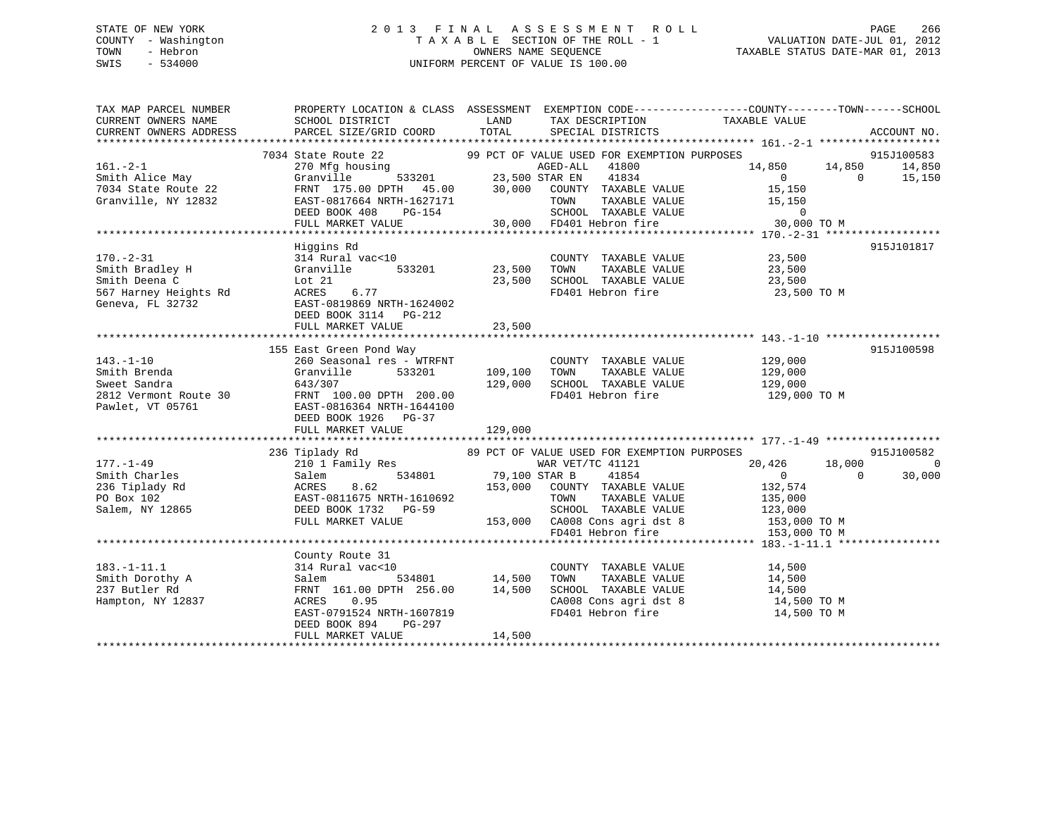STATE OF NEW YORK
COUNTY - Washington
TOWN - Hebron
SWIS - 534000

2 0 1 3 F I N A L A S S E S S M E N T R O L L
T A X A B L E SECTION OF THE ROLL - 1
OWNERS NAME SEQUENCE
UNIFORM PERCENT OF VALUE IS 100.00

VALUATION DATE-JUL 01, 2012
TAXABLE STATUS DATE-MAR 01, 2013

```
TAX MAP PARCEL NUMBER          PROPERTY LOCATION & CLASS  ASSESSMENT  EXEMPTION CODE------------------COUNTY--------TOWN------SCHOOL
CURRENT OWNERS NAME            SCHOOL DISTRICT               LAND      TAX DESCRIPTION             TAXABLE VALUE
CURRENT OWNERS ADDRESS         PARCEL SIZE/GRID COORD        TOTAL     SPECIAL DISTRICTS                                    ACCOUNT NO.
******************************************************************************************************* 161.-2-1 ********************
                          7034 State Route 22              99 PCT OF VALUE USED FOR EXEMPTION PURPOSES                      915J100583
161.-2-1                  270 Mfg housing                        AGED-ALL   41800               14,850      14,850      14,850
Smith Alice May           Granville       533201        23,500 STAR EN    41834                    0           0      15,150
7034 State Route 22       FRNT 175.00 DPTH  45.00      30,000   COUNTY  TAXABLE VALUE            15,150
Granville, NY 12832       EAST-0817664 NRTH-1627171              TOWN    TAXABLE VALUE            15,150
                          DEED BOOK 408    PG-154                SCHOOL  TAXABLE VALUE                 0
                          FULL MARKET VALUE              30,000   FD401 Hebron fire                 30,000 TO M
******************************************************************************************************* 170.-2-31 *******************
                          Higgins Rd                                                                                915J101817
170.-2-31                 314 Rural vac<10                        COUNTY  TAXABLE VALUE            23,500
Smith Bradley H           Granville       533201        23,500    TOWN    TAXABLE VALUE            23,500
Smith Deena C             Lot 21                        23,500    SCHOOL  TAXABLE VALUE            23,500
567 Harney Heights Rd     ACRES    6.77                           FD401 Hebron fire                 23,500 TO M
Geneva, FL 32732          EAST-0819869 NRTH-1624002
                          DEED BOOK 3114   PG-212
                          FULL MARKET VALUE              23,500
******************************************************************************************************* 143.-1-10 *******************
                          155 East Green Pond Way                                                                   915J100598
143.-1-10                 260 Seasonal res - WTRFNT               COUNTY  TAXABLE VALUE           129,000
Smith Brenda              Granville       533201       109,100    TOWN    TAXABLE VALUE           129,000
Sweet Sandra              643/307                      129,000    SCHOOL  TAXABLE VALUE           129,000
2812 Vermont Route 30     FRNT 100.00 DPTH 200.00                 FD401 Hebron fire                129,000 TO M
Pawlet, VT 05761          EAST-0816364 NRTH-1644100
                          DEED BOOK 1926   PG-37
                          FULL MARKET VALUE             129,000
******************************************************************************************************* 177.-1-49 *******************
                          236 Tiplady Rd                   89 PCT OF VALUE USED FOR EXEMPTION PURPOSES                      915J100582
177.-1-49                 210 1 Family Res                        WAR VET/TC 41121              20,426      18,000           0
Smith Charles             Salem           534801        79,100 STAR B     41854                    0           0      30,000
236 Tiplady Rd            ACRES    8.62                153,000    COUNTY  TAXABLE VALUE           132,574
PO Box 102                EAST-0811675 NRTH-1610692               TOWN    TAXABLE VALUE           135,000
Salem, NY 12865           DEED BOOK 1732   PG-59                  SCHOOL  TAXABLE VALUE           123,000
                          FULL MARKET VALUE             153,000   CA008 Cons agri dst 8            153,000 TO M
                                                                  FD401 Hebron fire                153,000 TO M
******************************************************************************************************* 183.-1-11.1 *****************
                          County Route 31
183.-1-11.1               314 Rural vac<10                        COUNTY  TAXABLE VALUE            14,500
Smith Dorothy A           Salem           534801        14,500    TOWN    TAXABLE VALUE            14,500
237 Butler Rd             FRNT 161.00 DPTH 256.00       14,500    SCHOOL  TAXABLE VALUE            14,500
Hampton, NY 12837         ACRES    0.95                           CA008 Cons agri dst 8             14,500 TO M
                          EAST-0791524 NRTH-1607819               FD401 Hebron fire                 14,500 TO M
                          DEED BOOK 894    PG-297
                          FULL MARKET VALUE              14,500
**************************************************************************************************************************************
```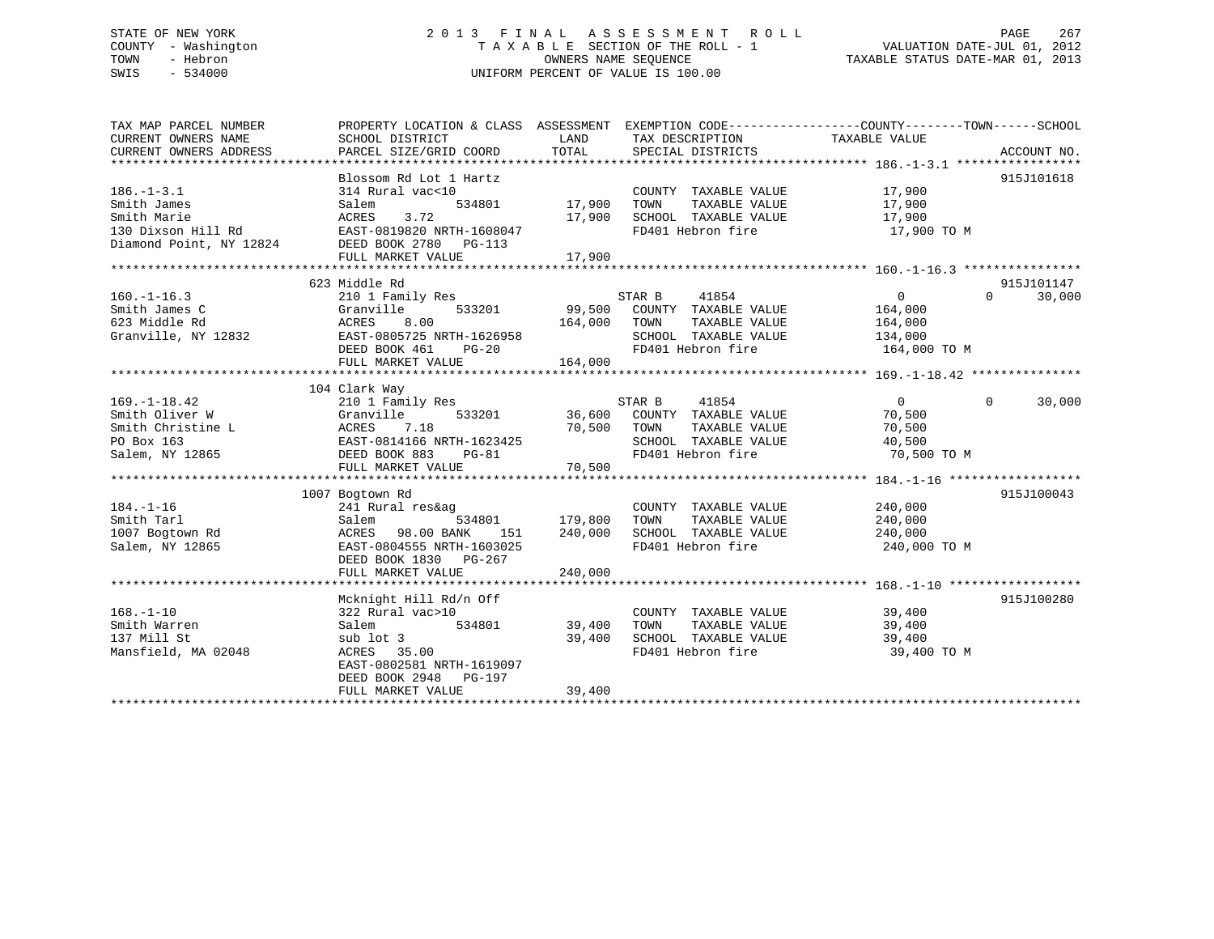STATE OF NEW YORK
COUNTY - Washington
TOWN - Hebron
SWIS - 534000

# 2013 FINAL ASSESSMENT ROLL
TAXABLE SECTION OF THE ROLL - 1
OWNERS NAME SEQUENCE
UNIFORM PERCENT OF VALUE IS 100.00

VALUATION DATE-JUL 01, 2012
TAXABLE STATUS DATE-MAR 01, 2013

| TAX MAP PARCEL NUMBER / CURRENT OWNERS NAME / CURRENT OWNERS ADDRESS | PROPERTY LOCATION & CLASS / SCHOOL DISTRICT / PARCEL SIZE/GRID COORD | ASSESSMENT LAND | TOTAL | EXEMPTION CODE / TAX DESCRIPTION / SPECIAL DISTRICTS | COUNTY TAXABLE VALUE | TOWN | SCHOOL | ACCOUNT NO. |
|---|---|---|---|---|---|---|---|---|
| 186.-1-3.1 | Blossom Rd Lot 1 Hartz | | | | | | | 915J101618 |
| | 314 Rural vac<10 | | | COUNTY TAXABLE VALUE | 17,900 | | | |
| Smith James | Salem 534801 | 17,900 | | TOWN TAXABLE VALUE | 17,900 | | | |
| Smith Marie | ACRES 3.72 | | 17,900 | SCHOOL TAXABLE VALUE | 17,900 | | | |
| 130 Dixson Hill Rd | EAST-0819820 NRTH-1608047 | | | FD401 Hebron fire | 17,900 TO M | | | |
| Diamond Point, NY 12824 | DEED BOOK 2780 PG-113 | | | | | | | |
| | FULL MARKET VALUE | | 17,900 | | | | | |
| 160.-1-16.3 | 623 Middle Rd | | | | | | | 915J101147 |
| | 210 1 Family Res | | | STAR B 41854 | 0 | 0 | 30,000 | |
| Smith James C | Granville 533201 | 99,500 | | COUNTY TAXABLE VALUE | 164,000 | | | |
| 623 Middle Rd | ACRES 8.00 | | 164,000 | TOWN TAXABLE VALUE | 164,000 | | | |
| Granville, NY 12832 | EAST-0805725 NRTH-1626958 | | | SCHOOL TAXABLE VALUE | 134,000 | | | |
| | DEED BOOK 461 PG-20 | | | FD401 Hebron fire | 164,000 TO M | | | |
| | FULL MARKET VALUE | | 164,000 | | | | | |
| 169.-1-18.42 | 104 Clark Way | | | | | | | |
| | 210 1 Family Res | | | STAR B 41854 | 0 | 0 | 30,000 | |
| Smith Oliver W | Granville 533201 | 36,600 | | COUNTY TAXABLE VALUE | 70,500 | | | |
| Smith Christine L | ACRES 7.18 | | 70,500 | TOWN TAXABLE VALUE | 70,500 | | | |
| PO Box 163 | EAST-0814166 NRTH-1623425 | | | SCHOOL TAXABLE VALUE | 40,500 | | | |
| Salem, NY 12865 | DEED BOOK 883 PG-81 | | | FD401 Hebron fire | 70,500 TO M | | | |
| | FULL MARKET VALUE | | 70,500 | | | | | |
| 184.-1-16 | 1007 Bogtown Rd | | | | | | | 915J100043 |
| | 241 Rural res&ag | | | COUNTY TAXABLE VALUE | 240,000 | | | |
| Smith Tarl | Salem 534801 | 179,800 | | TOWN TAXABLE VALUE | 240,000 | | | |
| 1007 Bogtown Rd | ACRES 98.00 BANK 151 | | 240,000 | SCHOOL TAXABLE VALUE | 240,000 | | | |
| Salem, NY 12865 | EAST-0804555 NRTH-1603025 | | | FD401 Hebron fire | 240,000 TO M | | | |
| | DEED BOOK 1830 PG-267 | | | | | | | |
| | FULL MARKET VALUE | | 240,000 | | | | | |
| 168.-1-10 | Mcknight Hill Rd/n Off | | | | | | | 915J100280 |
| | 322 Rural vac>10 | | | COUNTY TAXABLE VALUE | 39,400 | | | |
| Smith Warren | Salem 534801 | 39,400 | | TOWN TAXABLE VALUE | 39,400 | | | |
| 137 Mill St | sub lot 3 | | 39,400 | SCHOOL TAXABLE VALUE | 39,400 | | | |
| Mansfield, MA 02048 | ACRES 35.00 | | | FD401 Hebron fire | 39,400 TO M | | | |
| | EAST-0802581 NRTH-1619097 | | | | | | | |
| | DEED BOOK 2948 PG-197 | | | | | | | |
| | FULL MARKET VALUE | | 39,400 | | | | | |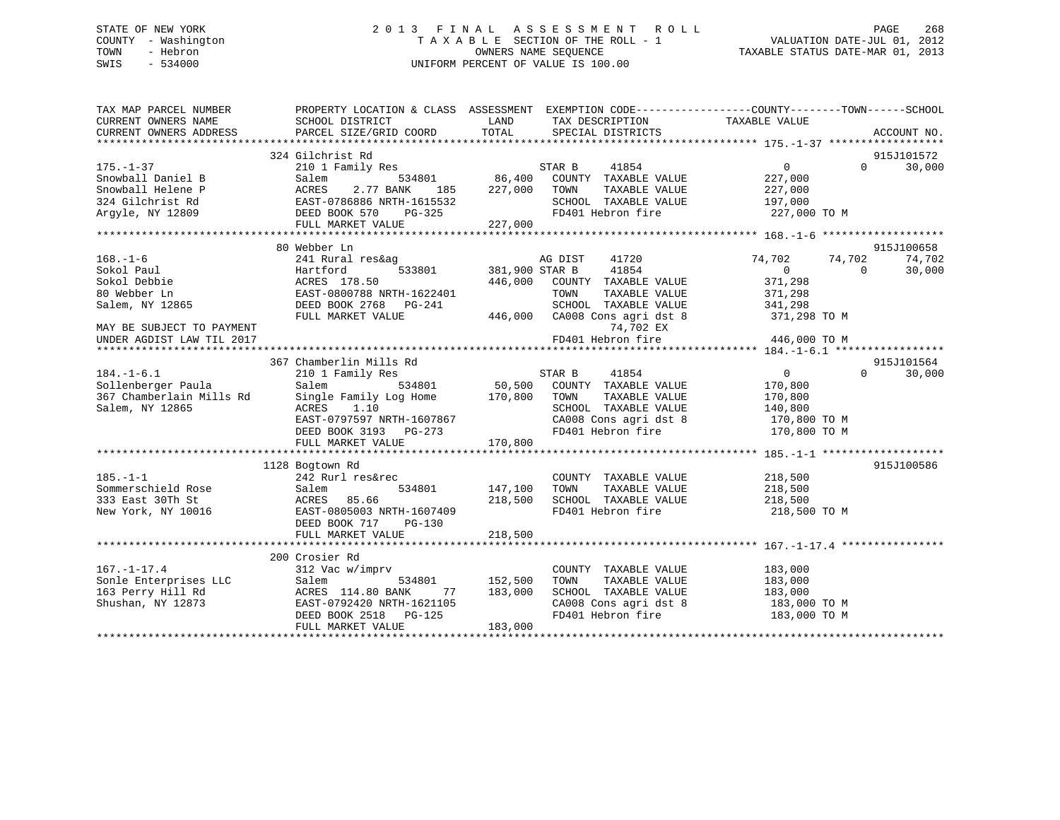STATE OF NEW YORK
COUNTY - Washington
TOWN - Hebron
SWIS - 534000

2 0 1 3 F I N A L A S S E S S M E N T R O L L
T A X A B L E SECTION OF THE ROLL - 1
OWNERS NAME SEQUENCE
UNIFORM PERCENT OF VALUE IS 100.00

VALUATION DATE-JUL 01, 2012
TAXABLE STATUS DATE-MAR 01, 2013

```
TAX MAP PARCEL NUMBER          PROPERTY LOCATION & CLASS  ASSESSMENT  EXEMPTION CODE------------------COUNTY--------TOWN------SCHOOL
CURRENT OWNERS NAME            SCHOOL DISTRICT              LAND      TAX DESCRIPTION              TAXABLE VALUE
CURRENT OWNERS ADDRESS         PARCEL SIZE/GRID COORD       TOTAL     SPECIAL DISTRICTS                                       ACCOUNT NO.
****************************************************************************************************** 175.-1-37 ******************
                         324 Gilchrist Rd                                                                                  915J101572
175.-1-37                      210 1 Family Res                  STAR B      41854               0           0       30,000
Snowball Daniel B              Salem          534801      86,400   COUNTY  TAXABLE VALUE         227,000
Snowball Helene P              ACRES    2.77 BANK    185  227,000   TOWN    TAXABLE VALUE         227,000
324 Gilchrist Rd               EAST-0786886 NRTH-1615532           SCHOOL  TAXABLE VALUE         197,000
Argyle, NY 12809               DEED BOOK 570    PG-325             FD401 Hebron fire              227,000 TO M
                               FULL MARKET VALUE         227,000
****************************************************************************************************** 168.-1-6 *******************
                         80 Webber Ln                                                                                      915J100658
168.-1-6                       241 Rural res&ag                    AG DIST    41720           74,702      74,702      74,702
Sokol Paul                     Hartford       533801     381,900 STAR B     41854               0           0       30,000
Sokol Debbie                   ACRES 178.50              446,000   COUNTY  TAXABLE VALUE         371,298
80 Webber Ln                   EAST-0800788 NRTH-1622401           TOWN    TAXABLE VALUE         371,298
Salem, NY 12865                DEED BOOK 2768   PG-241             SCHOOL  TAXABLE VALUE         341,298
                               FULL MARKET VALUE         446,000   CA008 Cons agri dst 8          371,298 TO M
MAY BE SUBJECT TO PAYMENT                                                74,702 EX
UNDER AGDIST LAW TIL 2017                                          FD401 Hebron fire              446,000 TO M
****************************************************************************************************** 184.-1-6.1 *****************
                         367 Chamberlin Mills Rd                                                                           915J101564
184.-1-6.1                     210 1 Family Res                  STAR B      41854               0           0       30,000
Sollenberger Paula             Salem          534801      50,500   COUNTY  TAXABLE VALUE         170,800
367 Chamberlain Mills Rd       Single Family Log Home    170,800   TOWN    TAXABLE VALUE         170,800
Salem, NY 12865                ACRES    1.10                       SCHOOL  TAXABLE VALUE         140,800
                               EAST-0797597 NRTH-1607867           CA008 Cons agri dst 8          170,800 TO M
                               DEED BOOK 3193   PG-273             FD401 Hebron fire              170,800 TO M
                               FULL MARKET VALUE         170,800
****************************************************************************************************** 185.-1-1 *******************
                         1128 Bogtown Rd                                                                                   915J100586
185.-1-1                       242 Rurl res&rec                    COUNTY  TAXABLE VALUE         218,500
Sommerschield Rose             Salem          534801     147,100   TOWN    TAXABLE VALUE         218,500
333 East 30Th St               ACRES   85.66             218,500   SCHOOL  TAXABLE VALUE         218,500
New York, NY 10016             EAST-0805003 NRTH-1607409           FD401 Hebron fire              218,500 TO M
                               DEED BOOK 717    PG-130
                               FULL MARKET VALUE         218,500
****************************************************************************************************** 167.-1-17.4 ****************
                         200 Crosier Rd
167.-1-17.4                    312 Vac w/imprv                     COUNTY  TAXABLE VALUE         183,000
Sonle Enterprises LLC          Salem          534801     152,500   TOWN    TAXABLE VALUE         183,000
163 Perry Hill Rd              ACRES 114.80 BANK     77  183,000   SCHOOL  TAXABLE VALUE         183,000
Shushan, NY 12873              EAST-0792420 NRTH-1621105           CA008 Cons agri dst 8          183,000 TO M
                               DEED BOOK 2518   PG-125             FD401 Hebron fire              183,000 TO M
                               FULL MARKET VALUE         183,000
************************************************************************************************************************************
```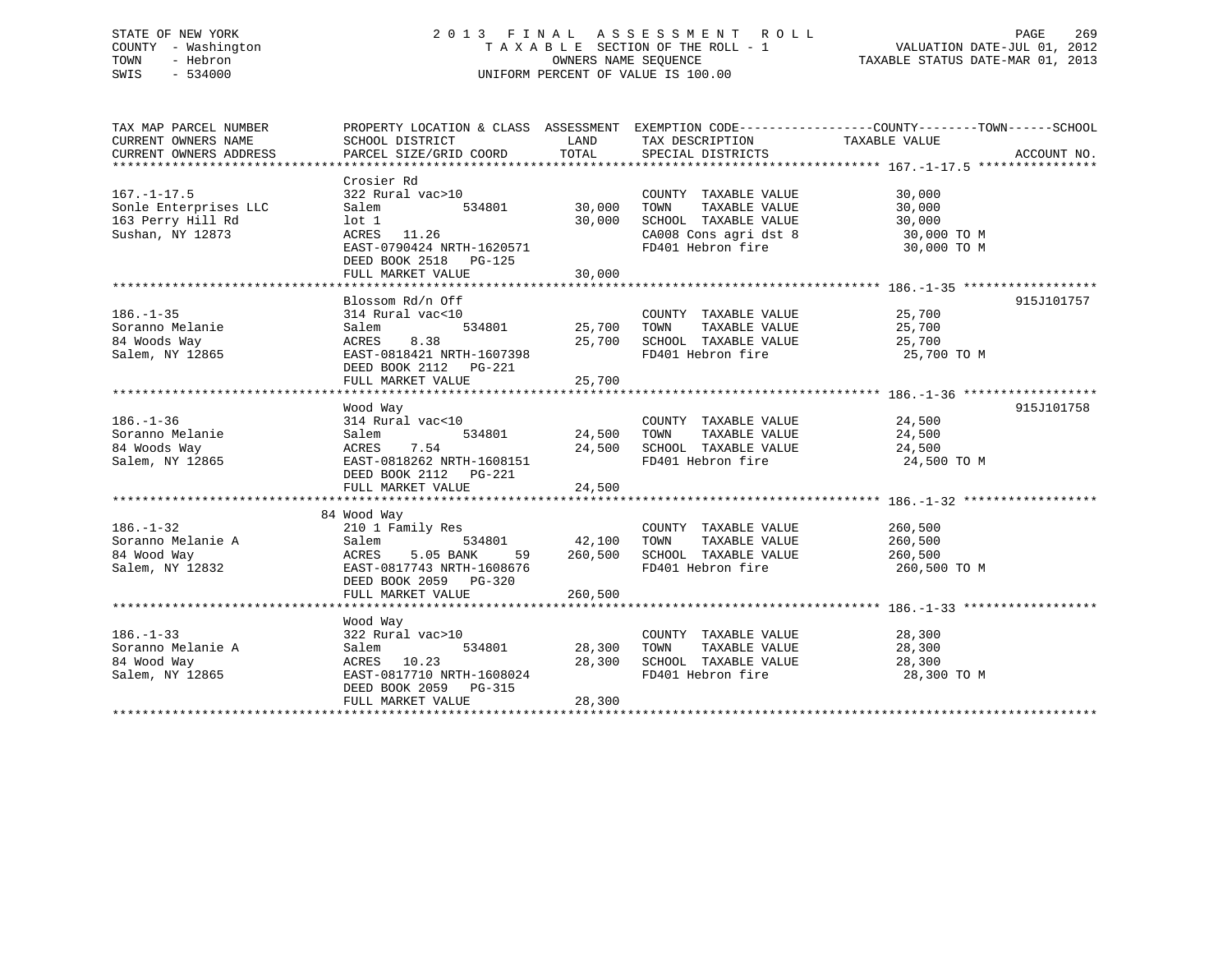STATE OF NEW YORK
COUNTY - Washington
TOWN - Hebron
SWIS - 534000

2013 FINAL ASSESSMENT ROLL
TAXABLE SECTION OF THE ROLL - 1
OWNERS NAME SEQUENCE
UNIFORM PERCENT OF VALUE IS 100.00

VALUATION DATE-JUL 01, 2012
TAXABLE STATUS DATE-MAR 01, 2013

| TAX MAP PARCEL NUMBER / CURRENT OWNERS NAME / CURRENT OWNERS ADDRESS | PROPERTY LOCATION & CLASS / SCHOOL DISTRICT / PARCEL SIZE/GRID COORD | ASSESSMENT LAND | TOTAL | EXEMPTION CODE / TAX DESCRIPTION / SPECIAL DISTRICTS | COUNTY--------TOWN------SCHOOL TAXABLE VALUE | ACCOUNT NO. |
|---|---|---|---|---|---|---|
| **167.-1-17.5** | Crosier Rd | | | | | |
| 167.-1-17.5 | 322 Rural vac>10 | | | COUNTY TAXABLE VALUE | 30,000 | |
| Sonle Enterprises LLC | Salem 534801 | 30,000 | | TOWN TAXABLE VALUE | 30,000 | |
| 163 Perry Hill Rd | lot 1 | | 30,000 | SCHOOL TAXABLE VALUE | 30,000 | |
| Sushan, NY 12873 | ACRES 11.26 | | | CA008 Cons agri dst 8 | 30,000 TO M | |
| | EAST-0790424 NRTH-1620571 | | | FD401 Hebron fire | 30,000 TO M | |
| | DEED BOOK 2518 PG-125 | | | | | |
| | FULL MARKET VALUE | | 30,000 | | | |
| **186.-1-35** | Blossom Rd/n Off | | | | | 915J101757 |
| 186.-1-35 | 314 Rural vac<10 | | | COUNTY TAXABLE VALUE | 25,700 | |
| Soranno Melanie | Salem 534801 | 25,700 | | TOWN TAXABLE VALUE | 25,700 | |
| 84 Woods Way | ACRES 8.38 | | 25,700 | SCHOOL TAXABLE VALUE | 25,700 | |
| Salem, NY 12865 | EAST-0818421 NRTH-1607398 | | | FD401 Hebron fire | 25,700 TO M | |
| | DEED BOOK 2112 PG-221 | | | | | |
| | FULL MARKET VALUE | | 25,700 | | | |
| **186.-1-36** | Wood Way | | | | | 915J101758 |
| 186.-1-36 | 314 Rural vac<10 | | | COUNTY TAXABLE VALUE | 24,500 | |
| Soranno Melanie | Salem 534801 | 24,500 | | TOWN TAXABLE VALUE | 24,500 | |
| 84 Woods Way | ACRES 7.54 | | 24,500 | SCHOOL TAXABLE VALUE | 24,500 | |
| Salem, NY 12865 | EAST-0818262 NRTH-1608151 | | | FD401 Hebron fire | 24,500 TO M | |
| | DEED BOOK 2112 PG-221 | | | | | |
| | FULL MARKET VALUE | | 24,500 | | | |
| **186.-1-32** | 84 Wood Way | | | | | |
| 186.-1-32 | 210 1 Family Res | | | COUNTY TAXABLE VALUE | 260,500 | |
| Soranno Melanie A | Salem 534801 | 42,100 | | TOWN TAXABLE VALUE | 260,500 | |
| 84 Wood Way | ACRES 5.05 BANK 59 | | 260,500 | SCHOOL TAXABLE VALUE | 260,500 | |
| Salem, NY 12832 | EAST-0817743 NRTH-1608676 | | | FD401 Hebron fire | 260,500 TO M | |
| | DEED BOOK 2059 PG-320 | | | | | |
| | FULL MARKET VALUE | | 260,500 | | | |
| **186.-1-33** | Wood Way | | | | | |
| 186.-1-33 | 322 Rural vac>10 | | | COUNTY TAXABLE VALUE | 28,300 | |
| Soranno Melanie A | Salem 534801 | 28,300 | | TOWN TAXABLE VALUE | 28,300 | |
| 84 Wood Way | ACRES 10.23 | | 28,300 | SCHOOL TAXABLE VALUE | 28,300 | |
| Salem, NY 12865 | EAST-0817710 NRTH-1608024 | | | FD401 Hebron fire | 28,300 TO M | |
| | DEED BOOK 2059 PG-315 | | | | | |
| | FULL MARKET VALUE | | 28,300 | | | |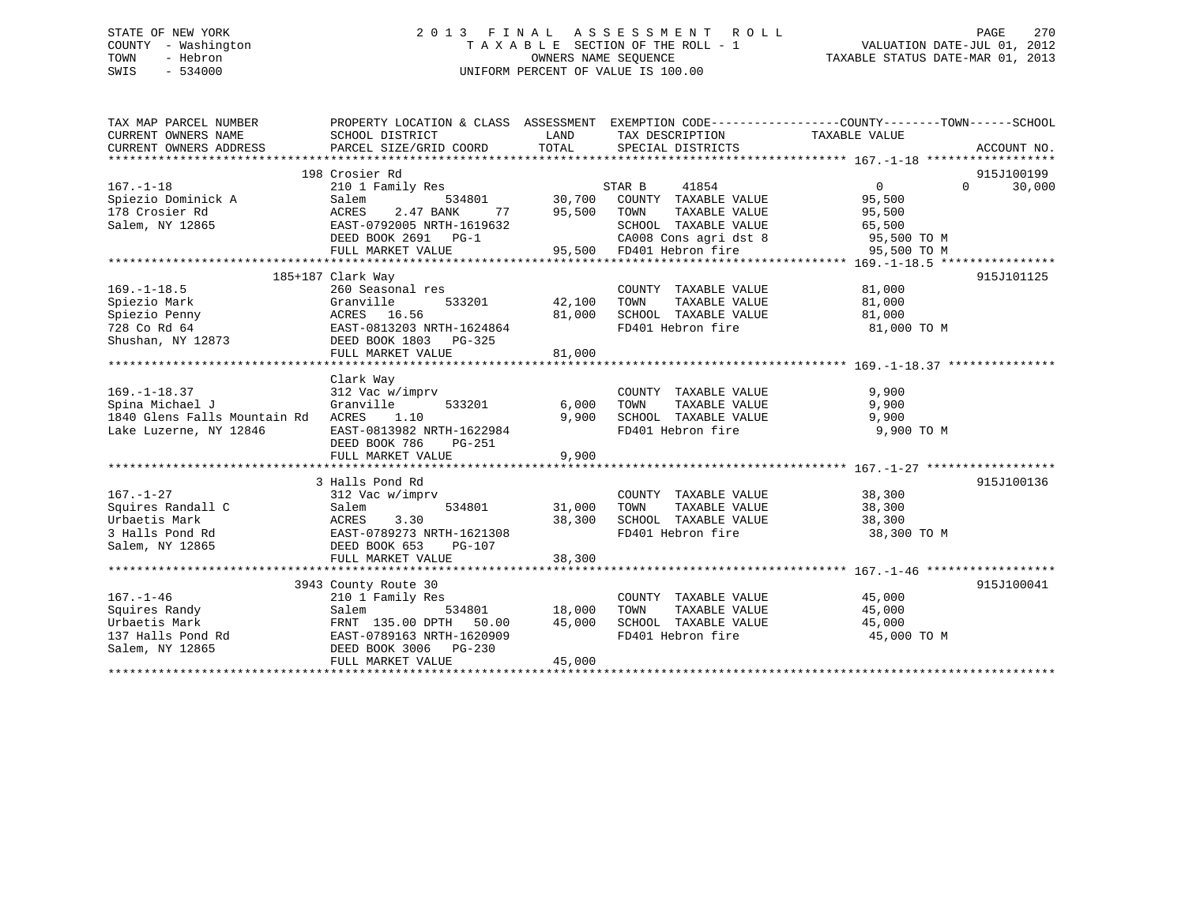STATE OF NEW YORK
COUNTY - Washington
TOWN - Hebron
SWIS - 534000

2013 FINAL ASSESSMENT ROLL
TAXABLE SECTION OF THE ROLL - 1
OWNERS NAME SEQUENCE
UNIFORM PERCENT OF VALUE IS 100.00

VALUATION DATE-JUL 01, 2012
TAXABLE STATUS DATE-MAR 01, 2013

```
TAX MAP PARCEL NUMBER          PROPERTY LOCATION & CLASS  ASSESSMENT  EXEMPTION CODE------------------COUNTY--------TOWN------SCHOOL
CURRENT OWNERS NAME            SCHOOL DISTRICT              LAND       TAX DESCRIPTION              TAXABLE VALUE
CURRENT OWNERS ADDRESS         PARCEL SIZE/GRID COORD       TOTAL      SPECIAL DISTRICTS                                    ACCOUNT NO.
******************************************************************************************************* 167.-1-18 ******************
                  198 Crosier Rd                                                                                         915J100199
167.-1-18                      210 1 Family Res                    STAR B      41854              0           0        30,000
Spiezio Dominick A             Salem          534801      30,700   COUNTY  TAXABLE VALUE           95,500
178 Crosier Rd                 ACRES    2.47 BANK     77   95,500   TOWN    TAXABLE VALUE           95,500
Salem, NY 12865                EAST-0792005 NRTH-1619632            SCHOOL  TAXABLE VALUE           65,500
                               DEED BOOK 2691   PG-1                CA008 Cons agri dst 8            95,500 TO M
                               FULL MARKET VALUE            95,500  FD401 Hebron fire                95,500 TO M
******************************************************************************************************* 169.-1-18.5 ****************
                  185+187 Clark Way                                                                                      915J101125
169.-1-18.5                    260 Seasonal res                     COUNTY  TAXABLE VALUE           81,000
Spiezio Mark                   Granville      533201      42,100    TOWN    TAXABLE VALUE           81,000
Spiezio Penny                  ACRES   16.56              81,000    SCHOOL  TAXABLE VALUE           81,000
728 Co Rd 64                   EAST-0813203 NRTH-1624864            FD401 Hebron fire                81,000 TO M
Shushan, NY 12873              DEED BOOK 1803   PG-325
                               FULL MARKET VALUE            81,000
******************************************************************************************************* 169.-1-18.37 ***************
                  Clark Way
169.-1-18.37                   312 Vac w/imprv                      COUNTY  TAXABLE VALUE            9,900
Spina Michael J                Granville      533201       6,000    TOWN    TAXABLE VALUE            9,900
1840 Glens Falls Mountain Rd   ACRES    1.10               9,900    SCHOOL  TAXABLE VALUE            9,900
Lake Luzerne, NY 12846         EAST-0813982 NRTH-1622984            FD401 Hebron fire                 9,900 TO M
                               DEED BOOK 786    PG-251
                               FULL MARKET VALUE             9,900
******************************************************************************************************* 167.-1-27 ******************
                  3 Halls Pond Rd                                                                                        915J100136
167.-1-27                      312 Vac w/imprv                      COUNTY  TAXABLE VALUE           38,300
Squires Randall C              Salem          534801      31,000    TOWN    TAXABLE VALUE           38,300
Urbaetis Mark                  ACRES    3.30              38,300    SCHOOL  TAXABLE VALUE           38,300
3 Halls Pond Rd                EAST-0789273 NRTH-1621308            FD401 Hebron fire                38,300 TO M
Salem, NY 12865                DEED BOOK 653    PG-107
                               FULL MARKET VALUE            38,300
******************************************************************************************************* 167.-1-46 ******************
                  3943 County Route 30                                                                                   915J100041
167.-1-46                      210 1 Family Res                     COUNTY  TAXABLE VALUE           45,000
Squires Randy                  Salem          534801      18,000    TOWN    TAXABLE VALUE           45,000
Urbaetis Mark                  FRNT 135.00 DPTH  50.00    45,000    SCHOOL  TAXABLE VALUE           45,000
137 Halls Pond Rd              EAST-0789163 NRTH-1620909            FD401 Hebron fire                45,000 TO M
Salem, NY 12865                DEED BOOK 3006   PG-230
                               FULL MARKET VALUE            45,000
************************************************************************************************************************************
```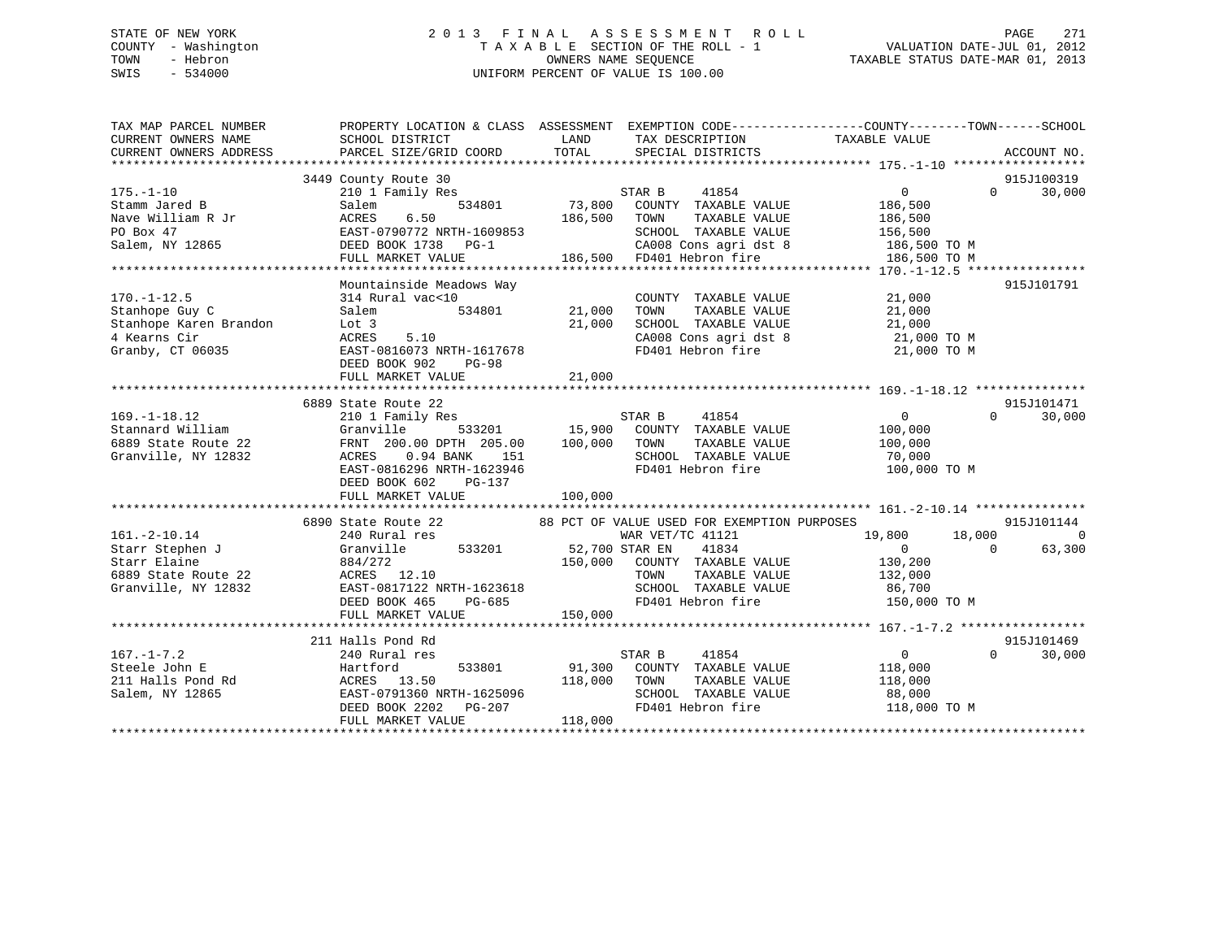STATE OF NEW YORK
COUNTY - Washington
TOWN - Hebron
SWIS - 534000

2 0 1 3 F I N A L A S S E S S M E N T R O L L
T A X A B L E SECTION OF THE ROLL - 1
OWNERS NAME SEQUENCE
UNIFORM PERCENT OF VALUE IS 100.00

VALUATION DATE-JUL 01, 2012
TAXABLE STATUS DATE-MAR 01, 2013

```
TAX MAP PARCEL NUMBER          PROPERTY LOCATION & CLASS  ASSESSMENT  EXEMPTION CODE------------------COUNTY--------TOWN------SCHOOL
CURRENT OWNERS NAME            SCHOOL DISTRICT               LAND      TAX DESCRIPTION            TAXABLE VALUE
CURRENT OWNERS ADDRESS         PARCEL SIZE/GRID COORD        TOTAL     SPECIAL DISTRICTS                                    ACCOUNT NO.
******************************************************************************************************* 175.-1-10 ******************
                               3449 County Route 30                                                                         915J100319
175.-1-10                      210 1 Family Res                       STAR B      41854                 0             0       30,000
Stamm Jared B                  Salem         534801         73,800    COUNTY  TAXABLE VALUE           186,500
Nave William R Jr              ACRES    6.50               186,500    TOWN    TAXABLE VALUE           186,500
PO Box 47                      EAST-0790772 NRTH-1609853              SCHOOL  TAXABLE VALUE           156,500
Salem, NY 12865                DEED BOOK 1738   PG-1                  CA008 Cons agri dst 8           186,500 TO M
                               FULL MARKET VALUE           186,500    FD401 Hebron fire               186,500 TO M
******************************************************************************************************* 170.-1-12.5 ****************
                               Mountainside Meadows Way                                                                     915J101791
170.-1-12.5                    314 Rural vac<10                       COUNTY  TAXABLE VALUE            21,000
Stanhope Guy C                 Salem         534801         21,000    TOWN    TAXABLE VALUE            21,000
Stanhope Karen Brandon         Lot 3                        21,000    SCHOOL  TAXABLE VALUE            21,000
4 Kearns Cir                   ACRES    5.10                          CA008 Cons agri dst 8            21,000 TO M
Granby, CT 06035               EAST-0816073 NRTH-1617678              FD401 Hebron fire                21,000 TO M
                               DEED BOOK 902    PG-98
                               FULL MARKET VALUE            21,000
******************************************************************************************************* 169.-1-18.12 ***************
                               6889 State Route 22                                                                          915J101471
169.-1-18.12                   210 1 Family Res                       STAR B      41854                 0             0       30,000
Stannard William               Granville     533201         15,900    COUNTY  TAXABLE VALUE           100,000
6889 State Route 22            FRNT 200.00 DPTH 205.00     100,000    TOWN    TAXABLE VALUE           100,000
Granville, NY 12832            ACRES    0.94 BANK    151              SCHOOL  TAXABLE VALUE            70,000
                               EAST-0816296 NRTH-1623946              FD401 Hebron fire               100,000 TO M
                               DEED BOOK 602    PG-137
                               FULL MARKET VALUE           100,000
******************************************************************************************************* 161.-2-10.14 ***************
                               6890 State Route 22          88 PCT OF VALUE USED FOR EXEMPTION PURPOSES                     915J101144
161.-2-10.14                   240 Rural res                          WAR VET/TC 41121             19,800        18,000            0
Starr Stephen J                Granville     533201         52,700 STAR EN    41834                 0             0       63,300
Starr Elaine                   884/272                     150,000    COUNTY  TAXABLE VALUE           130,200
6889 State Route 22            ACRES   12.10                          TOWN    TAXABLE VALUE           132,000
Granville, NY 12832            EAST-0817122 NRTH-1623618              SCHOOL  TAXABLE VALUE            86,700
                               DEED BOOK 465    PG-685                FD401 Hebron fire               150,000 TO M
                               FULL MARKET VALUE           150,000
******************************************************************************************************* 167.-1-7.2 *****************
                               211 Halls Pond Rd                                                                            915J101469
167.-1-7.2                     240 Rural res                          STAR B      41854                 0             0       30,000
Steele John E                  Hartford      533801         91,300    COUNTY  TAXABLE VALUE           118,000
211 Halls Pond Rd              ACRES   13.50               118,000    TOWN    TAXABLE VALUE           118,000
Salem, NY 12865                EAST-0791360 NRTH-1625096              SCHOOL  TAXABLE VALUE            88,000
                               DEED BOOK 2202   PG-207                FD401 Hebron fire               118,000 TO M
                               FULL MARKET VALUE           118,000
************************************************************************************************************************************
```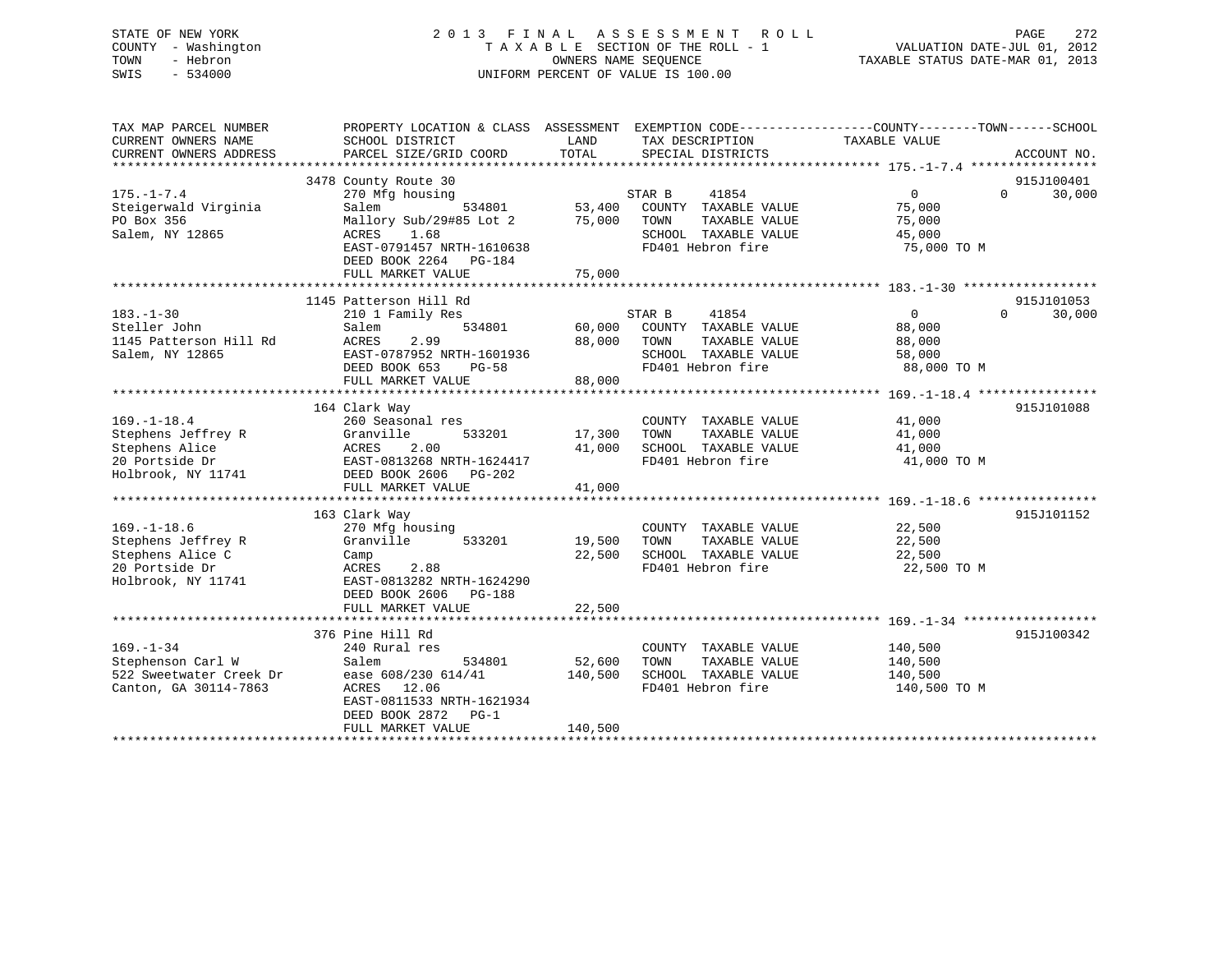STATE OF NEW YORK
COUNTY - Washington
TOWN - Hebron
SWIS - 534000

2013 FINAL ASSESSMENT ROLL
TAXABLE SECTION OF THE ROLL - 1
OWNERS NAME SEQUENCE
UNIFORM PERCENT OF VALUE IS 100.00

VALUATION DATE-JUL 01, 2012
TAXABLE STATUS DATE-MAR 01, 2013

| TAX MAP PARCEL NUMBER / CURRENT OWNERS NAME / CURRENT OWNERS ADDRESS | PROPERTY LOCATION & CLASS / SCHOOL DISTRICT / PARCEL SIZE/GRID COORD | ASSESSMENT LAND | TOTAL | EXEMPTION CODE / TAX DESCRIPTION / SPECIAL DISTRICTS | COUNTY / TOWN / SCHOOL TAXABLE VALUE | ACCOUNT NO. |
|---|---|---|---|---|---|---|
| 175.-1-7.4 | 3478 County Route 30 | | | | | 915J100401 |
| Steigerwald Virginia | 270 Mfg housing | | | STAR B 41854 | 0 0 30,000 | |
| PO Box 356 | Salem 534801 | 53,400 | | COUNTY TAXABLE VALUE | 75,000 | |
| Salem, NY 12865 | Mallory Sub/29#85 Lot 2 | | 75,000 | TOWN TAXABLE VALUE | 75,000 | |
| | ACRES 1.68 | | | SCHOOL TAXABLE VALUE | 45,000 | |
| | EAST-0791457 NRTH-1610638 | | | FD401 Hebron fire | 75,000 TO M | |
| | DEED BOOK 2264 PG-184 | | | | | |
| | FULL MARKET VALUE | | 75,000 | | | |
| 183.-1-30 | 1145 Patterson Hill Rd | | | | | 915J101053 |
| Steller John | 210 1 Family Res | | | STAR B 41854 | 0 0 30,000 | |
| 1145 Patterson Hill Rd | Salem 534801 | 60,000 | | COUNTY TAXABLE VALUE | 88,000 | |
| Salem, NY 12865 | ACRES 2.99 | | 88,000 | TOWN TAXABLE VALUE | 88,000 | |
| | EAST-0787952 NRTH-1601936 | | | SCHOOL TAXABLE VALUE | 58,000 | |
| | DEED BOOK 653 PG-58 | | | FD401 Hebron fire | 88,000 TO M | |
| | FULL MARKET VALUE | | 88,000 | | | |
| 169.-1-18.4 | 164 Clark Way | | | | | 915J101088 |
| Stephens Jeffrey R | 260 Seasonal res | | | COUNTY TAXABLE VALUE | 41,000 | |
| Stephens Alice | Granville 533201 | 17,300 | | TOWN TAXABLE VALUE | 41,000 | |
| 20 Portside Dr | ACRES 2.00 | | 41,000 | SCHOOL TAXABLE VALUE | 41,000 | |
| Holbrook, NY 11741 | EAST-0813268 NRTH-1624417 | | | FD401 Hebron fire | 41,000 TO M | |
| | DEED BOOK 2606 PG-202 | | | | | |
| | FULL MARKET VALUE | | 41,000 | | | |
| 169.-1-18.6 | 163 Clark Way | | | | | 915J101152 |
| Stephens Jeffrey R | 270 Mfg housing | | | COUNTY TAXABLE VALUE | 22,500 | |
| Stephens Alice C | Granville 533201 | 19,500 | | TOWN TAXABLE VALUE | 22,500 | |
| 20 Portside Dr | Camp | | 22,500 | SCHOOL TAXABLE VALUE | 22,500 | |
| Holbrook, NY 11741 | ACRES 2.88 | | | FD401 Hebron fire | 22,500 TO M | |
| | EAST-0813282 NRTH-1624290 | | | | | |
| | DEED BOOK 2606 PG-188 | | | | | |
| | FULL MARKET VALUE | | 22,500 | | | |
| 169.-1-34 | 376 Pine Hill Rd | | | | | 915J100342 |
| Stephenson Carl W | 240 Rural res | | | COUNTY TAXABLE VALUE | 140,500 | |
| 522 Sweetwater Creek Dr | Salem 534801 | 52,600 | | TOWN TAXABLE VALUE | 140,500 | |
| Canton, GA 30114-7863 | ease 608/230 614/41 | | 140,500 | SCHOOL TAXABLE VALUE | 140,500 | |
| | ACRES 12.06 | | | FD401 Hebron fire | 140,500 TO M | |
| | EAST-0811533 NRTH-1621934 | | | | | |
| | DEED BOOK 2872 PG-1 | | | | | |
| | FULL MARKET VALUE | | 140,500 | | | |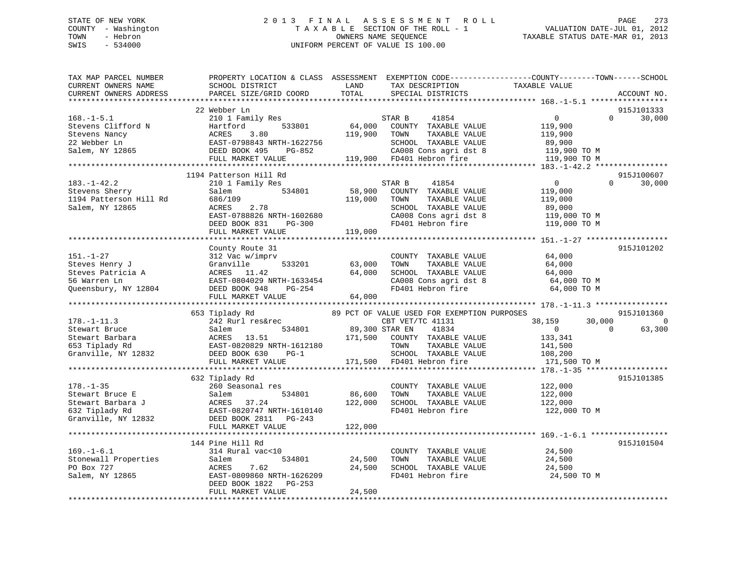STATE OF NEW YORK
COUNTY - Washington
TOWN - Hebron
SWIS - 534000

2 0 1 3 F I N A L A S S E S S M E N T R O L L
T A X A B L E SECTION OF THE ROLL - 1
OWNERS NAME SEQUENCE
UNIFORM PERCENT OF VALUE IS 100.00

VALUATION DATE-JUL 01, 2012
TAXABLE STATUS DATE-MAR 01, 2013

```
TAX MAP PARCEL NUMBER          PROPERTY LOCATION & CLASS  ASSESSMENT  EXEMPTION CODE------------------COUNTY--------TOWN------SCHOOL
CURRENT OWNERS NAME            SCHOOL DISTRICT               LAND      TAX DESCRIPTION              TAXABLE VALUE
CURRENT OWNERS ADDRESS         PARCEL SIZE/GRID COORD        TOTAL     SPECIAL DISTRICTS                                    ACCOUNT NO.
******************************************************************************************************* 168.-1-5.1 *****************
                               22 Webber Ln                                                                               915J101333
168.-1-5.1                     210 1 Family Res                       STAR B     41854                0            0       30,000
Stevens Clifford N             Hartford          533801       64,000   COUNTY  TAXABLE VALUE          119,900
Stevens Nancy                  ACRES    3.80                 119,900   TOWN    TAXABLE VALUE          119,900
22 Webber Ln                   EAST-0798843 NRTH-1622756               SCHOOL  TAXABLE VALUE           89,900
Salem, NY 12865                DEED BOOK 495     PG-852                CA008 Cons agri dst 8           119,900 TO M
                               FULL MARKET VALUE             119,900   FD401 Hebron fire               119,900 TO M
******************************************************************************************************* 183.-1-42.2 ****************
                               1194 Patterson Hill Rd                                                                     915J100607
183.-1-42.2                    210 1 Family Res                       STAR B     41854                0            0       30,000
Stevens Sherry                 Salem             534801       58,900   COUNTY  TAXABLE VALUE          119,000
1194 Patterson Hill Rd         686/109                       119,000   TOWN    TAXABLE VALUE          119,000
Salem, NY 12865                ACRES    2.78                           SCHOOL  TAXABLE VALUE           89,000
                               EAST-0788826 NRTH-1602680               CA008 Cons agri dst 8           119,000 TO M
                               DEED BOOK 831     PG-300                FD401 Hebron fire               119,000 TO M
                               FULL MARKET VALUE             119,000
******************************************************************************************************* 151.-1-27 ******************
                               County Route 31                                                                            915J101202
151.-1-27                      312 Vac w/imprv                         COUNTY  TAXABLE VALUE           64,000
Steves Henry J                 Granville         533201       63,000   TOWN    TAXABLE VALUE           64,000
Steves Patricia A              ACRES   11.42                  64,000   SCHOOL  TAXABLE VALUE           64,000
56 Warren Ln                   EAST-0804029 NRTH-1633454               CA008 Cons agri dst 8            64,000 TO M
Queensbury, NY 12804           DEED BOOK 948     PG-254                FD401 Hebron fire                64,000 TO M
                               FULL MARKET VALUE              64,000
******************************************************************************************************* 178.-1-11.3 ****************
                               653 Tiplady Rd                  89 PCT OF VALUE USED FOR EXEMPTION PURPOSES                915J101360
178.-1-11.3                    242 Rurl res&rec                        CBT VET/TC 41131              38,159       30,000            0
Stewart Bruce                  Salem             534801       89,300 STAR EN     41834                0            0       63,300
Stewart Barbara                ACRES   13.51                 171,500   COUNTY  TAXABLE VALUE          133,341
653 Tiplady Rd                 EAST-0820829 NRTH-1612180               TOWN    TAXABLE VALUE          141,500
Granville, NY 12832            DEED BOOK 630     PG-1                  SCHOOL  TAXABLE VALUE          108,200
                               FULL MARKET VALUE             171,500   FD401 Hebron fire               171,500 TO M
******************************************************************************************************* 178.-1-35 ******************
                               632 Tiplady Rd                                                                             915J101385
178.-1-35                      260 Seasonal res                        COUNTY  TAXABLE VALUE          122,000
Stewart Bruce E                Salem             534801       86,600   TOWN    TAXABLE VALUE          122,000
Stewart Barbara J              ACRES   37.24                 122,000   SCHOOL  TAXABLE VALUE          122,000
632 Tiplady Rd                 EAST-0820747 NRTH-1610140               FD401 Hebron fire               122,000 TO M
Granville, NY 12832            DEED BOOK 2811    PG-243
                               FULL MARKET VALUE             122,000
******************************************************************************************************* 169.-1-6.1 *****************
                               144 Pine Hill Rd                                                                           915J101504
169.-1-6.1                     314 Rural vac<10                        COUNTY  TAXABLE VALUE           24,500
Stonewall Properties           Salem             534801       24,500   TOWN    TAXABLE VALUE           24,500
PO Box 727                     ACRES    7.62                  24,500   SCHOOL  TAXABLE VALUE           24,500
Salem, NY 12865                EAST-0809860 NRTH-1626209               FD401 Hebron fire                24,500 TO M
                               DEED BOOK 1822    PG-253
                               FULL MARKET VALUE              24,500
************************************************************************************************************************************
```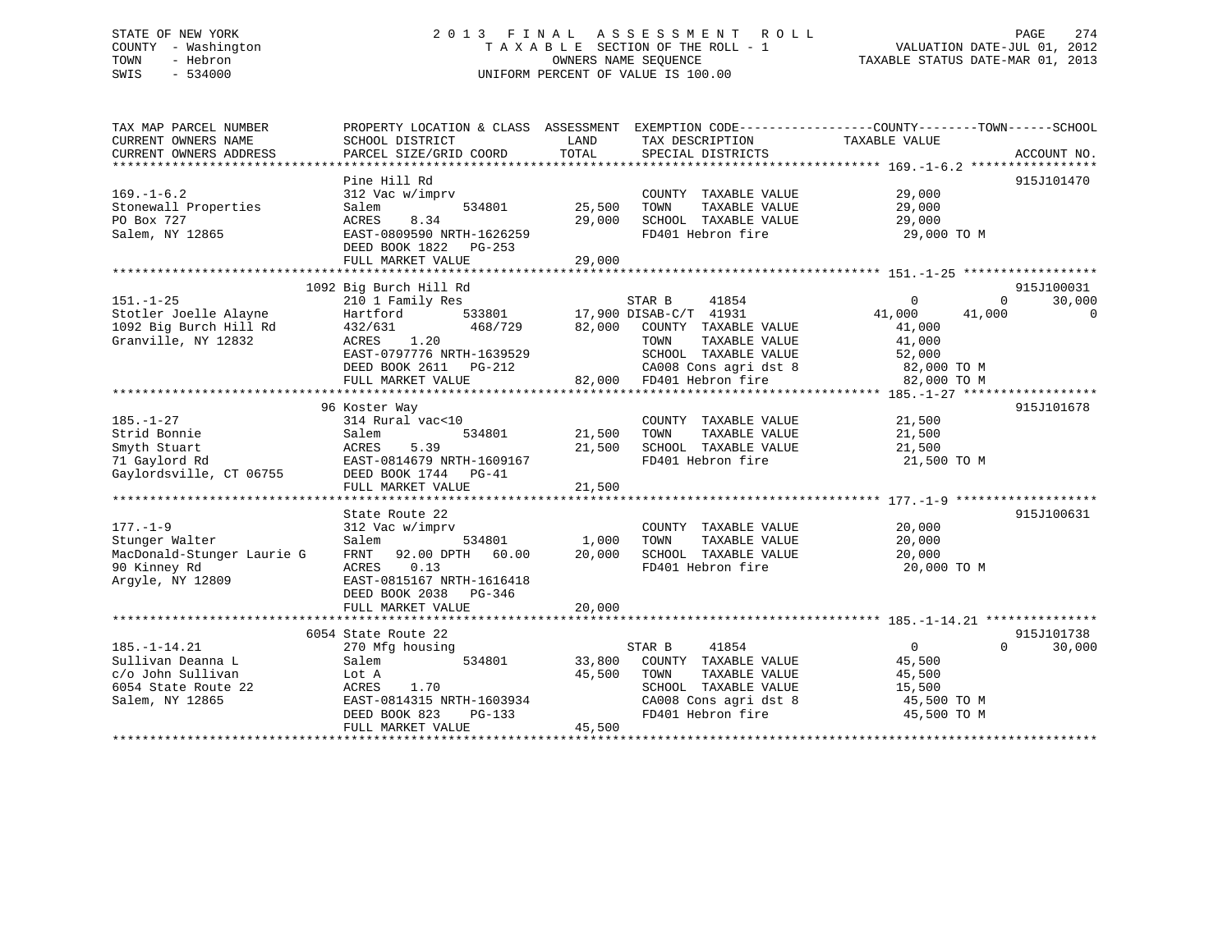STATE OF NEW YORK
COUNTY - Washington
TOWN - Hebron
SWIS - 534000

2 0 1 3 F I N A L A S S E S S M E N T R O L L
T A X A B L E SECTION OF THE ROLL - 1
OWNERS NAME SEQUENCE
UNIFORM PERCENT OF VALUE IS 100.00

VALUATION DATE-JUL 01, 2012
TAXABLE STATUS DATE-MAR 01, 2013

| TAX MAP PARCEL NUMBER / CURRENT OWNERS NAME / CURRENT OWNERS ADDRESS | PROPERTY LOCATION & CLASS / SCHOOL DISTRICT / PARCEL SIZE/GRID COORD | ASSESSMENT LAND / TOTAL | EXEMPTION CODE / TAX DESCRIPTION / SPECIAL DISTRICTS | COUNTY TAXABLE VALUE | TOWN | SCHOOL | ACCOUNT NO. |
|---|---|---|---|---|---|---|---|
| **169.-1-6.2** | Pine Hill Rd | | | | | | 915J101470 |
| 169.-1-6.2 | 312 Vac w/imprv | | COUNTY TAXABLE VALUE | 29,000 | | | |
| Stonewall Properties | Salem 534801 | 25,500 | TOWN TAXABLE VALUE | 29,000 | | | |
| PO Box 727 | ACRES 8.34 | 29,000 | SCHOOL TAXABLE VALUE | 29,000 | | | |
| Salem, NY 12865 | EAST-0809590 NRTH-1626259 | | FD401 Hebron fire | 29,000 TO M | | | |
| | DEED BOOK 1822 PG-253 | | | | | | |
| | FULL MARKET VALUE | 29,000 | | | | | |
| **151.-1-25** | 1092 Big Burch Hill Rd | | | | | | 915J100031 |
| 151.-1-25 | 210 1 Family Res | | STAR B 41854 | 0 | 0 | 30,000 | |
| Stotler Joelle Alayne | Hartford 533801 | 17,900 | DISAB-C/T 41931 | 41,000 | 41,000 | 0 | |
| 1092 Big Burch Hill Rd | 432/631 468/729 | 82,000 | COUNTY TAXABLE VALUE | 41,000 | | | |
| Granville, NY 12832 | ACRES 1.20 | | TOWN TAXABLE VALUE | 41,000 | | | |
| | EAST-0797776 NRTH-1639529 | | SCHOOL TAXABLE VALUE | 52,000 | | | |
| | DEED BOOK 2611 PG-212 | | CA008 Cons agri dst 8 | 82,000 TO M | | | |
| | FULL MARKET VALUE | 82,000 | FD401 Hebron fire | 82,000 TO M | | | |
| **185.-1-27** | 96 Koster Way | | | | | | 915J101678 |
| 185.-1-27 | 314 Rural vac<10 | | COUNTY TAXABLE VALUE | 21,500 | | | |
| Strid Bonnie | Salem 534801 | 21,500 | TOWN TAXABLE VALUE | 21,500 | | | |
| Smyth Stuart | ACRES 5.39 | 21,500 | SCHOOL TAXABLE VALUE | 21,500 | | | |
| 71 Gaylord Rd | EAST-0814679 NRTH-1609167 | | FD401 Hebron fire | 21,500 TO M | | | |
| Gaylordsville, CT 06755 | DEED BOOK 1744 PG-41 | | | | | | |
| | FULL MARKET VALUE | 21,500 | | | | | |
| **177.-1-9** | State Route 22 | | | | | | 915J100631 |
| 177.-1-9 | 312 Vac w/imprv | | COUNTY TAXABLE VALUE | 20,000 | | | |
| Stunger Walter | Salem 534801 | 1,000 | TOWN TAXABLE VALUE | 20,000 | | | |
| MacDonald-Stunger Laurie G | FRNT 92.00 DPTH 60.00 | 20,000 | SCHOOL TAXABLE VALUE | 20,000 | | | |
| 90 Kinney Rd | ACRES 0.13 | | FD401 Hebron fire | 20,000 TO M | | | |
| Argyle, NY 12809 | EAST-0815167 NRTH-1616418 | | | | | | |
| | DEED BOOK 2038 PG-346 | | | | | | |
| | FULL MARKET VALUE | 20,000 | | | | | |
| **185.-1-14.21** | 6054 State Route 22 | | | | | | 915J101738 |
| 185.-1-14.21 | 270 Mfg housing | | STAR B 41854 | 0 | 0 | 30,000 | |
| Sullivan Deanna L | Salem 534801 | 33,800 | COUNTY TAXABLE VALUE | 45,500 | | | |
| c/o John Sullivan | Lot A | 45,500 | TOWN TAXABLE VALUE | 45,500 | | | |
| 6054 State Route 22 | ACRES 1.70 | | SCHOOL TAXABLE VALUE | 15,500 | | | |
| Salem, NY 12865 | EAST-0814315 NRTH-1603934 | | CA008 Cons agri dst 8 | 45,500 TO M | | | |
| | DEED BOOK 823 PG-133 | | FD401 Hebron fire | 45,500 TO M | | | |
| | FULL MARKET VALUE | 45,500 | | | | | |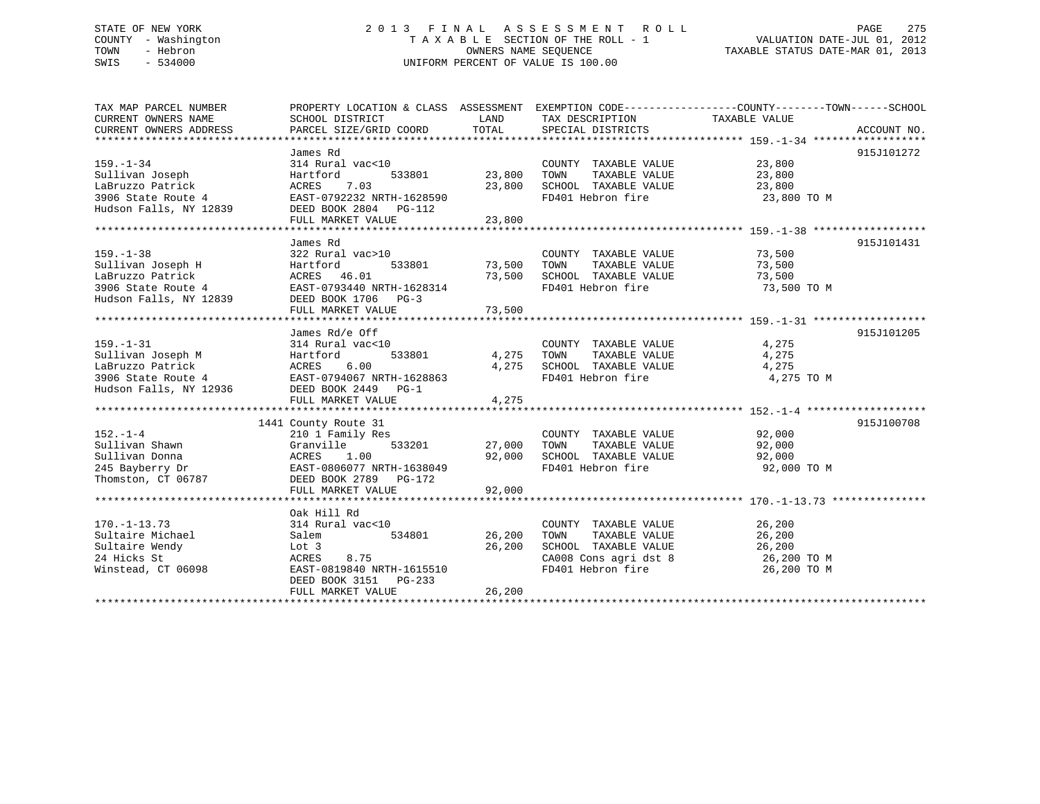STATE OF NEW YORK
COUNTY - Washington
TOWN - Hebron
SWIS - 534000

# 2013 FINAL ASSESSMENT ROLL

TAXABLE SECTION OF THE ROLL - 1
OWNERS NAME SEQUENCE
UNIFORM PERCENT OF VALUE IS 100.00

VALUATION DATE-JUL 01, 2012
TAXABLE STATUS DATE-MAR 01, 2013

| TAX MAP PARCEL NUMBER / CURRENT OWNERS NAME / CURRENT OWNERS ADDRESS | PROPERTY LOCATION & CLASS / SCHOOL DISTRICT / PARCEL SIZE/GRID COORD | ASSESSMENT LAND | ASSESSMENT TOTAL | EXEMPTION CODE / TAX DESCRIPTION / SPECIAL DISTRICTS | TAXABLE VALUE (COUNTY--TOWN--SCHOOL) | ACCOUNT NO. |
|---|---|---|---|---|---|---|
| **159.-1-34** | James Rd | | | | | 915J101272 |
| 159.-1-34 | 314 Rural vac<10 | | | COUNTY TAXABLE VALUE | 23,800 | |
| Sullivan Joseph | Hartford 533801 | 23,800 | | TOWN TAXABLE VALUE | 23,800 | |
| LaBruzzo Patrick | ACRES 7.03 | | 23,800 | SCHOOL TAXABLE VALUE | 23,800 | |
| 3906 State Route 4 | EAST-0792232 NRTH-1628590 | | | FD401 Hebron fire | 23,800 TO M | |
| Hudson Falls, NY 12839 | DEED BOOK 2804 PG-112 | | | | | |
| | FULL MARKET VALUE | | 23,800 | | | |
| **159.-1-38** | James Rd | | | | | 915J101431 |
| 159.-1-38 | 322 Rural vac>10 | | | COUNTY TAXABLE VALUE | 73,500 | |
| Sullivan Joseph H | Hartford 533801 | 73,500 | | TOWN TAXABLE VALUE | 73,500 | |
| LaBruzzo Patrick | ACRES 46.01 | | 73,500 | SCHOOL TAXABLE VALUE | 73,500 | |
| 3906 State Route 4 | EAST-0793440 NRTH-1628314 | | | FD401 Hebron fire | 73,500 TO M | |
| Hudson Falls, NY 12839 | DEED BOOK 1706 PG-3 | | | | | |
| | FULL MARKET VALUE | | 73,500 | | | |
| **159.-1-31** | James Rd/e Off | | | | | 915J101205 |
| 159.-1-31 | 314 Rural vac<10 | | | COUNTY TAXABLE VALUE | 4,275 | |
| Sullivan Joseph M | Hartford 533801 | 4,275 | | TOWN TAXABLE VALUE | 4,275 | |
| LaBruzzo Patrick | ACRES 6.00 | | 4,275 | SCHOOL TAXABLE VALUE | 4,275 | |
| 3906 State Route 4 | EAST-0794067 NRTH-1628863 | | | FD401 Hebron fire | 4,275 TO M | |
| Hudson Falls, NY 12936 | DEED BOOK 2449 PG-1 | | | | | |
| | FULL MARKET VALUE | | 4,275 | | | |
| **152.-1-4** | 1441 County Route 31 | | | | | 915J100708 |
| 152.-1-4 | 210 1 Family Res | | | COUNTY TAXABLE VALUE | 92,000 | |
| Sullivan Shawn | Granville 533201 | 27,000 | | TOWN TAXABLE VALUE | 92,000 | |
| Sullivan Donna | ACRES 1.00 | | 92,000 | SCHOOL TAXABLE VALUE | 92,000 | |
| 245 Bayberry Dr | EAST-0806077 NRTH-1638049 | | | FD401 Hebron fire | 92,000 TO M | |
| Thomston, CT 06787 | DEED BOOK 2789 PG-172 | | | | | |
| | FULL MARKET VALUE | | 92,000 | | | |
| **170.-1-13.73** | Oak Hill Rd | | | | | |
| 170.-1-13.73 | 314 Rural vac<10 | | | COUNTY TAXABLE VALUE | 26,200 | |
| Sultaire Michael | Salem 534801 | 26,200 | | TOWN TAXABLE VALUE | 26,200 | |
| Sultaire Wendy | Lot 3 | | 26,200 | SCHOOL TAXABLE VALUE | 26,200 | |
| 24 Hicks St | ACRES 8.75 | | | CA008 Cons agri dst 8 | 26,200 TO M | |
| Winstead, CT 06098 | EAST-0819840 NRTH-1615510 | | | FD401 Hebron fire | 26,200 TO M | |
| | DEED BOOK 3151 PG-233 | | | | | |
| | FULL MARKET VALUE | | 26,200 | | | |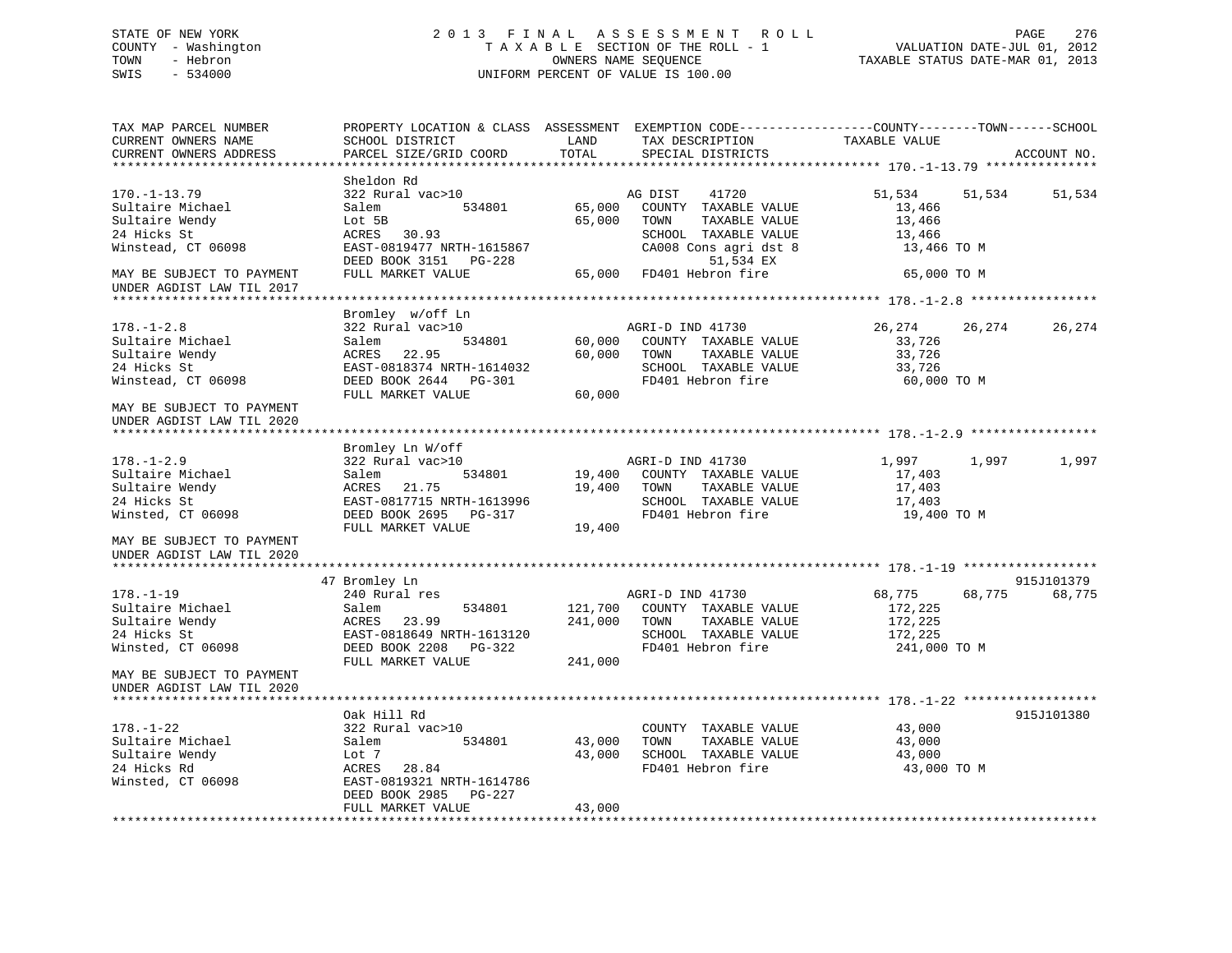STATE OF NEW YORK
COUNTY - Washington
TOWN - Hebron
SWIS - 534000

2013 FINAL ASSESSMENT ROLL
TAXABLE SECTION OF THE ROLL - 1
OWNERS NAME SEQUENCE
UNIFORM PERCENT OF VALUE IS 100.00

VALUATION DATE-JUL 01, 2012
TAXABLE STATUS DATE-MAR 01, 2013

| TAX MAP PARCEL NUMBER / CURRENT OWNERS NAME / CURRENT OWNERS ADDRESS | PROPERTY LOCATION & CLASS / SCHOOL DISTRICT / PARCEL SIZE/GRID COORD | ASSESSMENT LAND / TOTAL | EXEMPTION CODE / TAX DESCRIPTION / SPECIAL DISTRICTS | COUNTY TAXABLE VALUE | TOWN | SCHOOL | ACCOUNT NO. |
|---|---|---|---|---|---|---|---|
| **170.-1-13.79** | Sheldon Rd | | | | | | |
| 170.-1-13.79 | 322 Rural vac>10 | | AG DIST 41720 | 51,534 | 51,534 | 51,534 | |
| Sultaire Michael | Salem 534801 | 65,000 | COUNTY TAXABLE VALUE | 13,466 | | | |
| Sultaire Wendy | Lot 5B | 65,000 | TOWN TAXABLE VALUE | 13,466 | | | |
| 24 Hicks St | ACRES 30.93 | | SCHOOL TAXABLE VALUE | 13,466 | | | |
| Winstead, CT 06098 | EAST-0819477 NRTH-1615867 | | CA008 Cons agri dst 8 | 13,466 TO M | | | |
| | DEED BOOK 3151 PG-228 | | 51,534 EX | | | | |
| MAY BE SUBJECT TO PAYMENT | FULL MARKET VALUE | 65,000 | FD401 Hebron fire | 65,000 TO M | | | |
| UNDER AGDIST LAW TIL 2017 | | | | | | | |
| **178.-1-2.8** | Bromley w/off Ln | | | | | | |
| 178.-1-2.8 | 322 Rural vac>10 | | AGRI-D IND 41730 | 26,274 | 26,274 | 26,274 | |
| Sultaire Michael | Salem 534801 | 60,000 | COUNTY TAXABLE VALUE | 33,726 | | | |
| Sultaire Wendy | ACRES 22.95 | 60,000 | TOWN TAXABLE VALUE | 33,726 | | | |
| 24 Hicks St | EAST-0818374 NRTH-1614032 | | SCHOOL TAXABLE VALUE | 33,726 | | | |
| Winstead, CT 06098 | DEED BOOK 2644 PG-301 | | FD401 Hebron fire | 60,000 TO M | | | |
| | FULL MARKET VALUE | 60,000 | | | | | |
| MAY BE SUBJECT TO PAYMENT | | | | | | | |
| UNDER AGDIST LAW TIL 2020 | | | | | | | |
| **178.-1-2.9** | Bromley Ln W/off | | | | | | |
| 178.-1-2.9 | 322 Rural vac>10 | | AGRI-D IND 41730 | 1,997 | 1,997 | 1,997 | |
| Sultaire Michael | Salem 534801 | 19,400 | COUNTY TAXABLE VALUE | 17,403 | | | |
| Sultaire Wendy | ACRES 21.75 | 19,400 | TOWN TAXABLE VALUE | 17,403 | | | |
| 24 Hicks St | EAST-0817715 NRTH-1613996 | | SCHOOL TAXABLE VALUE | 17,403 | | | |
| Winsted, CT 06098 | DEED BOOK 2695 PG-317 | | FD401 Hebron fire | 19,400 TO M | | | |
| | FULL MARKET VALUE | 19,400 | | | | | |
| MAY BE SUBJECT TO PAYMENT | | | | | | | |
| UNDER AGDIST LAW TIL 2020 | | | | | | | |
| **178.-1-19** | 47 Bromley Ln | | | | | | 915J101379 |
| 178.-1-19 | 240 Rural res | | AGRI-D IND 41730 | 68,775 | 68,775 | 68,775 | |
| Sultaire Michael | Salem 534801 | 121,700 | COUNTY TAXABLE VALUE | 172,225 | | | |
| Sultaire Wendy | ACRES 23.99 | 241,000 | TOWN TAXABLE VALUE | 172,225 | | | |
| 24 Hicks St | EAST-0818649 NRTH-1613120 | | SCHOOL TAXABLE VALUE | 172,225 | | | |
| Winsted, CT 06098 | DEED BOOK 2208 PG-322 | | FD401 Hebron fire | 241,000 TO M | | | |
| | FULL MARKET VALUE | 241,000 | | | | | |
| MAY BE SUBJECT TO PAYMENT | | | | | | | |
| UNDER AGDIST LAW TIL 2020 | | | | | | | |
| **178.-1-22** | Oak Hill Rd | | | | | | 915J101380 |
| 178.-1-22 | 322 Rural vac>10 | | COUNTY TAXABLE VALUE | 43,000 | | | |
| Sultaire Michael | Salem 534801 | 43,000 | TOWN TAXABLE VALUE | 43,000 | | | |
| Sultaire Wendy | Lot 7 | 43,000 | SCHOOL TAXABLE VALUE | 43,000 | | | |
| 24 Hicks Rd | ACRES 28.84 | | FD401 Hebron fire | 43,000 TO M | | | |
| Winsted, CT 06098 | EAST-0819321 NRTH-1614786 | | | | | | |
| | DEED BOOK 2985 PG-227 | | | | | | |
| | FULL MARKET VALUE | 43,000 | | | | | |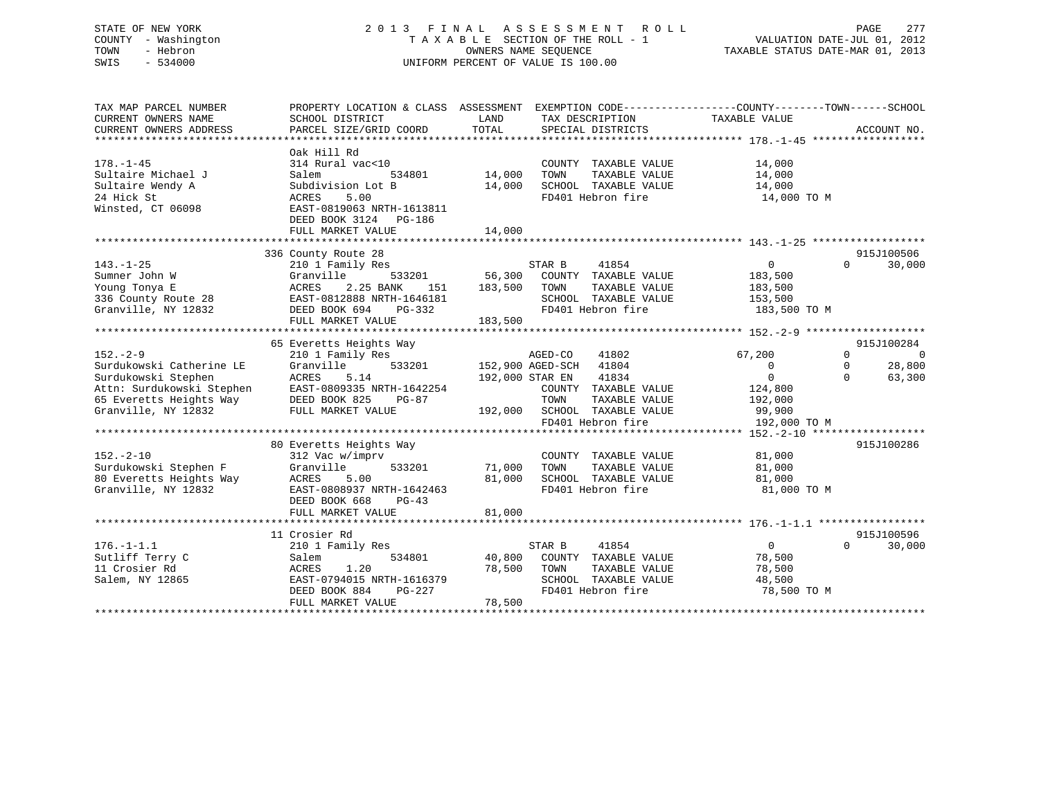STATE OF NEW YORK
COUNTY - Washington
TOWN - Hebron
SWIS - 534000

# 2013 FINAL ASSESSMENT ROLL

TAXABLE SECTION OF THE ROLL - 1
OWNERS NAME SEQUENCE
UNIFORM PERCENT OF VALUE IS 100.00

VALUATION DATE-JUL 01, 2012
TAXABLE STATUS DATE-MAR 01, 2013

```
TAX MAP PARCEL NUMBER          PROPERTY LOCATION & CLASS  ASSESSMENT  EXEMPTION CODE-----------------COUNTY--------TOWN------SCHOOL
CURRENT OWNERS NAME            SCHOOL DISTRICT               LAND      TAX DESCRIPTION              TAXABLE VALUE
CURRENT OWNERS ADDRESS         PARCEL SIZE/GRID COORD        TOTAL     SPECIAL DISTRICTS                                    ACCOUNT NO.
******************************************************************************************************* 178.-1-45 ******************
                               Oak Hill Rd
178.-1-45                      314 Rural vac<10                         COUNTY  TAXABLE VALUE          14,000
Sultaire Michael J             Salem          534801       14,000      TOWN    TAXABLE VALUE          14,000
Sultaire Wendy A               Subdivision Lot B           14,000      SCHOOL  TAXABLE VALUE          14,000
24 Hick St                     ACRES     5.00                           FD401 Hebron fire               14,000 TO M
Winsted, CT 06098              EAST-0819063 NRTH-1613811
                               DEED BOOK 3124   PG-186
                               FULL MARKET VALUE           14,000
******************************************************************************************************* 143.-1-25 ******************
                               336 County Route 28                                                                      915J100506
143.-1-25                      210 1 Family Res                         STAR B     41854                 0            0      30,000
Sumner John W                  Granville      533201       56,300      COUNTY  TAXABLE VALUE         183,500
Young Tonya E                  ACRES     2.25 BANK    151  183,500      TOWN    TAXABLE VALUE         183,500
336 County Route 28            EAST-0812888 NRTH-1646181                SCHOOL  TAXABLE VALUE         153,500
Granville, NY 12832            DEED BOOK 694    PG-332                  FD401 Hebron fire              183,500 TO M
                               FULL MARKET VALUE          183,500
******************************************************************************************************* 152.-2-9 *******************
                               65 Everetts Heights Way                                                                  915J100284
152.-2-9                       210 1 Family Res                         AGED-CO    41802            67,200            0           0
Surdukowski Catherine LE       Granville      533201      152,900 AGED-SCH   41804                 0            0      28,800
Surdukowski Stephen            ACRES     5.14             192,000 STAR EN    41834                 0            0      63,300
Attn: Surdukowski Stephen      EAST-0809335 NRTH-1642254                COUNTY  TAXABLE VALUE         124,800
65 Everetts Heights Way        DEED BOOK 825    PG-87                   TOWN    TAXABLE VALUE         192,000
Granville, NY 12832            FULL MARKET VALUE          192,000      SCHOOL  TAXABLE VALUE          99,900
                                                                        FD401 Hebron fire              192,000 TO M
******************************************************************************************************* 152.-2-10 ******************
                               80 Everetts Heights Way                                                                  915J100286
152.-2-10                      312 Vac w/imprv                          COUNTY  TAXABLE VALUE          81,000
Surdukowski Stephen F          Granville      533201       71,000      TOWN    TAXABLE VALUE          81,000
80 Everetts Heights Way        ACRES     5.00              81,000      SCHOOL  TAXABLE VALUE          81,000
Granville, NY 12832            EAST-0808937 NRTH-1642463                FD401 Hebron fire               81,000 TO M
                               DEED BOOK 668    PG-43
                               FULL MARKET VALUE           81,000
******************************************************************************************************* 176.-1-1.1 *****************
                               11 Crosier Rd                                                                            915J100596
176.-1-1.1                     210 1 Family Res                         STAR B     41854                 0            0      30,000
Sutliff Terry C                Salem          534801       40,800      COUNTY  TAXABLE VALUE          78,500
11 Crosier Rd                  ACRES     1.20              78,500      TOWN    TAXABLE VALUE          78,500
Salem, NY 12865                EAST-0794015 NRTH-1616379                SCHOOL  TAXABLE VALUE          48,500
                               DEED BOOK 884    PG-227                  FD401 Hebron fire               78,500 TO M
                               FULL MARKET VALUE           78,500
************************************************************************************************************************************
```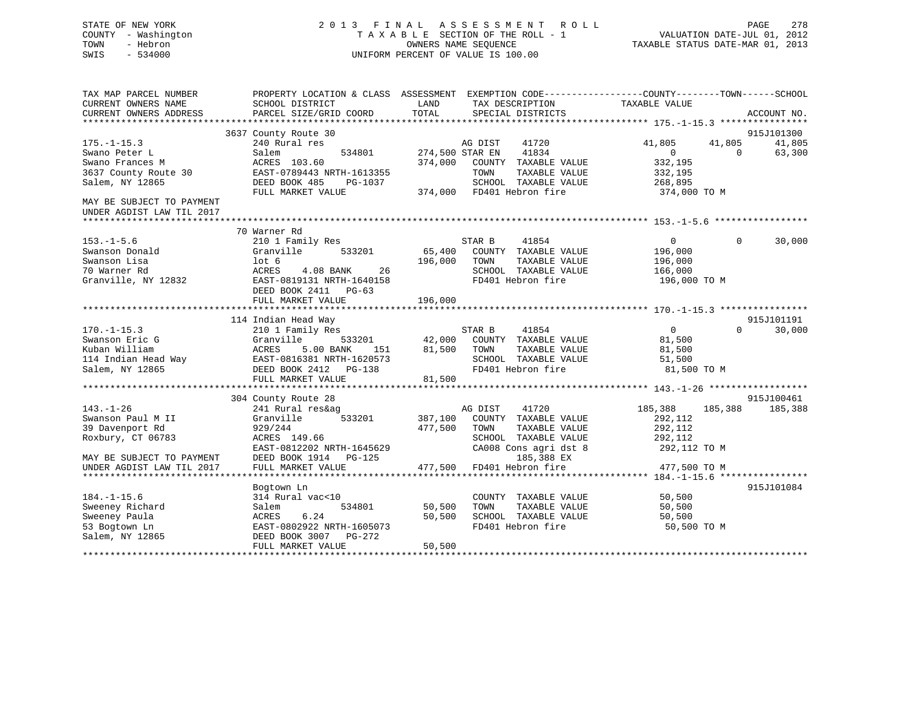STATE OF NEW YORK
COUNTY - Washington
TOWN - Hebron
SWIS - 534000

# 2013 FINAL ASSESSMENT ROLL

TAXABLE SECTION OF THE ROLL - 1
OWNERS NAME SEQUENCE
UNIFORM PERCENT OF VALUE IS 100.00

VALUATION DATE-JUL 01, 2012
TAXABLE STATUS DATE-MAR 01, 2013

```
TAX MAP PARCEL NUMBER          PROPERTY LOCATION & CLASS  ASSESSMENT  EXEMPTION CODE------------------COUNTY--------TOWN------SCHOOL
CURRENT OWNERS NAME            SCHOOL DISTRICT              LAND      TAX DESCRIPTION            TAXABLE VALUE
CURRENT OWNERS ADDRESS         PARCEL SIZE/GRID COORD       TOTAL     SPECIAL DISTRICTS                                    ACCOUNT NO.
******************************************************************************************************* 175.-1-15.3 ****************
                               3637 County Route 30                                                                        915J101300
175.-1-15.3                    240 Rural res                          AG DIST     41720           41,805      41,805       41,805
Swano Peter L                  Salem          534801     274,500 STAR EN     41834                 0           0           63,300
Swano Frances M                ACRES 103.60               374,000   COUNTY  TAXABLE VALUE          332,195
3637 County Route 30           EAST-0789443 NRTH-1613355            TOWN    TAXABLE VALUE          332,195
Salem, NY 12865                DEED BOOK 485    PG-1037             SCHOOL  TAXABLE VALUE          268,895
                               FULL MARKET VALUE          374,000   FD401 Hebron fire              374,000 TO M
MAY BE SUBJECT TO PAYMENT
UNDER AGDIST LAW TIL 2017
******************************************************************************************************* 153.-1-5.6 *****************
                               70 Warner Rd
153.-1-5.6                     210 1 Family Res                       STAR B      41854                 0           0           30,000
Swanson Donald                 Granville      533201      65,400    COUNTY  TAXABLE VALUE          196,000
Swanson Lisa                   lot 6                      196,000   TOWN    TAXABLE VALUE          196,000
70 Warner Rd                   ACRES    4.08 BANK    26             SCHOOL  TAXABLE VALUE          166,000
Granville, NY 12832            EAST-0819131 NRTH-1640158            FD401 Hebron fire              196,000 TO M
                               DEED BOOK 2411   PG-63
                               FULL MARKET VALUE          196,000
******************************************************************************************************* 170.-1-15.3 ****************
                               114 Indian Head Way                                                                         915J101191
170.-1-15.3                    210 1 Family Res                       STAR B      41854                 0           0           30,000
Swanson Eric G                 Granville      533201      42,000    COUNTY  TAXABLE VALUE           81,500
Kuban William                  ACRES    5.00 BANK   151    81,500   TOWN    TAXABLE VALUE           81,500
114 Indian Head Way            EAST-0816381 NRTH-1620573            SCHOOL  TAXABLE VALUE           51,500
Salem, NY 12865                DEED BOOK 2412   PG-138              FD401 Hebron fire               81,500 TO M
                               FULL MARKET VALUE           81,500
******************************************************************************************************* 143.-1-26 ******************
                               304 County Route 28                                                                         915J100461
143.-1-26                      241 Rural res&ag                       AG DIST     41720          185,388     185,388      185,388
Swanson Paul M II              Granville      533201     387,100    COUNTY  TAXABLE VALUE          292,112
39 Davenport Rd                929/244                    477,500   TOWN    TAXABLE VALUE          292,112
Roxbury, CT 06783              ACRES 149.66                         SCHOOL  TAXABLE VALUE          292,112
                               EAST-0812202 NRTH-1645629            CA008 Cons agri dst 8          292,112 TO M
MAY BE SUBJECT TO PAYMENT      DEED BOOK 1914   PG-125                    185,388 EX
UNDER AGDIST LAW TIL 2017      FULL MARKET VALUE          477,500   FD401 Hebron fire              477,500 TO M
******************************************************************************************************* 184.-1-15.6 ****************
                               Bogtown Ln                                                                                  915J101084
184.-1-15.6                    314 Rural vac<10                       COUNTY  TAXABLE VALUE           50,500
Sweeney Richard                Salem          534801      50,500    TOWN    TAXABLE VALUE           50,500
Sweeney Paula                  ACRES    6.24               50,500   SCHOOL  TAXABLE VALUE           50,500
53 Bogtown Ln                  EAST-0802922 NRTH-1605073            FD401 Hebron fire               50,500 TO M
Salem, NY 12865                DEED BOOK 3007   PG-272
                               FULL MARKET VALUE           50,500
************************************************************************************************************************************
```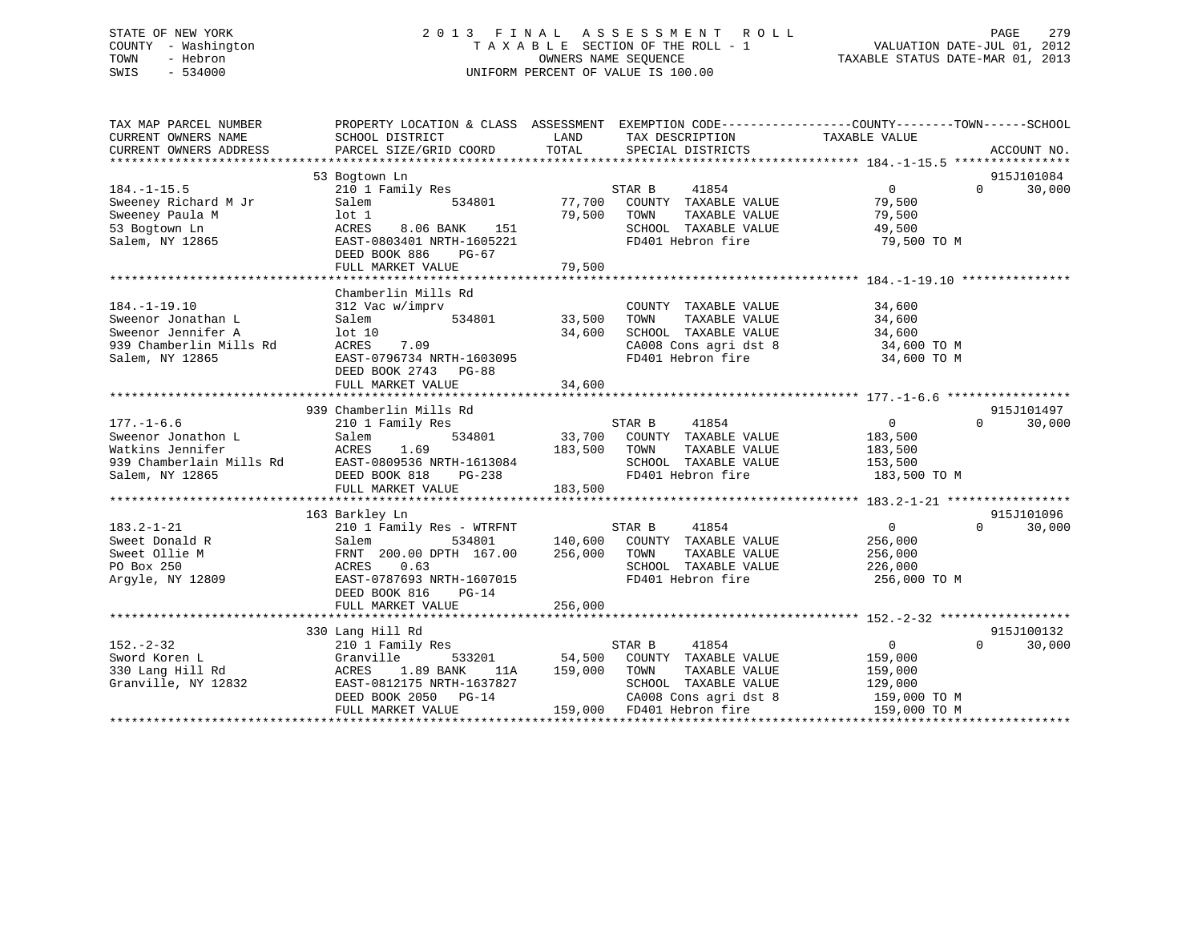STATE OF NEW YORK
COUNTY - Washington
TOWN - Hebron
SWIS - 534000

2 0 1 3 F I N A L A S S E S S M E N T R O L L
T A X A B L E SECTION OF THE ROLL - 1
OWNERS NAME SEQUENCE
UNIFORM PERCENT OF VALUE IS 100.00

VALUATION DATE-JUL 01, 2012
TAXABLE STATUS DATE-MAR 01, 2013

```
TAX MAP PARCEL NUMBER          PROPERTY LOCATION & CLASS  ASSESSMENT  EXEMPTION CODE------------------COUNTY--------TOWN------SCHOOL
CURRENT OWNERS NAME            SCHOOL DISTRICT               LAND      TAX DESCRIPTION              TAXABLE VALUE
CURRENT OWNERS ADDRESS         PARCEL SIZE/GRID COORD       TOTAL      SPECIAL DISTRICTS                                      ACCOUNT NO.
******************************************************************************************************* 184.-1-15.5 ****************
                             53 Bogtown Ln                                                                                915J101084
184.-1-15.5                  210 1 Family Res                     STAR B      41854                0          0       30,000
Sweeney Richard M Jr         Salem          534801        77,700   COUNTY  TAXABLE VALUE          79,500
Sweeney Paula M              lot 1                        79,500   TOWN    TAXABLE VALUE          79,500
53 Bogtown Ln                ACRES    8.06 BANK    151             SCHOOL  TAXABLE VALUE          49,500
Salem, NY 12865              EAST-0803401 NRTH-1605221             FD401 Hebron fire               79,500 TO M
                             DEED BOOK 886    PG-67
                             FULL MARKET VALUE            79,500
******************************************************************************************************* 184.-1-19.10 ***************
                             Chamberlin Mills Rd
184.-1-19.10                 312 Vac w/imprv                       COUNTY  TAXABLE VALUE          34,600
Sweenor Jonathan L           Salem          534801        33,500   TOWN    TAXABLE VALUE          34,600
Sweenor Jennifer A           lot 10                       34,600   SCHOOL  TAXABLE VALUE          34,600
939 Chamberlin Mills Rd      ACRES    7.09                         CA008 Cons agri dst 8           34,600 TO M
Salem, NY 12865              EAST-0796734 NRTH-1603095             FD401 Hebron fire               34,600 TO M
                             DEED BOOK 2743   PG-88
                             FULL MARKET VALUE            34,600
******************************************************************************************************* 177.-1-6.6 *****************
                             939 Chamberlin Mills Rd                                                                      915J101497
177.-1-6.6                   210 1 Family Res                     STAR B      41854                0          0       30,000
Sweenor Jonathon L           Salem          534801        33,700   COUNTY  TAXABLE VALUE         183,500
Watkins Jennifer             ACRES    1.69               183,500   TOWN    TAXABLE VALUE         183,500
939 Chamberlain Mills Rd     EAST-0809536 NRTH-1613084             SCHOOL  TAXABLE VALUE         153,500
Salem, NY 12865              DEED BOOK 818    PG-238               FD401 Hebron fire              183,500 TO M
                             FULL MARKET VALUE           183,500
******************************************************************************************************* 183.2-1-21 *****************
                             163 Barkley Ln                                                                               915J101096
183.2-1-21                   210 1 Family Res - WTRFNT            STAR B      41854                0          0       30,000
Sweet Donald R               Salem          534801       140,600   COUNTY  TAXABLE VALUE         256,000
Sweet Ollie M                FRNT 200.00 DPTH 167.00     256,000   TOWN    TAXABLE VALUE         256,000
PO Box 250                   ACRES    0.63                         SCHOOL  TAXABLE VALUE         226,000
Argyle, NY 12809             EAST-0787693 NRTH-1607015             FD401 Hebron fire              256,000 TO M
                             DEED BOOK 816    PG-14
                             FULL MARKET VALUE           256,000
******************************************************************************************************* 152.-2-32 ******************
                             330 Lang Hill Rd                                                                             915J100132
152.-2-32                    210 1 Family Res                     STAR B      41854                0          0       30,000
Sword Koren L                Granville      533201        54,500   COUNTY  TAXABLE VALUE         159,000
330 Lang Hill Rd             ACRES    1.89 BANK    11A   159,000   TOWN    TAXABLE VALUE         159,000
Granville, NY 12832          EAST-0812175 NRTH-1637827             SCHOOL  TAXABLE VALUE         129,000
                             DEED BOOK 2050   PG-14                CA008 Cons agri dst 8          159,000 TO M
                             FULL MARKET VALUE           159,000   FD401 Hebron fire              159,000 TO M
************************************************************************************************************************************
```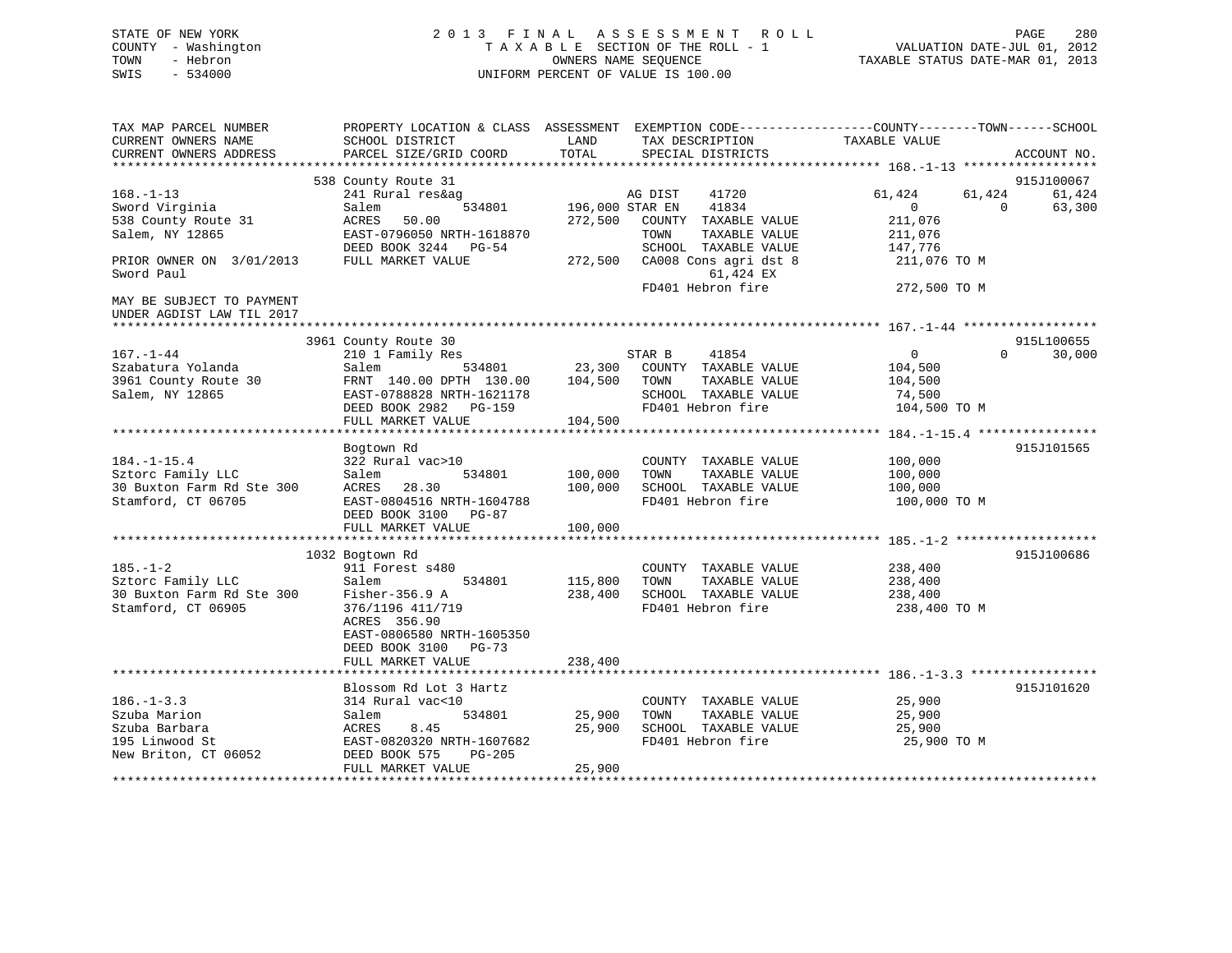STATE OF NEW YORK
COUNTY - Washington
TOWN - Hebron
SWIS - 534000

2013 FINAL ASSESSMENT ROLL
TAXABLE SECTION OF THE ROLL - 1
OWNERS NAME SEQUENCE
UNIFORM PERCENT OF VALUE IS 100.00

VALUATION DATE-JUL 01, 2012
TAXABLE STATUS DATE-MAR 01, 2013

```
TAX MAP PARCEL NUMBER          PROPERTY LOCATION & CLASS  ASSESSMENT  EXEMPTION CODE------------------COUNTY--------TOWN------SCHOOL
CURRENT OWNERS NAME            SCHOOL DISTRICT              LAND       TAX DESCRIPTION              TAXABLE VALUE
CURRENT OWNERS ADDRESS         PARCEL SIZE/GRID COORD       TOTAL      SPECIAL DISTRICTS                                         ACCOUNT NO.
*********************************************************************************************** 168.-1-13 ******************
                          538 County Route 31                                                                              915J100067
168.-1-13                      241 Rural res&ag                      AG DIST     41720             61,424      61,424      61,424
Sword Virginia                 Salem             534801      196,000 STAR EN     41834                  0           0      63,300
538 County Route 31            ACRES   50.00                 272,500   COUNTY  TAXABLE VALUE         211,076
Salem, NY 12865                EAST-0796050 NRTH-1618870               TOWN    TAXABLE VALUE         211,076
                               DEED BOOK 3244   PG-54                  SCHOOL  TAXABLE VALUE         147,776
PRIOR OWNER ON  3/01/2013      FULL MARKET VALUE             272,500   CA008 Cons agri dst 8           211,076 TO M
Sword Paul                                                                   61,424 EX
                                                                       FD401 Hebron fire               272,500 TO M
MAY BE SUBJECT TO PAYMENT
UNDER AGDIST LAW TIL 2017
*********************************************************************************************** 167.-1-44 ******************
                          3961 County Route 30                                                                             915L100655
167.-1-44                      210 1 Family Res                      STAR B      41854                  0           0      30,000
Szabatura Yolanda              Salem             534801       23,300   COUNTY  TAXABLE VALUE         104,500
3961 County Route 30           FRNT 140.00 DPTH 130.00       104,500   TOWN    TAXABLE VALUE         104,500
Salem, NY 12865                EAST-0788828 NRTH-1621178               SCHOOL  TAXABLE VALUE          74,500
                               DEED BOOK 2982   PG-159                 FD401 Hebron fire               104,500 TO M
                               FULL MARKET VALUE             104,500
*********************************************************************************************** 184.-1-15.4 ****************
                               Bogtown Rd                                                                                  915J101565
184.-1-15.4                    322 Rural vac>10                        COUNTY  TAXABLE VALUE         100,000
Sztorc Family LLC              Salem             534801      100,000   TOWN    TAXABLE VALUE         100,000
30 Buxton Farm Rd Ste 300      ACRES   28.30                 100,000   SCHOOL  TAXABLE VALUE         100,000
Stamford, CT 06705             EAST-0804516 NRTH-1604788               FD401 Hebron fire               100,000 TO M
                               DEED BOOK 3100   PG-87
                               FULL MARKET VALUE             100,000
*********************************************************************************************** 185.-1-2 *******************
                          1032 Bogtown Rd                                                                                  915J100686
185.-1-2                       911 Forest s480                         COUNTY  TAXABLE VALUE         238,400
Sztorc Family LLC              Salem             534801      115,800   TOWN    TAXABLE VALUE         238,400
30 Buxton Farm Rd Ste 300      Fisher-356.9 A                238,400   SCHOOL  TAXABLE VALUE         238,400
Stamford, CT 06905             376/1196 411/719                        FD401 Hebron fire               238,400 TO M
                               ACRES  356.90
                               EAST-0806580 NRTH-1605350
                               DEED BOOK 3100   PG-73
                               FULL MARKET VALUE             238,400
*********************************************************************************************** 186.-1-3.3 *****************
                               Blossom Rd Lot 3 Hartz                                                                      915J101620
186.-1-3.3                     314 Rural vac<10                        COUNTY  TAXABLE VALUE          25,900
Szuba Marion                   Salem             534801       25,900   TOWN    TAXABLE VALUE          25,900
Szuba Barbara                  ACRES    8.45                  25,900   SCHOOL  TAXABLE VALUE          25,900
195 Linwood St                 EAST-0820320 NRTH-1607682               FD401 Hebron fire                25,900 TO M
New Briton, CT 06052           DEED BOOK 575    PG-205
                               FULL MARKET VALUE              25,900
****************************************************************************************************************************
```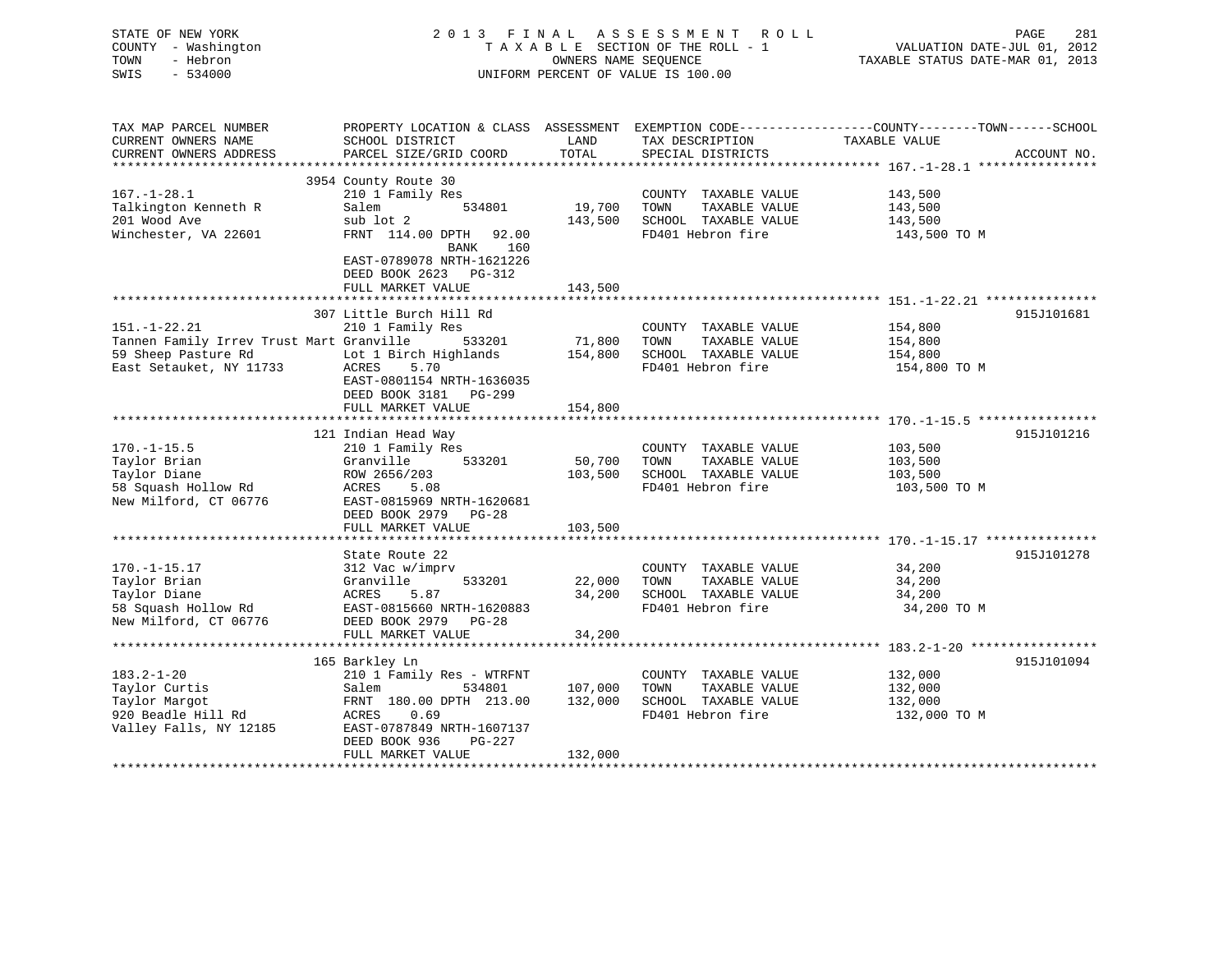STATE OF NEW YORK
COUNTY - Washington
TOWN - Hebron
SWIS - 534000

2013 FINAL ASSESSMENT ROLL
TAXABLE SECTION OF THE ROLL - 1
OWNERS NAME SEQUENCE
UNIFORM PERCENT OF VALUE IS 100.00

VALUATION DATE-JUL 01, 2012
TAXABLE STATUS DATE-MAR 01, 2013

| TAX MAP PARCEL NUMBER / CURRENT OWNERS NAME / CURRENT OWNERS ADDRESS | PROPERTY LOCATION & CLASS / SCHOOL DISTRICT / PARCEL SIZE/GRID COORD | ASSESSMENT LAND | TOTAL | EXEMPTION CODE / TAX DESCRIPTION / SPECIAL DISTRICTS | COUNTY--------TOWN------SCHOOL TAXABLE VALUE | ACCOUNT NO. |
|---|---|---|---|---|---|---|
| **167.-1-28.1** | 3954 County Route 30 | | | | | |
| 167.-1-28.1 | 210 1 Family Res | | | COUNTY TAXABLE VALUE | 143,500 | |
| Talkington Kenneth R | Salem 534801 | 19,700 | | TOWN TAXABLE VALUE | 143,500 | |
| 201 Wood Ave | sub lot 2 | | 143,500 | SCHOOL TAXABLE VALUE | 143,500 | |
| Winchester, VA 22601 | FRNT 114.00 DPTH 92.00 | | | FD401 Hebron fire | 143,500 TO M | |
| | BANK 160 | | | | | |
| | EAST-0789078 NRTH-1621226 | | | | | |
| | DEED BOOK 2623 PG-312 | | | | | |
| | FULL MARKET VALUE | | 143,500 | | | |
| **151.-1-22.21** | 307 Little Burch Hill Rd | | | | | 915J101681 |
| 151.-1-22.21 | 210 1 Family Res | | | COUNTY TAXABLE VALUE | 154,800 | |
| Tannen Family Irrev Trust Mart | Granville 533201 | 71,800 | | TOWN TAXABLE VALUE | 154,800 | |
| 59 Sheep Pasture Rd | Lot 1 Birch Highlands | | 154,800 | SCHOOL TAXABLE VALUE | 154,800 | |
| East Setauket, NY 11733 | ACRES 5.70 | | | FD401 Hebron fire | 154,800 TO M | |
| | EAST-0801154 NRTH-1636035 | | | | | |
| | DEED BOOK 3181 PG-299 | | | | | |
| | FULL MARKET VALUE | | 154,800 | | | |
| **170.-1-15.5** | 121 Indian Head Way | | | | | 915J101216 |
| 170.-1-15.5 | 210 1 Family Res | | | COUNTY TAXABLE VALUE | 103,500 | |
| Taylor Brian | Granville 533201 | 50,700 | | TOWN TAXABLE VALUE | 103,500 | |
| Taylor Diane | ROW 2656/203 | | 103,500 | SCHOOL TAXABLE VALUE | 103,500 | |
| 58 Squash Hollow Rd | ACRES 5.08 | | | FD401 Hebron fire | 103,500 TO M | |
| New Milford, CT 06776 | EAST-0815969 NRTH-1620681 | | | | | |
| | DEED BOOK 2979 PG-28 | | | | | |
| | FULL MARKET VALUE | | 103,500 | | | |
| **170.-1-15.17** | State Route 22 | | | | | 915J101278 |
| 170.-1-15.17 | 312 Vac w/imprv | | | COUNTY TAXABLE VALUE | 34,200 | |
| Taylor Brian | Granville 533201 | 22,000 | | TOWN TAXABLE VALUE | 34,200 | |
| Taylor Diane | ACRES 5.87 | | 34,200 | SCHOOL TAXABLE VALUE | 34,200 | |
| 58 Squash Hollow Rd | EAST-0815660 NRTH-1620883 | | | FD401 Hebron fire | 34,200 TO M | |
| New Milford, CT 06776 | DEED BOOK 2979 PG-28 | | | | | |
| | FULL MARKET VALUE | | 34,200 | | | |
| **183.2-1-20** | 165 Barkley Ln | | | | | 915J101094 |
| 183.2-1-20 | 210 1 Family Res - WTRFNT | | | COUNTY TAXABLE VALUE | 132,000 | |
| Taylor Curtis | Salem 534801 | 107,000 | | TOWN TAXABLE VALUE | 132,000 | |
| Taylor Margot | FRNT 180.00 DPTH 213.00 | | 132,000 | SCHOOL TAXABLE VALUE | 132,000 | |
| 920 Beadle Hill Rd | ACRES 0.69 | | | FD401 Hebron fire | 132,000 TO M | |
| Valley Falls, NY 12185 | EAST-0787849 NRTH-1607137 | | | | | |
| | DEED BOOK 936 PG-227 | | | | | |
| | FULL MARKET VALUE | | 132,000 | | | |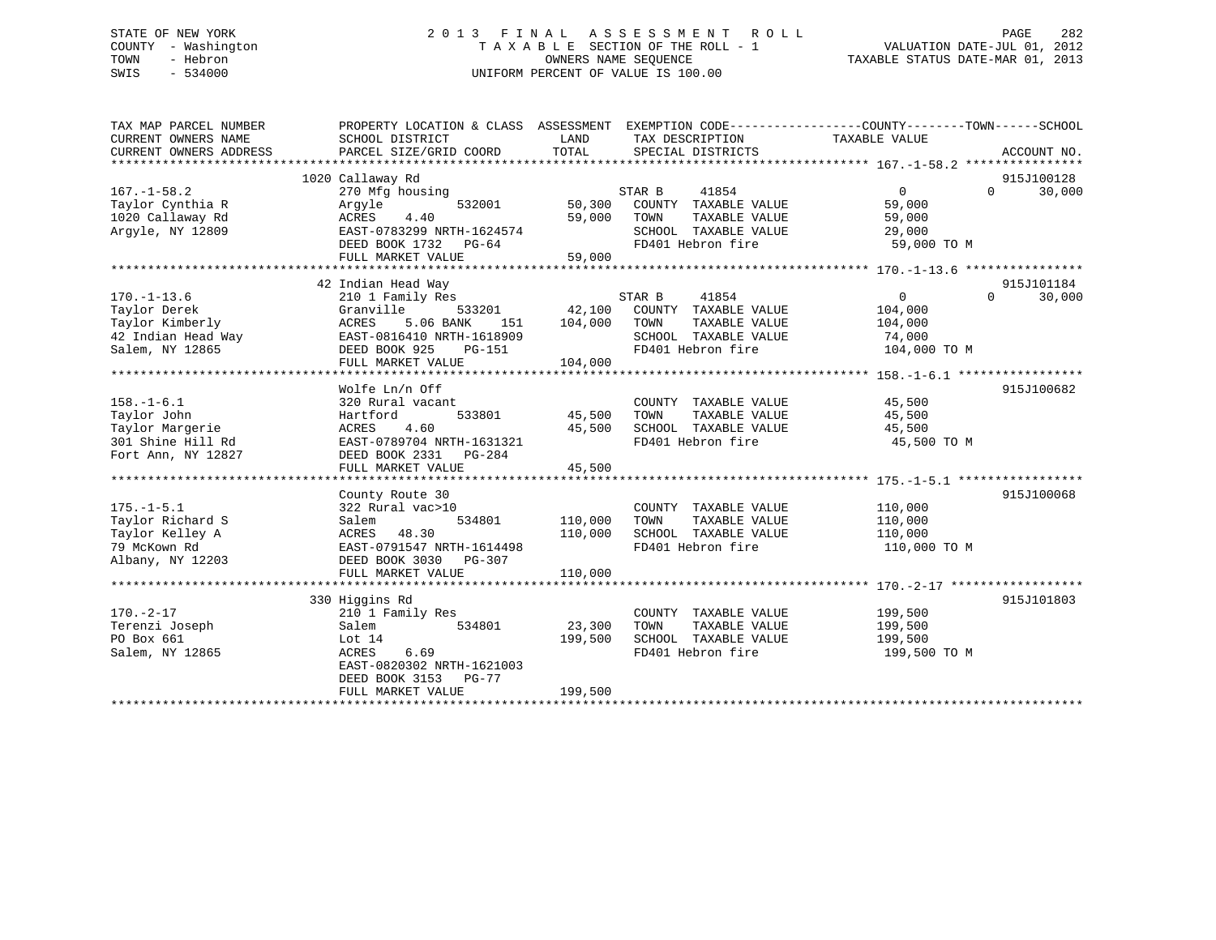STATE OF NEW YORK
COUNTY - Washington
TOWN - Hebron
SWIS - 534000

2 0 1 3 F I N A L A S S E S S M E N T R O L L
T A X A B L E SECTION OF THE ROLL - 1
OWNERS NAME SEQUENCE
UNIFORM PERCENT OF VALUE IS 100.00

VALUATION DATE-JUL 01, 2012
TAXABLE STATUS DATE-MAR 01, 2013

```
TAX MAP PARCEL NUMBER          PROPERTY LOCATION & CLASS  ASSESSMENT  EXEMPTION CODE------------------COUNTY--------TOWN------SCHOOL
CURRENT OWNERS NAME            SCHOOL DISTRICT              LAND      TAX DESCRIPTION            TAXABLE VALUE
CURRENT OWNERS ADDRESS         PARCEL SIZE/GRID COORD       TOTAL     SPECIAL DISTRICTS                                     ACCOUNT NO.
******************************************************************************************************* 167.-1-58.2 ****************
                               1020 Callaway Rd                                                                              915J100128
167.-1-58.2                    270 Mfg housing                       STAR B     41854                   0         0     30,000
Taylor Cynthia R               Argyle           532001       50,300   COUNTY  TAXABLE VALUE           59,000
1020 Callaway Rd               ACRES    4.40                 59,000   TOWN    TAXABLE VALUE           59,000
Argyle, NY 12809               EAST-0783299 NRTH-1624574              SCHOOL  TAXABLE VALUE           29,000
                               DEED BOOK 1732   PG-64                 FD401 Hebron fire                59,000 TO M
                               FULL MARKET VALUE             59,000
******************************************************************************************************* 170.-1-13.6 ****************
                               42 Indian Head Way                                                                            915J101184
170.-1-13.6                    210 1 Family Res                      STAR B     41854                   0         0     30,000
Taylor Derek                   Granville        533201       42,100   COUNTY  TAXABLE VALUE          104,000
Taylor Kimberly                ACRES    5.06 BANK    151    104,000   TOWN    TAXABLE VALUE          104,000
42 Indian Head Way             EAST-0816410 NRTH-1618909              SCHOOL  TAXABLE VALUE           74,000
Salem, NY 12865                DEED BOOK 925    PG-151                FD401 Hebron fire               104,000 TO M
                               FULL MARKET VALUE            104,000
******************************************************************************************************* 158.-1-6.1 *****************
                               Wolfe Ln/n Off                                                                                915J100682
158.-1-6.1                     320 Rural vacant                       COUNTY  TAXABLE VALUE           45,500
Taylor John                    Hartford         533801       45,500   TOWN    TAXABLE VALUE           45,500
Taylor Margerie                ACRES    4.60                 45,500   SCHOOL  TAXABLE VALUE           45,500
301 Shine Hill Rd              EAST-0789704 NRTH-1631321              FD401 Hebron fire                45,500 TO M
Fort Ann, NY 12827             DEED BOOK 2331   PG-284
                               FULL MARKET VALUE             45,500
******************************************************************************************************* 175.-1-5.1 *****************
                               County Route 30                                                                               915J100068
175.-1-5.1                     322 Rural vac>10                       COUNTY  TAXABLE VALUE          110,000
Taylor Richard S               Salem            534801      110,000   TOWN    TAXABLE VALUE          110,000
Taylor Kelley A                ACRES   48.30                110,000   SCHOOL  TAXABLE VALUE          110,000
79 McKown Rd                   EAST-0791547 NRTH-1614498              FD401 Hebron fire               110,000 TO M
Albany, NY 12203               DEED BOOK 3030   PG-307
                               FULL MARKET VALUE            110,000
******************************************************************************************************* 170.-2-17 ******************
                               330 Higgins Rd                                                                                915J101803
170.-2-17                      210 1 Family Res                       COUNTY  TAXABLE VALUE          199,500
Terenzi Joseph                 Salem            534801       23,300   TOWN    TAXABLE VALUE          199,500
PO Box 661                     Lot 14                       199,500   SCHOOL  TAXABLE VALUE          199,500
Salem, NY 12865                ACRES    6.69                          FD401 Hebron fire               199,500 TO M
                               EAST-0820302 NRTH-1621003
                               DEED BOOK 3153   PG-77
                               FULL MARKET VALUE            199,500
************************************************************************************************************************************
```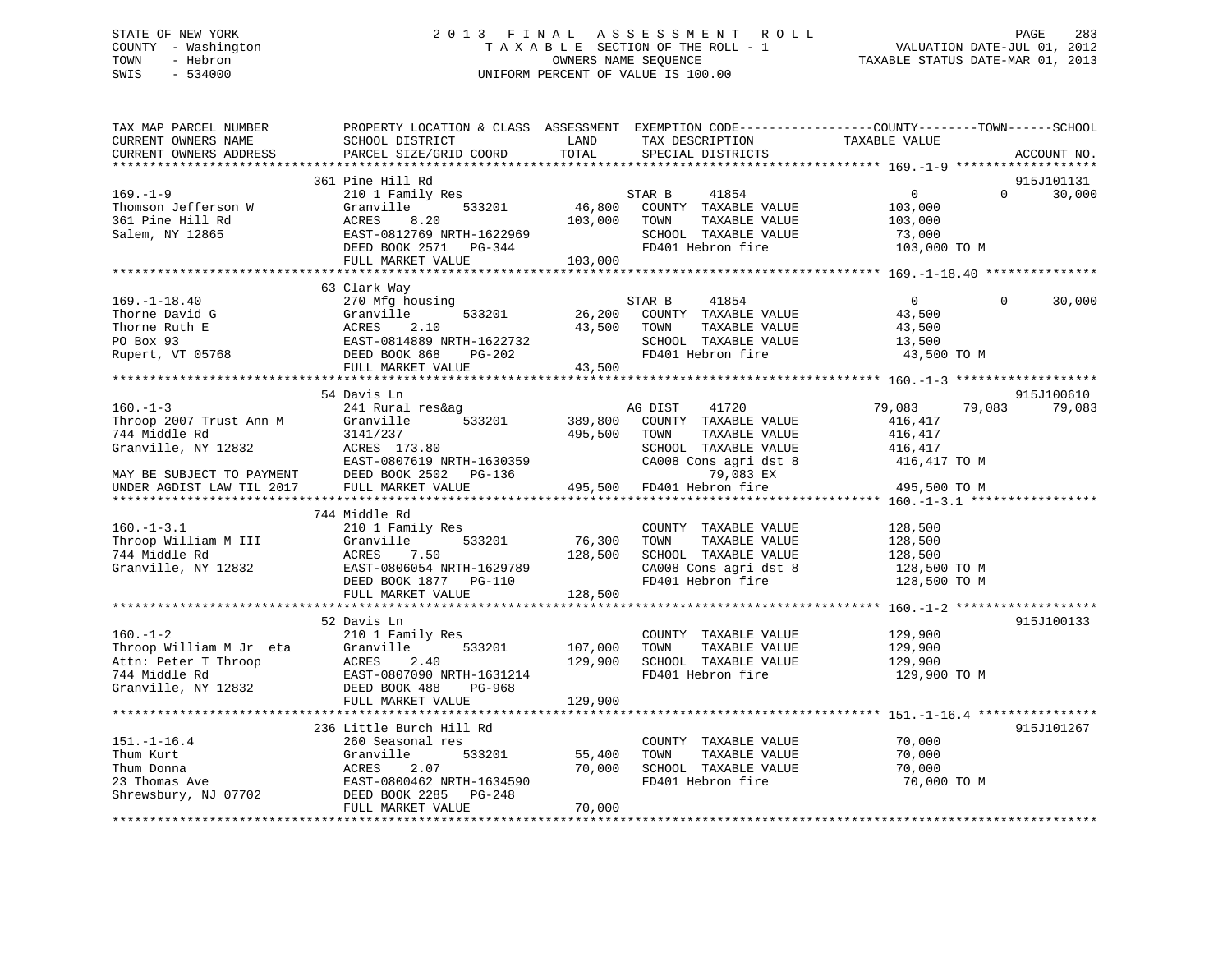STATE OF NEW YORK
COUNTY - Washington
TOWN - Hebron
SWIS - 534000

2 0 1 3 F I N A L A S S E S S M E N T R O L L
T A X A B L E SECTION OF THE ROLL - 1
OWNERS NAME SEQUENCE
UNIFORM PERCENT OF VALUE IS 100.00

VALUATION DATE-JUL 01, 2012
TAXABLE STATUS DATE-MAR 01, 2013

```
TAX MAP PARCEL NUMBER          PROPERTY LOCATION & CLASS  ASSESSMENT  EXEMPTION CODE------------------COUNTY--------TOWN------SCHOOL
CURRENT OWNERS NAME            SCHOOL DISTRICT               LAND      TAX DESCRIPTION            TAXABLE VALUE
CURRENT OWNERS ADDRESS         PARCEL SIZE/GRID COORD        TOTAL     SPECIAL DISTRICTS                                    ACCOUNT NO.
******************************************************************************************************* 169.-1-9 *******************
                               361 Pine Hill Rd                                                                              915J101131
169.-1-9                       210 1 Family Res                        STAR B      41854                0            0      30,000
Thomson Jefferson W            Granville        533201        46,800   COUNTY  TAXABLE VALUE          103,000
361 Pine Hill Rd               ACRES    8.20                 103,000   TOWN    TAXABLE VALUE          103,000
Salem, NY 12865                EAST-0812769 NRTH-1622969               SCHOOL  TAXABLE VALUE           73,000
                               DEED BOOK 2571   PG-344                 FD401 Hebron fire              103,000 TO M
                               FULL MARKET VALUE             103,000
******************************************************************************************************* 169.-1-18.40 ***************
                               63 Clark Way
169.-1-18.40                   270 Mfg housing                         STAR B      41854                0            0      30,000
Thorne David G                 Granville        533201        26,200   COUNTY  TAXABLE VALUE           43,500
Thorne Ruth E                  ACRES    2.10                  43,500   TOWN    TAXABLE VALUE           43,500
PO Box 93                      EAST-0814889 NRTH-1622732               SCHOOL  TAXABLE VALUE           13,500
Rupert, VT 05768               DEED BOOK 868    PG-202                 FD401 Hebron fire               43,500 TO M
                               FULL MARKET VALUE              43,500
******************************************************************************************************* 160.-1-3 *******************
                               54 Davis Ln                                                                                   915J100610
160.-1-3                       241 Rural res&ag                        AG DIST     41720           79,083       79,083      79,083
Throop 2007 Trust Ann M        Granville        533201       389,800   COUNTY  TAXABLE VALUE          416,417
744 Middle Rd                  3141/237                      495,500   TOWN    TAXABLE VALUE          416,417
Granville, NY 12832            ACRES  173.80                           SCHOOL  TAXABLE VALUE          416,417
                               EAST-0807619 NRTH-1630359               CA008 Cons agri dst 8          416,417 TO M
MAY BE SUBJECT TO PAYMENT      DEED BOOK 2502   PG-136                      79,083 EX
UNDER AGDIST LAW TIL 2017      FULL MARKET VALUE             495,500   FD401 Hebron fire              495,500 TO M
******************************************************************************************************* 160.-1-3.1 *****************
                               744 Middle Rd
160.-1-3.1                     210 1 Family Res                        COUNTY  TAXABLE VALUE          128,500
Throop William M III           Granville        533201        76,300   TOWN    TAXABLE VALUE          128,500
744 Middle Rd                  ACRES    7.50                 128,500   SCHOOL  TAXABLE VALUE          128,500
Granville, NY 12832            EAST-0806054 NRTH-1629789               CA008 Cons agri dst 8          128,500 TO M
                               DEED BOOK 1877   PG-110                 FD401 Hebron fire              128,500 TO M
                               FULL MARKET VALUE             128,500
******************************************************************************************************* 160.-1-2 *******************
                               52 Davis Ln                                                                                   915J100133
160.-1-2                       210 1 Family Res                        COUNTY  TAXABLE VALUE          129,900
Throop William M Jr  eta       Granville        533201       107,000   TOWN    TAXABLE VALUE          129,900
Attn: Peter T Throop           ACRES    2.40                 129,900   SCHOOL  TAXABLE VALUE          129,900
744 Middle Rd                  EAST-0807090 NRTH-1631214               FD401 Hebron fire              129,900 TO M
Granville, NY 12832            DEED BOOK 488    PG-968
                               FULL MARKET VALUE             129,900
******************************************************************************************************* 151.-1-16.4 ****************
                               236 Little Burch Hill Rd                                                                      915J101267
151.-1-16.4                    260 Seasonal res                        COUNTY  TAXABLE VALUE           70,000
Thum Kurt                      Granville        533201        55,400   TOWN    TAXABLE VALUE           70,000
Thum Donna                     ACRES    2.07                  70,000   SCHOOL  TAXABLE VALUE           70,000
23 Thomas Ave                  EAST-0800462 NRTH-1634590               FD401 Hebron fire               70,000 TO M
Shrewsbury, NJ 07702           DEED BOOK 2285   PG-248
                               FULL MARKET VALUE              70,000
************************************************************************************************************************************
```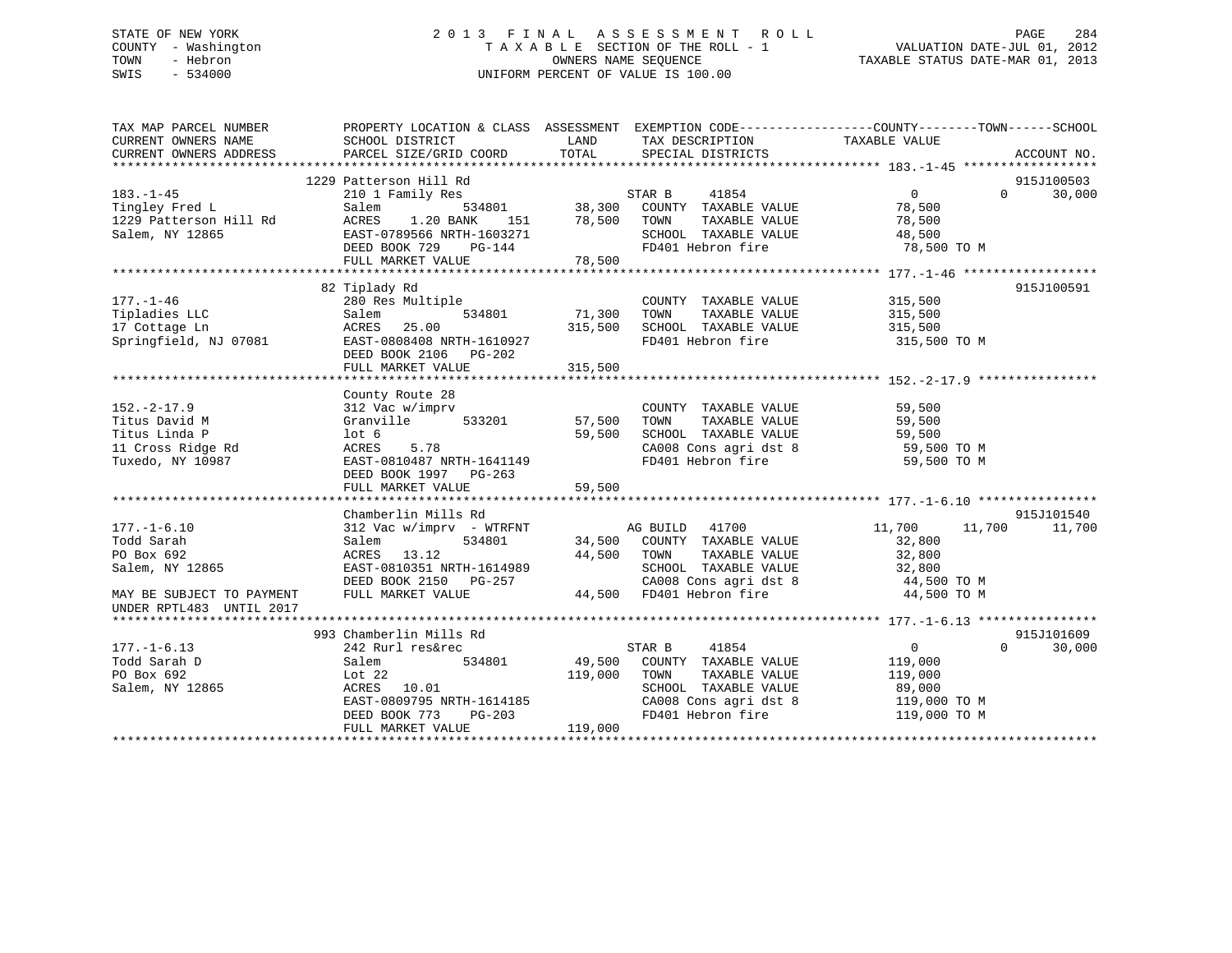STATE OF NEW YORK
COUNTY - Washington
TOWN - Hebron
SWIS - 534000

2013 FINAL ASSESSMENT ROLL
TAXABLE SECTION OF THE ROLL - 1
OWNERS NAME SEQUENCE
UNIFORM PERCENT OF VALUE IS 100.00

VALUATION DATE-JUL 01, 2012
TAXABLE STATUS DATE-MAR 01, 2013

```
TAX MAP PARCEL NUMBER          PROPERTY LOCATION & CLASS  ASSESSMENT  EXEMPTION CODE------------------COUNTY--------TOWN------SCHOOL
CURRENT OWNERS NAME            SCHOOL DISTRICT               LAND      TAX DESCRIPTION            TAXABLE VALUE
CURRENT OWNERS ADDRESS         PARCEL SIZE/GRID COORD        TOTAL     SPECIAL DISTRICTS                                   ACCOUNT NO.
******************************************************************************************************* 183.-1-45 ******************
                       1229 Patterson Hill Rd                                                                              915J100503
183.-1-45                      210 1 Family Res                    STAR B     41854             0            0       30,000
Tingley Fred L                 Salem          534801       38,300   COUNTY  TAXABLE VALUE          78,500
1229 Patterson Hill Rd         ACRES    1.20 BANK    151   78,500   TOWN    TAXABLE VALUE          78,500
Salem, NY 12865                EAST-0789566 NRTH-1603271            SCHOOL  TAXABLE VALUE          48,500
                               DEED BOOK 729    PG-144              FD401 Hebron fire               78,500 TO M
                               FULL MARKET VALUE            78,500
******************************************************************************************************* 177.-1-46 ******************
                       82 Tiplady Rd                                                                                       915J100591
177.-1-46                      280 Res Multiple                     COUNTY  TAXABLE VALUE         315,500
Tipladies LLC                  Salem          534801       71,300   TOWN    TAXABLE VALUE         315,500
17 Cottage Ln                  ACRES   25.00              315,500   SCHOOL  TAXABLE VALUE         315,500
Springfield, NJ 07081          EAST-0808408 NRTH-1610927            FD401 Hebron fire              315,500 TO M
                               DEED BOOK 2106   PG-202
                               FULL MARKET VALUE           315,500
******************************************************************************************************* 152.-2-17.9 ****************
                       County Route 28
152.-2-17.9                    312 Vac w/imprv                      COUNTY  TAXABLE VALUE          59,500
Titus David M                  Granville      533201       57,500   TOWN    TAXABLE VALUE          59,500
Titus Linda P                  lot 6                       59,500   SCHOOL  TAXABLE VALUE          59,500
11 Cross Ridge Rd              ACRES    5.78                        CA008 Cons agri dst 8           59,500 TO M
Tuxedo, NY 10987               EAST-0810487 NRTH-1641149            FD401 Hebron fire               59,500 TO M
                               DEED BOOK 1997   PG-263
                               FULL MARKET VALUE            59,500
******************************************************************************************************* 177.-1-6.10 ****************
                       Chamberlin Mills Rd                                                                                 915J101540
177.-1-6.10                    312 Vac w/imprv  - WTRFNT            AG BUILD   41700        11,700       11,700       11,700
Todd Sarah                     Salem          534801       34,500   COUNTY  TAXABLE VALUE          32,800
PO Box 692                     ACRES   13.12               44,500   TOWN    TAXABLE VALUE          32,800
Salem, NY 12865                EAST-0810351 NRTH-1614989            SCHOOL  TAXABLE VALUE          32,800
                               DEED BOOK 2150   PG-257              CA008 Cons agri dst 8           44,500 TO M
MAY BE SUBJECT TO PAYMENT      FULL MARKET VALUE            44,500  FD401 Hebron fire               44,500 TO M
UNDER RPTL483  UNTIL 2017
******************************************************************************************************* 177.-1-6.13 ****************
                       993 Chamberlin Mills Rd                                                                             915J101609
177.-1-6.13                    242 Rurl res&rec                     STAR B     41854             0            0       30,000
Todd Sarah D                   Salem          534801       49,500   COUNTY  TAXABLE VALUE         119,000
PO Box 692                     Lot 22                     119,000   TOWN    TAXABLE VALUE         119,000
Salem, NY 12865                ACRES   10.01                        SCHOOL  TAXABLE VALUE          89,000
                               EAST-0809795 NRTH-1614185            CA008 Cons agri dst 8          119,000 TO M
                               DEED BOOK 773    PG-203              FD401 Hebron fire              119,000 TO M
                               FULL MARKET VALUE           119,000
************************************************************************************************************************************
```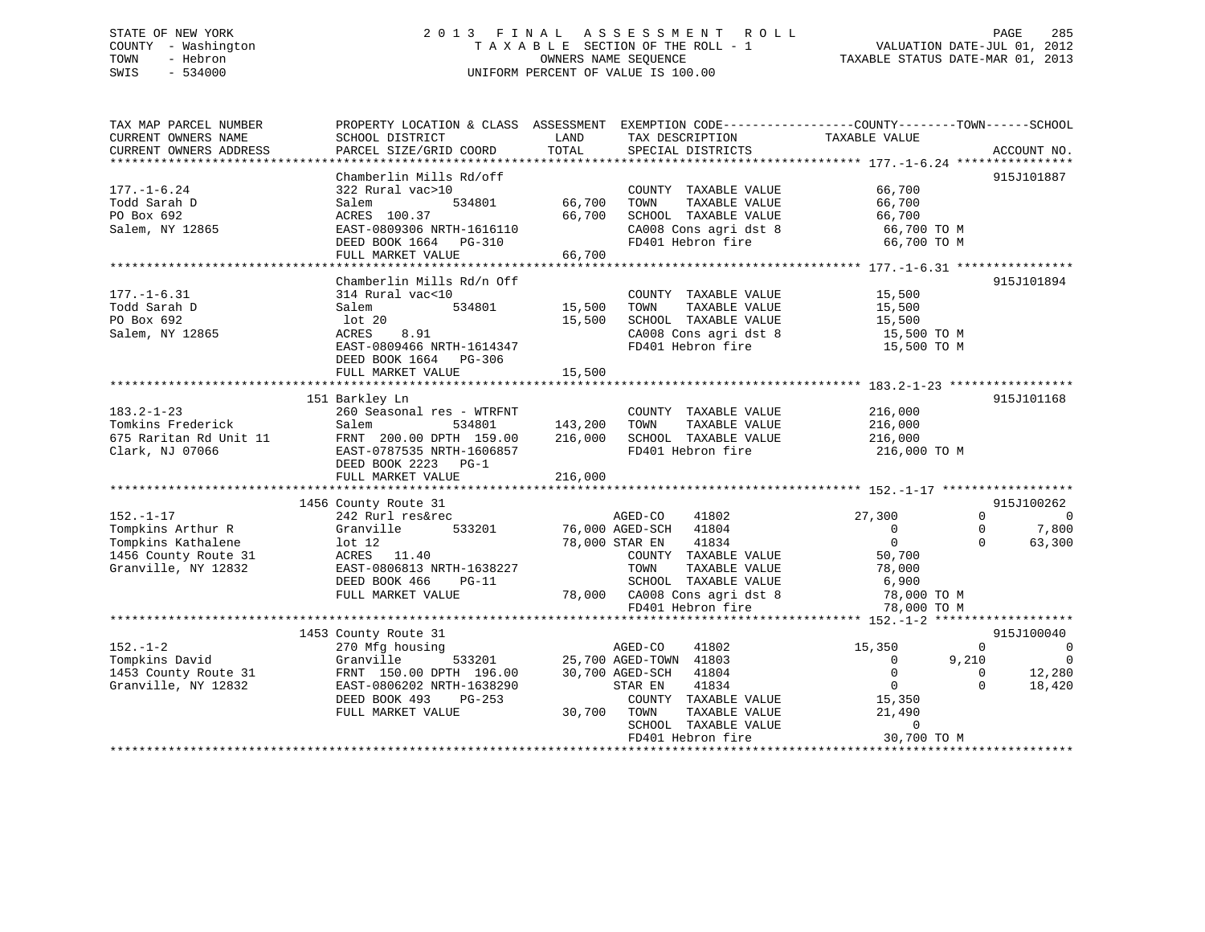STATE OF NEW YORK
COUNTY - Washington
TOWN - Hebron
SWIS - 534000

2 0 1 3 F I N A L A S S E S S M E N T R O L L
T A X A B L E SECTION OF THE ROLL - 1
OWNERS NAME SEQUENCE
UNIFORM PERCENT OF VALUE IS 100.00

VALUATION DATE-JUL 01, 2012
TAXABLE STATUS DATE-MAR 01, 2013

```
TAX MAP PARCEL NUMBER          PROPERTY LOCATION & CLASS  ASSESSMENT  EXEMPTION CODE------------------COUNTY--------TOWN------SCHOOL
CURRENT OWNERS NAME            SCHOOL DISTRICT             LAND       TAX DESCRIPTION             TAXABLE VALUE
CURRENT OWNERS ADDRESS         PARCEL SIZE/GRID COORD      TOTAL      SPECIAL DISTRICTS                                     ACCOUNT NO.
******************************************************************************************************* 177.-1-6.24 ****************
                               Chamberlin Mills Rd/off                                                                    915J101887
177.-1-6.24                    322 Rural vac>10                       COUNTY  TAXABLE VALUE          66,700
Todd Sarah D                   Salem          534801      66,700      TOWN    TAXABLE VALUE          66,700
PO Box 692                     ACRES 100.37               66,700      SCHOOL  TAXABLE VALUE          66,700
Salem, NY 12865                EAST-0809306 NRTH-1616110              CA008 Cons agri dst 8            66,700 TO M
                               DEED BOOK 1664   PG-310                FD401 Hebron fire                66,700 TO M
                               FULL MARKET VALUE           66,700
******************************************************************************************************* 177.-1-6.31 ****************
                               Chamberlin Mills Rd/n Off                                                                  915J101894
177.-1-6.31                    314 Rural vac<10                       COUNTY  TAXABLE VALUE          15,500
Todd Sarah D                   Salem          534801      15,500      TOWN    TAXABLE VALUE          15,500
PO Box 692                     lot 20                     15,500      SCHOOL  TAXABLE VALUE          15,500
Salem, NY 12865                ACRES    8.91                          CA008 Cons agri dst 8            15,500 TO M
                               EAST-0809466 NRTH-1614347              FD401 Hebron fire                15,500 TO M
                               DEED BOOK 1664   PG-306
                               FULL MARKET VALUE           15,500
******************************************************************************************************* 183.2-1-23 *****************
                               151 Barkley Ln                                                                             915J101168
183.2-1-23                     260 Seasonal res - WTRFNT              COUNTY  TAXABLE VALUE         216,000
Tomkins Frederick              Salem          534801     143,200      TOWN    TAXABLE VALUE         216,000
675 Raritan Rd Unit 11         FRNT 200.00 DPTH 159.00   216,000      SCHOOL  TAXABLE VALUE         216,000
Clark, NJ 07066                EAST-0787535 NRTH-1606857              FD401 Hebron fire               216,000 TO M
                               DEED BOOK 2223   PG-1
                               FULL MARKET VALUE          216,000
******************************************************************************************************* 152.-1-17 ******************
                               1456 County Route 31                                                                       915J100262
152.-1-17                      242 Rurl res&rec                       AGED-CO     41802              27,300          0           0
Tompkins Arthur R              Granville      533201      76,000 AGED-SCH    41804                   0           0       7,800
Tompkins Kathalene             lot 12                     78,000 STAR EN     41834                   0           0      63,300
1456 County Route 31           ACRES   11.40                          COUNTY  TAXABLE VALUE          50,700
Granville, NY 12832            EAST-0806813 NRTH-1638227              TOWN    TAXABLE VALUE          78,000
                               DEED BOOK 466    PG-11                 SCHOOL  TAXABLE VALUE           6,900
                               FULL MARKET VALUE           78,000     CA008 Cons agri dst 8            78,000 TO M
                                                                      FD401 Hebron fire                78,000 TO M
******************************************************************************************************* 152.-1-2 *******************
                               1453 County Route 31                                                                       915J100040
152.-1-2                       270 Mfg housing                        AGED-CO     41802              15,350          0           0
Tompkins David                 Granville      533201      25,700 AGED-TOWN   41803                   0       9,210           0
1453 County Route 31           FRNT 150.00 DPTH 196.00    30,700 AGED-SCH    41804                   0           0      12,280
Granville, NY 12832            EAST-0806202 NRTH-1638290              STAR EN     41834                   0           0      18,420
                               DEED BOOK 493    PG-253                COUNTY  TAXABLE VALUE          15,350
                               FULL MARKET VALUE           30,700     TOWN    TAXABLE VALUE          21,490
                                                                      SCHOOL  TAXABLE VALUE               0
                                                                      FD401 Hebron fire                30,700 TO M
************************************************************************************************************************************
```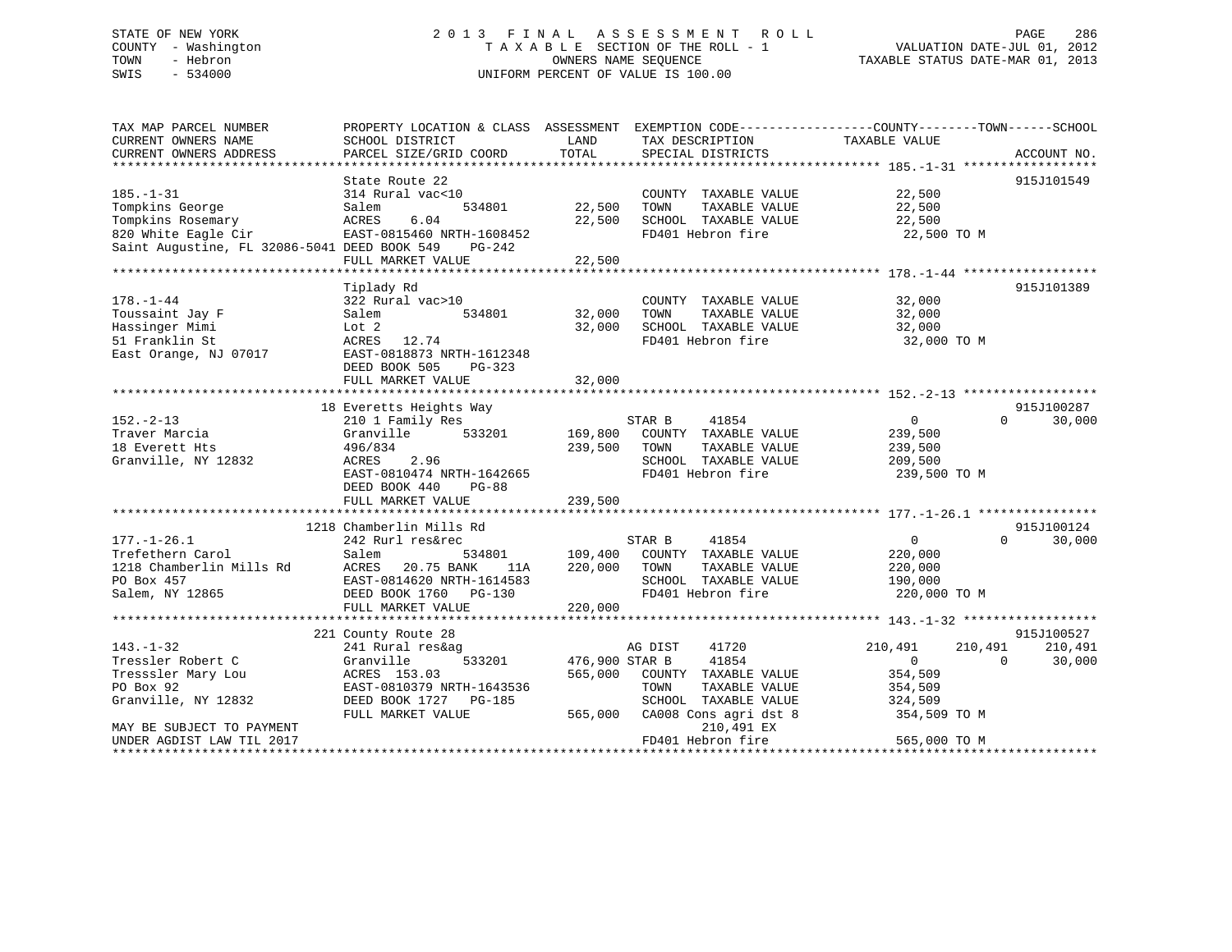STATE OF NEW YORK
COUNTY - Washington
TOWN - Hebron
SWIS - 534000

# 2013 FINAL ASSESSMENT ROLL

TAXABLE SECTION OF THE ROLL - 1
OWNERS NAME SEQUENCE
UNIFORM PERCENT OF VALUE IS 100.00

VALUATION DATE-JUL 01, 2012
TAXABLE STATUS DATE-MAR 01, 2013

| TAX MAP PARCEL NUMBER / CURRENT OWNERS NAME / CURRENT OWNERS ADDRESS | PROPERTY LOCATION & CLASS / SCHOOL DISTRICT / PARCEL SIZE/GRID COORD | ASSESSMENT LAND | TOTAL | EXEMPTION CODE / TAX DESCRIPTION / SPECIAL DISTRICTS | COUNTY TAXABLE VALUE | TOWN | SCHOOL | ACCOUNT NO. |
|---|---|---|---|---|---|---|---|---|
| **185.-1-31** | State Route 22 | | | | | | | 915J101549 |
| 185.-1-31 | 314 Rural vac<10 | | | COUNTY TAXABLE VALUE | 22,500 | | | |
| Tompkins George | Salem 534801 | 22,500 | | TOWN TAXABLE VALUE | 22,500 | | | |
| Tompkins Rosemary | ACRES 6.04 | | 22,500 | SCHOOL TAXABLE VALUE | 22,500 | | | |
| 820 White Eagle Cir | EAST-0815460 NRTH-1608452 | | | FD401 Hebron fire | 22,500 TO M | | | |
| Saint Augustine, FL 32086-5041 | DEED BOOK 549 PG-242 | | | | | | | |
| | FULL MARKET VALUE | | 22,500 | | | | | |
| **178.-1-44** | Tiplady Rd | | | | | | | 915J101389 |
| 178.-1-44 | 322 Rural vac>10 | | | COUNTY TAXABLE VALUE | 32,000 | | | |
| Toussaint Jay F | Salem 534801 | 32,000 | | TOWN TAXABLE VALUE | 32,000 | | | |
| Hassinger Mimi | Lot 2 | | 32,000 | SCHOOL TAXABLE VALUE | 32,000 | | | |
| 51 Franklin St | ACRES 12.74 | | | FD401 Hebron fire | 32,000 TO M | | | |
| East Orange, NJ 07017 | EAST-0818873 NRTH-1612348 | | | | | | | |
| | DEED BOOK 505 PG-323 | | | | | | | |
| | FULL MARKET VALUE | | 32,000 | | | | | |
| **152.-2-13** | 18 Everetts Heights Way | | | | | | | 915J100287 |
| 152.-2-13 | 210 1 Family Res | | | STAR B 41854 | 0 | 0 | 30,000 | |
| Traver Marcia | Granville 533201 | 169,800 | | COUNTY TAXABLE VALUE | 239,500 | | | |
| 18 Everett Hts | 496/834 | | 239,500 | TOWN TAXABLE VALUE | 239,500 | | | |
| Granville, NY 12832 | ACRES 2.96 | | | SCHOOL TAXABLE VALUE | 209,500 | | | |
| | EAST-0810474 NRTH-1642665 | | | FD401 Hebron fire | 239,500 TO M | | | |
| | DEED BOOK 440 PG-88 | | | | | | | |
| | FULL MARKET VALUE | | 239,500 | | | | | |
| **177.-1-26.1** | 1218 Chamberlin Mills Rd | | | | | | | 915J100124 |
| 177.-1-26.1 | 242 Rurl res&rec | | | STAR B 41854 | 0 | 0 | 30,000 | |
| Trefethern Carol | Salem 534801 | 109,400 | | COUNTY TAXABLE VALUE | 220,000 | | | |
| 1218 Chamberlin Mills Rd | ACRES 20.75 BANK 11A | | 220,000 | TOWN TAXABLE VALUE | 220,000 | | | |
| PO Box 457 | EAST-0814620 NRTH-1614583 | | | SCHOOL TAXABLE VALUE | 190,000 | | | |
| Salem, NY 12865 | DEED BOOK 1760 PG-130 | | | FD401 Hebron fire | 220,000 TO M | | | |
| | FULL MARKET VALUE | | 220,000 | | | | | |
| **143.-1-32** | 221 County Route 28 | | | | | | | 915J100527 |
| 143.-1-32 | 241 Rural res&ag | | | AG DIST 41720 | 210,491 | 210,491 | 210,491 | |
| Tressler Robert C | Granville 533201 | 476,900 | | STAR B 41854 | 0 | 0 | 30,000 | |
| Tresssler Mary Lou | ACRES 153.03 | | 565,000 | COUNTY TAXABLE VALUE | 354,509 | | | |
| PO Box 92 | EAST-0810379 NRTH-1643536 | | | TOWN TAXABLE VALUE | 354,509 | | | |
| Granville, NY 12832 | DEED BOOK 1727 PG-185 | | | SCHOOL TAXABLE VALUE | 324,509 | | | |
| | FULL MARKET VALUE | | 565,000 | CA008 Cons agri dst 8 | 354,509 TO M | | | |
| MAY BE SUBJECT TO PAYMENT | | | | 210,491 EX | | | | |
| UNDER AGDIST LAW TIL 2017 | | | | FD401 Hebron fire | 565,000 TO M | | | |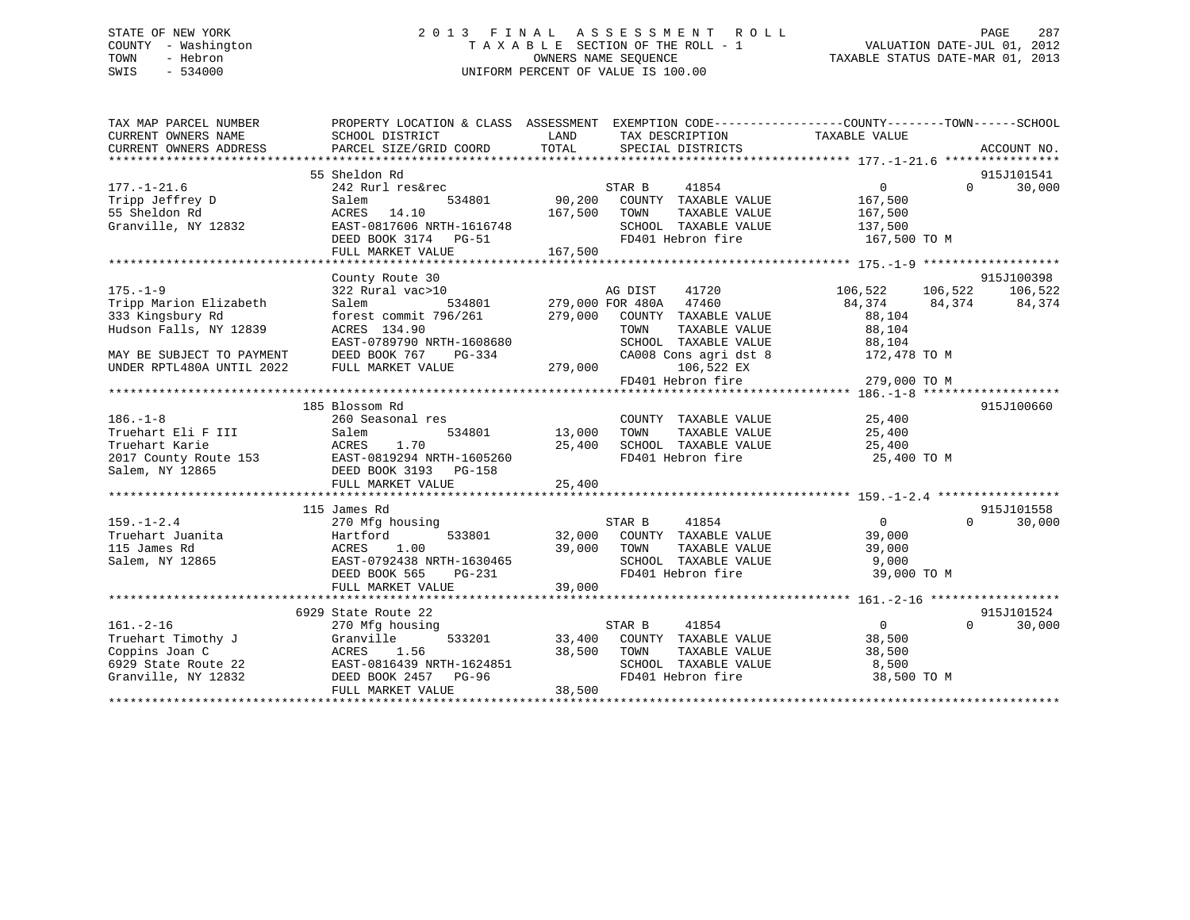STATE OF NEW YORK
COUNTY - Washington
TOWN - Hebron
SWIS - 534000

# 2013 FINAL ASSESSMENT ROLL

TAXABLE SECTION OF THE ROLL - 1
OWNERS NAME SEQUENCE
UNIFORM PERCENT OF VALUE IS 100.00

VALUATION DATE-JUL 01, 2012
TAXABLE STATUS DATE-MAR 01, 2013

```
TAX MAP PARCEL NUMBER      PROPERTY LOCATION & CLASS  ASSESSMENT  EXEMPTION CODE------------------COUNTY--------TOWN------SCHOOL
CURRENT OWNERS NAME        SCHOOL DISTRICT               LAND      TAX DESCRIPTION            TAXABLE VALUE
CURRENT OWNERS ADDRESS     PARCEL SIZE/GRID COORD       TOTAL      SPECIAL DISTRICTS                                    ACCOUNT NO.
******************************************************************************************************* 177.-1-21.6 ****************
                    55 Sheldon Rd                                                                                915J101541
177.-1-21.6                242 Rurl res&rec                     STAR B     41854              0            0      30,000
Tripp Jeffrey D            Salem            534801       90,200   COUNTY  TAXABLE VALUE         167,500
55 Sheldon Rd              ACRES  14.10                 167,500   TOWN    TAXABLE VALUE         167,500
Granville, NY 12832        EAST-0817606 NRTH-1616748              SCHOOL  TAXABLE VALUE         137,500
                           DEED BOOK 3174   PG-51                 FD401 Hebron fire              167,500 TO M
                           FULL MARKET VALUE            167,500
******************************************************************************************************* 175.-1-9 *******************
                    County Route 30                                                                              915J100398
175.-1-9                   322 Rural vac>10                     AG DIST    41720         106,522      106,522     106,522
Tripp Marion Elizabeth     Salem            534801      279,000 FOR 480A   47460          84,374       84,374      84,374
333 Kingsbury Rd           forest commit 796/261        279,000   COUNTY  TAXABLE VALUE          88,104
Hudson Falls, NY 12839     ACRES 134.90                           TOWN    TAXABLE VALUE          88,104
                           EAST-0789790 NRTH-1608680              SCHOOL  TAXABLE VALUE          88,104
MAY BE SUBJECT TO PAYMENT  DEED BOOK 767    PG-334                CA008 Cons agri dst 8          172,478 TO M
UNDER RPTL480A UNTIL 2022  FULL MARKET VALUE            279,000         106,522 EX
                                                                  FD401 Hebron fire              279,000 TO M
******************************************************************************************************* 186.-1-8 *******************
                    185 Blossom Rd                                                                               915J100660
186.-1-8                   260 Seasonal res                       COUNTY  TAXABLE VALUE          25,400
Truehart Eli F III         Salem            534801       13,000   TOWN    TAXABLE VALUE          25,400
Truehart Karie             ACRES   1.70                  25,400   SCHOOL  TAXABLE VALUE          25,400
2017 County Route 153      EAST-0819294 NRTH-1605260              FD401 Hebron fire               25,400 TO M
Salem, NY 12865            DEED BOOK 3193   PG-158
                           FULL MARKET VALUE             25,400
******************************************************************************************************* 159.-1-2.4 *****************
                    115 James Rd                                                                                 915J101558
159.-1-2.4                 270 Mfg housing                      STAR B     41854              0            0      30,000
Truehart Juanita           Hartford         533801       32,000   COUNTY  TAXABLE VALUE          39,000
115 James Rd               ACRES   1.00                  39,000   TOWN    TAXABLE VALUE          39,000
Salem, NY 12865            EAST-0792438 NRTH-1630465              SCHOOL  TAXABLE VALUE           9,000
                           DEED BOOK 565    PG-231                FD401 Hebron fire               39,000 TO M
                           FULL MARKET VALUE             39,000
******************************************************************************************************* 161.-2-16 ******************
                    6929 State Route 22                                                                          915J101524
161.-2-16                  270 Mfg housing                      STAR B     41854              0            0      30,000
Truehart Timothy J         Granville        533201       33,400   COUNTY  TAXABLE VALUE          38,500
Coppins Joan C             ACRES   1.56                  38,500   TOWN    TAXABLE VALUE          38,500
6929 State Route 22        EAST-0816439 NRTH-1624851              SCHOOL  TAXABLE VALUE           8,500
Granville, NY 12832        DEED BOOK 2457   PG-96                 FD401 Hebron fire               38,500 TO M
                           FULL MARKET VALUE             38,500
************************************************************************************************************************************
```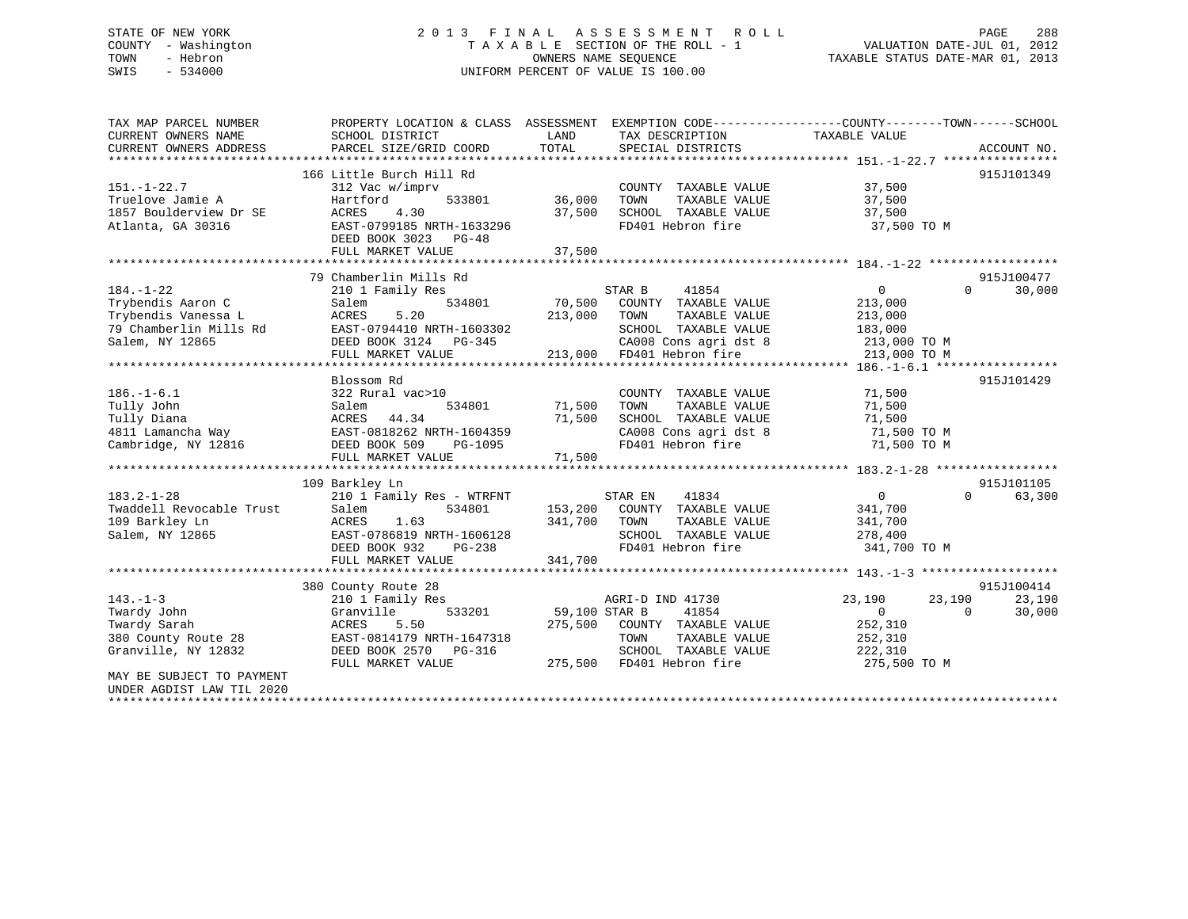STATE OF NEW YORK
COUNTY - Washington
TOWN - Hebron
SWIS - 534000

2 0 1 3 F I N A L A S S E S S M E N T R O L L
T A X A B L E SECTION OF THE ROLL - 1
OWNERS NAME SEQUENCE
UNIFORM PERCENT OF VALUE IS 100.00

VALUATION DATE-JUL 01, 2012
TAXABLE STATUS DATE-MAR 01, 2013

| TAX MAP PARCEL NUMBER / CURRENT OWNERS NAME / CURRENT OWNERS ADDRESS | PROPERTY LOCATION & CLASS / SCHOOL DISTRICT / PARCEL SIZE/GRID COORD | ASSESSMENT LAND | TOTAL | EXEMPTION CODE / TAX DESCRIPTION / SPECIAL DISTRICTS | COUNTY TAXABLE VALUE | TOWN | SCHOOL | ACCOUNT NO. |
|---|---|---|---|---|---|---|---|---|
| **151.-1-22.7** | 166 Little Burch Hill Rd | | | | | | | 915J101349 |
| Truelove Jamie A | 312 Vac w/imprv | | | COUNTY TAXABLE VALUE | 37,500 | | | |
| 1857 Boulderview Dr SE | Hartford 533801 | 36,000 | | TOWN TAXABLE VALUE | 37,500 | | | |
| Atlanta, GA 30316 | ACRES 4.30 | | 37,500 | SCHOOL TAXABLE VALUE | 37,500 | | | |
| | EAST-0799185 NRTH-1633296 | | | FD401 Hebron fire | 37,500 TO M | | | |
| | DEED BOOK 3023 PG-48 | | | | | | | |
| | FULL MARKET VALUE | | 37,500 | | | | | |
| **184.-1-22** | 79 Chamberlin Mills Rd | | | | | | | 915J100477 |
| Trybendis Aaron C | 210 1 Family Res | | | STAR B 41854 | 0 | 0 | 30,000 | |
| Trybendis Vanessa L | Salem 534801 | 70,500 | | COUNTY TAXABLE VALUE | 213,000 | | | |
| 79 Chamberlin Mills Rd | ACRES 5.20 | | 213,000 | TOWN TAXABLE VALUE | 213,000 | | | |
| Salem, NY 12865 | EAST-0794410 NRTH-1603302 | | | SCHOOL TAXABLE VALUE | 183,000 | | | |
| | DEED BOOK 3124 PG-345 | | | CA008 Cons agri dst 8 | 213,000 TO M | | | |
| | FULL MARKET VALUE | | 213,000 | FD401 Hebron fire | 213,000 TO M | | | |
| **186.-1-6.1** | Blossom Rd | | | | | | | 915J101429 |
| Tully John | 322 Rural vac>10 | | | COUNTY TAXABLE VALUE | 71,500 | | | |
| Tully Diana | Salem 534801 | 71,500 | | TOWN TAXABLE VALUE | 71,500 | | | |
| 4811 Lamancha Way | ACRES 44.34 | | 71,500 | SCHOOL TAXABLE VALUE | 71,500 | | | |
| Cambridge, NY 12816 | EAST-0818262 NRTH-1604359 | | | CA008 Cons agri dst 8 | 71,500 TO M | | | |
| | DEED BOOK 509 PG-1095 | | | FD401 Hebron fire | 71,500 TO M | | | |
| | FULL MARKET VALUE | | 71,500 | | | | | |
| **183.2-1-28** | 109 Barkley Ln | | | | | | | 915J101105 |
| Twaddell Revocable Trust | 210 1 Family Res - WTRFNT | | | STAR EN 41834 | 0 | 0 | 63,300 | |
| 109 Barkley Ln | Salem 534801 | 153,200 | | COUNTY TAXABLE VALUE | 341,700 | | | |
| Salem, NY 12865 | ACRES 1.63 | | 341,700 | TOWN TAXABLE VALUE | 341,700 | | | |
| | EAST-0786819 NRTH-1606128 | | | SCHOOL TAXABLE VALUE | 278,400 | | | |
| | DEED BOOK 932 PG-238 | | | FD401 Hebron fire | 341,700 TO M | | | |
| | FULL MARKET VALUE | | 341,700 | | | | | |
| **143.-1-3** | 380 County Route 28 | | | | | | | 915J100414 |
| Twardy John | 210 1 Family Res | | | AGRI-D IND 41730 | 23,190 | 23,190 | 23,190 | |
| Twardy Sarah | Granville 533201 | 59,100 | | STAR B 41854 | 0 | 0 | 30,000 | |
| 380 County Route 28 | ACRES 5.50 | | 275,500 | COUNTY TAXABLE VALUE | 252,310 | | | |
| Granville, NY 12832 | EAST-0814179 NRTH-1647318 | | | TOWN TAXABLE VALUE | 252,310 | | | |
| | DEED BOOK 2570 PG-316 | | | SCHOOL TAXABLE VALUE | 222,310 | | | |
| | FULL MARKET VALUE | | 275,500 | FD401 Hebron fire | 275,500 TO M | | | |
| MAY BE SUBJECT TO PAYMENT UNDER AGDIST LAW TIL 2020 | | | | | | | | |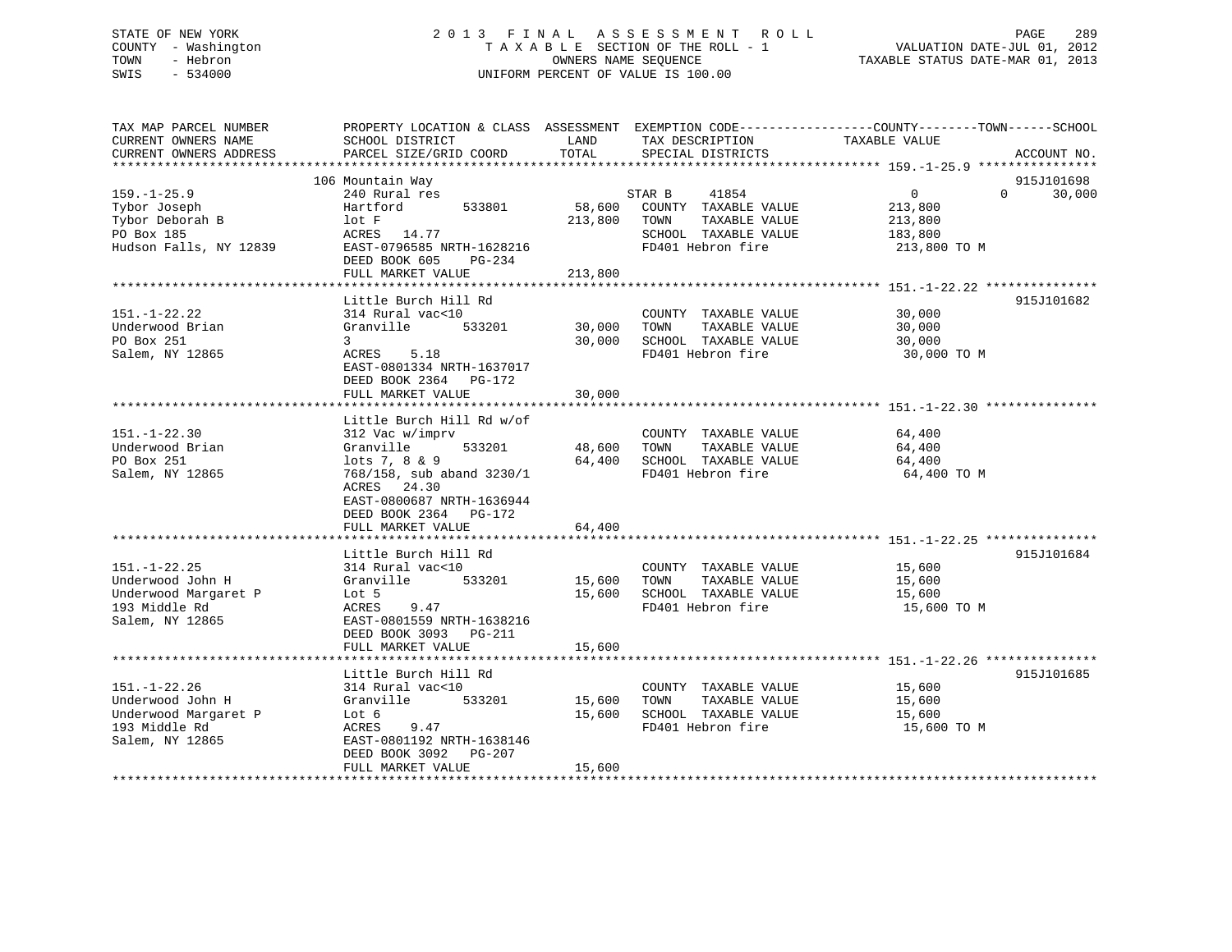STATE OF NEW YORK
COUNTY - Washington
TOWN - Hebron
SWIS - 534000

2013 FINAL ASSESSMENT ROLL
TAXABLE SECTION OF THE ROLL - 1
OWNERS NAME SEQUENCE
UNIFORM PERCENT OF VALUE IS 100.00

VALUATION DATE-JUL 01, 2012
TAXABLE STATUS DATE-MAR 01, 2013

| TAX MAP PARCEL NUMBER / CURRENT OWNERS NAME / CURRENT OWNERS ADDRESS | PROPERTY LOCATION & CLASS / SCHOOL DISTRICT / PARCEL SIZE/GRID COORD | ASSESSMENT LAND / TOTAL | EXEMPTION CODE / TAX DESCRIPTION / SPECIAL DISTRICTS | COUNTY / TOWN / SCHOOL TAXABLE VALUE | ACCOUNT NO. |
|---|---|---|---|---|---|
| **159.-1-25.9** | 106 Mountain Way | | | | 915J101698 |
| Tybor Joseph | 240 Rural res | | STAR B 41854 | 0 0 30,000 | |
| Tybor Deborah B | Hartford 533801 | 58,600 | COUNTY TAXABLE VALUE | 213,800 | |
| PO Box 185 | lot F | 213,800 | TOWN TAXABLE VALUE | 213,800 | |
| Hudson Falls, NY 12839 | ACRES 14.77 | | SCHOOL TAXABLE VALUE | 183,800 | |
| | EAST-0796585 NRTH-1628216 | | FD401 Hebron fire | 213,800 TO M | |
| | DEED BOOK 605 PG-234 | | | | |
| | FULL MARKET VALUE | 213,800 | | | |
| **151.-1-22.22** | Little Burch Hill Rd | | | | 915J101682 |
| Underwood Brian | 314 Rural vac<10 | | COUNTY TAXABLE VALUE | 30,000 | |
| PO Box 251 | Granville 533201 | 30,000 | TOWN TAXABLE VALUE | 30,000 | |
| Salem, NY 12865 | 3 | 30,000 | SCHOOL TAXABLE VALUE | 30,000 | |
| | ACRES 5.18 | | FD401 Hebron fire | 30,000 TO M | |
| | EAST-0801334 NRTH-1637017 | | | | |
| | DEED BOOK 2364 PG-172 | | | | |
| | FULL MARKET VALUE | 30,000 | | | |
| **151.-1-22.30** | Little Burch Hill Rd w/of | | | | |
| Underwood Brian | 312 Vac w/imprv | | COUNTY TAXABLE VALUE | 64,400 | |
| PO Box 251 | Granville 533201 | 48,600 | TOWN TAXABLE VALUE | 64,400 | |
| Salem, NY 12865 | lots 7, 8 & 9 | 64,400 | SCHOOL TAXABLE VALUE | 64,400 | |
| | 768/158, sub aband 3230/1 | | FD401 Hebron fire | 64,400 TO M | |
| | ACRES 24.30 | | | | |
| | EAST-0800687 NRTH-1636944 | | | | |
| | DEED BOOK 2364 PG-172 | | | | |
| | FULL MARKET VALUE | 64,400 | | | |
| **151.-1-22.25** | Little Burch Hill Rd | | | | 915J101684 |
| Underwood John H | 314 Rural vac<10 | | COUNTY TAXABLE VALUE | 15,600 | |
| Underwood Margaret P | Granville 533201 | 15,600 | TOWN TAXABLE VALUE | 15,600 | |
| 193 Middle Rd | Lot 5 | 15,600 | SCHOOL TAXABLE VALUE | 15,600 | |
| Salem, NY 12865 | ACRES 9.47 | | FD401 Hebron fire | 15,600 TO M | |
| | EAST-0801559 NRTH-1638216 | | | | |
| | DEED BOOK 3093 PG-211 | | | | |
| | FULL MARKET VALUE | 15,600 | | | |
| **151.-1-22.26** | Little Burch Hill Rd | | | | 915J101685 |
| Underwood John H | 314 Rural vac<10 | | COUNTY TAXABLE VALUE | 15,600 | |
| Underwood Margaret P | Granville 533201 | 15,600 | TOWN TAXABLE VALUE | 15,600 | |
| 193 Middle Rd | Lot 6 | 15,600 | SCHOOL TAXABLE VALUE | 15,600 | |
| Salem, NY 12865 | ACRES 9.47 | | FD401 Hebron fire | 15,600 TO M | |
| | EAST-0801192 NRTH-1638146 | | | | |
| | DEED BOOK 3092 PG-207 | | | | |
| | FULL MARKET VALUE | 15,600 | | | |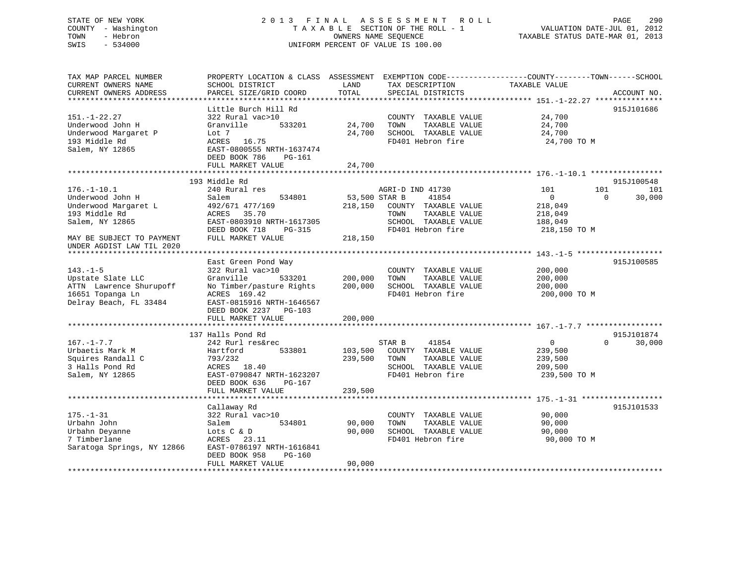STATE OF NEW YORK
COUNTY - Washington
TOWN - Hebron
SWIS - 534000

2013 FINAL ASSESSMENT ROLL
TAXABLE SECTION OF THE ROLL - 1
OWNERS NAME SEQUENCE
UNIFORM PERCENT OF VALUE IS 100.00

VALUATION DATE-JUL 01, 2012
TAXABLE STATUS DATE-MAR 01, 2013

```
TAX MAP PARCEL NUMBER          PROPERTY LOCATION & CLASS  ASSESSMENT  EXEMPTION CODE------------------COUNTY--------TOWN------SCHOOL
CURRENT OWNERS NAME            SCHOOL DISTRICT            LAND        TAX DESCRIPTION              TAXABLE VALUE
CURRENT OWNERS ADDRESS         PARCEL SIZE/GRID COORD     TOTAL       SPECIAL DISTRICTS                                   ACCOUNT NO.
****************************************************************************************************** 151.-1-22.27 ***************
                               Little Burch Hill Rd                                                                       915J101686
151.-1-22.27                   322 Rural vac>10                        COUNTY  TAXABLE VALUE          24,700
Underwood John H               Granville       533201       24,700     TOWN    TAXABLE VALUE          24,700
Underwood Margaret P           Lot 7                        24,700     SCHOOL  TAXABLE VALUE          24,700
193 Middle Rd                  ACRES  16.75                            FD401 Hebron fire               24,700 TO M
Salem, NY 12865                EAST-0800555 NRTH-1637474
                               DEED BOOK 786    PG-161
                               FULL MARKET VALUE            24,700
****************************************************************************************************** 176.-1-10.1 ****************
                               193 Middle Rd                                                                              915J100548
176.-1-10.1                    240 Rural res                          AGRI-D IND 41730                  101          101          101
Underwood John H               Salem           534801       53,500 STAR B      41854                      0            0       30,000
Underwood Margaret L           492/671 477/169             218,150     COUNTY  TAXABLE VALUE         218,049
193 Middle Rd                  ACRES  35.70                            TOWN    TAXABLE VALUE         218,049
Salem, NY 12865                EAST-0803910 NRTH-1617305               SCHOOL  TAXABLE VALUE         188,049
                               DEED BOOK 718    PG-315                 FD401 Hebron fire              218,150 TO M
MAY BE SUBJECT TO PAYMENT      FULL MARKET VALUE           218,150
UNDER AGDIST LAW TIL 2020
****************************************************************************************************** 143.-1-5 *******************
                               East Green Pond Way                                                                        915J100585
143.-1-5                       322 Rural vac>10                        COUNTY  TAXABLE VALUE         200,000
Upstate Slate LLC              Granville       533201      200,000     TOWN    TAXABLE VALUE         200,000
ATTN  Lawrence Shurupoff       No Timber/pasture Rights    200,000     SCHOOL  TAXABLE VALUE         200,000
16651 Topanga Ln               ACRES 169.42                            FD401 Hebron fire              200,000 TO M
Delray Beach, FL 33484         EAST-0815916 NRTH-1646567
                               DEED BOOK 2237   PG-103
                               FULL MARKET VALUE           200,000
****************************************************************************************************** 167.-1-7.7 *****************
                               137 Halls Pond Rd                                                                          915J101874
167.-1-7.7                     242 Rurl res&rec                        STAR B      41854                  0            0       30,000
Urbaetis Mark M                Hartford        533801      103,500     COUNTY  TAXABLE VALUE         239,500
Squires Randall C              793/232                     239,500     TOWN    TAXABLE VALUE         239,500
3 Halls Pond Rd                ACRES  18.40                            SCHOOL  TAXABLE VALUE         209,500
Salem, NY 12865                EAST-0790847 NRTH-1623207               FD401 Hebron fire              239,500 TO M
                               DEED BOOK 636    PG-167
                               FULL MARKET VALUE           239,500
****************************************************************************************************** 175.-1-31 ******************
                               Callaway Rd                                                                                915J101533
175.-1-31                      322 Rural vac>10                        COUNTY  TAXABLE VALUE          90,000
Urbahn John                    Salem           534801       90,000     TOWN    TAXABLE VALUE          90,000
Urbahn Deyanne                 Lots C & D                   90,000     SCHOOL  TAXABLE VALUE          90,000
7 Timberlane                   ACRES  23.11                            FD401 Hebron fire               90,000 TO M
Saratoga Springs, NY 12866     EAST-0786197 NRTH-1616841
                               DEED BOOK 958    PG-160
                               FULL MARKET VALUE            90,000
************************************************************************************************************************************
```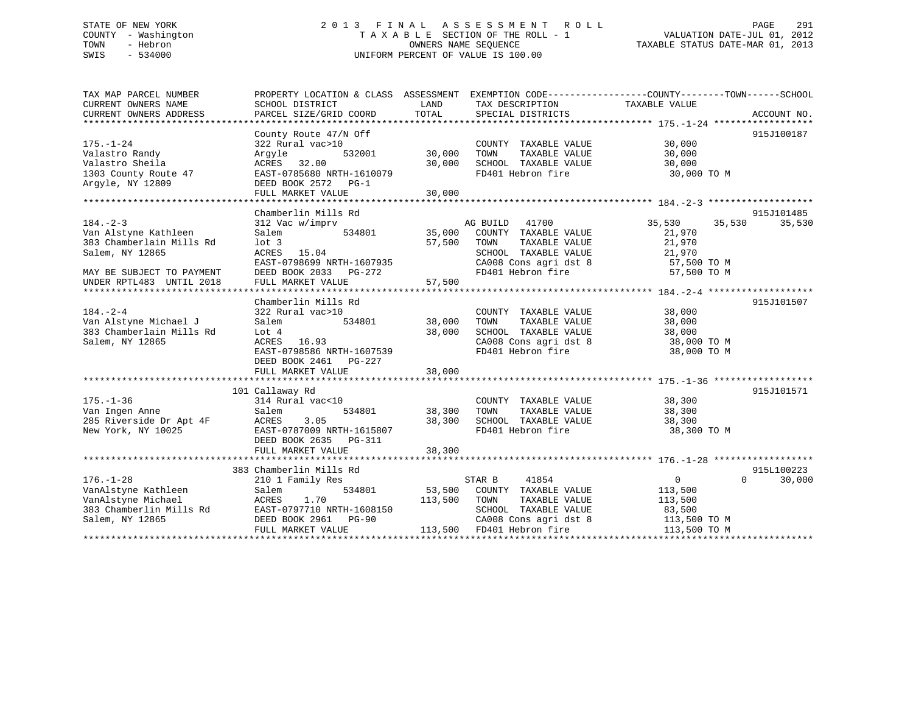STATE OF NEW YORK
COUNTY - Washington
TOWN - Hebron
SWIS - 534000

# 2013 FINAL ASSESSMENT ROLL

TAXABLE SECTION OF THE ROLL - 1
OWNERS NAME SEQUENCE
UNIFORM PERCENT OF VALUE IS 100.00

VALUATION DATE-JUL 01, 2012
TAXABLE STATUS DATE-MAR 01, 2013

| TAX MAP PARCEL NUMBER / CURRENT OWNERS NAME / CURRENT OWNERS ADDRESS | PROPERTY LOCATION & CLASS / SCHOOL DISTRICT / PARCEL SIZE/GRID COORD | ASSESSMENT LAND | TOTAL | EXEMPTION CODE / TAX DESCRIPTION / SPECIAL DISTRICTS | COUNTY TAXABLE VALUE | TOWN | SCHOOL | ACCOUNT NO. |
|---|---|---|---|---|---|---|---|---|
| 175.-1-24 | County Route 47/N Off | | | | | | | 915J100187 |
| | 322 Rural vac>10 | | | COUNTY TAXABLE VALUE | 30,000 | | | |
| Valastro Randy | Argyle 532001 | 30,000 | | TOWN TAXABLE VALUE | 30,000 | | | |
| Valastro Sheila | ACRES 32.00 | | 30,000 | SCHOOL TAXABLE VALUE | 30,000 | | | |
| 1303 County Route 47 | EAST-0785680 NRTH-1610079 | | | FD401 Hebron fire | 30,000 TO M | | | |
| Argyle, NY 12809 | DEED BOOK 2572 PG-1 | | | | | | | |
| | FULL MARKET VALUE | | 30,000 | | | | | |
| 184.-2-3 | Chamberlin Mills Rd | | | | | | | 915J101485 |
| | 312 Vac w/imprv | | | AG BUILD 41700 | 35,530 | 35,530 | 35,530 | |
| Van Alstyne Kathleen | Salem 534801 | 35,000 | | COUNTY TAXABLE VALUE | 21,970 | | | |
| 383 Chamberlain Mills Rd | lot 3 | | 57,500 | TOWN TAXABLE VALUE | 21,970 | | | |
| Salem, NY 12865 | ACRES 15.04 | | | SCHOOL TAXABLE VALUE | 21,970 | | | |
| | EAST-0798699 NRTH-1607935 | | | CA008 Cons agri dst 8 | 57,500 TO M | | | |
| MAY BE SUBJECT TO PAYMENT | DEED BOOK 2033 PG-272 | | | FD401 Hebron fire | 57,500 TO M | | | |
| UNDER RPTL483 UNTIL 2018 | FULL MARKET VALUE | | 57,500 | | | | | |
| 184.-2-4 | Chamberlin Mills Rd | | | | | | | 915J101507 |
| | 322 Rural vac>10 | | | COUNTY TAXABLE VALUE | 38,000 | | | |
| Van Alstyne Michael J | Salem 534801 | 38,000 | | TOWN TAXABLE VALUE | 38,000 | | | |
| 383 Chamberlain Mills Rd | Lot 4 | | 38,000 | SCHOOL TAXABLE VALUE | 38,000 | | | |
| Salem, NY 12865 | ACRES 16.93 | | | CA008 Cons agri dst 8 | 38,000 TO M | | | |
| | EAST-0798586 NRTH-1607539 | | | FD401 Hebron fire | 38,000 TO M | | | |
| | DEED BOOK 2461 PG-227 | | | | | | | |
| | FULL MARKET VALUE | | 38,000 | | | | | |
| 175.-1-36 | 101 Callaway Rd | | | | | | | 915J101571 |
| | 314 Rural vac<10 | | | COUNTY TAXABLE VALUE | 38,300 | | | |
| Van Ingen Anne | Salem 534801 | 38,300 | | TOWN TAXABLE VALUE | 38,300 | | | |
| 285 Riverside Dr Apt 4F | ACRES 3.05 | | 38,300 | SCHOOL TAXABLE VALUE | 38,300 | | | |
| New York, NY 10025 | EAST-0787009 NRTH-1615807 | | | FD401 Hebron fire | 38,300 TO M | | | |
| | DEED BOOK 2635 PG-311 | | | | | | | |
| | FULL MARKET VALUE | | 38,300 | | | | | |
| 176.-1-28 | 383 Chamberlin Mills Rd | | | | | | | 915L100223 |
| | 210 1 Family Res | | | STAR B 41854 | 0 | 0 | 30,000 | |
| VanAlstyne Kathleen | Salem 534801 | 53,500 | | COUNTY TAXABLE VALUE | 113,500 | | | |
| VanAlstyne Michael | ACRES 1.70 | | 113,500 | TOWN TAXABLE VALUE | 113,500 | | | |
| 383 Chamberlin Mills Rd | EAST-0797710 NRTH-1608150 | | | SCHOOL TAXABLE VALUE | 83,500 | | | |
| Salem, NY 12865 | DEED BOOK 2961 PG-90 | | | CA008 Cons agri dst 8 | 113,500 TO M | | | |
| | FULL MARKET VALUE | | 113,500 | FD401 Hebron fire | 113,500 TO M | | | |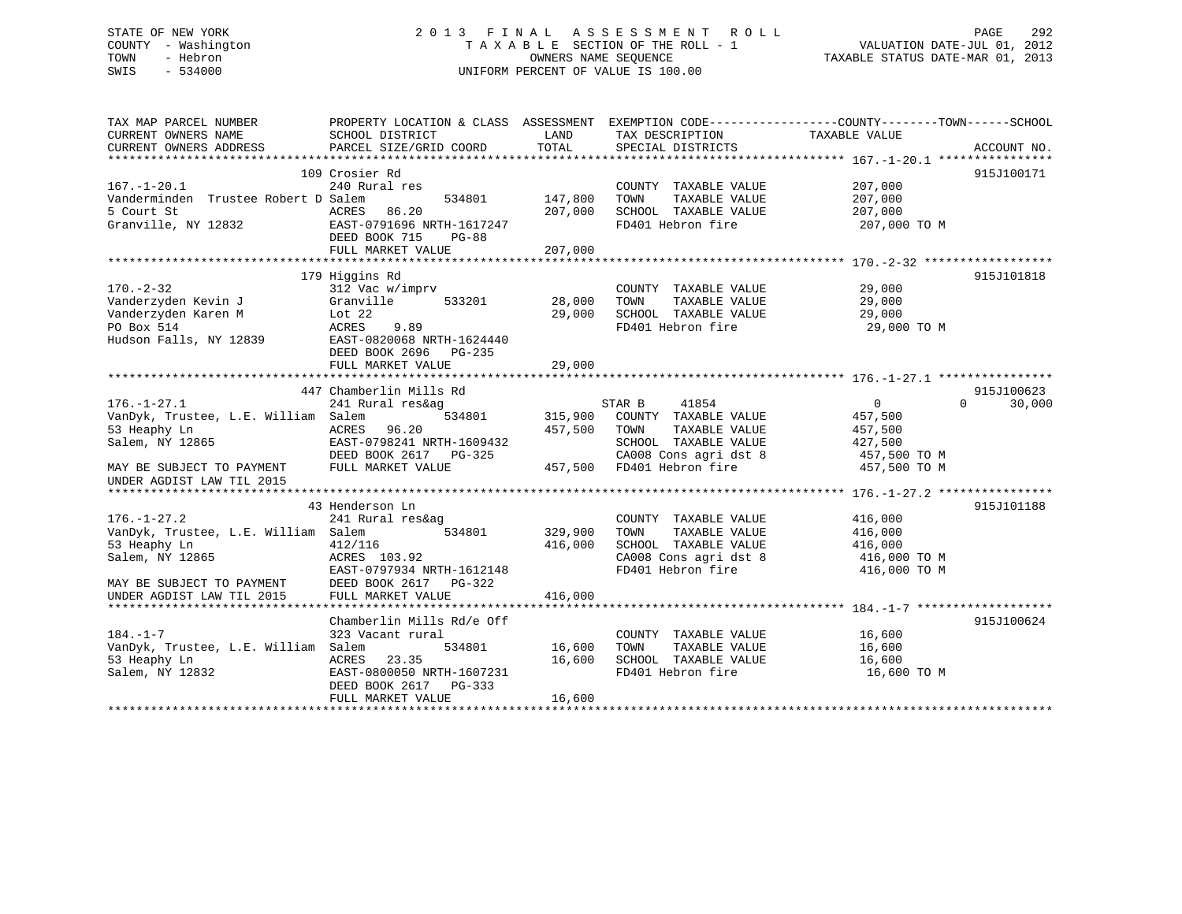STATE OF NEW YORK
COUNTY - Washington
TOWN - Hebron
SWIS - 534000

2013 FINAL ASSESSMENT ROLL
TAXABLE SECTION OF THE ROLL - 1
OWNERS NAME SEQUENCE
UNIFORM PERCENT OF VALUE IS 100.00

VALUATION DATE-JUL 01, 2012
TAXABLE STATUS DATE-MAR 01, 2013

```
TAX MAP PARCEL NUMBER          PROPERTY LOCATION & CLASS  ASSESSMENT  EXEMPTION CODE------------------COUNTY--------TOWN------SCHOOL
CURRENT OWNERS NAME            SCHOOL DISTRICT               LAND      TAX DESCRIPTION             TAXABLE VALUE
CURRENT OWNERS ADDRESS         PARCEL SIZE/GRID COORD        TOTAL     SPECIAL DISTRICTS                                      ACCOUNT NO.
******************************************************************************************************* 167.-1-20.1 ****************
                               109 Crosier Rd                                                                              915J100171
167.-1-20.1                    240 Rural res                           COUNTY  TAXABLE VALUE          207,000
Vanderminden  Trustee Robert D Salem          534801       147,800     TOWN    TAXABLE VALUE          207,000
5 Court St                     ACRES  86.20                207,000     SCHOOL  TAXABLE VALUE          207,000
Granville, NY 12832            EAST-0791696 NRTH-1617247               FD401 Hebron fire               207,000 TO M
                               DEED BOOK 715    PG-88
                               FULL MARKET VALUE           207,000
******************************************************************************************************* 170.-2-32 ******************
                               179 Higgins Rd                                                                              915J101818
170.-2-32                      312 Vac w/imprv                         COUNTY  TAXABLE VALUE           29,000
Vanderzyden Kevin J            Granville      533201        28,000     TOWN    TAXABLE VALUE           29,000
Vanderzyden Karen M            Lot 22                       29,000     SCHOOL  TAXABLE VALUE           29,000
PO Box 514                     ACRES   9.89                            FD401 Hebron fire                29,000 TO M
Hudson Falls, NY 12839         EAST-0820068 NRTH-1624440
                               DEED BOOK 2696   PG-235
                               FULL MARKET VALUE            29,000
******************************************************************************************************* 176.-1-27.1 ****************
                               447 Chamberlin Mills Rd                                                                     915J100623
176.-1-27.1                    241 Rural res&ag                        STAR B     41854                    0           0      30,000
VanDyk, Trustee, L.E. William  Salem          534801       315,900     COUNTY  TAXABLE VALUE          457,500
53 Heaphy Ln                   ACRES  96.20                457,500     TOWN    TAXABLE VALUE          457,500
Salem, NY 12865                EAST-0798241 NRTH-1609432               SCHOOL  TAXABLE VALUE          427,500
                               DEED BOOK 2617   PG-325                 CA008 Cons agri dst 8           457,500 TO M
MAY BE SUBJECT TO PAYMENT      FULL MARKET VALUE           457,500     FD401 Hebron fire               457,500 TO M
UNDER AGDIST LAW TIL 2015
******************************************************************************************************* 176.-1-27.2 ****************
                               43 Henderson Ln                                                                             915J101188
176.-1-27.2                    241 Rural res&ag                        COUNTY  TAXABLE VALUE          416,000
VanDyk, Trustee, L.E. William  Salem          534801       329,900     TOWN    TAXABLE VALUE          416,000
53 Heaphy Ln                   412/116                     416,000     SCHOOL  TAXABLE VALUE          416,000
Salem, NY 12865                ACRES 103.92                            CA008 Cons agri dst 8           416,000 TO M
                               EAST-0797934 NRTH-1612148               FD401 Hebron fire               416,000 TO M
MAY BE SUBJECT TO PAYMENT      DEED BOOK 2617   PG-322
UNDER AGDIST LAW TIL 2015      FULL MARKET VALUE           416,000
******************************************************************************************************* 184.-1-7 *******************
                               Chamberlin Mills Rd/e Off                                                                   915J100624
184.-1-7                       323 Vacant rural                        COUNTY  TAXABLE VALUE           16,600
VanDyk, Trustee, L.E. William  Salem          534801        16,600     TOWN    TAXABLE VALUE           16,600
53 Heaphy Ln                   ACRES  23.35                 16,600     SCHOOL  TAXABLE VALUE           16,600
Salem, NY 12832                EAST-0800050 NRTH-1607231               FD401 Hebron fire                16,600 TO M
                               DEED BOOK 2617   PG-333
                               FULL MARKET VALUE            16,600
************************************************************************************************************************************
```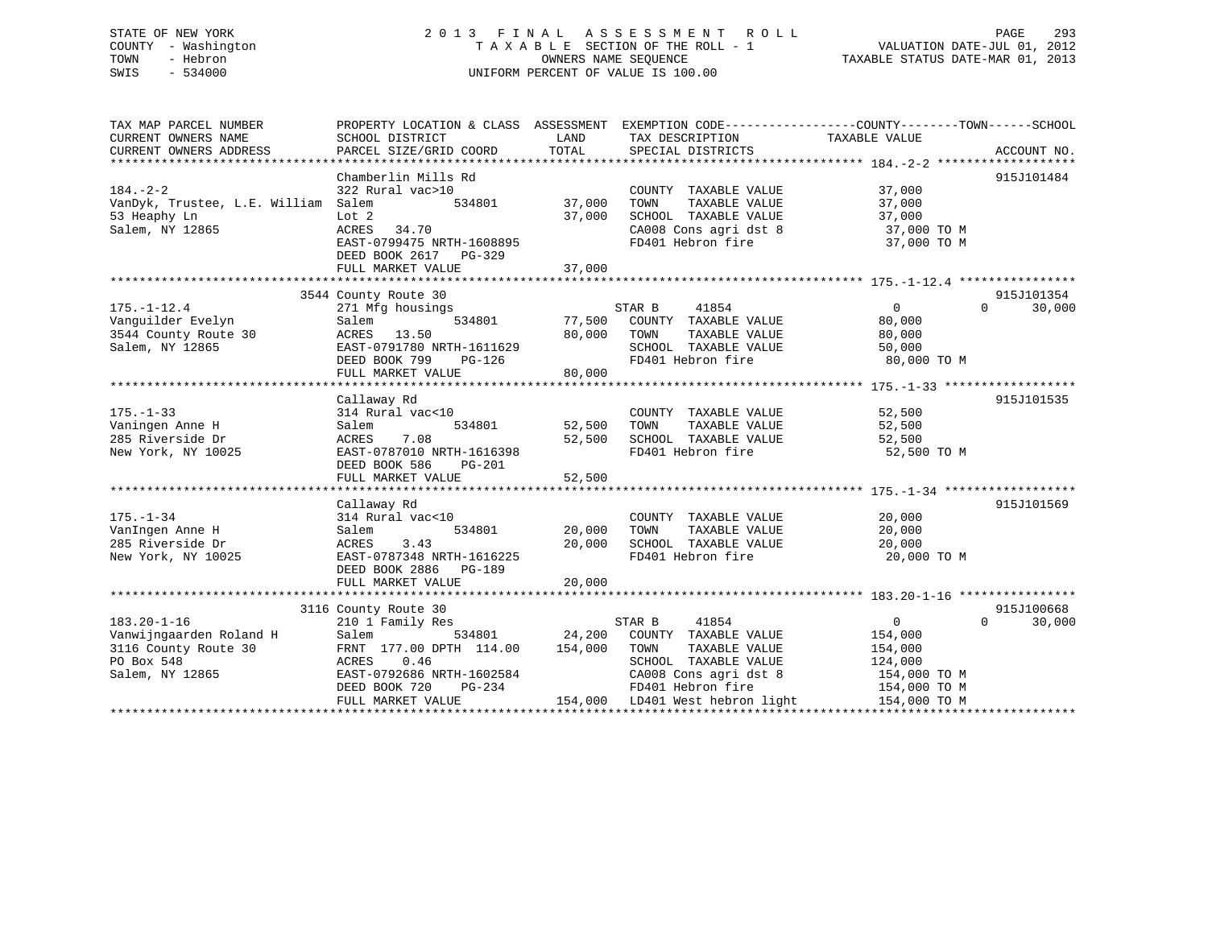STATE OF NEW YORK
COUNTY - Washington
TOWN - Hebron
SWIS - 534000

2013 FINAL ASSESSMENT ROLL
TAXABLE SECTION OF THE ROLL - 1
OWNERS NAME SEQUENCE
UNIFORM PERCENT OF VALUE IS 100.00

VALUATION DATE-JUL 01, 2012
TAXABLE STATUS DATE-MAR 01, 2013

| TAX MAP PARCEL NUMBER / CURRENT OWNERS NAME / CURRENT OWNERS ADDRESS | PROPERTY LOCATION & CLASS / SCHOOL DISTRICT / PARCEL SIZE/GRID COORD | ASSESSMENT LAND | TOTAL | EXEMPTION CODE / TAX DESCRIPTION / SPECIAL DISTRICTS | COUNTY | TOWN | SCHOOL / TAXABLE VALUE | ACCOUNT NO. |
|---|---|---|---|---|---|---|---|---|
| **184.-2-2** | Chamberlin Mills Rd | | | | | | | 915J101484 |
| 184.-2-2 | 322 Rural vac>10 | | | COUNTY TAXABLE VALUE | 37,000 | | | |
| VanDyk, Trustee, L.E. William | Salem 534801 | 37,000 | | TOWN TAXABLE VALUE | | 37,000 | | |
| 53 Heaphy Ln | Lot 2 | | 37,000 | SCHOOL TAXABLE VALUE | | | 37,000 | |
| Salem, NY 12865 | ACRES 34.70 | | | CA008 Cons agri dst 8 | 37,000 TO M | | | |
| | EAST-0799475 NRTH-1608895 | | | FD401 Hebron fire | 37,000 TO M | | | |
| | DEED BOOK 2617 PG-329 | | | | | | | |
| | FULL MARKET VALUE | | 37,000 | | | | | |
| **175.-1-12.4** | 3544 County Route 30 | | | | | | | 915J101354 |
| 175.-1-12.4 | 271 Mfg housings | | | STAR B 41854 | 0 | 0 | 30,000 | |
| Vanguilder Evelyn | Salem 534801 | 77,500 | | COUNTY TAXABLE VALUE | 80,000 | | | |
| 3544 County Route 30 | ACRES 13.50 | | 80,000 | TOWN TAXABLE VALUE | | 80,000 | | |
| Salem, NY 12865 | EAST-0791780 NRTH-1611629 | | | SCHOOL TAXABLE VALUE | | | 50,000 | |
| | DEED BOOK 799 PG-126 | | | FD401 Hebron fire | 80,000 TO M | | | |
| | FULL MARKET VALUE | | 80,000 | | | | | |
| **175.-1-33** | Callaway Rd | | | | | | | 915J101535 |
| 175.-1-33 | 314 Rural vac<10 | | | COUNTY TAXABLE VALUE | 52,500 | | | |
| Vaningen Anne H | Salem 534801 | 52,500 | | TOWN TAXABLE VALUE | | 52,500 | | |
| 285 Riverside Dr | ACRES 7.08 | | 52,500 | SCHOOL TAXABLE VALUE | | | 52,500 | |
| New York, NY 10025 | EAST-0787010 NRTH-1616398 | | | FD401 Hebron fire | 52,500 TO M | | | |
| | DEED BOOK 586 PG-201 | | | | | | | |
| | FULL MARKET VALUE | | 52,500 | | | | | |
| **175.-1-34** | Callaway Rd | | | | | | | 915J101569 |
| 175.-1-34 | 314 Rural vac<10 | | | COUNTY TAXABLE VALUE | 20,000 | | | |
| VanIngen Anne H | Salem 534801 | 20,000 | | TOWN TAXABLE VALUE | | 20,000 | | |
| 285 Riverside Dr | ACRES 3.43 | | 20,000 | SCHOOL TAXABLE VALUE | | | 20,000 | |
| New York, NY 10025 | EAST-0787348 NRTH-1616225 | | | FD401 Hebron fire | 20,000 TO M | | | |
| | DEED BOOK 2886 PG-189 | | | | | | | |
| | FULL MARKET VALUE | | 20,000 | | | | | |
| **183.20-1-16** | 3116 County Route 30 | | | | | | | 915J100668 |
| 183.20-1-16 | 210 1 Family Res | | | STAR B 41854 | 0 | 0 | 30,000 | |
| Vanwijngaarden Roland H | Salem 534801 | 24,200 | | COUNTY TAXABLE VALUE | 154,000 | | | |
| 3116 County Route 30 | FRNT 177.00 DPTH 114.00 | | 154,000 | TOWN TAXABLE VALUE | | 154,000 | | |
| PO Box 548 | ACRES 0.46 | | | SCHOOL TAXABLE VALUE | | | 124,000 | |
| Salem, NY 12865 | EAST-0792686 NRTH-1602584 | | | CA008 Cons agri dst 8 | 154,000 TO M | | | |
| | DEED BOOK 720 PG-234 | | | FD401 Hebron fire | 154,000 TO M | | | |
| | FULL MARKET VALUE | | 154,000 | LD401 West hebron light | 154,000 TO M | | | |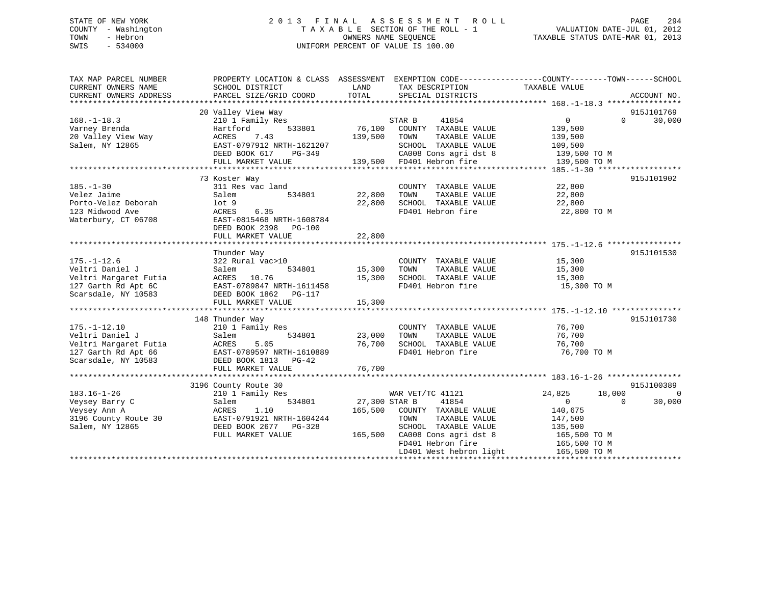STATE OF NEW YORK
COUNTY - Washington
TOWN - Hebron
SWIS - 534000

# 2013 FINAL ASSESSMENT ROLL

TAXABLE SECTION OF THE ROLL - 1
OWNERS NAME SEQUENCE
UNIFORM PERCENT OF VALUE IS 100.00

VALUATION DATE-JUL 01, 2012
TAXABLE STATUS DATE-MAR 01, 2013

```
TAX MAP PARCEL NUMBER          PROPERTY LOCATION & CLASS  ASSESSMENT  EXEMPTION CODE------------------COUNTY--------TOWN------SCHOOL
CURRENT OWNERS NAME            SCHOOL DISTRICT               LAND      TAX DESCRIPTION           TAXABLE VALUE
CURRENT OWNERS ADDRESS         PARCEL SIZE/GRID COORD        TOTAL     SPECIAL DISTRICTS                                    ACCOUNT NO.
*********************************************************************************************** 168.-1-18.3 ****************
                               20 Valley View Way                                                                        915J101769
168.-1-18.3                    210 1 Family Res                      STAR B     41854                  0            0     30,000
Varney Brenda                  Hartford          533801     76,100   COUNTY  TAXABLE VALUE           139,500
20 Valley View Way             ACRES     7.43              139,500   TOWN    TAXABLE VALUE           139,500
Salem, NY 12865                EAST-0797912 NRTH-1621207             SCHOOL  TAXABLE VALUE           109,500
                               DEED BOOK 617     PG-349              CA008 Cons agri dst 8            139,500 TO M
                               FULL MARKET VALUE          139,500   FD401 Hebron fire                139,500 TO M
*********************************************************************************************** 185.-1-30 ******************
                               73 Koster Way                                                                             915J101902
185.-1-30                      311 Res vac land                      COUNTY  TAXABLE VALUE            22,800
Velez Jaime                    Salem             534801     22,800   TOWN    TAXABLE VALUE            22,800
Porto-Velez Deborah            lot 9                        22,800   SCHOOL  TAXABLE VALUE            22,800
123 Midwood Ave                ACRES     6.35                        FD401 Hebron fire                 22,800 TO M
Waterbury, CT 06708            EAST-0815468 NRTH-1608784
                               DEED BOOK 2398    PG-100
                               FULL MARKET VALUE           22,800
*********************************************************************************************** 175.-1-12.6 ****************
                               Thunder Way                                                                               915J101530
175.-1-12.6                    322 Rural vac>10                      COUNTY  TAXABLE VALUE            15,300
Veltri Daniel J                Salem             534801     15,300   TOWN    TAXABLE VALUE            15,300
Veltri Margaret Futia          ACRES    10.76               15,300   SCHOOL  TAXABLE VALUE            15,300
127 Garth Rd Apt 6C            EAST-0789847 NRTH-1611458             FD401 Hebron fire                 15,300 TO M
Scarsdale, NY 10583            DEED BOOK 1862    PG-117
                               FULL MARKET VALUE           15,300
*********************************************************************************************** 175.-1-12.10 ***************
                               148 Thunder Way                                                                           915J101730
175.-1-12.10                   210 1 Family Res                      COUNTY  TAXABLE VALUE            76,700
Veltri Daniel J                Salem             534801     23,000   TOWN    TAXABLE VALUE            76,700
Veltri Margaret Futia          ACRES     5.05               76,700   SCHOOL  TAXABLE VALUE            76,700
127 Garth Rd Apt 66            EAST-0789597 NRTH-1610889             FD401 Hebron fire                 76,700 TO M
Scarsdale, NY 10583            DEED BOOK 1813    PG-42
                               FULL MARKET VALUE           76,700
*********************************************************************************************** 183.16-1-26 ****************
                               3196 County Route 30                                                                      915J100389
183.16-1-26                    210 1 Family Res                      WAR VET/TC 41121             24,825       18,000          0
Veysey Barry C                 Salem             534801     27,300 STAR B     41854                  0            0     30,000
Veysey Ann A                   ACRES     1.10              165,500   COUNTY  TAXABLE VALUE           140,675
3196 County Route 30           EAST-0791921 NRTH-1604244             TOWN    TAXABLE VALUE           147,500
Salem, NY 12865                DEED BOOK 2677    PG-328              SCHOOL  TAXABLE VALUE           135,500
                               FULL MARKET VALUE          165,500   CA008 Cons agri dst 8            165,500 TO M
                                                                     FD401 Hebron fire                165,500 TO M
                                                                     LD401 West hebron light          165,500 TO M
****************************************************************************************************************************
```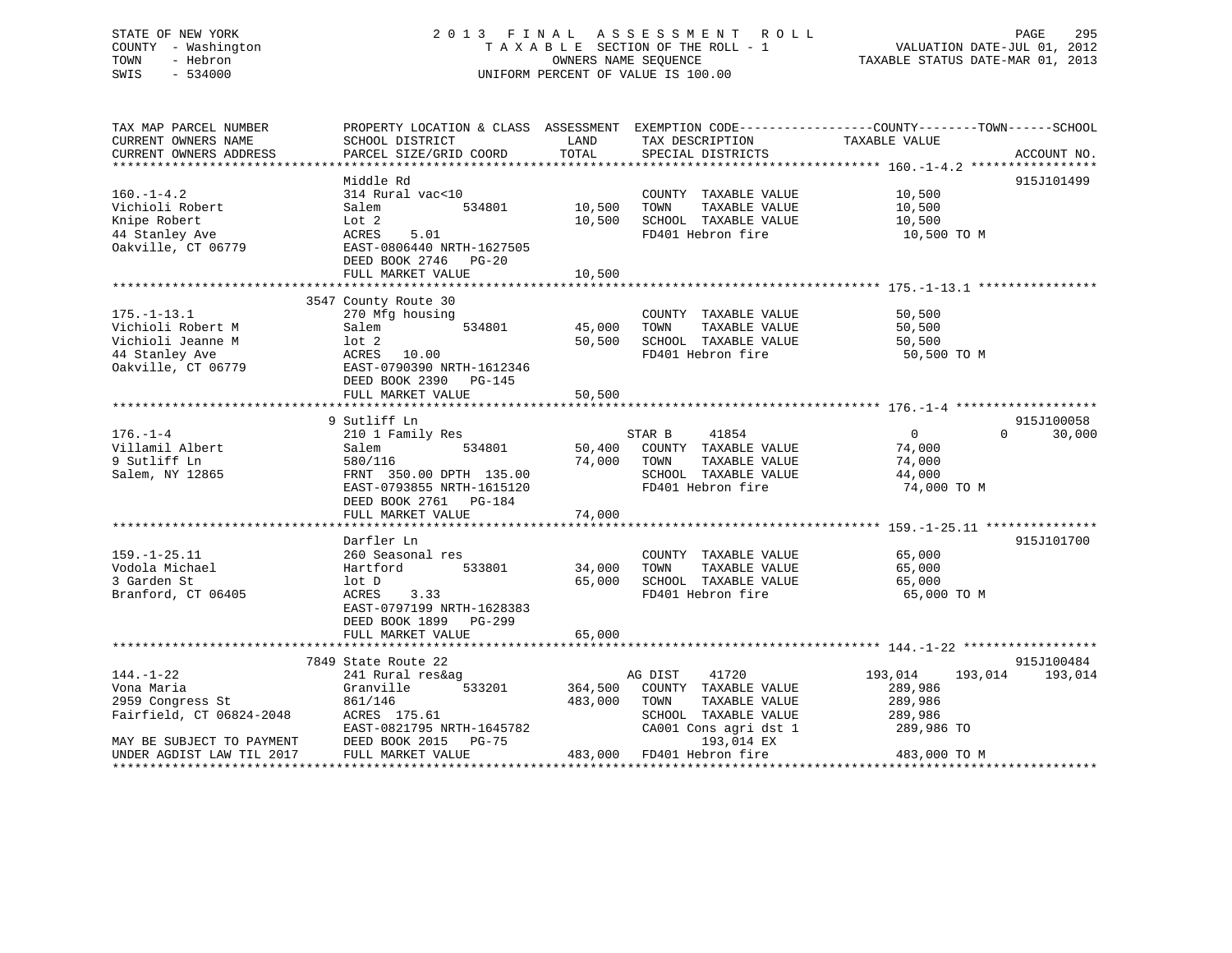STATE OF NEW YORK
COUNTY - Washington
TOWN - Hebron
SWIS - 534000

2013 FINAL ASSESSMENT ROLL
TAXABLE SECTION OF THE ROLL - 1
OWNERS NAME SEQUENCE
UNIFORM PERCENT OF VALUE IS 100.00

VALUATION DATE-JUL 01, 2012
TAXABLE STATUS DATE-MAR 01, 2013

| TAX MAP PARCEL NUMBER / CURRENT OWNERS NAME / CURRENT OWNERS ADDRESS | PROPERTY LOCATION & CLASS / SCHOOL DISTRICT / PARCEL SIZE/GRID COORD | ASSESSMENT LAND | TOTAL | EXEMPTION CODE / TAX DESCRIPTION / SPECIAL DISTRICTS | COUNTY TAXABLE VALUE | TOWN | SCHOOL | ACCOUNT NO. |
|---|---|---|---|---|---|---|---|---|
| **160.-1-4.2** | Middle Rd | | | | | | | 915J101499 |
| 160.-1-4.2 | 314 Rural vac<10 | | | COUNTY TAXABLE VALUE | 10,500 | | | |
| Vichioli Robert | Salem 534801 | 10,500 | | TOWN TAXABLE VALUE | 10,500 | | | |
| Knipe Robert | Lot 2 | | 10,500 | SCHOOL TAXABLE VALUE | 10,500 | | | |
| 44 Stanley Ave | ACRES 5.01 | | | FD401 Hebron fire | 10,500 TO M | | | |
| Oakville, CT 06779 | EAST-0806440 NRTH-1627505 | | | | | | | |
| | DEED BOOK 2746 PG-20 | | | | | | | |
| | FULL MARKET VALUE | | 10,500 | | | | | |
| **175.-1-13.1** | 3547 County Route 30 | | | | | | | |
| 175.-1-13.1 | 270 Mfg housing | | | COUNTY TAXABLE VALUE | 50,500 | | | |
| Vichioli Robert M | Salem 534801 | 45,000 | | TOWN TAXABLE VALUE | 50,500 | | | |
| Vichioli Jeanne M | lot 2 | | 50,500 | SCHOOL TAXABLE VALUE | 50,500 | | | |
| 44 Stanley Ave | ACRES 10.00 | | | FD401 Hebron fire | 50,500 TO M | | | |
| Oakville, CT 06779 | EAST-0790390 NRTH-1612346 | | | | | | | |
| | DEED BOOK 2390 PG-145 | | | | | | | |
| | FULL MARKET VALUE | | 50,500 | | | | | |
| **176.-1-4** | 9 Sutliff Ln | | | | | | | 915J100058 |
| 176.-1-4 | 210 1 Family Res | | | STAR B 41854 | 0 | 0 | 30,000 | |
| Villamil Albert | Salem 534801 | 50,400 | | COUNTY TAXABLE VALUE | 74,000 | | | |
| 9 Sutliff Ln | 580/116 | | 74,000 | TOWN TAXABLE VALUE | 74,000 | | | |
| Salem, NY 12865 | FRNT 350.00 DPTH 135.00 | | | SCHOOL TAXABLE VALUE | 44,000 | | | |
| | EAST-0793855 NRTH-1615120 | | | FD401 Hebron fire | 74,000 TO M | | | |
| | DEED BOOK 2761 PG-184 | | | | | | | |
| | FULL MARKET VALUE | | 74,000 | | | | | |
| **159.-1-25.11** | Darfler Ln | | | | | | | 915J101700 |
| 159.-1-25.11 | 260 Seasonal res | | | COUNTY TAXABLE VALUE | 65,000 | | | |
| Vodola Michael | Hartford 533801 | 34,000 | | TOWN TAXABLE VALUE | 65,000 | | | |
| 3 Garden St | lot D | | 65,000 | SCHOOL TAXABLE VALUE | 65,000 | | | |
| Branford, CT 06405 | ACRES 3.33 | | | FD401 Hebron fire | 65,000 TO M | | | |
| | EAST-0797199 NRTH-1628383 | | | | | | | |
| | DEED BOOK 1899 PG-299 | | | | | | | |
| | FULL MARKET VALUE | | 65,000 | | | | | |
| **144.-1-22** | 7849 State Route 22 | | | | | | | 915J100484 |
| 144.-1-22 | 241 Rural res&ag | | | AG DIST 41720 | 193,014 | 193,014 | 193,014 | |
| Vona Maria | Granville 533201 | 364,500 | | COUNTY TAXABLE VALUE | 289,986 | | | |
| 2959 Congress St | 861/146 | | 483,000 | TOWN TAXABLE VALUE | 289,986 | | | |
| Fairfield, CT 06824-2048 | ACRES 175.61 | | | SCHOOL TAXABLE VALUE | 289,986 | | | |
| | EAST-0821795 NRTH-1645782 | | | CA001 Cons agri dst 1 | 289,986 TO | | | |
| MAY BE SUBJECT TO PAYMENT | DEED BOOK 2015 PG-75 | | | 193,014 EX | | | | |
| UNDER AGDIST LAW TIL 2017 | FULL MARKET VALUE | | 483,000 | FD401 Hebron fire | 483,000 TO M | | | |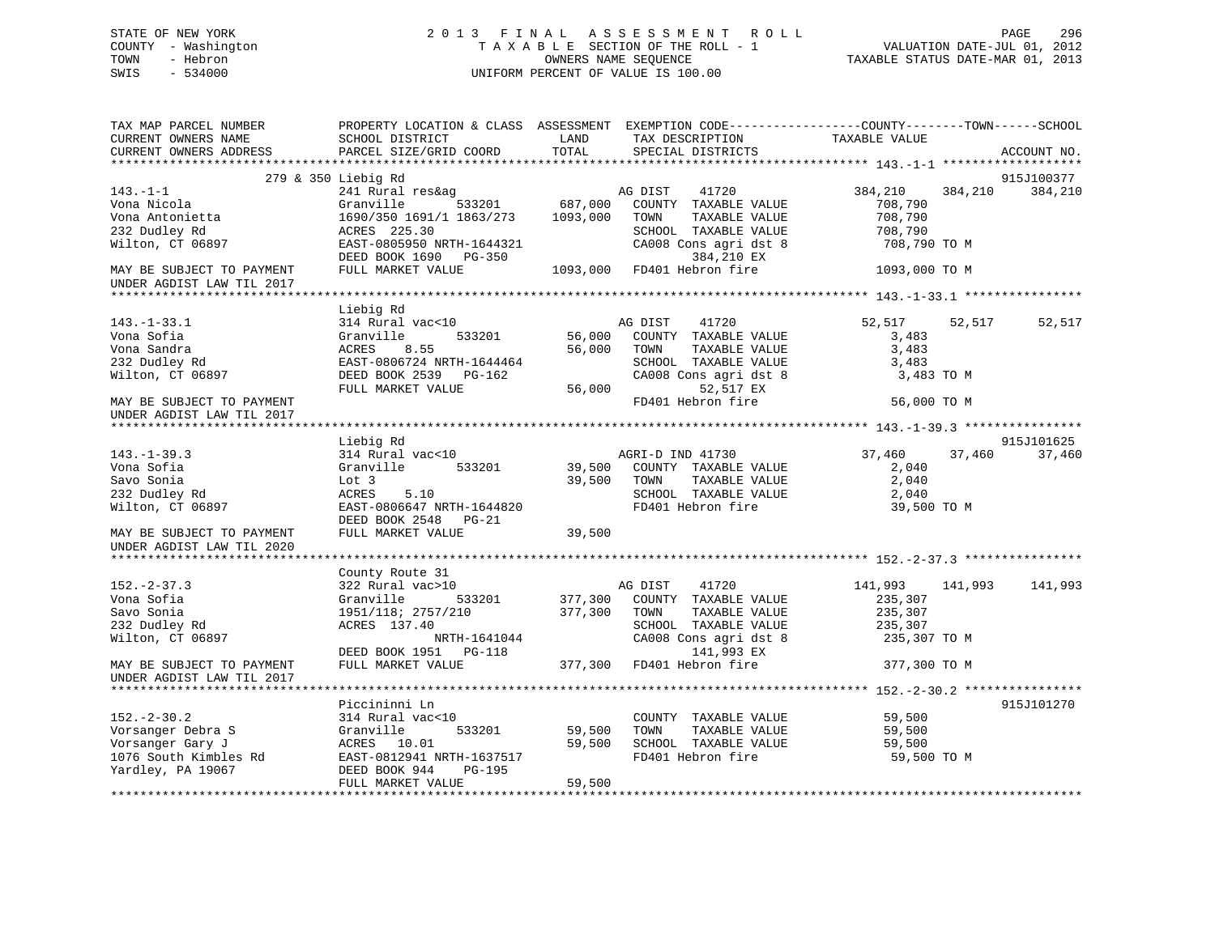STATE OF NEW YORK
COUNTY - Washington
TOWN - Hebron
SWIS - 534000

# 2013 FINAL ASSESSMENT ROLL

TAXABLE SECTION OF THE ROLL - 1
OWNERS NAME SEQUENCE
UNIFORM PERCENT OF VALUE IS 100.00

VALUATION DATE-JUL 01, 2012
TAXABLE STATUS DATE-MAR 01, 2013

```
TAX MAP PARCEL NUMBER          PROPERTY LOCATION & CLASS  ASSESSMENT  EXEMPTION CODE------------------COUNTY--------TOWN------SCHOOL
CURRENT OWNERS NAME            SCHOOL DISTRICT              LAND      TAX DESCRIPTION            TAXABLE VALUE
CURRENT OWNERS ADDRESS         PARCEL SIZE/GRID COORD       TOTAL     SPECIAL DISTRICTS                                    ACCOUNT NO.
*********************************************************************************************** 143.-1-1 *******************
              279 & 350 Liebig Rd                                                                                 915J100377
143.-1-1                       241 Rural res&ag                   AG DIST     41720          384,210     384,210     384,210
Vona Nicola                    Granville         533201    687,000   COUNTY  TAXABLE VALUE        708,790
Vona Antonietta                1690/350 1691/1 1863/273   1093,000   TOWN    TAXABLE VALUE        708,790
232 Dudley Rd                  ACRES  225.30                         SCHOOL  TAXABLE VALUE        708,790
Wilton, CT 06897               EAST-0805950 NRTH-1644321             CA008 Cons agri dst 8         708,790 TO M
                               DEED BOOK 1690    PG-350                     384,210 EX
MAY BE SUBJECT TO PAYMENT      FULL MARKET VALUE          1093,000   FD401 Hebron fire            1093,000 TO M
UNDER AGDIST LAW TIL 2017
*********************************************************************************************** 143.-1-33.1 ****************
                    Liebig Rd
143.-1-33.1                    314 Rural vac<10                   AG DIST     41720           52,517      52,517      52,517
Vona Sofia                     Granville         533201     56,000   COUNTY  TAXABLE VALUE          3,483
Vona Sandra                    ACRES    8.55                56,000   TOWN    TAXABLE VALUE          3,483
232 Dudley Rd                  EAST-0806724 NRTH-1644464             SCHOOL  TAXABLE VALUE          3,483
Wilton, CT 06897               DEED BOOK 2539    PG-162              CA008 Cons agri dst 8           3,483 TO M
                               FULL MARKET VALUE            56,000           52,517 EX
MAY BE SUBJECT TO PAYMENT                                            FD401 Hebron fire              56,000 TO M
UNDER AGDIST LAW TIL 2017
*********************************************************************************************** 143.-1-39.3 ****************
                    Liebig Rd                                                                                     915J101625
143.-1-39.3                    314 Rural vac<10                   AGRI-D IND 41730                37,460      37,460      37,460
Vona Sofia                     Granville         533201     39,500   COUNTY  TAXABLE VALUE          2,040
Savo Sonia                     Lot 3                        39,500   TOWN    TAXABLE VALUE          2,040
232 Dudley Rd                  ACRES    5.10                         SCHOOL  TAXABLE VALUE          2,040
Wilton, CT 06897               EAST-0806647 NRTH-1644820             FD401 Hebron fire              39,500 TO M
                               DEED BOOK 2548    PG-21
MAY BE SUBJECT TO PAYMENT      FULL MARKET VALUE            39,500
UNDER AGDIST LAW TIL 2020
*********************************************************************************************** 152.-2-37.3 ****************
                    County Route 31
152.-2-37.3                    322 Rural vac>10                   AG DIST     41720          141,993     141,993     141,993
Vona Sofia                     Granville         533201    377,300   COUNTY  TAXABLE VALUE        235,307
Savo Sonia                     1951/118; 2757/210          377,300   TOWN    TAXABLE VALUE        235,307
232 Dudley Rd                  ACRES  137.40                         SCHOOL  TAXABLE VALUE        235,307
Wilton, CT 06897                            NRTH-1641044             CA008 Cons agri dst 8         235,307 TO M
                               DEED BOOK 1951    PG-118                     141,993 EX
MAY BE SUBJECT TO PAYMENT      FULL MARKET VALUE           377,300   FD401 Hebron fire             377,300 TO M
UNDER AGDIST LAW TIL 2017
*********************************************************************************************** 152.-2-30.2 ****************
                    Piccininni Ln                                                                                 915J101270
152.-2-30.2                    314 Rural vac<10                      COUNTY  TAXABLE VALUE         59,500
Vorsanger Debra S              Granville         533201     59,500   TOWN    TAXABLE VALUE         59,500
Vorsanger Gary J               ACRES   10.01                59,500   SCHOOL  TAXABLE VALUE         59,500
1076 South Kimbles Rd          EAST-0812941 NRTH-1637517             FD401 Hebron fire              59,500 TO M
Yardley, PA 19067              DEED BOOK 944     PG-195
                               FULL MARKET VALUE            59,500
********************************************************************************************************************************
```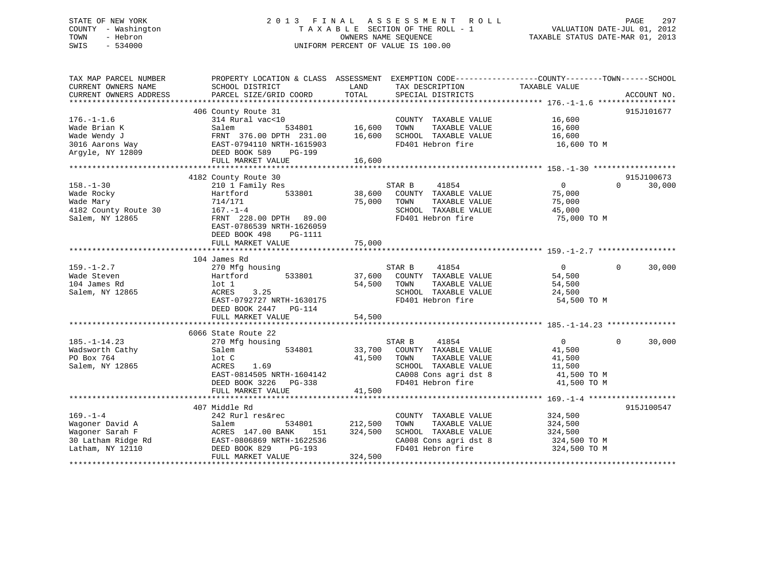STATE OF NEW YORK
COUNTY - Washington
TOWN - Hebron
SWIS - 534000

2 0 1 3 F I N A L A S S E S S M E N T R O L L
T A X A B L E SECTION OF THE ROLL - 1
OWNERS NAME SEQUENCE
UNIFORM PERCENT OF VALUE IS 100.00

VALUATION DATE-JUL 01, 2012
TAXABLE STATUS DATE-MAR 01, 2013

```
TAX MAP PARCEL NUMBER          PROPERTY LOCATION & CLASS  ASSESSMENT  EXEMPTION CODE------------------COUNTY--------TOWN------SCHOOL
CURRENT OWNERS NAME            SCHOOL DISTRICT               LAND      TAX DESCRIPTION            TAXABLE VALUE
CURRENT OWNERS ADDRESS         PARCEL SIZE/GRID COORD        TOTAL     SPECIAL DISTRICTS                                    ACCOUNT NO.
******************************************************************************************************* 176.-1-1.6 *****************
                               406 County Route 31                                                                          915J101677
176.-1-1.6                     314 Rural vac<10                        COUNTY  TAXABLE VALUE             16,600
Wade Brian K                   Salem             534801      16,600    TOWN    TAXABLE VALUE             16,600
Wade Wendy J                   FRNT 376.00 DPTH 231.00       16,600    SCHOOL  TAXABLE VALUE             16,600
3016 Aarons Way                EAST-0794110 NRTH-1615903               FD401 Hebron fire                  16,600 TO M
Argyle, NY 12809               DEED BOOK 589    PG-199
                               FULL MARKET VALUE             16,600
******************************************************************************************************* 158.-1-30 ******************
                               4182 County Route 30                                                                         915J100673
158.-1-30                      210 1 Family Res                        STAR B     41854                   0            0      30,000
Wade Rocky                     Hartford          533801      38,600    COUNTY  TAXABLE VALUE             75,000
Wade Mary                      714/171                       75,000    TOWN    TAXABLE VALUE             75,000
4182 County Route 30           167.-1-4                                SCHOOL  TAXABLE VALUE             45,000
Salem, NY 12865                FRNT 228.00 DPTH  89.00                 FD401 Hebron fire                  75,000 TO M
                               EAST-0786539 NRTH-1626059
                               DEED BOOK 498    PG-1111
                               FULL MARKET VALUE             75,000
******************************************************************************************************* 159.-1-2.7 *****************
                               104 James Rd
159.-1-2.7                     270 Mfg housing                         STAR B     41854                   0            0      30,000
Wade Steven                    Hartford          533801      37,600    COUNTY  TAXABLE VALUE             54,500
104 James Rd                   lot 1                         54,500    TOWN    TAXABLE VALUE             54,500
Salem, NY 12865                ACRES    3.25                           SCHOOL  TAXABLE VALUE             24,500
                               EAST-0792727 NRTH-1630175               FD401 Hebron fire                  54,500 TO M
                               DEED BOOK 2447   PG-114
                               FULL MARKET VALUE             54,500
******************************************************************************************************* 185.-1-14.23 ***************
                               6066 State Route 22
185.-1-14.23                   270 Mfg housing                         STAR B     41854                   0            0      30,000
Wadsworth Cathy                Salem             534801      33,700    COUNTY  TAXABLE VALUE             41,500
PO Box 764                     lot C                         41,500    TOWN    TAXABLE VALUE             41,500
Salem, NY 12865                ACRES    1.69                           SCHOOL  TAXABLE VALUE             11,500
                               EAST-0814505 NRTH-1604142               CA008 Cons agri dst 8              41,500 TO M
                               DEED BOOK 3226   PG-338                 FD401 Hebron fire                  41,500 TO M
                               FULL MARKET VALUE             41,500
******************************************************************************************************* 169.-1-4 *******************
                               407 Middle Rd                                                                                915J100547
169.-1-4                       242 Rurl res&rec                        COUNTY  TAXABLE VALUE            324,500
Wagoner David A                Salem             534801     212,500    TOWN    TAXABLE VALUE            324,500
Wagoner Sarah F                ACRES 147.00 BANK     151    324,500    SCHOOL  TAXABLE VALUE            324,500
30 Latham Ridge Rd             EAST-0806869 NRTH-1622536               CA008 Cons agri dst 8             324,500 TO M
Latham, NY 12110               DEED BOOK 829    PG-193                 FD401 Hebron fire                 324,500 TO M
                               FULL MARKET VALUE            324,500
************************************************************************************************************************************
```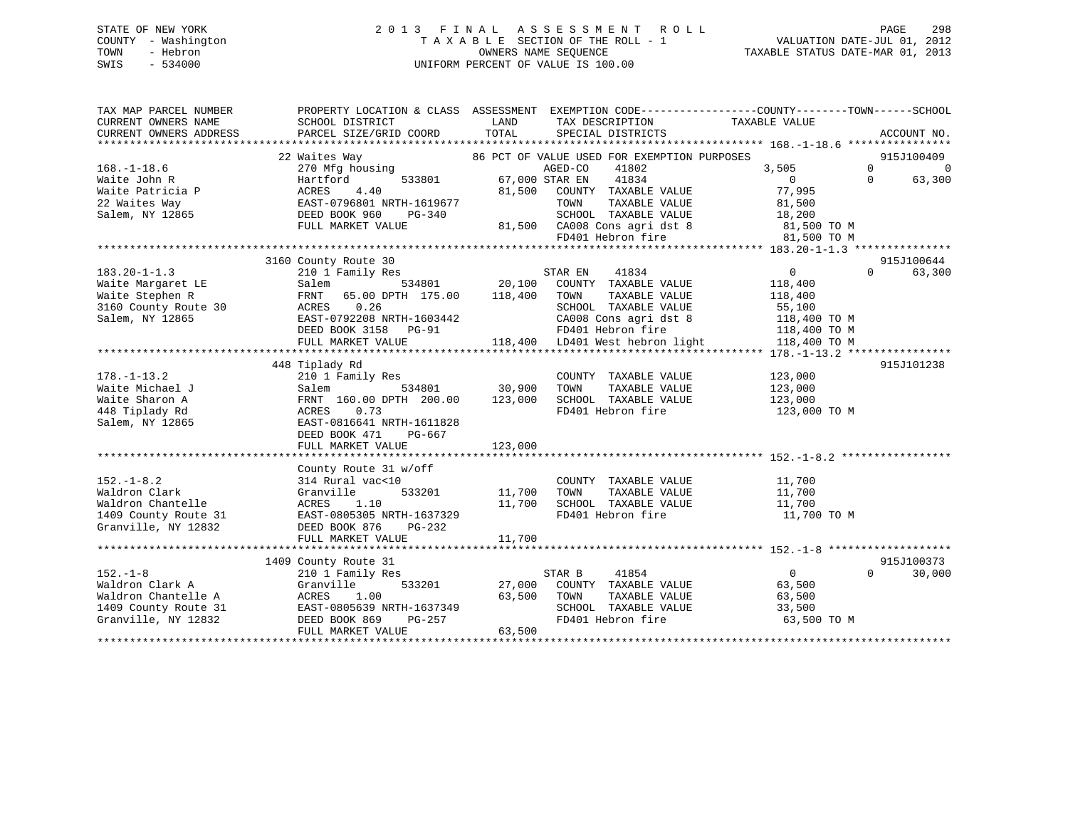STATE OF NEW YORK
COUNTY - Washington
TOWN - Hebron
SWIS - 534000

# 2 0 1 3 F I N A L A S S E S S M E N T R O L L

T A X A B L E SECTION OF THE ROLL - 1
OWNERS NAME SEQUENCE
UNIFORM PERCENT OF VALUE IS 100.00

VALUATION DATE-JUL 01, 2012
TAXABLE STATUS DATE-MAR 01, 2013

```
TAX MAP PARCEL NUMBER          PROPERTY LOCATION & CLASS  ASSESSMENT  EXEMPTION CODE------------------COUNTY--------TOWN------SCHOOL
CURRENT OWNERS NAME            SCHOOL DISTRICT             LAND       TAX DESCRIPTION            TAXABLE VALUE
CURRENT OWNERS ADDRESS         PARCEL SIZE/GRID COORD      TOTAL      SPECIAL DISTRICTS                                        ACCOUNT NO.
******************************************************************************************************* 168.-1-18.6 ****************
                         22 Waites Way              86 PCT OF VALUE USED FOR EXEMPTION PURPOSES                            915J100409
168.-1-18.6                    270 Mfg housing                   AGED-CO     41802               3,505           0              0
Waite John R                   Hartford        533801      67,000 STAR EN     41834                   0           0         63,300
Waite Patricia P               ACRES    4.40               81,500   COUNTY  TAXABLE VALUE            77,995
22 Waites Way                  EAST-0796801 NRTH-1619677            TOWN    TAXABLE VALUE            81,500
Salem, NY 12865                DEED BOOK 960    PG-340              SCHOOL  TAXABLE VALUE            18,200
                               FULL MARKET VALUE           81,500   CA008 Cons agri dst 8             81,500 TO M
                                                                    FD401 Hebron fire                 81,500 TO M
******************************************************************************************************* 183.20-1-1.3 ***************
                         3160 County Route 30                                                                              915J100644
183.20-1-1.3                   210 1 Family Res                  STAR EN     41834                   0           0         63,300
Waite Margaret LE              Salem           534801      20,100   COUNTY  TAXABLE VALUE           118,400
Waite Stephen R                FRNT   65.00 DPTH 175.00   118,400   TOWN    TAXABLE VALUE           118,400
3160 County Route 30           ACRES    0.26                        SCHOOL  TAXABLE VALUE            55,100
Salem, NY 12865                EAST-0792208 NRTH-1603442            CA008 Cons agri dst 8            118,400 TO M
                               DEED BOOK 3158   PG-91               FD401 Hebron fire                118,400 TO M
                               FULL MARKET VALUE          118,400   LD401 West hebron light          118,400 TO M
******************************************************************************************************* 178.-1-13.2 ****************
                         448 Tiplady Rd                                                                                    915J101238
178.-1-13.2                    210 1 Family Res                     COUNTY  TAXABLE VALUE           123,000
Waite Michael J                Salem           534801      30,900   TOWN    TAXABLE VALUE           123,000
Waite Sharon A                 FRNT  160.00 DPTH 200.00   123,000   SCHOOL  TAXABLE VALUE           123,000
448 Tiplady Rd                 ACRES    0.73                        FD401 Hebron fire                123,000 TO M
Salem, NY 12865                EAST-0816641 NRTH-1611828
                               DEED BOOK 471    PG-667
                               FULL MARKET VALUE          123,000
******************************************************************************************************* 152.-1-8.2 *****************
                               County Route 31 w/off
152.-1-8.2                     314 Rural vac<10                     COUNTY  TAXABLE VALUE            11,700
Waldron Clark                  Granville       533201      11,700   TOWN    TAXABLE VALUE            11,700
Waldron Chantelle              ACRES    1.10               11,700   SCHOOL  TAXABLE VALUE            11,700
1409 County Route 31           EAST-0805305 NRTH-1637329            FD401 Hebron fire                 11,700 TO M
Granville, NY 12832            DEED BOOK 876    PG-232
                               FULL MARKET VALUE           11,700
******************************************************************************************************* 152.-1-8 *******************
                         1409 County Route 31                                                                              915J100373
152.-1-8                       210 1 Family Res                  STAR B      41854                   0           0         30,000
Waldron Clark A                Granville       533201      27,000   COUNTY  TAXABLE VALUE            63,500
Waldron Chantelle A            ACRES    1.00               63,500   TOWN    TAXABLE VALUE            63,500
1409 County Route 31           EAST-0805639 NRTH-1637349            SCHOOL  TAXABLE VALUE            33,500
Granville, NY 12832            DEED BOOK 869    PG-257              FD401 Hebron fire                 63,500 TO M
                               FULL MARKET VALUE           63,500
************************************************************************************************************************************
```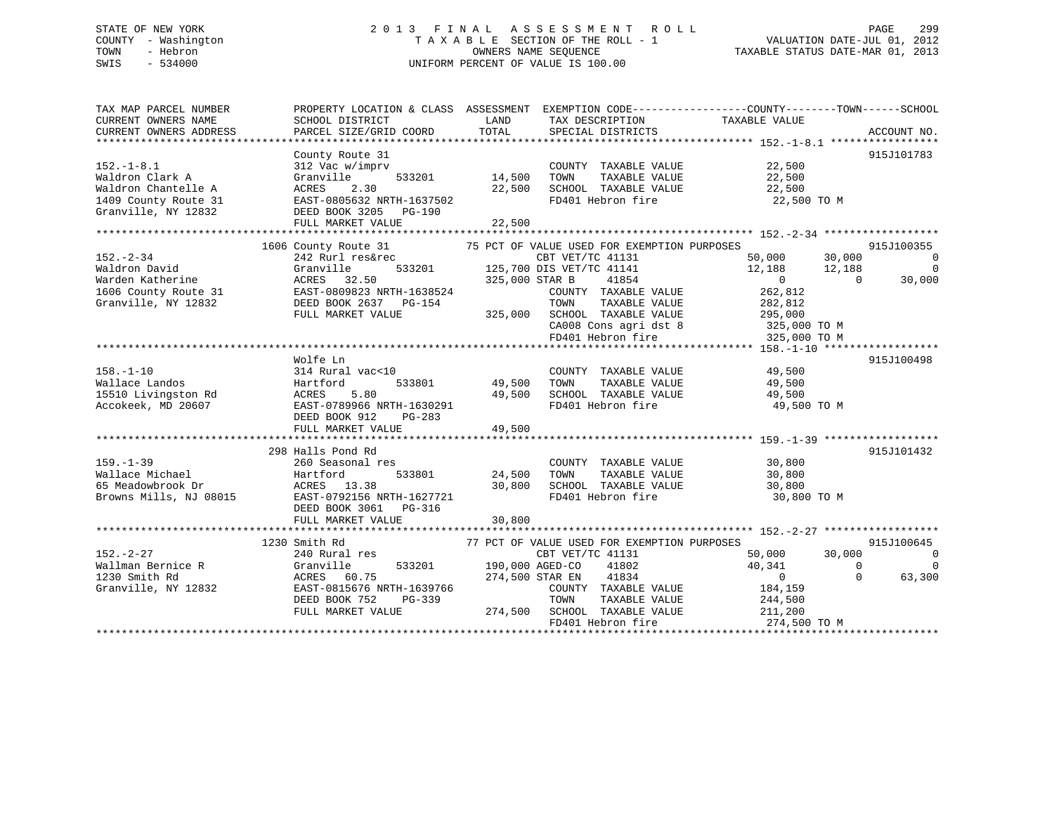STATE OF NEW YORK
COUNTY - Washington
TOWN - Hebron
SWIS - 534000

# 2013 FINAL ASSESSMENT ROLL
TAXABLE SECTION OF THE ROLL - 1
OWNERS NAME SEQUENCE
UNIFORM PERCENT OF VALUE IS 100.00

VALUATION DATE-JUL 01, 2012
TAXABLE STATUS DATE-MAR 01, 2013

```
TAX MAP PARCEL NUMBER          PROPERTY LOCATION & CLASS  ASSESSMENT  EXEMPTION CODE------------------COUNTY--------TOWN------SCHOOL
CURRENT OWNERS NAME            SCHOOL DISTRICT              LAND      TAX DESCRIPTION               TAXABLE VALUE
CURRENT OWNERS ADDRESS         PARCEL SIZE/GRID COORD       TOTAL     SPECIAL DISTRICTS                                    ACCOUNT NO.
******************************************************************************************************* 152.-1-8.1 *****************
                               County Route 31                                                                           915J101783
152.-1-8.1                     312 Vac w/imprv                        COUNTY  TAXABLE VALUE           22,500
Waldron Clark A                Granville        533201      14,500    TOWN    TAXABLE VALUE           22,500
Waldron Chantelle A            ACRES    2.30                 22,500   SCHOOL  TAXABLE VALUE           22,500
1409 County Route 31           EAST-0805632 NRTH-1637502              FD401 Hebron fire                 22,500 TO M
Granville, NY 12832            DEED BOOK 3205   PG-190
                               FULL MARKET VALUE             22,500
******************************************************************************************************* 152.-2-34 ******************
                          1606 County Route 31          75 PCT OF VALUE USED FOR EXEMPTION PURPOSES                      915J100355
152.-2-34                      242 Rurl res&rec                  CBT VET/TC 41131                50,000     30,000           0
Waldron David                  Granville        533201      125,700 DIS VET/TC 41141              12,188     12,188           0
Warden Katherine               ACRES   32.50                325,000 STAR B      41854                  0          0      30,000
1606 County Route 31           EAST-0809823 NRTH-1638524              COUNTY  TAXABLE VALUE          262,812
Granville, NY 12832            DEED BOOK 2637   PG-154                TOWN    TAXABLE VALUE          282,812
                               FULL MARKET VALUE            325,000   SCHOOL  TAXABLE VALUE          295,000
                                                                      CA008 Cons agri dst 8           325,000 TO M
                                                                      FD401 Hebron fire               325,000 TO M
******************************************************************************************************* 158.-1-10 ******************
                               Wolfe Ln                                                                                  915J100498
158.-1-10                      314 Rural vac<10                       COUNTY  TAXABLE VALUE           49,500
Wallace Landos                 Hartford         533801      49,500    TOWN    TAXABLE VALUE           49,500
15510 Livingston Rd            ACRES    5.80                 49,500   SCHOOL  TAXABLE VALUE           49,500
Accokeek, MD 20607             EAST-0789966 NRTH-1630291              FD401 Hebron fire                 49,500 TO M
                               DEED BOOK 912    PG-283
                               FULL MARKET VALUE             49,500
******************************************************************************************************* 159.-1-39 ******************
                           298 Halls Pond Rd                                                                             915J101432
159.-1-39                      260 Seasonal res                       COUNTY  TAXABLE VALUE           30,800
Wallace Michael                Hartford         533801      24,500    TOWN    TAXABLE VALUE           30,800
65 Meadowbrook Dr              ACRES   13.38                 30,800   SCHOOL  TAXABLE VALUE           30,800
Browns Mills, NJ 08015         EAST-0792156 NRTH-1627721              FD401 Hebron fire                 30,800 TO M
                               DEED BOOK 3061   PG-316
                               FULL MARKET VALUE             30,800
******************************************************************************************************* 152.-2-27 ******************
                          1230 Smith Rd                 77 PCT OF VALUE USED FOR EXEMPTION PURPOSES                      915J100645
152.-2-27                      240 Rural res                     CBT VET/TC 41131                50,000     30,000           0
Wallman Bernice R              Granville        533201      190,000 AGED-CO     41802              40,341          0           0
1230 Smith Rd                  ACRES   60.75                274,500 STAR EN     41834                  0          0      63,300
Granville, NY 12832            EAST-0815676 NRTH-1639766              COUNTY  TAXABLE VALUE          184,159
                               DEED BOOK 752    PG-339                TOWN    TAXABLE VALUE          244,500
                               FULL MARKET VALUE            274,500   SCHOOL  TAXABLE VALUE          211,200
                                                                      FD401 Hebron fire               274,500 TO M
************************************************************************************************************************************
```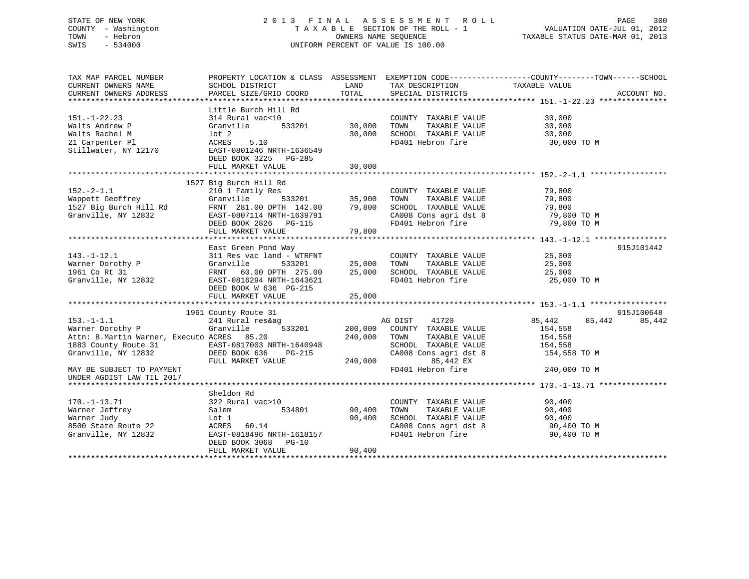STATE OF NEW YORK
COUNTY - Washington
TOWN - Hebron
SWIS - 534000

# 2013 FINAL ASSESSMENT ROLL
TAXABLE SECTION OF THE ROLL - 1
OWNERS NAME SEQUENCE
UNIFORM PERCENT OF VALUE IS 100.00

VALUATION DATE-JUL 01, 2012
TAXABLE STATUS DATE-MAR 01, 2013

```
TAX MAP PARCEL NUMBER          PROPERTY LOCATION & CLASS  ASSESSMENT  EXEMPTION CODE------------------COUNTY--------TOWN------SCHOOL
CURRENT OWNERS NAME            SCHOOL DISTRICT              LAND      TAX DESCRIPTION             TAXABLE VALUE
CURRENT OWNERS ADDRESS         PARCEL SIZE/GRID COORD      TOTAL      SPECIAL DISTRICTS                                      ACCOUNT NO.
************************************************************************************************ 151.-1-22.23 ***************
                               Little Burch Hill Rd
151.-1-22.23                   314 Rural vac<10                       COUNTY  TAXABLE VALUE          30,000
Walts Andrew P                 Granville        533201     30,000     TOWN    TAXABLE VALUE          30,000
Walts Rachel M                 lot 2                       30,000     SCHOOL  TAXABLE VALUE          30,000
21 Carpenter Pl                ACRES    5.10                          FD401 Hebron fire               30,000 TO M
Stillwater, NY 12170           EAST-0801246 NRTH-1636549
                               DEED BOOK 3225   PG-285
                               FULL MARKET VALUE           30,000
************************************************************************************************ 152.-2-1.1 *****************
                           1527 Big Burch Hill Rd
152.-2-1.1                     210 1 Family Res                       COUNTY  TAXABLE VALUE          79,800
Wappett Geoffrey               Granville        533201     35,900     TOWN    TAXABLE VALUE          79,800
1527 Big Burch Hill Rd         FRNT  281.00 DPTH  142.00   79,800     SCHOOL  TAXABLE VALUE          79,800
Granville, NY 12832            EAST-0807114 NRTH-1639791              CA008 Cons agri dst 8           79,800 TO M
                               DEED BOOK 2826   PG-115                FD401 Hebron fire               79,800 TO M
                               FULL MARKET VALUE           79,800
************************************************************************************************ 143.-1-12.1 ****************
                               East Green Pond Way                                                               915J101442
143.-1-12.1                    311 Res vac land - WTRFNT              COUNTY  TAXABLE VALUE          25,000
Warner Dorothy P               Granville        533201     25,000     TOWN    TAXABLE VALUE          25,000
1961 Co Rt 31                  FRNT   60.00 DPTH  275.00   25,000     SCHOOL  TAXABLE VALUE          25,000
Granville, NY 12832            EAST-0816294 NRTH-1643621              FD401 Hebron fire               25,000 TO M
                               DEED BOOK W 636  PG-215
                               FULL MARKET VALUE           25,000
************************************************************************************************ 153.-1-1.1 *****************
                           1961 County Route 31                                                                  915J100648
153.-1-1.1                     241 Rural res&ag                        AG DIST    41720             85,442      85,442      85,442
Warner Dorothy P               Granville        533201    200,000     COUNTY  TAXABLE VALUE         154,558
Attn: B.Martin Warner, Executo ACRES   85.20              240,000     TOWN    TAXABLE VALUE         154,558
1883 County Route 31           EAST-0817003 NRTH-1640948              SCHOOL  TAXABLE VALUE         154,558
Granville, NY 12832            DEED BOOK 636    PG-215                CA008 Cons agri dst 8          154,558 TO M
                               FULL MARKET VALUE          240,000          85,442 EX
MAY BE SUBJECT TO PAYMENT                                             FD401 Hebron fire              240,000 TO M
UNDER AGDIST LAW TIL 2017
************************************************************************************************ 170.-1-13.71 ***************
                               Sheldon Rd
170.-1-13.71                   322 Rural vac>10                       COUNTY  TAXABLE VALUE          90,400
Warner Jeffrey                 Salem            534801     90,400     TOWN    TAXABLE VALUE          90,400
Warner Judy                    Lot 1                       90,400     SCHOOL  TAXABLE VALUE          90,400
8500 State Route 22            ACRES   60.14                          CA008 Cons agri dst 8           90,400 TO M
Granville, NY 12832            EAST-0818496 NRTH-1618157              FD401 Hebron fire               90,400 TO M
                               DEED BOOK 3068   PG-10
                               FULL MARKET VALUE           90,400
******************************************************************************************************************************
```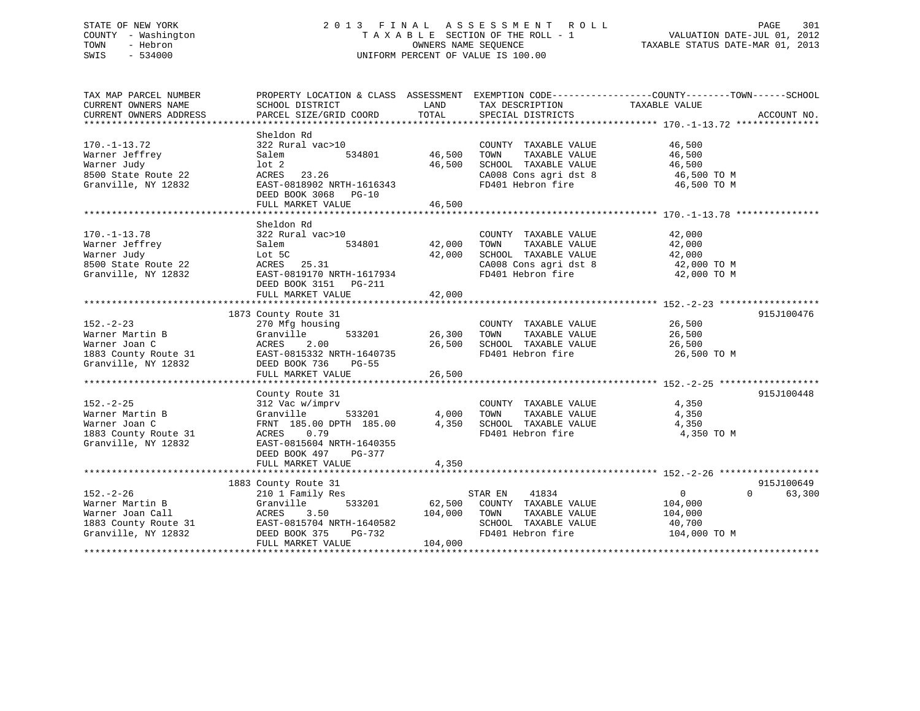STATE OF NEW YORK
COUNTY - Washington
TOWN - Hebron
SWIS - 534000

# 2013 FINAL ASSESSMENT ROLL

TAXABLE SECTION OF THE ROLL - 1
OWNERS NAME SEQUENCE
UNIFORM PERCENT OF VALUE IS 100.00

VALUATION DATE-JUL 01, 2012
TAXABLE STATUS DATE-MAR 01, 2013

| TAX MAP PARCEL NUMBER / CURRENT OWNERS NAME / CURRENT OWNERS ADDRESS | PROPERTY LOCATION & CLASS / SCHOOL DISTRICT / PARCEL SIZE/GRID COORD | ASSESSMENT LAND / TOTAL | EXEMPTION CODE / TAX DESCRIPTION / SPECIAL DISTRICTS | COUNTY / TOWN / SCHOOL TAXABLE VALUE | ACCOUNT NO. |
|---|---|---|---|---|---|
| **170.-1-13.72** | Sheldon Rd | | | | |
| 170.-1-13.72 | 322 Rural vac>10 | | COUNTY TAXABLE VALUE | 46,500 | |
| Warner Jeffrey | Salem 534801 | 46,500 | TOWN TAXABLE VALUE | 46,500 | |
| Warner Judy | lot 2 | 46,500 | SCHOOL TAXABLE VALUE | 46,500 | |
| 8500 State Route 22 | ACRES 23.26 | | CA008 Cons agri dst 8 | 46,500 TO M | |
| Granville, NY 12832 | EAST-0818902 NRTH-1616343 | | FD401 Hebron fire | 46,500 TO M | |
| | DEED BOOK 3068 PG-10 | | | | |
| | FULL MARKET VALUE | 46,500 | | | |
| **170.-1-13.78** | Sheldon Rd | | | | |
| 170.-1-13.78 | 322 Rural vac>10 | | COUNTY TAXABLE VALUE | 42,000 | |
| Warner Jeffrey | Salem 534801 | 42,000 | TOWN TAXABLE VALUE | 42,000 | |
| Warner Judy | Lot 5C | 42,000 | SCHOOL TAXABLE VALUE | 42,000 | |
| 8500 State Route 22 | ACRES 25.31 | | CA008 Cons agri dst 8 | 42,000 TO M | |
| Granville, NY 12832 | EAST-0819170 NRTH-1617934 | | FD401 Hebron fire | 42,000 TO M | |
| | DEED BOOK 3151 PG-211 | | | | |
| | FULL MARKET VALUE | 42,000 | | | |
| **152.-2-23** | 1873 County Route 31 | | | | 915J100476 |
| 152.-2-23 | 270 Mfg housing | | COUNTY TAXABLE VALUE | 26,500 | |
| Warner Martin B | Granville 533201 | 26,300 | TOWN TAXABLE VALUE | 26,500 | |
| Warner Joan C | ACRES 2.00 | 26,500 | SCHOOL TAXABLE VALUE | 26,500 | |
| 1883 County Route 31 | EAST-0815332 NRTH-1640735 | | FD401 Hebron fire | 26,500 TO M | |
| Granville, NY 12832 | DEED BOOK 736 PG-55 | | | | |
| | FULL MARKET VALUE | 26,500 | | | |
| **152.-2-25** | County Route 31 | | | | 915J100448 |
| 152.-2-25 | 312 Vac w/imprv | | COUNTY TAXABLE VALUE | 4,350 | |
| Warner Martin B | Granville 533201 | 4,000 | TOWN TAXABLE VALUE | 4,350 | |
| Warner Joan C | FRNT 185.00 DPTH 185.00 | 4,350 | SCHOOL TAXABLE VALUE | 4,350 | |
| 1883 County Route 31 | ACRES 0.79 | | FD401 Hebron fire | 4,350 TO M | |
| Granville, NY 12832 | EAST-0815604 NRTH-1640355 | | | | |
| | DEED BOOK 497 PG-377 | | | | |
| | FULL MARKET VALUE | 4,350 | | | |
| **152.-2-26** | 1883 County Route 31 | | | | 915J100649 |
| 152.-2-26 | 210 1 Family Res | | STAR EN 41834 | 0 / 0 / 63,300 | |
| Warner Martin B | Granville 533201 | 62,500 | COUNTY TAXABLE VALUE | 104,000 | |
| Warner Joan Call | ACRES 3.50 | 104,000 | TOWN TAXABLE VALUE | 104,000 | |
| 1883 County Route 31 | EAST-0815704 NRTH-1640582 | | SCHOOL TAXABLE VALUE | 40,700 | |
| Granville, NY 12832 | DEED BOOK 375 PG-732 | | FD401 Hebron fire | 104,000 TO M | |
| | FULL MARKET VALUE | 104,000 | | | |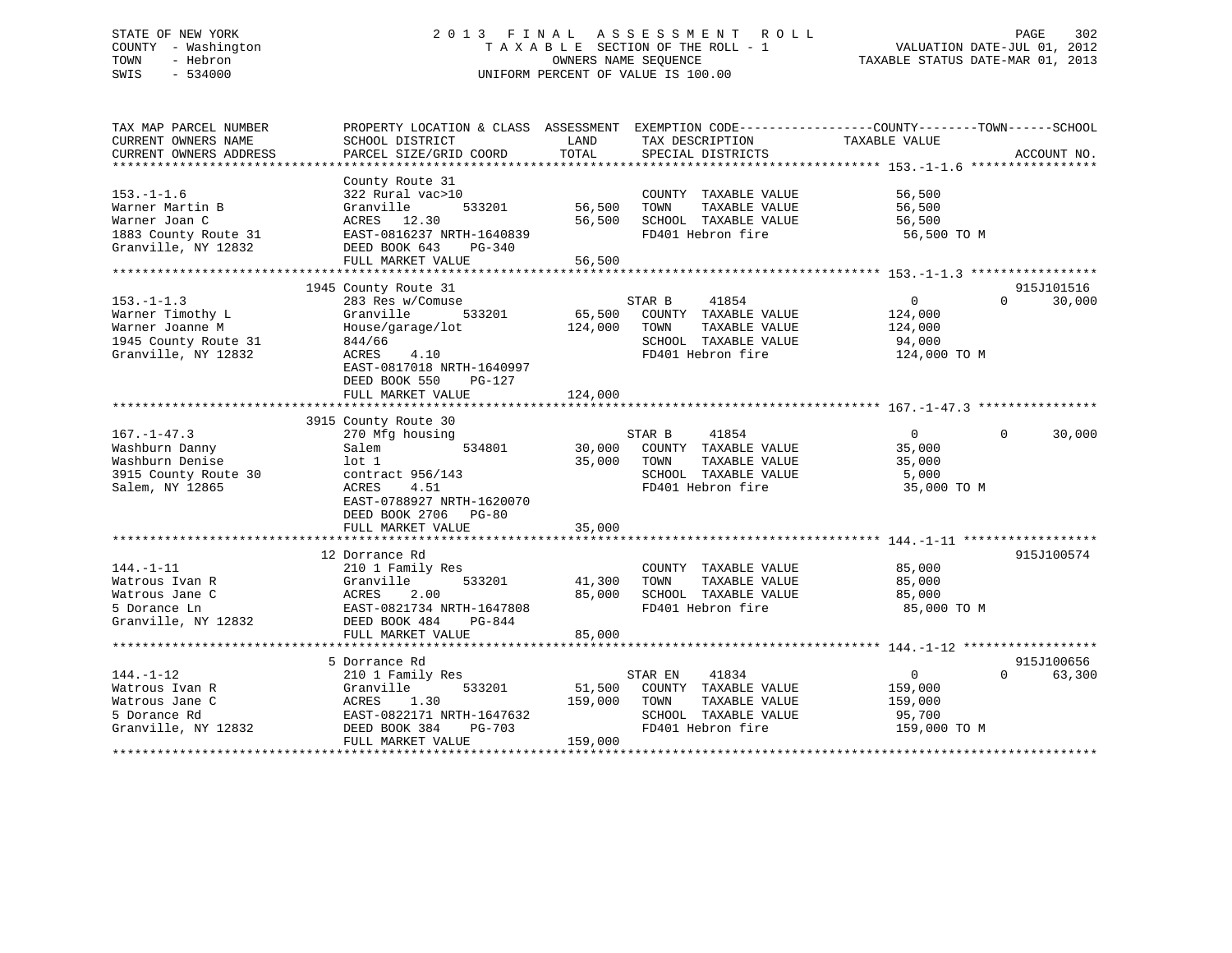STATE OF NEW YORK
COUNTY - Washington
TOWN - Hebron
SWIS - 534000

2013 FINAL ASSESSMENT ROLL
TAXABLE SECTION OF THE ROLL - 1
OWNERS NAME SEQUENCE
UNIFORM PERCENT OF VALUE IS 100.00

VALUATION DATE-JUL 01, 2012
TAXABLE STATUS DATE-MAR 01, 2013

```
TAX MAP PARCEL NUMBER          PROPERTY LOCATION & CLASS  ASSESSMENT  EXEMPTION CODE------------------COUNTY--------TOWN------SCHOOL
CURRENT OWNERS NAME            SCHOOL DISTRICT               LAND      TAX DESCRIPTION              TAXABLE VALUE
CURRENT OWNERS ADDRESS         PARCEL SIZE/GRID COORD        TOTAL     SPECIAL DISTRICTS                                         ACCOUNT NO.
******************************************************************************************************* 153.-1-1.6 *****************
                               County Route 31
153.-1-1.6                     322 Rural vac>10                        COUNTY  TAXABLE VALUE          56,500
Warner Martin B                Granville         533201      56,500    TOWN    TAXABLE VALUE          56,500
Warner Joan C                  ACRES  12.30                   56,500   SCHOOL  TAXABLE VALUE          56,500
1883 County Route 31           EAST-0816237 NRTH-1640839               FD401 Hebron fire               56,500 TO M
Granville, NY 12832            DEED BOOK 643    PG-340
                               FULL MARKET VALUE              56,500
******************************************************************************************************* 153.-1-1.3 *****************
                               1945 County Route 31                                                                         915J101516
153.-1-1.3                     283 Res w/Comuse                        STAR B     41854                    0            0       30,000
Warner Timothy L               Granville         533201      65,500    COUNTY  TAXABLE VALUE         124,000
Warner Joanne M                House/garage/lot              124,000   TOWN    TAXABLE VALUE         124,000
1945 County Route 31           844/66                                  SCHOOL  TAXABLE VALUE          94,000
Granville, NY 12832            ACRES   4.10                            FD401 Hebron fire              124,000 TO M
                               EAST-0817018 NRTH-1640997
                               DEED BOOK 550    PG-127
                               FULL MARKET VALUE             124,000
******************************************************************************************************* 167.-1-47.3 ****************
                               3915 County Route 30
167.-1-47.3                    270 Mfg housing                         STAR B     41854                    0            0       30,000
Washburn Danny                 Salem             534801      30,000    COUNTY  TAXABLE VALUE          35,000
Washburn Denise                lot 1                          35,000   TOWN    TAXABLE VALUE          35,000
3915 County Route 30           contract 956/143                        SCHOOL  TAXABLE VALUE           5,000
Salem, NY 12865                ACRES   4.51                            FD401 Hebron fire               35,000 TO M
                               EAST-0788927 NRTH-1620070
                               DEED BOOK 2706   PG-80
                               FULL MARKET VALUE              35,000
******************************************************************************************************* 144.-1-11 ******************
                               12 Dorrance Rd                                                                               915J100574
144.-1-11                      210 1 Family Res                        COUNTY  TAXABLE VALUE          85,000
Watrous Ivan R                 Granville         533201      41,300    TOWN    TAXABLE VALUE          85,000
Watrous Jane C                 ACRES   2.00                   85,000   SCHOOL  TAXABLE VALUE          85,000
5 Dorance Ln                   EAST-0821734 NRTH-1647808               FD401 Hebron fire               85,000 TO M
Granville, NY 12832            DEED BOOK 484    PG-844
                               FULL MARKET VALUE              85,000
******************************************************************************************************* 144.-1-12 ******************
                               5 Dorrance Rd                                                                                915J100656
144.-1-12                      210 1 Family Res                        STAR EN    41834                    0            0       63,300
Watrous Ivan R                 Granville         533201      51,500    COUNTY  TAXABLE VALUE         159,000
Watrous Jane C                 ACRES   1.30                  159,000   TOWN    TAXABLE VALUE         159,000
5 Dorance Rd                   EAST-0822171 NRTH-1647632               SCHOOL  TAXABLE VALUE          95,700
Granville, NY 12832            DEED BOOK 384    PG-703                 FD401 Hebron fire              159,000 TO M
                               FULL MARKET VALUE             159,000
************************************************************************************************************************************
```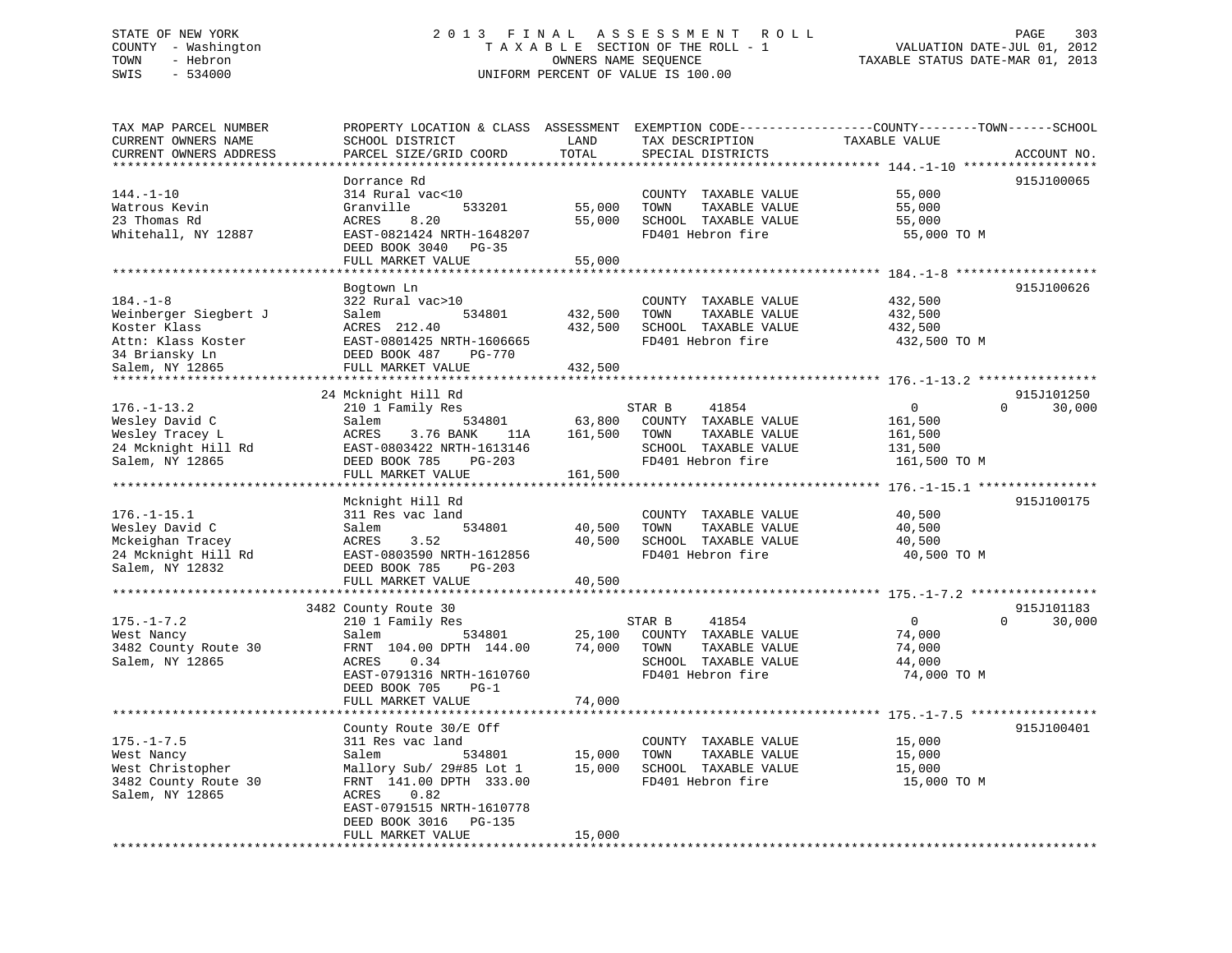STATE OF NEW YORK
COUNTY - Washington
TOWN - Hebron
SWIS - 534000

2013 FINAL ASSESSMENT ROLL
TAXABLE SECTION OF THE ROLL - 1
OWNERS NAME SEQUENCE
UNIFORM PERCENT OF VALUE IS 100.00

VALUATION DATE-JUL 01, 2012
TAXABLE STATUS DATE-MAR 01, 2013

```
TAX MAP PARCEL NUMBER          PROPERTY LOCATION & CLASS  ASSESSMENT  EXEMPTION CODE------------------COUNTY--------TOWN------SCHOOL
CURRENT OWNERS NAME            SCHOOL DISTRICT               LAND      TAX DESCRIPTION            TAXABLE VALUE
CURRENT OWNERS ADDRESS         PARCEL SIZE/GRID COORD       TOTAL      SPECIAL DISTRICTS                                    ACCOUNT NO.
******************************************************************************************************* 144.-1-10 ******************
                               Dorrance Rd                                                                              915J100065
144.-1-10                      314 Rural vac<10                        COUNTY  TAXABLE VALUE            55,000
Watrous Kevin                  Granville      533201        55,000     TOWN    TAXABLE VALUE            55,000
23 Thomas Rd                   ACRES    8.20                55,000     SCHOOL  TAXABLE VALUE            55,000
Whitehall, NY 12887            EAST-0821424 NRTH-1648207               FD401 Hebron fire                 55,000 TO M
                               DEED BOOK 3040   PG-35
                               FULL MARKET VALUE            55,000
******************************************************************************************************* 184.-1-8 *******************
                               Bogtown Ln                                                                               915J100626
184.-1-8                       322 Rural vac>10                        COUNTY  TAXABLE VALUE           432,500
Weinberger Siegbert J          Salem          534801       432,500     TOWN    TAXABLE VALUE           432,500
Koster Klass                   ACRES  212.40               432,500     SCHOOL  TAXABLE VALUE           432,500
Attn: Klass Koster             EAST-0801425 NRTH-1606665               FD401 Hebron fire                432,500 TO M
34 Briansky Ln                 DEED BOOK 487    PG-770
Salem, NY 12865                FULL MARKET VALUE           432,500
******************************************************************************************************* 176.-1-13.2 ****************
                            24 Mcknight Hill Rd                                                                         915J101250
176.-1-13.2                    210 1 Family Res                     STAR B     41854                     0          0     30,000
Wesley David C                 Salem          534801        63,800     COUNTY  TAXABLE VALUE           161,500
Wesley Tracey L                ACRES    3.76 BANK     11A  161,500     TOWN    TAXABLE VALUE           161,500
24 Mcknight Hill Rd            EAST-0803422 NRTH-1613146               SCHOOL  TAXABLE VALUE           131,500
Salem, NY 12865                DEED BOOK 785    PG-203                 FD401 Hebron fire                161,500 TO M
                               FULL MARKET VALUE           161,500
******************************************************************************************************* 176.-1-15.1 ****************
                               Mcknight Hill Rd                                                                         915J100175
176.-1-15.1                    311 Res vac land                        COUNTY  TAXABLE VALUE            40,500
Wesley David C                 Salem          534801        40,500     TOWN    TAXABLE VALUE            40,500
Mckeighan Tracey               ACRES    3.52                40,500     SCHOOL  TAXABLE VALUE            40,500
24 Mcknight Hill Rd            EAST-0803590 NRTH-1612856               FD401 Hebron fire                 40,500 TO M
Salem, NY 12832                DEED BOOK 785    PG-203
                               FULL MARKET VALUE            40,500
******************************************************************************************************* 175.-1-7.2 *****************
                          3482 County Route 30                                                                          915J101183
175.-1-7.2                     210 1 Family Res                     STAR B     41854                     0          0     30,000
West Nancy                     Salem          534801        25,100     COUNTY  TAXABLE VALUE            74,000
3482 County Route 30           FRNT 104.00 DPTH 144.00      74,000     TOWN    TAXABLE VALUE            74,000
Salem, NY 12865                ACRES    0.34                           SCHOOL  TAXABLE VALUE            44,000
                               EAST-0791316 NRTH-1610760               FD401 Hebron fire                 74,000 TO M
                               DEED BOOK 705    PG-1
                               FULL MARKET VALUE            74,000
******************************************************************************************************* 175.-1-7.5 *****************
                               County Route 30/E Off                                                                    915J100401
175.-1-7.5                     311 Res vac land                        COUNTY  TAXABLE VALUE            15,000
West Nancy                     Salem          534801        15,000     TOWN    TAXABLE VALUE            15,000
West Christopher               Mallory Sub/ 29#85 Lot 1     15,000     SCHOOL  TAXABLE VALUE            15,000
3482 County Route 30           FRNT 141.00 DPTH 333.00                 FD401 Hebron fire                 15,000 TO M
Salem, NY 12865                ACRES    0.82
                               EAST-0791515 NRTH-1610778
                               DEED BOOK 3016   PG-135
                               FULL MARKET VALUE            15,000
************************************************************************************************************************************
```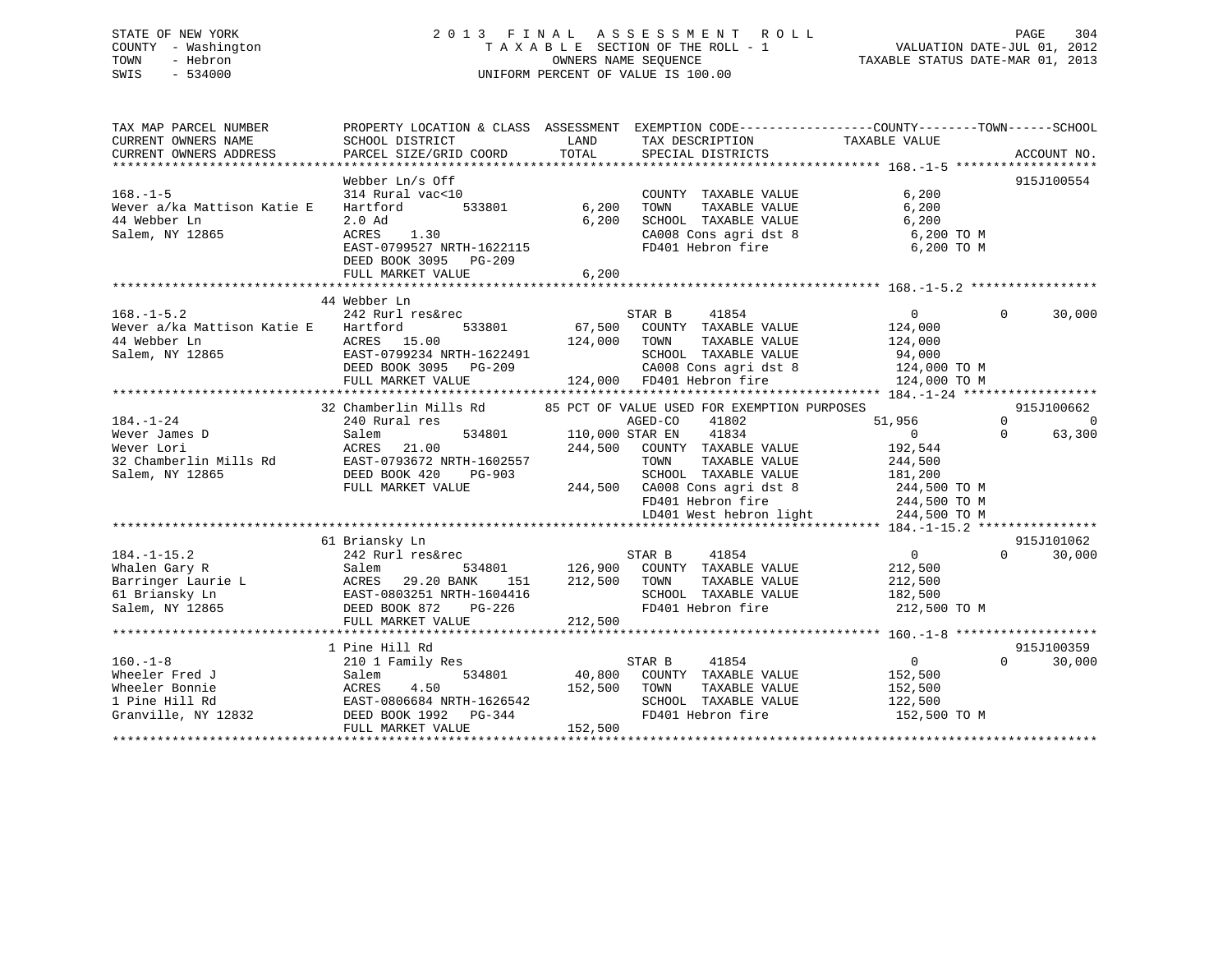STATE OF NEW YORK
COUNTY - Washington
TOWN - Hebron
SWIS - 534000

2 0 1 3 F I N A L A S S E S S M E N T R O L L
T A X A B L E SECTION OF THE ROLL - 1
OWNERS NAME SEQUENCE
UNIFORM PERCENT OF VALUE IS 100.00

VALUATION DATE-JUL 01, 2012
TAXABLE STATUS DATE-MAR 01, 2013

```
TAX MAP PARCEL NUMBER          PROPERTY LOCATION & CLASS  ASSESSMENT  EXEMPTION CODE------------------COUNTY--------TOWN------SCHOOL
CURRENT OWNERS NAME            SCHOOL DISTRICT              LAND      TAX DESCRIPTION            TAXABLE VALUE
CURRENT OWNERS ADDRESS         PARCEL SIZE/GRID COORD       TOTAL     SPECIAL DISTRICTS                                    ACCOUNT NO.
******************************************************************************************************* 168.-1-5 *******************
                               Webber Ln/s Off                                                                             915J100554
168.-1-5                       314 Rural vac<10                        COUNTY  TAXABLE VALUE          6,200
Wever a/ka Mattison Katie E    Hartford        533801       6,200      TOWN    TAXABLE VALUE          6,200
44 Webber Ln                   2.0 Ad                       6,200      SCHOOL  TAXABLE VALUE          6,200
Salem, NY 12865                ACRES    1.30                           CA008 Cons agri dst 8           6,200 TO M
                               EAST-0799527 NRTH-1622115               FD401 Hebron fire               6,200 TO M
                               DEED BOOK 3095   PG-209
                               FULL MARKET VALUE            6,200
******************************************************************************************************* 168.-1-5.2 *****************
                               44 Webber Ln
168.-1-5.2                     242 Rurl res&rec                   STAR B     41854                    0            0       30,000
Wever a/ka Mattison Katie E    Hartford        533801      67,500      COUNTY  TAXABLE VALUE        124,000
44 Webber Ln                   ACRES   15.00              124,000      TOWN    TAXABLE VALUE        124,000
Salem, NY 12865                EAST-0799234 NRTH-1622491               SCHOOL  TAXABLE VALUE         94,000
                               DEED BOOK 3095   PG-209                 CA008 Cons agri dst 8         124,000 TO M
                               FULL MARKET VALUE          124,000      FD401 Hebron fire             124,000 TO M
******************************************************************************************************* 184.-1-24 ******************
                               32 Chamberlin Mills Rd      85 PCT OF VALUE USED FOR EXEMPTION PURPOSES                     915J100662
184.-1-24                      240 Rural res                      AGED-CO    41802               51,956            0            0
Wever James D                  Salem           534801     110,000 STAR EN    41834                    0            0       63,300
Wever Lori                     ACRES   21.00              244,500      COUNTY  TAXABLE VALUE        192,544
32 Chamberlin Mills Rd         EAST-0793672 NRTH-1602557               TOWN    TAXABLE VALUE        244,500
Salem, NY 12865                DEED BOOK 420    PG-903                 SCHOOL  TAXABLE VALUE        181,200
                               FULL MARKET VALUE          244,500      CA008 Cons agri dst 8         244,500 TO M
                                                                       FD401 Hebron fire             244,500 TO M
                                                                       LD401 West hebron light       244,500 TO M
******************************************************************************************************* 184.-1-15.2 ****************
                               61 Briansky Ln                                                                              915J101062
184.-1-15.2                    242 Rurl res&rec                   STAR B     41854                    0            0       30,000
Whalen Gary R                  Salem           534801     126,900      COUNTY  TAXABLE VALUE        212,500
Barringer Laurie L             ACRES   29.20 BANK    151  212,500      TOWN    TAXABLE VALUE        212,500
61 Briansky Ln                 EAST-0803251 NRTH-1604416               SCHOOL  TAXABLE VALUE        182,500
Salem, NY 12865                DEED BOOK 872    PG-226                 FD401 Hebron fire             212,500 TO M
                               FULL MARKET VALUE          212,500
******************************************************************************************************* 160.-1-8 *******************
                               1 Pine Hill Rd                                                                              915J100359
160.-1-8                       210 1 Family Res                   STAR B     41854                    0            0       30,000
Wheeler Fred J                 Salem           534801      40,800      COUNTY  TAXABLE VALUE        152,500
Wheeler Bonnie                 ACRES    4.50              152,500      TOWN    TAXABLE VALUE        152,500
1 Pine Hill Rd                 EAST-0806684 NRTH-1626542               SCHOOL  TAXABLE VALUE        122,500
Granville, NY 12832            DEED BOOK 1992   PG-344                 FD401 Hebron fire             152,500 TO M
                               FULL MARKET VALUE          152,500
************************************************************************************************************************************
```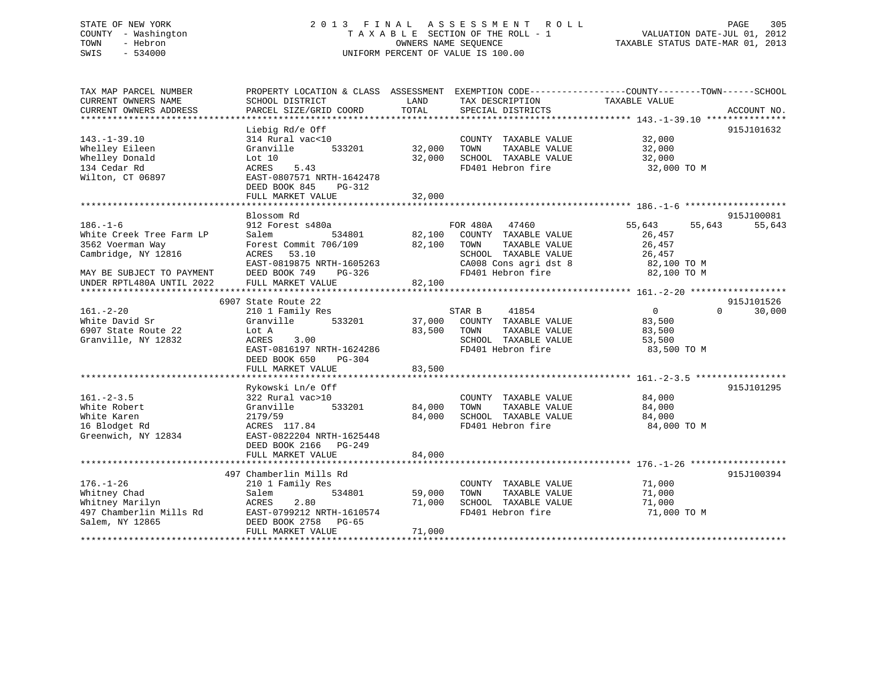STATE OF NEW YORK
COUNTY - Washington
TOWN - Hebron
SWIS - 534000

# 2013 FINAL ASSESSMENT ROLL
TAXABLE SECTION OF THE ROLL - 1
OWNERS NAME SEQUENCE
UNIFORM PERCENT OF VALUE IS 100.00

VALUATION DATE-JUL 01, 2012
TAXABLE STATUS DATE-MAR 01, 2013

```
TAX MAP PARCEL NUMBER          PROPERTY LOCATION & CLASS  ASSESSMENT  EXEMPTION CODE-----------------COUNTY--------TOWN------SCHOOL
CURRENT OWNERS NAME            SCHOOL DISTRICT               LAND      TAX DESCRIPTION            TAXABLE VALUE
CURRENT OWNERS ADDRESS         PARCEL SIZE/GRID COORD        TOTAL     SPECIAL DISTRICTS                                    ACCOUNT NO.
*********************************************************************************************** 143.-1-39.10 ***************
                               Liebig Rd/e Off                                                                      915J101632
143.-1-39.10                   314 Rural vac<10                         COUNTY  TAXABLE VALUE             32,000
Whelley Eileen                 Granville      533201       32,000       TOWN    TAXABLE VALUE             32,000
Whelley Donald                 Lot 10                      32,000       SCHOOL  TAXABLE VALUE             32,000
134 Cedar Rd                   ACRES    5.43                            FD401 Hebron fire                  32,000 TO M
Wilton, CT 06897               EAST-0807571 NRTH-1642478
                               DEED BOOK 845    PG-312
                               FULL MARKET VALUE           32,000
*********************************************************************************************** 186.-1-6 *******************
                               Blossom Rd                                                                           915J100081
186.-1-6                       912 Forest s480a                  FOR 480A   47460           55,643      55,643       55,643
White Creek Tree Farm LP       Salem          534801       82,100   COUNTY  TAXABLE VALUE             26,457
3562 Voerman Way               Forest Commit 706/109       82,100   TOWN    TAXABLE VALUE             26,457
Cambridge, NY 12816            ACRES   53.10                        SCHOOL  TAXABLE VALUE             26,457
                               EAST-0819875 NRTH-1605263            CA008 Cons agri dst 8              82,100 TO M
MAY BE SUBJECT TO PAYMENT      DEED BOOK 749    PG-326              FD401 Hebron fire                  82,100 TO M
UNDER RPTL480A UNTIL 2022      FULL MARKET VALUE           82,100
*********************************************************************************************** 161.-2-20 ******************
                          6907 State Route 22                                                                       915J101526
161.-2-20                      210 1 Family Res                  STAR B     41854                0           0       30,000
White David Sr                 Granville      533201       37,000   COUNTY  TAXABLE VALUE             83,500
6907 State Route 22            Lot A                       83,500   TOWN    TAXABLE VALUE             83,500
Granville, NY 12832            ACRES    3.00                        SCHOOL  TAXABLE VALUE             53,500
                               EAST-0816197 NRTH-1624286            FD401 Hebron fire                  83,500 TO M
                               DEED BOOK 650    PG-304
                               FULL MARKET VALUE           83,500
*********************************************************************************************** 161.-2-3.5 *****************
                               Rykowski Ln/e Off                                                                    915J101295
161.-2-3.5                     322 Rural vac>10                         COUNTY  TAXABLE VALUE             84,000
White Robert                   Granville      533201       84,000       TOWN    TAXABLE VALUE             84,000
White Karen                    2179/59                     84,000       SCHOOL  TAXABLE VALUE             84,000
16 Blodget Rd                  ACRES  117.84                            FD401 Hebron fire                  84,000 TO M
Greenwich, NY 12834            EAST-0822204 NRTH-1625448
                               DEED BOOK 2166   PG-249
                               FULL MARKET VALUE           84,000
*********************************************************************************************** 176.-1-26 ******************
                          497 Chamberlin Mills Rd                                                                   915J100394
176.-1-26                      210 1 Family Res                         COUNTY  TAXABLE VALUE             71,000
Whitney Chad                   Salem          534801       59,000       TOWN    TAXABLE VALUE             71,000
Whitney Marilyn                ACRES    2.80                   71,000   SCHOOL  TAXABLE VALUE             71,000
497 Chamberlin Mills Rd        EAST-0799212 NRTH-1610574                FD401 Hebron fire                  71,000 TO M
Salem, NY 12865                DEED BOOK 2758   PG-65
                               FULL MARKET VALUE           71,000
****************************************************************************************************************************
```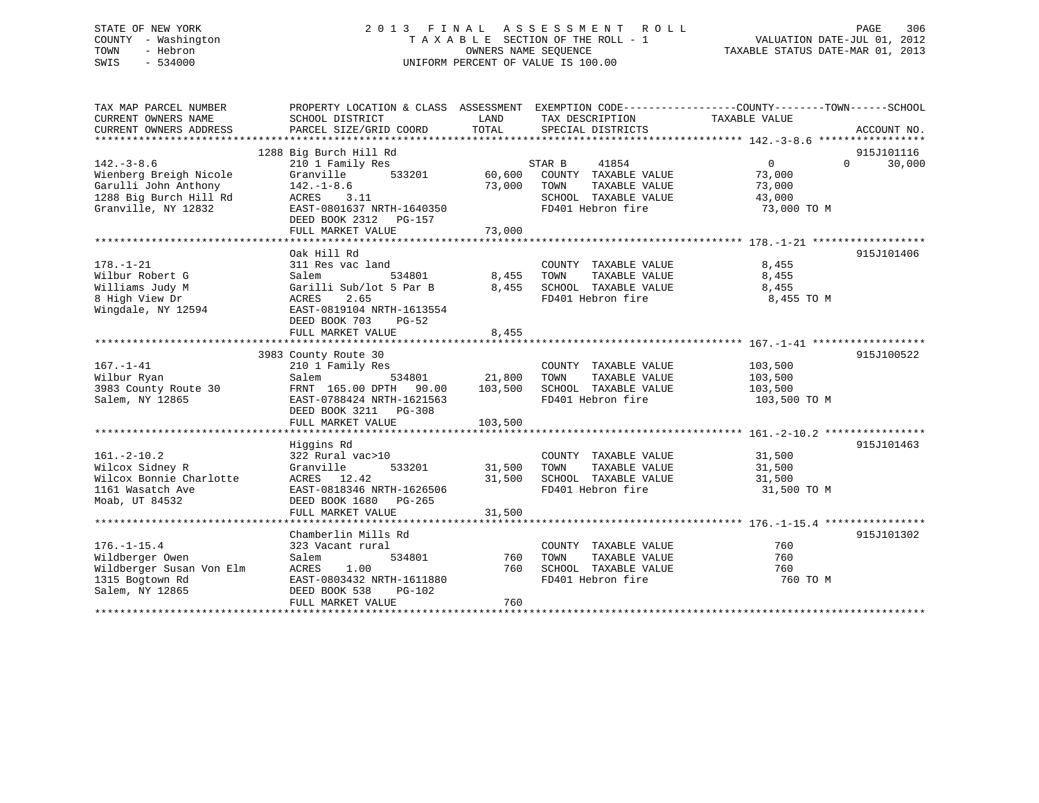STATE OF NEW YORK
COUNTY - Washington
TOWN - Hebron
SWIS - 534000

# 2013 FINAL ASSESSMENT ROLL
TAXABLE SECTION OF THE ROLL - 1
OWNERS NAME SEQUENCE
UNIFORM PERCENT OF VALUE IS 100.00

VALUATION DATE-JUL 01, 2012
TAXABLE STATUS DATE-MAR 01, 2013

| TAX MAP PARCEL NUMBER / CURRENT OWNERS NAME / CURRENT OWNERS ADDRESS | PROPERTY LOCATION & CLASS / SCHOOL DISTRICT / PARCEL SIZE/GRID COORD | ASSESSMENT LAND | TOTAL | EXEMPTION CODE / TAX DESCRIPTION / SPECIAL DISTRICTS | COUNTY / TOWN TAXABLE VALUE | SCHOOL | ACCOUNT NO. |
|---|---|---|---|---|---|---|---|
| 142.-3-8.6 | 1288 Big Burch Hill Rd | | | | | | 915J101116 |
| 142.-3-8.6 | 210 1 Family Res | | | STAR B 41854 | 0 | 0 30,000 | |
| Wienberg Breigh Nicole | Granville 533201 | 60,600 | | COUNTY TAXABLE VALUE | 73,000 | | |
| Garulli John Anthony | 142.-1-8.6 | | 73,000 | TOWN TAXABLE VALUE | 73,000 | | |
| 1288 Big Burch Hill Rd | ACRES 3.11 | | | SCHOOL TAXABLE VALUE | 43,000 | | |
| Granville, NY 12832 | EAST-0801637 NRTH-1640350 | | | FD401 Hebron fire | 73,000 TO M | | |
| | DEED BOOK 2312 PG-157 | | | | | | |
| | FULL MARKET VALUE | | 73,000 | | | | |
| 178.-1-21 | Oak Hill Rd | | | | | | 915J101406 |
| 178.-1-21 | 311 Res vac land | | | COUNTY TAXABLE VALUE | 8,455 | | |
| Wilbur Robert G | Salem 534801 | 8,455 | | TOWN TAXABLE VALUE | 8,455 | | |
| Williams Judy M | Garilli Sub/lot 5 Par B | | 8,455 | SCHOOL TAXABLE VALUE | 8,455 | | |
| 8 High View Dr | ACRES 2.65 | | | FD401 Hebron fire | 8,455 TO M | | |
| Wingdale, NY 12594 | EAST-0819104 NRTH-1613554 | | | | | | |
| | DEED BOOK 703 PG-52 | | | | | | |
| | FULL MARKET VALUE | | 8,455 | | | | |
| 167.-1-41 | 3983 County Route 30 | | | | | | 915J100522 |
| 167.-1-41 | 210 1 Family Res | | | COUNTY TAXABLE VALUE | 103,500 | | |
| Wilbur Ryan | Salem 534801 | 21,800 | | TOWN TAXABLE VALUE | 103,500 | | |
| 3983 County Route 30 | FRNT 165.00 DPTH 90.00 | | 103,500 | SCHOOL TAXABLE VALUE | 103,500 | | |
| Salem, NY 12865 | EAST-0788424 NRTH-1621563 | | | FD401 Hebron fire | 103,500 TO M | | |
| | DEED BOOK 3211 PG-308 | | | | | | |
| | FULL MARKET VALUE | | 103,500 | | | | |
| 161.-2-10.2 | Higgins Rd | | | | | | 915J101463 |
| 161.-2-10.2 | 322 Rural vac>10 | | | COUNTY TAXABLE VALUE | 31,500 | | |
| Wilcox Sidney R | Granville 533201 | 31,500 | | TOWN TAXABLE VALUE | 31,500 | | |
| Wilcox Bonnie Charlotte | ACRES 12.42 | | 31,500 | SCHOOL TAXABLE VALUE | 31,500 | | |
| 1161 Wasatch Ave | EAST-0818346 NRTH-1626506 | | | FD401 Hebron fire | 31,500 TO M | | |
| Moab, UT 84532 | DEED BOOK 1680 PG-265 | | | | | | |
| | FULL MARKET VALUE | | 31,500 | | | | |
| 176.-1-15.4 | Chamberlin Mills Rd | | | | | | 915J101302 |
| 176.-1-15.4 | 323 Vacant rural | | | COUNTY TAXABLE VALUE | 760 | | |
| Wildberger Owen | Salem 534801 | 760 | | TOWN TAXABLE VALUE | 760 | | |
| Wildberger Susan Von Elm | ACRES 1.00 | | 760 | SCHOOL TAXABLE VALUE | 760 | | |
| 1315 Bogtown Rd | EAST-0803432 NRTH-1611880 | | | FD401 Hebron fire | 760 TO M | | |
| Salem, NY 12865 | DEED BOOK 538 PG-102 | | | | | | |
| | FULL MARKET VALUE | | 760 | | | | |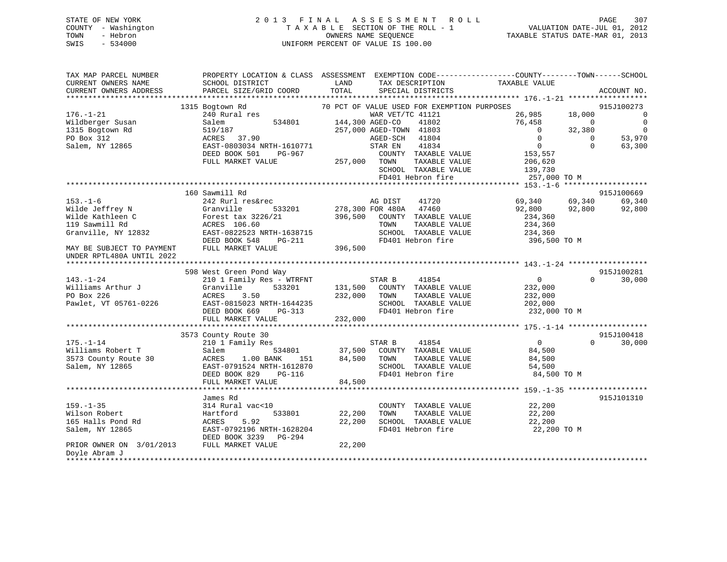STATE OF NEW YORK
COUNTY - Washington
TOWN - Hebron
SWIS - 534000

2 0 1 3 F I N A L A S S E S S M E N T R O L L
T A X A B L E SECTION OF THE ROLL - 1
OWNERS NAME SEQUENCE
UNIFORM PERCENT OF VALUE IS 100.00

VALUATION DATE-JUL 01, 2012
TAXABLE STATUS DATE-MAR 01, 2013

```
TAX MAP PARCEL NUMBER          PROPERTY LOCATION & CLASS  ASSESSMENT  EXEMPTION CODE-----------------COUNTY--------TOWN------SCHOOL
CURRENT OWNERS NAME            SCHOOL DISTRICT               LAND      TAX DESCRIPTION            TAXABLE VALUE
CURRENT OWNERS ADDRESS         PARCEL SIZE/GRID COORD        TOTAL     SPECIAL DISTRICTS                                      ACCOUNT NO.
******************************************************************************************************* 176.-1-21 *****************
                   1315 Bogtown Rd                           70 PCT OF VALUE USED FOR EXEMPTION PURPOSES                     915J100273
176.-1-21                      240 Rural res                         WAR VET/TC 41121               26,985     18,000           0
Wildberger Susan               Salem            534801      144,300 AGED-CO    41802               76,458          0           0
1315 Bogtown Rd                519/187                      257,000 AGED-TOWN  41803                    0     32,380           0
PO Box 312                     ACRES   37.90                        AGED-SCH   41804                    0          0      53,970
Salem, NY 12865                EAST-0803034 NRTH-1610771            STAR EN    41834                    0          0      63,300
                               DEED BOOK 501    PG-967               COUNTY  TAXABLE VALUE          153,557
                               FULL MARKET VALUE            257,000  TOWN    TAXABLE VALUE          206,620
                                                                      SCHOOL  TAXABLE VALUE          139,730
                                                                      FD401 Hebron fire              257,000 TO M
******************************************************************************************************* 153.-1-6 ******************
                   160 Sawmill Rd                                                                                   915J100669
153.-1-6                       242 Rurl res&rec                      AG DIST    41720               69,340     69,340      69,340
Wilde Jeffrey N                Granville        533201      278,300 FOR 480A   47460               92,800     92,800      92,800
Wilde Kathleen C               Forest tax 3226/21           396,500  COUNTY  TAXABLE VALUE          234,360
119 Sawmill Rd                 ACRES  106.60                          TOWN    TAXABLE VALUE          234,360
Granville, NY 12832            EAST-0822523 NRTH-1638715              SCHOOL  TAXABLE VALUE          234,360
                               DEED BOOK 548    PG-211                FD401 Hebron fire              396,500 TO M
MAY BE SUBJECT TO PAYMENT      FULL MARKET VALUE            396,500
UNDER RPTL480A UNTIL 2022
******************************************************************************************************* 143.-1-24 *****************
                   598 West Green Pond Way                                                                          915J100281
143.-1-24                      210 1 Family Res - WTRFNT             STAR B     41854                    0          0      30,000
Williams Arthur J              Granville        533201      131,500  COUNTY  TAXABLE VALUE          232,000
PO Box 226                     ACRES    3.50                232,000  TOWN    TAXABLE VALUE          232,000
Pawlet, VT 05761-0226          EAST-0815023 NRTH-1644235              SCHOOL  TAXABLE VALUE          202,000
                               DEED BOOK 669    PG-313                FD401 Hebron fire              232,000 TO M
                               FULL MARKET VALUE            232,000
******************************************************************************************************* 175.-1-14 *****************
                   3573 County Route 30                                                                             915J100418
175.-1-14                      210 1 Family Res                      STAR B     41854                    0          0      30,000
Williams Robert T              Salem            534801       37,500  COUNTY  TAXABLE VALUE           84,500
3573 County Route 30           ACRES    1.00 BANK    151     84,500  TOWN    TAXABLE VALUE           84,500
Salem, NY 12865                EAST-0791524 NRTH-1612870              SCHOOL  TAXABLE VALUE           54,500
                               DEED BOOK 829    PG-116                FD401 Hebron fire               84,500 TO M
                               FULL MARKET VALUE             84,500
******************************************************************************************************* 159.-1-35 *****************
                   James Rd                                                                                         915J101310
159.-1-35                      314 Rural vac<10                       COUNTY  TAXABLE VALUE           22,200
Wilson Robert                  Hartford         533801       22,200   TOWN    TAXABLE VALUE           22,200
165 Halls Pond Rd              ACRES    5.92                 22,200   SCHOOL  TAXABLE VALUE           22,200
Salem, NY 12865                EAST-0792196 NRTH-1628204              FD401 Hebron fire               22,200 TO M
                               DEED BOOK 3239   PG-294
PRIOR OWNER ON  3/01/2013      FULL MARKET VALUE             22,200
Doyle Abram J
************************************************************************************************************************************
```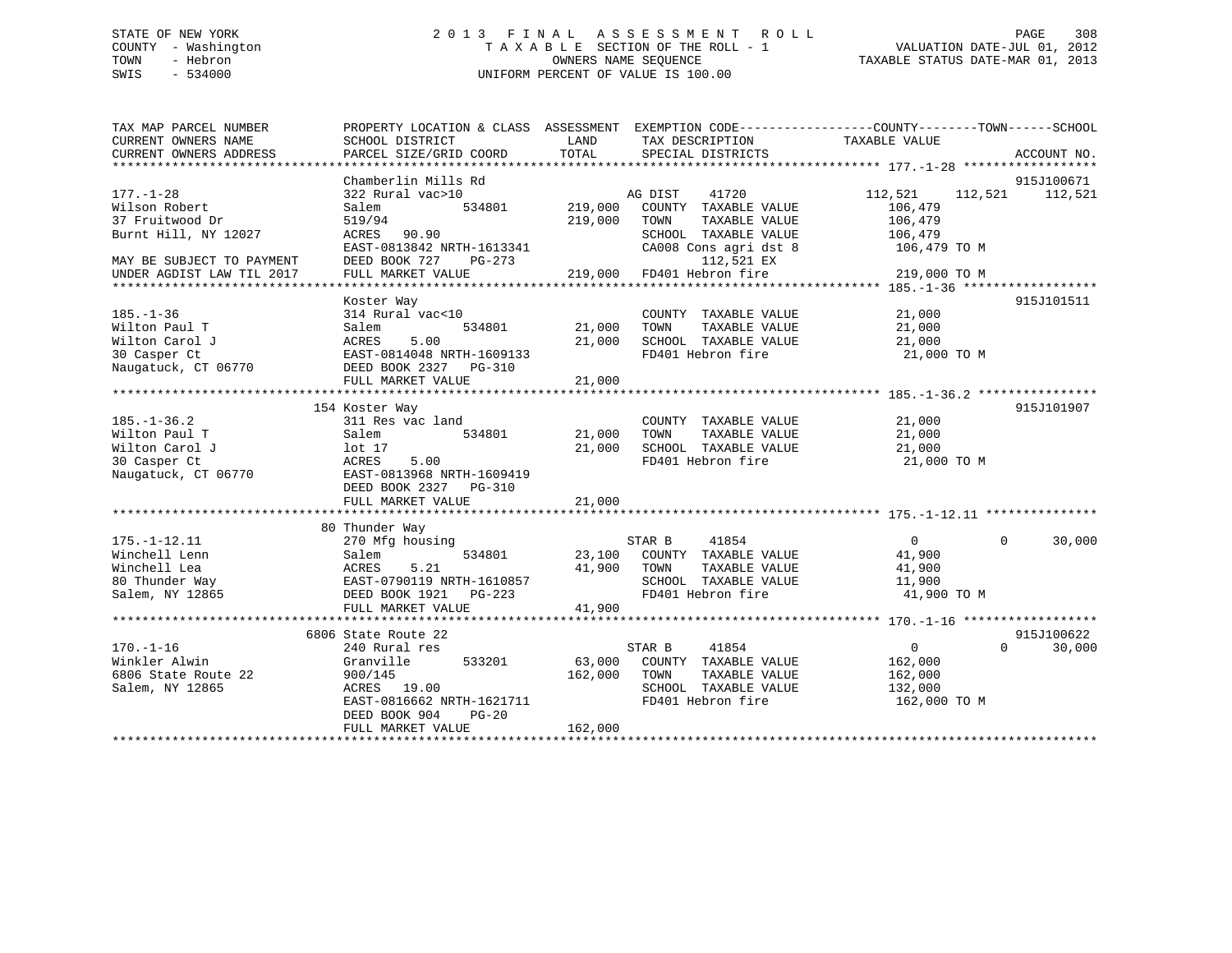STATE OF NEW YORK
COUNTY - Washington
TOWN - Hebron
SWIS - 534000

2 0 1 3 F I N A L A S S E S S M E N T R O L L
T A X A B L E SECTION OF THE ROLL - 1
OWNERS NAME SEQUENCE
UNIFORM PERCENT OF VALUE IS 100.00

VALUATION DATE-JUL 01, 2012
TAXABLE STATUS DATE-MAR 01, 2013

```
TAX MAP PARCEL NUMBER          PROPERTY LOCATION & CLASS  ASSESSMENT  EXEMPTION CODE------------------COUNTY--------TOWN------SCHOOL
CURRENT OWNERS NAME            SCHOOL DISTRICT              LAND      TAX DESCRIPTION             TAXABLE VALUE
CURRENT OWNERS ADDRESS         PARCEL SIZE/GRID COORD       TOTAL     SPECIAL DISTRICTS                                    ACCOUNT NO.
******************************************************************************************************* 177.-1-28 ******************
                               Chamberlin Mills Rd                                                                         915J100671
177.-1-28                      322 Rural vac>10                      AG DIST     41720           112,521    112,521     112,521
Wilson Robert                  Salem              534801     219,000   COUNTY  TAXABLE VALUE         106,479
37 Fruitwood Dr                519/94                        219,000   TOWN    TAXABLE VALUE         106,479
Burnt Hill, NY 12027           ACRES  90.90                            SCHOOL  TAXABLE VALUE         106,479
                               EAST-0813842 NRTH-1613341               CA008 Cons agri dst 8          106,479 TO M
MAY BE SUBJECT TO PAYMENT      DEED BOOK 727    PG-273                        112,521 EX
UNDER AGDIST LAW TIL 2017      FULL MARKET VALUE             219,000   FD401 Hebron fire              219,000 TO M
******************************************************************************************************* 185.-1-36 ******************
                               Koster Way                                                                                  915J101511
185.-1-36                      314 Rural vac<10                        COUNTY  TAXABLE VALUE          21,000
Wilton Paul T                  Salem              534801      21,000   TOWN    TAXABLE VALUE          21,000
Wilton Carol J                 ACRES   5.00                   21,000   SCHOOL  TAXABLE VALUE          21,000
30 Casper Ct                   EAST-0814048 NRTH-1609133               FD401 Hebron fire               21,000 TO M
Naugatuck, CT 06770            DEED BOOK 2327   PG-310
                               FULL MARKET VALUE              21,000
******************************************************************************************************* 185.-1-36.2 ****************
                               154 Koster Way                                                                              915J101907
185.-1-36.2                    311 Res vac land                        COUNTY  TAXABLE VALUE          21,000
Wilton Paul T                  Salem              534801      21,000   TOWN    TAXABLE VALUE          21,000
Wilton Carol J                 lot 17                         21,000   SCHOOL  TAXABLE VALUE          21,000
30 Casper Ct                   ACRES   5.00                            FD401 Hebron fire               21,000 TO M
Naugatuck, CT 06770            EAST-0813968 NRTH-1609419
                               DEED BOOK 2327   PG-310
                               FULL MARKET VALUE              21,000
******************************************************************************************************* 175.-1-12.11 ***************
                               80 Thunder Way
175.-1-12.11                   270 Mfg housing                       STAR B      41854                0           0      30,000
Winchell Lenn                  Salem              534801      23,100   COUNTY  TAXABLE VALUE          41,900
Winchell Lea                   ACRES   5.21                   41,900   TOWN    TAXABLE VALUE          41,900
80 Thunder Way                 EAST-0790119 NRTH-1610857               SCHOOL  TAXABLE VALUE          11,900
Salem, NY 12865                DEED BOOK 1921   PG-223                 FD401 Hebron fire               41,900 TO M
                               FULL MARKET VALUE              41,900
******************************************************************************************************* 170.-1-16 ******************
                               6806 State Route 22                                                                         915J100622
170.-1-16                      240 Rural res                         STAR B      41854                0           0      30,000
Winkler Alwin                  Granville          533201      63,000   COUNTY  TAXABLE VALUE         162,000
6806 State Route 22            900/145                       162,000   TOWN    TAXABLE VALUE         162,000
Salem, NY 12865                ACRES  19.00                            SCHOOL  TAXABLE VALUE         132,000
                               EAST-0816662 NRTH-1621711               FD401 Hebron fire              162,000 TO M
                               DEED BOOK 904    PG-20
                               FULL MARKET VALUE             162,000
************************************************************************************************************************************
```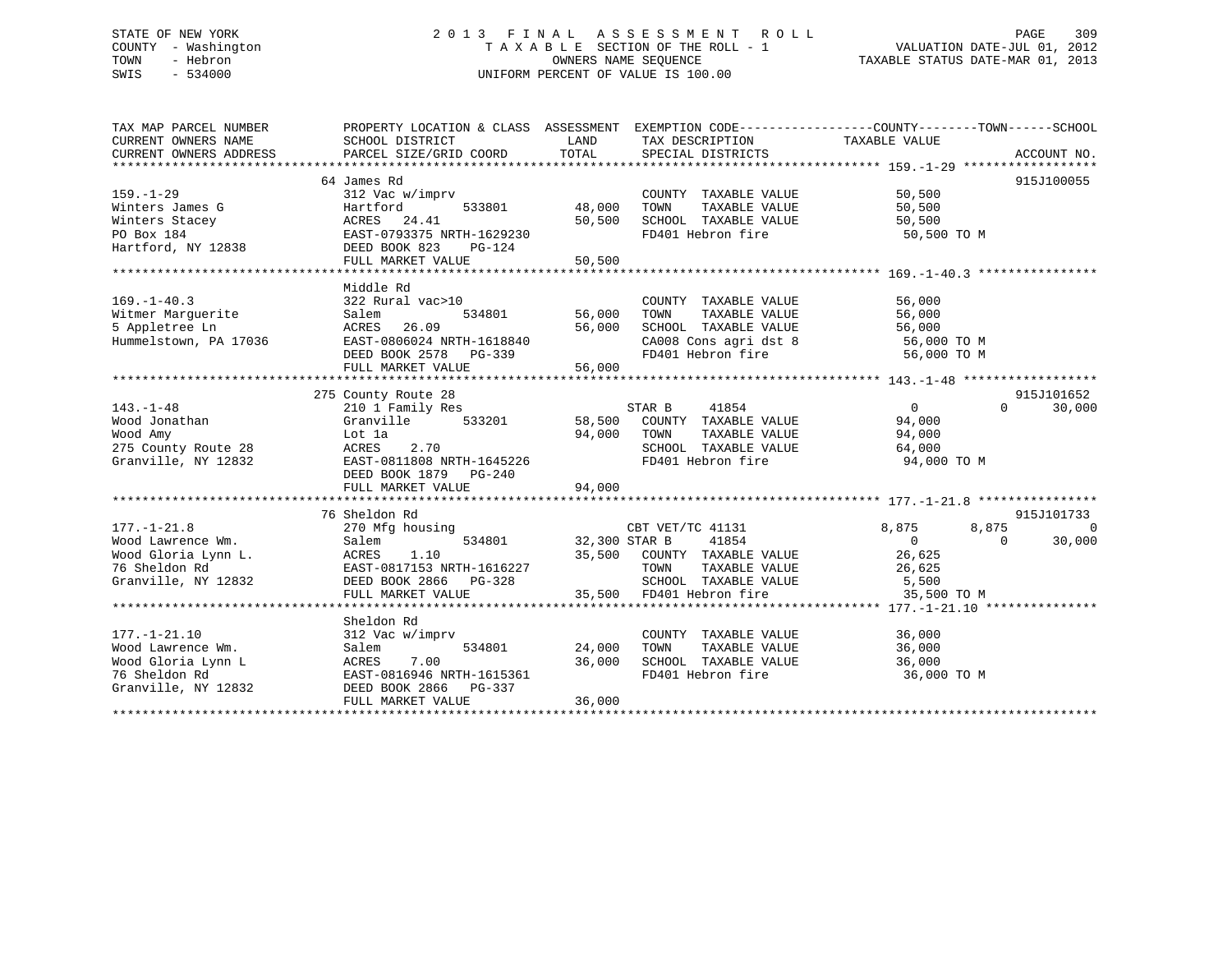STATE OF NEW YORK
COUNTY - Washington
TOWN - Hebron
SWIS - 534000

# 2013 FINAL ASSESSMENT ROLL

TAXABLE SECTION OF THE ROLL - 1
OWNERS NAME SEQUENCE
UNIFORM PERCENT OF VALUE IS 100.00

VALUATION DATE-JUL 01, 2012
TAXABLE STATUS DATE-MAR 01, 2013

```
TAX MAP PARCEL NUMBER          PROPERTY LOCATION & CLASS  ASSESSMENT  EXEMPTION CODE------------------COUNTY--------TOWN------SCHOOL
CURRENT OWNERS NAME            SCHOOL DISTRICT               LAND      TAX DESCRIPTION             TAXABLE VALUE
CURRENT OWNERS ADDRESS         PARCEL SIZE/GRID COORD        TOTAL     SPECIAL DISTRICTS                                    ACCOUNT NO.
******************************************************************************************************* 159.-1-29 ******************
                               64 James Rd                                                                                915J100055
159.-1-29                      312 Vac w/imprv                         COUNTY  TAXABLE VALUE            50,500
Winters James G                Hartford          533801     48,000     TOWN    TAXABLE VALUE            50,500
Winters Stacey                 ACRES   24.41                50,500     SCHOOL  TAXABLE VALUE            50,500
PO Box 184                     EAST-0793375 NRTH-1629230               FD401 Hebron fire                 50,500 TO M
Hartford, NY 12838             DEED BOOK 823    PG-124
                               FULL MARKET VALUE            50,500
******************************************************************************************************* 169.-1-40.3 ****************
                               Middle Rd
169.-1-40.3                    322 Rural vac>10                        COUNTY  TAXABLE VALUE            56,000
Witmer Marguerite              Salem             534801     56,000     TOWN    TAXABLE VALUE            56,000
5 Appletree Ln                 ACRES   26.09                56,000     SCHOOL  TAXABLE VALUE            56,000
Hummelstown, PA 17036          EAST-0806024 NRTH-1618840               CA008 Cons agri dst 8             56,000 TO M
                               DEED BOOK 2578   PG-339                 FD401 Hebron fire                 56,000 TO M
                               FULL MARKET VALUE            56,000
******************************************************************************************************* 143.-1-48 ******************
                               275 County Route 28                                                                        915J101652
143.-1-48                      210 1 Family Res                        STAR B      41854                    0          0      30,000
Wood Jonathan                  Granville         533201     58,500     COUNTY  TAXABLE VALUE            94,000
Wood Amy                       Lot 1a                       94,000     TOWN    TAXABLE VALUE            94,000
275 County Route 28            ACRES    2.70                           SCHOOL  TAXABLE VALUE            64,000
Granville, NY 12832            EAST-0811808 NRTH-1645226               FD401 Hebron fire                 94,000 TO M
                               DEED BOOK 1879   PG-240
                               FULL MARKET VALUE            94,000
******************************************************************************************************* 177.-1-21.8 ****************
                               76 Sheldon Rd                                                                              915J101733
177.-1-21.8                    270 Mfg housing                         CBT VET/TC 41131                 8,875      8,875           0
Wood Lawrence Wm.              Salem             534801     32,300 STAR B      41854                    0          0      30,000
Wood Gloria Lynn L.            ACRES    1.10                35,500     COUNTY  TAXABLE VALUE            26,625
76 Sheldon Rd                  EAST-0817153 NRTH-1616227               TOWN    TAXABLE VALUE            26,625
Granville, NY 12832            DEED BOOK 2866   PG-328                 SCHOOL  TAXABLE VALUE             5,500
                               FULL MARKET VALUE            35,500     FD401 Hebron fire                 35,500 TO M
******************************************************************************************************* 177.-1-21.10 ***************
                               Sheldon Rd
177.-1-21.10                   312 Vac w/imprv                         COUNTY  TAXABLE VALUE            36,000
Wood Lawrence Wm.              Salem             534801     24,000     TOWN    TAXABLE VALUE            36,000
Wood Gloria Lynn L             ACRES    7.00                36,000     SCHOOL  TAXABLE VALUE            36,000
76 Sheldon Rd                  EAST-0816946 NRTH-1615361               FD401 Hebron fire                 36,000 TO M
Granville, NY 12832            DEED BOOK 2866   PG-337
                               FULL MARKET VALUE            36,000
************************************************************************************************************************************
```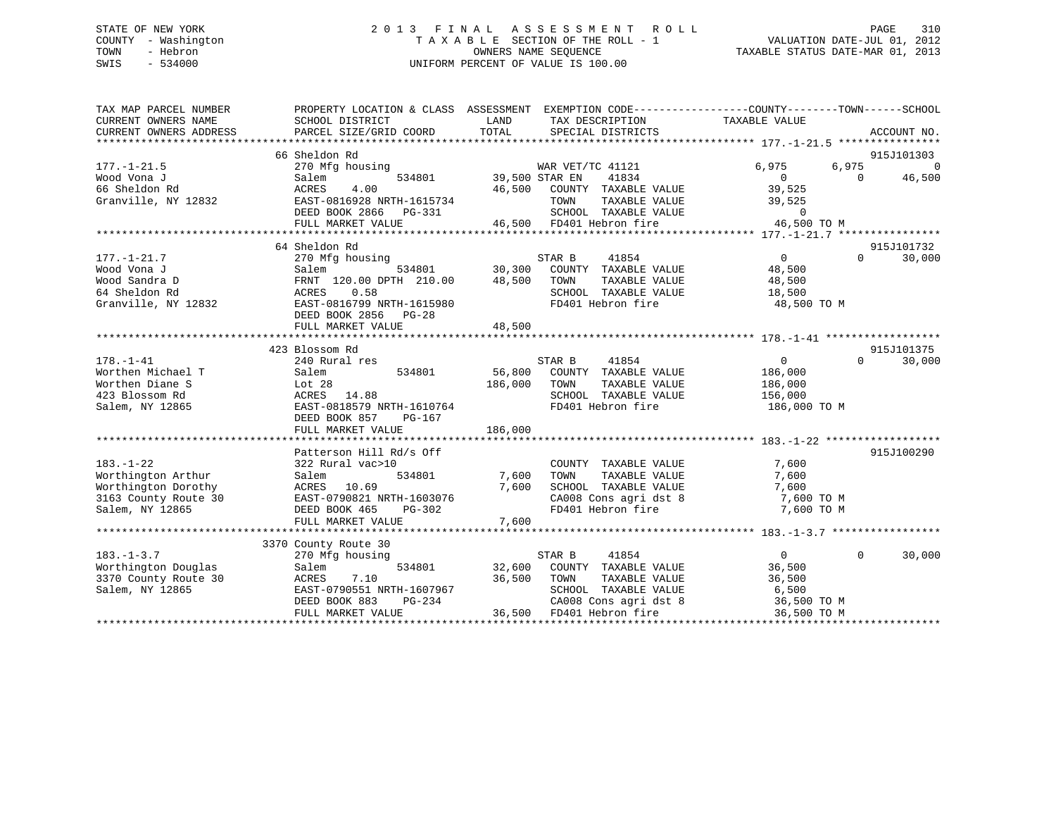STATE OF NEW YORK
COUNTY - Washington
TOWN - Hebron
SWIS - 534000

2013 FINAL ASSESSMENT ROLL
TAXABLE SECTION OF THE ROLL - 1
OWNERS NAME SEQUENCE
UNIFORM PERCENT OF VALUE IS 100.00

VALUATION DATE-JUL 01, 2012
TAXABLE STATUS DATE-MAR 01, 2013

```
TAX MAP PARCEL NUMBER          PROPERTY LOCATION & CLASS  ASSESSMENT  EXEMPTION CODE------------------COUNTY--------TOWN------SCHOOL
CURRENT OWNERS NAME            SCHOOL DISTRICT              LAND      TAX DESCRIPTION             TAXABLE VALUE
CURRENT OWNERS ADDRESS         PARCEL SIZE/GRID COORD       TOTAL     SPECIAL DISTRICTS                                    ACCOUNT NO.
******************************************************************************************************* 177.-1-21.5 ****************
                               66 Sheldon Rd                                                                              915J101303
177.-1-21.5                    270 Mfg housing                        WAR VET/TC 41121            6,975       6,975             0
Wood Vona J                    Salem           534801      39,500 STAR EN     41834                  0           0         46,500
66 Sheldon Rd                  ACRES    4.00               46,500   COUNTY  TAXABLE VALUE          39,525
Granville, NY 12832            EAST-0816928 NRTH-1615734            TOWN    TAXABLE VALUE          39,525
                               DEED BOOK 2866   PG-331              SCHOOL  TAXABLE VALUE               0
                               FULL MARKET VALUE           46,500   FD401 Hebron fire              46,500 TO M
******************************************************************************************************* 177.-1-21.7 ****************
                               64 Sheldon Rd                                                                              915J101732
177.-1-21.7                    270 Mfg housing                        STAR B      41854                  0           0         30,000
Wood Vona J                    Salem           534801      30,300   COUNTY  TAXABLE VALUE          48,500
Wood Sandra D                  FRNT 120.00 DPTH 210.00     48,500   TOWN    TAXABLE VALUE          48,500
64 Sheldon Rd                  ACRES    0.58                        SCHOOL  TAXABLE VALUE          18,500
Granville, NY 12832            EAST-0816799 NRTH-1615980            FD401 Hebron fire              48,500 TO M
                               DEED BOOK 2856   PG-28
                               FULL MARKET VALUE           48,500
******************************************************************************************************* 178.-1-41 ******************
                               423 Blossom Rd                                                                             915J101375
178.-1-41                      240 Rural res                          STAR B      41854                  0           0         30,000
Worthen Michael T              Salem           534801      56,800   COUNTY  TAXABLE VALUE         186,000
Worthen Diane S                Lot 28                     186,000   TOWN    TAXABLE VALUE         186,000
423 Blossom Rd                 ACRES   14.88                        SCHOOL  TAXABLE VALUE         156,000
Salem, NY 12865                EAST-0818579 NRTH-1610764            FD401 Hebron fire             186,000 TO M
                               DEED BOOK 857    PG-167
                               FULL MARKET VALUE          186,000
******************************************************************************************************* 183.-1-22 ******************
                               Patterson Hill Rd/s Off                                                                    915J100290
183.-1-22                      322 Rural vac>10                       COUNTY  TAXABLE VALUE           7,600
Worthington Arthur             Salem           534801       7,600   TOWN    TAXABLE VALUE           7,600
Worthington Dorothy            ACRES   10.69                7,600   SCHOOL  TAXABLE VALUE           7,600
3163 County Route 30           EAST-0790821 NRTH-1603076            CA008 Cons agri dst 8           7,600 TO M
Salem, NY 12865                DEED BOOK 465    PG-302              FD401 Hebron fire               7,600 TO M
                               FULL MARKET VALUE            7,600
******************************************************************************************************* 183.-1-3.7 *****************
                               3370 County Route 30
183.-1-3.7                     270 Mfg housing                        STAR B      41854                  0           0         30,000
Worthington Douglas            Salem           534801      32,600   COUNTY  TAXABLE VALUE          36,500
3370 County Route 30           ACRES    7.10               36,500   TOWN    TAXABLE VALUE          36,500
Salem, NY 12865                EAST-0790551 NRTH-1607967            SCHOOL  TAXABLE VALUE           6,500
                               DEED BOOK 883    PG-234              CA008 Cons agri dst 8          36,500 TO M
                               FULL MARKET VALUE           36,500   FD401 Hebron fire              36,500 TO M
************************************************************************************************************************************
```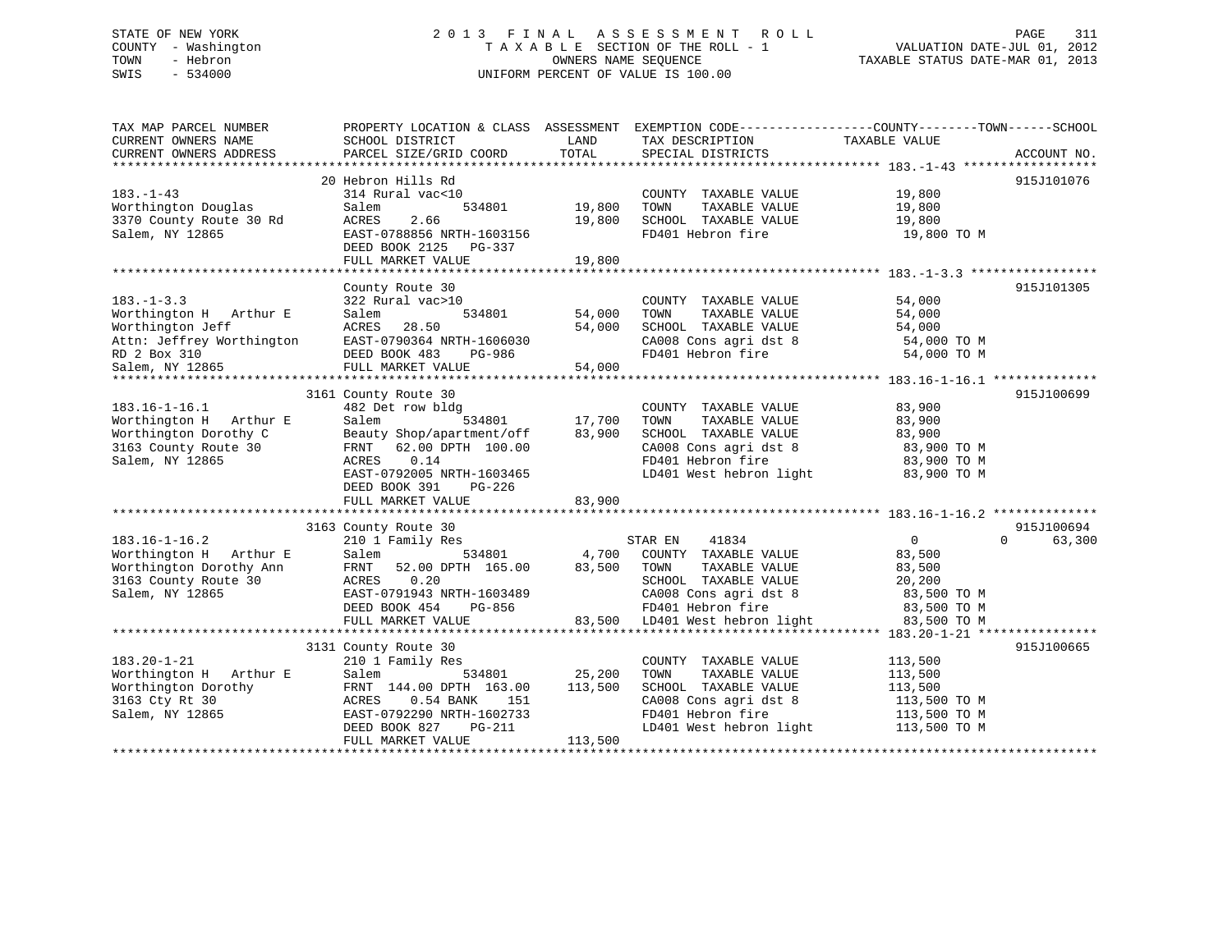STATE OF NEW YORK
COUNTY - Washington
TOWN - Hebron
SWIS - 534000

2013 FINAL ASSESSMENT ROLL
TAXABLE SECTION OF THE ROLL - 1
OWNERS NAME SEQUENCE
UNIFORM PERCENT OF VALUE IS 100.00

VALUATION DATE-JUL 01, 2012
TAXABLE STATUS DATE-MAR 01, 2013

```
TAX MAP PARCEL NUMBER        PROPERTY LOCATION & CLASS  ASSESSMENT  EXEMPTION CODE------------------COUNTY--------TOWN------SCHOOL
CURRENT OWNERS NAME          SCHOOL DISTRICT              LAND      TAX DESCRIPTION              TAXABLE VALUE
CURRENT OWNERS ADDRESS       PARCEL SIZE/GRID COORD       TOTAL     SPECIAL DISTRICTS                                        ACCOUNT NO.
****************************************************************************************************** 183.-1-43 ******************
                             20 Hebron Hills Rd                                                                           915J101076
183.-1-43                    314 Rural vac<10                        COUNTY  TAXABLE VALUE            19,800
Worthington Douglas          Salem          534801       19,800     TOWN    TAXABLE VALUE            19,800
3370 County Route 30 Rd      ACRES    2.66               19,800     SCHOOL  TAXABLE VALUE            19,800
Salem, NY 12865              EAST-0788856 NRTH-1603156              FD401 Hebron fire                 19,800 TO M
                             DEED BOOK 2125   PG-337
                             FULL MARKET VALUE           19,800
****************************************************************************************************** 183.-1-3.3 *****************
                             County Route 30                                                                              915J101305
183.-1-3.3                   322 Rural vac>10                        COUNTY  TAXABLE VALUE            54,000
Worthington H   Arthur E     Salem          534801       54,000     TOWN    TAXABLE VALUE            54,000
Worthington Jeff             ACRES   28.50               54,000     SCHOOL  TAXABLE VALUE            54,000
Attn: Jeffrey Worthington    EAST-0790364 NRTH-1606030              CA008 Cons agri dst 8             54,000 TO M
RD 2 Box 310                 DEED BOOK 483    PG-986                FD401 Hebron fire                 54,000 TO M
Salem, NY 12865              FULL MARKET VALUE           54,000
****************************************************************************************************** 183.16-1-16.1 **************
                             3161 County Route 30                                                                         915J100699
183.16-1-16.1                482 Det row bldg                        COUNTY  TAXABLE VALUE            83,900
Worthington H   Arthur E     Salem          534801       17,700     TOWN    TAXABLE VALUE            83,900
Worthington Dorothy C        Beauty Shop/apartment/off   83,900     SCHOOL  TAXABLE VALUE            83,900
3163 County Route 30         FRNT   62.00 DPTH 100.00               CA008 Cons agri dst 8             83,900 TO M
Salem, NY 12865              ACRES    0.14                          FD401 Hebron fire                 83,900 TO M
                             EAST-0792005 NRTH-1603465              LD401 West hebron light           83,900 TO M
                             DEED BOOK 391    PG-226
                             FULL MARKET VALUE           83,900
****************************************************************************************************** 183.16-1-16.2 **************
                             3163 County Route 30                                                                         915J100694
183.16-1-16.2                210 1 Family Res                        STAR EN    41834                      0            0      63,300
Worthington H   Arthur E     Salem          534801        4,700     COUNTY  TAXABLE VALUE            83,500
Worthington Dorothy Ann      FRNT   52.00 DPTH 165.00    83,500     TOWN    TAXABLE VALUE            83,500
3163 County Route 30         ACRES    0.20                          SCHOOL  TAXABLE VALUE            20,200
Salem, NY 12865              EAST-0791943 NRTH-1603489              CA008 Cons agri dst 8             83,500 TO M
                             DEED BOOK 454    PG-856                FD401 Hebron fire                 83,500 TO M
                             FULL MARKET VALUE           83,500     LD401 West hebron light           83,500 TO M
****************************************************************************************************** 183.20-1-21 ****************
                             3131 County Route 30                                                                         915J100665
183.20-1-21                  210 1 Family Res                        COUNTY  TAXABLE VALUE           113,500
Worthington H   Arthur E     Salem          534801       25,200     TOWN    TAXABLE VALUE           113,500
Worthington Dorothy          FRNT 144.00 DPTH 163.00    113,500     SCHOOL  TAXABLE VALUE           113,500
3163 Cty Rt 30               ACRES    0.54 BANK    151              CA008 Cons agri dst 8            113,500 TO M
Salem, NY 12865              EAST-0792290 NRTH-1602733              FD401 Hebron fire                113,500 TO M
                             DEED BOOK 827    PG-211                LD401 West hebron light          113,500 TO M
                             FULL MARKET VALUE          113,500
************************************************************************************************************************************
```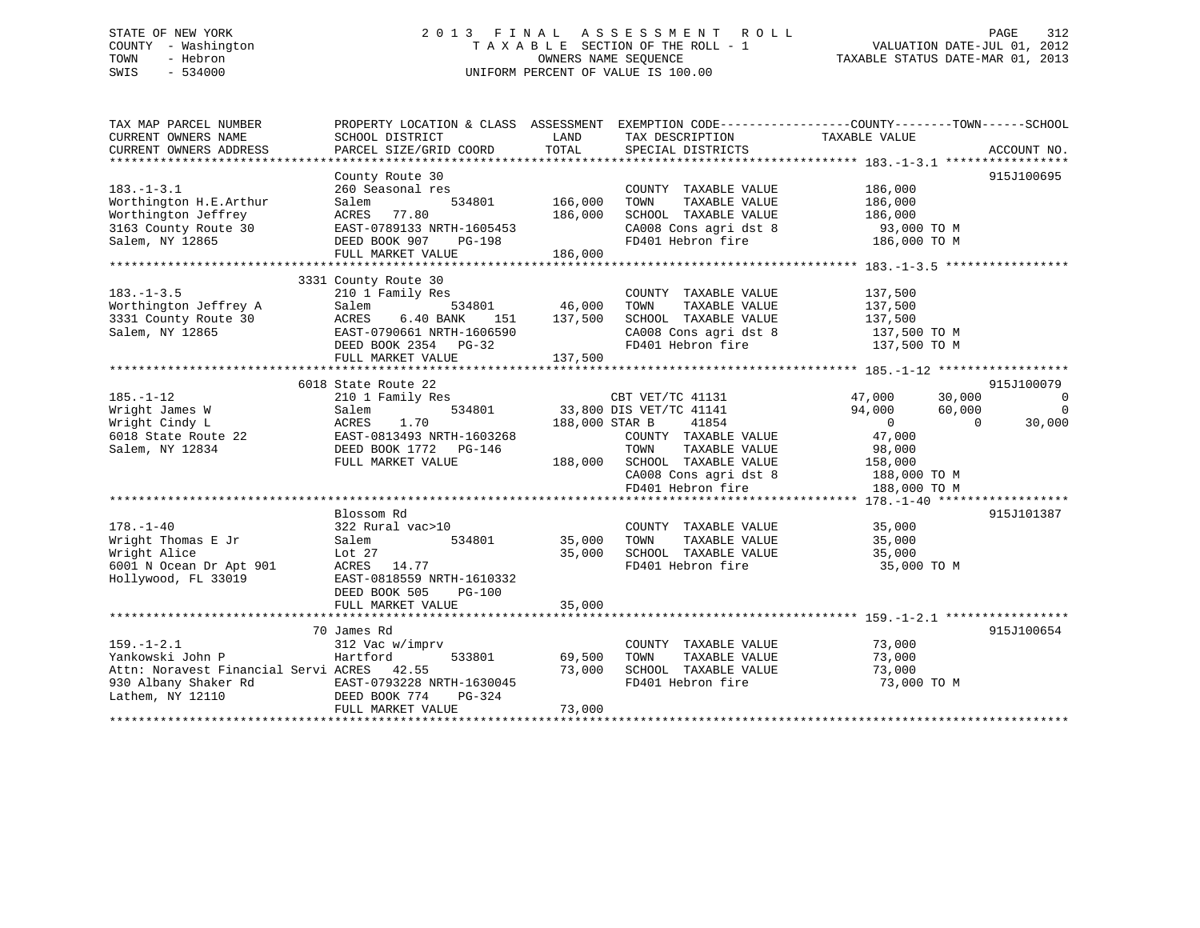STATE OF NEW YORK
COUNTY - Washington
TOWN - Hebron
SWIS - 534000

2 0 1 3 F I N A L A S S E S S M E N T R O L L
T A X A B L E SECTION OF THE ROLL - 1
OWNERS NAME SEQUENCE
UNIFORM PERCENT OF VALUE IS 100.00

VALUATION DATE-JUL 01, 2012
TAXABLE STATUS DATE-MAR 01, 2013

```
TAX MAP PARCEL NUMBER          PROPERTY LOCATION & CLASS  ASSESSMENT  EXEMPTION CODE------------------COUNTY--------TOWN------SCHOOL
CURRENT OWNERS NAME            SCHOOL DISTRICT              LAND      TAX DESCRIPTION            TAXABLE VALUE
CURRENT OWNERS ADDRESS         PARCEL SIZE/GRID COORD       TOTAL     SPECIAL DISTRICTS                                  ACCOUNT NO.
******************************************************************************************************* 183.-1-3.1 *****************
                               County Route 30                                                                        915J100695
183.-1-3.1                     260 Seasonal res                       COUNTY  TAXABLE VALUE         186,000
Worthington H.E.Arthur         Salem          534801      166,000     TOWN    TAXABLE VALUE         186,000
Worthington Jeffrey            ACRES  77.80               186,000     SCHOOL  TAXABLE VALUE         186,000
3163 County Route 30           EAST-0789133 NRTH-1605453              CA008 Cons agri dst 8          93,000 TO M
Salem, NY 12865                DEED BOOK 907    PG-198                FD401 Hebron fire             186,000 TO M
                               FULL MARKET VALUE          186,000
******************************************************************************************************* 183.-1-3.5 *****************
                               3331 County Route 30
183.-1-3.5                     210 1 Family Res                       COUNTY  TAXABLE VALUE         137,500
Worthington Jeffrey A          Salem          534801       46,000     TOWN    TAXABLE VALUE         137,500
3331 County Route 30           ACRES   6.40 BANK    151   137,500     SCHOOL  TAXABLE VALUE         137,500
Salem, NY 12865                EAST-0790661 NRTH-1606590              CA008 Cons agri dst 8         137,500 TO M
                               DEED BOOK 2354   PG-32                 FD401 Hebron fire             137,500 TO M
                               FULL MARKET VALUE          137,500
******************************************************************************************************* 185.-1-12 ******************
                               6018 State Route 22                                                                    915J100079
185.-1-12                      210 1 Family Res                  CBT VET/TC 41131           47,000      30,000           0
Wright James W                 Salem          534801       33,800 DIS VET/TC 41141           94,000      60,000           0
Wright Cindy L                 ACRES   1.70               188,000 STAR B      41854               0           0      30,000
6018 State Route 22            EAST-0813493 NRTH-1603268              COUNTY  TAXABLE VALUE          47,000
Salem, NY 12834                DEED BOOK 1772   PG-146                TOWN    TAXABLE VALUE          98,000
                               FULL MARKET VALUE          188,000     SCHOOL  TAXABLE VALUE         158,000
                                                                      CA008 Cons agri dst 8         188,000 TO M
                                                                      FD401 Hebron fire             188,000 TO M
******************************************************************************************************* 178.-1-40 ******************
                               Blossom Rd                                                                             915J101387
178.-1-40                      322 Rural vac>10                       COUNTY  TAXABLE VALUE          35,000
Wright Thomas E Jr             Salem          534801       35,000     TOWN    TAXABLE VALUE          35,000
Wright Alice                   Lot 27                      35,000     SCHOOL  TAXABLE VALUE          35,000
6001 N Ocean Dr Apt 901        ACRES  14.77                           FD401 Hebron fire              35,000 TO M
Hollywood, FL 33019            EAST-0818559 NRTH-1610332
                               DEED BOOK 505    PG-100
                               FULL MARKET VALUE           35,000
******************************************************************************************************* 159.-1-2.1 *****************
                               70 James Rd                                                                            915J100654
159.-1-2.1                     312 Vac w/imprv                        COUNTY  TAXABLE VALUE          73,000
Yankowski John P               Hartford       533801       69,500     TOWN    TAXABLE VALUE          73,000
Attn: Noravest Financial Servi ACRES  42.55                73,000     SCHOOL  TAXABLE VALUE          73,000
930 Albany Shaker Rd           EAST-0793228 NRTH-1630045              FD401 Hebron fire              73,000 TO M
Lathem, NY 12110               DEED BOOK 774    PG-324
                               FULL MARKET VALUE           73,000
************************************************************************************************************************************
```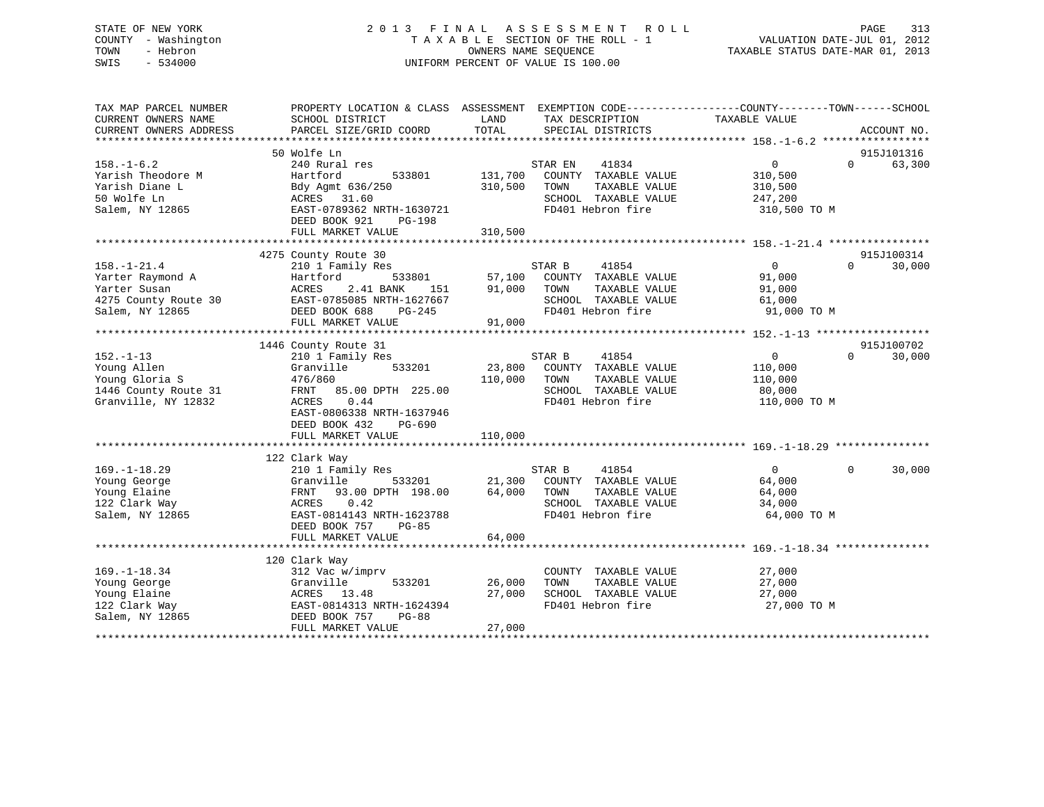STATE OF NEW YORK
COUNTY - Washington
TOWN - Hebron
SWIS - 534000

2013 FINAL ASSESSMENT ROLL
TAXABLE SECTION OF THE ROLL - 1
OWNERS NAME SEQUENCE
UNIFORM PERCENT OF VALUE IS 100.00

VALUATION DATE-JUL 01, 2012
TAXABLE STATUS DATE-MAR 01, 2013

| TAX MAP PARCEL NUMBER / CURRENT OWNERS NAME / CURRENT OWNERS ADDRESS | PROPERTY LOCATION & CLASS / SCHOOL DISTRICT / PARCEL SIZE/GRID COORD | ASSESSMENT LAND | TOTAL | EXEMPTION CODE / TAX DESCRIPTION / SPECIAL DISTRICTS | COUNTY TAXABLE VALUE | TOWN | SCHOOL | ACCOUNT NO. |
|---|---|---|---|---|---|---|---|---|
| 158.-1-6.2 | 50 Wolfe Ln | | | | | | | 915J101316 |
| Yarish Theodore M | 240 Rural res | | | STAR EN 41834 | 0 | 0 | 63,300 | |
| Yarish Diane L | Hartford 533801 | 131,700 | | COUNTY TAXABLE VALUE | 310,500 | | | |
| 50 Wolfe Ln | Bdy Agmt 636/250 | | 310,500 | TOWN TAXABLE VALUE | 310,500 | | | |
| Salem, NY 12865 | ACRES 31.60 | | | SCHOOL TAXABLE VALUE | 247,200 | | | |
| | EAST-0789362 NRTH-1630721 | | | FD401 Hebron fire | 310,500 TO M | | | |
| | DEED BOOK 921 PG-198 | | | | | | | |
| | FULL MARKET VALUE | | 310,500 | | | | | |
| 158.-1-21.4 | 4275 County Route 30 | | | | | | | 915J100314 |
| Yarter Raymond A | 210 1 Family Res | | | STAR B 41854 | 0 | 0 | 30,000 | |
| Yarter Susan | Hartford 533801 | 57,100 | | COUNTY TAXABLE VALUE | 91,000 | | | |
| 4275 County Route 30 | ACRES 2.41 BANK 151 | | 91,000 | TOWN TAXABLE VALUE | 91,000 | | | |
| Salem, NY 12865 | EAST-0785085 NRTH-1627667 | | | SCHOOL TAXABLE VALUE | 61,000 | | | |
| | DEED BOOK 688 PG-245 | | | FD401 Hebron fire | 91,000 TO M | | | |
| | FULL MARKET VALUE | | 91,000 | | | | | |
| 152.-1-13 | 1446 County Route 31 | | | | | | | 915J100702 |
| Young Allen | 210 1 Family Res | | | STAR B 41854 | 0 | 0 | 30,000 | |
| Young Gloria S | Granville 533201 | 23,800 | | COUNTY TAXABLE VALUE | 110,000 | | | |
| 1446 County Route 31 | 476/860 | | 110,000 | TOWN TAXABLE VALUE | 110,000 | | | |
| Granville, NY 12832 | FRNT 85.00 DPTH 225.00 | | | SCHOOL TAXABLE VALUE | 80,000 | | | |
| | ACRES 0.44 | | | FD401 Hebron fire | 110,000 TO M | | | |
| | EAST-0806338 NRTH-1637946 | | | | | | | |
| | DEED BOOK 432 PG-690 | | | | | | | |
| | FULL MARKET VALUE | | 110,000 | | | | | |
| 169.-1-18.29 | 122 Clark Way | | | | | | | |
| Young George | 210 1 Family Res | | | STAR B 41854 | 0 | 0 | 30,000 | |
| Young Elaine | Granville 533201 | 21,300 | | COUNTY TAXABLE VALUE | 64,000 | | | |
| 122 Clark Way | FRNT 93.00 DPTH 198.00 | | 64,000 | TOWN TAXABLE VALUE | 64,000 | | | |
| Salem, NY 12865 | ACRES 0.42 | | | SCHOOL TAXABLE VALUE | 34,000 | | | |
| | EAST-0814143 NRTH-1623788 | | | FD401 Hebron fire | 64,000 TO M | | | |
| | DEED BOOK 757 PG-85 | | | | | | | |
| | FULL MARKET VALUE | | 64,000 | | | | | |
| 169.-1-18.34 | 120 Clark Way | | | | | | | |
| Young George | 312 Vac w/imprv | | | COUNTY TAXABLE VALUE | 27,000 | | | |
| Young Elaine | Granville 533201 | 26,000 | | TOWN TAXABLE VALUE | 27,000 | | | |
| 122 Clark Way | ACRES 13.48 | | 27,000 | SCHOOL TAXABLE VALUE | 27,000 | | | |
| Salem, NY 12865 | EAST-0814313 NRTH-1624394 | | | FD401 Hebron fire | 27,000 TO M | | | |
| | DEED BOOK 757 PG-88 | | | | | | | |
| | FULL MARKET VALUE | | 27,000 | | | | | |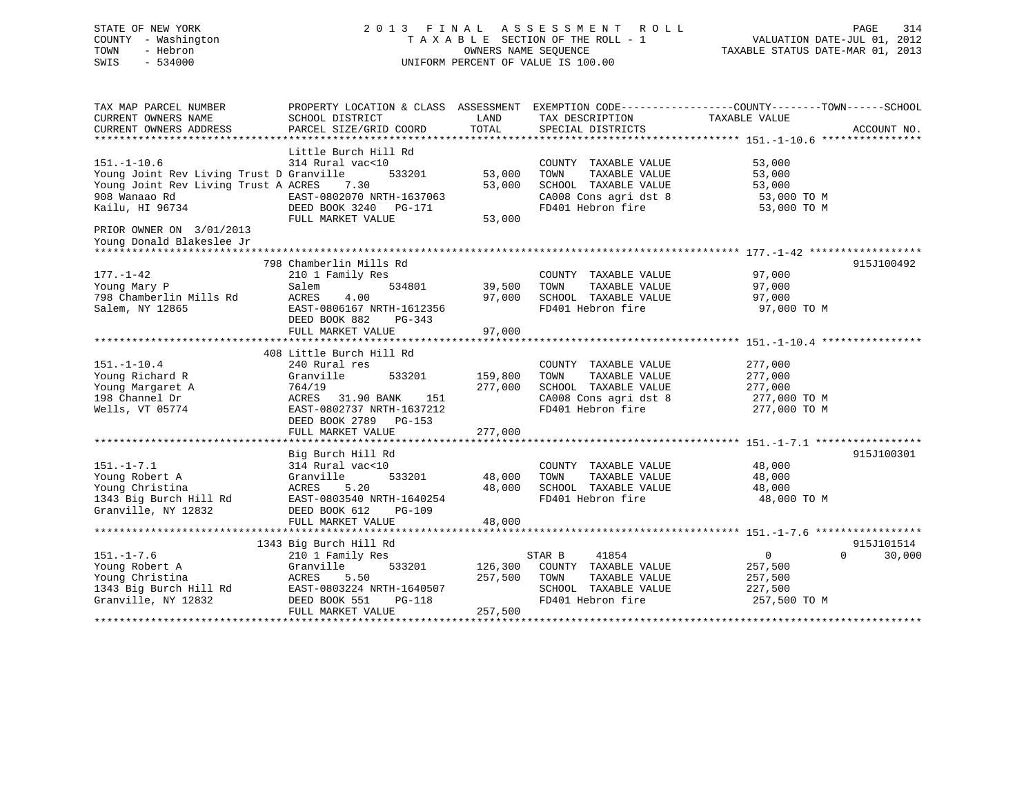STATE OF NEW YORK
COUNTY - Washington
TOWN - Hebron
SWIS - 534000

# 2013 FINAL ASSESSMENT ROLL
TAXABLE SECTION OF THE ROLL - 1
OWNERS NAME SEQUENCE
UNIFORM PERCENT OF VALUE IS 100.00

VALUATION DATE-JUL 01, 2012
TAXABLE STATUS DATE-MAR 01, 2013

```
TAX MAP PARCEL NUMBER          PROPERTY LOCATION & CLASS  ASSESSMENT  EXEMPTION CODE------------------COUNTY--------TOWN------SCHOOL
CURRENT OWNERS NAME            SCHOOL DISTRICT              LAND      TAX DESCRIPTION               TAXABLE VALUE
CURRENT OWNERS ADDRESS         PARCEL SIZE/GRID COORD       TOTAL     SPECIAL DISTRICTS                                    ACCOUNT NO.
******************************************************************************************************* 151.-1-10.6 ****************
                               Little Burch Hill Rd
151.-1-10.6                    314 Rural vac<10                       COUNTY  TAXABLE VALUE           53,000
Young Joint Rev Living Trust D Granville     533201      53,000      TOWN    TAXABLE VALUE           53,000
Young Joint Rev Living Trust A ACRES    7.30             53,000      SCHOOL  TAXABLE VALUE           53,000
908 Wanaao Rd                  EAST-0802070 NRTH-1637063             CA008 Cons agri dst 8            53,000 TO M
Kailu, HI 96734                DEED BOOK 3240   PG-171               FD401 Hebron fire                53,000 TO M
                               FULL MARKET VALUE           53,000
PRIOR OWNER ON  3/01/2013
Young Donald Blakeslee Jr
******************************************************************************************************* 177.-1-42 ******************
                               798 Chamberlin Mills Rd                                                                915J100492
177.-1-42                      210 1 Family Res                       COUNTY  TAXABLE VALUE           97,000
Young Mary P                   Salem         534801      39,500      TOWN    TAXABLE VALUE           97,000
798 Chamberlin Mills Rd        ACRES    4.00             97,000      SCHOOL  TAXABLE VALUE           97,000
Salem, NY 12865                EAST-0806167 NRTH-1612356             FD401 Hebron fire                97,000 TO M
                               DEED BOOK 882    PG-343
                               FULL MARKET VALUE           97,000
******************************************************************************************************* 151.-1-10.4 ****************
                               408 Little Burch Hill Rd
151.-1-10.4                    240 Rural res                          COUNTY  TAXABLE VALUE          277,000
Young Richard R                Granville     533201     159,800      TOWN    TAXABLE VALUE          277,000
Young Margaret A               764/19                   277,000      SCHOOL  TAXABLE VALUE          277,000
198 Channel Dr                 ACRES   31.90 BANK    151             CA008 Cons agri dst 8           277,000 TO M
Wells, VT 05774                EAST-0802737 NRTH-1637212             FD401 Hebron fire               277,000 TO M
                               DEED BOOK 2789   PG-153
                               FULL MARKET VALUE          277,000
******************************************************************************************************* 151.-1-7.1 *****************
                               Big Burch Hill Rd                                                                      915J100301
151.-1-7.1                     314 Rural vac<10                       COUNTY  TAXABLE VALUE           48,000
Young Robert A                 Granville     533201      48,000      TOWN    TAXABLE VALUE           48,000
Young Christina                ACRES    5.20             48,000      SCHOOL  TAXABLE VALUE           48,000
1343 Big Burch Hill Rd         EAST-0803540 NRTH-1640254             FD401 Hebron fire                48,000 TO M
Granville, NY 12832            DEED BOOK 612    PG-109
                               FULL MARKET VALUE           48,000
******************************************************************************************************* 151.-1-7.6 *****************
                               1343 Big Burch Hill Rd                                                                 915J101514
151.-1-7.6                     210 1 Family Res                   STAR B     41854                      0             0     30,000
Young Robert A                 Granville     533201     126,300      COUNTY  TAXABLE VALUE          257,500
Young Christina                ACRES    5.50            257,500      TOWN    TAXABLE VALUE          257,500
1343 Big Burch Hill Rd         EAST-0803224 NRTH-1640507             SCHOOL  TAXABLE VALUE          227,500
Granville, NY 12832            DEED BOOK 551    PG-118               FD401 Hebron fire               257,500 TO M
                               FULL MARKET VALUE          257,500
************************************************************************************************************************************
```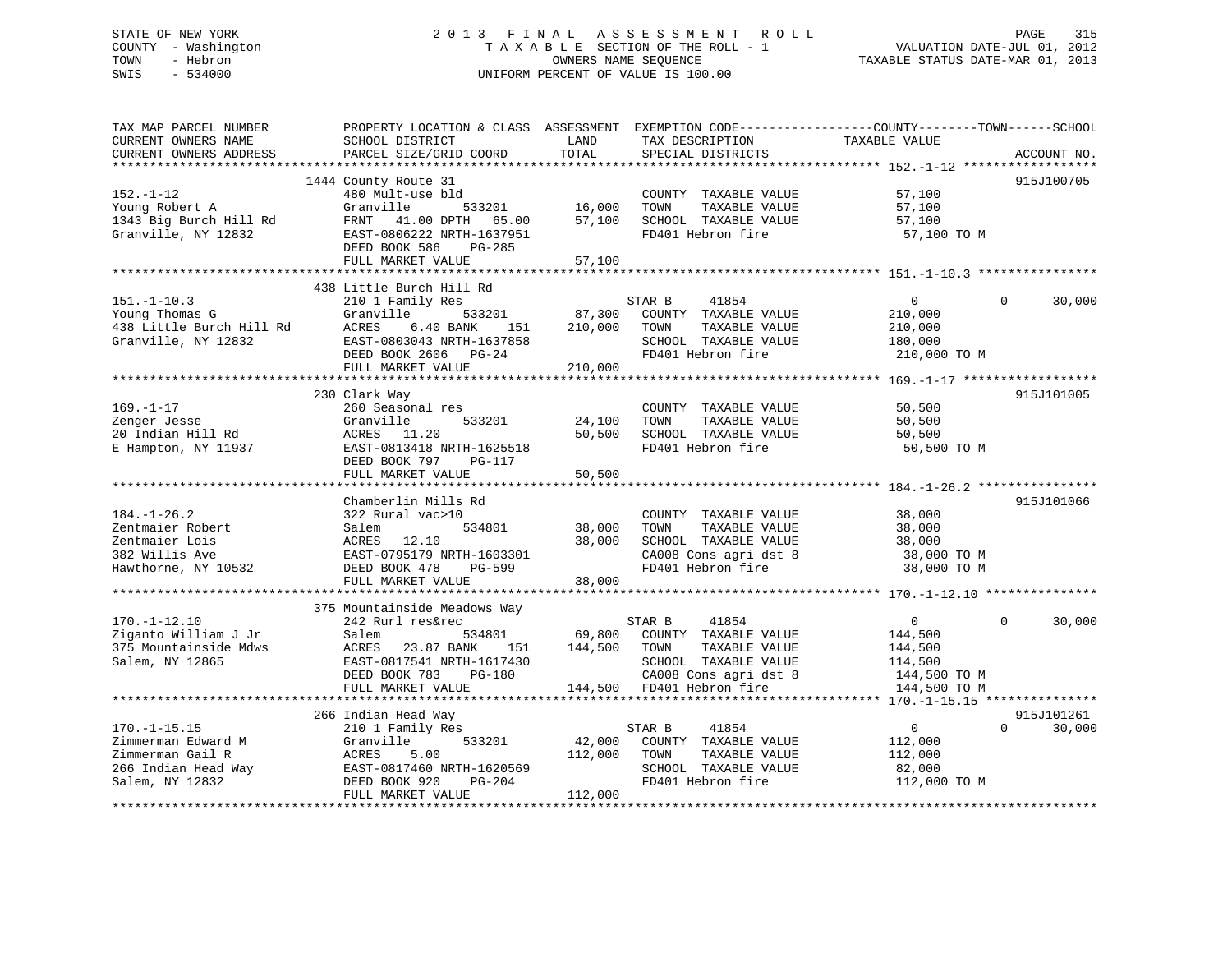STATE OF NEW YORK
COUNTY - Washington
TOWN - Hebron
SWIS - 534000

# 2013 FINAL ASSESSMENT ROLL
TAXABLE SECTION OF THE ROLL - 1
OWNERS NAME SEQUENCE
UNIFORM PERCENT OF VALUE IS 100.00

VALUATION DATE-JUL 01, 2012
TAXABLE STATUS DATE-MAR 01, 2013

| TAX MAP PARCEL NUMBER / CURRENT OWNERS NAME / CURRENT OWNERS ADDRESS | PROPERTY LOCATION & CLASS / SCHOOL DISTRICT / PARCEL SIZE/GRID COORD | ASSESSMENT LAND | TOTAL | EXEMPTION CODE / TAX DESCRIPTION / SPECIAL DISTRICTS | COUNTY TAXABLE VALUE | TOWN | SCHOOL | ACCOUNT NO. |
|---|---|---|---|---|---|---|---|---|
| **152.-1-12** | 1444 County Route 31 | | | | | | | 915J100705 |
| Young Robert A | 480 Mult-use bld | | | COUNTY TAXABLE VALUE | 57,100 | | | |
| 1343 Big Burch Hill Rd | Granville 533201 | 16,000 | | TOWN TAXABLE VALUE | 57,100 | | | |
| Granville, NY 12832 | FRNT 41.00 DPTH 65.00 | | 57,100 | SCHOOL TAXABLE VALUE | 57,100 | | | |
| | EAST-0806222 NRTH-1637951 | | | FD401 Hebron fire | 57,100 TO M | | | |
| | DEED BOOK 586 PG-285 | | | | | | | |
| | FULL MARKET VALUE | | 57,100 | | | | | |
| **151.-1-10.3** | 438 Little Burch Hill Rd | | | | | | | |
| Young Thomas G | 210 1 Family Res | | | STAR B 41854 | 0 | 0 | 30,000 | |
| 438 Little Burch Hill Rd | Granville 533201 | 87,300 | | COUNTY TAXABLE VALUE | 210,000 | | | |
| Granville, NY 12832 | ACRES 6.40 BANK 151 | | 210,000 | TOWN TAXABLE VALUE | 210,000 | | | |
| | EAST-0803043 NRTH-1637858 | | | SCHOOL TAXABLE VALUE | 180,000 | | | |
| | DEED BOOK 2606 PG-24 | | | FD401 Hebron fire | 210,000 TO M | | | |
| | FULL MARKET VALUE | | 210,000 | | | | | |
| **169.-1-17** | 230 Clark Way | | | | | | | 915J101005 |
| Zenger Jesse | 260 Seasonal res | | | COUNTY TAXABLE VALUE | 50,500 | | | |
| 20 Indian Hill Rd | Granville 533201 | 24,100 | | TOWN TAXABLE VALUE | 50,500 | | | |
| E Hampton, NY 11937 | ACRES 11.20 | | 50,500 | SCHOOL TAXABLE VALUE | 50,500 | | | |
| | EAST-0813418 NRTH-1625518 | | | FD401 Hebron fire | 50,500 TO M | | | |
| | DEED BOOK 797 PG-117 | | | | | | | |
| | FULL MARKET VALUE | | 50,500 | | | | | |
| **184.-1-26.2** | Chamberlin Mills Rd | | | | | | | 915J101066 |
| Zentmaier Robert | 322 Rural vac>10 | | | COUNTY TAXABLE VALUE | 38,000 | | | |
| Zentmaier Lois | Salem 534801 | 38,000 | | TOWN TAXABLE VALUE | 38,000 | | | |
| 382 Willis Ave | ACRES 12.10 | | 38,000 | SCHOOL TAXABLE VALUE | 38,000 | | | |
| Hawthorne, NY 10532 | EAST-0795179 NRTH-1603301 | | | CA008 Cons agri dst 8 | 38,000 TO M | | | |
| | DEED BOOK 478 PG-599 | | | FD401 Hebron fire | 38,000 TO M | | | |
| | FULL MARKET VALUE | | 38,000 | | | | | |
| **170.-1-12.10** | 375 Mountainside Meadows Way | | | | | | | |
| Ziganto William J Jr | 242 Rurl res&rec | | | STAR B 41854 | 0 | 0 | 30,000 | |
| 375 Mountainside Mdws | Salem 534801 | 69,800 | | COUNTY TAXABLE VALUE | 144,500 | | | |
| Salem, NY 12865 | ACRES 23.87 BANK 151 | | 144,500 | TOWN TAXABLE VALUE | 144,500 | | | |
| | EAST-0817541 NRTH-1617430 | | | SCHOOL TAXABLE VALUE | 114,500 | | | |
| | DEED BOOK 783 PG-180 | | | CA008 Cons agri dst 8 | 144,500 TO M | | | |
| | FULL MARKET VALUE | | 144,500 | FD401 Hebron fire | 144,500 TO M | | | |
| **170.-1-15.15** | 266 Indian Head Way | | | | | | | 915J101261 |
| Zimmerman Edward M | 210 1 Family Res | | | STAR B 41854 | 0 | 0 | 30,000 | |
| Zimmerman Gail R | Granville 533201 | 42,000 | | COUNTY TAXABLE VALUE | 112,000 | | | |
| 266 Indian Head Way | ACRES 5.00 | | 112,000 | TOWN TAXABLE VALUE | 112,000 | | | |
| Salem, NY 12832 | EAST-0817460 NRTH-1620569 | | | SCHOOL TAXABLE VALUE | 82,000 | | | |
| | DEED BOOK 920 PG-204 | | | FD401 Hebron fire | 112,000 TO M | | | |
| | FULL MARKET VALUE | | 112,000 | | | | | |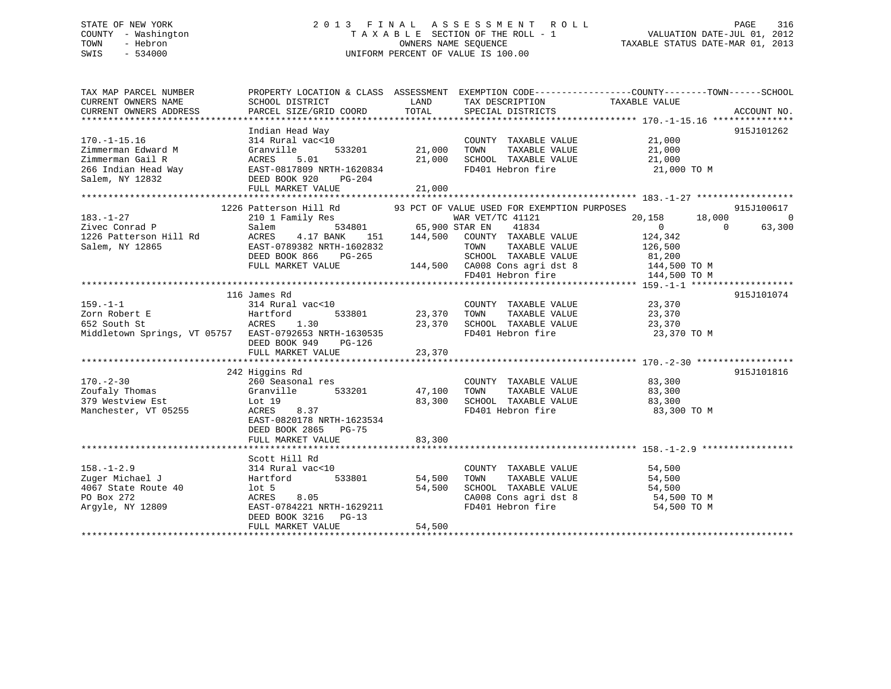STATE OF NEW YORK
COUNTY - Washington
TOWN - Hebron
SWIS - 534000

# 2013 FINAL ASSESSMENT ROLL

TAXABLE SECTION OF THE ROLL - 1
OWNERS NAME SEQUENCE
UNIFORM PERCENT OF VALUE IS 100.00

VALUATION DATE-JUL 01, 2012
TAXABLE STATUS DATE-MAR 01, 2013

| TAX MAP PARCEL NUMBER / CURRENT OWNERS NAME / CURRENT OWNERS ADDRESS | PROPERTY LOCATION & CLASS / SCHOOL DISTRICT / PARCEL SIZE/GRID COORD | ASSESSMENT LAND | TOTAL | EXEMPTION CODE / TAX DESCRIPTION / SPECIAL DISTRICTS | COUNTY | TOWN | SCHOOL TAXABLE VALUE | ACCOUNT NO. |
|---|---|---|---|---|---|---|---|---|
| **170.-1-15.16** | Indian Head Way | | | | | | | 915J101262 |
| 170.-1-15.16 | 314 Rural vac<10 | | | COUNTY TAXABLE VALUE | 21,000 | | | |
| Zimmerman Edward M | Granville 533201 | 21,000 | | TOWN TAXABLE VALUE | 21,000 | | | |
| Zimmerman Gail R | ACRES 5.01 | | 21,000 | SCHOOL TAXABLE VALUE | 21,000 | | | |
| 266 Indian Head Way | EAST-0817809 NRTH-1620834 | | | FD401 Hebron fire | 21,000 TO M | | | |
| Salem, NY 12832 | DEED BOOK 920 PG-204 | | | | | | | |
| | FULL MARKET VALUE | | 21,000 | | | | | |
| **183.-1-27** | 1226 Patterson Hill Rd | | | 93 PCT OF VALUE USED FOR EXEMPTION PURPOSES | | | | 915J100617 |
| 183.-1-27 | 210 1 Family Res | | | WAR VET/TC 41121 | 20,158 | 18,000 | 0 | |
| Zivec Conrad P | Salem 534801 | 65,900 | | STAR EN 41834 | 0 | 0 | 63,300 | |
| 1226 Patterson Hill Rd | ACRES 4.17 BANK 151 | | 144,500 | COUNTY TAXABLE VALUE | 124,342 | | | |
| Salem, NY 12865 | EAST-0789382 NRTH-1602832 | | | TOWN TAXABLE VALUE | 126,500 | | | |
| | DEED BOOK 866 PG-265 | | | SCHOOL TAXABLE VALUE | 81,200 | | | |
| | FULL MARKET VALUE | | 144,500 | CA008 Cons agri dst 8 | 144,500 TO M | | | |
| | | | | FD401 Hebron fire | 144,500 TO M | | | |
| **159.-1-1** | 116 James Rd | | | | | | | 915J101074 |
| 159.-1-1 | 314 Rural vac<10 | | | COUNTY TAXABLE VALUE | 23,370 | | | |
| Zorn Robert E | Hartford 533801 | 23,370 | | TOWN TAXABLE VALUE | 23,370 | | | |
| 652 South St | ACRES 1.30 | | 23,370 | SCHOOL TAXABLE VALUE | 23,370 | | | |
| Middletown Springs, VT 05757 | EAST-0792653 NRTH-1630535 | | | FD401 Hebron fire | 23,370 TO M | | | |
| | DEED BOOK 949 PG-126 | | | | | | | |
| | FULL MARKET VALUE | | 23,370 | | | | | |
| **170.-2-30** | 242 Higgins Rd | | | | | | | 915J101816 |
| 170.-2-30 | 260 Seasonal res | | | COUNTY TAXABLE VALUE | 83,300 | | | |
| Zoufaly Thomas | Granville 533201 | 47,100 | | TOWN TAXABLE VALUE | 83,300 | | | |
| 379 Westview Est | Lot 19 | | 83,300 | SCHOOL TAXABLE VALUE | 83,300 | | | |
| Manchester, VT 05255 | ACRES 8.37 | | | FD401 Hebron fire | 83,300 TO M | | | |
| | EAST-0820178 NRTH-1623534 | | | | | | | |
| | DEED BOOK 2865 PG-75 | | | | | | | |
| | FULL MARKET VALUE | | 83,300 | | | | | |
| **158.-1-2.9** | Scott Hill Rd | | | | | | | |
| 158.-1-2.9 | 314 Rural vac<10 | | | COUNTY TAXABLE VALUE | 54,500 | | | |
| Zuger Michael J | Hartford 533801 | 54,500 | | TOWN TAXABLE VALUE | 54,500 | | | |
| 4067 State Route 40 | lot 5 | | 54,500 | SCHOOL TAXABLE VALUE | 54,500 | | | |
| PO Box 272 | ACRES 8.05 | | | CA008 Cons agri dst 8 | 54,500 TO M | | | |
| Argyle, NY 12809 | EAST-0784221 NRTH-1629211 | | | FD401 Hebron fire | 54,500 TO M | | | |
| | DEED BOOK 3216 PG-13 | | | | | | | |
| | FULL MARKET VALUE | | 54,500 | | | | | |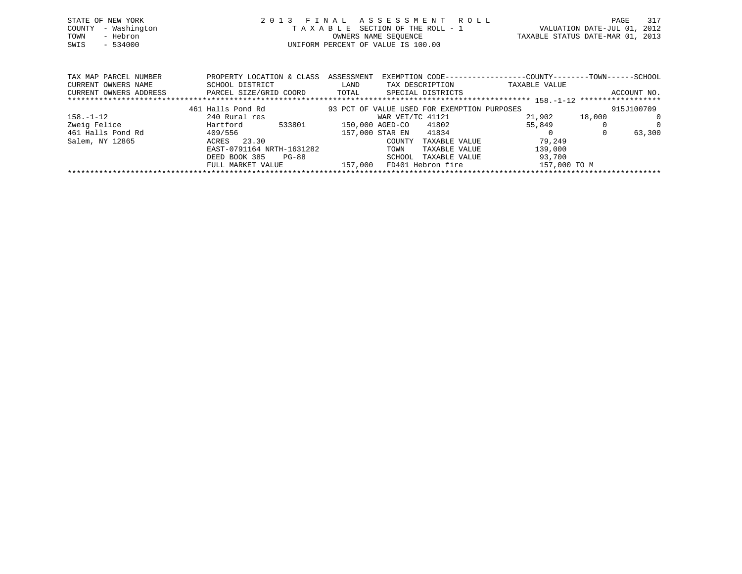STATE OF NEW YORK
COUNTY - Washington
TOWN - Hebron
SWIS - 534000

# 2013 FINAL ASSESSMENT ROLL

TAXABLE SECTION OF THE ROLL - 1
OWNERS NAME SEQUENCE
UNIFORM PERCENT OF VALUE IS 100.00

VALUATION DATE-JUL 01, 2012
TAXABLE STATUS DATE-MAR 01, 2013

| TAX MAP PARCEL NUMBER / CURRENT OWNERS NAME / CURRENT OWNERS ADDRESS | PROPERTY LOCATION & CLASS / SCHOOL DISTRICT / PARCEL SIZE/GRID COORD | ASSESSMENT LAND / TOTAL | EXEMPTION CODE / TAX DESCRIPTION / SPECIAL DISTRICTS | COUNTY TAXABLE VALUE | TOWN | SCHOOL / ACCOUNT NO. |
|---|---|---|---|---|---|---|
| 158.-1-12 | 461 Halls Pond Rd | | 93 PCT OF VALUE USED FOR EXEMPTION PURPOSES | | | 915J100709 |
| 158.-1-12 | 240 Rural res | | WAR VET/TC 41121 | 21,902 | 18,000 | 0 |
| Zweig Felice | Hartford 533801 | 150,000 | AGED-CO 41802 | 55,849 | 0 | 0 |
| 461 Halls Pond Rd | 409/556 | 157,000 | STAR EN 41834 | 0 | 0 | 63,300 |
| Salem, NY 12865 | ACRES 23.30 | | COUNTY TAXABLE VALUE | 79,249 | | |
| | EAST-0791164 NRTH-1631282 | | TOWN TAXABLE VALUE | 139,000 | | |
| | DEED BOOK 385 PG-88 | | SCHOOL TAXABLE VALUE | 93,700 | | |
| | FULL MARKET VALUE | 157,000 | FD401 Hebron fire | 157,000 TO M | | |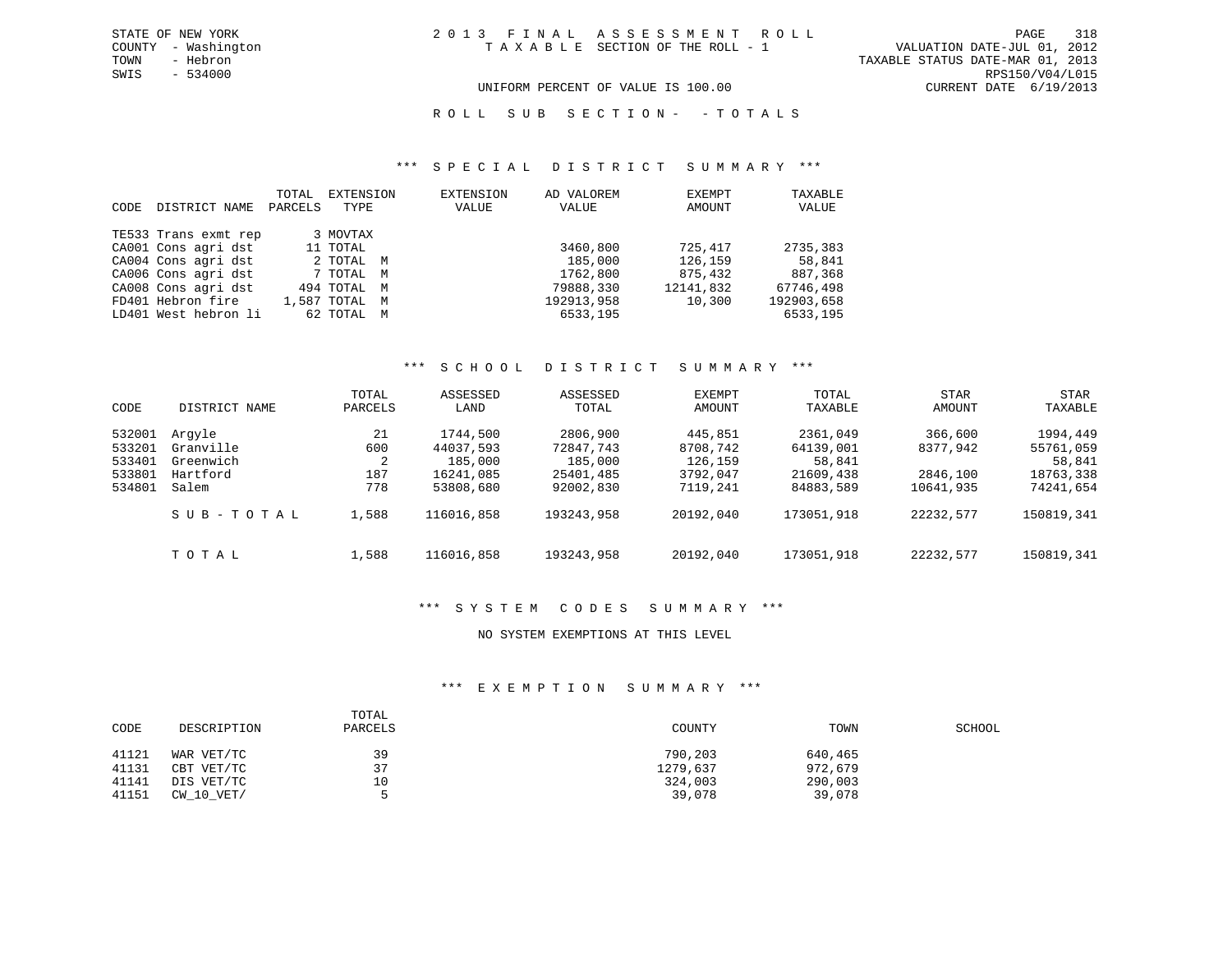STATE OF NEW YORK
COUNTY - Washington
TOWN - Hebron
SWIS - 534000

2013 FINAL ASSESSMENT ROLL
TAXABLE SECTION OF THE ROLL - 1

VALUATION DATE-JUL 01, 2012
TAXABLE STATUS DATE-MAR 01, 2013
RPS150/V04/L015
CURRENT DATE 6/19/2013

UNIFORM PERCENT OF VALUE IS 100.00

ROLL SUB SECTION- - TOTALS

### *** SPECIAL DISTRICT SUMMARY ***

| CODE | DISTRICT NAME | TOTAL PARCELS | EXTENSION TYPE | EXTENSION VALUE | AD VALOREM VALUE | EXEMPT AMOUNT | TAXABLE VALUE |
|---|---|---|---|---|---|---|---|
| TE533 | Trans exmt rep | 3 | MOVTAX | | | | |
| CA001 | Cons agri dst | 11 | TOTAL | | 3460,800 | 725,417 | 2735,383 |
| CA004 | Cons agri dst | 2 | TOTAL M | | 185,000 | 126,159 | 58,841 |
| CA006 | Cons agri dst | 7 | TOTAL M | | 1762,800 | 875,432 | 887,368 |
| CA008 | Cons agri dst | 494 | TOTAL M | | 79888,330 | 12141,832 | 67746,498 |
| FD401 | Hebron fire | 1,587 | TOTAL M | | 192913,958 | 10,300 | 192903,658 |
| LD401 | West hebron li | 62 | TOTAL M | | 6533,195 | | 6533,195 |

### *** SCHOOL DISTRICT SUMMARY ***

| CODE | DISTRICT NAME | TOTAL PARCELS | ASSESSED LAND | ASSESSED TOTAL | EXEMPT AMOUNT | TOTAL TAXABLE | STAR AMOUNT | STAR TAXABLE |
|---|---|---|---|---|---|---|---|---|
| 532001 | Argyle | 21 | 1744,500 | 2806,900 | 445,851 | 2361,049 | 366,600 | 1994,449 |
| 533201 | Granville | 600 | 44037,593 | 72847,743 | 8708,742 | 64139,001 | 8377,942 | 55761,059 |
| 533401 | Greenwich | 2 | 185,000 | 185,000 | 126,159 | 58,841 | | 58,841 |
| 533801 | Hartford | 187 | 16241,085 | 25401,485 | 3792,047 | 21609,438 | 2846,100 | 18763,338 |
| 534801 | Salem | 778 | 53808,680 | 92002,830 | 7119,241 | 84883,589 | 10641,935 | 74241,654 |
| | SUB-TOTAL | 1,588 | 116016,858 | 193243,958 | 20192,040 | 173051,918 | 22232,577 | 150819,341 |
| | TOTAL | 1,588 | 116016,858 | 193243,958 | 20192,040 | 173051,918 | 22232,577 | 150819,341 |

### *** SYSTEM CODES SUMMARY ***

NO SYSTEM EXEMPTIONS AT THIS LEVEL

### *** EXEMPTION SUMMARY ***

| CODE | DESCRIPTION | TOTAL PARCELS | COUNTY | TOWN | SCHOOL |
|---|---|---|---|---|---|
| 41121 | WAR VET/TC | 39 | 790,203 | 640,465 | |
| 41131 | CBT VET/TC | 37 | 1279,637 | 972,679 | |
| 41141 | DIS VET/TC | 10 | 324,003 | 290,003 | |
| 41151 | CW_10_VET/ | 5 | 39,078 | 39,078 | |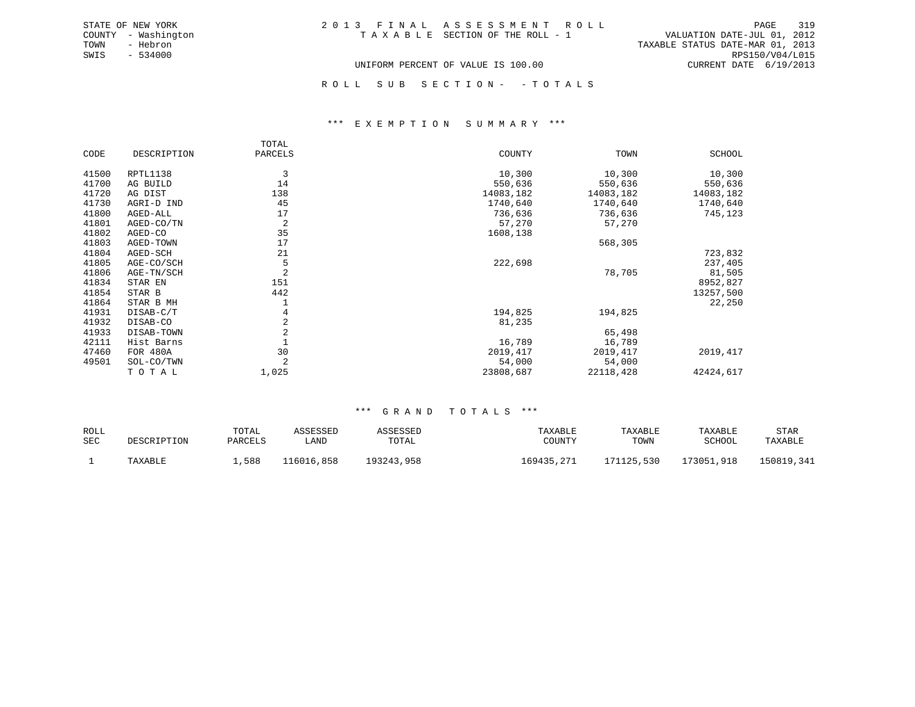STATE OF NEW YORK
COUNTY - Washington
TOWN - Hebron
SWIS - 534000

2013 FINAL ASSESSMENT ROLL
TAXABLE SECTION OF THE ROLL - 1
UNIFORM PERCENT OF VALUE IS 100.00

VALUATION DATE-JUL 01, 2012
TAXABLE STATUS DATE-MAR 01, 2013
RPS150/V04/L015
CURRENT DATE 6/19/2013

ROLL SUB SECTION- - TOTALS

*** EXEMPTION SUMMARY ***

| CODE | DESCRIPTION | TOTAL PARCELS | COUNTY | TOWN | SCHOOL |
|---|---|---|---|---|---|
| 41500 | RPTL1138 | 3 | 10,300 | 10,300 | 10,300 |
| 41700 | AG BUILD | 14 | 550,636 | 550,636 | 550,636 |
| 41720 | AG DIST | 138 | 14083,182 | 14083,182 | 14083,182 |
| 41730 | AGRI-D IND | 45 | 1740,640 | 1740,640 | 1740,640 |
| 41800 | AGED-ALL | 17 | 736,636 | 736,636 | 745,123 |
| 41801 | AGED-CO/TN | 2 | 57,270 | 57,270 | |
| 41802 | AGED-CO | 35 | 1608,138 | | |
| 41803 | AGED-TOWN | 17 | | 568,305 | |
| 41804 | AGED-SCH | 21 | | | 723,832 |
| 41805 | AGE-CO/SCH | 5 | 222,698 | | 237,405 |
| 41806 | AGE-TN/SCH | 2 | | 78,705 | 81,505 |
| 41834 | STAR EN | 151 | | | 8952,827 |
| 41854 | STAR B | 442 | | | 13257,500 |
| 41864 | STAR B MH | 1 | | | 22,250 |
| 41931 | DISAB-C/T | 4 | 194,825 | 194,825 | |
| 41932 | DISAB-CO | 2 | 81,235 | | |
| 41933 | DISAB-TOWN | 2 | | 65,498 | |
| 42111 | Hist Barns | 1 | 16,789 | 16,789 | |
| 47460 | FOR 480A | 30 | 2019,417 | 2019,417 | 2019,417 |
| 49501 | SOL-CO/TWN | 2 | 54,000 | 54,000 | |
| | T O T A L | 1,025 | 23808,687 | 22118,428 | 42424,617 |

*** GRAND TOTALS ***

| ROLL SEC | DESCRIPTION | TOTAL PARCELS | ASSESSED LAND | ASSESSED TOTAL | TAXABLE COUNTY | TAXABLE TOWN | TAXABLE SCHOOL | STAR TAXABLE |
|---|---|---|---|---|---|---|---|---|
| 1 | TAXABLE | 1,588 | 116016,858 | 193243,958 | 169435,271 | 171125,530 | 173051,918 | 150819,341 |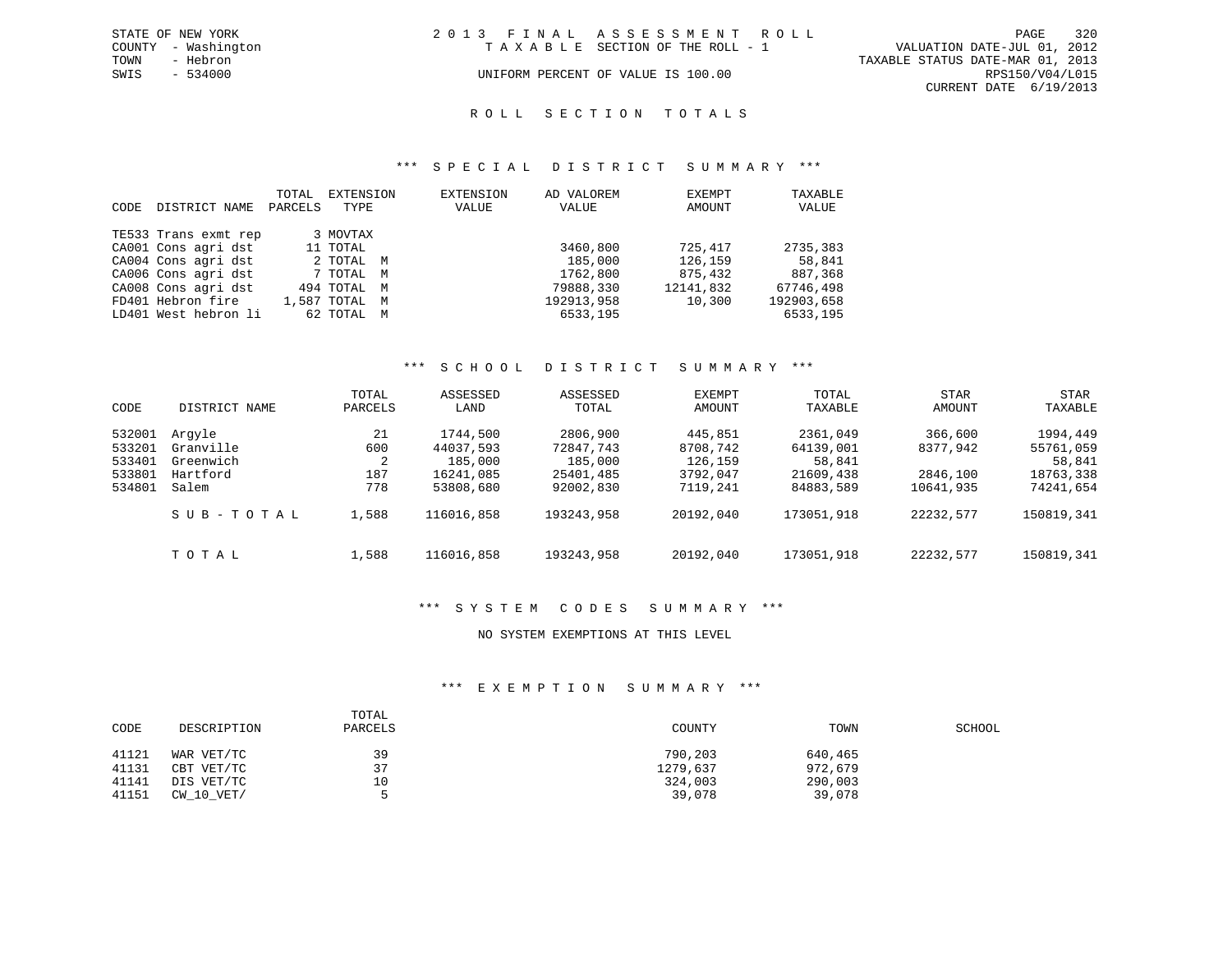STATE OF NEW YORK
COUNTY - Washington
TOWN - Hebron
SWIS - 534000

# 2013 FINAL ASSESSMENT ROLL
TAXABLE SECTION OF THE ROLL - 1

UNIFORM PERCENT OF VALUE IS 100.00

VALUATION DATE-JUL 01, 2012
TAXABLE STATUS DATE-MAR 01, 2013
RPS150/V04/L015
CURRENT DATE 6/19/2013

## ROLL SECTION TOTALS

### *** SPECIAL DISTRICT SUMMARY ***

| CODE | DISTRICT NAME | TOTAL PARCELS | EXTENSION TYPE | EXTENSION VALUE | AD VALOREM VALUE | EXEMPT AMOUNT | TAXABLE VALUE |
|---|---|---|---|---|---|---|---|
| TE533 | Trans exmt rep | 3 | MOVTAX | | | | |
| CA001 | Cons agri dst | 11 | TOTAL | | 3460,800 | 725,417 | 2735,383 |
| CA004 | Cons agri dst | 2 | TOTAL M | | 185,000 | 126,159 | 58,841 |
| CA006 | Cons agri dst | 7 | TOTAL M | | 1762,800 | 875,432 | 887,368 |
| CA008 | Cons agri dst | 494 | TOTAL M | | 79888,330 | 12141,832 | 67746,498 |
| FD401 | Hebron fire | 1,587 | TOTAL M | | 192913,958 | 10,300 | 192903,658 |
| LD401 | West hebron li | 62 | TOTAL M | | 6533,195 | | 6533,195 |

### *** SCHOOL DISTRICT SUMMARY ***

| CODE | DISTRICT NAME | TOTAL PARCELS | ASSESSED LAND | ASSESSED TOTAL | EXEMPT AMOUNT | TOTAL TAXABLE | STAR AMOUNT | STAR TAXABLE |
|---|---|---|---|---|---|---|---|---|
| 532001 | Argyle | 21 | 1744,500 | 2806,900 | 445,851 | 2361,049 | 366,600 | 1994,449 |
| 533201 | Granville | 600 | 44037,593 | 72847,743 | 8708,742 | 64139,001 | 8377,942 | 55761,059 |
| 533401 | Greenwich | 2 | 185,000 | 185,000 | 126,159 | 58,841 | | 58,841 |
| 533801 | Hartford | 187 | 16241,085 | 25401,485 | 3792,047 | 21609,438 | 2846,100 | 18763,338 |
| 534801 | Salem | 778 | 53808,680 | 92002,830 | 7119,241 | 84883,589 | 10641,935 | 74241,654 |
| | SUB-TOTAL | 1,588 | 116016,858 | 193243,958 | 20192,040 | 173051,918 | 22232,577 | 150819,341 |
| | TOTAL | 1,588 | 116016,858 | 193243,958 | 20192,040 | 173051,918 | 22232,577 | 150819,341 |

### *** SYSTEM CODES SUMMARY ***

NO SYSTEM EXEMPTIONS AT THIS LEVEL

### *** EXEMPTION SUMMARY ***

| CODE | DESCRIPTION | TOTAL PARCELS | COUNTY | TOWN | SCHOOL |
|---|---|---|---|---|---|
| 41121 | WAR VET/TC | 39 | 790,203 | 640,465 | |
| 41131 | CBT VET/TC | 37 | 1279,637 | 972,679 | |
| 41141 | DIS VET/TC | 10 | 324,003 | 290,003 | |
| 41151 | CW_10_VET/ | 5 | 39,078 | 39,078 | |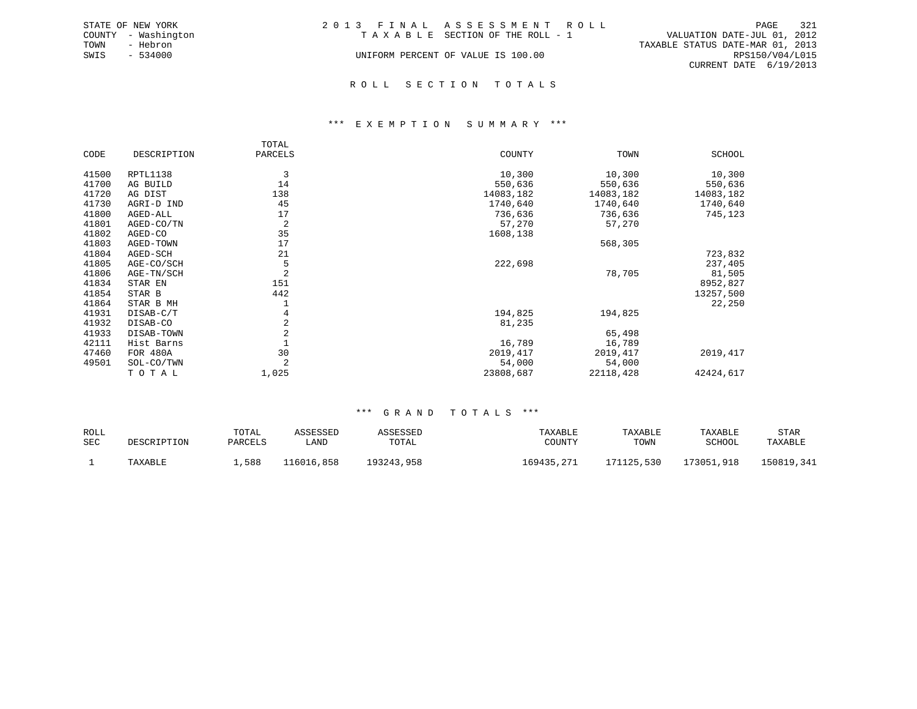STATE OF NEW YORK
COUNTY - Washington
TOWN - Hebron
SWIS - 534000

2 0 1 3 F I N A L A S S E S S M E N T R O L L
T A X A B L E SECTION OF THE ROLL - 1
UNIFORM PERCENT OF VALUE IS 100.00

VALUATION DATE-JUL 01, 2012
TAXABLE STATUS DATE-MAR 01, 2013
RPS150/V04/L015
CURRENT DATE 6/19/2013

## R O L L S E C T I O N T O T A L S

### *** E X E M P T I O N S U M M A R Y ***

| CODE | DESCRIPTION | TOTAL PARCELS | COUNTY | TOWN | SCHOOL |
|---|---|---|---|---|---|
| 41500 | RPTL1138 | 3 | 10,300 | 10,300 | 10,300 |
| 41700 | AG BUILD | 14 | 550,636 | 550,636 | 550,636 |
| 41720 | AG DIST | 138 | 14083,182 | 14083,182 | 14083,182 |
| 41730 | AGRI-D IND | 45 | 1740,640 | 1740,640 | 1740,640 |
| 41800 | AGED-ALL | 17 | 736,636 | 736,636 | 745,123 |
| 41801 | AGED-CO/TN | 2 | 57,270 | 57,270 | |
| 41802 | AGED-CO | 35 | 1608,138 | | |
| 41803 | AGED-TOWN | 17 | | 568,305 | |
| 41804 | AGED-SCH | 21 | | | 723,832 |
| 41805 | AGE-CO/SCH | 5 | 222,698 | | 237,405 |
| 41806 | AGE-TN/SCH | 2 | | 78,705 | 81,505 |
| 41834 | STAR EN | 151 | | | 8952,827 |
| 41854 | STAR B | 442 | | | 13257,500 |
| 41864 | STAR B MH | 1 | | | 22,250 |
| 41931 | DISAB-C/T | 4 | 194,825 | 194,825 | |
| 41932 | DISAB-CO | 2 | 81,235 | | |
| 41933 | DISAB-TOWN | 2 | | 65,498 | |
| 42111 | Hist Barns | 1 | 16,789 | 16,789 | |
| 47460 | FOR 480A | 30 | 2019,417 | 2019,417 | 2019,417 |
| 49501 | SOL-CO/TWN | 2 | 54,000 | 54,000 | |
| | T O T A L | 1,025 | 23808,687 | 22118,428 | 42424,617 |

### *** G R A N D T O T A L S ***

| ROLL SEC | DESCRIPTION | TOTAL PARCELS | ASSESSED LAND | ASSESSED TOTAL | TAXABLE COUNTY | TAXABLE TOWN | TAXABLE SCHOOL | STAR TAXABLE |
|---|---|---|---|---|---|---|---|---|
| 1 | TAXABLE | 1,588 | 116016,858 | 193243,958 | 169435,271 | 171125,530 | 173051,918 | 150819,341 |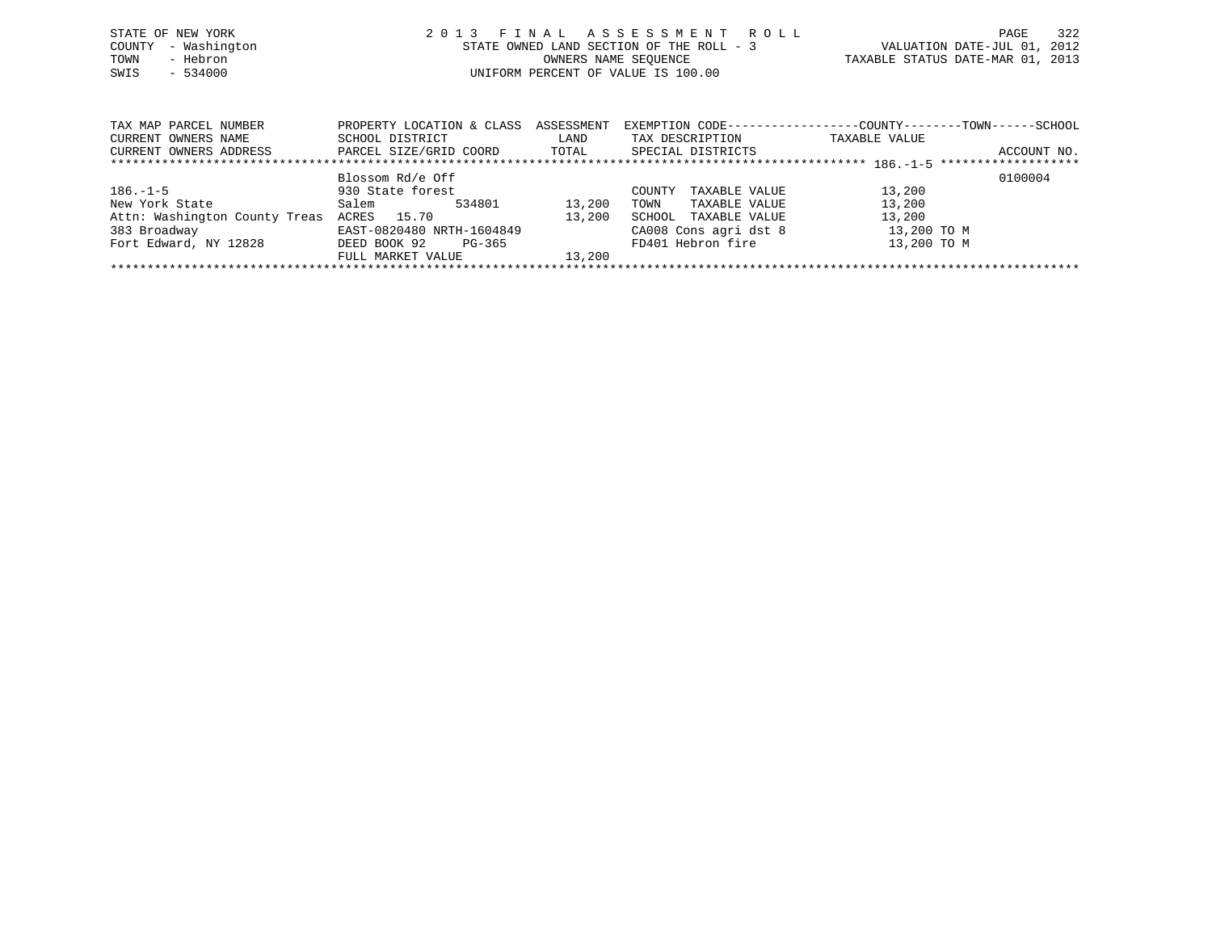STATE OF NEW YORK
COUNTY - Washington
TOWN - Hebron
SWIS - 534000

# 2013 FINAL ASSESSMENT ROLL

STATE OWNED LAND SECTION OF THE ROLL - 3
OWNERS NAME SEQUENCE
UNIFORM PERCENT OF VALUE IS 100.00

VALUATION DATE-JUL 01, 2012
TAXABLE STATUS DATE-MAR 01, 2013

```
TAX MAP PARCEL NUMBER          PROPERTY LOCATION & CLASS  ASSESSMENT  EXEMPTION CODE------------------COUNTY--------TOWN------SCHOOL
CURRENT OWNERS NAME            SCHOOL DISTRICT               LAND      TAX DESCRIPTION            TAXABLE VALUE
CURRENT OWNERS ADDRESS         PARCEL SIZE/GRID COORD       TOTAL      SPECIAL DISTRICTS                                    ACCOUNT NO.
******************************************************************************************************* 186.-1-5 *******************
                               Blossom Rd/e Off                                                                          0100004
186.-1-5                       930 State forest                        COUNTY  TAXABLE VALUE            13,200
New York State                 Salem          534801        13,200     TOWN    TAXABLE VALUE            13,200
Attn: Washington County Treas  ACRES  15.70                 13,200     SCHOOL  TAXABLE VALUE            13,200
383 Broadway                   EAST-0820480 NRTH-1604849               CA008 Cons agri dst 8             13,200 TO M
Fort Edward, NY 12828          DEED BOOK 92     PG-365                 FD401 Hebron fire                 13,200 TO M
                               FULL MARKET VALUE            13,200
************************************************************************************************************************************
```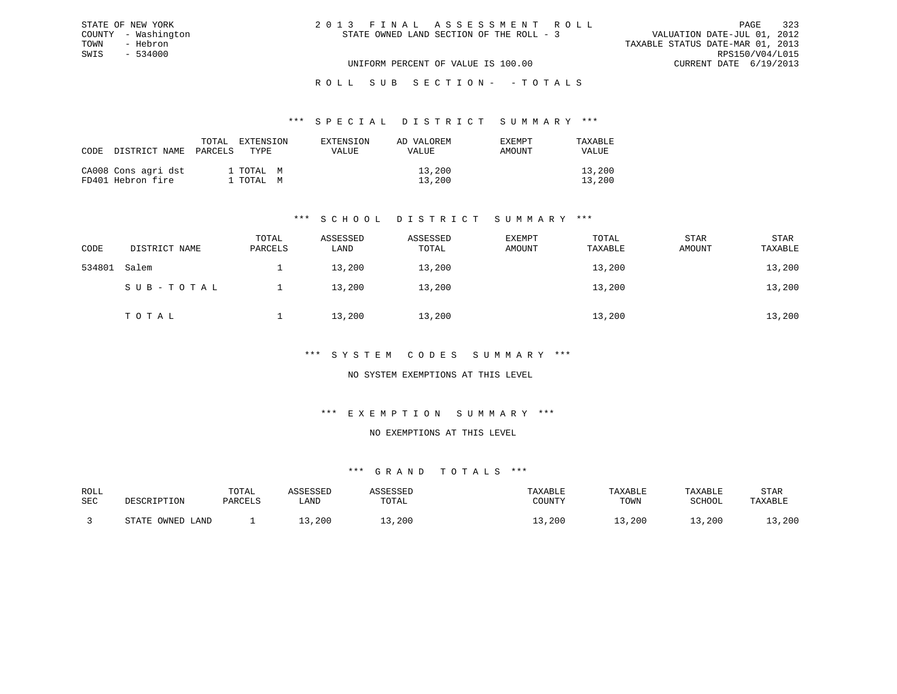STATE OF NEW YORK
COUNTY - Washington
TOWN - Hebron
SWIS - 534000

# 2 0 1 3 F I N A L A S S E S S M E N T R O L L

STATE OWNED LAND SECTION OF THE ROLL - 3

VALUATION DATE-JUL 01, 2012
TAXABLE STATUS DATE-MAR 01, 2013
RPS150/V04/L015
CURRENT DATE 6/19/2013

UNIFORM PERCENT OF VALUE IS 100.00

## R O L L S U B S E C T I O N - - T O T A L S

### \*\*\* S P E C I A L D I S T R I C T S U M M A R Y \*\*\*

| CODE | DISTRICT NAME | TOTAL PARCELS | EXTENSION TYPE | EXTENSION VALUE | AD VALOREM VALUE | EXEMPT AMOUNT | TAXABLE VALUE |
|---|---|---|---|---|---|---|---|
| CA008 | Cons agri dst | 1 | TOTAL M | | 13,200 | | 13,200 |
| FD401 | Hebron fire | 1 | TOTAL M | | 13,200 | | 13,200 |

### \*\*\* S C H O O L D I S T R I C T S U M M A R Y \*\*\*

| CODE | DISTRICT NAME | TOTAL PARCELS | ASSESSED LAND | ASSESSED TOTAL | EXEMPT AMOUNT | TOTAL TAXABLE | STAR AMOUNT | STAR TAXABLE |
|---|---|---|---|---|---|---|---|---|
| 534801 | Salem | 1 | 13,200 | 13,200 | | 13,200 | | 13,200 |
| | S U B - T O T A L | 1 | 13,200 | 13,200 | | 13,200 | | 13,200 |
| | T O T A L | 1 | 13,200 | 13,200 | | 13,200 | | 13,200 |

### \*\*\* S Y S T E M C O D E S S U M M A R Y \*\*\*

NO SYSTEM EXEMPTIONS AT THIS LEVEL

### \*\*\* E X E M P T I O N S U M M A R Y \*\*\*

NO EXEMPTIONS AT THIS LEVEL

### \*\*\* G R A N D T O T A L S \*\*\*

| ROLL SEC | DESCRIPTION | TOTAL PARCELS | ASSESSED LAND | ASSESSED TOTAL | TAXABLE COUNTY | TAXABLE TOWN | TAXABLE SCHOOL | STAR TAXABLE |
|---|---|---|---|---|---|---|---|---|
| 3 | STATE OWNED LAND | 1 | 13,200 | 13,200 | 13,200 | 13,200 | 13,200 | 13,200 |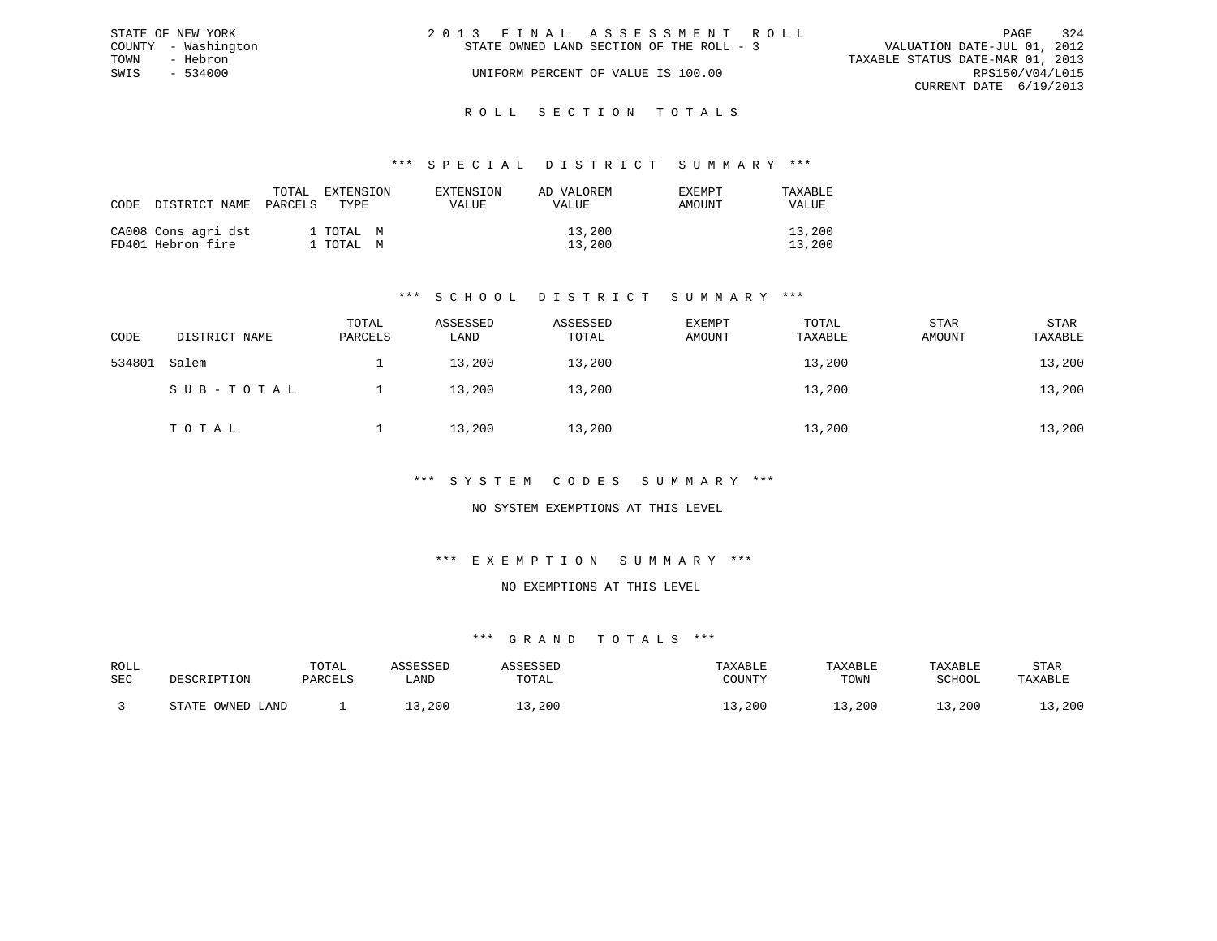STATE OF NEW YORK
COUNTY - Washington
TOWN - Hebron
SWIS - 534000

2 0 1 3 F I N A L A S S E S S M E N T R O L L
STATE OWNED LAND SECTION OF THE ROLL - 3
UNIFORM PERCENT OF VALUE IS 100.00

VALUATION DATE-JUL 01, 2012
TAXABLE STATUS DATE-MAR 01, 2013
RPS150/V04/L015
CURRENT DATE 6/19/2013

## R O L L S E C T I O N T O T A L S

### *** S P E C I A L D I S T R I C T S U M M A R Y ***

| CODE | DISTRICT NAME | TOTAL PARCELS | EXTENSION TYPE | EXTENSION VALUE | AD VALOREM VALUE | EXEMPT AMOUNT | TAXABLE VALUE |
|---|---|---|---|---|---|---|---|
| CA008 | Cons agri dst | 1 | TOTAL M | | 13,200 | | 13,200 |
| FD401 | Hebron fire | 1 | TOTAL M | | 13,200 | | 13,200 |

### *** S C H O O L D I S T R I C T S U M M A R Y ***

| CODE | DISTRICT NAME | TOTAL PARCELS | ASSESSED LAND | ASSESSED TOTAL | EXEMPT AMOUNT | TOTAL TAXABLE | STAR AMOUNT | STAR TAXABLE |
|---|---|---|---|---|---|---|---|---|
| 534801 | Salem | 1 | 13,200 | 13,200 | | 13,200 | | 13,200 |
| | S U B - T O T A L | 1 | 13,200 | 13,200 | | 13,200 | | 13,200 |
| | T O T A L | 1 | 13,200 | 13,200 | | 13,200 | | 13,200 |

### *** S Y S T E M C O D E S S U M M A R Y ***

NO SYSTEM EXEMPTIONS AT THIS LEVEL

### *** E X E M P T I O N S U M M A R Y ***

NO EXEMPTIONS AT THIS LEVEL

### *** G R A N D T O T A L S ***

| ROLL SEC | DESCRIPTION | TOTAL PARCELS | ASSESSED LAND | ASSESSED TOTAL | TAXABLE COUNTY | TAXABLE TOWN | TAXABLE SCHOOL | STAR TAXABLE |
|---|---|---|---|---|---|---|---|---|
| 3 | STATE OWNED LAND | 1 | 13,200 | 13,200 | 13,200 | 13,200 | 13,200 | 13,200 |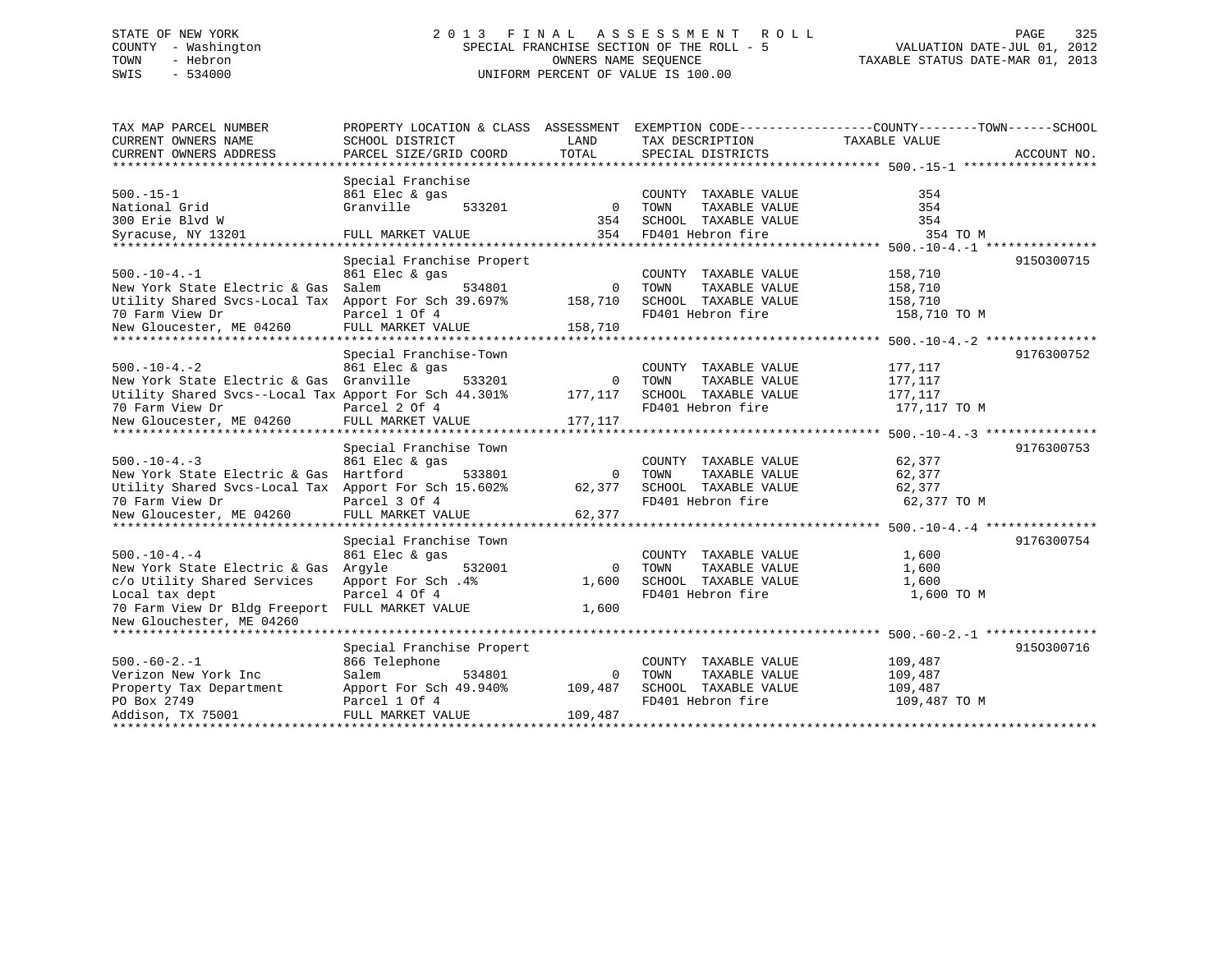STATE OF NEW YORK
COUNTY - Washington
TOWN - Hebron
SWIS - 534000

# 2013 FINAL ASSESSMENT ROLL
SPECIAL FRANCHISE SECTION OF THE ROLL - 5
OWNERS NAME SEQUENCE
UNIFORM PERCENT OF VALUE IS 100.00

VALUATION DATE-JUL 01, 2012
TAXABLE STATUS DATE-MAR 01, 2013

| TAX MAP PARCEL NUMBER / CURRENT OWNERS NAME / CURRENT OWNERS ADDRESS | PROPERTY LOCATION & CLASS / SCHOOL DISTRICT / PARCEL SIZE/GRID COORD | ASSESSMENT LAND / TOTAL | EXEMPTION CODE / TAX DESCRIPTION / SPECIAL DISTRICTS | COUNTY / TOWN / SCHOOL TAXABLE VALUE | ACCOUNT NO. |
|---|---|---|---|---|---|
| 500.-15-1 | Special Franchise | | | | |
| | 861 Elec & gas | | COUNTY TAXABLE VALUE | 354 | |
| National Grid | Granville 533201 | 0 | TOWN TAXABLE VALUE | 354 | |
| 300 Erie Blvd W | | 354 | SCHOOL TAXABLE VALUE | 354 | |
| Syracuse, NY 13201 | FULL MARKET VALUE | 354 | FD401 Hebron fire | 354 TO M | |
| 500.-10-4.-1 | Special Franchise Propert | | | | 915O300715 |
| | 861 Elec & gas | | COUNTY TAXABLE VALUE | 158,710 | |
| New York State Electric & Gas | Salem 534801 | 0 | TOWN TAXABLE VALUE | 158,710 | |
| Utility Shared Svcs-Local Tax | Apport For Sch 39.697% | 158,710 | SCHOOL TAXABLE VALUE | 158,710 | |
| 70 Farm View Dr | Parcel 1 Of 4 | | FD401 Hebron fire | 158,710 TO M | |
| New Gloucester, ME 04260 | FULL MARKET VALUE | 158,710 | | | |
| 500.-10-4.-2 | Special Franchise-Town | | | | 9176300752 |
| | 861 Elec & gas | | COUNTY TAXABLE VALUE | 177,117 | |
| New York State Electric & Gas | Granville 533201 | 0 | TOWN TAXABLE VALUE | 177,117 | |
| Utility Shared Svcs--Local Tax | Apport For Sch 44.301% | 177,117 | SCHOOL TAXABLE VALUE | 177,117 | |
| 70 Farm View Dr | Parcel 2 Of 4 | | FD401 Hebron fire | 177,117 TO M | |
| New Gloucester, ME 04260 | FULL MARKET VALUE | 177,117 | | | |
| 500.-10-4.-3 | Special Franchise Town | | | | 9176300753 |
| | 861 Elec & gas | | COUNTY TAXABLE VALUE | 62,377 | |
| New York State Electric & Gas | Hartford 533801 | 0 | TOWN TAXABLE VALUE | 62,377 | |
| Utility Shared Svcs-Local Tax | Apport For Sch 15.602% | 62,377 | SCHOOL TAXABLE VALUE | 62,377 | |
| 70 Farm View Dr | Parcel 3 Of 4 | | FD401 Hebron fire | 62,377 TO M | |
| New Gloucester, ME 04260 | FULL MARKET VALUE | 62,377 | | | |
| 500.-10-4.-4 | Special Franchise Town | | | | 9176300754 |
| | 861 Elec & gas | | COUNTY TAXABLE VALUE | 1,600 | |
| New York State Electric & Gas | Argyle 532001 | 0 | TOWN TAXABLE VALUE | 1,600 | |
| c/o Utility Shared Services | Apport For Sch .4% | 1,600 | SCHOOL TAXABLE VALUE | 1,600 | |
| Local tax dept | Parcel 4 Of 4 | | FD401 Hebron fire | 1,600 TO M | |
| 70 Farm View Dr Bldg Freeport | FULL MARKET VALUE | 1,600 | | | |
| New Glouchester, ME 04260 | | | | | |
| 500.-60-2.-1 | Special Franchise Propert | | | | 915O300716 |
| | 866 Telephone | | COUNTY TAXABLE VALUE | 109,487 | |
| Verizon New York Inc | Salem 534801 | 0 | TOWN TAXABLE VALUE | 109,487 | |
| Property Tax Department | Apport For Sch 49.940% | 109,487 | SCHOOL TAXABLE VALUE | 109,487 | |
| PO Box 2749 | Parcel 1 Of 4 | | FD401 Hebron fire | 109,487 TO M | |
| Addison, TX 75001 | FULL MARKET VALUE | 109,487 | | | |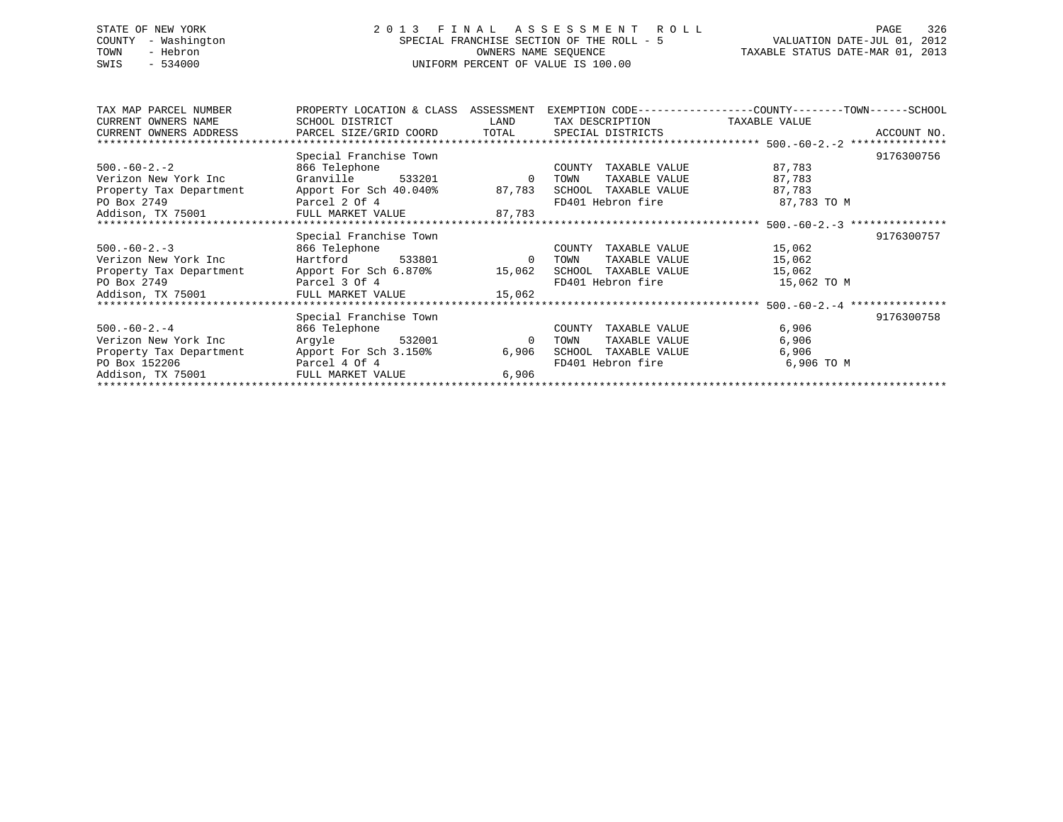STATE OF NEW YORK
COUNTY - Washington
TOWN - Hebron
SWIS - 534000

# 2013 FINAL ASSESSMENT ROLL

SPECIAL FRANCHISE SECTION OF THE ROLL - 5
OWNERS NAME SEQUENCE
UNIFORM PERCENT OF VALUE IS 100.00

VALUATION DATE-JUL 01, 2012
TAXABLE STATUS DATE-MAR 01, 2013

| TAX MAP PARCEL NUMBER / CURRENT OWNERS NAME / CURRENT OWNERS ADDRESS | PROPERTY LOCATION & CLASS / SCHOOL DISTRICT / PARCEL SIZE/GRID COORD | ASSESSMENT LAND / TOTAL | EXEMPTION CODE / TAX DESCRIPTION / SPECIAL DISTRICTS | COUNTY--------TOWN------SCHOOL TAXABLE VALUE | ACCOUNT NO. |
|---|---|---|---|---|---|
| 500.-60-2.-2 | Special Franchise Town | | | | 9176300756 |
| | 866 Telephone | | COUNTY TAXABLE VALUE | 87,783 | |
| Verizon New York Inc | Granville 533201 | 0 | TOWN TAXABLE VALUE | 87,783 | |
| Property Tax Department | Apport For Sch 40.040% | 87,783 | SCHOOL TAXABLE VALUE | 87,783 | |
| PO Box 2749 | Parcel 2 Of 4 | | FD401 Hebron fire | 87,783 TO M | |
| Addison, TX 75001 | FULL MARKET VALUE | 87,783 | | | |
| 500.-60-2.-3 | Special Franchise Town | | | | 9176300757 |
| | 866 Telephone | | COUNTY TAXABLE VALUE | 15,062 | |
| Verizon New York Inc | Hartford 533801 | 0 | TOWN TAXABLE VALUE | 15,062 | |
| Property Tax Department | Apport For Sch 6.870% | 15,062 | SCHOOL TAXABLE VALUE | 15,062 | |
| PO Box 2749 | Parcel 3 Of 4 | | FD401 Hebron fire | 15,062 TO M | |
| Addison, TX 75001 | FULL MARKET VALUE | 15,062 | | | |
| 500.-60-2.-4 | Special Franchise Town | | | | 9176300758 |
| | 866 Telephone | | COUNTY TAXABLE VALUE | 6,906 | |
| Verizon New York Inc | Argyle 532001 | 0 | TOWN TAXABLE VALUE | 6,906 | |
| Property Tax Department | Apport For Sch 3.150% | 6,906 | SCHOOL TAXABLE VALUE | 6,906 | |
| PO Box 152206 | Parcel 4 Of 4 | | FD401 Hebron fire | 6,906 TO M | |
| Addison, TX 75001 | FULL MARKET VALUE | 6,906 | | | |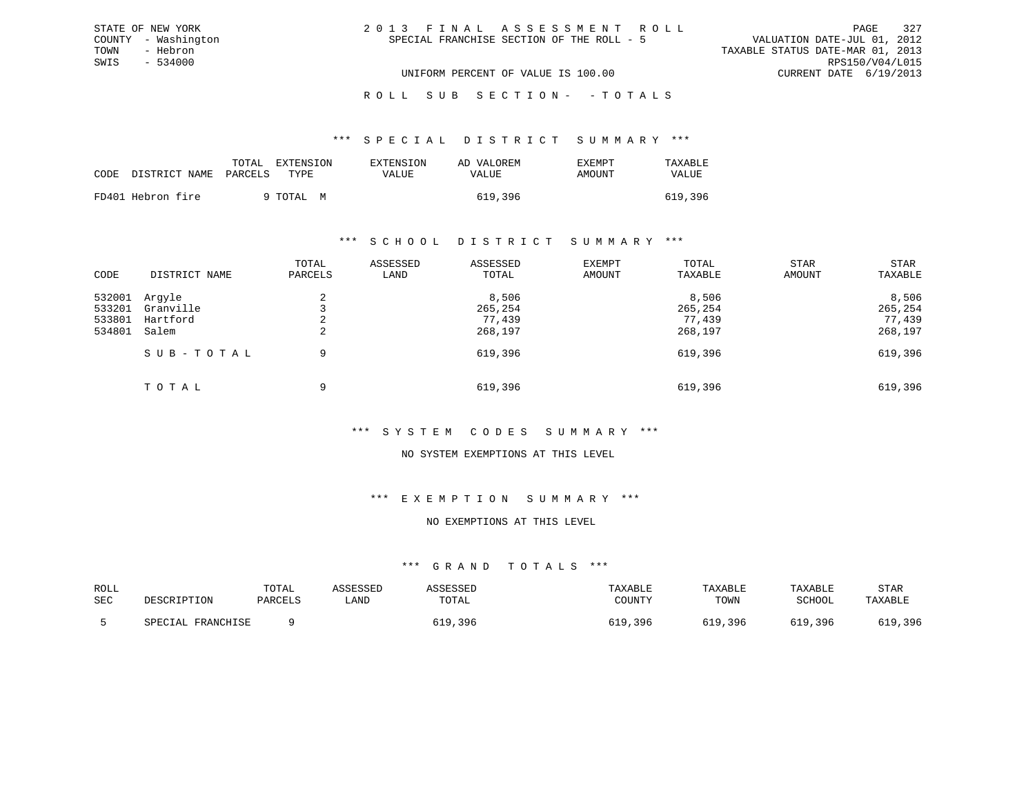STATE OF NEW YORK
COUNTY - Washington
TOWN - Hebron
SWIS - 534000

# 2013 FINAL ASSESSMENT ROLL
SPECIAL FRANCHISE SECTION OF THE ROLL - 5

VALUATION DATE-JUL 01, 2012
TAXABLE STATUS DATE-MAR 01, 2013
RPS150/V04/L015
CURRENT DATE 6/19/2013

UNIFORM PERCENT OF VALUE IS 100.00

## ROLL SUB SECTION- - TOTALS

### *** SPECIAL DISTRICT SUMMARY ***

| CODE | DISTRICT NAME | TOTAL PARCELS | EXTENSION TYPE | EXTENSION VALUE | AD VALOREM VALUE | EXEMPT AMOUNT | TAXABLE VALUE |
|---|---|---|---|---|---|---|---|
| FD401 | Hebron fire | 9 | TOTAL M | | 619,396 | | 619,396 |

### *** SCHOOL DISTRICT SUMMARY ***

| CODE | DISTRICT NAME | TOTAL PARCELS | ASSESSED LAND | ASSESSED TOTAL | EXEMPT AMOUNT | TOTAL TAXABLE | STAR AMOUNT | STAR TAXABLE |
|---|---|---|---|---|---|---|---|---|
| 532001 | Argyle | 2 | | 8,506 | | 8,506 | | 8,506 |
| 533201 | Granville | 3 | | 265,254 | | 265,254 | | 265,254 |
| 533801 | Hartford | 2 | | 77,439 | | 77,439 | | 77,439 |
| 534801 | Salem | 2 | | 268,197 | | 268,197 | | 268,197 |
| | SUB-TOTAL | 9 | | 619,396 | | 619,396 | | 619,396 |
| | TOTAL | 9 | | 619,396 | | 619,396 | | 619,396 |

### *** SYSTEM CODES SUMMARY ***

NO SYSTEM EXEMPTIONS AT THIS LEVEL

### *** EXEMPTION SUMMARY ***

NO EXEMPTIONS AT THIS LEVEL

### *** GRAND TOTALS ***

| ROLL SEC | DESCRIPTION | TOTAL PARCELS | ASSESSED LAND | ASSESSED TOTAL | TAXABLE COUNTY | TAXABLE TOWN | TAXABLE SCHOOL | STAR TAXABLE |
|---|---|---|---|---|---|---|---|---|
| 5 | SPECIAL FRANCHISE | 9 | | 619,396 | 619,396 | 619,396 | 619,396 | 619,396 |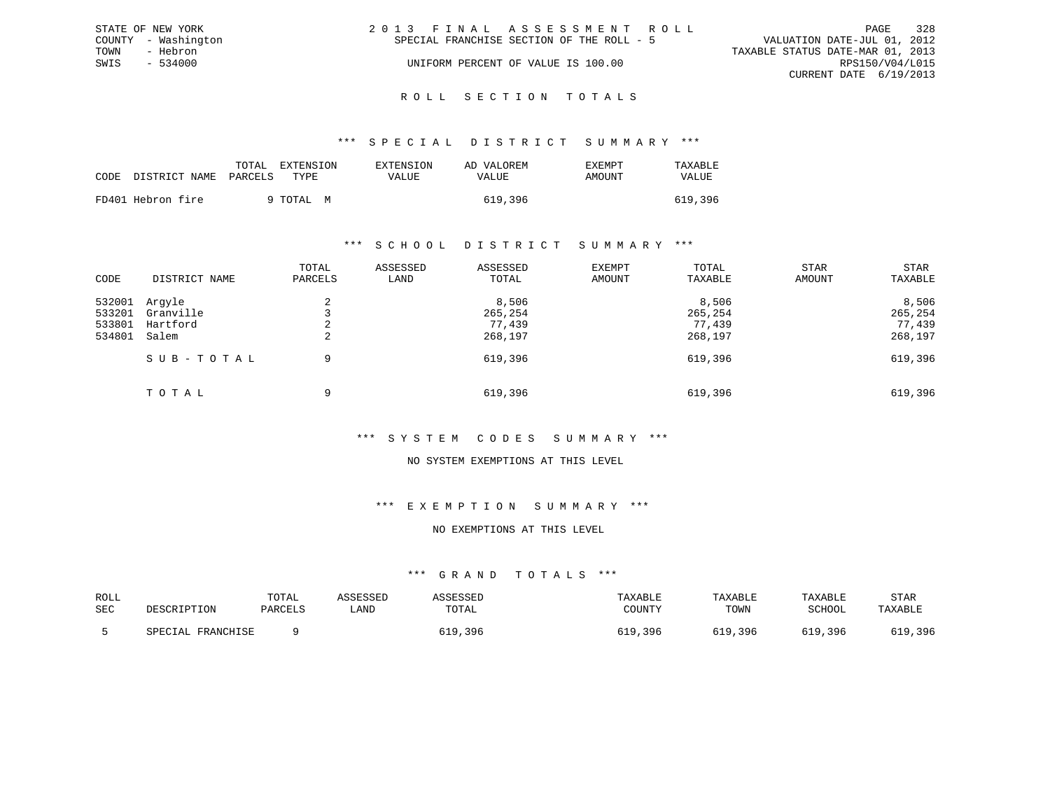STATE OF NEW YORK
COUNTY - Washington
TOWN - Hebron
SWIS - 534000

2013 FINAL ASSESSMENT ROLL
SPECIAL FRANCHISE SECTION OF THE ROLL - 5
UNIFORM PERCENT OF VALUE IS 100.00

VALUATION DATE-JUL 01, 2012
TAXABLE STATUS DATE-MAR 01, 2013
RPS150/V04/L015
CURRENT DATE 6/19/2013

## ROLL SECTION TOTALS

### *** SPECIAL DISTRICT SUMMARY ***

| CODE | DISTRICT NAME | TOTAL PARCELS | EXTENSION TYPE | EXTENSION VALUE | AD VALOREM VALUE | EXEMPT AMOUNT | TAXABLE VALUE |
|---|---|---|---|---|---|---|---|
| FD401 | Hebron fire | 9 | TOTAL M | | 619,396 | | 619,396 |

### *** SCHOOL DISTRICT SUMMARY ***

| CODE | DISTRICT NAME | TOTAL PARCELS | ASSESSED LAND | ASSESSED TOTAL | EXEMPT AMOUNT | TOTAL TAXABLE | STAR AMOUNT | STAR TAXABLE |
|---|---|---|---|---|---|---|---|---|
| 532001 | Argyle | 2 | | 8,506 | | 8,506 | | 8,506 |
| 533201 | Granville | 3 | | 265,254 | | 265,254 | | 265,254 |
| 533801 | Hartford | 2 | | 77,439 | | 77,439 | | 77,439 |
| 534801 | Salem | 2 | | 268,197 | | 268,197 | | 268,197 |
| | SUB-TOTAL | 9 | | 619,396 | | 619,396 | | 619,396 |
| | TOTAL | 9 | | 619,396 | | 619,396 | | 619,396 |

### *** SYSTEM CODES SUMMARY ***

NO SYSTEM EXEMPTIONS AT THIS LEVEL

### *** EXEMPTION SUMMARY ***

NO EXEMPTIONS AT THIS LEVEL

### *** GRAND TOTALS ***

| ROLL SEC | DESCRIPTION | TOTAL PARCELS | ASSESSED LAND | ASSESSED TOTAL | TAXABLE COUNTY | TAXABLE TOWN | TAXABLE SCHOOL | STAR TAXABLE |
|---|---|---|---|---|---|---|---|---|
| 5 | SPECIAL FRANCHISE | 9 | | 619,396 | 619,396 | 619,396 | 619,396 | 619,396 |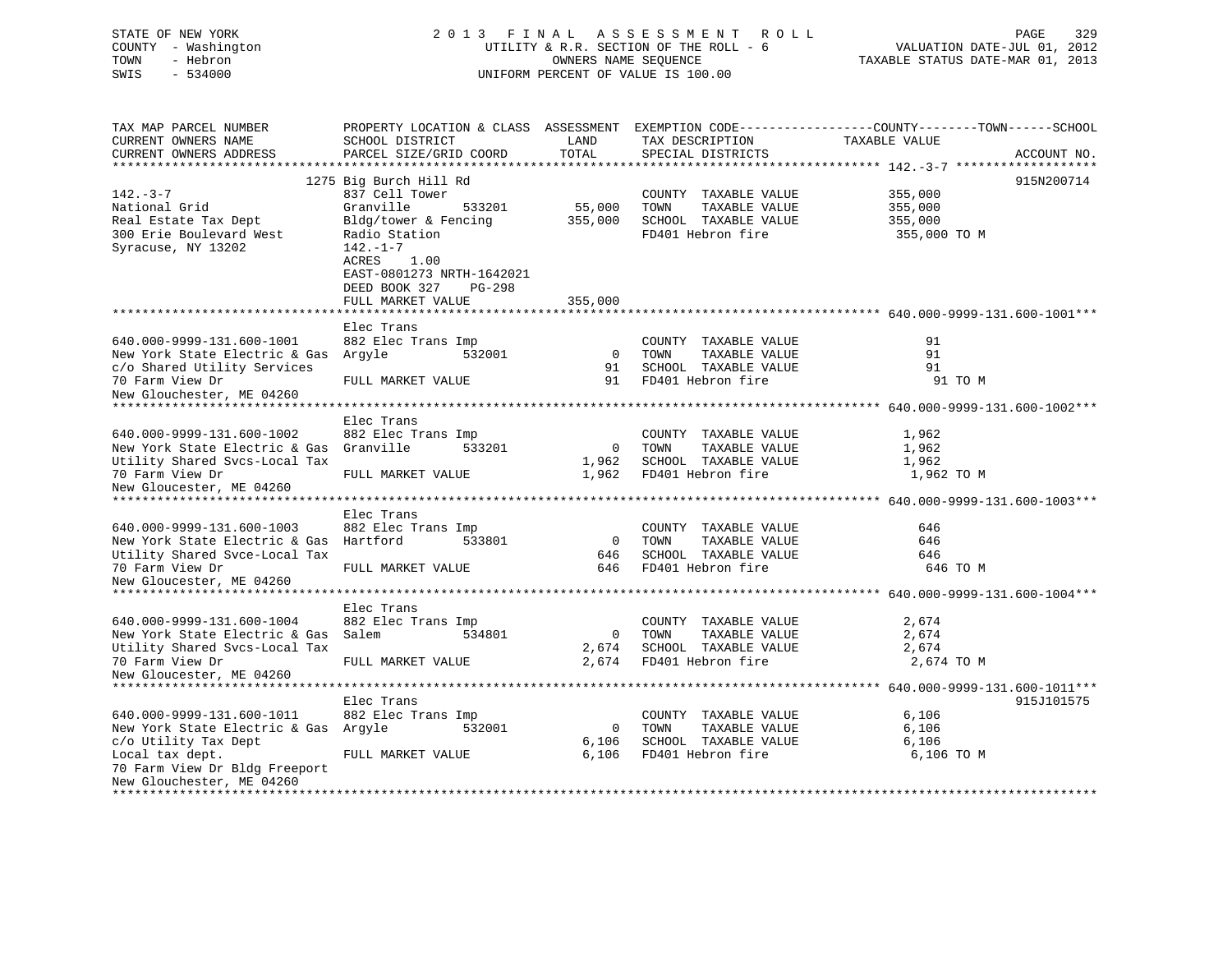STATE OF NEW YORK
COUNTY - Washington
TOWN - Hebron
SWIS - 534000

2013 FINAL ASSESSMENT ROLL
UTILITY & R.R. SECTION OF THE ROLL - 6
OWNERS NAME SEQUENCE
UNIFORM PERCENT OF VALUE IS 100.00

VALUATION DATE-JUL 01, 2012
TAXABLE STATUS DATE-MAR 01, 2013

| TAX MAP PARCEL NUMBER / CURRENT OWNERS NAME / CURRENT OWNERS ADDRESS | PROPERTY LOCATION & CLASS / SCHOOL DISTRICT / PARCEL SIZE/GRID COORD | ASSESSMENT LAND | TOTAL | EXEMPTION CODE / TAX DESCRIPTION / SPECIAL DISTRICTS | TAXABLE VALUE (COUNTY / TOWN / SCHOOL) | ACCOUNT NO. |
|---|---|---|---|---|---|---|
| 142.-3-7 | 1275 Big Burch Hill Rd | | | | | 915N200714 |
| National Grid | 837 Cell Tower | | | COUNTY TAXABLE VALUE | 355,000 | |
| Real Estate Tax Dept | Granville 533201 | 55,000 | | TOWN TAXABLE VALUE | 355,000 | |
| 300 Erie Boulevard West | Bldg/tower & Fencing | | 355,000 | SCHOOL TAXABLE VALUE | 355,000 | |
| Syracuse, NY 13202 | Radio Station | | | FD401 Hebron fire | 355,000 TO M | |
| | 142.-1-7 | | | | | |
| | ACRES 1.00 | | | | | |
| | EAST-0801273 NRTH-1642021 | | | | | |
| | DEED BOOK 327 PG-298 | | | | | |
| | FULL MARKET VALUE | | 355,000 | | | |
| 640.000-9999-131.600-1001 | Elec Trans | | | | | |
| New York State Electric & Gas | 882 Elec Trans Imp | | | COUNTY TAXABLE VALUE | 91 | |
| c/o Shared Utility Services | Argyle 532001 | 0 | | TOWN TAXABLE VALUE | 91 | |
| 70 Farm View Dr | | | 91 | SCHOOL TAXABLE VALUE | 91 | |
| New Glouchester, ME 04260 | FULL MARKET VALUE | | 91 | FD401 Hebron fire | 91 TO M | |
| 640.000-9999-131.600-1002 | Elec Trans | | | | | |
| New York State Electric & Gas | 882 Elec Trans Imp | | | COUNTY TAXABLE VALUE | 1,962 | |
| Utility Shared Svcs-Local Tax | Granville 533201 | 0 | | TOWN TAXABLE VALUE | 1,962 | |
| 70 Farm View Dr | | | 1,962 | SCHOOL TAXABLE VALUE | 1,962 | |
| New Gloucester, ME 04260 | FULL MARKET VALUE | | 1,962 | FD401 Hebron fire | 1,962 TO M | |
| 640.000-9999-131.600-1003 | Elec Trans | | | | | |
| New York State Electric & Gas | 882 Elec Trans Imp | | | COUNTY TAXABLE VALUE | 646 | |
| Utility Shared Svce-Local Tax | Hartford 533801 | 0 | | TOWN TAXABLE VALUE | 646 | |
| 70 Farm View Dr | | | 646 | SCHOOL TAXABLE VALUE | 646 | |
| New Gloucester, ME 04260 | FULL MARKET VALUE | | 646 | FD401 Hebron fire | 646 TO M | |
| 640.000-9999-131.600-1004 | Elec Trans | | | | | |
| New York State Electric & Gas | 882 Elec Trans Imp | | | COUNTY TAXABLE VALUE | 2,674 | |
| Utility Shared Svcs-Local Tax | Salem 534801 | 0 | | TOWN TAXABLE VALUE | 2,674 | |
| 70 Farm View Dr | | | 2,674 | SCHOOL TAXABLE VALUE | 2,674 | |
| New Gloucester, ME 04260 | FULL MARKET VALUE | | 2,674 | FD401 Hebron fire | 2,674 TO M | |
| 640.000-9999-131.600-1011 | Elec Trans | | | | | 915J101575 |
| New York State Electric & Gas | 882 Elec Trans Imp | | | COUNTY TAXABLE VALUE | 6,106 | |
| c/o Utility Tax Dept | Argyle 532001 | 0 | | TOWN TAXABLE VALUE | 6,106 | |
| Local tax dept. | | | 6,106 | SCHOOL TAXABLE VALUE | 6,106 | |
| 70 Farm View Dr Bldg Freeport | FULL MARKET VALUE | | 6,106 | FD401 Hebron fire | 6,106 TO M | |
| New Glouchester, ME 04260 | | | | | | |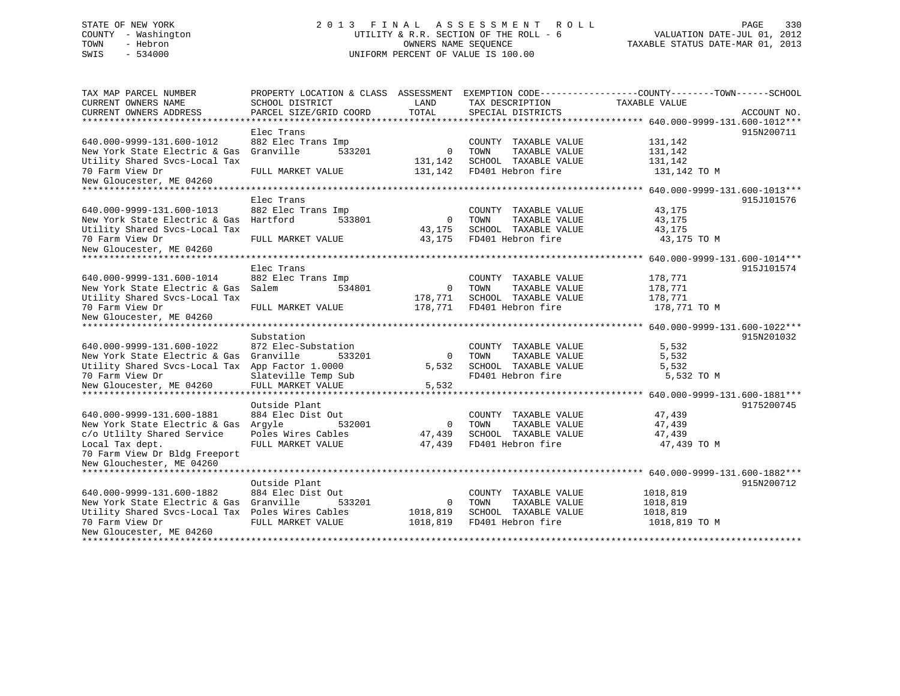STATE OF NEW YORK
COUNTY - Washington
TOWN - Hebron
SWIS - 534000

# 2013 FINAL ASSESSMENT ROLL

UTILITY & R.R. SECTION OF THE ROLL - 6
OWNERS NAME SEQUENCE
UNIFORM PERCENT OF VALUE IS 100.00

VALUATION DATE-JUL 01, 2012
TAXABLE STATUS DATE-MAR 01, 2013

| TAX MAP PARCEL NUMBER / CURRENT OWNERS NAME / CURRENT OWNERS ADDRESS | PROPERTY LOCATION & CLASS / SCHOOL DISTRICT / PARCEL SIZE/GRID COORD | ASSESSMENT LAND / TOTAL | EXEMPTION CODE / TAX DESCRIPTION / SPECIAL DISTRICTS | TAXABLE VALUE (COUNTY / TOWN / SCHOOL) | ACCOUNT NO. |
|---|---|---|---|---|---|
| **640.000-9999-131.600-1012** | Elec Trans | | | | 915N200711 |
| 640.000-9999-131.600-1012 | 882 Elec Trans Imp | | COUNTY TAXABLE VALUE | 131,142 | |
| New York State Electric & Gas | Granville 533201 | 0 | TOWN TAXABLE VALUE | 131,142 | |
| Utility Shared Svcs-Local Tax | | 131,142 | SCHOOL TAXABLE VALUE | 131,142 | |
| 70 Farm View Dr | FULL MARKET VALUE | 131,142 | FD401 Hebron fire | 131,142 TO M | |
| New Gloucester, ME 04260 | | | | | |
| **640.000-9999-131.600-1013** | Elec Trans | | | | 915J101576 |
| 640.000-9999-131.600-1013 | 882 Elec Trans Imp | | COUNTY TAXABLE VALUE | 43,175 | |
| New York State Electric & Gas | Hartford 533801 | 0 | TOWN TAXABLE VALUE | 43,175 | |
| Utility Shared Svcs-Local Tax | | 43,175 | SCHOOL TAXABLE VALUE | 43,175 | |
| 70 Farm View Dr | FULL MARKET VALUE | 43,175 | FD401 Hebron fire | 43,175 TO M | |
| New Gloucester, ME 04260 | | | | | |
| **640.000-9999-131.600-1014** | Elec Trans | | | | 915J101574 |
| 640.000-9999-131.600-1014 | 882 Elec Trans Imp | | COUNTY TAXABLE VALUE | 178,771 | |
| New York State Electric & Gas | Salem 534801 | 0 | TOWN TAXABLE VALUE | 178,771 | |
| Utility Shared Svcs-Local Tax | | 178,771 | SCHOOL TAXABLE VALUE | 178,771 | |
| 70 Farm View Dr | FULL MARKET VALUE | 178,771 | FD401 Hebron fire | 178,771 TO M | |
| New Gloucester, ME 04260 | | | | | |
| **640.000-9999-131.600-1022** | Substation | | | | 915N201032 |
| 640.000-9999-131.600-1022 | 872 Elec-Substation | | COUNTY TAXABLE VALUE | 5,532 | |
| New York State Electric & Gas | Granville 533201 | 0 | TOWN TAXABLE VALUE | 5,532 | |
| Utility Shared Svcs-Local Tax | App Factor 1.0000 | 5,532 | SCHOOL TAXABLE VALUE | 5,532 | |
| 70 Farm View Dr | Slateville Temp Sub | | FD401 Hebron fire | 5,532 TO M | |
| New Gloucester, ME 04260 | FULL MARKET VALUE | 5,532 | | | |
| **640.000-9999-131.600-1881** | Outside Plant | | | | 9175200745 |
| 640.000-9999-131.600-1881 | 884 Elec Dist Out | | COUNTY TAXABLE VALUE | 47,439 | |
| New York State Electric & Gas | Argyle 532001 | 0 | TOWN TAXABLE VALUE | 47,439 | |
| c/o Utlilty Shared Service | Poles Wires Cables | 47,439 | SCHOOL TAXABLE VALUE | 47,439 | |
| Local Tax dept. | FULL MARKET VALUE | 47,439 | FD401 Hebron fire | 47,439 TO M | |
| 70 Farm View Dr Bldg Freeport | | | | | |
| New Glouchester, ME 04260 | | | | | |
| **640.000-9999-131.600-1882** | Outside Plant | | | | 915N200712 |
| 640.000-9999-131.600-1882 | 884 Elec Dist Out | | COUNTY TAXABLE VALUE | 1018,819 | |
| New York State Electric & Gas | Granville 533201 | 0 | TOWN TAXABLE VALUE | 1018,819 | |
| Utility Shared Svcs-Local Tax | Poles Wires Cables | 1018,819 | SCHOOL TAXABLE VALUE | 1018,819 | |
| 70 Farm View Dr | FULL MARKET VALUE | 1018,819 | FD401 Hebron fire | 1018,819 TO M | |
| New Gloucester, ME 04260 | | | | | |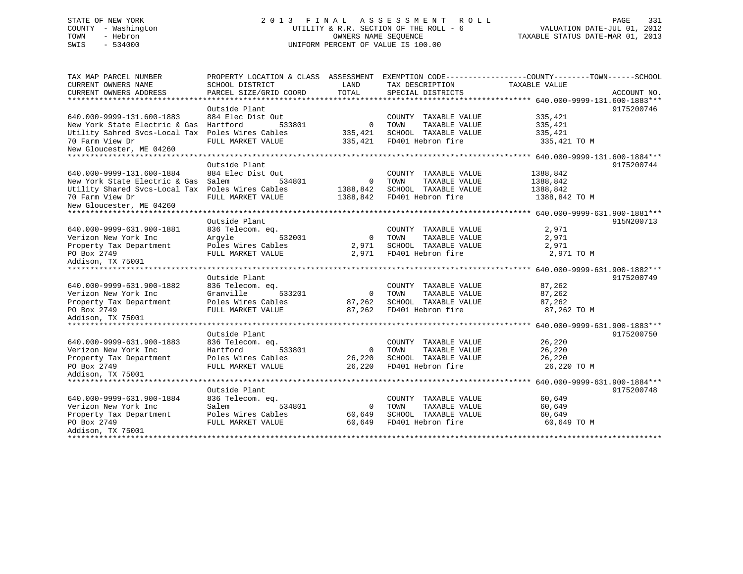STATE OF NEW YORK
COUNTY - Washington
TOWN - Hebron
SWIS - 534000

2 0 1 3 F I N A L A S S E S S M E N T R O L L
UTILITY & R.R. SECTION OF THE ROLL - 6
OWNERS NAME SEQUENCE
UNIFORM PERCENT OF VALUE IS 100.00

VALUATION DATE-JUL 01, 2012
TAXABLE STATUS DATE-MAR 01, 2013

| TAX MAP PARCEL NUMBER / CURRENT OWNERS NAME / CURRENT OWNERS ADDRESS | PROPERTY LOCATION & CLASS / SCHOOL DISTRICT / PARCEL SIZE/GRID COORD | ASSESSMENT LAND / TOTAL | EXEMPTION CODE / TAX DESCRIPTION / SPECIAL DISTRICTS | COUNTY / TOWN / SCHOOL TAXABLE VALUE | ACCOUNT NO. |
|---|---|---|---|---|---|
| **640.000-9999-131.600-1883** | Outside Plant | | | | 9175200746 |
| 640.000-9999-131.600-1883 | 884 Elec Dist Out | | COUNTY TAXABLE VALUE | 335,421 | |
| New York State Electric & Gas | Hartford 533801 | 0 | TOWN TAXABLE VALUE | 335,421 | |
| Utility Sahred Svcs-Local Tax | Poles Wires Cables | 335,421 | SCHOOL TAXABLE VALUE | 335,421 | |
| 70 Farm View Dr | FULL MARKET VALUE | 335,421 | FD401 Hebron fire | 335,421 TO M | |
| New Gloucester, ME 04260 | | | | | |
| **640.000-9999-131.600-1884** | Outside Plant | | | | 9175200744 |
| 640.000-9999-131.600-1884 | 884 Elec Dist Out | | COUNTY TAXABLE VALUE | 1388,842 | |
| New York State Electric & Gas | Salem 534801 | 0 | TOWN TAXABLE VALUE | 1388,842 | |
| Utility Shared Svcs-Local Tax | Poles Wires Cables | 1388,842 | SCHOOL TAXABLE VALUE | 1388,842 | |
| 70 Farm View Dr | FULL MARKET VALUE | 1388,842 | FD401 Hebron fire | 1388,842 TO M | |
| New Gloucester, ME 04260 | | | | | |
| **640.000-9999-631.900-1881** | Outside Plant | | | | 915N200713 |
| 640.000-9999-631.900-1881 | 836 Telecom. eq. | | COUNTY TAXABLE VALUE | 2,971 | |
| Verizon New York Inc | Argyle 532001 | 0 | TOWN TAXABLE VALUE | 2,971 | |
| Property Tax Department | Poles Wires Cables | 2,971 | SCHOOL TAXABLE VALUE | 2,971 | |
| PO Box 2749 | FULL MARKET VALUE | 2,971 | FD401 Hebron fire | 2,971 TO M | |
| Addison, TX 75001 | | | | | |
| **640.000-9999-631.900-1882** | Outside Plant | | | | 9175200749 |
| 640.000-9999-631.900-1882 | 836 Telecom. eq. | | COUNTY TAXABLE VALUE | 87,262 | |
| Verizon New York Inc | Granville 533201 | 0 | TOWN TAXABLE VALUE | 87,262 | |
| Property Tax Department | Poles Wires Cables | 87,262 | SCHOOL TAXABLE VALUE | 87,262 | |
| PO Box 2749 | FULL MARKET VALUE | 87,262 | FD401 Hebron fire | 87,262 TO M | |
| Addison, TX 75001 | | | | | |
| **640.000-9999-631.900-1883** | Outside Plant | | | | 9175200750 |
| 640.000-9999-631.900-1883 | 836 Telecom. eq. | | COUNTY TAXABLE VALUE | 26,220 | |
| Verizon New York Inc | Hartford 533801 | 0 | TOWN TAXABLE VALUE | 26,220 | |
| Property Tax Department | Poles Wires Cables | 26,220 | SCHOOL TAXABLE VALUE | 26,220 | |
| PO Box 2749 | FULL MARKET VALUE | 26,220 | FD401 Hebron fire | 26,220 TO M | |
| Addison, TX 75001 | | | | | |
| **640.000-9999-631.900-1884** | Outside Plant | | | | 9175200748 |
| 640.000-9999-631.900-1884 | 836 Telecom. eq. | | COUNTY TAXABLE VALUE | 60,649 | |
| Verizon New York Inc | Salem 534801 | 0 | TOWN TAXABLE VALUE | 60,649 | |
| Property Tax Department | Poles Wires Cables | 60,649 | SCHOOL TAXABLE VALUE | 60,649 | |
| PO Box 2749 | FULL MARKET VALUE | 60,649 | FD401 Hebron fire | 60,649 TO M | |
| Addison, TX 75001 | | | | | |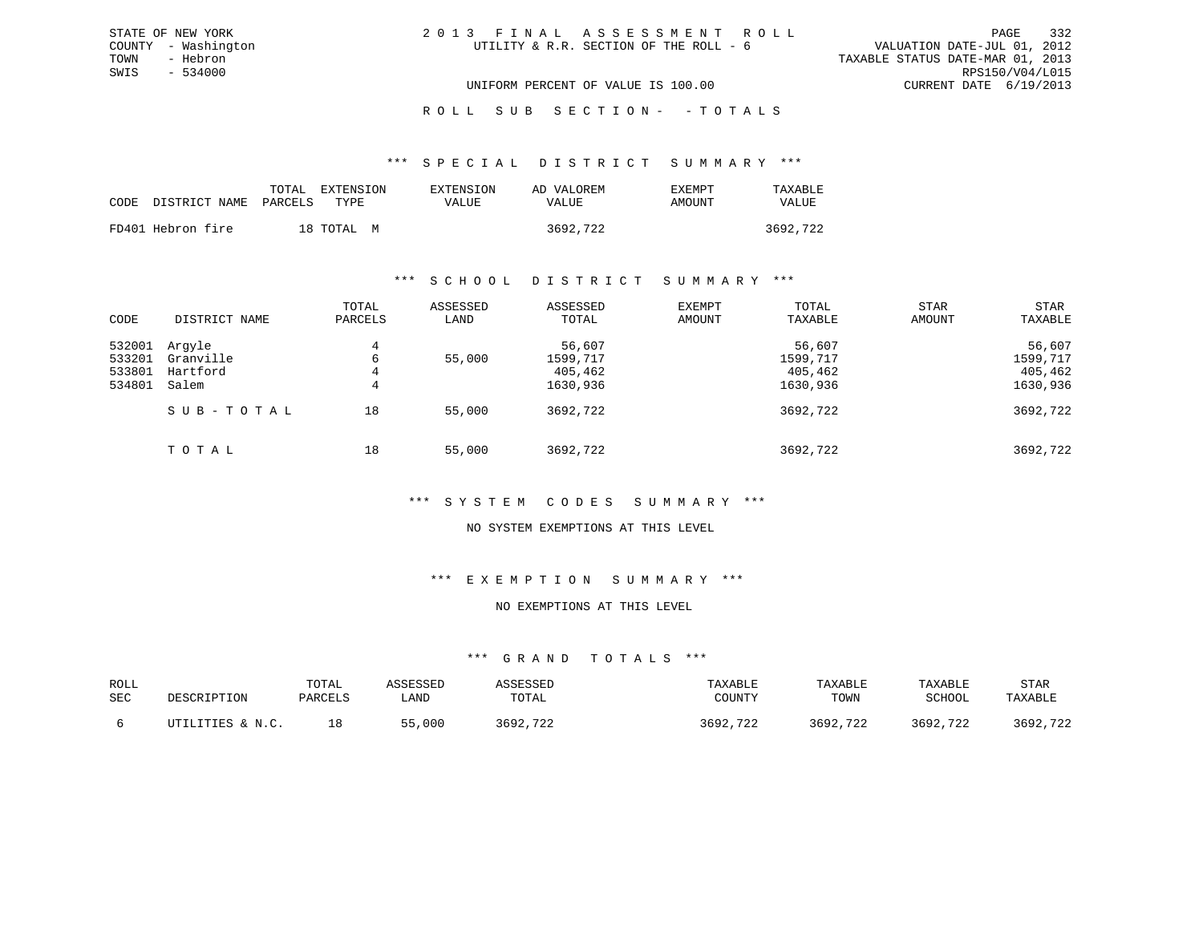STATE OF NEW YORK
COUNTY - Washington
TOWN - Hebron
SWIS - 534000

# 2013 FINAL ASSESSMENT ROLL

UTILITY & R.R. SECTION OF THE ROLL - 6

VALUATION DATE-JUL 01, 2012
TAXABLE STATUS DATE-MAR 01, 2013
RPS150/V04/L015
CURRENT DATE 6/19/2013

UNIFORM PERCENT OF VALUE IS 100.00

## ROLL SUB SECTION - - TOTALS

### *** SPECIAL DISTRICT SUMMARY ***

| CODE | DISTRICT NAME | TOTAL PARCELS | EXTENSION TYPE | EXTENSION VALUE | AD VALOREM VALUE | EXEMPT AMOUNT | TAXABLE VALUE |
|---|---|---|---|---|---|---|---|
| FD401 | Hebron fire | 18 | TOTAL M | | 3692,722 | | 3692,722 |

### *** SCHOOL DISTRICT SUMMARY ***

| CODE | DISTRICT NAME | TOTAL PARCELS | ASSESSED LAND | ASSESSED TOTAL | EXEMPT AMOUNT | TOTAL TAXABLE | STAR AMOUNT | STAR TAXABLE |
|---|---|---|---|---|---|---|---|---|
| 532001 | Argyle | 4 | | 56,607 | | 56,607 | | 56,607 |
| 533201 | Granville | 6 | 55,000 | 1599,717 | | 1599,717 | | 1599,717 |
| 533801 | Hartford | 4 | | 405,462 | | 405,462 | | 405,462 |
| 534801 | Salem | 4 | | 1630,936 | | 1630,936 | | 1630,936 |
| | SUB-TOTAL | 18 | 55,000 | 3692,722 | | 3692,722 | | 3692,722 |
| | TOTAL | 18 | 55,000 | 3692,722 | | 3692,722 | | 3692,722 |

### *** SYSTEM CODES SUMMARY ***

NO SYSTEM EXEMPTIONS AT THIS LEVEL

### *** EXEMPTION SUMMARY ***

NO EXEMPTIONS AT THIS LEVEL

### *** GRAND TOTALS ***

| ROLL SEC | DESCRIPTION | TOTAL PARCELS | ASSESSED LAND | ASSESSED TOTAL | TAXABLE COUNTY | TAXABLE TOWN | TAXABLE SCHOOL | STAR TAXABLE |
|---|---|---|---|---|---|---|---|---|
| 6 | UTILITIES & N.C. | 18 | 55,000 | 3692,722 | 3692,722 | 3692,722 | 3692,722 | 3692,722 |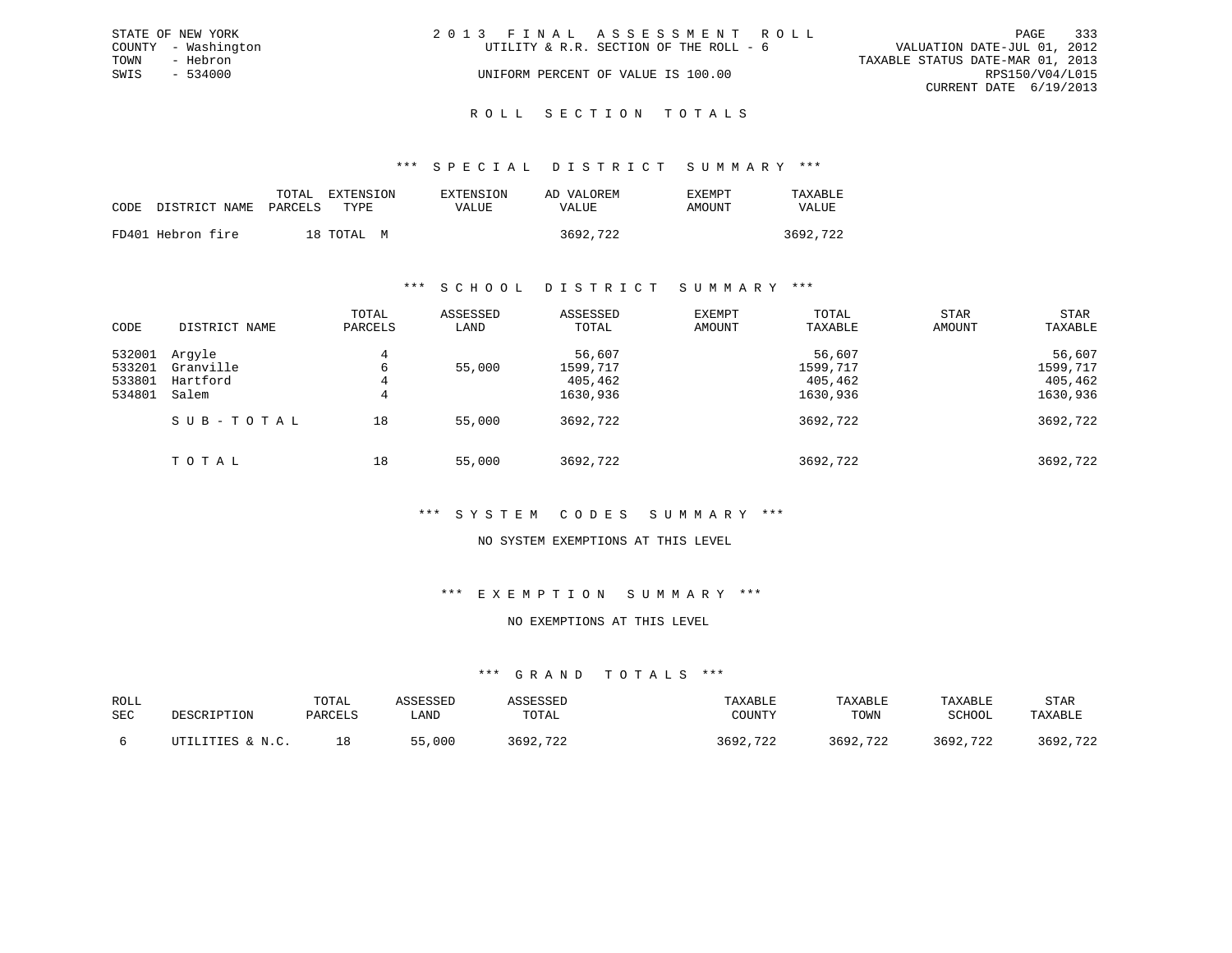STATE OF NEW YORK
COUNTY - Washington
TOWN - Hebron
SWIS - 534000

2 0 1 3 F I N A L A S S E S S M E N T R O L L
UTILITY & R.R. SECTION OF THE ROLL - 6
UNIFORM PERCENT OF VALUE IS 100.00

VALUATION DATE-JUL 01, 2012
TAXABLE STATUS DATE-MAR 01, 2013
RPS150/V04/L015
CURRENT DATE 6/19/2013

## R O L L S E C T I O N T O T A L S

### *** S P E C I A L D I S T R I C T S U M M A R Y ***

| CODE | DISTRICT NAME | TOTAL PARCELS | EXTENSION TYPE | EXTENSION VALUE | AD VALOREM VALUE | EXEMPT AMOUNT | TAXABLE VALUE |
|---|---|---|---|---|---|---|---|
| FD401 | Hebron fire | 18 | TOTAL M | | 3692,722 | | 3692,722 |

### *** S C H O O L D I S T R I C T S U M M A R Y ***

| CODE | DISTRICT NAME | TOTAL PARCELS | ASSESSED LAND | ASSESSED TOTAL | EXEMPT AMOUNT | TOTAL TAXABLE | STAR AMOUNT | STAR TAXABLE |
|---|---|---|---|---|---|---|---|---|
| 532001 | Argyle | 4 | | 56,607 | | 56,607 | | 56,607 |
| 533201 | Granville | 6 | 55,000 | 1599,717 | | 1599,717 | | 1599,717 |
| 533801 | Hartford | 4 | | 405,462 | | 405,462 | | 405,462 |
| 534801 | Salem | 4 | | 1630,936 | | 1630,936 | | 1630,936 |
| | S U B - T O T A L | 18 | 55,000 | 3692,722 | | 3692,722 | | 3692,722 |
| | T O T A L | 18 | 55,000 | 3692,722 | | 3692,722 | | 3692,722 |

### *** S Y S T E M C O D E S S U M M A R Y ***

NO SYSTEM EXEMPTIONS AT THIS LEVEL

### *** E X E M P T I O N S U M M A R Y ***

NO EXEMPTIONS AT THIS LEVEL

### *** G R A N D T O T A L S ***

| ROLL SEC | DESCRIPTION | TOTAL PARCELS | ASSESSED LAND | ASSESSED TOTAL | TAXABLE COUNTY | TAXABLE TOWN | TAXABLE SCHOOL | STAR TAXABLE |
|---|---|---|---|---|---|---|---|---|
| 6 | UTILITIES & N.C. | 18 | 55,000 | 3692,722 | 3692,722 | 3692,722 | 3692,722 | 3692,722 |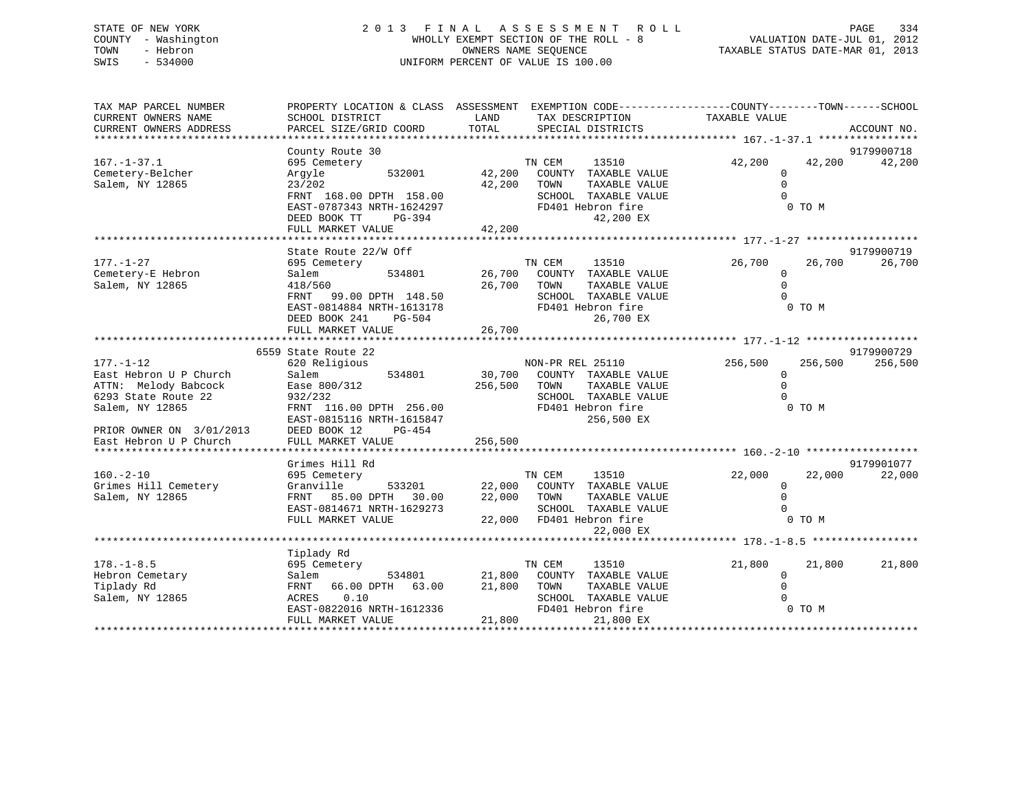STATE OF NEW YORK
COUNTY - Washington
TOWN - Hebron
SWIS - 534000

2 0 1 3 F I N A L A S S E S S M E N T R O L L
WHOLLY EXEMPT SECTION OF THE ROLL - 8
OWNERS NAME SEQUENCE
UNIFORM PERCENT OF VALUE IS 100.00

VALUATION DATE-JUL 01, 2012
TAXABLE STATUS DATE-MAR 01, 2013

```
TAX MAP PARCEL NUMBER          PROPERTY LOCATION & CLASS  ASSESSMENT  EXEMPTION CODE------------------COUNTY--------TOWN------SCHOOL
CURRENT OWNERS NAME            SCHOOL DISTRICT               LAND      TAX DESCRIPTION            TAXABLE VALUE
CURRENT OWNERS ADDRESS         PARCEL SIZE/GRID COORD        TOTAL     SPECIAL DISTRICTS                                      ACCOUNT NO.
******************************************************************************************************* 167.-1-37.1 ****************
                               County Route 30                                                                               9179900718
167.-1-37.1                    695 Cemetery                          TN CEM      13510              42,200      42,200      42,200
Cemetery-Belcher               Argyle          532001       42,200   COUNTY  TAXABLE VALUE                0
Salem, NY 12865                23/202                       42,200   TOWN    TAXABLE VALUE                0
                               FRNT 168.00 DPTH 158.00               SCHOOL  TAXABLE VALUE                0
                               EAST-0787343 NRTH-1624297             FD401 Hebron fire                     0 TO M
                               DEED BOOK TT      PG-394                          42,200 EX
                               FULL MARKET VALUE            42,200
******************************************************************************************************* 177.-1-27 ******************
                               State Route 22/W Off                                                                          9179900719
177.-1-27                      695 Cemetery                          TN CEM      13510              26,700      26,700      26,700
Cemetery-E Hebron              Salem           534801       26,700   COUNTY  TAXABLE VALUE                0
Salem, NY 12865                418/560                      26,700   TOWN    TAXABLE VALUE                0
                               FRNT  99.00 DPTH 148.50               SCHOOL  TAXABLE VALUE                0
                               EAST-0814884 NRTH-1613178             FD401 Hebron fire                     0 TO M
                               DEED BOOK 241     PG-504                          26,700 EX
                               FULL MARKET VALUE            26,700
******************************************************************************************************* 177.-1-12 ******************
                          6559 State Route 22                                                                                9179900729
177.-1-12                      620 Religious                         NON-PR REL 25110              256,500     256,500     256,500
East Hebron U P Church         Salem           534801       30,700   COUNTY  TAXABLE VALUE                0
ATTN:  Melody Babcock          Ease 800/312                256,500   TOWN    TAXABLE VALUE                0
6293 State Route 22            932/232                               SCHOOL  TAXABLE VALUE                0
Salem, NY 12865                FRNT 116.00 DPTH 256.00               FD401 Hebron fire                     0 TO M
                               EAST-0815116 NRTH-1615847                        256,500 EX
PRIOR OWNER ON  3/01/2013      DEED BOOK 12      PG-454
East Hebron U P Church         FULL MARKET VALUE           256,500
******************************************************************************************************* 160.-2-10 ******************
                               Grimes Hill Rd                                                                                9179901077
160.-2-10                      695 Cemetery                          TN CEM      13510              22,000      22,000      22,000
Grimes Hill Cemetery           Granville       533201       22,000   COUNTY  TAXABLE VALUE                0
Salem, NY 12865                FRNT  85.00 DPTH  30.00      22,000   TOWN    TAXABLE VALUE                0
                               EAST-0814671 NRTH-1629273             SCHOOL  TAXABLE VALUE                0
                               FULL MARKET VALUE            22,000   FD401 Hebron fire                     0 TO M
                                                                                 22,000 EX
******************************************************************************************************* 178.-1-8.5 *****************
                               Tiplady Rd
178.-1-8.5                     695 Cemetery                          TN CEM      13510              21,800      21,800      21,800
Hebron Cemetary                Salem           534801       21,800   COUNTY  TAXABLE VALUE                0
Tiplady Rd                     FRNT  66.00 DPTH  63.00      21,800   TOWN    TAXABLE VALUE                0
Salem, NY 12865                ACRES    0.10                         SCHOOL  TAXABLE VALUE                0
                               EAST-0822016 NRTH-1612336             FD401 Hebron fire                     0 TO M
                               FULL MARKET VALUE            21,800               21,800 EX
************************************************************************************************************************************
```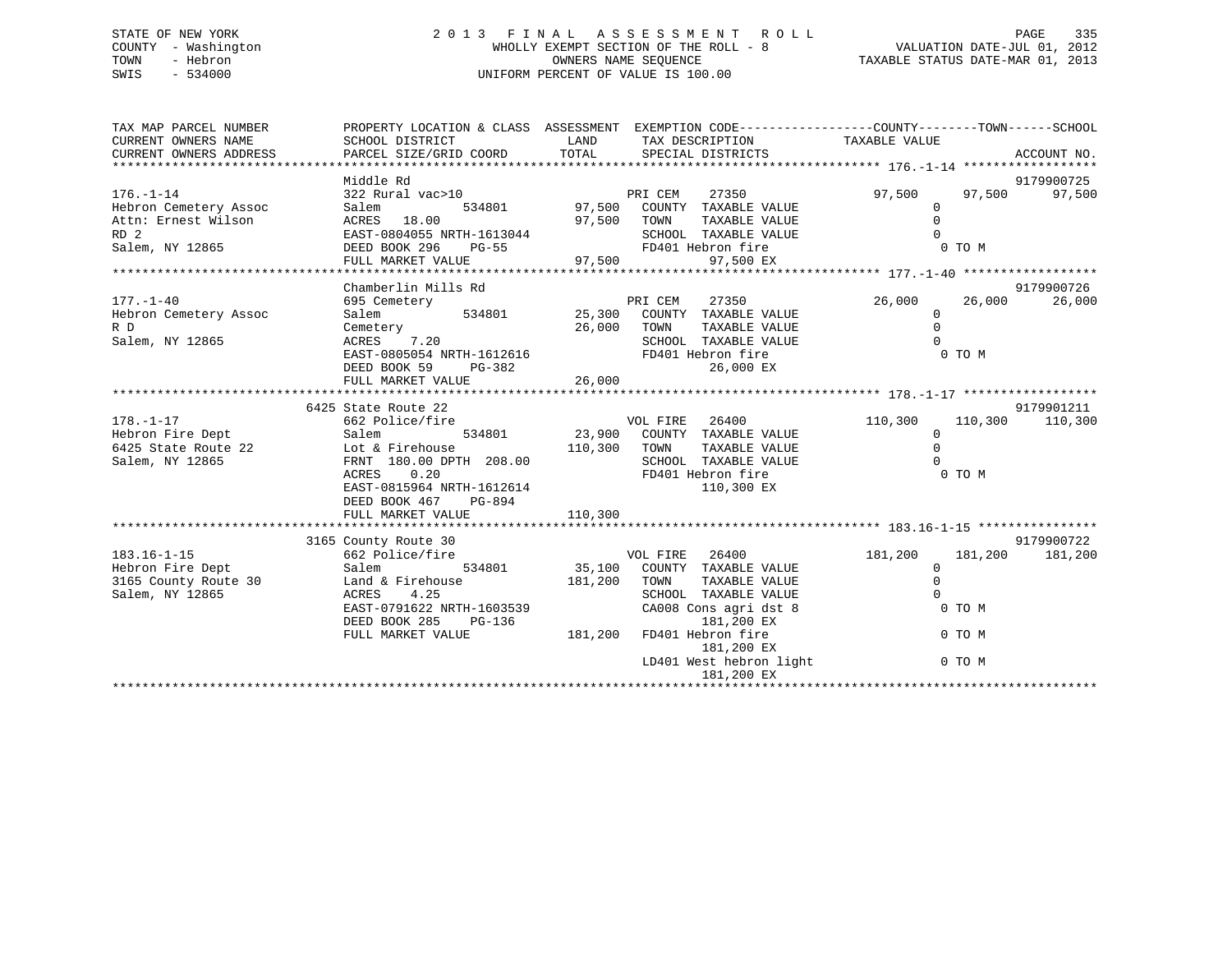STATE OF NEW YORK
COUNTY - Washington
TOWN - Hebron
SWIS - 534000

# 2013 FINAL ASSESSMENT ROLL

WHOLLY EXEMPT SECTION OF THE ROLL - 8
OWNERS NAME SEQUENCE
UNIFORM PERCENT OF VALUE IS 100.00

VALUATION DATE-JUL 01, 2012
TAXABLE STATUS DATE-MAR 01, 2013

```
TAX MAP PARCEL NUMBER          PROPERTY LOCATION & CLASS  ASSESSMENT  EXEMPTION CODE------------------COUNTY--------TOWN------SCHOOL
CURRENT OWNERS NAME            SCHOOL DISTRICT               LAND      TAX DESCRIPTION            TAXABLE VALUE
CURRENT OWNERS ADDRESS         PARCEL SIZE/GRID COORD        TOTAL     SPECIAL DISTRICTS                                ACCOUNT NO.
******************************************************************************************************* 176.-1-14 ******************
                               Middle Rd                                                                             9179900725
176.-1-14                      322 Rural vac>10                   PRI CEM    27350            97,500     97,500     97,500
Hebron Cemetery Assoc          Salem            534801      97,500   COUNTY  TAXABLE VALUE              0
Attn: Ernest Wilson            ACRES   18.00                97,500   TOWN    TAXABLE VALUE              0
RD 2                           EAST-0804055 NRTH-1613044             SCHOOL  TAXABLE VALUE              0
Salem, NY 12865                DEED BOOK 296    PG-55                FD401 Hebron fire                   0 TO M
                               FULL MARKET VALUE            97,500            97,500 EX
******************************************************************************************************* 177.-1-40 ******************
                               Chamberlin Mills Rd                                                                   9179900726
177.-1-40                      695 Cemetery                       PRI CEM    27350            26,000     26,000     26,000
Hebron Cemetery Assoc          Salem            534801      25,300   COUNTY  TAXABLE VALUE              0
R D                            Cemetery                     26,000   TOWN    TAXABLE VALUE              0
Salem, NY 12865                ACRES    7.20                         SCHOOL  TAXABLE VALUE              0
                               EAST-0805054 NRTH-1612616             FD401 Hebron fire                   0 TO M
                               DEED BOOK 59     PG-382                        26,000 EX
                               FULL MARKET VALUE            26,000
******************************************************************************************************* 178.-1-17 ******************
                          6425 State Route 22                                                                        9179901211
178.-1-17                      662 Police/fire                    VOL FIRE   26400           110,300    110,300    110,300
Hebron Fire Dept               Salem            534801      23,900   COUNTY  TAXABLE VALUE              0
6425 State Route 22            Lot & Firehouse             110,300   TOWN    TAXABLE VALUE              0
Salem, NY 12865                FRNT 180.00 DPTH 208.00               SCHOOL  TAXABLE VALUE              0
                               ACRES    0.20                         FD401 Hebron fire                   0 TO M
                               EAST-0815964 NRTH-1612614                     110,300 EX
                               DEED BOOK 467    PG-894
                               FULL MARKET VALUE           110,300
******************************************************************************************************* 183.16-1-15 ****************
                          3165 County Route 30                                                                       9179900722
183.16-1-15                    662 Police/fire                    VOL FIRE   26400           181,200    181,200    181,200
Hebron Fire Dept               Salem            534801      35,100   COUNTY  TAXABLE VALUE              0
3165 County Route 30           Land & Firehouse            181,200   TOWN    TAXABLE VALUE              0
Salem, NY 12865                ACRES    4.25                         SCHOOL  TAXABLE VALUE              0
                               EAST-0791622 NRTH-1603539             CA008 Cons agri dst 8               0 TO M
                               DEED BOOK 285    PG-136                       181,200 EX
                               FULL MARKET VALUE           181,200   FD401 Hebron fire                   0 TO M
                                                                             181,200 EX
                                                                     LD401 West hebron light             0 TO M
                                                                             181,200 EX
************************************************************************************************************************************
```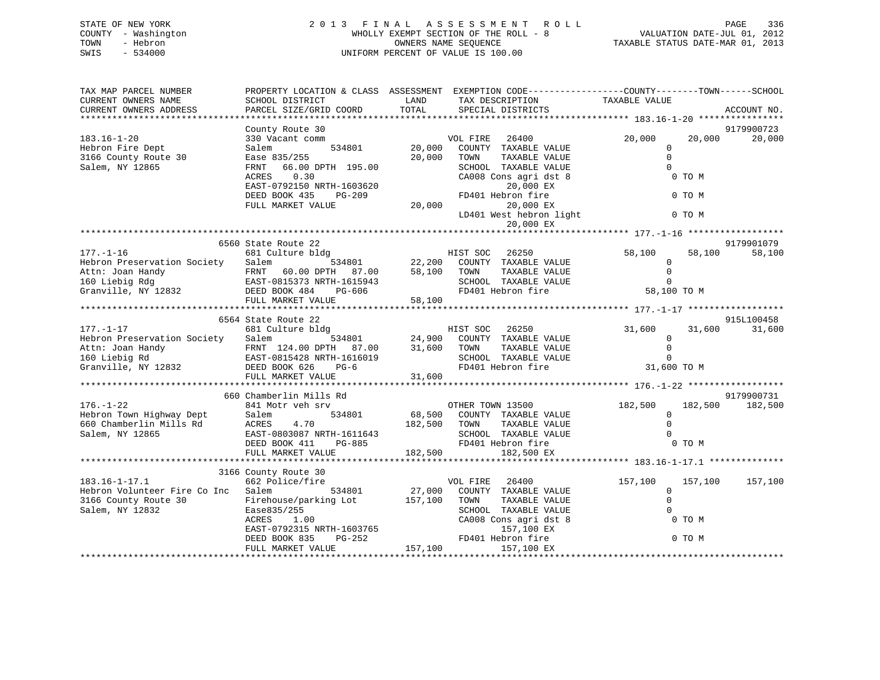STATE OF NEW YORK
COUNTY - Washington
TOWN - Hebron
SWIS - 534000

2 0 1 3 F I N A L A S S E S S M E N T R O L L
WHOLLY EXEMPT SECTION OF THE ROLL - 8
OWNERS NAME SEQUENCE
UNIFORM PERCENT OF VALUE IS 100.00

VALUATION DATE-JUL 01, 2012
TAXABLE STATUS DATE-MAR 01, 2013

```
TAX MAP PARCEL NUMBER          PROPERTY LOCATION & CLASS  ASSESSMENT  EXEMPTION CODE-----------------COUNTY--------TOWN------SCHOOL
CURRENT OWNERS NAME            SCHOOL DISTRICT               LAND       TAX DESCRIPTION              TAXABLE VALUE
CURRENT OWNERS ADDRESS         PARCEL SIZE/GRID COORD        TOTAL      SPECIAL DISTRICTS                                          ACCOUNT NO.
******************************************************************************************************* 183.16-1-20 ****************
                               County Route 30                                                                              9179900723
183.16-1-20                    330 Vacant comm                          VOL FIRE   26400              20,000      20,000      20,000
Hebron Fire Dept               Salem          534801       20,000   COUNTY  TAXABLE VALUE                  0
3166 County Route 30           Ease 835/255                20,000   TOWN    TAXABLE VALUE                  0
Salem, NY 12865                FRNT   66.00 DPTH  195.00            SCHOOL  TAXABLE VALUE                  0
                               ACRES    0.30                        CA008 Cons agri dst 8                  0 TO M
                               EAST-0792150 NRTH-1603620                   20,000 EX
                               DEED BOOK 435    PG-209              FD401 Hebron fire                      0 TO M
                               FULL MARKET VALUE           20,000           20,000 EX
                                                                    LD401 West hebron light                0 TO M
                                                                           20,000 EX
******************************************************************************************************* 177.-1-16 ******************
                            6560 State Route 22                                                                             9179901079
177.-1-16                      681 Culture bldg                         HIST SOC   26250              58,100      58,100      58,100
Hebron Preservation Society    Salem          534801       22,200   COUNTY  TAXABLE VALUE                  0
Attn: Joan Handy               FRNT   60.00 DPTH   87.00   58,100   TOWN    TAXABLE VALUE                  0
160 Liebig Rdg                 EAST-0815373 NRTH-1615943            SCHOOL  TAXABLE VALUE                  0
Granville, NY 12832            DEED BOOK 484    PG-606              FD401 Hebron fire                 58,100 TO M
                               FULL MARKET VALUE           58,100
******************************************************************************************************* 177.-1-17 ******************
                            6564 State Route 22                                                                             915L100458
177.-1-17                      681 Culture bldg                         HIST SOC   26250              31,600      31,600      31,600
Hebron Preservation Society    Salem          534801       24,900   COUNTY  TAXABLE VALUE                  0
Attn: Joan Handy               FRNT  124.00 DPTH   87.00   31,600   TOWN    TAXABLE VALUE                  0
160 Liebig Rd                  EAST-0815428 NRTH-1616019            SCHOOL  TAXABLE VALUE                  0
Granville, NY 12832            DEED BOOK 626    PG-6                FD401 Hebron fire                 31,600 TO M
                               FULL MARKET VALUE           31,600
******************************************************************************************************* 176.-1-22 ******************
                            660 Chamberlin Mills Rd                                                                         9179900731
176.-1-22                      841 Motr veh srv                         OTHER TOWN 13500             182,500     182,500     182,500
Hebron Town Highway Dept       Salem          534801       68,500   COUNTY  TAXABLE VALUE                  0
660 Chamberlin Mills Rd        ACRES    4.70              182,500   TOWN    TAXABLE VALUE                  0
Salem, NY 12865                EAST-0803087 NRTH-1611643            SCHOOL  TAXABLE VALUE                  0
                               DEED BOOK 411    PG-885              FD401 Hebron fire                      0 TO M
                               FULL MARKET VALUE          182,500          182,500 EX
******************************************************************************************************* 183.16-1-17.1 **************
                            3166 County Route 30
183.16-1-17.1                  662 Police/fire                          VOL FIRE   26400             157,100     157,100     157,100
Hebron Volunteer Fire Co Inc   Salem          534801       27,000   COUNTY  TAXABLE VALUE                  0
3166 County Route 30           Firehouse/parking Lot      157,100   TOWN    TAXABLE VALUE                  0
Salem, NY 12832                Ease835/255                          SCHOOL  TAXABLE VALUE                  0
                               ACRES    1.00                        CA008 Cons agri dst 8                  0 TO M
                               EAST-0792315 NRTH-1603765                  157,100 EX
                               DEED BOOK 835    PG-252              FD401 Hebron fire                      0 TO M
                               FULL MARKET VALUE          157,100          157,100 EX
************************************************************************************************************************************
```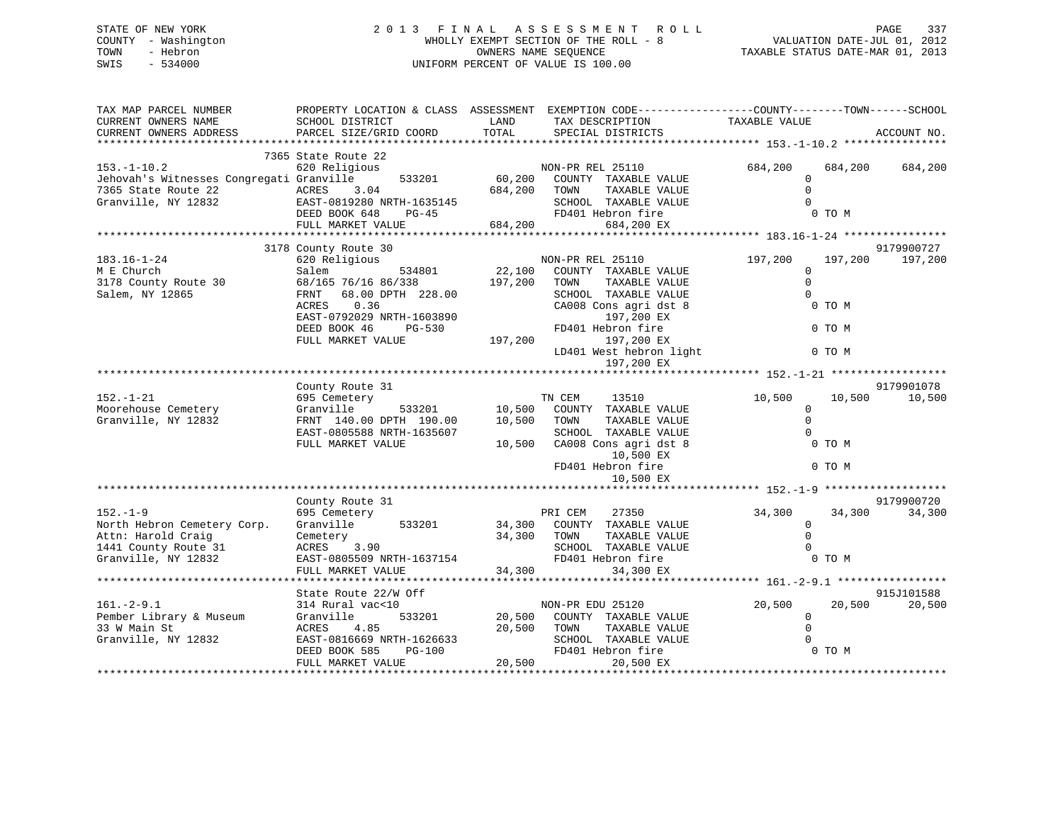STATE OF NEW YORK  
COUNTY - Washington  
TOWN - Hebron  
SWIS - 534000

2 0 1 3 F I N A L A S S E S S M E N T R O L L  
WHOLLY EXEMPT SECTION OF THE ROLL - 8  
OWNERS NAME SEQUENCE  
UNIFORM PERCENT OF VALUE IS 100.00

VALUATION DATE-JUL 01, 2012  
TAXABLE STATUS DATE-MAR 01, 2013

```
TAX MAP PARCEL NUMBER          PROPERTY LOCATION & CLASS  ASSESSMENT  EXEMPTION CODE------------------COUNTY--------TOWN------SCHOOL
CURRENT OWNERS NAME            SCHOOL DISTRICT               LAND      TAX DESCRIPTION              TAXABLE VALUE
CURRENT OWNERS ADDRESS         PARCEL SIZE/GRID COORD        TOTAL     SPECIAL DISTRICTS                                      ACCOUNT NO.
******************************************************************************************************* 153.-1-10.2 ****************
                            7365 State Route 22
153.-1-10.2                    620 Religious                          NON-PR REL 25110           684,200    684,200    684,200
Jehovah's Witnesses Congregati Granville       533201       60,200    COUNTY  TAXABLE VALUE              0
7365 State Route 22            ACRES    3.04               684,200    TOWN    TAXABLE VALUE              0
Granville, NY 12832            EAST-0819280 NRTH-1635145              SCHOOL  TAXABLE VALUE              0
                               DEED BOOK 648    PG-45                 FD401 Hebron fire                  0 TO M
                               FULL MARKET VALUE           684,200          684,200 EX
******************************************************************************************************* 183.16-1-24 ****************
                            3178 County Route 30                                                                  9179900727
183.16-1-24                    620 Religious                          NON-PR REL 25110           197,200    197,200    197,200
M E Church                     Salem           534801       22,100    COUNTY  TAXABLE VALUE              0
3178 County Route 30           68/165 76/16 86/338         197,200    TOWN    TAXABLE VALUE              0
Salem, NY 12865                FRNT   68.00 DPTH 228.00               SCHOOL  TAXABLE VALUE              0
                               ACRES    0.36                          CA008 Cons agri dst 8              0 TO M
                               EAST-0792029 NRTH-1603890                    197,200 EX
                               DEED BOOK 46     PG-530                FD401 Hebron fire                  0 TO M
                               FULL MARKET VALUE           197,200          197,200 EX
                                                                      LD401 West hebron light            0 TO M
                                                                            197,200 EX
******************************************************************************************************* 152.-1-21 ******************
                               County Route 31                                                                    9179901078
152.-1-21                      695 Cemetery                           TN CEM     13510            10,500     10,500     10,500
Moorehouse Cemetery            Granville       533201       10,500    COUNTY  TAXABLE VALUE              0
Granville, NY 12832            FRNT  140.00 DPTH 190.00     10,500    TOWN    TAXABLE VALUE              0
                               EAST-0805588 NRTH-1635607              SCHOOL  TAXABLE VALUE              0
                               FULL MARKET VALUE            10,500    CA008 Cons agri dst 8              0 TO M
                                                                             10,500 EX
                                                                      FD401 Hebron fire                  0 TO M
                                                                             10,500 EX
******************************************************************************************************* 152.-1-9 *******************
                               County Route 31                                                                    9179900720
152.-1-9                       695 Cemetery                           PRI CEM    27350            34,300     34,300     34,300
North Hebron Cemetery Corp.    Granville       533201       34,300    COUNTY  TAXABLE VALUE              0
Attn: Harold Craig             Cemetery                     34,300    TOWN    TAXABLE VALUE              0
1441 County Route 31           ACRES    3.90                          SCHOOL  TAXABLE VALUE              0
Granville, NY 12832            EAST-0805509 NRTH-1637154              FD401 Hebron fire                  0 TO M
                               FULL MARKET VALUE            34,300           34,300 EX
******************************************************************************************************* 161.-2-9.1 *****************
                               State Route 22/W Off                                                               915J101588
161.-2-9.1                     314 Rural vac<10                       NON-PR EDU 25120            20,500     20,500     20,500
Pember Library & Museum        Granville       533201       20,500    COUNTY  TAXABLE VALUE              0
33 W Main St                   ACRES    4.85                20,500    TOWN    TAXABLE VALUE              0
Granville, NY 12832            EAST-0816669 NRTH-1626633              SCHOOL  TAXABLE VALUE              0
                               DEED BOOK 585    PG-100                FD401 Hebron fire                  0 TO M
                               FULL MARKET VALUE            20,500           20,500 EX
************************************************************************************************************************************
```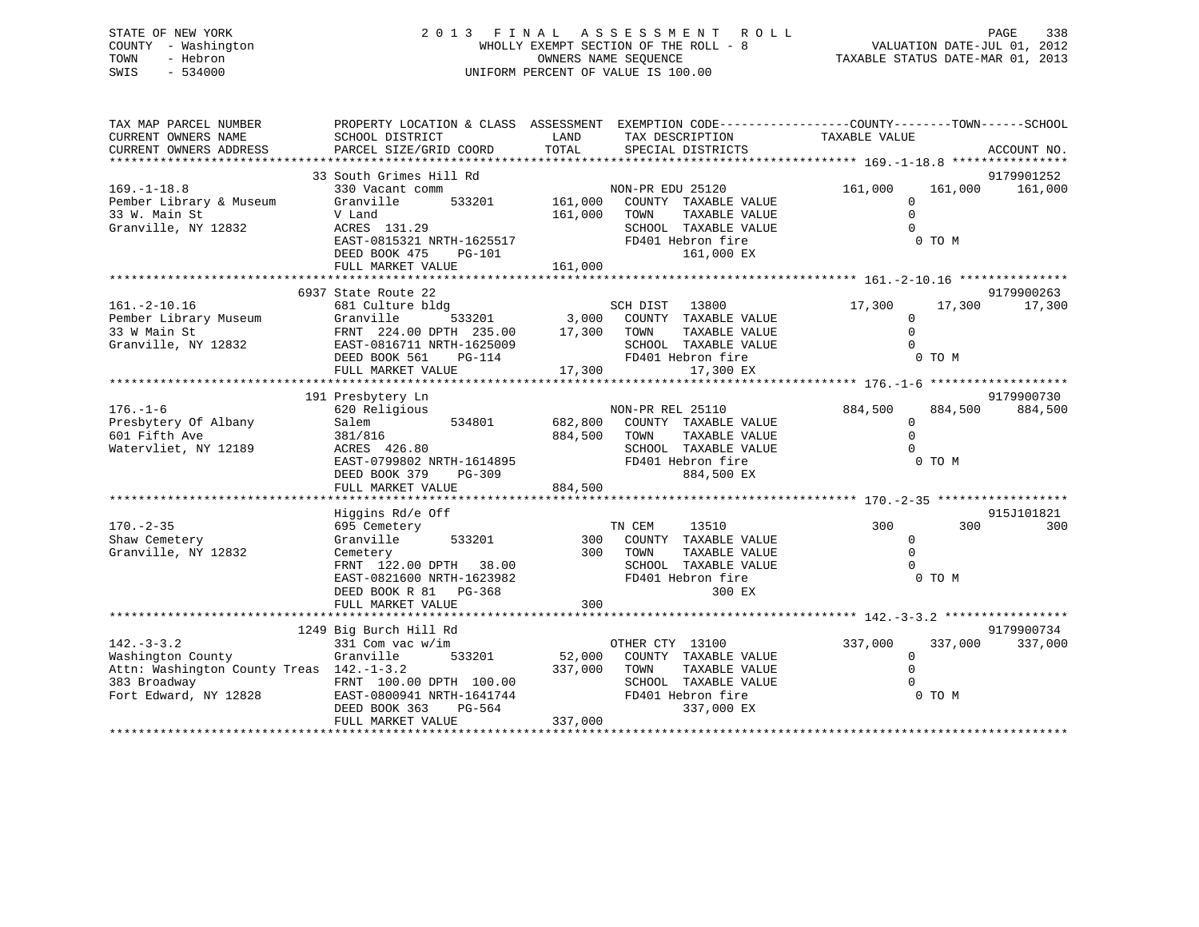STATE OF NEW YORK
COUNTY - Washington
TOWN - Hebron
SWIS - 534000

2013 FINAL ASSESSMENT ROLL
WHOLLY EXEMPT SECTION OF THE ROLL - 8
OWNERS NAME SEQUENCE
UNIFORM PERCENT OF VALUE IS 100.00

VALUATION DATE-JUL 01, 2012
TAXABLE STATUS DATE-MAR 01, 2013

```
TAX MAP PARCEL NUMBER          PROPERTY LOCATION & CLASS  ASSESSMENT  EXEMPTION CODE------------------COUNTY--------TOWN------SCHOOL
CURRENT OWNERS NAME            SCHOOL DISTRICT               LAND      TAX DESCRIPTION             TAXABLE VALUE
CURRENT OWNERS ADDRESS         PARCEL SIZE/GRID COORD        TOTAL     SPECIAL DISTRICTS                                    ACCOUNT NO.
******************************************************************************************************* 169.-1-18.8 ****************
                               33 South Grimes Hill Rd                                                                      9179901252
169.-1-18.8                    330 Vacant comm                        NON-PR EDU 25120            161,000    161,000    161,000
Pember Library & Museum        Granville      533201      161,000    COUNTY  TAXABLE VALUE              0
33 W. Main St                  V Land                     161,000    TOWN    TAXABLE VALUE              0
Granville, NY 12832            ACRES 131.29                          SCHOOL  TAXABLE VALUE              0
                               EAST-0815321 NRTH-1625517             FD401 Hebron fire                   0 TO M
                               DEED BOOK 475    PG-101                     161,000 EX
                               FULL MARKET VALUE          161,000
******************************************************************************************************* 161.-2-10.16 ***************
                               6937 State Route 22                                                                          9179900263
161.-2-10.16                   681 Culture bldg                       SCH DIST   13800             17,300     17,300     17,300
Pember Library Museum          Granville      533201        3,000    COUNTY  TAXABLE VALUE              0
33 W Main St                   FRNT 224.00 DPTH 235.00     17,300    TOWN    TAXABLE VALUE              0
Granville, NY 12832            EAST-0816711 NRTH-1625009             SCHOOL  TAXABLE VALUE              0
                               DEED BOOK 561    PG-114               FD401 Hebron fire                   0 TO M
                               FULL MARKET VALUE           17,300          17,300 EX
******************************************************************************************************* 176.-1-6 *******************
                               191 Presbytery Ln                                                                            9179900730
176.-1-6                       620 Religious                          NON-PR REL 25110            884,500    884,500    884,500
Presbytery Of Albany           Salem          534801      682,800    COUNTY  TAXABLE VALUE              0
601 Fifth Ave                  381/816                    884,500    TOWN    TAXABLE VALUE              0
Watervliet, NY 12189           ACRES 426.80                          SCHOOL  TAXABLE VALUE              0
                               EAST-0799802 NRTH-1614895             FD401 Hebron fire                   0 TO M
                               DEED BOOK 379    PG-309                     884,500 EX
                               FULL MARKET VALUE          884,500
******************************************************************************************************* 170.-2-35 ******************
                               Higgins Rd/e Off                                                                             915J101821
170.-2-35                      695 Cemetery                           TN CEM     13510                300        300        300
Shaw Cemetery                  Granville      533201          300    COUNTY  TAXABLE VALUE              0
Granville, NY 12832            Cemetery                       300    TOWN    TAXABLE VALUE              0
                               FRNT 122.00 DPTH  38.00               SCHOOL  TAXABLE VALUE              0
                               EAST-0821600 NRTH-1623982             FD401 Hebron fire                   0 TO M
                               DEED BOOK R 81   PG-368                         300 EX
                               FULL MARKET VALUE              300
******************************************************************************************************* 142.-3-3.2 *****************
                               1249 Big Burch Hill Rd                                                                       9179900734
142.-3-3.2                     331 Com vac w/im                       OTHER CTY  13100            337,000    337,000    337,000
Washington County              Granville      533201       52,000    COUNTY  TAXABLE VALUE              0
Attn: Washington County Treas  142.-1-3.2                 337,000    TOWN    TAXABLE VALUE              0
383 Broadway                   FRNT 100.00 DPTH 100.00               SCHOOL  TAXABLE VALUE              0
Fort Edward, NY 12828          EAST-0800941 NRTH-1641744             FD401 Hebron fire                   0 TO M
                               DEED BOOK 363    PG-564                     337,000 EX
                               FULL MARKET VALUE          337,000
************************************************************************************************************************************
```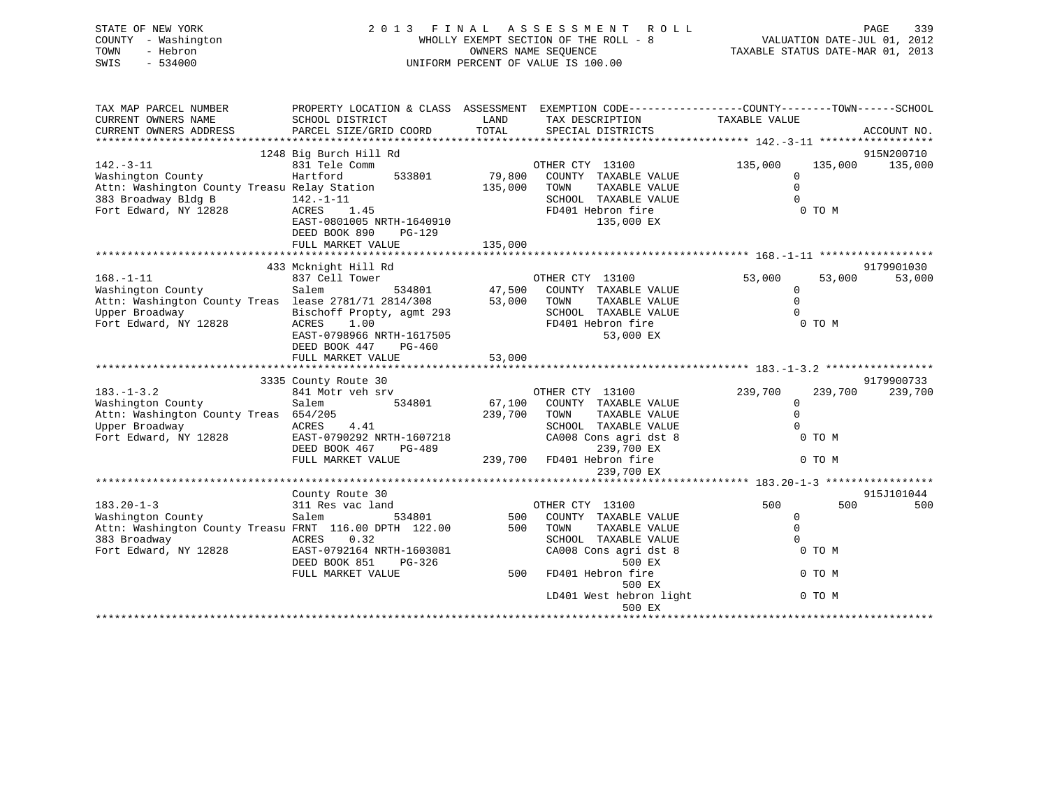STATE OF NEW YORK
COUNTY - Washington
TOWN - Hebron
SWIS - 534000

2 0 1 3 F I N A L A S S E S S M E N T R O L L
WHOLLY EXEMPT SECTION OF THE ROLL - 8
OWNERS NAME SEQUENCE
UNIFORM PERCENT OF VALUE IS 100.00

VALUATION DATE-JUL 01, 2012
TAXABLE STATUS DATE-MAR 01, 2013

```
TAX MAP PARCEL NUMBER          PROPERTY LOCATION & CLASS  ASSESSMENT  EXEMPTION CODE------------------COUNTY--------TOWN------SCHOOL
CURRENT OWNERS NAME            SCHOOL DISTRICT               LAND      TAX DESCRIPTION              TAXABLE VALUE
CURRENT OWNERS ADDRESS         PARCEL SIZE/GRID COORD        TOTAL     SPECIAL DISTRICTS                                        ACCOUNT NO.
******************************************************************************************************* 142.-3-11 ******************
                          1248 Big Burch Hill Rd                                                                              915N200710
142.-3-11                      831 Tele Comm                           OTHER CTY 13100              135,000    135,000     135,000
Washington County              Hartford         533801        79,800   COUNTY  TAXABLE VALUE              0
Attn: Washington County Treasu Relay Station                 135,000   TOWN    TAXABLE VALUE              0
383 Broadway Bldg B            142.-1-11                               SCHOOL  TAXABLE VALUE              0
Fort Edward, NY 12828          ACRES    1.45                           FD401 Hebron fire                  0 TO M
                               EAST-0801005 NRTH-1640910                     135,000 EX
                               DEED BOOK 890    PG-129
                               FULL MARKET VALUE             135,000
******************************************************************************************************* 168.-1-11 ******************
                          433 Mcknight Hill Rd                                                                                9179901030
168.-1-11                      837 Cell Tower                          OTHER CTY 13100               53,000     53,000      53,000
Washington County              Salem            534801        47,500   COUNTY  TAXABLE VALUE              0
Attn: Washington County Treas  lease 2781/71 2814/308         53,000   TOWN    TAXABLE VALUE              0
Upper Broadway                 Bischoff Propty, agmt 293               SCHOOL  TAXABLE VALUE              0
Fort Edward, NY 12828          ACRES    1.00                           FD401 Hebron fire                  0 TO M
                               EAST-0798966 NRTH-1617505                      53,000 EX
                               DEED BOOK 447    PG-460
                               FULL MARKET VALUE              53,000
******************************************************************************************************* 183.-1-3.2 *****************
                          3335 County Route 30                                                                                9179900733
183.-1-3.2                     841 Motr veh srv                        OTHER CTY 13100              239,700    239,700     239,700
Washington County              Salem            534801        67,100   COUNTY  TAXABLE VALUE              0
Attn: Washington County Treas  654/205                       239,700   TOWN    TAXABLE VALUE              0
Upper Broadway                 ACRES    4.41                           SCHOOL  TAXABLE VALUE              0
Fort Edward, NY 12828          EAST-0790292 NRTH-1607218               CA008 Cons agri dst 8              0 TO M
                               DEED BOOK 467    PG-489                       239,700 EX
                               FULL MARKET VALUE             239,700   FD401 Hebron fire                  0 TO M
                                                                             239,700 EX
******************************************************************************************************* 183.20-1-3 *****************
                               County Route 30                                                                                915J101044
183.20-1-3                     311 Res vac land                        OTHER CTY 13100                  500        500         500
Washington County              Salem            534801           500   COUNTY  TAXABLE VALUE              0
Attn: Washington County Treasu FRNT 116.00 DPTH 122.00           500   TOWN    TAXABLE VALUE              0
383 Broadway                   ACRES    0.32                           SCHOOL  TAXABLE VALUE              0
Fort Edward, NY 12828          EAST-0792164 NRTH-1603081               CA008 Cons agri dst 8              0 TO M
                               DEED BOOK 851    PG-326                           500 EX
                               FULL MARKET VALUE                 500   FD401 Hebron fire                  0 TO M
                                                                                 500 EX
                                                                       LD401 West hebron light            0 TO M
                                                                                 500 EX
************************************************************************************************************************************
```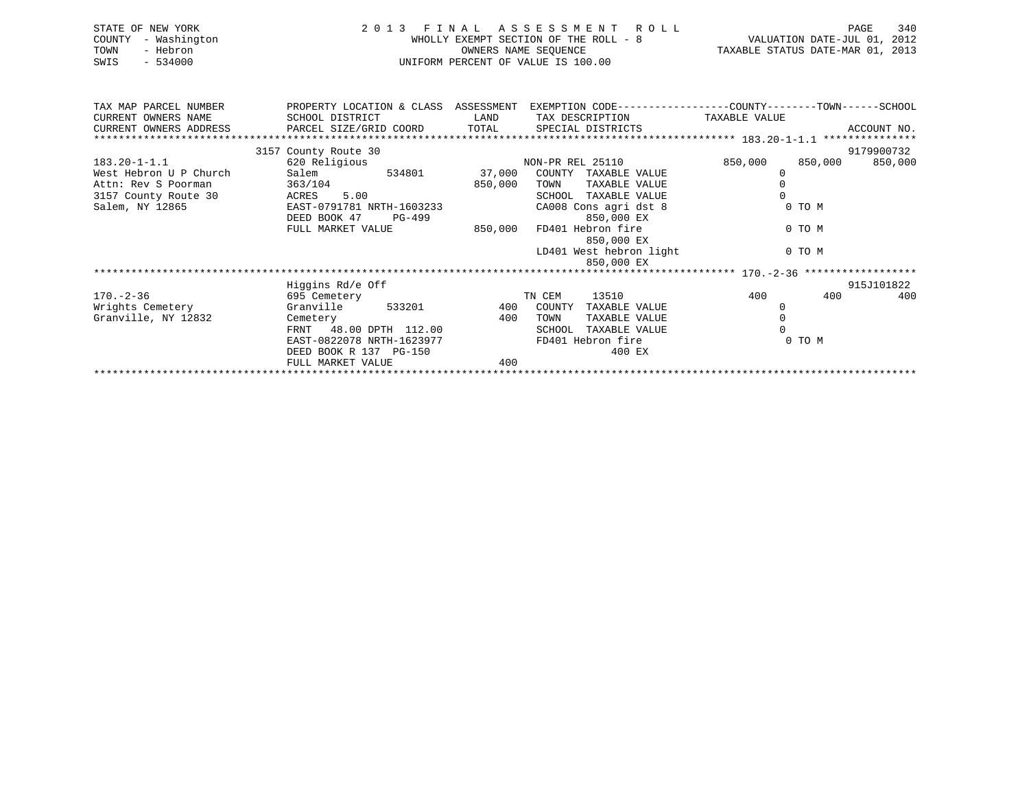STATE OF NEW YORK
COUNTY - Washington
TOWN - Hebron
SWIS - 534000

2013 FINAL ASSESSMENT ROLL
WHOLLY EXEMPT SECTION OF THE ROLL - 8
OWNERS NAME SEQUENCE
UNIFORM PERCENT OF VALUE IS 100.00

VALUATION DATE-JUL 01, 2012
TAXABLE STATUS DATE-MAR 01, 2013

| TAX MAP PARCEL NUMBER / CURRENT OWNERS NAME / CURRENT OWNERS ADDRESS | PROPERTY LOCATION & CLASS / SCHOOL DISTRICT / PARCEL SIZE/GRID COORD | ASSESSMENT LAND | ASSESSMENT TOTAL | EXEMPTION CODE / TAX DESCRIPTION / SPECIAL DISTRICTS | COUNTY TAXABLE VALUE | TOWN | SCHOOL / ACCOUNT NO. |
|---|---|---|---|---|---|---|---|
| | 3157 County Route 30 | | | | | | 9179900732 |
| 183.20-1-1.1 | 620 Religious | | | NON-PR REL 25110 | 850,000 | 850,000 | 850,000 |
| West Hebron U P Church | Salem 534801 | 37,000 | | COUNTY TAXABLE VALUE | 0 | | |
| Attn: Rev S Poorman | 363/104 | | 850,000 | TOWN TAXABLE VALUE | 0 | | |
| 3157 County Route 30 | ACRES 5.00 | | | SCHOOL TAXABLE VALUE | 0 | | |
| Salem, NY 12865 | EAST-0791781 NRTH-1603233 | | | CA008 Cons agri dst 8 | 0 TO M | | |
| | DEED BOOK 47 PG-499 | | | 850,000 EX | | | |
| | FULL MARKET VALUE | | 850,000 | FD401 Hebron fire | 0 TO M | | |
| | | | | 850,000 EX | | | |
| | | | | LD401 West hebron light | 0 TO M | | |
| | | | | 850,000 EX | | | |
| | Higgins Rd/e Off | | | | | | 915J101822 |
| 170.-2-36 | 695 Cemetery | | | TN CEM 13510 | 400 | 400 | 400 |
| Wrights Cemetery | Granville 533201 | 400 | | COUNTY TAXABLE VALUE | 0 | | |
| Granville, NY 12832 | Cemetery | | 400 | TOWN TAXABLE VALUE | 0 | | |
| | FRNT 48.00 DPTH 112.00 | | | SCHOOL TAXABLE VALUE | 0 | | |
| | EAST-0822078 NRTH-1623977 | | | FD401 Hebron fire | 0 TO M | | |
| | DEED BOOK R 137 PG-150 | | | 400 EX | | | |
| | FULL MARKET VALUE | | 400 | | | | |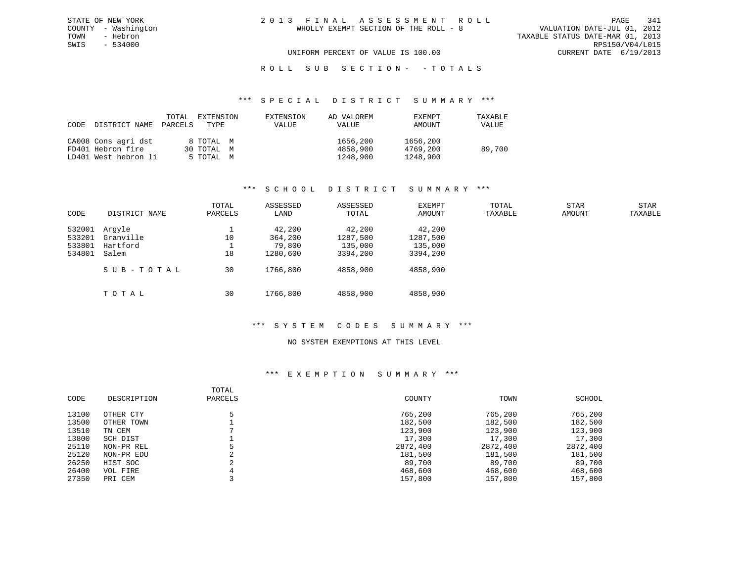STATE OF NEW YORK
COUNTY - Washington
TOWN - Hebron
SWIS - 534000

# 2013 FINAL ASSESSMENT ROLL

WHOLLY EXEMPT SECTION OF THE ROLL - 8

VALUATION DATE-JUL 01, 2012
TAXABLE STATUS DATE-MAR 01, 2013
RPS150/V04/L015
CURRENT DATE 6/19/2013

UNIFORM PERCENT OF VALUE IS 100.00

## ROLL SUB SECTION- - TOTALS

### *** SPECIAL DISTRICT SUMMARY ***

| CODE | DISTRICT NAME | TOTAL PARCELS | EXTENSION TYPE | EXTENSION VALUE | AD VALOREM VALUE | EXEMPT AMOUNT | TAXABLE VALUE |
|---|---|---|---|---|---|---|---|
| CA008 | Cons agri dst | 8 | TOTAL M | | 1656,200 | 1656,200 | |
| FD401 | Hebron fire | 30 | TOTAL M | | 4858,900 | 4769,200 | 89,700 |
| LD401 | West hebron li | 5 | TOTAL M | | 1248,900 | 1248,900 | |

### *** SCHOOL DISTRICT SUMMARY ***

| CODE | DISTRICT NAME | TOTAL PARCELS | ASSESSED LAND | ASSESSED TOTAL | EXEMPT AMOUNT | TOTAL TAXABLE | STAR AMOUNT | STAR TAXABLE |
|---|---|---|---|---|---|---|---|---|
| 532001 | Argyle | 1 | 42,200 | 42,200 | 42,200 | | | |
| 533201 | Granville | 10 | 364,200 | 1287,500 | 1287,500 | | | |
| 533801 | Hartford | 1 | 79,800 | 135,000 | 135,000 | | | |
| 534801 | Salem | 18 | 1280,600 | 3394,200 | 3394,200 | | | |
| | SUB-TOTAL | 30 | 1766,800 | 4858,900 | 4858,900 | | | |
| | TOTAL | 30 | 1766,800 | 4858,900 | 4858,900 | | | |

### *** SYSTEM CODES SUMMARY ***

NO SYSTEM EXEMPTIONS AT THIS LEVEL

### *** EXEMPTION SUMMARY ***

| CODE | DESCRIPTION | TOTAL PARCELS | COUNTY | TOWN | SCHOOL |
|---|---|---|---|---|---|
| 13100 | OTHER CTY | 5 | 765,200 | 765,200 | 765,200 |
| 13500 | OTHER TOWN | 1 | 182,500 | 182,500 | 182,500 |
| 13510 | TN CEM | 7 | 123,900 | 123,900 | 123,900 |
| 13800 | SCH DIST | 1 | 17,300 | 17,300 | 17,300 |
| 25110 | NON-PR REL | 5 | 2872,400 | 2872,400 | 2872,400 |
| 25120 | NON-PR EDU | 2 | 181,500 | 181,500 | 181,500 |
| 26250 | HIST SOC | 2 | 89,700 | 89,700 | 89,700 |
| 26400 | VOL FIRE | 4 | 468,600 | 468,600 | 468,600 |
| 27350 | PRI CEM | 3 | 157,800 | 157,800 | 157,800 |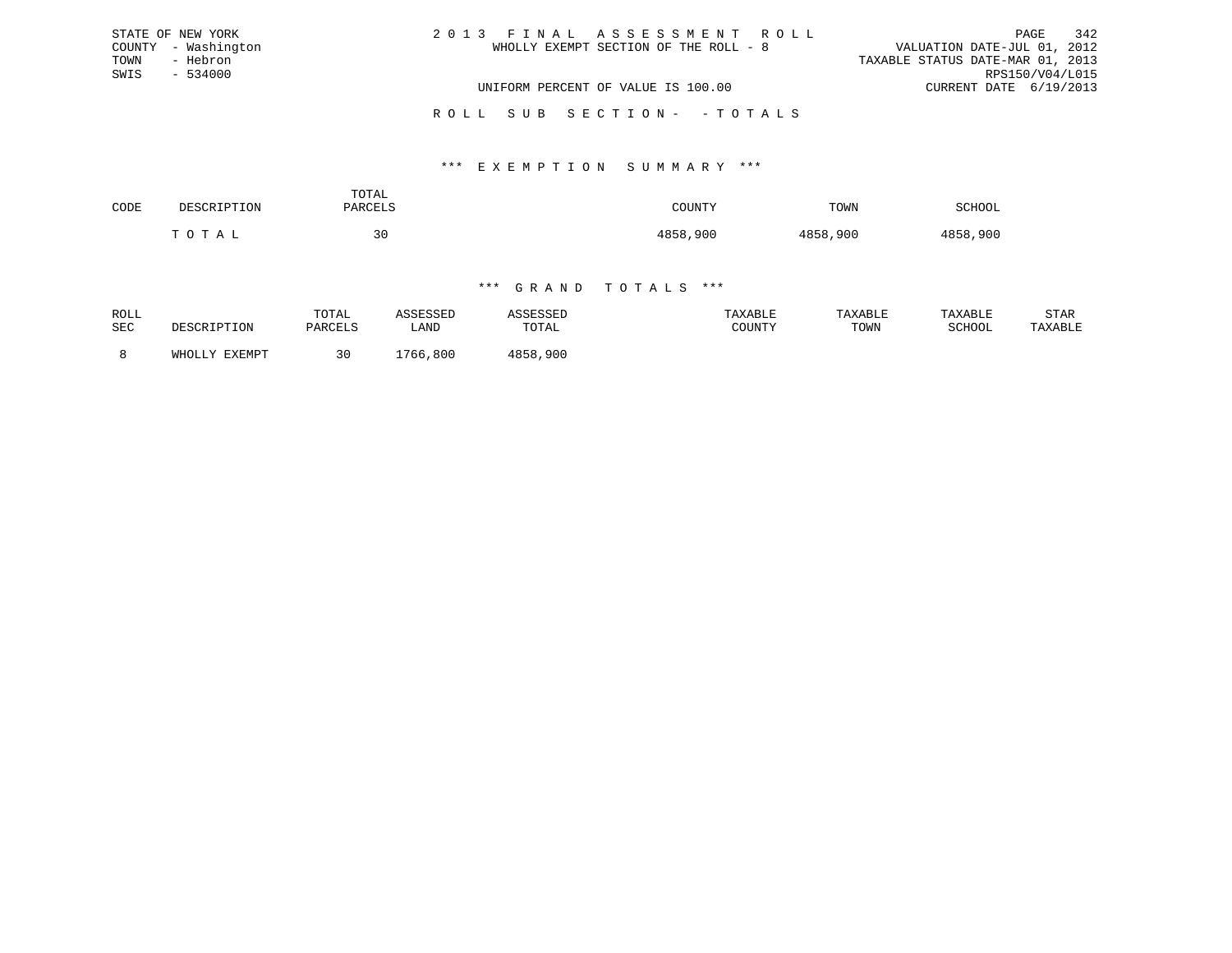STATE OF NEW YORK
COUNTY - Washington
TOWN - Hebron
SWIS - 534000

2 0 1 3 F I N A L A S S E S S M E N T R O L L
WHOLLY EXEMPT SECTION OF THE ROLL - 8

VALUATION DATE-JUL 01, 2012
TAXABLE STATUS DATE-MAR 01, 2013
RPS150/V04/L015
CURRENT DATE 6/19/2013

UNIFORM PERCENT OF VALUE IS 100.00

R O L L S U B S E C T I O N - - T O T A L S

*** E X E M P T I O N S U M M A R Y ***

| CODE | DESCRIPTION | TOTAL PARCELS | COUNTY | TOWN | SCHOOL |
|---|---|---|---|---|---|
| | T O T A L | 30 | 4858,900 | 4858,900 | 4858,900 |

*** G R A N D T O T A L S ***

| ROLL SEC | DESCRIPTION | TOTAL PARCELS | ASSESSED LAND | ASSESSED TOTAL | TAXABLE COUNTY | TAXABLE TOWN | TAXABLE SCHOOL | STAR TAXABLE |
|---|---|---|---|---|---|---|---|---|
| 8 | WHOLLY EXEMPT | 30 | 1766,800 | 4858,900 | | | | |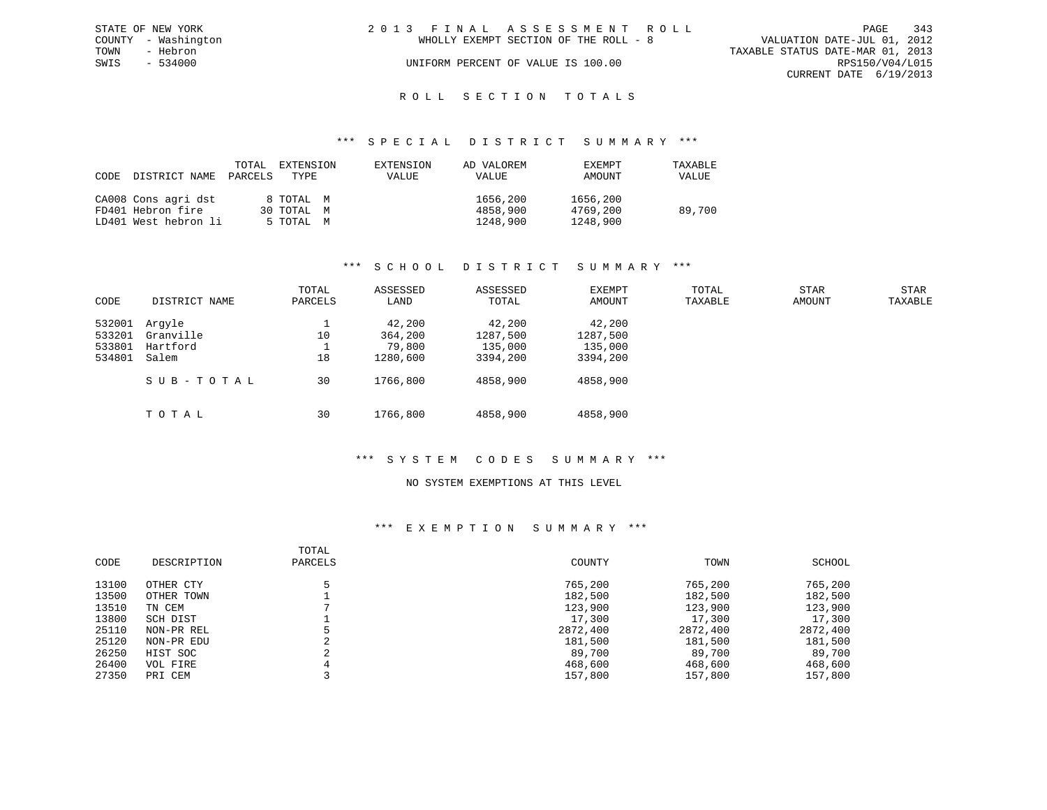STATE OF NEW YORK
COUNTY - Washington
TOWN - Hebron
SWIS - 534000

2 0 1 3 F I N A L A S S E S S M E N T R O L L
WHOLLY EXEMPT SECTION OF THE ROLL - 8
UNIFORM PERCENT OF VALUE IS 100.00

VALUATION DATE-JUL 01, 2012
TAXABLE STATUS DATE-MAR 01, 2013
RPS150/V04/L015
CURRENT DATE 6/19/2013

# R O L L S E C T I O N T O T A L S

## *** S P E C I A L D I S T R I C T S U M M A R Y ***

| CODE | DISTRICT NAME | TOTAL PARCELS | EXTENSION TYPE | EXTENSION VALUE | AD VALOREM VALUE | EXEMPT AMOUNT | TAXABLE VALUE |
|---|---|---|---|---|---|---|---|
| CA008 | Cons agri dst | 8 | TOTAL M | | 1656,200 | 1656,200 | |
| FD401 | Hebron fire | 30 | TOTAL M | | 4858,900 | 4769,200 | 89,700 |
| LD401 | West hebron li | 5 | TOTAL M | | 1248,900 | 1248,900 | |

## *** S C H O O L D I S T R I C T S U M M A R Y ***

| CODE | DISTRICT NAME | TOTAL PARCELS | ASSESSED LAND | ASSESSED TOTAL | EXEMPT AMOUNT | TOTAL TAXABLE | STAR AMOUNT | STAR TAXABLE |
|---|---|---|---|---|---|---|---|---|
| 532001 | Argyle | 1 | 42,200 | 42,200 | 42,200 | | | |
| 533201 | Granville | 10 | 364,200 | 1287,500 | 1287,500 | | | |
| 533801 | Hartford | 1 | 79,800 | 135,000 | 135,000 | | | |
| 534801 | Salem | 18 | 1280,600 | 3394,200 | 3394,200 | | | |
| | S U B - T O T A L | 30 | 1766,800 | 4858,900 | 4858,900 | | | |
| | T O T A L | 30 | 1766,800 | 4858,900 | 4858,900 | | | |

## *** S Y S T E M C O D E S S U M M A R Y ***

NO SYSTEM EXEMPTIONS AT THIS LEVEL

## *** E X E M P T I O N S U M M A R Y ***

| CODE | DESCRIPTION | TOTAL PARCELS | COUNTY | TOWN | SCHOOL |
|---|---|---|---|---|---|
| 13100 | OTHER CTY | 5 | 765,200 | 765,200 | 765,200 |
| 13500 | OTHER TOWN | 1 | 182,500 | 182,500 | 182,500 |
| 13510 | TN CEM | 7 | 123,900 | 123,900 | 123,900 |
| 13800 | SCH DIST | 1 | 17,300 | 17,300 | 17,300 |
| 25110 | NON-PR REL | 5 | 2872,400 | 2872,400 | 2872,400 |
| 25120 | NON-PR EDU | 2 | 181,500 | 181,500 | 181,500 |
| 26250 | HIST SOC | 2 | 89,700 | 89,700 | 89,700 |
| 26400 | VOL FIRE | 4 | 468,600 | 468,600 | 468,600 |
| 27350 | PRI CEM | 3 | 157,800 | 157,800 | 157,800 |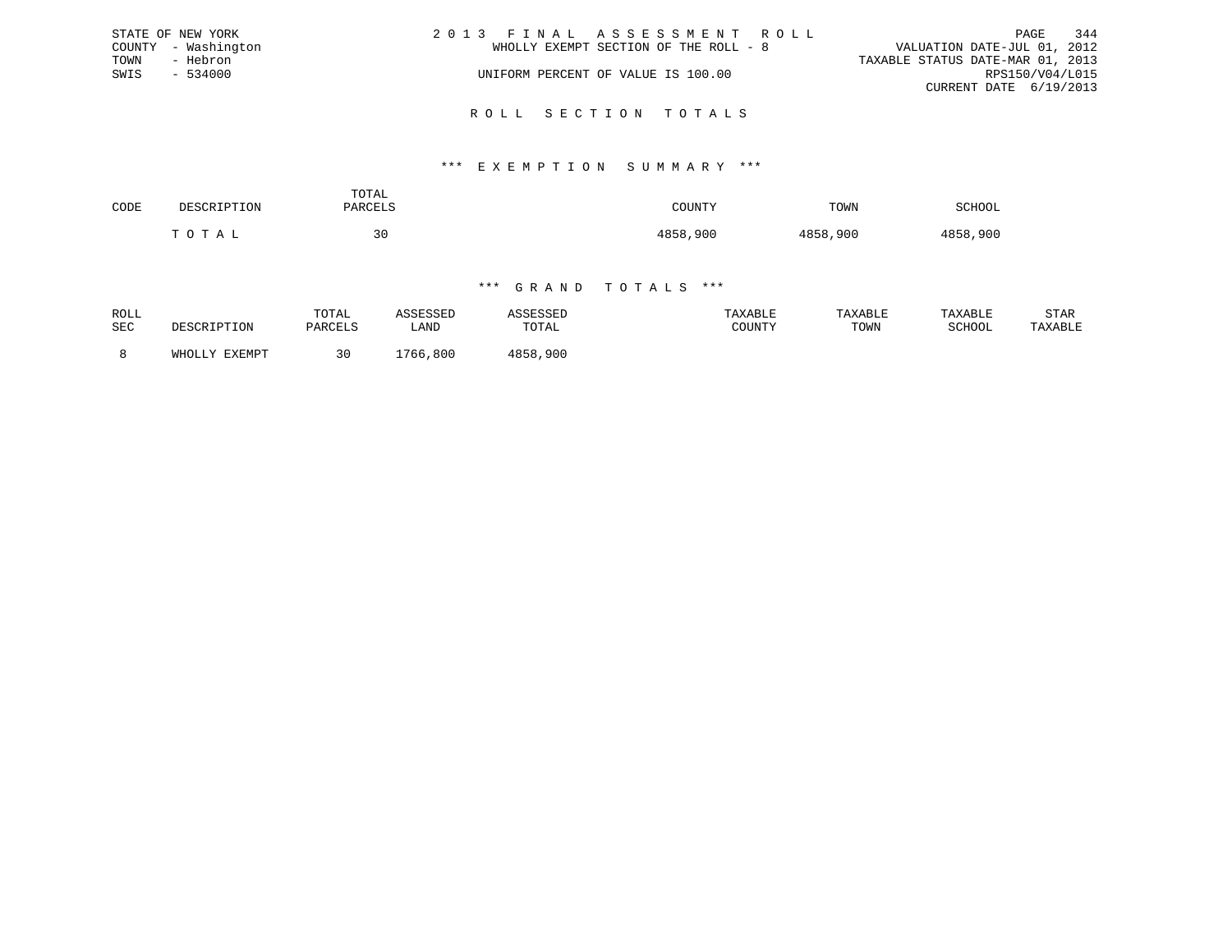STATE OF NEW YORK
COUNTY - Washington
TOWN - Hebron
SWIS - 534000

2 0 1 3 F I N A L A S S E S S M E N T R O L L
WHOLLY EXEMPT SECTION OF THE ROLL - 8
UNIFORM PERCENT OF VALUE IS 100.00

VALUATION DATE-JUL 01, 2012
TAXABLE STATUS DATE-MAR 01, 2013
RPS150/V04/L015
CURRENT DATE 6/19/2013

## R O L L S E C T I O N T O T A L S

### *** E X E M P T I O N S U M M A R Y ***

| CODE | DESCRIPTION | TOTAL PARCELS | COUNTY | TOWN | SCHOOL |
|---|---|---|---|---|---|
| | T O T A L | 30 | 4858,900 | 4858,900 | 4858,900 |

### *** G R A N D T O T A L S ***

| ROLL SEC | DESCRIPTION | TOTAL PARCELS | ASSESSED LAND | ASSESSED TOTAL | TAXABLE COUNTY | TAXABLE TOWN | TAXABLE SCHOOL | STAR TAXABLE |
|---|---|---|---|---|---|---|---|---|
| 8 | WHOLLY EXEMPT | 30 | 1766,800 | 4858,900 | | | | |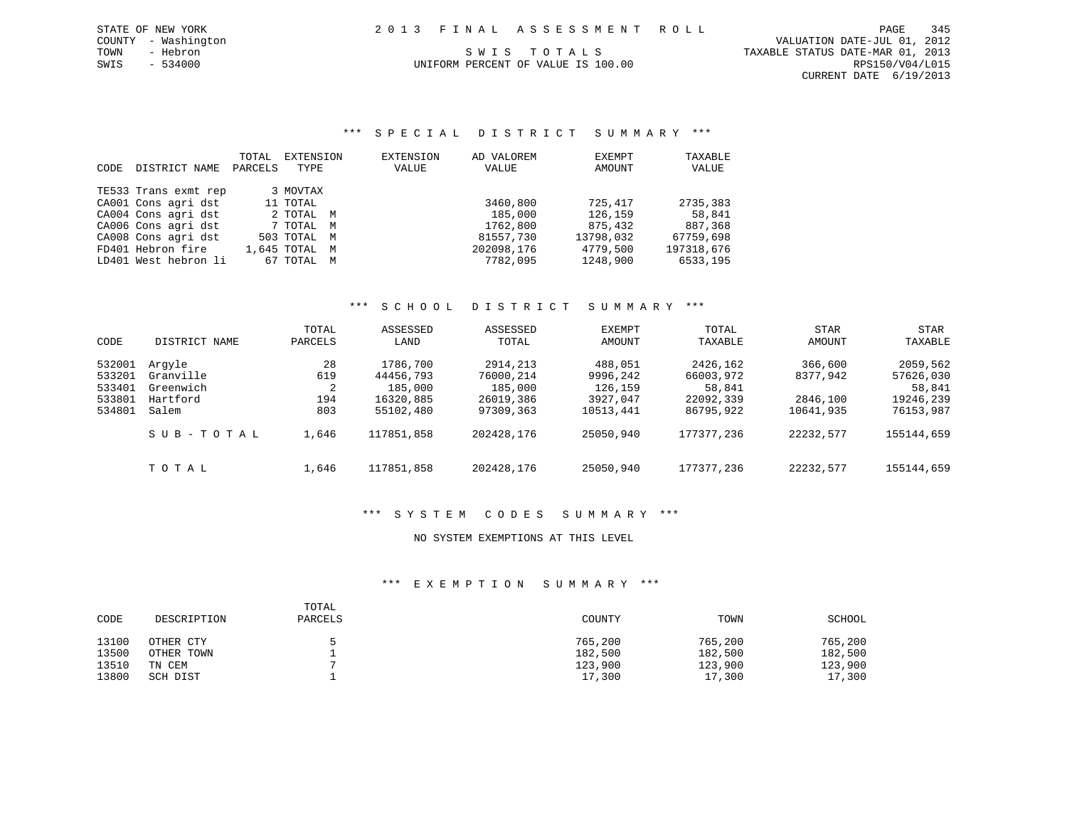STATE OF NEW YORK — COUNTY - Washington — TOWN - Hebron — SWIS - 534000

# 2013 FINAL ASSESSMENT ROLL

SWIS TOTALS

UNIFORM PERCENT OF VALUE IS 100.00

VALUATION DATE-JUL 01, 2012
TAXABLE STATUS DATE-MAR 01, 2013
RPS150/V04/L015
CURRENT DATE 6/19/2013

## *** SPECIAL DISTRICT SUMMARY ***

| CODE | DISTRICT NAME | TOTAL PARCELS | EXTENSION TYPE | EXTENSION VALUE | AD VALOREM VALUE | EXEMPT AMOUNT | TAXABLE VALUE |
|---|---|---|---|---|---|---|---|
| TE533 | Trans exmt rep | 3 | MOVTAX | | | | |
| CA001 | Cons agri dst | 11 | TOTAL | | 3460,800 | 725,417 | 2735,383 |
| CA004 | Cons agri dst | 2 | TOTAL M | | 185,000 | 126,159 | 58,841 |
| CA006 | Cons agri dst | 7 | TOTAL M | | 1762,800 | 875,432 | 887,368 |
| CA008 | Cons agri dst | 503 | TOTAL M | | 81557,730 | 13798,032 | 67759,698 |
| FD401 | Hebron fire | 1,645 | TOTAL M | | 202098,176 | 4779,500 | 197318,676 |
| LD401 | West hebron li | 67 | TOTAL M | | 7782,095 | 1248,900 | 6533,195 |

## *** SCHOOL DISTRICT SUMMARY ***

| CODE | DISTRICT NAME | TOTAL PARCELS | ASSESSED LAND | ASSESSED TOTAL | EXEMPT AMOUNT | TOTAL TAXABLE | STAR AMOUNT | STAR TAXABLE |
|---|---|---|---|---|---|---|---|---|
| 532001 | Argyle | 28 | 1786,700 | 2914,213 | 488,051 | 2426,162 | 366,600 | 2059,562 |
| 533201 | Granville | 619 | 44456,793 | 76000,214 | 9996,242 | 66003,972 | 8377,942 | 57626,030 |
| 533401 | Greenwich | 2 | 185,000 | 185,000 | 126,159 | 58,841 | | 58,841 |
| 533801 | Hartford | 194 | 16320,885 | 26019,386 | 3927,047 | 22092,339 | 2846,100 | 19246,239 |
| 534801 | Salem | 803 | 55102,480 | 97309,363 | 10513,441 | 86795,922 | 10641,935 | 76153,987 |
| | SUB-TOTAL | 1,646 | 117851,858 | 202428,176 | 25050,940 | 177377,236 | 22232,577 | 155144,659 |
| | TOTAL | 1,646 | 117851,858 | 202428,176 | 25050,940 | 177377,236 | 22232,577 | 155144,659 |

## *** SYSTEM CODES SUMMARY ***

NO SYSTEM EXEMPTIONS AT THIS LEVEL

## *** EXEMPTION SUMMARY ***

| CODE | DESCRIPTION | TOTAL PARCELS | COUNTY | TOWN | SCHOOL |
|---|---|---|---|---|---|
| 13100 | OTHER CTY | 5 | 765,200 | 765,200 | 765,200 |
| 13500 | OTHER TOWN | 1 | 182,500 | 182,500 | 182,500 |
| 13510 | TN CEM | 7 | 123,900 | 123,900 | 123,900 |
| 13800 | SCH DIST | 1 | 17,300 | 17,300 | 17,300 |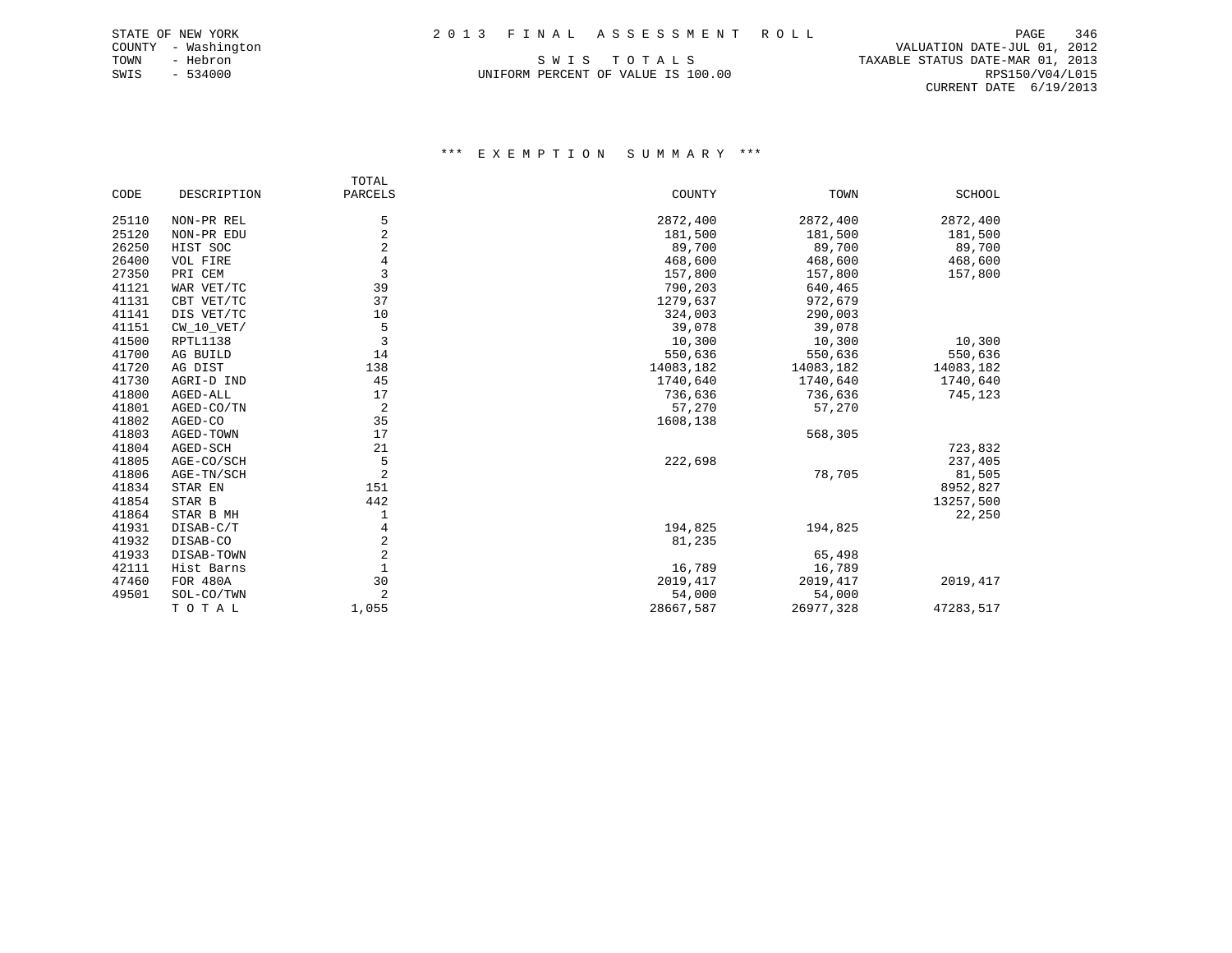STATE OF NEW YORK
COUNTY - Washington
TOWN - Hebron
SWIS - 534000

# 2013 FINAL ASSESSMENT ROLL

S W I S T O T A L S

UNIFORM PERCENT OF VALUE IS 100.00

VALUATION DATE-JUL 01, 2012
TAXABLE STATUS DATE-MAR 01, 2013
RPS150/V04/L015
CURRENT DATE 6/19/2013

## *** E X E M P T I O N S U M M A R Y ***

| CODE | DESCRIPTION | TOTAL PARCELS | COUNTY | TOWN | SCHOOL |
|---|---|---|---|---|---|
| 25110 | NON-PR REL | 5 | 2872,400 | 2872,400 | 2872,400 |
| 25120 | NON-PR EDU | 2 | 181,500 | 181,500 | 181,500 |
| 26250 | HIST SOC | 2 | 89,700 | 89,700 | 89,700 |
| 26400 | VOL FIRE | 4 | 468,600 | 468,600 | 468,600 |
| 27350 | PRI CEM | 3 | 157,800 | 157,800 | 157,800 |
| 41121 | WAR VET/TC | 39 | 790,203 | 640,465 | |
| 41131 | CBT VET/TC | 37 | 1279,637 | 972,679 | |
| 41141 | DIS VET/TC | 10 | 324,003 | 290,003 | |
| 41151 | CW_10_VET/ | 5 | 39,078 | 39,078 | |
| 41500 | RPTL1138 | 3 | 10,300 | 10,300 | 10,300 |
| 41700 | AG BUILD | 14 | 550,636 | 550,636 | 550,636 |
| 41720 | AG DIST | 138 | 14083,182 | 14083,182 | 14083,182 |
| 41730 | AGRI-D IND | 45 | 1740,640 | 1740,640 | 1740,640 |
| 41800 | AGED-ALL | 17 | 736,636 | 736,636 | 745,123 |
| 41801 | AGED-CO/TN | 2 | 57,270 | 57,270 | |
| 41802 | AGED-CO | 35 | 1608,138 | | |
| 41803 | AGED-TOWN | 17 | | 568,305 | |
| 41804 | AGED-SCH | 21 | | | 723,832 |
| 41805 | AGE-CO/SCH | 5 | 222,698 | | 237,405 |
| 41806 | AGE-TN/SCH | 2 | | 78,705 | 81,505 |
| 41834 | STAR EN | 151 | | | 8952,827 |
| 41854 | STAR B | 442 | | | 13257,500 |
| 41864 | STAR B MH | 1 | | | 22,250 |
| 41931 | DISAB-C/T | 4 | 194,825 | 194,825 | |
| 41932 | DISAB-CO | 2 | 81,235 | | |
| 41933 | DISAB-TOWN | 2 | | 65,498 | |
| 42111 | Hist Barns | 1 | 16,789 | 16,789 | |
| 47460 | FOR 480A | 30 | 2019,417 | 2019,417 | 2019,417 |
| 49501 | SOL-CO/TWN | 2 | 54,000 | 54,000 | |
| | T O T A L | 1,055 | 28667,587 | 26977,328 | 47283,517 |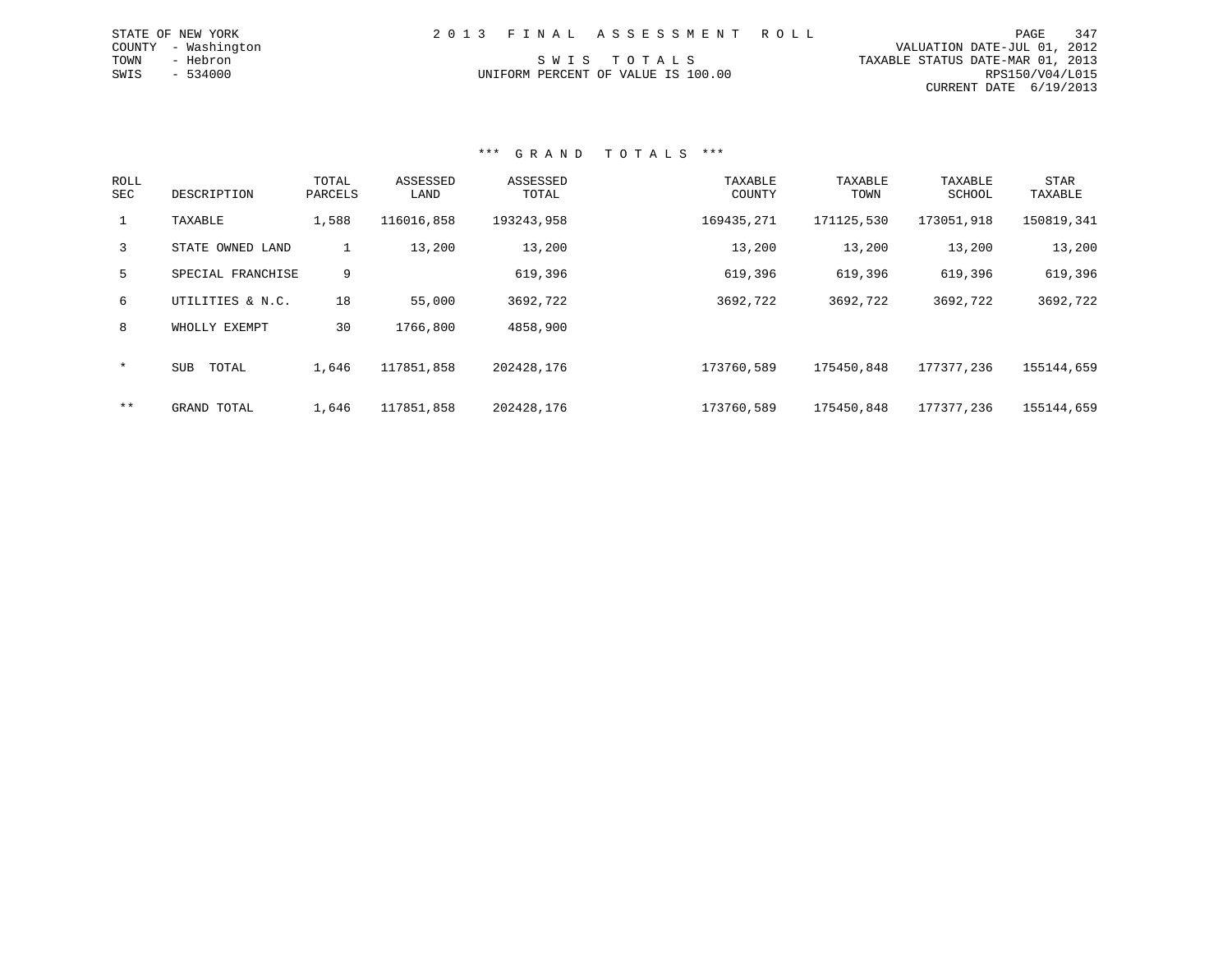STATE OF NEW YORK
COUNTY - Washington
TOWN - Hebron
SWIS - 534000

# 2013 FINAL ASSESSMENT ROLL

SWIS TOTALS
UNIFORM PERCENT OF VALUE IS 100.00

VALUATION DATE-JUL 01, 2012
TAXABLE STATUS DATE-MAR 01, 2013
RPS150/V04/L015
CURRENT DATE 6/19/2013

## *** GRAND TOTALS ***

| ROLL SEC | DESCRIPTION | TOTAL PARCELS | ASSESSED LAND | ASSESSED TOTAL | TAXABLE COUNTY | TAXABLE TOWN | TAXABLE SCHOOL | STAR TAXABLE |
|---|---|---|---|---|---|---|---|---|
| 1 | TAXABLE | 1,588 | 116016,858 | 193243,958 | 169435,271 | 171125,530 | 173051,918 | 150819,341 |
| 3 | STATE OWNED LAND | 1 | 13,200 | 13,200 | 13,200 | 13,200 | 13,200 | 13,200 |
| 5 | SPECIAL FRANCHISE | 9 | | 619,396 | 619,396 | 619,396 | 619,396 | 619,396 |
| 6 | UTILITIES & N.C. | 18 | 55,000 | 3692,722 | 3692,722 | 3692,722 | 3692,722 | 3692,722 |
| 8 | WHOLLY EXEMPT | 30 | 1766,800 | 4858,900 | | | | |
| * | SUB TOTAL | 1,646 | 117851,858 | 202428,176 | 173760,589 | 175450,848 | 177377,236 | 155144,659 |
| ** | GRAND TOTAL | 1,646 | 117851,858 | 202428,176 | 173760,589 | 175450,848 | 177377,236 | 155144,659 |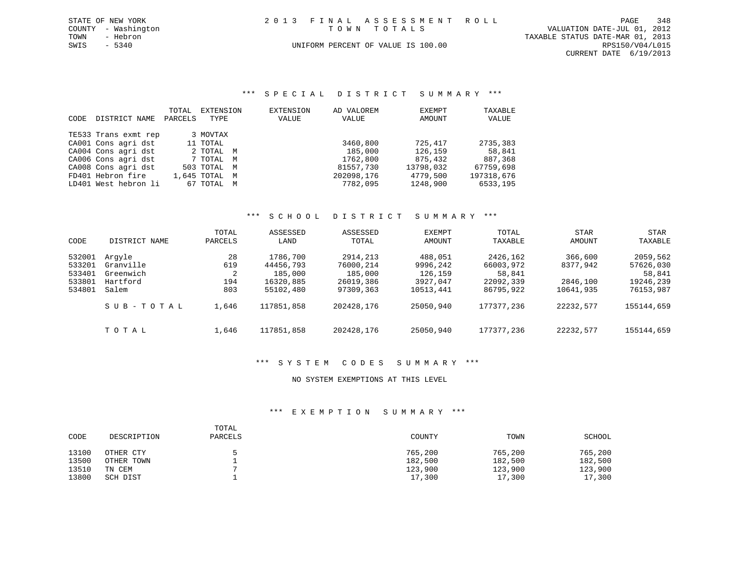STATE OF NEW YORK
COUNTY - Washington
TOWN - Hebron
SWIS - 5340

2 0 1 3 F I N A L A S S E S S M E N T R O L L
T O W N T O T A L S

UNIFORM PERCENT OF VALUE IS 100.00

VALUATION DATE-JUL 01, 2012
TAXABLE STATUS DATE-MAR 01, 2013
RPS150/V04/L015
CURRENT DATE 6/19/2013

## *** S P E C I A L D I S T R I C T S U M M A R Y ***

| CODE | DISTRICT NAME | TOTAL PARCELS | EXTENSION TYPE | EXTENSION VALUE | AD VALOREM VALUE | EXEMPT AMOUNT | TAXABLE VALUE |
|---|---|---|---|---|---|---|---|
| TE533 | Trans exmt rep | 3 | MOVTAX | | | | |
| CA001 | Cons agri dst | 11 | TOTAL | | 3460,800 | 725,417 | 2735,383 |
| CA004 | Cons agri dst | 2 | TOTAL M | | 185,000 | 126,159 | 58,841 |
| CA006 | Cons agri dst | 7 | TOTAL M | | 1762,800 | 875,432 | 887,368 |
| CA008 | Cons agri dst | 503 | TOTAL M | | 81557,730 | 13798,032 | 67759,698 |
| FD401 | Hebron fire | 1,645 | TOTAL M | | 202098,176 | 4779,500 | 197318,676 |
| LD401 | West hebron li | 67 | TOTAL M | | 7782,095 | 1248,900 | 6533,195 |

## *** S C H O O L D I S T R I C T S U M M A R Y ***

| CODE | DISTRICT NAME | TOTAL PARCELS | ASSESSED LAND | ASSESSED TOTAL | EXEMPT AMOUNT | TOTAL TAXABLE | STAR AMOUNT | STAR TAXABLE |
|---|---|---|---|---|---|---|---|---|
| 532001 | Argyle | 28 | 1786,700 | 2914,213 | 488,051 | 2426,162 | 366,600 | 2059,562 |
| 533201 | Granville | 619 | 44456,793 | 76000,214 | 9996,242 | 66003,972 | 8377,942 | 57626,030 |
| 533401 | Greenwich | 2 | 185,000 | 185,000 | 126,159 | 58,841 | | 58,841 |
| 533801 | Hartford | 194 | 16320,885 | 26019,386 | 3927,047 | 22092,339 | 2846,100 | 19246,239 |
| 534801 | Salem | 803 | 55102,480 | 97309,363 | 10513,441 | 86795,922 | 10641,935 | 76153,987 |
| | S U B - T O T A L | 1,646 | 117851,858 | 202428,176 | 25050,940 | 177377,236 | 22232,577 | 155144,659 |
| | T O T A L | 1,646 | 117851,858 | 202428,176 | 25050,940 | 177377,236 | 22232,577 | 155144,659 |

## *** S Y S T E M C O D E S S U M M A R Y ***

NO SYSTEM EXEMPTIONS AT THIS LEVEL

## *** E X E M P T I O N S U M M A R Y ***

| CODE | DESCRIPTION | TOTAL PARCELS | COUNTY | TOWN | SCHOOL |
|---|---|---|---|---|---|
| 13100 | OTHER CTY | 5 | 765,200 | 765,200 | 765,200 |
| 13500 | OTHER TOWN | 1 | 182,500 | 182,500 | 182,500 |
| 13510 | TN CEM | 7 | 123,900 | 123,900 | 123,900 |
| 13800 | SCH DIST | 1 | 17,300 | 17,300 | 17,300 |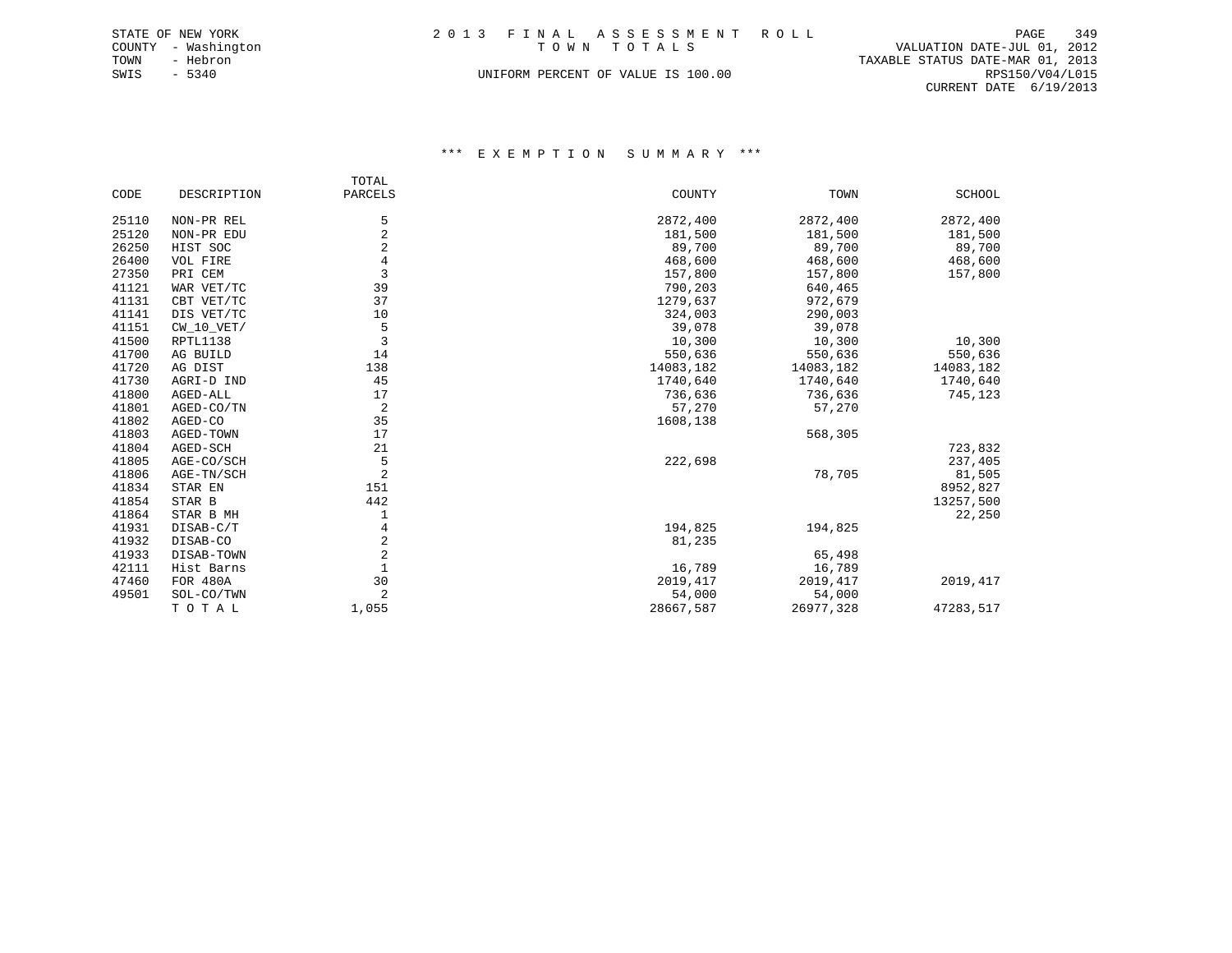STATE OF NEW YORK
COUNTY - Washington
TOWN - Hebron
SWIS - 5340

2 0 1 3 F I N A L A S S E S S M E N T R O L L
T O W N T O T A L S
UNIFORM PERCENT OF VALUE IS 100.00

VALUATION DATE-JUL 01, 2012
TAXABLE STATUS DATE-MAR 01, 2013
RPS150/V04/L015
CURRENT DATE 6/19/2013

### *** E X E M P T I O N S U M M A R Y ***

| CODE | DESCRIPTION | TOTAL PARCELS | COUNTY | TOWN | SCHOOL |
|---|---|---|---|---|---|
| 25110 | NON-PR REL | 5 | 2872,400 | 2872,400 | 2872,400 |
| 25120 | NON-PR EDU | 2 | 181,500 | 181,500 | 181,500 |
| 26250 | HIST SOC | 2 | 89,700 | 89,700 | 89,700 |
| 26400 | VOL FIRE | 4 | 468,600 | 468,600 | 468,600 |
| 27350 | PRI CEM | 3 | 157,800 | 157,800 | 157,800 |
| 41121 | WAR VET/TC | 39 | 790,203 | 640,465 | |
| 41131 | CBT VET/TC | 37 | 1279,637 | 972,679 | |
| 41141 | DIS VET/TC | 10 | 324,003 | 290,003 | |
| 41151 | CW_10_VET/ | 5 | 39,078 | 39,078 | |
| 41500 | RPTL1138 | 3 | 10,300 | 10,300 | 10,300 |
| 41700 | AG BUILD | 14 | 550,636 | 550,636 | 550,636 |
| 41720 | AG DIST | 138 | 14083,182 | 14083,182 | 14083,182 |
| 41730 | AGRI-D IND | 45 | 1740,640 | 1740,640 | 1740,640 |
| 41800 | AGED-ALL | 17 | 736,636 | 736,636 | 745,123 |
| 41801 | AGED-CO/TN | 2 | 57,270 | 57,270 | |
| 41802 | AGED-CO | 35 | 1608,138 | | |
| 41803 | AGED-TOWN | 17 | | 568,305 | |
| 41804 | AGED-SCH | 21 | | | 723,832 |
| 41805 | AGE-CO/SCH | 5 | 222,698 | | 237,405 |
| 41806 | AGE-TN/SCH | 2 | | 78,705 | 81,505 |
| 41834 | STAR EN | 151 | | | 8952,827 |
| 41854 | STAR B | 442 | | | 13257,500 |
| 41864 | STAR B MH | 1 | | | 22,250 |
| 41931 | DISAB-C/T | 4 | 194,825 | 194,825 | |
| 41932 | DISAB-CO | 2 | 81,235 | | |
| 41933 | DISAB-TOWN | 2 | | 65,498 | |
| 42111 | Hist Barns | 1 | 16,789 | 16,789 | |
| 47460 | FOR 480A | 30 | 2019,417 | 2019,417 | 2019,417 |
| 49501 | SOL-CO/TWN | 2 | 54,000 | 54,000 | |
| | T O T A L | 1,055 | 28667,587 | 26977,328 | 47283,517 |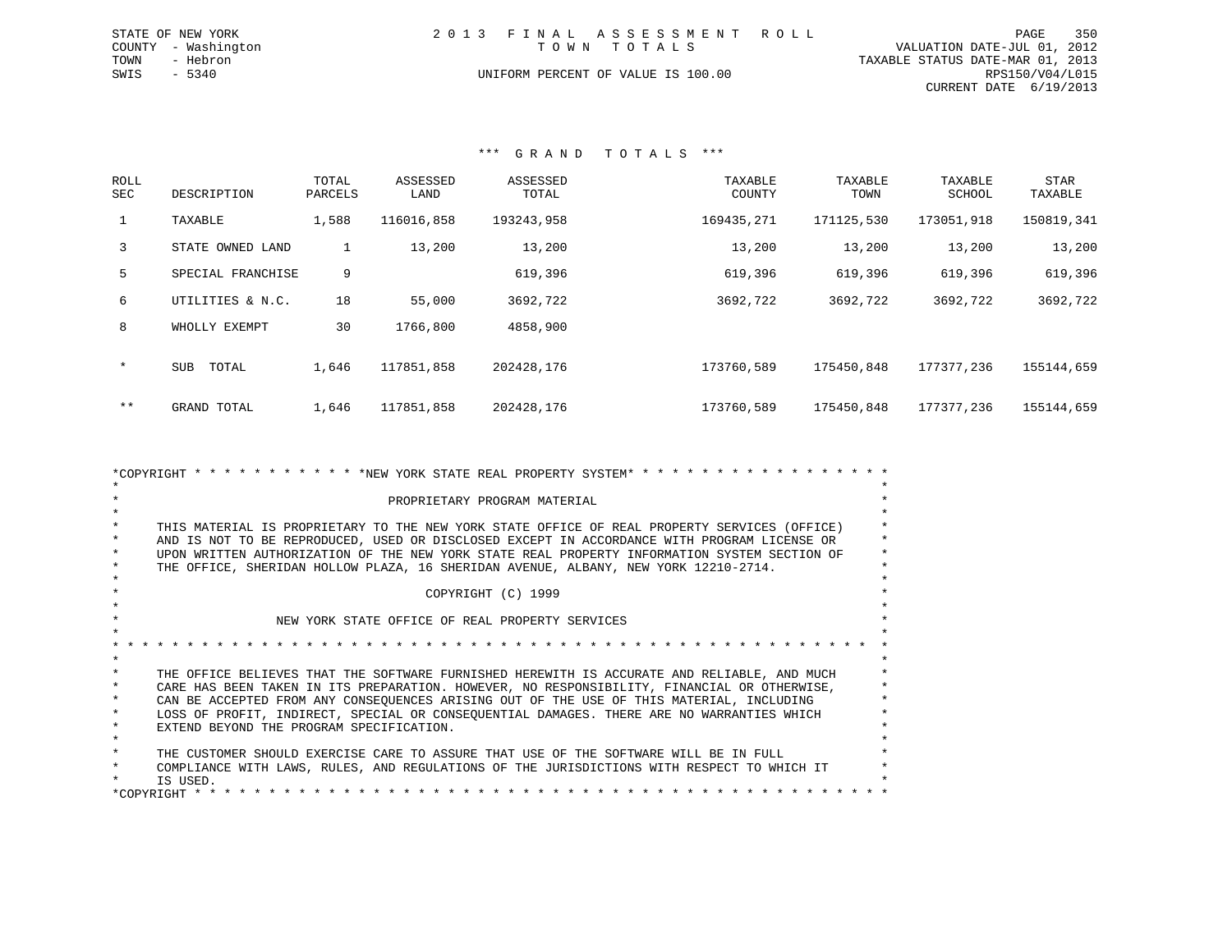STATE OF NEW YORK
COUNTY - Washington
TOWN - Hebron
SWIS - 5340

2 0 1 3 F I N A L A S S E S S M E N T R O L L
T O W N T O T A L S

UNIFORM PERCENT OF VALUE IS 100.00

VALUATION DATE-JUL 01, 2012
TAXABLE STATUS DATE-MAR 01, 2013
RPS150/V04/L015
CURRENT DATE 6/19/2013

## *** G R A N D T O T A L S ***

| ROLL SEC | DESCRIPTION | TOTAL PARCELS | ASSESSED LAND | ASSESSED TOTAL | TAXABLE COUNTY | TAXABLE TOWN | TAXABLE SCHOOL | STAR TAXABLE |
|---|---|---|---|---|---|---|---|---|
| 1 | TAXABLE | 1,588 | 116016,858 | 193243,958 | 169435,271 | 171125,530 | 173051,918 | 150819,341 |
| 3 | STATE OWNED LAND | 1 | 13,200 | 13,200 | 13,200 | 13,200 | 13,200 | 13,200 |
| 5 | SPECIAL FRANCHISE | 9 | | 619,396 | 619,396 | 619,396 | 619,396 | 619,396 |
| 6 | UTILITIES & N.C. | 18 | 55,000 | 3692,722 | 3692,722 | 3692,722 | 3692,722 | 3692,722 |
| 8 | WHOLLY EXEMPT | 30 | 1766,800 | 4858,900 | | | | |
| * | SUB TOTAL | 1,646 | 117851,858 | 202428,176 | 173760,589 | 175450,848 | 177377,236 | 155144,659 |
| ** | GRAND TOTAL | 1,646 | 117851,858 | 202428,176 | 173760,589 | 175450,848 | 177377,236 | 155144,659 |

*COPYRIGHT * * * * * * * * * * * *NEW YORK STATE REAL PROPERTY SYSTEM* * * * * * * * * * * * * * * * * *

PROPRIETARY PROGRAM MATERIAL

THIS MATERIAL IS PROPRIETARY TO THE NEW YORK STATE OFFICE OF REAL PROPERTY SERVICES (OFFICE) AND IS NOT TO BE REPRODUCED, USED OR DISCLOSED EXCEPT IN ACCORDANCE WITH PROGRAM LICENSE OR UPON WRITTEN AUTHORIZATION OF THE NEW YORK STATE REAL PROPERTY INFORMATION SYSTEM SECTION OF THE OFFICE, SHERIDAN HOLLOW PLAZA, 16 SHERIDAN AVENUE, ALBANY, NEW YORK 12210-2714.

COPYRIGHT (C) 1999

NEW YORK STATE OFFICE OF REAL PROPERTY SERVICES

THE OFFICE BELIEVES THAT THE SOFTWARE FURNISHED HEREWITH IS ACCURATE AND RELIABLE, AND MUCH CARE HAS BEEN TAKEN IN ITS PREPARATION. HOWEVER, NO RESPONSIBILITY, FINANCIAL OR OTHERWISE, CAN BE ACCEPTED FROM ANY CONSEQUENCES ARISING OUT OF THE USE OF THIS MATERIAL, INCLUDING LOSS OF PROFIT, INDIRECT, SPECIAL OR CONSEQUENTIAL DAMAGES. THERE ARE NO WARRANTIES WHICH EXTEND BEYOND THE PROGRAM SPECIFICATION.

THE CUSTOMER SHOULD EXERCISE CARE TO ASSURE THAT USE OF THE SOFTWARE WILL BE IN FULL COMPLIANCE WITH LAWS, RULES, AND REGULATIONS OF THE JURISDICTIONS WITH RESPECT TO WHICH IT IS USED.

*COPYRIGHT * * * * * * * * * * * * * * * * * * * * * * * * * * * * * * * * * * * * * * * * * * * * * *